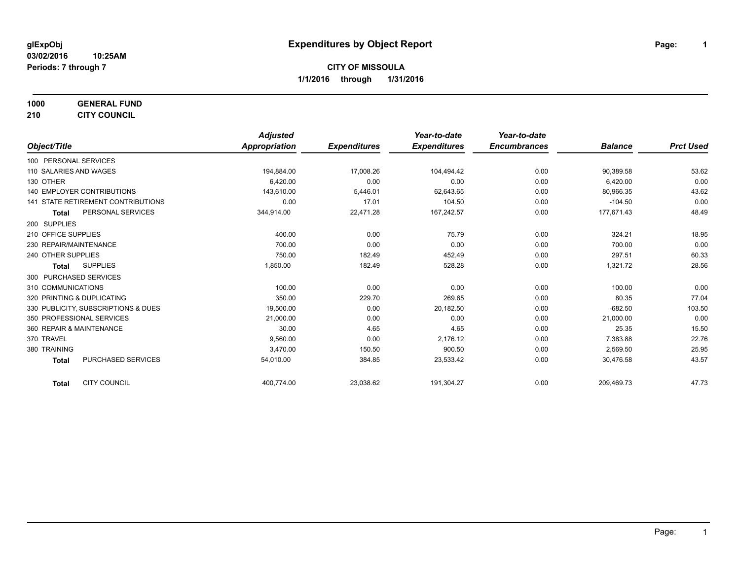**glExpObj**
**03/02/2016 10:25AM**
**Periods: 7 through 7**

# Expenditures by Object Report

**CITY OF MISSOULA**
**1/1/2016 through 1/31/2016**

**1000 GENERAL FUND**
**210 CITY COUNCIL**

| Object/Title | Adjusted Appropriation | Expenditures | Year-to-date Expenditures | Year-to-date Encumbrances | Balance | Prct Used |
|---|---|---|---|---|---|---|
| 100 PERSONAL SERVICES | | | | | | |
| 110 SALARIES AND WAGES | 194,884.00 | 17,008.26 | 104,494.42 | 0.00 | 90,389.58 | 53.62 |
| 130 OTHER | 6,420.00 | 0.00 | 0.00 | 0.00 | 6,420.00 | 0.00 |
| 140 EMPLOYER CONTRIBUTIONS | 143,610.00 | 5,446.01 | 62,643.65 | 0.00 | 80,966.35 | 43.62 |
| 141 STATE RETIREMENT CONTRIBUTIONS | 0.00 | 17.01 | 104.50 | 0.00 | -104.50 | 0.00 |
| **Total** PERSONAL SERVICES | 344,914.00 | 22,471.28 | 167,242.57 | 0.00 | 177,671.43 | 48.49 |
| 200 SUPPLIES | | | | | | |
| 210 OFFICE SUPPLIES | 400.00 | 0.00 | 75.79 | 0.00 | 324.21 | 18.95 |
| 230 REPAIR/MAINTENANCE | 700.00 | 0.00 | 0.00 | 0.00 | 700.00 | 0.00 |
| 240 OTHER SUPPLIES | 750.00 | 182.49 | 452.49 | 0.00 | 297.51 | 60.33 |
| **Total** SUPPLIES | 1,850.00 | 182.49 | 528.28 | 0.00 | 1,321.72 | 28.56 |
| 300 PURCHASED SERVICES | | | | | | |
| 310 COMMUNICATIONS | 100.00 | 0.00 | 0.00 | 0.00 | 100.00 | 0.00 |
| 320 PRINTING & DUPLICATING | 350.00 | 229.70 | 269.65 | 0.00 | 80.35 | 77.04 |
| 330 PUBLICITY, SUBSCRIPTIONS & DUES | 19,500.00 | 0.00 | 20,182.50 | 0.00 | -682.50 | 103.50 |
| 350 PROFESSIONAL SERVICES | 21,000.00 | 0.00 | 0.00 | 0.00 | 21,000.00 | 0.00 |
| 360 REPAIR & MAINTENANCE | 30.00 | 4.65 | 4.65 | 0.00 | 25.35 | 15.50 |
| 370 TRAVEL | 9,560.00 | 0.00 | 2,176.12 | 0.00 | 7,383.88 | 22.76 |
| 380 TRAINING | 3,470.00 | 150.50 | 900.50 | 0.00 | 2,569.50 | 25.95 |
| **Total** PURCHASED SERVICES | 54,010.00 | 384.85 | 23,533.42 | 0.00 | 30,476.58 | 43.57 |
| **Total** CITY COUNCIL | 400,774.00 | 23,038.62 | 191,304.27 | 0.00 | 209,469.73 | 47.73 |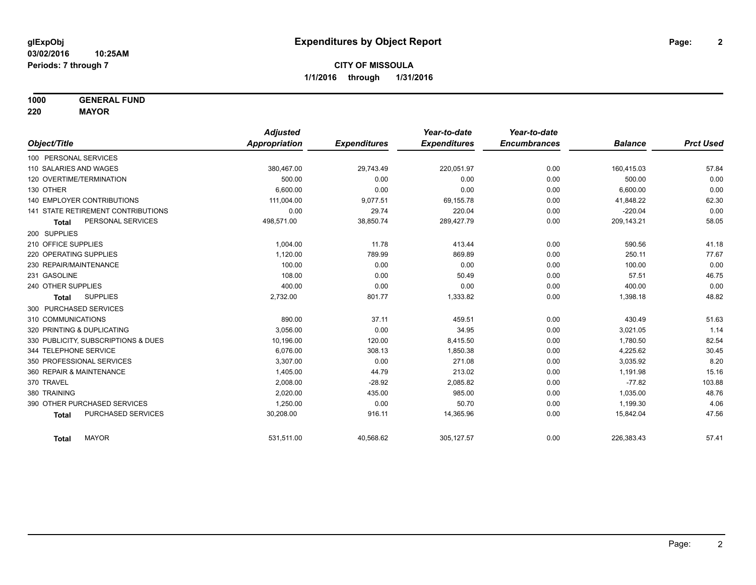# Expenditures by Object Report

glExpObj
03/02/2016 10:25AM
Periods: 7 through 7

**CITY OF MISSOULA**
**1/1/2016 through 1/31/2016**

**1000 GENERAL FUND**
**220 MAYOR**

| Object/Title | Adjusted Appropriation | Expenditures | Year-to-date Expenditures | Year-to-date Encumbrances | Balance | Prct Used |
|---|---|---|---|---|---|---|
| 100 PERSONAL SERVICES | | | | | | |
| 110 SALARIES AND WAGES | 380,467.00 | 29,743.49 | 220,051.97 | 0.00 | 160,415.03 | 57.84 |
| 120 OVERTIME/TERMINATION | 500.00 | 0.00 | 0.00 | 0.00 | 500.00 | 0.00 |
| 130 OTHER | 6,600.00 | 0.00 | 0.00 | 0.00 | 6,600.00 | 0.00 |
| 140 EMPLOYER CONTRIBUTIONS | 111,004.00 | 9,077.51 | 69,155.78 | 0.00 | 41,848.22 | 62.30 |
| 141 STATE RETIREMENT CONTRIBUTIONS | 0.00 | 29.74 | 220.04 | 0.00 | -220.04 | 0.00 |
| **Total** PERSONAL SERVICES | 498,571.00 | 38,850.74 | 289,427.79 | 0.00 | 209,143.21 | 58.05 |
| 200 SUPPLIES | | | | | | |
| 210 OFFICE SUPPLIES | 1,004.00 | 11.78 | 413.44 | 0.00 | 590.56 | 41.18 |
| 220 OPERATING SUPPLIES | 1,120.00 | 789.99 | 869.89 | 0.00 | 250.11 | 77.67 |
| 230 REPAIR/MAINTENANCE | 100.00 | 0.00 | 0.00 | 0.00 | 100.00 | 0.00 |
| 231 GASOLINE | 108.00 | 0.00 | 50.49 | 0.00 | 57.51 | 46.75 |
| 240 OTHER SUPPLIES | 400.00 | 0.00 | 0.00 | 0.00 | 400.00 | 0.00 |
| **Total** SUPPLIES | 2,732.00 | 801.77 | 1,333.82 | 0.00 | 1,398.18 | 48.82 |
| 300 PURCHASED SERVICES | | | | | | |
| 310 COMMUNICATIONS | 890.00 | 37.11 | 459.51 | 0.00 | 430.49 | 51.63 |
| 320 PRINTING & DUPLICATING | 3,056.00 | 0.00 | 34.95 | 0.00 | 3,021.05 | 1.14 |
| 330 PUBLICITY, SUBSCRIPTIONS & DUES | 10,196.00 | 120.00 | 8,415.50 | 0.00 | 1,780.50 | 82.54 |
| 344 TELEPHONE SERVICE | 6,076.00 | 308.13 | 1,850.38 | 0.00 | 4,225.62 | 30.45 |
| 350 PROFESSIONAL SERVICES | 3,307.00 | 0.00 | 271.08 | 0.00 | 3,035.92 | 8.20 |
| 360 REPAIR & MAINTENANCE | 1,405.00 | 44.79 | 213.02 | 0.00 | 1,191.98 | 15.16 |
| 370 TRAVEL | 2,008.00 | -28.92 | 2,085.82 | 0.00 | -77.82 | 103.88 |
| 380 TRAINING | 2,020.00 | 435.00 | 985.00 | 0.00 | 1,035.00 | 48.76 |
| 390 OTHER PURCHASED SERVICES | 1,250.00 | 0.00 | 50.70 | 0.00 | 1,199.30 | 4.06 |
| **Total** PURCHASED SERVICES | 30,208.00 | 916.11 | 14,365.96 | 0.00 | 15,842.04 | 47.56 |
| **Total** MAYOR | 531,511.00 | 40,568.62 | 305,127.57 | 0.00 | 226,383.43 | 57.41 |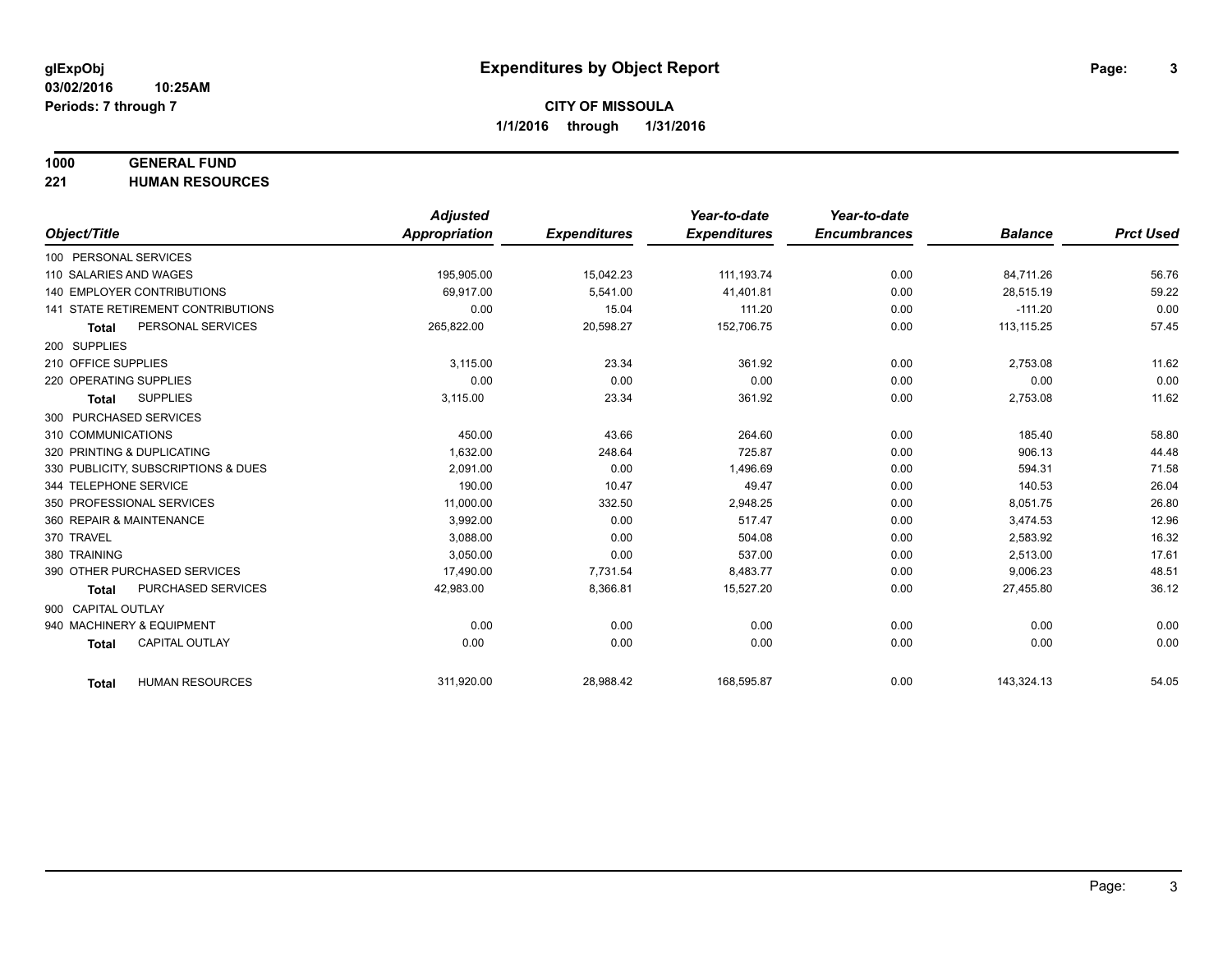**glExpObj** **Expenditures by Object Report**

**03/02/2016 10:25AM**

**Periods: 7 through 7**

**CITY OF MISSOULA**

**1/1/2016 through 1/31/2016**

**1000 GENERAL FUND**

**221 HUMAN RESOURCES**

| Object/Title | Adjusted Appropriation | Expenditures | Year-to-date Expenditures | Year-to-date Encumbrances | Balance | Prct Used |
|---|---|---|---|---|---|---|
| 100 PERSONAL SERVICES | | | | | | |
| 110 SALARIES AND WAGES | 195,905.00 | 15,042.23 | 111,193.74 | 0.00 | 84,711.26 | 56.76 |
| 140 EMPLOYER CONTRIBUTIONS | 69,917.00 | 5,541.00 | 41,401.81 | 0.00 | 28,515.19 | 59.22 |
| 141 STATE RETIREMENT CONTRIBUTIONS | 0.00 | 15.04 | 111.20 | 0.00 | -111.20 | 0.00 |
| **Total** PERSONAL SERVICES | 265,822.00 | 20,598.27 | 152,706.75 | 0.00 | 113,115.25 | 57.45 |
| 200 SUPPLIES | | | | | | |
| 210 OFFICE SUPPLIES | 3,115.00 | 23.34 | 361.92 | 0.00 | 2,753.08 | 11.62 |
| 220 OPERATING SUPPLIES | 0.00 | 0.00 | 0.00 | 0.00 | 0.00 | 0.00 |
| **Total** SUPPLIES | 3,115.00 | 23.34 | 361.92 | 0.00 | 2,753.08 | 11.62 |
| 300 PURCHASED SERVICES | | | | | | |
| 310 COMMUNICATIONS | 450.00 | 43.66 | 264.60 | 0.00 | 185.40 | 58.80 |
| 320 PRINTING & DUPLICATING | 1,632.00 | 248.64 | 725.87 | 0.00 | 906.13 | 44.48 |
| 330 PUBLICITY, SUBSCRIPTIONS & DUES | 2,091.00 | 0.00 | 1,496.69 | 0.00 | 594.31 | 71.58 |
| 344 TELEPHONE SERVICE | 190.00 | 10.47 | 49.47 | 0.00 | 140.53 | 26.04 |
| 350 PROFESSIONAL SERVICES | 11,000.00 | 332.50 | 2,948.25 | 0.00 | 8,051.75 | 26.80 |
| 360 REPAIR & MAINTENANCE | 3,992.00 | 0.00 | 517.47 | 0.00 | 3,474.53 | 12.96 |
| 370 TRAVEL | 3,088.00 | 0.00 | 504.08 | 0.00 | 2,583.92 | 16.32 |
| 380 TRAINING | 3,050.00 | 0.00 | 537.00 | 0.00 | 2,513.00 | 17.61 |
| 390 OTHER PURCHASED SERVICES | 17,490.00 | 7,731.54 | 8,483.77 | 0.00 | 9,006.23 | 48.51 |
| **Total** PURCHASED SERVICES | 42,983.00 | 8,366.81 | 15,527.20 | 0.00 | 27,455.80 | 36.12 |
| 900 CAPITAL OUTLAY | | | | | | |
| 940 MACHINERY & EQUIPMENT | 0.00 | 0.00 | 0.00 | 0.00 | 0.00 | 0.00 |
| **Total** CAPITAL OUTLAY | 0.00 | 0.00 | 0.00 | 0.00 | 0.00 | 0.00 |
| **Total** HUMAN RESOURCES | 311,920.00 | 28,988.42 | 168,595.87 | 0.00 | 143,324.13 | 54.05 |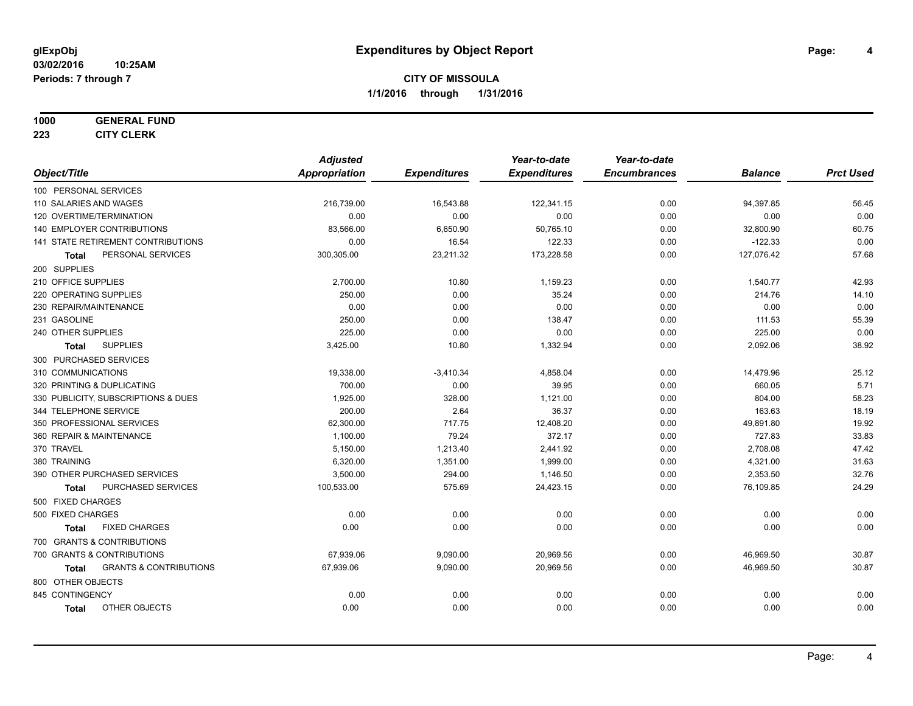# Expenditures by Object Report

glExpObj
03/02/2016 10:25AM
Periods: 7 through 7

**CITY OF MISSOULA**
**1/1/2016 through 1/31/2016**

**1000 GENERAL FUND**
**223 CITY CLERK**

| Object/Title | Adjusted Appropriation | Expenditures | Year-to-date Expenditures | Year-to-date Encumbrances | Balance | Prct Used |
|---|---|---|---|---|---|---|
| 100 PERSONAL SERVICES | | | | | | |
| 110 SALARIES AND WAGES | 216,739.00 | 16,543.88 | 122,341.15 | 0.00 | 94,397.85 | 56.45 |
| 120 OVERTIME/TERMINATION | 0.00 | 0.00 | 0.00 | 0.00 | 0.00 | 0.00 |
| 140 EMPLOYER CONTRIBUTIONS | 83,566.00 | 6,650.90 | 50,765.10 | 0.00 | 32,800.90 | 60.75 |
| 141 STATE RETIREMENT CONTRIBUTIONS | 0.00 | 16.54 | 122.33 | 0.00 | -122.33 | 0.00 |
| **Total** PERSONAL SERVICES | 300,305.00 | 23,211.32 | 173,228.58 | 0.00 | 127,076.42 | 57.68 |
| 200 SUPPLIES | | | | | | |
| 210 OFFICE SUPPLIES | 2,700.00 | 10.80 | 1,159.23 | 0.00 | 1,540.77 | 42.93 |
| 220 OPERATING SUPPLIES | 250.00 | 0.00 | 35.24 | 0.00 | 214.76 | 14.10 |
| 230 REPAIR/MAINTENANCE | 0.00 | 0.00 | 0.00 | 0.00 | 0.00 | 0.00 |
| 231 GASOLINE | 250.00 | 0.00 | 138.47 | 0.00 | 111.53 | 55.39 |
| 240 OTHER SUPPLIES | 225.00 | 0.00 | 0.00 | 0.00 | 225.00 | 0.00 |
| **Total** SUPPLIES | 3,425.00 | 10.80 | 1,332.94 | 0.00 | 2,092.06 | 38.92 |
| 300 PURCHASED SERVICES | | | | | | |
| 310 COMMUNICATIONS | 19,338.00 | -3,410.34 | 4,858.04 | 0.00 | 14,479.96 | 25.12 |
| 320 PRINTING & DUPLICATING | 700.00 | 0.00 | 39.95 | 0.00 | 660.05 | 5.71 |
| 330 PUBLICITY, SUBSCRIPTIONS & DUES | 1,925.00 | 328.00 | 1,121.00 | 0.00 | 804.00 | 58.23 |
| 344 TELEPHONE SERVICE | 200.00 | 2.64 | 36.37 | 0.00 | 163.63 | 18.19 |
| 350 PROFESSIONAL SERVICES | 62,300.00 | 717.75 | 12,408.20 | 0.00 | 49,891.80 | 19.92 |
| 360 REPAIR & MAINTENANCE | 1,100.00 | 79.24 | 372.17 | 0.00 | 727.83 | 33.83 |
| 370 TRAVEL | 5,150.00 | 1,213.40 | 2,441.92 | 0.00 | 2,708.08 | 47.42 |
| 380 TRAINING | 6,320.00 | 1,351.00 | 1,999.00 | 0.00 | 4,321.00 | 31.63 |
| 390 OTHER PURCHASED SERVICES | 3,500.00 | 294.00 | 1,146.50 | 0.00 | 2,353.50 | 32.76 |
| **Total** PURCHASED SERVICES | 100,533.00 | 575.69 | 24,423.15 | 0.00 | 76,109.85 | 24.29 |
| 500 FIXED CHARGES | | | | | | |
| 500 FIXED CHARGES | 0.00 | 0.00 | 0.00 | 0.00 | 0.00 | 0.00 |
| **Total** FIXED CHARGES | 0.00 | 0.00 | 0.00 | 0.00 | 0.00 | 0.00 |
| 700 GRANTS & CONTRIBUTIONS | | | | | | |
| 700 GRANTS & CONTRIBUTIONS | 67,939.06 | 9,090.00 | 20,969.56 | 0.00 | 46,969.50 | 30.87 |
| **Total** GRANTS & CONTRIBUTIONS | 67,939.06 | 9,090.00 | 20,969.56 | 0.00 | 46,969.50 | 30.87 |
| 800 OTHER OBJECTS | | | | | | |
| 845 CONTINGENCY | 0.00 | 0.00 | 0.00 | 0.00 | 0.00 | 0.00 |
| **Total** OTHER OBJECTS | 0.00 | 0.00 | 0.00 | 0.00 | 0.00 | 0.00 |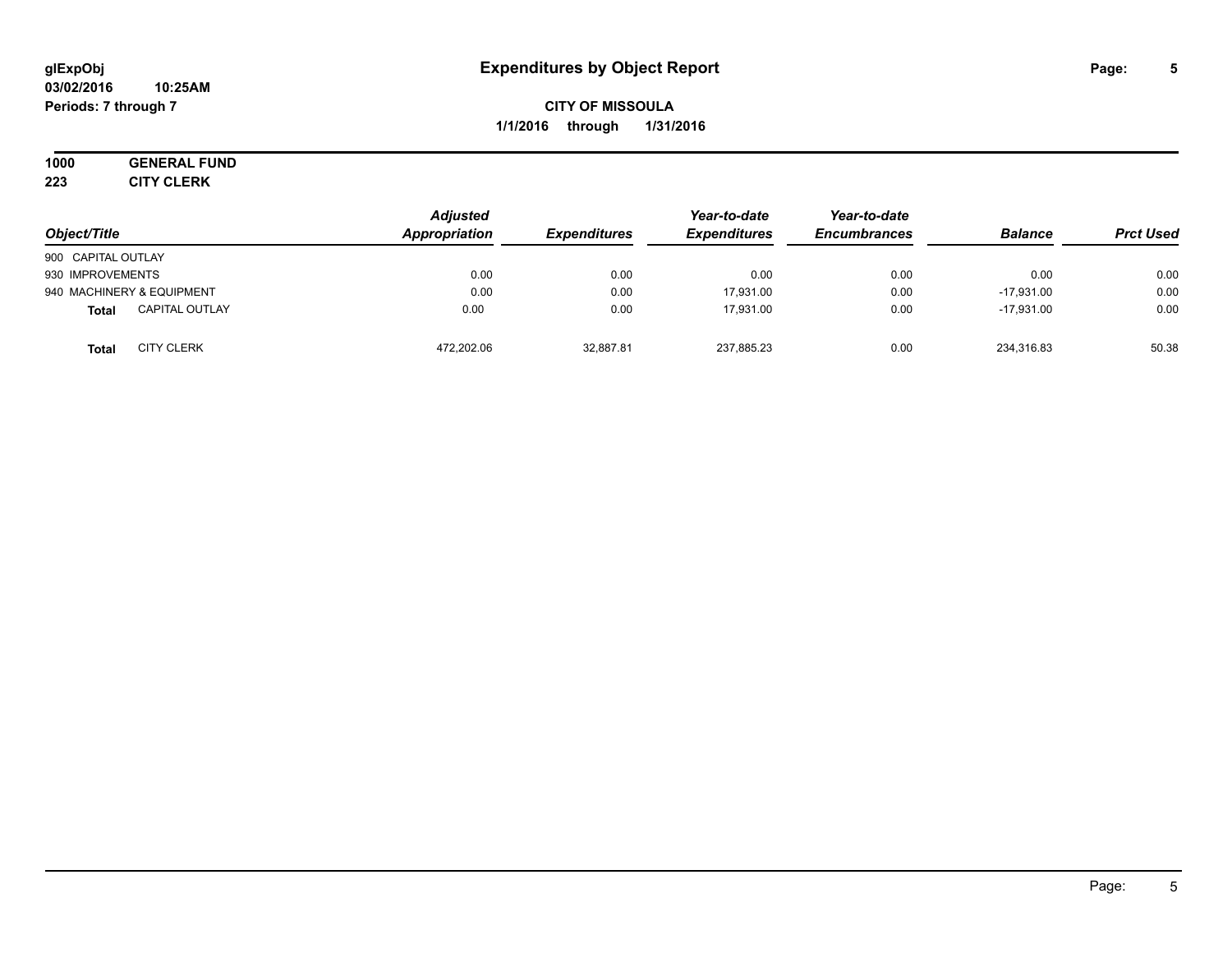# Expenditures by Object Report

glExpObj
03/02/2016 10:25AM
Periods: 7 through 7

**CITY OF MISSOULA**
**1/1/2016 through 1/31/2016**

**1000 GENERAL FUND**
**223 CITY CLERK**

| Object/Title | Adjusted Appropriation | Expenditures | Year-to-date Expenditures | Year-to-date Encumbrances | Balance | Prct Used |
|---|---|---|---|---|---|---|
| 900 CAPITAL OUTLAY | | | | | | |
| 930 IMPROVEMENTS | 0.00 | 0.00 | 0.00 | 0.00 | 0.00 | 0.00 |
| 940 MACHINERY & EQUIPMENT | 0.00 | 0.00 | 17,931.00 | 0.00 | -17,931.00 | 0.00 |
| **Total** CAPITAL OUTLAY | 0.00 | 0.00 | 17,931.00 | 0.00 | -17,931.00 | 0.00 |
| **Total** CITY CLERK | 472,202.06 | 32,887.81 | 237,885.23 | 0.00 | 234,316.83 | 50.38 |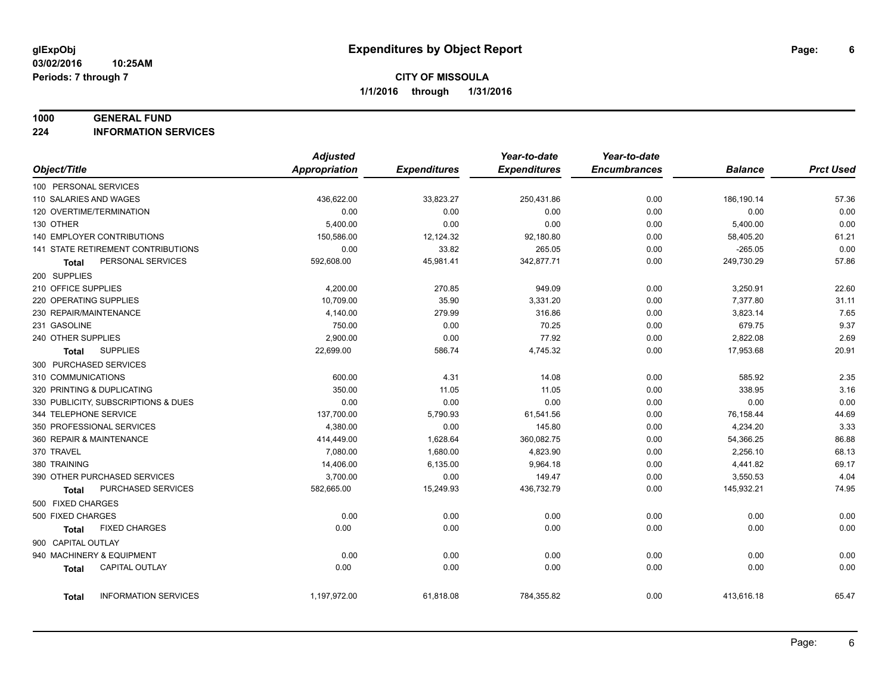# Expenditures by Object Report

glExpObj
03/02/2016 10:25AM
Periods: 7 through 7

**CITY OF MISSOULA**
**1/1/2016 through 1/31/2016**

**1000 GENERAL FUND**
**224 INFORMATION SERVICES**

| Object/Title | Adjusted Appropriation | Expenditures | Year-to-date Expenditures | Year-to-date Encumbrances | Balance | Prct Used |
|---|---|---|---|---|---|---|
| 100 PERSONAL SERVICES | | | | | | |
| 110 SALARIES AND WAGES | 436,622.00 | 33,823.27 | 250,431.86 | 0.00 | 186,190.14 | 57.36 |
| 120 OVERTIME/TERMINATION | 0.00 | 0.00 | 0.00 | 0.00 | 0.00 | 0.00 |
| 130 OTHER | 5,400.00 | 0.00 | 0.00 | 0.00 | 5,400.00 | 0.00 |
| 140 EMPLOYER CONTRIBUTIONS | 150,586.00 | 12,124.32 | 92,180.80 | 0.00 | 58,405.20 | 61.21 |
| 141 STATE RETIREMENT CONTRIBUTIONS | 0.00 | 33.82 | 265.05 | 0.00 | -265.05 | 0.00 |
| **Total** PERSONAL SERVICES | 592,608.00 | 45,981.41 | 342,877.71 | 0.00 | 249,730.29 | 57.86 |
| 200 SUPPLIES | | | | | | |
| 210 OFFICE SUPPLIES | 4,200.00 | 270.85 | 949.09 | 0.00 | 3,250.91 | 22.60 |
| 220 OPERATING SUPPLIES | 10,709.00 | 35.90 | 3,331.20 | 0.00 | 7,377.80 | 31.11 |
| 230 REPAIR/MAINTENANCE | 4,140.00 | 279.99 | 316.86 | 0.00 | 3,823.14 | 7.65 |
| 231 GASOLINE | 750.00 | 0.00 | 70.25 | 0.00 | 679.75 | 9.37 |
| 240 OTHER SUPPLIES | 2,900.00 | 0.00 | 77.92 | 0.00 | 2,822.08 | 2.69 |
| **Total** SUPPLIES | 22,699.00 | 586.74 | 4,745.32 | 0.00 | 17,953.68 | 20.91 |
| 300 PURCHASED SERVICES | | | | | | |
| 310 COMMUNICATIONS | 600.00 | 4.31 | 14.08 | 0.00 | 585.92 | 2.35 |
| 320 PRINTING & DUPLICATING | 350.00 | 11.05 | 11.05 | 0.00 | 338.95 | 3.16 |
| 330 PUBLICITY, SUBSCRIPTIONS & DUES | 0.00 | 0.00 | 0.00 | 0.00 | 0.00 | 0.00 |
| 344 TELEPHONE SERVICE | 137,700.00 | 5,790.93 | 61,541.56 | 0.00 | 76,158.44 | 44.69 |
| 350 PROFESSIONAL SERVICES | 4,380.00 | 0.00 | 145.80 | 0.00 | 4,234.20 | 3.33 |
| 360 REPAIR & MAINTENANCE | 414,449.00 | 1,628.64 | 360,082.75 | 0.00 | 54,366.25 | 86.88 |
| 370 TRAVEL | 7,080.00 | 1,680.00 | 4,823.90 | 0.00 | 2,256.10 | 68.13 |
| 380 TRAINING | 14,406.00 | 6,135.00 | 9,964.18 | 0.00 | 4,441.82 | 69.17 |
| 390 OTHER PURCHASED SERVICES | 3,700.00 | 0.00 | 149.47 | 0.00 | 3,550.53 | 4.04 |
| **Total** PURCHASED SERVICES | 582,665.00 | 15,249.93 | 436,732.79 | 0.00 | 145,932.21 | 74.95 |
| 500 FIXED CHARGES | | | | | | |
| 500 FIXED CHARGES | 0.00 | 0.00 | 0.00 | 0.00 | 0.00 | 0.00 |
| **Total** FIXED CHARGES | 0.00 | 0.00 | 0.00 | 0.00 | 0.00 | 0.00 |
| 900 CAPITAL OUTLAY | | | | | | |
| 940 MACHINERY & EQUIPMENT | 0.00 | 0.00 | 0.00 | 0.00 | 0.00 | 0.00 |
| **Total** CAPITAL OUTLAY | 0.00 | 0.00 | 0.00 | 0.00 | 0.00 | 0.00 |
| **Total** INFORMATION SERVICES | 1,197,972.00 | 61,818.08 | 784,355.82 | 0.00 | 413,616.18 | 65.47 |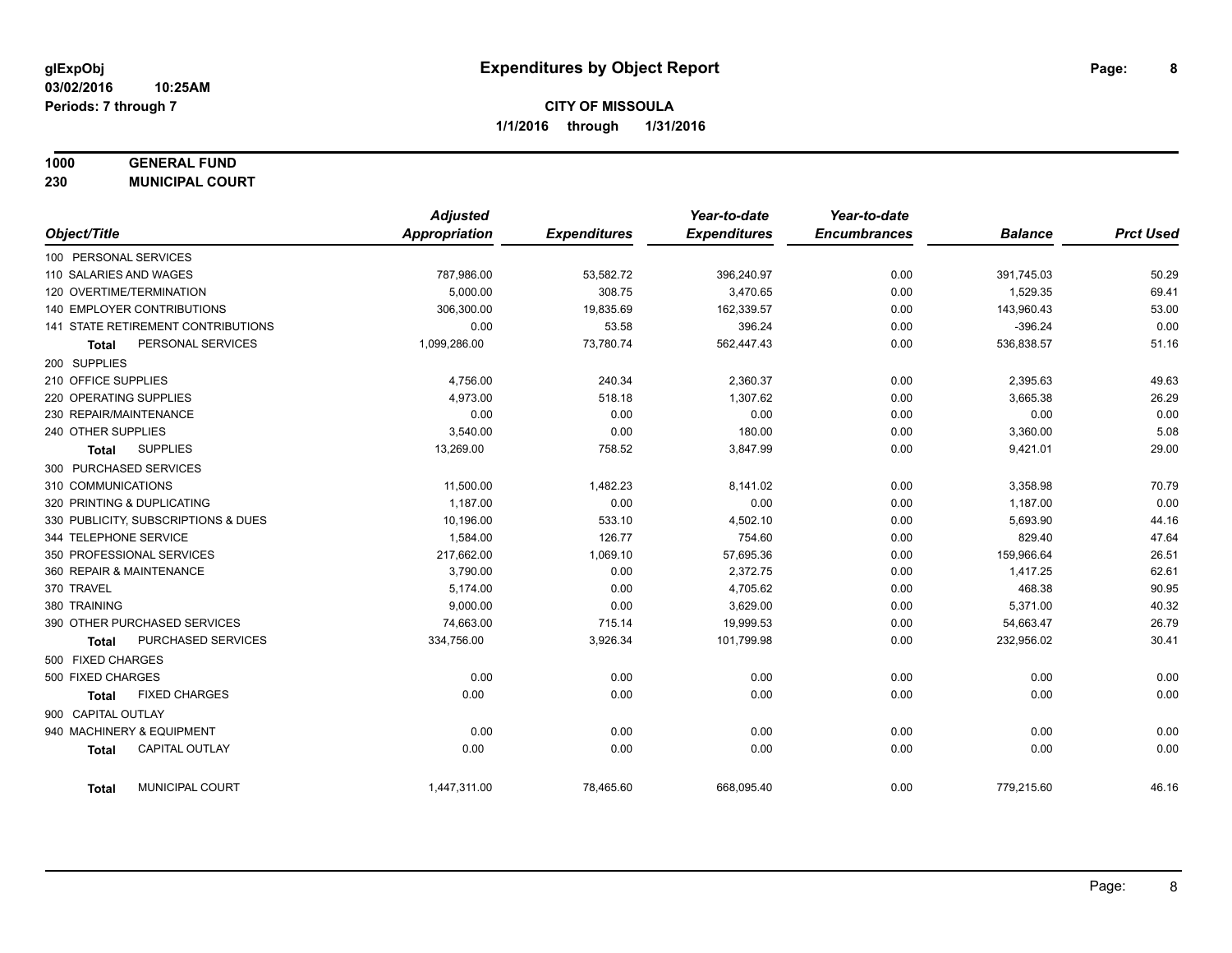glExpObj
03/02/2016 10:25AM
Periods: 7 through 7

# Expenditures by Object Report

**CITY OF MISSOULA**

**1/1/2016 through 1/31/2016**

**1000 GENERAL FUND**
**230 MUNICIPAL COURT**

| Object/Title | Adjusted Appropriation | Expenditures | Year-to-date Expenditures | Year-to-date Encumbrances | Balance | Prct Used |
|---|---|---|---|---|---|---|
| 100 PERSONAL SERVICES | | | | | | |
| 110 SALARIES AND WAGES | 787,986.00 | 53,582.72 | 396,240.97 | 0.00 | 391,745.03 | 50.29 |
| 120 OVERTIME/TERMINATION | 5,000.00 | 308.75 | 3,470.65 | 0.00 | 1,529.35 | 69.41 |
| 140 EMPLOYER CONTRIBUTIONS | 306,300.00 | 19,835.69 | 162,339.57 | 0.00 | 143,960.43 | 53.00 |
| 141 STATE RETIREMENT CONTRIBUTIONS | 0.00 | 53.58 | 396.24 | 0.00 | -396.24 | 0.00 |
| **Total** PERSONAL SERVICES | 1,099,286.00 | 73,780.74 | 562,447.43 | 0.00 | 536,838.57 | 51.16 |
| 200 SUPPLIES | | | | | | |
| 210 OFFICE SUPPLIES | 4,756.00 | 240.34 | 2,360.37 | 0.00 | 2,395.63 | 49.63 |
| 220 OPERATING SUPPLIES | 4,973.00 | 518.18 | 1,307.62 | 0.00 | 3,665.38 | 26.29 |
| 230 REPAIR/MAINTENANCE | 0.00 | 0.00 | 0.00 | 0.00 | 0.00 | 0.00 |
| 240 OTHER SUPPLIES | 3,540.00 | 0.00 | 180.00 | 0.00 | 3,360.00 | 5.08 |
| **Total** SUPPLIES | 13,269.00 | 758.52 | 3,847.99 | 0.00 | 9,421.01 | 29.00 |
| 300 PURCHASED SERVICES | | | | | | |
| 310 COMMUNICATIONS | 11,500.00 | 1,482.23 | 8,141.02 | 0.00 | 3,358.98 | 70.79 |
| 320 PRINTING & DUPLICATING | 1,187.00 | 0.00 | 0.00 | 0.00 | 1,187.00 | 0.00 |
| 330 PUBLICITY, SUBSCRIPTIONS & DUES | 10,196.00 | 533.10 | 4,502.10 | 0.00 | 5,693.90 | 44.16 |
| 344 TELEPHONE SERVICE | 1,584.00 | 126.77 | 754.60 | 0.00 | 829.40 | 47.64 |
| 350 PROFESSIONAL SERVICES | 217,662.00 | 1,069.10 | 57,695.36 | 0.00 | 159,966.64 | 26.51 |
| 360 REPAIR & MAINTENANCE | 3,790.00 | 0.00 | 2,372.75 | 0.00 | 1,417.25 | 62.61 |
| 370 TRAVEL | 5,174.00 | 0.00 | 4,705.62 | 0.00 | 468.38 | 90.95 |
| 380 TRAINING | 9,000.00 | 0.00 | 3,629.00 | 0.00 | 5,371.00 | 40.32 |
| 390 OTHER PURCHASED SERVICES | 74,663.00 | 715.14 | 19,999.53 | 0.00 | 54,663.47 | 26.79 |
| **Total** PURCHASED SERVICES | 334,756.00 | 3,926.34 | 101,799.98 | 0.00 | 232,956.02 | 30.41 |
| 500 FIXED CHARGES | | | | | | |
| 500 FIXED CHARGES | 0.00 | 0.00 | 0.00 | 0.00 | 0.00 | 0.00 |
| **Total** FIXED CHARGES | 0.00 | 0.00 | 0.00 | 0.00 | 0.00 | 0.00 |
| 900 CAPITAL OUTLAY | | | | | | |
| 940 MACHINERY & EQUIPMENT | 0.00 | 0.00 | 0.00 | 0.00 | 0.00 | 0.00 |
| **Total** CAPITAL OUTLAY | 0.00 | 0.00 | 0.00 | 0.00 | 0.00 | 0.00 |
| **Total** MUNICIPAL COURT | 1,447,311.00 | 78,465.60 | 668,095.40 | 0.00 | 779,215.60 | 46.16 |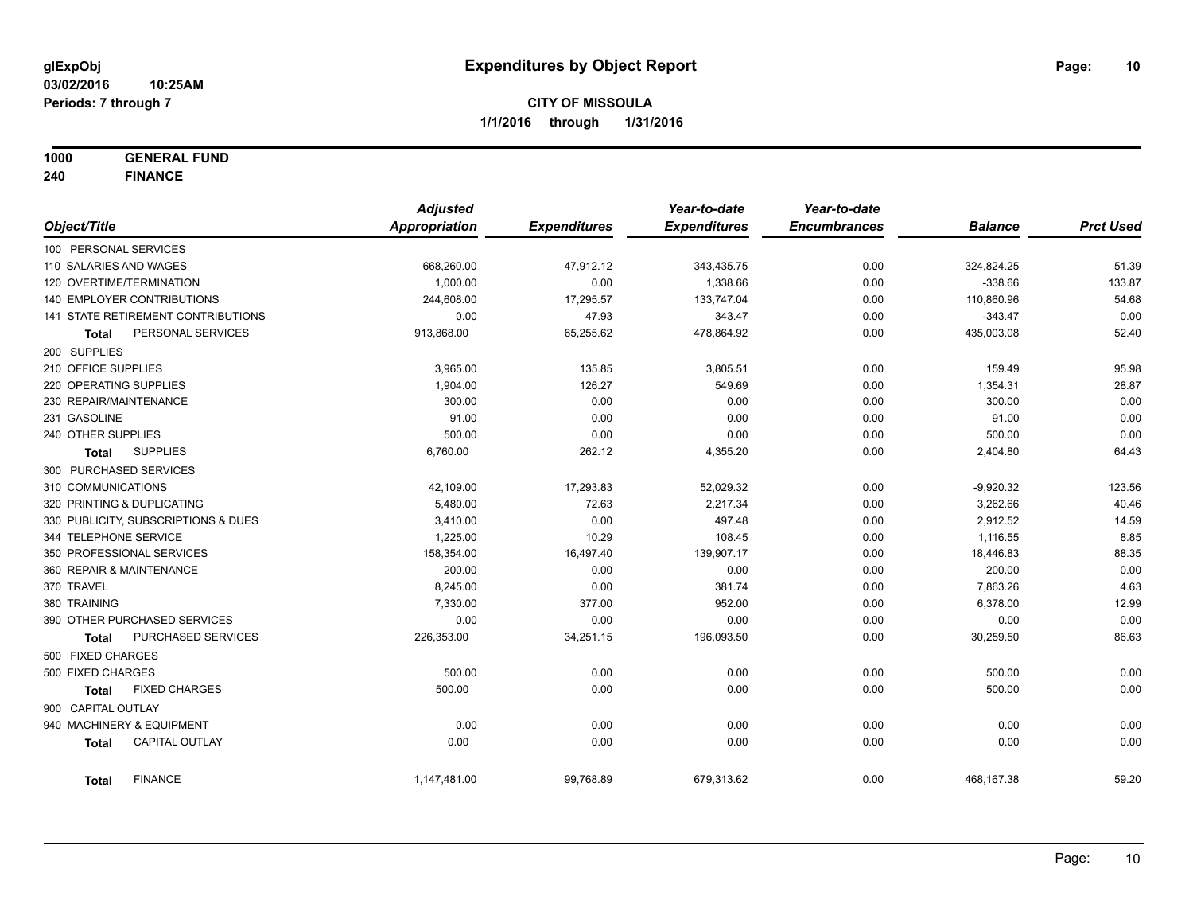# Expenditures by Object Report

glExpObj
03/02/2016 10:25AM
Periods: 7 through 7

**CITY OF MISSOULA**
**1/1/2016 through 1/31/2016**

**1000 GENERAL FUND**
**240 FINANCE**

| Object/Title | Adjusted Appropriation | Expenditures | Year-to-date Expenditures | Year-to-date Encumbrances | Balance | Prct Used |
|---|---|---|---|---|---|---|
| 100 PERSONAL SERVICES | | | | | | |
| 110 SALARIES AND WAGES | 668,260.00 | 47,912.12 | 343,435.75 | 0.00 | 324,824.25 | 51.39 |
| 120 OVERTIME/TERMINATION | 1,000.00 | 0.00 | 1,338.66 | 0.00 | -338.66 | 133.87 |
| 140 EMPLOYER CONTRIBUTIONS | 244,608.00 | 17,295.57 | 133,747.04 | 0.00 | 110,860.96 | 54.68 |
| 141 STATE RETIREMENT CONTRIBUTIONS | 0.00 | 47.93 | 343.47 | 0.00 | -343.47 | 0.00 |
| **Total** PERSONAL SERVICES | 913,868.00 | 65,255.62 | 478,864.92 | 0.00 | 435,003.08 | 52.40 |
| 200 SUPPLIES | | | | | | |
| 210 OFFICE SUPPLIES | 3,965.00 | 135.85 | 3,805.51 | 0.00 | 159.49 | 95.98 |
| 220 OPERATING SUPPLIES | 1,904.00 | 126.27 | 549.69 | 0.00 | 1,354.31 | 28.87 |
| 230 REPAIR/MAINTENANCE | 300.00 | 0.00 | 0.00 | 0.00 | 300.00 | 0.00 |
| 231 GASOLINE | 91.00 | 0.00 | 0.00 | 0.00 | 91.00 | 0.00 |
| 240 OTHER SUPPLIES | 500.00 | 0.00 | 0.00 | 0.00 | 500.00 | 0.00 |
| **Total** SUPPLIES | 6,760.00 | 262.12 | 4,355.20 | 0.00 | 2,404.80 | 64.43 |
| 300 PURCHASED SERVICES | | | | | | |
| 310 COMMUNICATIONS | 42,109.00 | 17,293.83 | 52,029.32 | 0.00 | -9,920.32 | 123.56 |
| 320 PRINTING & DUPLICATING | 5,480.00 | 72.63 | 2,217.34 | 0.00 | 3,262.66 | 40.46 |
| 330 PUBLICITY, SUBSCRIPTIONS & DUES | 3,410.00 | 0.00 | 497.48 | 0.00 | 2,912.52 | 14.59 |
| 344 TELEPHONE SERVICE | 1,225.00 | 10.29 | 108.45 | 0.00 | 1,116.55 | 8.85 |
| 350 PROFESSIONAL SERVICES | 158,354.00 | 16,497.40 | 139,907.17 | 0.00 | 18,446.83 | 88.35 |
| 360 REPAIR & MAINTENANCE | 200.00 | 0.00 | 0.00 | 0.00 | 200.00 | 0.00 |
| 370 TRAVEL | 8,245.00 | 0.00 | 381.74 | 0.00 | 7,863.26 | 4.63 |
| 380 TRAINING | 7,330.00 | 377.00 | 952.00 | 0.00 | 6,378.00 | 12.99 |
| 390 OTHER PURCHASED SERVICES | 0.00 | 0.00 | 0.00 | 0.00 | 0.00 | 0.00 |
| **Total** PURCHASED SERVICES | 226,353.00 | 34,251.15 | 196,093.50 | 0.00 | 30,259.50 | 86.63 |
| 500 FIXED CHARGES | | | | | | |
| 500 FIXED CHARGES | 500.00 | 0.00 | 0.00 | 0.00 | 500.00 | 0.00 |
| **Total** FIXED CHARGES | 500.00 | 0.00 | 0.00 | 0.00 | 500.00 | 0.00 |
| 900 CAPITAL OUTLAY | | | | | | |
| 940 MACHINERY & EQUIPMENT | 0.00 | 0.00 | 0.00 | 0.00 | 0.00 | 0.00 |
| **Total** CAPITAL OUTLAY | 0.00 | 0.00 | 0.00 | 0.00 | 0.00 | 0.00 |
| **Total** FINANCE | 1,147,481.00 | 99,768.89 | 679,313.62 | 0.00 | 468,167.38 | 59.20 |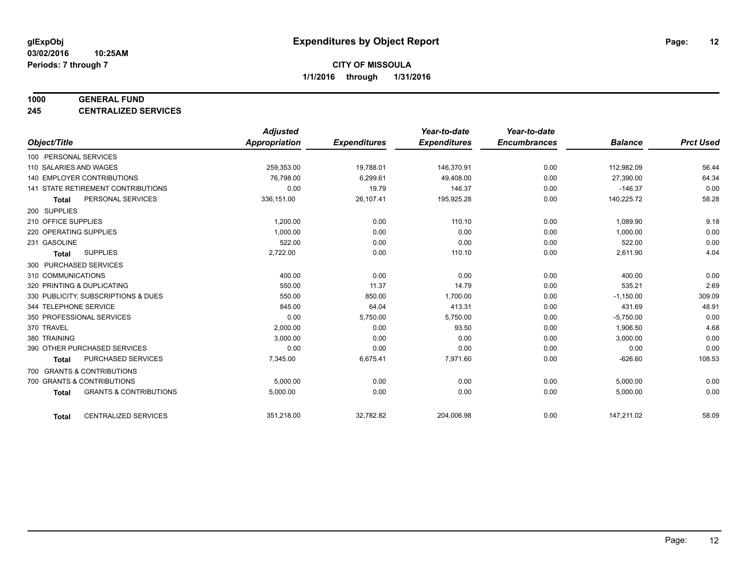# Expenditures by Object Report

glExpObj
03/02/2016 10:25AM
Periods: 7 through 7

**CITY OF MISSOULA**
**1/1/2016 through 1/31/2016**

**1000 GENERAL FUND**
**245 CENTRALIZED SERVICES**

| Object/Title | Adjusted Appropriation | Expenditures | Year-to-date Expenditures | Year-to-date Encumbrances | Balance | Prct Used |
|---|---|---|---|---|---|---|
| 100 PERSONAL SERVICES | | | | | | |
| 110 SALARIES AND WAGES | 259,353.00 | 19,788.01 | 146,370.91 | 0.00 | 112,982.09 | 56.44 |
| 140 EMPLOYER CONTRIBUTIONS | 76,798.00 | 6,299.61 | 49,408.00 | 0.00 | 27,390.00 | 64.34 |
| 141 STATE RETIREMENT CONTRIBUTIONS | 0.00 | 19.79 | 146.37 | 0.00 | -146.37 | 0.00 |
| **Total** PERSONAL SERVICES | 336,151.00 | 26,107.41 | 195,925.28 | 0.00 | 140,225.72 | 58.28 |
| 200 SUPPLIES | | | | | | |
| 210 OFFICE SUPPLIES | 1,200.00 | 0.00 | 110.10 | 0.00 | 1,089.90 | 9.18 |
| 220 OPERATING SUPPLIES | 1,000.00 | 0.00 | 0.00 | 0.00 | 1,000.00 | 0.00 |
| 231 GASOLINE | 522.00 | 0.00 | 0.00 | 0.00 | 522.00 | 0.00 |
| **Total** SUPPLIES | 2,722.00 | 0.00 | 110.10 | 0.00 | 2,611.90 | 4.04 |
| 300 PURCHASED SERVICES | | | | | | |
| 310 COMMUNICATIONS | 400.00 | 0.00 | 0.00 | 0.00 | 400.00 | 0.00 |
| 320 PRINTING & DUPLICATING | 550.00 | 11.37 | 14.79 | 0.00 | 535.21 | 2.69 |
| 330 PUBLICITY, SUBSCRIPTIONS & DUES | 550.00 | 850.00 | 1,700.00 | 0.00 | -1,150.00 | 309.09 |
| 344 TELEPHONE SERVICE | 845.00 | 64.04 | 413.31 | 0.00 | 431.69 | 48.91 |
| 350 PROFESSIONAL SERVICES | 0.00 | 5,750.00 | 5,750.00 | 0.00 | -5,750.00 | 0.00 |
| 370 TRAVEL | 2,000.00 | 0.00 | 93.50 | 0.00 | 1,906.50 | 4.68 |
| 380 TRAINING | 3,000.00 | 0.00 | 0.00 | 0.00 | 3,000.00 | 0.00 |
| 390 OTHER PURCHASED SERVICES | 0.00 | 0.00 | 0.00 | 0.00 | 0.00 | 0.00 |
| **Total** PURCHASED SERVICES | 7,345.00 | 6,675.41 | 7,971.60 | 0.00 | -626.60 | 108.53 |
| 700 GRANTS & CONTRIBUTIONS | | | | | | |
| 700 GRANTS & CONTRIBUTIONS | 5,000.00 | 0.00 | 0.00 | 0.00 | 5,000.00 | 0.00 |
| **Total** GRANTS & CONTRIBUTIONS | 5,000.00 | 0.00 | 0.00 | 0.00 | 5,000.00 | 0.00 |
| **Total** CENTRALIZED SERVICES | 351,218.00 | 32,782.82 | 204,006.98 | 0.00 | 147,211.02 | 58.09 |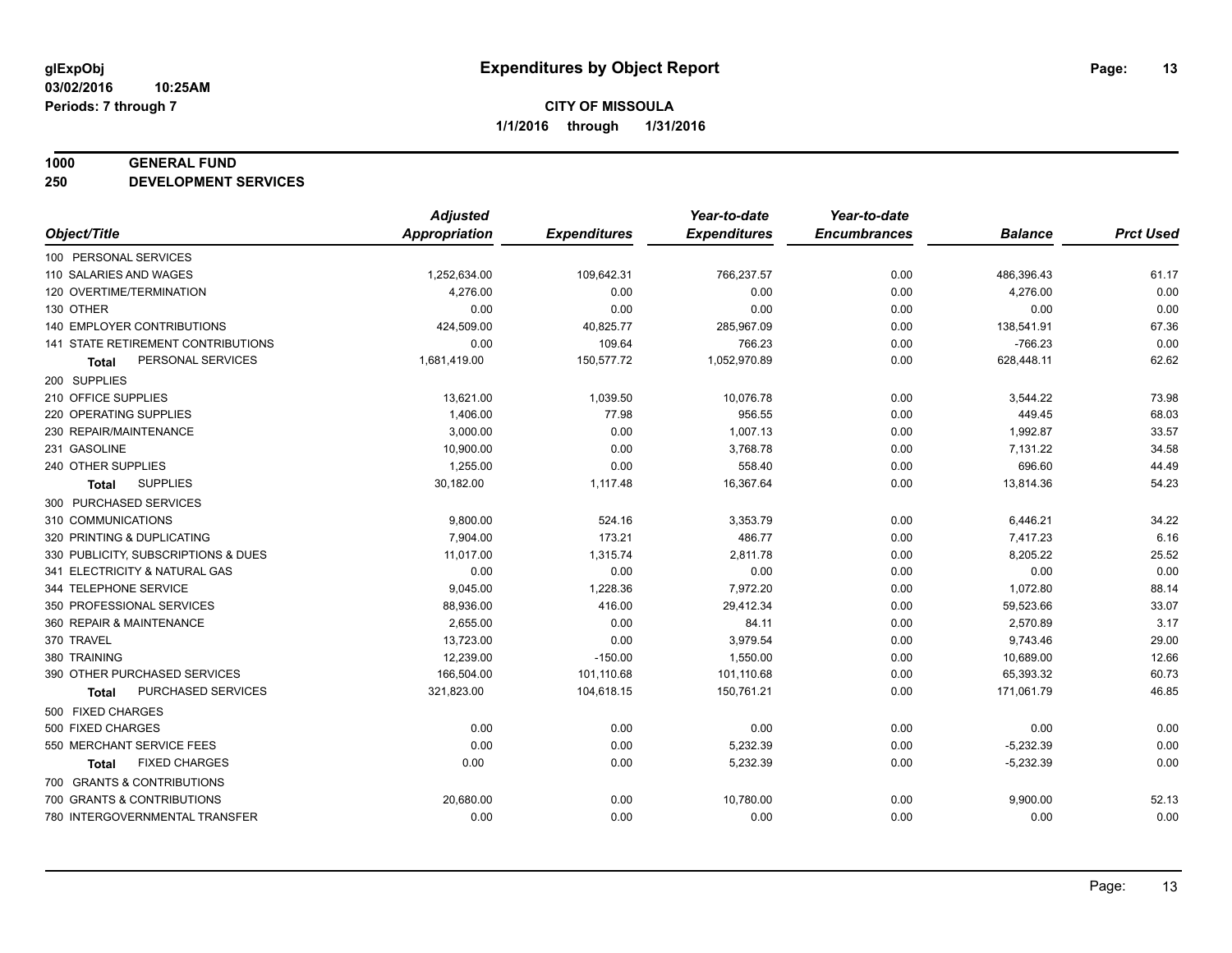**glExpObj**
**03/02/2016 10:25AM**
**Periods: 7 through 7**

# Expenditures by Object Report

**CITY OF MISSOULA**
**1/1/2016 through 1/31/2016**

## 1000 GENERAL FUND
## 250 DEVELOPMENT SERVICES

| Object/Title | Adjusted Appropriation | Expenditures | Year-to-date Expenditures | Year-to-date Encumbrances | Balance | Prct Used |
|---|---|---|---|---|---|---|
| 100 PERSONAL SERVICES | | | | | | |
| 110 SALARIES AND WAGES | 1,252,634.00 | 109,642.31 | 766,237.57 | 0.00 | 486,396.43 | 61.17 |
| 120 OVERTIME/TERMINATION | 4,276.00 | 0.00 | 0.00 | 0.00 | 4,276.00 | 0.00 |
| 130 OTHER | 0.00 | 0.00 | 0.00 | 0.00 | 0.00 | 0.00 |
| 140 EMPLOYER CONTRIBUTIONS | 424,509.00 | 40,825.77 | 285,967.09 | 0.00 | 138,541.91 | 67.36 |
| 141 STATE RETIREMENT CONTRIBUTIONS | 0.00 | 109.64 | 766.23 | 0.00 | -766.23 | 0.00 |
| **Total** PERSONAL SERVICES | 1,681,419.00 | 150,577.72 | 1,052,970.89 | 0.00 | 628,448.11 | 62.62 |
| 200 SUPPLIES | | | | | | |
| 210 OFFICE SUPPLIES | 13,621.00 | 1,039.50 | 10,076.78 | 0.00 | 3,544.22 | 73.98 |
| 220 OPERATING SUPPLIES | 1,406.00 | 77.98 | 956.55 | 0.00 | 449.45 | 68.03 |
| 230 REPAIR/MAINTENANCE | 3,000.00 | 0.00 | 1,007.13 | 0.00 | 1,992.87 | 33.57 |
| 231 GASOLINE | 10,900.00 | 0.00 | 3,768.78 | 0.00 | 7,131.22 | 34.58 |
| 240 OTHER SUPPLIES | 1,255.00 | 0.00 | 558.40 | 0.00 | 696.60 | 44.49 |
| **Total** SUPPLIES | 30,182.00 | 1,117.48 | 16,367.64 | 0.00 | 13,814.36 | 54.23 |
| 300 PURCHASED SERVICES | | | | | | |
| 310 COMMUNICATIONS | 9,800.00 | 524.16 | 3,353.79 | 0.00 | 6,446.21 | 34.22 |
| 320 PRINTING & DUPLICATING | 7,904.00 | 173.21 | 486.77 | 0.00 | 7,417.23 | 6.16 |
| 330 PUBLICITY, SUBSCRIPTIONS & DUES | 11,017.00 | 1,315.74 | 2,811.78 | 0.00 | 8,205.22 | 25.52 |
| 341 ELECTRICITY & NATURAL GAS | 0.00 | 0.00 | 0.00 | 0.00 | 0.00 | 0.00 |
| 344 TELEPHONE SERVICE | 9,045.00 | 1,228.36 | 7,972.20 | 0.00 | 1,072.80 | 88.14 |
| 350 PROFESSIONAL SERVICES | 88,936.00 | 416.00 | 29,412.34 | 0.00 | 59,523.66 | 33.07 |
| 360 REPAIR & MAINTENANCE | 2,655.00 | 0.00 | 84.11 | 0.00 | 2,570.89 | 3.17 |
| 370 TRAVEL | 13,723.00 | 0.00 | 3,979.54 | 0.00 | 9,743.46 | 29.00 |
| 380 TRAINING | 12,239.00 | -150.00 | 1,550.00 | 0.00 | 10,689.00 | 12.66 |
| 390 OTHER PURCHASED SERVICES | 166,504.00 | 101,110.68 | 101,110.68 | 0.00 | 65,393.32 | 60.73 |
| **Total** PURCHASED SERVICES | 321,823.00 | 104,618.15 | 150,761.21 | 0.00 | 171,061.79 | 46.85 |
| 500 FIXED CHARGES | | | | | | |
| 500 FIXED CHARGES | 0.00 | 0.00 | 0.00 | 0.00 | 0.00 | 0.00 |
| 550 MERCHANT SERVICE FEES | 0.00 | 0.00 | 5,232.39 | 0.00 | -5,232.39 | 0.00 |
| **Total** FIXED CHARGES | 0.00 | 0.00 | 5,232.39 | 0.00 | -5,232.39 | 0.00 |
| 700 GRANTS & CONTRIBUTIONS | | | | | | |
| 700 GRANTS & CONTRIBUTIONS | 20,680.00 | 0.00 | 10,780.00 | 0.00 | 9,900.00 | 52.13 |
| 780 INTERGOVERNMENTAL TRANSFER | 0.00 | 0.00 | 0.00 | 0.00 | 0.00 | 0.00 |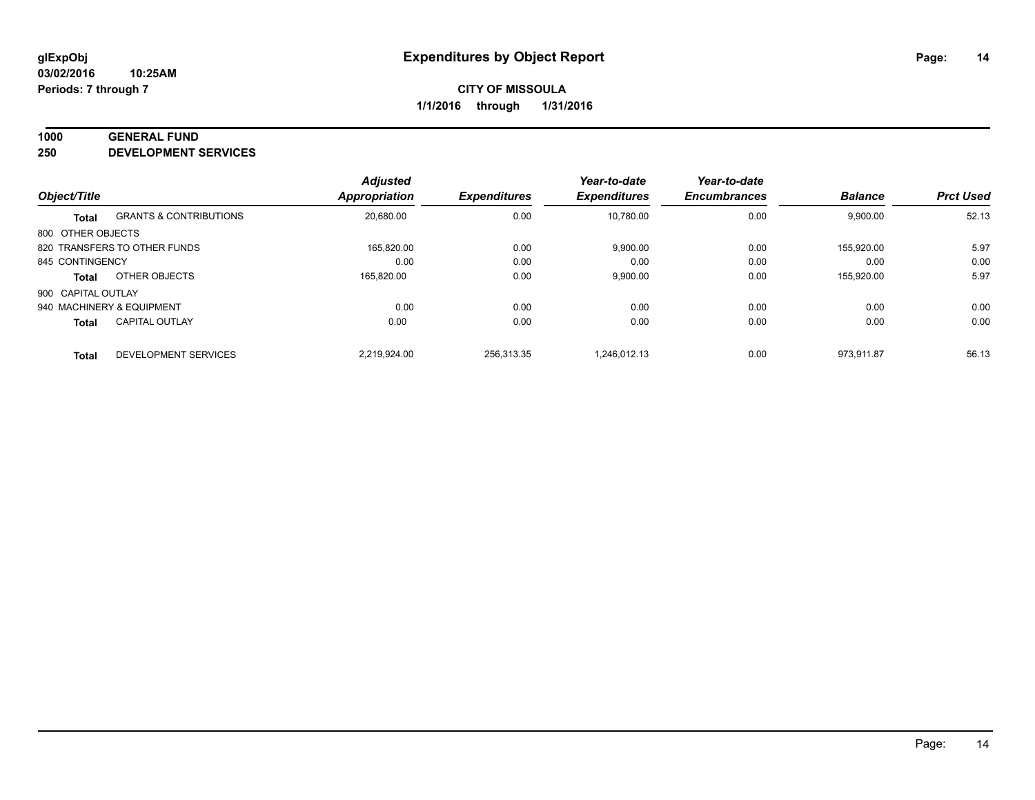**glExpObj**
**03/02/2016 10:25AM**
**Periods: 7 through 7**

# Expenditures by Object Report

**CITY OF MISSOULA**
**1/1/2016 through 1/31/2016**

## 1000 GENERAL FUND
## 250 DEVELOPMENT SERVICES

| Object/Title | | Adjusted Appropriation | Expenditures | Year-to-date Expenditures | Year-to-date Encumbrances | Balance | Prct Used |
|---|---|---|---|---|---|---|---|
| **Total** | GRANTS & CONTRIBUTIONS | 20,680.00 | 0.00 | 10,780.00 | 0.00 | 9,900.00 | 52.13 |
| 800 OTHER OBJECTS | | | | | | | |
| 820 TRANSFERS TO OTHER FUNDS | | 165,820.00 | 0.00 | 9,900.00 | 0.00 | 155,920.00 | 5.97 |
| 845 CONTINGENCY | | 0.00 | 0.00 | 0.00 | 0.00 | 0.00 | 0.00 |
| **Total** | OTHER OBJECTS | 165,820.00 | 0.00 | 9,900.00 | 0.00 | 155,920.00 | 5.97 |
| 900 CAPITAL OUTLAY | | | | | | | |
| 940 MACHINERY & EQUIPMENT | | 0.00 | 0.00 | 0.00 | 0.00 | 0.00 | 0.00 |
| **Total** | CAPITAL OUTLAY | 0.00 | 0.00 | 0.00 | 0.00 | 0.00 | 0.00 |
| **Total** | DEVELOPMENT SERVICES | 2,219,924.00 | 256,313.35 | 1,246,012.13 | 0.00 | 973,911.87 | 56.13 |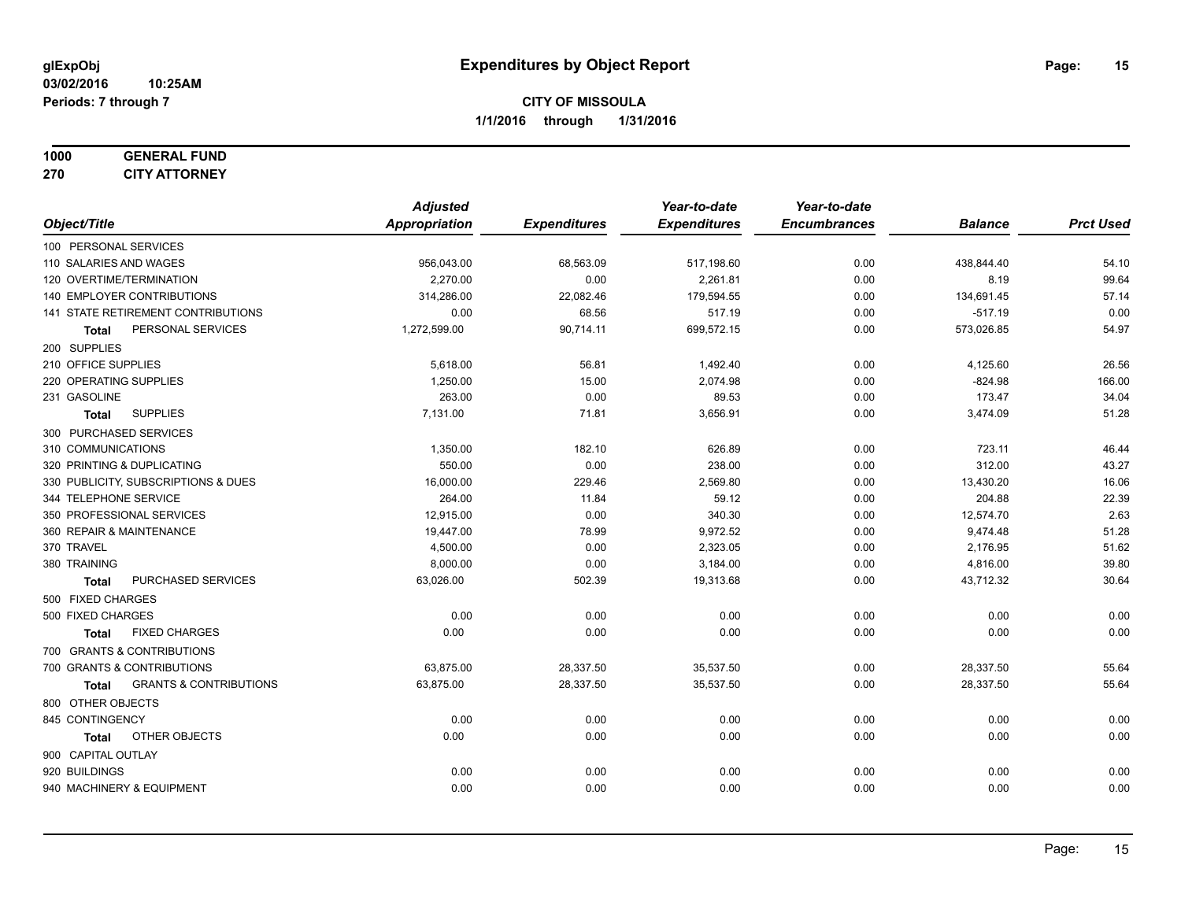# Expenditures by Object Report

glExpObj
03/02/2016 10:25AM
Periods: 7 through 7

**CITY OF MISSOULA**
**1/1/2016 through 1/31/2016**

**1000 GENERAL FUND**
**270 CITY ATTORNEY**

| Object/Title | Adjusted Appropriation | Expenditures | Year-to-date Expenditures | Year-to-date Encumbrances | Balance | Prct Used |
|---|---|---|---|---|---|---|
| 100 PERSONAL SERVICES | | | | | | |
| 110 SALARIES AND WAGES | 956,043.00 | 68,563.09 | 517,198.60 | 0.00 | 438,844.40 | 54.10 |
| 120 OVERTIME/TERMINATION | 2,270.00 | 0.00 | 2,261.81 | 0.00 | 8.19 | 99.64 |
| 140 EMPLOYER CONTRIBUTIONS | 314,286.00 | 22,082.46 | 179,594.55 | 0.00 | 134,691.45 | 57.14 |
| 141 STATE RETIREMENT CONTRIBUTIONS | 0.00 | 68.56 | 517.19 | 0.00 | -517.19 | 0.00 |
| **Total** PERSONAL SERVICES | 1,272,599.00 | 90,714.11 | 699,572.15 | 0.00 | 573,026.85 | 54.97 |
| 200 SUPPLIES | | | | | | |
| 210 OFFICE SUPPLIES | 5,618.00 | 56.81 | 1,492.40 | 0.00 | 4,125.60 | 26.56 |
| 220 OPERATING SUPPLIES | 1,250.00 | 15.00 | 2,074.98 | 0.00 | -824.98 | 166.00 |
| 231 GASOLINE | 263.00 | 0.00 | 89.53 | 0.00 | 173.47 | 34.04 |
| **Total** SUPPLIES | 7,131.00 | 71.81 | 3,656.91 | 0.00 | 3,474.09 | 51.28 |
| 300 PURCHASED SERVICES | | | | | | |
| 310 COMMUNICATIONS | 1,350.00 | 182.10 | 626.89 | 0.00 | 723.11 | 46.44 |
| 320 PRINTING & DUPLICATING | 550.00 | 0.00 | 238.00 | 0.00 | 312.00 | 43.27 |
| 330 PUBLICITY, SUBSCRIPTIONS & DUES | 16,000.00 | 229.46 | 2,569.80 | 0.00 | 13,430.20 | 16.06 |
| 344 TELEPHONE SERVICE | 264.00 | 11.84 | 59.12 | 0.00 | 204.88 | 22.39 |
| 350 PROFESSIONAL SERVICES | 12,915.00 | 0.00 | 340.30 | 0.00 | 12,574.70 | 2.63 |
| 360 REPAIR & MAINTENANCE | 19,447.00 | 78.99 | 9,972.52 | 0.00 | 9,474.48 | 51.28 |
| 370 TRAVEL | 4,500.00 | 0.00 | 2,323.05 | 0.00 | 2,176.95 | 51.62 |
| 380 TRAINING | 8,000.00 | 0.00 | 3,184.00 | 0.00 | 4,816.00 | 39.80 |
| **Total** PURCHASED SERVICES | 63,026.00 | 502.39 | 19,313.68 | 0.00 | 43,712.32 | 30.64 |
| 500 FIXED CHARGES | | | | | | |
| 500 FIXED CHARGES | 0.00 | 0.00 | 0.00 | 0.00 | 0.00 | 0.00 |
| **Total** FIXED CHARGES | 0.00 | 0.00 | 0.00 | 0.00 | 0.00 | 0.00 |
| 700 GRANTS & CONTRIBUTIONS | | | | | | |
| 700 GRANTS & CONTRIBUTIONS | 63,875.00 | 28,337.50 | 35,537.50 | 0.00 | 28,337.50 | 55.64 |
| **Total** GRANTS & CONTRIBUTIONS | 63,875.00 | 28,337.50 | 35,537.50 | 0.00 | 28,337.50 | 55.64 |
| 800 OTHER OBJECTS | | | | | | |
| 845 CONTINGENCY | 0.00 | 0.00 | 0.00 | 0.00 | 0.00 | 0.00 |
| **Total** OTHER OBJECTS | 0.00 | 0.00 | 0.00 | 0.00 | 0.00 | 0.00 |
| 900 CAPITAL OUTLAY | | | | | | |
| 920 BUILDINGS | 0.00 | 0.00 | 0.00 | 0.00 | 0.00 | 0.00 |
| 940 MACHINERY & EQUIPMENT | 0.00 | 0.00 | 0.00 | 0.00 | 0.00 | 0.00 |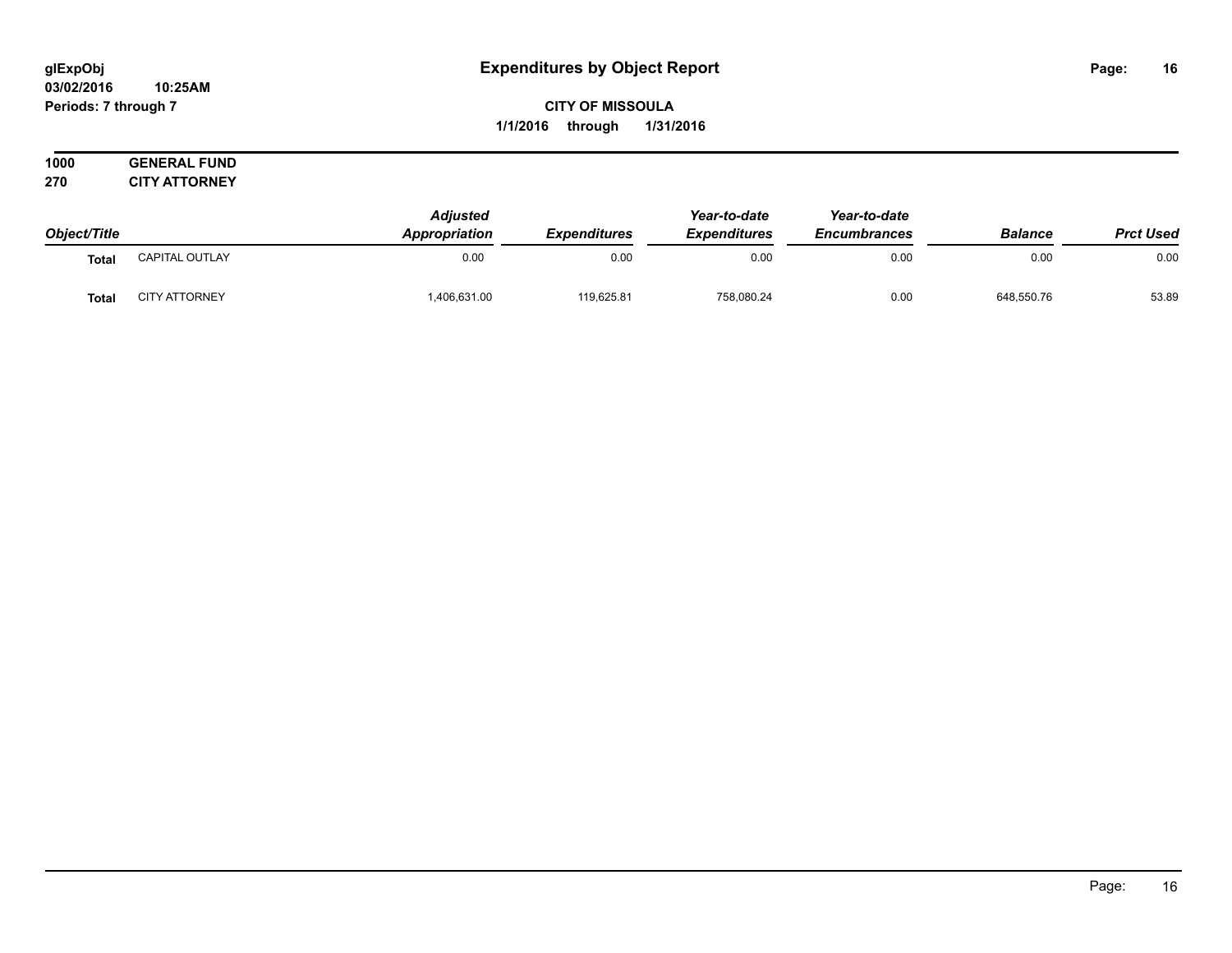# Expenditures by Object Report

glExpObj
03/02/2016 10:25AM
Periods: 7 through 7

**CITY OF MISSOULA**
**1/1/2016 through 1/31/2016**

**1000 GENERAL FUND**
**270 CITY ATTORNEY**

| Object/Title | | Adjusted Appropriation | Expenditures | Year-to-date Expenditures | Year-to-date Encumbrances | Balance | Prct Used |
|---|---|---|---|---|---|---|---|
| **Total** | CAPITAL OUTLAY | 0.00 | 0.00 | 0.00 | 0.00 | 0.00 | 0.00 |
| **Total** | CITY ATTORNEY | 1,406,631.00 | 119,625.81 | 758,080.24 | 0.00 | 648,550.76 | 53.89 |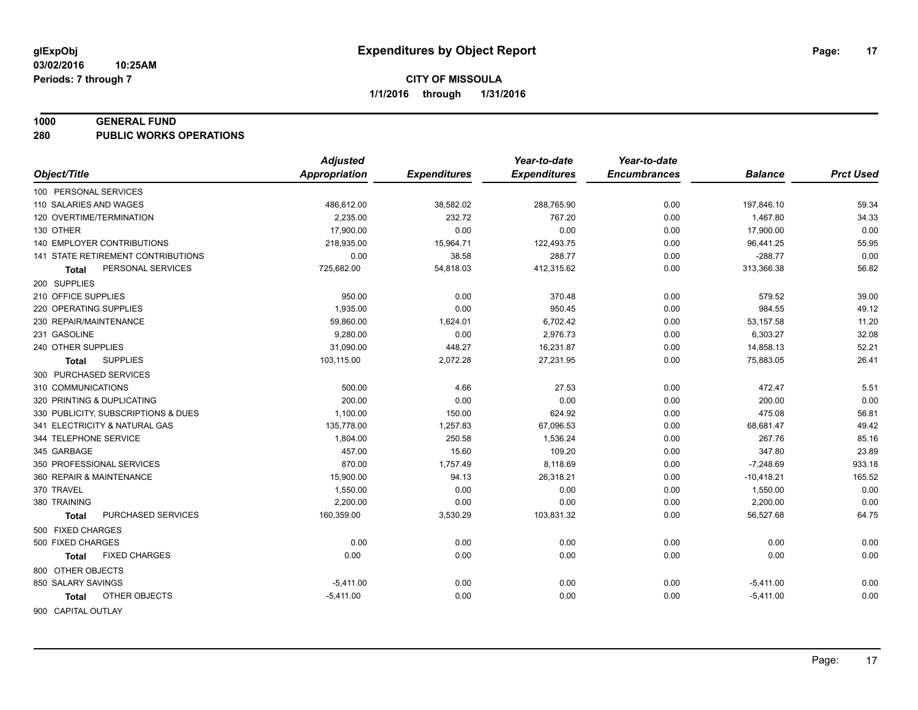**glExpObj** | **Expenditures by Object Report**

**03/02/2016 10:25AM**

**Periods: 7 through 7**

**CITY OF MISSOULA**

**1/1/2016 through 1/31/2016**

## 1000 GENERAL FUND
## 280 PUBLIC WORKS OPERATIONS

| Object/Title | Adjusted Appropriation | Expenditures | Year-to-date Expenditures | Year-to-date Encumbrances | Balance | Prct Used |
|---|---|---|---|---|---|---|
| 100 PERSONAL SERVICES | | | | | | |
| 110 SALARIES AND WAGES | 486,612.00 | 38,582.02 | 288,765.90 | 0.00 | 197,846.10 | 59.34 |
| 120 OVERTIME/TERMINATION | 2,235.00 | 232.72 | 767.20 | 0.00 | 1,467.80 | 34.33 |
| 130 OTHER | 17,900.00 | 0.00 | 0.00 | 0.00 | 17,900.00 | 0.00 |
| 140 EMPLOYER CONTRIBUTIONS | 218,935.00 | 15,964.71 | 122,493.75 | 0.00 | 96,441.25 | 55.95 |
| 141 STATE RETIREMENT CONTRIBUTIONS | 0.00 | 38.58 | 288.77 | 0.00 | -288.77 | 0.00 |
| **Total** PERSONAL SERVICES | 725,682.00 | 54,818.03 | 412,315.62 | 0.00 | 313,366.38 | 56.82 |
| 200 SUPPLIES | | | | | | |
| 210 OFFICE SUPPLIES | 950.00 | 0.00 | 370.48 | 0.00 | 579.52 | 39.00 |
| 220 OPERATING SUPPLIES | 1,935.00 | 0.00 | 950.45 | 0.00 | 984.55 | 49.12 |
| 230 REPAIR/MAINTENANCE | 59,860.00 | 1,624.01 | 6,702.42 | 0.00 | 53,157.58 | 11.20 |
| 231 GASOLINE | 9,280.00 | 0.00 | 2,976.73 | 0.00 | 6,303.27 | 32.08 |
| 240 OTHER SUPPLIES | 31,090.00 | 448.27 | 16,231.87 | 0.00 | 14,858.13 | 52.21 |
| **Total** SUPPLIES | 103,115.00 | 2,072.28 | 27,231.95 | 0.00 | 75,883.05 | 26.41 |
| 300 PURCHASED SERVICES | | | | | | |
| 310 COMMUNICATIONS | 500.00 | 4.66 | 27.53 | 0.00 | 472.47 | 5.51 |
| 320 PRINTING & DUPLICATING | 200.00 | 0.00 | 0.00 | 0.00 | 200.00 | 0.00 |
| 330 PUBLICITY, SUBSCRIPTIONS & DUES | 1,100.00 | 150.00 | 624.92 | 0.00 | 475.08 | 56.81 |
| 341 ELECTRICITY & NATURAL GAS | 135,778.00 | 1,257.83 | 67,096.53 | 0.00 | 68,681.47 | 49.42 |
| 344 TELEPHONE SERVICE | 1,804.00 | 250.58 | 1,536.24 | 0.00 | 267.76 | 85.16 |
| 345 GARBAGE | 457.00 | 15.60 | 109.20 | 0.00 | 347.80 | 23.89 |
| 350 PROFESSIONAL SERVICES | 870.00 | 1,757.49 | 8,118.69 | 0.00 | -7,248.69 | 933.18 |
| 360 REPAIR & MAINTENANCE | 15,900.00 | 94.13 | 26,318.21 | 0.00 | -10,418.21 | 165.52 |
| 370 TRAVEL | 1,550.00 | 0.00 | 0.00 | 0.00 | 1,550.00 | 0.00 |
| 380 TRAINING | 2,200.00 | 0.00 | 0.00 | 0.00 | 2,200.00 | 0.00 |
| **Total** PURCHASED SERVICES | 160,359.00 | 3,530.29 | 103,831.32 | 0.00 | 56,527.68 | 64.75 |
| 500 FIXED CHARGES | | | | | | |
| 500 FIXED CHARGES | 0.00 | 0.00 | 0.00 | 0.00 | 0.00 | 0.00 |
| **Total** FIXED CHARGES | 0.00 | 0.00 | 0.00 | 0.00 | 0.00 | 0.00 |
| 800 OTHER OBJECTS | | | | | | |
| 850 SALARY SAVINGS | -5,411.00 | 0.00 | 0.00 | 0.00 | -5,411.00 | 0.00 |
| **Total** OTHER OBJECTS | -5,411.00 | 0.00 | 0.00 | 0.00 | -5,411.00 | 0.00 |
| 900 CAPITAL OUTLAY | | | | | | |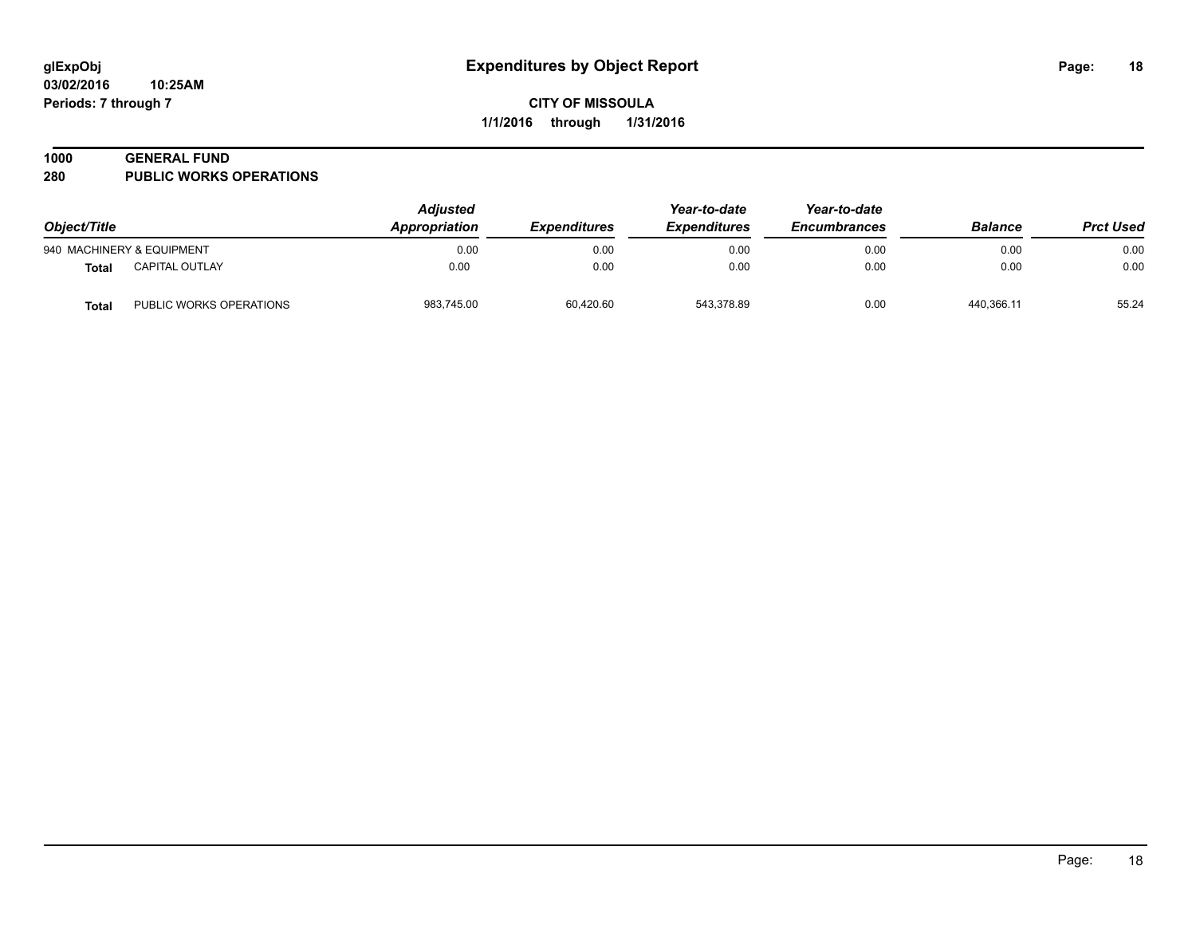# Expenditures by Object Report

**CITY OF MISSOULA**

**1/1/2016 through 1/31/2016**

glExpObj
03/02/2016 10:25AM
Periods: 7 through 7

## 1000 GENERAL FUND
## 280 PUBLIC WORKS OPERATIONS

| Object/Title | | Adjusted Appropriation | Expenditures | Year-to-date Expenditures | Year-to-date Encumbrances | Balance | Prct Used |
|---|---|---|---|---|---|---|---|
| 940 MACHINERY & EQUIPMENT | | 0.00 | 0.00 | 0.00 | 0.00 | 0.00 | 0.00 |
| **Total** | CAPITAL OUTLAY | 0.00 | 0.00 | 0.00 | 0.00 | 0.00 | 0.00 |
| **Total** | PUBLIC WORKS OPERATIONS | 983,745.00 | 60,420.60 | 543,378.89 | 0.00 | 440,366.11 | 55.24 |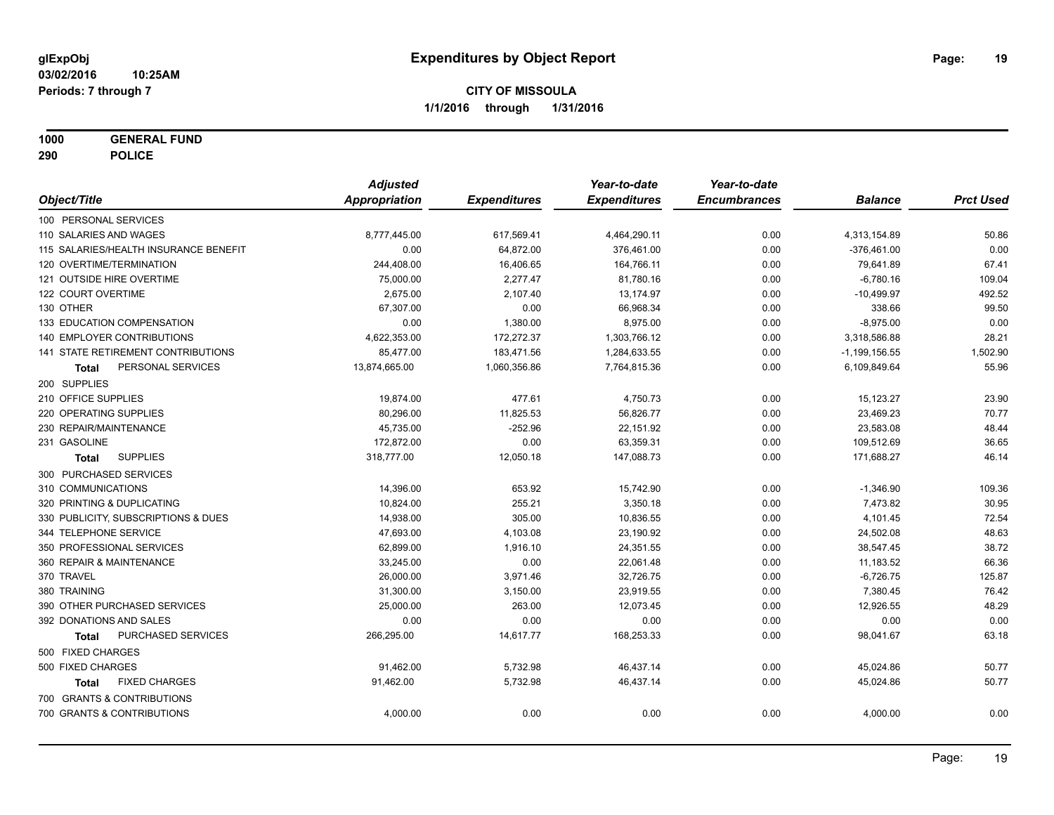# Expenditures by Object Report

glExpObj
03/02/2016 10:25AM
Periods: 7 through 7

**CITY OF MISSOULA**
1/1/2016 through 1/31/2016

**1000 GENERAL FUND**
**290 POLICE**

| Object/Title | Adjusted Appropriation | Expenditures | Year-to-date Expenditures | Year-to-date Encumbrances | Balance | Prct Used |
|---|---|---|---|---|---|---|
| 100 PERSONAL SERVICES | | | | | | |
| 110 SALARIES AND WAGES | 8,777,445.00 | 617,569.41 | 4,464,290.11 | 0.00 | 4,313,154.89 | 50.86 |
| 115 SALARIES/HEALTH INSURANCE BENEFIT | 0.00 | 64,872.00 | 376,461.00 | 0.00 | -376,461.00 | 0.00 |
| 120 OVERTIME/TERMINATION | 244,408.00 | 16,406.65 | 164,766.11 | 0.00 | 79,641.89 | 67.41 |
| 121 OUTSIDE HIRE OVERTIME | 75,000.00 | 2,277.47 | 81,780.16 | 0.00 | -6,780.16 | 109.04 |
| 122 COURT OVERTIME | 2,675.00 | 2,107.40 | 13,174.97 | 0.00 | -10,499.97 | 492.52 |
| 130 OTHER | 67,307.00 | 0.00 | 66,968.34 | 0.00 | 338.66 | 99.50 |
| 133 EDUCATION COMPENSATION | 0.00 | 1,380.00 | 8,975.00 | 0.00 | -8,975.00 | 0.00 |
| 140 EMPLOYER CONTRIBUTIONS | 4,622,353.00 | 172,272.37 | 1,303,766.12 | 0.00 | 3,318,586.88 | 28.21 |
| 141 STATE RETIREMENT CONTRIBUTIONS | 85,477.00 | 183,471.56 | 1,284,633.55 | 0.00 | -1,199,156.55 | 1,502.90 |
| **Total** PERSONAL SERVICES | 13,874,665.00 | 1,060,356.86 | 7,764,815.36 | 0.00 | 6,109,849.64 | 55.96 |
| 200 SUPPLIES | | | | | | |
| 210 OFFICE SUPPLIES | 19,874.00 | 477.61 | 4,750.73 | 0.00 | 15,123.27 | 23.90 |
| 220 OPERATING SUPPLIES | 80,296.00 | 11,825.53 | 56,826.77 | 0.00 | 23,469.23 | 70.77 |
| 230 REPAIR/MAINTENANCE | 45,735.00 | -252.96 | 22,151.92 | 0.00 | 23,583.08 | 48.44 |
| 231 GASOLINE | 172,872.00 | 0.00 | 63,359.31 | 0.00 | 109,512.69 | 36.65 |
| **Total** SUPPLIES | 318,777.00 | 12,050.18 | 147,088.73 | 0.00 | 171,688.27 | 46.14 |
| 300 PURCHASED SERVICES | | | | | | |
| 310 COMMUNICATIONS | 14,396.00 | 653.92 | 15,742.90 | 0.00 | -1,346.90 | 109.36 |
| 320 PRINTING & DUPLICATING | 10,824.00 | 255.21 | 3,350.18 | 0.00 | 7,473.82 | 30.95 |
| 330 PUBLICITY, SUBSCRIPTIONS & DUES | 14,938.00 | 305.00 | 10,836.55 | 0.00 | 4,101.45 | 72.54 |
| 344 TELEPHONE SERVICE | 47,693.00 | 4,103.08 | 23,190.92 | 0.00 | 24,502.08 | 48.63 |
| 350 PROFESSIONAL SERVICES | 62,899.00 | 1,916.10 | 24,351.55 | 0.00 | 38,547.45 | 38.72 |
| 360 REPAIR & MAINTENANCE | 33,245.00 | 0.00 | 22,061.48 | 0.00 | 11,183.52 | 66.36 |
| 370 TRAVEL | 26,000.00 | 3,971.46 | 32,726.75 | 0.00 | -6,726.75 | 125.87 |
| 380 TRAINING | 31,300.00 | 3,150.00 | 23,919.55 | 0.00 | 7,380.45 | 76.42 |
| 390 OTHER PURCHASED SERVICES | 25,000.00 | 263.00 | 12,073.45 | 0.00 | 12,926.55 | 48.29 |
| 392 DONATIONS AND SALES | 0.00 | 0.00 | 0.00 | 0.00 | 0.00 | 0.00 |
| **Total** PURCHASED SERVICES | 266,295.00 | 14,617.77 | 168,253.33 | 0.00 | 98,041.67 | 63.18 |
| 500 FIXED CHARGES | | | | | | |
| 500 FIXED CHARGES | 91,462.00 | 5,732.98 | 46,437.14 | 0.00 | 45,024.86 | 50.77 |
| **Total** FIXED CHARGES | 91,462.00 | 5,732.98 | 46,437.14 | 0.00 | 45,024.86 | 50.77 |
| 700 GRANTS & CONTRIBUTIONS | | | | | | |
| 700 GRANTS & CONTRIBUTIONS | 4,000.00 | 0.00 | 0.00 | 0.00 | 4,000.00 | 0.00 |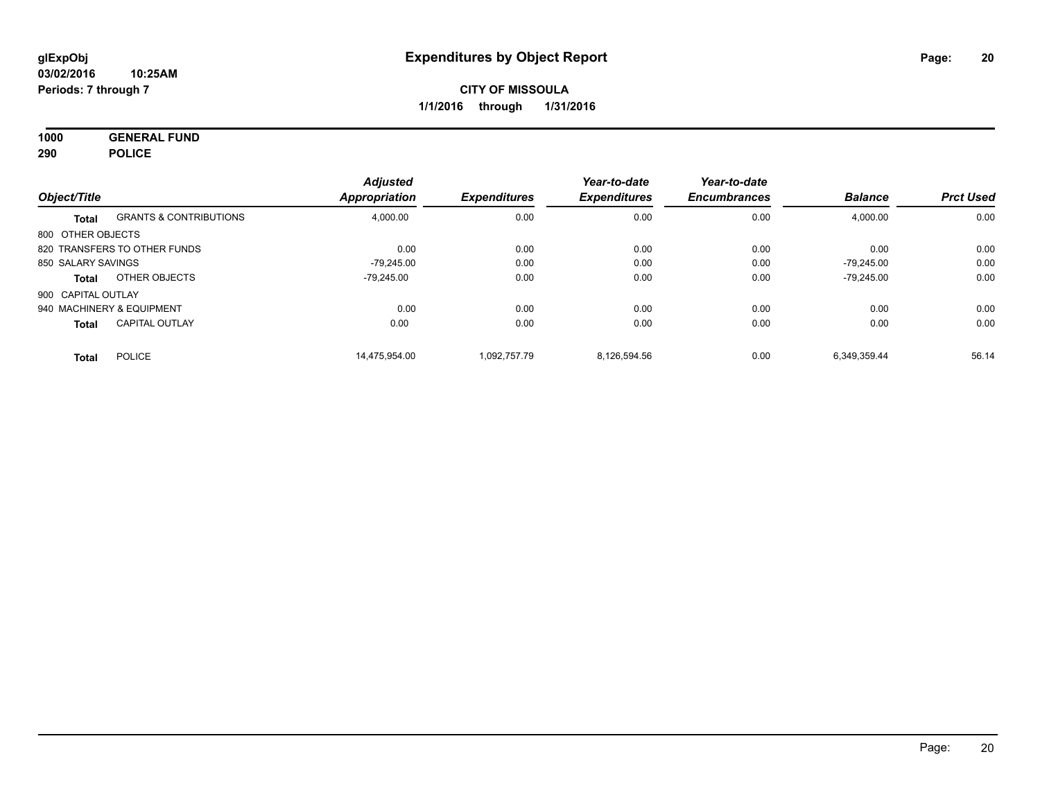# Expenditures by Object Report

glExpObj
03/02/2016 10:25AM
Periods: 7 through 7

**CITY OF MISSOULA**
**1/1/2016 through 1/31/2016**

**1000 GENERAL FUND**
**290 POLICE**

| Object/Title | | Adjusted Appropriation | Expenditures | Year-to-date Expenditures | Year-to-date Encumbrances | Balance | Prct Used |
|---|---|---|---|---|---|---|---|
| **Total** | GRANTS & CONTRIBUTIONS | 4,000.00 | 0.00 | 0.00 | 0.00 | 4,000.00 | 0.00 |
| 800 OTHER OBJECTS | | | | | | | |
| 820 TRANSFERS TO OTHER FUNDS | | 0.00 | 0.00 | 0.00 | 0.00 | 0.00 | 0.00 |
| 850 SALARY SAVINGS | | -79,245.00 | 0.00 | 0.00 | 0.00 | -79,245.00 | 0.00 |
| **Total** | OTHER OBJECTS | -79,245.00 | 0.00 | 0.00 | 0.00 | -79,245.00 | 0.00 |
| 900 CAPITAL OUTLAY | | | | | | | |
| 940 MACHINERY & EQUIPMENT | | 0.00 | 0.00 | 0.00 | 0.00 | 0.00 | 0.00 |
| **Total** | CAPITAL OUTLAY | 0.00 | 0.00 | 0.00 | 0.00 | 0.00 | 0.00 |
| **Total** | POLICE | 14,475,954.00 | 1,092,757.79 | 8,126,594.56 | 0.00 | 6,349,359.44 | 56.14 |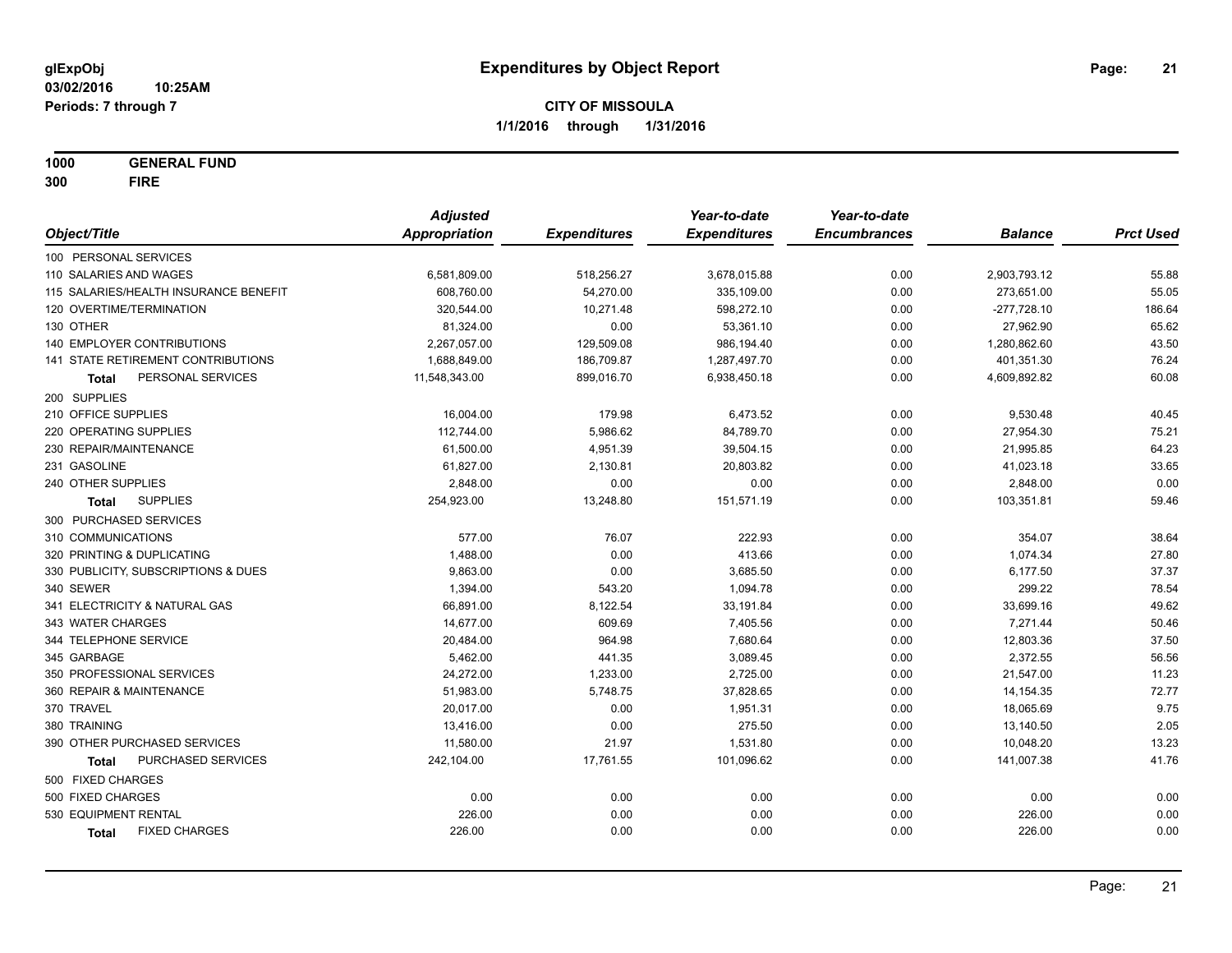**glExpObj**
**03/02/2016 10:25AM**
**Periods: 7 through 7**

# Expenditures by Object Report

**CITY OF MISSOULA**
**1/1/2016 through 1/31/2016**

**1000 GENERAL FUND**
**300 FIRE**

| Object/Title | Adjusted Appropriation | Expenditures | Year-to-date Expenditures | Year-to-date Encumbrances | Balance | Prct Used |
|---|---|---|---|---|---|---|
| 100 PERSONAL SERVICES | | | | | | |
| 110 SALARIES AND WAGES | 6,581,809.00 | 518,256.27 | 3,678,015.88 | 0.00 | 2,903,793.12 | 55.88 |
| 115 SALARIES/HEALTH INSURANCE BENEFIT | 608,760.00 | 54,270.00 | 335,109.00 | 0.00 | 273,651.00 | 55.05 |
| 120 OVERTIME/TERMINATION | 320,544.00 | 10,271.48 | 598,272.10 | 0.00 | -277,728.10 | 186.64 |
| 130 OTHER | 81,324.00 | 0.00 | 53,361.10 | 0.00 | 27,962.90 | 65.62 |
| 140 EMPLOYER CONTRIBUTIONS | 2,267,057.00 | 129,509.08 | 986,194.40 | 0.00 | 1,280,862.60 | 43.50 |
| 141 STATE RETIREMENT CONTRIBUTIONS | 1,688,849.00 | 186,709.87 | 1,287,497.70 | 0.00 | 401,351.30 | 76.24 |
| **Total** PERSONAL SERVICES | 11,548,343.00 | 899,016.70 | 6,938,450.18 | 0.00 | 4,609,892.82 | 60.08 |
| 200 SUPPLIES | | | | | | |
| 210 OFFICE SUPPLIES | 16,004.00 | 179.98 | 6,473.52 | 0.00 | 9,530.48 | 40.45 |
| 220 OPERATING SUPPLIES | 112,744.00 | 5,986.62 | 84,789.70 | 0.00 | 27,954.30 | 75.21 |
| 230 REPAIR/MAINTENANCE | 61,500.00 | 4,951.39 | 39,504.15 | 0.00 | 21,995.85 | 64.23 |
| 231 GASOLINE | 61,827.00 | 2,130.81 | 20,803.82 | 0.00 | 41,023.18 | 33.65 |
| 240 OTHER SUPPLIES | 2,848.00 | 0.00 | 0.00 | 0.00 | 2,848.00 | 0.00 |
| **Total** SUPPLIES | 254,923.00 | 13,248.80 | 151,571.19 | 0.00 | 103,351.81 | 59.46 |
| 300 PURCHASED SERVICES | | | | | | |
| 310 COMMUNICATIONS | 577.00 | 76.07 | 222.93 | 0.00 | 354.07 | 38.64 |
| 320 PRINTING & DUPLICATING | 1,488.00 | 0.00 | 413.66 | 0.00 | 1,074.34 | 27.80 |
| 330 PUBLICITY, SUBSCRIPTIONS & DUES | 9,863.00 | 0.00 | 3,685.50 | 0.00 | 6,177.50 | 37.37 |
| 340 SEWER | 1,394.00 | 543.20 | 1,094.78 | 0.00 | 299.22 | 78.54 |
| 341 ELECTRICITY & NATURAL GAS | 66,891.00 | 8,122.54 | 33,191.84 | 0.00 | 33,699.16 | 49.62 |
| 343 WATER CHARGES | 14,677.00 | 609.69 | 7,405.56 | 0.00 | 7,271.44 | 50.46 |
| 344 TELEPHONE SERVICE | 20,484.00 | 964.98 | 7,680.64 | 0.00 | 12,803.36 | 37.50 |
| 345 GARBAGE | 5,462.00 | 441.35 | 3,089.45 | 0.00 | 2,372.55 | 56.56 |
| 350 PROFESSIONAL SERVICES | 24,272.00 | 1,233.00 | 2,725.00 | 0.00 | 21,547.00 | 11.23 |
| 360 REPAIR & MAINTENANCE | 51,983.00 | 5,748.75 | 37,828.65 | 0.00 | 14,154.35 | 72.77 |
| 370 TRAVEL | 20,017.00 | 0.00 | 1,951.31 | 0.00 | 18,065.69 | 9.75 |
| 380 TRAINING | 13,416.00 | 0.00 | 275.50 | 0.00 | 13,140.50 | 2.05 |
| 390 OTHER PURCHASED SERVICES | 11,580.00 | 21.97 | 1,531.80 | 0.00 | 10,048.20 | 13.23 |
| **Total** PURCHASED SERVICES | 242,104.00 | 17,761.55 | 101,096.62 | 0.00 | 141,007.38 | 41.76 |
| 500 FIXED CHARGES | | | | | | |
| 500 FIXED CHARGES | 0.00 | 0.00 | 0.00 | 0.00 | 0.00 | 0.00 |
| 530 EQUIPMENT RENTAL | 226.00 | 0.00 | 0.00 | 0.00 | 226.00 | 0.00 |
| **Total** FIXED CHARGES | 226.00 | 0.00 | 0.00 | 0.00 | 226.00 | 0.00 |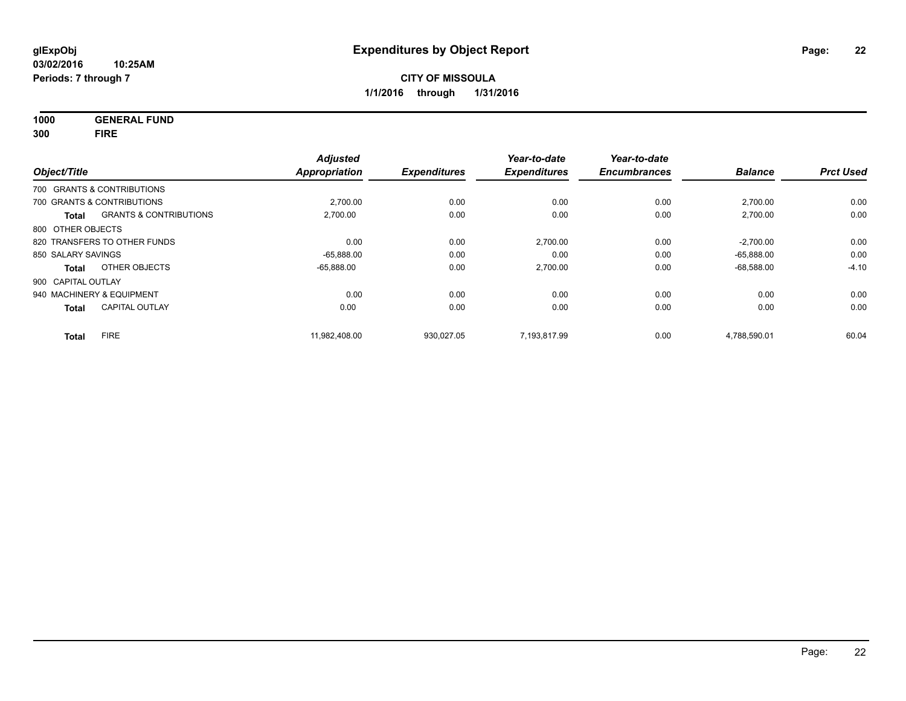**glExpObj**
**03/02/2016 10:25AM**
**Periods: 7 through 7**

# Expenditures by Object Report

**CITY OF MISSOULA**
**1/1/2016 through 1/31/2016**

**1000 GENERAL FUND**
**300 FIRE**

| Object/Title | | Adjusted Appropriation | Expenditures | Year-to-date Expenditures | Year-to-date Encumbrances | Balance | Prct Used |
|---|---|---|---|---|---|---|---|
| 700 GRANTS & CONTRIBUTIONS | | | | | | | |
| 700 GRANTS & CONTRIBUTIONS | | 2,700.00 | 0.00 | 0.00 | 0.00 | 2,700.00 | 0.00 |
| **Total** | GRANTS & CONTRIBUTIONS | 2,700.00 | 0.00 | 0.00 | 0.00 | 2,700.00 | 0.00 |
| 800 OTHER OBJECTS | | | | | | | |
| 820 TRANSFERS TO OTHER FUNDS | | 0.00 | 0.00 | 2,700.00 | 0.00 | -2,700.00 | 0.00 |
| 850 SALARY SAVINGS | | -65,888.00 | 0.00 | 0.00 | 0.00 | -65,888.00 | 0.00 |
| **Total** | OTHER OBJECTS | -65,888.00 | 0.00 | 2,700.00 | 0.00 | -68,588.00 | -4.10 |
| 900 CAPITAL OUTLAY | | | | | | | |
| 940 MACHINERY & EQUIPMENT | | 0.00 | 0.00 | 0.00 | 0.00 | 0.00 | 0.00 |
| **Total** | CAPITAL OUTLAY | 0.00 | 0.00 | 0.00 | 0.00 | 0.00 | 0.00 |
| **Total** | FIRE | 11,982,408.00 | 930,027.05 | 7,193,817.99 | 0.00 | 4,788,590.01 | 60.04 |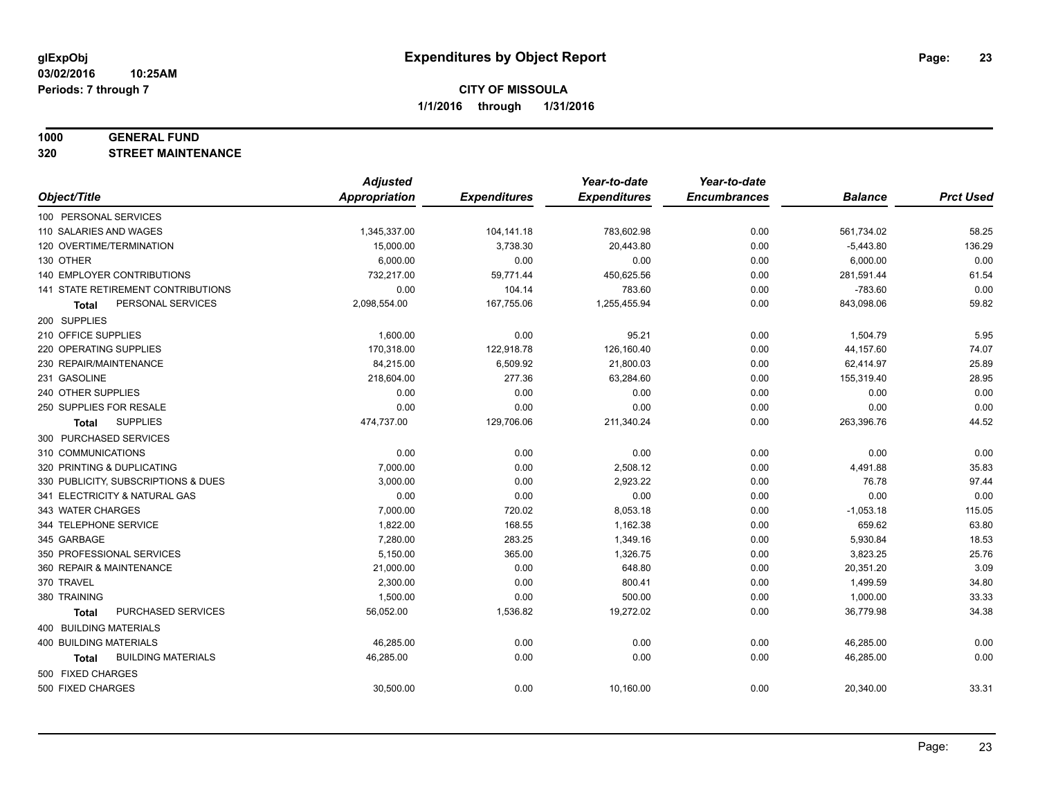**glExpObj**
**03/02/2016 10:25AM**
**Periods: 7 through 7**

# Expenditures by Object Report

**CITY OF MISSOULA**
**1/1/2016 through 1/31/2016**

**1000 GENERAL FUND**
**320 STREET MAINTENANCE**

| Object/Title | Adjusted Appropriation | Expenditures | Year-to-date Expenditures | Year-to-date Encumbrances | Balance | Prct Used |
|---|---|---|---|---|---|---|
| 100 PERSONAL SERVICES | | | | | | |
| 110 SALARIES AND WAGES | 1,345,337.00 | 104,141.18 | 783,602.98 | 0.00 | 561,734.02 | 58.25 |
| 120 OVERTIME/TERMINATION | 15,000.00 | 3,738.30 | 20,443.80 | 0.00 | -5,443.80 | 136.29 |
| 130 OTHER | 6,000.00 | 0.00 | 0.00 | 0.00 | 6,000.00 | 0.00 |
| 140 EMPLOYER CONTRIBUTIONS | 732,217.00 | 59,771.44 | 450,625.56 | 0.00 | 281,591.44 | 61.54 |
| 141 STATE RETIREMENT CONTRIBUTIONS | 0.00 | 104.14 | 783.60 | 0.00 | -783.60 | 0.00 |
| **Total** PERSONAL SERVICES | 2,098,554.00 | 167,755.06 | 1,255,455.94 | 0.00 | 843,098.06 | 59.82 |
| 200 SUPPLIES | | | | | | |
| 210 OFFICE SUPPLIES | 1,600.00 | 0.00 | 95.21 | 0.00 | 1,504.79 | 5.95 |
| 220 OPERATING SUPPLIES | 170,318.00 | 122,918.78 | 126,160.40 | 0.00 | 44,157.60 | 74.07 |
| 230 REPAIR/MAINTENANCE | 84,215.00 | 6,509.92 | 21,800.03 | 0.00 | 62,414.97 | 25.89 |
| 231 GASOLINE | 218,604.00 | 277.36 | 63,284.60 | 0.00 | 155,319.40 | 28.95 |
| 240 OTHER SUPPLIES | 0.00 | 0.00 | 0.00 | 0.00 | 0.00 | 0.00 |
| 250 SUPPLIES FOR RESALE | 0.00 | 0.00 | 0.00 | 0.00 | 0.00 | 0.00 |
| **Total** SUPPLIES | 474,737.00 | 129,706.06 | 211,340.24 | 0.00 | 263,396.76 | 44.52 |
| 300 PURCHASED SERVICES | | | | | | |
| 310 COMMUNICATIONS | 0.00 | 0.00 | 0.00 | 0.00 | 0.00 | 0.00 |
| 320 PRINTING & DUPLICATING | 7,000.00 | 0.00 | 2,508.12 | 0.00 | 4,491.88 | 35.83 |
| 330 PUBLICITY, SUBSCRIPTIONS & DUES | 3,000.00 | 0.00 | 2,923.22 | 0.00 | 76.78 | 97.44 |
| 341 ELECTRICITY & NATURAL GAS | 0.00 | 0.00 | 0.00 | 0.00 | 0.00 | 0.00 |
| 343 WATER CHARGES | 7,000.00 | 720.02 | 8,053.18 | 0.00 | -1,053.18 | 115.05 |
| 344 TELEPHONE SERVICE | 1,822.00 | 168.55 | 1,162.38 | 0.00 | 659.62 | 63.80 |
| 345 GARBAGE | 7,280.00 | 283.25 | 1,349.16 | 0.00 | 5,930.84 | 18.53 |
| 350 PROFESSIONAL SERVICES | 5,150.00 | 365.00 | 1,326.75 | 0.00 | 3,823.25 | 25.76 |
| 360 REPAIR & MAINTENANCE | 21,000.00 | 0.00 | 648.80 | 0.00 | 20,351.20 | 3.09 |
| 370 TRAVEL | 2,300.00 | 0.00 | 800.41 | 0.00 | 1,499.59 | 34.80 |
| 380 TRAINING | 1,500.00 | 0.00 | 500.00 | 0.00 | 1,000.00 | 33.33 |
| **Total** PURCHASED SERVICES | 56,052.00 | 1,536.82 | 19,272.02 | 0.00 | 36,779.98 | 34.38 |
| 400 BUILDING MATERIALS | | | | | | |
| 400 BUILDING MATERIALS | 46,285.00 | 0.00 | 0.00 | 0.00 | 46,285.00 | 0.00 |
| **Total** BUILDING MATERIALS | 46,285.00 | 0.00 | 0.00 | 0.00 | 46,285.00 | 0.00 |
| 500 FIXED CHARGES | | | | | | |
| 500 FIXED CHARGES | 30,500.00 | 0.00 | 10,160.00 | 0.00 | 20,340.00 | 33.31 |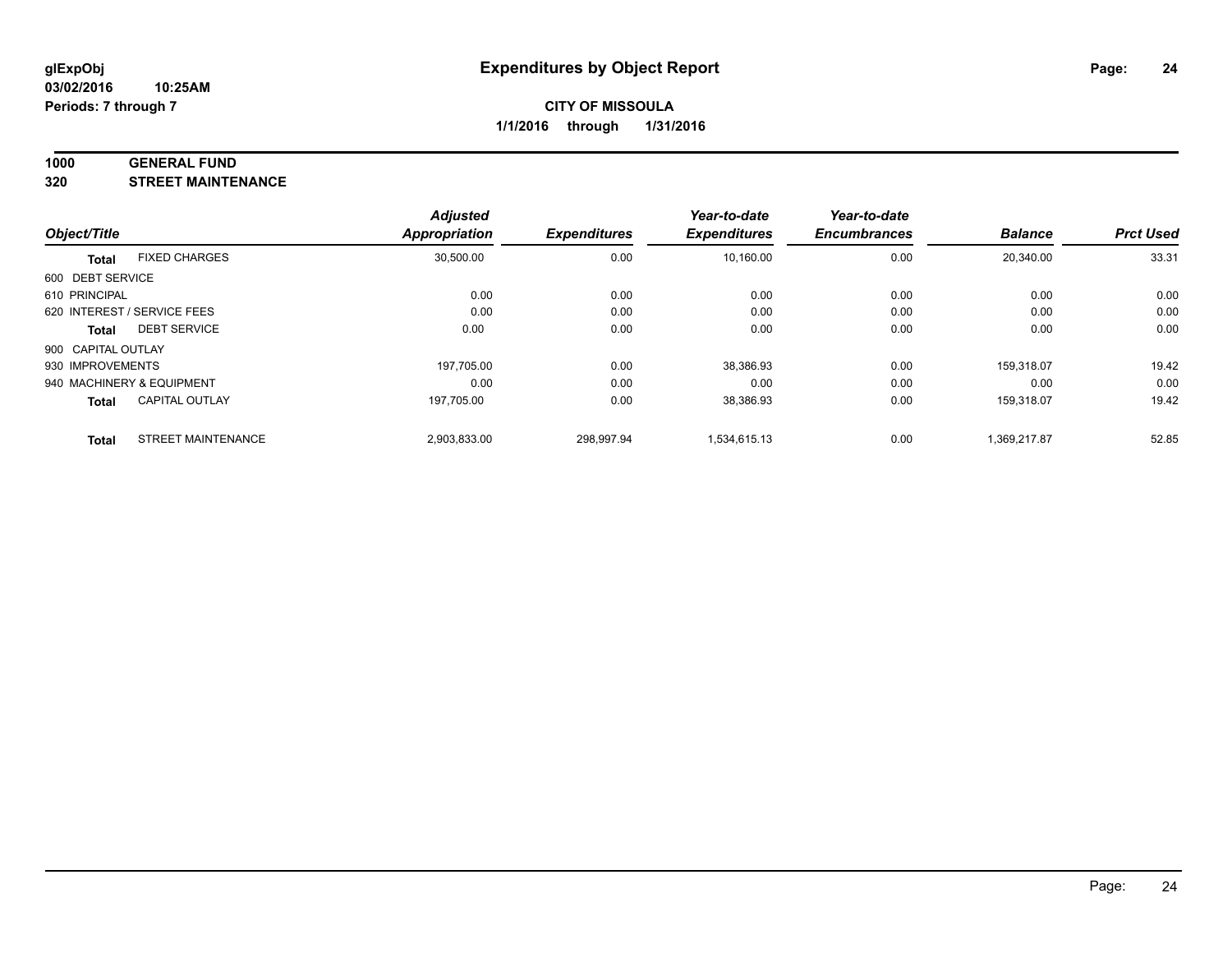# Expenditures by Object Report

glExpObj
03/02/2016 10:25AM
Periods: 7 through 7

**CITY OF MISSOULA**
**1/1/2016 through 1/31/2016**

## 1000 GENERAL FUND
## 320 STREET MAINTENANCE

| Object/Title | | Adjusted Appropriation | Expenditures | Year-to-date Expenditures | Year-to-date Encumbrances | Balance | Prct Used |
|---|---|---|---|---|---|---|---|
| **Total** | FIXED CHARGES | 30,500.00 | 0.00 | 10,160.00 | 0.00 | 20,340.00 | 33.31 |
| 600 DEBT SERVICE | | | | | | | |
| 610 PRINCIPAL | | 0.00 | 0.00 | 0.00 | 0.00 | 0.00 | 0.00 |
| 620 INTEREST / SERVICE FEES | | 0.00 | 0.00 | 0.00 | 0.00 | 0.00 | 0.00 |
| **Total** | DEBT SERVICE | 0.00 | 0.00 | 0.00 | 0.00 | 0.00 | 0.00 |
| 900 CAPITAL OUTLAY | | | | | | | |
| 930 IMPROVEMENTS | | 197,705.00 | 0.00 | 38,386.93 | 0.00 | 159,318.07 | 19.42 |
| 940 MACHINERY & EQUIPMENT | | 0.00 | 0.00 | 0.00 | 0.00 | 0.00 | 0.00 |
| **Total** | CAPITAL OUTLAY | 197,705.00 | 0.00 | 38,386.93 | 0.00 | 159,318.07 | 19.42 |
| **Total** | STREET MAINTENANCE | 2,903,833.00 | 298,997.94 | 1,534,615.13 | 0.00 | 1,369,217.87 | 52.85 |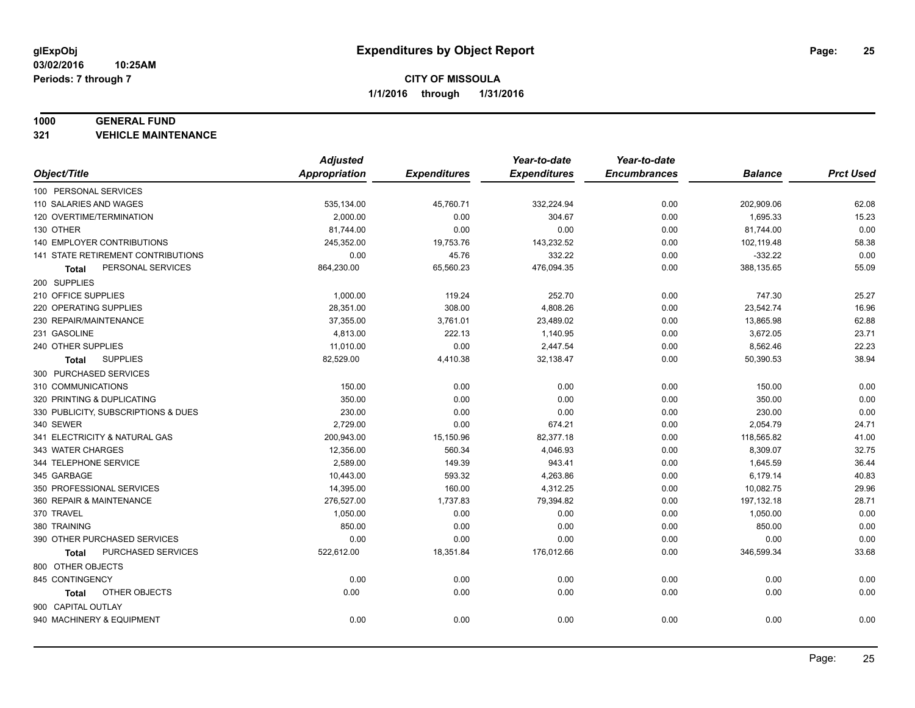**glExpObj** **Expenditures by Object Report**
**03/02/2016 10:25AM**
**Periods: 7 through 7**

**CITY OF MISSOULA**
**1/1/2016 through 1/31/2016**

**1000 GENERAL FUND**
**321 VEHICLE MAINTENANCE**

| Object/Title | Adjusted Appropriation | Expenditures | Year-to-date Expenditures | Year-to-date Encumbrances | Balance | Prct Used |
|---|---|---|---|---|---|---|
| 100 PERSONAL SERVICES | | | | | | |
| 110 SALARIES AND WAGES | 535,134.00 | 45,760.71 | 332,224.94 | 0.00 | 202,909.06 | 62.08 |
| 120 OVERTIME/TERMINATION | 2,000.00 | 0.00 | 304.67 | 0.00 | 1,695.33 | 15.23 |
| 130 OTHER | 81,744.00 | 0.00 | 0.00 | 0.00 | 81,744.00 | 0.00 |
| 140 EMPLOYER CONTRIBUTIONS | 245,352.00 | 19,753.76 | 143,232.52 | 0.00 | 102,119.48 | 58.38 |
| 141 STATE RETIREMENT CONTRIBUTIONS | 0.00 | 45.76 | 332.22 | 0.00 | -332.22 | 0.00 |
| **Total** PERSONAL SERVICES | 864,230.00 | 65,560.23 | 476,094.35 | 0.00 | 388,135.65 | 55.09 |
| 200 SUPPLIES | | | | | | |
| 210 OFFICE SUPPLIES | 1,000.00 | 119.24 | 252.70 | 0.00 | 747.30 | 25.27 |
| 220 OPERATING SUPPLIES | 28,351.00 | 308.00 | 4,808.26 | 0.00 | 23,542.74 | 16.96 |
| 230 REPAIR/MAINTENANCE | 37,355.00 | 3,761.01 | 23,489.02 | 0.00 | 13,865.98 | 62.88 |
| 231 GASOLINE | 4,813.00 | 222.13 | 1,140.95 | 0.00 | 3,672.05 | 23.71 |
| 240 OTHER SUPPLIES | 11,010.00 | 0.00 | 2,447.54 | 0.00 | 8,562.46 | 22.23 |
| **Total** SUPPLIES | 82,529.00 | 4,410.38 | 32,138.47 | 0.00 | 50,390.53 | 38.94 |
| 300 PURCHASED SERVICES | | | | | | |
| 310 COMMUNICATIONS | 150.00 | 0.00 | 0.00 | 0.00 | 150.00 | 0.00 |
| 320 PRINTING & DUPLICATING | 350.00 | 0.00 | 0.00 | 0.00 | 350.00 | 0.00 |
| 330 PUBLICITY, SUBSCRIPTIONS & DUES | 230.00 | 0.00 | 0.00 | 0.00 | 230.00 | 0.00 |
| 340 SEWER | 2,729.00 | 0.00 | 674.21 | 0.00 | 2,054.79 | 24.71 |
| 341 ELECTRICITY & NATURAL GAS | 200,943.00 | 15,150.96 | 82,377.18 | 0.00 | 118,565.82 | 41.00 |
| 343 WATER CHARGES | 12,356.00 | 560.34 | 4,046.93 | 0.00 | 8,309.07 | 32.75 |
| 344 TELEPHONE SERVICE | 2,589.00 | 149.39 | 943.41 | 0.00 | 1,645.59 | 36.44 |
| 345 GARBAGE | 10,443.00 | 593.32 | 4,263.86 | 0.00 | 6,179.14 | 40.83 |
| 350 PROFESSIONAL SERVICES | 14,395.00 | 160.00 | 4,312.25 | 0.00 | 10,082.75 | 29.96 |
| 360 REPAIR & MAINTENANCE | 276,527.00 | 1,737.83 | 79,394.82 | 0.00 | 197,132.18 | 28.71 |
| 370 TRAVEL | 1,050.00 | 0.00 | 0.00 | 0.00 | 1,050.00 | 0.00 |
| 380 TRAINING | 850.00 | 0.00 | 0.00 | 0.00 | 850.00 | 0.00 |
| 390 OTHER PURCHASED SERVICES | 0.00 | 0.00 | 0.00 | 0.00 | 0.00 | 0.00 |
| **Total** PURCHASED SERVICES | 522,612.00 | 18,351.84 | 176,012.66 | 0.00 | 346,599.34 | 33.68 |
| 800 OTHER OBJECTS | | | | | | |
| 845 CONTINGENCY | 0.00 | 0.00 | 0.00 | 0.00 | 0.00 | 0.00 |
| **Total** OTHER OBJECTS | 0.00 | 0.00 | 0.00 | 0.00 | 0.00 | 0.00 |
| 900 CAPITAL OUTLAY | | | | | | |
| 940 MACHINERY & EQUIPMENT | 0.00 | 0.00 | 0.00 | 0.00 | 0.00 | 0.00 |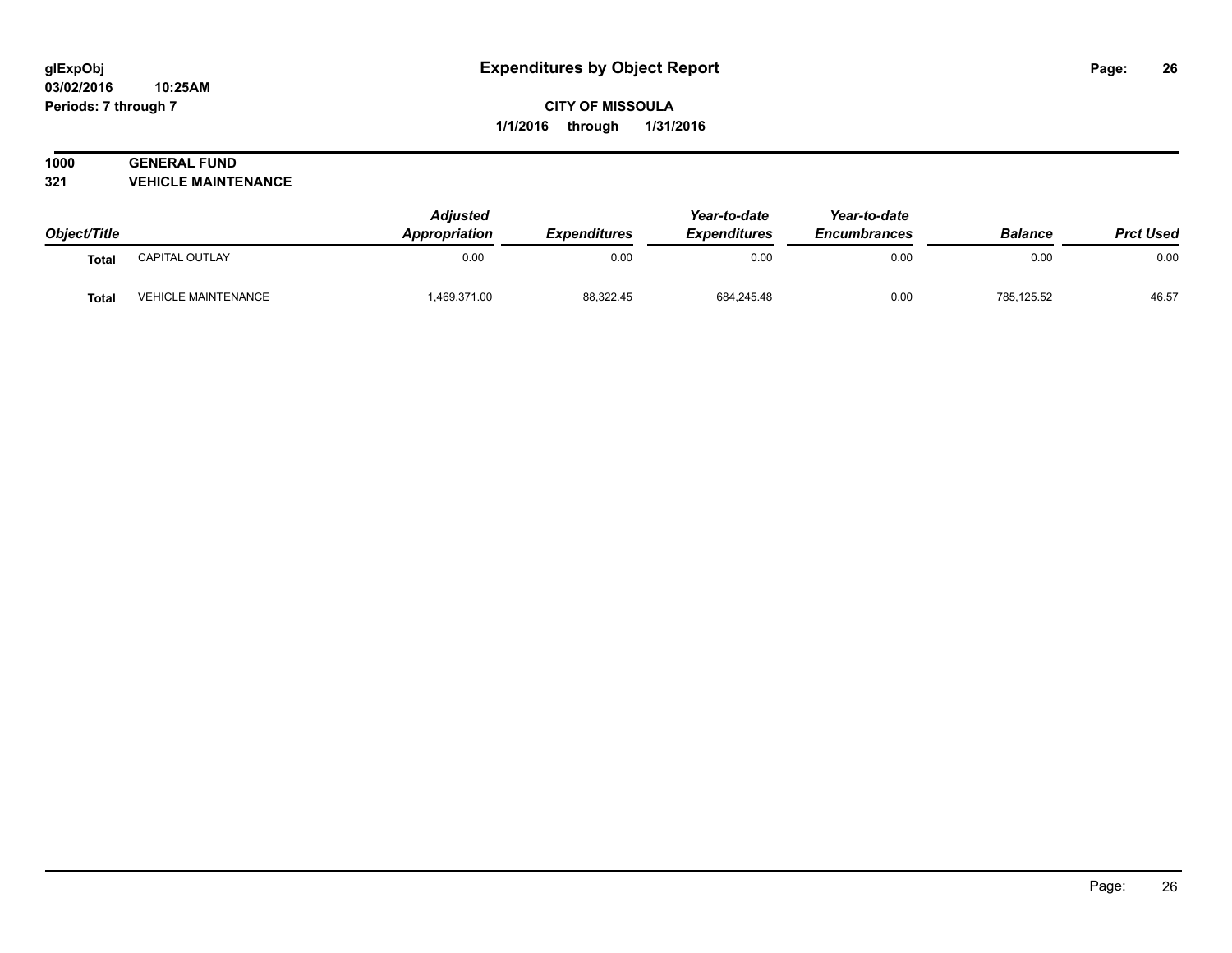# Expenditures by Object Report

glExpObj
03/02/2016 10:25AM
Periods: 7 through 7

**CITY OF MISSOULA**
**1/1/2016 through 1/31/2016**

## 1000 GENERAL FUND
## 321 VEHICLE MAINTENANCE

| Object/Title | | Adjusted Appropriation | Expenditures | Year-to-date Expenditures | Year-to-date Encumbrances | Balance | Prct Used |
|---|---|---|---|---|---|---|---|
| **Total** | CAPITAL OUTLAY | 0.00 | 0.00 | 0.00 | 0.00 | 0.00 | 0.00 |
| **Total** | VEHICLE MAINTENANCE | 1,469,371.00 | 88,322.45 | 684,245.48 | 0.00 | 785,125.52 | 46.57 |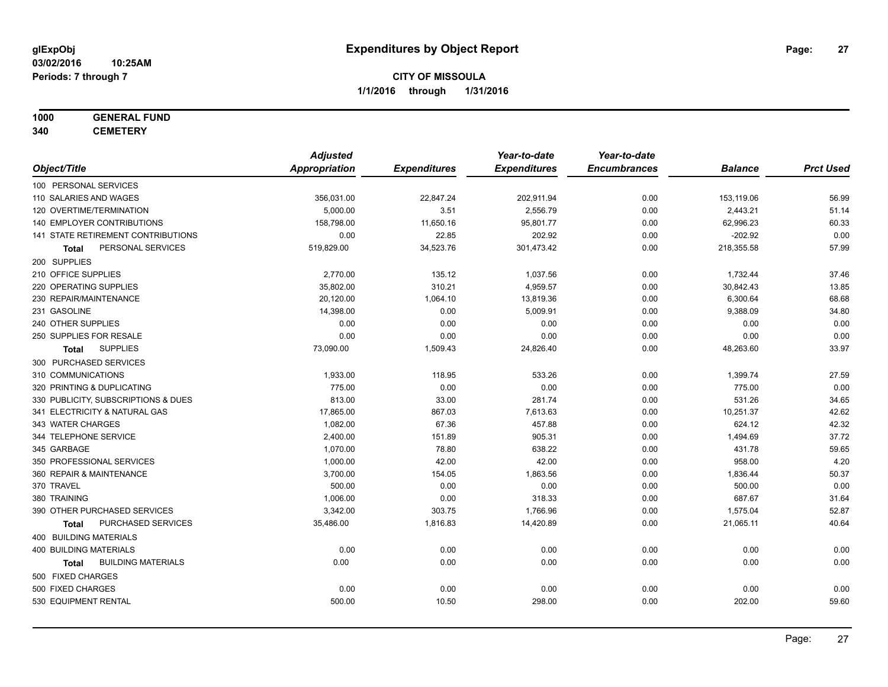**glExpObj**
**03/02/2016 10:25AM**
**Periods: 7 through 7**

# Expenditures by Object Report

**CITY OF MISSOULA**
**1/1/2016 through 1/31/2016**

**1000 GENERAL FUND**
**340 CEMETERY**

| Object/Title | Adjusted Appropriation | Expenditures | Year-to-date Expenditures | Year-to-date Encumbrances | Balance | Prct Used |
|---|---|---|---|---|---|---|
| 100 PERSONAL SERVICES | | | | | | |
| 110 SALARIES AND WAGES | 356,031.00 | 22,847.24 | 202,911.94 | 0.00 | 153,119.06 | 56.99 |
| 120 OVERTIME/TERMINATION | 5,000.00 | 3.51 | 2,556.79 | 0.00 | 2,443.21 | 51.14 |
| 140 EMPLOYER CONTRIBUTIONS | 158,798.00 | 11,650.16 | 95,801.77 | 0.00 | 62,996.23 | 60.33 |
| 141 STATE RETIREMENT CONTRIBUTIONS | 0.00 | 22.85 | 202.92 | 0.00 | -202.92 | 0.00 |
| **Total** PERSONAL SERVICES | 519,829.00 | 34,523.76 | 301,473.42 | 0.00 | 218,355.58 | 57.99 |
| 200 SUPPLIES | | | | | | |
| 210 OFFICE SUPPLIES | 2,770.00 | 135.12 | 1,037.56 | 0.00 | 1,732.44 | 37.46 |
| 220 OPERATING SUPPLIES | 35,802.00 | 310.21 | 4,959.57 | 0.00 | 30,842.43 | 13.85 |
| 230 REPAIR/MAINTENANCE | 20,120.00 | 1,064.10 | 13,819.36 | 0.00 | 6,300.64 | 68.68 |
| 231 GASOLINE | 14,398.00 | 0.00 | 5,009.91 | 0.00 | 9,388.09 | 34.80 |
| 240 OTHER SUPPLIES | 0.00 | 0.00 | 0.00 | 0.00 | 0.00 | 0.00 |
| 250 SUPPLIES FOR RESALE | 0.00 | 0.00 | 0.00 | 0.00 | 0.00 | 0.00 |
| **Total** SUPPLIES | 73,090.00 | 1,509.43 | 24,826.40 | 0.00 | 48,263.60 | 33.97 |
| 300 PURCHASED SERVICES | | | | | | |
| 310 COMMUNICATIONS | 1,933.00 | 118.95 | 533.26 | 0.00 | 1,399.74 | 27.59 |
| 320 PRINTING & DUPLICATING | 775.00 | 0.00 | 0.00 | 0.00 | 775.00 | 0.00 |
| 330 PUBLICITY, SUBSCRIPTIONS & DUES | 813.00 | 33.00 | 281.74 | 0.00 | 531.26 | 34.65 |
| 341 ELECTRICITY & NATURAL GAS | 17,865.00 | 867.03 | 7,613.63 | 0.00 | 10,251.37 | 42.62 |
| 343 WATER CHARGES | 1,082.00 | 67.36 | 457.88 | 0.00 | 624.12 | 42.32 |
| 344 TELEPHONE SERVICE | 2,400.00 | 151.89 | 905.31 | 0.00 | 1,494.69 | 37.72 |
| 345 GARBAGE | 1,070.00 | 78.80 | 638.22 | 0.00 | 431.78 | 59.65 |
| 350 PROFESSIONAL SERVICES | 1,000.00 | 42.00 | 42.00 | 0.00 | 958.00 | 4.20 |
| 360 REPAIR & MAINTENANCE | 3,700.00 | 154.05 | 1,863.56 | 0.00 | 1,836.44 | 50.37 |
| 370 TRAVEL | 500.00 | 0.00 | 0.00 | 0.00 | 500.00 | 0.00 |
| 380 TRAINING | 1,006.00 | 0.00 | 318.33 | 0.00 | 687.67 | 31.64 |
| 390 OTHER PURCHASED SERVICES | 3,342.00 | 303.75 | 1,766.96 | 0.00 | 1,575.04 | 52.87 |
| **Total** PURCHASED SERVICES | 35,486.00 | 1,816.83 | 14,420.89 | 0.00 | 21,065.11 | 40.64 |
| 400 BUILDING MATERIALS | | | | | | |
| 400 BUILDING MATERIALS | 0.00 | 0.00 | 0.00 | 0.00 | 0.00 | 0.00 |
| **Total** BUILDING MATERIALS | 0.00 | 0.00 | 0.00 | 0.00 | 0.00 | 0.00 |
| 500 FIXED CHARGES | | | | | | |
| 500 FIXED CHARGES | 0.00 | 0.00 | 0.00 | 0.00 | 0.00 | 0.00 |
| 530 EQUIPMENT RENTAL | 500.00 | 10.50 | 298.00 | 0.00 | 202.00 | 59.60 |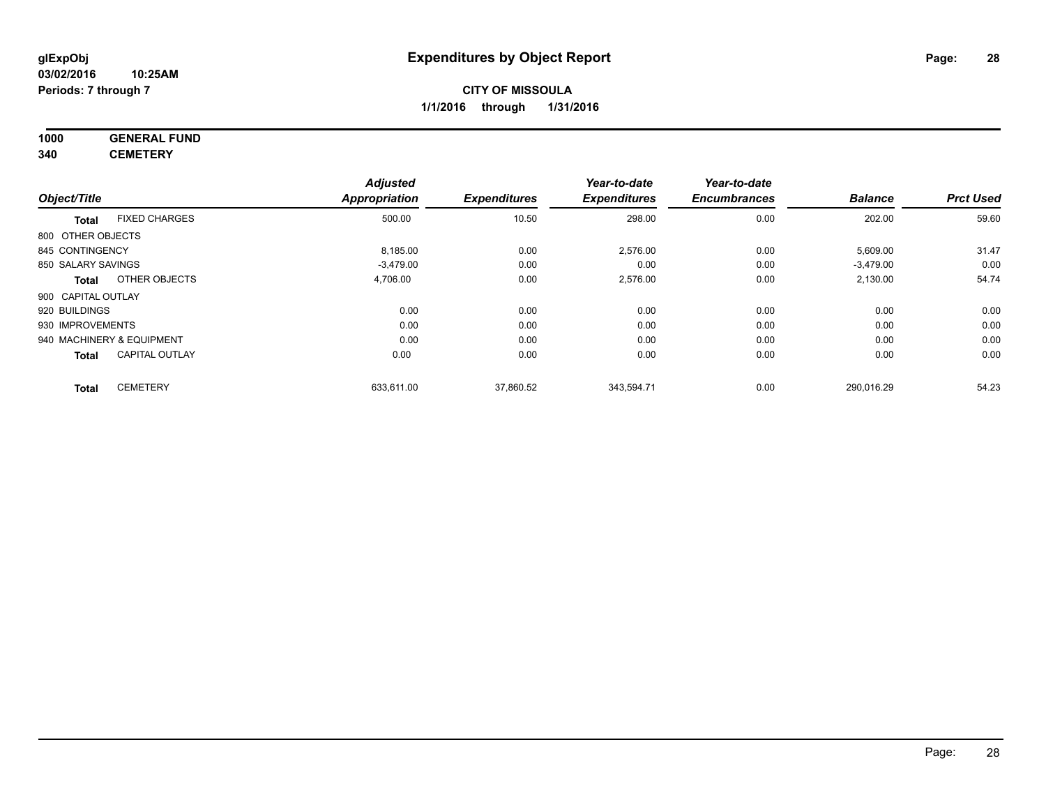**glExpObj**
**03/02/2016 10:25AM**
**Periods: 7 through 7**

# Expenditures by Object Report

**CITY OF MISSOULA**
**1/1/2016 through 1/31/2016**

**1000 GENERAL FUND**
**340 CEMETERY**

| Object/Title | | Adjusted Appropriation | Expenditures | Year-to-date Expenditures | Year-to-date Encumbrances | Balance | Prct Used |
|---|---|---|---|---|---|---|---|
| **Total** | FIXED CHARGES | 500.00 | 10.50 | 298.00 | 0.00 | 202.00 | 59.60 |
| 800 OTHER OBJECTS | | | | | | | |
| 845 CONTINGENCY | | 8,185.00 | 0.00 | 2,576.00 | 0.00 | 5,609.00 | 31.47 |
| 850 SALARY SAVINGS | | -3,479.00 | 0.00 | 0.00 | 0.00 | -3,479.00 | 0.00 |
| **Total** | OTHER OBJECTS | 4,706.00 | 0.00 | 2,576.00 | 0.00 | 2,130.00 | 54.74 |
| 900 CAPITAL OUTLAY | | | | | | | |
| 920 BUILDINGS | | 0.00 | 0.00 | 0.00 | 0.00 | 0.00 | 0.00 |
| 930 IMPROVEMENTS | | 0.00 | 0.00 | 0.00 | 0.00 | 0.00 | 0.00 |
| 940 MACHINERY & EQUIPMENT | | 0.00 | 0.00 | 0.00 | 0.00 | 0.00 | 0.00 |
| **Total** | CAPITAL OUTLAY | 0.00 | 0.00 | 0.00 | 0.00 | 0.00 | 0.00 |
| **Total** | CEMETERY | 633,611.00 | 37,860.52 | 343,594.71 | 0.00 | 290,016.29 | 54.23 |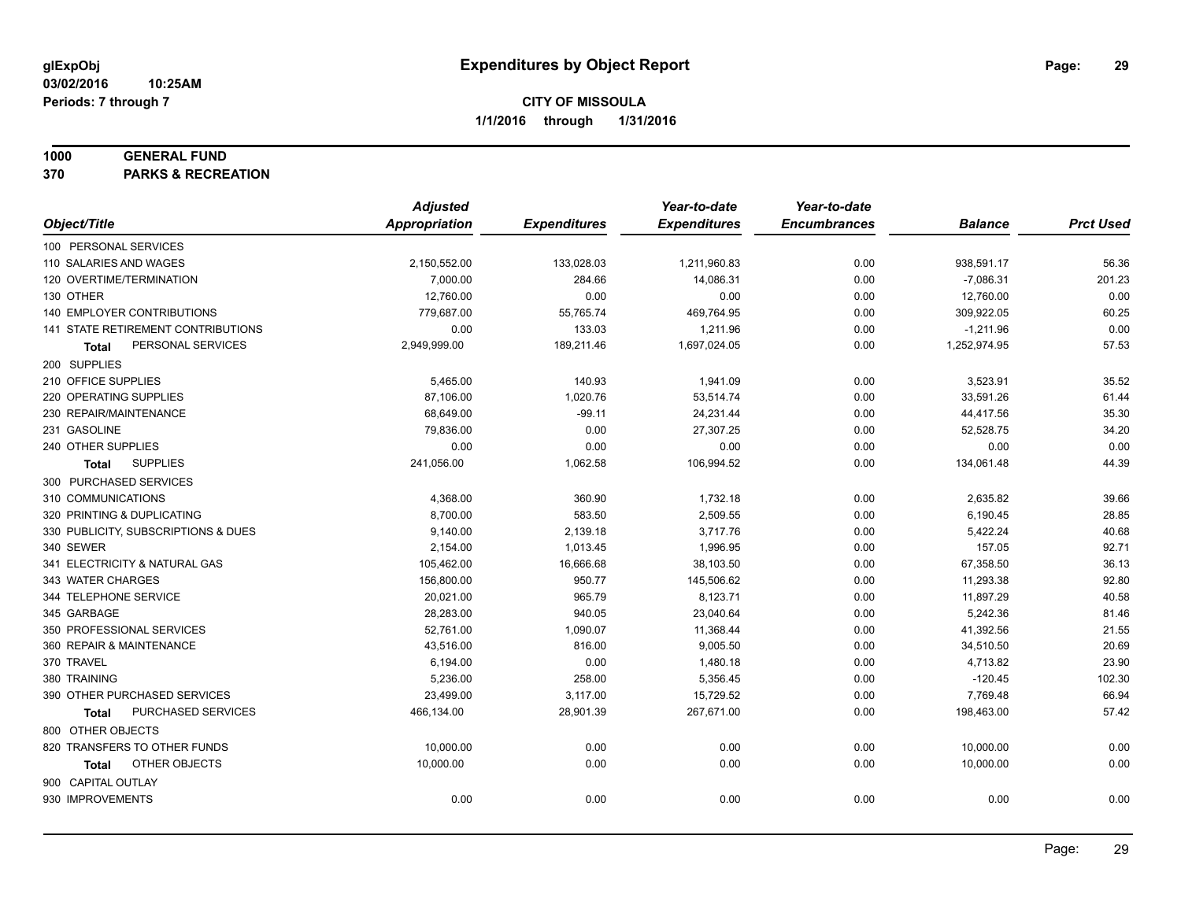# Expenditures by Object Report

glExpObj
03/02/2016 10:25AM
Periods: 7 through 7

**CITY OF MISSOULA**
**1/1/2016 through 1/31/2016**

**1000 GENERAL FUND**
**370 PARKS & RECREATION**

| Object/Title | Adjusted Appropriation | Expenditures | Year-to-date Expenditures | Year-to-date Encumbrances | Balance | Prct Used |
|---|---|---|---|---|---|---|
| 100 PERSONAL SERVICES | | | | | | |
| 110 SALARIES AND WAGES | 2,150,552.00 | 133,028.03 | 1,211,960.83 | 0.00 | 938,591.17 | 56.36 |
| 120 OVERTIME/TERMINATION | 7,000.00 | 284.66 | 14,086.31 | 0.00 | -7,086.31 | 201.23 |
| 130 OTHER | 12,760.00 | 0.00 | 0.00 | 0.00 | 12,760.00 | 0.00 |
| 140 EMPLOYER CONTRIBUTIONS | 779,687.00 | 55,765.74 | 469,764.95 | 0.00 | 309,922.05 | 60.25 |
| 141 STATE RETIREMENT CONTRIBUTIONS | 0.00 | 133.03 | 1,211.96 | 0.00 | -1,211.96 | 0.00 |
| **Total** PERSONAL SERVICES | 2,949,999.00 | 189,211.46 | 1,697,024.05 | 0.00 | 1,252,974.95 | 57.53 |
| 200 SUPPLIES | | | | | | |
| 210 OFFICE SUPPLIES | 5,465.00 | 140.93 | 1,941.09 | 0.00 | 3,523.91 | 35.52 |
| 220 OPERATING SUPPLIES | 87,106.00 | 1,020.76 | 53,514.74 | 0.00 | 33,591.26 | 61.44 |
| 230 REPAIR/MAINTENANCE | 68,649.00 | -99.11 | 24,231.44 | 0.00 | 44,417.56 | 35.30 |
| 231 GASOLINE | 79,836.00 | 0.00 | 27,307.25 | 0.00 | 52,528.75 | 34.20 |
| 240 OTHER SUPPLIES | 0.00 | 0.00 | 0.00 | 0.00 | 0.00 | 0.00 |
| **Total** SUPPLIES | 241,056.00 | 1,062.58 | 106,994.52 | 0.00 | 134,061.48 | 44.39 |
| 300 PURCHASED SERVICES | | | | | | |
| 310 COMMUNICATIONS | 4,368.00 | 360.90 | 1,732.18 | 0.00 | 2,635.82 | 39.66 |
| 320 PRINTING & DUPLICATING | 8,700.00 | 583.50 | 2,509.55 | 0.00 | 6,190.45 | 28.85 |
| 330 PUBLICITY, SUBSCRIPTIONS & DUES | 9,140.00 | 2,139.18 | 3,717.76 | 0.00 | 5,422.24 | 40.68 |
| 340 SEWER | 2,154.00 | 1,013.45 | 1,996.95 | 0.00 | 157.05 | 92.71 |
| 341 ELECTRICITY & NATURAL GAS | 105,462.00 | 16,666.68 | 38,103.50 | 0.00 | 67,358.50 | 36.13 |
| 343 WATER CHARGES | 156,800.00 | 950.77 | 145,506.62 | 0.00 | 11,293.38 | 92.80 |
| 344 TELEPHONE SERVICE | 20,021.00 | 965.79 | 8,123.71 | 0.00 | 11,897.29 | 40.58 |
| 345 GARBAGE | 28,283.00 | 940.05 | 23,040.64 | 0.00 | 5,242.36 | 81.46 |
| 350 PROFESSIONAL SERVICES | 52,761.00 | 1,090.07 | 11,368.44 | 0.00 | 41,392.56 | 21.55 |
| 360 REPAIR & MAINTENANCE | 43,516.00 | 816.00 | 9,005.50 | 0.00 | 34,510.50 | 20.69 |
| 370 TRAVEL | 6,194.00 | 0.00 | 1,480.18 | 0.00 | 4,713.82 | 23.90 |
| 380 TRAINING | 5,236.00 | 258.00 | 5,356.45 | 0.00 | -120.45 | 102.30 |
| 390 OTHER PURCHASED SERVICES | 23,499.00 | 3,117.00 | 15,729.52 | 0.00 | 7,769.48 | 66.94 |
| **Total** PURCHASED SERVICES | 466,134.00 | 28,901.39 | 267,671.00 | 0.00 | 198,463.00 | 57.42 |
| 800 OTHER OBJECTS | | | | | | |
| 820 TRANSFERS TO OTHER FUNDS | 10,000.00 | 0.00 | 0.00 | 0.00 | 10,000.00 | 0.00 |
| **Total** OTHER OBJECTS | 10,000.00 | 0.00 | 0.00 | 0.00 | 10,000.00 | 0.00 |
| 900 CAPITAL OUTLAY | | | | | | |
| 930 IMPROVEMENTS | 0.00 | 0.00 | 0.00 | 0.00 | 0.00 | 0.00 |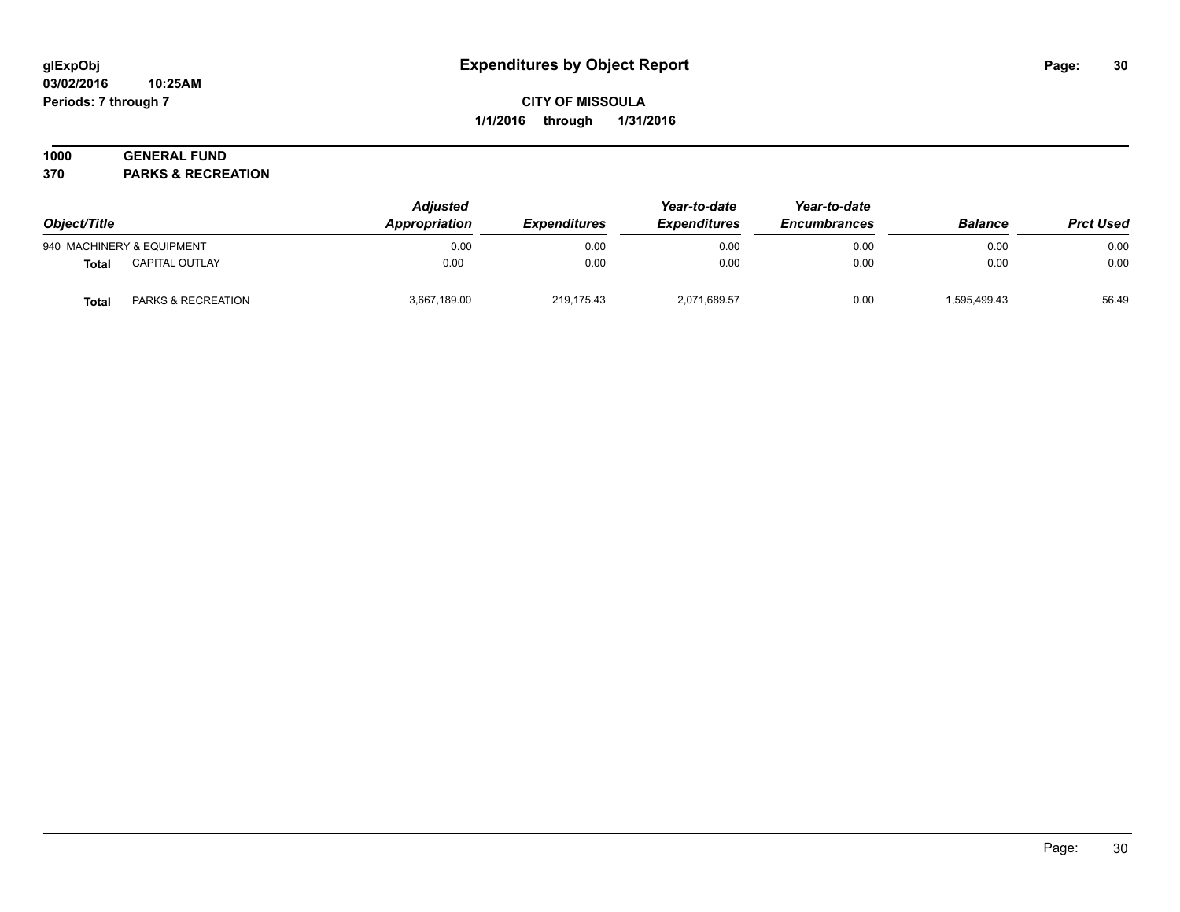# Expenditures by Object Report

glExpObj
03/02/2016 10:25AM
Periods: 7 through 7

**CITY OF MISSOULA**
**1/1/2016 through 1/31/2016**

**1000 GENERAL FUND**
**370 PARKS & RECREATION**

| Object/Title | | Adjusted Appropriation | Expenditures | Year-to-date Expenditures | Year-to-date Encumbrances | Balance | Prct Used |
|---|---|---|---|---|---|---|---|
| 940 MACHINERY & EQUIPMENT | | 0.00 | 0.00 | 0.00 | 0.00 | 0.00 | 0.00 |
| **Total** | CAPITAL OUTLAY | 0.00 | 0.00 | 0.00 | 0.00 | 0.00 | 0.00 |
| **Total** | PARKS & RECREATION | 3,667,189.00 | 219,175.43 | 2,071,689.57 | 0.00 | 1,595,499.43 | 56.49 |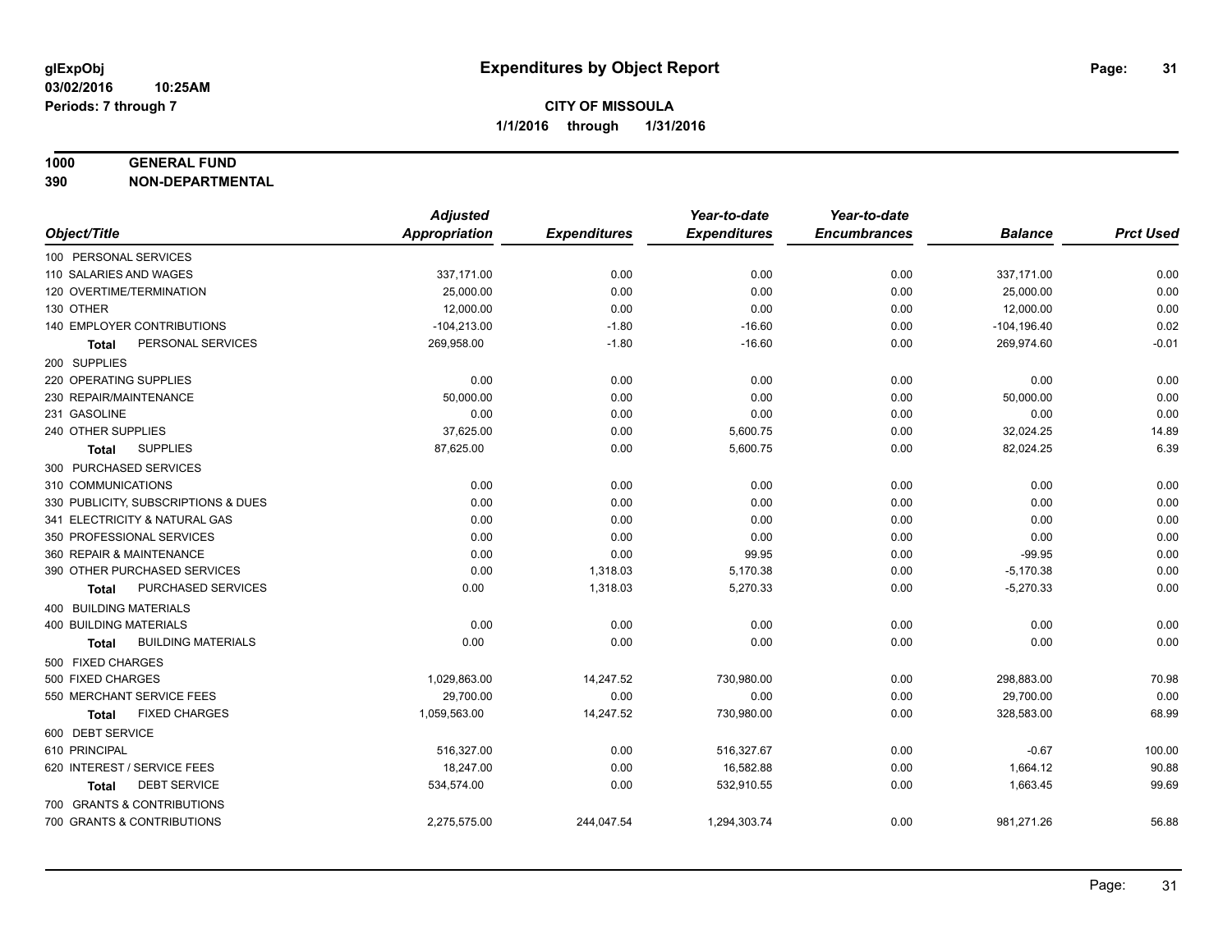**glExpObj**
**03/02/2016 10:25AM**
**Periods: 7 through 7**

# Expenditures by Object Report

**CITY OF MISSOULA**
**1/1/2016 through 1/31/2016**

## 1000 GENERAL FUND
## 390 NON-DEPARTMENTAL

| Object/Title | Adjusted Appropriation | Expenditures | Year-to-date Expenditures | Year-to-date Encumbrances | Balance | Prct Used |
|---|---|---|---|---|---|---|
| 100 PERSONAL SERVICES | | | | | | |
| 110 SALARIES AND WAGES | 337,171.00 | 0.00 | 0.00 | 0.00 | 337,171.00 | 0.00 |
| 120 OVERTIME/TERMINATION | 25,000.00 | 0.00 | 0.00 | 0.00 | 25,000.00 | 0.00 |
| 130 OTHER | 12,000.00 | 0.00 | 0.00 | 0.00 | 12,000.00 | 0.00 |
| 140 EMPLOYER CONTRIBUTIONS | -104,213.00 | -1.80 | -16.60 | 0.00 | -104,196.40 | 0.02 |
| **Total** PERSONAL SERVICES | 269,958.00 | -1.80 | -16.60 | 0.00 | 269,974.60 | -0.01 |
| 200 SUPPLIES | | | | | | |
| 220 OPERATING SUPPLIES | 0.00 | 0.00 | 0.00 | 0.00 | 0.00 | 0.00 |
| 230 REPAIR/MAINTENANCE | 50,000.00 | 0.00 | 0.00 | 0.00 | 50,000.00 | 0.00 |
| 231 GASOLINE | 0.00 | 0.00 | 0.00 | 0.00 | 0.00 | 0.00 |
| 240 OTHER SUPPLIES | 37,625.00 | 0.00 | 5,600.75 | 0.00 | 32,024.25 | 14.89 |
| **Total** SUPPLIES | 87,625.00 | 0.00 | 5,600.75 | 0.00 | 82,024.25 | 6.39 |
| 300 PURCHASED SERVICES | | | | | | |
| 310 COMMUNICATIONS | 0.00 | 0.00 | 0.00 | 0.00 | 0.00 | 0.00 |
| 330 PUBLICITY, SUBSCRIPTIONS & DUES | 0.00 | 0.00 | 0.00 | 0.00 | 0.00 | 0.00 |
| 341 ELECTRICITY & NATURAL GAS | 0.00 | 0.00 | 0.00 | 0.00 | 0.00 | 0.00 |
| 350 PROFESSIONAL SERVICES | 0.00 | 0.00 | 0.00 | 0.00 | 0.00 | 0.00 |
| 360 REPAIR & MAINTENANCE | 0.00 | 0.00 | 99.95 | 0.00 | -99.95 | 0.00 |
| 390 OTHER PURCHASED SERVICES | 0.00 | 1,318.03 | 5,170.38 | 0.00 | -5,170.38 | 0.00 |
| **Total** PURCHASED SERVICES | 0.00 | 1,318.03 | 5,270.33 | 0.00 | -5,270.33 | 0.00 |
| 400 BUILDING MATERIALS | | | | | | |
| 400 BUILDING MATERIALS | 0.00 | 0.00 | 0.00 | 0.00 | 0.00 | 0.00 |
| **Total** BUILDING MATERIALS | 0.00 | 0.00 | 0.00 | 0.00 | 0.00 | 0.00 |
| 500 FIXED CHARGES | | | | | | |
| 500 FIXED CHARGES | 1,029,863.00 | 14,247.52 | 730,980.00 | 0.00 | 298,883.00 | 70.98 |
| 550 MERCHANT SERVICE FEES | 29,700.00 | 0.00 | 0.00 | 0.00 | 29,700.00 | 0.00 |
| **Total** FIXED CHARGES | 1,059,563.00 | 14,247.52 | 730,980.00 | 0.00 | 328,583.00 | 68.99 |
| 600 DEBT SERVICE | | | | | | |
| 610 PRINCIPAL | 516,327.00 | 0.00 | 516,327.67 | 0.00 | -0.67 | 100.00 |
| 620 INTEREST / SERVICE FEES | 18,247.00 | 0.00 | 16,582.88 | 0.00 | 1,664.12 | 90.88 |
| **Total** DEBT SERVICE | 534,574.00 | 0.00 | 532,910.55 | 0.00 | 1,663.45 | 99.69 |
| 700 GRANTS & CONTRIBUTIONS | | | | | | |
| 700 GRANTS & CONTRIBUTIONS | 2,275,575.00 | 244,047.54 | 1,294,303.74 | 0.00 | 981,271.26 | 56.88 |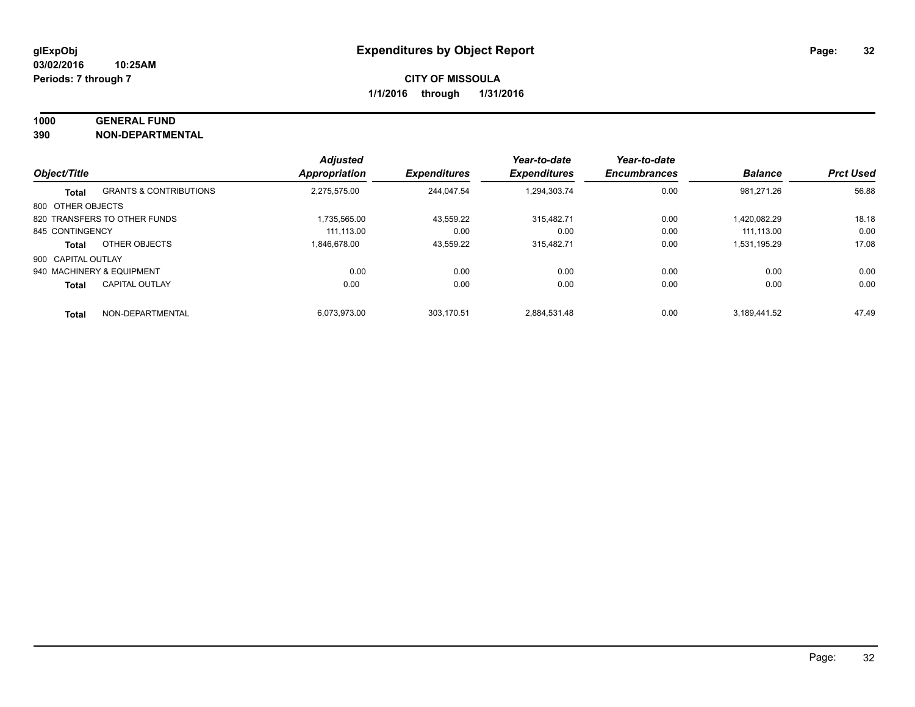**glExpObj**
**03/02/2016 10:25AM**
**Periods: 7 through 7**

# Expenditures by Object Report

**CITY OF MISSOULA**
**1/1/2016 through 1/31/2016**

**1000 GENERAL FUND**
**390 NON-DEPARTMENTAL**

| Object/Title | | Adjusted Appropriation | Expenditures | Year-to-date Expenditures | Year-to-date Encumbrances | Balance | Prct Used |
|---|---|---|---|---|---|---|---|
| **Total** | GRANTS & CONTRIBUTIONS | 2,275,575.00 | 244,047.54 | 1,294,303.74 | 0.00 | 981,271.26 | 56.88 |
| 800 OTHER OBJECTS | | | | | | | |
| 820 TRANSFERS TO OTHER FUNDS | | 1,735,565.00 | 43,559.22 | 315,482.71 | 0.00 | 1,420,082.29 | 18.18 |
| 845 CONTINGENCY | | 111,113.00 | 0.00 | 0.00 | 0.00 | 111,113.00 | 0.00 |
| **Total** | OTHER OBJECTS | 1,846,678.00 | 43,559.22 | 315,482.71 | 0.00 | 1,531,195.29 | 17.08 |
| 900 CAPITAL OUTLAY | | | | | | | |
| 940 MACHINERY & EQUIPMENT | | 0.00 | 0.00 | 0.00 | 0.00 | 0.00 | 0.00 |
| **Total** | CAPITAL OUTLAY | 0.00 | 0.00 | 0.00 | 0.00 | 0.00 | 0.00 |
| **Total** | NON-DEPARTMENTAL | 6,073,973.00 | 303,170.51 | 2,884,531.48 | 0.00 | 3,189,441.52 | 47.49 |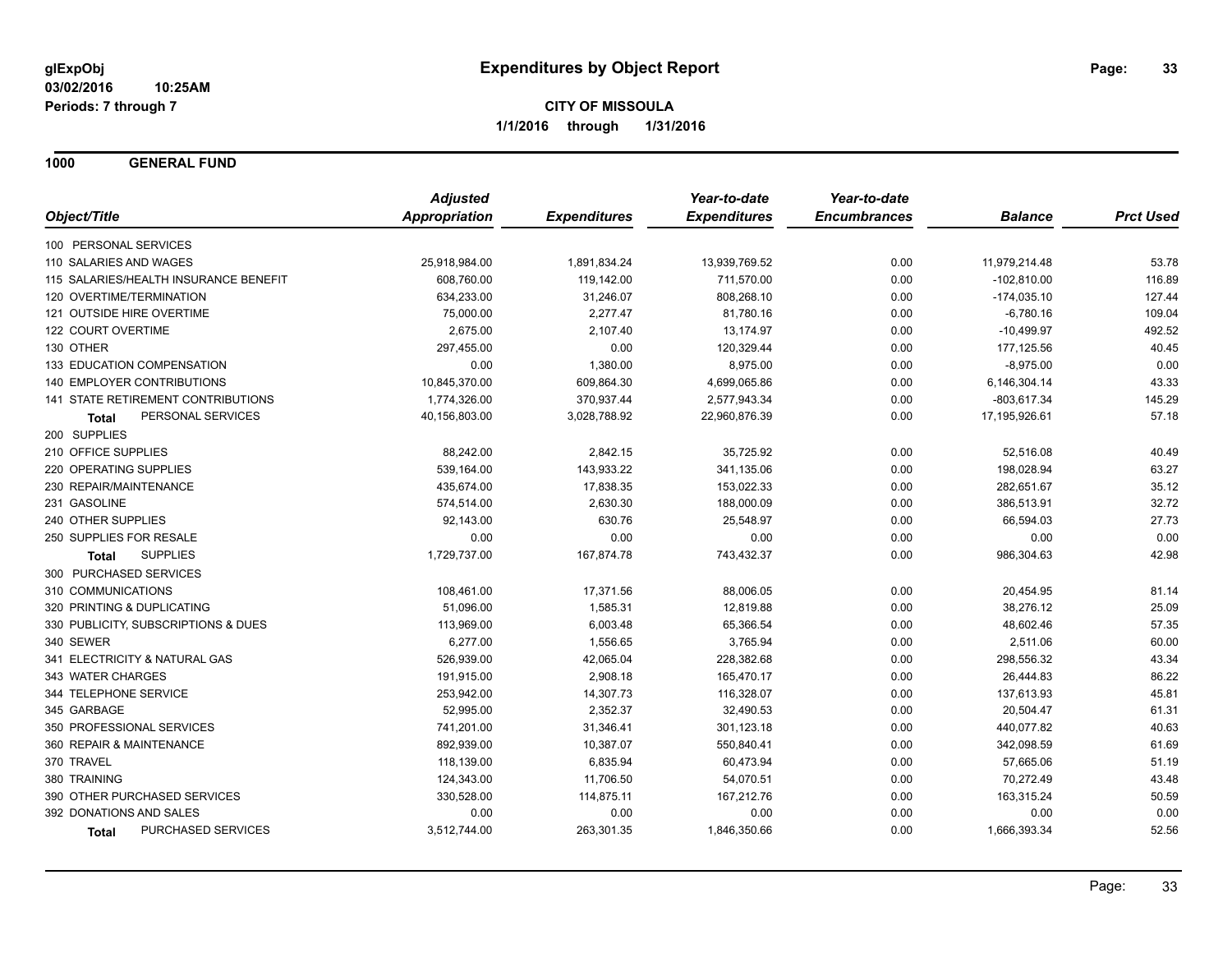**glExpObj**
**03/02/2016 10:25AM**
**Periods: 7 through 7**

# Expenditures by Object Report

**CITY OF MISSOULA**
**1/1/2016 through 1/31/2016**

## 1000 GENERAL FUND

| Object/Title | Adjusted Appropriation | Expenditures | Year-to-date Expenditures | Year-to-date Encumbrances | Balance | Prct Used |
|---|---|---|---|---|---|---|
| 100 PERSONAL SERVICES | | | | | | |
| 110 SALARIES AND WAGES | 25,918,984.00 | 1,891,834.24 | 13,939,769.52 | 0.00 | 11,979,214.48 | 53.78 |
| 115 SALARIES/HEALTH INSURANCE BENEFIT | 608,760.00 | 119,142.00 | 711,570.00 | 0.00 | -102,810.00 | 116.89 |
| 120 OVERTIME/TERMINATION | 634,233.00 | 31,246.07 | 808,268.10 | 0.00 | -174,035.10 | 127.44 |
| 121 OUTSIDE HIRE OVERTIME | 75,000.00 | 2,277.47 | 81,780.16 | 0.00 | -6,780.16 | 109.04 |
| 122 COURT OVERTIME | 2,675.00 | 2,107.40 | 13,174.97 | 0.00 | -10,499.97 | 492.52 |
| 130 OTHER | 297,455.00 | 0.00 | 120,329.44 | 0.00 | 177,125.56 | 40.45 |
| 133 EDUCATION COMPENSATION | 0.00 | 1,380.00 | 8,975.00 | 0.00 | -8,975.00 | 0.00 |
| 140 EMPLOYER CONTRIBUTIONS | 10,845,370.00 | 609,864.30 | 4,699,065.86 | 0.00 | 6,146,304.14 | 43.33 |
| 141 STATE RETIREMENT CONTRIBUTIONS | 1,774,326.00 | 370,937.44 | 2,577,943.34 | 0.00 | -803,617.34 | 145.29 |
| **Total** PERSONAL SERVICES | 40,156,803.00 | 3,028,788.92 | 22,960,876.39 | 0.00 | 17,195,926.61 | 57.18 |
| 200 SUPPLIES | | | | | | |
| 210 OFFICE SUPPLIES | 88,242.00 | 2,842.15 | 35,725.92 | 0.00 | 52,516.08 | 40.49 |
| 220 OPERATING SUPPLIES | 539,164.00 | 143,933.22 | 341,135.06 | 0.00 | 198,028.94 | 63.27 |
| 230 REPAIR/MAINTENANCE | 435,674.00 | 17,838.35 | 153,022.33 | 0.00 | 282,651.67 | 35.12 |
| 231 GASOLINE | 574,514.00 | 2,630.30 | 188,000.09 | 0.00 | 386,513.91 | 32.72 |
| 240 OTHER SUPPLIES | 92,143.00 | 630.76 | 25,548.97 | 0.00 | 66,594.03 | 27.73 |
| 250 SUPPLIES FOR RESALE | 0.00 | 0.00 | 0.00 | 0.00 | 0.00 | 0.00 |
| **Total** SUPPLIES | 1,729,737.00 | 167,874.78 | 743,432.37 | 0.00 | 986,304.63 | 42.98 |
| 300 PURCHASED SERVICES | | | | | | |
| 310 COMMUNICATIONS | 108,461.00 | 17,371.56 | 88,006.05 | 0.00 | 20,454.95 | 81.14 |
| 320 PRINTING & DUPLICATING | 51,096.00 | 1,585.31 | 12,819.88 | 0.00 | 38,276.12 | 25.09 |
| 330 PUBLICITY, SUBSCRIPTIONS & DUES | 113,969.00 | 6,003.48 | 65,366.54 | 0.00 | 48,602.46 | 57.35 |
| 340 SEWER | 6,277.00 | 1,556.65 | 3,765.94 | 0.00 | 2,511.06 | 60.00 |
| 341 ELECTRICITY & NATURAL GAS | 526,939.00 | 42,065.04 | 228,382.68 | 0.00 | 298,556.32 | 43.34 |
| 343 WATER CHARGES | 191,915.00 | 2,908.18 | 165,470.17 | 0.00 | 26,444.83 | 86.22 |
| 344 TELEPHONE SERVICE | 253,942.00 | 14,307.73 | 116,328.07 | 0.00 | 137,613.93 | 45.81 |
| 345 GARBAGE | 52,995.00 | 2,352.37 | 32,490.53 | 0.00 | 20,504.47 | 61.31 |
| 350 PROFESSIONAL SERVICES | 741,201.00 | 31,346.41 | 301,123.18 | 0.00 | 440,077.82 | 40.63 |
| 360 REPAIR & MAINTENANCE | 892,939.00 | 10,387.07 | 550,840.41 | 0.00 | 342,098.59 | 61.69 |
| 370 TRAVEL | 118,139.00 | 6,835.94 | 60,473.94 | 0.00 | 57,665.06 | 51.19 |
| 380 TRAINING | 124,343.00 | 11,706.50 | 54,070.51 | 0.00 | 70,272.49 | 43.48 |
| 390 OTHER PURCHASED SERVICES | 330,528.00 | 114,875.11 | 167,212.76 | 0.00 | 163,315.24 | 50.59 |
| 392 DONATIONS AND SALES | 0.00 | 0.00 | 0.00 | 0.00 | 0.00 | 0.00 |
| **Total** PURCHASED SERVICES | 3,512,744.00 | 263,301.35 | 1,846,350.66 | 0.00 | 1,666,393.34 | 52.56 |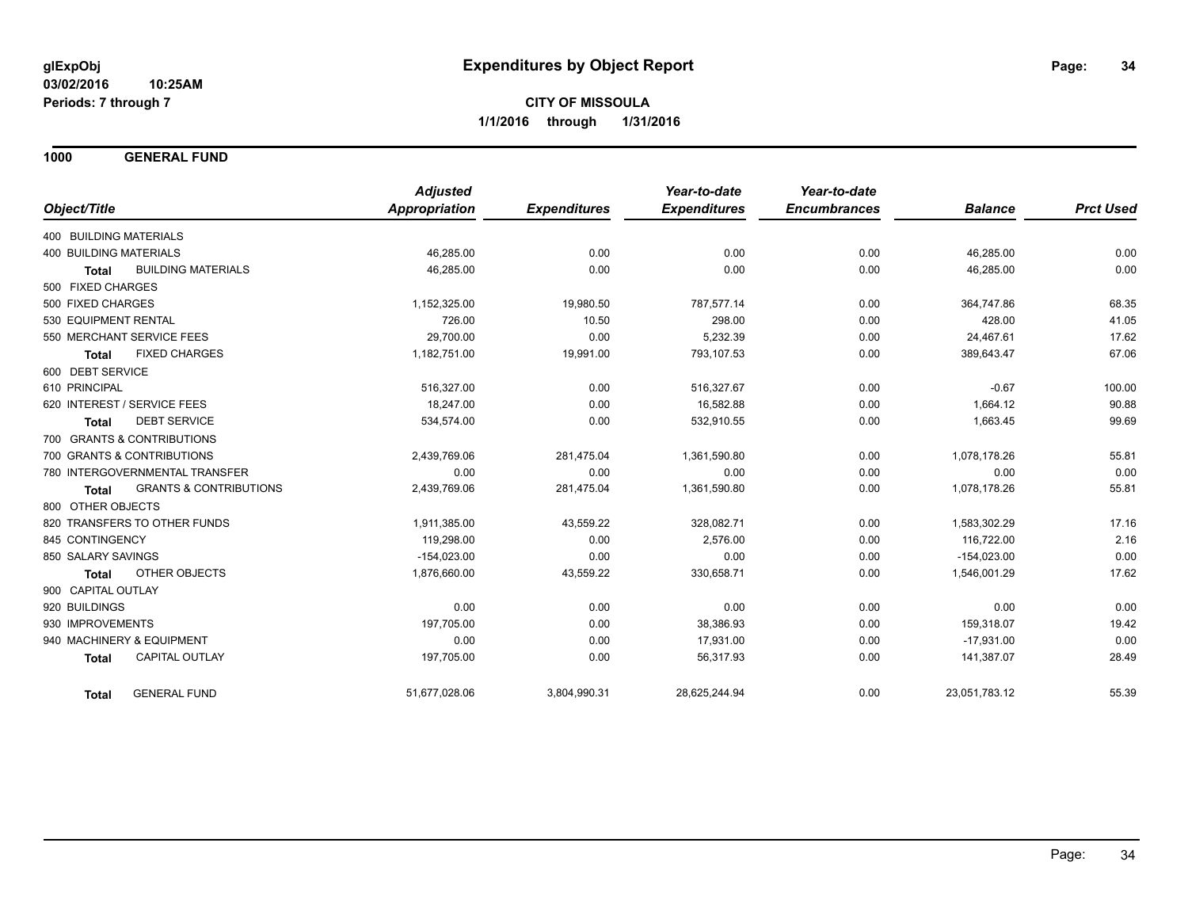**glExpObj**
**03/02/2016 10:25AM**
**Periods: 7 through 7**

# Expenditures by Object Report

**CITY OF MISSOULA**
**1/1/2016 through 1/31/2016**

## 1000 GENERAL FUND

| Object/Title | Adjusted Appropriation | Expenditures | Year-to-date Expenditures | Year-to-date Encumbrances | Balance | Prct Used |
|---|---|---|---|---|---|---|
| 400 BUILDING MATERIALS | | | | | | |
| 400 BUILDING MATERIALS | 46,285.00 | 0.00 | 0.00 | 0.00 | 46,285.00 | 0.00 |
| **Total** BUILDING MATERIALS | 46,285.00 | 0.00 | 0.00 | 0.00 | 46,285.00 | 0.00 |
| 500 FIXED CHARGES | | | | | | |
| 500 FIXED CHARGES | 1,152,325.00 | 19,980.50 | 787,577.14 | 0.00 | 364,747.86 | 68.35 |
| 530 EQUIPMENT RENTAL | 726.00 | 10.50 | 298.00 | 0.00 | 428.00 | 41.05 |
| 550 MERCHANT SERVICE FEES | 29,700.00 | 0.00 | 5,232.39 | 0.00 | 24,467.61 | 17.62 |
| **Total** FIXED CHARGES | 1,182,751.00 | 19,991.00 | 793,107.53 | 0.00 | 389,643.47 | 67.06 |
| 600 DEBT SERVICE | | | | | | |
| 610 PRINCIPAL | 516,327.00 | 0.00 | 516,327.67 | 0.00 | -0.67 | 100.00 |
| 620 INTEREST / SERVICE FEES | 18,247.00 | 0.00 | 16,582.88 | 0.00 | 1,664.12 | 90.88 |
| **Total** DEBT SERVICE | 534,574.00 | 0.00 | 532,910.55 | 0.00 | 1,663.45 | 99.69 |
| 700 GRANTS & CONTRIBUTIONS | | | | | | |
| 700 GRANTS & CONTRIBUTIONS | 2,439,769.06 | 281,475.04 | 1,361,590.80 | 0.00 | 1,078,178.26 | 55.81 |
| 780 INTERGOVERNMENTAL TRANSFER | 0.00 | 0.00 | 0.00 | 0.00 | 0.00 | 0.00 |
| **Total** GRANTS & CONTRIBUTIONS | 2,439,769.06 | 281,475.04 | 1,361,590.80 | 0.00 | 1,078,178.26 | 55.81 |
| 800 OTHER OBJECTS | | | | | | |
| 820 TRANSFERS TO OTHER FUNDS | 1,911,385.00 | 43,559.22 | 328,082.71 | 0.00 | 1,583,302.29 | 17.16 |
| 845 CONTINGENCY | 119,298.00 | 0.00 | 2,576.00 | 0.00 | 116,722.00 | 2.16 |
| 850 SALARY SAVINGS | -154,023.00 | 0.00 | 0.00 | 0.00 | -154,023.00 | 0.00 |
| **Total** OTHER OBJECTS | 1,876,660.00 | 43,559.22 | 330,658.71 | 0.00 | 1,546,001.29 | 17.62 |
| 900 CAPITAL OUTLAY | | | | | | |
| 920 BUILDINGS | 0.00 | 0.00 | 0.00 | 0.00 | 0.00 | 0.00 |
| 930 IMPROVEMENTS | 197,705.00 | 0.00 | 38,386.93 | 0.00 | 159,318.07 | 19.42 |
| 940 MACHINERY & EQUIPMENT | 0.00 | 0.00 | 17,931.00 | 0.00 | -17,931.00 | 0.00 |
| **Total** CAPITAL OUTLAY | 197,705.00 | 0.00 | 56,317.93 | 0.00 | 141,387.07 | 28.49 |
| **Total** GENERAL FUND | 51,677,028.06 | 3,804,990.31 | 28,625,244.94 | 0.00 | 23,051,783.12 | 55.39 |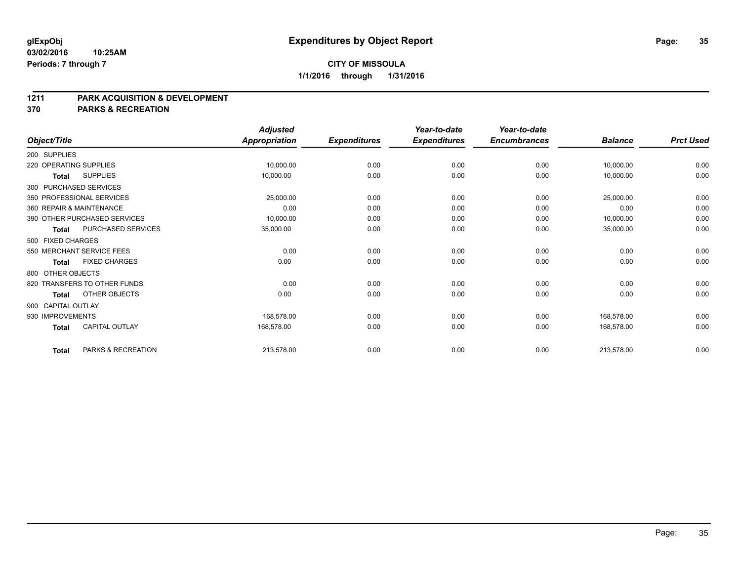**glExpObj** **Expenditures by Object Report**

**03/02/2016 10:25AM**

**Periods: 7 through 7**

**CITY OF MISSOULA**

**1/1/2016 through 1/31/2016**

## 1211 PARK ACQUISITION & DEVELOPMENT
## 370 PARKS & RECREATION

| Object/Title | Adjusted Appropriation | Expenditures | Year-to-date Expenditures | Year-to-date Encumbrances | Balance | Prct Used |
|---|---|---|---|---|---|---|
| 200 SUPPLIES | | | | | | |
| 220 OPERATING SUPPLIES | 10,000.00 | 0.00 | 0.00 | 0.00 | 10,000.00 | 0.00 |
| **Total** SUPPLIES | 10,000.00 | 0.00 | 0.00 | 0.00 | 10,000.00 | 0.00 |
| 300 PURCHASED SERVICES | | | | | | |
| 350 PROFESSIONAL SERVICES | 25,000.00 | 0.00 | 0.00 | 0.00 | 25,000.00 | 0.00 |
| 360 REPAIR & MAINTENANCE | 0.00 | 0.00 | 0.00 | 0.00 | 0.00 | 0.00 |
| 390 OTHER PURCHASED SERVICES | 10,000.00 | 0.00 | 0.00 | 0.00 | 10,000.00 | 0.00 |
| **Total** PURCHASED SERVICES | 35,000.00 | 0.00 | 0.00 | 0.00 | 35,000.00 | 0.00 |
| 500 FIXED CHARGES | | | | | | |
| 550 MERCHANT SERVICE FEES | 0.00 | 0.00 | 0.00 | 0.00 | 0.00 | 0.00 |
| **Total** FIXED CHARGES | 0.00 | 0.00 | 0.00 | 0.00 | 0.00 | 0.00 |
| 800 OTHER OBJECTS | | | | | | |
| 820 TRANSFERS TO OTHER FUNDS | 0.00 | 0.00 | 0.00 | 0.00 | 0.00 | 0.00 |
| **Total** OTHER OBJECTS | 0.00 | 0.00 | 0.00 | 0.00 | 0.00 | 0.00 |
| 900 CAPITAL OUTLAY | | | | | | |
| 930 IMPROVEMENTS | 168,578.00 | 0.00 | 0.00 | 0.00 | 168,578.00 | 0.00 |
| **Total** CAPITAL OUTLAY | 168,578.00 | 0.00 | 0.00 | 0.00 | 168,578.00 | 0.00 |
| **Total** PARKS & RECREATION | 213,578.00 | 0.00 | 0.00 | 0.00 | 213,578.00 | 0.00 |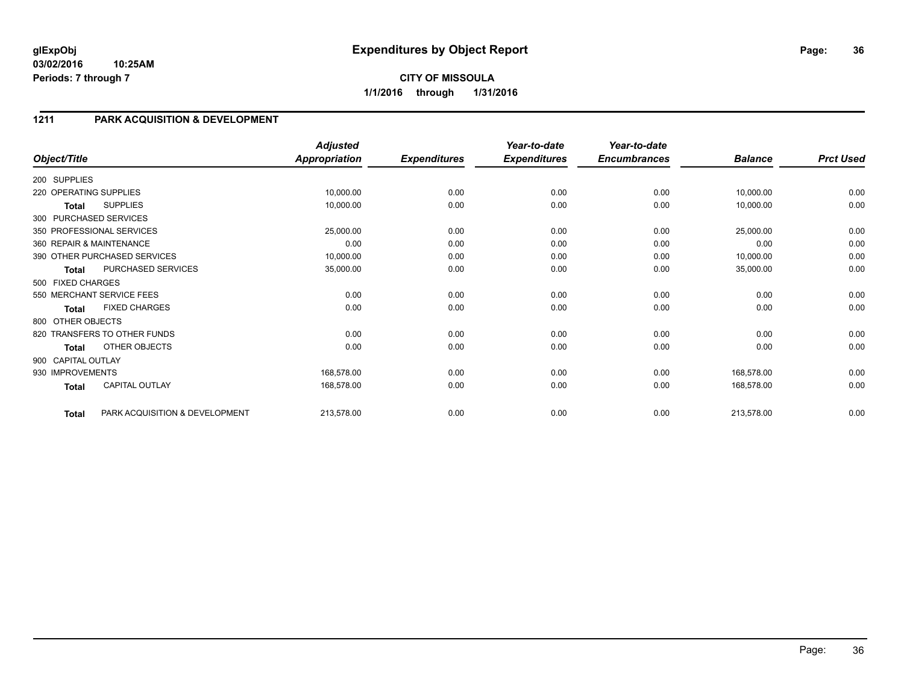**glExpObj** **Expenditures by Object Report**

**03/02/2016 10:25AM**

**Periods: 7 through 7**

**CITY OF MISSOULA**

**1/1/2016 through 1/31/2016**

## 1211 PARK ACQUISITION & DEVELOPMENT

| Object/Title | | Adjusted Appropriation | Expenditures | Year-to-date Expenditures | Year-to-date Encumbrances | Balance | Prct Used |
|---|---|---|---|---|---|---|---|
| 200 SUPPLIES | | | | | | | |
| 220 OPERATING SUPPLIES | | 10,000.00 | 0.00 | 0.00 | 0.00 | 10,000.00 | 0.00 |
| **Total** | SUPPLIES | 10,000.00 | 0.00 | 0.00 | 0.00 | 10,000.00 | 0.00 |
| 300 PURCHASED SERVICES | | | | | | | |
| 350 PROFESSIONAL SERVICES | | 25,000.00 | 0.00 | 0.00 | 0.00 | 25,000.00 | 0.00 |
| 360 REPAIR & MAINTENANCE | | 0.00 | 0.00 | 0.00 | 0.00 | 0.00 | 0.00 |
| 390 OTHER PURCHASED SERVICES | | 10,000.00 | 0.00 | 0.00 | 0.00 | 10,000.00 | 0.00 |
| **Total** | PURCHASED SERVICES | 35,000.00 | 0.00 | 0.00 | 0.00 | 35,000.00 | 0.00 |
| 500 FIXED CHARGES | | | | | | | |
| 550 MERCHANT SERVICE FEES | | 0.00 | 0.00 | 0.00 | 0.00 | 0.00 | 0.00 |
| **Total** | FIXED CHARGES | 0.00 | 0.00 | 0.00 | 0.00 | 0.00 | 0.00 |
| 800 OTHER OBJECTS | | | | | | | |
| 820 TRANSFERS TO OTHER FUNDS | | 0.00 | 0.00 | 0.00 | 0.00 | 0.00 | 0.00 |
| **Total** | OTHER OBJECTS | 0.00 | 0.00 | 0.00 | 0.00 | 0.00 | 0.00 |
| 900 CAPITAL OUTLAY | | | | | | | |
| 930 IMPROVEMENTS | | 168,578.00 | 0.00 | 0.00 | 0.00 | 168,578.00 | 0.00 |
| **Total** | CAPITAL OUTLAY | 168,578.00 | 0.00 | 0.00 | 0.00 | 168,578.00 | 0.00 |
| **Total** | PARK ACQUISITION & DEVELOPMENT | 213,578.00 | 0.00 | 0.00 | 0.00 | 213,578.00 | 0.00 |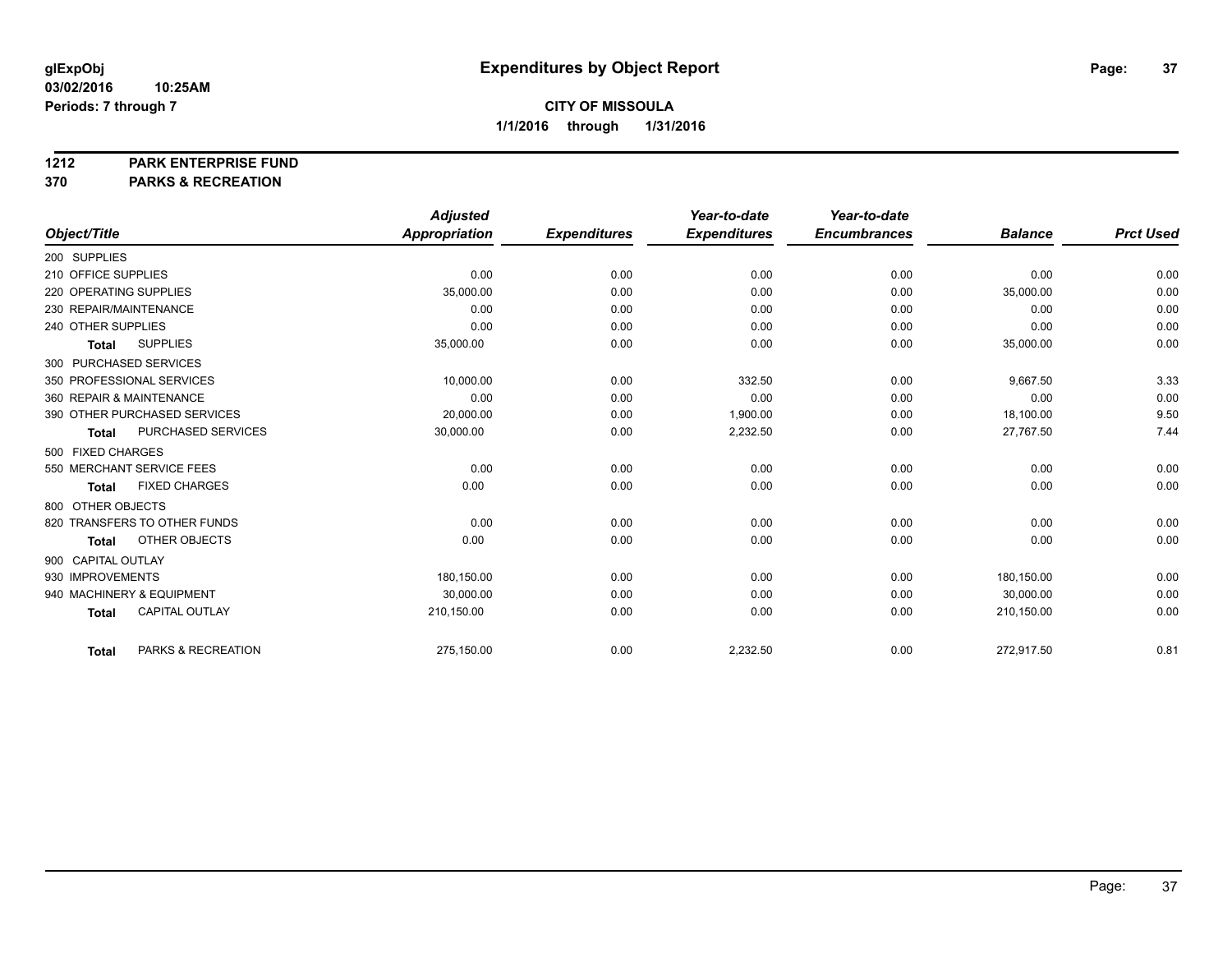glExpObj
03/02/2016 10:25AM
Periods: 7 through 7

# Expenditures by Object Report

**CITY OF MISSOULA**
**1/1/2016 through 1/31/2016**

**1212 PARK ENTERPRISE FUND**
**370 PARKS & RECREATION**

| Object/Title | Adjusted Appropriation | Expenditures | Year-to-date Expenditures | Year-to-date Encumbrances | Balance | Prct Used |
|---|---|---|---|---|---|---|
| 200 SUPPLIES | | | | | | |
| 210 OFFICE SUPPLIES | 0.00 | 0.00 | 0.00 | 0.00 | 0.00 | 0.00 |
| 220 OPERATING SUPPLIES | 35,000.00 | 0.00 | 0.00 | 0.00 | 35,000.00 | 0.00 |
| 230 REPAIR/MAINTENANCE | 0.00 | 0.00 | 0.00 | 0.00 | 0.00 | 0.00 |
| 240 OTHER SUPPLIES | 0.00 | 0.00 | 0.00 | 0.00 | 0.00 | 0.00 |
| **Total** SUPPLIES | 35,000.00 | 0.00 | 0.00 | 0.00 | 35,000.00 | 0.00 |
| 300 PURCHASED SERVICES | | | | | | |
| 350 PROFESSIONAL SERVICES | 10,000.00 | 0.00 | 332.50 | 0.00 | 9,667.50 | 3.33 |
| 360 REPAIR & MAINTENANCE | 0.00 | 0.00 | 0.00 | 0.00 | 0.00 | 0.00 |
| 390 OTHER PURCHASED SERVICES | 20,000.00 | 0.00 | 1,900.00 | 0.00 | 18,100.00 | 9.50 |
| **Total** PURCHASED SERVICES | 30,000.00 | 0.00 | 2,232.50 | 0.00 | 27,767.50 | 7.44 |
| 500 FIXED CHARGES | | | | | | |
| 550 MERCHANT SERVICE FEES | 0.00 | 0.00 | 0.00 | 0.00 | 0.00 | 0.00 |
| **Total** FIXED CHARGES | 0.00 | 0.00 | 0.00 | 0.00 | 0.00 | 0.00 |
| 800 OTHER OBJECTS | | | | | | |
| 820 TRANSFERS TO OTHER FUNDS | 0.00 | 0.00 | 0.00 | 0.00 | 0.00 | 0.00 |
| **Total** OTHER OBJECTS | 0.00 | 0.00 | 0.00 | 0.00 | 0.00 | 0.00 |
| 900 CAPITAL OUTLAY | | | | | | |
| 930 IMPROVEMENTS | 180,150.00 | 0.00 | 0.00 | 0.00 | 180,150.00 | 0.00 |
| 940 MACHINERY & EQUIPMENT | 30,000.00 | 0.00 | 0.00 | 0.00 | 30,000.00 | 0.00 |
| **Total** CAPITAL OUTLAY | 210,150.00 | 0.00 | 0.00 | 0.00 | 210,150.00 | 0.00 |
| **Total** PARKS & RECREATION | 275,150.00 | 0.00 | 2,232.50 | 0.00 | 272,917.50 | 0.81 |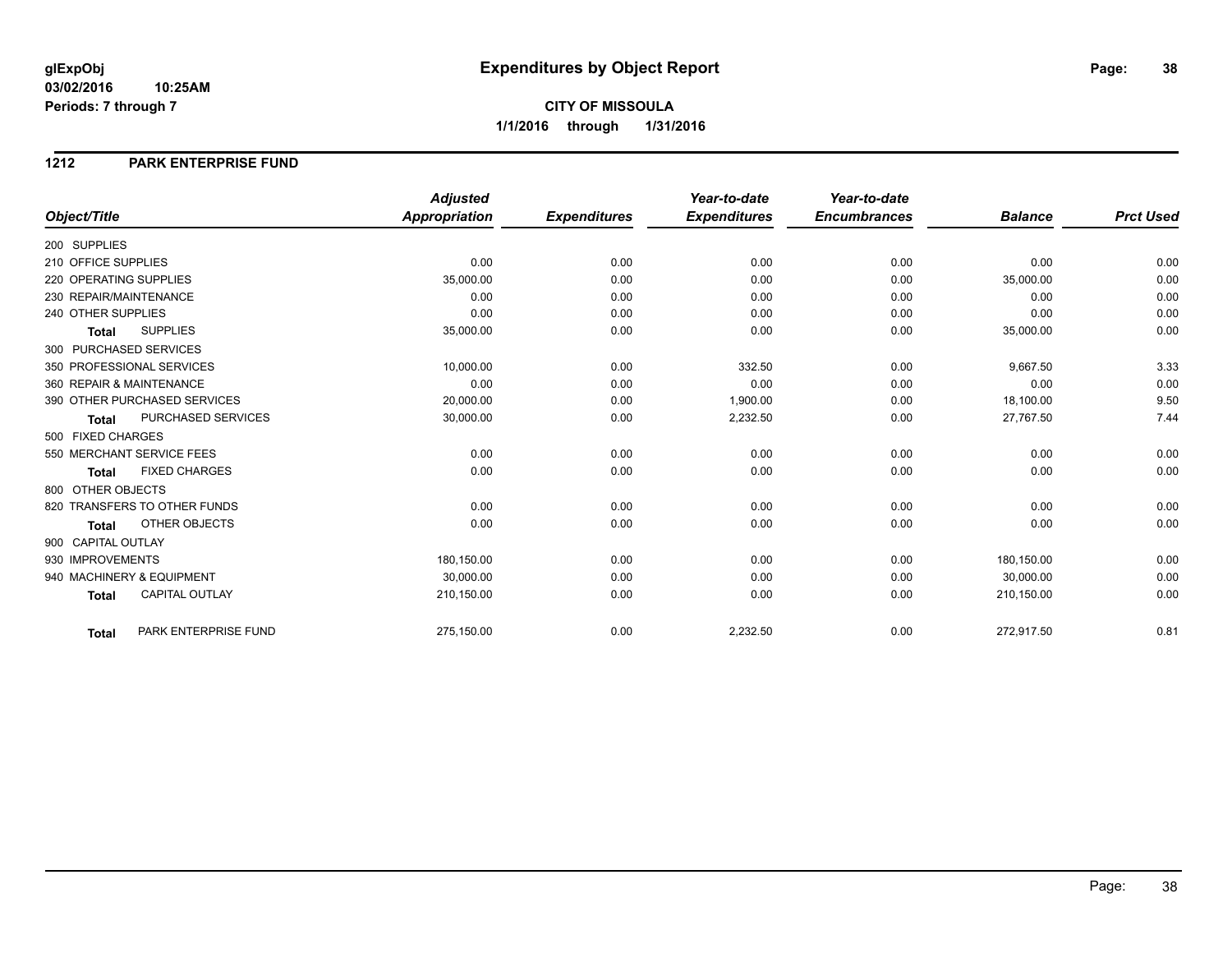**glExpObj**
**03/02/2016 10:25AM**
**Periods: 7 through 7**

# Expenditures by Object Report

**CITY OF MISSOULA**
**1/1/2016 through 1/31/2016**

## 1212 PARK ENTERPRISE FUND

| Object/Title | | Adjusted Appropriation | Expenditures | Year-to-date Expenditures | Year-to-date Encumbrances | Balance | Prct Used |
|---|---|---|---|---|---|---|---|
| 200 SUPPLIES | | | | | | | |
| 210 OFFICE SUPPLIES | | 0.00 | 0.00 | 0.00 | 0.00 | 0.00 | 0.00 |
| 220 OPERATING SUPPLIES | | 35,000.00 | 0.00 | 0.00 | 0.00 | 35,000.00 | 0.00 |
| 230 REPAIR/MAINTENANCE | | 0.00 | 0.00 | 0.00 | 0.00 | 0.00 | 0.00 |
| 240 OTHER SUPPLIES | | 0.00 | 0.00 | 0.00 | 0.00 | 0.00 | 0.00 |
| **Total** | SUPPLIES | 35,000.00 | 0.00 | 0.00 | 0.00 | 35,000.00 | 0.00 |
| 300 PURCHASED SERVICES | | | | | | | |
| 350 PROFESSIONAL SERVICES | | 10,000.00 | 0.00 | 332.50 | 0.00 | 9,667.50 | 3.33 |
| 360 REPAIR & MAINTENANCE | | 0.00 | 0.00 | 0.00 | 0.00 | 0.00 | 0.00 |
| 390 OTHER PURCHASED SERVICES | | 20,000.00 | 0.00 | 1,900.00 | 0.00 | 18,100.00 | 9.50 |
| **Total** | PURCHASED SERVICES | 30,000.00 | 0.00 | 2,232.50 | 0.00 | 27,767.50 | 7.44 |
| 500 FIXED CHARGES | | | | | | | |
| 550 MERCHANT SERVICE FEES | | 0.00 | 0.00 | 0.00 | 0.00 | 0.00 | 0.00 |
| **Total** | FIXED CHARGES | 0.00 | 0.00 | 0.00 | 0.00 | 0.00 | 0.00 |
| 800 OTHER OBJECTS | | | | | | | |
| 820 TRANSFERS TO OTHER FUNDS | | 0.00 | 0.00 | 0.00 | 0.00 | 0.00 | 0.00 |
| **Total** | OTHER OBJECTS | 0.00 | 0.00 | 0.00 | 0.00 | 0.00 | 0.00 |
| 900 CAPITAL OUTLAY | | | | | | | |
| 930 IMPROVEMENTS | | 180,150.00 | 0.00 | 0.00 | 0.00 | 180,150.00 | 0.00 |
| 940 MACHINERY & EQUIPMENT | | 30,000.00 | 0.00 | 0.00 | 0.00 | 30,000.00 | 0.00 |
| **Total** | CAPITAL OUTLAY | 210,150.00 | 0.00 | 0.00 | 0.00 | 210,150.00 | 0.00 |
| **Total** | PARK ENTERPRISE FUND | 275,150.00 | 0.00 | 2,232.50 | 0.00 | 272,917.50 | 0.81 |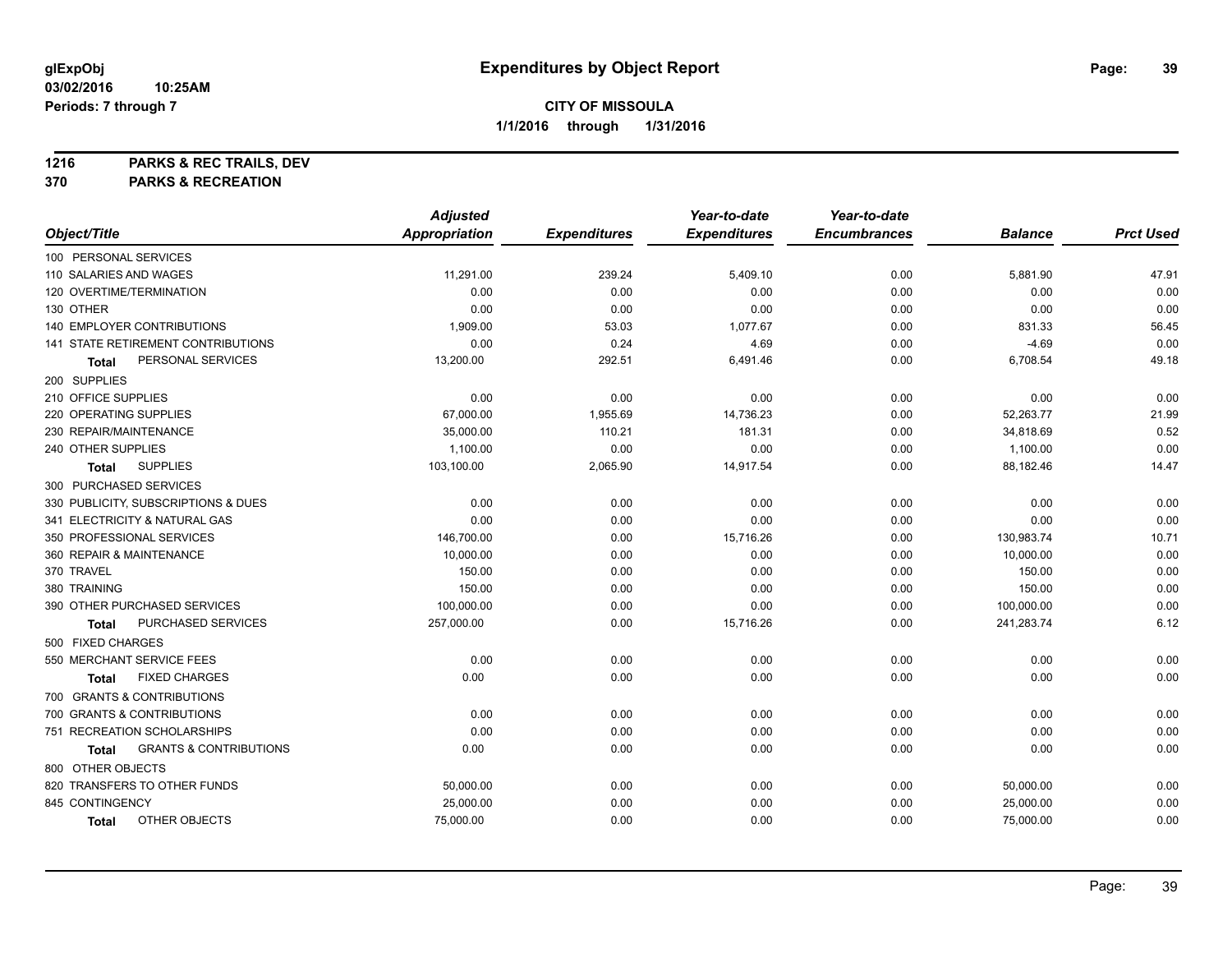# Expenditures by Object Report

glExpObj
03/02/2016 10:25AM
Periods: 7 through 7

**CITY OF MISSOULA**
**1/1/2016 through 1/31/2016**

**1216 PARKS & REC TRAILS, DEV**
**370 PARKS & RECREATION**

| Object/Title | Adjusted Appropriation | Expenditures | Year-to-date Expenditures | Year-to-date Encumbrances | Balance | Prct Used |
|---|---|---|---|---|---|---|
| 100 PERSONAL SERVICES | | | | | | |
| 110 SALARIES AND WAGES | 11,291.00 | 239.24 | 5,409.10 | 0.00 | 5,881.90 | 47.91 |
| 120 OVERTIME/TERMINATION | 0.00 | 0.00 | 0.00 | 0.00 | 0.00 | 0.00 |
| 130 OTHER | 0.00 | 0.00 | 0.00 | 0.00 | 0.00 | 0.00 |
| 140 EMPLOYER CONTRIBUTIONS | 1,909.00 | 53.03 | 1,077.67 | 0.00 | 831.33 | 56.45 |
| 141 STATE RETIREMENT CONTRIBUTIONS | 0.00 | 0.24 | 4.69 | 0.00 | -4.69 | 0.00 |
| **Total** PERSONAL SERVICES | 13,200.00 | 292.51 | 6,491.46 | 0.00 | 6,708.54 | 49.18 |
| 200 SUPPLIES | | | | | | |
| 210 OFFICE SUPPLIES | 0.00 | 0.00 | 0.00 | 0.00 | 0.00 | 0.00 |
| 220 OPERATING SUPPLIES | 67,000.00 | 1,955.69 | 14,736.23 | 0.00 | 52,263.77 | 21.99 |
| 230 REPAIR/MAINTENANCE | 35,000.00 | 110.21 | 181.31 | 0.00 | 34,818.69 | 0.52 |
| 240 OTHER SUPPLIES | 1,100.00 | 0.00 | 0.00 | 0.00 | 1,100.00 | 0.00 |
| **Total** SUPPLIES | 103,100.00 | 2,065.90 | 14,917.54 | 0.00 | 88,182.46 | 14.47 |
| 300 PURCHASED SERVICES | | | | | | |
| 330 PUBLICITY, SUBSCRIPTIONS & DUES | 0.00 | 0.00 | 0.00 | 0.00 | 0.00 | 0.00 |
| 341 ELECTRICITY & NATURAL GAS | 0.00 | 0.00 | 0.00 | 0.00 | 0.00 | 0.00 |
| 350 PROFESSIONAL SERVICES | 146,700.00 | 0.00 | 15,716.26 | 0.00 | 130,983.74 | 10.71 |
| 360 REPAIR & MAINTENANCE | 10,000.00 | 0.00 | 0.00 | 0.00 | 10,000.00 | 0.00 |
| 370 TRAVEL | 150.00 | 0.00 | 0.00 | 0.00 | 150.00 | 0.00 |
| 380 TRAINING | 150.00 | 0.00 | 0.00 | 0.00 | 150.00 | 0.00 |
| 390 OTHER PURCHASED SERVICES | 100,000.00 | 0.00 | 0.00 | 0.00 | 100,000.00 | 0.00 |
| **Total** PURCHASED SERVICES | 257,000.00 | 0.00 | 15,716.26 | 0.00 | 241,283.74 | 6.12 |
| 500 FIXED CHARGES | | | | | | |
| 550 MERCHANT SERVICE FEES | 0.00 | 0.00 | 0.00 | 0.00 | 0.00 | 0.00 |
| **Total** FIXED CHARGES | 0.00 | 0.00 | 0.00 | 0.00 | 0.00 | 0.00 |
| 700 GRANTS & CONTRIBUTIONS | | | | | | |
| 700 GRANTS & CONTRIBUTIONS | 0.00 | 0.00 | 0.00 | 0.00 | 0.00 | 0.00 |
| 751 RECREATION SCHOLARSHIPS | 0.00 | 0.00 | 0.00 | 0.00 | 0.00 | 0.00 |
| **Total** GRANTS & CONTRIBUTIONS | 0.00 | 0.00 | 0.00 | 0.00 | 0.00 | 0.00 |
| 800 OTHER OBJECTS | | | | | | |
| 820 TRANSFERS TO OTHER FUNDS | 50,000.00 | 0.00 | 0.00 | 0.00 | 50,000.00 | 0.00 |
| 845 CONTINGENCY | 25,000.00 | 0.00 | 0.00 | 0.00 | 25,000.00 | 0.00 |
| **Total** OTHER OBJECTS | 75,000.00 | 0.00 | 0.00 | 0.00 | 75,000.00 | 0.00 |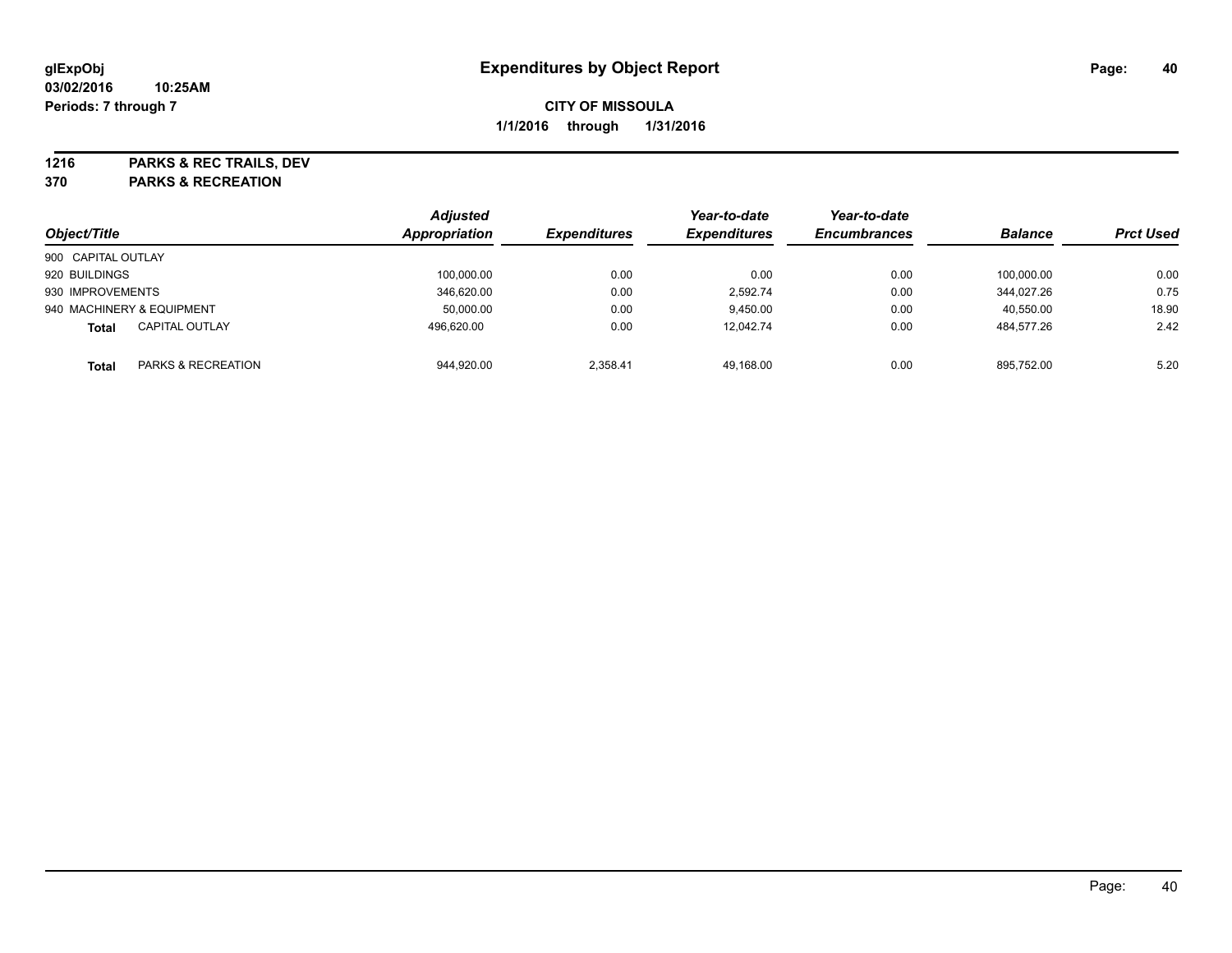**glExpObj** **Expenditures by Object Report**

**03/02/2016 10:25AM**

**Periods: 7 through 7**

**CITY OF MISSOULA**

**1/1/2016 through 1/31/2016**

**1216 PARKS & REC TRAILS, DEV**

**370 PARKS & RECREATION**

| Object/Title | | Adjusted Appropriation | Expenditures | Year-to-date Expenditures | Year-to-date Encumbrances | Balance | Prct Used |
|---|---|---|---|---|---|---|---|
| 900 CAPITAL OUTLAY | | | | | | | |
| 920 BUILDINGS | | 100,000.00 | 0.00 | 0.00 | 0.00 | 100,000.00 | 0.00 |
| 930 IMPROVEMENTS | | 346,620.00 | 0.00 | 2,592.74 | 0.00 | 344,027.26 | 0.75 |
| 940 MACHINERY & EQUIPMENT | | 50,000.00 | 0.00 | 9,450.00 | 0.00 | 40,550.00 | 18.90 |
| **Total** | CAPITAL OUTLAY | 496,620.00 | 0.00 | 12,042.74 | 0.00 | 484,577.26 | 2.42 |
| **Total** | PARKS & RECREATION | 944,920.00 | 2,358.41 | 49,168.00 | 0.00 | 895,752.00 | 5.20 |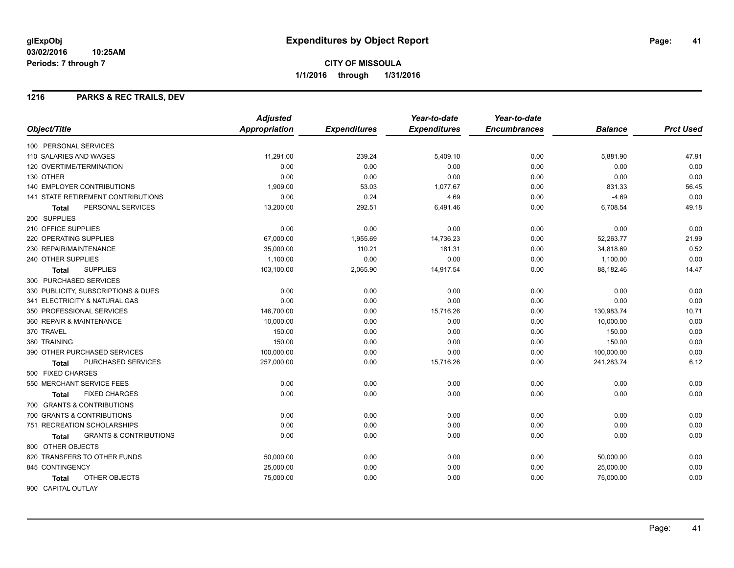**glExpObj** **Expenditures by Object Report**

**03/02/2016 10:25AM**

**Periods: 7 through 7**

**CITY OF MISSOULA**

**1/1/2016 through 1/31/2016**

## 1216 PARKS & REC TRAILS, DEV

| Object/Title | Adjusted Appropriation | Expenditures | Year-to-date Expenditures | Year-to-date Encumbrances | Balance | Prct Used |
|---|---|---|---|---|---|---|
| 100 PERSONAL SERVICES | | | | | | |
| 110 SALARIES AND WAGES | 11,291.00 | 239.24 | 5,409.10 | 0.00 | 5,881.90 | 47.91 |
| 120 OVERTIME/TERMINATION | 0.00 | 0.00 | 0.00 | 0.00 | 0.00 | 0.00 |
| 130 OTHER | 0.00 | 0.00 | 0.00 | 0.00 | 0.00 | 0.00 |
| 140 EMPLOYER CONTRIBUTIONS | 1,909.00 | 53.03 | 1,077.67 | 0.00 | 831.33 | 56.45 |
| 141 STATE RETIREMENT CONTRIBUTIONS | 0.00 | 0.24 | 4.69 | 0.00 | -4.69 | 0.00 |
| **Total** PERSONAL SERVICES | 13,200.00 | 292.51 | 6,491.46 | 0.00 | 6,708.54 | 49.18 |
| 200 SUPPLIES | | | | | | |
| 210 OFFICE SUPPLIES | 0.00 | 0.00 | 0.00 | 0.00 | 0.00 | 0.00 |
| 220 OPERATING SUPPLIES | 67,000.00 | 1,955.69 | 14,736.23 | 0.00 | 52,263.77 | 21.99 |
| 230 REPAIR/MAINTENANCE | 35,000.00 | 110.21 | 181.31 | 0.00 | 34,818.69 | 0.52 |
| 240 OTHER SUPPLIES | 1,100.00 | 0.00 | 0.00 | 0.00 | 1,100.00 | 0.00 |
| **Total** SUPPLIES | 103,100.00 | 2,065.90 | 14,917.54 | 0.00 | 88,182.46 | 14.47 |
| 300 PURCHASED SERVICES | | | | | | |
| 330 PUBLICITY, SUBSCRIPTIONS & DUES | 0.00 | 0.00 | 0.00 | 0.00 | 0.00 | 0.00 |
| 341 ELECTRICITY & NATURAL GAS | 0.00 | 0.00 | 0.00 | 0.00 | 0.00 | 0.00 |
| 350 PROFESSIONAL SERVICES | 146,700.00 | 0.00 | 15,716.26 | 0.00 | 130,983.74 | 10.71 |
| 360 REPAIR & MAINTENANCE | 10,000.00 | 0.00 | 0.00 | 0.00 | 10,000.00 | 0.00 |
| 370 TRAVEL | 150.00 | 0.00 | 0.00 | 0.00 | 150.00 | 0.00 |
| 380 TRAINING | 150.00 | 0.00 | 0.00 | 0.00 | 150.00 | 0.00 |
| 390 OTHER PURCHASED SERVICES | 100,000.00 | 0.00 | 0.00 | 0.00 | 100,000.00 | 0.00 |
| **Total** PURCHASED SERVICES | 257,000.00 | 0.00 | 15,716.26 | 0.00 | 241,283.74 | 6.12 |
| 500 FIXED CHARGES | | | | | | |
| 550 MERCHANT SERVICE FEES | 0.00 | 0.00 | 0.00 | 0.00 | 0.00 | 0.00 |
| **Total** FIXED CHARGES | 0.00 | 0.00 | 0.00 | 0.00 | 0.00 | 0.00 |
| 700 GRANTS & CONTRIBUTIONS | | | | | | |
| 700 GRANTS & CONTRIBUTIONS | 0.00 | 0.00 | 0.00 | 0.00 | 0.00 | 0.00 |
| 751 RECREATION SCHOLARSHIPS | 0.00 | 0.00 | 0.00 | 0.00 | 0.00 | 0.00 |
| **Total** GRANTS & CONTRIBUTIONS | 0.00 | 0.00 | 0.00 | 0.00 | 0.00 | 0.00 |
| 800 OTHER OBJECTS | | | | | | |
| 820 TRANSFERS TO OTHER FUNDS | 50,000.00 | 0.00 | 0.00 | 0.00 | 50,000.00 | 0.00 |
| 845 CONTINGENCY | 25,000.00 | 0.00 | 0.00 | 0.00 | 25,000.00 | 0.00 |
| **Total** OTHER OBJECTS | 75,000.00 | 0.00 | 0.00 | 0.00 | 75,000.00 | 0.00 |
| 900 CAPITAL OUTLAY | | | | | | |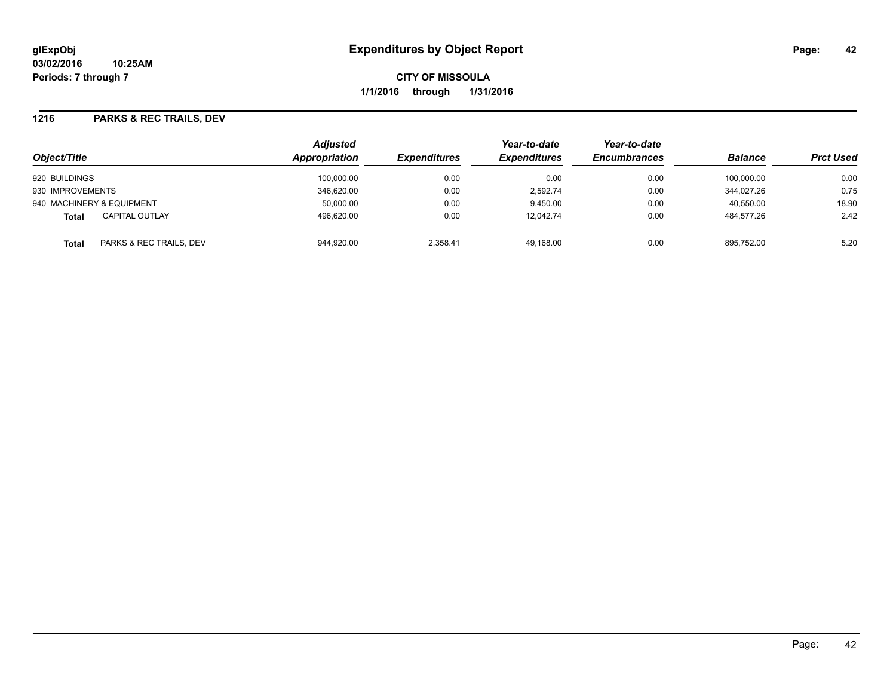**glExpObj** **Expenditures by Object Report**

**03/02/2016 10:25AM**

**Periods: 7 through 7**

**CITY OF MISSOULA**

**1/1/2016 through 1/31/2016**

## 1216 PARKS & REC TRAILS, DEV

| Object/Title | Adjusted Appropriation | Expenditures | Year-to-date Expenditures | Year-to-date Encumbrances | Balance | Prct Used |
|---|---|---|---|---|---|---|
| 920 BUILDINGS | 100,000.00 | 0.00 | 0.00 | 0.00 | 100,000.00 | 0.00 |
| 930 IMPROVEMENTS | 346,620.00 | 0.00 | 2,592.74 | 0.00 | 344,027.26 | 0.75 |
| 940 MACHINERY & EQUIPMENT | 50,000.00 | 0.00 | 9,450.00 | 0.00 | 40,550.00 | 18.90 |
| **Total** CAPITAL OUTLAY | 496,620.00 | 0.00 | 12,042.74 | 0.00 | 484,577.26 | 2.42 |
| **Total** PARKS & REC TRAILS, DEV | 944,920.00 | 2,358.41 | 49,168.00 | 0.00 | 895,752.00 | 5.20 |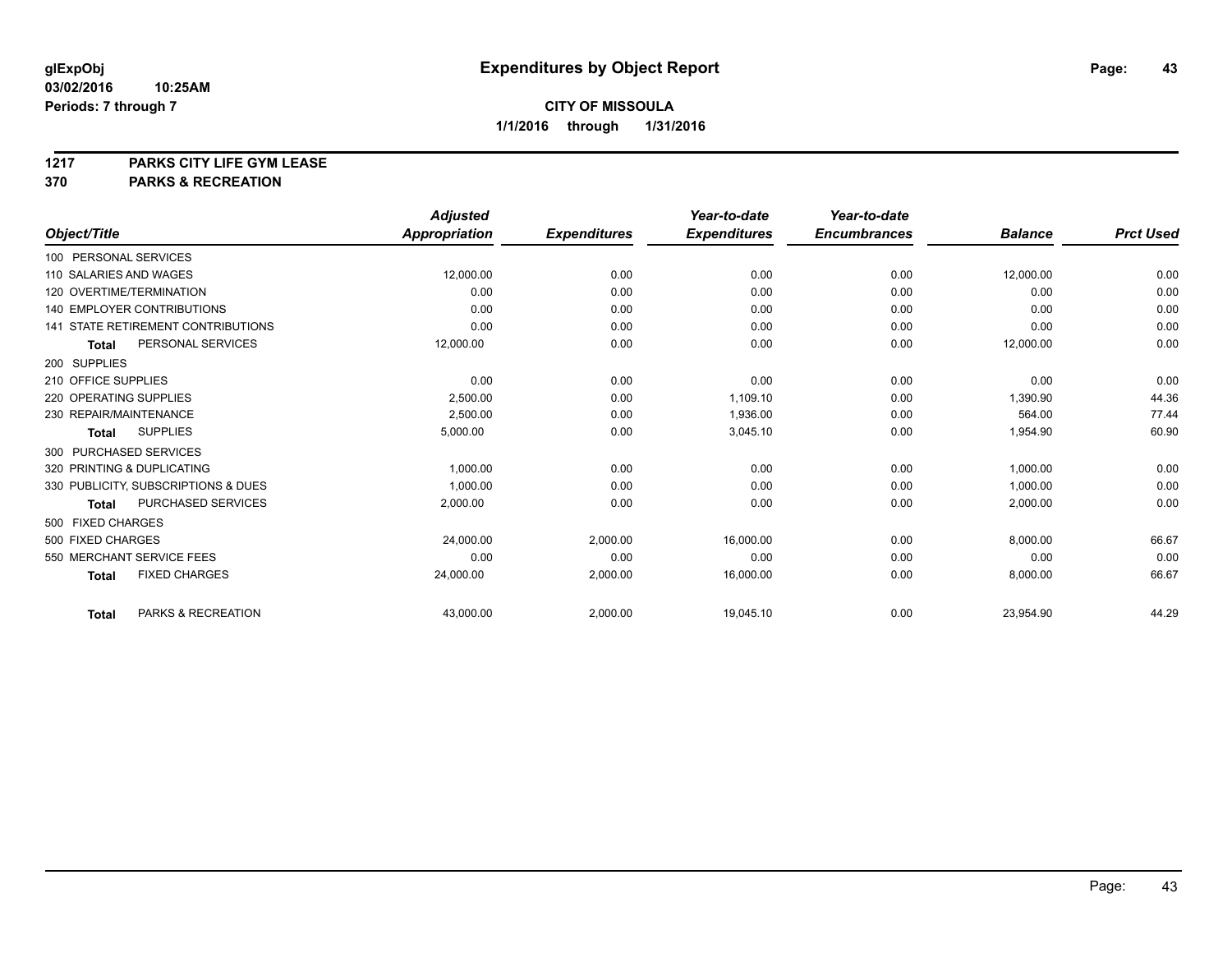glExpObj
03/02/2016 10:25AM
Periods: 7 through 7

# Expenditures by Object Report

**CITY OF MISSOULA**

**1/1/2016 through 1/31/2016**

## 1217 PARKS CITY LIFE GYM LEASE
## 370 PARKS & RECREATION

| Object/Title | Adjusted Appropriation | Expenditures | Year-to-date Expenditures | Year-to-date Encumbrances | Balance | Prct Used |
|---|---|---|---|---|---|---|
| 100 PERSONAL SERVICES | | | | | | |
| 110 SALARIES AND WAGES | 12,000.00 | 0.00 | 0.00 | 0.00 | 12,000.00 | 0.00 |
| 120 OVERTIME/TERMINATION | 0.00 | 0.00 | 0.00 | 0.00 | 0.00 | 0.00 |
| 140 EMPLOYER CONTRIBUTIONS | 0.00 | 0.00 | 0.00 | 0.00 | 0.00 | 0.00 |
| 141 STATE RETIREMENT CONTRIBUTIONS | 0.00 | 0.00 | 0.00 | 0.00 | 0.00 | 0.00 |
| **Total** PERSONAL SERVICES | 12,000.00 | 0.00 | 0.00 | 0.00 | 12,000.00 | 0.00 |
| 200 SUPPLIES | | | | | | |
| 210 OFFICE SUPPLIES | 0.00 | 0.00 | 0.00 | 0.00 | 0.00 | 0.00 |
| 220 OPERATING SUPPLIES | 2,500.00 | 0.00 | 1,109.10 | 0.00 | 1,390.90 | 44.36 |
| 230 REPAIR/MAINTENANCE | 2,500.00 | 0.00 | 1,936.00 | 0.00 | 564.00 | 77.44 |
| **Total** SUPPLIES | 5,000.00 | 0.00 | 3,045.10 | 0.00 | 1,954.90 | 60.90 |
| 300 PURCHASED SERVICES | | | | | | |
| 320 PRINTING & DUPLICATING | 1,000.00 | 0.00 | 0.00 | 0.00 | 1,000.00 | 0.00 |
| 330 PUBLICITY, SUBSCRIPTIONS & DUES | 1,000.00 | 0.00 | 0.00 | 0.00 | 1,000.00 | 0.00 |
| **Total** PURCHASED SERVICES | 2,000.00 | 0.00 | 0.00 | 0.00 | 2,000.00 | 0.00 |
| 500 FIXED CHARGES | | | | | | |
| 500 FIXED CHARGES | 24,000.00 | 2,000.00 | 16,000.00 | 0.00 | 8,000.00 | 66.67 |
| 550 MERCHANT SERVICE FEES | 0.00 | 0.00 | 0.00 | 0.00 | 0.00 | 0.00 |
| **Total** FIXED CHARGES | 24,000.00 | 2,000.00 | 16,000.00 | 0.00 | 8,000.00 | 66.67 |
| **Total** PARKS & RECREATION | 43,000.00 | 2,000.00 | 19,045.10 | 0.00 | 23,954.90 | 44.29 |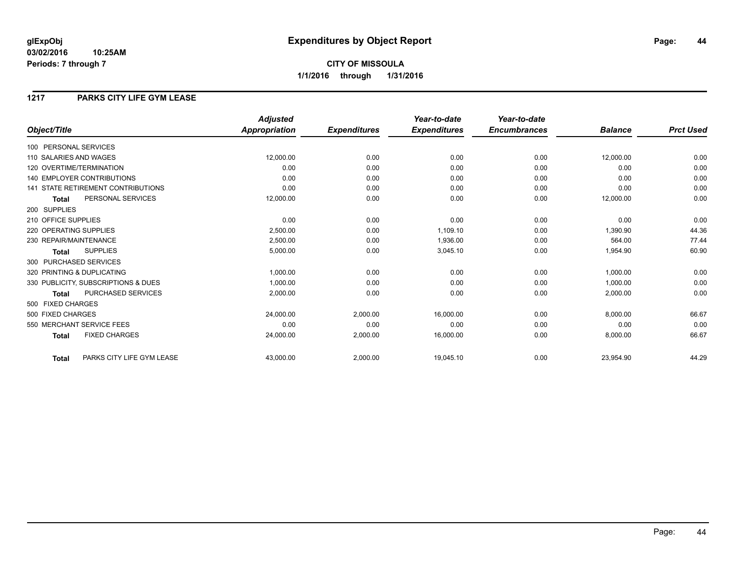glExpObj
03/02/2016 10:25AM
Periods: 7 through 7

# Expenditures by Object Report

**CITY OF MISSOULA**
**1/1/2016 through 1/31/2016**

## 1217 PARKS CITY LIFE GYM LEASE

| Object/Title | Adjusted Appropriation | Expenditures | Year-to-date Expenditures | Year-to-date Encumbrances | Balance | Prct Used |
|---|---|---|---|---|---|---|
| 100 PERSONAL SERVICES | | | | | | |
| 110 SALARIES AND WAGES | 12,000.00 | 0.00 | 0.00 | 0.00 | 12,000.00 | 0.00 |
| 120 OVERTIME/TERMINATION | 0.00 | 0.00 | 0.00 | 0.00 | 0.00 | 0.00 |
| 140 EMPLOYER CONTRIBUTIONS | 0.00 | 0.00 | 0.00 | 0.00 | 0.00 | 0.00 |
| 141 STATE RETIREMENT CONTRIBUTIONS | 0.00 | 0.00 | 0.00 | 0.00 | 0.00 | 0.00 |
| **Total** PERSONAL SERVICES | 12,000.00 | 0.00 | 0.00 | 0.00 | 12,000.00 | 0.00 |
| 200 SUPPLIES | | | | | | |
| 210 OFFICE SUPPLIES | 0.00 | 0.00 | 0.00 | 0.00 | 0.00 | 0.00 |
| 220 OPERATING SUPPLIES | 2,500.00 | 0.00 | 1,109.10 | 0.00 | 1,390.90 | 44.36 |
| 230 REPAIR/MAINTENANCE | 2,500.00 | 0.00 | 1,936.00 | 0.00 | 564.00 | 77.44 |
| **Total** SUPPLIES | 5,000.00 | 0.00 | 3,045.10 | 0.00 | 1,954.90 | 60.90 |
| 300 PURCHASED SERVICES | | | | | | |
| 320 PRINTING & DUPLICATING | 1,000.00 | 0.00 | 0.00 | 0.00 | 1,000.00 | 0.00 |
| 330 PUBLICITY, SUBSCRIPTIONS & DUES | 1,000.00 | 0.00 | 0.00 | 0.00 | 1,000.00 | 0.00 |
| **Total** PURCHASED SERVICES | 2,000.00 | 0.00 | 0.00 | 0.00 | 2,000.00 | 0.00 |
| 500 FIXED CHARGES | | | | | | |
| 500 FIXED CHARGES | 24,000.00 | 2,000.00 | 16,000.00 | 0.00 | 8,000.00 | 66.67 |
| 550 MERCHANT SERVICE FEES | 0.00 | 0.00 | 0.00 | 0.00 | 0.00 | 0.00 |
| **Total** FIXED CHARGES | 24,000.00 | 2,000.00 | 16,000.00 | 0.00 | 8,000.00 | 66.67 |
| **Total** PARKS CITY LIFE GYM LEASE | 43,000.00 | 2,000.00 | 19,045.10 | 0.00 | 23,954.90 | 44.29 |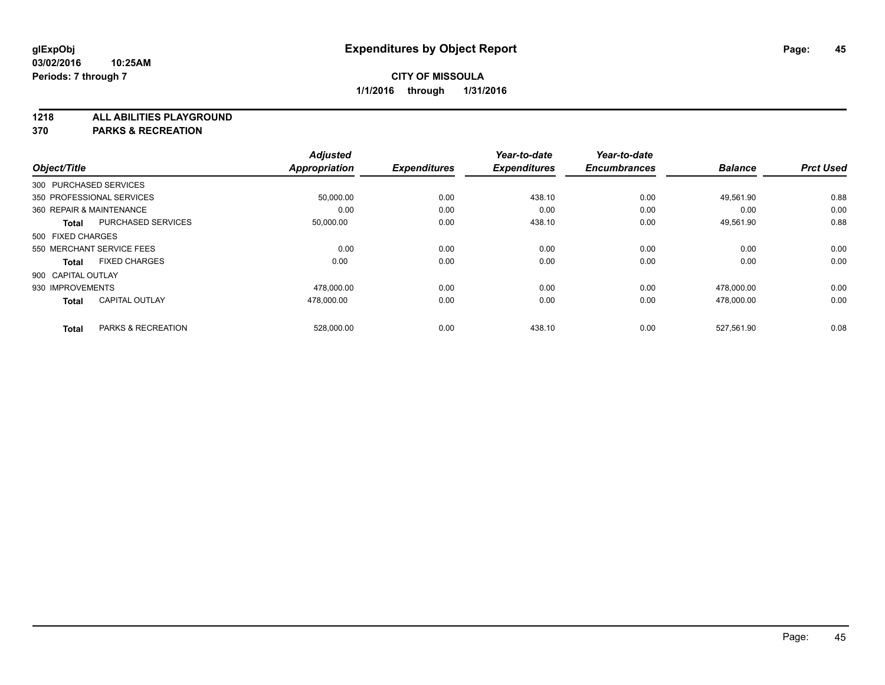**glExpObj**
**03/02/2016 10:25AM**
**Periods: 7 through 7**

# Expenditures by Object Report

**CITY OF MISSOULA**
**1/1/2016 through 1/31/2016**

**1218 ALL ABILITIES PLAYGROUND**
**370 PARKS & RECREATION**

| Object/Title | Adjusted Appropriation | Expenditures | Year-to-date Expenditures | Year-to-date Encumbrances | Balance | Prct Used |
|---|---|---|---|---|---|---|
| 300 PURCHASED SERVICES | | | | | | |
| 350 PROFESSIONAL SERVICES | 50,000.00 | 0.00 | 438.10 | 0.00 | 49,561.90 | 0.88 |
| 360 REPAIR & MAINTENANCE | 0.00 | 0.00 | 0.00 | 0.00 | 0.00 | 0.00 |
| **Total** PURCHASED SERVICES | 50,000.00 | 0.00 | 438.10 | 0.00 | 49,561.90 | 0.88 |
| 500 FIXED CHARGES | | | | | | |
| 550 MERCHANT SERVICE FEES | 0.00 | 0.00 | 0.00 | 0.00 | 0.00 | 0.00 |
| **Total** FIXED CHARGES | 0.00 | 0.00 | 0.00 | 0.00 | 0.00 | 0.00 |
| 900 CAPITAL OUTLAY | | | | | | |
| 930 IMPROVEMENTS | 478,000.00 | 0.00 | 0.00 | 0.00 | 478,000.00 | 0.00 |
| **Total** CAPITAL OUTLAY | 478,000.00 | 0.00 | 0.00 | 0.00 | 478,000.00 | 0.00 |
| **Total** PARKS & RECREATION | 528,000.00 | 0.00 | 438.10 | 0.00 | 527,561.90 | 0.08 |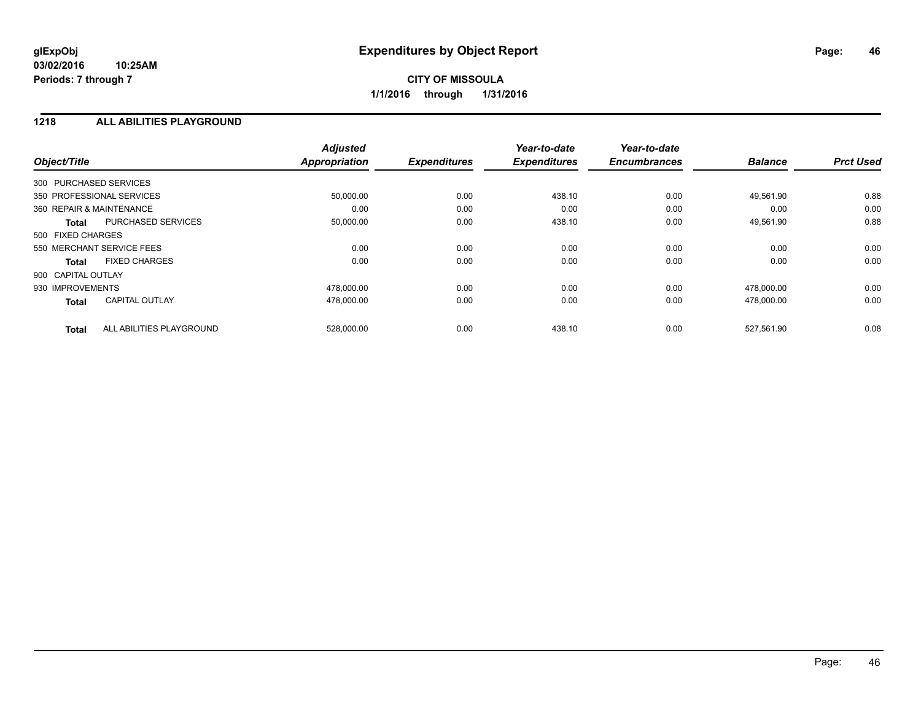**glExpObj** **Expenditures by Object Report**

**03/02/2016 10:25AM**

**Periods: 7 through 7**

**CITY OF MISSOULA**

**1/1/2016 through 1/31/2016**

## 1218 ALL ABILITIES PLAYGROUND

| Object/Title | | Adjusted Appropriation | Expenditures | Year-to-date Expenditures | Year-to-date Encumbrances | Balance | Prct Used |
|---|---|---|---|---|---|---|---|
| 300 PURCHASED SERVICES | | | | | | | |
| 350 PROFESSIONAL SERVICES | | 50,000.00 | 0.00 | 438.10 | 0.00 | 49,561.90 | 0.88 |
| 360 REPAIR & MAINTENANCE | | 0.00 | 0.00 | 0.00 | 0.00 | 0.00 | 0.00 |
| **Total** | PURCHASED SERVICES | 50,000.00 | 0.00 | 438.10 | 0.00 | 49,561.90 | 0.88 |
| 500 FIXED CHARGES | | | | | | | |
| 550 MERCHANT SERVICE FEES | | 0.00 | 0.00 | 0.00 | 0.00 | 0.00 | 0.00 |
| **Total** | FIXED CHARGES | 0.00 | 0.00 | 0.00 | 0.00 | 0.00 | 0.00 |
| 900 CAPITAL OUTLAY | | | | | | | |
| 930 IMPROVEMENTS | | 478,000.00 | 0.00 | 0.00 | 0.00 | 478,000.00 | 0.00 |
| **Total** | CAPITAL OUTLAY | 478,000.00 | 0.00 | 0.00 | 0.00 | 478,000.00 | 0.00 |
| **Total** | ALL ABILITIES PLAYGROUND | 528,000.00 | 0.00 | 438.10 | 0.00 | 527,561.90 | 0.08 |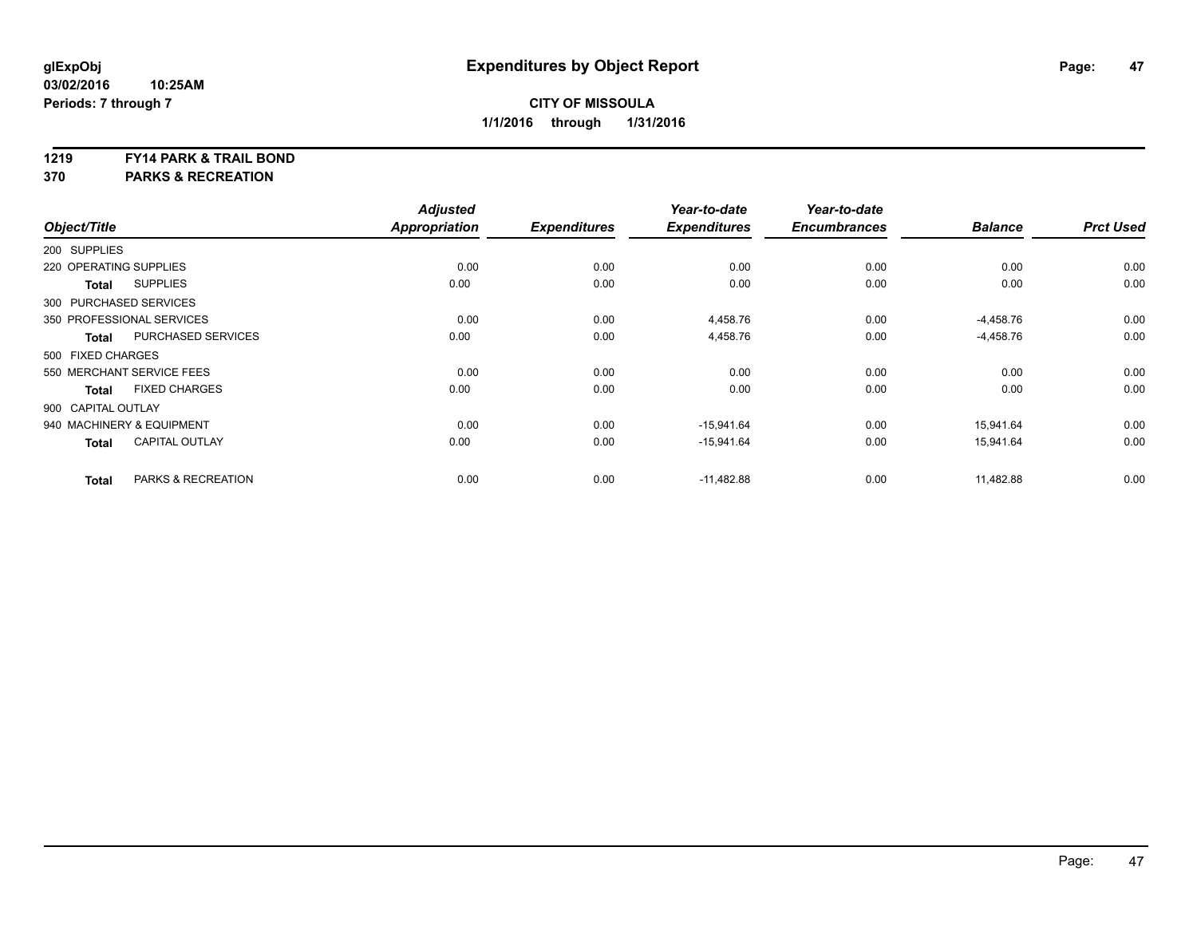**glExpObj** **Expenditures by Object Report**

**03/02/2016 10:25AM**

**Periods: 7 through 7**

**CITY OF MISSOULA**

**1/1/2016 through 1/31/2016**

**1219 FY14 PARK & TRAIL BOND**

**370 PARKS & RECREATION**

| Object/Title | | Adjusted Appropriation | Expenditures | Year-to-date Expenditures | Year-to-date Encumbrances | Balance | Prct Used |
|---|---|---|---|---|---|---|---|
| 200 SUPPLIES | | | | | | | |
| 220 OPERATING SUPPLIES | | 0.00 | 0.00 | 0.00 | 0.00 | 0.00 | 0.00 |
| **Total** | SUPPLIES | 0.00 | 0.00 | 0.00 | 0.00 | 0.00 | 0.00 |
| 300 PURCHASED SERVICES | | | | | | | |
| 350 PROFESSIONAL SERVICES | | 0.00 | 0.00 | 4,458.76 | 0.00 | -4,458.76 | 0.00 |
| **Total** | PURCHASED SERVICES | 0.00 | 0.00 | 4,458.76 | 0.00 | -4,458.76 | 0.00 |
| 500 FIXED CHARGES | | | | | | | |
| 550 MERCHANT SERVICE FEES | | 0.00 | 0.00 | 0.00 | 0.00 | 0.00 | 0.00 |
| **Total** | FIXED CHARGES | 0.00 | 0.00 | 0.00 | 0.00 | 0.00 | 0.00 |
| 900 CAPITAL OUTLAY | | | | | | | |
| 940 MACHINERY & EQUIPMENT | | 0.00 | 0.00 | -15,941.64 | 0.00 | 15,941.64 | 0.00 |
| **Total** | CAPITAL OUTLAY | 0.00 | 0.00 | -15,941.64 | 0.00 | 15,941.64 | 0.00 |
| **Total** | PARKS & RECREATION | 0.00 | 0.00 | -11,482.88 | 0.00 | 11,482.88 | 0.00 |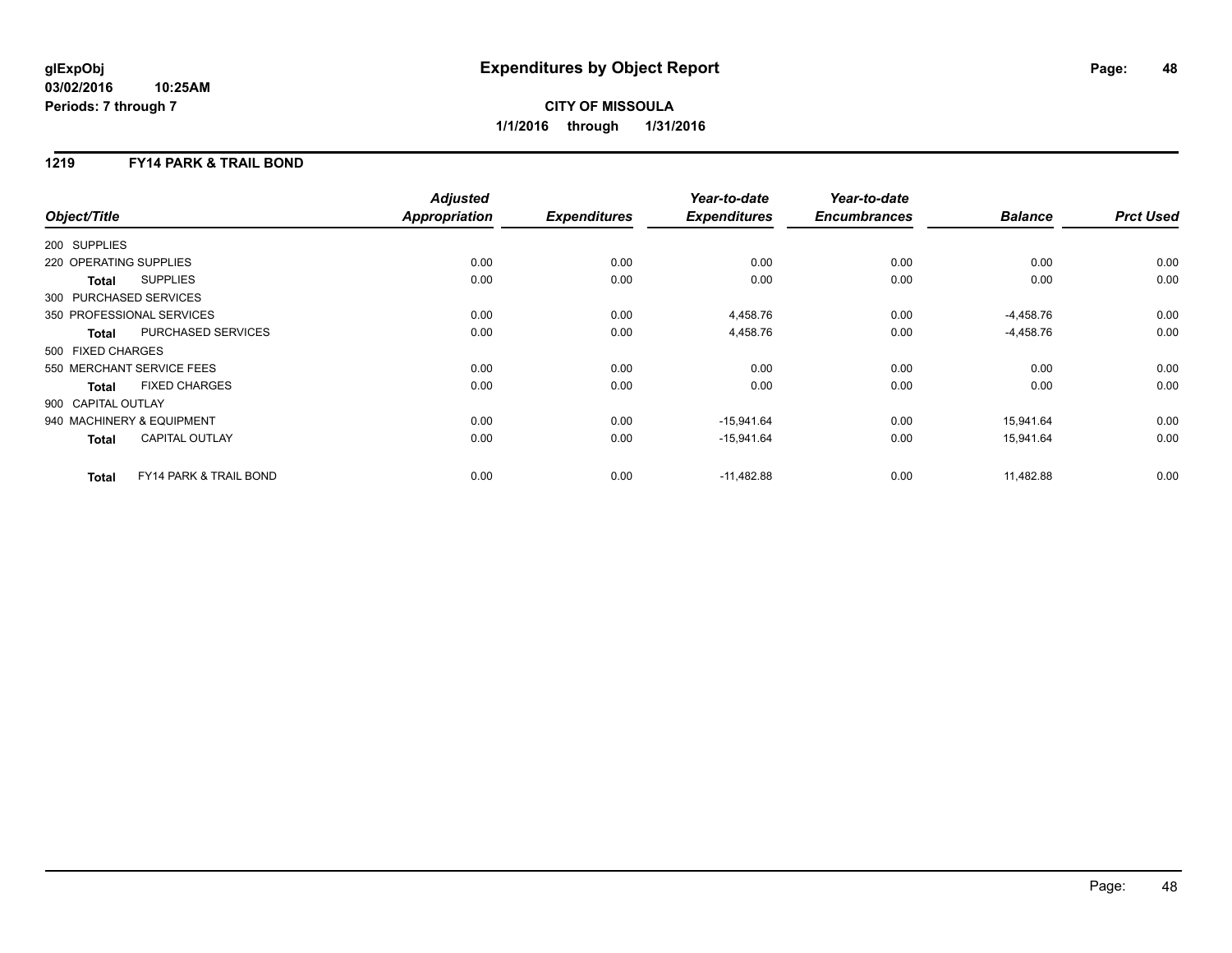# Expenditures by Object Report

glExpObj
03/02/2016 10:25AM
Periods: 7 through 7

**CITY OF MISSOULA**
**1/1/2016 through 1/31/2016**

## 1219 FY14 PARK & TRAIL BOND

| Object/Title | | Adjusted Appropriation | Expenditures | Year-to-date Expenditures | Year-to-date Encumbrances | Balance | Prct Used |
|---|---|---|---|---|---|---|---|
| 200 SUPPLIES | | | | | | | |
| 220 OPERATING SUPPLIES | | 0.00 | 0.00 | 0.00 | 0.00 | 0.00 | 0.00 |
| **Total** | SUPPLIES | 0.00 | 0.00 | 0.00 | 0.00 | 0.00 | 0.00 |
| 300 PURCHASED SERVICES | | | | | | | |
| 350 PROFESSIONAL SERVICES | | 0.00 | 0.00 | 4,458.76 | 0.00 | -4,458.76 | 0.00 |
| **Total** | PURCHASED SERVICES | 0.00 | 0.00 | 4,458.76 | 0.00 | -4,458.76 | 0.00 |
| 500 FIXED CHARGES | | | | | | | |
| 550 MERCHANT SERVICE FEES | | 0.00 | 0.00 | 0.00 | 0.00 | 0.00 | 0.00 |
| **Total** | FIXED CHARGES | 0.00 | 0.00 | 0.00 | 0.00 | 0.00 | 0.00 |
| 900 CAPITAL OUTLAY | | | | | | | |
| 940 MACHINERY & EQUIPMENT | | 0.00 | 0.00 | -15,941.64 | 0.00 | 15,941.64 | 0.00 |
| **Total** | CAPITAL OUTLAY | 0.00 | 0.00 | -15,941.64 | 0.00 | 15,941.64 | 0.00 |
| **Total** | FY14 PARK & TRAIL BOND | 0.00 | 0.00 | -11,482.88 | 0.00 | 11,482.88 | 0.00 |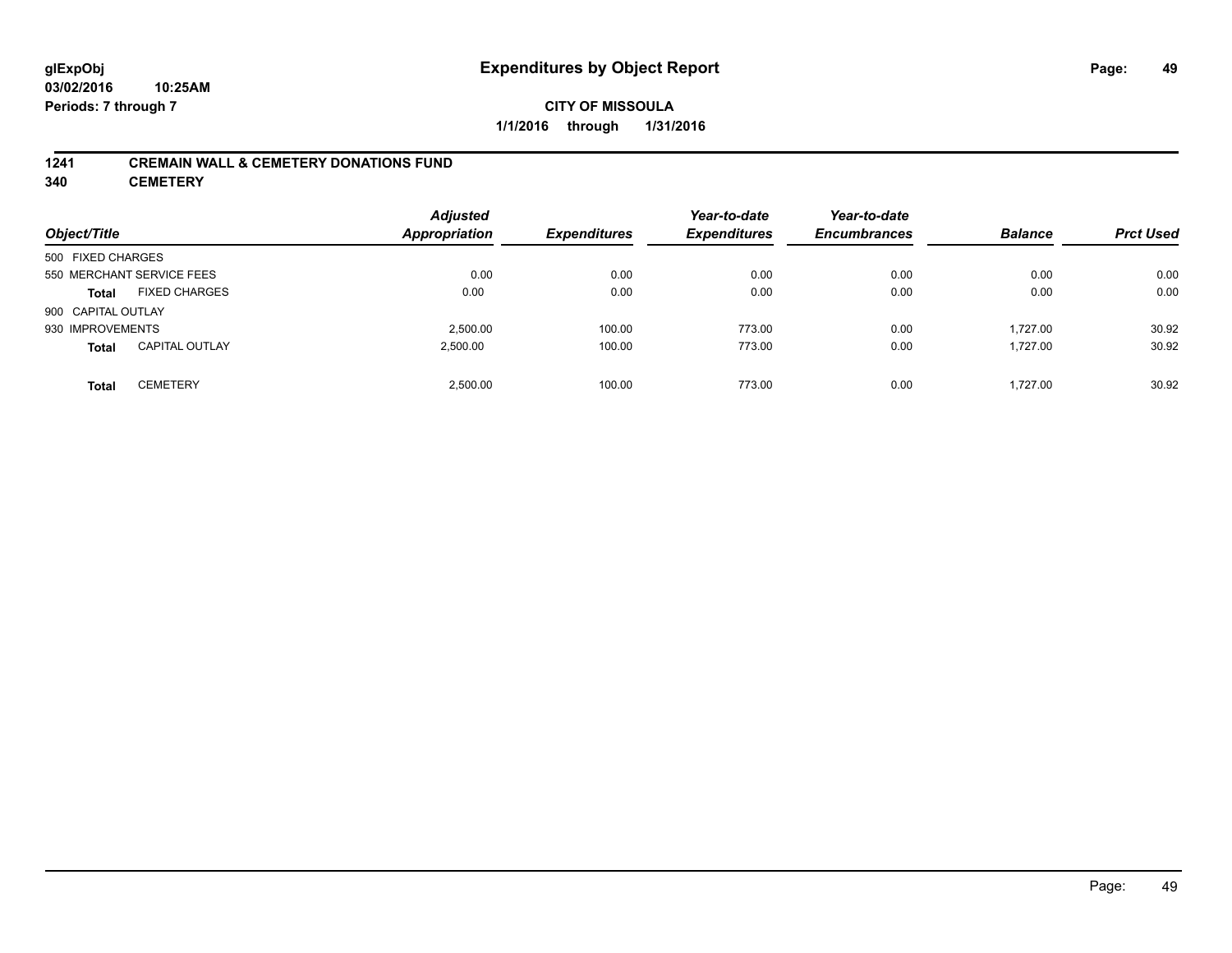# Expenditures by Object Report

glExpObj
03/02/2016 10:25AM
Periods: 7 through 7

**CITY OF MISSOULA**
**1/1/2016 through 1/31/2016**

## 1241 CREMAIN WALL & CEMETERY DONATIONS FUND
## 340 CEMETERY

| Object/Title | | Adjusted Appropriation | Expenditures | Year-to-date Expenditures | Year-to-date Encumbrances | Balance | Prct Used |
|---|---|---|---|---|---|---|---|
| 500 FIXED CHARGES | | | | | | | |
| 550 MERCHANT SERVICE FEES | | 0.00 | 0.00 | 0.00 | 0.00 | 0.00 | 0.00 |
| **Total** | FIXED CHARGES | 0.00 | 0.00 | 0.00 | 0.00 | 0.00 | 0.00 |
| 900 CAPITAL OUTLAY | | | | | | | |
| 930 IMPROVEMENTS | | 2,500.00 | 100.00 | 773.00 | 0.00 | 1,727.00 | 30.92 |
| **Total** | CAPITAL OUTLAY | 2,500.00 | 100.00 | 773.00 | 0.00 | 1,727.00 | 30.92 |
| **Total** | CEMETERY | 2,500.00 | 100.00 | 773.00 | 0.00 | 1,727.00 | 30.92 |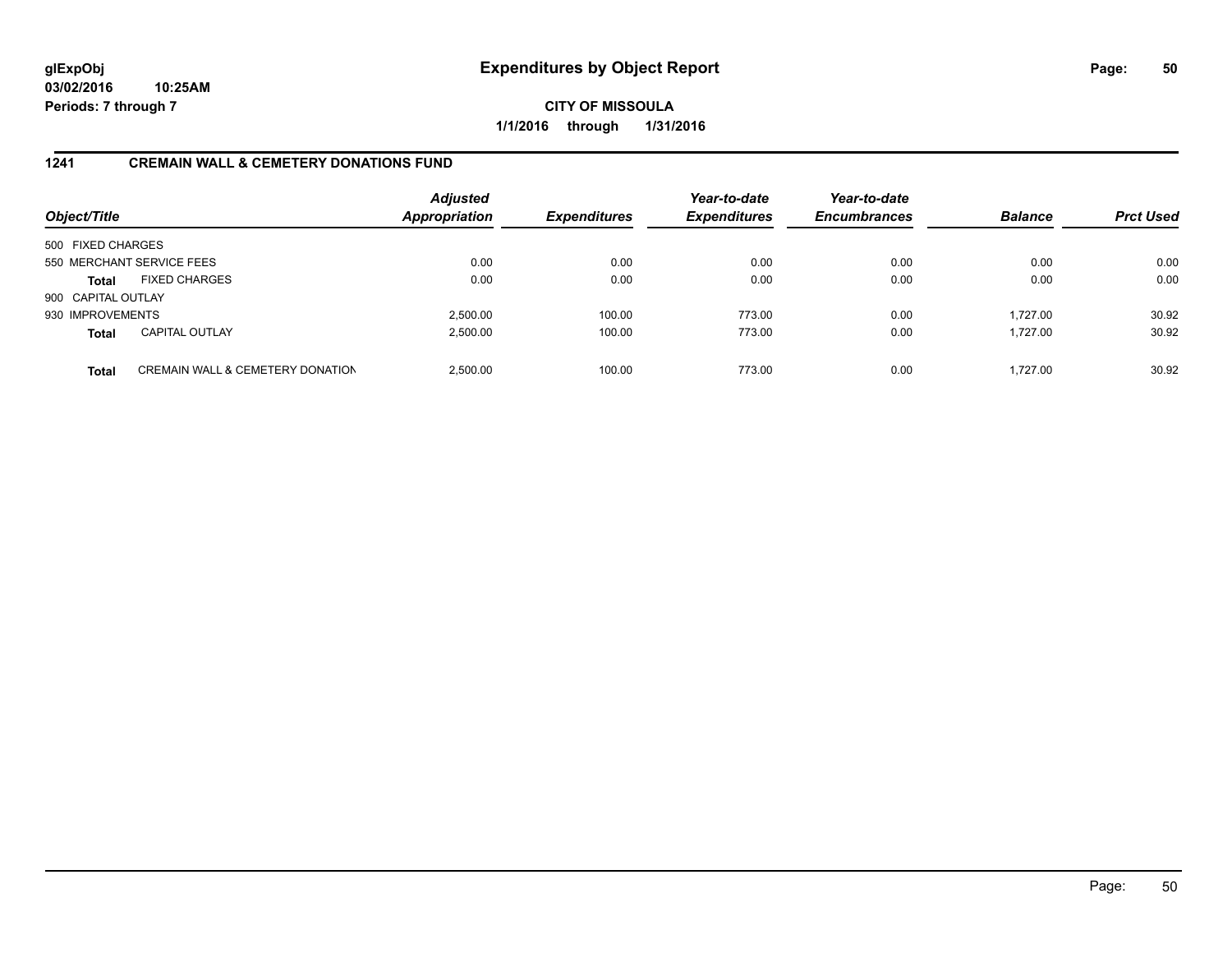# Expenditures by Object Report

glExpObj
03/02/2016 10:25AM
Periods: 7 through 7

**CITY OF MISSOULA**
**1/1/2016 through 1/31/2016**

## 1241 CREMAIN WALL & CEMETERY DONATIONS FUND

| Object/Title | | Adjusted Appropriation | Expenditures | Year-to-date Expenditures | Year-to-date Encumbrances | Balance | Prct Used |
|---|---|---|---|---|---|---|---|
| 500 FIXED CHARGES | | | | | | | |
| 550 MERCHANT SERVICE FEES | | 0.00 | 0.00 | 0.00 | 0.00 | 0.00 | 0.00 |
| **Total** | FIXED CHARGES | 0.00 | 0.00 | 0.00 | 0.00 | 0.00 | 0.00 |
| 900 CAPITAL OUTLAY | | | | | | | |
| 930 IMPROVEMENTS | | 2,500.00 | 100.00 | 773.00 | 0.00 | 1,727.00 | 30.92 |
| **Total** | CAPITAL OUTLAY | 2,500.00 | 100.00 | 773.00 | 0.00 | 1,727.00 | 30.92 |
| **Total** | CREMAIN WALL & CEMETERY DONATION | 2,500.00 | 100.00 | 773.00 | 0.00 | 1,727.00 | 30.92 |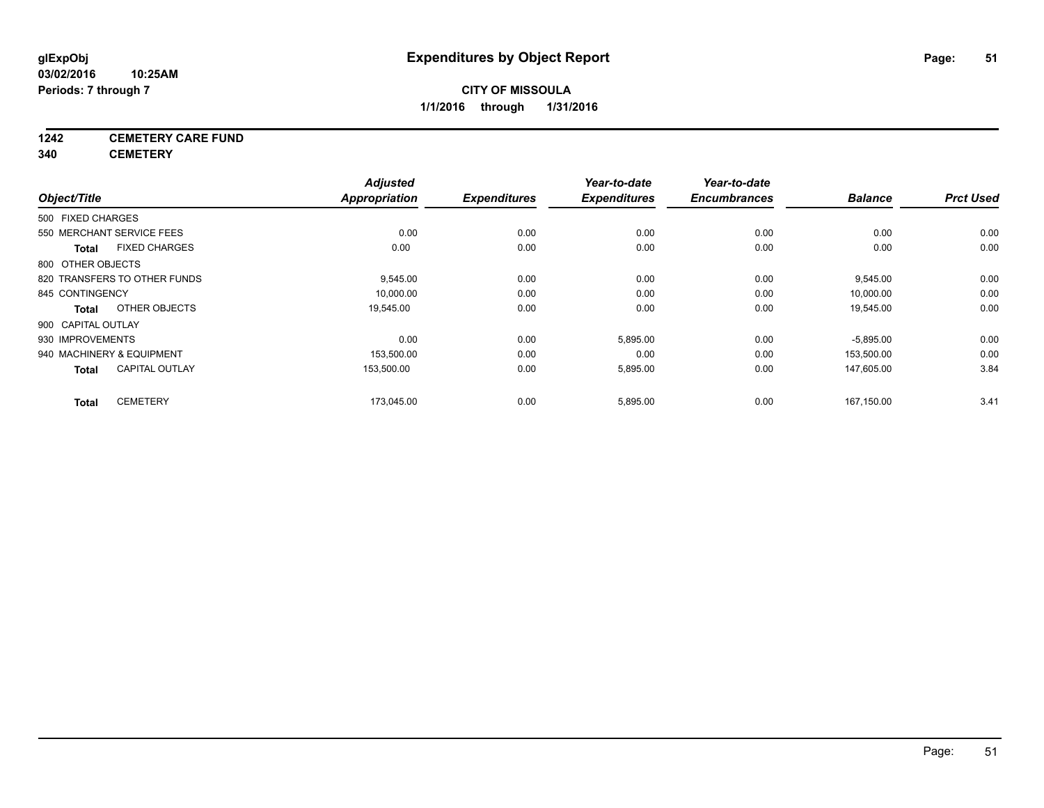glExpObj
03/02/2016 10:25AM
Periods: 7 through 7

# Expenditures by Object Report

**CITY OF MISSOULA**
**1/1/2016 through 1/31/2016**

**1242 CEMETERY CARE FUND**
**340 CEMETERY**

| Object/Title | Adjusted Appropriation | Expenditures | Year-to-date Expenditures | Year-to-date Encumbrances | Balance | Prct Used |
|---|---|---|---|---|---|---|
| 500 FIXED CHARGES | | | | | | |
| 550 MERCHANT SERVICE FEES | 0.00 | 0.00 | 0.00 | 0.00 | 0.00 | 0.00 |
| **Total** FIXED CHARGES | 0.00 | 0.00 | 0.00 | 0.00 | 0.00 | 0.00 |
| 800 OTHER OBJECTS | | | | | | |
| 820 TRANSFERS TO OTHER FUNDS | 9,545.00 | 0.00 | 0.00 | 0.00 | 9,545.00 | 0.00 |
| 845 CONTINGENCY | 10,000.00 | 0.00 | 0.00 | 0.00 | 10,000.00 | 0.00 |
| **Total** OTHER OBJECTS | 19,545.00 | 0.00 | 0.00 | 0.00 | 19,545.00 | 0.00 |
| 900 CAPITAL OUTLAY | | | | | | |
| 930 IMPROVEMENTS | 0.00 | 0.00 | 5,895.00 | 0.00 | -5,895.00 | 0.00 |
| 940 MACHINERY & EQUIPMENT | 153,500.00 | 0.00 | 0.00 | 0.00 | 153,500.00 | 0.00 |
| **Total** CAPITAL OUTLAY | 153,500.00 | 0.00 | 5,895.00 | 0.00 | 147,605.00 | 3.84 |
| **Total** CEMETERY | 173,045.00 | 0.00 | 5,895.00 | 0.00 | 167,150.00 | 3.41 |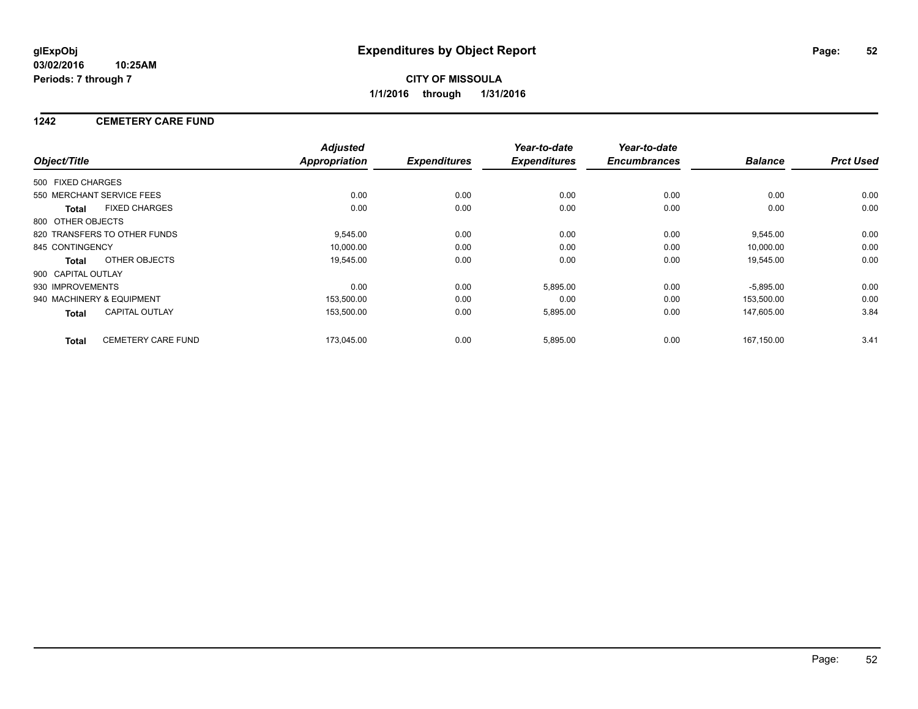**glExpObj**
**03/02/2016 10:25AM**
**Periods: 7 through 7**

# Expenditures by Object Report

**CITY OF MISSOULA**
**1/1/2016 through 1/31/2016**

## 1242 CEMETERY CARE FUND

| Object/Title | Adjusted Appropriation | Expenditures | Year-to-date Expenditures | Year-to-date Encumbrances | Balance | Prct Used |
|---|---|---|---|---|---|---|
| 500 FIXED CHARGES | | | | | | |
| 550 MERCHANT SERVICE FEES | 0.00 | 0.00 | 0.00 | 0.00 | 0.00 | 0.00 |
| **Total** FIXED CHARGES | 0.00 | 0.00 | 0.00 | 0.00 | 0.00 | 0.00 |
| 800 OTHER OBJECTS | | | | | | |
| 820 TRANSFERS TO OTHER FUNDS | 9,545.00 | 0.00 | 0.00 | 0.00 | 9,545.00 | 0.00 |
| 845 CONTINGENCY | 10,000.00 | 0.00 | 0.00 | 0.00 | 10,000.00 | 0.00 |
| **Total** OTHER OBJECTS | 19,545.00 | 0.00 | 0.00 | 0.00 | 19,545.00 | 0.00 |
| 900 CAPITAL OUTLAY | | | | | | |
| 930 IMPROVEMENTS | 0.00 | 0.00 | 5,895.00 | 0.00 | -5,895.00 | 0.00 |
| 940 MACHINERY & EQUIPMENT | 153,500.00 | 0.00 | 0.00 | 0.00 | 153,500.00 | 0.00 |
| **Total** CAPITAL OUTLAY | 153,500.00 | 0.00 | 5,895.00 | 0.00 | 147,605.00 | 3.84 |
| **Total** CEMETERY CARE FUND | 173,045.00 | 0.00 | 5,895.00 | 0.00 | 167,150.00 | 3.41 |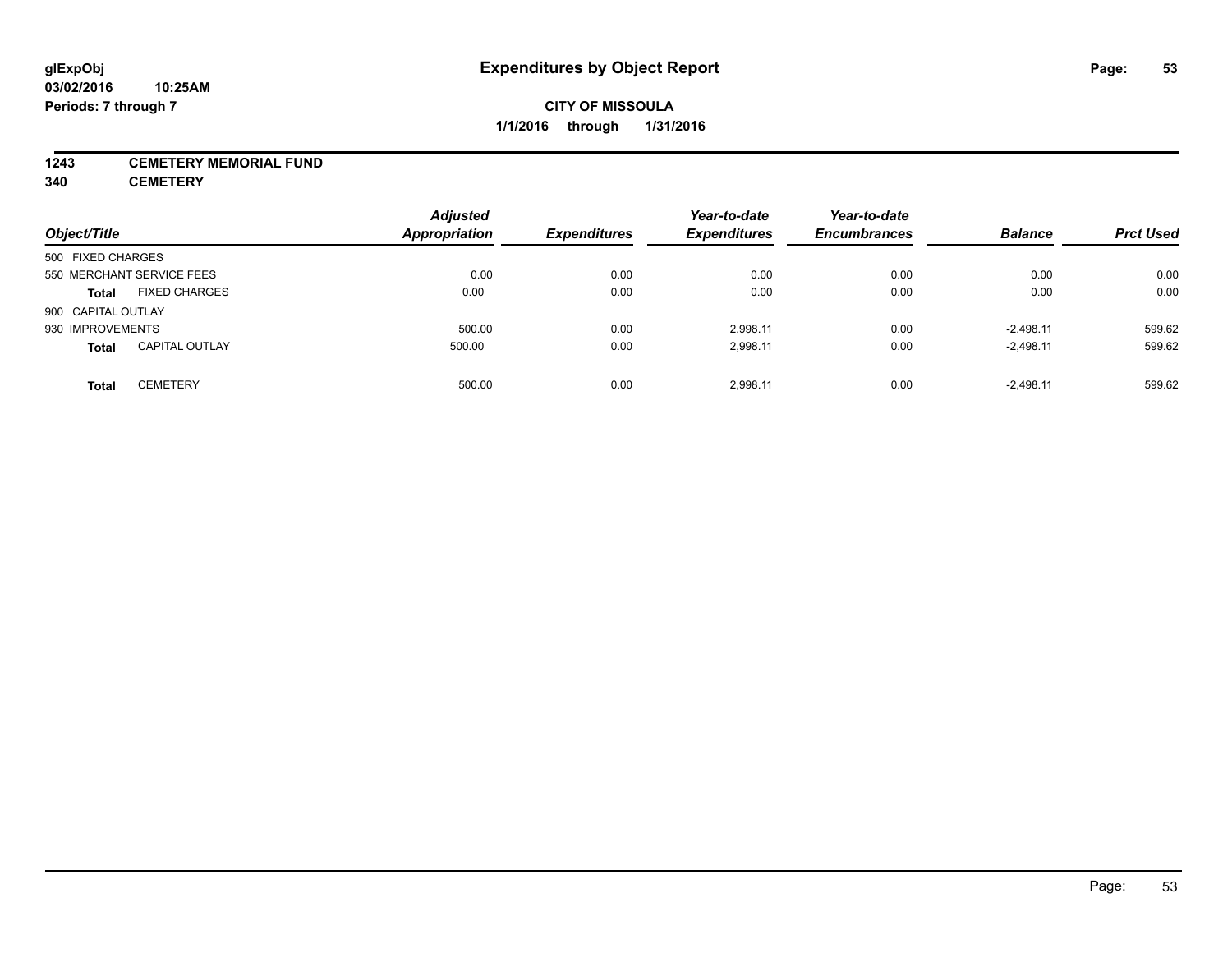# Expenditures by Object Report

glExpObj
03/02/2016 10:25AM
Periods: 7 through 7

**CITY OF MISSOULA**
**1/1/2016 through 1/31/2016**

**1243 CEMETERY MEMORIAL FUND**
**340 CEMETERY**

| Object/Title | | Adjusted Appropriation | Expenditures | Year-to-date Expenditures | Year-to-date Encumbrances | Balance | Prct Used |
|---|---|---|---|---|---|---|---|
| 500 FIXED CHARGES | | | | | | | |
| 550 MERCHANT SERVICE FEES | | 0.00 | 0.00 | 0.00 | 0.00 | 0.00 | 0.00 |
| **Total** | FIXED CHARGES | 0.00 | 0.00 | 0.00 | 0.00 | 0.00 | 0.00 |
| 900 CAPITAL OUTLAY | | | | | | | |
| 930 IMPROVEMENTS | | 500.00 | 0.00 | 2,998.11 | 0.00 | -2,498.11 | 599.62 |
| **Total** | CAPITAL OUTLAY | 500.00 | 0.00 | 2,998.11 | 0.00 | -2,498.11 | 599.62 |
| **Total** | CEMETERY | 500.00 | 0.00 | 2,998.11 | 0.00 | -2,498.11 | 599.62 |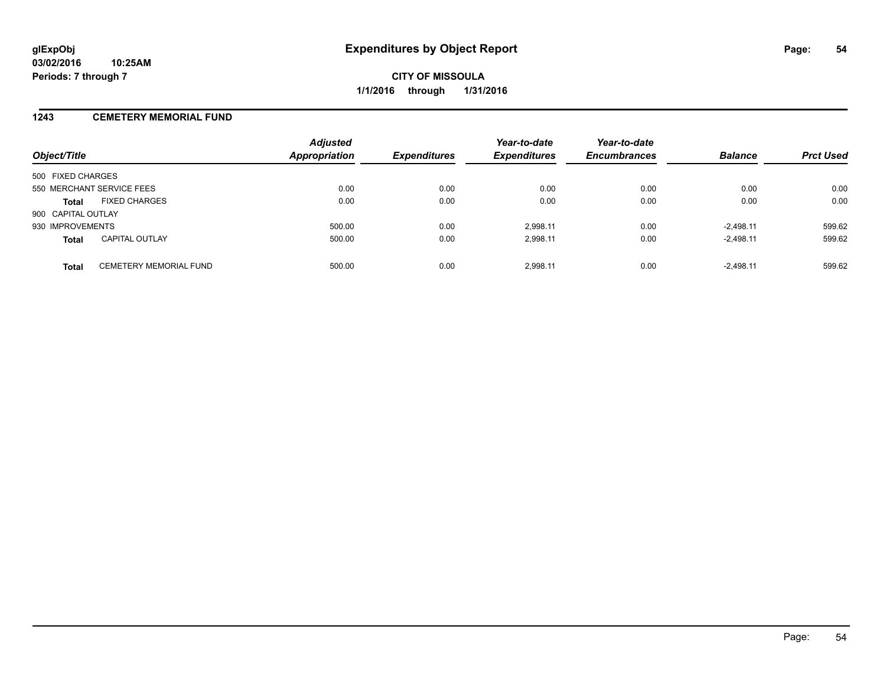# Expenditures by Object Report

**CITY OF MISSOULA**

**1/1/2016 through 1/31/2016**

glExpObj
03/02/2016 10:25AM
Periods: 7 through 7

## 1243 CEMETERY MEMORIAL FUND

| Object/Title | | Adjusted Appropriation | Expenditures | Year-to-date Expenditures | Year-to-date Encumbrances | Balance | Prct Used |
|---|---|---|---|---|---|---|---|
| 500 FIXED CHARGES | | | | | | | |
| 550 MERCHANT SERVICE FEES | | 0.00 | 0.00 | 0.00 | 0.00 | 0.00 | 0.00 |
| **Total** | FIXED CHARGES | 0.00 | 0.00 | 0.00 | 0.00 | 0.00 | 0.00 |
| 900 CAPITAL OUTLAY | | | | | | | |
| 930 IMPROVEMENTS | | 500.00 | 0.00 | 2,998.11 | 0.00 | -2,498.11 | 599.62 |
| **Total** | CAPITAL OUTLAY | 500.00 | 0.00 | 2,998.11 | 0.00 | -2,498.11 | 599.62 |
| **Total** | CEMETERY MEMORIAL FUND | 500.00 | 0.00 | 2,998.11 | 0.00 | -2,498.11 | 599.62 |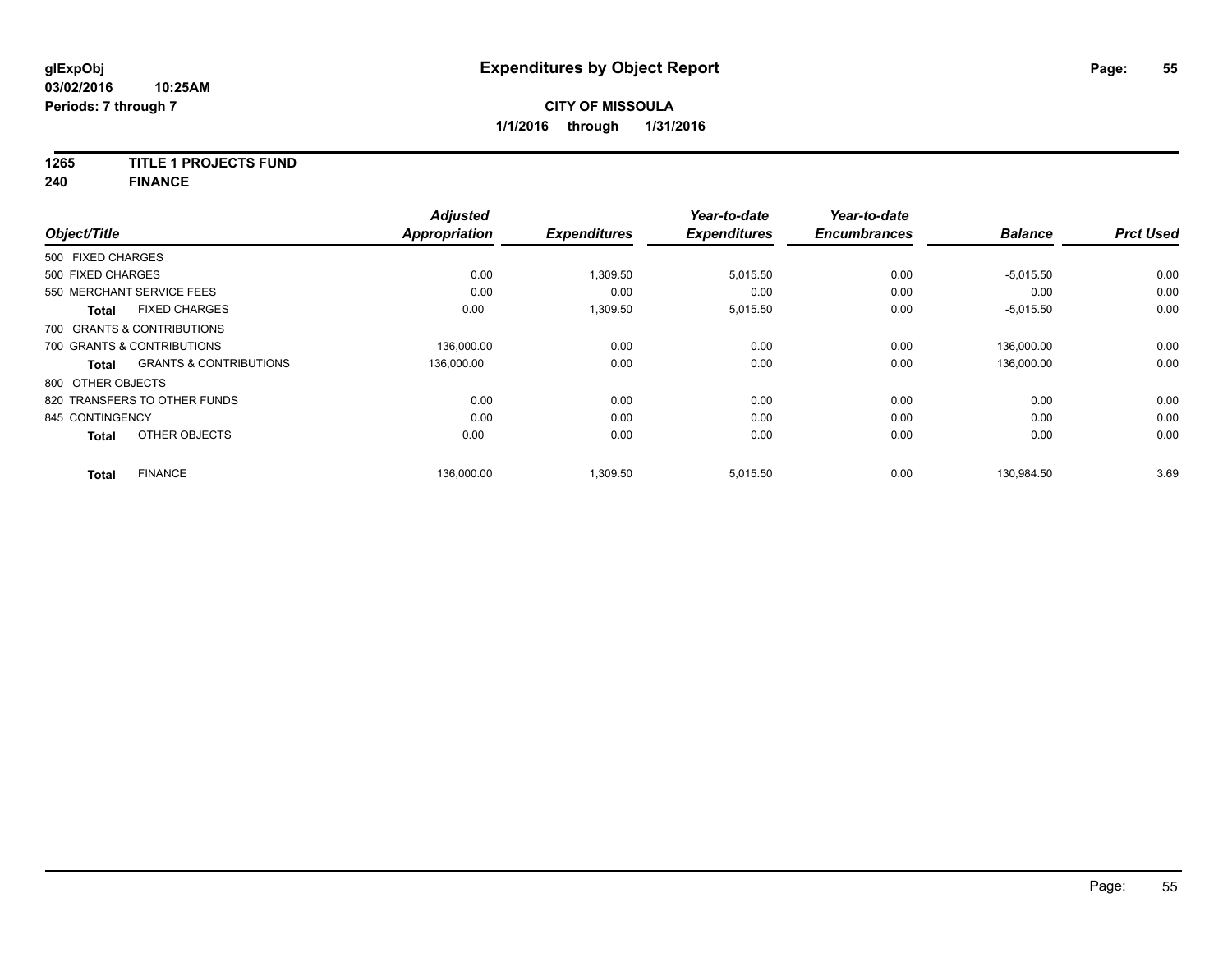**glExpObj** **Expenditures by Object Report**
**03/02/2016 10:25AM**
**Periods: 7 through 7**

**CITY OF MISSOULA**
**1/1/2016 through 1/31/2016**

**1265 TITLE 1 PROJECTS FUND**
**240 FINANCE**

| Object/Title | Adjusted Appropriation | Expenditures | Year-to-date Expenditures | Year-to-date Encumbrances | Balance | Prct Used |
|---|---|---|---|---|---|---|
| 500 FIXED CHARGES | | | | | | |
| 500 FIXED CHARGES | 0.00 | 1,309.50 | 5,015.50 | 0.00 | -5,015.50 | 0.00 |
| 550 MERCHANT SERVICE FEES | 0.00 | 0.00 | 0.00 | 0.00 | 0.00 | 0.00 |
| **Total** FIXED CHARGES | 0.00 | 1,309.50 | 5,015.50 | 0.00 | -5,015.50 | 0.00 |
| 700 GRANTS & CONTRIBUTIONS | | | | | | |
| 700 GRANTS & CONTRIBUTIONS | 136,000.00 | 0.00 | 0.00 | 0.00 | 136,000.00 | 0.00 |
| **Total** GRANTS & CONTRIBUTIONS | 136,000.00 | 0.00 | 0.00 | 0.00 | 136,000.00 | 0.00 |
| 800 OTHER OBJECTS | | | | | | |
| 820 TRANSFERS TO OTHER FUNDS | 0.00 | 0.00 | 0.00 | 0.00 | 0.00 | 0.00 |
| 845 CONTINGENCY | 0.00 | 0.00 | 0.00 | 0.00 | 0.00 | 0.00 |
| **Total** OTHER OBJECTS | 0.00 | 0.00 | 0.00 | 0.00 | 0.00 | 0.00 |
| **Total** FINANCE | 136,000.00 | 1,309.50 | 5,015.50 | 0.00 | 130,984.50 | 3.69 |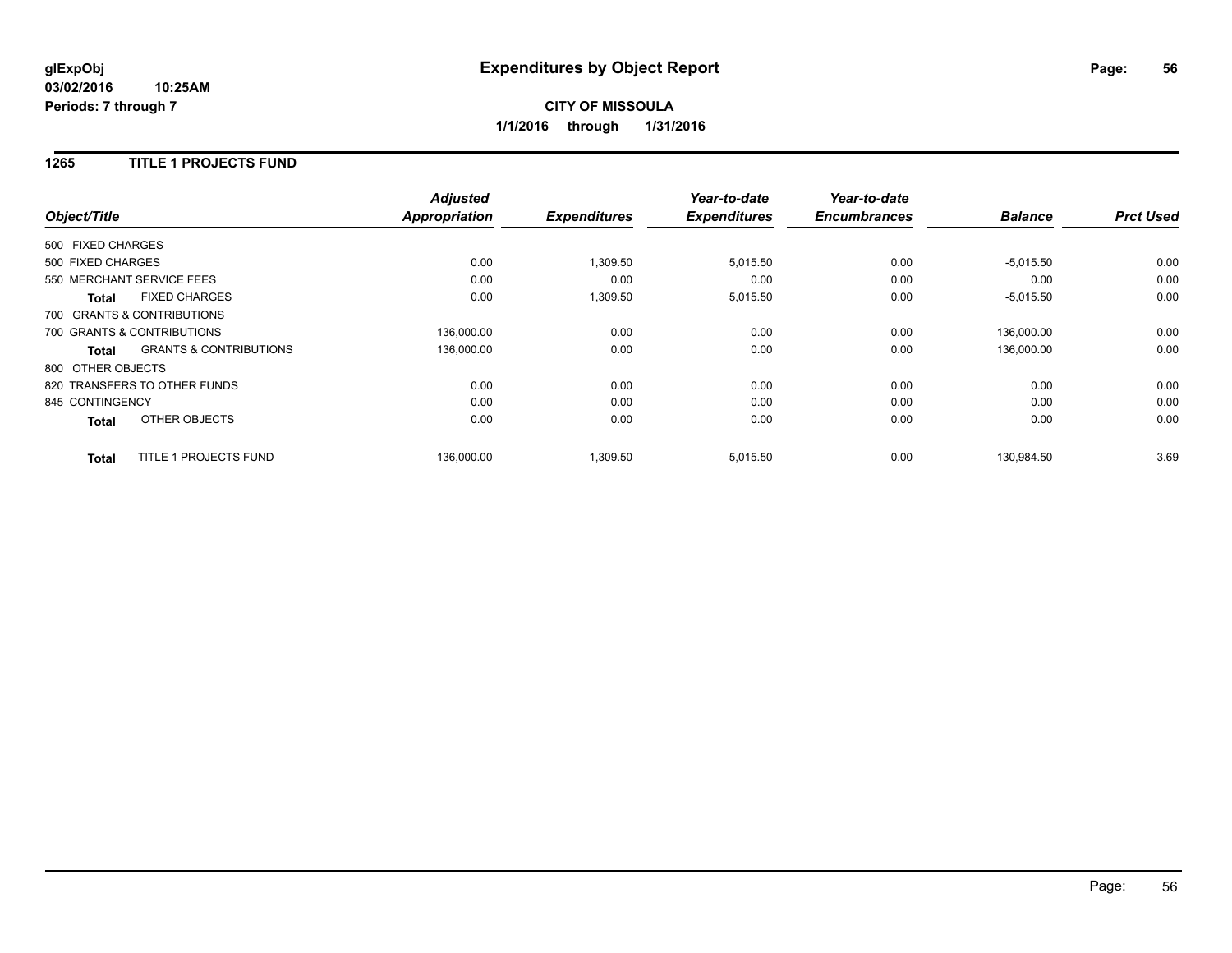**glExpObj**
**03/02/2016 10:25AM**
**Periods: 7 through 7**

# Expenditures by Object Report

**CITY OF MISSOULA**
**1/1/2016 through 1/31/2016**

## 1265 TITLE 1 PROJECTS FUND

| Object/Title | | *Adjusted Appropriation* | *Expenditures* | *Year-to-date Expenditures* | *Year-to-date Encumbrances* | *Balance* | *Prct Used* |
|---|---|---|---|---|---|---|---|
| 500 FIXED CHARGES | | | | | | | |
| 500 FIXED CHARGES | | 0.00 | 1,309.50 | 5,015.50 | 0.00 | -5,015.50 | 0.00 |
| 550 MERCHANT SERVICE FEES | | 0.00 | 0.00 | 0.00 | 0.00 | 0.00 | 0.00 |
| **Total** | FIXED CHARGES | 0.00 | 1,309.50 | 5,015.50 | 0.00 | -5,015.50 | 0.00 |
| 700 GRANTS & CONTRIBUTIONS | | | | | | | |
| 700 GRANTS & CONTRIBUTIONS | | 136,000.00 | 0.00 | 0.00 | 0.00 | 136,000.00 | 0.00 |
| **Total** | GRANTS & CONTRIBUTIONS | 136,000.00 | 0.00 | 0.00 | 0.00 | 136,000.00 | 0.00 |
| 800 OTHER OBJECTS | | | | | | | |
| 820 TRANSFERS TO OTHER FUNDS | | 0.00 | 0.00 | 0.00 | 0.00 | 0.00 | 0.00 |
| 845 CONTINGENCY | | 0.00 | 0.00 | 0.00 | 0.00 | 0.00 | 0.00 |
| **Total** | OTHER OBJECTS | 0.00 | 0.00 | 0.00 | 0.00 | 0.00 | 0.00 |
| **Total** | TITLE 1 PROJECTS FUND | 136,000.00 | 1,309.50 | 5,015.50 | 0.00 | 130,984.50 | 3.69 |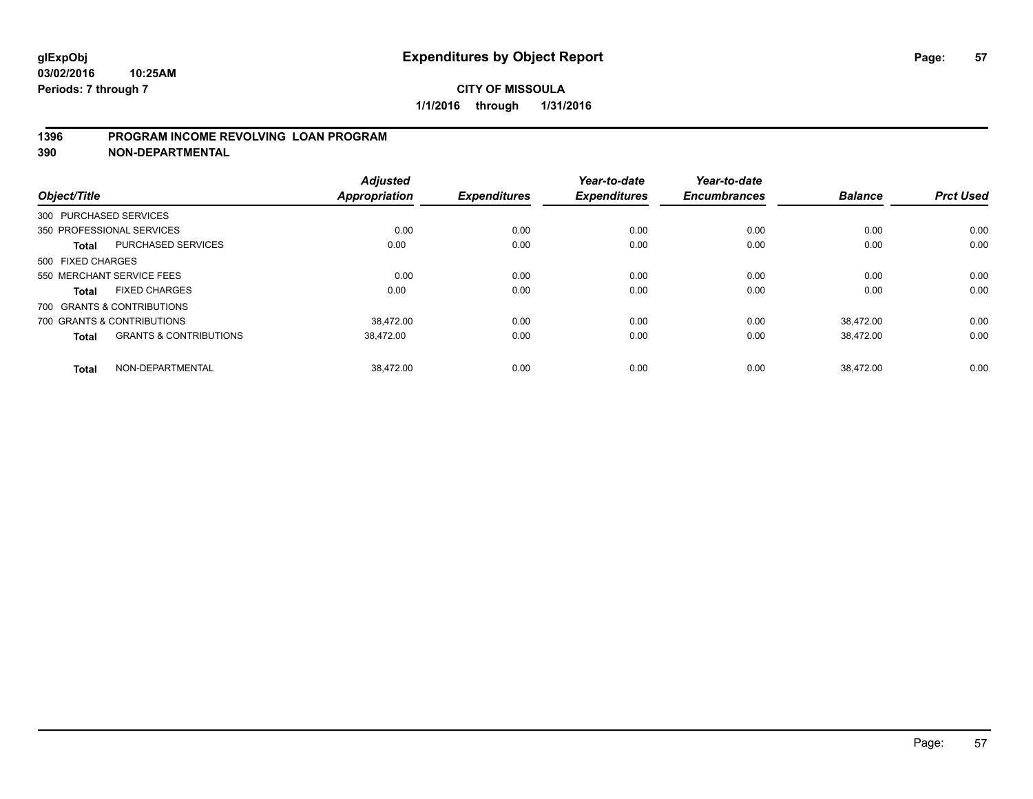# Expenditures by Object Report

**glExpObj**
**03/02/2016 10:25AM**
**Periods: 7 through 7**

**CITY OF MISSOULA**
**1/1/2016 through 1/31/2016**

**1396 PROGRAM INCOME REVOLVING LOAN PROGRAM**
**390 NON-DEPARTMENTAL**

| Object/Title | | Adjusted Appropriation | Expenditures | Year-to-date Expenditures | Year-to-date Encumbrances | Balance | Prct Used |
|---|---|---|---|---|---|---|---|
| 300 PURCHASED SERVICES | | | | | | | |
| 350 PROFESSIONAL SERVICES | | 0.00 | 0.00 | 0.00 | 0.00 | 0.00 | 0.00 |
| **Total** | PURCHASED SERVICES | 0.00 | 0.00 | 0.00 | 0.00 | 0.00 | 0.00 |
| 500 FIXED CHARGES | | | | | | | |
| 550 MERCHANT SERVICE FEES | | 0.00 | 0.00 | 0.00 | 0.00 | 0.00 | 0.00 |
| **Total** | FIXED CHARGES | 0.00 | 0.00 | 0.00 | 0.00 | 0.00 | 0.00 |
| 700 GRANTS & CONTRIBUTIONS | | | | | | | |
| 700 GRANTS & CONTRIBUTIONS | | 38,472.00 | 0.00 | 0.00 | 0.00 | 38,472.00 | 0.00 |
| **Total** | GRANTS & CONTRIBUTIONS | 38,472.00 | 0.00 | 0.00 | 0.00 | 38,472.00 | 0.00 |
| **Total** | NON-DEPARTMENTAL | 38,472.00 | 0.00 | 0.00 | 0.00 | 38,472.00 | 0.00 |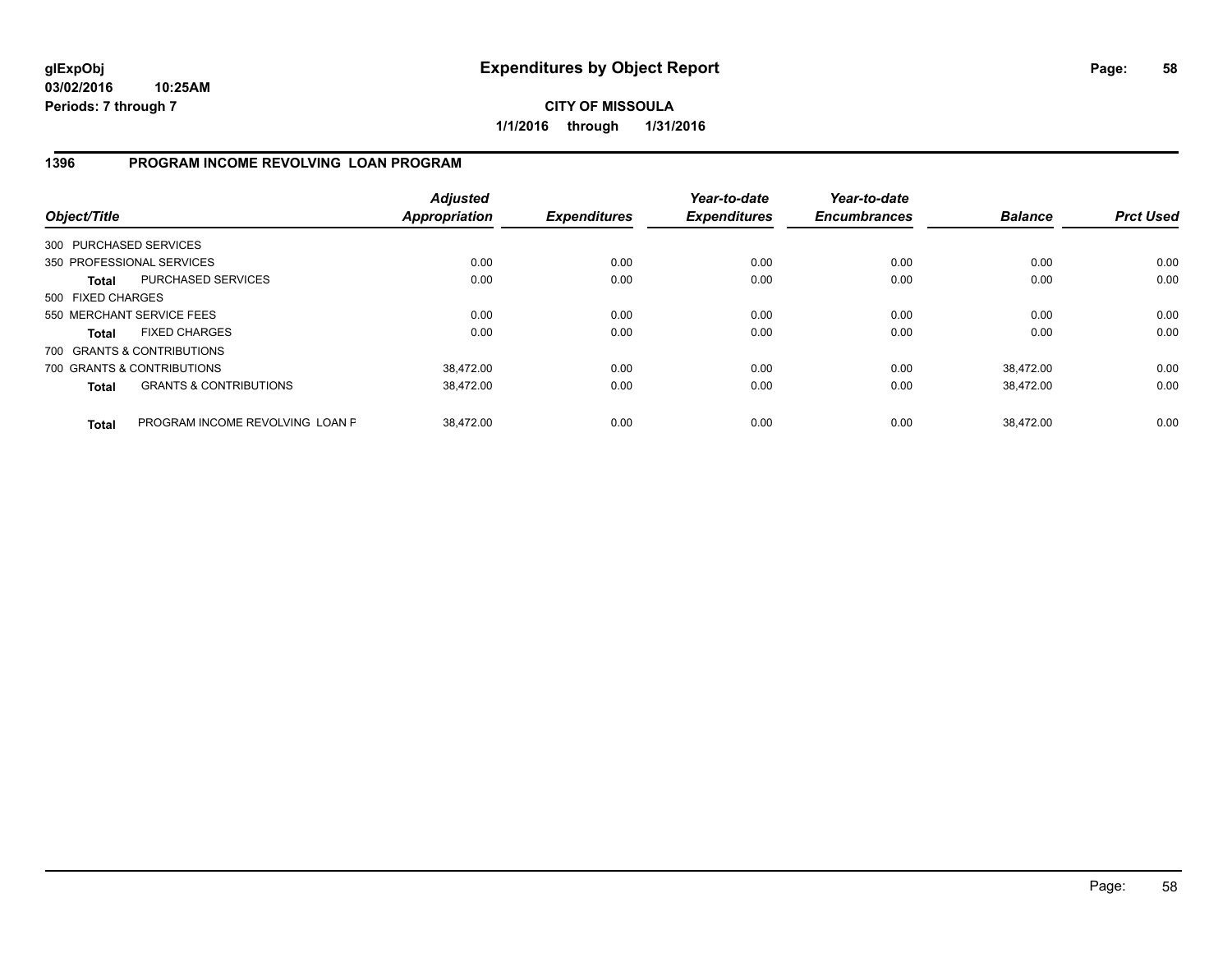**glExpObj**
**03/02/2016 10:25AM**
**Periods: 7 through 7**

# Expenditures by Object Report

**CITY OF MISSOULA**
**1/1/2016 through 1/31/2016**

## 1396 PROGRAM INCOME REVOLVING LOAN PROGRAM

| Object/Title | | *Adjusted Appropriation* | *Expenditures* | *Year-to-date Expenditures* | *Year-to-date Encumbrances* | *Balance* | *Prct Used* |
|---|---|---|---|---|---|---|---|
| 300 PURCHASED SERVICES | | | | | | | |
| 350 PROFESSIONAL SERVICES | | 0.00 | 0.00 | 0.00 | 0.00 | 0.00 | 0.00 |
| **Total** | PURCHASED SERVICES | 0.00 | 0.00 | 0.00 | 0.00 | 0.00 | 0.00 |
| 500 FIXED CHARGES | | | | | | | |
| 550 MERCHANT SERVICE FEES | | 0.00 | 0.00 | 0.00 | 0.00 | 0.00 | 0.00 |
| **Total** | FIXED CHARGES | 0.00 | 0.00 | 0.00 | 0.00 | 0.00 | 0.00 |
| 700 GRANTS & CONTRIBUTIONS | | | | | | | |
| 700 GRANTS & CONTRIBUTIONS | | 38,472.00 | 0.00 | 0.00 | 0.00 | 38,472.00 | 0.00 |
| **Total** | GRANTS & CONTRIBUTIONS | 38,472.00 | 0.00 | 0.00 | 0.00 | 38,472.00 | 0.00 |
| **Total** | PROGRAM INCOME REVOLVING LOAN F | 38,472.00 | 0.00 | 0.00 | 0.00 | 38,472.00 | 0.00 |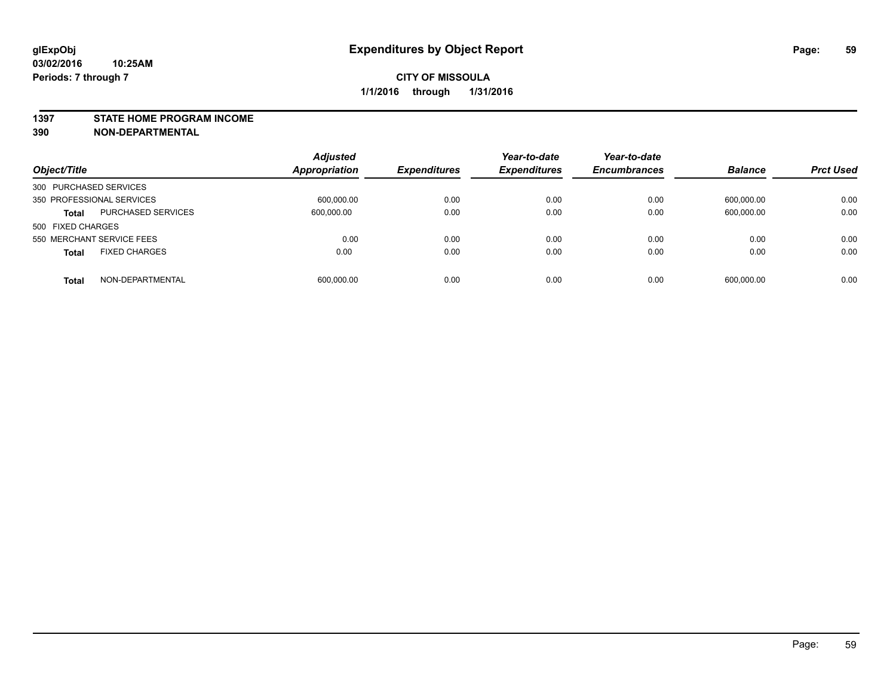**glExpObj** **Expenditures by Object Report**
**03/02/2016 10:25AM**
**Periods: 7 through 7**

**CITY OF MISSOULA**
**1/1/2016 through 1/31/2016**

## 1397 STATE HOME PROGRAM INCOME
## 390 NON-DEPARTMENTAL

| Object/Title | | *Adjusted Appropriation* | *Expenditures* | *Year-to-date Expenditures* | *Year-to-date Encumbrances* | *Balance* | *Prct Used* |
|---|---|---|---|---|---|---|---|
| 300 PURCHASED SERVICES | | | | | | | |
| 350 PROFESSIONAL SERVICES | | 600,000.00 | 0.00 | 0.00 | 0.00 | 600,000.00 | 0.00 |
| **Total** | PURCHASED SERVICES | 600,000.00 | 0.00 | 0.00 | 0.00 | 600,000.00 | 0.00 |
| 500 FIXED CHARGES | | | | | | | |
| 550 MERCHANT SERVICE FEES | | 0.00 | 0.00 | 0.00 | 0.00 | 0.00 | 0.00 |
| **Total** | FIXED CHARGES | 0.00 | 0.00 | 0.00 | 0.00 | 0.00 | 0.00 |
| **Total** | NON-DEPARTMENTAL | 600,000.00 | 0.00 | 0.00 | 0.00 | 600,000.00 | 0.00 |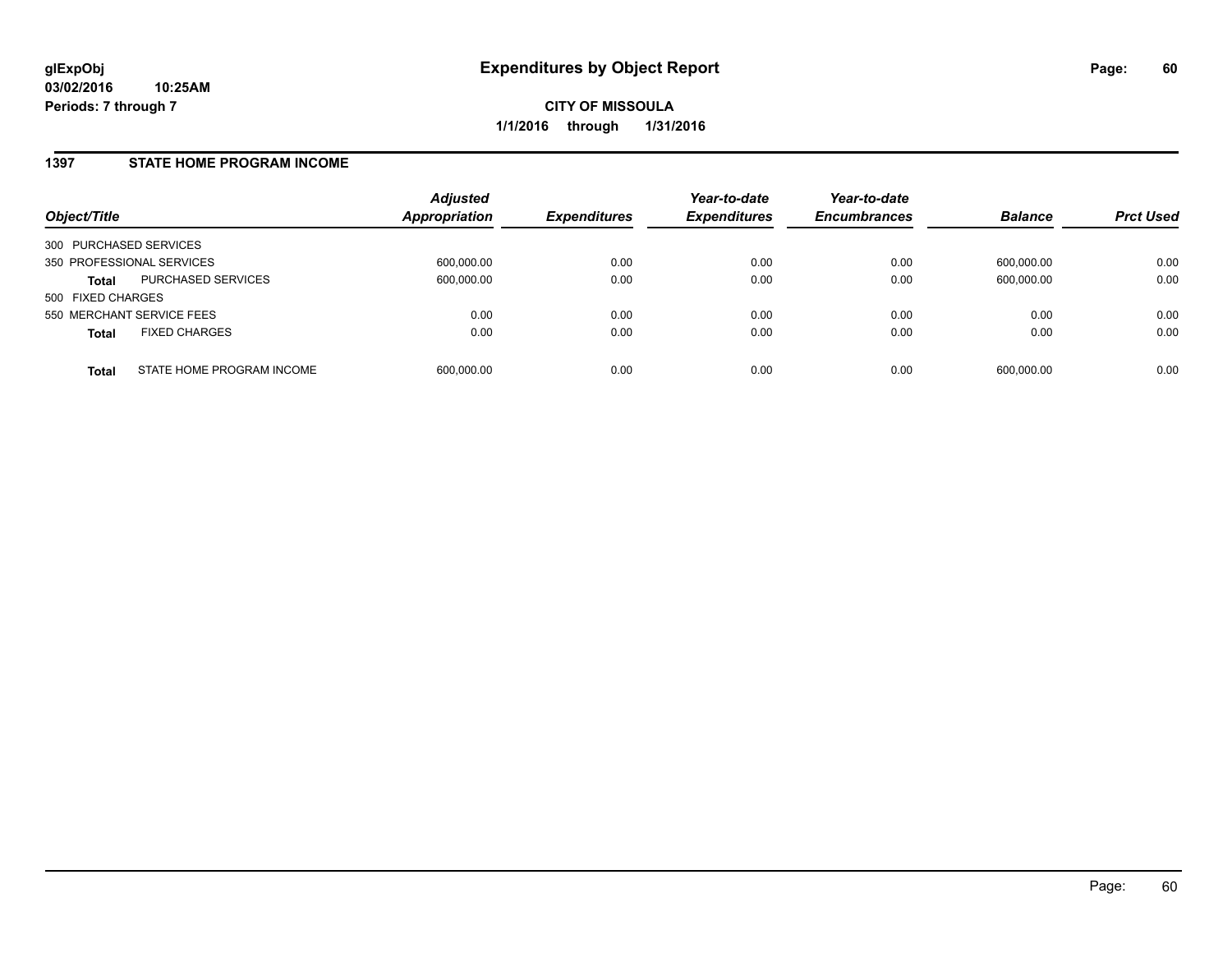glExpObj
03/02/2016 10:25AM
Periods: 7 through 7

# Expenditures by Object Report

**CITY OF MISSOULA**
**1/1/2016 through 1/31/2016**

## 1397 STATE HOME PROGRAM INCOME

| Object/Title | | Adjusted Appropriation | Expenditures | Year-to-date Expenditures | Year-to-date Encumbrances | Balance | Prct Used |
|---|---|---|---|---|---|---|---|
| 300 PURCHASED SERVICES | | | | | | | |
| 350 PROFESSIONAL SERVICES | | 600,000.00 | 0.00 | 0.00 | 0.00 | 600,000.00 | 0.00 |
| **Total** | PURCHASED SERVICES | 600,000.00 | 0.00 | 0.00 | 0.00 | 600,000.00 | 0.00 |
| 500 FIXED CHARGES | | | | | | | |
| 550 MERCHANT SERVICE FEES | | 0.00 | 0.00 | 0.00 | 0.00 | 0.00 | 0.00 |
| **Total** | FIXED CHARGES | 0.00 | 0.00 | 0.00 | 0.00 | 0.00 | 0.00 |
| **Total** | STATE HOME PROGRAM INCOME | 600,000.00 | 0.00 | 0.00 | 0.00 | 600,000.00 | 0.00 |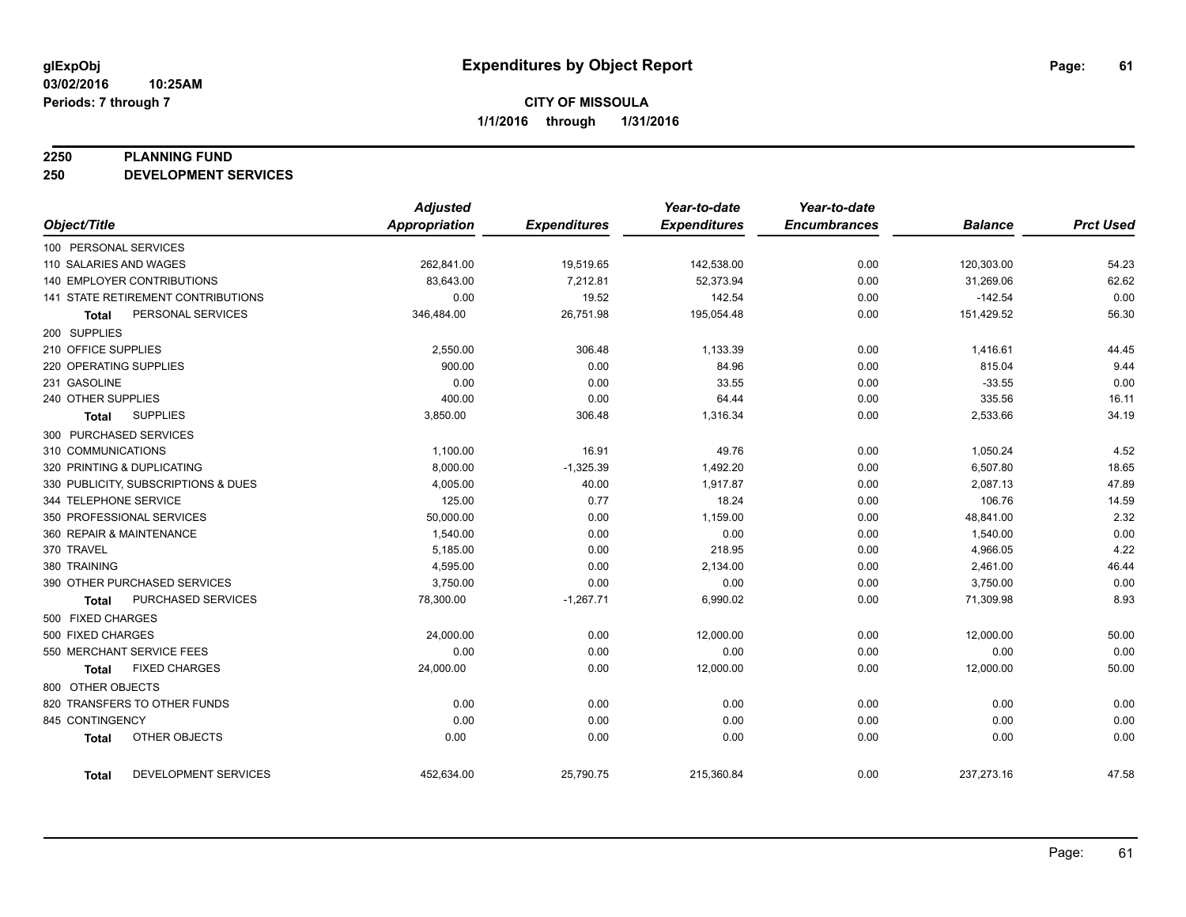**glExpObj** **Expenditures by Object Report**

**03/02/2016 10:25AM**

**Periods: 7 through 7**

**CITY OF MISSOULA**

**1/1/2016 through 1/31/2016**

## 2250 PLANNING FUND
## 250 DEVELOPMENT SERVICES

| Object/Title | Adjusted Appropriation | Expenditures | Year-to-date Expenditures | Year-to-date Encumbrances | Balance | Prct Used |
|---|---|---|---|---|---|---|
| 100 PERSONAL SERVICES | | | | | | |
| 110 SALARIES AND WAGES | 262,841.00 | 19,519.65 | 142,538.00 | 0.00 | 120,303.00 | 54.23 |
| 140 EMPLOYER CONTRIBUTIONS | 83,643.00 | 7,212.81 | 52,373.94 | 0.00 | 31,269.06 | 62.62 |
| 141 STATE RETIREMENT CONTRIBUTIONS | 0.00 | 19.52 | 142.54 | 0.00 | -142.54 | 0.00 |
| **Total** PERSONAL SERVICES | 346,484.00 | 26,751.98 | 195,054.48 | 0.00 | 151,429.52 | 56.30 |
| 200 SUPPLIES | | | | | | |
| 210 OFFICE SUPPLIES | 2,550.00 | 306.48 | 1,133.39 | 0.00 | 1,416.61 | 44.45 |
| 220 OPERATING SUPPLIES | 900.00 | 0.00 | 84.96 | 0.00 | 815.04 | 9.44 |
| 231 GASOLINE | 0.00 | 0.00 | 33.55 | 0.00 | -33.55 | 0.00 |
| 240 OTHER SUPPLIES | 400.00 | 0.00 | 64.44 | 0.00 | 335.56 | 16.11 |
| **Total** SUPPLIES | 3,850.00 | 306.48 | 1,316.34 | 0.00 | 2,533.66 | 34.19 |
| 300 PURCHASED SERVICES | | | | | | |
| 310 COMMUNICATIONS | 1,100.00 | 16.91 | 49.76 | 0.00 | 1,050.24 | 4.52 |
| 320 PRINTING & DUPLICATING | 8,000.00 | -1,325.39 | 1,492.20 | 0.00 | 6,507.80 | 18.65 |
| 330 PUBLICITY, SUBSCRIPTIONS & DUES | 4,005.00 | 40.00 | 1,917.87 | 0.00 | 2,087.13 | 47.89 |
| 344 TELEPHONE SERVICE | 125.00 | 0.77 | 18.24 | 0.00 | 106.76 | 14.59 |
| 350 PROFESSIONAL SERVICES | 50,000.00 | 0.00 | 1,159.00 | 0.00 | 48,841.00 | 2.32 |
| 360 REPAIR & MAINTENANCE | 1,540.00 | 0.00 | 0.00 | 0.00 | 1,540.00 | 0.00 |
| 370 TRAVEL | 5,185.00 | 0.00 | 218.95 | 0.00 | 4,966.05 | 4.22 |
| 380 TRAINING | 4,595.00 | 0.00 | 2,134.00 | 0.00 | 2,461.00 | 46.44 |
| 390 OTHER PURCHASED SERVICES | 3,750.00 | 0.00 | 0.00 | 0.00 | 3,750.00 | 0.00 |
| **Total** PURCHASED SERVICES | 78,300.00 | -1,267.71 | 6,990.02 | 0.00 | 71,309.98 | 8.93 |
| 500 FIXED CHARGES | | | | | | |
| 500 FIXED CHARGES | 24,000.00 | 0.00 | 12,000.00 | 0.00 | 12,000.00 | 50.00 |
| 550 MERCHANT SERVICE FEES | 0.00 | 0.00 | 0.00 | 0.00 | 0.00 | 0.00 |
| **Total** FIXED CHARGES | 24,000.00 | 0.00 | 12,000.00 | 0.00 | 12,000.00 | 50.00 |
| 800 OTHER OBJECTS | | | | | | |
| 820 TRANSFERS TO OTHER FUNDS | 0.00 | 0.00 | 0.00 | 0.00 | 0.00 | 0.00 |
| 845 CONTINGENCY | 0.00 | 0.00 | 0.00 | 0.00 | 0.00 | 0.00 |
| **Total** OTHER OBJECTS | 0.00 | 0.00 | 0.00 | 0.00 | 0.00 | 0.00 |
| **Total** DEVELOPMENT SERVICES | 452,634.00 | 25,790.75 | 215,360.84 | 0.00 | 237,273.16 | 47.58 |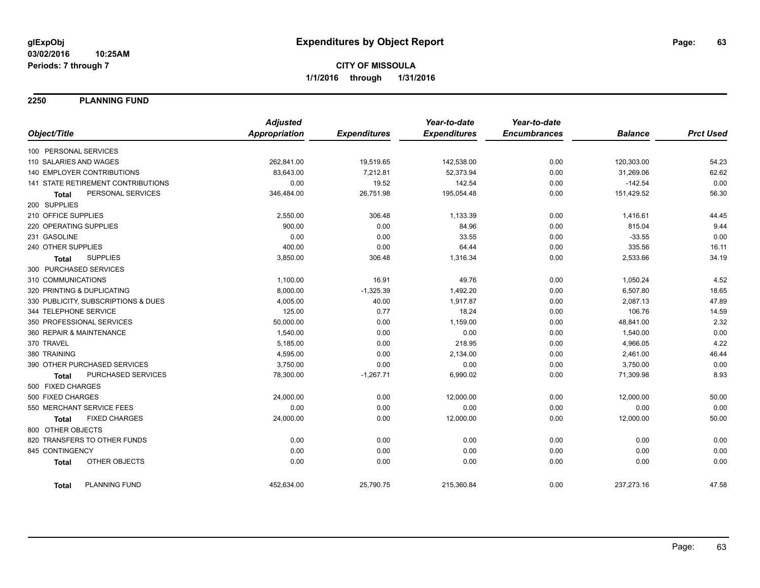**glExpObj** 03/02/2016 10:25AM
**Periods: 7 through 7**

# Expenditures by Object Report

**CITY OF MISSOULA**
**1/1/2016 through 1/31/2016**

## 2250 PLANNING FUND

| Object/Title | Adjusted Appropriation | Expenditures | Year-to-date Expenditures | Year-to-date Encumbrances | Balance | Prct Used |
|---|---|---|---|---|---|---|
| 100 PERSONAL SERVICES | | | | | | |
| 110 SALARIES AND WAGES | 262,841.00 | 19,519.65 | 142,538.00 | 0.00 | 120,303.00 | 54.23 |
| 140 EMPLOYER CONTRIBUTIONS | 83,643.00 | 7,212.81 | 52,373.94 | 0.00 | 31,269.06 | 62.62 |
| 141 STATE RETIREMENT CONTRIBUTIONS | 0.00 | 19.52 | 142.54 | 0.00 | -142.54 | 0.00 |
| **Total** PERSONAL SERVICES | 346,484.00 | 26,751.98 | 195,054.48 | 0.00 | 151,429.52 | 56.30 |
| 200 SUPPLIES | | | | | | |
| 210 OFFICE SUPPLIES | 2,550.00 | 306.48 | 1,133.39 | 0.00 | 1,416.61 | 44.45 |
| 220 OPERATING SUPPLIES | 900.00 | 0.00 | 84.96 | 0.00 | 815.04 | 9.44 |
| 231 GASOLINE | 0.00 | 0.00 | 33.55 | 0.00 | -33.55 | 0.00 |
| 240 OTHER SUPPLIES | 400.00 | 0.00 | 64.44 | 0.00 | 335.56 | 16.11 |
| **Total** SUPPLIES | 3,850.00 | 306.48 | 1,316.34 | 0.00 | 2,533.66 | 34.19 |
| 300 PURCHASED SERVICES | | | | | | |
| 310 COMMUNICATIONS | 1,100.00 | 16.91 | 49.76 | 0.00 | 1,050.24 | 4.52 |
| 320 PRINTING & DUPLICATING | 8,000.00 | -1,325.39 | 1,492.20 | 0.00 | 6,507.80 | 18.65 |
| 330 PUBLICITY, SUBSCRIPTIONS & DUES | 4,005.00 | 40.00 | 1,917.87 | 0.00 | 2,087.13 | 47.89 |
| 344 TELEPHONE SERVICE | 125.00 | 0.77 | 18.24 | 0.00 | 106.76 | 14.59 |
| 350 PROFESSIONAL SERVICES | 50,000.00 | 0.00 | 1,159.00 | 0.00 | 48,841.00 | 2.32 |
| 360 REPAIR & MAINTENANCE | 1,540.00 | 0.00 | 0.00 | 0.00 | 1,540.00 | 0.00 |
| 370 TRAVEL | 5,185.00 | 0.00 | 218.95 | 0.00 | 4,966.05 | 4.22 |
| 380 TRAINING | 4,595.00 | 0.00 | 2,134.00 | 0.00 | 2,461.00 | 46.44 |
| 390 OTHER PURCHASED SERVICES | 3,750.00 | 0.00 | 0.00 | 0.00 | 3,750.00 | 0.00 |
| **Total** PURCHASED SERVICES | 78,300.00 | -1,267.71 | 6,990.02 | 0.00 | 71,309.98 | 8.93 |
| 500 FIXED CHARGES | | | | | | |
| 500 FIXED CHARGES | 24,000.00 | 0.00 | 12,000.00 | 0.00 | 12,000.00 | 50.00 |
| 550 MERCHANT SERVICE FEES | 0.00 | 0.00 | 0.00 | 0.00 | 0.00 | 0.00 |
| **Total** FIXED CHARGES | 24,000.00 | 0.00 | 12,000.00 | 0.00 | 12,000.00 | 50.00 |
| 800 OTHER OBJECTS | | | | | | |
| 820 TRANSFERS TO OTHER FUNDS | 0.00 | 0.00 | 0.00 | 0.00 | 0.00 | 0.00 |
| 845 CONTINGENCY | 0.00 | 0.00 | 0.00 | 0.00 | 0.00 | 0.00 |
| **Total** OTHER OBJECTS | 0.00 | 0.00 | 0.00 | 0.00 | 0.00 | 0.00 |
| **Total** PLANNING FUND | 452,634.00 | 25,790.75 | 215,360.84 | 0.00 | 237,273.16 | 47.58 |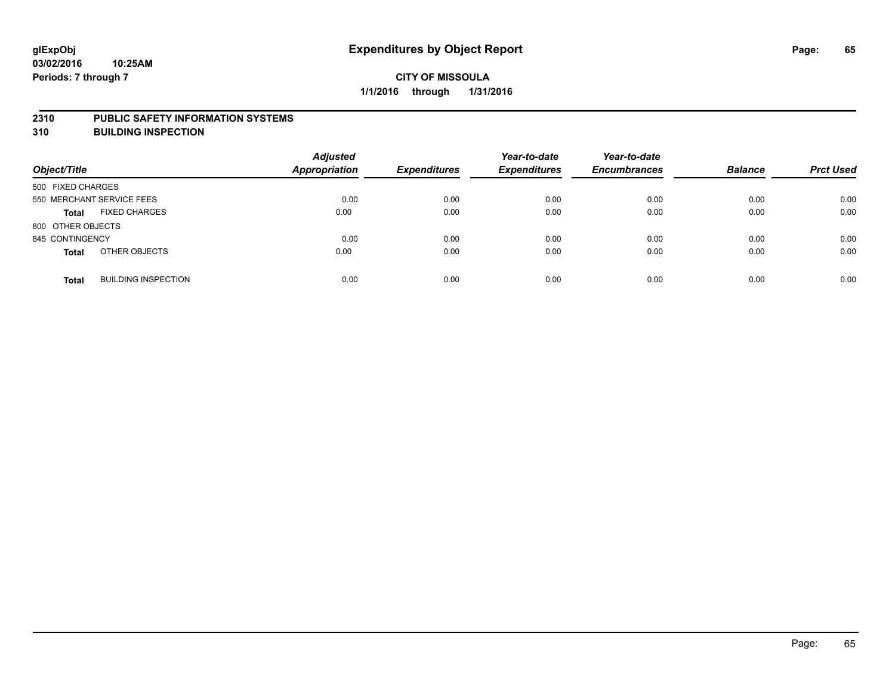**glExpObj**
**03/02/2016 10:25AM**
**Periods: 7 through 7**

# Expenditures by Object Report

**CITY OF MISSOULA**
**1/1/2016 through 1/31/2016**

## 2310 PUBLIC SAFETY INFORMATION SYSTEMS
## 310 BUILDING INSPECTION

| Object/Title | | Adjusted Appropriation | Expenditures | Year-to-date Expenditures | Year-to-date Encumbrances | Balance | Prct Used |
|---|---|---|---|---|---|---|---|
| 500 FIXED CHARGES | | | | | | | |
| 550 MERCHANT SERVICE FEES | | 0.00 | 0.00 | 0.00 | 0.00 | 0.00 | 0.00 |
| **Total** | FIXED CHARGES | 0.00 | 0.00 | 0.00 | 0.00 | 0.00 | 0.00 |
| 800 OTHER OBJECTS | | | | | | | |
| 845 CONTINGENCY | | 0.00 | 0.00 | 0.00 | 0.00 | 0.00 | 0.00 |
| **Total** | OTHER OBJECTS | 0.00 | 0.00 | 0.00 | 0.00 | 0.00 | 0.00 |
| **Total** | BUILDING INSPECTION | 0.00 | 0.00 | 0.00 | 0.00 | 0.00 | 0.00 |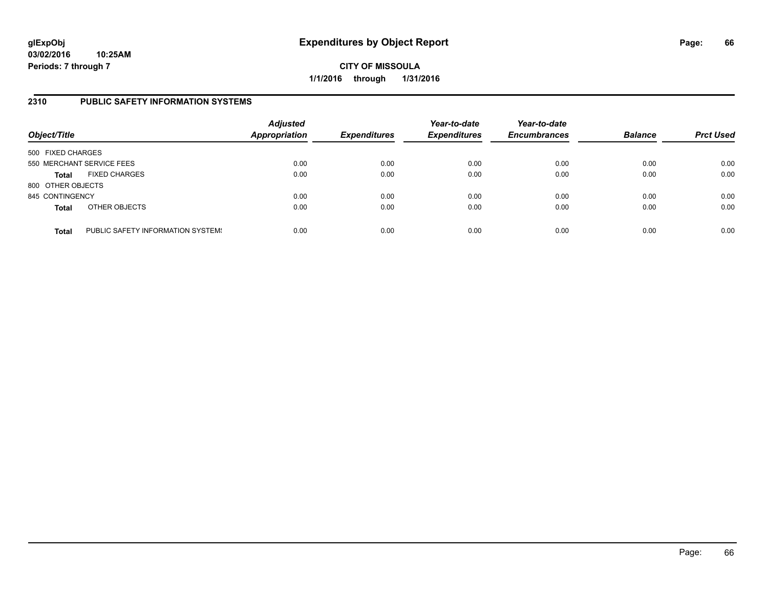# Expenditures by Object Report

glExpObj
03/02/2016 10:25AM
Periods: 7 through 7

**CITY OF MISSOULA**
**1/1/2016 through 1/31/2016**

## 2310 PUBLIC SAFETY INFORMATION SYSTEMS

| Object/Title | | Adjusted Appropriation | Expenditures | Year-to-date Expenditures | Year-to-date Encumbrances | Balance | Prct Used |
|---|---|---|---|---|---|---|---|
| 500 FIXED CHARGES | | | | | | | |
| 550 MERCHANT SERVICE FEES | | 0.00 | 0.00 | 0.00 | 0.00 | 0.00 | 0.00 |
| **Total** | FIXED CHARGES | 0.00 | 0.00 | 0.00 | 0.00 | 0.00 | 0.00 |
| 800 OTHER OBJECTS | | | | | | | |
| 845 CONTINGENCY | | 0.00 | 0.00 | 0.00 | 0.00 | 0.00 | 0.00 |
| **Total** | OTHER OBJECTS | 0.00 | 0.00 | 0.00 | 0.00 | 0.00 | 0.00 |
| **Total** | PUBLIC SAFETY INFORMATION SYSTEMS | 0.00 | 0.00 | 0.00 | 0.00 | 0.00 | 0.00 |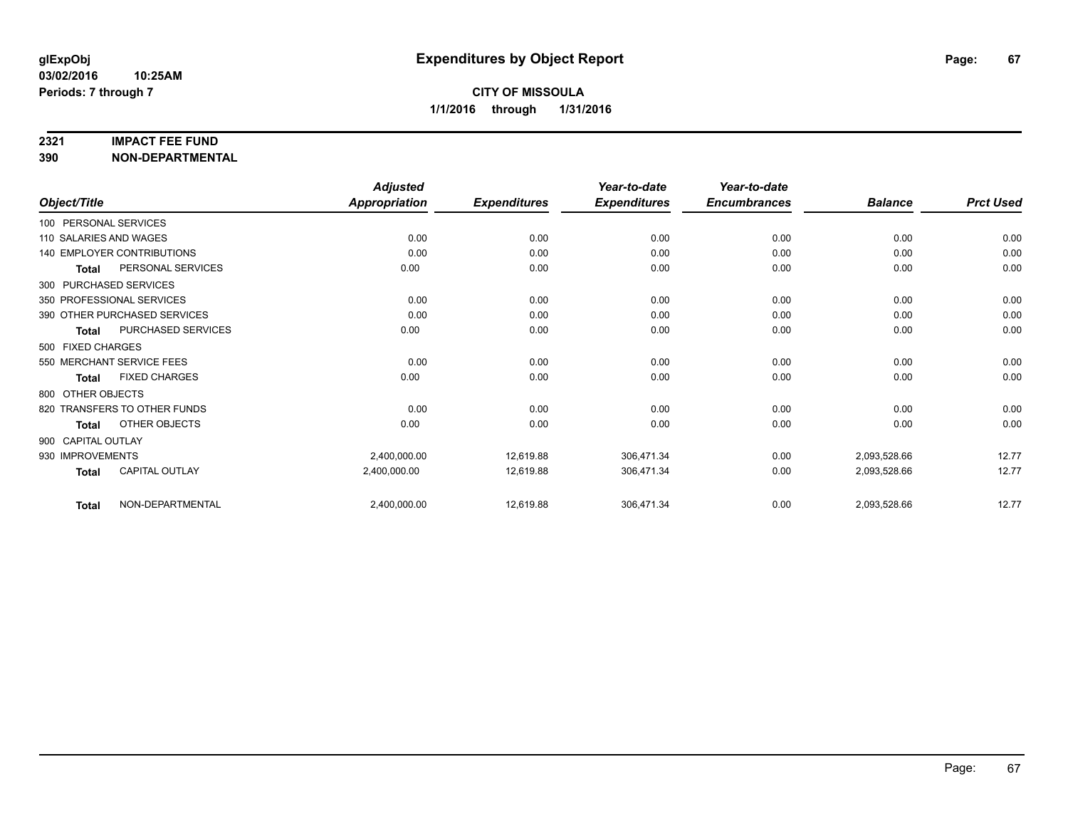# Expenditures by Object Report

glExpObj
03/02/2016 10:25AM
Periods: 7 through 7

**CITY OF MISSOULA**
**1/1/2016 through 1/31/2016**

## 2321 IMPACT FEE FUND
## 390 NON-DEPARTMENTAL

| Object/Title | Adjusted Appropriation | Expenditures | Year-to-date Expenditures | Year-to-date Encumbrances | Balance | Prct Used |
|---|---|---|---|---|---|---|
| 100 PERSONAL SERVICES | | | | | | |
| 110 SALARIES AND WAGES | 0.00 | 0.00 | 0.00 | 0.00 | 0.00 | 0.00 |
| 140 EMPLOYER CONTRIBUTIONS | 0.00 | 0.00 | 0.00 | 0.00 | 0.00 | 0.00 |
| **Total** PERSONAL SERVICES | 0.00 | 0.00 | 0.00 | 0.00 | 0.00 | 0.00 |
| 300 PURCHASED SERVICES | | | | | | |
| 350 PROFESSIONAL SERVICES | 0.00 | 0.00 | 0.00 | 0.00 | 0.00 | 0.00 |
| 390 OTHER PURCHASED SERVICES | 0.00 | 0.00 | 0.00 | 0.00 | 0.00 | 0.00 |
| **Total** PURCHASED SERVICES | 0.00 | 0.00 | 0.00 | 0.00 | 0.00 | 0.00 |
| 500 FIXED CHARGES | | | | | | |
| 550 MERCHANT SERVICE FEES | 0.00 | 0.00 | 0.00 | 0.00 | 0.00 | 0.00 |
| **Total** FIXED CHARGES | 0.00 | 0.00 | 0.00 | 0.00 | 0.00 | 0.00 |
| 800 OTHER OBJECTS | | | | | | |
| 820 TRANSFERS TO OTHER FUNDS | 0.00 | 0.00 | 0.00 | 0.00 | 0.00 | 0.00 |
| **Total** OTHER OBJECTS | 0.00 | 0.00 | 0.00 | 0.00 | 0.00 | 0.00 |
| 900 CAPITAL OUTLAY | | | | | | |
| 930 IMPROVEMENTS | 2,400,000.00 | 12,619.88 | 306,471.34 | 0.00 | 2,093,528.66 | 12.77 |
| **Total** CAPITAL OUTLAY | 2,400,000.00 | 12,619.88 | 306,471.34 | 0.00 | 2,093,528.66 | 12.77 |
| **Total** NON-DEPARTMENTAL | 2,400,000.00 | 12,619.88 | 306,471.34 | 0.00 | 2,093,528.66 | 12.77 |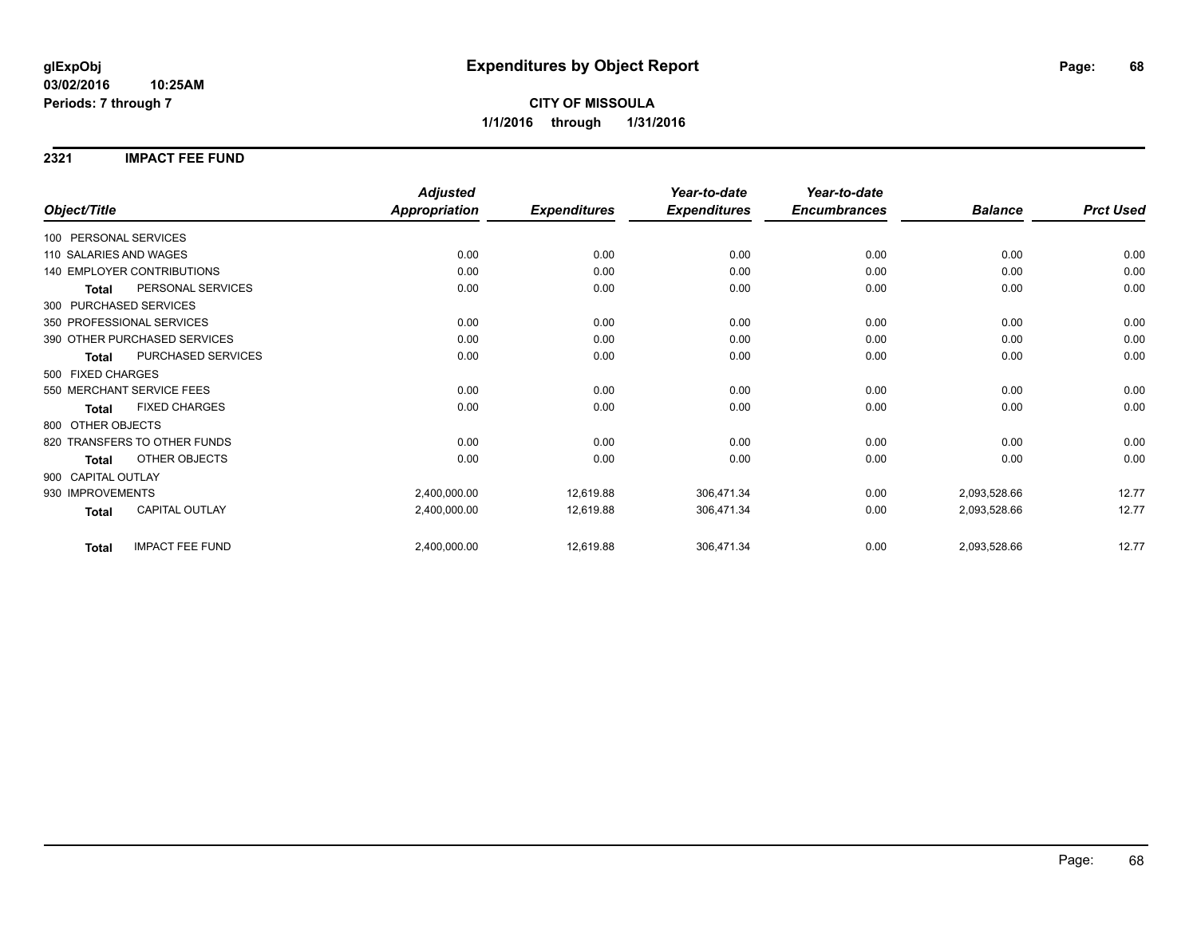# Expenditures by Object Report

glExpObj
03/02/2016 10:25AM
Periods: 7 through 7

**CITY OF MISSOULA**
**1/1/2016 through 1/31/2016**

## 2321 IMPACT FEE FUND

| Object/Title | Adjusted Appropriation | Expenditures | Year-to-date Expenditures | Year-to-date Encumbrances | Balance | Prct Used |
|---|---|---|---|---|---|---|
| 100 PERSONAL SERVICES | | | | | | |
| 110 SALARIES AND WAGES | 0.00 | 0.00 | 0.00 | 0.00 | 0.00 | 0.00 |
| 140 EMPLOYER CONTRIBUTIONS | 0.00 | 0.00 | 0.00 | 0.00 | 0.00 | 0.00 |
| **Total** PERSONAL SERVICES | 0.00 | 0.00 | 0.00 | 0.00 | 0.00 | 0.00 |
| 300 PURCHASED SERVICES | | | | | | |
| 350 PROFESSIONAL SERVICES | 0.00 | 0.00 | 0.00 | 0.00 | 0.00 | 0.00 |
| 390 OTHER PURCHASED SERVICES | 0.00 | 0.00 | 0.00 | 0.00 | 0.00 | 0.00 |
| **Total** PURCHASED SERVICES | 0.00 | 0.00 | 0.00 | 0.00 | 0.00 | 0.00 |
| 500 FIXED CHARGES | | | | | | |
| 550 MERCHANT SERVICE FEES | 0.00 | 0.00 | 0.00 | 0.00 | 0.00 | 0.00 |
| **Total** FIXED CHARGES | 0.00 | 0.00 | 0.00 | 0.00 | 0.00 | 0.00 |
| 800 OTHER OBJECTS | | | | | | |
| 820 TRANSFERS TO OTHER FUNDS | 0.00 | 0.00 | 0.00 | 0.00 | 0.00 | 0.00 |
| **Total** OTHER OBJECTS | 0.00 | 0.00 | 0.00 | 0.00 | 0.00 | 0.00 |
| 900 CAPITAL OUTLAY | | | | | | |
| 930 IMPROVEMENTS | 2,400,000.00 | 12,619.88 | 306,471.34 | 0.00 | 2,093,528.66 | 12.77 |
| **Total** CAPITAL OUTLAY | 2,400,000.00 | 12,619.88 | 306,471.34 | 0.00 | 2,093,528.66 | 12.77 |
| **Total** IMPACT FEE FUND | 2,400,000.00 | 12,619.88 | 306,471.34 | 0.00 | 2,093,528.66 | 12.77 |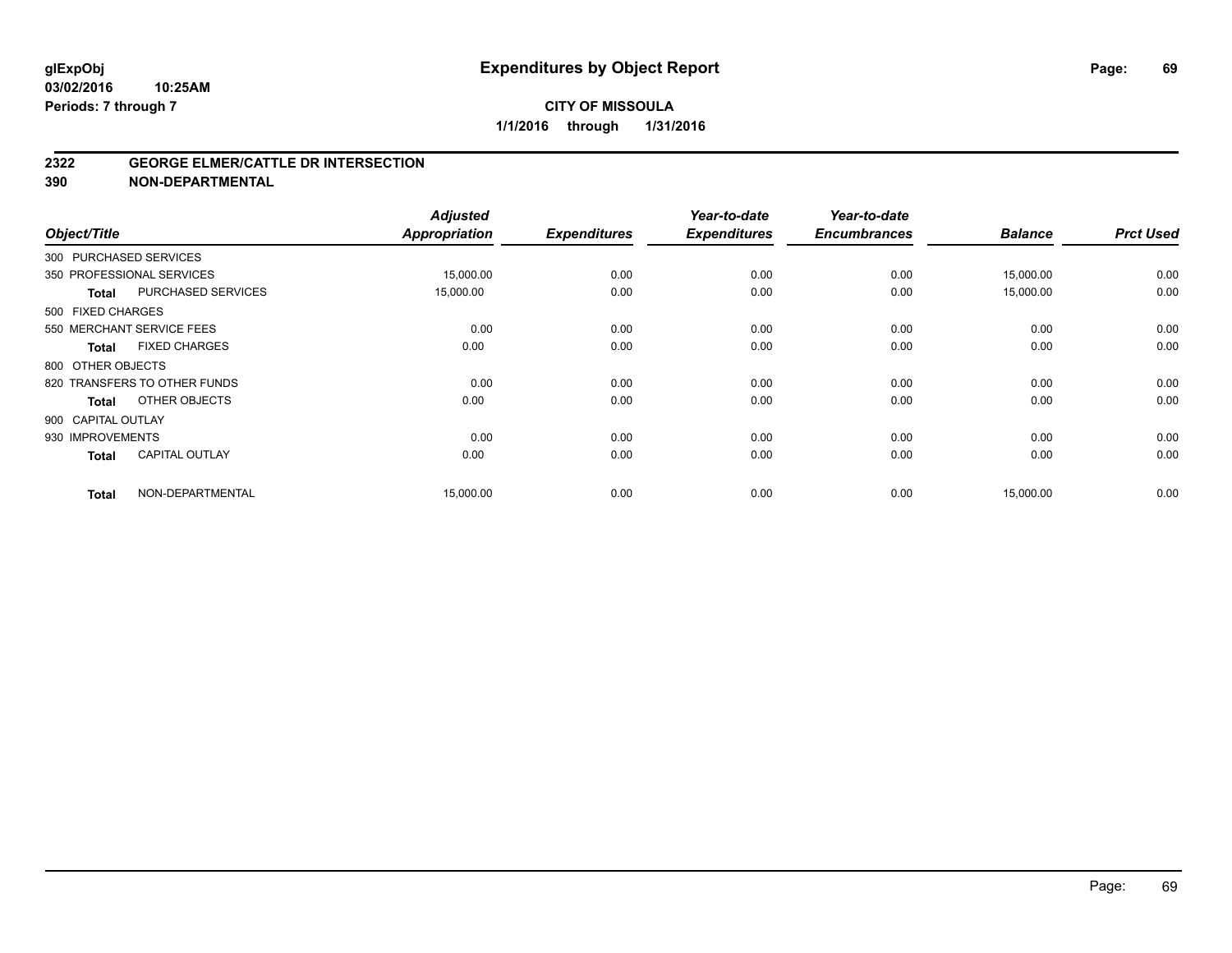# Expenditures by Object Report

glExpObj
03/02/2016 10:25AM
Periods: 7 through 7

**CITY OF MISSOULA**
**1/1/2016 through 1/31/2016**

## 2322 GEORGE ELMER/CATTLE DR INTERSECTION
## 390 NON-DEPARTMENTAL

| Object/Title | Adjusted Appropriation | Expenditures | Year-to-date Expenditures | Year-to-date Encumbrances | Balance | Prct Used |
|---|---|---|---|---|---|---|
| 300 PURCHASED SERVICES | | | | | | |
| 350 PROFESSIONAL SERVICES | 15,000.00 | 0.00 | 0.00 | 0.00 | 15,000.00 | 0.00 |
| **Total** PURCHASED SERVICES | 15,000.00 | 0.00 | 0.00 | 0.00 | 15,000.00 | 0.00 |
| 500 FIXED CHARGES | | | | | | |
| 550 MERCHANT SERVICE FEES | 0.00 | 0.00 | 0.00 | 0.00 | 0.00 | 0.00 |
| **Total** FIXED CHARGES | 0.00 | 0.00 | 0.00 | 0.00 | 0.00 | 0.00 |
| 800 OTHER OBJECTS | | | | | | |
| 820 TRANSFERS TO OTHER FUNDS | 0.00 | 0.00 | 0.00 | 0.00 | 0.00 | 0.00 |
| **Total** OTHER OBJECTS | 0.00 | 0.00 | 0.00 | 0.00 | 0.00 | 0.00 |
| 900 CAPITAL OUTLAY | | | | | | |
| 930 IMPROVEMENTS | 0.00 | 0.00 | 0.00 | 0.00 | 0.00 | 0.00 |
| **Total** CAPITAL OUTLAY | 0.00 | 0.00 | 0.00 | 0.00 | 0.00 | 0.00 |
| **Total** NON-DEPARTMENTAL | 15,000.00 | 0.00 | 0.00 | 0.00 | 15,000.00 | 0.00 |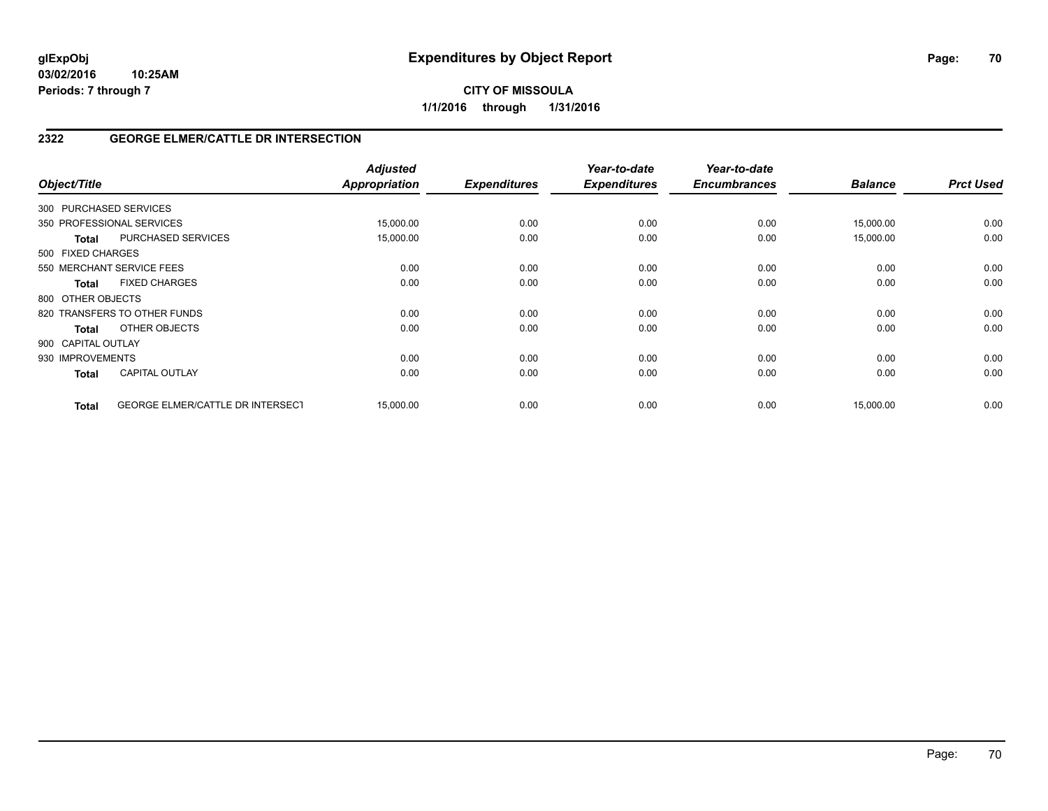**glExpObj**
**03/02/2016 10:25AM**
**Periods: 7 through 7**

# Expenditures by Object Report

**CITY OF MISSOULA**
**1/1/2016 through 1/31/2016**

## 2322 GEORGE ELMER/CATTLE DR INTERSECTION

| Object/Title | | Adjusted Appropriation | Expenditures | Year-to-date Expenditures | Year-to-date Encumbrances | Balance | Prct Used |
|---|---|---|---|---|---|---|---|
| 300 PURCHASED SERVICES | | | | | | | |
| 350 PROFESSIONAL SERVICES | | 15,000.00 | 0.00 | 0.00 | 0.00 | 15,000.00 | 0.00 |
| **Total** | PURCHASED SERVICES | 15,000.00 | 0.00 | 0.00 | 0.00 | 15,000.00 | 0.00 |
| 500 FIXED CHARGES | | | | | | | |
| 550 MERCHANT SERVICE FEES | | 0.00 | 0.00 | 0.00 | 0.00 | 0.00 | 0.00 |
| **Total** | FIXED CHARGES | 0.00 | 0.00 | 0.00 | 0.00 | 0.00 | 0.00 |
| 800 OTHER OBJECTS | | | | | | | |
| 820 TRANSFERS TO OTHER FUNDS | | 0.00 | 0.00 | 0.00 | 0.00 | 0.00 | 0.00 |
| **Total** | OTHER OBJECTS | 0.00 | 0.00 | 0.00 | 0.00 | 0.00 | 0.00 |
| 900 CAPITAL OUTLAY | | | | | | | |
| 930 IMPROVEMENTS | | 0.00 | 0.00 | 0.00 | 0.00 | 0.00 | 0.00 |
| **Total** | CAPITAL OUTLAY | 0.00 | 0.00 | 0.00 | 0.00 | 0.00 | 0.00 |
| **Total** | GEORGE ELMER/CATTLE DR INTERSECT | 15,000.00 | 0.00 | 0.00 | 0.00 | 15,000.00 | 0.00 |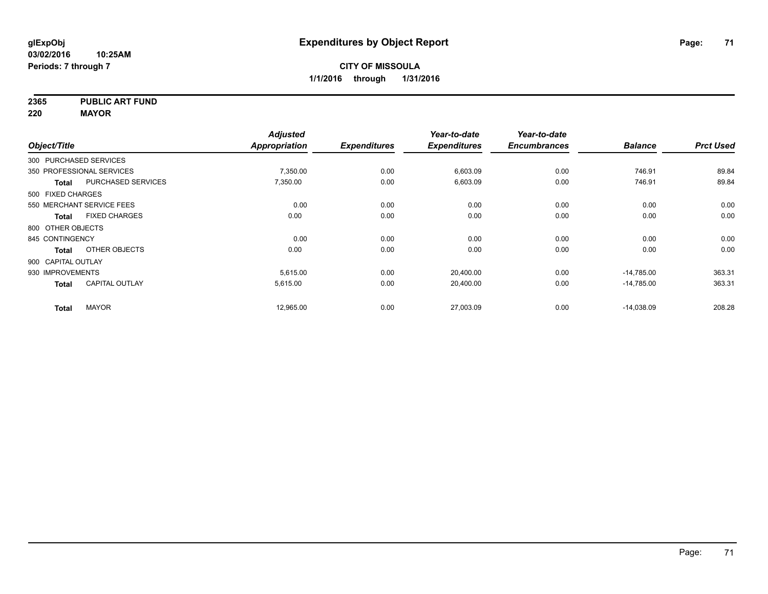**glExpObj**
**03/02/2016 10:25AM**
**Periods: 7 through 7**

# Expenditures by Object Report

**CITY OF MISSOULA**
**1/1/2016 through 1/31/2016**

**2365 PUBLIC ART FUND**
**220 MAYOR**

| Object/Title | Adjusted Appropriation | Expenditures | Year-to-date Expenditures | Year-to-date Encumbrances | Balance | Prct Used |
|---|---|---|---|---|---|---|
| 300 PURCHASED SERVICES | | | | | | |
| 350 PROFESSIONAL SERVICES | 7,350.00 | 0.00 | 6,603.09 | 0.00 | 746.91 | 89.84 |
| **Total** PURCHASED SERVICES | 7,350.00 | 0.00 | 6,603.09 | 0.00 | 746.91 | 89.84 |
| 500 FIXED CHARGES | | | | | | |
| 550 MERCHANT SERVICE FEES | 0.00 | 0.00 | 0.00 | 0.00 | 0.00 | 0.00 |
| **Total** FIXED CHARGES | 0.00 | 0.00 | 0.00 | 0.00 | 0.00 | 0.00 |
| 800 OTHER OBJECTS | | | | | | |
| 845 CONTINGENCY | 0.00 | 0.00 | 0.00 | 0.00 | 0.00 | 0.00 |
| **Total** OTHER OBJECTS | 0.00 | 0.00 | 0.00 | 0.00 | 0.00 | 0.00 |
| 900 CAPITAL OUTLAY | | | | | | |
| 930 IMPROVEMENTS | 5,615.00 | 0.00 | 20,400.00 | 0.00 | -14,785.00 | 363.31 |
| **Total** CAPITAL OUTLAY | 5,615.00 | 0.00 | 20,400.00 | 0.00 | -14,785.00 | 363.31 |
| **Total** MAYOR | 12,965.00 | 0.00 | 27,003.09 | 0.00 | -14,038.09 | 208.28 |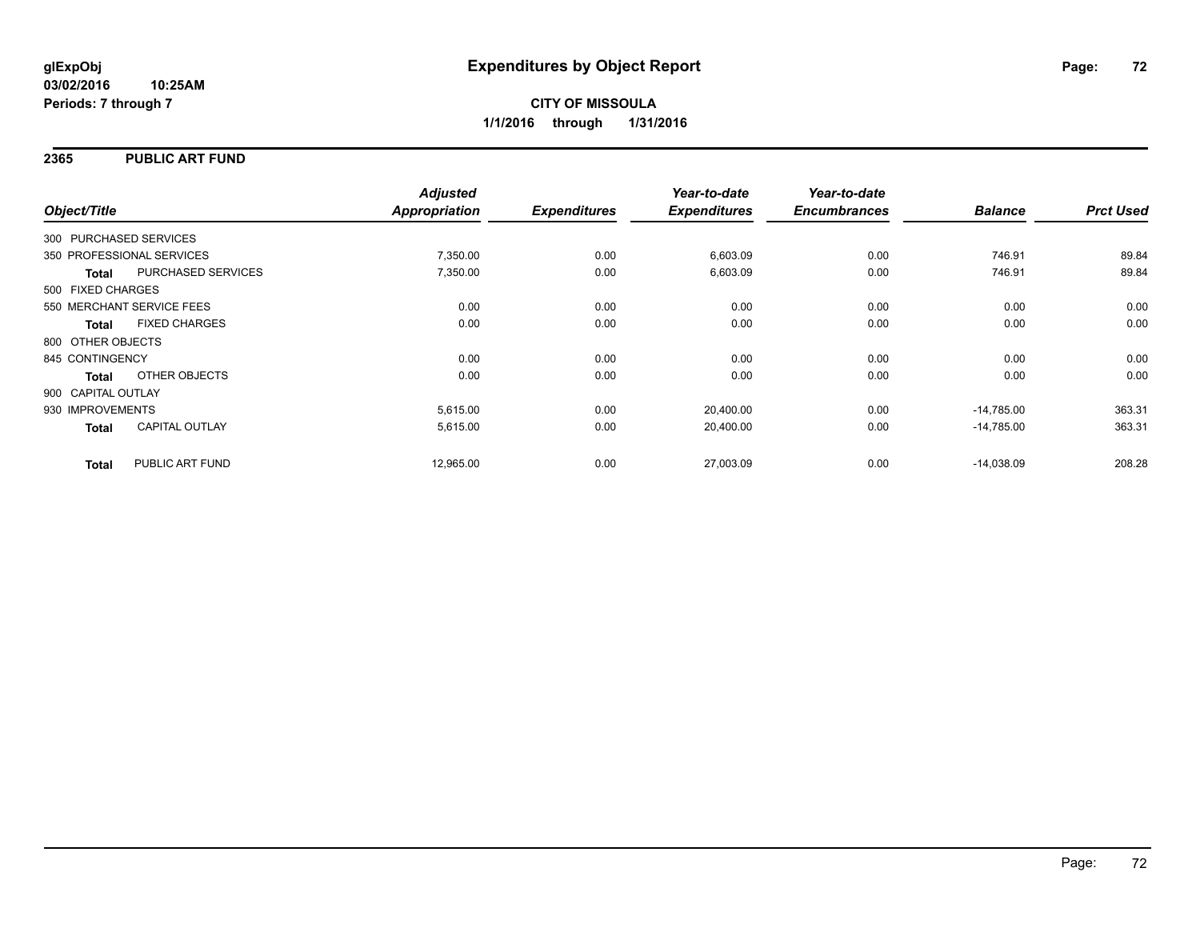**glExpObj**
**03/02/2016 10:25AM**
**Periods: 7 through 7**

# Expenditures by Object Report

**CITY OF MISSOULA**
**1/1/2016 through 1/31/2016**

## 2365 PUBLIC ART FUND

| Object/Title | Adjusted Appropriation | Expenditures | Year-to-date Expenditures | Year-to-date Encumbrances | Balance | Prct Used |
|---|---|---|---|---|---|---|
| 300 PURCHASED SERVICES | | | | | | |
| 350 PROFESSIONAL SERVICES | 7,350.00 | 0.00 | 6,603.09 | 0.00 | 746.91 | 89.84 |
| **Total** PURCHASED SERVICES | 7,350.00 | 0.00 | 6,603.09 | 0.00 | 746.91 | 89.84 |
| 500 FIXED CHARGES | | | | | | |
| 550 MERCHANT SERVICE FEES | 0.00 | 0.00 | 0.00 | 0.00 | 0.00 | 0.00 |
| **Total** FIXED CHARGES | 0.00 | 0.00 | 0.00 | 0.00 | 0.00 | 0.00 |
| 800 OTHER OBJECTS | | | | | | |
| 845 CONTINGENCY | 0.00 | 0.00 | 0.00 | 0.00 | 0.00 | 0.00 |
| **Total** OTHER OBJECTS | 0.00 | 0.00 | 0.00 | 0.00 | 0.00 | 0.00 |
| 900 CAPITAL OUTLAY | | | | | | |
| 930 IMPROVEMENTS | 5,615.00 | 0.00 | 20,400.00 | 0.00 | -14,785.00 | 363.31 |
| **Total** CAPITAL OUTLAY | 5,615.00 | 0.00 | 20,400.00 | 0.00 | -14,785.00 | 363.31 |
| **Total** PUBLIC ART FUND | 12,965.00 | 0.00 | 27,003.09 | 0.00 | -14,038.09 | 208.28 |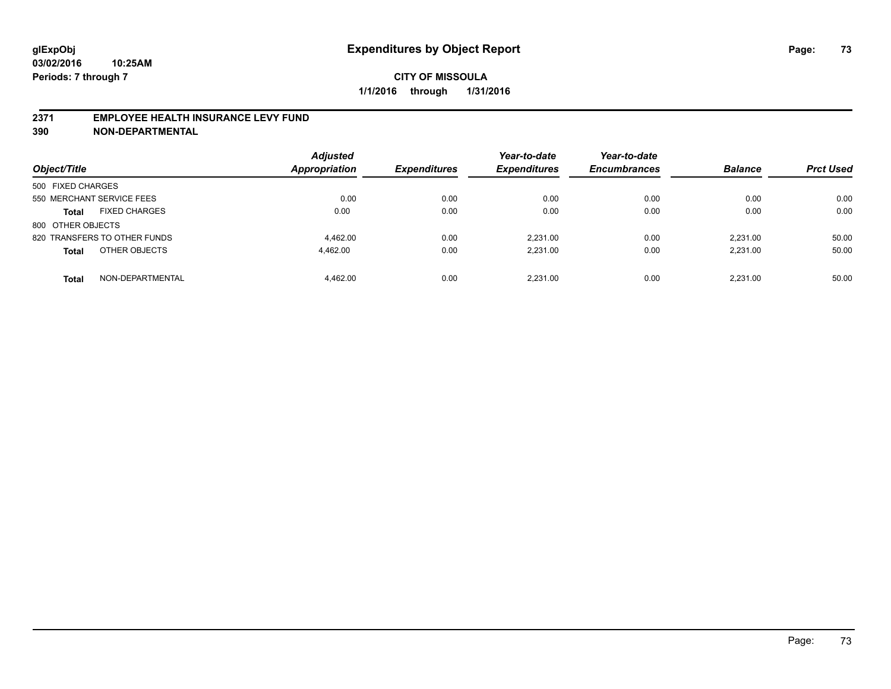glExpObj
03/02/2016 10:25AM
Periods: 7 through 7

# Expenditures by Object Report

**CITY OF MISSOULA**
**1/1/2016 through 1/31/2016**

**2371 EMPLOYEE HEALTH INSURANCE LEVY FUND**
**390 NON-DEPARTMENTAL**

| Object/Title | Adjusted Appropriation | Expenditures | Year-to-date Expenditures | Year-to-date Encumbrances | Balance | Prct Used |
|---|---|---|---|---|---|---|
| 500 FIXED CHARGES | | | | | | |
| 550 MERCHANT SERVICE FEES | 0.00 | 0.00 | 0.00 | 0.00 | 0.00 | 0.00 |
| **Total** FIXED CHARGES | 0.00 | 0.00 | 0.00 | 0.00 | 0.00 | 0.00 |
| 800 OTHER OBJECTS | | | | | | |
| 820 TRANSFERS TO OTHER FUNDS | 4,462.00 | 0.00 | 2,231.00 | 0.00 | 2,231.00 | 50.00 |
| **Total** OTHER OBJECTS | 4,462.00 | 0.00 | 2,231.00 | 0.00 | 2,231.00 | 50.00 |
| **Total** NON-DEPARTMENTAL | 4,462.00 | 0.00 | 2,231.00 | 0.00 | 2,231.00 | 50.00 |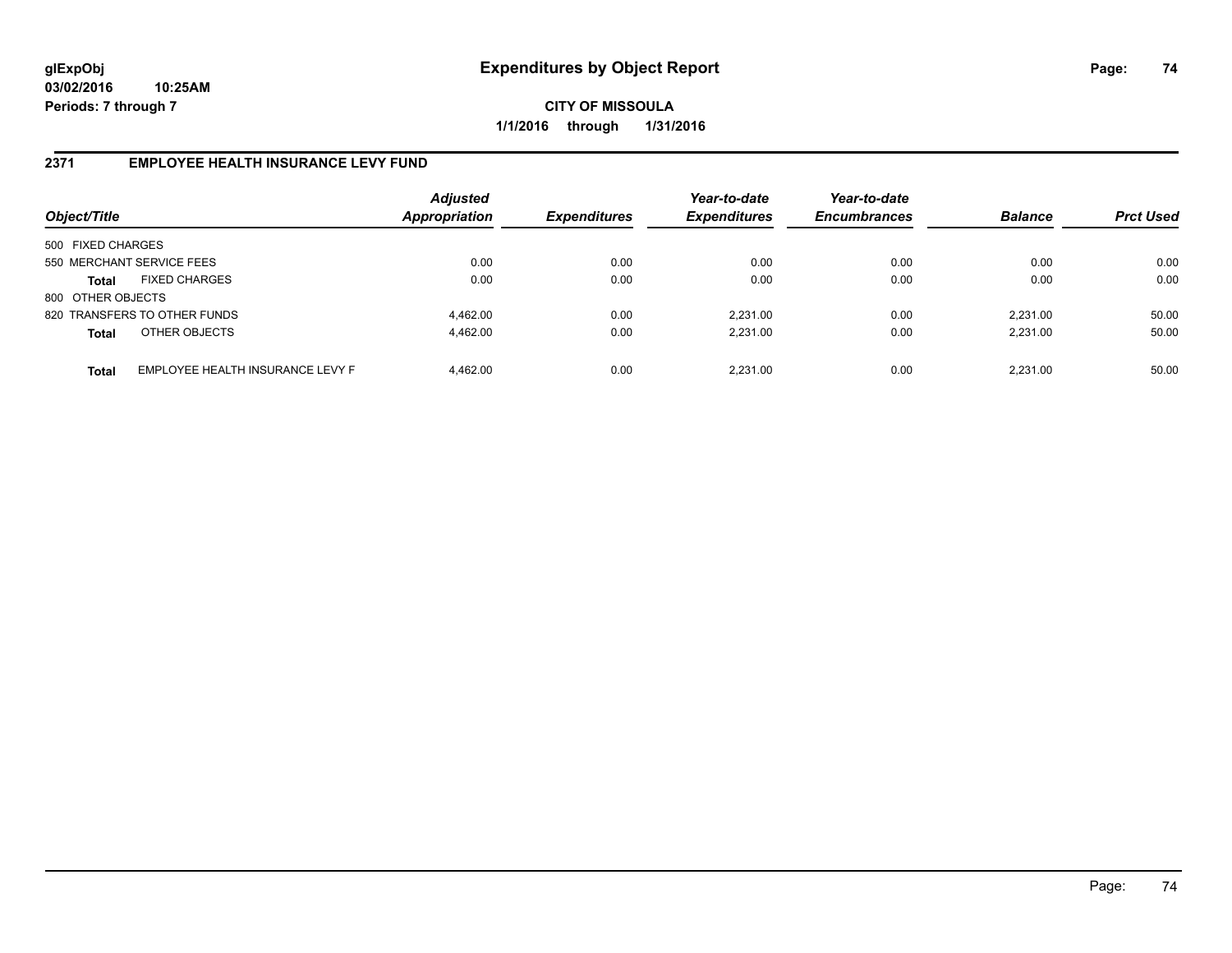# Expenditures by Object Report

glExpObj
03/02/2016 10:25AM
Periods: 7 through 7

**CITY OF MISSOULA**
**1/1/2016 through 1/31/2016**

## 2371 EMPLOYEE HEALTH INSURANCE LEVY FUND

| Object/Title | | Adjusted Appropriation | Expenditures | Year-to-date Expenditures | Year-to-date Encumbrances | Balance | Prct Used |
|---|---|---|---|---|---|---|---|
| 500 FIXED CHARGES | | | | | | | |
| 550 MERCHANT SERVICE FEES | | 0.00 | 0.00 | 0.00 | 0.00 | 0.00 | 0.00 |
| **Total** | FIXED CHARGES | 0.00 | 0.00 | 0.00 | 0.00 | 0.00 | 0.00 |
| 800 OTHER OBJECTS | | | | | | | |
| 820 TRANSFERS TO OTHER FUNDS | | 4,462.00 | 0.00 | 2,231.00 | 0.00 | 2,231.00 | 50.00 |
| **Total** | OTHER OBJECTS | 4,462.00 | 0.00 | 2,231.00 | 0.00 | 2,231.00 | 50.00 |
| **Total** | EMPLOYEE HEALTH INSURANCE LEVY F | 4,462.00 | 0.00 | 2,231.00 | 0.00 | 2,231.00 | 50.00 |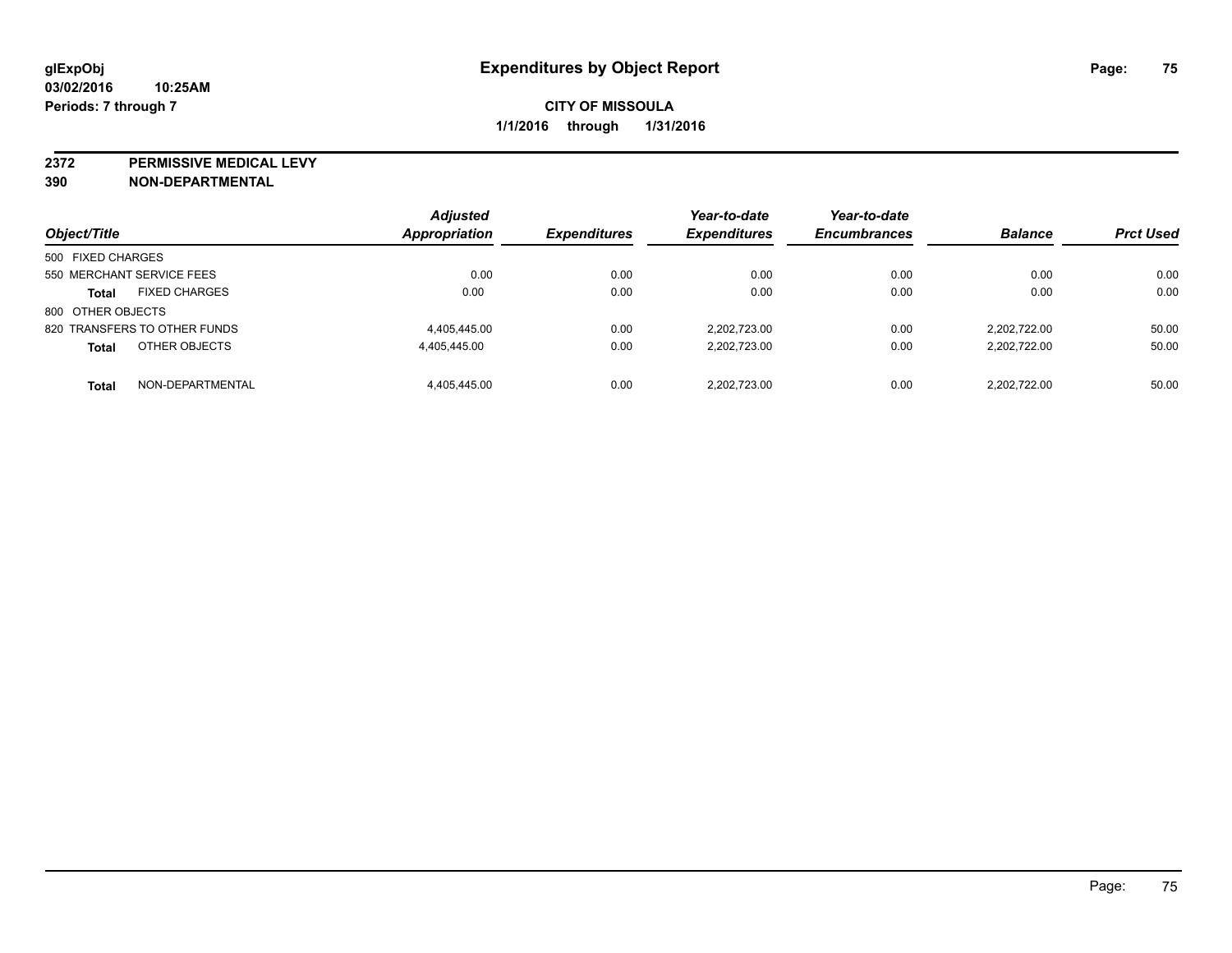glExpObj
03/02/2016 10:25AM
Periods: 7 through 7

# Expenditures by Object Report

**CITY OF MISSOULA**
**1/1/2016 through 1/31/2016**

**2372 PERMISSIVE MEDICAL LEVY**
**390 NON-DEPARTMENTAL**

| Object/Title | Adjusted Appropriation | Expenditures | Year-to-date Expenditures | Year-to-date Encumbrances | Balance | Prct Used |
|---|---|---|---|---|---|---|
| 500 FIXED CHARGES | | | | | | |
| 550 MERCHANT SERVICE FEES | 0.00 | 0.00 | 0.00 | 0.00 | 0.00 | 0.00 |
| **Total** FIXED CHARGES | 0.00 | 0.00 | 0.00 | 0.00 | 0.00 | 0.00 |
| 800 OTHER OBJECTS | | | | | | |
| 820 TRANSFERS TO OTHER FUNDS | 4,405,445.00 | 0.00 | 2,202,723.00 | 0.00 | 2,202,722.00 | 50.00 |
| **Total** OTHER OBJECTS | 4,405,445.00 | 0.00 | 2,202,723.00 | 0.00 | 2,202,722.00 | 50.00 |
| **Total** NON-DEPARTMENTAL | 4,405,445.00 | 0.00 | 2,202,723.00 | 0.00 | 2,202,722.00 | 50.00 |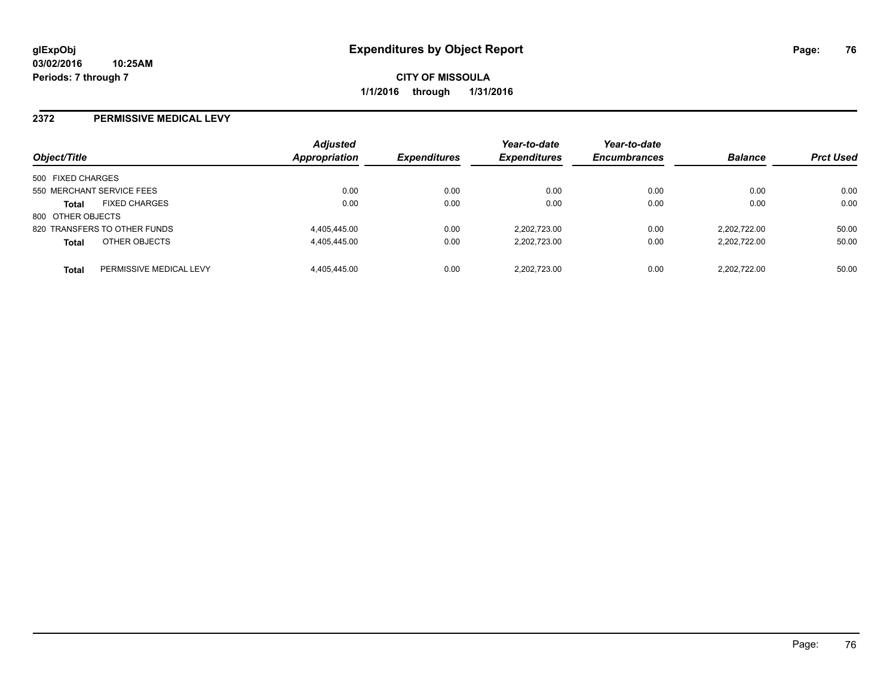**glExpObj**
**03/02/2016 10:25AM**
**Periods: 7 through 7**

# Expenditures by Object Report

**CITY OF MISSOULA**
**1/1/2016 through 1/31/2016**

## 2372 PERMISSIVE MEDICAL LEVY

| Object/Title | | Adjusted Appropriation | Expenditures | Year-to-date Expenditures | Year-to-date Encumbrances | Balance | Prct Used |
|---|---|---|---|---|---|---|---|
| 500 FIXED CHARGES | | | | | | | |
| 550 MERCHANT SERVICE FEES | | 0.00 | 0.00 | 0.00 | 0.00 | 0.00 | 0.00 |
| **Total** | FIXED CHARGES | 0.00 | 0.00 | 0.00 | 0.00 | 0.00 | 0.00 |
| 800 OTHER OBJECTS | | | | | | | |
| 820 TRANSFERS TO OTHER FUNDS | | 4,405,445.00 | 0.00 | 2,202,723.00 | 0.00 | 2,202,722.00 | 50.00 |
| **Total** | OTHER OBJECTS | 4,405,445.00 | 0.00 | 2,202,723.00 | 0.00 | 2,202,722.00 | 50.00 |
| **Total** | PERMISSIVE MEDICAL LEVY | 4,405,445.00 | 0.00 | 2,202,723.00 | 0.00 | 2,202,722.00 | 50.00 |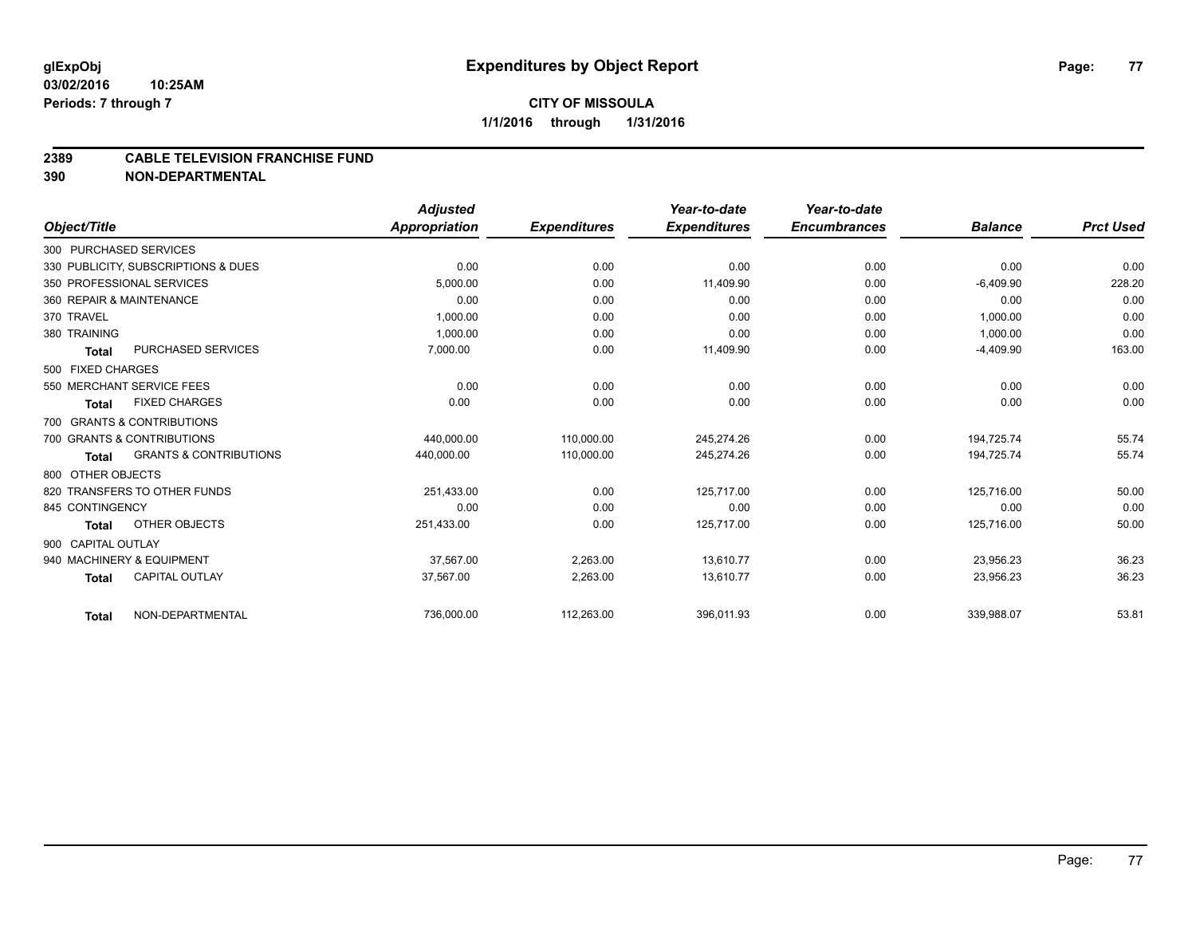glExpObj
03/02/2016 10:25AM
Periods: 7 through 7

# Expenditures by Object Report

**CITY OF MISSOULA**
**1/1/2016 through 1/31/2016**

## 2389 CABLE TELEVISION FRANCHISE FUND
## 390 NON-DEPARTMENTAL

| Object/Title | | Adjusted Appropriation | Expenditures | Year-to-date Expenditures | Year-to-date Encumbrances | Balance | Prct Used |
|---|---|---|---|---|---|---|---|
| 300 PURCHASED SERVICES | | | | | | | |
| 330 PUBLICITY, SUBSCRIPTIONS & DUES | | 0.00 | 0.00 | 0.00 | 0.00 | 0.00 | 0.00 |
| 350 PROFESSIONAL SERVICES | | 5,000.00 | 0.00 | 11,409.90 | 0.00 | -6,409.90 | 228.20 |
| 360 REPAIR & MAINTENANCE | | 0.00 | 0.00 | 0.00 | 0.00 | 0.00 | 0.00 |
| 370 TRAVEL | | 1,000.00 | 0.00 | 0.00 | 0.00 | 1,000.00 | 0.00 |
| 380 TRAINING | | 1,000.00 | 0.00 | 0.00 | 0.00 | 1,000.00 | 0.00 |
| **Total** | PURCHASED SERVICES | 7,000.00 | 0.00 | 11,409.90 | 0.00 | -4,409.90 | 163.00 |
| 500 FIXED CHARGES | | | | | | | |
| 550 MERCHANT SERVICE FEES | | 0.00 | 0.00 | 0.00 | 0.00 | 0.00 | 0.00 |
| **Total** | FIXED CHARGES | 0.00 | 0.00 | 0.00 | 0.00 | 0.00 | 0.00 |
| 700 GRANTS & CONTRIBUTIONS | | | | | | | |
| 700 GRANTS & CONTRIBUTIONS | | 440,000.00 | 110,000.00 | 245,274.26 | 0.00 | 194,725.74 | 55.74 |
| **Total** | GRANTS & CONTRIBUTIONS | 440,000.00 | 110,000.00 | 245,274.26 | 0.00 | 194,725.74 | 55.74 |
| 800 OTHER OBJECTS | | | | | | | |
| 820 TRANSFERS TO OTHER FUNDS | | 251,433.00 | 0.00 | 125,717.00 | 0.00 | 125,716.00 | 50.00 |
| 845 CONTINGENCY | | 0.00 | 0.00 | 0.00 | 0.00 | 0.00 | 0.00 |
| **Total** | OTHER OBJECTS | 251,433.00 | 0.00 | 125,717.00 | 0.00 | 125,716.00 | 50.00 |
| 900 CAPITAL OUTLAY | | | | | | | |
| 940 MACHINERY & EQUIPMENT | | 37,567.00 | 2,263.00 | 13,610.77 | 0.00 | 23,956.23 | 36.23 |
| **Total** | CAPITAL OUTLAY | 37,567.00 | 2,263.00 | 13,610.77 | 0.00 | 23,956.23 | 36.23 |
| **Total** | NON-DEPARTMENTAL | 736,000.00 | 112,263.00 | 396,011.93 | 0.00 | 339,988.07 | 53.81 |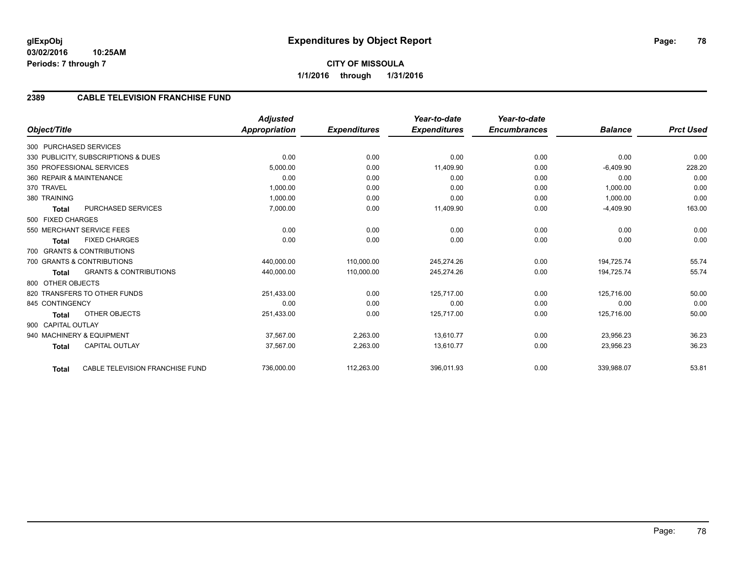glExpObj
03/02/2016 10:25AM
Periods: 7 through 7

# Expenditures by Object Report

**CITY OF MISSOULA**

**1/1/2016 through 1/31/2016**

## 2389 CABLE TELEVISION FRANCHISE FUND

| Object/Title | Adjusted Appropriation | Expenditures | Year-to-date Expenditures | Year-to-date Encumbrances | Balance | Prct Used |
|---|---|---|---|---|---|---|
| 300 PURCHASED SERVICES | | | | | | |
| 330 PUBLICITY, SUBSCRIPTIONS & DUES | 0.00 | 0.00 | 0.00 | 0.00 | 0.00 | 0.00 |
| 350 PROFESSIONAL SERVICES | 5,000.00 | 0.00 | 11,409.90 | 0.00 | -6,409.90 | 228.20 |
| 360 REPAIR & MAINTENANCE | 0.00 | 0.00 | 0.00 | 0.00 | 0.00 | 0.00 |
| 370 TRAVEL | 1,000.00 | 0.00 | 0.00 | 0.00 | 1,000.00 | 0.00 |
| 380 TRAINING | 1,000.00 | 0.00 | 0.00 | 0.00 | 1,000.00 | 0.00 |
| **Total** PURCHASED SERVICES | 7,000.00 | 0.00 | 11,409.90 | 0.00 | -4,409.90 | 163.00 |
| 500 FIXED CHARGES | | | | | | |
| 550 MERCHANT SERVICE FEES | 0.00 | 0.00 | 0.00 | 0.00 | 0.00 | 0.00 |
| **Total** FIXED CHARGES | 0.00 | 0.00 | 0.00 | 0.00 | 0.00 | 0.00 |
| 700 GRANTS & CONTRIBUTIONS | | | | | | |
| 700 GRANTS & CONTRIBUTIONS | 440,000.00 | 110,000.00 | 245,274.26 | 0.00 | 194,725.74 | 55.74 |
| **Total** GRANTS & CONTRIBUTIONS | 440,000.00 | 110,000.00 | 245,274.26 | 0.00 | 194,725.74 | 55.74 |
| 800 OTHER OBJECTS | | | | | | |
| 820 TRANSFERS TO OTHER FUNDS | 251,433.00 | 0.00 | 125,717.00 | 0.00 | 125,716.00 | 50.00 |
| 845 CONTINGENCY | 0.00 | 0.00 | 0.00 | 0.00 | 0.00 | 0.00 |
| **Total** OTHER OBJECTS | 251,433.00 | 0.00 | 125,717.00 | 0.00 | 125,716.00 | 50.00 |
| 900 CAPITAL OUTLAY | | | | | | |
| 940 MACHINERY & EQUIPMENT | 37,567.00 | 2,263.00 | 13,610.77 | 0.00 | 23,956.23 | 36.23 |
| **Total** CAPITAL OUTLAY | 37,567.00 | 2,263.00 | 13,610.77 | 0.00 | 23,956.23 | 36.23 |
| **Total** CABLE TELEVISION FRANCHISE FUND | 736,000.00 | 112,263.00 | 396,011.93 | 0.00 | 339,988.07 | 53.81 |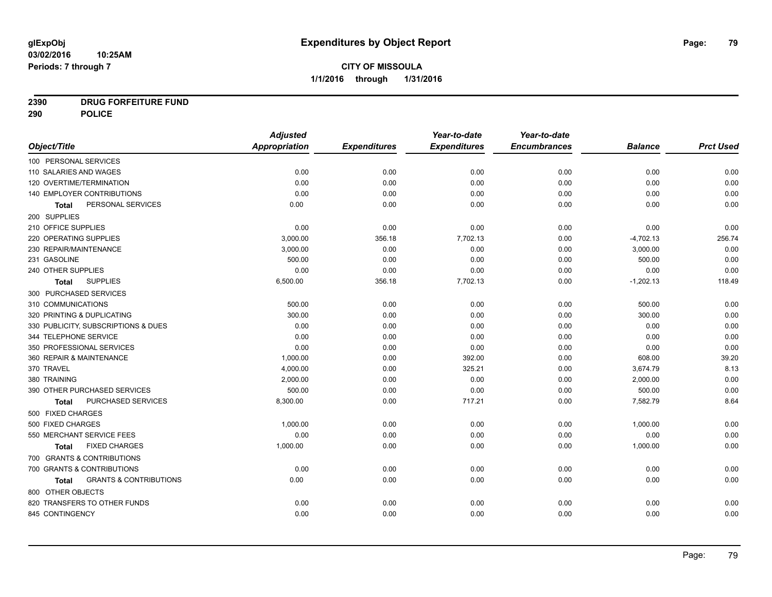**glExpObj**
**03/02/2016 10:25AM**
**Periods: 7 through 7**

# Expenditures by Object Report

**CITY OF MISSOULA**
**1/1/2016 through 1/31/2016**

**2390 DRUG FORFEITURE FUND**
**290 POLICE**

| Object/Title | Adjusted Appropriation | Expenditures | Year-to-date Expenditures | Year-to-date Encumbrances | Balance | Prct Used |
|---|---|---|---|---|---|---|
| 100 PERSONAL SERVICES | | | | | | |
| 110 SALARIES AND WAGES | 0.00 | 0.00 | 0.00 | 0.00 | 0.00 | 0.00 |
| 120 OVERTIME/TERMINATION | 0.00 | 0.00 | 0.00 | 0.00 | 0.00 | 0.00 |
| 140 EMPLOYER CONTRIBUTIONS | 0.00 | 0.00 | 0.00 | 0.00 | 0.00 | 0.00 |
| **Total** PERSONAL SERVICES | 0.00 | 0.00 | 0.00 | 0.00 | 0.00 | 0.00 |
| 200 SUPPLIES | | | | | | |
| 210 OFFICE SUPPLIES | 0.00 | 0.00 | 0.00 | 0.00 | 0.00 | 0.00 |
| 220 OPERATING SUPPLIES | 3,000.00 | 356.18 | 7,702.13 | 0.00 | -4,702.13 | 256.74 |
| 230 REPAIR/MAINTENANCE | 3,000.00 | 0.00 | 0.00 | 0.00 | 3,000.00 | 0.00 |
| 231 GASOLINE | 500.00 | 0.00 | 0.00 | 0.00 | 500.00 | 0.00 |
| 240 OTHER SUPPLIES | 0.00 | 0.00 | 0.00 | 0.00 | 0.00 | 0.00 |
| **Total** SUPPLIES | 6,500.00 | 356.18 | 7,702.13 | 0.00 | -1,202.13 | 118.49 |
| 300 PURCHASED SERVICES | | | | | | |
| 310 COMMUNICATIONS | 500.00 | 0.00 | 0.00 | 0.00 | 500.00 | 0.00 |
| 320 PRINTING & DUPLICATING | 300.00 | 0.00 | 0.00 | 0.00 | 300.00 | 0.00 |
| 330 PUBLICITY, SUBSCRIPTIONS & DUES | 0.00 | 0.00 | 0.00 | 0.00 | 0.00 | 0.00 |
| 344 TELEPHONE SERVICE | 0.00 | 0.00 | 0.00 | 0.00 | 0.00 | 0.00 |
| 350 PROFESSIONAL SERVICES | 0.00 | 0.00 | 0.00 | 0.00 | 0.00 | 0.00 |
| 360 REPAIR & MAINTENANCE | 1,000.00 | 0.00 | 392.00 | 0.00 | 608.00 | 39.20 |
| 370 TRAVEL | 4,000.00 | 0.00 | 325.21 | 0.00 | 3,674.79 | 8.13 |
| 380 TRAINING | 2,000.00 | 0.00 | 0.00 | 0.00 | 2,000.00 | 0.00 |
| 390 OTHER PURCHASED SERVICES | 500.00 | 0.00 | 0.00 | 0.00 | 500.00 | 0.00 |
| **Total** PURCHASED SERVICES | 8,300.00 | 0.00 | 717.21 | 0.00 | 7,582.79 | 8.64 |
| 500 FIXED CHARGES | | | | | | |
| 500 FIXED CHARGES | 1,000.00 | 0.00 | 0.00 | 0.00 | 1,000.00 | 0.00 |
| 550 MERCHANT SERVICE FEES | 0.00 | 0.00 | 0.00 | 0.00 | 0.00 | 0.00 |
| **Total** FIXED CHARGES | 1,000.00 | 0.00 | 0.00 | 0.00 | 1,000.00 | 0.00 |
| 700 GRANTS & CONTRIBUTIONS | | | | | | |
| 700 GRANTS & CONTRIBUTIONS | 0.00 | 0.00 | 0.00 | 0.00 | 0.00 | 0.00 |
| **Total** GRANTS & CONTRIBUTIONS | 0.00 | 0.00 | 0.00 | 0.00 | 0.00 | 0.00 |
| 800 OTHER OBJECTS | | | | | | |
| 820 TRANSFERS TO OTHER FUNDS | 0.00 | 0.00 | 0.00 | 0.00 | 0.00 | 0.00 |
| 845 CONTINGENCY | 0.00 | 0.00 | 0.00 | 0.00 | 0.00 | 0.00 |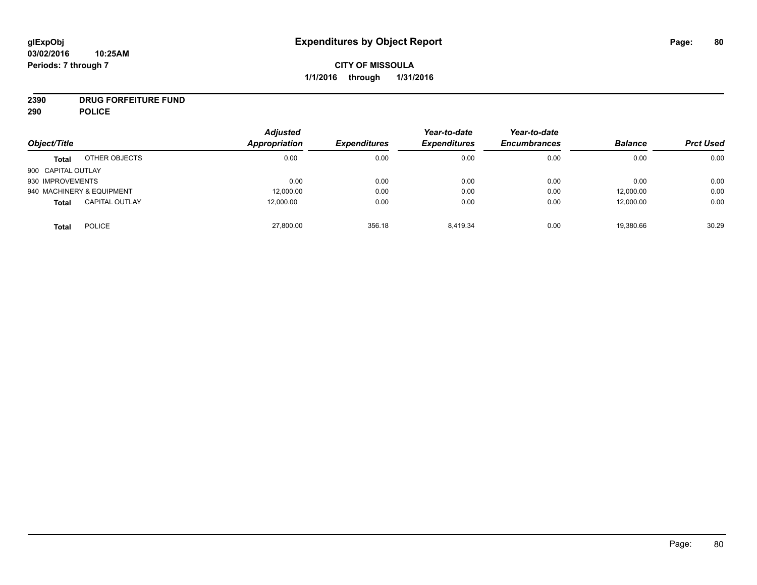# Expenditures by Object Report

glExpObj
03/02/2016 10:25AM
Periods: 7 through 7

**CITY OF MISSOULA**
**1/1/2016 through 1/31/2016**

**2390 DRUG FORFEITURE FUND**
**290 POLICE**

| Object/Title | | Adjusted Appropriation | Expenditures | Year-to-date Expenditures | Year-to-date Encumbrances | Balance | Prct Used |
|---|---|---|---|---|---|---|---|
| **Total** | OTHER OBJECTS | 0.00 | 0.00 | 0.00 | 0.00 | 0.00 | 0.00 |
| 900 CAPITAL OUTLAY | | | | | | | |
| 930 IMPROVEMENTS | | 0.00 | 0.00 | 0.00 | 0.00 | 0.00 | 0.00 |
| 940 MACHINERY & EQUIPMENT | | 12,000.00 | 0.00 | 0.00 | 0.00 | 12,000.00 | 0.00 |
| **Total** | CAPITAL OUTLAY | 12,000.00 | 0.00 | 0.00 | 0.00 | 12,000.00 | 0.00 |
| **Total** | POLICE | 27,800.00 | 356.18 | 8,419.34 | 0.00 | 19,380.66 | 30.29 |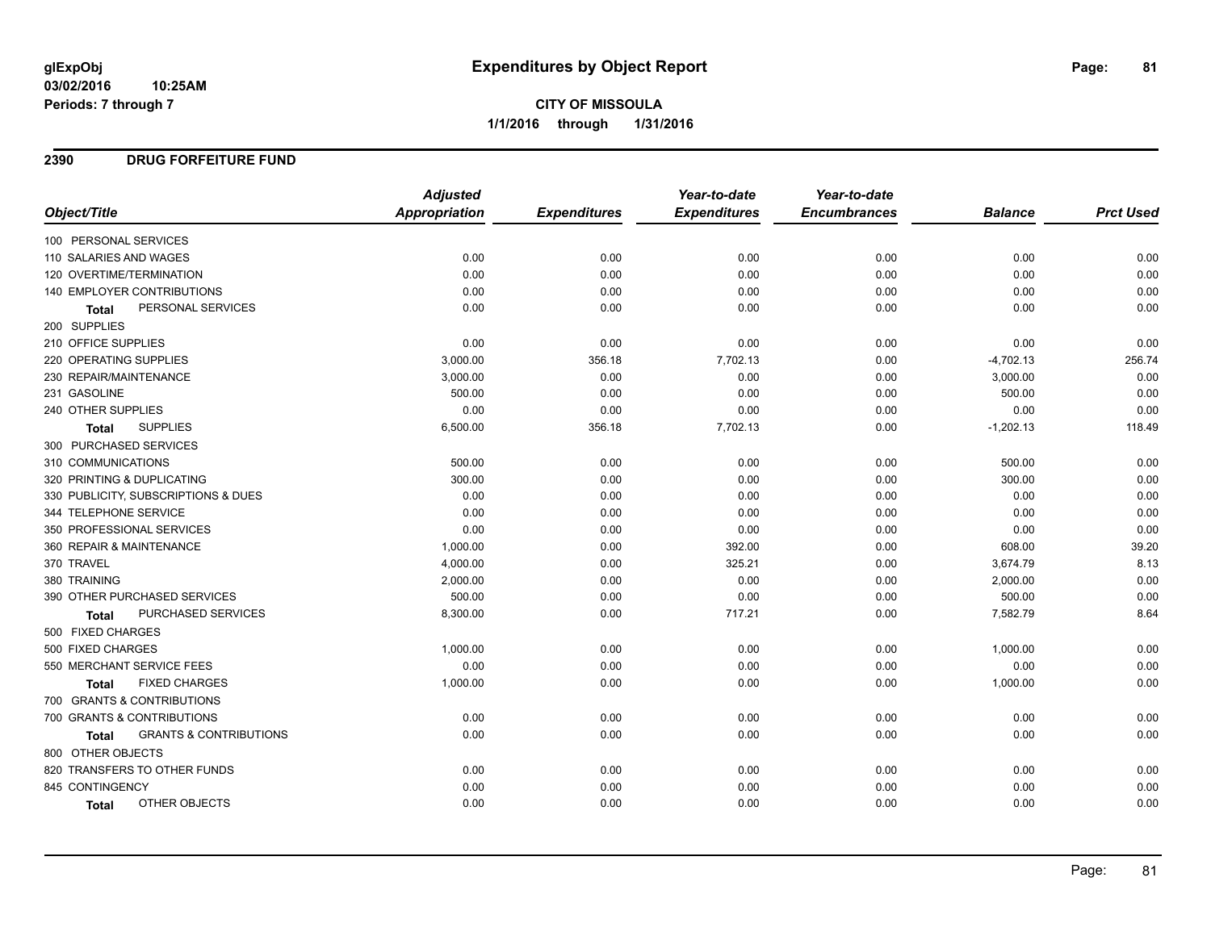glExpObj
03/02/2016 10:25AM
Periods: 7 through 7

# Expenditures by Object Report

**CITY OF MISSOULA**

**1/1/2016 through 1/31/2016**

## 2390 DRUG FORFEITURE FUND

| Object/Title | Adjusted Appropriation | Expenditures | Year-to-date Expenditures | Year-to-date Encumbrances | Balance | Prct Used |
|---|---|---|---|---|---|---|
| 100 PERSONAL SERVICES | | | | | | |
| 110 SALARIES AND WAGES | 0.00 | 0.00 | 0.00 | 0.00 | 0.00 | 0.00 |
| 120 OVERTIME/TERMINATION | 0.00 | 0.00 | 0.00 | 0.00 | 0.00 | 0.00 |
| 140 EMPLOYER CONTRIBUTIONS | 0.00 | 0.00 | 0.00 | 0.00 | 0.00 | 0.00 |
| **Total** PERSONAL SERVICES | 0.00 | 0.00 | 0.00 | 0.00 | 0.00 | 0.00 |
| 200 SUPPLIES | | | | | | |
| 210 OFFICE SUPPLIES | 0.00 | 0.00 | 0.00 | 0.00 | 0.00 | 0.00 |
| 220 OPERATING SUPPLIES | 3,000.00 | 356.18 | 7,702.13 | 0.00 | -4,702.13 | 256.74 |
| 230 REPAIR/MAINTENANCE | 3,000.00 | 0.00 | 0.00 | 0.00 | 3,000.00 | 0.00 |
| 231 GASOLINE | 500.00 | 0.00 | 0.00 | 0.00 | 500.00 | 0.00 |
| 240 OTHER SUPPLIES | 0.00 | 0.00 | 0.00 | 0.00 | 0.00 | 0.00 |
| **Total** SUPPLIES | 6,500.00 | 356.18 | 7,702.13 | 0.00 | -1,202.13 | 118.49 |
| 300 PURCHASED SERVICES | | | | | | |
| 310 COMMUNICATIONS | 500.00 | 0.00 | 0.00 | 0.00 | 500.00 | 0.00 |
| 320 PRINTING & DUPLICATING | 300.00 | 0.00 | 0.00 | 0.00 | 300.00 | 0.00 |
| 330 PUBLICITY, SUBSCRIPTIONS & DUES | 0.00 | 0.00 | 0.00 | 0.00 | 0.00 | 0.00 |
| 344 TELEPHONE SERVICE | 0.00 | 0.00 | 0.00 | 0.00 | 0.00 | 0.00 |
| 350 PROFESSIONAL SERVICES | 0.00 | 0.00 | 0.00 | 0.00 | 0.00 | 0.00 |
| 360 REPAIR & MAINTENANCE | 1,000.00 | 0.00 | 392.00 | 0.00 | 608.00 | 39.20 |
| 370 TRAVEL | 4,000.00 | 0.00 | 325.21 | 0.00 | 3,674.79 | 8.13 |
| 380 TRAINING | 2,000.00 | 0.00 | 0.00 | 0.00 | 2,000.00 | 0.00 |
| 390 OTHER PURCHASED SERVICES | 500.00 | 0.00 | 0.00 | 0.00 | 500.00 | 0.00 |
| **Total** PURCHASED SERVICES | 8,300.00 | 0.00 | 717.21 | 0.00 | 7,582.79 | 8.64 |
| 500 FIXED CHARGES | | | | | | |
| 500 FIXED CHARGES | 1,000.00 | 0.00 | 0.00 | 0.00 | 1,000.00 | 0.00 |
| 550 MERCHANT SERVICE FEES | 0.00 | 0.00 | 0.00 | 0.00 | 0.00 | 0.00 |
| **Total** FIXED CHARGES | 1,000.00 | 0.00 | 0.00 | 0.00 | 1,000.00 | 0.00 |
| 700 GRANTS & CONTRIBUTIONS | | | | | | |
| 700 GRANTS & CONTRIBUTIONS | 0.00 | 0.00 | 0.00 | 0.00 | 0.00 | 0.00 |
| **Total** GRANTS & CONTRIBUTIONS | 0.00 | 0.00 | 0.00 | 0.00 | 0.00 | 0.00 |
| 800 OTHER OBJECTS | | | | | | |
| 820 TRANSFERS TO OTHER FUNDS | 0.00 | 0.00 | 0.00 | 0.00 | 0.00 | 0.00 |
| 845 CONTINGENCY | 0.00 | 0.00 | 0.00 | 0.00 | 0.00 | 0.00 |
| **Total** OTHER OBJECTS | 0.00 | 0.00 | 0.00 | 0.00 | 0.00 | 0.00 |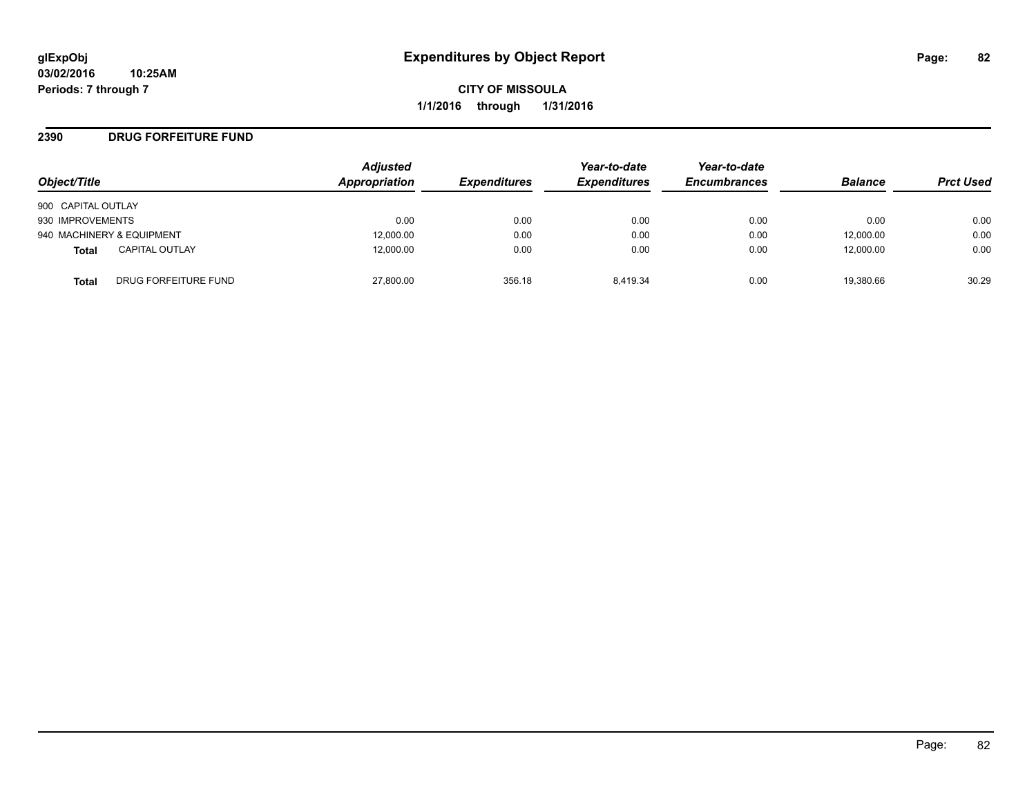# Expenditures by Object Report

glExpObj
03/02/2016 10:25AM
Periods: 7 through 7

**CITY OF MISSOULA**
**1/1/2016 through 1/31/2016**

## 2390 DRUG FORFEITURE FUND

| Object/Title | | Adjusted Appropriation | Expenditures | Year-to-date Expenditures | Year-to-date Encumbrances | Balance | Prct Used |
|---|---|---|---|---|---|---|---|
| 900 CAPITAL OUTLAY | | | | | | | |
| 930 IMPROVEMENTS | | 0.00 | 0.00 | 0.00 | 0.00 | 0.00 | 0.00 |
| 940 MACHINERY & EQUIPMENT | | 12,000.00 | 0.00 | 0.00 | 0.00 | 12,000.00 | 0.00 |
| **Total** | CAPITAL OUTLAY | 12,000.00 | 0.00 | 0.00 | 0.00 | 12,000.00 | 0.00 |
| **Total** | DRUG FORFEITURE FUND | 27,800.00 | 356.18 | 8,419.34 | 0.00 | 19,380.66 | 30.29 |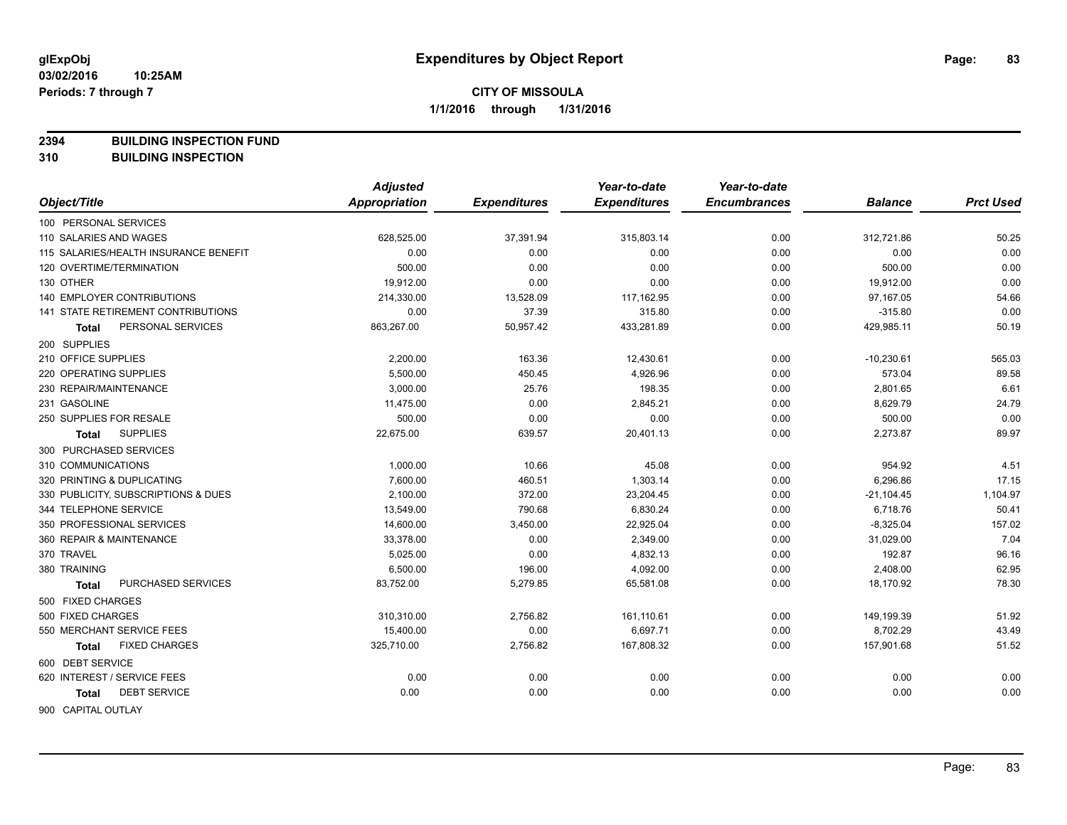**glExpObj** **Expenditures by Object Report**

**03/02/2016 10:25AM**

**Periods: 7 through 7**

**CITY OF MISSOULA**

**1/1/2016 through 1/31/2016**

## 2394 BUILDING INSPECTION FUND
## 310 BUILDING INSPECTION

| Object/Title | Adjusted Appropriation | Expenditures | Year-to-date Expenditures | Year-to-date Encumbrances | Balance | Prct Used |
|---|---|---|---|---|---|---|
| 100 PERSONAL SERVICES | | | | | | |
| 110 SALARIES AND WAGES | 628,525.00 | 37,391.94 | 315,803.14 | 0.00 | 312,721.86 | 50.25 |
| 115 SALARIES/HEALTH INSURANCE BENEFIT | 0.00 | 0.00 | 0.00 | 0.00 | 0.00 | 0.00 |
| 120 OVERTIME/TERMINATION | 500.00 | 0.00 | 0.00 | 0.00 | 500.00 | 0.00 |
| 130 OTHER | 19,912.00 | 0.00 | 0.00 | 0.00 | 19,912.00 | 0.00 |
| 140 EMPLOYER CONTRIBUTIONS | 214,330.00 | 13,528.09 | 117,162.95 | 0.00 | 97,167.05 | 54.66 |
| 141 STATE RETIREMENT CONTRIBUTIONS | 0.00 | 37.39 | 315.80 | 0.00 | -315.80 | 0.00 |
| **Total** PERSONAL SERVICES | 863,267.00 | 50,957.42 | 433,281.89 | 0.00 | 429,985.11 | 50.19 |
| 200 SUPPLIES | | | | | | |
| 210 OFFICE SUPPLIES | 2,200.00 | 163.36 | 12,430.61 | 0.00 | -10,230.61 | 565.03 |
| 220 OPERATING SUPPLIES | 5,500.00 | 450.45 | 4,926.96 | 0.00 | 573.04 | 89.58 |
| 230 REPAIR/MAINTENANCE | 3,000.00 | 25.76 | 198.35 | 0.00 | 2,801.65 | 6.61 |
| 231 GASOLINE | 11,475.00 | 0.00 | 2,845.21 | 0.00 | 8,629.79 | 24.79 |
| 250 SUPPLIES FOR RESALE | 500.00 | 0.00 | 0.00 | 0.00 | 500.00 | 0.00 |
| **Total** SUPPLIES | 22,675.00 | 639.57 | 20,401.13 | 0.00 | 2,273.87 | 89.97 |
| 300 PURCHASED SERVICES | | | | | | |
| 310 COMMUNICATIONS | 1,000.00 | 10.66 | 45.08 | 0.00 | 954.92 | 4.51 |
| 320 PRINTING & DUPLICATING | 7,600.00 | 460.51 | 1,303.14 | 0.00 | 6,296.86 | 17.15 |
| 330 PUBLICITY, SUBSCRIPTIONS & DUES | 2,100.00 | 372.00 | 23,204.45 | 0.00 | -21,104.45 | 1,104.97 |
| 344 TELEPHONE SERVICE | 13,549.00 | 790.68 | 6,830.24 | 0.00 | 6,718.76 | 50.41 |
| 350 PROFESSIONAL SERVICES | 14,600.00 | 3,450.00 | 22,925.04 | 0.00 | -8,325.04 | 157.02 |
| 360 REPAIR & MAINTENANCE | 33,378.00 | 0.00 | 2,349.00 | 0.00 | 31,029.00 | 7.04 |
| 370 TRAVEL | 5,025.00 | 0.00 | 4,832.13 | 0.00 | 192.87 | 96.16 |
| 380 TRAINING | 6,500.00 | 196.00 | 4,092.00 | 0.00 | 2,408.00 | 62.95 |
| **Total** PURCHASED SERVICES | 83,752.00 | 5,279.85 | 65,581.08 | 0.00 | 18,170.92 | 78.30 |
| 500 FIXED CHARGES | | | | | | |
| 500 FIXED CHARGES | 310,310.00 | 2,756.82 | 161,110.61 | 0.00 | 149,199.39 | 51.92 |
| 550 MERCHANT SERVICE FEES | 15,400.00 | 0.00 | 6,697.71 | 0.00 | 8,702.29 | 43.49 |
| **Total** FIXED CHARGES | 325,710.00 | 2,756.82 | 167,808.32 | 0.00 | 157,901.68 | 51.52 |
| 600 DEBT SERVICE | | | | | | |
| 620 INTEREST / SERVICE FEES | 0.00 | 0.00 | 0.00 | 0.00 | 0.00 | 0.00 |
| **Total** DEBT SERVICE | 0.00 | 0.00 | 0.00 | 0.00 | 0.00 | 0.00 |
| 900 CAPITAL OUTLAY | | | | | | |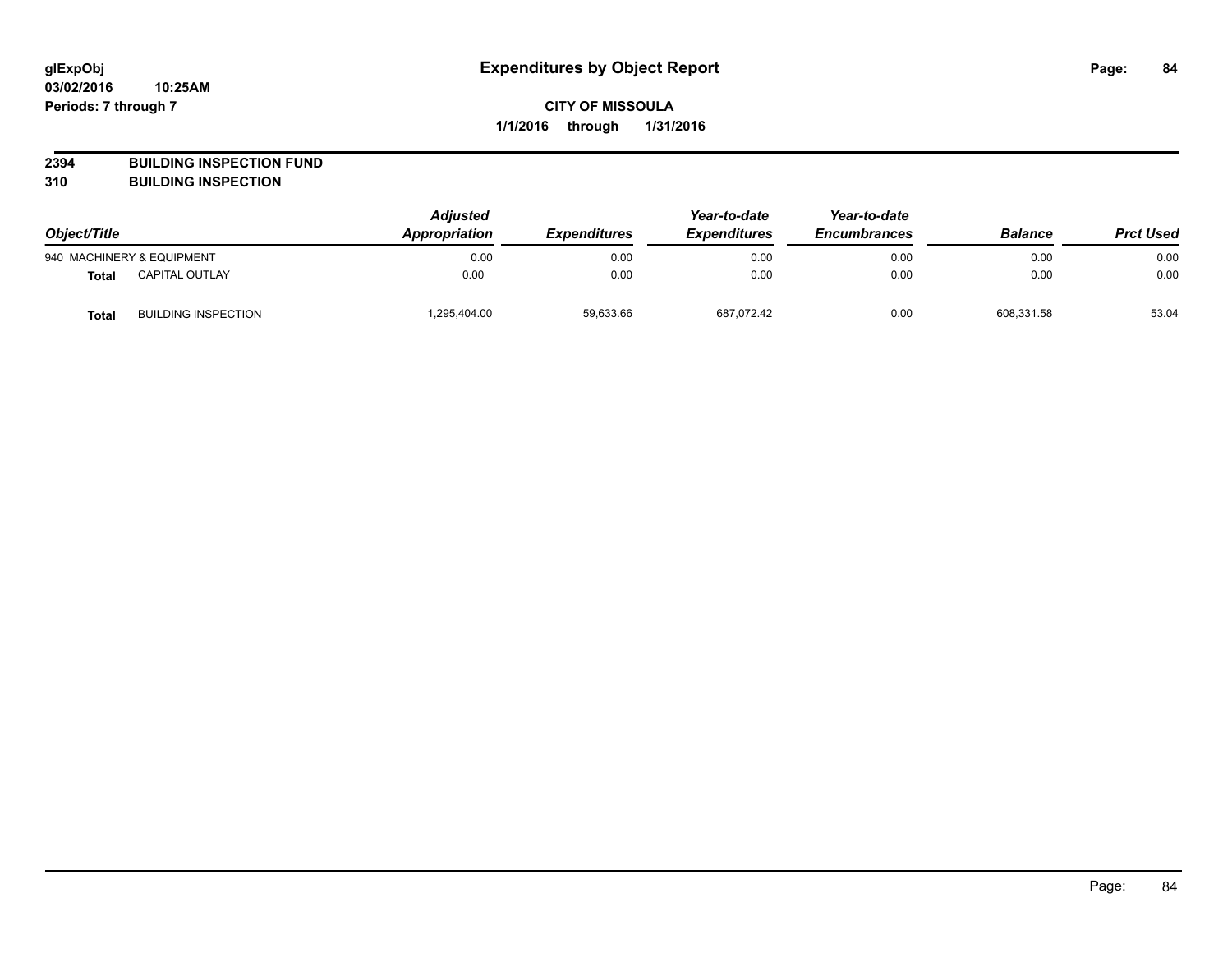**glExpObj**
**03/02/2016 10:25AM**
**Periods: 7 through 7**

# Expenditures by Object Report

**CITY OF MISSOULA**
**1/1/2016 through 1/31/2016**

**2394 BUILDING INSPECTION FUND**
**310 BUILDING INSPECTION**

| Object/Title | | Adjusted Appropriation | Expenditures | Year-to-date Expenditures | Year-to-date Encumbrances | Balance | Prct Used |
|---|---|---|---|---|---|---|---|
| 940 MACHINERY & EQUIPMENT | | 0.00 | 0.00 | 0.00 | 0.00 | 0.00 | 0.00 |
| **Total** | CAPITAL OUTLAY | 0.00 | 0.00 | 0.00 | 0.00 | 0.00 | 0.00 |
| **Total** | BUILDING INSPECTION | 1,295,404.00 | 59,633.66 | 687,072.42 | 0.00 | 608,331.58 | 53.04 |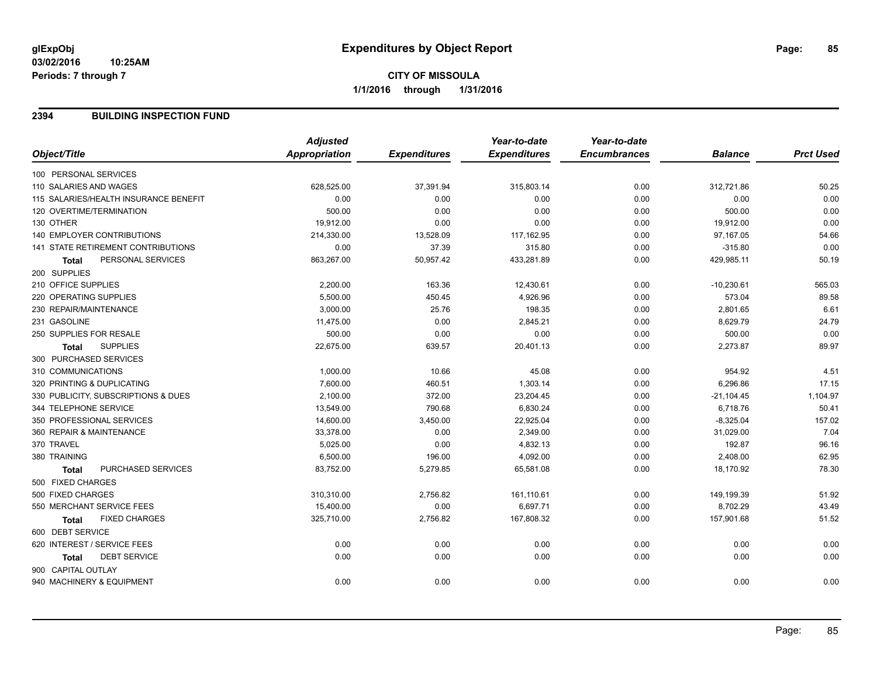**glExpObj** **Expenditures by Object Report**
**03/02/2016 10:25AM**
**Periods: 7 through 7**

**CITY OF MISSOULA**
**1/1/2016 through 1/31/2016**

## 2394 BUILDING INSPECTION FUND

| Object/Title | Adjusted Appropriation | Expenditures | Year-to-date Expenditures | Year-to-date Encumbrances | Balance | Prct Used |
|---|---|---|---|---|---|---|
| 100 PERSONAL SERVICES | | | | | | |
| 110 SALARIES AND WAGES | 628,525.00 | 37,391.94 | 315,803.14 | 0.00 | 312,721.86 | 50.25 |
| 115 SALARIES/HEALTH INSURANCE BENEFIT | 0.00 | 0.00 | 0.00 | 0.00 | 0.00 | 0.00 |
| 120 OVERTIME/TERMINATION | 500.00 | 0.00 | 0.00 | 0.00 | 500.00 | 0.00 |
| 130 OTHER | 19,912.00 | 0.00 | 0.00 | 0.00 | 19,912.00 | 0.00 |
| 140 EMPLOYER CONTRIBUTIONS | 214,330.00 | 13,528.09 | 117,162.95 | 0.00 | 97,167.05 | 54.66 |
| 141 STATE RETIREMENT CONTRIBUTIONS | 0.00 | 37.39 | 315.80 | 0.00 | -315.80 | 0.00 |
| **Total** PERSONAL SERVICES | 863,267.00 | 50,957.42 | 433,281.89 | 0.00 | 429,985.11 | 50.19 |
| 200 SUPPLIES | | | | | | |
| 210 OFFICE SUPPLIES | 2,200.00 | 163.36 | 12,430.61 | 0.00 | -10,230.61 | 565.03 |
| 220 OPERATING SUPPLIES | 5,500.00 | 450.45 | 4,926.96 | 0.00 | 573.04 | 89.58 |
| 230 REPAIR/MAINTENANCE | 3,000.00 | 25.76 | 198.35 | 0.00 | 2,801.65 | 6.61 |
| 231 GASOLINE | 11,475.00 | 0.00 | 2,845.21 | 0.00 | 8,629.79 | 24.79 |
| 250 SUPPLIES FOR RESALE | 500.00 | 0.00 | 0.00 | 0.00 | 500.00 | 0.00 |
| **Total** SUPPLIES | 22,675.00 | 639.57 | 20,401.13 | 0.00 | 2,273.87 | 89.97 |
| 300 PURCHASED SERVICES | | | | | | |
| 310 COMMUNICATIONS | 1,000.00 | 10.66 | 45.08 | 0.00 | 954.92 | 4.51 |
| 320 PRINTING & DUPLICATING | 7,600.00 | 460.51 | 1,303.14 | 0.00 | 6,296.86 | 17.15 |
| 330 PUBLICITY, SUBSCRIPTIONS & DUES | 2,100.00 | 372.00 | 23,204.45 | 0.00 | -21,104.45 | 1,104.97 |
| 344 TELEPHONE SERVICE | 13,549.00 | 790.68 | 6,830.24 | 0.00 | 6,718.76 | 50.41 |
| 350 PROFESSIONAL SERVICES | 14,600.00 | 3,450.00 | 22,925.04 | 0.00 | -8,325.04 | 157.02 |
| 360 REPAIR & MAINTENANCE | 33,378.00 | 0.00 | 2,349.00 | 0.00 | 31,029.00 | 7.04 |
| 370 TRAVEL | 5,025.00 | 0.00 | 4,832.13 | 0.00 | 192.87 | 96.16 |
| 380 TRAINING | 6,500.00 | 196.00 | 4,092.00 | 0.00 | 2,408.00 | 62.95 |
| **Total** PURCHASED SERVICES | 83,752.00 | 5,279.85 | 65,581.08 | 0.00 | 18,170.92 | 78.30 |
| 500 FIXED CHARGES | | | | | | |
| 500 FIXED CHARGES | 310,310.00 | 2,756.82 | 161,110.61 | 0.00 | 149,199.39 | 51.92 |
| 550 MERCHANT SERVICE FEES | 15,400.00 | 0.00 | 6,697.71 | 0.00 | 8,702.29 | 43.49 |
| **Total** FIXED CHARGES | 325,710.00 | 2,756.82 | 167,808.32 | 0.00 | 157,901.68 | 51.52 |
| 600 DEBT SERVICE | | | | | | |
| 620 INTEREST / SERVICE FEES | 0.00 | 0.00 | 0.00 | 0.00 | 0.00 | 0.00 |
| **Total** DEBT SERVICE | 0.00 | 0.00 | 0.00 | 0.00 | 0.00 | 0.00 |
| 900 CAPITAL OUTLAY | | | | | | |
| 940 MACHINERY & EQUIPMENT | 0.00 | 0.00 | 0.00 | 0.00 | 0.00 | 0.00 |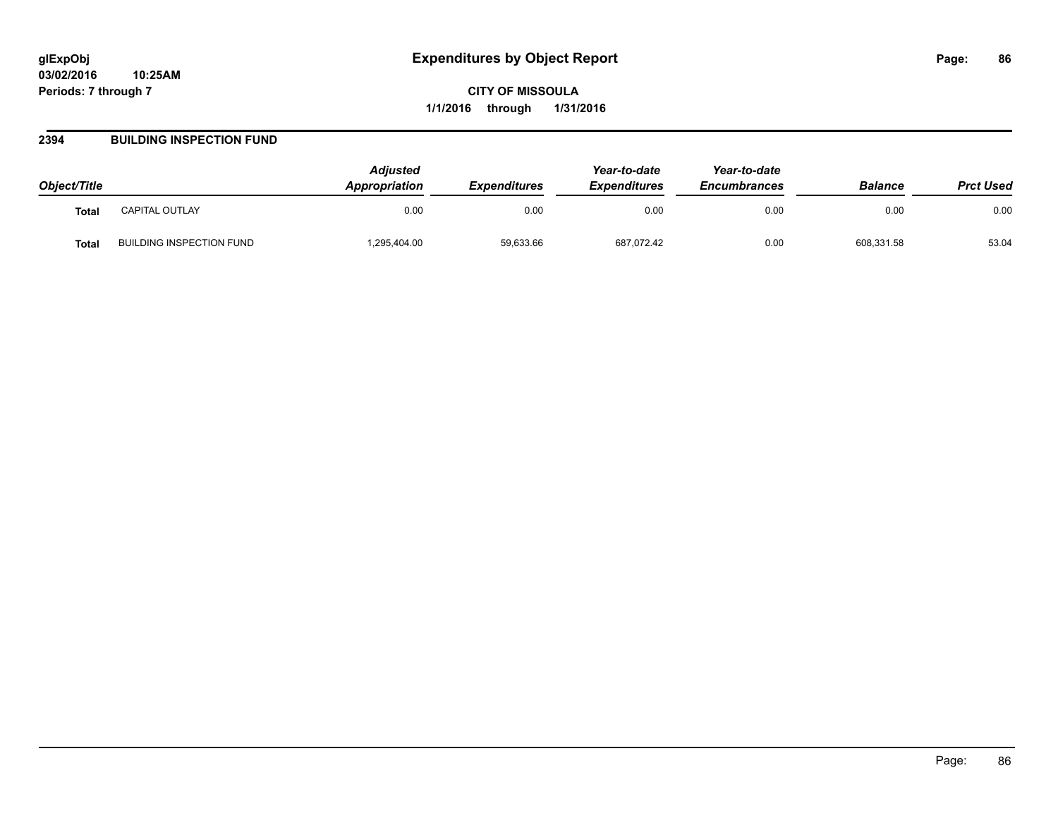**glExpObj** 
**03/02/2016 10:25AM** 
**Periods: 7 through 7**

# Expenditures by Object Report

**CITY OF MISSOULA**
**1/1/2016 through 1/31/2016**

## 2394 BUILDING INSPECTION FUND

| Object/Title | | *Adjusted Appropriation* | *Expenditures* | *Year-to-date Expenditures* | *Year-to-date Encumbrances* | *Balance* | *Prct Used* |
|---|---|---|---|---|---|---|---|
| **Total** | CAPITAL OUTLAY | 0.00 | 0.00 | 0.00 | 0.00 | 0.00 | 0.00 |
| **Total** | BUILDING INSPECTION FUND | 1,295,404.00 | 59,633.66 | 687,072.42 | 0.00 | 608,331.58 | 53.04 |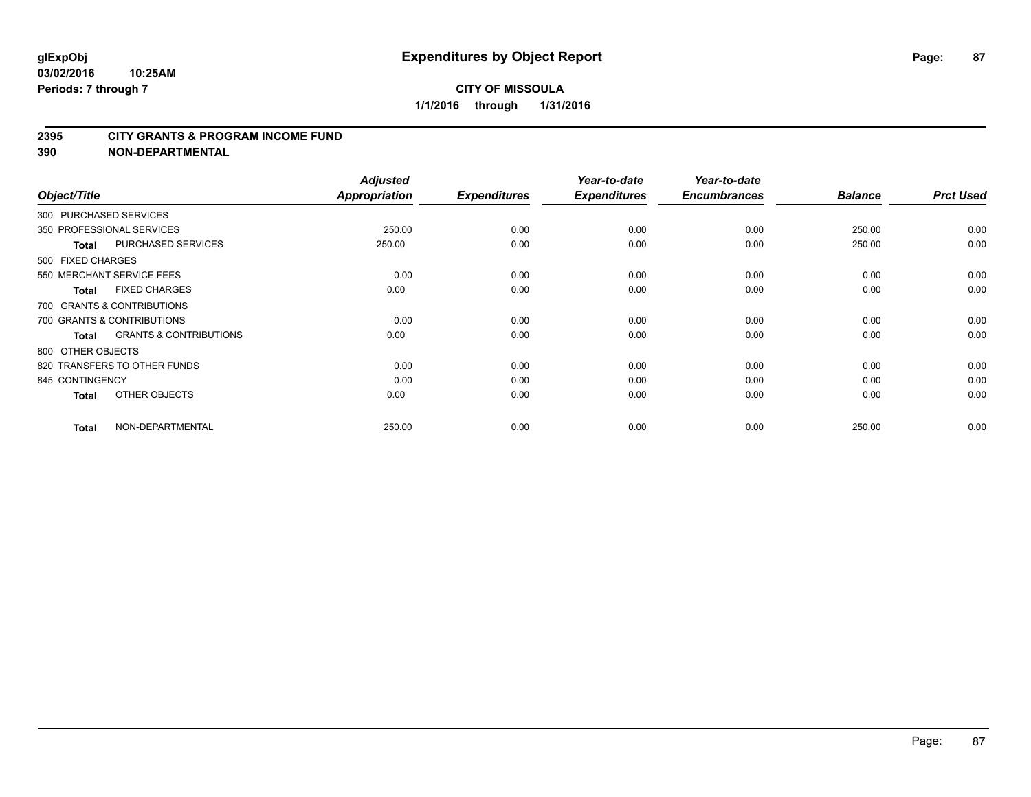# Expenditures by Object Report

glExpObj
03/02/2016 10:25AM
Periods: 7 through 7

**CITY OF MISSOULA**
**1/1/2016 through 1/31/2016**

## 2395 CITY GRANTS & PROGRAM INCOME FUND
## 390 NON-DEPARTMENTAL

| Object/Title | Adjusted Appropriation | Expenditures | Year-to-date Expenditures | Year-to-date Encumbrances | Balance | Prct Used |
|---|---|---|---|---|---|---|
| 300 PURCHASED SERVICES | | | | | | |
| 350 PROFESSIONAL SERVICES | 250.00 | 0.00 | 0.00 | 0.00 | 250.00 | 0.00 |
| **Total** PURCHASED SERVICES | 250.00 | 0.00 | 0.00 | 0.00 | 250.00 | 0.00 |
| 500 FIXED CHARGES | | | | | | |
| 550 MERCHANT SERVICE FEES | 0.00 | 0.00 | 0.00 | 0.00 | 0.00 | 0.00 |
| **Total** FIXED CHARGES | 0.00 | 0.00 | 0.00 | 0.00 | 0.00 | 0.00 |
| 700 GRANTS & CONTRIBUTIONS | | | | | | |
| 700 GRANTS & CONTRIBUTIONS | 0.00 | 0.00 | 0.00 | 0.00 | 0.00 | 0.00 |
| **Total** GRANTS & CONTRIBUTIONS | 0.00 | 0.00 | 0.00 | 0.00 | 0.00 | 0.00 |
| 800 OTHER OBJECTS | | | | | | |
| 820 TRANSFERS TO OTHER FUNDS | 0.00 | 0.00 | 0.00 | 0.00 | 0.00 | 0.00 |
| 845 CONTINGENCY | 0.00 | 0.00 | 0.00 | 0.00 | 0.00 | 0.00 |
| **Total** OTHER OBJECTS | 0.00 | 0.00 | 0.00 | 0.00 | 0.00 | 0.00 |
| **Total** NON-DEPARTMENTAL | 250.00 | 0.00 | 0.00 | 0.00 | 250.00 | 0.00 |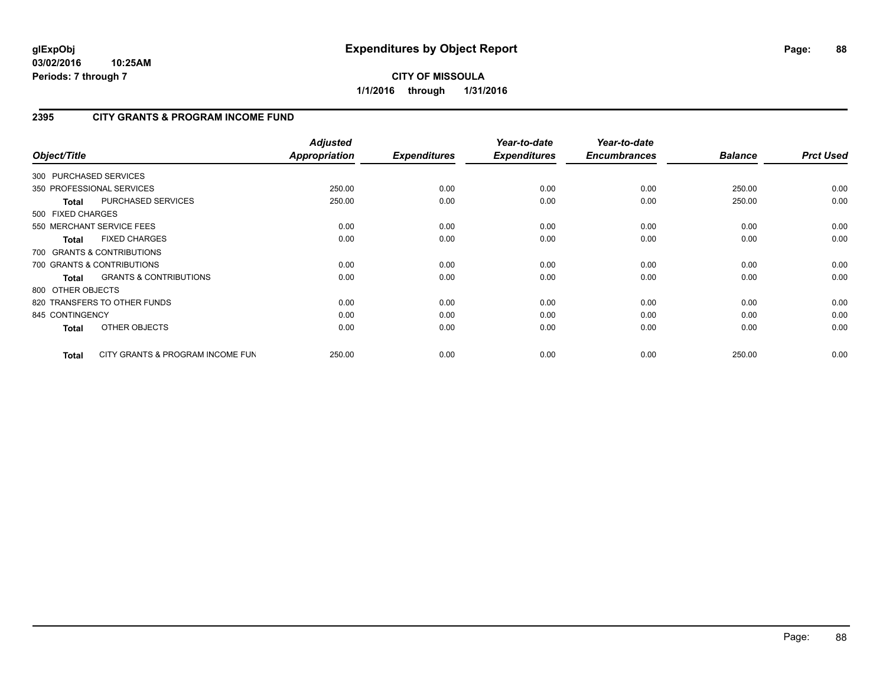**glExpObj**
**03/02/2016 10:25AM**
**Periods: 7 through 7**

# Expenditures by Object Report

**CITY OF MISSOULA**
**1/1/2016 through 1/31/2016**

## 2395 CITY GRANTS & PROGRAM INCOME FUND

| Object/Title | Adjusted Appropriation | Expenditures | Year-to-date Expenditures | Year-to-date Encumbrances | Balance | Prct Used |
|---|---|---|---|---|---|---|
| 300 PURCHASED SERVICES | | | | | | |
| 350 PROFESSIONAL SERVICES | 250.00 | 0.00 | 0.00 | 0.00 | 250.00 | 0.00 |
| **Total** PURCHASED SERVICES | 250.00 | 0.00 | 0.00 | 0.00 | 250.00 | 0.00 |
| 500 FIXED CHARGES | | | | | | |
| 550 MERCHANT SERVICE FEES | 0.00 | 0.00 | 0.00 | 0.00 | 0.00 | 0.00 |
| **Total** FIXED CHARGES | 0.00 | 0.00 | 0.00 | 0.00 | 0.00 | 0.00 |
| 700 GRANTS & CONTRIBUTIONS | | | | | | |
| 700 GRANTS & CONTRIBUTIONS | 0.00 | 0.00 | 0.00 | 0.00 | 0.00 | 0.00 |
| **Total** GRANTS & CONTRIBUTIONS | 0.00 | 0.00 | 0.00 | 0.00 | 0.00 | 0.00 |
| 800 OTHER OBJECTS | | | | | | |
| 820 TRANSFERS TO OTHER FUNDS | 0.00 | 0.00 | 0.00 | 0.00 | 0.00 | 0.00 |
| 845 CONTINGENCY | 0.00 | 0.00 | 0.00 | 0.00 | 0.00 | 0.00 |
| **Total** OTHER OBJECTS | 0.00 | 0.00 | 0.00 | 0.00 | 0.00 | 0.00 |
| **Total** CITY GRANTS & PROGRAM INCOME FUN | 250.00 | 0.00 | 0.00 | 0.00 | 250.00 | 0.00 |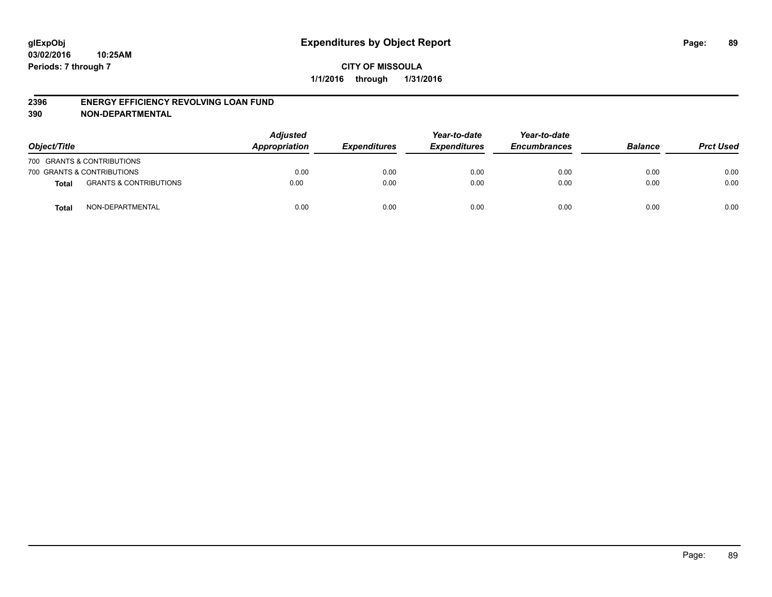glExpObj
03/02/2016 10:25AM
Periods: 7 through 7

# Expenditures by Object Report

**CITY OF MISSOULA**

**1/1/2016 through 1/31/2016**

## 2396 ENERGY EFFICIENCY REVOLVING LOAN FUND
## 390 NON-DEPARTMENTAL

| Object/Title | | Adjusted Appropriation | Expenditures | Year-to-date Expenditures | Year-to-date Encumbrances | Balance | Prct Used |
|---|---|---|---|---|---|---|---|
| 700 GRANTS & CONTRIBUTIONS | | | | | | | |
| 700 GRANTS & CONTRIBUTIONS | | 0.00 | 0.00 | 0.00 | 0.00 | 0.00 | 0.00 |
| **Total** | GRANTS & CONTRIBUTIONS | 0.00 | 0.00 | 0.00 | 0.00 | 0.00 | 0.00 |
| **Total** | NON-DEPARTMENTAL | 0.00 | 0.00 | 0.00 | 0.00 | 0.00 | 0.00 |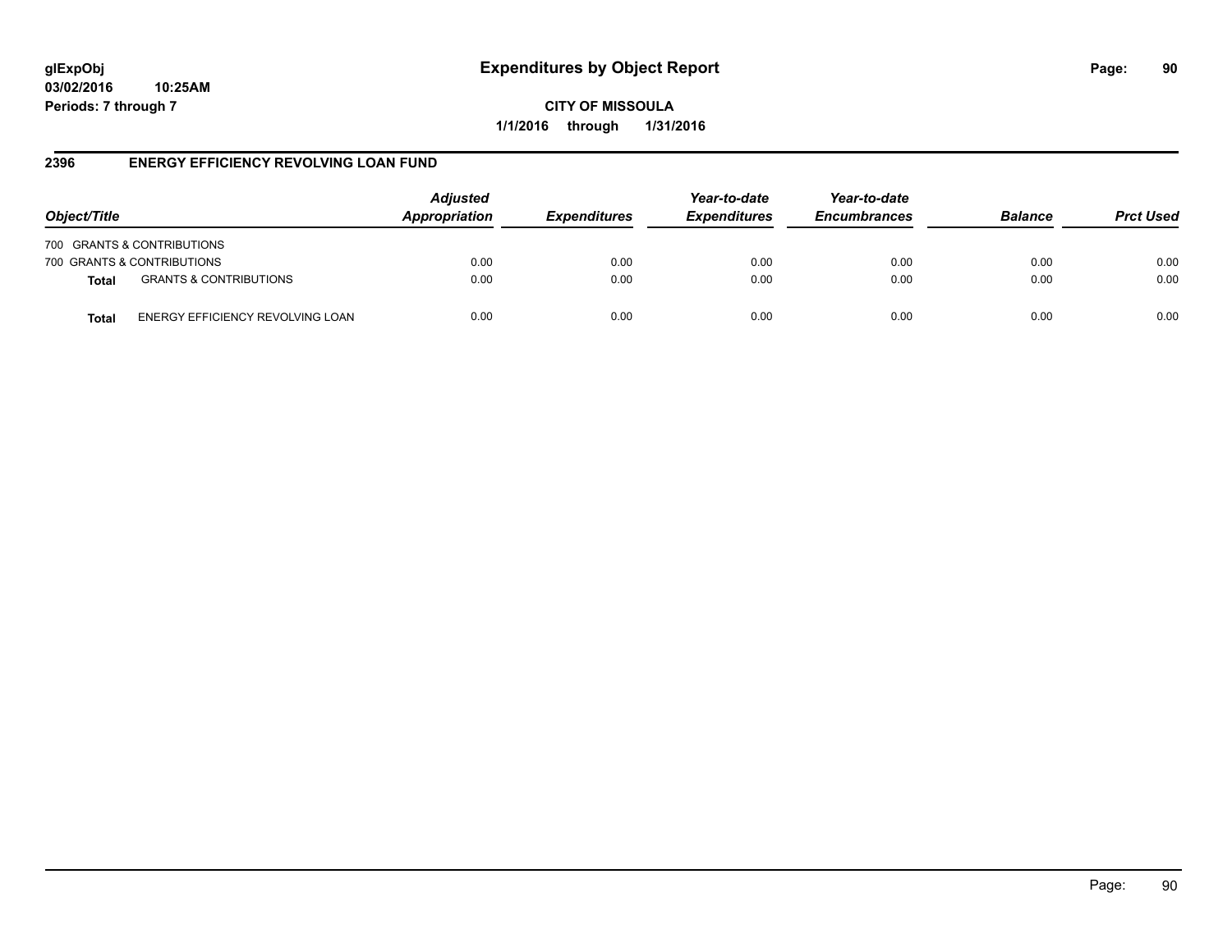**glExpObj** **Expenditures by Object Report**
**03/02/2016 10:25AM**
**Periods: 7 through 7**

**CITY OF MISSOULA**
**1/1/2016 through 1/31/2016**

## 2396 ENERGY EFFICIENCY REVOLVING LOAN FUND

| Object/Title | | Adjusted Appropriation | Expenditures | Year-to-date Expenditures | Year-to-date Encumbrances | Balance | Prct Used |
|---|---|---|---|---|---|---|---|
| 700 GRANTS & CONTRIBUTIONS | | | | | | | |
| 700 GRANTS & CONTRIBUTIONS | | 0.00 | 0.00 | 0.00 | 0.00 | 0.00 | 0.00 |
| **Total** | GRANTS & CONTRIBUTIONS | 0.00 | 0.00 | 0.00 | 0.00 | 0.00 | 0.00 |
| **Total** | ENERGY EFFICIENCY REVOLVING LOAN | 0.00 | 0.00 | 0.00 | 0.00 | 0.00 | 0.00 |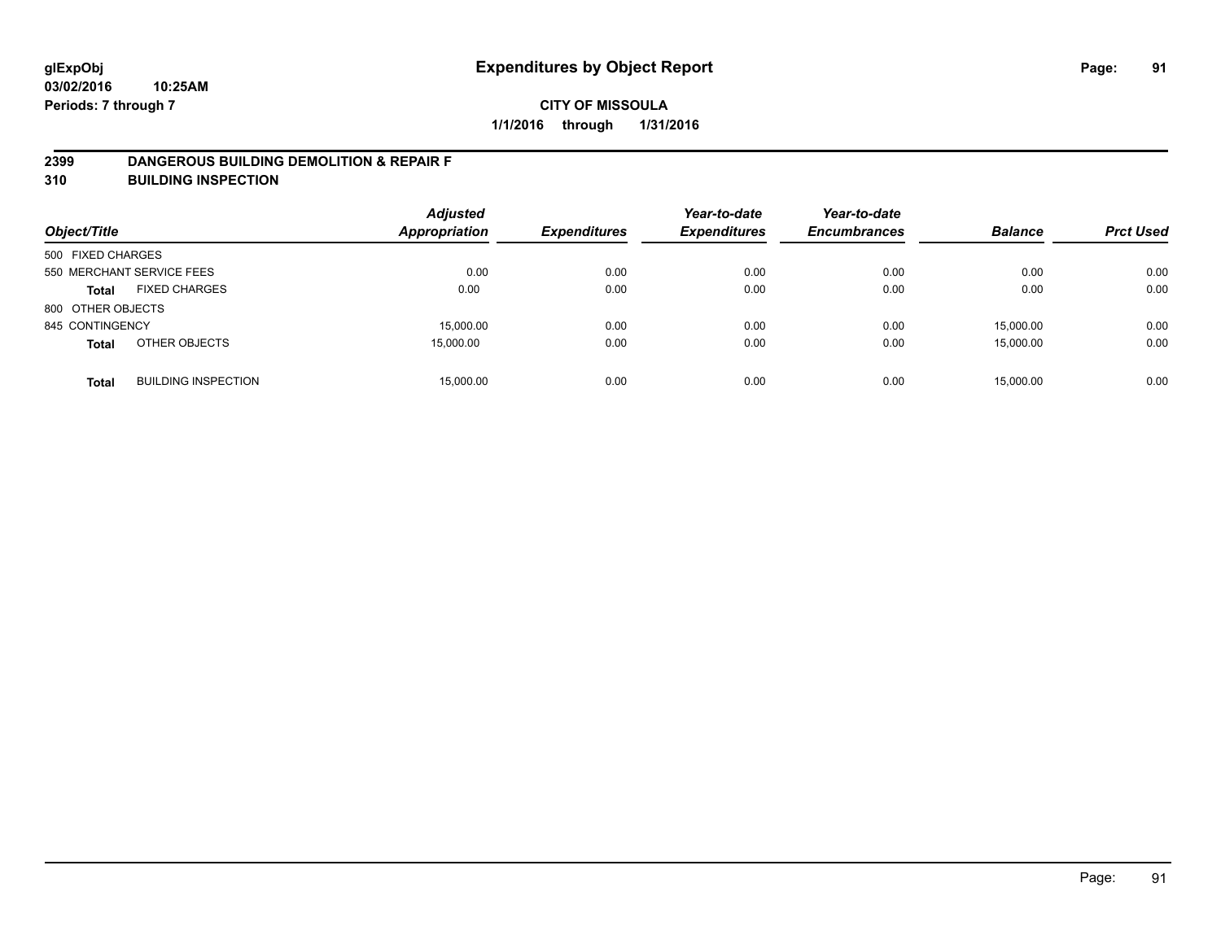**glExpObj**
**03/02/2016 10:25AM**
**Periods: 7 through 7**

# Expenditures by Object Report

**CITY OF MISSOULA**
**1/1/2016 through 1/31/2016**

## 2399 DANGEROUS BUILDING DEMOLITION & REPAIR F
## 310 BUILDING INSPECTION

| Object/Title | | Adjusted Appropriation | Expenditures | Year-to-date Expenditures | Year-to-date Encumbrances | Balance | Prct Used |
|---|---|---|---|---|---|---|---|
| 500 FIXED CHARGES | | | | | | | |
| 550 MERCHANT SERVICE FEES | | 0.00 | 0.00 | 0.00 | 0.00 | 0.00 | 0.00 |
| **Total** | FIXED CHARGES | 0.00 | 0.00 | 0.00 | 0.00 | 0.00 | 0.00 |
| 800 OTHER OBJECTS | | | | | | | |
| 845 CONTINGENCY | | 15,000.00 | 0.00 | 0.00 | 0.00 | 15,000.00 | 0.00 |
| **Total** | OTHER OBJECTS | 15,000.00 | 0.00 | 0.00 | 0.00 | 15,000.00 | 0.00 |
| **Total** | BUILDING INSPECTION | 15,000.00 | 0.00 | 0.00 | 0.00 | 15,000.00 | 0.00 |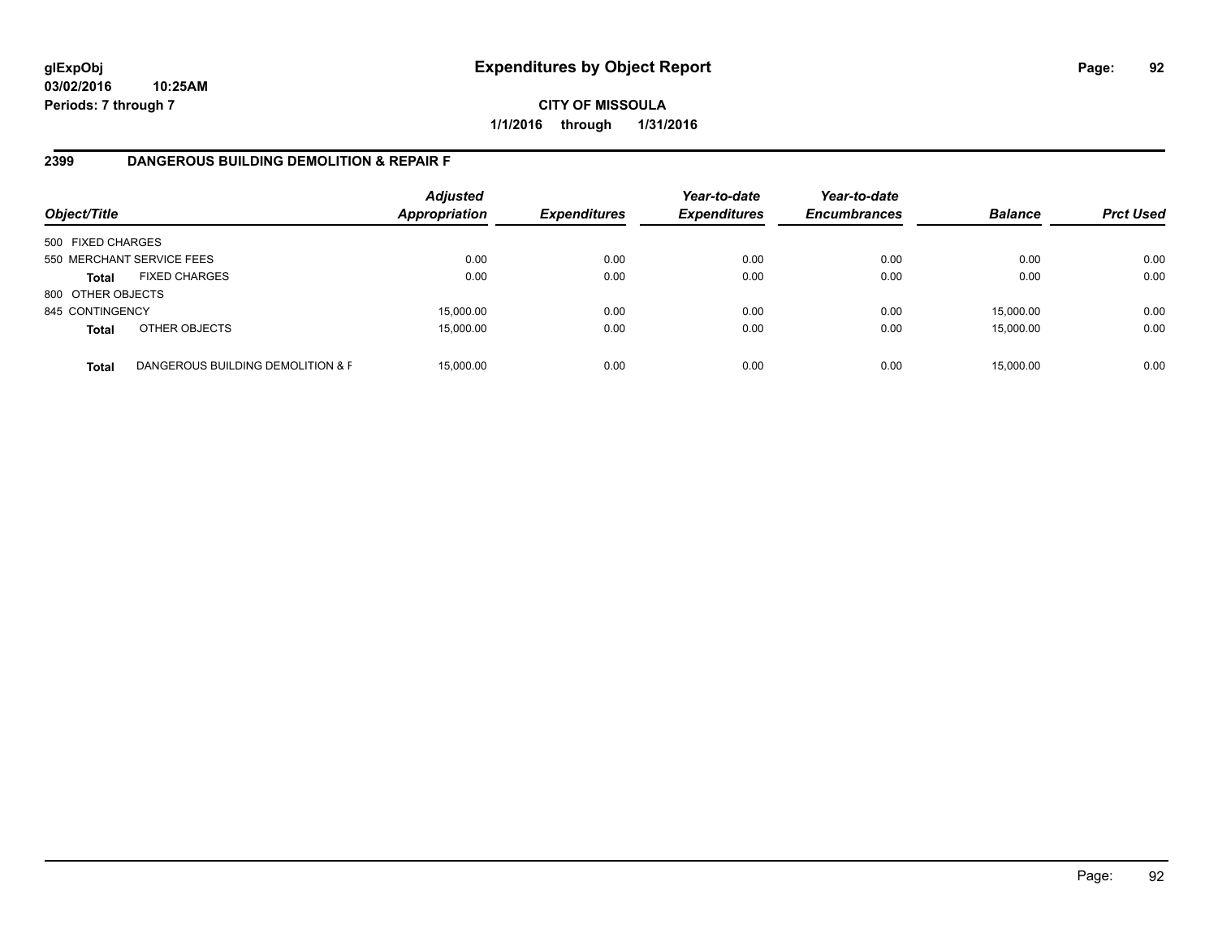# Expenditures by Object Report

glExpObj
03/02/2016 10:25AM
Periods: 7 through 7

**CITY OF MISSOULA**
**1/1/2016 through 1/31/2016**

## 2399 DANGEROUS BUILDING DEMOLITION & REPAIR F

| Object/Title | Adjusted Appropriation | Expenditures | Year-to-date Expenditures | Year-to-date Encumbrances | Balance | Prct Used |
|---|---|---|---|---|---|---|
| 500 FIXED CHARGES | | | | | | |
| 550 MERCHANT SERVICE FEES | 0.00 | 0.00 | 0.00 | 0.00 | 0.00 | 0.00 |
| **Total** FIXED CHARGES | 0.00 | 0.00 | 0.00 | 0.00 | 0.00 | 0.00 |
| 800 OTHER OBJECTS | | | | | | |
| 845 CONTINGENCY | 15,000.00 | 0.00 | 0.00 | 0.00 | 15,000.00 | 0.00 |
| **Total** OTHER OBJECTS | 15,000.00 | 0.00 | 0.00 | 0.00 | 15,000.00 | 0.00 |
| **Total** DANGEROUS BUILDING DEMOLITION & F | 15,000.00 | 0.00 | 0.00 | 0.00 | 15,000.00 | 0.00 |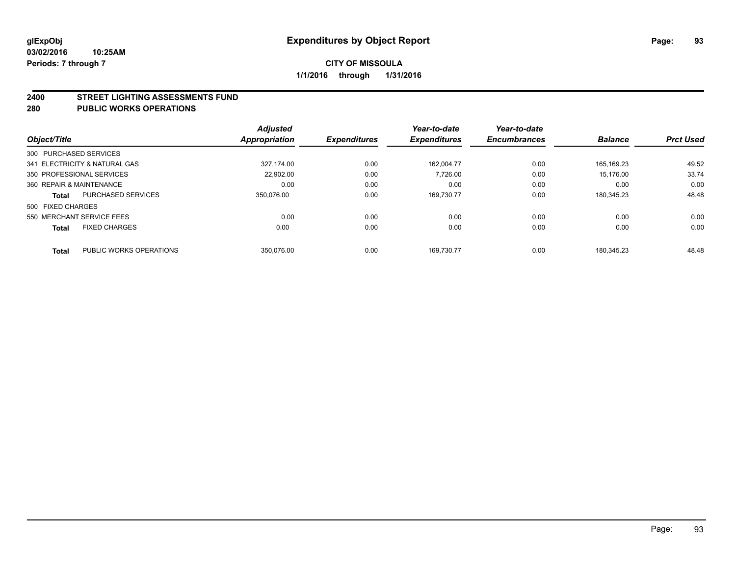# Expenditures by Object Report

glExpObj
03/02/2016 10:25AM
Periods: 7 through 7

**CITY OF MISSOULA**

**1/1/2016 through 1/31/2016**

## 2400 STREET LIGHTING ASSESSMENTS FUND
## 280 PUBLIC WORKS OPERATIONS

| Object/Title | | Adjusted Appropriation | Expenditures | Year-to-date Expenditures | Year-to-date Encumbrances | Balance | Prct Used |
|---|---|---|---|---|---|---|---|
| 300 PURCHASED SERVICES | | | | | | | |
| 341 ELECTRICITY & NATURAL GAS | | 327,174.00 | 0.00 | 162,004.77 | 0.00 | 165,169.23 | 49.52 |
| 350 PROFESSIONAL SERVICES | | 22,902.00 | 0.00 | 7,726.00 | 0.00 | 15,176.00 | 33.74 |
| 360 REPAIR & MAINTENANCE | | 0.00 | 0.00 | 0.00 | 0.00 | 0.00 | 0.00 |
| **Total** | PURCHASED SERVICES | 350,076.00 | 0.00 | 169,730.77 | 0.00 | 180,345.23 | 48.48 |
| 500 FIXED CHARGES | | | | | | | |
| 550 MERCHANT SERVICE FEES | | 0.00 | 0.00 | 0.00 | 0.00 | 0.00 | 0.00 |
| **Total** | FIXED CHARGES | 0.00 | 0.00 | 0.00 | 0.00 | 0.00 | 0.00 |
| **Total** | PUBLIC WORKS OPERATIONS | 350,076.00 | 0.00 | 169,730.77 | 0.00 | 180,345.23 | 48.48 |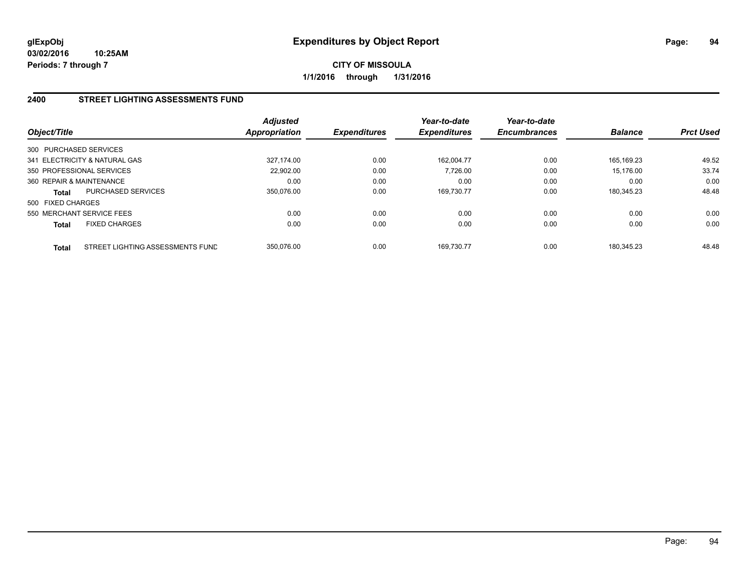**glExpObj**
**03/02/2016 10:25AM**
**Periods: 7 through 7**

# Expenditures by Object Report

**CITY OF MISSOULA**
**1/1/2016 through 1/31/2016**

## 2400 STREET LIGHTING ASSESSMENTS FUND

| Object/Title | | *Adjusted Appropriation* | *Expenditures* | *Year-to-date Expenditures* | *Year-to-date Encumbrances* | *Balance* | *Prct Used* |
|---|---|---|---|---|---|---|---|
| 300 PURCHASED SERVICES | | | | | | | |
| 341 ELECTRICITY & NATURAL GAS | | 327,174.00 | 0.00 | 162,004.77 | 0.00 | 165,169.23 | 49.52 |
| 350 PROFESSIONAL SERVICES | | 22,902.00 | 0.00 | 7,726.00 | 0.00 | 15,176.00 | 33.74 |
| 360 REPAIR & MAINTENANCE | | 0.00 | 0.00 | 0.00 | 0.00 | 0.00 | 0.00 |
| **Total** | PURCHASED SERVICES | 350,076.00 | 0.00 | 169,730.77 | 0.00 | 180,345.23 | 48.48 |
| 500 FIXED CHARGES | | | | | | | |
| 550 MERCHANT SERVICE FEES | | 0.00 | 0.00 | 0.00 | 0.00 | 0.00 | 0.00 |
| **Total** | FIXED CHARGES | 0.00 | 0.00 | 0.00 | 0.00 | 0.00 | 0.00 |
| **Total** | STREET LIGHTING ASSESSMENTS FUND | 350,076.00 | 0.00 | 169,730.77 | 0.00 | 180,345.23 | 48.48 |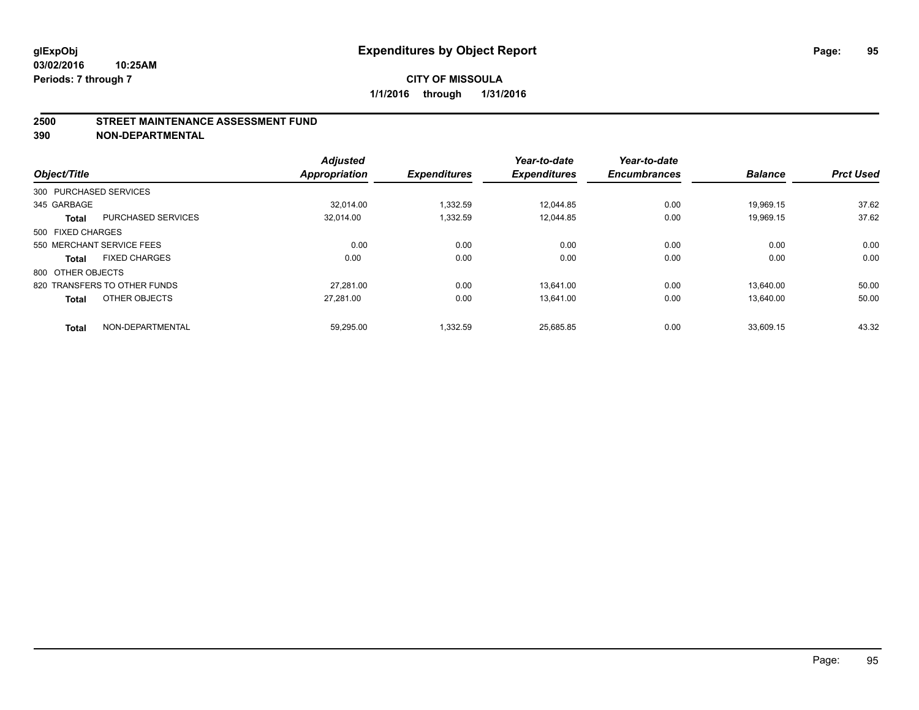# Expenditures by Object Report

glExpObj
03/02/2016 10:25AM
Periods: 7 through 7

**CITY OF MISSOULA**
**1/1/2016 through 1/31/2016**

## 2500 STREET MAINTENANCE ASSESSMENT FUND
## 390 NON-DEPARTMENTAL

| Object/Title | | Adjusted Appropriation | Expenditures | Year-to-date Expenditures | Year-to-date Encumbrances | Balance | Prct Used |
|---|---|---|---|---|---|---|---|
| 300 PURCHASED SERVICES | | | | | | | |
| 345 GARBAGE | | 32,014.00 | 1,332.59 | 12,044.85 | 0.00 | 19,969.15 | 37.62 |
| **Total** | PURCHASED SERVICES | 32,014.00 | 1,332.59 | 12,044.85 | 0.00 | 19,969.15 | 37.62 |
| 500 FIXED CHARGES | | | | | | | |
| 550 MERCHANT SERVICE FEES | | 0.00 | 0.00 | 0.00 | 0.00 | 0.00 | 0.00 |
| **Total** | FIXED CHARGES | 0.00 | 0.00 | 0.00 | 0.00 | 0.00 | 0.00 |
| 800 OTHER OBJECTS | | | | | | | |
| 820 TRANSFERS TO OTHER FUNDS | | 27,281.00 | 0.00 | 13,641.00 | 0.00 | 13,640.00 | 50.00 |
| **Total** | OTHER OBJECTS | 27,281.00 | 0.00 | 13,641.00 | 0.00 | 13,640.00 | 50.00 |
| **Total** | NON-DEPARTMENTAL | 59,295.00 | 1,332.59 | 25,685.85 | 0.00 | 33,609.15 | 43.32 |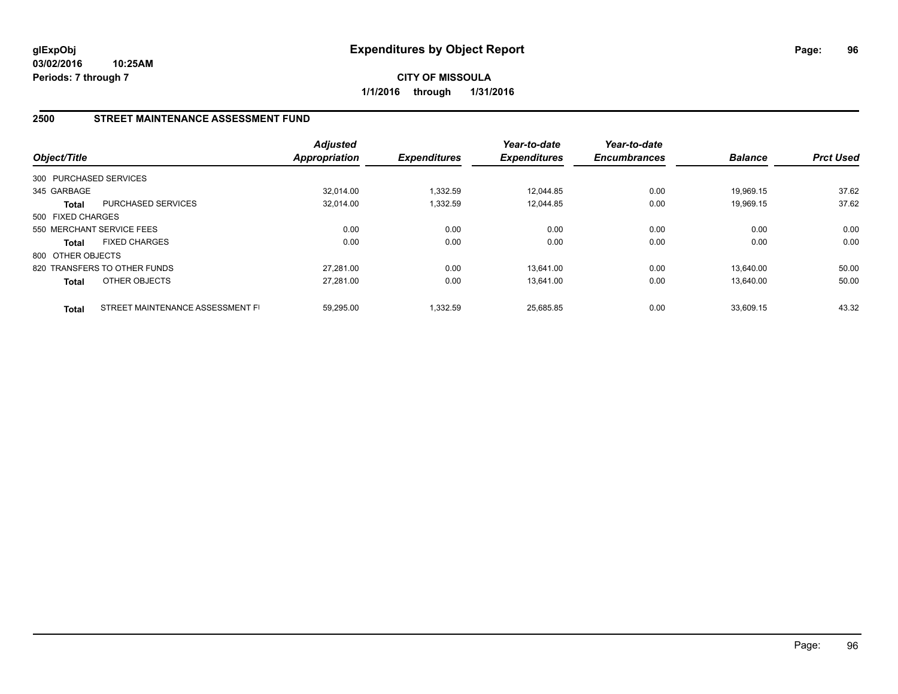**glExpObj** **Expenditures by Object Report**

**03/02/2016 10:25AM**

**Periods: 7 through 7**

**CITY OF MISSOULA**

**1/1/2016 through 1/31/2016**

## 2500 STREET MAINTENANCE ASSESSMENT FUND

| Object/Title | | Adjusted Appropriation | Expenditures | Year-to-date Expenditures | Year-to-date Encumbrances | Balance | Prct Used |
|---|---|---|---|---|---|---|---|
| 300 PURCHASED SERVICES | | | | | | | |
| 345 GARBAGE | | 32,014.00 | 1,332.59 | 12,044.85 | 0.00 | 19,969.15 | 37.62 |
| **Total** | PURCHASED SERVICES | 32,014.00 | 1,332.59 | 12,044.85 | 0.00 | 19,969.15 | 37.62 |
| 500 FIXED CHARGES | | | | | | | |
| 550 MERCHANT SERVICE FEES | | 0.00 | 0.00 | 0.00 | 0.00 | 0.00 | 0.00 |
| **Total** | FIXED CHARGES | 0.00 | 0.00 | 0.00 | 0.00 | 0.00 | 0.00 |
| 800 OTHER OBJECTS | | | | | | | |
| 820 TRANSFERS TO OTHER FUNDS | | 27,281.00 | 0.00 | 13,641.00 | 0.00 | 13,640.00 | 50.00 |
| **Total** | OTHER OBJECTS | 27,281.00 | 0.00 | 13,641.00 | 0.00 | 13,640.00 | 50.00 |
| **Total** | STREET MAINTENANCE ASSESSMENT FI | 59,295.00 | 1,332.59 | 25,685.85 | 0.00 | 33,609.15 | 43.32 |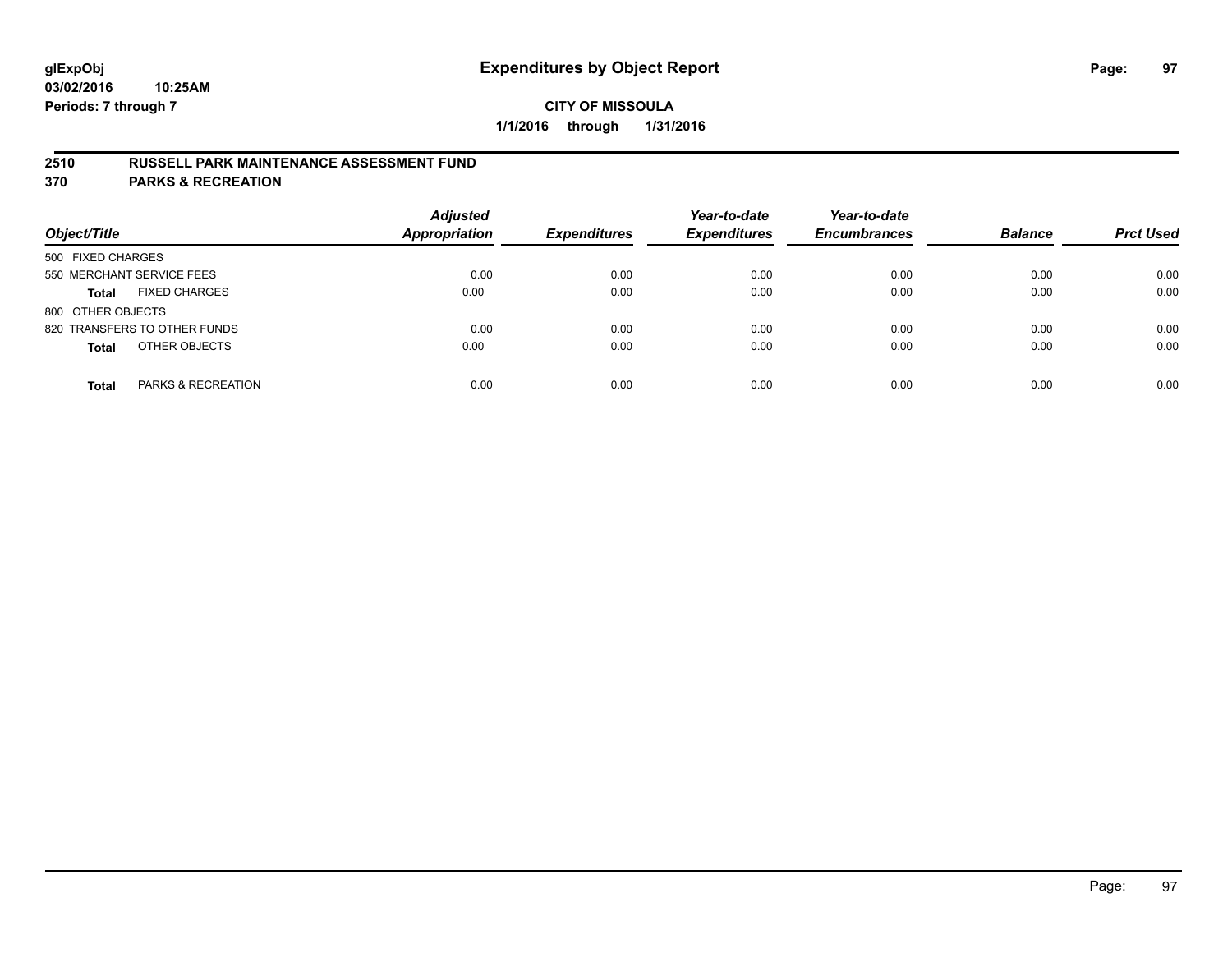**glExpObj**
**03/02/2016 10:25AM**
**Periods: 7 through 7**

# Expenditures by Object Report

**CITY OF MISSOULA**
**1/1/2016 through 1/31/2016**

## 2510 RUSSELL PARK MAINTENANCE ASSESSMENT FUND
## 370 PARKS & RECREATION

| Object/Title | Adjusted Appropriation | Expenditures | Year-to-date Expenditures | Year-to-date Encumbrances | Balance | Prct Used |
|---|---|---|---|---|---|---|
| 500 FIXED CHARGES | | | | | | |
| 550 MERCHANT SERVICE FEES | 0.00 | 0.00 | 0.00 | 0.00 | 0.00 | 0.00 |
| **Total** FIXED CHARGES | 0.00 | 0.00 | 0.00 | 0.00 | 0.00 | 0.00 |
| 800 OTHER OBJECTS | | | | | | |
| 820 TRANSFERS TO OTHER FUNDS | 0.00 | 0.00 | 0.00 | 0.00 | 0.00 | 0.00 |
| **Total** OTHER OBJECTS | 0.00 | 0.00 | 0.00 | 0.00 | 0.00 | 0.00 |
| **Total** PARKS & RECREATION | 0.00 | 0.00 | 0.00 | 0.00 | 0.00 | 0.00 |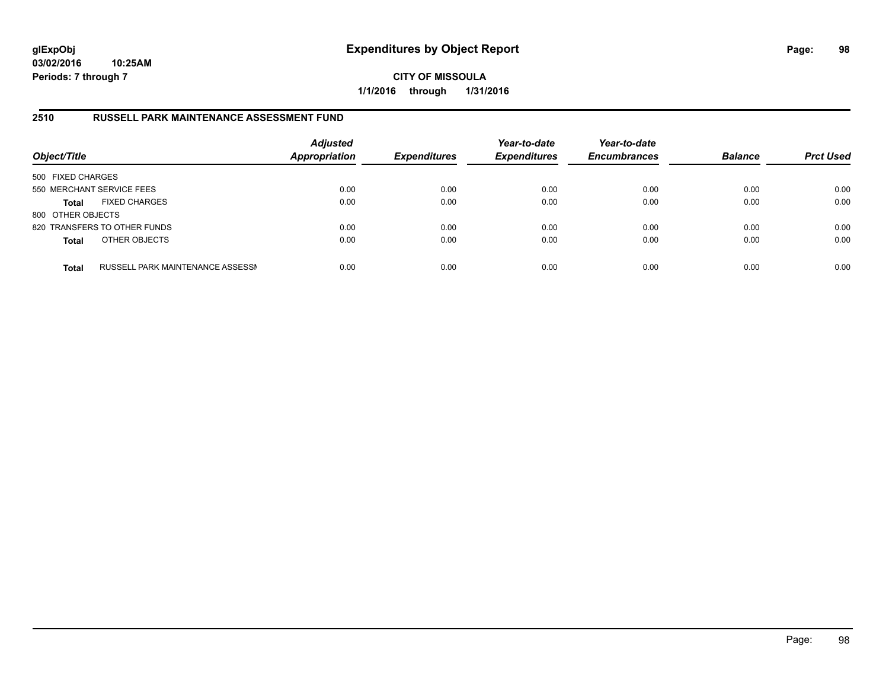**glExpObj**
**03/02/2016 10:25AM**
**Periods: 7 through 7**

# Expenditures by Object Report

**CITY OF MISSOULA**
**1/1/2016 through 1/31/2016**

## 2510 RUSSELL PARK MAINTENANCE ASSESSMENT FUND

| Object/Title | | Adjusted Appropriation | Expenditures | Year-to-date Expenditures | Year-to-date Encumbrances | Balance | Prct Used |
|---|---|---|---|---|---|---|---|
| 500 FIXED CHARGES | | | | | | | |
| 550 MERCHANT SERVICE FEES | | 0.00 | 0.00 | 0.00 | 0.00 | 0.00 | 0.00 |
| **Total** | FIXED CHARGES | 0.00 | 0.00 | 0.00 | 0.00 | 0.00 | 0.00 |
| 800 OTHER OBJECTS | | | | | | | |
| 820 TRANSFERS TO OTHER FUNDS | | 0.00 | 0.00 | 0.00 | 0.00 | 0.00 | 0.00 |
| **Total** | OTHER OBJECTS | 0.00 | 0.00 | 0.00 | 0.00 | 0.00 | 0.00 |
| **Total** | RUSSELL PARK MAINTENANCE ASSESSI | 0.00 | 0.00 | 0.00 | 0.00 | 0.00 | 0.00 |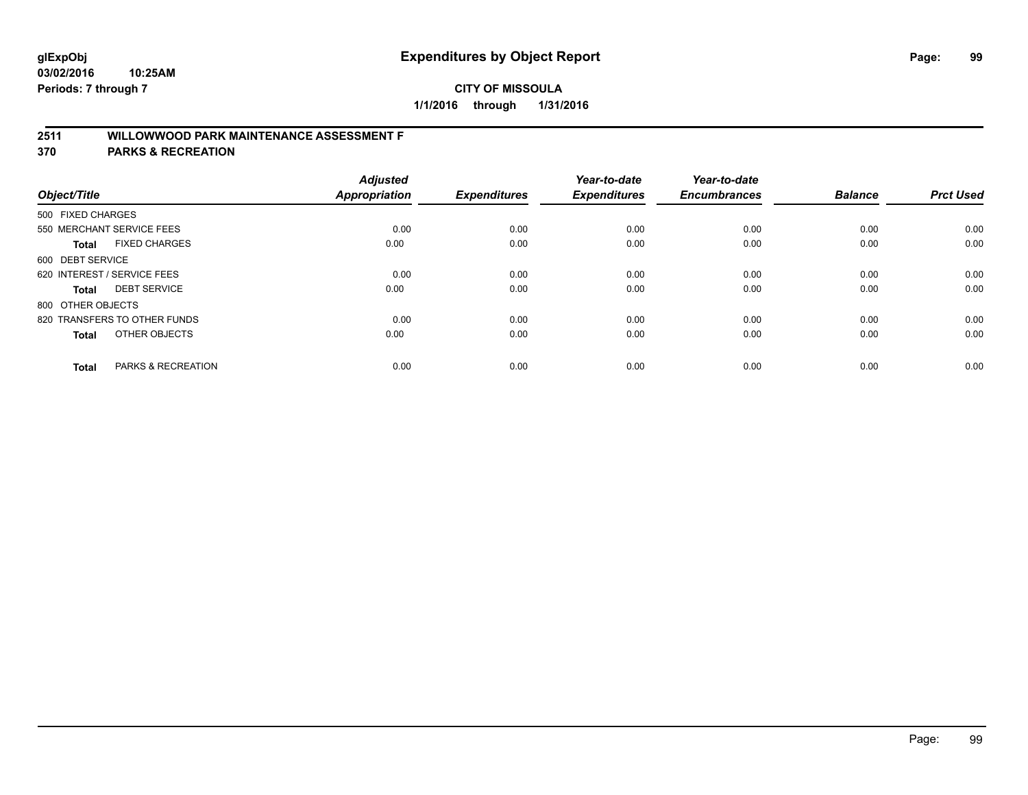**glExpObj**
**03/02/2016 10:25AM**
**Periods: 7 through 7**

# Expenditures by Object Report

**CITY OF MISSOULA**
**1/1/2016 through 1/31/2016**

## 2511 WILLOWWOOD PARK MAINTENANCE ASSESSMENT F
## 370 PARKS & RECREATION

| Object/Title | Adjusted Appropriation | Expenditures | Year-to-date Expenditures | Year-to-date Encumbrances | Balance | Prct Used |
|---|---|---|---|---|---|---|
| 500 FIXED CHARGES | | | | | | |
| 550 MERCHANT SERVICE FEES | 0.00 | 0.00 | 0.00 | 0.00 | 0.00 | 0.00 |
| **Total** FIXED CHARGES | 0.00 | 0.00 | 0.00 | 0.00 | 0.00 | 0.00 |
| 600 DEBT SERVICE | | | | | | |
| 620 INTEREST / SERVICE FEES | 0.00 | 0.00 | 0.00 | 0.00 | 0.00 | 0.00 |
| **Total** DEBT SERVICE | 0.00 | 0.00 | 0.00 | 0.00 | 0.00 | 0.00 |
| 800 OTHER OBJECTS | | | | | | |
| 820 TRANSFERS TO OTHER FUNDS | 0.00 | 0.00 | 0.00 | 0.00 | 0.00 | 0.00 |
| **Total** OTHER OBJECTS | 0.00 | 0.00 | 0.00 | 0.00 | 0.00 | 0.00 |
| **Total** PARKS & RECREATION | 0.00 | 0.00 | 0.00 | 0.00 | 0.00 | 0.00 |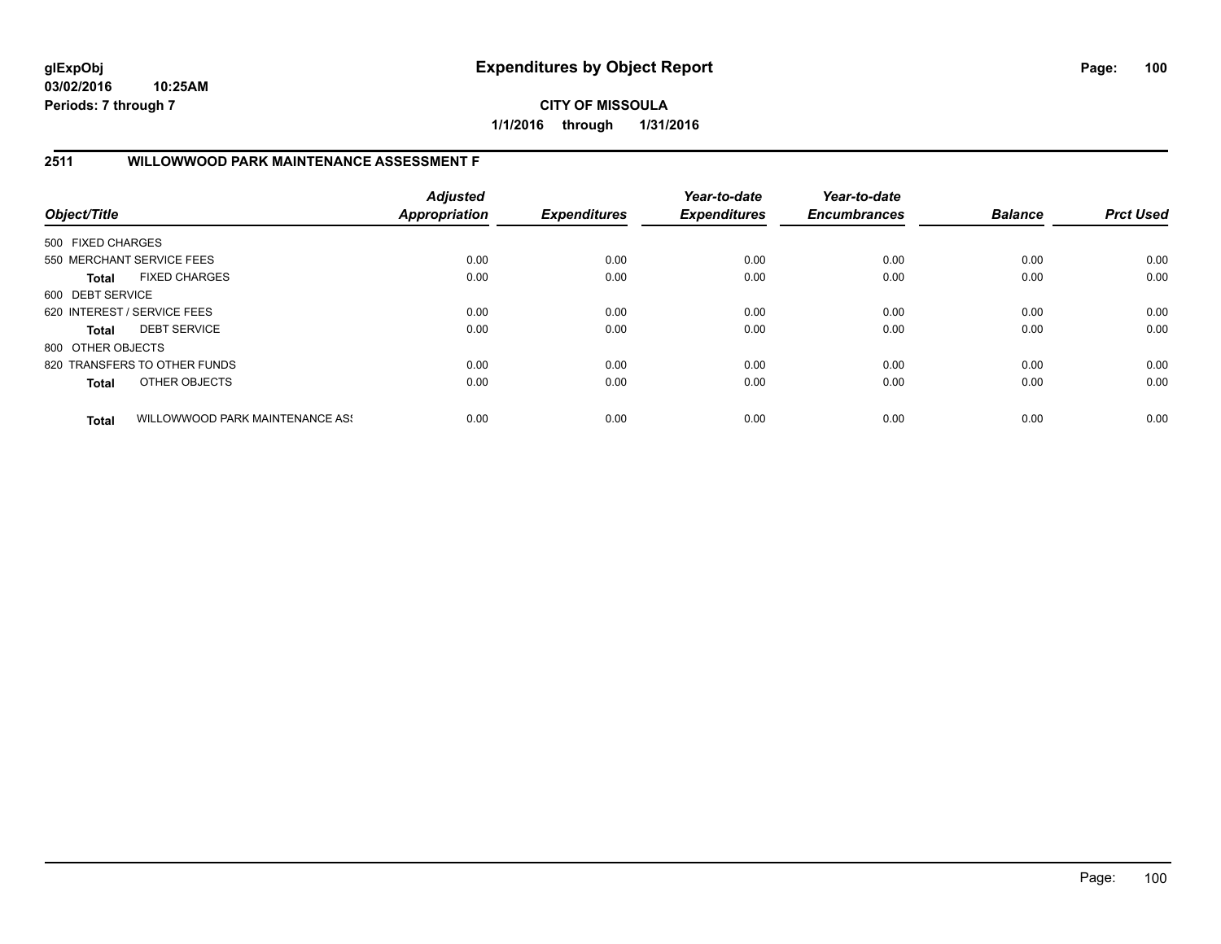## Expenditures by Object Report

**CITY OF MISSOULA**

**1/1/2016 through 1/31/2016**

glExpObj
03/02/2016 10:25AM
Periods: 7 through 7

### 2511 WILLOWWOOD PARK MAINTENANCE ASSESSMENT F

| Object/Title | Adjusted Appropriation | Expenditures | Year-to-date Expenditures | Year-to-date Encumbrances | Balance | Prct Used |
|---|---|---|---|---|---|---|
| 500 FIXED CHARGES | | | | | | |
| 550 MERCHANT SERVICE FEES | 0.00 | 0.00 | 0.00 | 0.00 | 0.00 | 0.00 |
| **Total** FIXED CHARGES | 0.00 | 0.00 | 0.00 | 0.00 | 0.00 | 0.00 |
| 600 DEBT SERVICE | | | | | | |
| 620 INTEREST / SERVICE FEES | 0.00 | 0.00 | 0.00 | 0.00 | 0.00 | 0.00 |
| **Total** DEBT SERVICE | 0.00 | 0.00 | 0.00 | 0.00 | 0.00 | 0.00 |
| 800 OTHER OBJECTS | | | | | | |
| 820 TRANSFERS TO OTHER FUNDS | 0.00 | 0.00 | 0.00 | 0.00 | 0.00 | 0.00 |
| **Total** OTHER OBJECTS | 0.00 | 0.00 | 0.00 | 0.00 | 0.00 | 0.00 |
| **Total** WILLOWWOOD PARK MAINTENANCE ASS | 0.00 | 0.00 | 0.00 | 0.00 | 0.00 | 0.00 |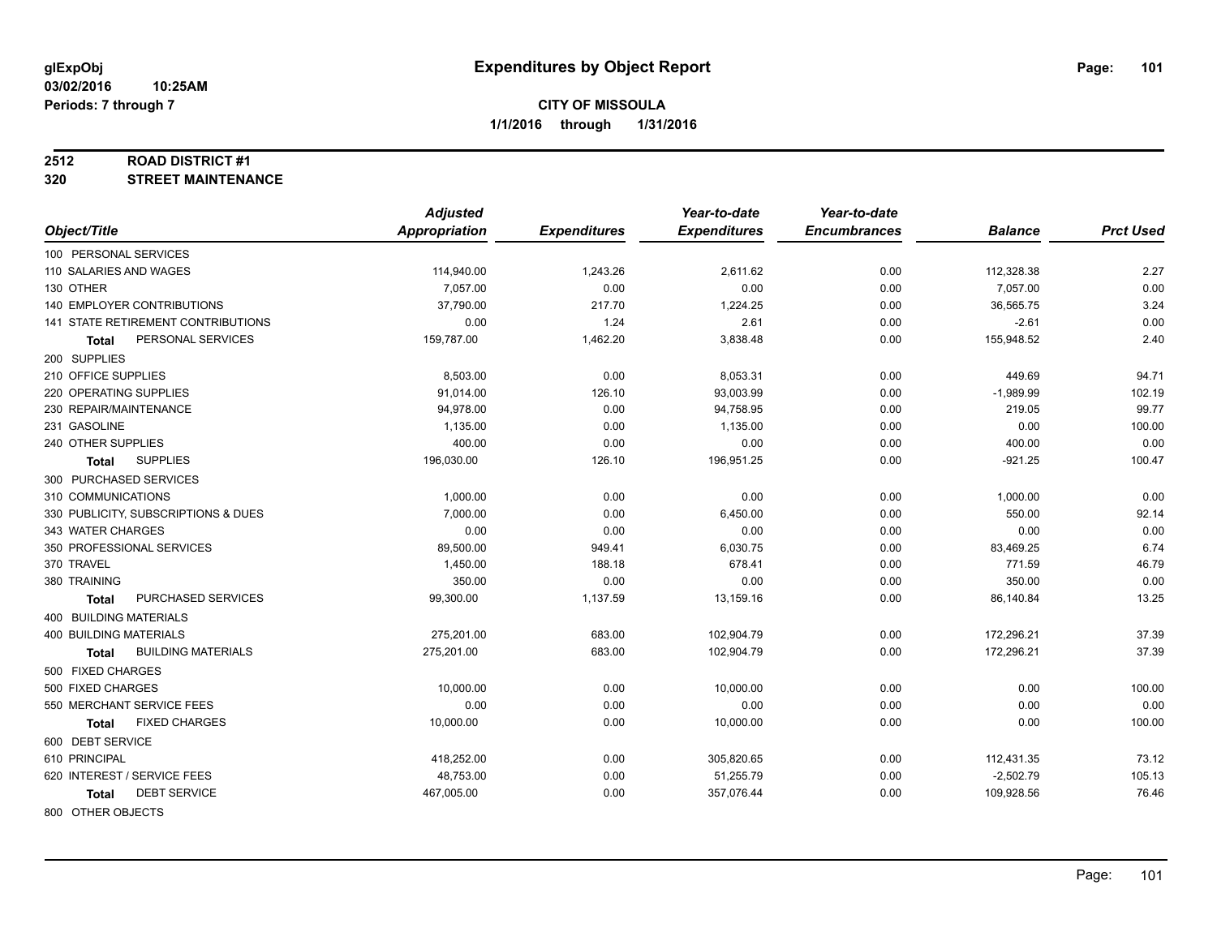glExpObj
03/02/2016 10:25AM
Periods: 7 through 7

# Expenditures by Object Report

**CITY OF MISSOULA**
**1/1/2016 through 1/31/2016**

**2512 ROAD DISTRICT #1**
**320 STREET MAINTENANCE**

| Object/Title | Adjusted Appropriation | Expenditures | Year-to-date Expenditures | Year-to-date Encumbrances | Balance | Prct Used |
|---|---|---|---|---|---|---|
| 100 PERSONAL SERVICES | | | | | | |
| 110 SALARIES AND WAGES | 114,940.00 | 1,243.26 | 2,611.62 | 0.00 | 112,328.38 | 2.27 |
| 130 OTHER | 7,057.00 | 0.00 | 0.00 | 0.00 | 7,057.00 | 0.00 |
| 140 EMPLOYER CONTRIBUTIONS | 37,790.00 | 217.70 | 1,224.25 | 0.00 | 36,565.75 | 3.24 |
| 141 STATE RETIREMENT CONTRIBUTIONS | 0.00 | 1.24 | 2.61 | 0.00 | -2.61 | 0.00 |
| **Total** PERSONAL SERVICES | 159,787.00 | 1,462.20 | 3,838.48 | 0.00 | 155,948.52 | 2.40 |
| 200 SUPPLIES | | | | | | |
| 210 OFFICE SUPPLIES | 8,503.00 | 0.00 | 8,053.31 | 0.00 | 449.69 | 94.71 |
| 220 OPERATING SUPPLIES | 91,014.00 | 126.10 | 93,003.99 | 0.00 | -1,989.99 | 102.19 |
| 230 REPAIR/MAINTENANCE | 94,978.00 | 0.00 | 94,758.95 | 0.00 | 219.05 | 99.77 |
| 231 GASOLINE | 1,135.00 | 0.00 | 1,135.00 | 0.00 | 0.00 | 100.00 |
| 240 OTHER SUPPLIES | 400.00 | 0.00 | 0.00 | 0.00 | 400.00 | 0.00 |
| **Total** SUPPLIES | 196,030.00 | 126.10 | 196,951.25 | 0.00 | -921.25 | 100.47 |
| 300 PURCHASED SERVICES | | | | | | |
| 310 COMMUNICATIONS | 1,000.00 | 0.00 | 0.00 | 0.00 | 1,000.00 | 0.00 |
| 330 PUBLICITY, SUBSCRIPTIONS & DUES | 7,000.00 | 0.00 | 6,450.00 | 0.00 | 550.00 | 92.14 |
| 343 WATER CHARGES | 0.00 | 0.00 | 0.00 | 0.00 | 0.00 | 0.00 |
| 350 PROFESSIONAL SERVICES | 89,500.00 | 949.41 | 6,030.75 | 0.00 | 83,469.25 | 6.74 |
| 370 TRAVEL | 1,450.00 | 188.18 | 678.41 | 0.00 | 771.59 | 46.79 |
| 380 TRAINING | 350.00 | 0.00 | 0.00 | 0.00 | 350.00 | 0.00 |
| **Total** PURCHASED SERVICES | 99,300.00 | 1,137.59 | 13,159.16 | 0.00 | 86,140.84 | 13.25 |
| 400 BUILDING MATERIALS | | | | | | |
| 400 BUILDING MATERIALS | 275,201.00 | 683.00 | 102,904.79 | 0.00 | 172,296.21 | 37.39 |
| **Total** BUILDING MATERIALS | 275,201.00 | 683.00 | 102,904.79 | 0.00 | 172,296.21 | 37.39 |
| 500 FIXED CHARGES | | | | | | |
| 500 FIXED CHARGES | 10,000.00 | 0.00 | 10,000.00 | 0.00 | 0.00 | 100.00 |
| 550 MERCHANT SERVICE FEES | 0.00 | 0.00 | 0.00 | 0.00 | 0.00 | 0.00 |
| **Total** FIXED CHARGES | 10,000.00 | 0.00 | 10,000.00 | 0.00 | 0.00 | 100.00 |
| 600 DEBT SERVICE | | | | | | |
| 610 PRINCIPAL | 418,252.00 | 0.00 | 305,820.65 | 0.00 | 112,431.35 | 73.12 |
| 620 INTEREST / SERVICE FEES | 48,753.00 | 0.00 | 51,255.79 | 0.00 | -2,502.79 | 105.13 |
| **Total** DEBT SERVICE | 467,005.00 | 0.00 | 357,076.44 | 0.00 | 109,928.56 | 76.46 |
| 800 OTHER OBJECTS | | | | | | |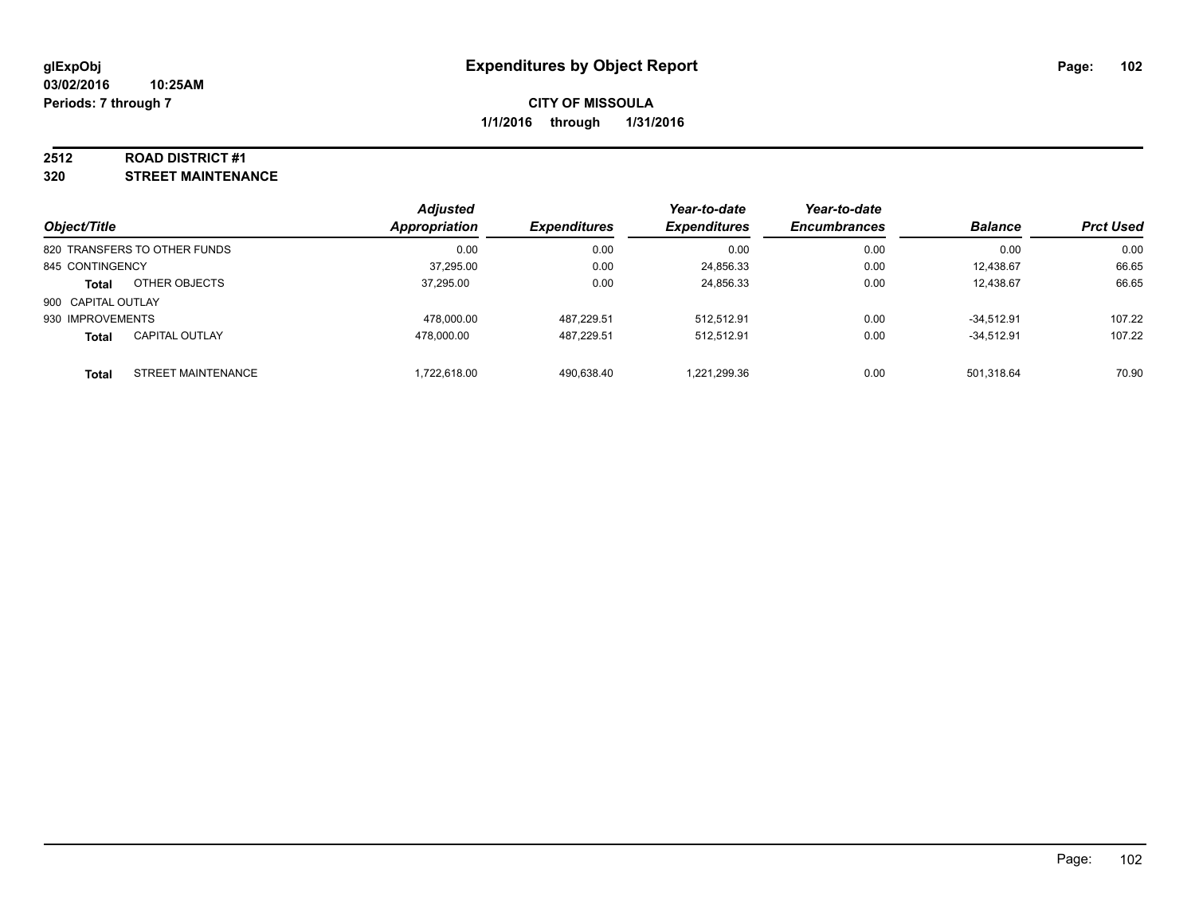**glExpObj**
**03/02/2016 10:25AM**
**Periods: 7 through 7**

# Expenditures by Object Report

**CITY OF MISSOULA**
**1/1/2016 through 1/31/2016**

## 2512 ROAD DISTRICT #1
## 320 STREET MAINTENANCE

| Object/Title | | Adjusted Appropriation | Expenditures | Year-to-date Expenditures | Year-to-date Encumbrances | Balance | Prct Used |
|---|---|---|---|---|---|---|---|
| 820 TRANSFERS TO OTHER FUNDS | | 0.00 | 0.00 | 0.00 | 0.00 | 0.00 | 0.00 |
| 845 CONTINGENCY | | 37,295.00 | 0.00 | 24,856.33 | 0.00 | 12,438.67 | 66.65 |
| **Total** | OTHER OBJECTS | 37,295.00 | 0.00 | 24,856.33 | 0.00 | 12,438.67 | 66.65 |
| 900 CAPITAL OUTLAY | | | | | | | |
| 930 IMPROVEMENTS | | 478,000.00 | 487,229.51 | 512,512.91 | 0.00 | -34,512.91 | 107.22 |
| **Total** | CAPITAL OUTLAY | 478,000.00 | 487,229.51 | 512,512.91 | 0.00 | -34,512.91 | 107.22 |
| **Total** | STREET MAINTENANCE | 1,722,618.00 | 490,638.40 | 1,221,299.36 | 0.00 | 501,318.64 | 70.90 |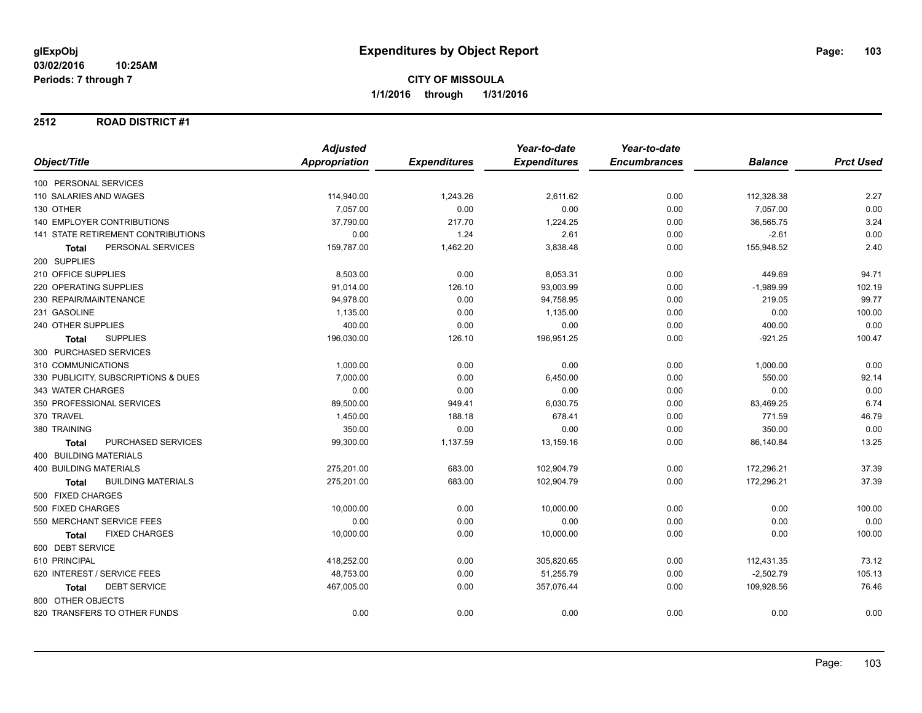# Expenditures by Object Report

glExpObj
03/02/2016 10:25AM
Periods: 7 through 7

**CITY OF MISSOULA**
**1/1/2016 through 1/31/2016**

## 2512 ROAD DISTRICT #1

| Object/Title | Adjusted Appropriation | Expenditures | Year-to-date Expenditures | Year-to-date Encumbrances | Balance | Prct Used |
|---|---|---|---|---|---|---|
| 100 PERSONAL SERVICES | | | | | | |
| 110 SALARIES AND WAGES | 114,940.00 | 1,243.26 | 2,611.62 | 0.00 | 112,328.38 | 2.27 |
| 130 OTHER | 7,057.00 | 0.00 | 0.00 | 0.00 | 7,057.00 | 0.00 |
| 140 EMPLOYER CONTRIBUTIONS | 37,790.00 | 217.70 | 1,224.25 | 0.00 | 36,565.75 | 3.24 |
| 141 STATE RETIREMENT CONTRIBUTIONS | 0.00 | 1.24 | 2.61 | 0.00 | -2.61 | 0.00 |
| **Total** PERSONAL SERVICES | 159,787.00 | 1,462.20 | 3,838.48 | 0.00 | 155,948.52 | 2.40 |
| 200 SUPPLIES | | | | | | |
| 210 OFFICE SUPPLIES | 8,503.00 | 0.00 | 8,053.31 | 0.00 | 449.69 | 94.71 |
| 220 OPERATING SUPPLIES | 91,014.00 | 126.10 | 93,003.99 | 0.00 | -1,989.99 | 102.19 |
| 230 REPAIR/MAINTENANCE | 94,978.00 | 0.00 | 94,758.95 | 0.00 | 219.05 | 99.77 |
| 231 GASOLINE | 1,135.00 | 0.00 | 1,135.00 | 0.00 | 0.00 | 100.00 |
| 240 OTHER SUPPLIES | 400.00 | 0.00 | 0.00 | 0.00 | 400.00 | 0.00 |
| **Total** SUPPLIES | 196,030.00 | 126.10 | 196,951.25 | 0.00 | -921.25 | 100.47 |
| 300 PURCHASED SERVICES | | | | | | |
| 310 COMMUNICATIONS | 1,000.00 | 0.00 | 0.00 | 0.00 | 1,000.00 | 0.00 |
| 330 PUBLICITY, SUBSCRIPTIONS & DUES | 7,000.00 | 0.00 | 6,450.00 | 0.00 | 550.00 | 92.14 |
| 343 WATER CHARGES | 0.00 | 0.00 | 0.00 | 0.00 | 0.00 | 0.00 |
| 350 PROFESSIONAL SERVICES | 89,500.00 | 949.41 | 6,030.75 | 0.00 | 83,469.25 | 6.74 |
| 370 TRAVEL | 1,450.00 | 188.18 | 678.41 | 0.00 | 771.59 | 46.79 |
| 380 TRAINING | 350.00 | 0.00 | 0.00 | 0.00 | 350.00 | 0.00 |
| **Total** PURCHASED SERVICES | 99,300.00 | 1,137.59 | 13,159.16 | 0.00 | 86,140.84 | 13.25 |
| 400 BUILDING MATERIALS | | | | | | |
| 400 BUILDING MATERIALS | 275,201.00 | 683.00 | 102,904.79 | 0.00 | 172,296.21 | 37.39 |
| **Total** BUILDING MATERIALS | 275,201.00 | 683.00 | 102,904.79 | 0.00 | 172,296.21 | 37.39 |
| 500 FIXED CHARGES | | | | | | |
| 500 FIXED CHARGES | 10,000.00 | 0.00 | 10,000.00 | 0.00 | 0.00 | 100.00 |
| 550 MERCHANT SERVICE FEES | 0.00 | 0.00 | 0.00 | 0.00 | 0.00 | 0.00 |
| **Total** FIXED CHARGES | 10,000.00 | 0.00 | 10,000.00 | 0.00 | 0.00 | 100.00 |
| 600 DEBT SERVICE | | | | | | |
| 610 PRINCIPAL | 418,252.00 | 0.00 | 305,820.65 | 0.00 | 112,431.35 | 73.12 |
| 620 INTEREST / SERVICE FEES | 48,753.00 | 0.00 | 51,255.79 | 0.00 | -2,502.79 | 105.13 |
| **Total** DEBT SERVICE | 467,005.00 | 0.00 | 357,076.44 | 0.00 | 109,928.56 | 76.46 |
| 800 OTHER OBJECTS | | | | | | |
| 820 TRANSFERS TO OTHER FUNDS | 0.00 | 0.00 | 0.00 | 0.00 | 0.00 | 0.00 |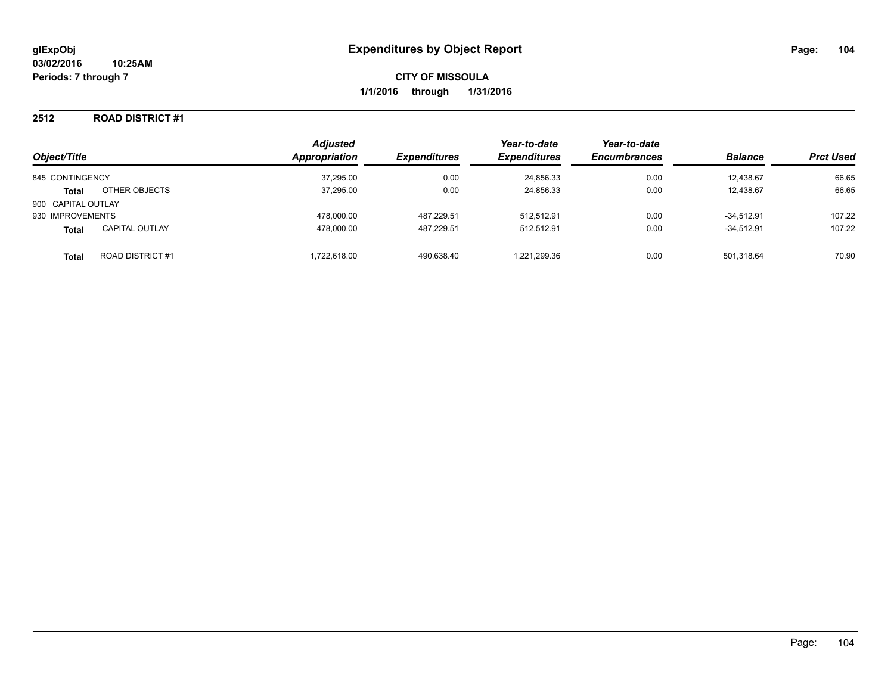**glExpObj**
**03/02/2016 10:25AM**
**Periods: 7 through 7**

# Expenditures by Object Report

**CITY OF MISSOULA**
**1/1/2016 through 1/31/2016**

## 2512 ROAD DISTRICT #1

| Object/Title | | Adjusted Appropriation | Expenditures | Year-to-date Expenditures | Year-to-date Encumbrances | Balance | Prct Used |
|---|---|---|---|---|---|---|---|
| 845 CONTINGENCY | | 37,295.00 | 0.00 | 24,856.33 | 0.00 | 12,438.67 | 66.65 |
| **Total** | OTHER OBJECTS | 37,295.00 | 0.00 | 24,856.33 | 0.00 | 12,438.67 | 66.65 |
| 900 CAPITAL OUTLAY | | | | | | | |
| 930 IMPROVEMENTS | | 478,000.00 | 487,229.51 | 512,512.91 | 0.00 | -34,512.91 | 107.22 |
| **Total** | CAPITAL OUTLAY | 478,000.00 | 487,229.51 | 512,512.91 | 0.00 | -34,512.91 | 107.22 |
| **Total** | ROAD DISTRICT #1 | 1,722,618.00 | 490,638.40 | 1,221,299.36 | 0.00 | 501,318.64 | 70.90 |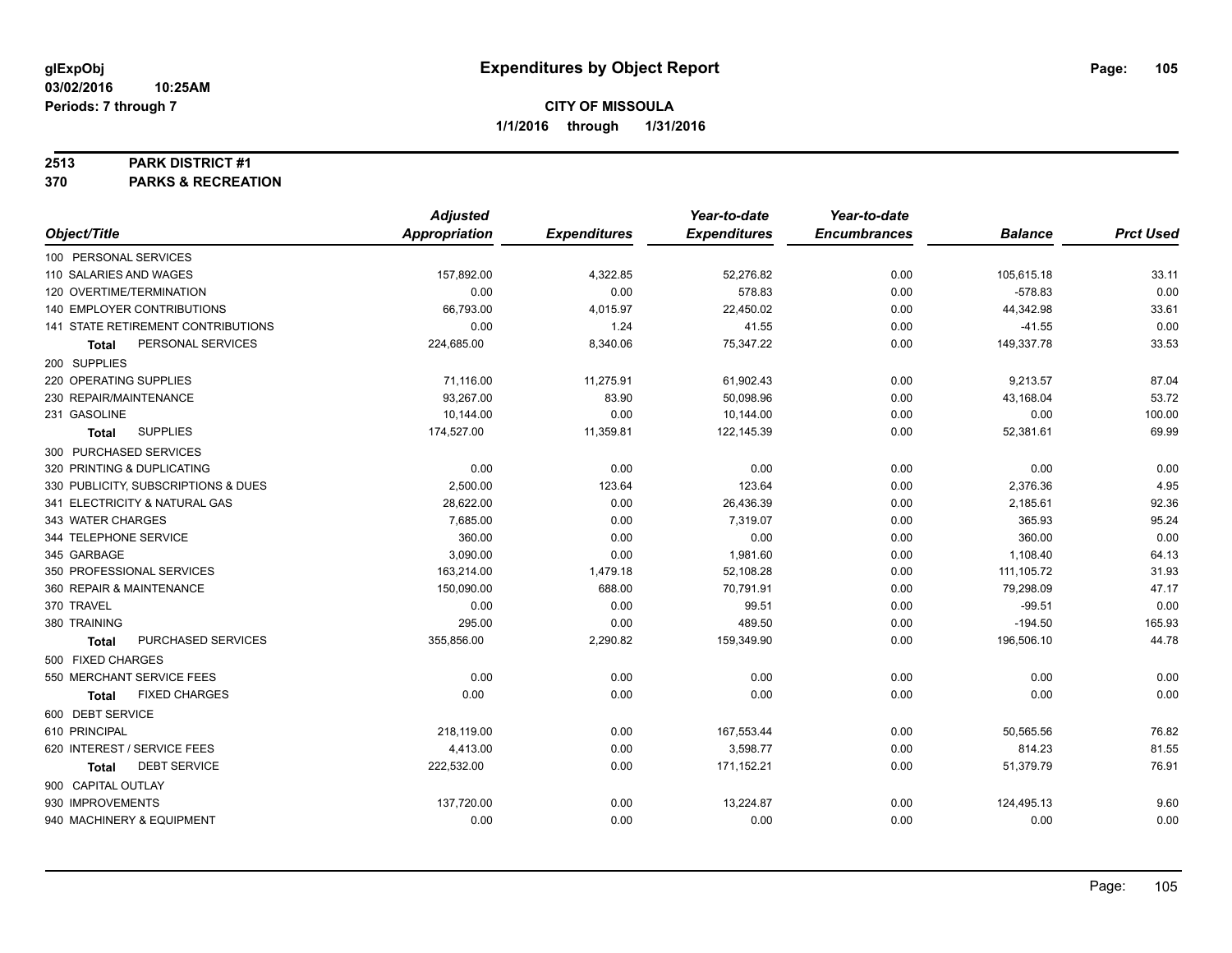**glExpObj**
**03/02/2016 10:25AM**
**Periods: 7 through 7**

# Expenditures by Object Report

**CITY OF MISSOULA**
**1/1/2016 through 1/31/2016**

**2513 PARK DISTRICT #1**
**370 PARKS & RECREATION**

| Object/Title | Adjusted Appropriation | Expenditures | Year-to-date Expenditures | Year-to-date Encumbrances | Balance | Prct Used |
|---|---|---|---|---|---|---|
| 100 PERSONAL SERVICES | | | | | | |
| 110 SALARIES AND WAGES | 157,892.00 | 4,322.85 | 52,276.82 | 0.00 | 105,615.18 | 33.11 |
| 120 OVERTIME/TERMINATION | 0.00 | 0.00 | 578.83 | 0.00 | -578.83 | 0.00 |
| 140 EMPLOYER CONTRIBUTIONS | 66,793.00 | 4,015.97 | 22,450.02 | 0.00 | 44,342.98 | 33.61 |
| 141 STATE RETIREMENT CONTRIBUTIONS | 0.00 | 1.24 | 41.55 | 0.00 | -41.55 | 0.00 |
| **Total** PERSONAL SERVICES | 224,685.00 | 8,340.06 | 75,347.22 | 0.00 | 149,337.78 | 33.53 |
| 200 SUPPLIES | | | | | | |
| 220 OPERATING SUPPLIES | 71,116.00 | 11,275.91 | 61,902.43 | 0.00 | 9,213.57 | 87.04 |
| 230 REPAIR/MAINTENANCE | 93,267.00 | 83.90 | 50,098.96 | 0.00 | 43,168.04 | 53.72 |
| 231 GASOLINE | 10,144.00 | 0.00 | 10,144.00 | 0.00 | 0.00 | 100.00 |
| **Total** SUPPLIES | 174,527.00 | 11,359.81 | 122,145.39 | 0.00 | 52,381.61 | 69.99 |
| 300 PURCHASED SERVICES | | | | | | |
| 320 PRINTING & DUPLICATING | 0.00 | 0.00 | 0.00 | 0.00 | 0.00 | 0.00 |
| 330 PUBLICITY, SUBSCRIPTIONS & DUES | 2,500.00 | 123.64 | 123.64 | 0.00 | 2,376.36 | 4.95 |
| 341 ELECTRICITY & NATURAL GAS | 28,622.00 | 0.00 | 26,436.39 | 0.00 | 2,185.61 | 92.36 |
| 343 WATER CHARGES | 7,685.00 | 0.00 | 7,319.07 | 0.00 | 365.93 | 95.24 |
| 344 TELEPHONE SERVICE | 360.00 | 0.00 | 0.00 | 0.00 | 360.00 | 0.00 |
| 345 GARBAGE | 3,090.00 | 0.00 | 1,981.60 | 0.00 | 1,108.40 | 64.13 |
| 350 PROFESSIONAL SERVICES | 163,214.00 | 1,479.18 | 52,108.28 | 0.00 | 111,105.72 | 31.93 |
| 360 REPAIR & MAINTENANCE | 150,090.00 | 688.00 | 70,791.91 | 0.00 | 79,298.09 | 47.17 |
| 370 TRAVEL | 0.00 | 0.00 | 99.51 | 0.00 | -99.51 | 0.00 |
| 380 TRAINING | 295.00 | 0.00 | 489.50 | 0.00 | -194.50 | 165.93 |
| **Total** PURCHASED SERVICES | 355,856.00 | 2,290.82 | 159,349.90 | 0.00 | 196,506.10 | 44.78 |
| 500 FIXED CHARGES | | | | | | |
| 550 MERCHANT SERVICE FEES | 0.00 | 0.00 | 0.00 | 0.00 | 0.00 | 0.00 |
| **Total** FIXED CHARGES | 0.00 | 0.00 | 0.00 | 0.00 | 0.00 | 0.00 |
| 600 DEBT SERVICE | | | | | | |
| 610 PRINCIPAL | 218,119.00 | 0.00 | 167,553.44 | 0.00 | 50,565.56 | 76.82 |
| 620 INTEREST / SERVICE FEES | 4,413.00 | 0.00 | 3,598.77 | 0.00 | 814.23 | 81.55 |
| **Total** DEBT SERVICE | 222,532.00 | 0.00 | 171,152.21 | 0.00 | 51,379.79 | 76.91 |
| 900 CAPITAL OUTLAY | | | | | | |
| 930 IMPROVEMENTS | 137,720.00 | 0.00 | 13,224.87 | 0.00 | 124,495.13 | 9.60 |
| 940 MACHINERY & EQUIPMENT | 0.00 | 0.00 | 0.00 | 0.00 | 0.00 | 0.00 |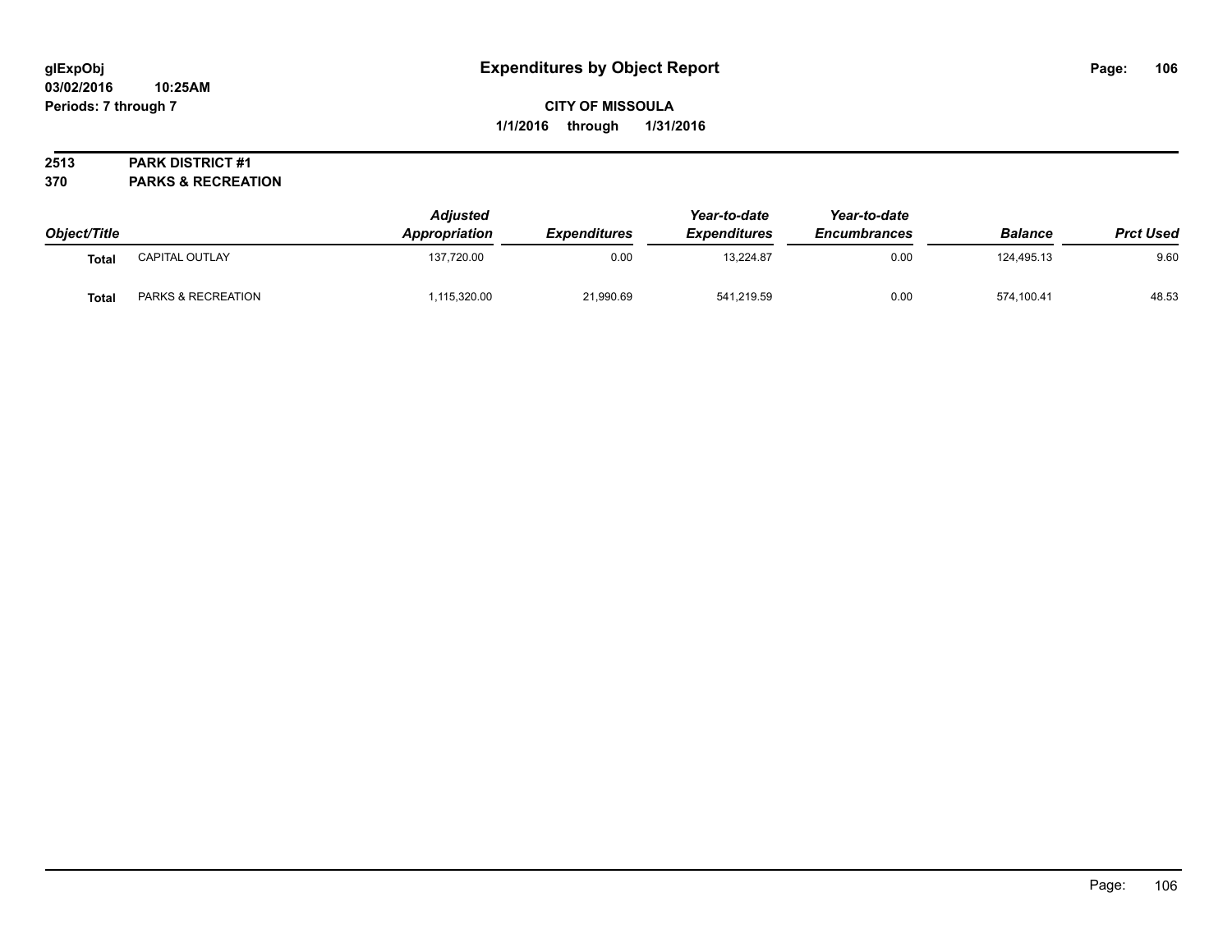# Expenditures by Object Report

**CITY OF MISSOULA**

**1/1/2016 through 1/31/2016**

glExpObj
03/02/2016 10:25AM
Periods: 7 through 7

**2513 PARK DISTRICT #1**
**370 PARKS & RECREATION**

| Object/Title | | Adjusted Appropriation | Expenditures | Year-to-date Expenditures | Year-to-date Encumbrances | Balance | Prct Used |
|---|---|---|---|---|---|---|---|
| **Total** | CAPITAL OUTLAY | 137,720.00 | 0.00 | 13,224.87 | 0.00 | 124,495.13 | 9.60 |
| **Total** | PARKS & RECREATION | 1,115,320.00 | 21,990.69 | 541,219.59 | 0.00 | 574,100.41 | 48.53 |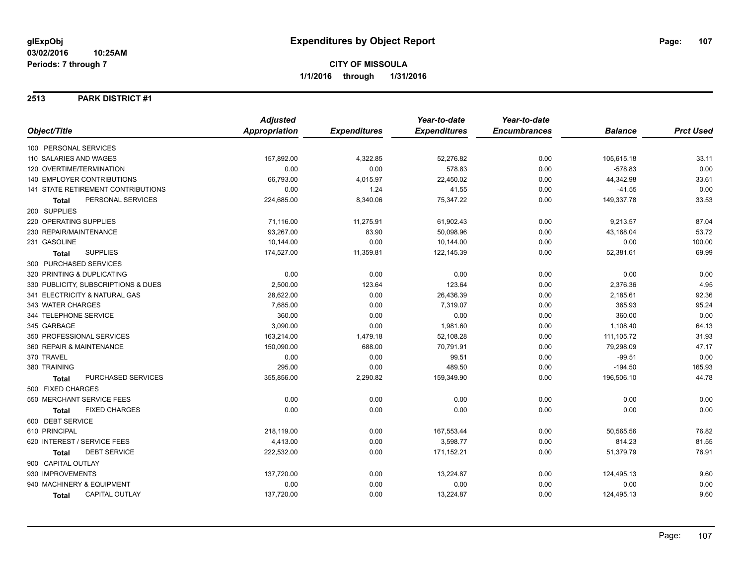**glExpObj**
**03/02/2016 10:25AM**
**Periods: 7 through 7**

# Expenditures by Object Report

**CITY OF MISSOULA**
**1/1/2016 through 1/31/2016**

## 2513 PARK DISTRICT #1

| Object/Title | Adjusted Appropriation | Expenditures | Year-to-date Expenditures | Year-to-date Encumbrances | Balance | Prct Used |
|---|---|---|---|---|---|---|
| 100 PERSONAL SERVICES | | | | | | |
| 110 SALARIES AND WAGES | 157,892.00 | 4,322.85 | 52,276.82 | 0.00 | 105,615.18 | 33.11 |
| 120 OVERTIME/TERMINATION | 0.00 | 0.00 | 578.83 | 0.00 | -578.83 | 0.00 |
| 140 EMPLOYER CONTRIBUTIONS | 66,793.00 | 4,015.97 | 22,450.02 | 0.00 | 44,342.98 | 33.61 |
| 141 STATE RETIREMENT CONTRIBUTIONS | 0.00 | 1.24 | 41.55 | 0.00 | -41.55 | 0.00 |
| **Total** PERSONAL SERVICES | 224,685.00 | 8,340.06 | 75,347.22 | 0.00 | 149,337.78 | 33.53 |
| 200 SUPPLIES | | | | | | |
| 220 OPERATING SUPPLIES | 71,116.00 | 11,275.91 | 61,902.43 | 0.00 | 9,213.57 | 87.04 |
| 230 REPAIR/MAINTENANCE | 93,267.00 | 83.90 | 50,098.96 | 0.00 | 43,168.04 | 53.72 |
| 231 GASOLINE | 10,144.00 | 0.00 | 10,144.00 | 0.00 | 0.00 | 100.00 |
| **Total** SUPPLIES | 174,527.00 | 11,359.81 | 122,145.39 | 0.00 | 52,381.61 | 69.99 |
| 300 PURCHASED SERVICES | | | | | | |
| 320 PRINTING & DUPLICATING | 0.00 | 0.00 | 0.00 | 0.00 | 0.00 | 0.00 |
| 330 PUBLICITY, SUBSCRIPTIONS & DUES | 2,500.00 | 123.64 | 123.64 | 0.00 | 2,376.36 | 4.95 |
| 341 ELECTRICITY & NATURAL GAS | 28,622.00 | 0.00 | 26,436.39 | 0.00 | 2,185.61 | 92.36 |
| 343 WATER CHARGES | 7,685.00 | 0.00 | 7,319.07 | 0.00 | 365.93 | 95.24 |
| 344 TELEPHONE SERVICE | 360.00 | 0.00 | 0.00 | 0.00 | 360.00 | 0.00 |
| 345 GARBAGE | 3,090.00 | 0.00 | 1,981.60 | 0.00 | 1,108.40 | 64.13 |
| 350 PROFESSIONAL SERVICES | 163,214.00 | 1,479.18 | 52,108.28 | 0.00 | 111,105.72 | 31.93 |
| 360 REPAIR & MAINTENANCE | 150,090.00 | 688.00 | 70,791.91 | 0.00 | 79,298.09 | 47.17 |
| 370 TRAVEL | 0.00 | 0.00 | 99.51 | 0.00 | -99.51 | 0.00 |
| 380 TRAINING | 295.00 | 0.00 | 489.50 | 0.00 | -194.50 | 165.93 |
| **Total** PURCHASED SERVICES | 355,856.00 | 2,290.82 | 159,349.90 | 0.00 | 196,506.10 | 44.78 |
| 500 FIXED CHARGES | | | | | | |
| 550 MERCHANT SERVICE FEES | 0.00 | 0.00 | 0.00 | 0.00 | 0.00 | 0.00 |
| **Total** FIXED CHARGES | 0.00 | 0.00 | 0.00 | 0.00 | 0.00 | 0.00 |
| 600 DEBT SERVICE | | | | | | |
| 610 PRINCIPAL | 218,119.00 | 0.00 | 167,553.44 | 0.00 | 50,565.56 | 76.82 |
| 620 INTEREST / SERVICE FEES | 4,413.00 | 0.00 | 3,598.77 | 0.00 | 814.23 | 81.55 |
| **Total** DEBT SERVICE | 222,532.00 | 0.00 | 171,152.21 | 0.00 | 51,379.79 | 76.91 |
| 900 CAPITAL OUTLAY | | | | | | |
| 930 IMPROVEMENTS | 137,720.00 | 0.00 | 13,224.87 | 0.00 | 124,495.13 | 9.60 |
| 940 MACHINERY & EQUIPMENT | 0.00 | 0.00 | 0.00 | 0.00 | 0.00 | 0.00 |
| **Total** CAPITAL OUTLAY | 137,720.00 | 0.00 | 13,224.87 | 0.00 | 124,495.13 | 9.60 |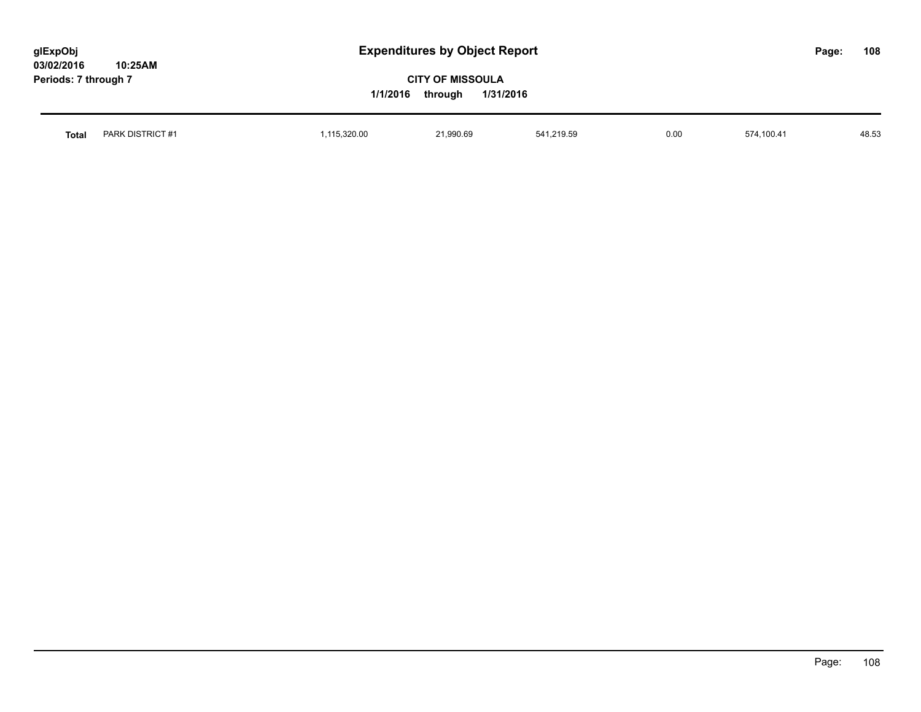| Total | PARK DISTRICT #1 | 1,115,320.00 | 21,990.69 | 541,219.59 | 0.00 | 574,100.41 | 48.53 |
|---|---|---|---|---|---|---|---|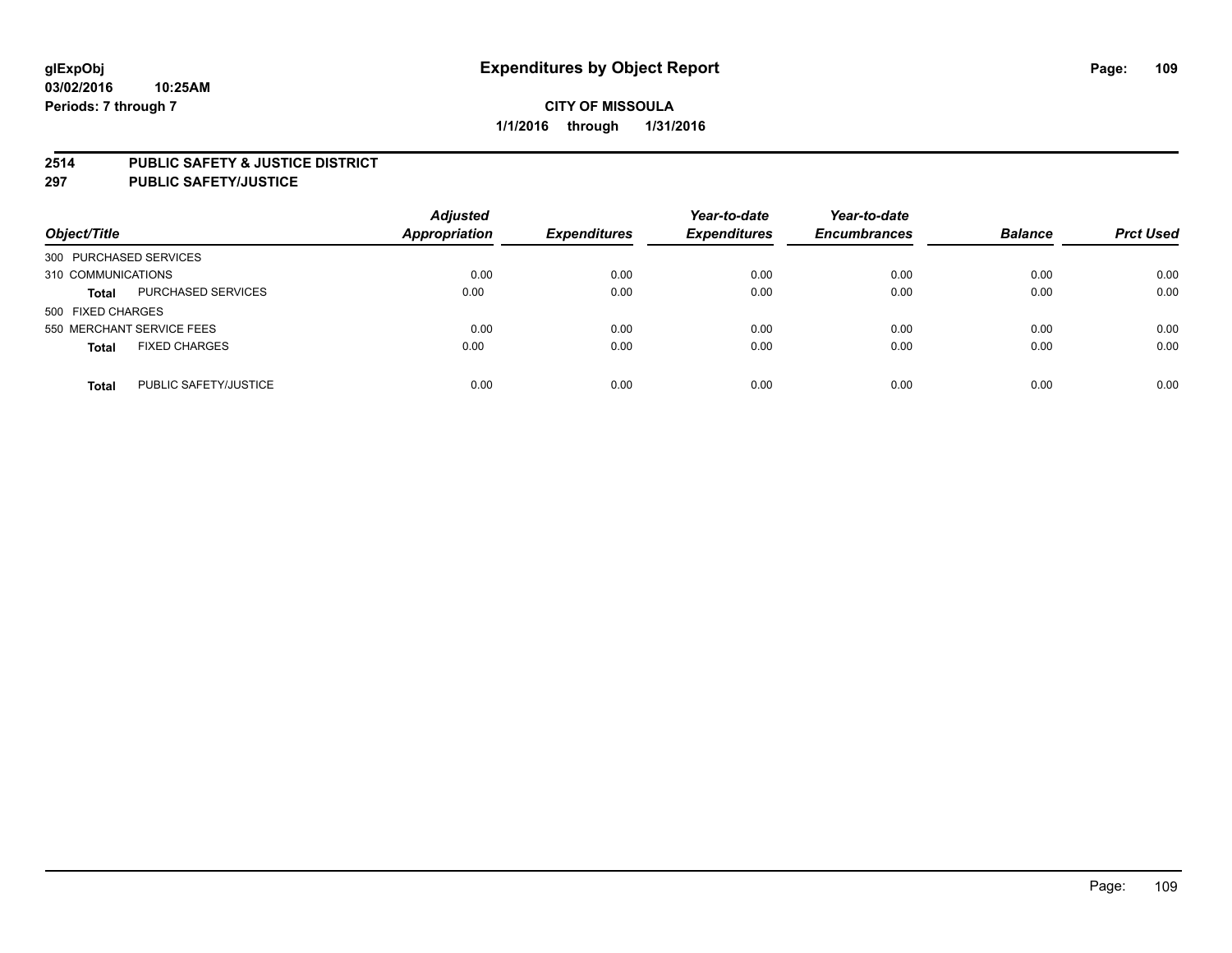**glExpObj**
**03/02/2016 10:25AM**
**Periods: 7 through 7**

# Expenditures by Object Report

**CITY OF MISSOULA**
**1/1/2016 through 1/31/2016**

**2514 PUBLIC SAFETY & JUSTICE DISTRICT**
**297 PUBLIC SAFETY/JUSTICE**

| Object/Title | | Adjusted Appropriation | Expenditures | Year-to-date Expenditures | Year-to-date Encumbrances | Balance | Prct Used |
|---|---|---|---|---|---|---|---|
| 300 PURCHASED SERVICES | | | | | | | |
| 310 COMMUNICATIONS | | 0.00 | 0.00 | 0.00 | 0.00 | 0.00 | 0.00 |
| **Total** | PURCHASED SERVICES | 0.00 | 0.00 | 0.00 | 0.00 | 0.00 | 0.00 |
| 500 FIXED CHARGES | | | | | | | |
| 550 MERCHANT SERVICE FEES | | 0.00 | 0.00 | 0.00 | 0.00 | 0.00 | 0.00 |
| **Total** | FIXED CHARGES | 0.00 | 0.00 | 0.00 | 0.00 | 0.00 | 0.00 |
| **Total** | PUBLIC SAFETY/JUSTICE | 0.00 | 0.00 | 0.00 | 0.00 | 0.00 | 0.00 |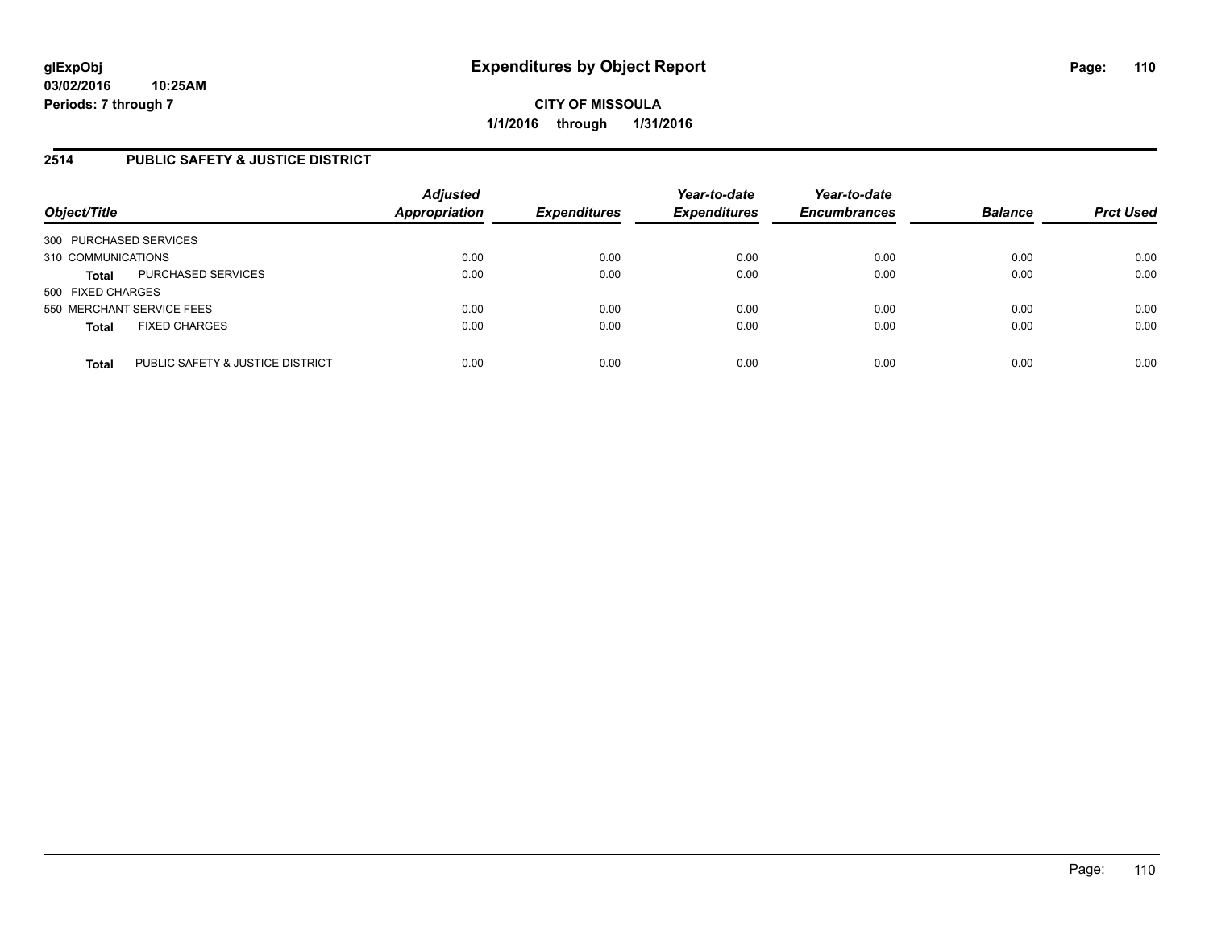# Expenditures by Object Report

glExpObj
03/02/2016 10:25AM
Periods: 7 through 7

**CITY OF MISSOULA**
**1/1/2016 through 1/31/2016**

## 2514 PUBLIC SAFETY & JUSTICE DISTRICT

| Object/Title | | Adjusted Appropriation | Expenditures | Year-to-date Expenditures | Year-to-date Encumbrances | Balance | Prct Used |
|---|---|---|---|---|---|---|---|
| 300 PURCHASED SERVICES | | | | | | | |
| 310 COMMUNICATIONS | | 0.00 | 0.00 | 0.00 | 0.00 | 0.00 | 0.00 |
| **Total** | PURCHASED SERVICES | 0.00 | 0.00 | 0.00 | 0.00 | 0.00 | 0.00 |
| 500 FIXED CHARGES | | | | | | | |
| 550 MERCHANT SERVICE FEES | | 0.00 | 0.00 | 0.00 | 0.00 | 0.00 | 0.00 |
| **Total** | FIXED CHARGES | 0.00 | 0.00 | 0.00 | 0.00 | 0.00 | 0.00 |
| **Total** | PUBLIC SAFETY & JUSTICE DISTRICT | 0.00 | 0.00 | 0.00 | 0.00 | 0.00 | 0.00 |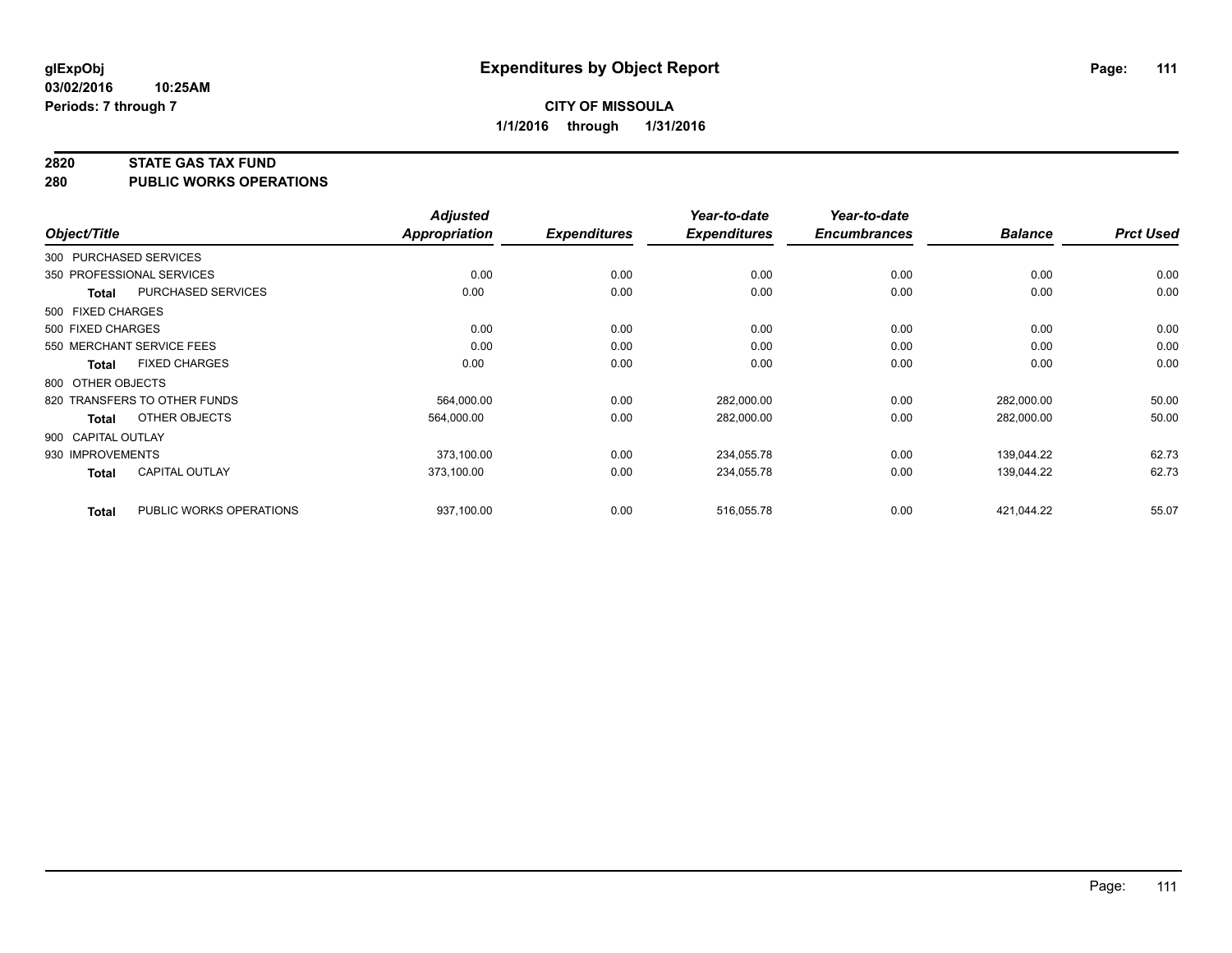# Expenditures by Object Report

glExpObj
03/02/2016 10:25AM
Periods: 7 through 7

**CITY OF MISSOULA**
**1/1/2016 through 1/31/2016**

## 2820 STATE GAS TAX FUND
## 280 PUBLIC WORKS OPERATIONS

| Object/Title | Adjusted Appropriation | Expenditures | Year-to-date Expenditures | Year-to-date Encumbrances | Balance | Prct Used |
|---|---|---|---|---|---|---|
| 300 PURCHASED SERVICES | | | | | | |
| 350 PROFESSIONAL SERVICES | 0.00 | 0.00 | 0.00 | 0.00 | 0.00 | 0.00 |
| **Total** PURCHASED SERVICES | 0.00 | 0.00 | 0.00 | 0.00 | 0.00 | 0.00 |
| 500 FIXED CHARGES | | | | | | |
| 500 FIXED CHARGES | 0.00 | 0.00 | 0.00 | 0.00 | 0.00 | 0.00 |
| 550 MERCHANT SERVICE FEES | 0.00 | 0.00 | 0.00 | 0.00 | 0.00 | 0.00 |
| **Total** FIXED CHARGES | 0.00 | 0.00 | 0.00 | 0.00 | 0.00 | 0.00 |
| 800 OTHER OBJECTS | | | | | | |
| 820 TRANSFERS TO OTHER FUNDS | 564,000.00 | 0.00 | 282,000.00 | 0.00 | 282,000.00 | 50.00 |
| **Total** OTHER OBJECTS | 564,000.00 | 0.00 | 282,000.00 | 0.00 | 282,000.00 | 50.00 |
| 900 CAPITAL OUTLAY | | | | | | |
| 930 IMPROVEMENTS | 373,100.00 | 0.00 | 234,055.78 | 0.00 | 139,044.22 | 62.73 |
| **Total** CAPITAL OUTLAY | 373,100.00 | 0.00 | 234,055.78 | 0.00 | 139,044.22 | 62.73 |
| **Total** PUBLIC WORKS OPERATIONS | 937,100.00 | 0.00 | 516,055.78 | 0.00 | 421,044.22 | 55.07 |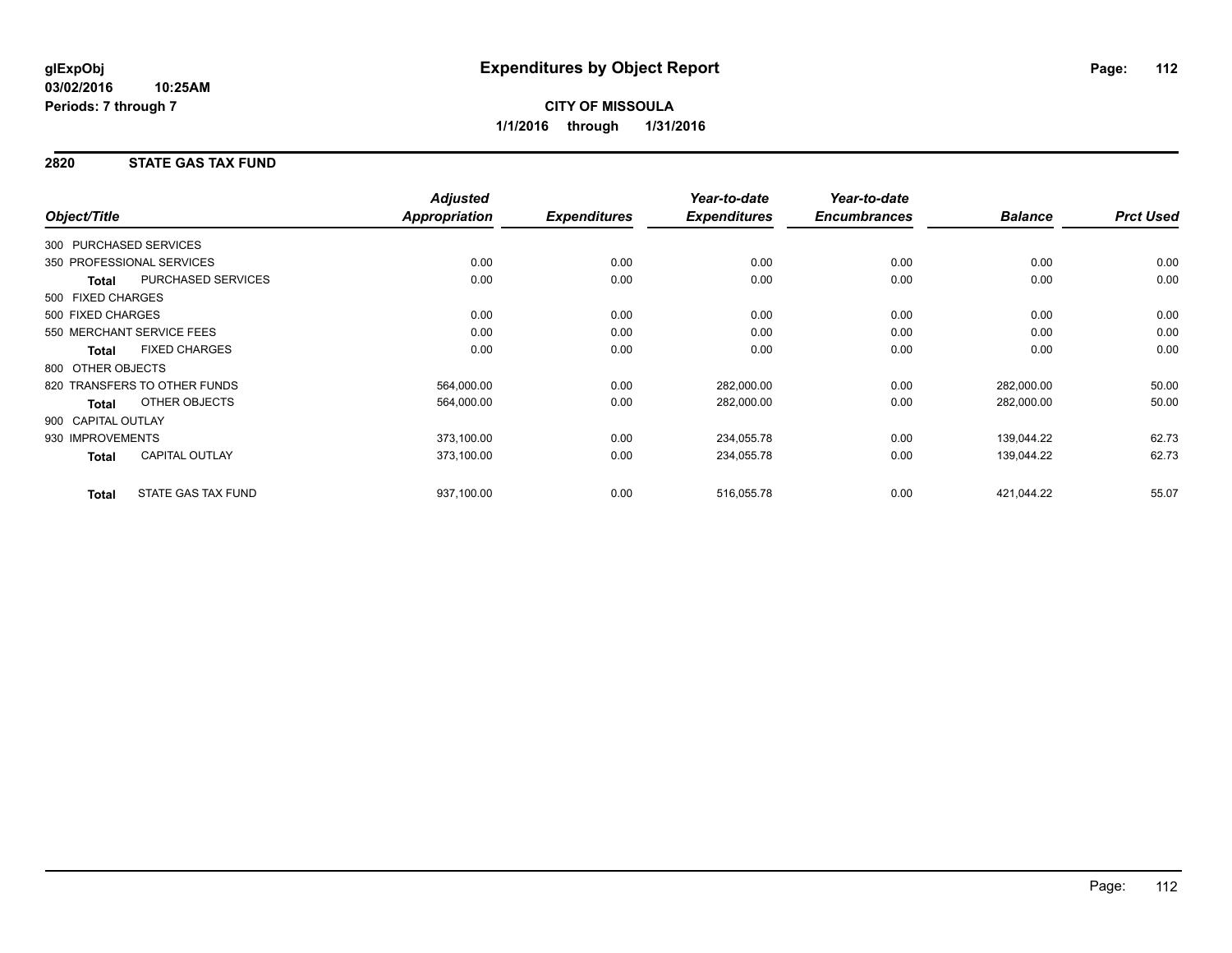**glExpObj**
**03/02/2016 10:25AM**
**Periods: 7 through 7**

# Expenditures by Object Report

**CITY OF MISSOULA**
**1/1/2016 through 1/31/2016**

## 2820 STATE GAS TAX FUND

| Object/Title | | Adjusted Appropriation | Expenditures | Year-to-date Expenditures | Year-to-date Encumbrances | Balance | Prct Used |
|---|---|---|---|---|---|---|---|
| 300 PURCHASED SERVICES | | | | | | | |
| 350 PROFESSIONAL SERVICES | | 0.00 | 0.00 | 0.00 | 0.00 | 0.00 | 0.00 |
| **Total** | PURCHASED SERVICES | 0.00 | 0.00 | 0.00 | 0.00 | 0.00 | 0.00 |
| 500 FIXED CHARGES | | | | | | | |
| 500 FIXED CHARGES | | 0.00 | 0.00 | 0.00 | 0.00 | 0.00 | 0.00 |
| 550 MERCHANT SERVICE FEES | | 0.00 | 0.00 | 0.00 | 0.00 | 0.00 | 0.00 |
| **Total** | FIXED CHARGES | 0.00 | 0.00 | 0.00 | 0.00 | 0.00 | 0.00 |
| 800 OTHER OBJECTS | | | | | | | |
| 820 TRANSFERS TO OTHER FUNDS | | 564,000.00 | 0.00 | 282,000.00 | 0.00 | 282,000.00 | 50.00 |
| **Total** | OTHER OBJECTS | 564,000.00 | 0.00 | 282,000.00 | 0.00 | 282,000.00 | 50.00 |
| 900 CAPITAL OUTLAY | | | | | | | |
| 930 IMPROVEMENTS | | 373,100.00 | 0.00 | 234,055.78 | 0.00 | 139,044.22 | 62.73 |
| **Total** | CAPITAL OUTLAY | 373,100.00 | 0.00 | 234,055.78 | 0.00 | 139,044.22 | 62.73 |
| **Total** | STATE GAS TAX FUND | 937,100.00 | 0.00 | 516,055.78 | 0.00 | 421,044.22 | 55.07 |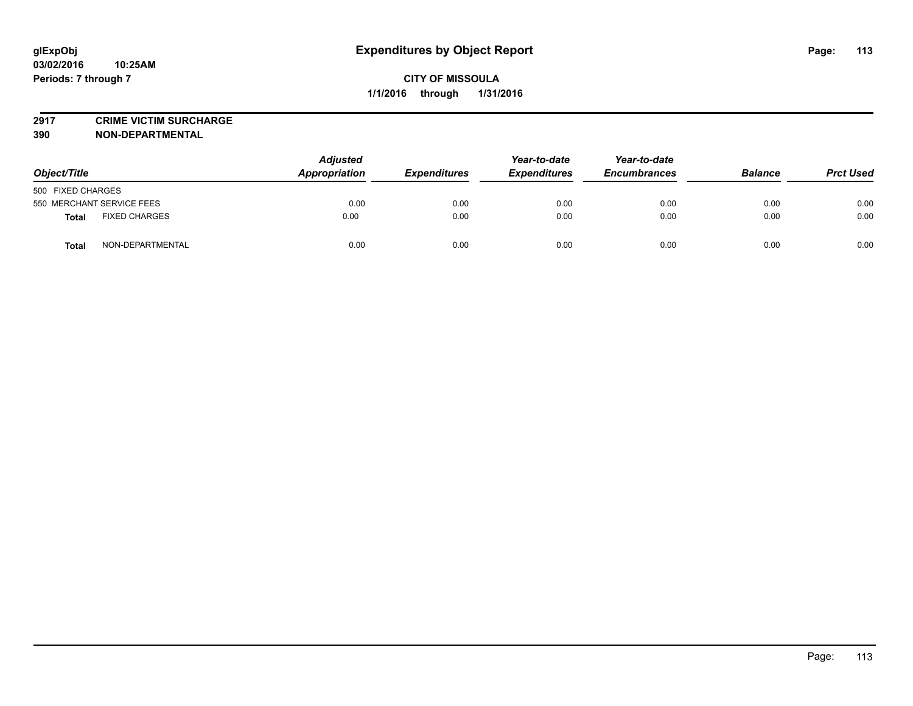glExpObj
03/02/2016 10:25AM
Periods: 7 through 7

# Expenditures by Object Report

**CITY OF MISSOULA**
**1/1/2016 through 1/31/2016**

**2917 CRIME VICTIM SURCHARGE**
**390 NON-DEPARTMENTAL**

| Object/Title | Adjusted Appropriation | Expenditures | Year-to-date Expenditures | Year-to-date Encumbrances | Balance | Prct Used |
|---|---|---|---|---|---|---|
| 500 FIXED CHARGES | | | | | | |
| 550 MERCHANT SERVICE FEES | 0.00 | 0.00 | 0.00 | 0.00 | 0.00 | 0.00 |
| **Total** FIXED CHARGES | 0.00 | 0.00 | 0.00 | 0.00 | 0.00 | 0.00 |
| **Total** NON-DEPARTMENTAL | 0.00 | 0.00 | 0.00 | 0.00 | 0.00 | 0.00 |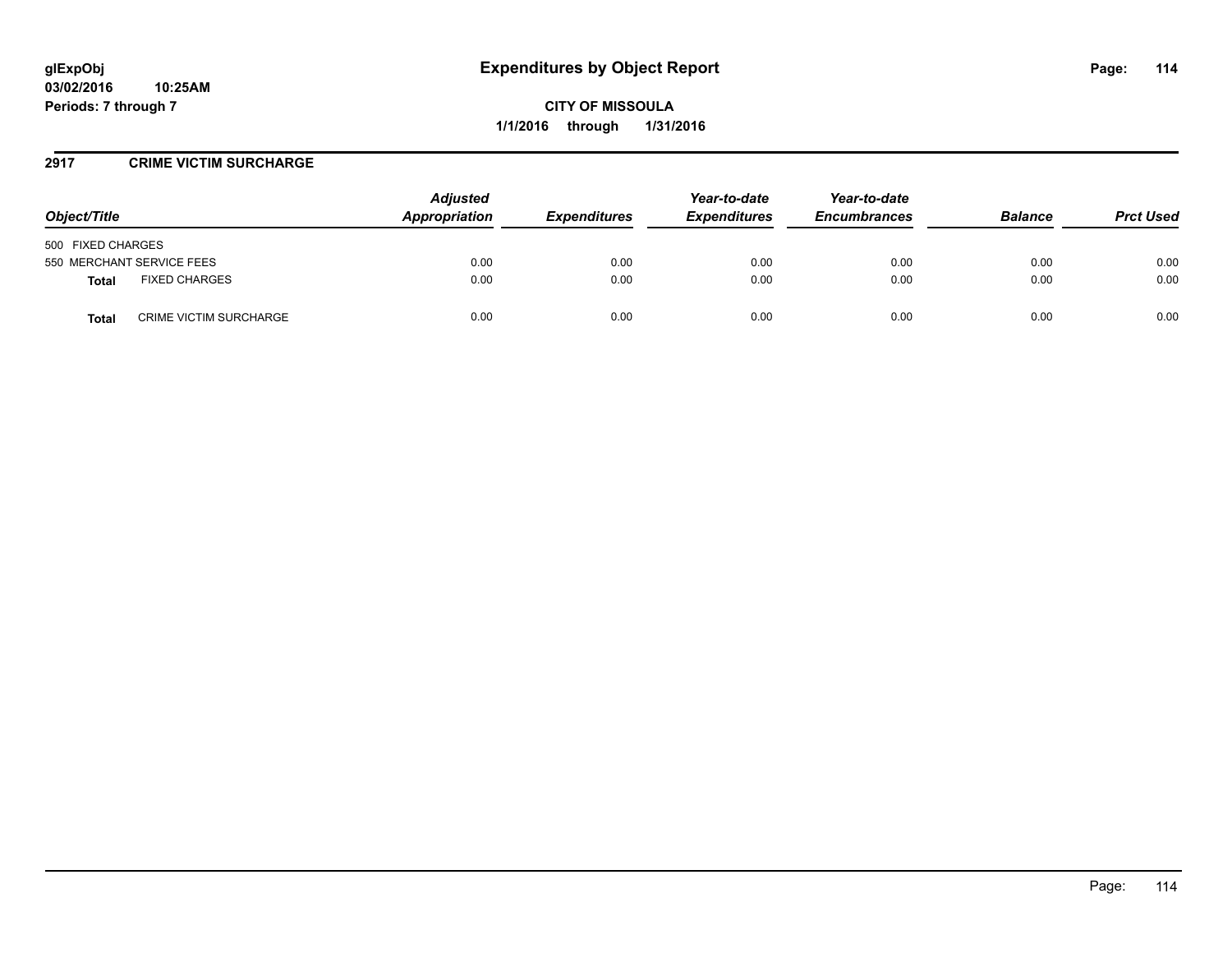# Expenditures by Object Report

glExpObj
03/02/2016 10:25AM
Periods: 7 through 7

**CITY OF MISSOULA**
**1/1/2016 through 1/31/2016**

## 2917 CRIME VICTIM SURCHARGE

| Object/Title | | Adjusted Appropriation | Expenditures | Year-to-date Expenditures | Year-to-date Encumbrances | Balance | Prct Used |
|---|---|---|---|---|---|---|---|
| 500 FIXED CHARGES | | | | | | | |
| 550 MERCHANT SERVICE FEES | | 0.00 | 0.00 | 0.00 | 0.00 | 0.00 | 0.00 |
| **Total** | FIXED CHARGES | 0.00 | 0.00 | 0.00 | 0.00 | 0.00 | 0.00 |
| **Total** | CRIME VICTIM SURCHARGE | 0.00 | 0.00 | 0.00 | 0.00 | 0.00 | 0.00 |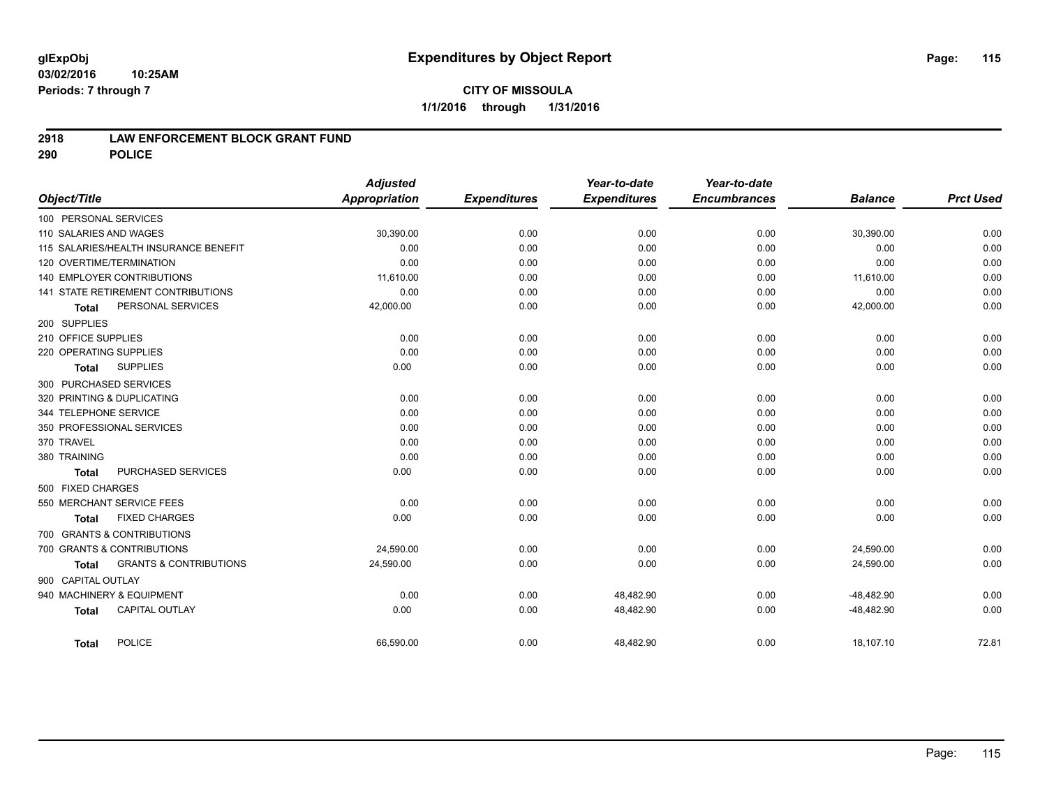**glExpObj**
**03/02/2016 10:25AM**
**Periods: 7 through 7**

# Expenditures by Object Report

**CITY OF MISSOULA**
**1/1/2016 through 1/31/2016**

## 2918 LAW ENFORCEMENT BLOCK GRANT FUND
## 290 POLICE

| Object/Title | Adjusted Appropriation | Expenditures | Year-to-date Expenditures | Year-to-date Encumbrances | Balance | Prct Used |
|---|---|---|---|---|---|---|
| 100 PERSONAL SERVICES | | | | | | |
| 110 SALARIES AND WAGES | 30,390.00 | 0.00 | 0.00 | 0.00 | 30,390.00 | 0.00 |
| 115 SALARIES/HEALTH INSURANCE BENEFIT | 0.00 | 0.00 | 0.00 | 0.00 | 0.00 | 0.00 |
| 120 OVERTIME/TERMINATION | 0.00 | 0.00 | 0.00 | 0.00 | 0.00 | 0.00 |
| 140 EMPLOYER CONTRIBUTIONS | 11,610.00 | 0.00 | 0.00 | 0.00 | 11,610.00 | 0.00 |
| 141 STATE RETIREMENT CONTRIBUTIONS | 0.00 | 0.00 | 0.00 | 0.00 | 0.00 | 0.00 |
| **Total** PERSONAL SERVICES | 42,000.00 | 0.00 | 0.00 | 0.00 | 42,000.00 | 0.00 |
| 200 SUPPLIES | | | | | | |
| 210 OFFICE SUPPLIES | 0.00 | 0.00 | 0.00 | 0.00 | 0.00 | 0.00 |
| 220 OPERATING SUPPLIES | 0.00 | 0.00 | 0.00 | 0.00 | 0.00 | 0.00 |
| **Total** SUPPLIES | 0.00 | 0.00 | 0.00 | 0.00 | 0.00 | 0.00 |
| 300 PURCHASED SERVICES | | | | | | |
| 320 PRINTING & DUPLICATING | 0.00 | 0.00 | 0.00 | 0.00 | 0.00 | 0.00 |
| 344 TELEPHONE SERVICE | 0.00 | 0.00 | 0.00 | 0.00 | 0.00 | 0.00 |
| 350 PROFESSIONAL SERVICES | 0.00 | 0.00 | 0.00 | 0.00 | 0.00 | 0.00 |
| 370 TRAVEL | 0.00 | 0.00 | 0.00 | 0.00 | 0.00 | 0.00 |
| 380 TRAINING | 0.00 | 0.00 | 0.00 | 0.00 | 0.00 | 0.00 |
| **Total** PURCHASED SERVICES | 0.00 | 0.00 | 0.00 | 0.00 | 0.00 | 0.00 |
| 500 FIXED CHARGES | | | | | | |
| 550 MERCHANT SERVICE FEES | 0.00 | 0.00 | 0.00 | 0.00 | 0.00 | 0.00 |
| **Total** FIXED CHARGES | 0.00 | 0.00 | 0.00 | 0.00 | 0.00 | 0.00 |
| 700 GRANTS & CONTRIBUTIONS | | | | | | |
| 700 GRANTS & CONTRIBUTIONS | 24,590.00 | 0.00 | 0.00 | 0.00 | 24,590.00 | 0.00 |
| **Total** GRANTS & CONTRIBUTIONS | 24,590.00 | 0.00 | 0.00 | 0.00 | 24,590.00 | 0.00 |
| 900 CAPITAL OUTLAY | | | | | | |
| 940 MACHINERY & EQUIPMENT | 0.00 | 0.00 | 48,482.90 | 0.00 | -48,482.90 | 0.00 |
| **Total** CAPITAL OUTLAY | 0.00 | 0.00 | 48,482.90 | 0.00 | -48,482.90 | 0.00 |
| **Total** POLICE | 66,590.00 | 0.00 | 48,482.90 | 0.00 | 18,107.10 | 72.81 |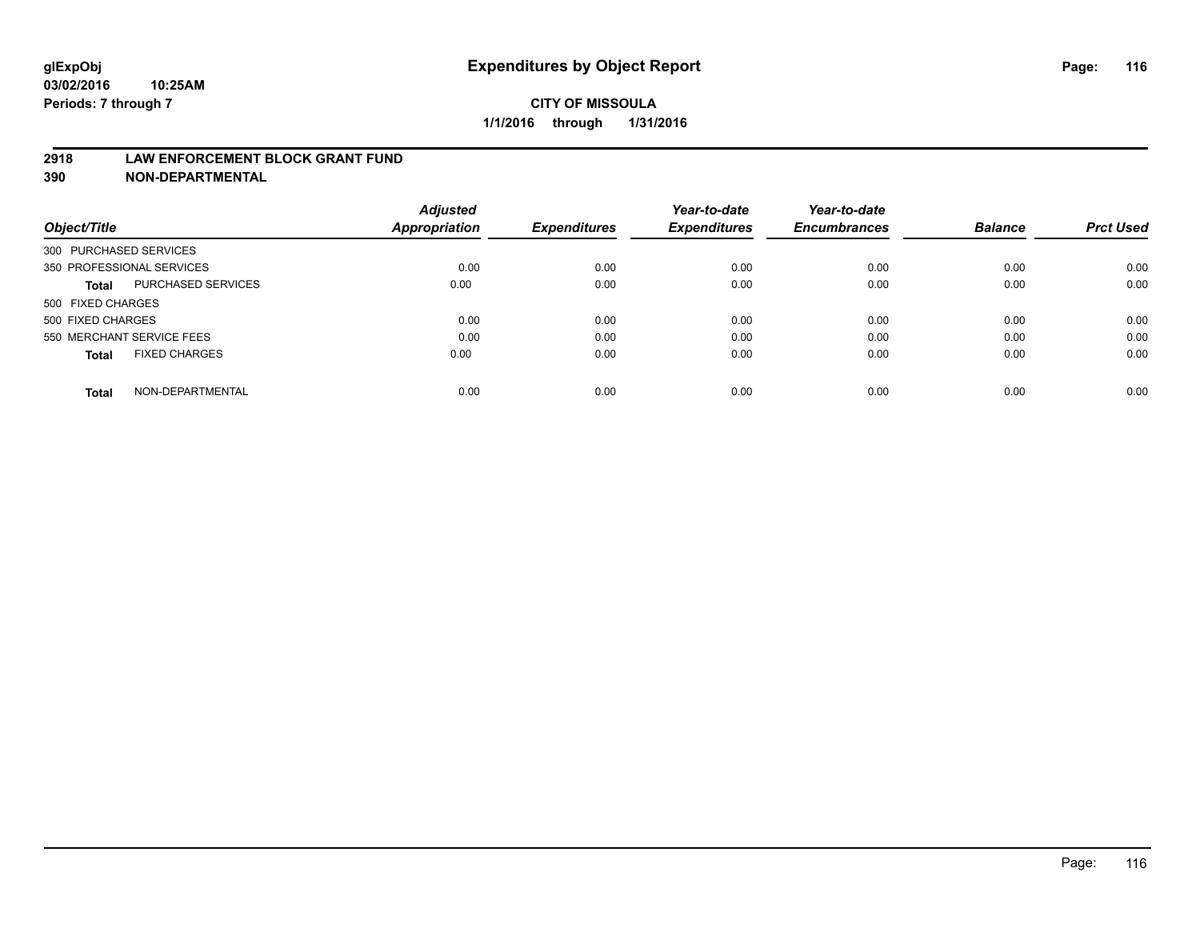# Expenditures by Object Report

glExpObj
03/02/2016 10:25AM
Periods: 7 through 7

**CITY OF MISSOULA**
**1/1/2016 through 1/31/2016**

## 2918 LAW ENFORCEMENT BLOCK GRANT FUND
## 390 NON-DEPARTMENTAL

| Object/Title | Adjusted Appropriation | Expenditures | Year-to-date Expenditures | Year-to-date Encumbrances | Balance | Prct Used |
|---|---|---|---|---|---|---|
| 300 PURCHASED SERVICES | | | | | | |
| 350 PROFESSIONAL SERVICES | 0.00 | 0.00 | 0.00 | 0.00 | 0.00 | 0.00 |
| **Total** PURCHASED SERVICES | 0.00 | 0.00 | 0.00 | 0.00 | 0.00 | 0.00 |
| 500 FIXED CHARGES | | | | | | |
| 500 FIXED CHARGES | 0.00 | 0.00 | 0.00 | 0.00 | 0.00 | 0.00 |
| 550 MERCHANT SERVICE FEES | 0.00 | 0.00 | 0.00 | 0.00 | 0.00 | 0.00 |
| **Total** FIXED CHARGES | 0.00 | 0.00 | 0.00 | 0.00 | 0.00 | 0.00 |
| **Total** NON-DEPARTMENTAL | 0.00 | 0.00 | 0.00 | 0.00 | 0.00 | 0.00 |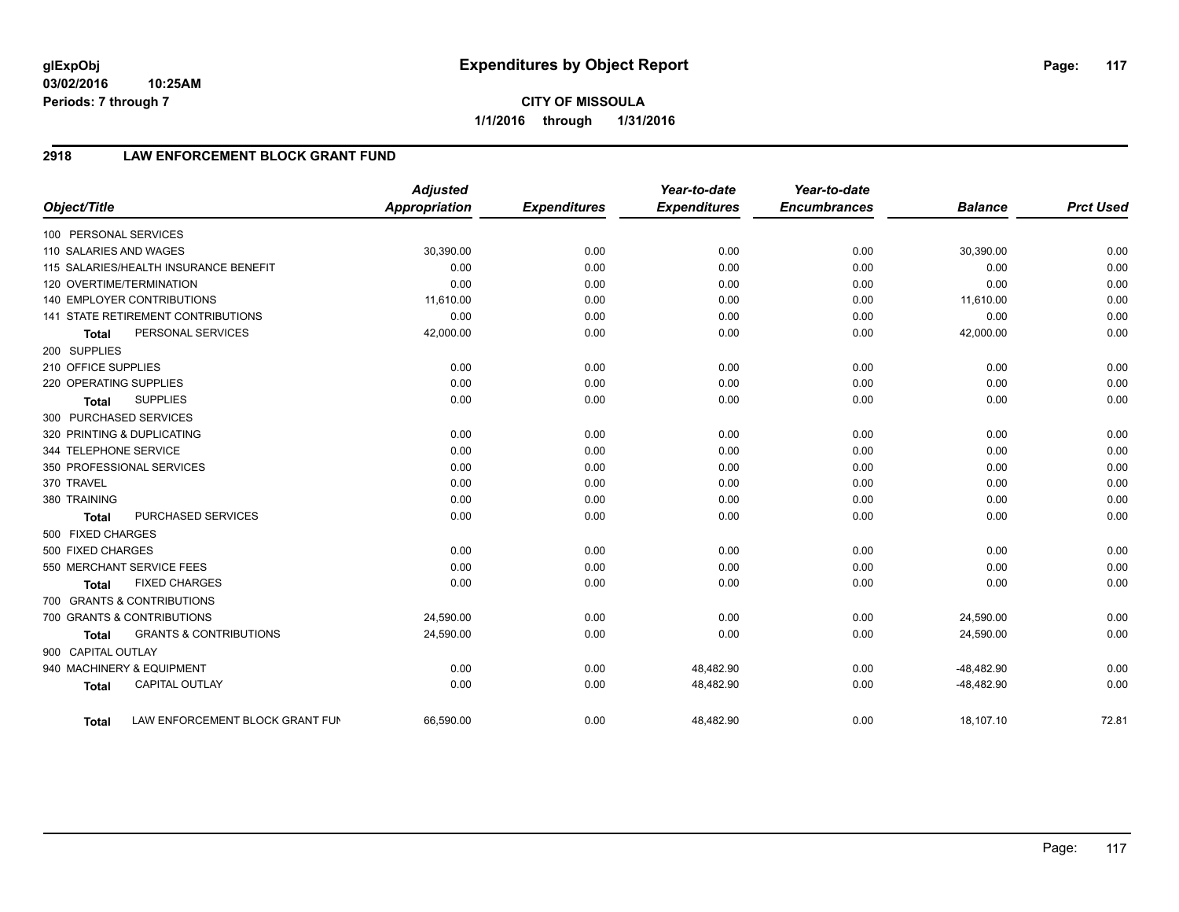**glExpObj**
**03/02/2016 10:25AM**
**Periods: 7 through 7**

# Expenditures by Object Report

**CITY OF MISSOULA**
**1/1/2016 through 1/31/2016**

## 2918 LAW ENFORCEMENT BLOCK GRANT FUND

| Object/Title | Adjusted Appropriation | Expenditures | Year-to-date Expenditures | Year-to-date Encumbrances | Balance | Prct Used |
|---|---|---|---|---|---|---|
| 100 PERSONAL SERVICES | | | | | | |
| 110 SALARIES AND WAGES | 30,390.00 | 0.00 | 0.00 | 0.00 | 30,390.00 | 0.00 |
| 115 SALARIES/HEALTH INSURANCE BENEFIT | 0.00 | 0.00 | 0.00 | 0.00 | 0.00 | 0.00 |
| 120 OVERTIME/TERMINATION | 0.00 | 0.00 | 0.00 | 0.00 | 0.00 | 0.00 |
| 140 EMPLOYER CONTRIBUTIONS | 11,610.00 | 0.00 | 0.00 | 0.00 | 11,610.00 | 0.00 |
| 141 STATE RETIREMENT CONTRIBUTIONS | 0.00 | 0.00 | 0.00 | 0.00 | 0.00 | 0.00 |
| **Total** PERSONAL SERVICES | 42,000.00 | 0.00 | 0.00 | 0.00 | 42,000.00 | 0.00 |
| 200 SUPPLIES | | | | | | |
| 210 OFFICE SUPPLIES | 0.00 | 0.00 | 0.00 | 0.00 | 0.00 | 0.00 |
| 220 OPERATING SUPPLIES | 0.00 | 0.00 | 0.00 | 0.00 | 0.00 | 0.00 |
| **Total** SUPPLIES | 0.00 | 0.00 | 0.00 | 0.00 | 0.00 | 0.00 |
| 300 PURCHASED SERVICES | | | | | | |
| 320 PRINTING & DUPLICATING | 0.00 | 0.00 | 0.00 | 0.00 | 0.00 | 0.00 |
| 344 TELEPHONE SERVICE | 0.00 | 0.00 | 0.00 | 0.00 | 0.00 | 0.00 |
| 350 PROFESSIONAL SERVICES | 0.00 | 0.00 | 0.00 | 0.00 | 0.00 | 0.00 |
| 370 TRAVEL | 0.00 | 0.00 | 0.00 | 0.00 | 0.00 | 0.00 |
| 380 TRAINING | 0.00 | 0.00 | 0.00 | 0.00 | 0.00 | 0.00 |
| **Total** PURCHASED SERVICES | 0.00 | 0.00 | 0.00 | 0.00 | 0.00 | 0.00 |
| 500 FIXED CHARGES | | | | | | |
| 500 FIXED CHARGES | 0.00 | 0.00 | 0.00 | 0.00 | 0.00 | 0.00 |
| 550 MERCHANT SERVICE FEES | 0.00 | 0.00 | 0.00 | 0.00 | 0.00 | 0.00 |
| **Total** FIXED CHARGES | 0.00 | 0.00 | 0.00 | 0.00 | 0.00 | 0.00 |
| 700 GRANTS & CONTRIBUTIONS | | | | | | |
| 700 GRANTS & CONTRIBUTIONS | 24,590.00 | 0.00 | 0.00 | 0.00 | 24,590.00 | 0.00 |
| **Total** GRANTS & CONTRIBUTIONS | 24,590.00 | 0.00 | 0.00 | 0.00 | 24,590.00 | 0.00 |
| 900 CAPITAL OUTLAY | | | | | | |
| 940 MACHINERY & EQUIPMENT | 0.00 | 0.00 | 48,482.90 | 0.00 | -48,482.90 | 0.00 |
| **Total** CAPITAL OUTLAY | 0.00 | 0.00 | 48,482.90 | 0.00 | -48,482.90 | 0.00 |
| **Total** LAW ENFORCEMENT BLOCK GRANT FUN | 66,590.00 | 0.00 | 48,482.90 | 0.00 | 18,107.10 | 72.81 |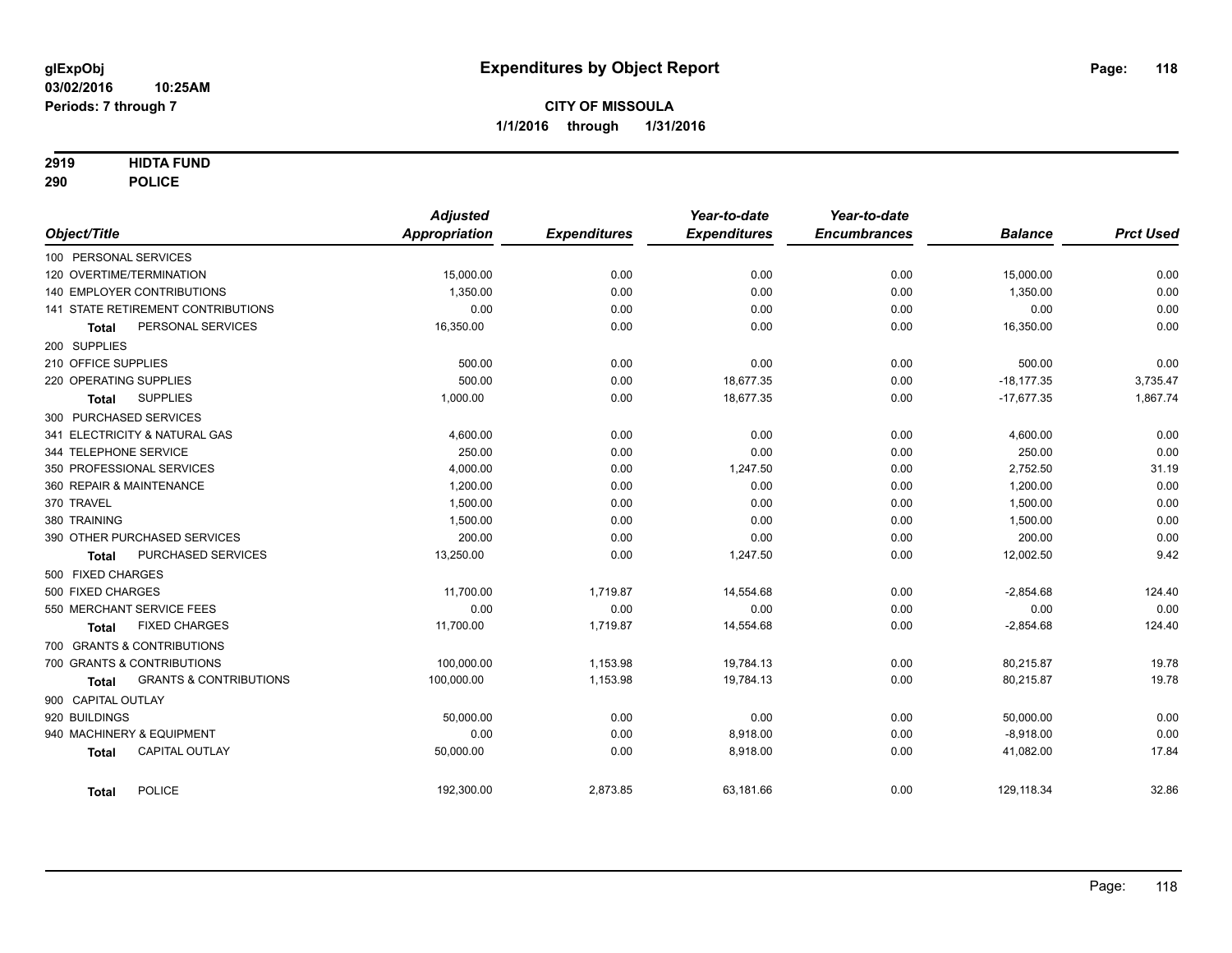# Expenditures by Object Report

glExpObj
03/02/2016 10:25AM
Periods: 7 through 7

**CITY OF MISSOULA**
**1/1/2016 through 1/31/2016**

**2919 HIDTA FUND**
**290 POLICE**

| Object/Title | Adjusted Appropriation | Expenditures | Year-to-date Expenditures | Year-to-date Encumbrances | Balance | Prct Used |
|---|---|---|---|---|---|---|
| 100 PERSONAL SERVICES | | | | | | |
| 120 OVERTIME/TERMINATION | 15,000.00 | 0.00 | 0.00 | 0.00 | 15,000.00 | 0.00 |
| 140 EMPLOYER CONTRIBUTIONS | 1,350.00 | 0.00 | 0.00 | 0.00 | 1,350.00 | 0.00 |
| 141 STATE RETIREMENT CONTRIBUTIONS | 0.00 | 0.00 | 0.00 | 0.00 | 0.00 | 0.00 |
| **Total** PERSONAL SERVICES | 16,350.00 | 0.00 | 0.00 | 0.00 | 16,350.00 | 0.00 |
| 200 SUPPLIES | | | | | | |
| 210 OFFICE SUPPLIES | 500.00 | 0.00 | 0.00 | 0.00 | 500.00 | 0.00 |
| 220 OPERATING SUPPLIES | 500.00 | 0.00 | 18,677.35 | 0.00 | -18,177.35 | 3,735.47 |
| **Total** SUPPLIES | 1,000.00 | 0.00 | 18,677.35 | 0.00 | -17,677.35 | 1,867.74 |
| 300 PURCHASED SERVICES | | | | | | |
| 341 ELECTRICITY & NATURAL GAS | 4,600.00 | 0.00 | 0.00 | 0.00 | 4,600.00 | 0.00 |
| 344 TELEPHONE SERVICE | 250.00 | 0.00 | 0.00 | 0.00 | 250.00 | 0.00 |
| 350 PROFESSIONAL SERVICES | 4,000.00 | 0.00 | 1,247.50 | 0.00 | 2,752.50 | 31.19 |
| 360 REPAIR & MAINTENANCE | 1,200.00 | 0.00 | 0.00 | 0.00 | 1,200.00 | 0.00 |
| 370 TRAVEL | 1,500.00 | 0.00 | 0.00 | 0.00 | 1,500.00 | 0.00 |
| 380 TRAINING | 1,500.00 | 0.00 | 0.00 | 0.00 | 1,500.00 | 0.00 |
| 390 OTHER PURCHASED SERVICES | 200.00 | 0.00 | 0.00 | 0.00 | 200.00 | 0.00 |
| **Total** PURCHASED SERVICES | 13,250.00 | 0.00 | 1,247.50 | 0.00 | 12,002.50 | 9.42 |
| 500 FIXED CHARGES | | | | | | |
| 500 FIXED CHARGES | 11,700.00 | 1,719.87 | 14,554.68 | 0.00 | -2,854.68 | 124.40 |
| 550 MERCHANT SERVICE FEES | 0.00 | 0.00 | 0.00 | 0.00 | 0.00 | 0.00 |
| **Total** FIXED CHARGES | 11,700.00 | 1,719.87 | 14,554.68 | 0.00 | -2,854.68 | 124.40 |
| 700 GRANTS & CONTRIBUTIONS | | | | | | |
| 700 GRANTS & CONTRIBUTIONS | 100,000.00 | 1,153.98 | 19,784.13 | 0.00 | 80,215.87 | 19.78 |
| **Total** GRANTS & CONTRIBUTIONS | 100,000.00 | 1,153.98 | 19,784.13 | 0.00 | 80,215.87 | 19.78 |
| 900 CAPITAL OUTLAY | | | | | | |
| 920 BUILDINGS | 50,000.00 | 0.00 | 0.00 | 0.00 | 50,000.00 | 0.00 |
| 940 MACHINERY & EQUIPMENT | 0.00 | 0.00 | 8,918.00 | 0.00 | -8,918.00 | 0.00 |
| **Total** CAPITAL OUTLAY | 50,000.00 | 0.00 | 8,918.00 | 0.00 | 41,082.00 | 17.84 |
| **Total** POLICE | 192,300.00 | 2,873.85 | 63,181.66 | 0.00 | 129,118.34 | 32.86 |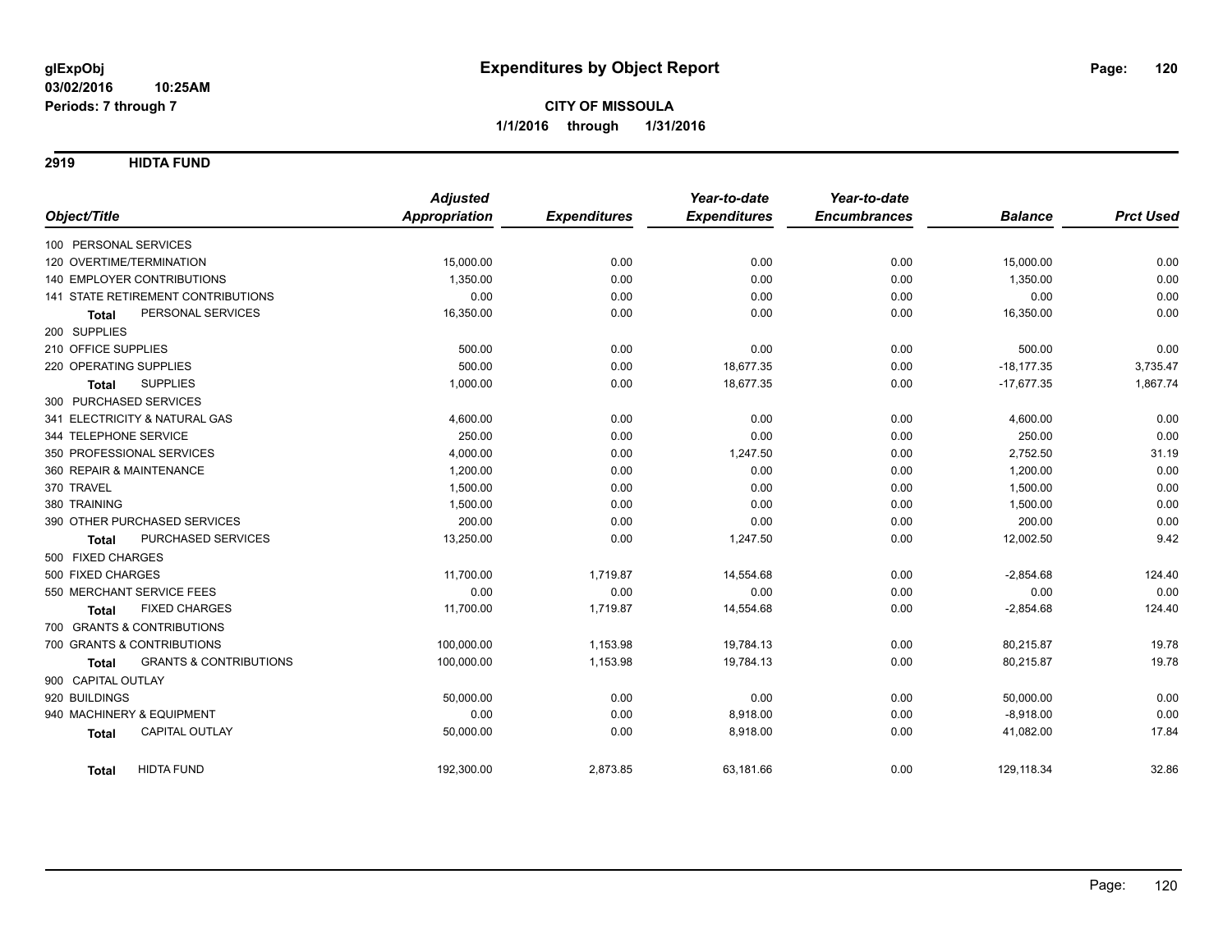# Expenditures by Object Report

glExpObj
03/02/2016 10:25AM
Periods: 7 through 7

**CITY OF MISSOULA**
**1/1/2016 through 1/31/2016**

## 2919 HIDTA FUND

| Object/Title | Adjusted Appropriation | Expenditures | Year-to-date Expenditures | Year-to-date Encumbrances | Balance | Prct Used |
|---|---|---|---|---|---|---|
| 100 PERSONAL SERVICES | | | | | | |
| 120 OVERTIME/TERMINATION | 15,000.00 | 0.00 | 0.00 | 0.00 | 15,000.00 | 0.00 |
| 140 EMPLOYER CONTRIBUTIONS | 1,350.00 | 0.00 | 0.00 | 0.00 | 1,350.00 | 0.00 |
| 141 STATE RETIREMENT CONTRIBUTIONS | 0.00 | 0.00 | 0.00 | 0.00 | 0.00 | 0.00 |
| **Total** PERSONAL SERVICES | 16,350.00 | 0.00 | 0.00 | 0.00 | 16,350.00 | 0.00 |
| 200 SUPPLIES | | | | | | |
| 210 OFFICE SUPPLIES | 500.00 | 0.00 | 0.00 | 0.00 | 500.00 | 0.00 |
| 220 OPERATING SUPPLIES | 500.00 | 0.00 | 18,677.35 | 0.00 | -18,177.35 | 3,735.47 |
| **Total** SUPPLIES | 1,000.00 | 0.00 | 18,677.35 | 0.00 | -17,677.35 | 1,867.74 |
| 300 PURCHASED SERVICES | | | | | | |
| 341 ELECTRICITY & NATURAL GAS | 4,600.00 | 0.00 | 0.00 | 0.00 | 4,600.00 | 0.00 |
| 344 TELEPHONE SERVICE | 250.00 | 0.00 | 0.00 | 0.00 | 250.00 | 0.00 |
| 350 PROFESSIONAL SERVICES | 4,000.00 | 0.00 | 1,247.50 | 0.00 | 2,752.50 | 31.19 |
| 360 REPAIR & MAINTENANCE | 1,200.00 | 0.00 | 0.00 | 0.00 | 1,200.00 | 0.00 |
| 370 TRAVEL | 1,500.00 | 0.00 | 0.00 | 0.00 | 1,500.00 | 0.00 |
| 380 TRAINING | 1,500.00 | 0.00 | 0.00 | 0.00 | 1,500.00 | 0.00 |
| 390 OTHER PURCHASED SERVICES | 200.00 | 0.00 | 0.00 | 0.00 | 200.00 | 0.00 |
| **Total** PURCHASED SERVICES | 13,250.00 | 0.00 | 1,247.50 | 0.00 | 12,002.50 | 9.42 |
| 500 FIXED CHARGES | | | | | | |
| 500 FIXED CHARGES | 11,700.00 | 1,719.87 | 14,554.68 | 0.00 | -2,854.68 | 124.40 |
| 550 MERCHANT SERVICE FEES | 0.00 | 0.00 | 0.00 | 0.00 | 0.00 | 0.00 |
| **Total** FIXED CHARGES | 11,700.00 | 1,719.87 | 14,554.68 | 0.00 | -2,854.68 | 124.40 |
| 700 GRANTS & CONTRIBUTIONS | | | | | | |
| 700 GRANTS & CONTRIBUTIONS | 100,000.00 | 1,153.98 | 19,784.13 | 0.00 | 80,215.87 | 19.78 |
| **Total** GRANTS & CONTRIBUTIONS | 100,000.00 | 1,153.98 | 19,784.13 | 0.00 | 80,215.87 | 19.78 |
| 900 CAPITAL OUTLAY | | | | | | |
| 920 BUILDINGS | 50,000.00 | 0.00 | 0.00 | 0.00 | 50,000.00 | 0.00 |
| 940 MACHINERY & EQUIPMENT | 0.00 | 0.00 | 8,918.00 | 0.00 | -8,918.00 | 0.00 |
| **Total** CAPITAL OUTLAY | 50,000.00 | 0.00 | 8,918.00 | 0.00 | 41,082.00 | 17.84 |
| **Total** HIDTA FUND | 192,300.00 | 2,873.85 | 63,181.66 | 0.00 | 129,118.34 | 32.86 |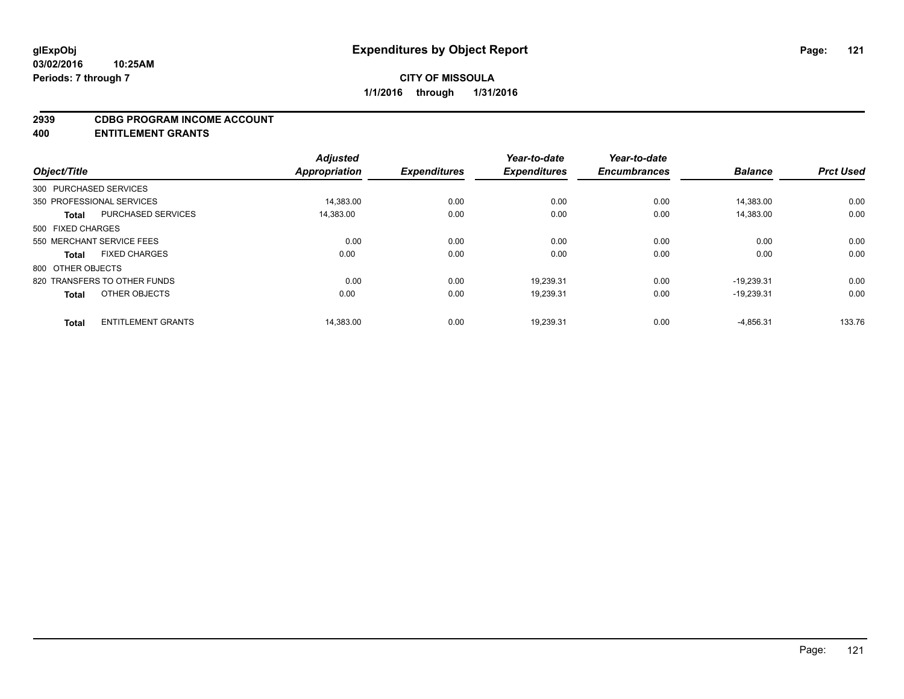**glExpObj**
**03/02/2016 10:25AM**
**Periods: 7 through 7**

# Expenditures by Object Report

**CITY OF MISSOULA**
**1/1/2016 through 1/31/2016**

## 2939 CDBG PROGRAM INCOME ACCOUNT
## 400 ENTITLEMENT GRANTS

| Object/Title | | Adjusted Appropriation | Expenditures | Year-to-date Expenditures | Year-to-date Encumbrances | Balance | Prct Used |
|---|---|---|---|---|---|---|---|
| 300 PURCHASED SERVICES | | | | | | | |
| 350 PROFESSIONAL SERVICES | | 14,383.00 | 0.00 | 0.00 | 0.00 | 14,383.00 | 0.00 |
| **Total** | PURCHASED SERVICES | 14,383.00 | 0.00 | 0.00 | 0.00 | 14,383.00 | 0.00 |
| 500 FIXED CHARGES | | | | | | | |
| 550 MERCHANT SERVICE FEES | | 0.00 | 0.00 | 0.00 | 0.00 | 0.00 | 0.00 |
| **Total** | FIXED CHARGES | 0.00 | 0.00 | 0.00 | 0.00 | 0.00 | 0.00 |
| 800 OTHER OBJECTS | | | | | | | |
| 820 TRANSFERS TO OTHER FUNDS | | 0.00 | 0.00 | 19,239.31 | 0.00 | -19,239.31 | 0.00 |
| **Total** | OTHER OBJECTS | 0.00 | 0.00 | 19,239.31 | 0.00 | -19,239.31 | 0.00 |
| **Total** | ENTITLEMENT GRANTS | 14,383.00 | 0.00 | 19,239.31 | 0.00 | -4,856.31 | 133.76 |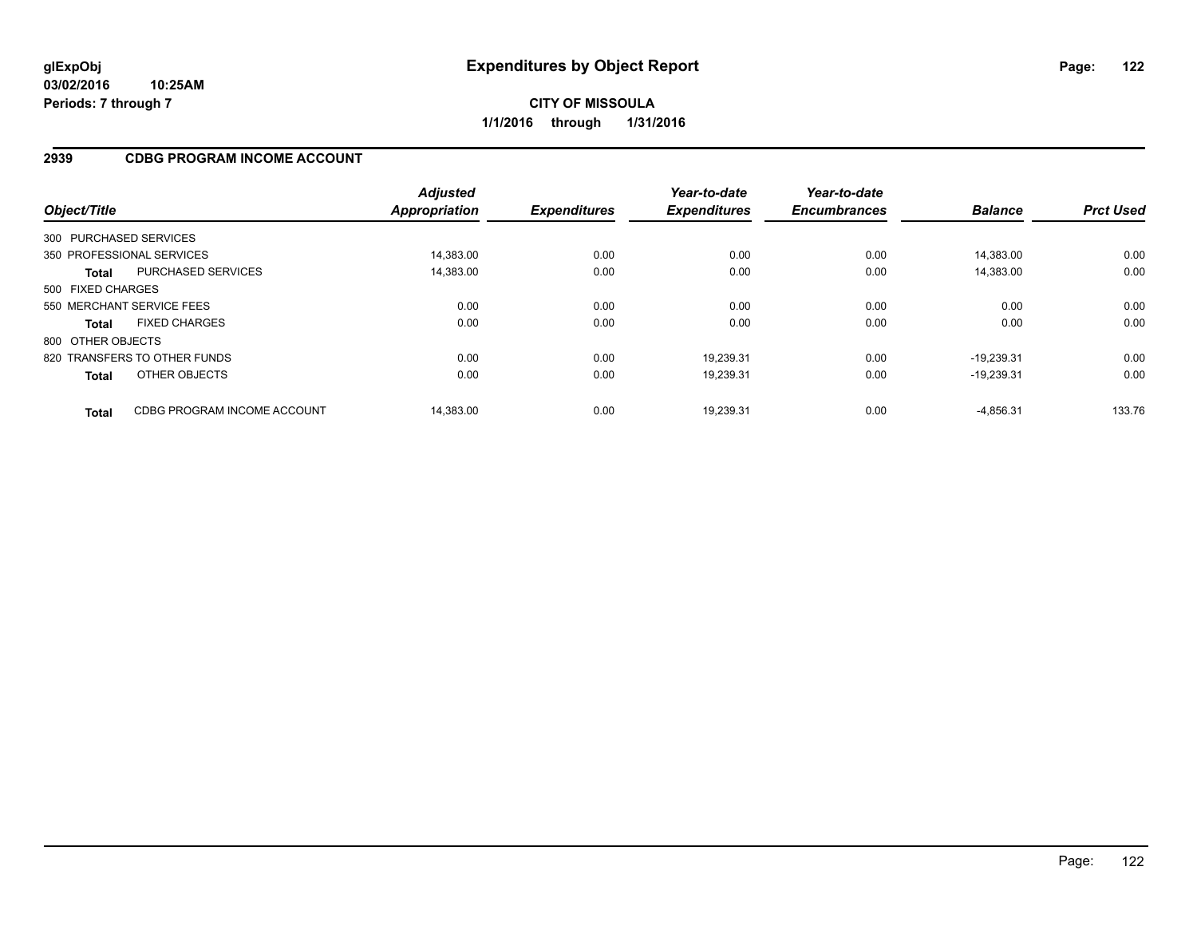**glExpObj**
**03/02/2016 10:25AM**
**Periods: 7 through 7**

# Expenditures by Object Report

**CITY OF MISSOULA**
**1/1/2016 through 1/31/2016**

## 2939 CDBG PROGRAM INCOME ACCOUNT

| Object/Title | Adjusted Appropriation | Expenditures | Year-to-date Expenditures | Year-to-date Encumbrances | Balance | Prct Used |
|---|---|---|---|---|---|---|
| 300 PURCHASED SERVICES | | | | | | |
| 350 PROFESSIONAL SERVICES | 14,383.00 | 0.00 | 0.00 | 0.00 | 14,383.00 | 0.00 |
| **Total** PURCHASED SERVICES | 14,383.00 | 0.00 | 0.00 | 0.00 | 14,383.00 | 0.00 |
| 500 FIXED CHARGES | | | | | | |
| 550 MERCHANT SERVICE FEES | 0.00 | 0.00 | 0.00 | 0.00 | 0.00 | 0.00 |
| **Total** FIXED CHARGES | 0.00 | 0.00 | 0.00 | 0.00 | 0.00 | 0.00 |
| 800 OTHER OBJECTS | | | | | | |
| 820 TRANSFERS TO OTHER FUNDS | 0.00 | 0.00 | 19,239.31 | 0.00 | -19,239.31 | 0.00 |
| **Total** OTHER OBJECTS | 0.00 | 0.00 | 19,239.31 | 0.00 | -19,239.31 | 0.00 |
| **Total** CDBG PROGRAM INCOME ACCOUNT | 14,383.00 | 0.00 | 19,239.31 | 0.00 | -4,856.31 | 133.76 |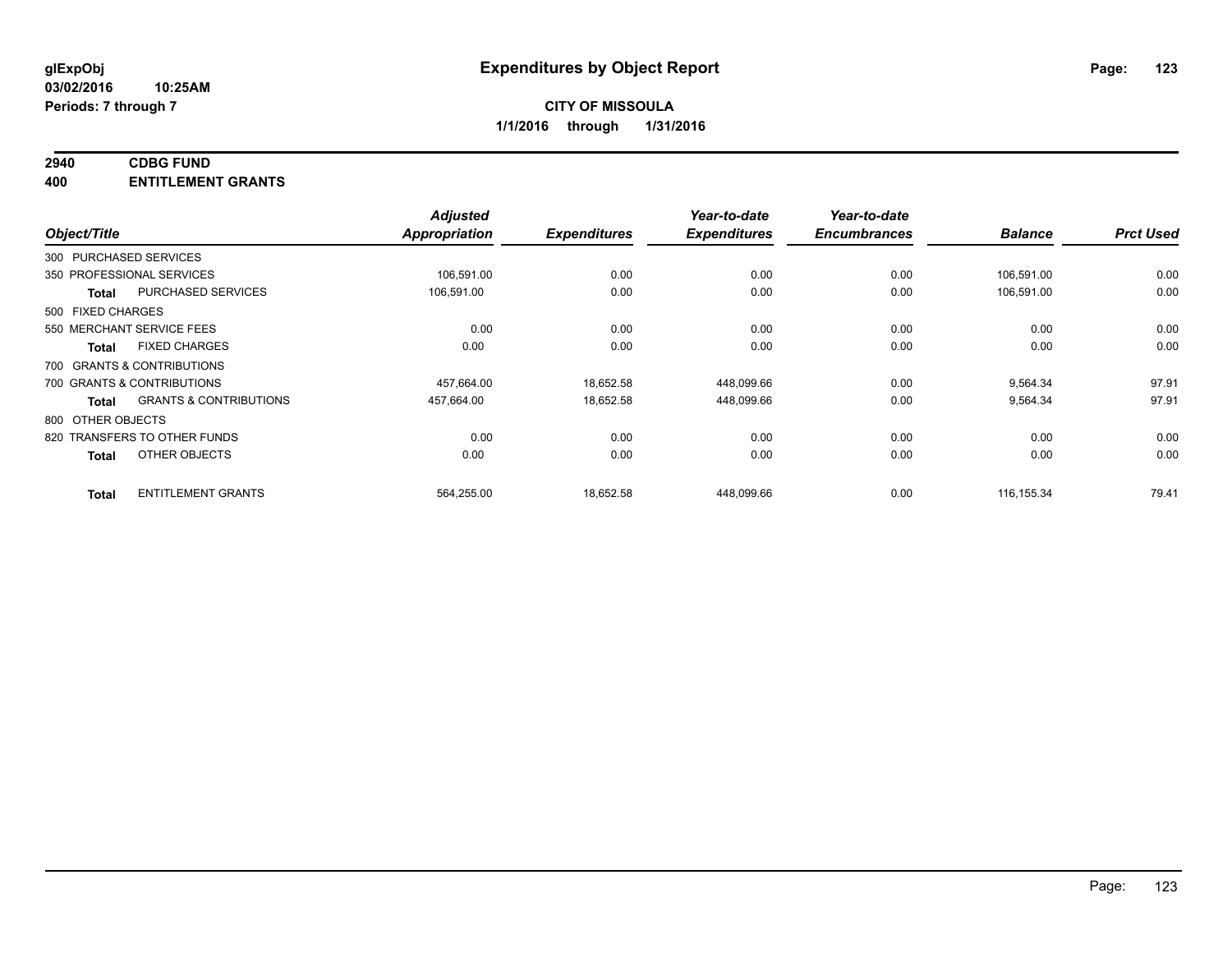**glExpObj**
**03/02/2016 10:25AM**
**Periods: 7 through 7**

# Expenditures by Object Report

**CITY OF MISSOULA**
**1/1/2016 through 1/31/2016**

**2940 CDBG FUND**
**400 ENTITLEMENT GRANTS**

| Object/Title | | Adjusted Appropriation | Expenditures | Year-to-date Expenditures | Year-to-date Encumbrances | Balance | Prct Used |
|---|---|---|---|---|---|---|---|
| 300 PURCHASED SERVICES | | | | | | | |
| 350 PROFESSIONAL SERVICES | | 106,591.00 | 0.00 | 0.00 | 0.00 | 106,591.00 | 0.00 |
| **Total** | PURCHASED SERVICES | 106,591.00 | 0.00 | 0.00 | 0.00 | 106,591.00 | 0.00 |
| 500 FIXED CHARGES | | | | | | | |
| 550 MERCHANT SERVICE FEES | | 0.00 | 0.00 | 0.00 | 0.00 | 0.00 | 0.00 |
| **Total** | FIXED CHARGES | 0.00 | 0.00 | 0.00 | 0.00 | 0.00 | 0.00 |
| 700 GRANTS & CONTRIBUTIONS | | | | | | | |
| 700 GRANTS & CONTRIBUTIONS | | 457,664.00 | 18,652.58 | 448,099.66 | 0.00 | 9,564.34 | 97.91 |
| **Total** | GRANTS & CONTRIBUTIONS | 457,664.00 | 18,652.58 | 448,099.66 | 0.00 | 9,564.34 | 97.91 |
| 800 OTHER OBJECTS | | | | | | | |
| 820 TRANSFERS TO OTHER FUNDS | | 0.00 | 0.00 | 0.00 | 0.00 | 0.00 | 0.00 |
| **Total** | OTHER OBJECTS | 0.00 | 0.00 | 0.00 | 0.00 | 0.00 | 0.00 |
| **Total** | ENTITLEMENT GRANTS | 564,255.00 | 18,652.58 | 448,099.66 | 0.00 | 116,155.34 | 79.41 |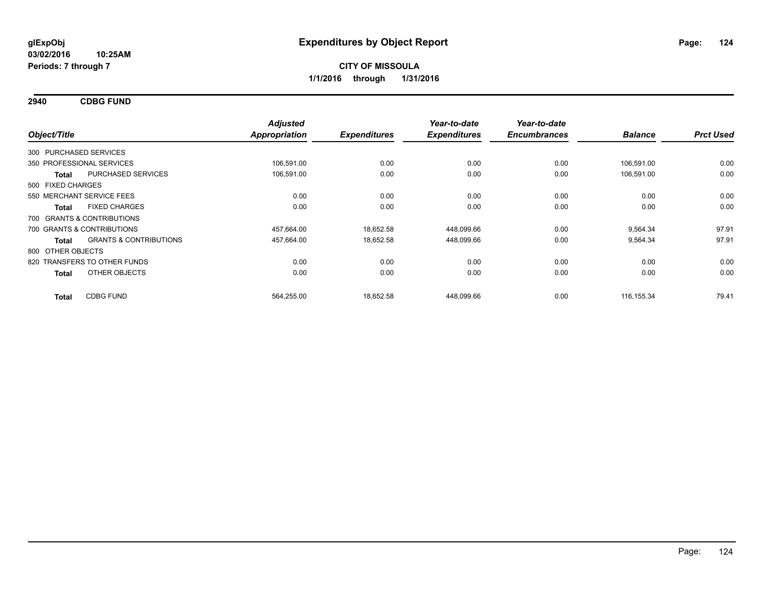**glExpObj**
**03/02/2016 10:25AM**
**Periods: 7 through 7**

# Expenditures by Object Report

**CITY OF MISSOULA**
**1/1/2016 through 1/31/2016**

## 2940 CDBG FUND

| Object/Title | | Adjusted Appropriation | Expenditures | Year-to-date Expenditures | Year-to-date Encumbrances | Balance | Prct Used |
|---|---|---|---|---|---|---|---|
| 300 PURCHASED SERVICES | | | | | | | |
| 350 PROFESSIONAL SERVICES | | 106,591.00 | 0.00 | 0.00 | 0.00 | 106,591.00 | 0.00 |
| **Total** | PURCHASED SERVICES | 106,591.00 | 0.00 | 0.00 | 0.00 | 106,591.00 | 0.00 |
| 500 FIXED CHARGES | | | | | | | |
| 550 MERCHANT SERVICE FEES | | 0.00 | 0.00 | 0.00 | 0.00 | 0.00 | 0.00 |
| **Total** | FIXED CHARGES | 0.00 | 0.00 | 0.00 | 0.00 | 0.00 | 0.00 |
| 700 GRANTS & CONTRIBUTIONS | | | | | | | |
| 700 GRANTS & CONTRIBUTIONS | | 457,664.00 | 18,652.58 | 448,099.66 | 0.00 | 9,564.34 | 97.91 |
| **Total** | GRANTS & CONTRIBUTIONS | 457,664.00 | 18,652.58 | 448,099.66 | 0.00 | 9,564.34 | 97.91 |
| 800 OTHER OBJECTS | | | | | | | |
| 820 TRANSFERS TO OTHER FUNDS | | 0.00 | 0.00 | 0.00 | 0.00 | 0.00 | 0.00 |
| **Total** | OTHER OBJECTS | 0.00 | 0.00 | 0.00 | 0.00 | 0.00 | 0.00 |
| **Total** | CDBG FUND | 564,255.00 | 18,652.58 | 448,099.66 | 0.00 | 116,155.34 | 79.41 |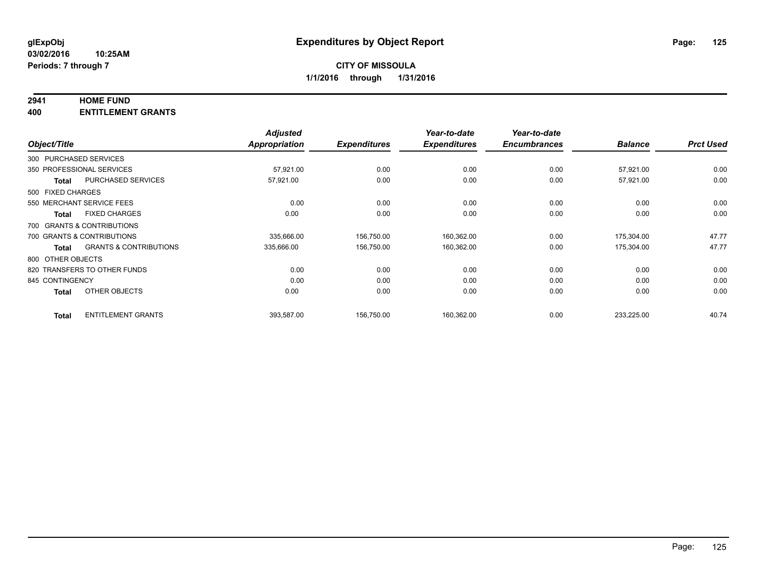**glExpObj**
**03/02/2016 10:25AM**
**Periods: 7 through 7**

# Expenditures by Object Report

**CITY OF MISSOULA**
**1/1/2016 through 1/31/2016**

**2941 HOME FUND**
**400 ENTITLEMENT GRANTS**

| Object/Title | | Adjusted Appropriation | Expenditures | Year-to-date Expenditures | Year-to-date Encumbrances | Balance | Prct Used |
|---|---|---|---|---|---|---|---|
| 300 PURCHASED SERVICES | | | | | | | |
| 350 PROFESSIONAL SERVICES | | 57,921.00 | 0.00 | 0.00 | 0.00 | 57,921.00 | 0.00 |
| **Total** | PURCHASED SERVICES | 57,921.00 | 0.00 | 0.00 | 0.00 | 57,921.00 | 0.00 |
| 500 FIXED CHARGES | | | | | | | |
| 550 MERCHANT SERVICE FEES | | 0.00 | 0.00 | 0.00 | 0.00 | 0.00 | 0.00 |
| **Total** | FIXED CHARGES | 0.00 | 0.00 | 0.00 | 0.00 | 0.00 | 0.00 |
| 700 GRANTS & CONTRIBUTIONS | | | | | | | |
| 700 GRANTS & CONTRIBUTIONS | | 335,666.00 | 156,750.00 | 160,362.00 | 0.00 | 175,304.00 | 47.77 |
| **Total** | GRANTS & CONTRIBUTIONS | 335,666.00 | 156,750.00 | 160,362.00 | 0.00 | 175,304.00 | 47.77 |
| 800 OTHER OBJECTS | | | | | | | |
| 820 TRANSFERS TO OTHER FUNDS | | 0.00 | 0.00 | 0.00 | 0.00 | 0.00 | 0.00 |
| 845 CONTINGENCY | | 0.00 | 0.00 | 0.00 | 0.00 | 0.00 | 0.00 |
| **Total** | OTHER OBJECTS | 0.00 | 0.00 | 0.00 | 0.00 | 0.00 | 0.00 |
| **Total** | ENTITLEMENT GRANTS | 393,587.00 | 156,750.00 | 160,362.00 | 0.00 | 233,225.00 | 40.74 |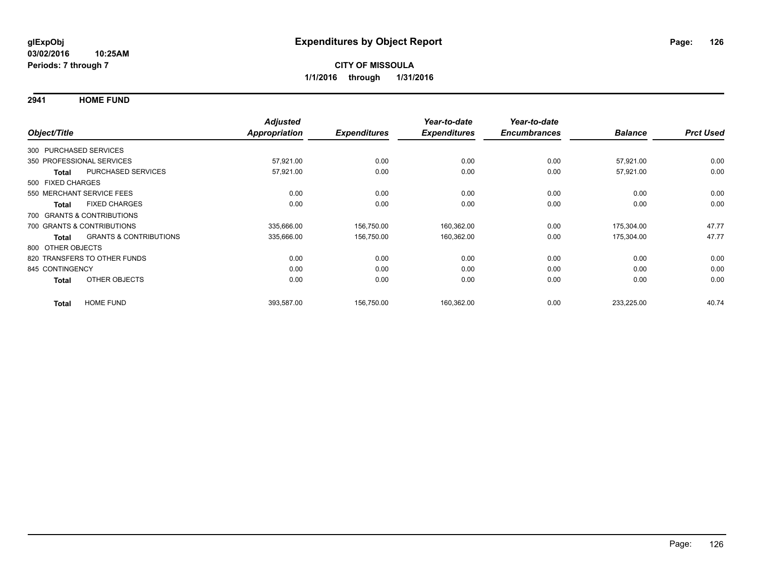# Expenditures by Object Report

glExpObj
03/02/2016 10:25AM
Periods: 7 through 7

**CITY OF MISSOULA**
**1/1/2016 through 1/31/2016**

## 2941 HOME FUND

| Object/Title | Adjusted Appropriation | Expenditures | Year-to-date Expenditures | Year-to-date Encumbrances | Balance | Prct Used |
|---|---|---|---|---|---|---|
| 300 PURCHASED SERVICES | | | | | | |
| 350 PROFESSIONAL SERVICES | 57,921.00 | 0.00 | 0.00 | 0.00 | 57,921.00 | 0.00 |
| **Total** PURCHASED SERVICES | 57,921.00 | 0.00 | 0.00 | 0.00 | 57,921.00 | 0.00 |
| 500 FIXED CHARGES | | | | | | |
| 550 MERCHANT SERVICE FEES | 0.00 | 0.00 | 0.00 | 0.00 | 0.00 | 0.00 |
| **Total** FIXED CHARGES | 0.00 | 0.00 | 0.00 | 0.00 | 0.00 | 0.00 |
| 700 GRANTS & CONTRIBUTIONS | | | | | | |
| 700 GRANTS & CONTRIBUTIONS | 335,666.00 | 156,750.00 | 160,362.00 | 0.00 | 175,304.00 | 47.77 |
| **Total** GRANTS & CONTRIBUTIONS | 335,666.00 | 156,750.00 | 160,362.00 | 0.00 | 175,304.00 | 47.77 |
| 800 OTHER OBJECTS | | | | | | |
| 820 TRANSFERS TO OTHER FUNDS | 0.00 | 0.00 | 0.00 | 0.00 | 0.00 | 0.00 |
| 845 CONTINGENCY | 0.00 | 0.00 | 0.00 | 0.00 | 0.00 | 0.00 |
| **Total** OTHER OBJECTS | 0.00 | 0.00 | 0.00 | 0.00 | 0.00 | 0.00 |
| **Total** HOME FUND | 393,587.00 | 156,750.00 | 160,362.00 | 0.00 | 233,225.00 | 40.74 |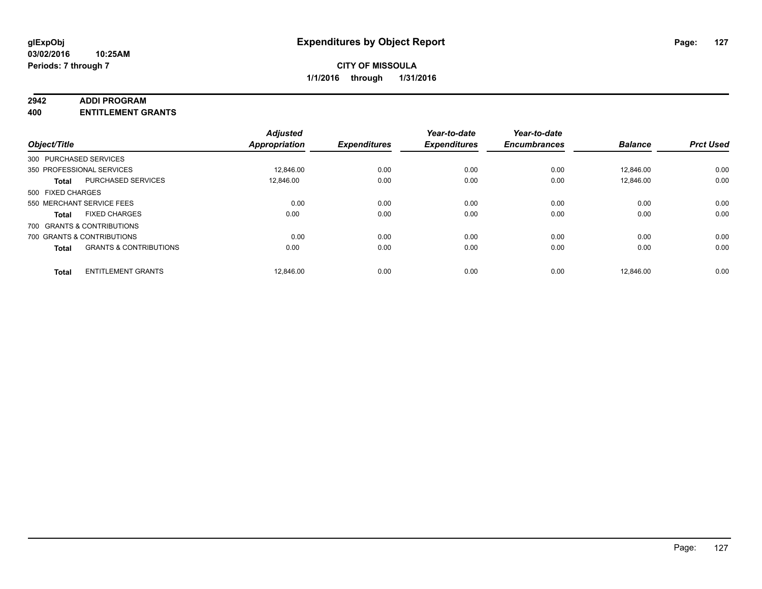**glExpObj** **Expenditures by Object Report**
**03/02/2016 10:25AM**
**Periods: 7 through 7**

**CITY OF MISSOULA**
**1/1/2016 through 1/31/2016**

## 2942 ADDI PROGRAM
## 400 ENTITLEMENT GRANTS

| Object/Title | | Adjusted Appropriation | Expenditures | Year-to-date Expenditures | Year-to-date Encumbrances | Balance | Prct Used |
|---|---|---|---|---|---|---|---|
| 300 PURCHASED SERVICES | | | | | | | |
| 350 PROFESSIONAL SERVICES | | 12,846.00 | 0.00 | 0.00 | 0.00 | 12,846.00 | 0.00 |
| **Total** | PURCHASED SERVICES | 12,846.00 | 0.00 | 0.00 | 0.00 | 12,846.00 | 0.00 |
| 500 FIXED CHARGES | | | | | | | |
| 550 MERCHANT SERVICE FEES | | 0.00 | 0.00 | 0.00 | 0.00 | 0.00 | 0.00 |
| **Total** | FIXED CHARGES | 0.00 | 0.00 | 0.00 | 0.00 | 0.00 | 0.00 |
| 700 GRANTS & CONTRIBUTIONS | | | | | | | |
| 700 GRANTS & CONTRIBUTIONS | | 0.00 | 0.00 | 0.00 | 0.00 | 0.00 | 0.00 |
| **Total** | GRANTS & CONTRIBUTIONS | 0.00 | 0.00 | 0.00 | 0.00 | 0.00 | 0.00 |
| **Total** | ENTITLEMENT GRANTS | 12,846.00 | 0.00 | 0.00 | 0.00 | 12,846.00 | 0.00 |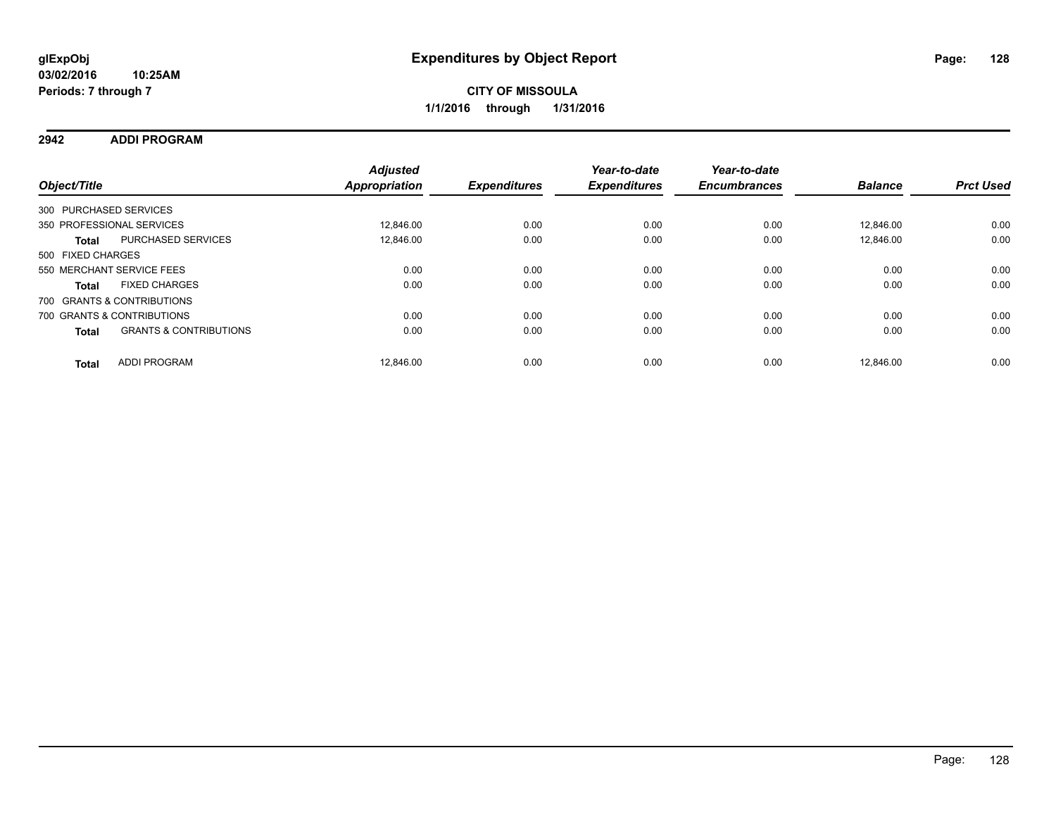**glExpObj**
**03/02/2016 10:25AM**
**Periods: 7 through 7**

# Expenditures by Object Report

**CITY OF MISSOULA**
**1/1/2016 through 1/31/2016**

## 2942 ADDI PROGRAM

| Object/Title | | Adjusted Appropriation | Expenditures | Year-to-date Expenditures | Year-to-date Encumbrances | Balance | Prct Used |
|---|---|---|---|---|---|---|---|
| 300 PURCHASED SERVICES | | | | | | | |
| 350 PROFESSIONAL SERVICES | | 12,846.00 | 0.00 | 0.00 | 0.00 | 12,846.00 | 0.00 |
| **Total** | PURCHASED SERVICES | 12,846.00 | 0.00 | 0.00 | 0.00 | 12,846.00 | 0.00 |
| 500 FIXED CHARGES | | | | | | | |
| 550 MERCHANT SERVICE FEES | | 0.00 | 0.00 | 0.00 | 0.00 | 0.00 | 0.00 |
| **Total** | FIXED CHARGES | 0.00 | 0.00 | 0.00 | 0.00 | 0.00 | 0.00 |
| 700 GRANTS & CONTRIBUTIONS | | | | | | | |
| 700 GRANTS & CONTRIBUTIONS | | 0.00 | 0.00 | 0.00 | 0.00 | 0.00 | 0.00 |
| **Total** | GRANTS & CONTRIBUTIONS | 0.00 | 0.00 | 0.00 | 0.00 | 0.00 | 0.00 |
| **Total** | ADDI PROGRAM | 12,846.00 | 0.00 | 0.00 | 0.00 | 12,846.00 | 0.00 |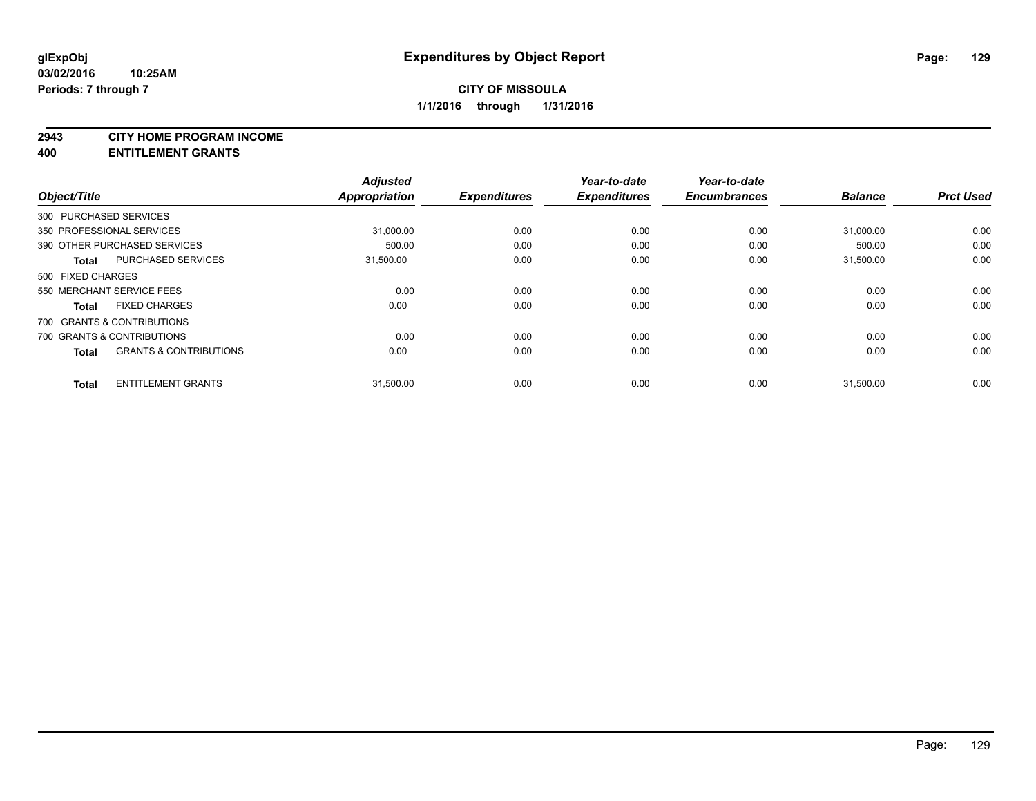**glExpObj** **Expenditures by Object Report**

**03/02/2016 10:25AM**

**Periods: 7 through 7**

**CITY OF MISSOULA**

**1/1/2016 through 1/31/2016**

## 2943 CITY HOME PROGRAM INCOME
## 400 ENTITLEMENT GRANTS

| Object/Title | | Adjusted Appropriation | Expenditures | Year-to-date Expenditures | Year-to-date Encumbrances | Balance | Prct Used |
|---|---|---|---|---|---|---|---|
| 300 PURCHASED SERVICES | | | | | | | |
| 350 PROFESSIONAL SERVICES | | 31,000.00 | 0.00 | 0.00 | 0.00 | 31,000.00 | 0.00 |
| 390 OTHER PURCHASED SERVICES | | 500.00 | 0.00 | 0.00 | 0.00 | 500.00 | 0.00 |
| **Total** | PURCHASED SERVICES | 31,500.00 | 0.00 | 0.00 | 0.00 | 31,500.00 | 0.00 |
| 500 FIXED CHARGES | | | | | | | |
| 550 MERCHANT SERVICE FEES | | 0.00 | 0.00 | 0.00 | 0.00 | 0.00 | 0.00 |
| **Total** | FIXED CHARGES | 0.00 | 0.00 | 0.00 | 0.00 | 0.00 | 0.00 |
| 700 GRANTS & CONTRIBUTIONS | | | | | | | |
| 700 GRANTS & CONTRIBUTIONS | | 0.00 | 0.00 | 0.00 | 0.00 | 0.00 | 0.00 |
| **Total** | GRANTS & CONTRIBUTIONS | 0.00 | 0.00 | 0.00 | 0.00 | 0.00 | 0.00 |
| **Total** | ENTITLEMENT GRANTS | 31,500.00 | 0.00 | 0.00 | 0.00 | 31,500.00 | 0.00 |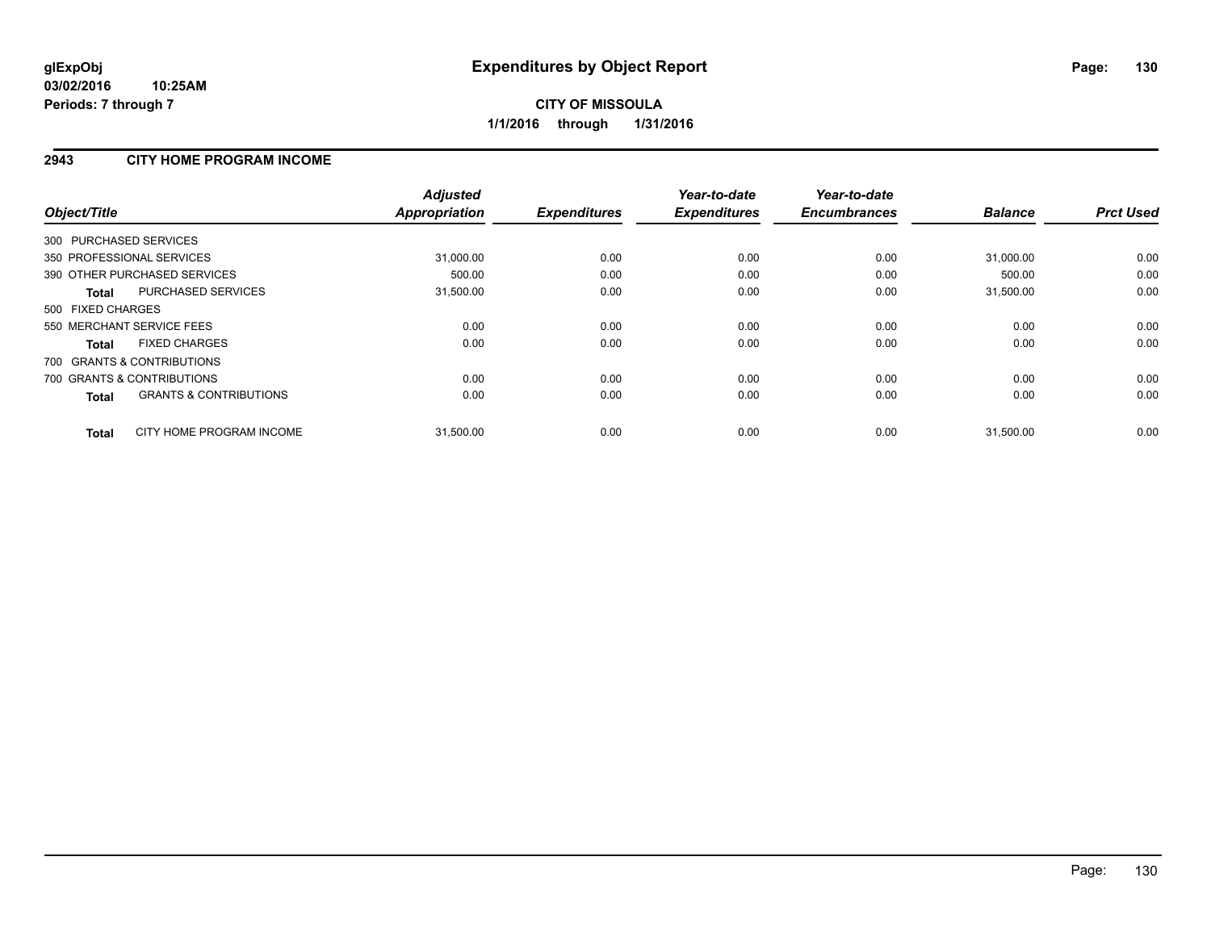# Expenditures by Object Report

glExpObj
03/02/2016 10:25AM
Periods: 7 through 7

**CITY OF MISSOULA**
**1/1/2016 through 1/31/2016**

## 2943 CITY HOME PROGRAM INCOME

| Object/Title | | Adjusted Appropriation | Expenditures | Year-to-date Expenditures | Year-to-date Encumbrances | Balance | Prct Used |
|---|---|---|---|---|---|---|---|
| 300 PURCHASED SERVICES | | | | | | | |
| 350 PROFESSIONAL SERVICES | | 31,000.00 | 0.00 | 0.00 | 0.00 | 31,000.00 | 0.00 |
| 390 OTHER PURCHASED SERVICES | | 500.00 | 0.00 | 0.00 | 0.00 | 500.00 | 0.00 |
| **Total** | PURCHASED SERVICES | 31,500.00 | 0.00 | 0.00 | 0.00 | 31,500.00 | 0.00 |
| 500 FIXED CHARGES | | | | | | | |
| 550 MERCHANT SERVICE FEES | | 0.00 | 0.00 | 0.00 | 0.00 | 0.00 | 0.00 |
| **Total** | FIXED CHARGES | 0.00 | 0.00 | 0.00 | 0.00 | 0.00 | 0.00 |
| 700 GRANTS & CONTRIBUTIONS | | | | | | | |
| 700 GRANTS & CONTRIBUTIONS | | 0.00 | 0.00 | 0.00 | 0.00 | 0.00 | 0.00 |
| **Total** | GRANTS & CONTRIBUTIONS | 0.00 | 0.00 | 0.00 | 0.00 | 0.00 | 0.00 |
| **Total** | CITY HOME PROGRAM INCOME | 31,500.00 | 0.00 | 0.00 | 0.00 | 31,500.00 | 0.00 |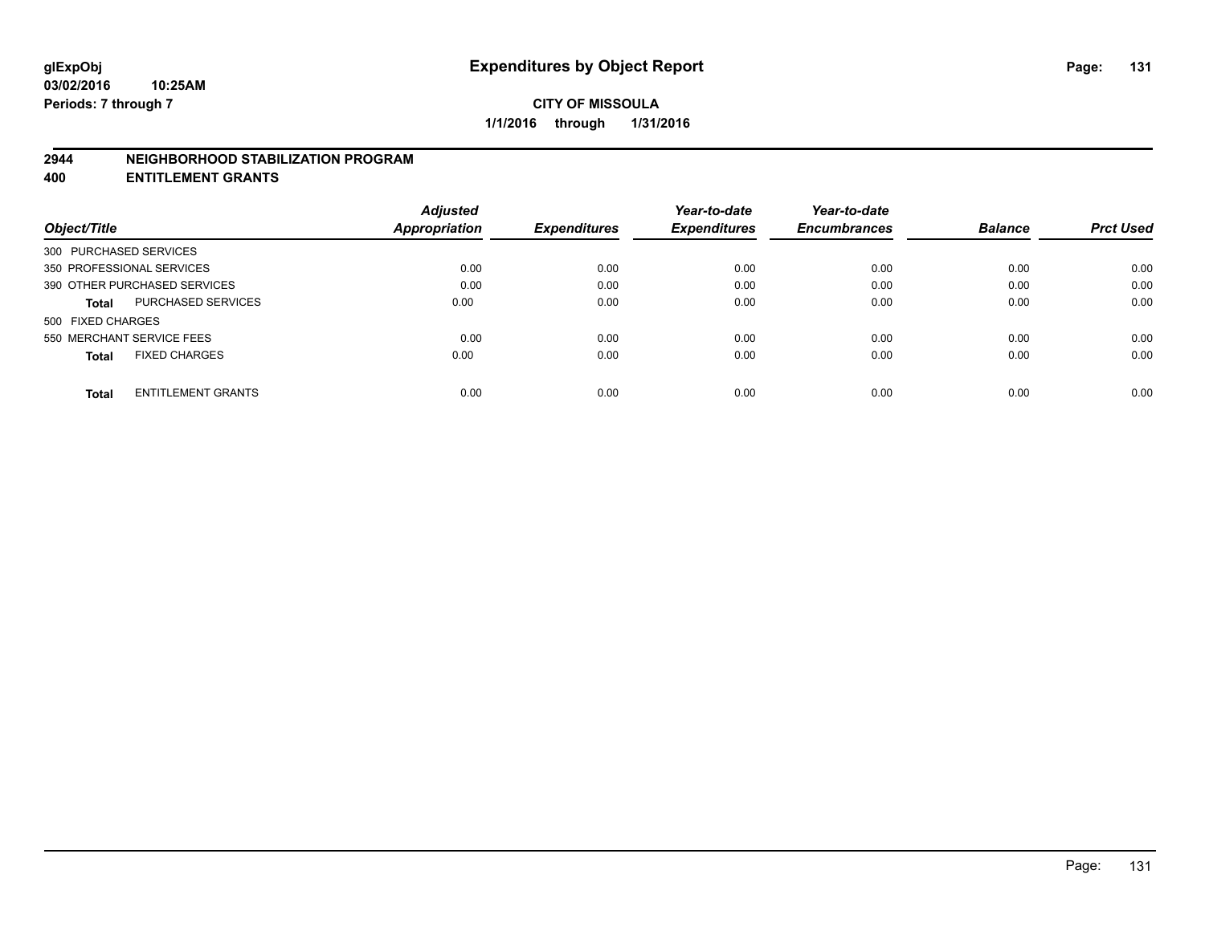glExpObj
03/02/2016 10:25AM
Periods: 7 through 7

# Expenditures by Object Report

**CITY OF MISSOULA**

**1/1/2016 through 1/31/2016**

## 2944 NEIGHBORHOOD STABILIZATION PROGRAM
## 400 ENTITLEMENT GRANTS

| Object/Title | | Adjusted Appropriation | Expenditures | Year-to-date Expenditures | Year-to-date Encumbrances | Balance | Prct Used |
|---|---|---|---|---|---|---|---|
| 300 PURCHASED SERVICES | | | | | | | |
| 350 PROFESSIONAL SERVICES | | 0.00 | 0.00 | 0.00 | 0.00 | 0.00 | 0.00 |
| 390 OTHER PURCHASED SERVICES | | 0.00 | 0.00 | 0.00 | 0.00 | 0.00 | 0.00 |
| **Total** | PURCHASED SERVICES | 0.00 | 0.00 | 0.00 | 0.00 | 0.00 | 0.00 |
| 500 FIXED CHARGES | | | | | | | |
| 550 MERCHANT SERVICE FEES | | 0.00 | 0.00 | 0.00 | 0.00 | 0.00 | 0.00 |
| **Total** | FIXED CHARGES | 0.00 | 0.00 | 0.00 | 0.00 | 0.00 | 0.00 |
| **Total** | ENTITLEMENT GRANTS | 0.00 | 0.00 | 0.00 | 0.00 | 0.00 | 0.00 |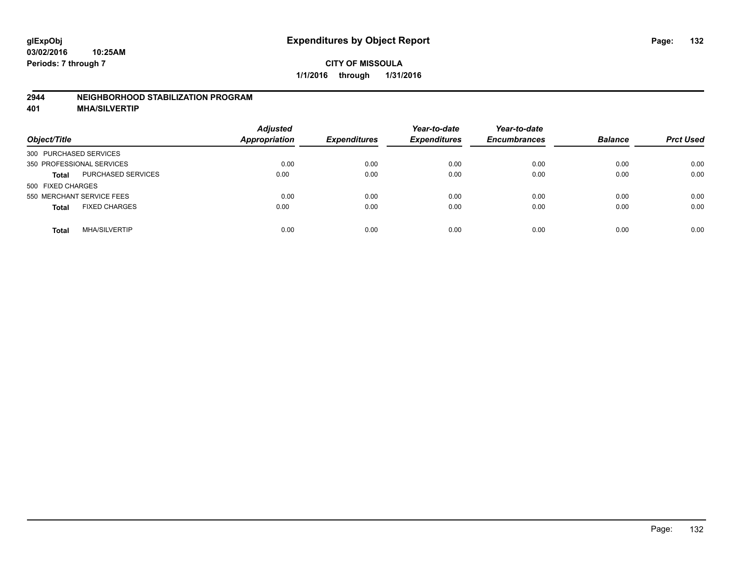**glExpObj**
**03/02/2016 10:25AM**
**Periods: 7 through 7**

# Expenditures by Object Report

**CITY OF MISSOULA**
**1/1/2016 through 1/31/2016**

## 2944 NEIGHBORHOOD STABILIZATION PROGRAM
## 401 MHA/SILVERTIP

| Object/Title | | Adjusted Appropriation | Expenditures | Year-to-date Expenditures | Year-to-date Encumbrances | Balance | Prct Used |
|---|---|---|---|---|---|---|---|
| 300 PURCHASED SERVICES | | | | | | | |
| 350 PROFESSIONAL SERVICES | | 0.00 | 0.00 | 0.00 | 0.00 | 0.00 | 0.00 |
| **Total** | PURCHASED SERVICES | 0.00 | 0.00 | 0.00 | 0.00 | 0.00 | 0.00 |
| 500 FIXED CHARGES | | | | | | | |
| 550 MERCHANT SERVICE FEES | | 0.00 | 0.00 | 0.00 | 0.00 | 0.00 | 0.00 |
| **Total** | FIXED CHARGES | 0.00 | 0.00 | 0.00 | 0.00 | 0.00 | 0.00 |
| **Total** | MHA/SILVERTIP | 0.00 | 0.00 | 0.00 | 0.00 | 0.00 | 0.00 |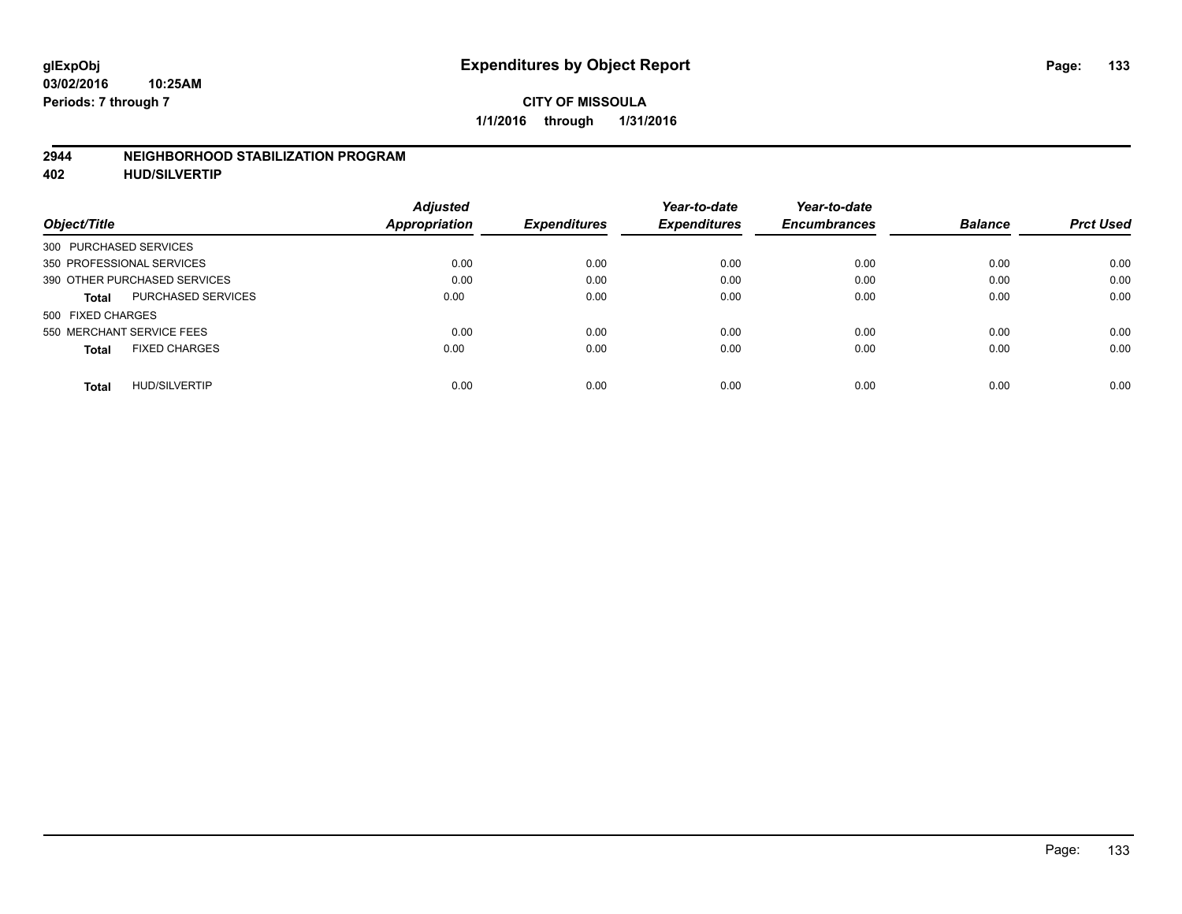# Expenditures by Object Report

glExpObj
03/02/2016 10:25AM
Periods: 7 through 7

**CITY OF MISSOULA**
**1/1/2016 through 1/31/2016**

## 2944 NEIGHBORHOOD STABILIZATION PROGRAM
## 402 HUD/SILVERTIP

| Object/Title | Adjusted Appropriation | Expenditures | Year-to-date Expenditures | Year-to-date Encumbrances | Balance | Prct Used |
|---|---|---|---|---|---|---|
| 300 PURCHASED SERVICES | | | | | | |
| 350 PROFESSIONAL SERVICES | 0.00 | 0.00 | 0.00 | 0.00 | 0.00 | 0.00 |
| 390 OTHER PURCHASED SERVICES | 0.00 | 0.00 | 0.00 | 0.00 | 0.00 | 0.00 |
| **Total** PURCHASED SERVICES | 0.00 | 0.00 | 0.00 | 0.00 | 0.00 | 0.00 |
| 500 FIXED CHARGES | | | | | | |
| 550 MERCHANT SERVICE FEES | 0.00 | 0.00 | 0.00 | 0.00 | 0.00 | 0.00 |
| **Total** FIXED CHARGES | 0.00 | 0.00 | 0.00 | 0.00 | 0.00 | 0.00 |
| **Total** HUD/SILVERTIP | 0.00 | 0.00 | 0.00 | 0.00 | 0.00 | 0.00 |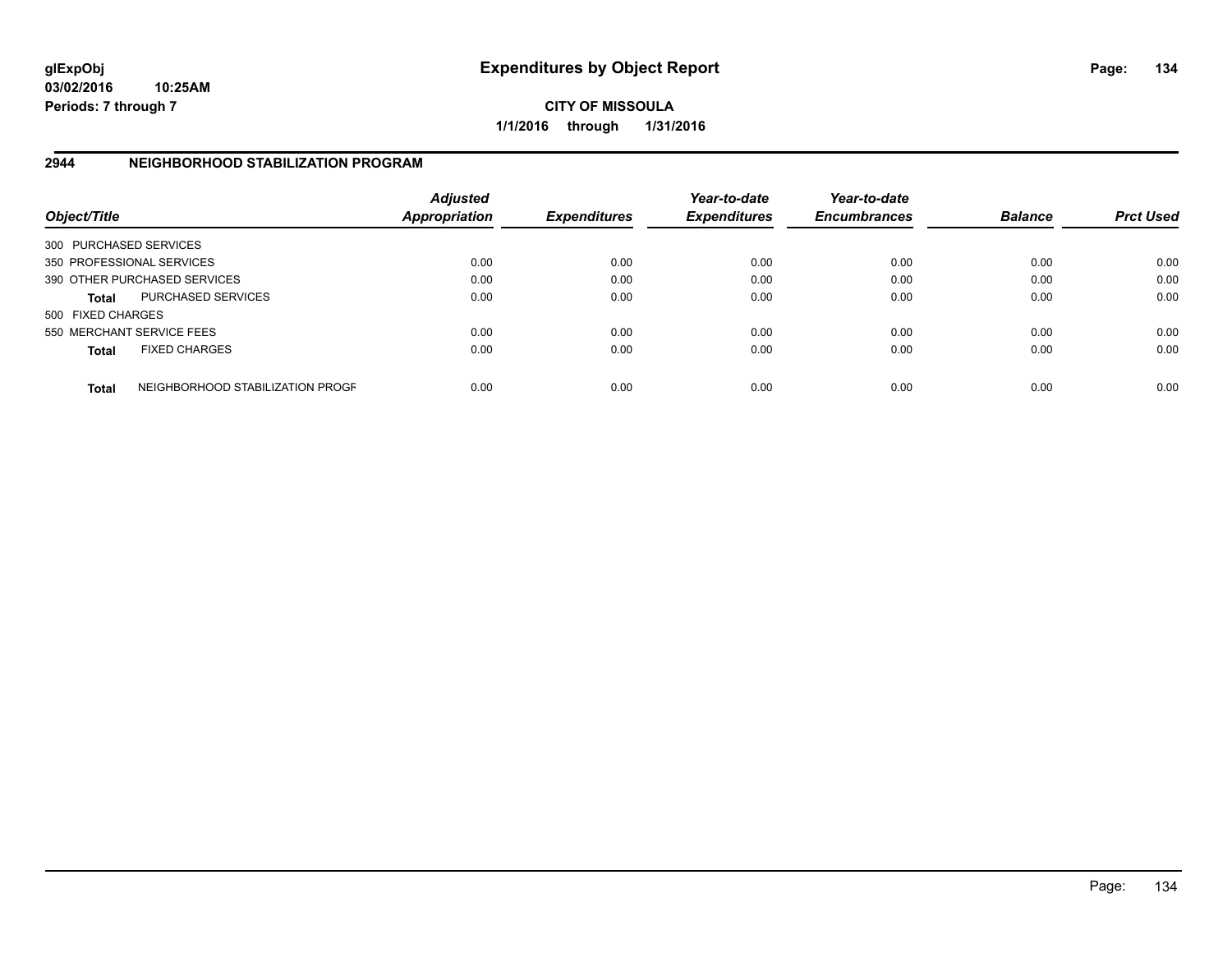**glExpObj**
**03/02/2016 10:25AM**
**Periods: 7 through 7**

# Expenditures by Object Report

**CITY OF MISSOULA**
**1/1/2016 through 1/31/2016**

## 2944 NEIGHBORHOOD STABILIZATION PROGRAM

| Object/Title | | Adjusted Appropriation | Expenditures | Year-to-date Expenditures | Year-to-date Encumbrances | Balance | Prct Used |
|---|---|---|---|---|---|---|---|
| 300 PURCHASED SERVICES | | | | | | | |
| 350 PROFESSIONAL SERVICES | | 0.00 | 0.00 | 0.00 | 0.00 | 0.00 | 0.00 |
| 390 OTHER PURCHASED SERVICES | | 0.00 | 0.00 | 0.00 | 0.00 | 0.00 | 0.00 |
| **Total** | PURCHASED SERVICES | 0.00 | 0.00 | 0.00 | 0.00 | 0.00 | 0.00 |
| 500 FIXED CHARGES | | | | | | | |
| 550 MERCHANT SERVICE FEES | | 0.00 | 0.00 | 0.00 | 0.00 | 0.00 | 0.00 |
| **Total** | FIXED CHARGES | 0.00 | 0.00 | 0.00 | 0.00 | 0.00 | 0.00 |
| **Total** | NEIGHBORHOOD STABILIZATION PROGR | 0.00 | 0.00 | 0.00 | 0.00 | 0.00 | 0.00 |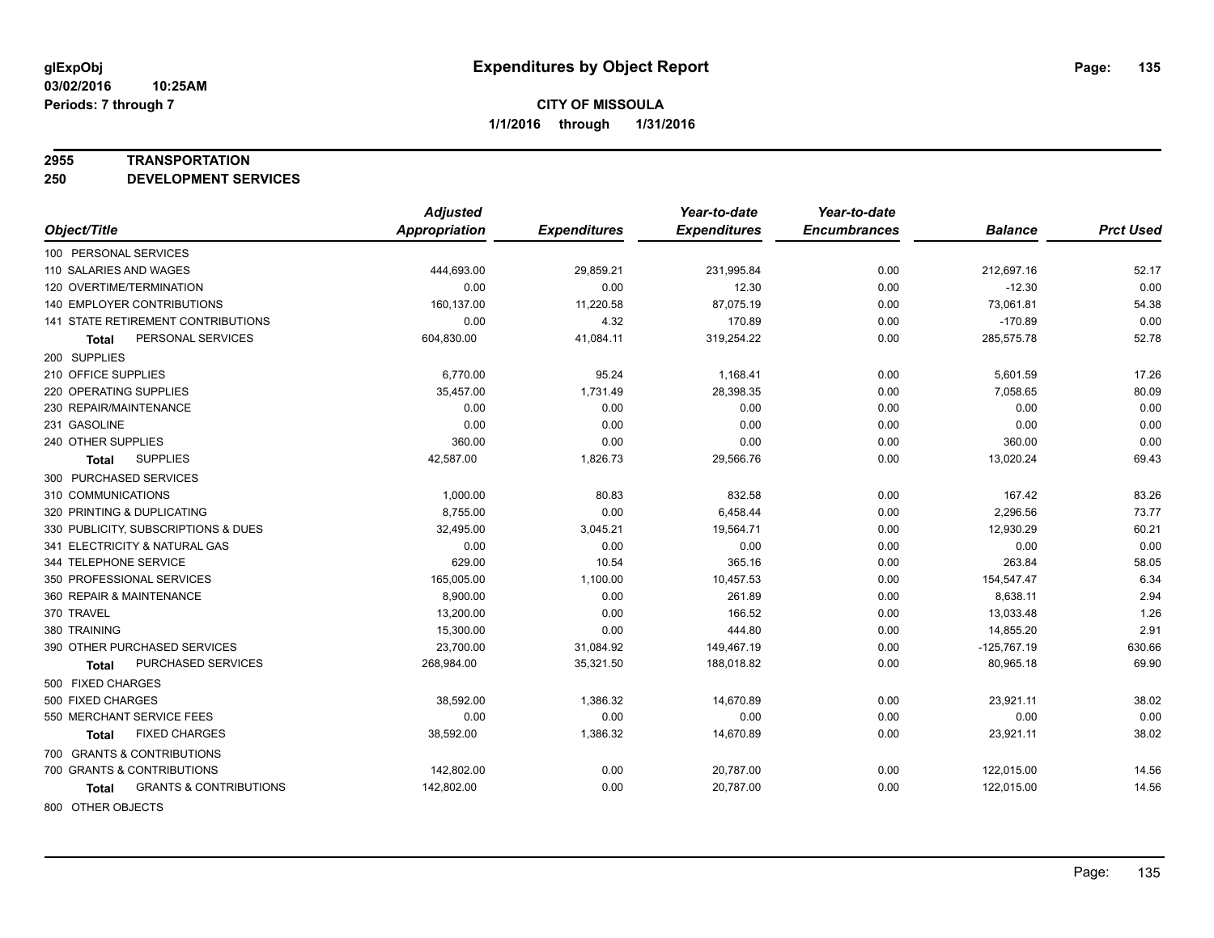**glExpObj**
**03/02/2016 10:25AM**
**Periods: 7 through 7**

# Expenditures by Object Report

**CITY OF MISSOULA**
**1/1/2016 through 1/31/2016**

**2955 TRANSPORTATION**
**250 DEVELOPMENT SERVICES**

| Object/Title | Adjusted Appropriation | Expenditures | Year-to-date Expenditures | Year-to-date Encumbrances | Balance | Prct Used |
|---|---|---|---|---|---|---|
| 100 PERSONAL SERVICES | | | | | | |
| 110 SALARIES AND WAGES | 444,693.00 | 29,859.21 | 231,995.84 | 0.00 | 212,697.16 | 52.17 |
| 120 OVERTIME/TERMINATION | 0.00 | 0.00 | 12.30 | 0.00 | -12.30 | 0.00 |
| 140 EMPLOYER CONTRIBUTIONS | 160,137.00 | 11,220.58 | 87,075.19 | 0.00 | 73,061.81 | 54.38 |
| 141 STATE RETIREMENT CONTRIBUTIONS | 0.00 | 4.32 | 170.89 | 0.00 | -170.89 | 0.00 |
| **Total** PERSONAL SERVICES | 604,830.00 | 41,084.11 | 319,254.22 | 0.00 | 285,575.78 | 52.78 |
| 200 SUPPLIES | | | | | | |
| 210 OFFICE SUPPLIES | 6,770.00 | 95.24 | 1,168.41 | 0.00 | 5,601.59 | 17.26 |
| 220 OPERATING SUPPLIES | 35,457.00 | 1,731.49 | 28,398.35 | 0.00 | 7,058.65 | 80.09 |
| 230 REPAIR/MAINTENANCE | 0.00 | 0.00 | 0.00 | 0.00 | 0.00 | 0.00 |
| 231 GASOLINE | 0.00 | 0.00 | 0.00 | 0.00 | 0.00 | 0.00 |
| 240 OTHER SUPPLIES | 360.00 | 0.00 | 0.00 | 0.00 | 360.00 | 0.00 |
| **Total** SUPPLIES | 42,587.00 | 1,826.73 | 29,566.76 | 0.00 | 13,020.24 | 69.43 |
| 300 PURCHASED SERVICES | | | | | | |
| 310 COMMUNICATIONS | 1,000.00 | 80.83 | 832.58 | 0.00 | 167.42 | 83.26 |
| 320 PRINTING & DUPLICATING | 8,755.00 | 0.00 | 6,458.44 | 0.00 | 2,296.56 | 73.77 |
| 330 PUBLICITY, SUBSCRIPTIONS & DUES | 32,495.00 | 3,045.21 | 19,564.71 | 0.00 | 12,930.29 | 60.21 |
| 341 ELECTRICITY & NATURAL GAS | 0.00 | 0.00 | 0.00 | 0.00 | 0.00 | 0.00 |
| 344 TELEPHONE SERVICE | 629.00 | 10.54 | 365.16 | 0.00 | 263.84 | 58.05 |
| 350 PROFESSIONAL SERVICES | 165,005.00 | 1,100.00 | 10,457.53 | 0.00 | 154,547.47 | 6.34 |
| 360 REPAIR & MAINTENANCE | 8,900.00 | 0.00 | 261.89 | 0.00 | 8,638.11 | 2.94 |
| 370 TRAVEL | 13,200.00 | 0.00 | 166.52 | 0.00 | 13,033.48 | 1.26 |
| 380 TRAINING | 15,300.00 | 0.00 | 444.80 | 0.00 | 14,855.20 | 2.91 |
| 390 OTHER PURCHASED SERVICES | 23,700.00 | 31,084.92 | 149,467.19 | 0.00 | -125,767.19 | 630.66 |
| **Total** PURCHASED SERVICES | 268,984.00 | 35,321.50 | 188,018.82 | 0.00 | 80,965.18 | 69.90 |
| 500 FIXED CHARGES | | | | | | |
| 500 FIXED CHARGES | 38,592.00 | 1,386.32 | 14,670.89 | 0.00 | 23,921.11 | 38.02 |
| 550 MERCHANT SERVICE FEES | 0.00 | 0.00 | 0.00 | 0.00 | 0.00 | 0.00 |
| **Total** FIXED CHARGES | 38,592.00 | 1,386.32 | 14,670.89 | 0.00 | 23,921.11 | 38.02 |
| 700 GRANTS & CONTRIBUTIONS | | | | | | |
| 700 GRANTS & CONTRIBUTIONS | 142,802.00 | 0.00 | 20,787.00 | 0.00 | 122,015.00 | 14.56 |
| **Total** GRANTS & CONTRIBUTIONS | 142,802.00 | 0.00 | 20,787.00 | 0.00 | 122,015.00 | 14.56 |
| 800 OTHER OBJECTS | | | | | | |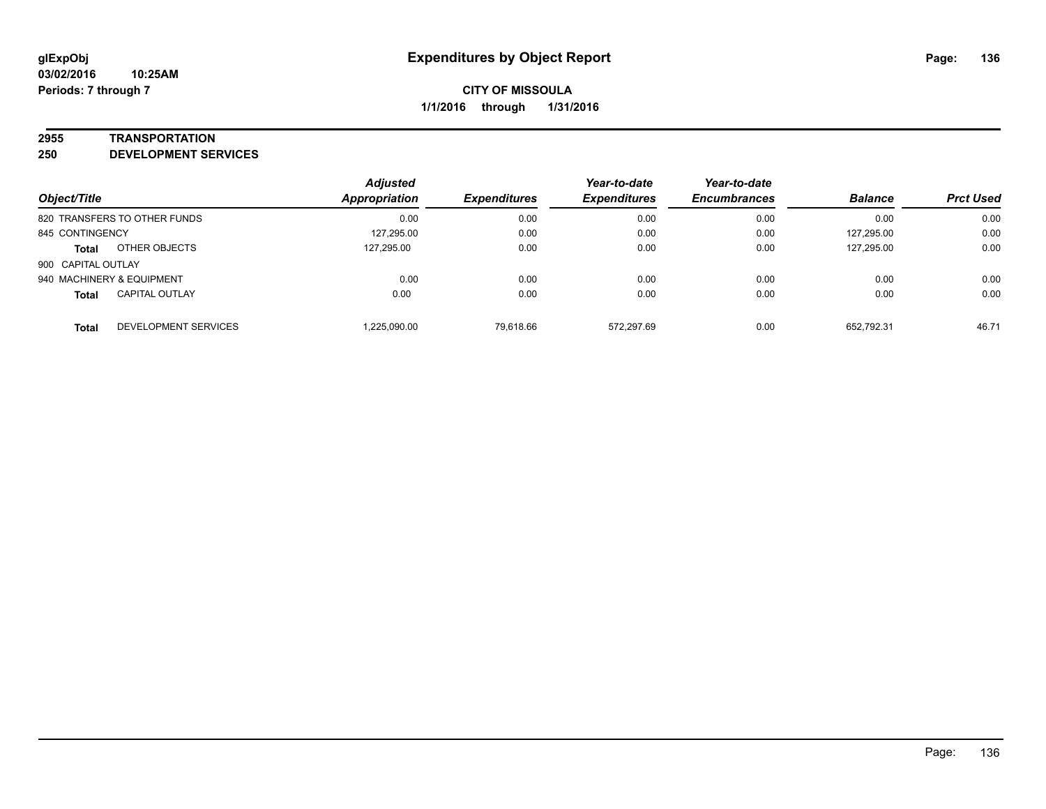# Expenditures by Object Report

glExpObj
03/02/2016 10:25AM
Periods: 7 through 7

**CITY OF MISSOULA**
**1/1/2016 through 1/31/2016**

## 2955 TRANSPORTATION
## 250 DEVELOPMENT SERVICES

| Object/Title | Adjusted Appropriation | Expenditures | Year-to-date Expenditures | Year-to-date Encumbrances | Balance | Prct Used |
|---|---|---|---|---|---|---|
| 820 TRANSFERS TO OTHER FUNDS | 0.00 | 0.00 | 0.00 | 0.00 | 0.00 | 0.00 |
| 845 CONTINGENCY | 127,295.00 | 0.00 | 0.00 | 0.00 | 127,295.00 | 0.00 |
| **Total** OTHER OBJECTS | 127,295.00 | 0.00 | 0.00 | 0.00 | 127,295.00 | 0.00 |
| 900 CAPITAL OUTLAY | | | | | | |
| 940 MACHINERY & EQUIPMENT | 0.00 | 0.00 | 0.00 | 0.00 | 0.00 | 0.00 |
| **Total** CAPITAL OUTLAY | 0.00 | 0.00 | 0.00 | 0.00 | 0.00 | 0.00 |
| **Total** DEVELOPMENT SERVICES | 1,225,090.00 | 79,618.66 | 572,297.69 | 0.00 | 652,792.31 | 46.71 |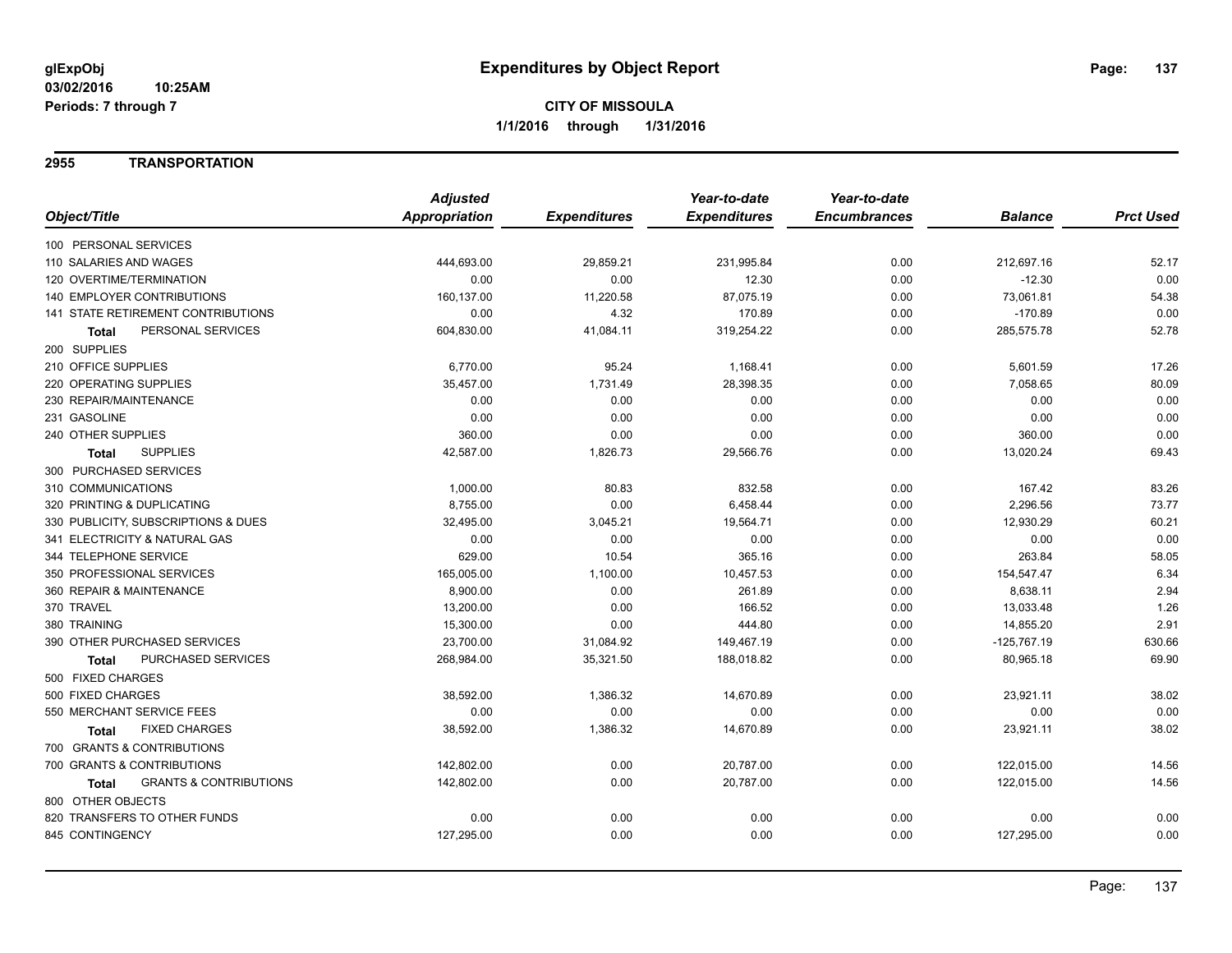**glExpObj**
**03/02/2016 10:25AM**
**Periods: 7 through 7**

# Expenditures by Object Report

**CITY OF MISSOULA**
**1/1/2016 through 1/31/2016**

## 2955 TRANSPORTATION

| Object/Title | Adjusted Appropriation | Expenditures | Year-to-date Expenditures | Year-to-date Encumbrances | Balance | Prct Used |
|---|---|---|---|---|---|---|
| 100 PERSONAL SERVICES | | | | | | |
| 110 SALARIES AND WAGES | 444,693.00 | 29,859.21 | 231,995.84 | 0.00 | 212,697.16 | 52.17 |
| 120 OVERTIME/TERMINATION | 0.00 | 0.00 | 12.30 | 0.00 | -12.30 | 0.00 |
| 140 EMPLOYER CONTRIBUTIONS | 160,137.00 | 11,220.58 | 87,075.19 | 0.00 | 73,061.81 | 54.38 |
| 141 STATE RETIREMENT CONTRIBUTIONS | 0.00 | 4.32 | 170.89 | 0.00 | -170.89 | 0.00 |
| **Total** PERSONAL SERVICES | 604,830.00 | 41,084.11 | 319,254.22 | 0.00 | 285,575.78 | 52.78 |
| 200 SUPPLIES | | | | | | |
| 210 OFFICE SUPPLIES | 6,770.00 | 95.24 | 1,168.41 | 0.00 | 5,601.59 | 17.26 |
| 220 OPERATING SUPPLIES | 35,457.00 | 1,731.49 | 28,398.35 | 0.00 | 7,058.65 | 80.09 |
| 230 REPAIR/MAINTENANCE | 0.00 | 0.00 | 0.00 | 0.00 | 0.00 | 0.00 |
| 231 GASOLINE | 0.00 | 0.00 | 0.00 | 0.00 | 0.00 | 0.00 |
| 240 OTHER SUPPLIES | 360.00 | 0.00 | 0.00 | 0.00 | 360.00 | 0.00 |
| **Total** SUPPLIES | 42,587.00 | 1,826.73 | 29,566.76 | 0.00 | 13,020.24 | 69.43 |
| 300 PURCHASED SERVICES | | | | | | |
| 310 COMMUNICATIONS | 1,000.00 | 80.83 | 832.58 | 0.00 | 167.42 | 83.26 |
| 320 PRINTING & DUPLICATING | 8,755.00 | 0.00 | 6,458.44 | 0.00 | 2,296.56 | 73.77 |
| 330 PUBLICITY, SUBSCRIPTIONS & DUES | 32,495.00 | 3,045.21 | 19,564.71 | 0.00 | 12,930.29 | 60.21 |
| 341 ELECTRICITY & NATURAL GAS | 0.00 | 0.00 | 0.00 | 0.00 | 0.00 | 0.00 |
| 344 TELEPHONE SERVICE | 629.00 | 10.54 | 365.16 | 0.00 | 263.84 | 58.05 |
| 350 PROFESSIONAL SERVICES | 165,005.00 | 1,100.00 | 10,457.53 | 0.00 | 154,547.47 | 6.34 |
| 360 REPAIR & MAINTENANCE | 8,900.00 | 0.00 | 261.89 | 0.00 | 8,638.11 | 2.94 |
| 370 TRAVEL | 13,200.00 | 0.00 | 166.52 | 0.00 | 13,033.48 | 1.26 |
| 380 TRAINING | 15,300.00 | 0.00 | 444.80 | 0.00 | 14,855.20 | 2.91 |
| 390 OTHER PURCHASED SERVICES | 23,700.00 | 31,084.92 | 149,467.19 | 0.00 | -125,767.19 | 630.66 |
| **Total** PURCHASED SERVICES | 268,984.00 | 35,321.50 | 188,018.82 | 0.00 | 80,965.18 | 69.90 |
| 500 FIXED CHARGES | | | | | | |
| 500 FIXED CHARGES | 38,592.00 | 1,386.32 | 14,670.89 | 0.00 | 23,921.11 | 38.02 |
| 550 MERCHANT SERVICE FEES | 0.00 | 0.00 | 0.00 | 0.00 | 0.00 | 0.00 |
| **Total** FIXED CHARGES | 38,592.00 | 1,386.32 | 14,670.89 | 0.00 | 23,921.11 | 38.02 |
| 700 GRANTS & CONTRIBUTIONS | | | | | | |
| 700 GRANTS & CONTRIBUTIONS | 142,802.00 | 0.00 | 20,787.00 | 0.00 | 122,015.00 | 14.56 |
| **Total** GRANTS & CONTRIBUTIONS | 142,802.00 | 0.00 | 20,787.00 | 0.00 | 122,015.00 | 14.56 |
| 800 OTHER OBJECTS | | | | | | |
| 820 TRANSFERS TO OTHER FUNDS | 0.00 | 0.00 | 0.00 | 0.00 | 0.00 | 0.00 |
| 845 CONTINGENCY | 127,295.00 | 0.00 | 0.00 | 0.00 | 127,295.00 | 0.00 |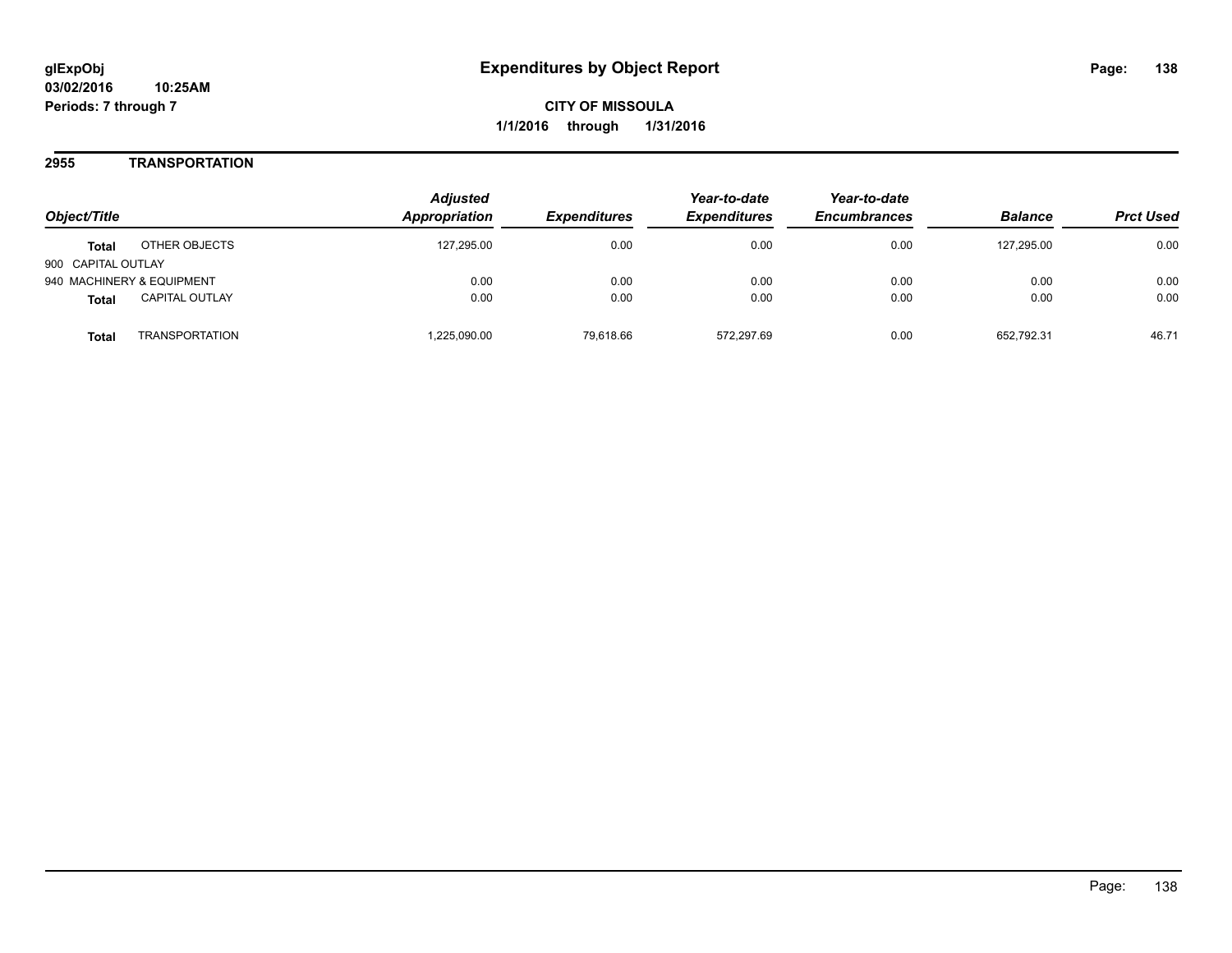# Expenditures by Object Report

glExpObj
03/02/2016 10:25AM
Periods: 7 through 7

**CITY OF MISSOULA**
**1/1/2016 through 1/31/2016**

## 2955 TRANSPORTATION

| Object/Title | | Adjusted Appropriation | Expenditures | Year-to-date Expenditures | Year-to-date Encumbrances | Balance | Prct Used |
|---|---|---|---|---|---|---|---|
| **Total** | OTHER OBJECTS | 127,295.00 | 0.00 | 0.00 | 0.00 | 127,295.00 | 0.00 |
| 900 CAPITAL OUTLAY | | | | | | | |
| 940 MACHINERY & EQUIPMENT | | 0.00 | 0.00 | 0.00 | 0.00 | 0.00 | 0.00 |
| **Total** | CAPITAL OUTLAY | 0.00 | 0.00 | 0.00 | 0.00 | 0.00 | 0.00 |
| **Total** | TRANSPORTATION | 1,225,090.00 | 79,618.66 | 572,297.69 | 0.00 | 652,792.31 | 46.71 |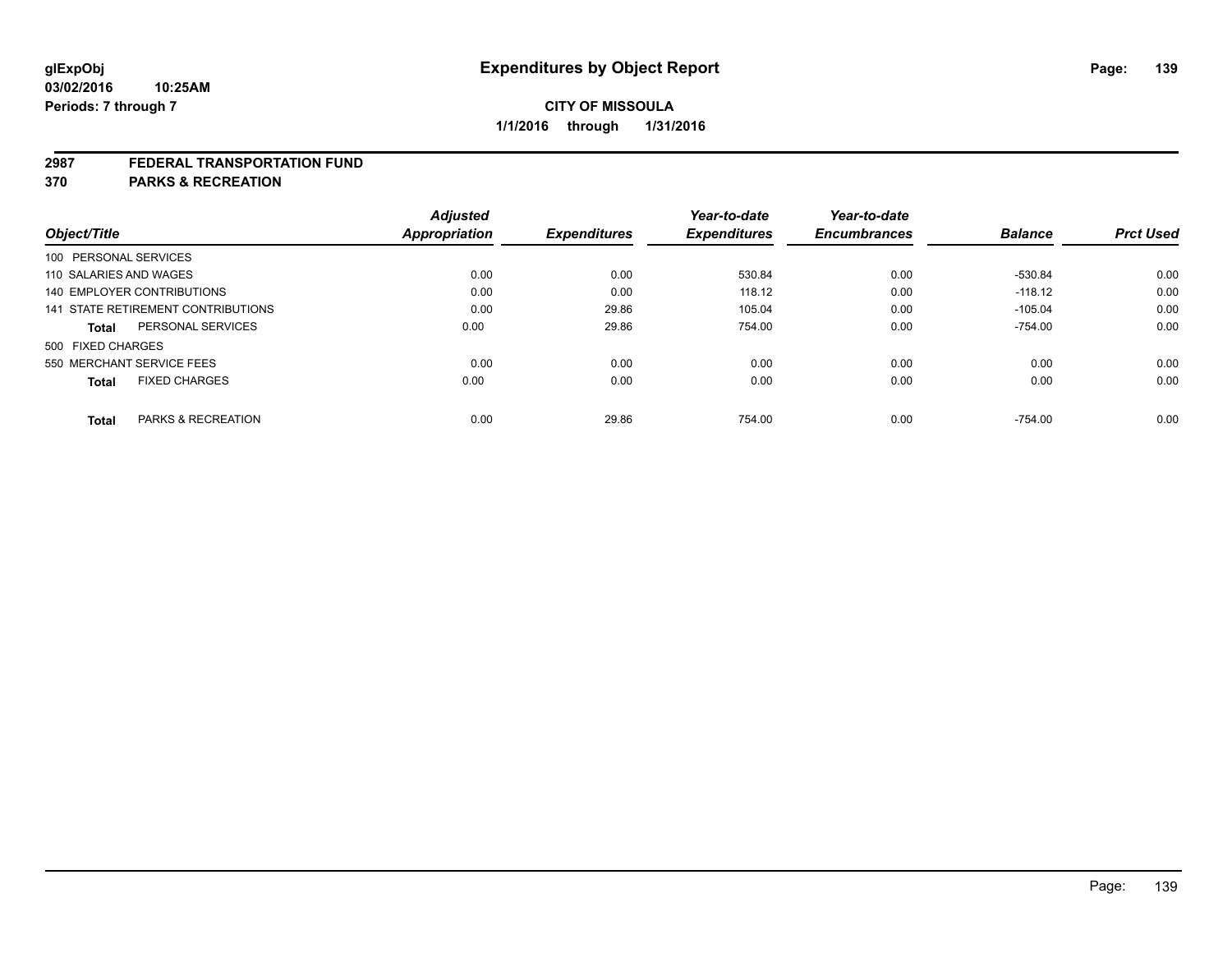**glExpObj** 
**03/02/2016 10:25AM** 
**Periods: 7 through 7**

# Expenditures by Object Report

**CITY OF MISSOULA**
**1/1/2016 through 1/31/2016**

## 2987 FEDERAL TRANSPORTATION FUND
## 370 PARKS & RECREATION

| Object/Title | Adjusted Appropriation | Expenditures | Year-to-date Expenditures | Year-to-date Encumbrances | Balance | Prct Used |
|---|---|---|---|---|---|---|
| 100 PERSONAL SERVICES | | | | | | |
| 110 SALARIES AND WAGES | 0.00 | 0.00 | 530.84 | 0.00 | -530.84 | 0.00 |
| 140 EMPLOYER CONTRIBUTIONS | 0.00 | 0.00 | 118.12 | 0.00 | -118.12 | 0.00 |
| 141 STATE RETIREMENT CONTRIBUTIONS | 0.00 | 29.86 | 105.04 | 0.00 | -105.04 | 0.00 |
| **Total** PERSONAL SERVICES | 0.00 | 29.86 | 754.00 | 0.00 | -754.00 | 0.00 |
| 500 FIXED CHARGES | | | | | | |
| 550 MERCHANT SERVICE FEES | 0.00 | 0.00 | 0.00 | 0.00 | 0.00 | 0.00 |
| **Total** FIXED CHARGES | 0.00 | 0.00 | 0.00 | 0.00 | 0.00 | 0.00 |
| **Total** PARKS & RECREATION | 0.00 | 29.86 | 754.00 | 0.00 | -754.00 | 0.00 |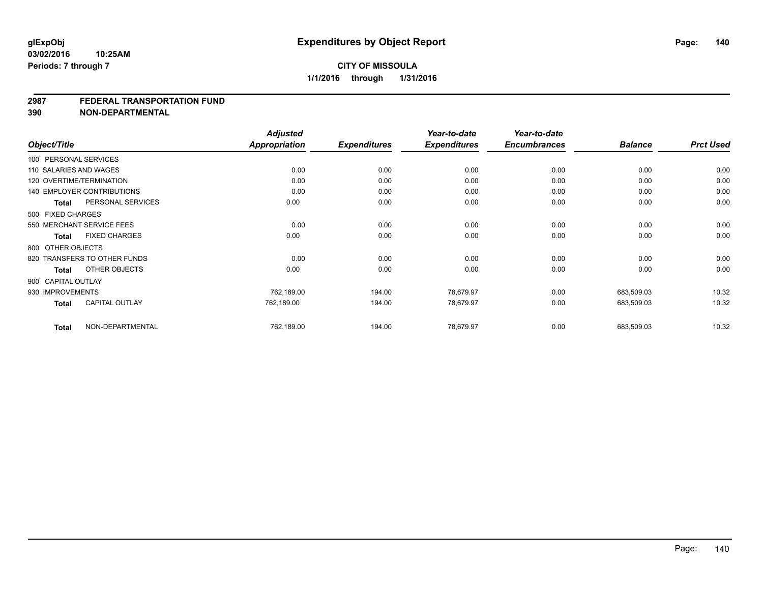glExpObj
03/02/2016 10:25AM
Periods: 7 through 7

# Expenditures by Object Report

**CITY OF MISSOULA**
**1/1/2016 through 1/31/2016**

## 2987 FEDERAL TRANSPORTATION FUND
## 390 NON-DEPARTMENTAL

| Object/Title | Adjusted Appropriation | Expenditures | Year-to-date Expenditures | Year-to-date Encumbrances | Balance | Prct Used |
|---|---|---|---|---|---|---|
| 100 PERSONAL SERVICES | | | | | | |
| 110 SALARIES AND WAGES | 0.00 | 0.00 | 0.00 | 0.00 | 0.00 | 0.00 |
| 120 OVERTIME/TERMINATION | 0.00 | 0.00 | 0.00 | 0.00 | 0.00 | 0.00 |
| 140 EMPLOYER CONTRIBUTIONS | 0.00 | 0.00 | 0.00 | 0.00 | 0.00 | 0.00 |
| **Total** PERSONAL SERVICES | 0.00 | 0.00 | 0.00 | 0.00 | 0.00 | 0.00 |
| 500 FIXED CHARGES | | | | | | |
| 550 MERCHANT SERVICE FEES | 0.00 | 0.00 | 0.00 | 0.00 | 0.00 | 0.00 |
| **Total** FIXED CHARGES | 0.00 | 0.00 | 0.00 | 0.00 | 0.00 | 0.00 |
| 800 OTHER OBJECTS | | | | | | |
| 820 TRANSFERS TO OTHER FUNDS | 0.00 | 0.00 | 0.00 | 0.00 | 0.00 | 0.00 |
| **Total** OTHER OBJECTS | 0.00 | 0.00 | 0.00 | 0.00 | 0.00 | 0.00 |
| 900 CAPITAL OUTLAY | | | | | | |
| 930 IMPROVEMENTS | 762,189.00 | 194.00 | 78,679.97 | 0.00 | 683,509.03 | 10.32 |
| **Total** CAPITAL OUTLAY | 762,189.00 | 194.00 | 78,679.97 | 0.00 | 683,509.03 | 10.32 |
| **Total** NON-DEPARTMENTAL | 762,189.00 | 194.00 | 78,679.97 | 0.00 | 683,509.03 | 10.32 |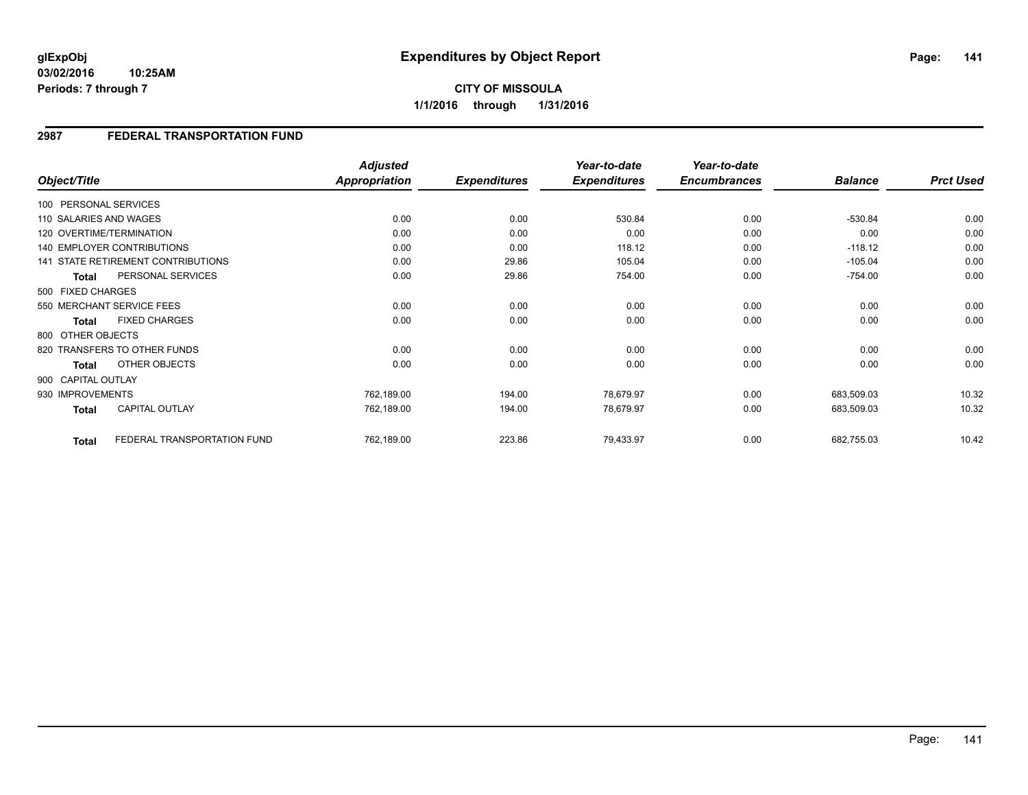**glExpObj**
**03/02/2016 10:25AM**
**Periods: 7 through 7**

# Expenditures by Object Report

**CITY OF MISSOULA**
**1/1/2016 through 1/31/2016**

## 2987 FEDERAL TRANSPORTATION FUND

| Object/Title | Adjusted Appropriation | Expenditures | Year-to-date Expenditures | Year-to-date Encumbrances | Balance | Prct Used |
|---|---|---|---|---|---|---|
| 100 PERSONAL SERVICES | | | | | | |
| 110 SALARIES AND WAGES | 0.00 | 0.00 | 530.84 | 0.00 | -530.84 | 0.00 |
| 120 OVERTIME/TERMINATION | 0.00 | 0.00 | 0.00 | 0.00 | 0.00 | 0.00 |
| 140 EMPLOYER CONTRIBUTIONS | 0.00 | 0.00 | 118.12 | 0.00 | -118.12 | 0.00 |
| 141 STATE RETIREMENT CONTRIBUTIONS | 0.00 | 29.86 | 105.04 | 0.00 | -105.04 | 0.00 |
| **Total** PERSONAL SERVICES | 0.00 | 29.86 | 754.00 | 0.00 | -754.00 | 0.00 |
| 500 FIXED CHARGES | | | | | | |
| 550 MERCHANT SERVICE FEES | 0.00 | 0.00 | 0.00 | 0.00 | 0.00 | 0.00 |
| **Total** FIXED CHARGES | 0.00 | 0.00 | 0.00 | 0.00 | 0.00 | 0.00 |
| 800 OTHER OBJECTS | | | | | | |
| 820 TRANSFERS TO OTHER FUNDS | 0.00 | 0.00 | 0.00 | 0.00 | 0.00 | 0.00 |
| **Total** OTHER OBJECTS | 0.00 | 0.00 | 0.00 | 0.00 | 0.00 | 0.00 |
| 900 CAPITAL OUTLAY | | | | | | |
| 930 IMPROVEMENTS | 762,189.00 | 194.00 | 78,679.97 | 0.00 | 683,509.03 | 10.32 |
| **Total** CAPITAL OUTLAY | 762,189.00 | 194.00 | 78,679.97 | 0.00 | 683,509.03 | 10.32 |
| **Total** FEDERAL TRANSPORTATION FUND | 762,189.00 | 223.86 | 79,433.97 | 0.00 | 682,755.03 | 10.42 |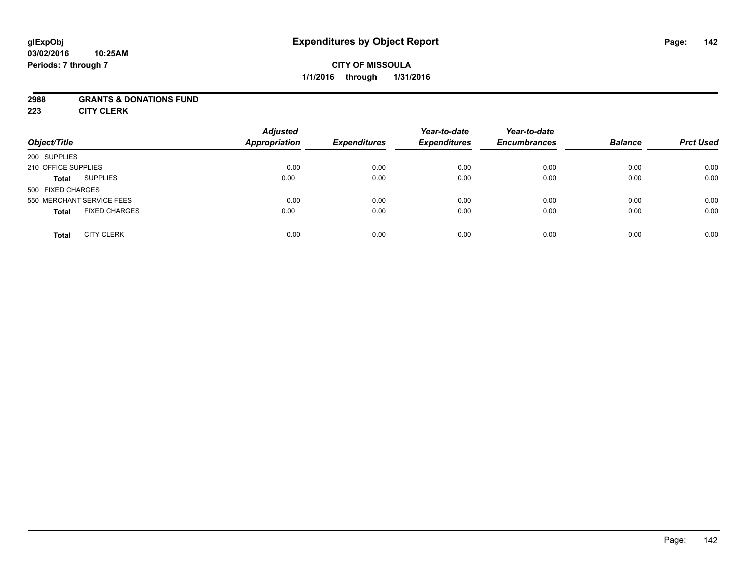# Expenditures by Object Report

glExpObj
03/02/2016 10:25AM
Periods: 7 through 7

**CITY OF MISSOULA**
**1/1/2016 through 1/31/2016**

**2988 GRANTS & DONATIONS FUND**
**223 CITY CLERK**

| Object/Title | | Adjusted Appropriation | Expenditures | Year-to-date Expenditures | Year-to-date Encumbrances | Balance | Prct Used |
|---|---|---|---|---|---|---|---|
| 200 SUPPLIES | | | | | | | |
| 210 OFFICE SUPPLIES | | 0.00 | 0.00 | 0.00 | 0.00 | 0.00 | 0.00 |
| **Total** | SUPPLIES | 0.00 | 0.00 | 0.00 | 0.00 | 0.00 | 0.00 |
| 500 FIXED CHARGES | | | | | | | |
| 550 MERCHANT SERVICE FEES | | 0.00 | 0.00 | 0.00 | 0.00 | 0.00 | 0.00 |
| **Total** | FIXED CHARGES | 0.00 | 0.00 | 0.00 | 0.00 | 0.00 | 0.00 |
| **Total** | CITY CLERK | 0.00 | 0.00 | 0.00 | 0.00 | 0.00 | 0.00 |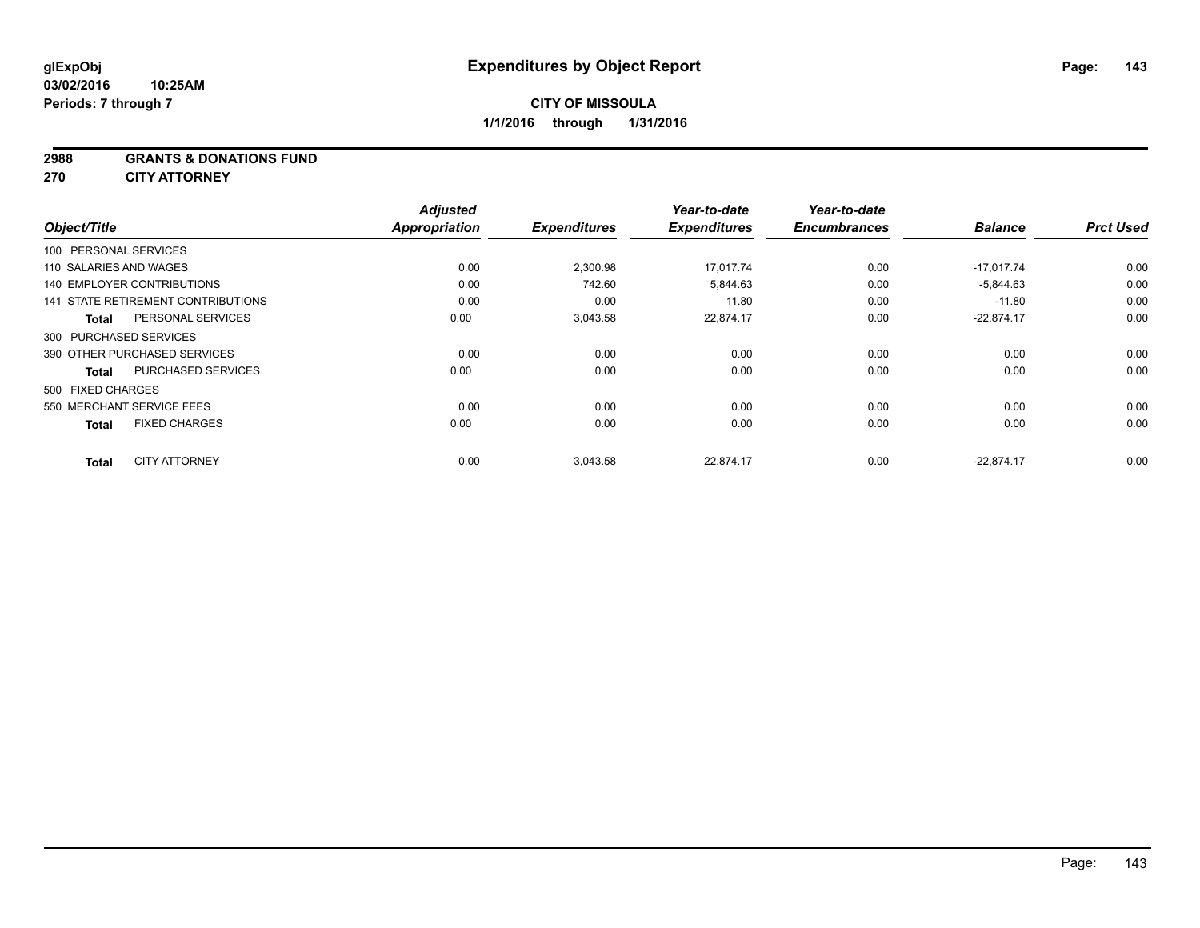**glExpObj**
**03/02/2016 10:25AM**
**Periods: 7 through 7**

# Expenditures by Object Report

**CITY OF MISSOULA**
**1/1/2016 through 1/31/2016**

**2988 GRANTS & DONATIONS FUND**
**270 CITY ATTORNEY**

| Object/Title | Adjusted Appropriation | Expenditures | Year-to-date Expenditures | Year-to-date Encumbrances | Balance | Prct Used |
|---|---|---|---|---|---|---|
| 100 PERSONAL SERVICES | | | | | | |
| 110 SALARIES AND WAGES | 0.00 | 2,300.98 | 17,017.74 | 0.00 | -17,017.74 | 0.00 |
| 140 EMPLOYER CONTRIBUTIONS | 0.00 | 742.60 | 5,844.63 | 0.00 | -5,844.63 | 0.00 |
| 141 STATE RETIREMENT CONTRIBUTIONS | 0.00 | 0.00 | 11.80 | 0.00 | -11.80 | 0.00 |
| **Total** PERSONAL SERVICES | 0.00 | 3,043.58 | 22,874.17 | 0.00 | -22,874.17 | 0.00 |
| 300 PURCHASED SERVICES | | | | | | |
| 390 OTHER PURCHASED SERVICES | 0.00 | 0.00 | 0.00 | 0.00 | 0.00 | 0.00 |
| **Total** PURCHASED SERVICES | 0.00 | 0.00 | 0.00 | 0.00 | 0.00 | 0.00 |
| 500 FIXED CHARGES | | | | | | |
| 550 MERCHANT SERVICE FEES | 0.00 | 0.00 | 0.00 | 0.00 | 0.00 | 0.00 |
| **Total** FIXED CHARGES | 0.00 | 0.00 | 0.00 | 0.00 | 0.00 | 0.00 |
| **Total** CITY ATTORNEY | 0.00 | 3,043.58 | 22,874.17 | 0.00 | -22,874.17 | 0.00 |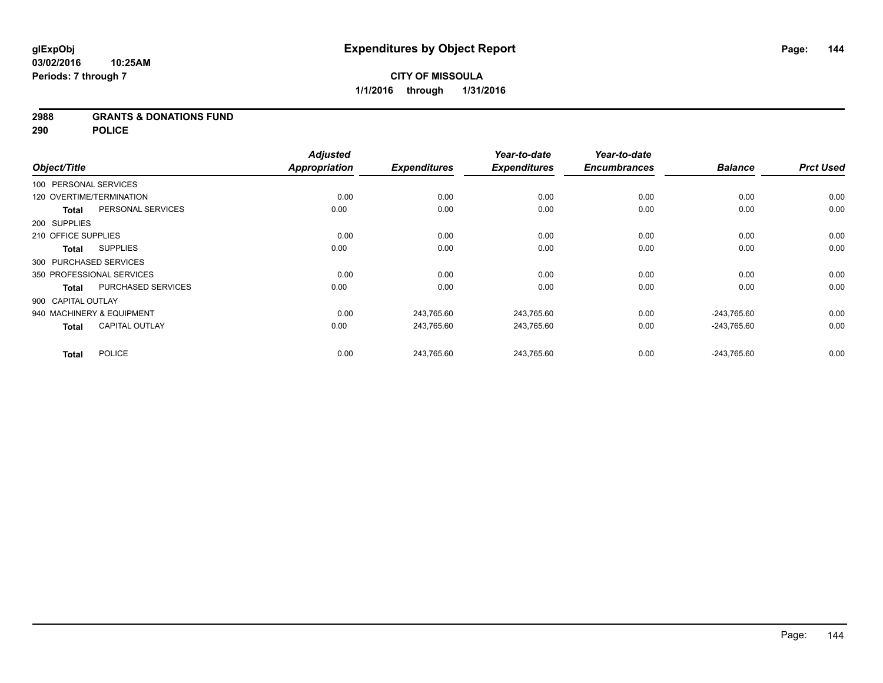glExpObj
03/02/2016 10:25AM
Periods: 7 through 7

# Expenditures by Object Report

**CITY OF MISSOULA**
**1/1/2016 through 1/31/2016**

**2988 GRANTS & DONATIONS FUND**
**290 POLICE**

| Object/Title | Adjusted Appropriation | Expenditures | Year-to-date Expenditures | Year-to-date Encumbrances | Balance | Prct Used |
|---|---|---|---|---|---|---|
| 100 PERSONAL SERVICES | | | | | | |
| 120 OVERTIME/TERMINATION | 0.00 | 0.00 | 0.00 | 0.00 | 0.00 | 0.00 |
| **Total** PERSONAL SERVICES | 0.00 | 0.00 | 0.00 | 0.00 | 0.00 | 0.00 |
| 200 SUPPLIES | | | | | | |
| 210 OFFICE SUPPLIES | 0.00 | 0.00 | 0.00 | 0.00 | 0.00 | 0.00 |
| **Total** SUPPLIES | 0.00 | 0.00 | 0.00 | 0.00 | 0.00 | 0.00 |
| 300 PURCHASED SERVICES | | | | | | |
| 350 PROFESSIONAL SERVICES | 0.00 | 0.00 | 0.00 | 0.00 | 0.00 | 0.00 |
| **Total** PURCHASED SERVICES | 0.00 | 0.00 | 0.00 | 0.00 | 0.00 | 0.00 |
| 900 CAPITAL OUTLAY | | | | | | |
| 940 MACHINERY & EQUIPMENT | 0.00 | 243,765.60 | 243,765.60 | 0.00 | -243,765.60 | 0.00 |
| **Total** CAPITAL OUTLAY | 0.00 | 243,765.60 | 243,765.60 | 0.00 | -243,765.60 | 0.00 |
| **Total** POLICE | 0.00 | 243,765.60 | 243,765.60 | 0.00 | -243,765.60 | 0.00 |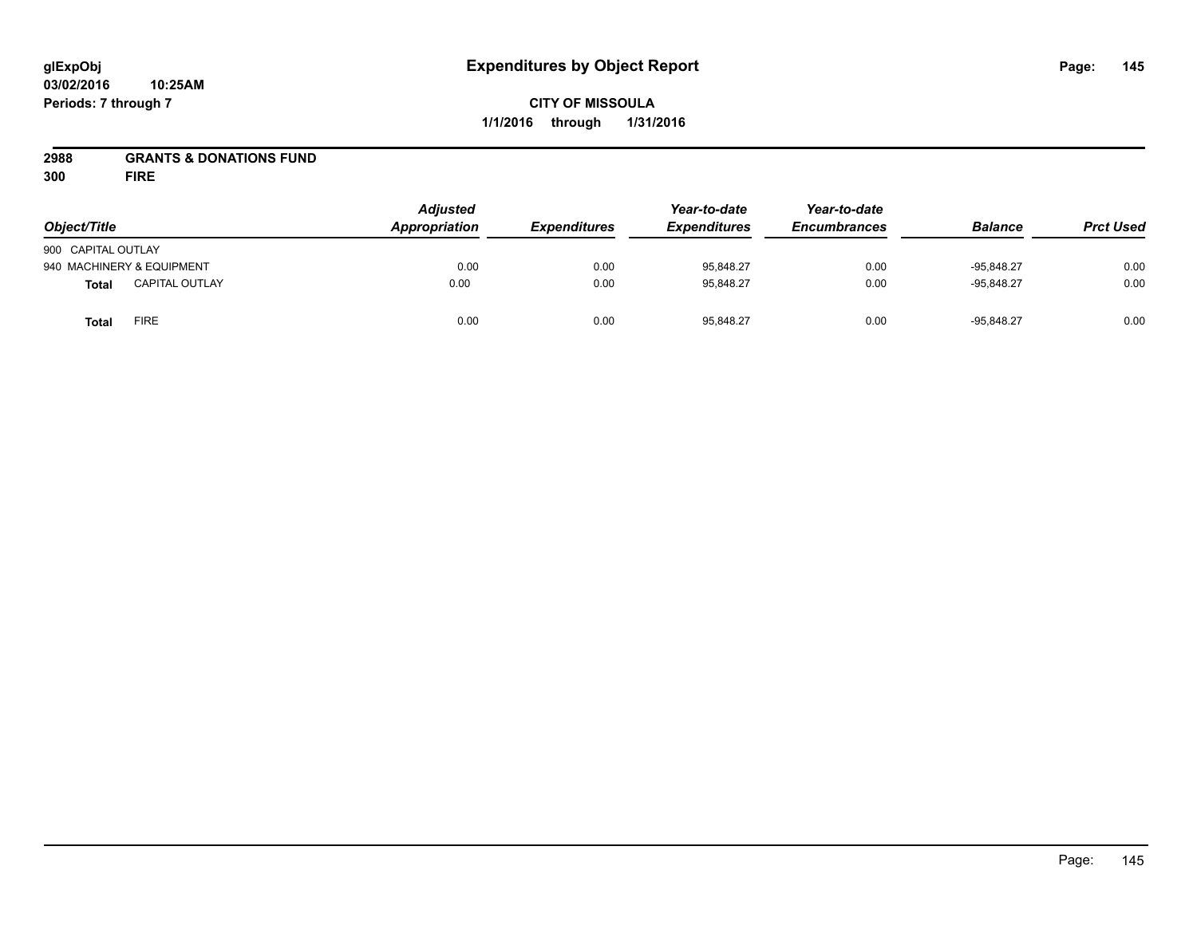glExpObj
03/02/2016 10:25AM
Periods: 7 through 7

# Expenditures by Object Report

**CITY OF MISSOULA**
**1/1/2016 through 1/31/2016**

**2988 GRANTS & DONATIONS FUND**
**300 FIRE**

| Object/Title | | Adjusted Appropriation | Expenditures | Year-to-date Expenditures | Year-to-date Encumbrances | Balance | Prct Used |
|---|---|---|---|---|---|---|---|
| 900 CAPITAL OUTLAY | | | | | | | |
| 940 MACHINERY & EQUIPMENT | | 0.00 | 0.00 | 95,848.27 | 0.00 | -95,848.27 | 0.00 |
| **Total** | CAPITAL OUTLAY | 0.00 | 0.00 | 95,848.27 | 0.00 | -95,848.27 | 0.00 |
| **Total** | FIRE | 0.00 | 0.00 | 95,848.27 | 0.00 | -95,848.27 | 0.00 |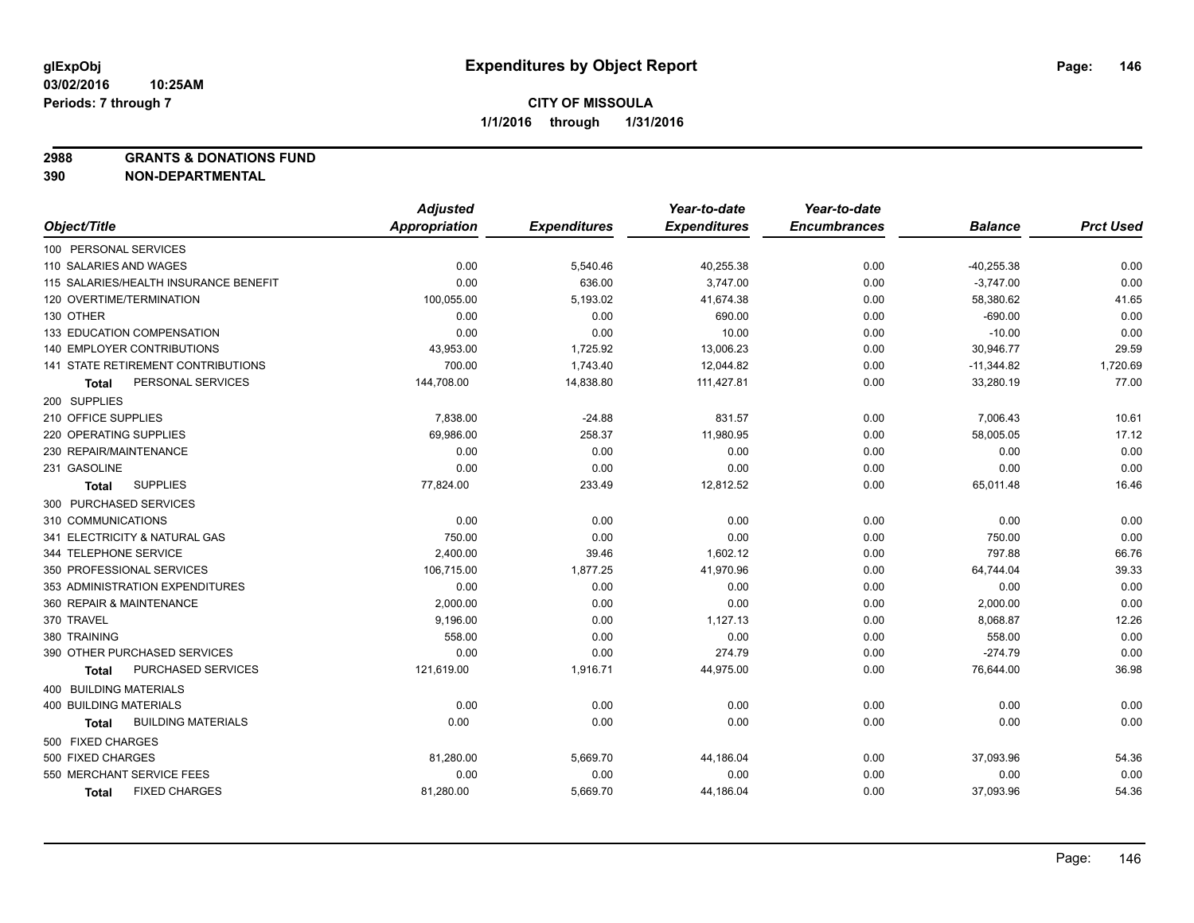**glExpObj**
**03/02/2016 10:25AM**
**Periods: 7 through 7**

# Expenditures by Object Report

**CITY OF MISSOULA**
**1/1/2016 through 1/31/2016**

**2988 GRANTS & DONATIONS FUND**
**390 NON-DEPARTMENTAL**

| Object/Title | Adjusted Appropriation | Expenditures | Year-to-date Expenditures | Year-to-date Encumbrances | Balance | Prct Used |
|---|---|---|---|---|---|---|
| 100 PERSONAL SERVICES | | | | | | |
| 110 SALARIES AND WAGES | 0.00 | 5,540.46 | 40,255.38 | 0.00 | -40,255.38 | 0.00 |
| 115 SALARIES/HEALTH INSURANCE BENEFIT | 0.00 | 636.00 | 3,747.00 | 0.00 | -3,747.00 | 0.00 |
| 120 OVERTIME/TERMINATION | 100,055.00 | 5,193.02 | 41,674.38 | 0.00 | 58,380.62 | 41.65 |
| 130 OTHER | 0.00 | 0.00 | 690.00 | 0.00 | -690.00 | 0.00 |
| 133 EDUCATION COMPENSATION | 0.00 | 0.00 | 10.00 | 0.00 | -10.00 | 0.00 |
| 140 EMPLOYER CONTRIBUTIONS | 43,953.00 | 1,725.92 | 13,006.23 | 0.00 | 30,946.77 | 29.59 |
| 141 STATE RETIREMENT CONTRIBUTIONS | 700.00 | 1,743.40 | 12,044.82 | 0.00 | -11,344.82 | 1,720.69 |
| **Total** PERSONAL SERVICES | 144,708.00 | 14,838.80 | 111,427.81 | 0.00 | 33,280.19 | 77.00 |
| 200 SUPPLIES | | | | | | |
| 210 OFFICE SUPPLIES | 7,838.00 | -24.88 | 831.57 | 0.00 | 7,006.43 | 10.61 |
| 220 OPERATING SUPPLIES | 69,986.00 | 258.37 | 11,980.95 | 0.00 | 58,005.05 | 17.12 |
| 230 REPAIR/MAINTENANCE | 0.00 | 0.00 | 0.00 | 0.00 | 0.00 | 0.00 |
| 231 GASOLINE | 0.00 | 0.00 | 0.00 | 0.00 | 0.00 | 0.00 |
| **Total** SUPPLIES | 77,824.00 | 233.49 | 12,812.52 | 0.00 | 65,011.48 | 16.46 |
| 300 PURCHASED SERVICES | | | | | | |
| 310 COMMUNICATIONS | 0.00 | 0.00 | 0.00 | 0.00 | 0.00 | 0.00 |
| 341 ELECTRICITY & NATURAL GAS | 750.00 | 0.00 | 0.00 | 0.00 | 750.00 | 0.00 |
| 344 TELEPHONE SERVICE | 2,400.00 | 39.46 | 1,602.12 | 0.00 | 797.88 | 66.76 |
| 350 PROFESSIONAL SERVICES | 106,715.00 | 1,877.25 | 41,970.96 | 0.00 | 64,744.04 | 39.33 |
| 353 ADMINISTRATION EXPENDITURES | 0.00 | 0.00 | 0.00 | 0.00 | 0.00 | 0.00 |
| 360 REPAIR & MAINTENANCE | 2,000.00 | 0.00 | 0.00 | 0.00 | 2,000.00 | 0.00 |
| 370 TRAVEL | 9,196.00 | 0.00 | 1,127.13 | 0.00 | 8,068.87 | 12.26 |
| 380 TRAINING | 558.00 | 0.00 | 0.00 | 0.00 | 558.00 | 0.00 |
| 390 OTHER PURCHASED SERVICES | 0.00 | 0.00 | 274.79 | 0.00 | -274.79 | 0.00 |
| **Total** PURCHASED SERVICES | 121,619.00 | 1,916.71 | 44,975.00 | 0.00 | 76,644.00 | 36.98 |
| 400 BUILDING MATERIALS | | | | | | |
| 400 BUILDING MATERIALS | 0.00 | 0.00 | 0.00 | 0.00 | 0.00 | 0.00 |
| **Total** BUILDING MATERIALS | 0.00 | 0.00 | 0.00 | 0.00 | 0.00 | 0.00 |
| 500 FIXED CHARGES | | | | | | |
| 500 FIXED CHARGES | 81,280.00 | 5,669.70 | 44,186.04 | 0.00 | 37,093.96 | 54.36 |
| 550 MERCHANT SERVICE FEES | 0.00 | 0.00 | 0.00 | 0.00 | 0.00 | 0.00 |
| **Total** FIXED CHARGES | 81,280.00 | 5,669.70 | 44,186.04 | 0.00 | 37,093.96 | 54.36 |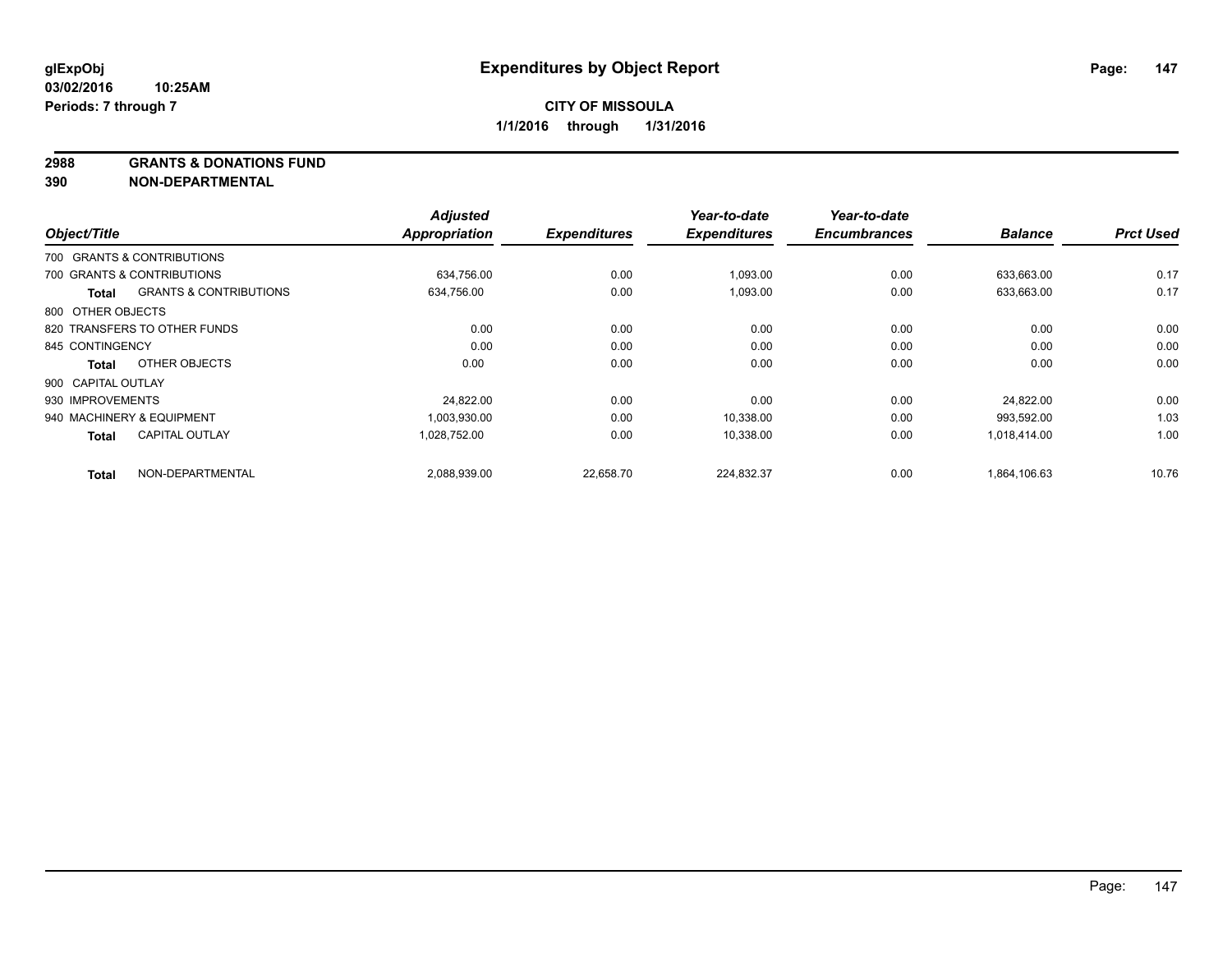**glExpObj**
**03/02/2016 10:25AM**
**Periods: 7 through 7**

# Expenditures by Object Report

**CITY OF MISSOULA**
**1/1/2016 through 1/31/2016**

**2988 GRANTS & DONATIONS FUND**
**390 NON-DEPARTMENTAL**

| Object/Title | | Adjusted Appropriation | Expenditures | Year-to-date Expenditures | Year-to-date Encumbrances | Balance | Prct Used |
|---|---|---|---|---|---|---|---|
| 700 GRANTS & CONTRIBUTIONS | | | | | | | |
| 700 GRANTS & CONTRIBUTIONS | | 634,756.00 | 0.00 | 1,093.00 | 0.00 | 633,663.00 | 0.17 |
| **Total** | GRANTS & CONTRIBUTIONS | 634,756.00 | 0.00 | 1,093.00 | 0.00 | 633,663.00 | 0.17 |
| 800 OTHER OBJECTS | | | | | | | |
| 820 TRANSFERS TO OTHER FUNDS | | 0.00 | 0.00 | 0.00 | 0.00 | 0.00 | 0.00 |
| 845 CONTINGENCY | | 0.00 | 0.00 | 0.00 | 0.00 | 0.00 | 0.00 |
| **Total** | OTHER OBJECTS | 0.00 | 0.00 | 0.00 | 0.00 | 0.00 | 0.00 |
| 900 CAPITAL OUTLAY | | | | | | | |
| 930 IMPROVEMENTS | | 24,822.00 | 0.00 | 0.00 | 0.00 | 24,822.00 | 0.00 |
| 940 MACHINERY & EQUIPMENT | | 1,003,930.00 | 0.00 | 10,338.00 | 0.00 | 993,592.00 | 1.03 |
| **Total** | CAPITAL OUTLAY | 1,028,752.00 | 0.00 | 10,338.00 | 0.00 | 1,018,414.00 | 1.00 |
| **Total** | NON-DEPARTMENTAL | 2,088,939.00 | 22,658.70 | 224,832.37 | 0.00 | 1,864,106.63 | 10.76 |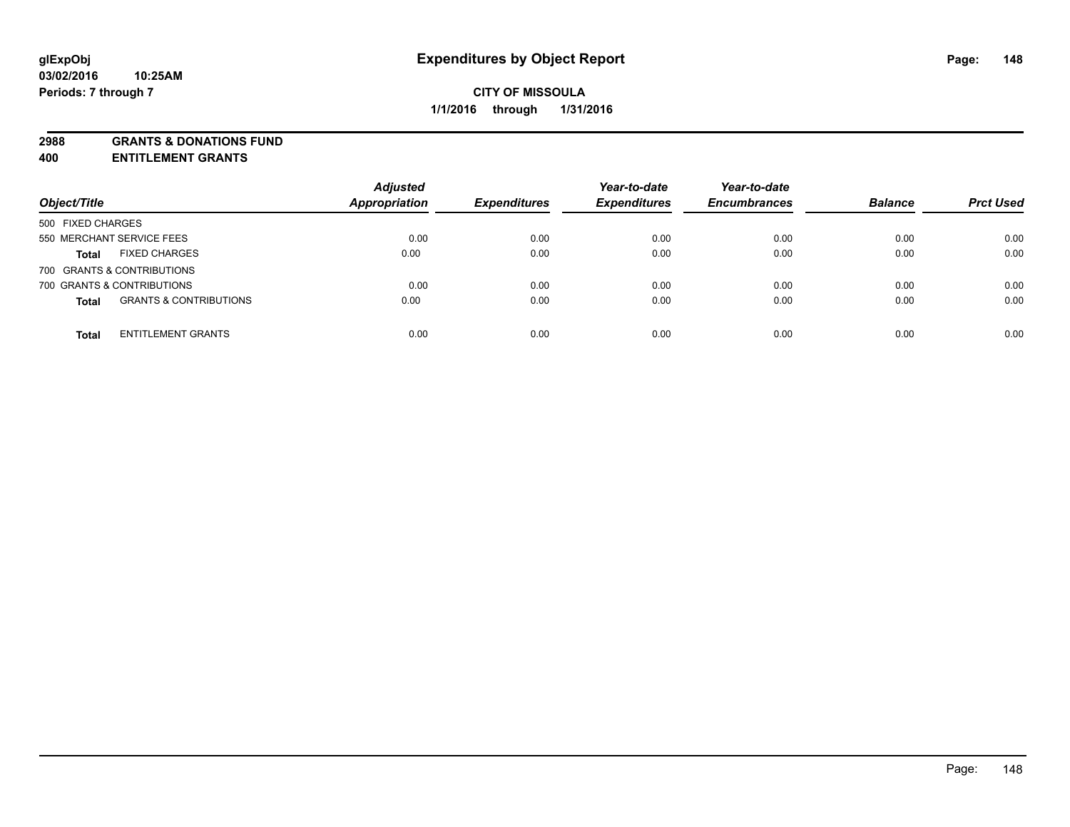# Expenditures by Object Report

glExpObj
03/02/2016 10:25AM
Periods: 7 through 7

**CITY OF MISSOULA**
**1/1/2016 through 1/31/2016**

**2988 GRANTS & DONATIONS FUND**
**400 ENTITLEMENT GRANTS**

| Object/Title | | Adjusted Appropriation | Expenditures | Year-to-date Expenditures | Year-to-date Encumbrances | Balance | Prct Used |
|---|---|---|---|---|---|---|---|
| 500 FIXED CHARGES | | | | | | | |
| 550 MERCHANT SERVICE FEES | | 0.00 | 0.00 | 0.00 | 0.00 | 0.00 | 0.00 |
| **Total** | FIXED CHARGES | 0.00 | 0.00 | 0.00 | 0.00 | 0.00 | 0.00 |
| 700 GRANTS & CONTRIBUTIONS | | | | | | | |
| 700 GRANTS & CONTRIBUTIONS | | 0.00 | 0.00 | 0.00 | 0.00 | 0.00 | 0.00 |
| **Total** | GRANTS & CONTRIBUTIONS | 0.00 | 0.00 | 0.00 | 0.00 | 0.00 | 0.00 |
| **Total** | ENTITLEMENT GRANTS | 0.00 | 0.00 | 0.00 | 0.00 | 0.00 | 0.00 |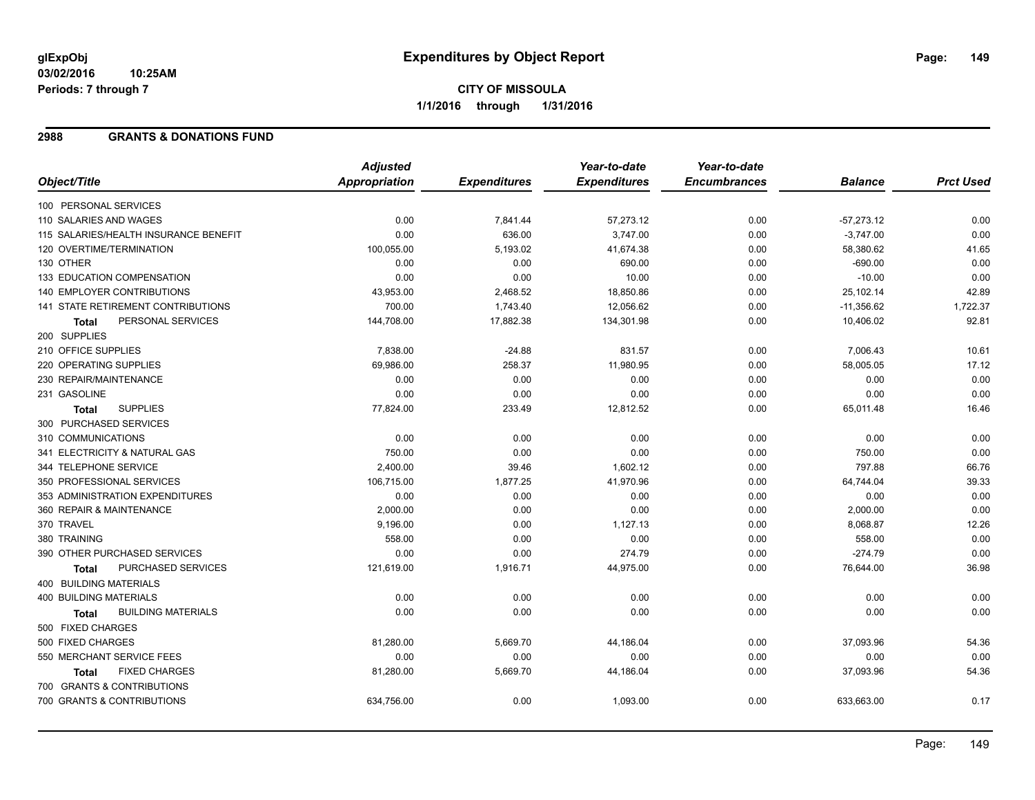**glExpObj**
**03/02/2016 10:25AM**
**Periods: 7 through 7**

# Expenditures by Object Report

**CITY OF MISSOULA**
**1/1/2016 through 1/31/2016**

## 2988 GRANTS & DONATIONS FUND

| Object/Title | Adjusted Appropriation | Expenditures | Year-to-date Expenditures | Year-to-date Encumbrances | Balance | Prct Used |
|---|---|---|---|---|---|---|
| 100 PERSONAL SERVICES | | | | | | |
| 110 SALARIES AND WAGES | 0.00 | 7,841.44 | 57,273.12 | 0.00 | -57,273.12 | 0.00 |
| 115 SALARIES/HEALTH INSURANCE BENEFIT | 0.00 | 636.00 | 3,747.00 | 0.00 | -3,747.00 | 0.00 |
| 120 OVERTIME/TERMINATION | 100,055.00 | 5,193.02 | 41,674.38 | 0.00 | 58,380.62 | 41.65 |
| 130 OTHER | 0.00 | 0.00 | 690.00 | 0.00 | -690.00 | 0.00 |
| 133 EDUCATION COMPENSATION | 0.00 | 0.00 | 10.00 | 0.00 | -10.00 | 0.00 |
| 140 EMPLOYER CONTRIBUTIONS | 43,953.00 | 2,468.52 | 18,850.86 | 0.00 | 25,102.14 | 42.89 |
| 141 STATE RETIREMENT CONTRIBUTIONS | 700.00 | 1,743.40 | 12,056.62 | 0.00 | -11,356.62 | 1,722.37 |
| **Total** PERSONAL SERVICES | 144,708.00 | 17,882.38 | 134,301.98 | 0.00 | 10,406.02 | 92.81 |
| 200 SUPPLIES | | | | | | |
| 210 OFFICE SUPPLIES | 7,838.00 | -24.88 | 831.57 | 0.00 | 7,006.43 | 10.61 |
| 220 OPERATING SUPPLIES | 69,986.00 | 258.37 | 11,980.95 | 0.00 | 58,005.05 | 17.12 |
| 230 REPAIR/MAINTENANCE | 0.00 | 0.00 | 0.00 | 0.00 | 0.00 | 0.00 |
| 231 GASOLINE | 0.00 | 0.00 | 0.00 | 0.00 | 0.00 | 0.00 |
| **Total** SUPPLIES | 77,824.00 | 233.49 | 12,812.52 | 0.00 | 65,011.48 | 16.46 |
| 300 PURCHASED SERVICES | | | | | | |
| 310 COMMUNICATIONS | 0.00 | 0.00 | 0.00 | 0.00 | 0.00 | 0.00 |
| 341 ELECTRICITY & NATURAL GAS | 750.00 | 0.00 | 0.00 | 0.00 | 750.00 | 0.00 |
| 344 TELEPHONE SERVICE | 2,400.00 | 39.46 | 1,602.12 | 0.00 | 797.88 | 66.76 |
| 350 PROFESSIONAL SERVICES | 106,715.00 | 1,877.25 | 41,970.96 | 0.00 | 64,744.04 | 39.33 |
| 353 ADMINISTRATION EXPENDITURES | 0.00 | 0.00 | 0.00 | 0.00 | 0.00 | 0.00 |
| 360 REPAIR & MAINTENANCE | 2,000.00 | 0.00 | 0.00 | 0.00 | 2,000.00 | 0.00 |
| 370 TRAVEL | 9,196.00 | 0.00 | 1,127.13 | 0.00 | 8,068.87 | 12.26 |
| 380 TRAINING | 558.00 | 0.00 | 0.00 | 0.00 | 558.00 | 0.00 |
| 390 OTHER PURCHASED SERVICES | 0.00 | 0.00 | 274.79 | 0.00 | -274.79 | 0.00 |
| **Total** PURCHASED SERVICES | 121,619.00 | 1,916.71 | 44,975.00 | 0.00 | 76,644.00 | 36.98 |
| 400 BUILDING MATERIALS | | | | | | |
| 400 BUILDING MATERIALS | 0.00 | 0.00 | 0.00 | 0.00 | 0.00 | 0.00 |
| **Total** BUILDING MATERIALS | 0.00 | 0.00 | 0.00 | 0.00 | 0.00 | 0.00 |
| 500 FIXED CHARGES | | | | | | |
| 500 FIXED CHARGES | 81,280.00 | 5,669.70 | 44,186.04 | 0.00 | 37,093.96 | 54.36 |
| 550 MERCHANT SERVICE FEES | 0.00 | 0.00 | 0.00 | 0.00 | 0.00 | 0.00 |
| **Total** FIXED CHARGES | 81,280.00 | 5,669.70 | 44,186.04 | 0.00 | 37,093.96 | 54.36 |
| 700 GRANTS & CONTRIBUTIONS | | | | | | |
| 700 GRANTS & CONTRIBUTIONS | 634,756.00 | 0.00 | 1,093.00 | 0.00 | 633,663.00 | 0.17 |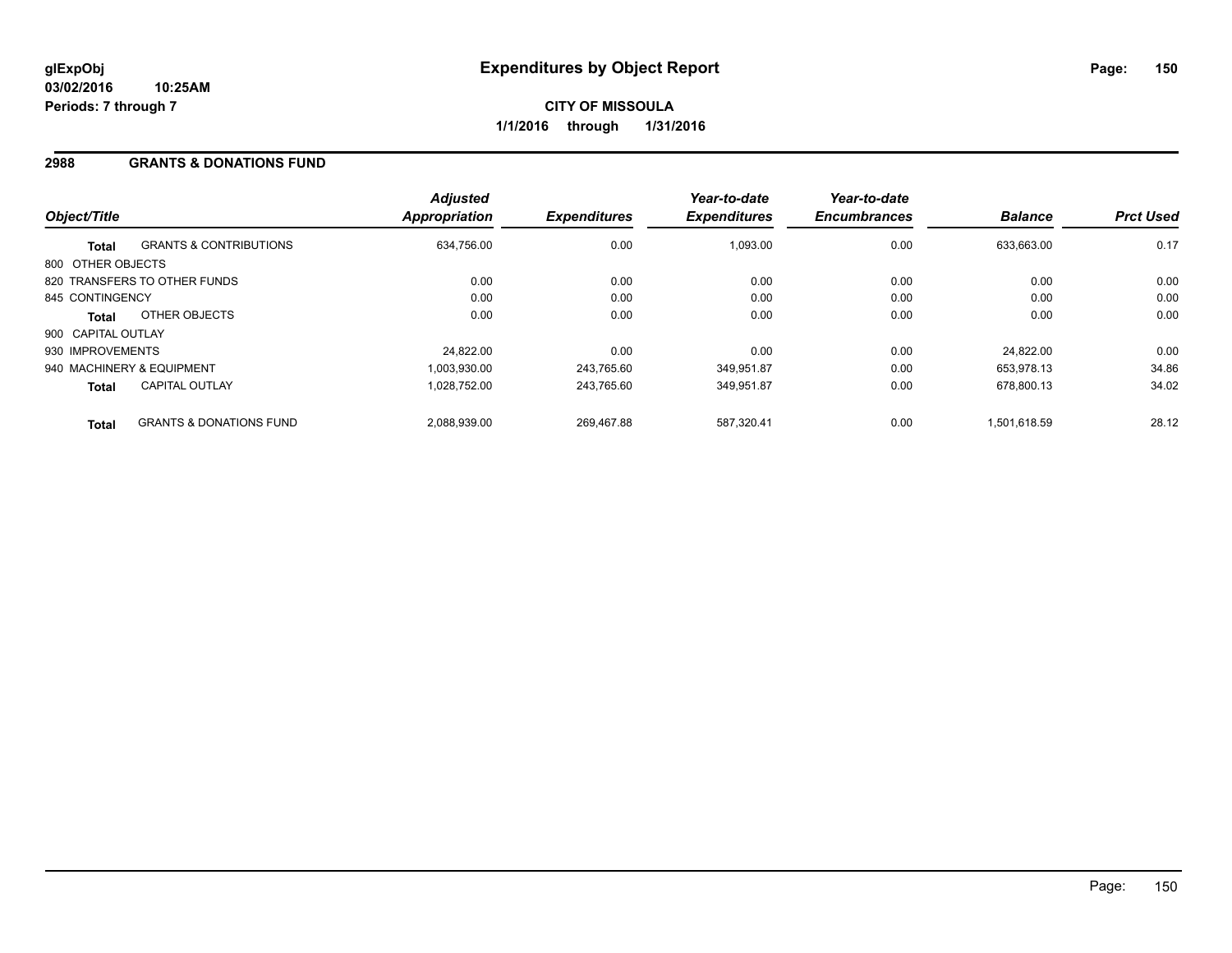# Expenditures by Object Report

glExpObj
03/02/2016 10:25AM
Periods: 7 through 7

**CITY OF MISSOULA**
**1/1/2016 through 1/31/2016**

## 2988 GRANTS & DONATIONS FUND

| Object/Title | | Adjusted Appropriation | Expenditures | Year-to-date Expenditures | Year-to-date Encumbrances | Balance | Prct Used |
|---|---|---|---|---|---|---|---|
| **Total** | GRANTS & CONTRIBUTIONS | 634,756.00 | 0.00 | 1,093.00 | 0.00 | 633,663.00 | 0.17 |
| 800 OTHER OBJECTS | | | | | | | |
| 820 TRANSFERS TO OTHER FUNDS | | 0.00 | 0.00 | 0.00 | 0.00 | 0.00 | 0.00 |
| 845 CONTINGENCY | | 0.00 | 0.00 | 0.00 | 0.00 | 0.00 | 0.00 |
| **Total** | OTHER OBJECTS | 0.00 | 0.00 | 0.00 | 0.00 | 0.00 | 0.00 |
| 900 CAPITAL OUTLAY | | | | | | | |
| 930 IMPROVEMENTS | | 24,822.00 | 0.00 | 0.00 | 0.00 | 24,822.00 | 0.00 |
| 940 MACHINERY & EQUIPMENT | | 1,003,930.00 | 243,765.60 | 349,951.87 | 0.00 | 653,978.13 | 34.86 |
| **Total** | CAPITAL OUTLAY | 1,028,752.00 | 243,765.60 | 349,951.87 | 0.00 | 678,800.13 | 34.02 |
| **Total** | GRANTS & DONATIONS FUND | 2,088,939.00 | 269,467.88 | 587,320.41 | 0.00 | 1,501,618.59 | 28.12 |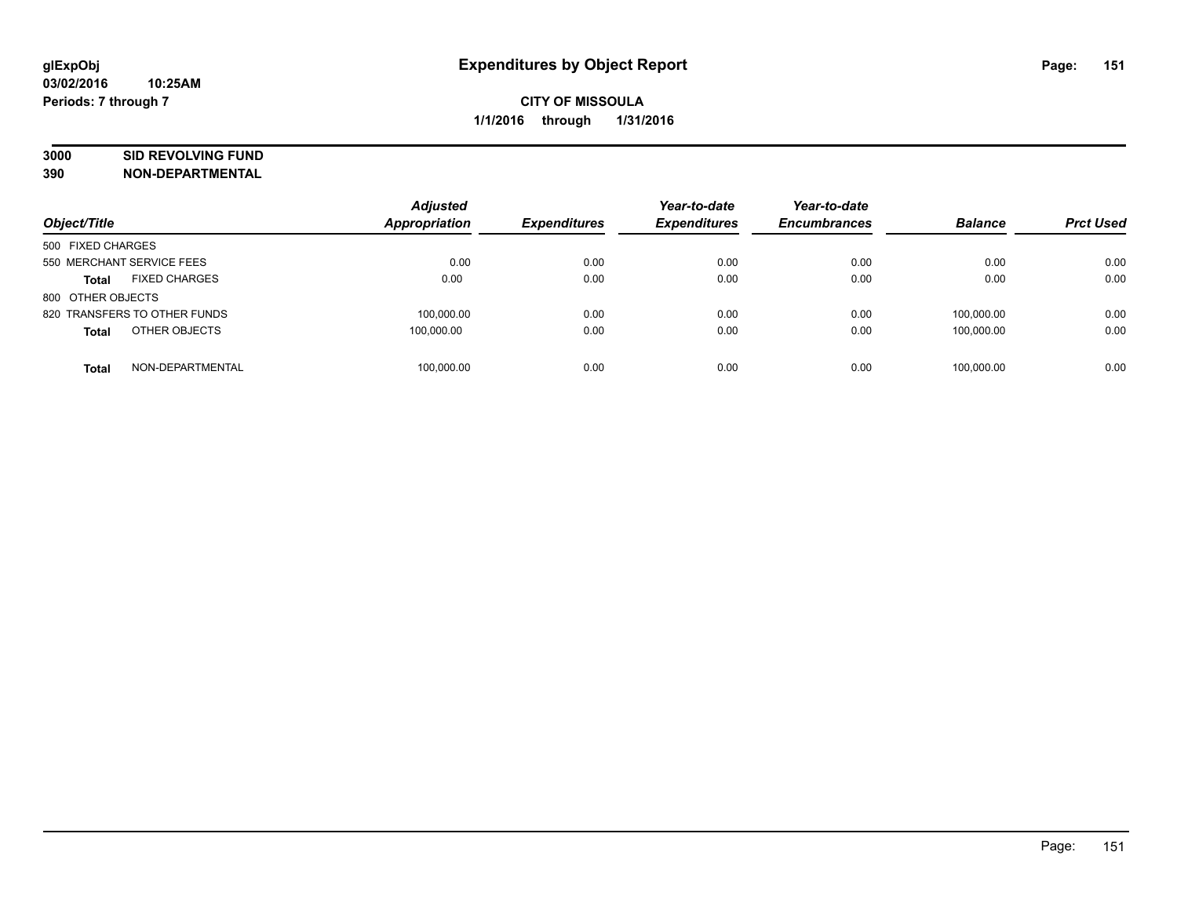**glExpObj** **Expenditures by Object Report**

**03/02/2016 10:25AM**

**Periods: 7 through 7**

**CITY OF MISSOULA**

**1/1/2016 through 1/31/2016**

**3000 SID REVOLVING FUND**

**390 NON-DEPARTMENTAL**

| Object/Title | | Adjusted Appropriation | Expenditures | Year-to-date Expenditures | Year-to-date Encumbrances | Balance | Prct Used |
|---|---|---|---|---|---|---|---|
| 500 FIXED CHARGES | | | | | | | |
| 550 MERCHANT SERVICE FEES | | 0.00 | 0.00 | 0.00 | 0.00 | 0.00 | 0.00 |
| **Total** | FIXED CHARGES | 0.00 | 0.00 | 0.00 | 0.00 | 0.00 | 0.00 |
| 800 OTHER OBJECTS | | | | | | | |
| 820 TRANSFERS TO OTHER FUNDS | | 100,000.00 | 0.00 | 0.00 | 0.00 | 100,000.00 | 0.00 |
| **Total** | OTHER OBJECTS | 100,000.00 | 0.00 | 0.00 | 0.00 | 100,000.00 | 0.00 |
| **Total** | NON-DEPARTMENTAL | 100,000.00 | 0.00 | 0.00 | 0.00 | 100,000.00 | 0.00 |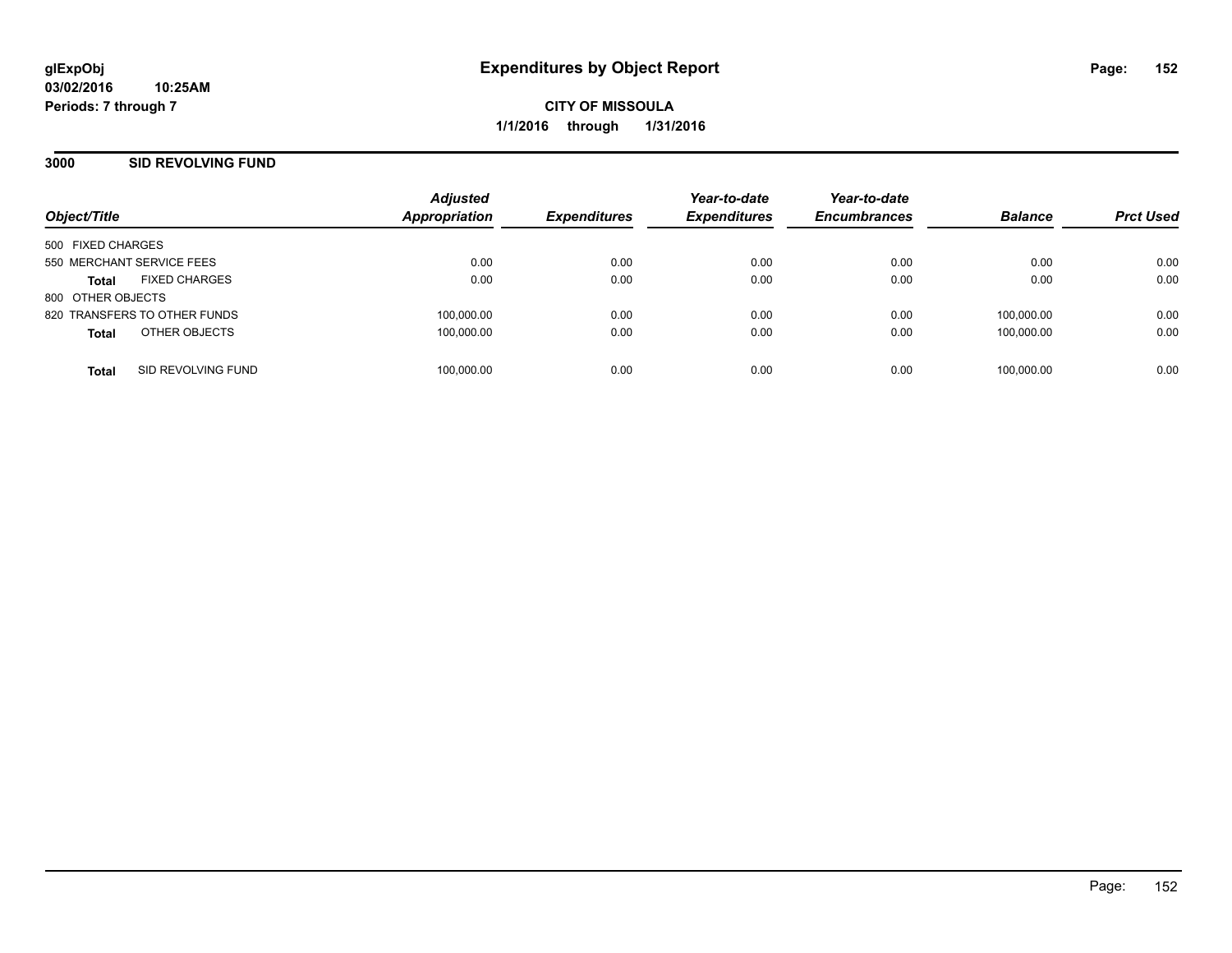**glExpObj**
**03/02/2016 10:25AM**
**Periods: 7 through 7**

# Expenditures by Object Report

**CITY OF MISSOULA**
**1/1/2016 through 1/31/2016**

## 3000 SID REVOLVING FUND

| Object/Title | Adjusted Appropriation | Expenditures | Year-to-date Expenditures | Year-to-date Encumbrances | Balance | Prct Used |
|---|---|---|---|---|---|---|
| 500 FIXED CHARGES | | | | | | |
| 550 MERCHANT SERVICE FEES | 0.00 | 0.00 | 0.00 | 0.00 | 0.00 | 0.00 |
| **Total** FIXED CHARGES | 0.00 | 0.00 | 0.00 | 0.00 | 0.00 | 0.00 |
| 800 OTHER OBJECTS | | | | | | |
| 820 TRANSFERS TO OTHER FUNDS | 100,000.00 | 0.00 | 0.00 | 0.00 | 100,000.00 | 0.00 |
| **Total** OTHER OBJECTS | 100,000.00 | 0.00 | 0.00 | 0.00 | 100,000.00 | 0.00 |
| **Total** SID REVOLVING FUND | 100,000.00 | 0.00 | 0.00 | 0.00 | 100,000.00 | 0.00 |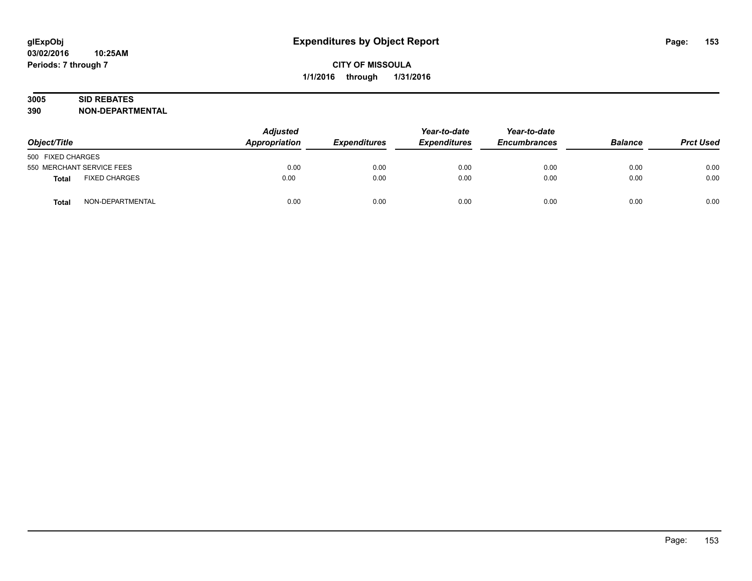**glExpObj**
**03/02/2016 10:25AM**
**Periods: 7 through 7**

# Expenditures by Object Report

**CITY OF MISSOULA**
**1/1/2016 through 1/31/2016**

**3005 SID REBATES**
**390 NON-DEPARTMENTAL**

| Object/Title | | Adjusted Appropriation | Expenditures | Year-to-date Expenditures | Year-to-date Encumbrances | Balance | Prct Used |
|---|---|---|---|---|---|---|---|
| 500 FIXED CHARGES | | | | | | | |
| 550 MERCHANT SERVICE FEES | | 0.00 | 0.00 | 0.00 | 0.00 | 0.00 | 0.00 |
| **Total** | FIXED CHARGES | 0.00 | 0.00 | 0.00 | 0.00 | 0.00 | 0.00 |
| **Total** | NON-DEPARTMENTAL | 0.00 | 0.00 | 0.00 | 0.00 | 0.00 | 0.00 |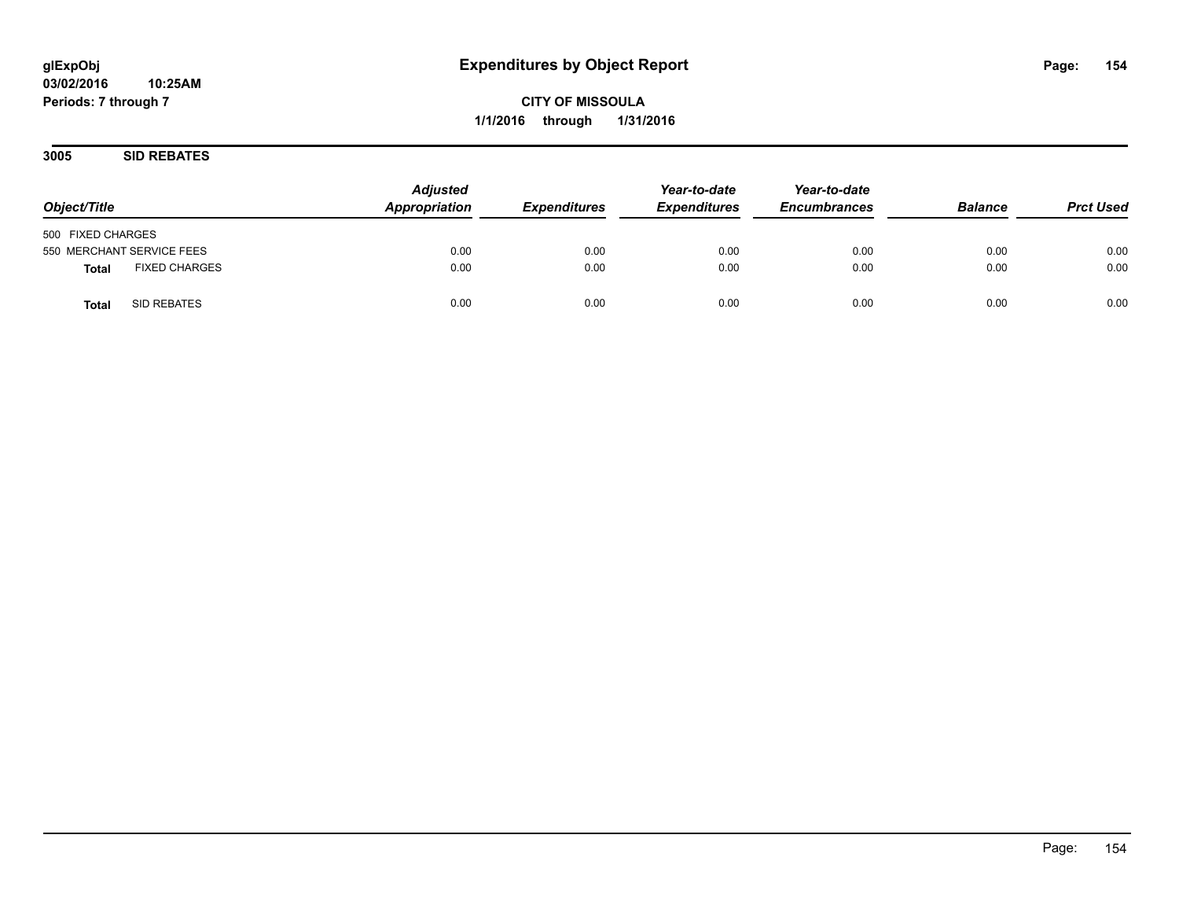# Expenditures by Object Report

glExpObj
03/02/2016 10:25AM
Periods: 7 through 7

**CITY OF MISSOULA**
**1/1/2016 through 1/31/2016**

## 3005 SID REBATES

| Object/Title | Adjusted Appropriation | Expenditures | Year-to-date Expenditures | Year-to-date Encumbrances | Balance | Prct Used |
|---|---|---|---|---|---|---|
| 500 FIXED CHARGES | | | | | | |
| 550 MERCHANT SERVICE FEES | 0.00 | 0.00 | 0.00 | 0.00 | 0.00 | 0.00 |
| **Total** FIXED CHARGES | 0.00 | 0.00 | 0.00 | 0.00 | 0.00 | 0.00 |
| **Total** SID REBATES | 0.00 | 0.00 | 0.00 | 0.00 | 0.00 | 0.00 |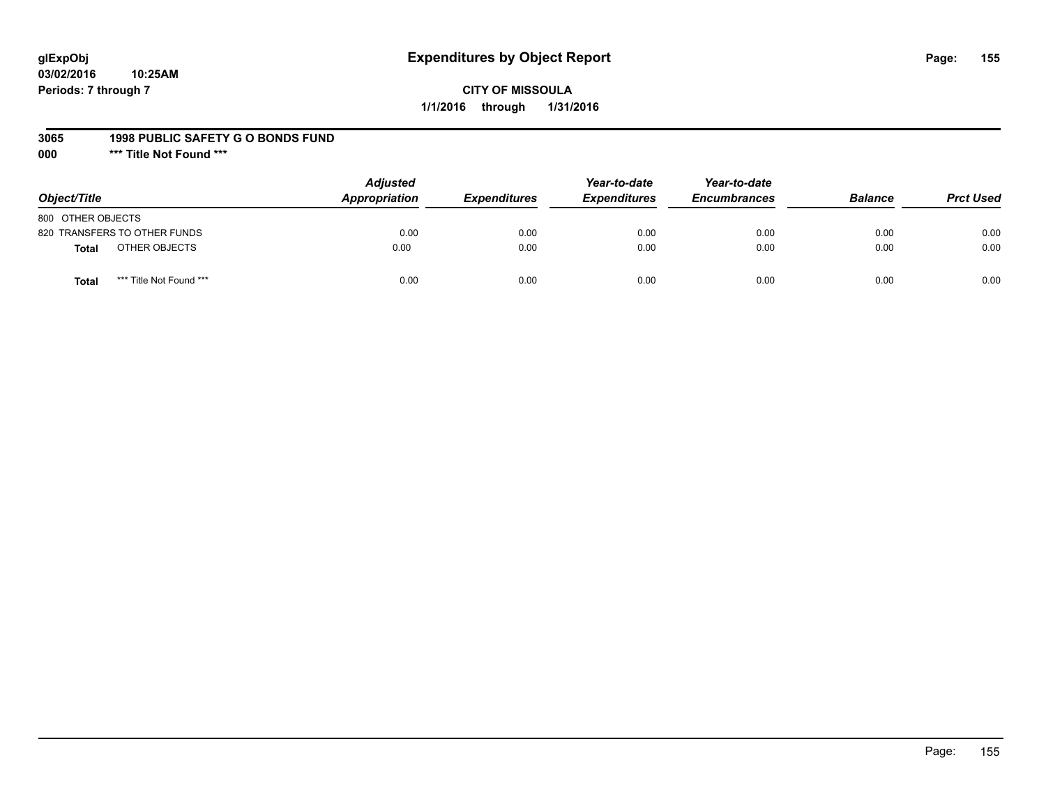**glExpObj**
**03/02/2016 10:25AM**
**Periods: 7 through 7**

# Expenditures by Object Report

**CITY OF MISSOULA**
**1/1/2016 through 1/31/2016**

**3065 1998 PUBLIC SAFETY G O BONDS FUND**
**000 \*\*\* Title Not Found \*\*\***

| Object/Title | | Adjusted Appropriation | Expenditures | Year-to-date Expenditures | Year-to-date Encumbrances | Balance | Prct Used |
|---|---|---|---|---|---|---|---|
| 800 OTHER OBJECTS | | | | | | | |
| 820 TRANSFERS TO OTHER FUNDS | | 0.00 | 0.00 | 0.00 | 0.00 | 0.00 | 0.00 |
| **Total** | OTHER OBJECTS | 0.00 | 0.00 | 0.00 | 0.00 | 0.00 | 0.00 |
| **Total** | *** Title Not Found *** | 0.00 | 0.00 | 0.00 | 0.00 | 0.00 | 0.00 |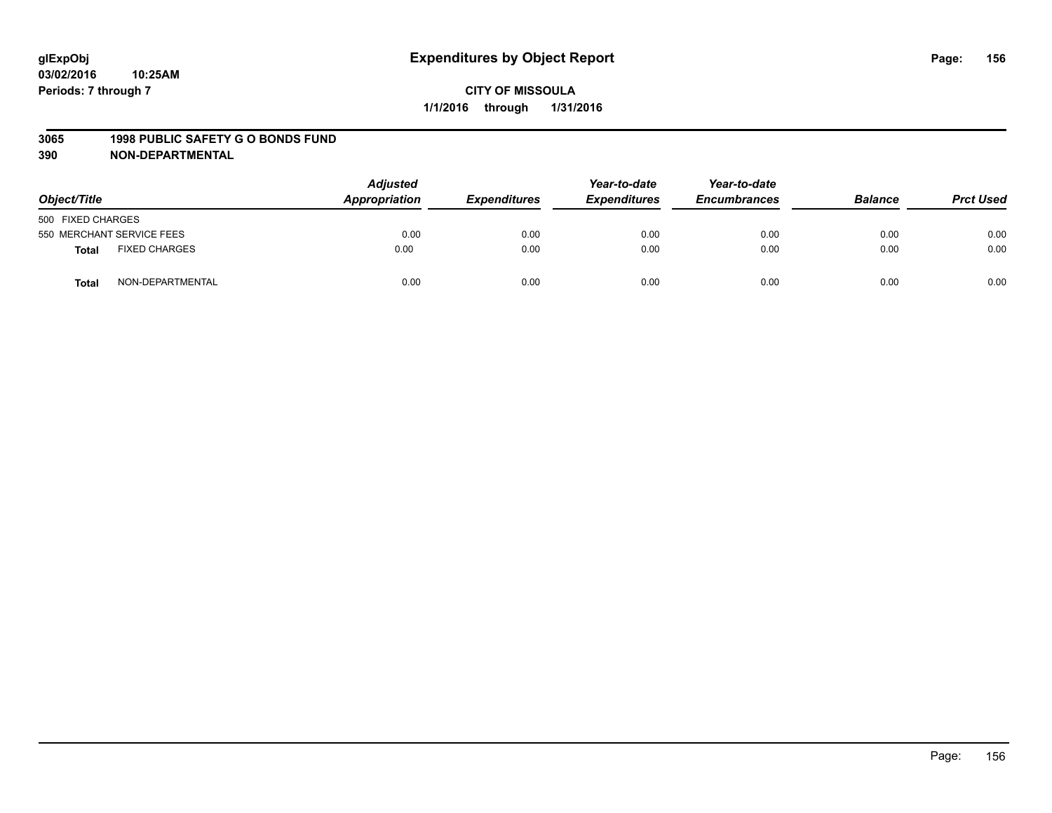# Expenditures by Object Report

glExpObj
03/02/2016 10:25AM
Periods: 7 through 7

**CITY OF MISSOULA**
**1/1/2016 through 1/31/2016**

**3065 1998 PUBLIC SAFETY G O BONDS FUND**
**390 NON-DEPARTMENTAL**

| Object/Title | | Adjusted Appropriation | Expenditures | Year-to-date Expenditures | Year-to-date Encumbrances | Balance | Prct Used |
|---|---|---|---|---|---|---|---|
| 500 FIXED CHARGES | | | | | | | |
| 550 MERCHANT SERVICE FEES | | 0.00 | 0.00 | 0.00 | 0.00 | 0.00 | 0.00 |
| **Total** | FIXED CHARGES | 0.00 | 0.00 | 0.00 | 0.00 | 0.00 | 0.00 |
| **Total** | NON-DEPARTMENTAL | 0.00 | 0.00 | 0.00 | 0.00 | 0.00 | 0.00 |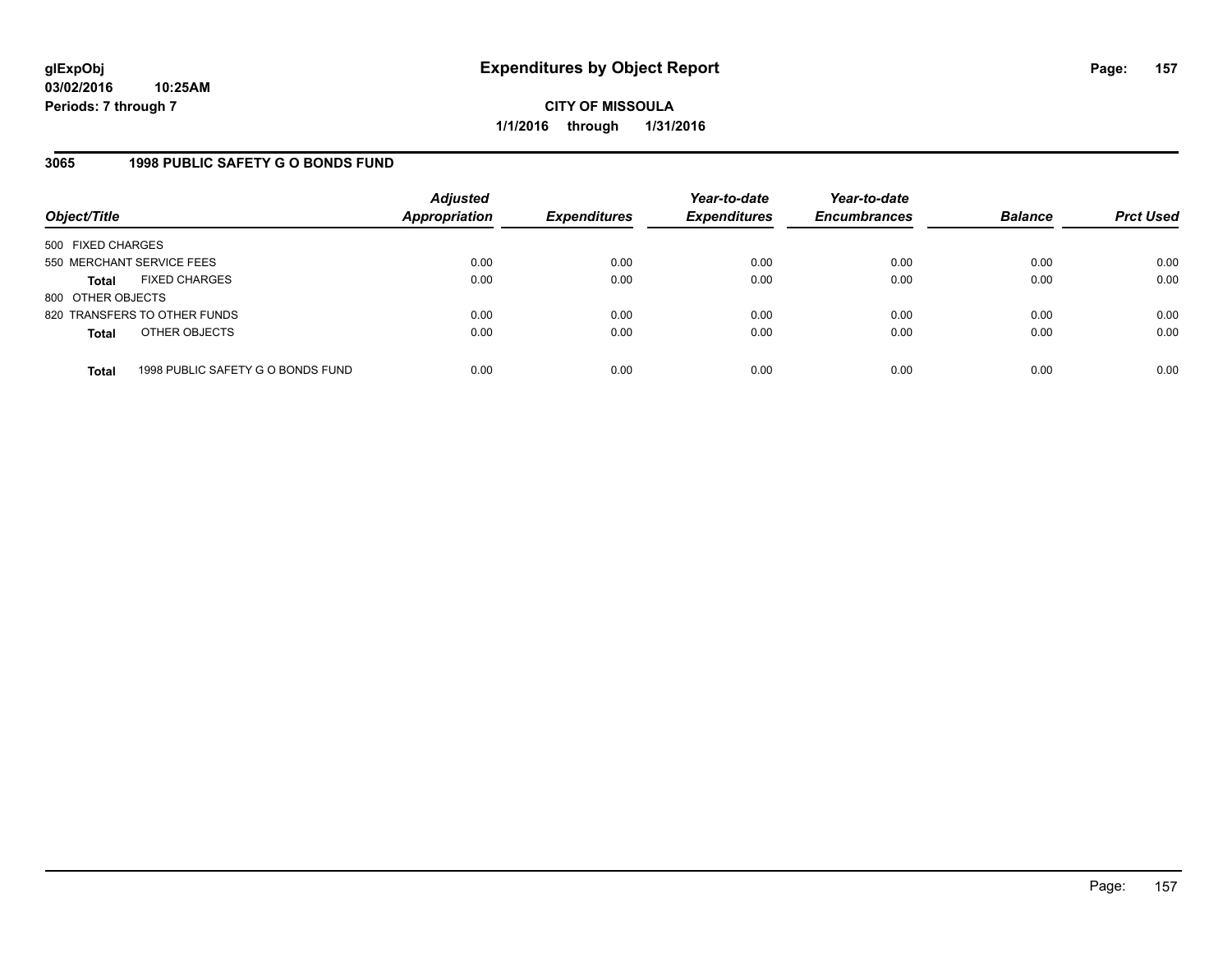**glExpObj**
**03/02/2016 10:25AM**
**Periods: 7 through 7**

# Expenditures by Object Report

**CITY OF MISSOULA**
**1/1/2016 through 1/31/2016**

## 3065 1998 PUBLIC SAFETY G O BONDS FUND

| Object/Title | Adjusted Appropriation | Expenditures | Year-to-date Expenditures | Year-to-date Encumbrances | Balance | Prct Used |
|---|---|---|---|---|---|---|
| 500 FIXED CHARGES | | | | | | |
| 550 MERCHANT SERVICE FEES | 0.00 | 0.00 | 0.00 | 0.00 | 0.00 | 0.00 |
| **Total** FIXED CHARGES | 0.00 | 0.00 | 0.00 | 0.00 | 0.00 | 0.00 |
| 800 OTHER OBJECTS | | | | | | |
| 820 TRANSFERS TO OTHER FUNDS | 0.00 | 0.00 | 0.00 | 0.00 | 0.00 | 0.00 |
| **Total** OTHER OBJECTS | 0.00 | 0.00 | 0.00 | 0.00 | 0.00 | 0.00 |
| **Total** 1998 PUBLIC SAFETY G O BONDS FUND | 0.00 | 0.00 | 0.00 | 0.00 | 0.00 | 0.00 |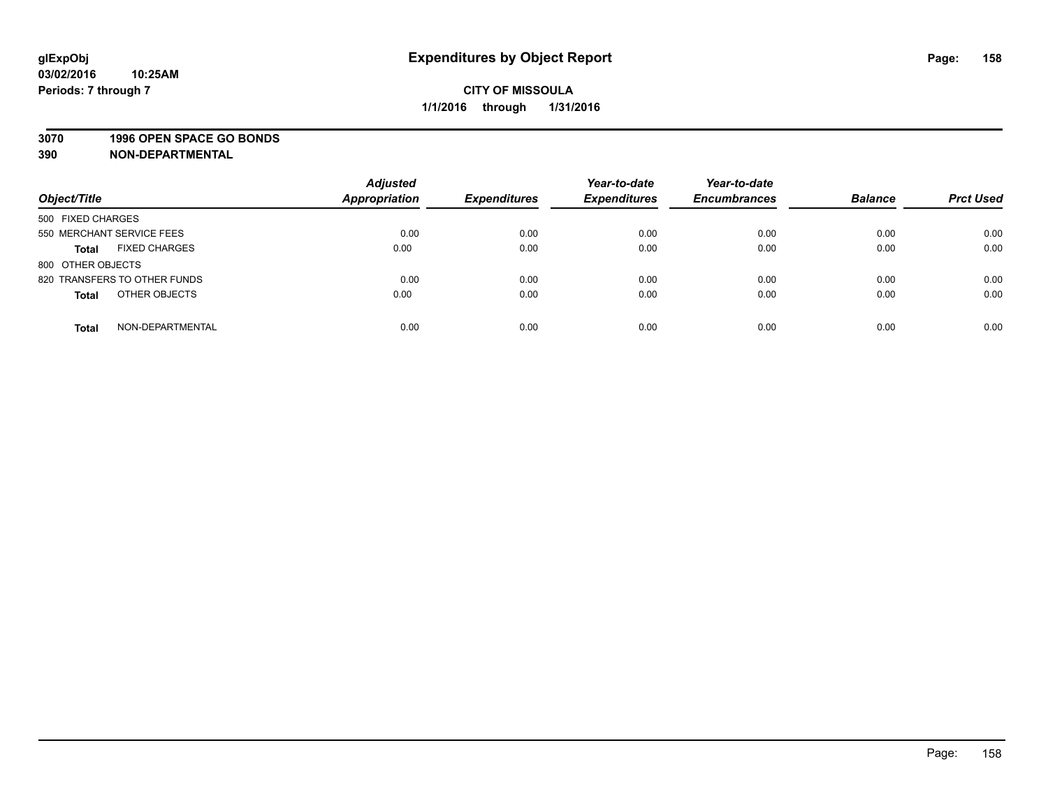**glExpObj**
**03/02/2016 10:25AM**
**Periods: 7 through 7**

# Expenditures by Object Report

**CITY OF MISSOULA**
**1/1/2016 through 1/31/2016**

**3070 1996 OPEN SPACE GO BONDS**
**390 NON-DEPARTMENTAL**

| Object/Title | Adjusted Appropriation | Expenditures | Year-to-date Expenditures | Year-to-date Encumbrances | Balance | Prct Used |
|---|---|---|---|---|---|---|
| 500 FIXED CHARGES | | | | | | |
| 550 MERCHANT SERVICE FEES | 0.00 | 0.00 | 0.00 | 0.00 | 0.00 | 0.00 |
| **Total** FIXED CHARGES | 0.00 | 0.00 | 0.00 | 0.00 | 0.00 | 0.00 |
| 800 OTHER OBJECTS | | | | | | |
| 820 TRANSFERS TO OTHER FUNDS | 0.00 | 0.00 | 0.00 | 0.00 | 0.00 | 0.00 |
| **Total** OTHER OBJECTS | 0.00 | 0.00 | 0.00 | 0.00 | 0.00 | 0.00 |
| **Total** NON-DEPARTMENTAL | 0.00 | 0.00 | 0.00 | 0.00 | 0.00 | 0.00 |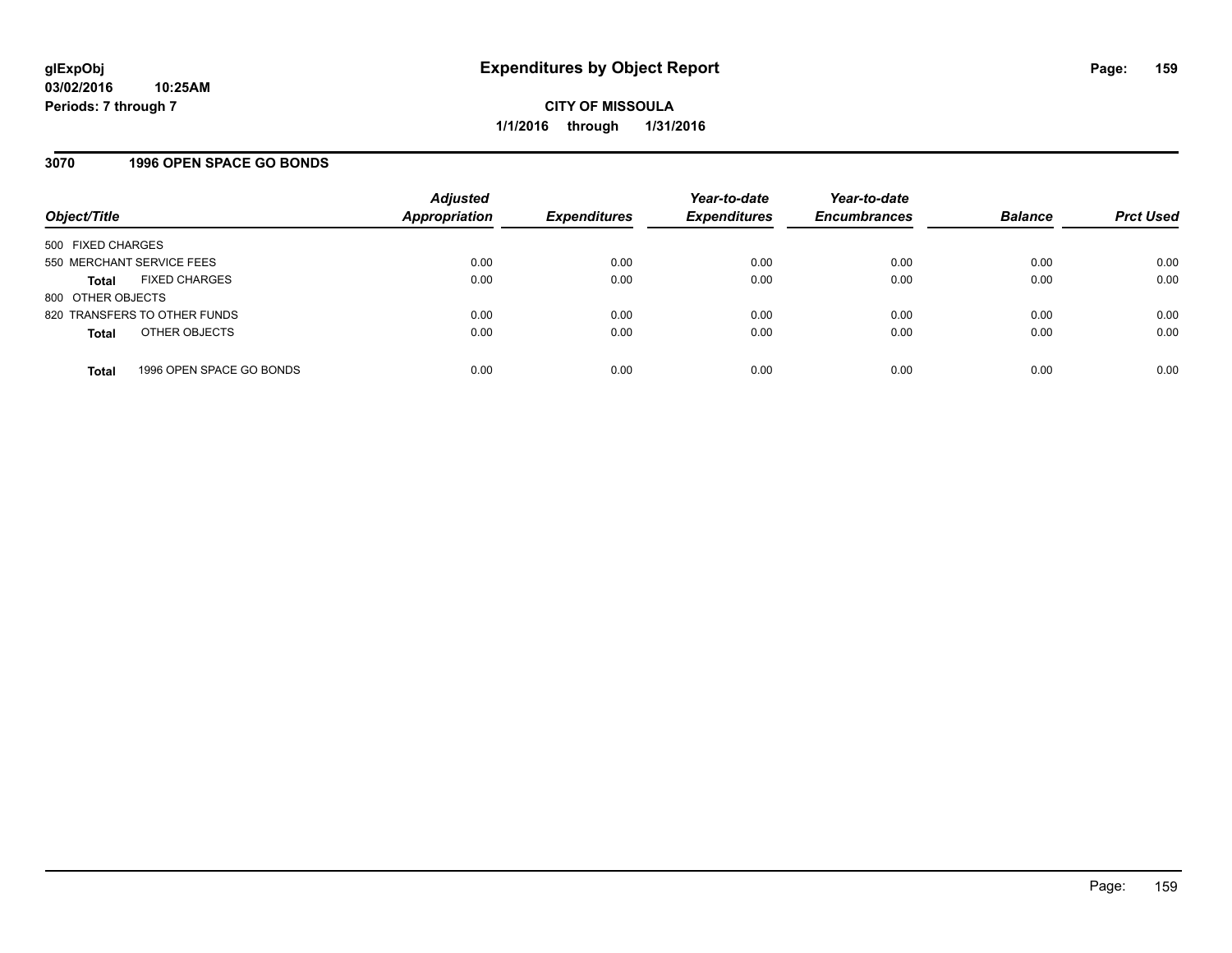**glExpObj**
**03/02/2016 10:25AM**
**Periods: 7 through 7**

# Expenditures by Object Report

**CITY OF MISSOULA**
**1/1/2016 through 1/31/2016**

## 3070 1996 OPEN SPACE GO BONDS

| Object/Title | | Adjusted Appropriation | Expenditures | Year-to-date Expenditures | Year-to-date Encumbrances | Balance | Prct Used |
|---|---|---|---|---|---|---|---|
| 500 FIXED CHARGES | | | | | | | |
| 550 MERCHANT SERVICE FEES | | 0.00 | 0.00 | 0.00 | 0.00 | 0.00 | 0.00 |
| **Total** | FIXED CHARGES | 0.00 | 0.00 | 0.00 | 0.00 | 0.00 | 0.00 |
| 800 OTHER OBJECTS | | | | | | | |
| 820 TRANSFERS TO OTHER FUNDS | | 0.00 | 0.00 | 0.00 | 0.00 | 0.00 | 0.00 |
| **Total** | OTHER OBJECTS | 0.00 | 0.00 | 0.00 | 0.00 | 0.00 | 0.00 |
| **Total** | 1996 OPEN SPACE GO BONDS | 0.00 | 0.00 | 0.00 | 0.00 | 0.00 | 0.00 |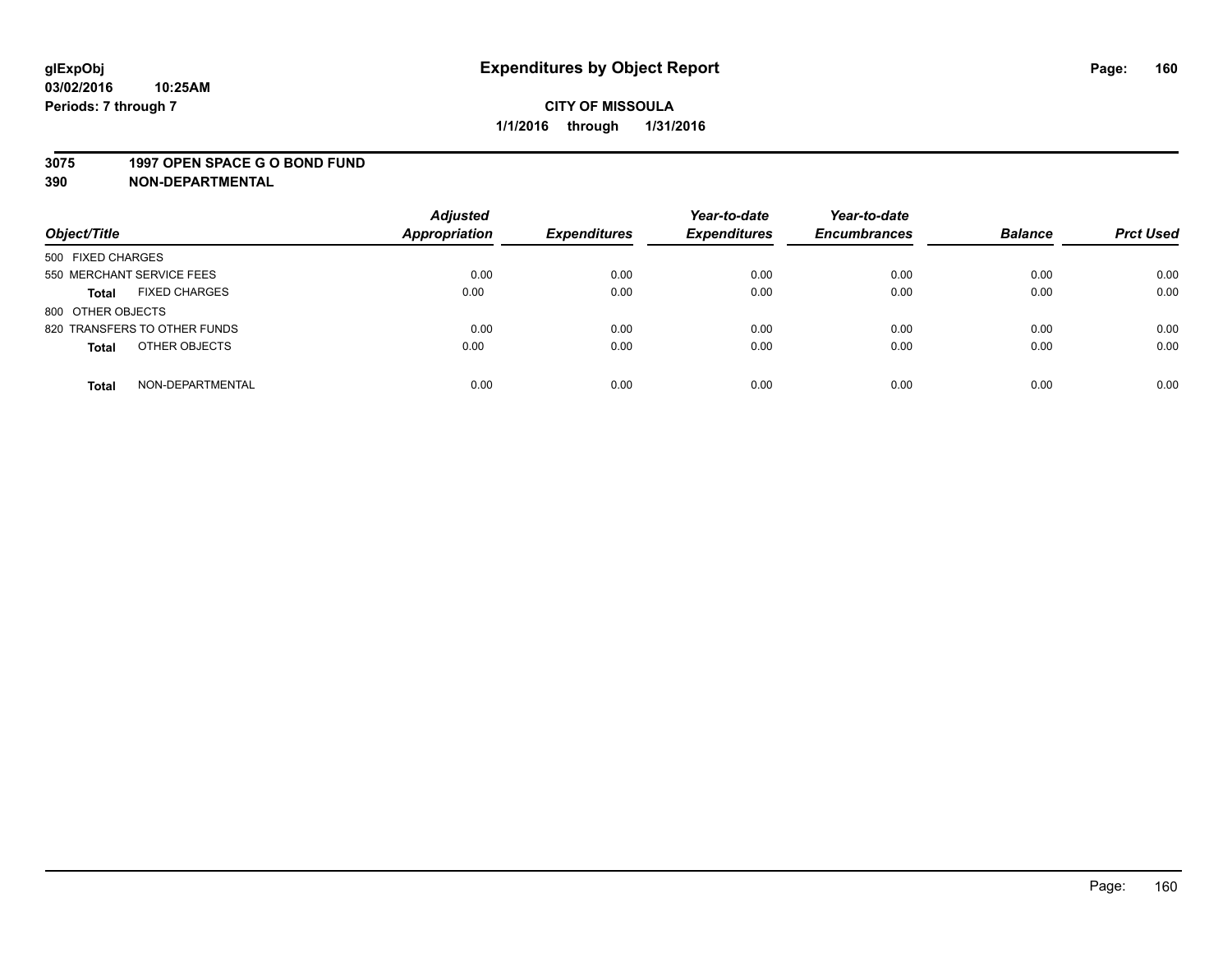**glExpObj**
**03/02/2016 10:25AM**
**Periods: 7 through 7**

# Expenditures by Object Report

**CITY OF MISSOULA**
**1/1/2016 through 1/31/2016**

## 3075 1997 OPEN SPACE G O BOND FUND
## 390 NON-DEPARTMENTAL

| Object/Title | | Adjusted Appropriation | Expenditures | Year-to-date Expenditures | Year-to-date Encumbrances | Balance | Prct Used |
|---|---|---|---|---|---|---|---|
| 500 FIXED CHARGES | | | | | | | |
| 550 MERCHANT SERVICE FEES | | 0.00 | 0.00 | 0.00 | 0.00 | 0.00 | 0.00 |
| **Total** | FIXED CHARGES | 0.00 | 0.00 | 0.00 | 0.00 | 0.00 | 0.00 |
| 800 OTHER OBJECTS | | | | | | | |
| 820 TRANSFERS TO OTHER FUNDS | | 0.00 | 0.00 | 0.00 | 0.00 | 0.00 | 0.00 |
| **Total** | OTHER OBJECTS | 0.00 | 0.00 | 0.00 | 0.00 | 0.00 | 0.00 |
| **Total** | NON-DEPARTMENTAL | 0.00 | 0.00 | 0.00 | 0.00 | 0.00 | 0.00 |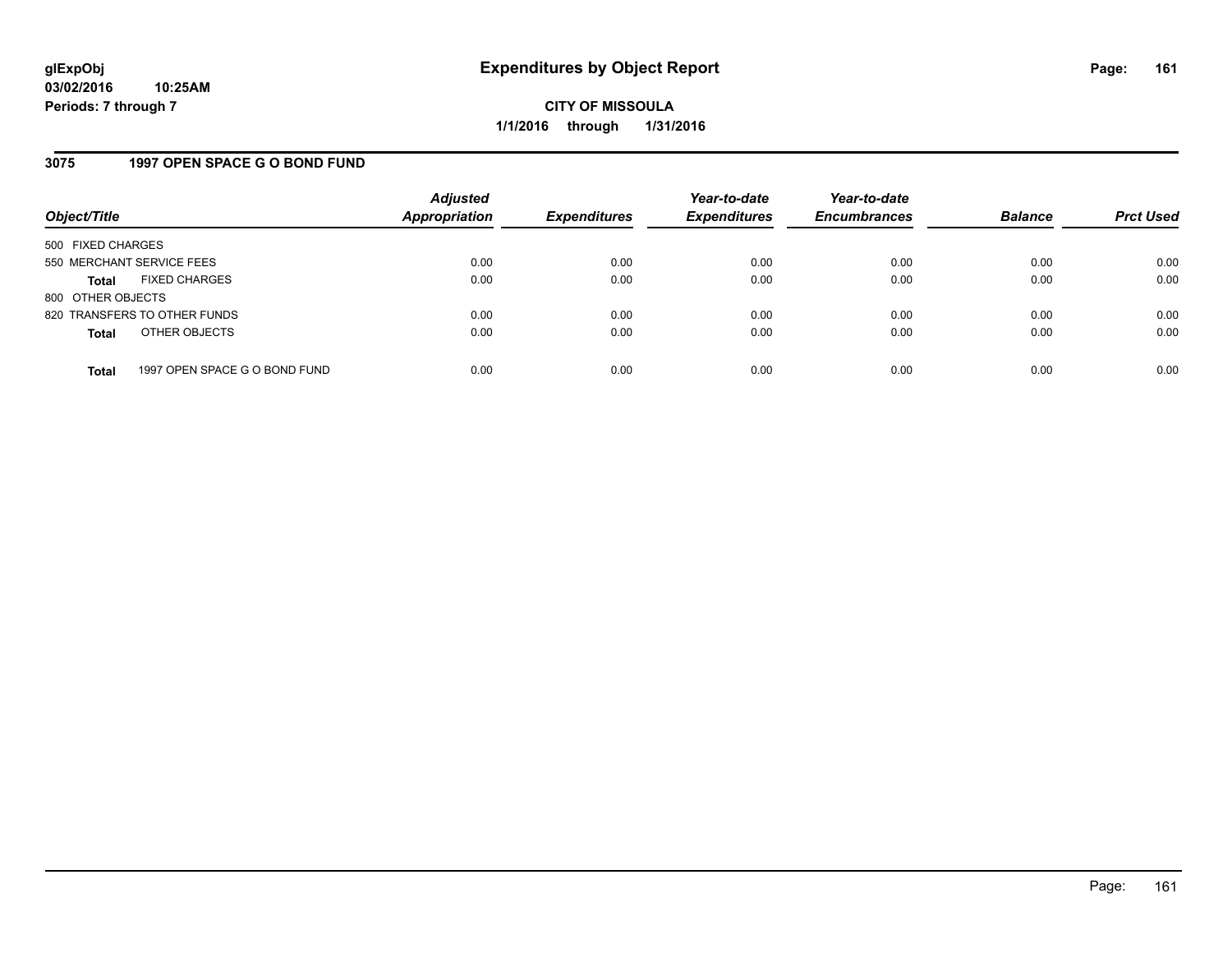# Expenditures by Object Report

glExpObj
03/02/2016 10:25AM
Periods: 7 through 7

**CITY OF MISSOULA**
**1/1/2016 through 1/31/2016**

## 3075 1997 OPEN SPACE G O BOND FUND

| Object/Title | Adjusted Appropriation | Expenditures | Year-to-date Expenditures | Year-to-date Encumbrances | Balance | Prct Used |
|---|---|---|---|---|---|---|
| 500 FIXED CHARGES | | | | | | |
| 550 MERCHANT SERVICE FEES | 0.00 | 0.00 | 0.00 | 0.00 | 0.00 | 0.00 |
| **Total** FIXED CHARGES | 0.00 | 0.00 | 0.00 | 0.00 | 0.00 | 0.00 |
| 800 OTHER OBJECTS | | | | | | |
| 820 TRANSFERS TO OTHER FUNDS | 0.00 | 0.00 | 0.00 | 0.00 | 0.00 | 0.00 |
| **Total** OTHER OBJECTS | 0.00 | 0.00 | 0.00 | 0.00 | 0.00 | 0.00 |
| **Total** 1997 OPEN SPACE G O BOND FUND | 0.00 | 0.00 | 0.00 | 0.00 | 0.00 | 0.00 |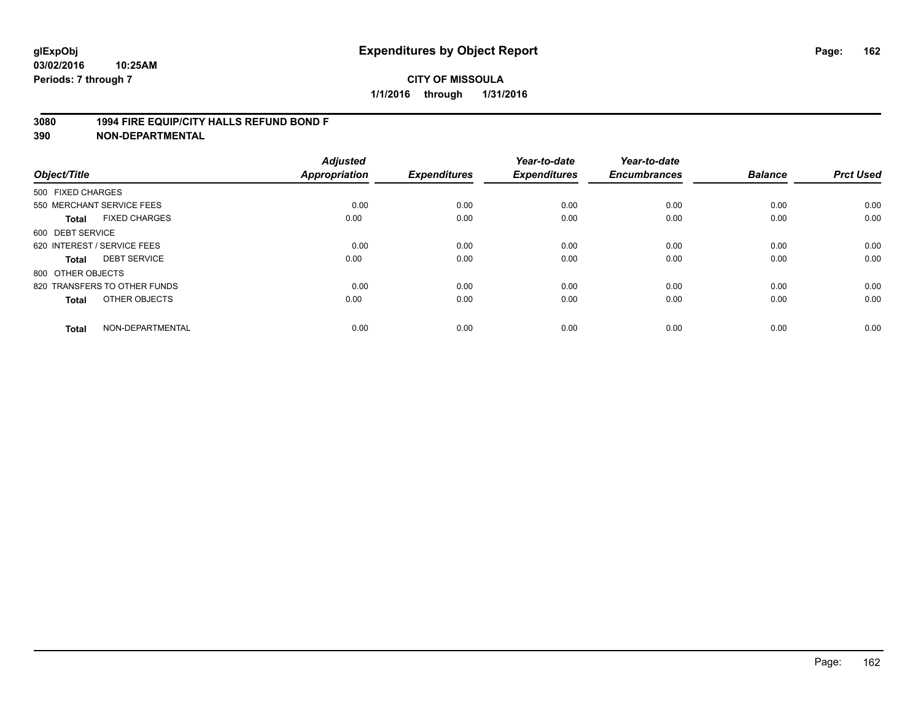# Expenditures by Object Report

glExpObj
03/02/2016 10:25AM
Periods: 7 through 7

**CITY OF MISSOULA**
**1/1/2016 through 1/31/2016**

**3080 1994 FIRE EQUIP/CITY HALLS REFUND BOND F**
**390 NON-DEPARTMENTAL**

| Object/Title | Adjusted Appropriation | Expenditures | Year-to-date Expenditures | Year-to-date Encumbrances | Balance | Prct Used |
|---|---|---|---|---|---|---|
| 500 FIXED CHARGES | | | | | | |
| 550 MERCHANT SERVICE FEES | 0.00 | 0.00 | 0.00 | 0.00 | 0.00 | 0.00 |
| **Total** FIXED CHARGES | 0.00 | 0.00 | 0.00 | 0.00 | 0.00 | 0.00 |
| 600 DEBT SERVICE | | | | | | |
| 620 INTEREST / SERVICE FEES | 0.00 | 0.00 | 0.00 | 0.00 | 0.00 | 0.00 |
| **Total** DEBT SERVICE | 0.00 | 0.00 | 0.00 | 0.00 | 0.00 | 0.00 |
| 800 OTHER OBJECTS | | | | | | |
| 820 TRANSFERS TO OTHER FUNDS | 0.00 | 0.00 | 0.00 | 0.00 | 0.00 | 0.00 |
| **Total** OTHER OBJECTS | 0.00 | 0.00 | 0.00 | 0.00 | 0.00 | 0.00 |
| **Total** NON-DEPARTMENTAL | 0.00 | 0.00 | 0.00 | 0.00 | 0.00 | 0.00 |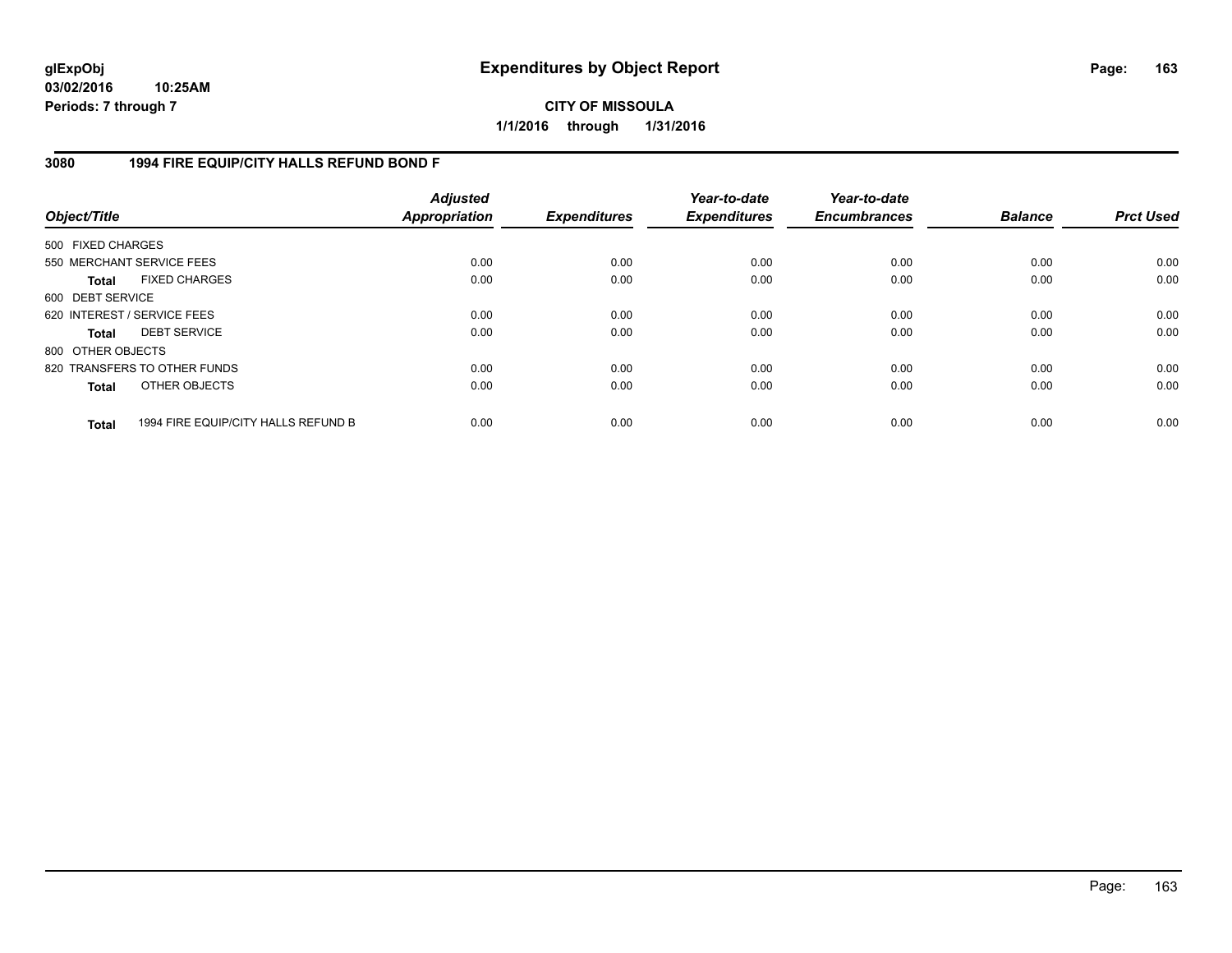# Expenditures by Object Report

glExpObj
03/02/2016 10:25AM
Periods: 7 through 7

**CITY OF MISSOULA**
**1/1/2016 through 1/31/2016**

## 3080 1994 FIRE EQUIP/CITY HALLS REFUND BOND F

| Object/Title | Adjusted Appropriation | Expenditures | Year-to-date Expenditures | Year-to-date Encumbrances | Balance | Prct Used |
|---|---|---|---|---|---|---|
| 500 FIXED CHARGES | | | | | | |
| 550 MERCHANT SERVICE FEES | 0.00 | 0.00 | 0.00 | 0.00 | 0.00 | 0.00 |
| **Total** FIXED CHARGES | 0.00 | 0.00 | 0.00 | 0.00 | 0.00 | 0.00 |
| 600 DEBT SERVICE | | | | | | |
| 620 INTEREST / SERVICE FEES | 0.00 | 0.00 | 0.00 | 0.00 | 0.00 | 0.00 |
| **Total** DEBT SERVICE | 0.00 | 0.00 | 0.00 | 0.00 | 0.00 | 0.00 |
| 800 OTHER OBJECTS | | | | | | |
| 820 TRANSFERS TO OTHER FUNDS | 0.00 | 0.00 | 0.00 | 0.00 | 0.00 | 0.00 |
| **Total** OTHER OBJECTS | 0.00 | 0.00 | 0.00 | 0.00 | 0.00 | 0.00 |
| **Total** 1994 FIRE EQUIP/CITY HALLS REFUND B | 0.00 | 0.00 | 0.00 | 0.00 | 0.00 | 0.00 |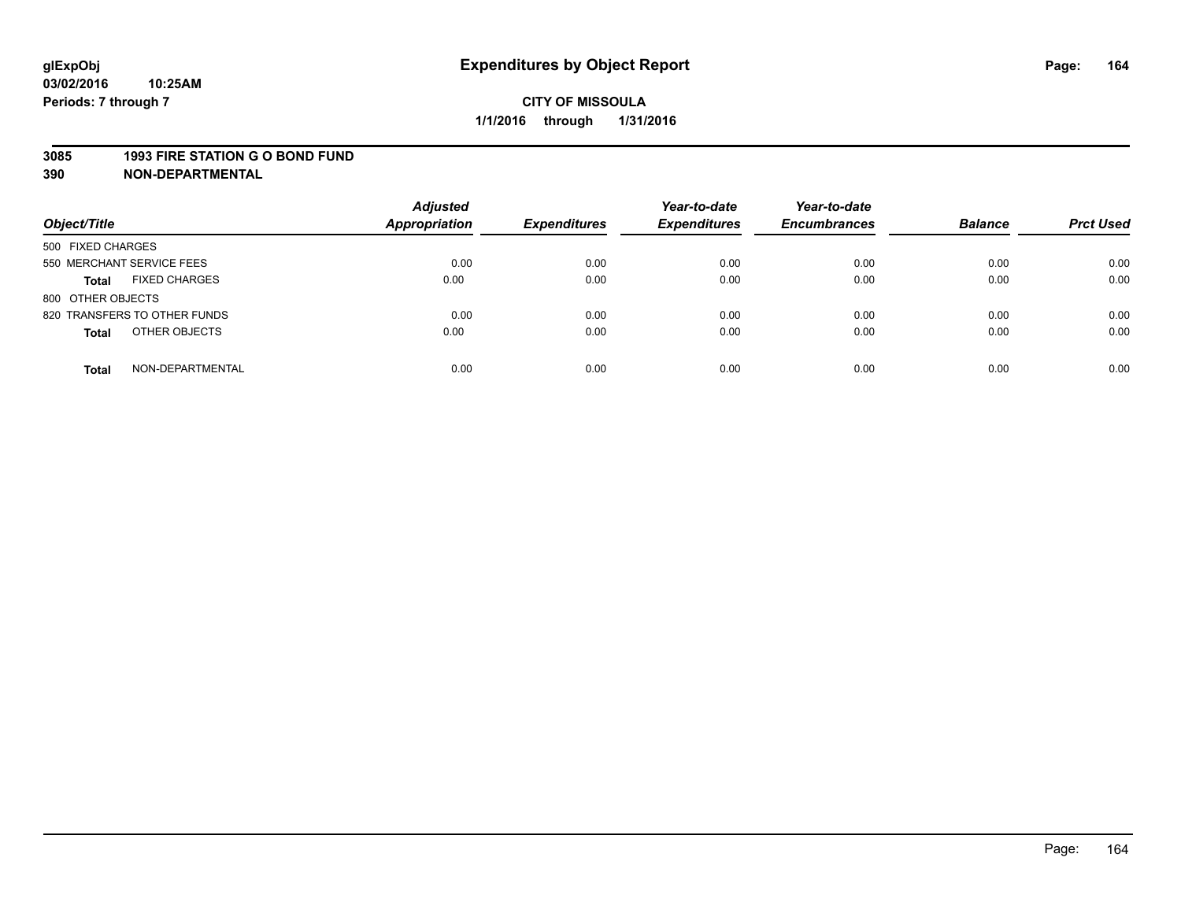glExpObj
03/02/2016 10:25AM
Periods: 7 through 7

# Expenditures by Object Report

**CITY OF MISSOULA**
**1/1/2016 through 1/31/2016**

**3085 1993 FIRE STATION G O BOND FUND**
**390 NON-DEPARTMENTAL**

| Object/Title | Adjusted Appropriation | Expenditures | Year-to-date Expenditures | Year-to-date Encumbrances | Balance | Prct Used |
|---|---|---|---|---|---|---|
| 500 FIXED CHARGES | | | | | | |
| 550 MERCHANT SERVICE FEES | 0.00 | 0.00 | 0.00 | 0.00 | 0.00 | 0.00 |
| **Total** FIXED CHARGES | 0.00 | 0.00 | 0.00 | 0.00 | 0.00 | 0.00 |
| 800 OTHER OBJECTS | | | | | | |
| 820 TRANSFERS TO OTHER FUNDS | 0.00 | 0.00 | 0.00 | 0.00 | 0.00 | 0.00 |
| **Total** OTHER OBJECTS | 0.00 | 0.00 | 0.00 | 0.00 | 0.00 | 0.00 |
| **Total** NON-DEPARTMENTAL | 0.00 | 0.00 | 0.00 | 0.00 | 0.00 | 0.00 |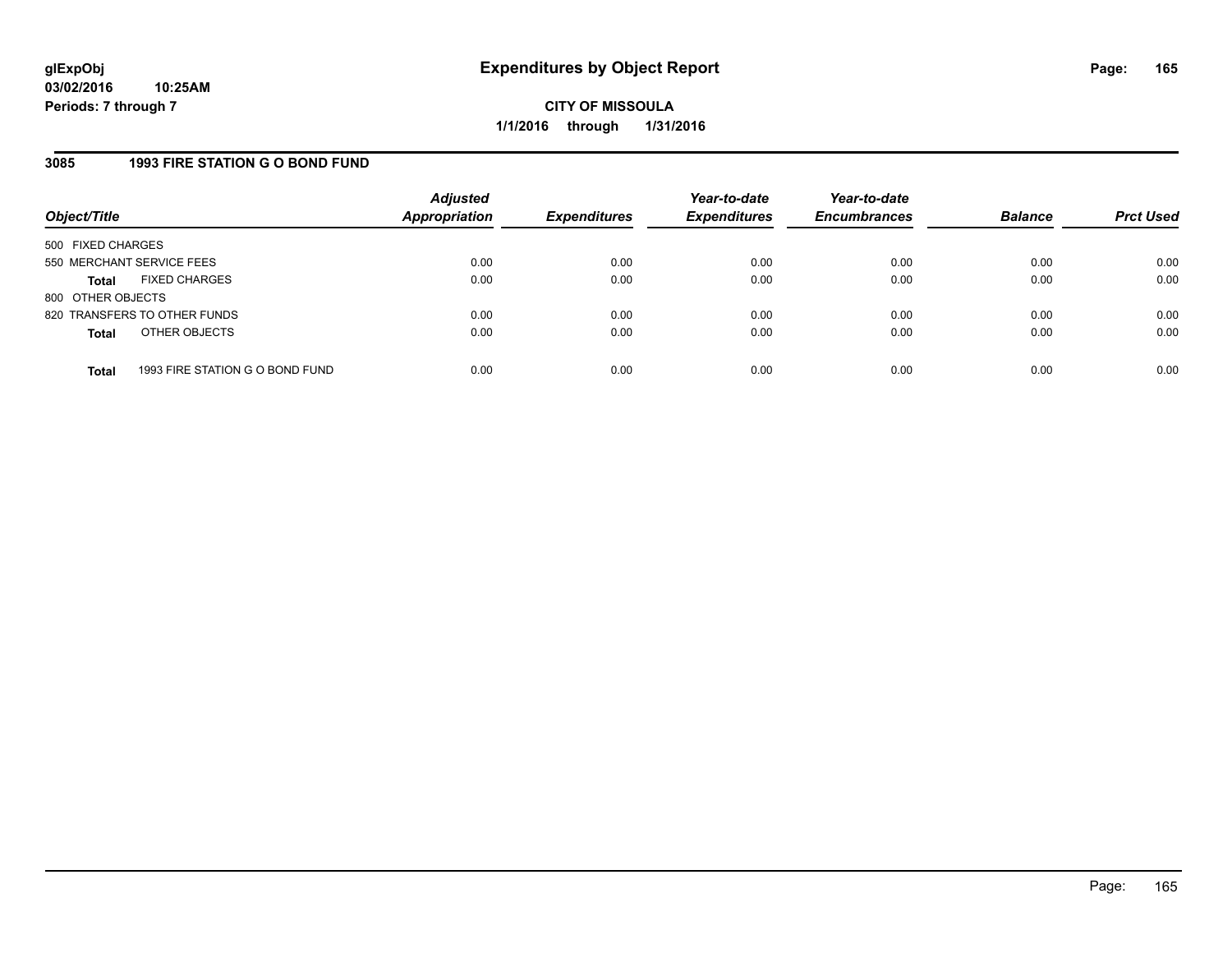glExpObj
03/02/2016 10:25AM
Periods: 7 through 7

# Expenditures by Object Report

**CITY OF MISSOULA**
**1/1/2016 through 1/31/2016**

## 3085 1993 FIRE STATION G O BOND FUND

| Object/Title | Adjusted Appropriation | Expenditures | Year-to-date Expenditures | Year-to-date Encumbrances | Balance | Prct Used |
|---|---|---|---|---|---|---|
| 500 FIXED CHARGES | | | | | | |
| 550 MERCHANT SERVICE FEES | 0.00 | 0.00 | 0.00 | 0.00 | 0.00 | 0.00 |
| **Total** FIXED CHARGES | 0.00 | 0.00 | 0.00 | 0.00 | 0.00 | 0.00 |
| 800 OTHER OBJECTS | | | | | | |
| 820 TRANSFERS TO OTHER FUNDS | 0.00 | 0.00 | 0.00 | 0.00 | 0.00 | 0.00 |
| **Total** OTHER OBJECTS | 0.00 | 0.00 | 0.00 | 0.00 | 0.00 | 0.00 |
| **Total** 1993 FIRE STATION G O BOND FUND | 0.00 | 0.00 | 0.00 | 0.00 | 0.00 | 0.00 |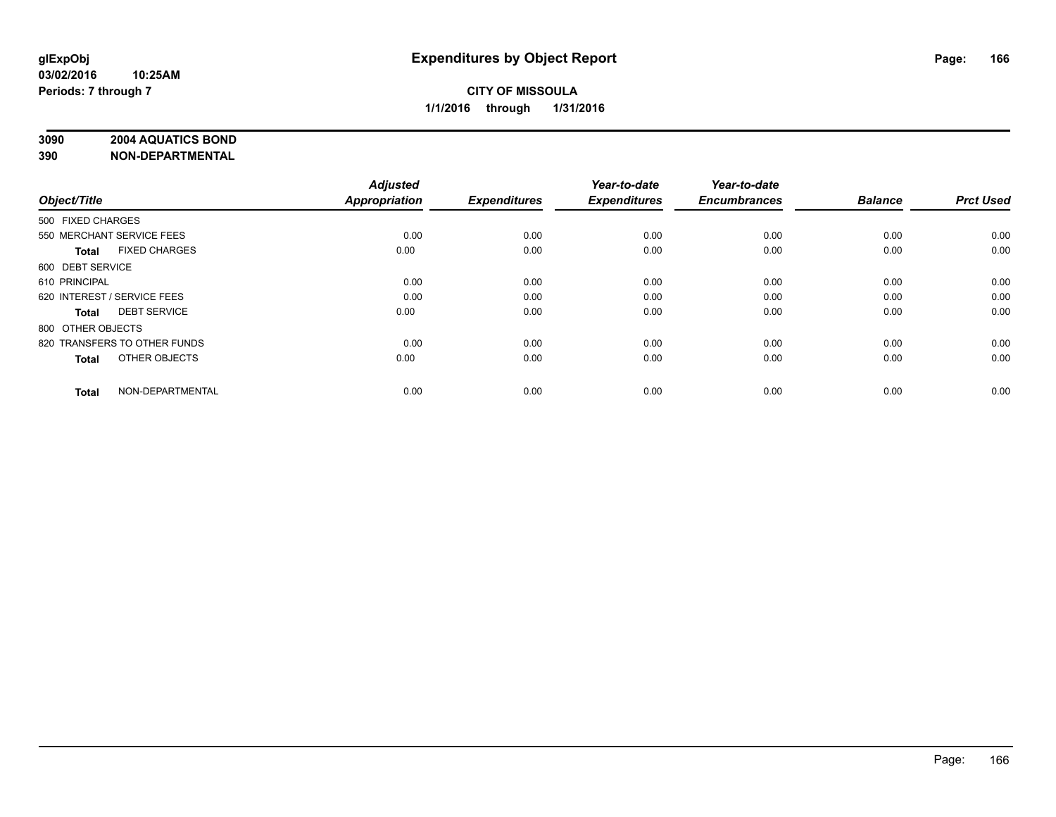**glExpObj**
**03/02/2016 10:25AM**
**Periods: 7 through 7**

# Expenditures by Object Report

**CITY OF MISSOULA**
**1/1/2016 through 1/31/2016**

**3090 2004 AQUATICS BOND**
**390 NON-DEPARTMENTAL**

| Object/Title | Adjusted Appropriation | Expenditures | Year-to-date Expenditures | Year-to-date Encumbrances | Balance | Prct Used |
|---|---|---|---|---|---|---|
| 500 FIXED CHARGES | | | | | | |
| 550 MERCHANT SERVICE FEES | 0.00 | 0.00 | 0.00 | 0.00 | 0.00 | 0.00 |
| **Total** FIXED CHARGES | 0.00 | 0.00 | 0.00 | 0.00 | 0.00 | 0.00 |
| 600 DEBT SERVICE | | | | | | |
| 610 PRINCIPAL | 0.00 | 0.00 | 0.00 | 0.00 | 0.00 | 0.00 |
| 620 INTEREST / SERVICE FEES | 0.00 | 0.00 | 0.00 | 0.00 | 0.00 | 0.00 |
| **Total** DEBT SERVICE | 0.00 | 0.00 | 0.00 | 0.00 | 0.00 | 0.00 |
| 800 OTHER OBJECTS | | | | | | |
| 820 TRANSFERS TO OTHER FUNDS | 0.00 | 0.00 | 0.00 | 0.00 | 0.00 | 0.00 |
| **Total** OTHER OBJECTS | 0.00 | 0.00 | 0.00 | 0.00 | 0.00 | 0.00 |
| **Total** NON-DEPARTMENTAL | 0.00 | 0.00 | 0.00 | 0.00 | 0.00 | 0.00 |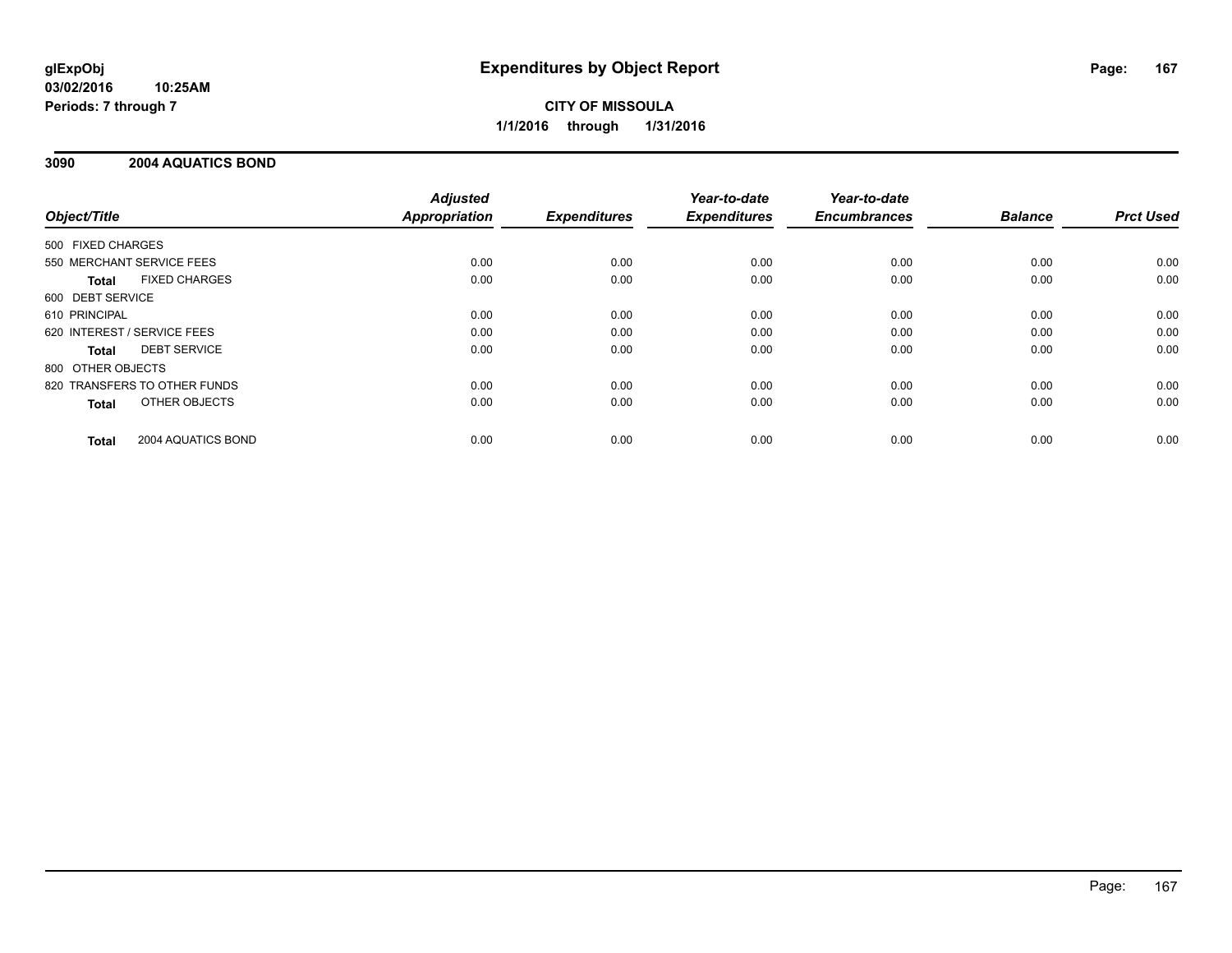# Expenditures by Object Report

glExpObj
03/02/2016 10:25AM
Periods: 7 through 7

**CITY OF MISSOULA**
**1/1/2016 through 1/31/2016**

## 3090 2004 AQUATICS BOND

| Object/Title | Adjusted Appropriation | Expenditures | Year-to-date Expenditures | Year-to-date Encumbrances | Balance | Prct Used |
|---|---|---|---|---|---|---|
| 500 FIXED CHARGES | | | | | | |
| 550 MERCHANT SERVICE FEES | 0.00 | 0.00 | 0.00 | 0.00 | 0.00 | 0.00 |
| **Total** FIXED CHARGES | 0.00 | 0.00 | 0.00 | 0.00 | 0.00 | 0.00 |
| 600 DEBT SERVICE | | | | | | |
| 610 PRINCIPAL | 0.00 | 0.00 | 0.00 | 0.00 | 0.00 | 0.00 |
| 620 INTEREST / SERVICE FEES | 0.00 | 0.00 | 0.00 | 0.00 | 0.00 | 0.00 |
| **Total** DEBT SERVICE | 0.00 | 0.00 | 0.00 | 0.00 | 0.00 | 0.00 |
| 800 OTHER OBJECTS | | | | | | |
| 820 TRANSFERS TO OTHER FUNDS | 0.00 | 0.00 | 0.00 | 0.00 | 0.00 | 0.00 |
| **Total** OTHER OBJECTS | 0.00 | 0.00 | 0.00 | 0.00 | 0.00 | 0.00 |
| **Total** 2004 AQUATICS BOND | 0.00 | 0.00 | 0.00 | 0.00 | 0.00 | 0.00 |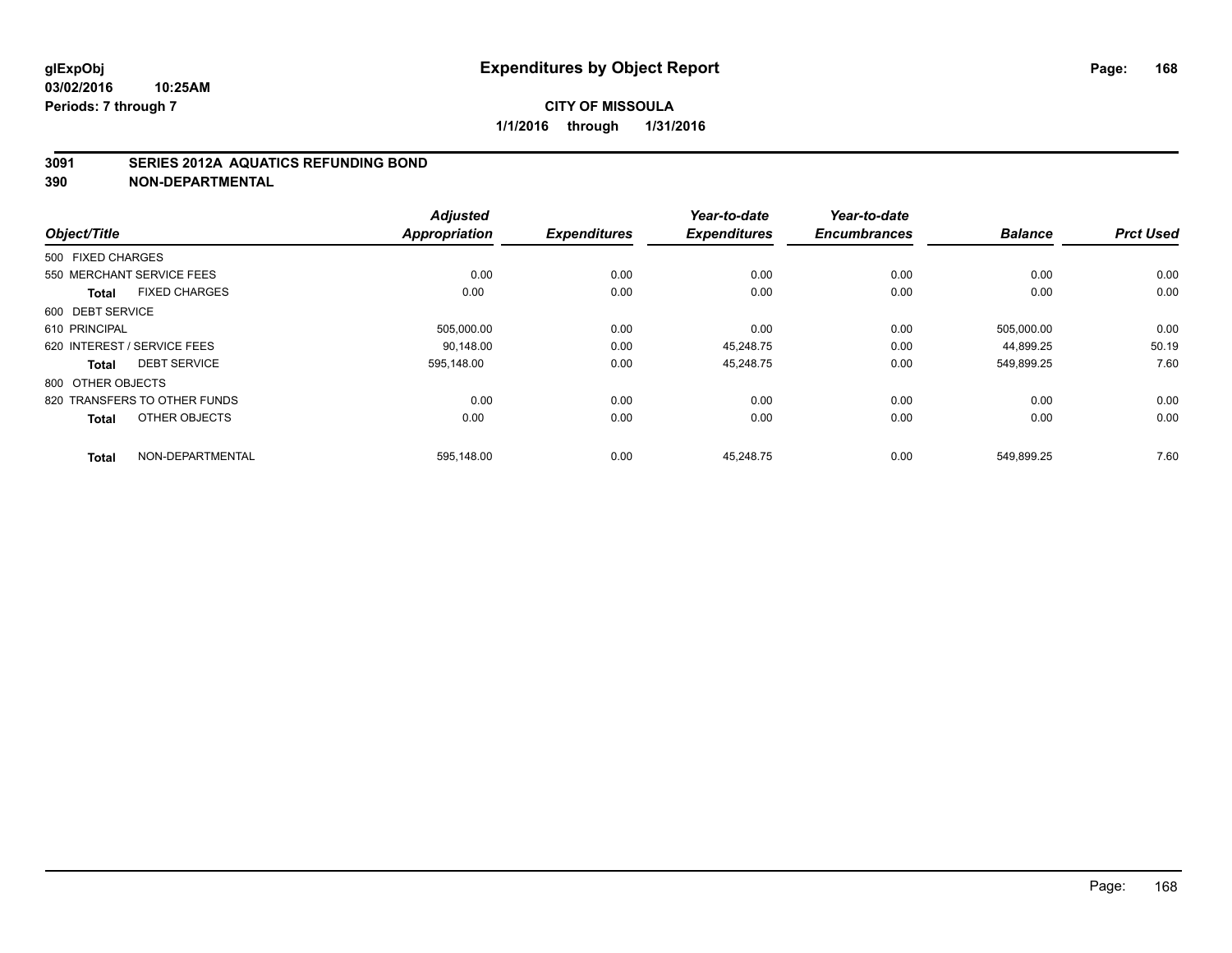**glExpObj**
**03/02/2016 10:25AM**
**Periods: 7 through 7**

# Expenditures by Object Report

**CITY OF MISSOULA**
**1/1/2016 through 1/31/2016**

## 3091 SERIES 2012A AQUATICS REFUNDING BOND
## 390 NON-DEPARTMENTAL

| Object/Title | Adjusted Appropriation | Expenditures | Year-to-date Expenditures | Year-to-date Encumbrances | Balance | Prct Used |
|---|---|---|---|---|---|---|
| 500 FIXED CHARGES | | | | | | |
| 550 MERCHANT SERVICE FEES | 0.00 | 0.00 | 0.00 | 0.00 | 0.00 | 0.00 |
| **Total** FIXED CHARGES | 0.00 | 0.00 | 0.00 | 0.00 | 0.00 | 0.00 |
| 600 DEBT SERVICE | | | | | | |
| 610 PRINCIPAL | 505,000.00 | 0.00 | 0.00 | 0.00 | 505,000.00 | 0.00 |
| 620 INTEREST / SERVICE FEES | 90,148.00 | 0.00 | 45,248.75 | 0.00 | 44,899.25 | 50.19 |
| **Total** DEBT SERVICE | 595,148.00 | 0.00 | 45,248.75 | 0.00 | 549,899.25 | 7.60 |
| 800 OTHER OBJECTS | | | | | | |
| 820 TRANSFERS TO OTHER FUNDS | 0.00 | 0.00 | 0.00 | 0.00 | 0.00 | 0.00 |
| **Total** OTHER OBJECTS | 0.00 | 0.00 | 0.00 | 0.00 | 0.00 | 0.00 |
| **Total** NON-DEPARTMENTAL | 595,148.00 | 0.00 | 45,248.75 | 0.00 | 549,899.25 | 7.60 |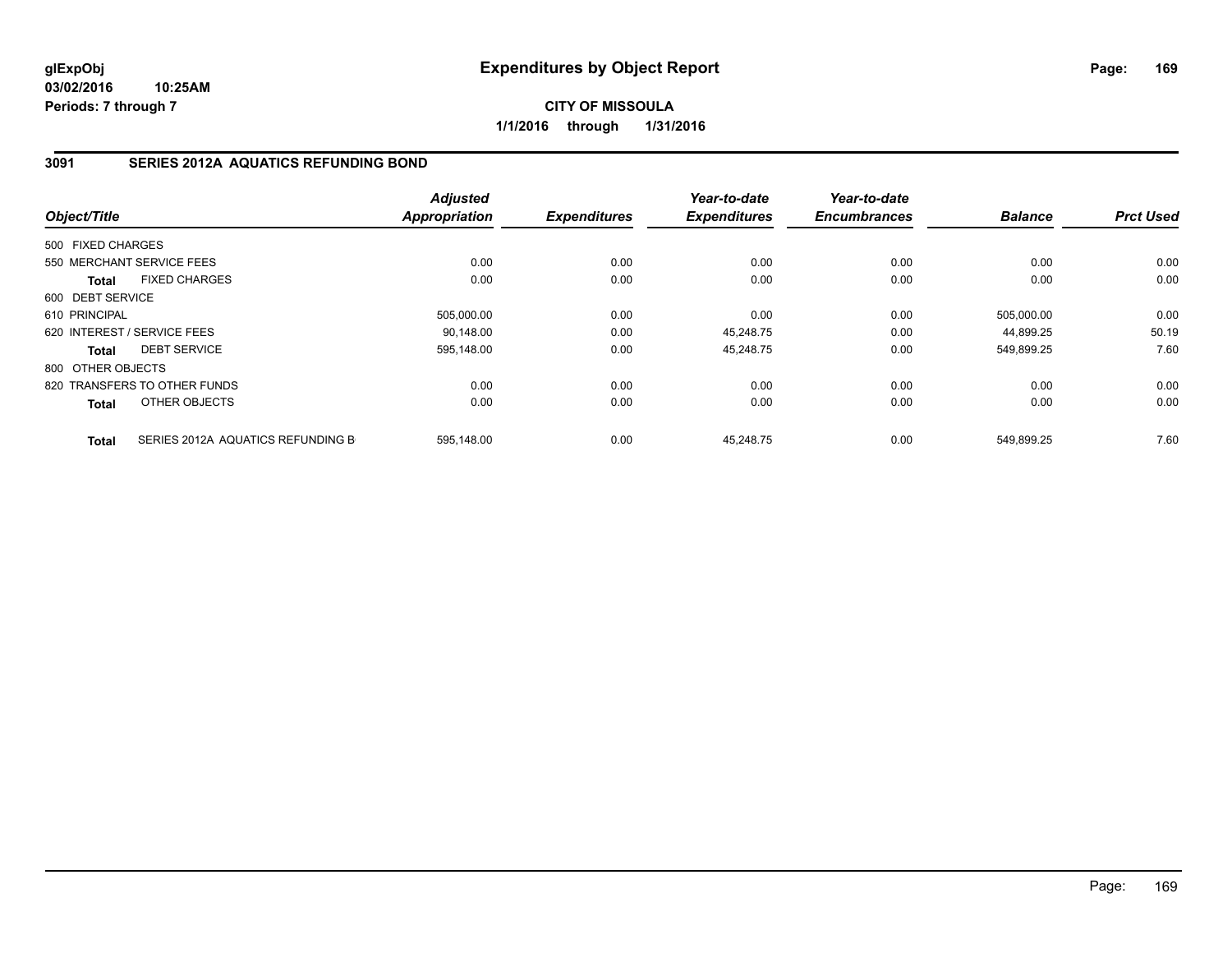**glExpObj**
**03/02/2016 10:25AM**
**Periods: 7 through 7**

# Expenditures by Object Report

**CITY OF MISSOULA**
**1/1/2016 through 1/31/2016**

## 3091 SERIES 2012A AQUATICS REFUNDING BOND

| Object/Title | Adjusted Appropriation | Expenditures | Year-to-date Expenditures | Year-to-date Encumbrances | Balance | Prct Used |
|---|---|---|---|---|---|---|
| 500 FIXED CHARGES | | | | | | |
| 550 MERCHANT SERVICE FEES | 0.00 | 0.00 | 0.00 | 0.00 | 0.00 | 0.00 |
| **Total** FIXED CHARGES | 0.00 | 0.00 | 0.00 | 0.00 | 0.00 | 0.00 |
| 600 DEBT SERVICE | | | | | | |
| 610 PRINCIPAL | 505,000.00 | 0.00 | 0.00 | 0.00 | 505,000.00 | 0.00 |
| 620 INTEREST / SERVICE FEES | 90,148.00 | 0.00 | 45,248.75 | 0.00 | 44,899.25 | 50.19 |
| **Total** DEBT SERVICE | 595,148.00 | 0.00 | 45,248.75 | 0.00 | 549,899.25 | 7.60 |
| 800 OTHER OBJECTS | | | | | | |
| 820 TRANSFERS TO OTHER FUNDS | 0.00 | 0.00 | 0.00 | 0.00 | 0.00 | 0.00 |
| **Total** OTHER OBJECTS | 0.00 | 0.00 | 0.00 | 0.00 | 0.00 | 0.00 |
| **Total** SERIES 2012A AQUATICS REFUNDING B | 595,148.00 | 0.00 | 45,248.75 | 0.00 | 549,899.25 | 7.60 |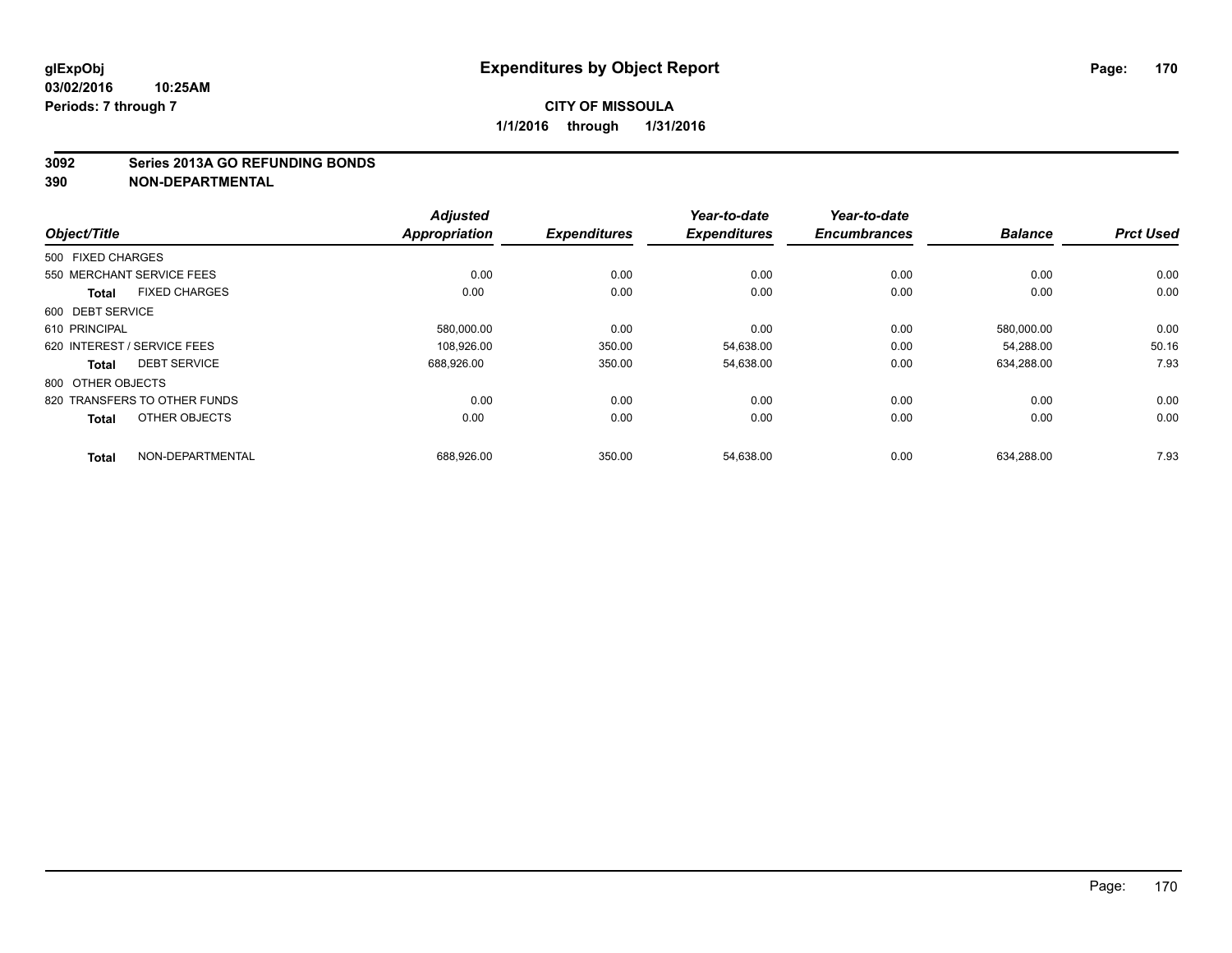**glExpObj** **Expenditures by Object Report**

**03/02/2016 10:25AM**

**Periods: 7 through 7**

**CITY OF MISSOULA**

**1/1/2016 through 1/31/2016**

## 3092 Series 2013A GO REFUNDING BONDS
## 390 NON-DEPARTMENTAL

| Object/Title | Adjusted Appropriation | Expenditures | Year-to-date Expenditures | Year-to-date Encumbrances | Balance | Prct Used |
|---|---|---|---|---|---|---|
| 500 FIXED CHARGES | | | | | | |
| 550 MERCHANT SERVICE FEES | 0.00 | 0.00 | 0.00 | 0.00 | 0.00 | 0.00 |
| **Total** FIXED CHARGES | 0.00 | 0.00 | 0.00 | 0.00 | 0.00 | 0.00 |
| 600 DEBT SERVICE | | | | | | |
| 610 PRINCIPAL | 580,000.00 | 0.00 | 0.00 | 0.00 | 580,000.00 | 0.00 |
| 620 INTEREST / SERVICE FEES | 108,926.00 | 350.00 | 54,638.00 | 0.00 | 54,288.00 | 50.16 |
| **Total** DEBT SERVICE | 688,926.00 | 350.00 | 54,638.00 | 0.00 | 634,288.00 | 7.93 |
| 800 OTHER OBJECTS | | | | | | |
| 820 TRANSFERS TO OTHER FUNDS | 0.00 | 0.00 | 0.00 | 0.00 | 0.00 | 0.00 |
| **Total** OTHER OBJECTS | 0.00 | 0.00 | 0.00 | 0.00 | 0.00 | 0.00 |
| **Total** NON-DEPARTMENTAL | 688,926.00 | 350.00 | 54,638.00 | 0.00 | 634,288.00 | 7.93 |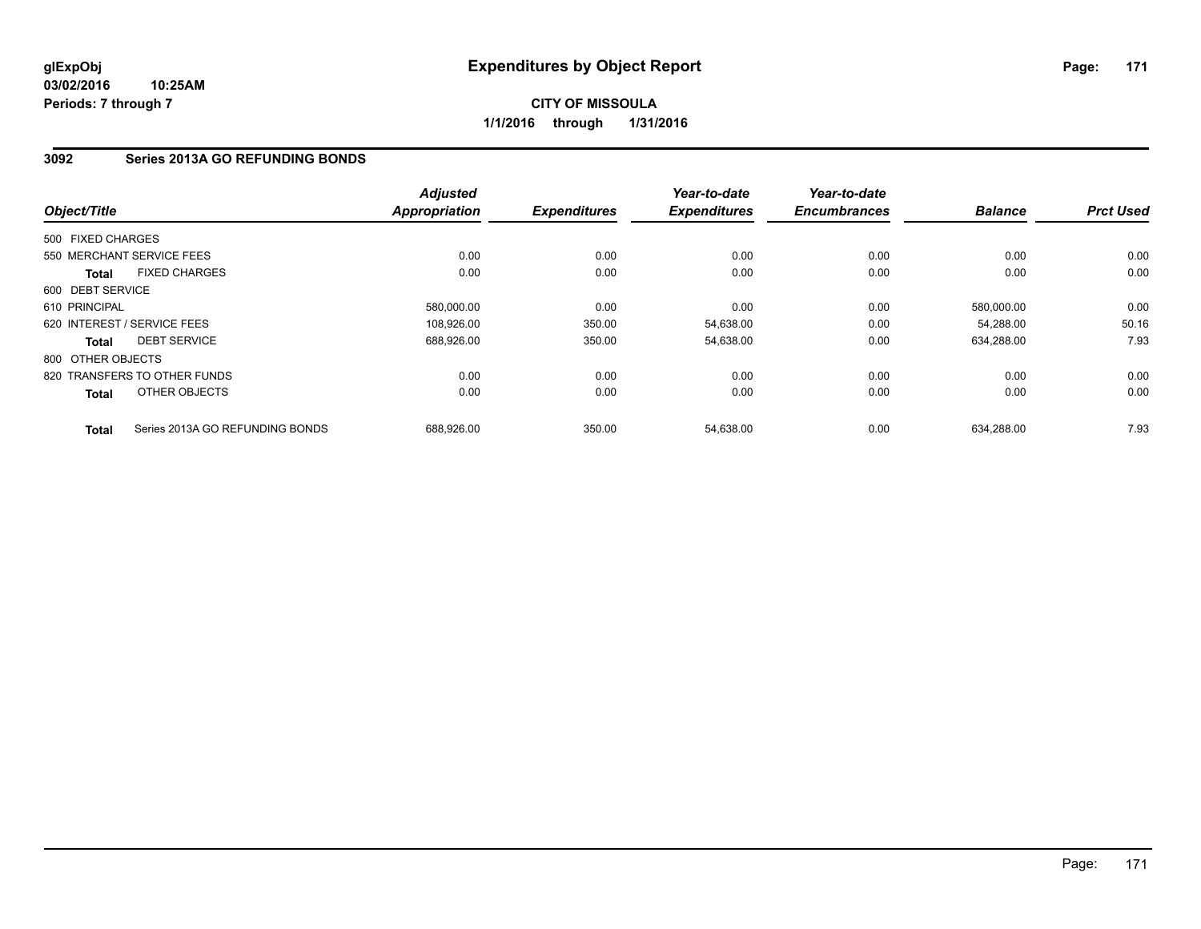**glExpObj** **Expenditures by Object Report**

**03/02/2016 10:25AM**

**Periods: 7 through 7**

**CITY OF MISSOULA**

**1/1/2016 through 1/31/2016**

## 3092 Series 2013A GO REFUNDING BONDS

| Object/Title | Adjusted Appropriation | Expenditures | Year-to-date Expenditures | Year-to-date Encumbrances | Balance | Prct Used |
|---|---|---|---|---|---|---|
| 500 FIXED CHARGES | | | | | | |
| 550 MERCHANT SERVICE FEES | 0.00 | 0.00 | 0.00 | 0.00 | 0.00 | 0.00 |
| **Total** FIXED CHARGES | 0.00 | 0.00 | 0.00 | 0.00 | 0.00 | 0.00 |
| 600 DEBT SERVICE | | | | | | |
| 610 PRINCIPAL | 580,000.00 | 0.00 | 0.00 | 0.00 | 580,000.00 | 0.00 |
| 620 INTEREST / SERVICE FEES | 108,926.00 | 350.00 | 54,638.00 | 0.00 | 54,288.00 | 50.16 |
| **Total** DEBT SERVICE | 688,926.00 | 350.00 | 54,638.00 | 0.00 | 634,288.00 | 7.93 |
| 800 OTHER OBJECTS | | | | | | |
| 820 TRANSFERS TO OTHER FUNDS | 0.00 | 0.00 | 0.00 | 0.00 | 0.00 | 0.00 |
| **Total** OTHER OBJECTS | 0.00 | 0.00 | 0.00 | 0.00 | 0.00 | 0.00 |
| **Total** Series 2013A GO REFUNDING BONDS | 688,926.00 | 350.00 | 54,638.00 | 0.00 | 634,288.00 | 7.93 |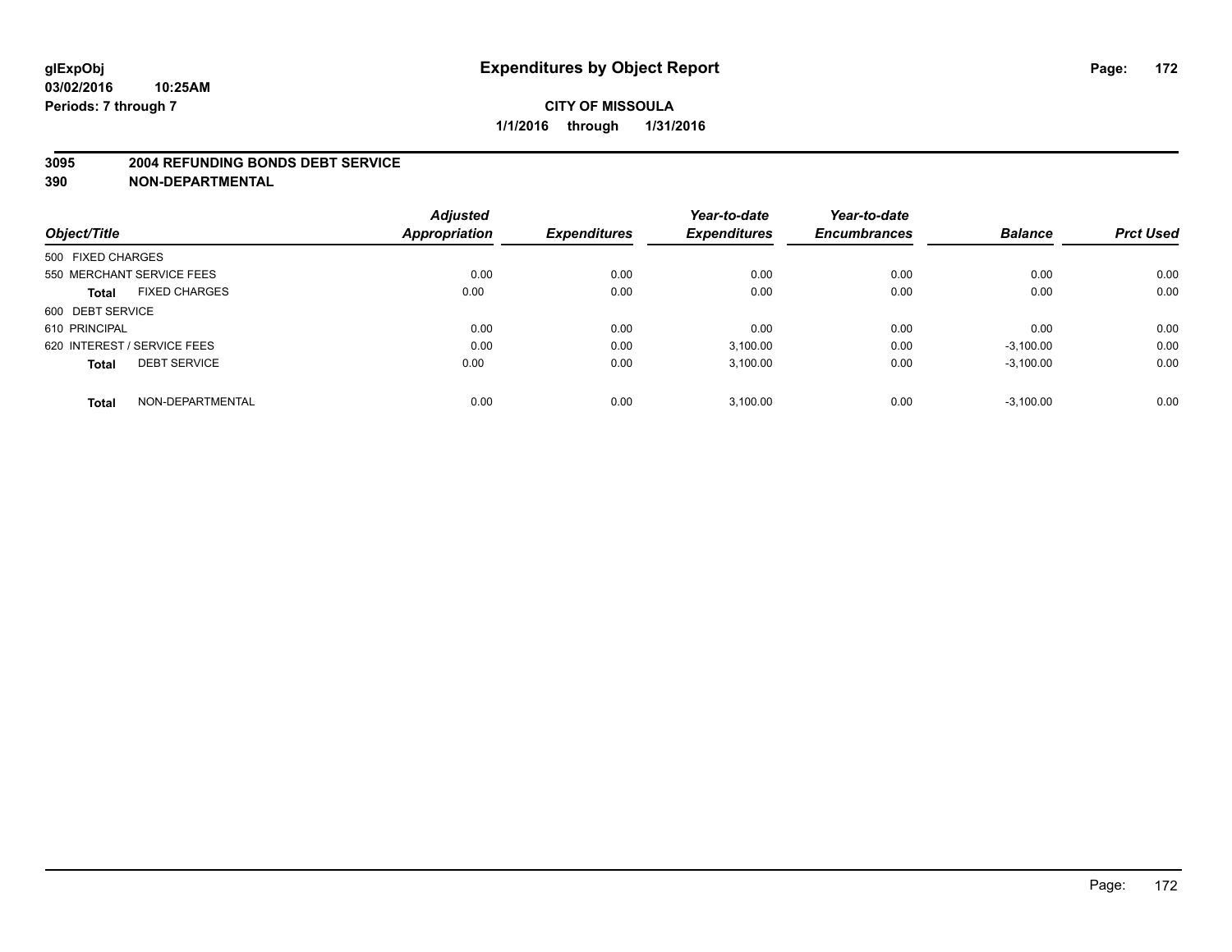**glExpObj** **Expenditures by Object Report**

**03/02/2016 10:25AM**

**Periods: 7 through 7**

**CITY OF MISSOULA**

**1/1/2016 through 1/31/2016**

## 3095 2004 REFUNDING BONDS DEBT SERVICE

## 390 NON-DEPARTMENTAL

| Object/Title | Adjusted Appropriation | Expenditures | Year-to-date Expenditures | Year-to-date Encumbrances | Balance | Prct Used |
|---|---|---|---|---|---|---|
| 500 FIXED CHARGES | | | | | | |
| 550 MERCHANT SERVICE FEES | 0.00 | 0.00 | 0.00 | 0.00 | 0.00 | 0.00 |
| **Total** FIXED CHARGES | 0.00 | 0.00 | 0.00 | 0.00 | 0.00 | 0.00 |
| 600 DEBT SERVICE | | | | | | |
| 610 PRINCIPAL | 0.00 | 0.00 | 0.00 | 0.00 | 0.00 | 0.00 |
| 620 INTEREST / SERVICE FEES | 0.00 | 0.00 | 3,100.00 | 0.00 | -3,100.00 | 0.00 |
| **Total** DEBT SERVICE | 0.00 | 0.00 | 3,100.00 | 0.00 | -3,100.00 | 0.00 |
| **Total** NON-DEPARTMENTAL | 0.00 | 0.00 | 3,100.00 | 0.00 | -3,100.00 | 0.00 |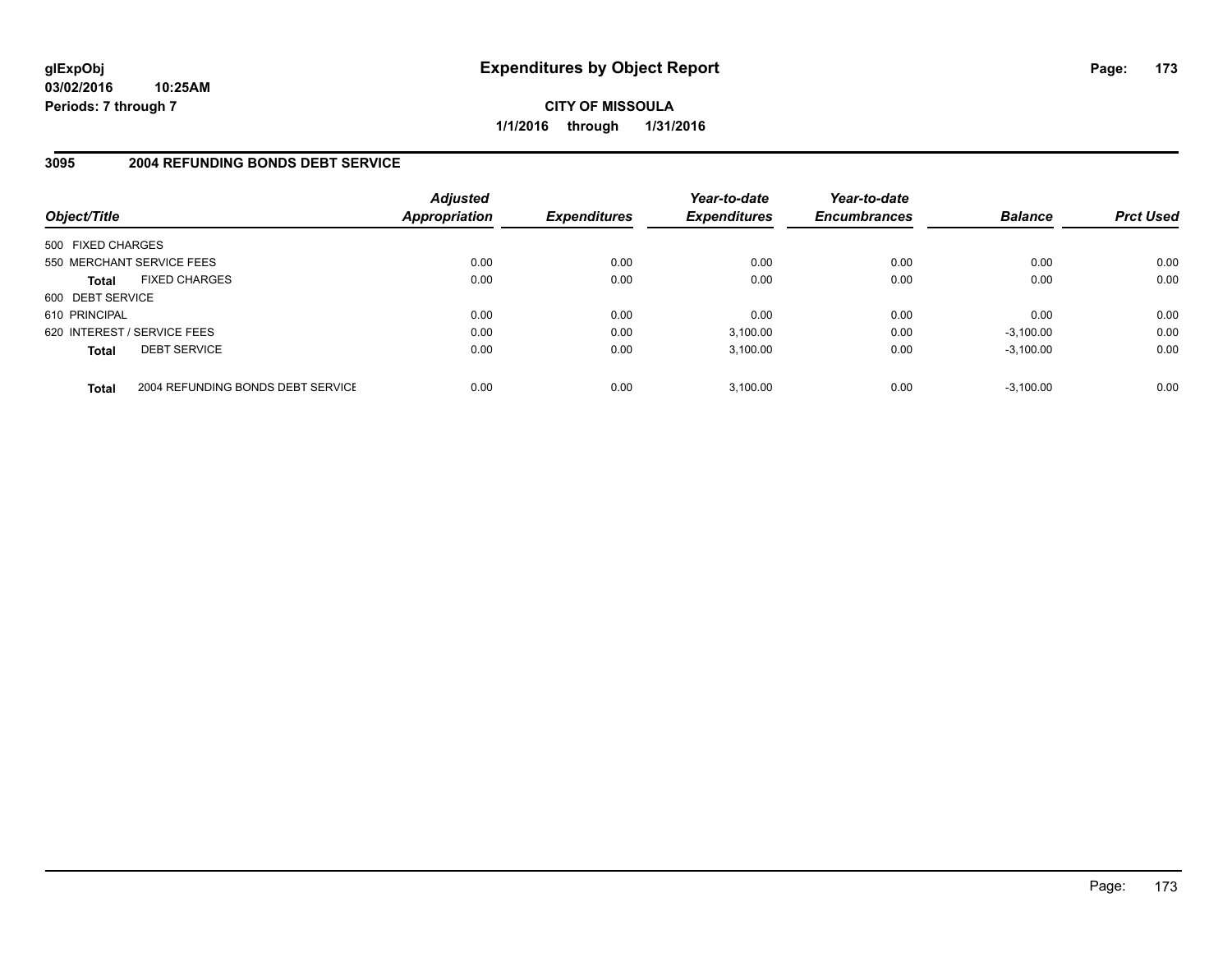**glExpObj** **Expenditures by Object Report**

**03/02/2016 10:25AM**

**Periods: 7 through 7**

**CITY OF MISSOULA**

**1/1/2016 through 1/31/2016**

## 3095 2004 REFUNDING BONDS DEBT SERVICE

| Object/Title | Adjusted Appropriation | Expenditures | Year-to-date Expenditures | Year-to-date Encumbrances | Balance | Prct Used |
|---|---|---|---|---|---|---|
| 500 FIXED CHARGES | | | | | | |
| 550 MERCHANT SERVICE FEES | 0.00 | 0.00 | 0.00 | 0.00 | 0.00 | 0.00 |
| **Total** FIXED CHARGES | 0.00 | 0.00 | 0.00 | 0.00 | 0.00 | 0.00 |
| 600 DEBT SERVICE | | | | | | |
| 610 PRINCIPAL | 0.00 | 0.00 | 0.00 | 0.00 | 0.00 | 0.00 |
| 620 INTEREST / SERVICE FEES | 0.00 | 0.00 | 3,100.00 | 0.00 | -3,100.00 | 0.00 |
| **Total** DEBT SERVICE | 0.00 | 0.00 | 3,100.00 | 0.00 | -3,100.00 | 0.00 |
| **Total** 2004 REFUNDING BONDS DEBT SERVICE | 0.00 | 0.00 | 3,100.00 | 0.00 | -3,100.00 | 0.00 |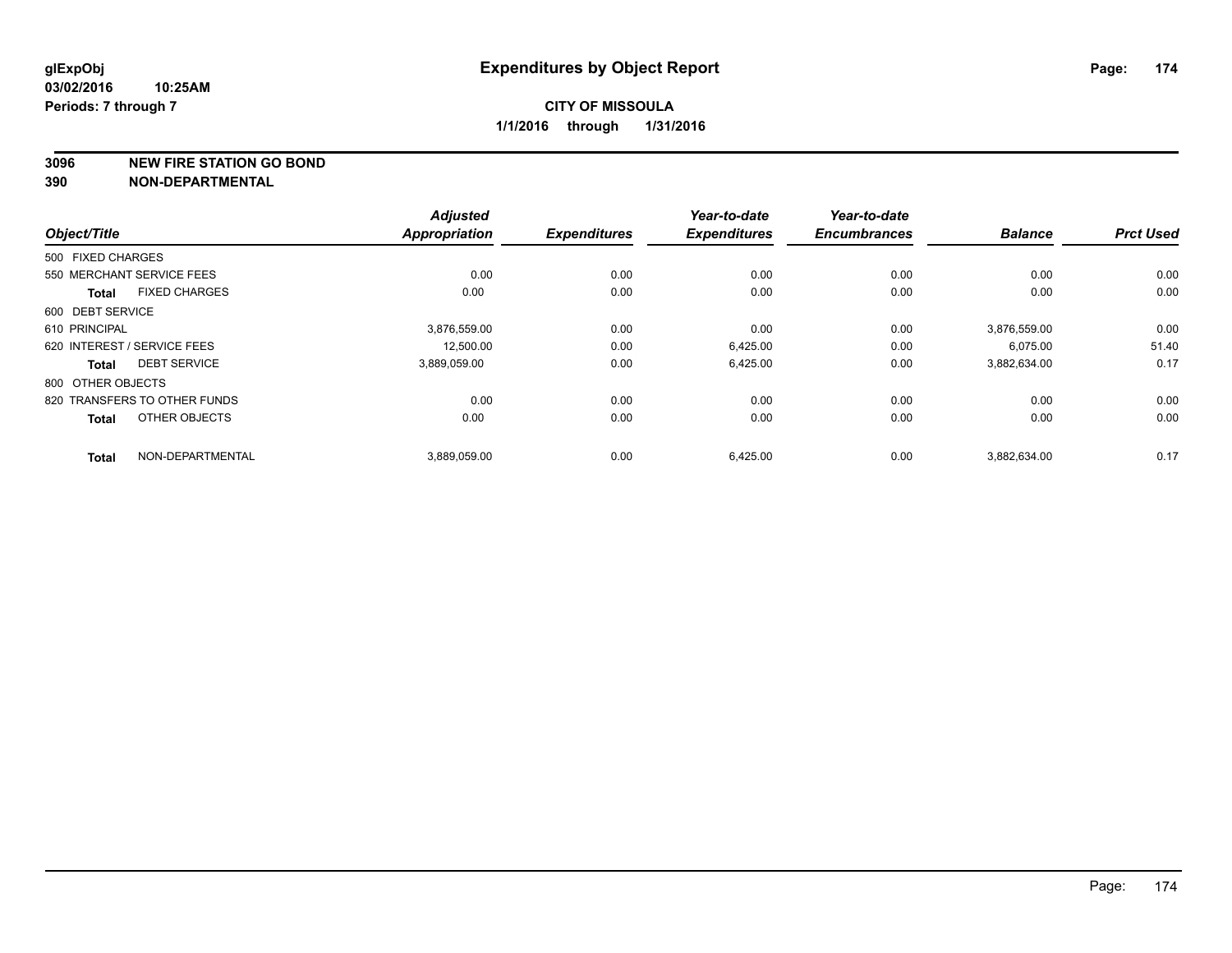**glExpObj**
**03/02/2016 10:25AM**
**Periods: 7 through 7**

# Expenditures by Object Report

**CITY OF MISSOULA**
**1/1/2016 through 1/31/2016**

**3096 NEW FIRE STATION GO BOND**
**390 NON-DEPARTMENTAL**

| Object/Title | | Adjusted Appropriation | Expenditures | Year-to-date Expenditures | Year-to-date Encumbrances | Balance | Prct Used |
|---|---|---|---|---|---|---|---|
| 500 FIXED CHARGES | | | | | | | |
| 550 MERCHANT SERVICE FEES | | 0.00 | 0.00 | 0.00 | 0.00 | 0.00 | 0.00 |
| **Total** | FIXED CHARGES | 0.00 | 0.00 | 0.00 | 0.00 | 0.00 | 0.00 |
| 600 DEBT SERVICE | | | | | | | |
| 610 PRINCIPAL | | 3,876,559.00 | 0.00 | 0.00 | 0.00 | 3,876,559.00 | 0.00 |
| 620 INTEREST / SERVICE FEES | | 12,500.00 | 0.00 | 6,425.00 | 0.00 | 6,075.00 | 51.40 |
| **Total** | DEBT SERVICE | 3,889,059.00 | 0.00 | 6,425.00 | 0.00 | 3,882,634.00 | 0.17 |
| 800 OTHER OBJECTS | | | | | | | |
| 820 TRANSFERS TO OTHER FUNDS | | 0.00 | 0.00 | 0.00 | 0.00 | 0.00 | 0.00 |
| **Total** | OTHER OBJECTS | 0.00 | 0.00 | 0.00 | 0.00 | 0.00 | 0.00 |
| **Total** | NON-DEPARTMENTAL | 3,889,059.00 | 0.00 | 6,425.00 | 0.00 | 3,882,634.00 | 0.17 |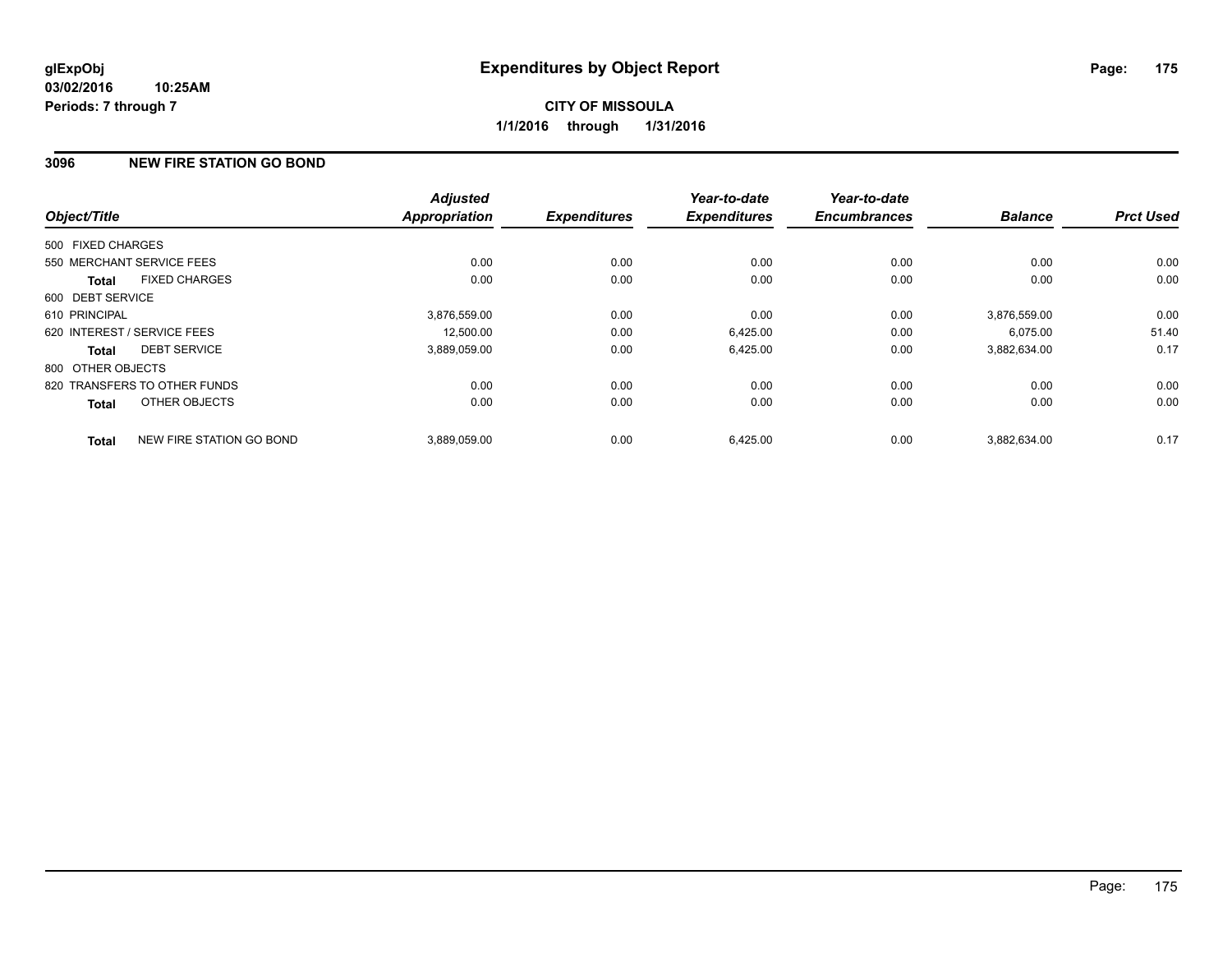**glExpObj**
**03/02/2016 10:25AM**
**Periods: 7 through 7**

# Expenditures by Object Report

**CITY OF MISSOULA**
**1/1/2016 through 1/31/2016**

## 3096 NEW FIRE STATION GO BOND

| Object/Title | Adjusted Appropriation | Expenditures | Year-to-date Expenditures | Year-to-date Encumbrances | Balance | Prct Used |
|---|---|---|---|---|---|---|
| 500 FIXED CHARGES | | | | | | |
| 550 MERCHANT SERVICE FEES | 0.00 | 0.00 | 0.00 | 0.00 | 0.00 | 0.00 |
| **Total** FIXED CHARGES | 0.00 | 0.00 | 0.00 | 0.00 | 0.00 | 0.00 |
| 600 DEBT SERVICE | | | | | | |
| 610 PRINCIPAL | 3,876,559.00 | 0.00 | 0.00 | 0.00 | 3,876,559.00 | 0.00 |
| 620 INTEREST / SERVICE FEES | 12,500.00 | 0.00 | 6,425.00 | 0.00 | 6,075.00 | 51.40 |
| **Total** DEBT SERVICE | 3,889,059.00 | 0.00 | 6,425.00 | 0.00 | 3,882,634.00 | 0.17 |
| 800 OTHER OBJECTS | | | | | | |
| 820 TRANSFERS TO OTHER FUNDS | 0.00 | 0.00 | 0.00 | 0.00 | 0.00 | 0.00 |
| **Total** OTHER OBJECTS | 0.00 | 0.00 | 0.00 | 0.00 | 0.00 | 0.00 |
| **Total** NEW FIRE STATION GO BOND | 3,889,059.00 | 0.00 | 6,425.00 | 0.00 | 3,882,634.00 | 0.17 |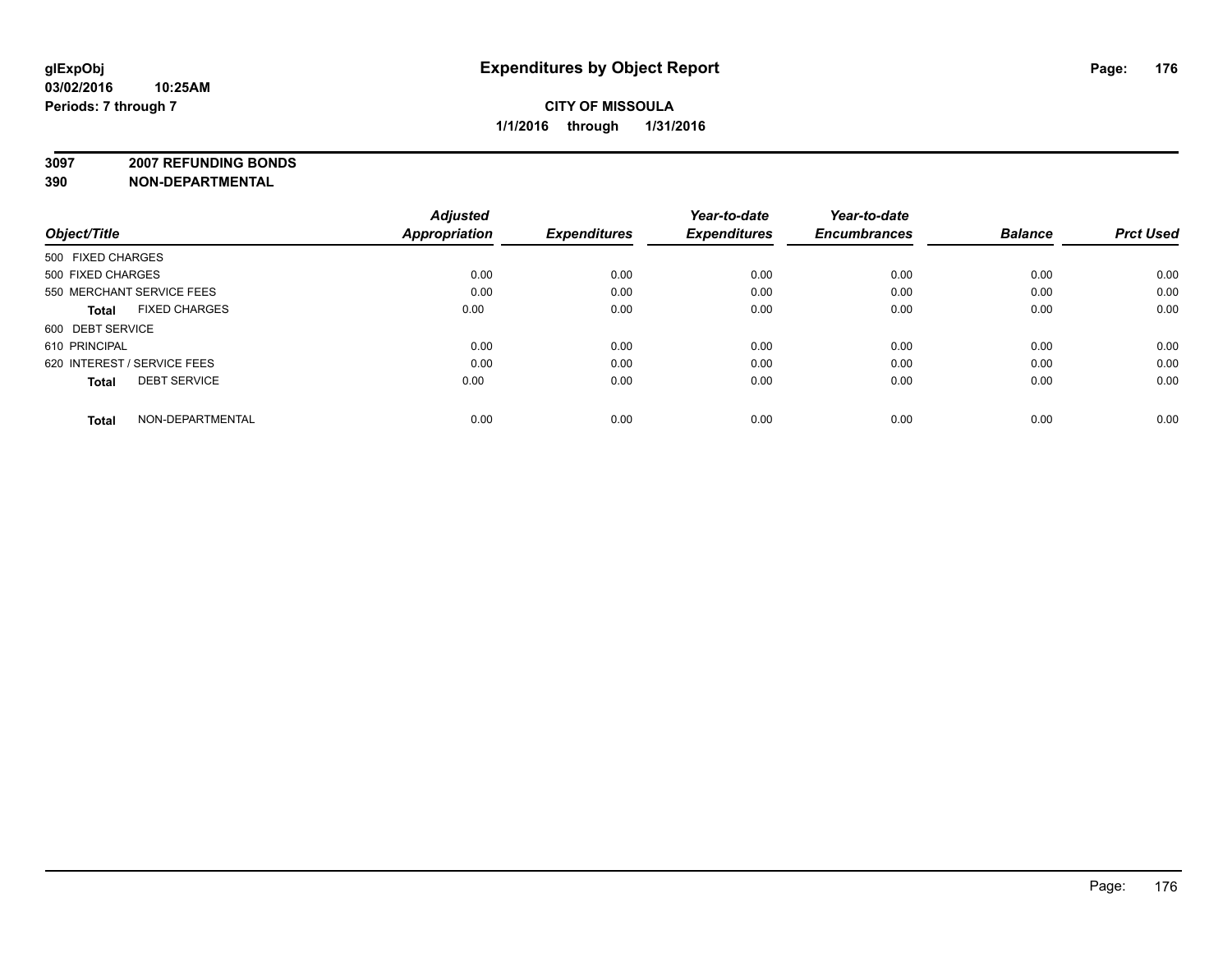glExpObj
03/02/2016 10:25AM
Periods: 7 through 7

# Expenditures by Object Report

**CITY OF MISSOULA**
**1/1/2016 through 1/31/2016**

**3097 2007 REFUNDING BONDS**
**390 NON-DEPARTMENTAL**

| Object/Title | Adjusted Appropriation | Expenditures | Year-to-date Expenditures | Year-to-date Encumbrances | Balance | Prct Used |
|---|---|---|---|---|---|---|
| 500 FIXED CHARGES | | | | | | |
| 500 FIXED CHARGES | 0.00 | 0.00 | 0.00 | 0.00 | 0.00 | 0.00 |
| 550 MERCHANT SERVICE FEES | 0.00 | 0.00 | 0.00 | 0.00 | 0.00 | 0.00 |
| **Total** FIXED CHARGES | 0.00 | 0.00 | 0.00 | 0.00 | 0.00 | 0.00 |
| 600 DEBT SERVICE | | | | | | |
| 610 PRINCIPAL | 0.00 | 0.00 | 0.00 | 0.00 | 0.00 | 0.00 |
| 620 INTEREST / SERVICE FEES | 0.00 | 0.00 | 0.00 | 0.00 | 0.00 | 0.00 |
| **Total** DEBT SERVICE | 0.00 | 0.00 | 0.00 | 0.00 | 0.00 | 0.00 |
| **Total** NON-DEPARTMENTAL | 0.00 | 0.00 | 0.00 | 0.00 | 0.00 | 0.00 |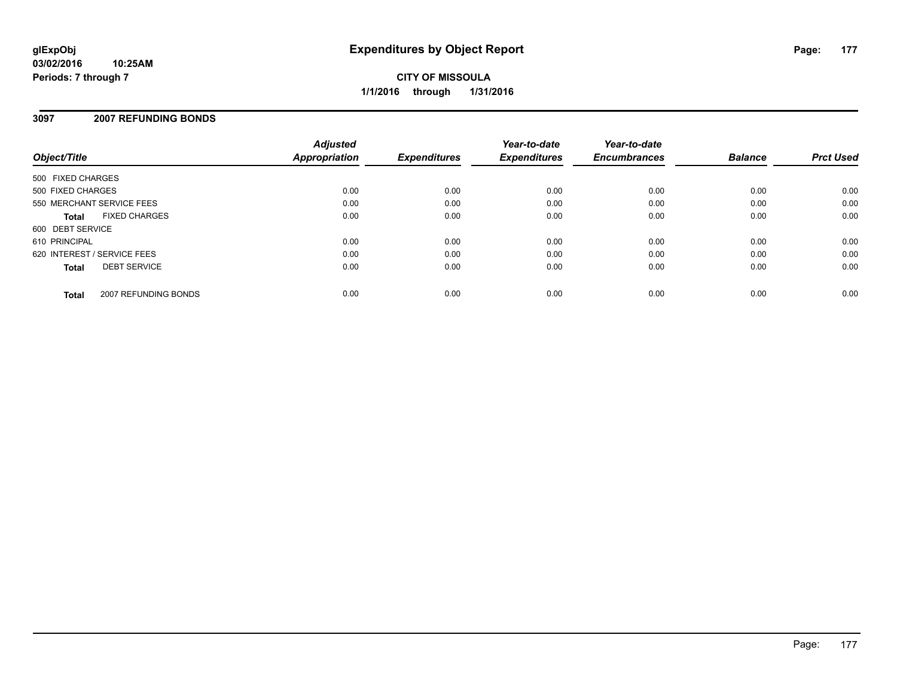glExpObj
03/02/2016 10:25AM
Periods: 7 through 7

# Expenditures by Object Report

**CITY OF MISSOULA**
**1/1/2016 through 1/31/2016**

## 3097 2007 REFUNDING BONDS

| Object/Title | Adjusted Appropriation | Expenditures | Year-to-date Expenditures | Year-to-date Encumbrances | Balance | Prct Used |
|---|---|---|---|---|---|---|
| 500 FIXED CHARGES | | | | | | |
| 500 FIXED CHARGES | 0.00 | 0.00 | 0.00 | 0.00 | 0.00 | 0.00 |
| 550 MERCHANT SERVICE FEES | 0.00 | 0.00 | 0.00 | 0.00 | 0.00 | 0.00 |
| **Total** FIXED CHARGES | 0.00 | 0.00 | 0.00 | 0.00 | 0.00 | 0.00 |
| 600 DEBT SERVICE | | | | | | |
| 610 PRINCIPAL | 0.00 | 0.00 | 0.00 | 0.00 | 0.00 | 0.00 |
| 620 INTEREST / SERVICE FEES | 0.00 | 0.00 | 0.00 | 0.00 | 0.00 | 0.00 |
| **Total** DEBT SERVICE | 0.00 | 0.00 | 0.00 | 0.00 | 0.00 | 0.00 |
| **Total** 2007 REFUNDING BONDS | 0.00 | 0.00 | 0.00 | 0.00 | 0.00 | 0.00 |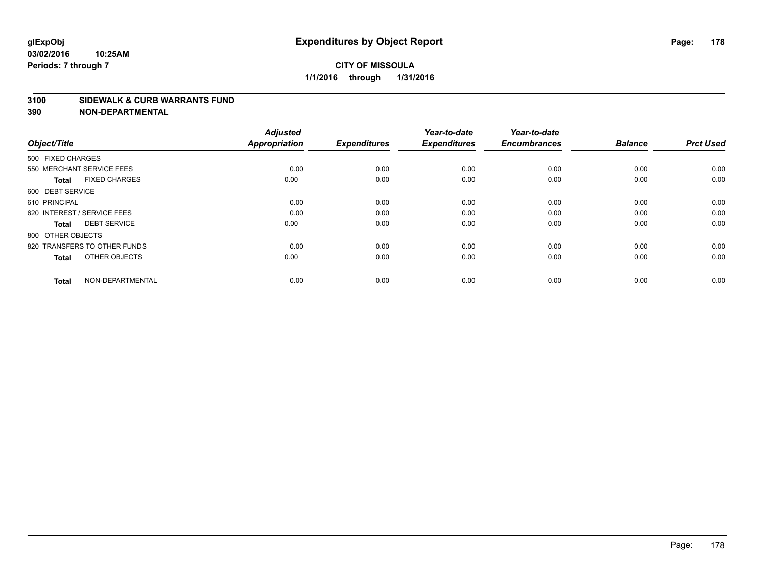**glExpObj** **Expenditures by Object Report**

**03/02/2016 10:25AM**

**Periods: 7 through 7**

**CITY OF MISSOULA**

**1/1/2016 through 1/31/2016**

## 3100 SIDEWALK & CURB WARRANTS FUND
## 390 NON-DEPARTMENTAL

| Object/Title | Adjusted Appropriation | Expenditures | Year-to-date Expenditures | Year-to-date Encumbrances | Balance | Prct Used |
|---|---|---|---|---|---|---|
| 500 FIXED CHARGES | | | | | | |
| 550 MERCHANT SERVICE FEES | 0.00 | 0.00 | 0.00 | 0.00 | 0.00 | 0.00 |
| **Total** FIXED CHARGES | 0.00 | 0.00 | 0.00 | 0.00 | 0.00 | 0.00 |
| 600 DEBT SERVICE | | | | | | |
| 610 PRINCIPAL | 0.00 | 0.00 | 0.00 | 0.00 | 0.00 | 0.00 |
| 620 INTEREST / SERVICE FEES | 0.00 | 0.00 | 0.00 | 0.00 | 0.00 | 0.00 |
| **Total** DEBT SERVICE | 0.00 | 0.00 | 0.00 | 0.00 | 0.00 | 0.00 |
| 800 OTHER OBJECTS | | | | | | |
| 820 TRANSFERS TO OTHER FUNDS | 0.00 | 0.00 | 0.00 | 0.00 | 0.00 | 0.00 |
| **Total** OTHER OBJECTS | 0.00 | 0.00 | 0.00 | 0.00 | 0.00 | 0.00 |
| **Total** NON-DEPARTMENTAL | 0.00 | 0.00 | 0.00 | 0.00 | 0.00 | 0.00 |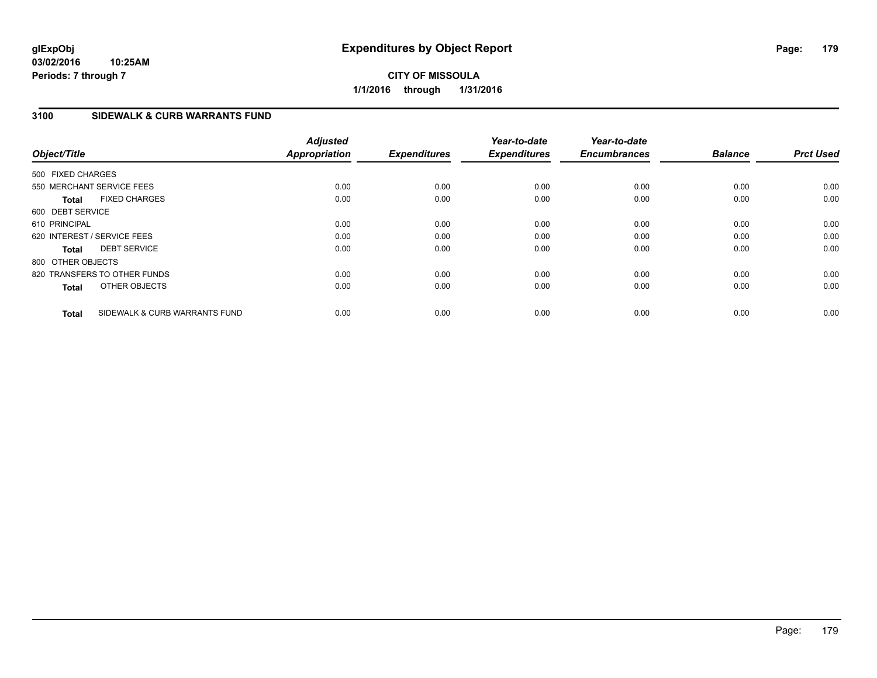# Expenditures by Object Report

glExpObj
03/02/2016 10:25AM
Periods: 7 through 7

**CITY OF MISSOULA**
**1/1/2016 through 1/31/2016**

## 3100 SIDEWALK & CURB WARRANTS FUND

| Object/Title | Adjusted Appropriation | Expenditures | Year-to-date Expenditures | Year-to-date Encumbrances | Balance | Prct Used |
|---|---|---|---|---|---|---|
| 500 FIXED CHARGES | | | | | | |
| 550 MERCHANT SERVICE FEES | 0.00 | 0.00 | 0.00 | 0.00 | 0.00 | 0.00 |
| **Total** FIXED CHARGES | 0.00 | 0.00 | 0.00 | 0.00 | 0.00 | 0.00 |
| 600 DEBT SERVICE | | | | | | |
| 610 PRINCIPAL | 0.00 | 0.00 | 0.00 | 0.00 | 0.00 | 0.00 |
| 620 INTEREST / SERVICE FEES | 0.00 | 0.00 | 0.00 | 0.00 | 0.00 | 0.00 |
| **Total** DEBT SERVICE | 0.00 | 0.00 | 0.00 | 0.00 | 0.00 | 0.00 |
| 800 OTHER OBJECTS | | | | | | |
| 820 TRANSFERS TO OTHER FUNDS | 0.00 | 0.00 | 0.00 | 0.00 | 0.00 | 0.00 |
| **Total** OTHER OBJECTS | 0.00 | 0.00 | 0.00 | 0.00 | 0.00 | 0.00 |
| **Total** SIDEWALK & CURB WARRANTS FUND | 0.00 | 0.00 | 0.00 | 0.00 | 0.00 | 0.00 |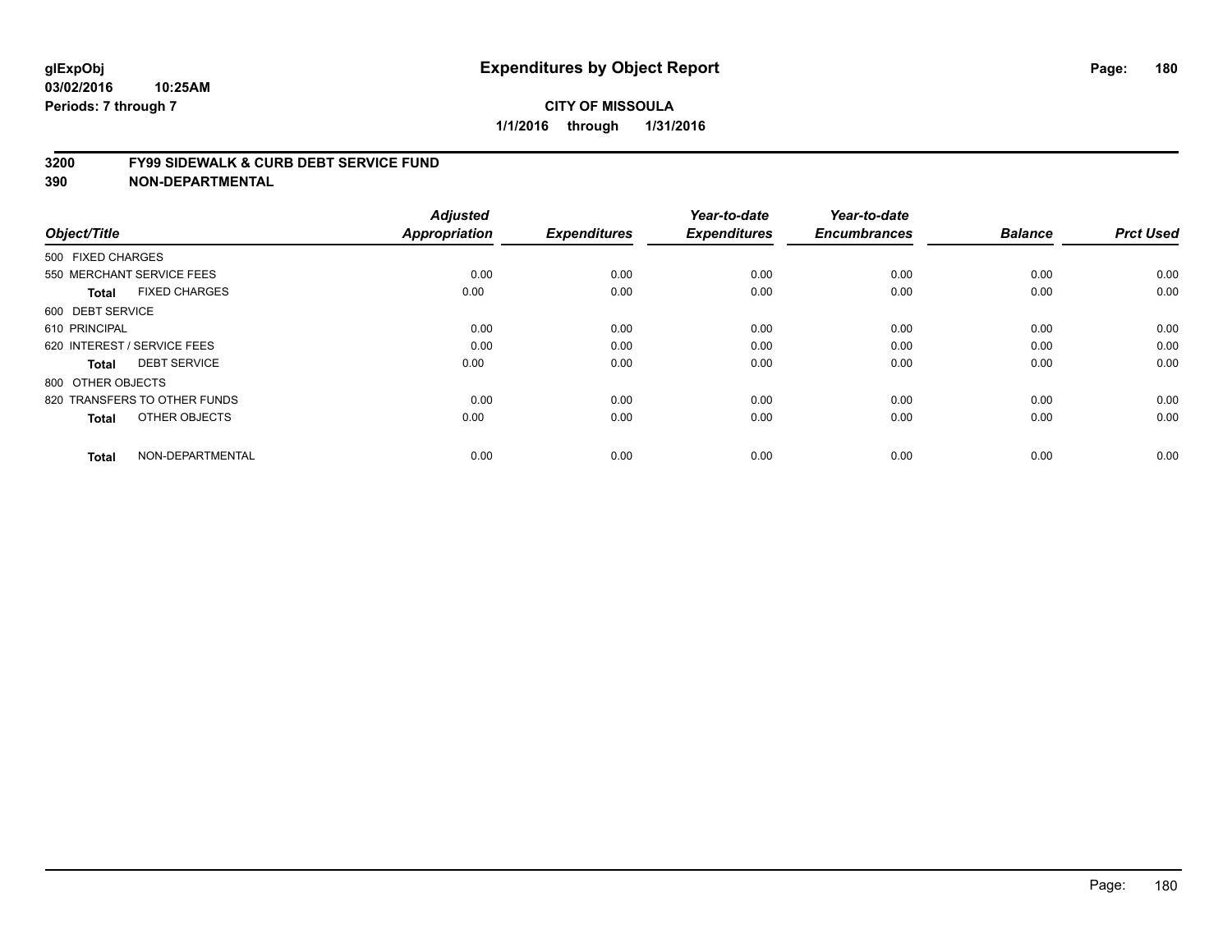# Expenditures by Object Report

glExpObj
03/02/2016 10:25AM
Periods: 7 through 7

**CITY OF MISSOULA**
**1/1/2016 through 1/31/2016**

**3200 FY99 SIDEWALK & CURB DEBT SERVICE FUND**
**390 NON-DEPARTMENTAL**

| Object/Title | Adjusted Appropriation | Expenditures | Year-to-date Expenditures | Year-to-date Encumbrances | Balance | Prct Used |
|---|---|---|---|---|---|---|
| 500 FIXED CHARGES | | | | | | |
| 550 MERCHANT SERVICE FEES | 0.00 | 0.00 | 0.00 | 0.00 | 0.00 | 0.00 |
| **Total** FIXED CHARGES | 0.00 | 0.00 | 0.00 | 0.00 | 0.00 | 0.00 |
| 600 DEBT SERVICE | | | | | | |
| 610 PRINCIPAL | 0.00 | 0.00 | 0.00 | 0.00 | 0.00 | 0.00 |
| 620 INTEREST / SERVICE FEES | 0.00 | 0.00 | 0.00 | 0.00 | 0.00 | 0.00 |
| **Total** DEBT SERVICE | 0.00 | 0.00 | 0.00 | 0.00 | 0.00 | 0.00 |
| 800 OTHER OBJECTS | | | | | | |
| 820 TRANSFERS TO OTHER FUNDS | 0.00 | 0.00 | 0.00 | 0.00 | 0.00 | 0.00 |
| **Total** OTHER OBJECTS | 0.00 | 0.00 | 0.00 | 0.00 | 0.00 | 0.00 |
| **Total** NON-DEPARTMENTAL | 0.00 | 0.00 | 0.00 | 0.00 | 0.00 | 0.00 |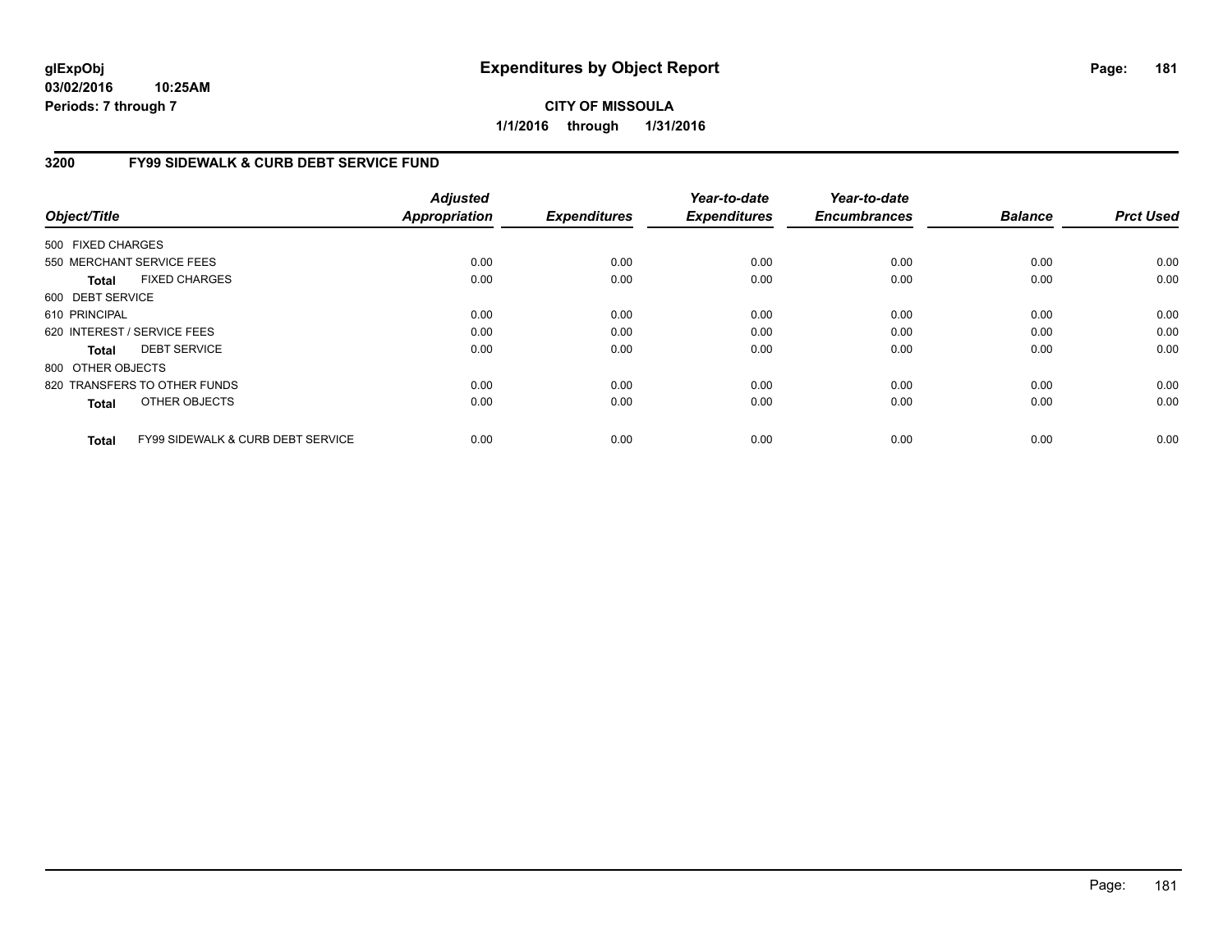**glExpObj**
**03/02/2016 10:25AM**
**Periods: 7 through 7**

# Expenditures by Object Report

**CITY OF MISSOULA**
**1/1/2016 through 1/31/2016**

## 3200 FY99 SIDEWALK & CURB DEBT SERVICE FUND

| Object/Title | Adjusted Appropriation | Expenditures | Year-to-date Expenditures | Year-to-date Encumbrances | Balance | Prct Used |
|---|---|---|---|---|---|---|
| 500 FIXED CHARGES | | | | | | |
| 550 MERCHANT SERVICE FEES | 0.00 | 0.00 | 0.00 | 0.00 | 0.00 | 0.00 |
| **Total** FIXED CHARGES | 0.00 | 0.00 | 0.00 | 0.00 | 0.00 | 0.00 |
| 600 DEBT SERVICE | | | | | | |
| 610 PRINCIPAL | 0.00 | 0.00 | 0.00 | 0.00 | 0.00 | 0.00 |
| 620 INTEREST / SERVICE FEES | 0.00 | 0.00 | 0.00 | 0.00 | 0.00 | 0.00 |
| **Total** DEBT SERVICE | 0.00 | 0.00 | 0.00 | 0.00 | 0.00 | 0.00 |
| 800 OTHER OBJECTS | | | | | | |
| 820 TRANSFERS TO OTHER FUNDS | 0.00 | 0.00 | 0.00 | 0.00 | 0.00 | 0.00 |
| **Total** OTHER OBJECTS | 0.00 | 0.00 | 0.00 | 0.00 | 0.00 | 0.00 |
| **Total** FY99 SIDEWALK & CURB DEBT SERVICE | 0.00 | 0.00 | 0.00 | 0.00 | 0.00 | 0.00 |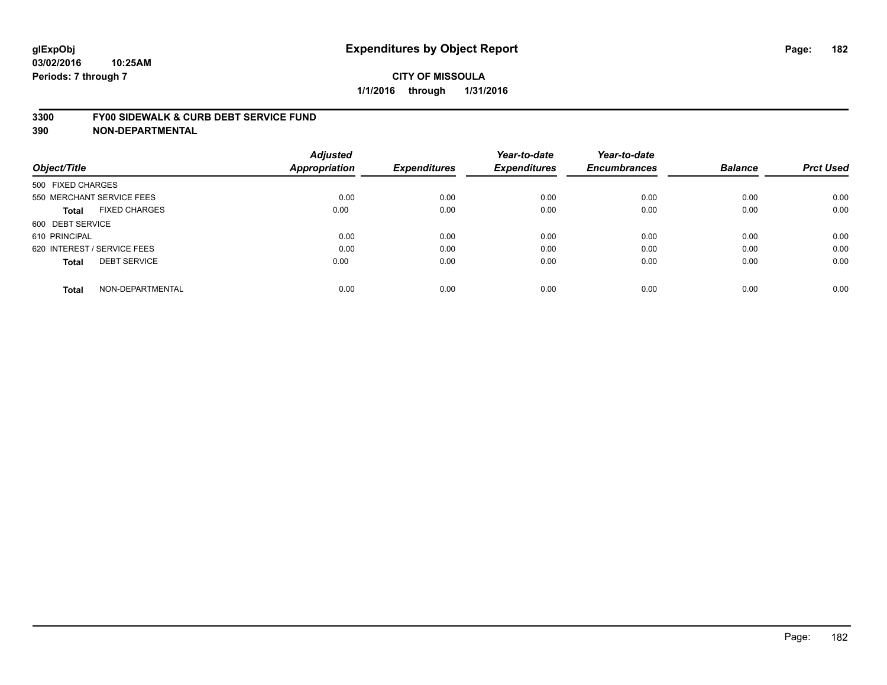# Expenditures by Object Report

glExpObj
03/02/2016 10:25AM
Periods: 7 through 7

**CITY OF MISSOULA**
**1/1/2016 through 1/31/2016**

## 3300 FY00 SIDEWALK & CURB DEBT SERVICE FUND
## 390 NON-DEPARTMENTAL

| Object/Title | Adjusted Appropriation | Expenditures | Year-to-date Expenditures | Year-to-date Encumbrances | Balance | Prct Used |
|---|---|---|---|---|---|---|
| 500 FIXED CHARGES | | | | | | |
| 550 MERCHANT SERVICE FEES | 0.00 | 0.00 | 0.00 | 0.00 | 0.00 | 0.00 |
| **Total** FIXED CHARGES | 0.00 | 0.00 | 0.00 | 0.00 | 0.00 | 0.00 |
| 600 DEBT SERVICE | | | | | | |
| 610 PRINCIPAL | 0.00 | 0.00 | 0.00 | 0.00 | 0.00 | 0.00 |
| 620 INTEREST / SERVICE FEES | 0.00 | 0.00 | 0.00 | 0.00 | 0.00 | 0.00 |
| **Total** DEBT SERVICE | 0.00 | 0.00 | 0.00 | 0.00 | 0.00 | 0.00 |
| **Total** NON-DEPARTMENTAL | 0.00 | 0.00 | 0.00 | 0.00 | 0.00 | 0.00 |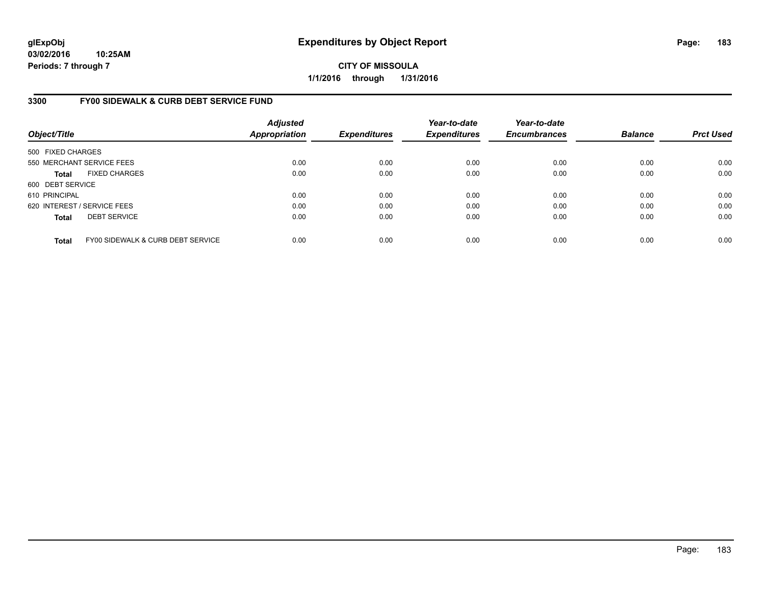glExpObj
03/02/2016 10:25AM
Periods: 7 through 7

# Expenditures by Object Report

**CITY OF MISSOULA**
**1/1/2016 through 1/31/2016**

## 3300 FY00 SIDEWALK & CURB DEBT SERVICE FUND

| Object/Title | Adjusted Appropriation | Expenditures | Year-to-date Expenditures | Year-to-date Encumbrances | Balance | Prct Used |
|---|---|---|---|---|---|---|
| 500 FIXED CHARGES | | | | | | |
| 550 MERCHANT SERVICE FEES | 0.00 | 0.00 | 0.00 | 0.00 | 0.00 | 0.00 |
| **Total** FIXED CHARGES | 0.00 | 0.00 | 0.00 | 0.00 | 0.00 | 0.00 |
| 600 DEBT SERVICE | | | | | | |
| 610 PRINCIPAL | 0.00 | 0.00 | 0.00 | 0.00 | 0.00 | 0.00 |
| 620 INTEREST / SERVICE FEES | 0.00 | 0.00 | 0.00 | 0.00 | 0.00 | 0.00 |
| **Total** DEBT SERVICE | 0.00 | 0.00 | 0.00 | 0.00 | 0.00 | 0.00 |
| **Total** FY00 SIDEWALK & CURB DEBT SERVICE | 0.00 | 0.00 | 0.00 | 0.00 | 0.00 | 0.00 |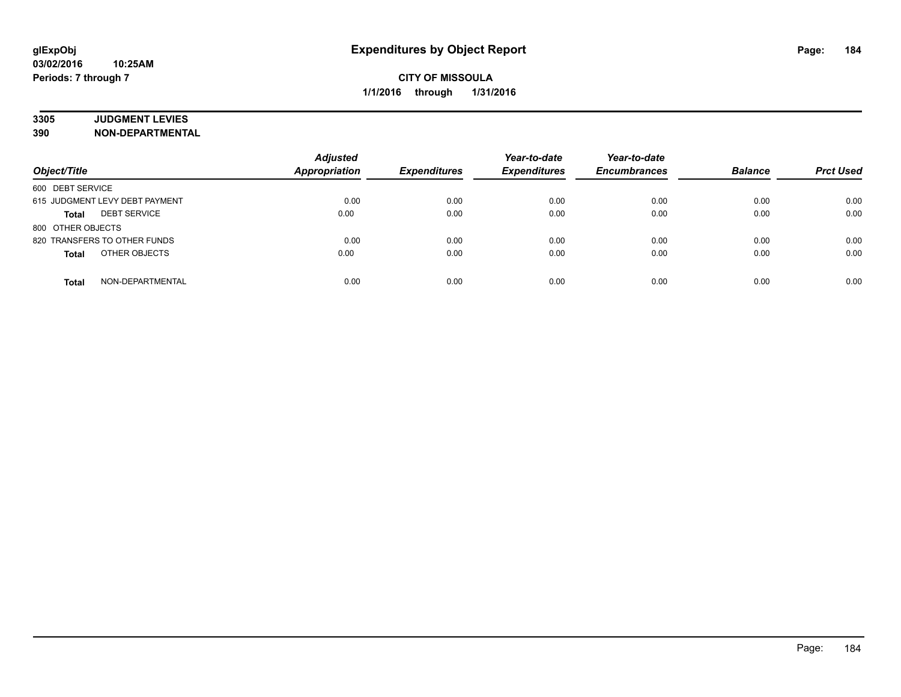**glExpObj**
**03/02/2016 10:25AM**
**Periods: 7 through 7**

# Expenditures by Object Report

**CITY OF MISSOULA**
**1/1/2016 through 1/31/2016**

**3305 JUDGMENT LEVIES**
**390 NON-DEPARTMENTAL**

| Object/Title | | Adjusted Appropriation | Expenditures | Year-to-date Expenditures | Year-to-date Encumbrances | Balance | Prct Used |
|---|---|---|---|---|---|---|---|
| 600 DEBT SERVICE | | | | | | | |
| 615 JUDGMENT LEVY DEBT PAYMENT | | 0.00 | 0.00 | 0.00 | 0.00 | 0.00 | 0.00 |
| **Total** | DEBT SERVICE | 0.00 | 0.00 | 0.00 | 0.00 | 0.00 | 0.00 |
| 800 OTHER OBJECTS | | | | | | | |
| 820 TRANSFERS TO OTHER FUNDS | | 0.00 | 0.00 | 0.00 | 0.00 | 0.00 | 0.00 |
| **Total** | OTHER OBJECTS | 0.00 | 0.00 | 0.00 | 0.00 | 0.00 | 0.00 |
| **Total** | NON-DEPARTMENTAL | 0.00 | 0.00 | 0.00 | 0.00 | 0.00 | 0.00 |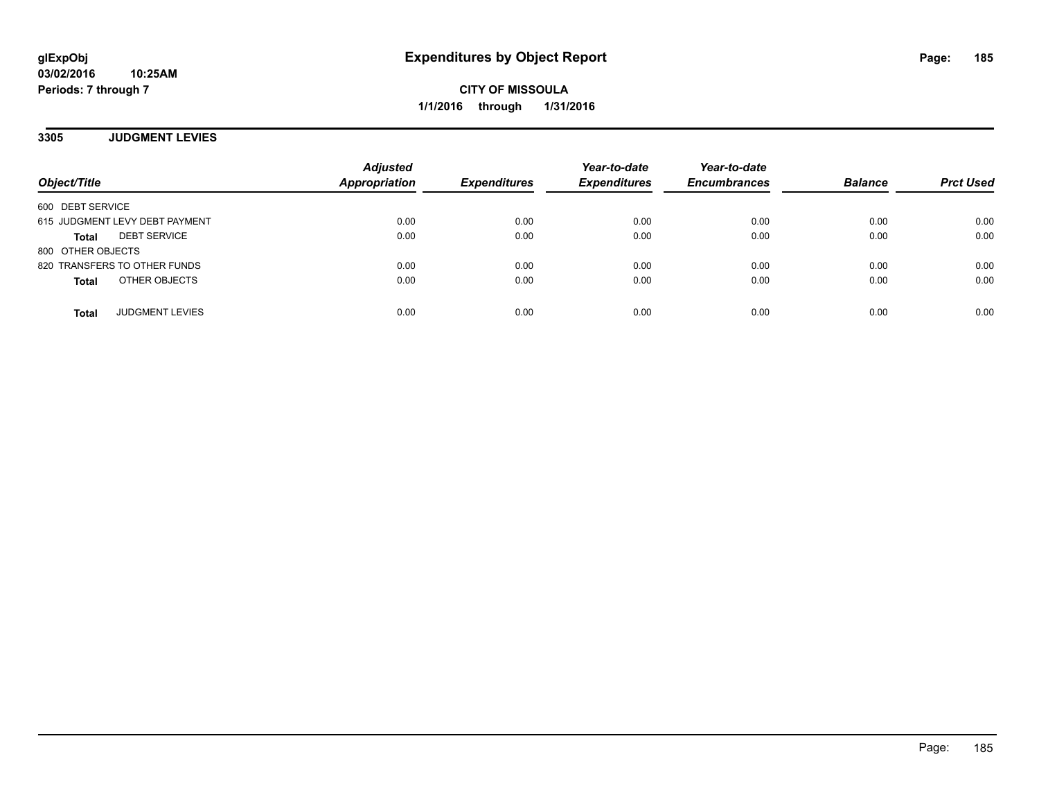**glExpObj**
**03/02/2016 10:25AM**
**Periods: 7 through 7**

# Expenditures by Object Report

**CITY OF MISSOULA**
**1/1/2016 through 1/31/2016**

## 3305 JUDGMENT LEVIES

| Object/Title | Adjusted Appropriation | Expenditures | Year-to-date Expenditures | Year-to-date Encumbrances | Balance | Prct Used |
|---|---|---|---|---|---|---|
| 600 DEBT SERVICE | | | | | | |
| 615 JUDGMENT LEVY DEBT PAYMENT | 0.00 | 0.00 | 0.00 | 0.00 | 0.00 | 0.00 |
| **Total** DEBT SERVICE | 0.00 | 0.00 | 0.00 | 0.00 | 0.00 | 0.00 |
| 800 OTHER OBJECTS | | | | | | |
| 820 TRANSFERS TO OTHER FUNDS | 0.00 | 0.00 | 0.00 | 0.00 | 0.00 | 0.00 |
| **Total** OTHER OBJECTS | 0.00 | 0.00 | 0.00 | 0.00 | 0.00 | 0.00 |
| **Total** JUDGMENT LEVIES | 0.00 | 0.00 | 0.00 | 0.00 | 0.00 | 0.00 |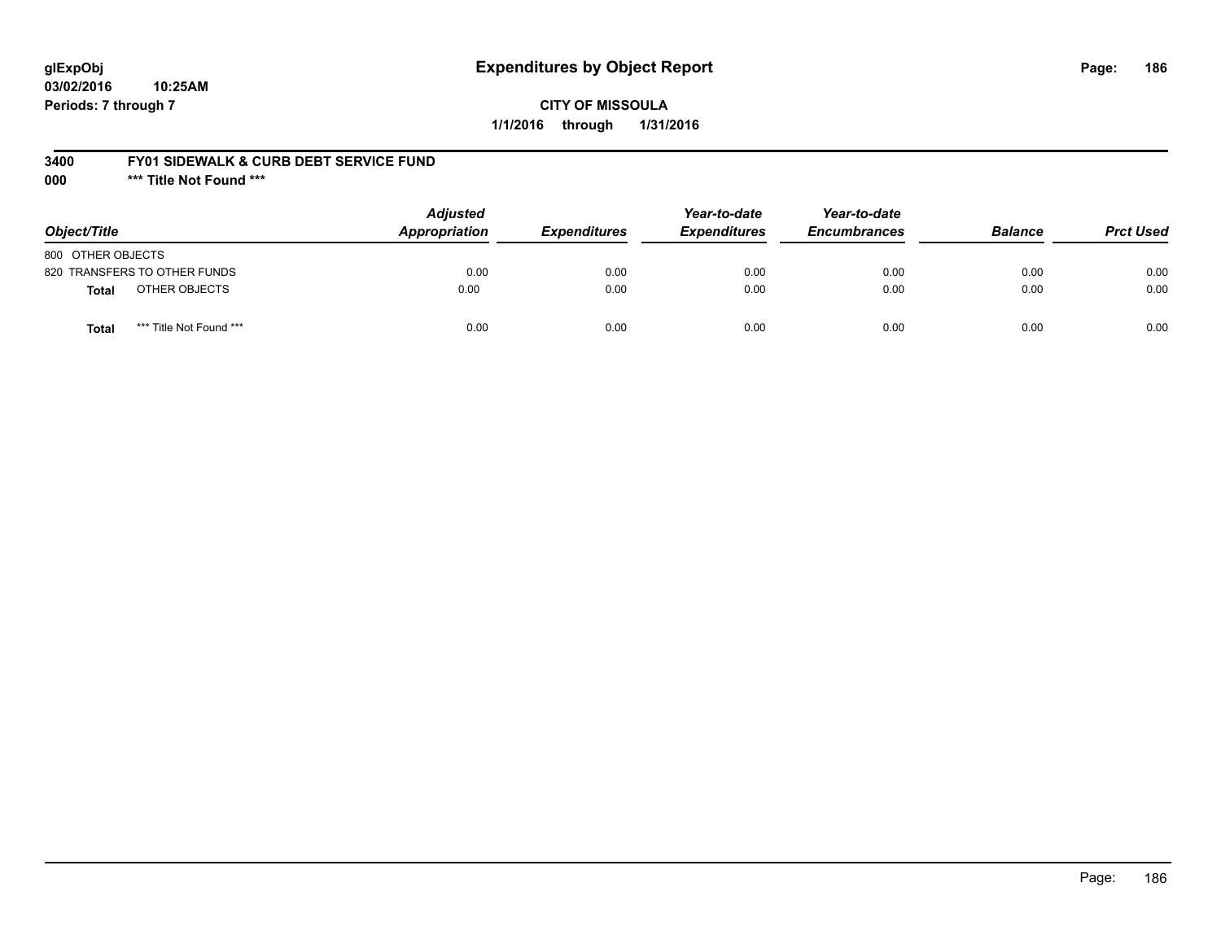**glExpObj**
**03/02/2016 10:25AM**
**Periods: 7 through 7**

# Expenditures by Object Report

**CITY OF MISSOULA**
**1/1/2016 through 1/31/2016**

**3400 FY01 SIDEWALK & CURB DEBT SERVICE FUND**
**000 *** Title Not Found *****

| Object/Title | Adjusted Appropriation | Expenditures | Year-to-date Expenditures | Year-to-date Encumbrances | Balance | Prct Used |
|---|---|---|---|---|---|---|
| 800 OTHER OBJECTS | | | | | | |
| 820 TRANSFERS TO OTHER FUNDS | 0.00 | 0.00 | 0.00 | 0.00 | 0.00 | 0.00 |
| **Total** OTHER OBJECTS | 0.00 | 0.00 | 0.00 | 0.00 | 0.00 | 0.00 |
| **Total** *** Title Not Found *** | 0.00 | 0.00 | 0.00 | 0.00 | 0.00 | 0.00 |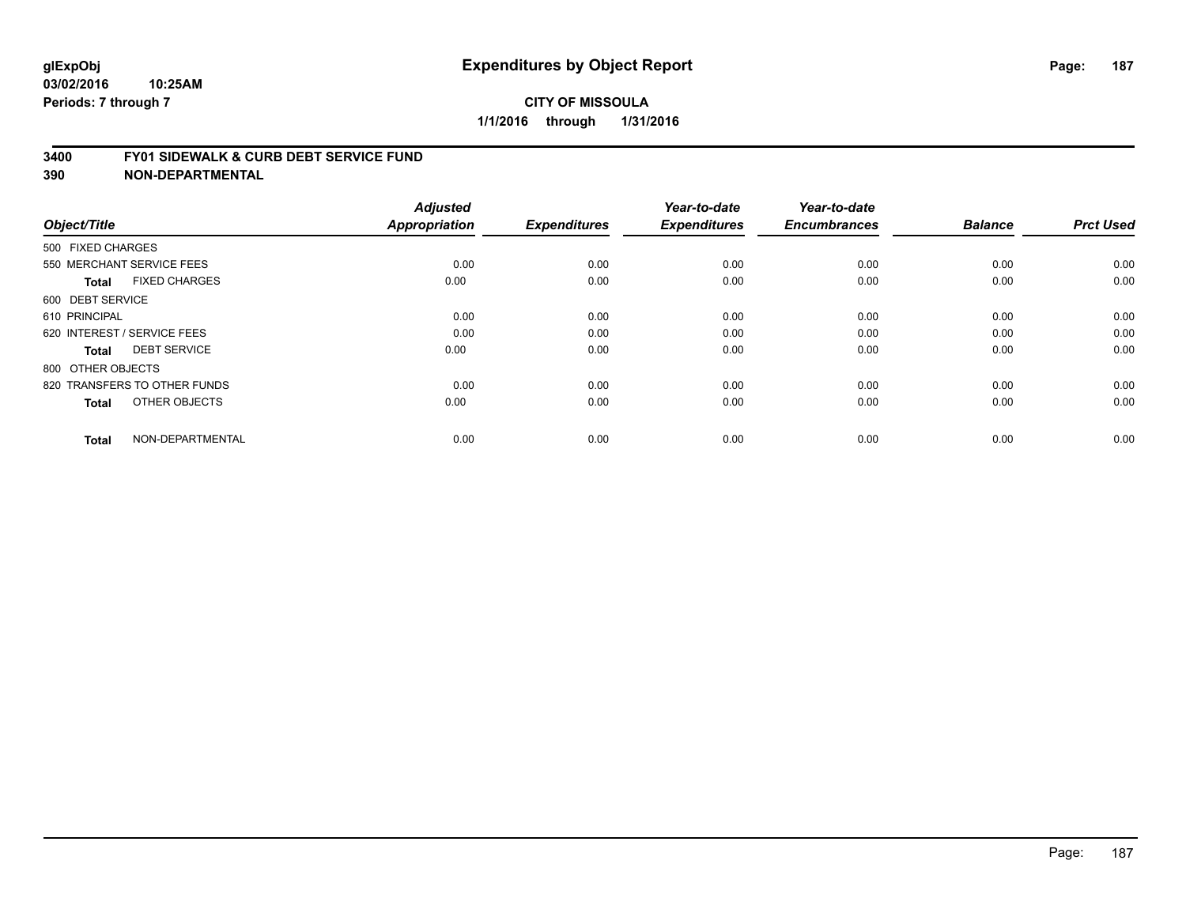**glExpObj**
**03/02/2016 10:25AM**
**Periods: 7 through 7**

# Expenditures by Object Report

**CITY OF MISSOULA**
**1/1/2016 through 1/31/2016**

## 3400 FY01 SIDEWALK & CURB DEBT SERVICE FUND
## 390 NON-DEPARTMENTAL

| Object/Title | Adjusted Appropriation | Expenditures | Year-to-date Expenditures | Year-to-date Encumbrances | Balance | Prct Used |
|---|---|---|---|---|---|---|
| 500 FIXED CHARGES | | | | | | |
| 550 MERCHANT SERVICE FEES | 0.00 | 0.00 | 0.00 | 0.00 | 0.00 | 0.00 |
| **Total** FIXED CHARGES | 0.00 | 0.00 | 0.00 | 0.00 | 0.00 | 0.00 |
| 600 DEBT SERVICE | | | | | | |
| 610 PRINCIPAL | 0.00 | 0.00 | 0.00 | 0.00 | 0.00 | 0.00 |
| 620 INTEREST / SERVICE FEES | 0.00 | 0.00 | 0.00 | 0.00 | 0.00 | 0.00 |
| **Total** DEBT SERVICE | 0.00 | 0.00 | 0.00 | 0.00 | 0.00 | 0.00 |
| 800 OTHER OBJECTS | | | | | | |
| 820 TRANSFERS TO OTHER FUNDS | 0.00 | 0.00 | 0.00 | 0.00 | 0.00 | 0.00 |
| **Total** OTHER OBJECTS | 0.00 | 0.00 | 0.00 | 0.00 | 0.00 | 0.00 |
| **Total** NON-DEPARTMENTAL | 0.00 | 0.00 | 0.00 | 0.00 | 0.00 | 0.00 |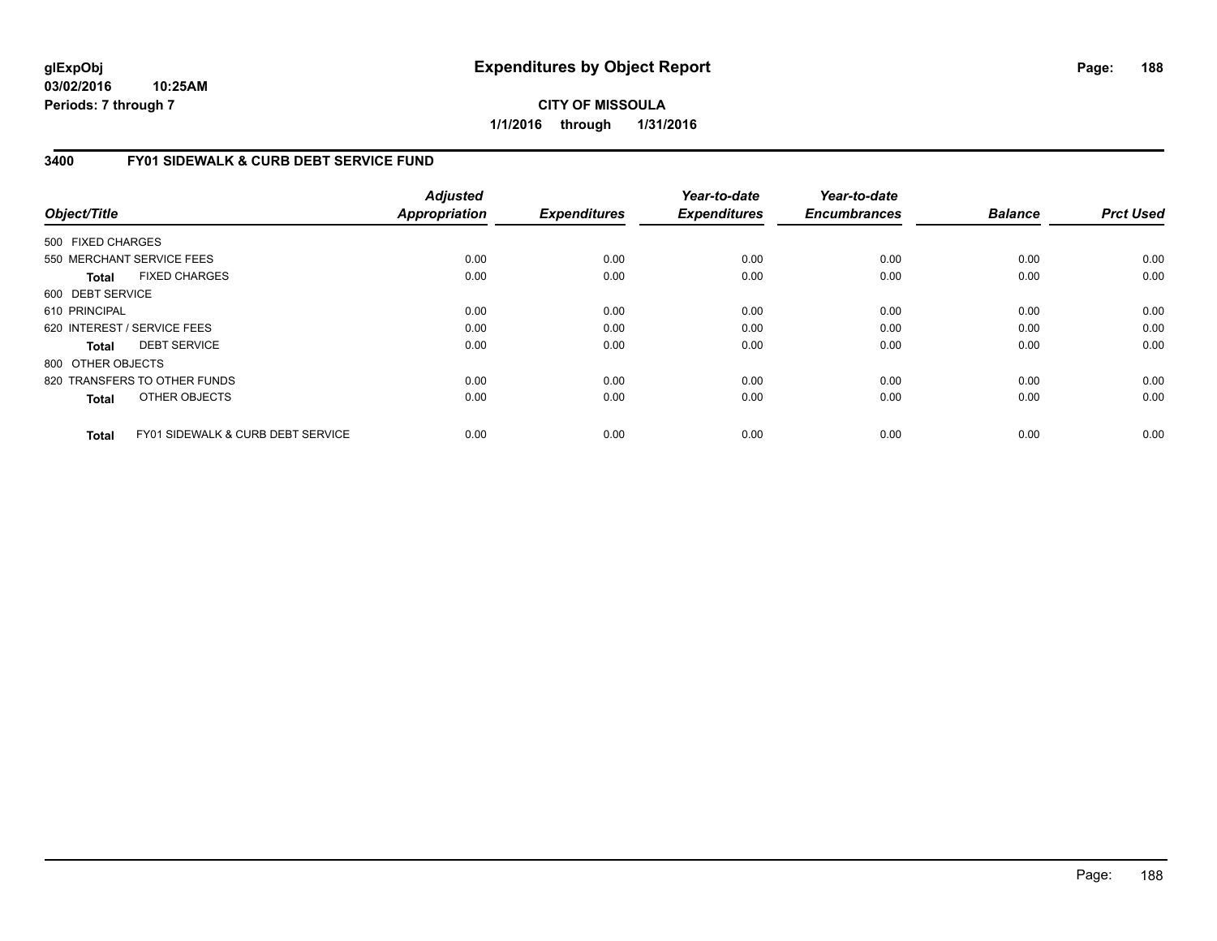# Expenditures by Object Report

**CITY OF MISSOULA**
**1/1/2016 through 1/31/2016**

glExpObj
03/02/2016 10:25AM
Periods: 7 through 7

## 3400 FY01 SIDEWALK & CURB DEBT SERVICE FUND

| Object/Title | | Adjusted Appropriation | Expenditures | Year-to-date Expenditures | Year-to-date Encumbrances | Balance | Prct Used |
|---|---|---|---|---|---|---|---|
| 500 FIXED CHARGES | | | | | | | |
| 550 MERCHANT SERVICE FEES | | 0.00 | 0.00 | 0.00 | 0.00 | 0.00 | 0.00 |
| **Total** | FIXED CHARGES | 0.00 | 0.00 | 0.00 | 0.00 | 0.00 | 0.00 |
| 600 DEBT SERVICE | | | | | | | |
| 610 PRINCIPAL | | 0.00 | 0.00 | 0.00 | 0.00 | 0.00 | 0.00 |
| 620 INTEREST / SERVICE FEES | | 0.00 | 0.00 | 0.00 | 0.00 | 0.00 | 0.00 |
| **Total** | DEBT SERVICE | 0.00 | 0.00 | 0.00 | 0.00 | 0.00 | 0.00 |
| 800 OTHER OBJECTS | | | | | | | |
| 820 TRANSFERS TO OTHER FUNDS | | 0.00 | 0.00 | 0.00 | 0.00 | 0.00 | 0.00 |
| **Total** | OTHER OBJECTS | 0.00 | 0.00 | 0.00 | 0.00 | 0.00 | 0.00 |
| **Total** | FY01 SIDEWALK & CURB DEBT SERVICE | 0.00 | 0.00 | 0.00 | 0.00 | 0.00 | 0.00 |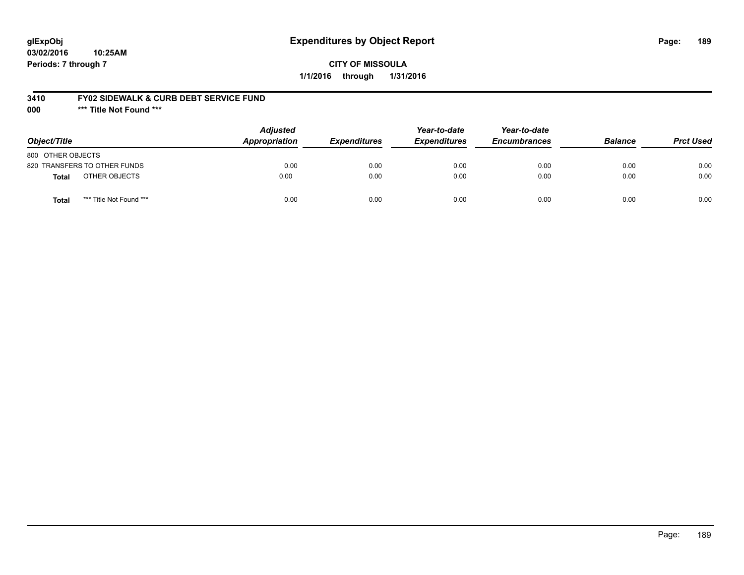# Expenditures by Object Report

glExpObj
03/02/2016 10:25AM
Periods: 7 through 7

**CITY OF MISSOULA**
**1/1/2016 through 1/31/2016**

## 3410 FY02 SIDEWALK & CURB DEBT SERVICE FUND
## 000 *** Title Not Found ***

| Object/Title | Adjusted Appropriation | Expenditures | Year-to-date Expenditures | Year-to-date Encumbrances | Balance | Prct Used |
|---|---|---|---|---|---|---|
| 800 OTHER OBJECTS | | | | | | |
| 820 TRANSFERS TO OTHER FUNDS | 0.00 | 0.00 | 0.00 | 0.00 | 0.00 | 0.00 |
| **Total** OTHER OBJECTS | 0.00 | 0.00 | 0.00 | 0.00 | 0.00 | 0.00 |
| **Total** *** Title Not Found *** | 0.00 | 0.00 | 0.00 | 0.00 | 0.00 | 0.00 |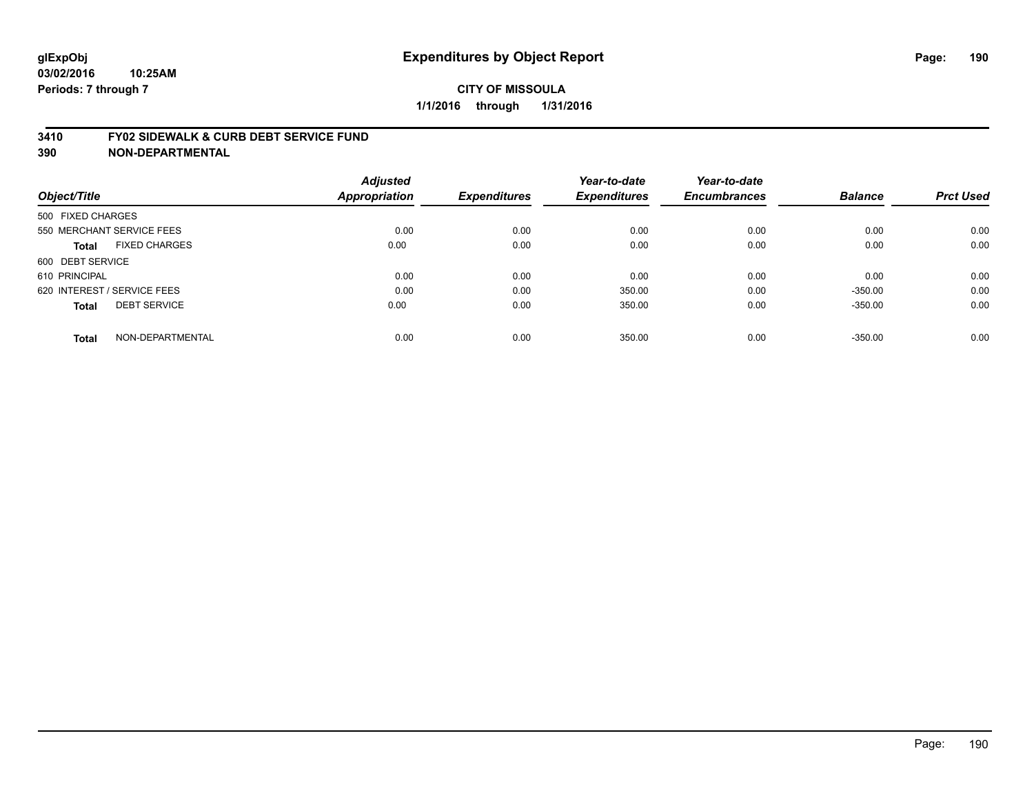**glExpObj** **Expenditures by Object Report**

**03/02/2016 10:25AM**

**Periods: 7 through 7**

**CITY OF MISSOULA**

**1/1/2016 through 1/31/2016**

## 3410 FY02 SIDEWALK & CURB DEBT SERVICE FUND

## 390 NON-DEPARTMENTAL

| Object/Title | Adjusted Appropriation | Expenditures | Year-to-date Expenditures | Year-to-date Encumbrances | Balance | Prct Used |
|---|---|---|---|---|---|---|
| 500 FIXED CHARGES | | | | | | |
| 550 MERCHANT SERVICE FEES | 0.00 | 0.00 | 0.00 | 0.00 | 0.00 | 0.00 |
| **Total** FIXED CHARGES | 0.00 | 0.00 | 0.00 | 0.00 | 0.00 | 0.00 |
| 600 DEBT SERVICE | | | | | | |
| 610 PRINCIPAL | 0.00 | 0.00 | 0.00 | 0.00 | 0.00 | 0.00 |
| 620 INTEREST / SERVICE FEES | 0.00 | 0.00 | 350.00 | 0.00 | -350.00 | 0.00 |
| **Total** DEBT SERVICE | 0.00 | 0.00 | 350.00 | 0.00 | -350.00 | 0.00 |
| **Total** NON-DEPARTMENTAL | 0.00 | 0.00 | 350.00 | 0.00 | -350.00 | 0.00 |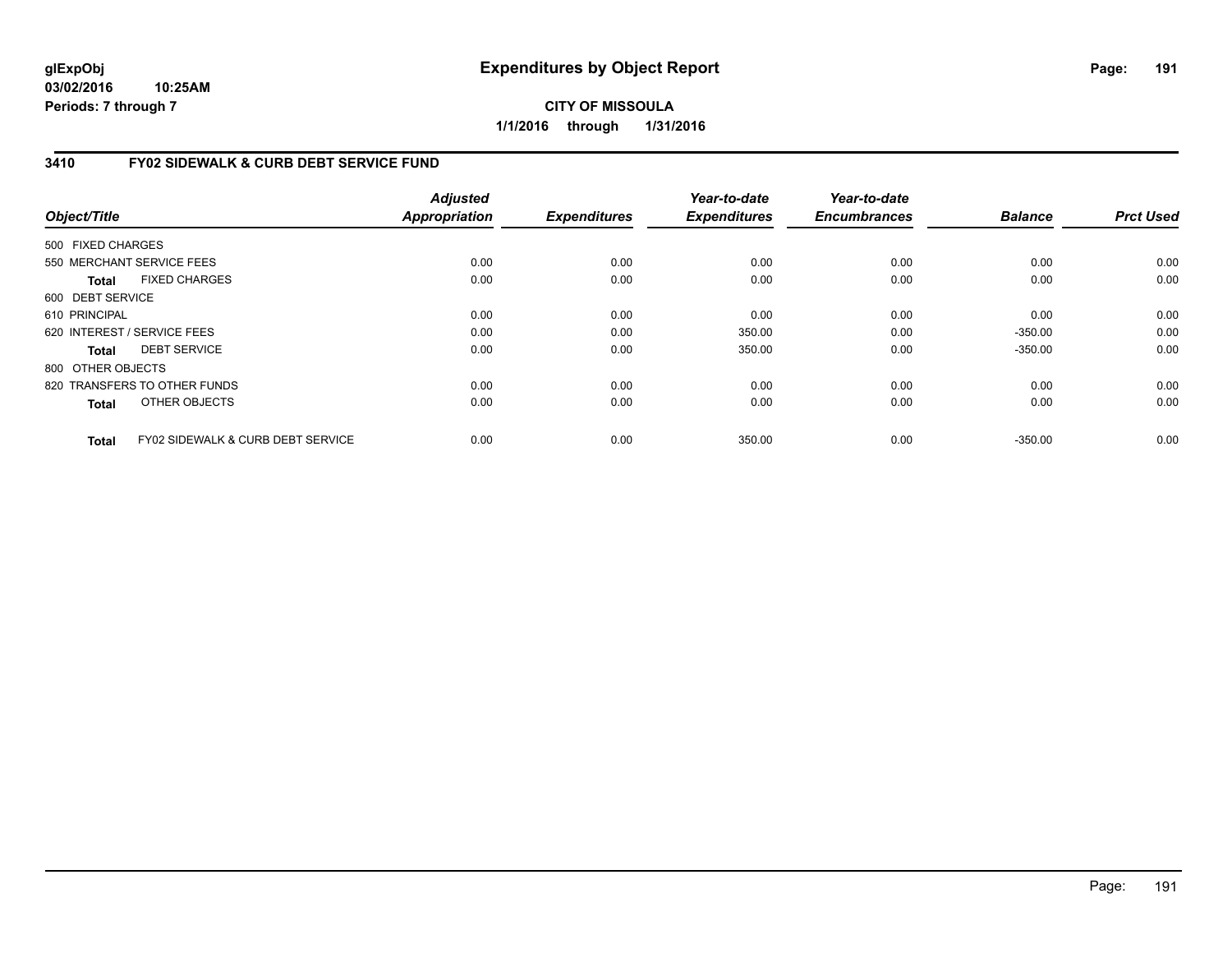**glExpObj**
**03/02/2016 10:25AM**
**Periods: 7 through 7**

# Expenditures by Object Report

**CITY OF MISSOULA**
**1/1/2016 through 1/31/2016**

## 3410 FY02 SIDEWALK & CURB DEBT SERVICE FUND

| Object/Title | Adjusted Appropriation | Expenditures | Year-to-date Expenditures | Year-to-date Encumbrances | Balance | Prct Used |
|---|---|---|---|---|---|---|
| 500 FIXED CHARGES | | | | | | |
| 550 MERCHANT SERVICE FEES | 0.00 | 0.00 | 0.00 | 0.00 | 0.00 | 0.00 |
| **Total** FIXED CHARGES | 0.00 | 0.00 | 0.00 | 0.00 | 0.00 | 0.00 |
| 600 DEBT SERVICE | | | | | | |
| 610 PRINCIPAL | 0.00 | 0.00 | 0.00 | 0.00 | 0.00 | 0.00 |
| 620 INTEREST / SERVICE FEES | 0.00 | 0.00 | 350.00 | 0.00 | -350.00 | 0.00 |
| **Total** DEBT SERVICE | 0.00 | 0.00 | 350.00 | 0.00 | -350.00 | 0.00 |
| 800 OTHER OBJECTS | | | | | | |
| 820 TRANSFERS TO OTHER FUNDS | 0.00 | 0.00 | 0.00 | 0.00 | 0.00 | 0.00 |
| **Total** OTHER OBJECTS | 0.00 | 0.00 | 0.00 | 0.00 | 0.00 | 0.00 |
| **Total** FY02 SIDEWALK & CURB DEBT SERVICE | 0.00 | 0.00 | 350.00 | 0.00 | -350.00 | 0.00 |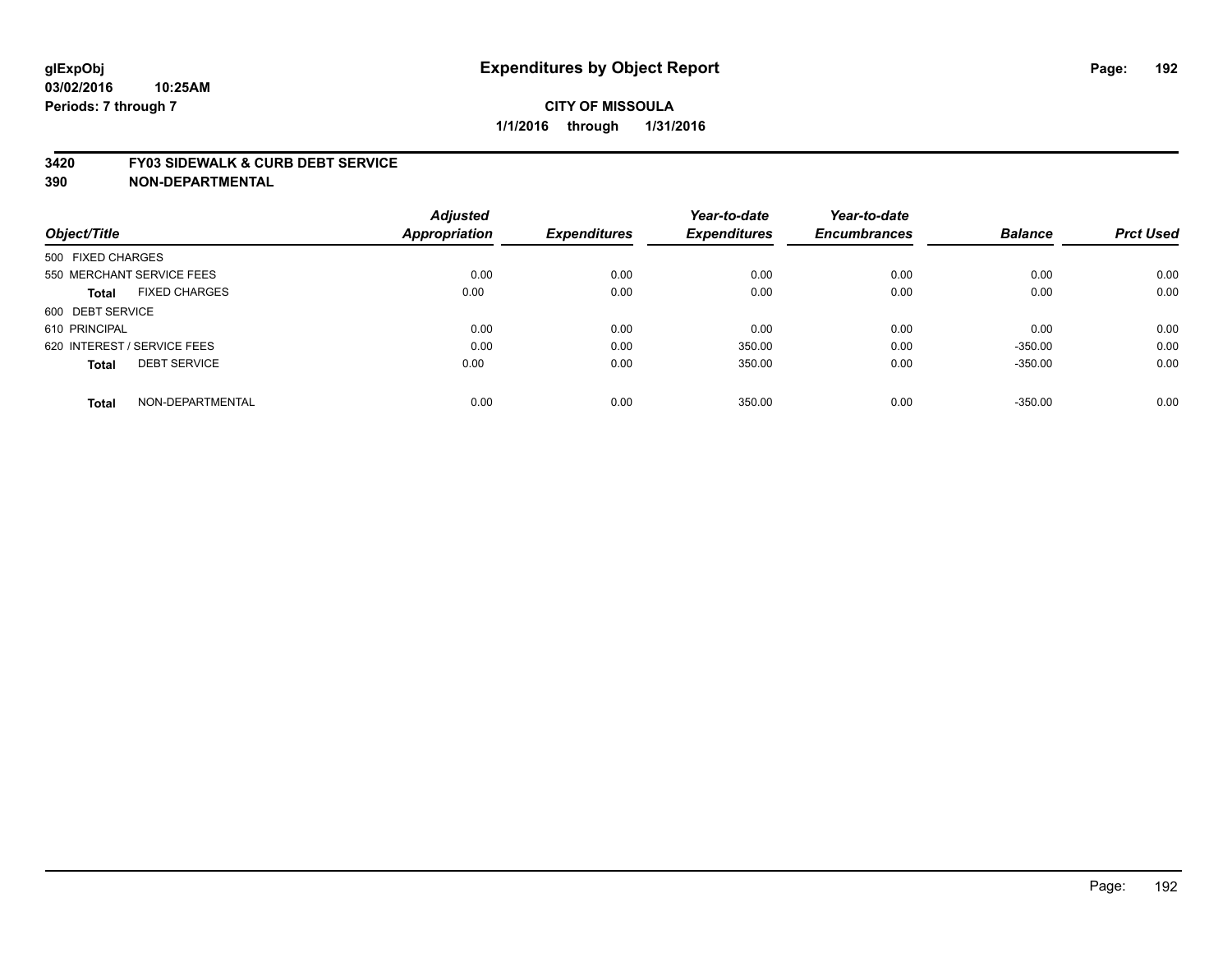# Expenditures by Object Report

glExpObj
03/02/2016 10:25AM
Periods: 7 through 7

**CITY OF MISSOULA**
**1/1/2016 through 1/31/2016**

**3420 FY03 SIDEWALK & CURB DEBT SERVICE**
**390 NON-DEPARTMENTAL**

| Object/Title | Adjusted Appropriation | Expenditures | Year-to-date Expenditures | Year-to-date Encumbrances | Balance | Prct Used |
|---|---|---|---|---|---|---|
| 500 FIXED CHARGES | | | | | | |
| 550 MERCHANT SERVICE FEES | 0.00 | 0.00 | 0.00 | 0.00 | 0.00 | 0.00 |
| **Total** FIXED CHARGES | 0.00 | 0.00 | 0.00 | 0.00 | 0.00 | 0.00 |
| 600 DEBT SERVICE | | | | | | |
| 610 PRINCIPAL | 0.00 | 0.00 | 0.00 | 0.00 | 0.00 | 0.00 |
| 620 INTEREST / SERVICE FEES | 0.00 | 0.00 | 350.00 | 0.00 | -350.00 | 0.00 |
| **Total** DEBT SERVICE | 0.00 | 0.00 | 350.00 | 0.00 | -350.00 | 0.00 |
| **Total** NON-DEPARTMENTAL | 0.00 | 0.00 | 350.00 | 0.00 | -350.00 | 0.00 |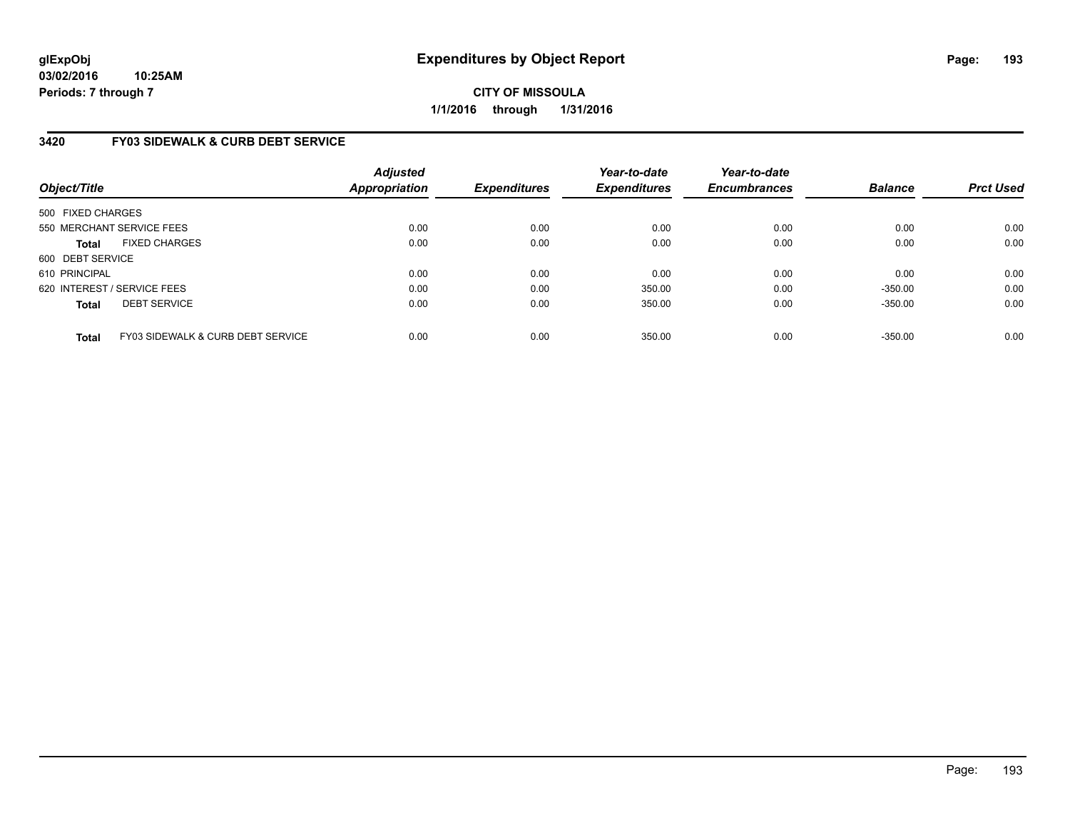# Expenditures by Object Report

glExpObj
03/02/2016 10:25AM
Periods: 7 through 7

**CITY OF MISSOULA**

**1/1/2016 through 1/31/2016**

## 3420 FY03 SIDEWALK & CURB DEBT SERVICE

| Object/Title | | Adjusted Appropriation | Expenditures | Year-to-date Expenditures | Year-to-date Encumbrances | Balance | Prct Used |
|---|---|---|---|---|---|---|---|
| 500 FIXED CHARGES | | | | | | | |
| 550 MERCHANT SERVICE FEES | | 0.00 | 0.00 | 0.00 | 0.00 | 0.00 | 0.00 |
| **Total** | FIXED CHARGES | 0.00 | 0.00 | 0.00 | 0.00 | 0.00 | 0.00 |
| 600 DEBT SERVICE | | | | | | | |
| 610 PRINCIPAL | | 0.00 | 0.00 | 0.00 | 0.00 | 0.00 | 0.00 |
| 620 INTEREST / SERVICE FEES | | 0.00 | 0.00 | 350.00 | 0.00 | -350.00 | 0.00 |
| **Total** | DEBT SERVICE | 0.00 | 0.00 | 350.00 | 0.00 | -350.00 | 0.00 |
| **Total** | FY03 SIDEWALK & CURB DEBT SERVICE | 0.00 | 0.00 | 350.00 | 0.00 | -350.00 | 0.00 |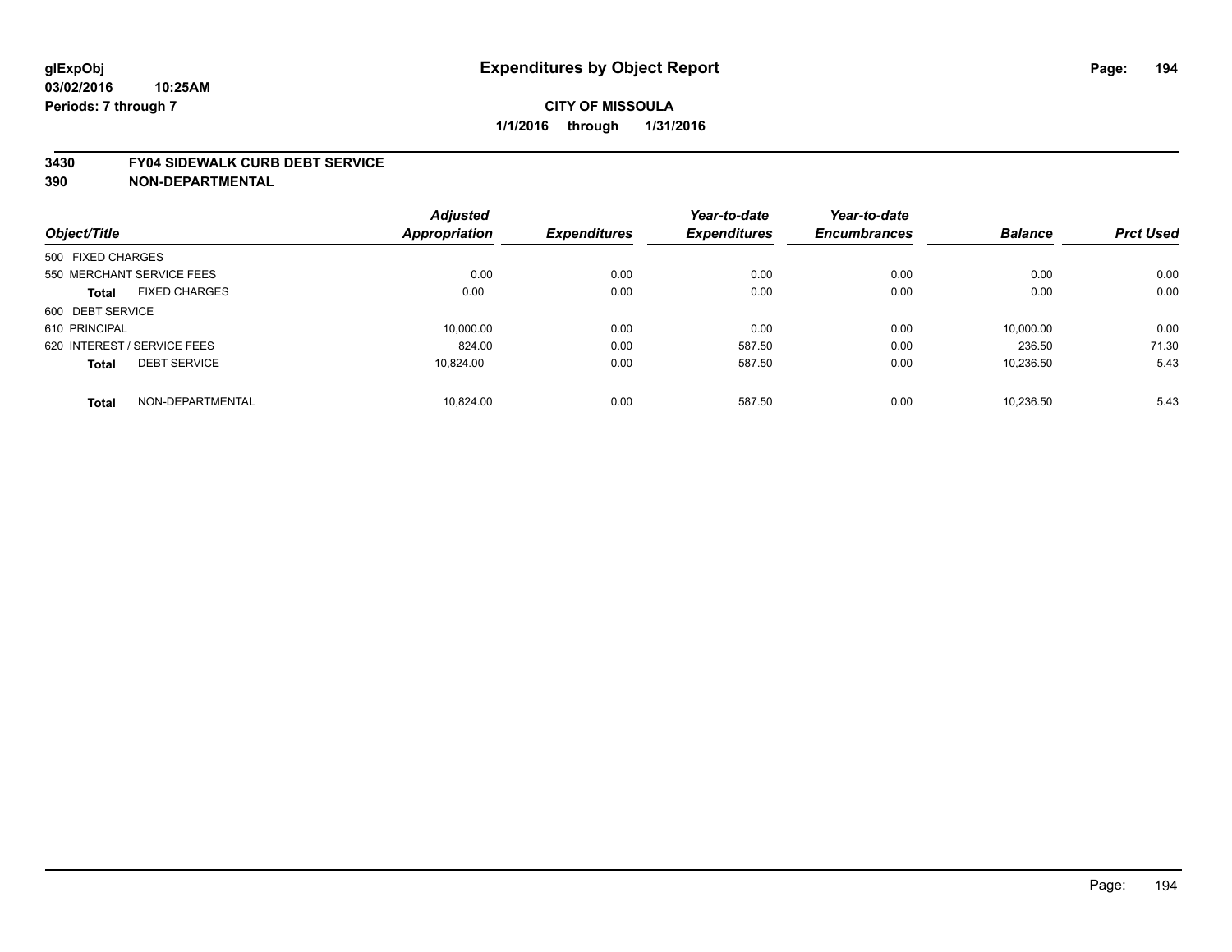**glExpObj**
**03/02/2016 10:25AM**
**Periods: 7 through 7**

# Expenditures by Object Report

**CITY OF MISSOULA**
**1/1/2016 through 1/31/2016**

**3430 FY04 SIDEWALK CURB DEBT SERVICE**
**390 NON-DEPARTMENTAL**

| Object/Title | Adjusted Appropriation | Expenditures | Year-to-date Expenditures | Year-to-date Encumbrances | Balance | Prct Used |
|---|---|---|---|---|---|---|
| 500 FIXED CHARGES | | | | | | |
| 550 MERCHANT SERVICE FEES | 0.00 | 0.00 | 0.00 | 0.00 | 0.00 | 0.00 |
| **Total** FIXED CHARGES | 0.00 | 0.00 | 0.00 | 0.00 | 0.00 | 0.00 |
| 600 DEBT SERVICE | | | | | | |
| 610 PRINCIPAL | 10,000.00 | 0.00 | 0.00 | 0.00 | 10,000.00 | 0.00 |
| 620 INTEREST / SERVICE FEES | 824.00 | 0.00 | 587.50 | 0.00 | 236.50 | 71.30 |
| **Total** DEBT SERVICE | 10,824.00 | 0.00 | 587.50 | 0.00 | 10,236.50 | 5.43 |
| **Total** NON-DEPARTMENTAL | 10,824.00 | 0.00 | 587.50 | 0.00 | 10,236.50 | 5.43 |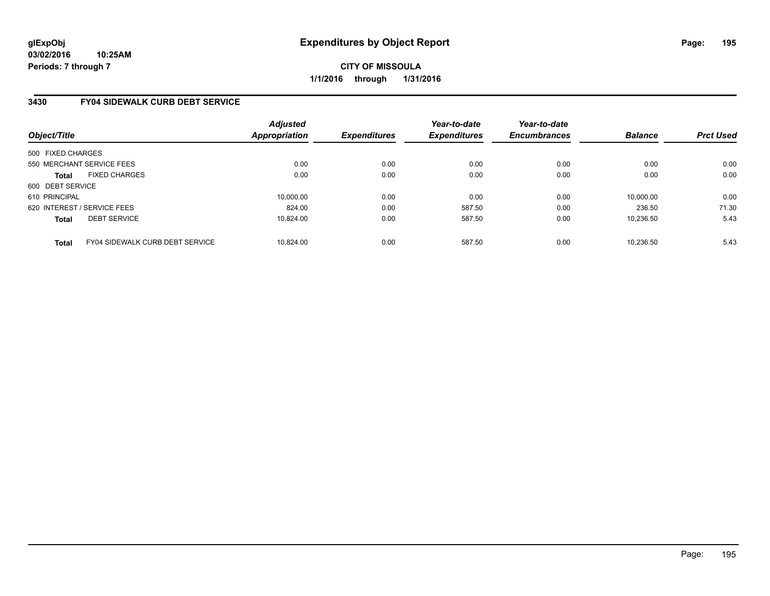**glExpObj**
**03/02/2016 10:25AM**
**Periods: 7 through 7**

# Expenditures by Object Report

**CITY OF MISSOULA**
**1/1/2016 through 1/31/2016**

## 3430 FY04 SIDEWALK CURB DEBT SERVICE

| Object/Title | Adjusted Appropriation | Expenditures | Year-to-date Expenditures | Year-to-date Encumbrances | Balance | Prct Used |
|---|---|---|---|---|---|---|
| 500 FIXED CHARGES | | | | | | |
| 550 MERCHANT SERVICE FEES | 0.00 | 0.00 | 0.00 | 0.00 | 0.00 | 0.00 |
| **Total** FIXED CHARGES | 0.00 | 0.00 | 0.00 | 0.00 | 0.00 | 0.00 |
| 600 DEBT SERVICE | | | | | | |
| 610 PRINCIPAL | 10,000.00 | 0.00 | 0.00 | 0.00 | 10,000.00 | 0.00 |
| 620 INTEREST / SERVICE FEES | 824.00 | 0.00 | 587.50 | 0.00 | 236.50 | 71.30 |
| **Total** DEBT SERVICE | 10,824.00 | 0.00 | 587.50 | 0.00 | 10,236.50 | 5.43 |
| **Total** FY04 SIDEWALK CURB DEBT SERVICE | 10,824.00 | 0.00 | 587.50 | 0.00 | 10,236.50 | 5.43 |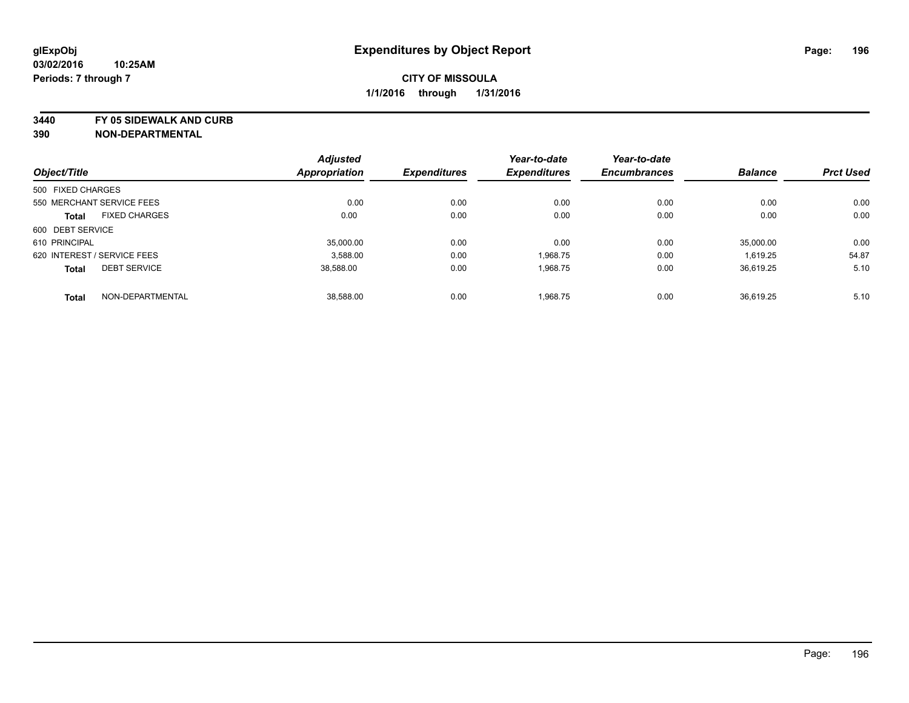# Expenditures by Object Report

glExpObj
03/02/2016 10:25AM
Periods: 7 through 7

**CITY OF MISSOULA**
**1/1/2016 through 1/31/2016**

**3440 FY 05 SIDEWALK AND CURB**
**390 NON-DEPARTMENTAL**

| Object/Title | Adjusted Appropriation | Expenditures | Year-to-date Expenditures | Year-to-date Encumbrances | Balance | Prct Used |
|---|---|---|---|---|---|---|
| 500 FIXED CHARGES | | | | | | |
| 550 MERCHANT SERVICE FEES | 0.00 | 0.00 | 0.00 | 0.00 | 0.00 | 0.00 |
| **Total** FIXED CHARGES | 0.00 | 0.00 | 0.00 | 0.00 | 0.00 | 0.00 |
| 600 DEBT SERVICE | | | | | | |
| 610 PRINCIPAL | 35,000.00 | 0.00 | 0.00 | 0.00 | 35,000.00 | 0.00 |
| 620 INTEREST / SERVICE FEES | 3,588.00 | 0.00 | 1,968.75 | 0.00 | 1,619.25 | 54.87 |
| **Total** DEBT SERVICE | 38,588.00 | 0.00 | 1,968.75 | 0.00 | 36,619.25 | 5.10 |
| **Total** NON-DEPARTMENTAL | 38,588.00 | 0.00 | 1,968.75 | 0.00 | 36,619.25 | 5.10 |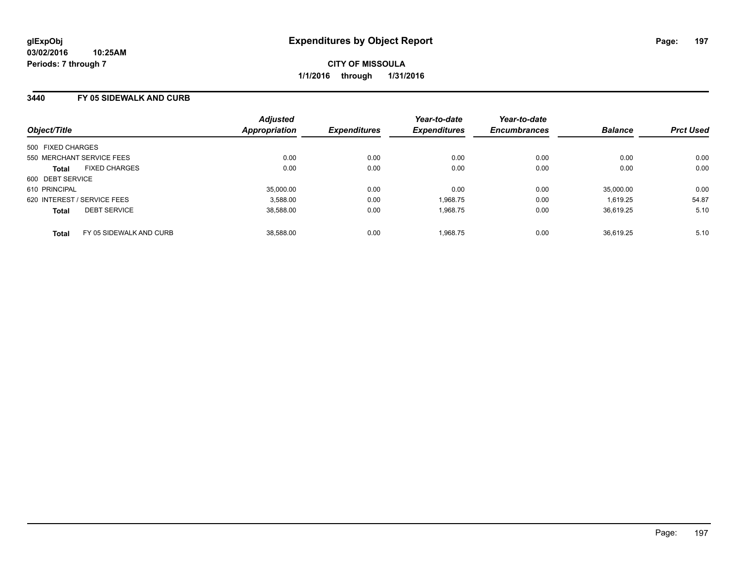glExpObj
03/02/2016 10:25AM
Periods: 7 through 7

# Expenditures by Object Report

**CITY OF MISSOULA**
**1/1/2016 through 1/31/2016**

## 3440 FY 05 SIDEWALK AND CURB

| Object/Title | Adjusted Appropriation | Expenditures | Year-to-date Expenditures | Year-to-date Encumbrances | Balance | Prct Used |
|---|---|---|---|---|---|---|
| 500 FIXED CHARGES | | | | | | |
| 550 MERCHANT SERVICE FEES | 0.00 | 0.00 | 0.00 | 0.00 | 0.00 | 0.00 |
| **Total** FIXED CHARGES | 0.00 | 0.00 | 0.00 | 0.00 | 0.00 | 0.00 |
| 600 DEBT SERVICE | | | | | | |
| 610 PRINCIPAL | 35,000.00 | 0.00 | 0.00 | 0.00 | 35,000.00 | 0.00 |
| 620 INTEREST / SERVICE FEES | 3,588.00 | 0.00 | 1,968.75 | 0.00 | 1,619.25 | 54.87 |
| **Total** DEBT SERVICE | 38,588.00 | 0.00 | 1,968.75 | 0.00 | 36,619.25 | 5.10 |
| **Total** FY 05 SIDEWALK AND CURB | 38,588.00 | 0.00 | 1,968.75 | 0.00 | 36,619.25 | 5.10 |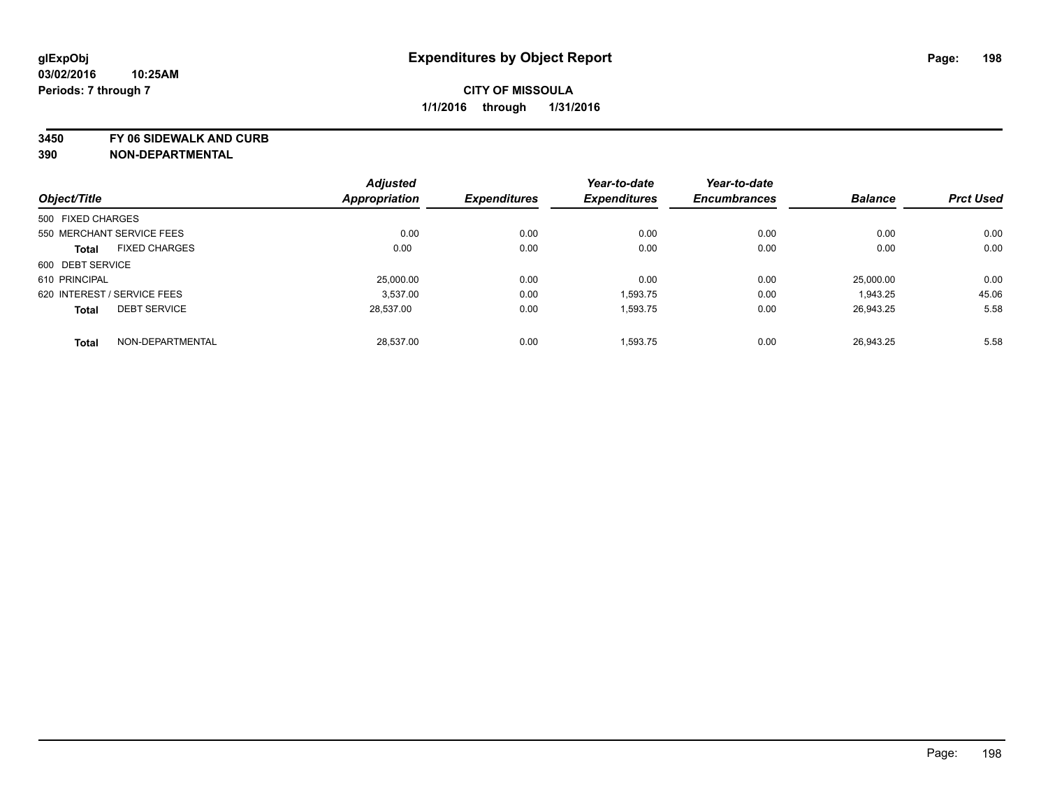# Expenditures by Object Report

glExpObj
03/02/2016 10:25AM
Periods: 7 through 7

**CITY OF MISSOULA**
**1/1/2016 through 1/31/2016**

**3450 FY 06 SIDEWALK AND CURB**
**390 NON-DEPARTMENTAL**

| Object/Title | Adjusted Appropriation | Expenditures | Year-to-date Expenditures | Year-to-date Encumbrances | Balance | Prct Used |
|---|---|---|---|---|---|---|
| 500 FIXED CHARGES | | | | | | |
| 550 MERCHANT SERVICE FEES | 0.00 | 0.00 | 0.00 | 0.00 | 0.00 | 0.00 |
| **Total** FIXED CHARGES | 0.00 | 0.00 | 0.00 | 0.00 | 0.00 | 0.00 |
| 600 DEBT SERVICE | | | | | | |
| 610 PRINCIPAL | 25,000.00 | 0.00 | 0.00 | 0.00 | 25,000.00 | 0.00 |
| 620 INTEREST / SERVICE FEES | 3,537.00 | 0.00 | 1,593.75 | 0.00 | 1,943.25 | 45.06 |
| **Total** DEBT SERVICE | 28,537.00 | 0.00 | 1,593.75 | 0.00 | 26,943.25 | 5.58 |
| **Total** NON-DEPARTMENTAL | 28,537.00 | 0.00 | 1,593.75 | 0.00 | 26,943.25 | 5.58 |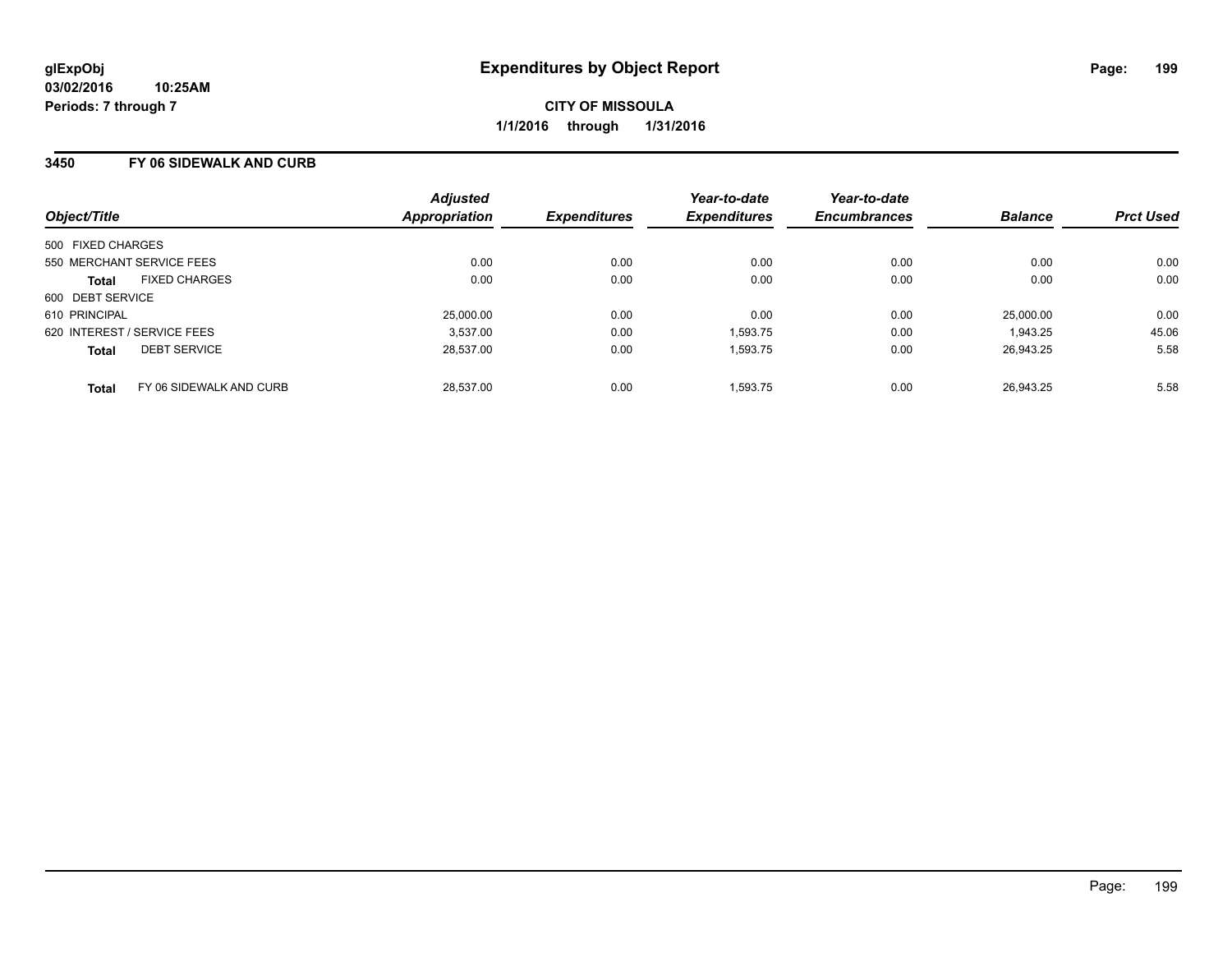glExpObj
03/02/2016 10:25AM
Periods: 7 through 7

# Expenditures by Object Report

**CITY OF MISSOULA**

**1/1/2016 through 1/31/2016**

## 3450 FY 06 SIDEWALK AND CURB

| Object/Title | Adjusted Appropriation | Expenditures | Year-to-date Expenditures | Year-to-date Encumbrances | Balance | Prct Used |
|---|---|---|---|---|---|---|
| 500 FIXED CHARGES | | | | | | |
| 550 MERCHANT SERVICE FEES | 0.00 | 0.00 | 0.00 | 0.00 | 0.00 | 0.00 |
| **Total** FIXED CHARGES | 0.00 | 0.00 | 0.00 | 0.00 | 0.00 | 0.00 |
| 600 DEBT SERVICE | | | | | | |
| 610 PRINCIPAL | 25,000.00 | 0.00 | 0.00 | 0.00 | 25,000.00 | 0.00 |
| 620 INTEREST / SERVICE FEES | 3,537.00 | 0.00 | 1,593.75 | 0.00 | 1,943.25 | 45.06 |
| **Total** DEBT SERVICE | 28,537.00 | 0.00 | 1,593.75 | 0.00 | 26,943.25 | 5.58 |
| **Total** FY 06 SIDEWALK AND CURB | 28,537.00 | 0.00 | 1,593.75 | 0.00 | 26,943.25 | 5.58 |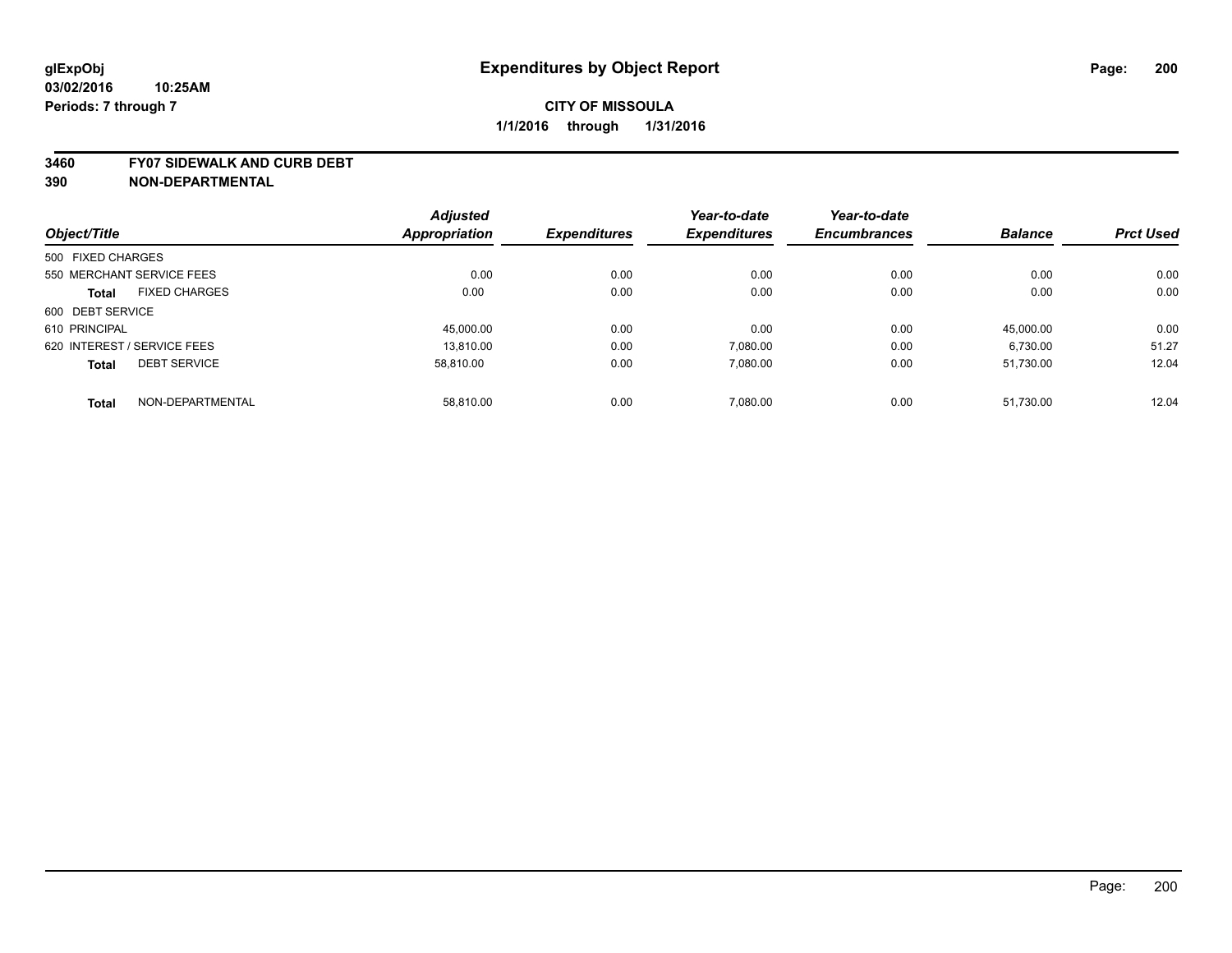**glExpObj**
**03/02/2016 10:25AM**
**Periods: 7 through 7**

# Expenditures by Object Report

**CITY OF MISSOULA**
**1/1/2016 through 1/31/2016**

**3460 FY07 SIDEWALK AND CURB DEBT**
**390 NON-DEPARTMENTAL**

| Object/Title | | Adjusted Appropriation | Expenditures | Year-to-date Expenditures | Year-to-date Encumbrances | Balance | Prct Used |
|---|---|---|---|---|---|---|---|
| 500 FIXED CHARGES | | | | | | | |
| 550 MERCHANT SERVICE FEES | | 0.00 | 0.00 | 0.00 | 0.00 | 0.00 | 0.00 |
| **Total** | FIXED CHARGES | 0.00 | 0.00 | 0.00 | 0.00 | 0.00 | 0.00 |
| 600 DEBT SERVICE | | | | | | | |
| 610 PRINCIPAL | | 45,000.00 | 0.00 | 0.00 | 0.00 | 45,000.00 | 0.00 |
| 620 INTEREST / SERVICE FEES | | 13,810.00 | 0.00 | 7,080.00 | 0.00 | 6,730.00 | 51.27 |
| **Total** | DEBT SERVICE | 58,810.00 | 0.00 | 7,080.00 | 0.00 | 51,730.00 | 12.04 |
| **Total** | NON-DEPARTMENTAL | 58,810.00 | 0.00 | 7,080.00 | 0.00 | 51,730.00 | 12.04 |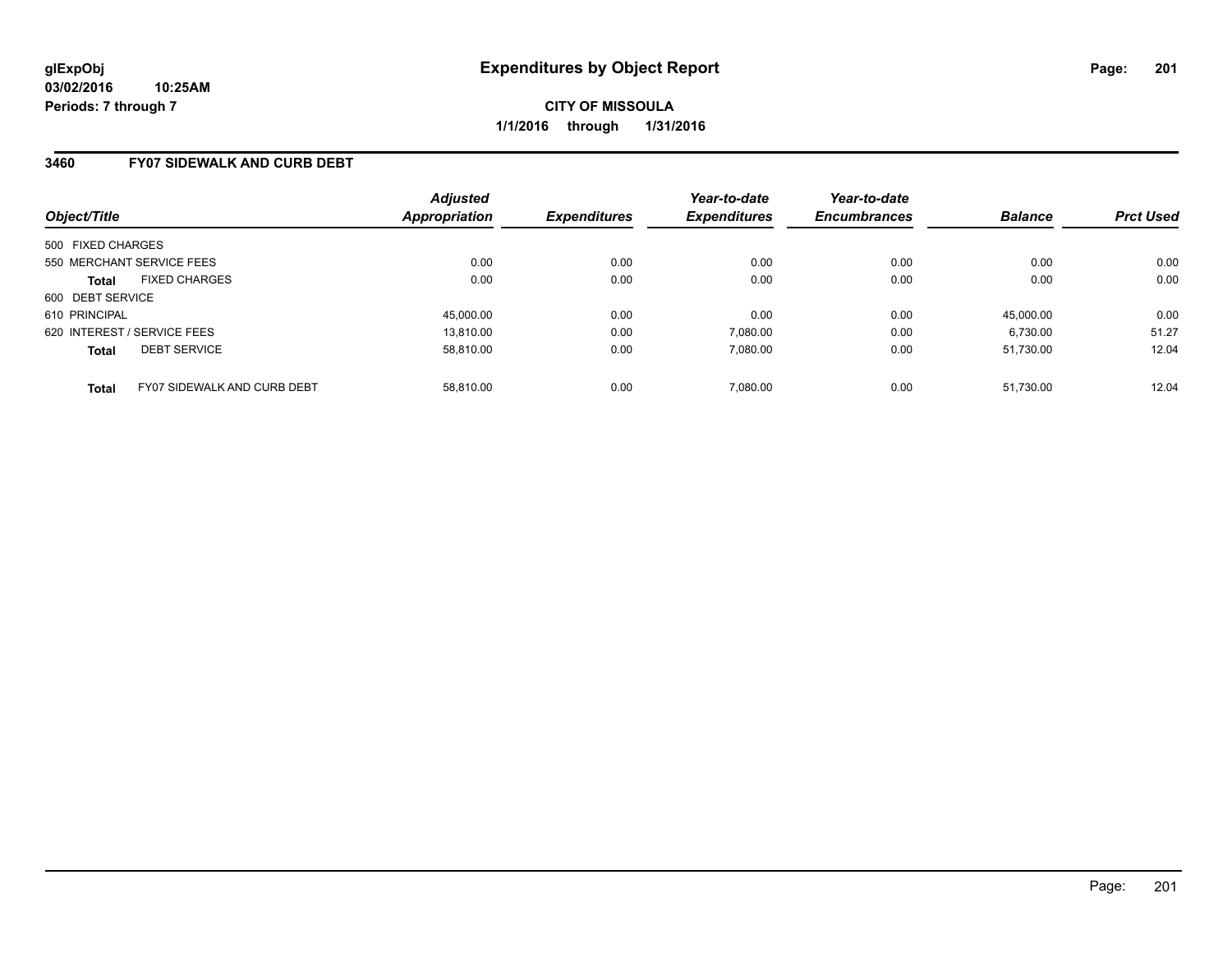# Expenditures by Object Report

glExpObj
03/02/2016 10:25AM
Periods: 7 through 7

**CITY OF MISSOULA**
**1/1/2016 through 1/31/2016**

## 3460 FY07 SIDEWALK AND CURB DEBT

| Object/Title | | Adjusted Appropriation | Expenditures | Year-to-date Expenditures | Year-to-date Encumbrances | Balance | Prct Used |
|---|---|---|---|---|---|---|---|
| 500 FIXED CHARGES | | | | | | | |
| 550 MERCHANT SERVICE FEES | | 0.00 | 0.00 | 0.00 | 0.00 | 0.00 | 0.00 |
| **Total** | FIXED CHARGES | 0.00 | 0.00 | 0.00 | 0.00 | 0.00 | 0.00 |
| 600 DEBT SERVICE | | | | | | | |
| 610 PRINCIPAL | | 45,000.00 | 0.00 | 0.00 | 0.00 | 45,000.00 | 0.00 |
| 620 INTEREST / SERVICE FEES | | 13,810.00 | 0.00 | 7,080.00 | 0.00 | 6,730.00 | 51.27 |
| **Total** | DEBT SERVICE | 58,810.00 | 0.00 | 7,080.00 | 0.00 | 51,730.00 | 12.04 |
| **Total** | FY07 SIDEWALK AND CURB DEBT | 58,810.00 | 0.00 | 7,080.00 | 0.00 | 51,730.00 | 12.04 |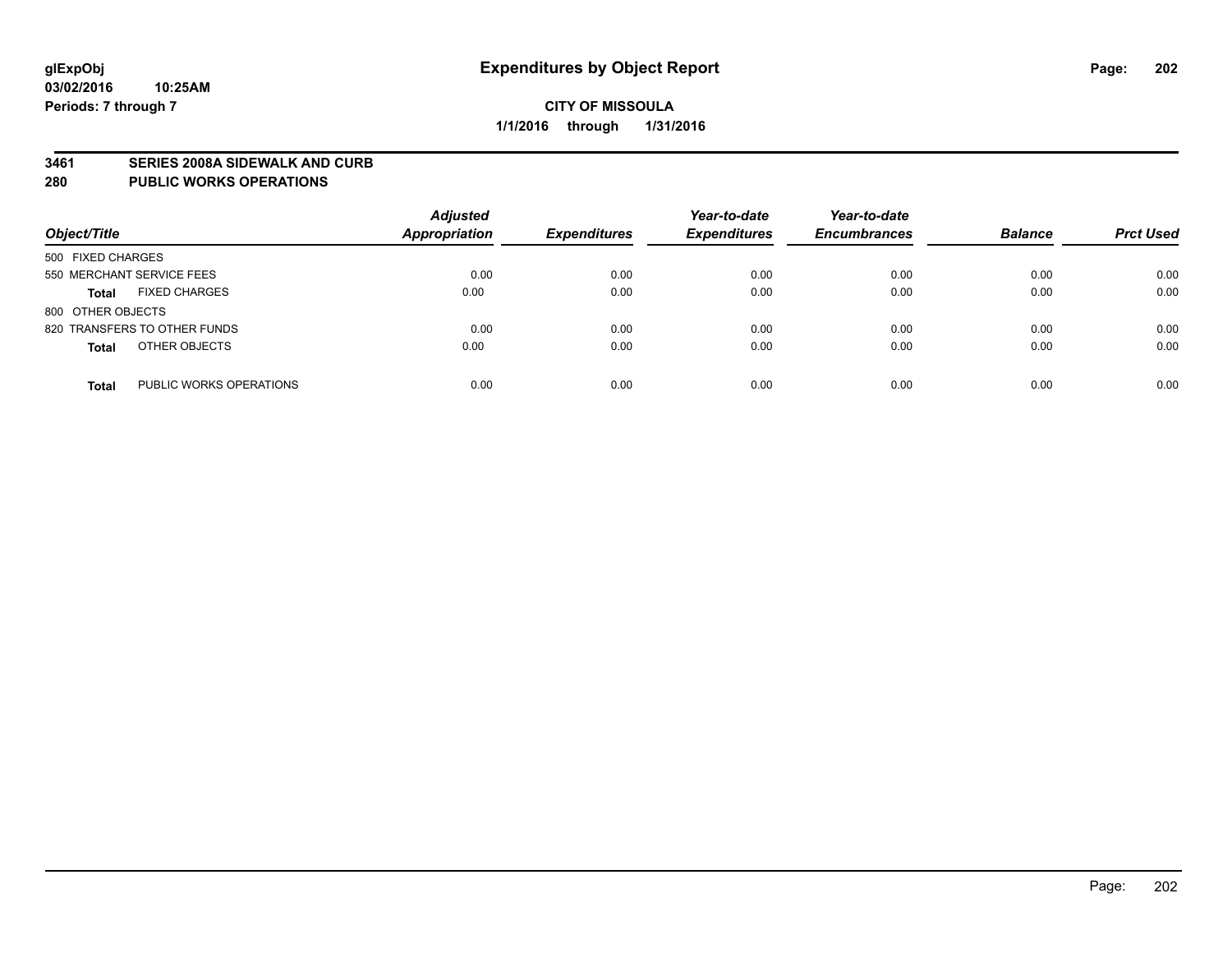**glExpObj**
**03/02/2016 10:25AM**
**Periods: 7 through 7**

# Expenditures by Object Report

**CITY OF MISSOULA**
**1/1/2016 through 1/31/2016**

**3461 SERIES 2008A SIDEWALK AND CURB**
**280 PUBLIC WORKS OPERATIONS**

| Object/Title | Adjusted Appropriation | Expenditures | Year-to-date Expenditures | Year-to-date Encumbrances | Balance | Prct Used |
|---|---|---|---|---|---|---|
| 500 FIXED CHARGES | | | | | | |
| 550 MERCHANT SERVICE FEES | 0.00 | 0.00 | 0.00 | 0.00 | 0.00 | 0.00 |
| **Total** FIXED CHARGES | 0.00 | 0.00 | 0.00 | 0.00 | 0.00 | 0.00 |
| 800 OTHER OBJECTS | | | | | | |
| 820 TRANSFERS TO OTHER FUNDS | 0.00 | 0.00 | 0.00 | 0.00 | 0.00 | 0.00 |
| **Total** OTHER OBJECTS | 0.00 | 0.00 | 0.00 | 0.00 | 0.00 | 0.00 |
| **Total** PUBLIC WORKS OPERATIONS | 0.00 | 0.00 | 0.00 | 0.00 | 0.00 | 0.00 |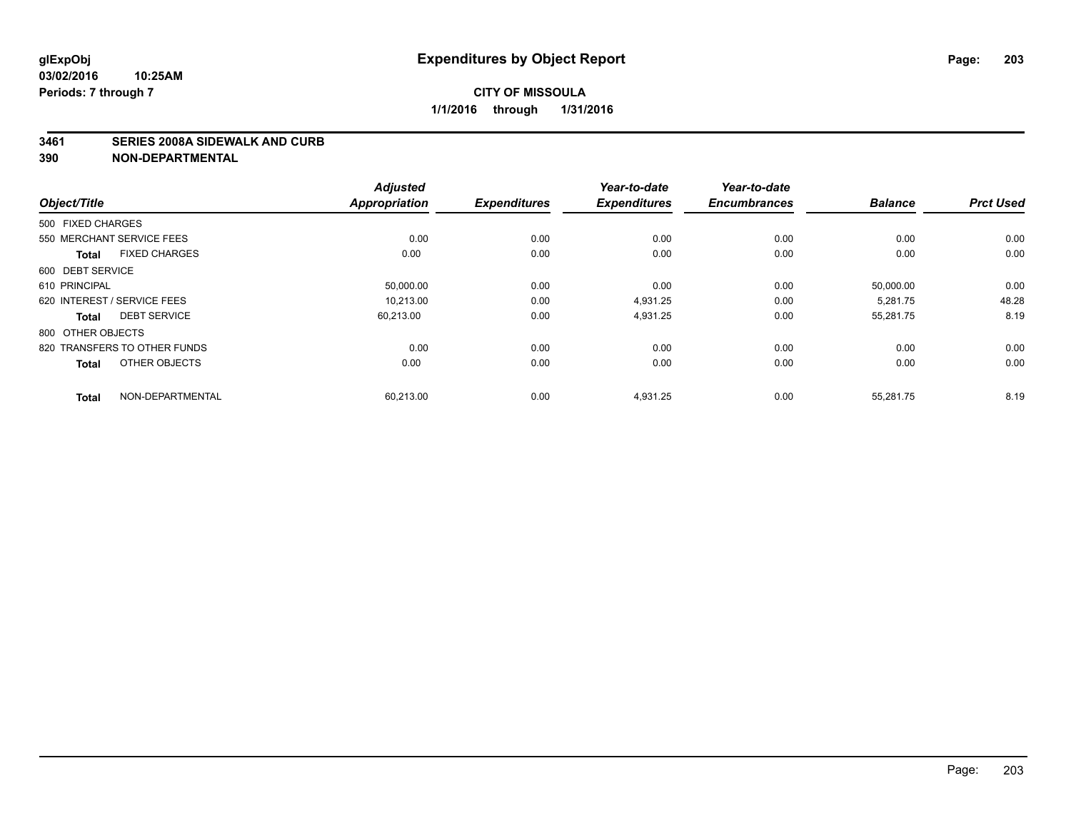# Expenditures by Object Report

glExpObj
03/02/2016 10:25AM
Periods: 7 through 7

**CITY OF MISSOULA**
**1/1/2016 through 1/31/2016**

**3461 SERIES 2008A SIDEWALK AND CURB**
**390 NON-DEPARTMENTAL**

| Object/Title | Adjusted Appropriation | Expenditures | Year-to-date Expenditures | Year-to-date Encumbrances | Balance | Prct Used |
|---|---|---|---|---|---|---|
| 500 FIXED CHARGES | | | | | | |
| 550 MERCHANT SERVICE FEES | 0.00 | 0.00 | 0.00 | 0.00 | 0.00 | 0.00 |
| **Total** FIXED CHARGES | 0.00 | 0.00 | 0.00 | 0.00 | 0.00 | 0.00 |
| 600 DEBT SERVICE | | | | | | |
| 610 PRINCIPAL | 50,000.00 | 0.00 | 0.00 | 0.00 | 50,000.00 | 0.00 |
| 620 INTEREST / SERVICE FEES | 10,213.00 | 0.00 | 4,931.25 | 0.00 | 5,281.75 | 48.28 |
| **Total** DEBT SERVICE | 60,213.00 | 0.00 | 4,931.25 | 0.00 | 55,281.75 | 8.19 |
| 800 OTHER OBJECTS | | | | | | |
| 820 TRANSFERS TO OTHER FUNDS | 0.00 | 0.00 | 0.00 | 0.00 | 0.00 | 0.00 |
| **Total** OTHER OBJECTS | 0.00 | 0.00 | 0.00 | 0.00 | 0.00 | 0.00 |
| **Total** NON-DEPARTMENTAL | 60,213.00 | 0.00 | 4,931.25 | 0.00 | 55,281.75 | 8.19 |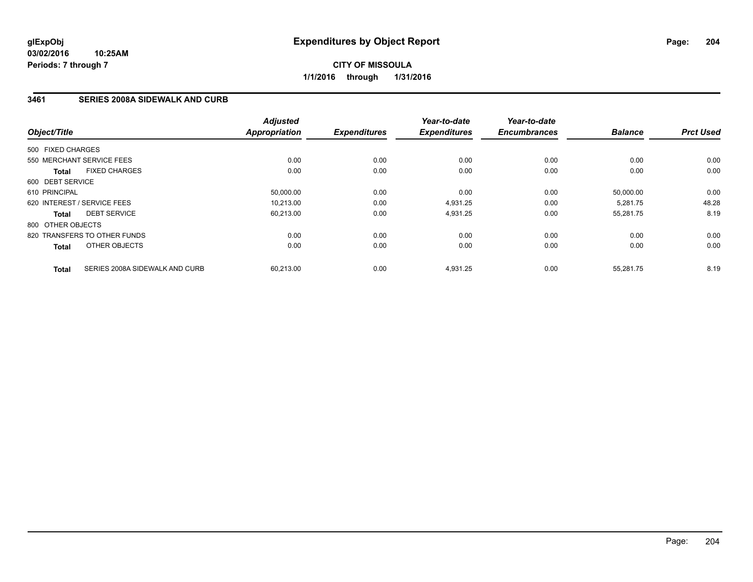**glExpObj**
**03/02/2016 10:25AM**
**Periods: 7 through 7**

# Expenditures by Object Report

**CITY OF MISSOULA**
**1/1/2016 through 1/31/2016**

## 3461 SERIES 2008A SIDEWALK AND CURB

| Object/Title | Adjusted Appropriation | Expenditures | Year-to-date Expenditures | Year-to-date Encumbrances | Balance | Prct Used |
|---|---|---|---|---|---|---|
| 500 FIXED CHARGES | | | | | | |
| 550 MERCHANT SERVICE FEES | 0.00 | 0.00 | 0.00 | 0.00 | 0.00 | 0.00 |
| **Total** FIXED CHARGES | 0.00 | 0.00 | 0.00 | 0.00 | 0.00 | 0.00 |
| 600 DEBT SERVICE | | | | | | |
| 610 PRINCIPAL | 50,000.00 | 0.00 | 0.00 | 0.00 | 50,000.00 | 0.00 |
| 620 INTEREST / SERVICE FEES | 10,213.00 | 0.00 | 4,931.25 | 0.00 | 5,281.75 | 48.28 |
| **Total** DEBT SERVICE | 60,213.00 | 0.00 | 4,931.25 | 0.00 | 55,281.75 | 8.19 |
| 800 OTHER OBJECTS | | | | | | |
| 820 TRANSFERS TO OTHER FUNDS | 0.00 | 0.00 | 0.00 | 0.00 | 0.00 | 0.00 |
| **Total** OTHER OBJECTS | 0.00 | 0.00 | 0.00 | 0.00 | 0.00 | 0.00 |
| **Total** SERIES 2008A SIDEWALK AND CURB | 60,213.00 | 0.00 | 4,931.25 | 0.00 | 55,281.75 | 8.19 |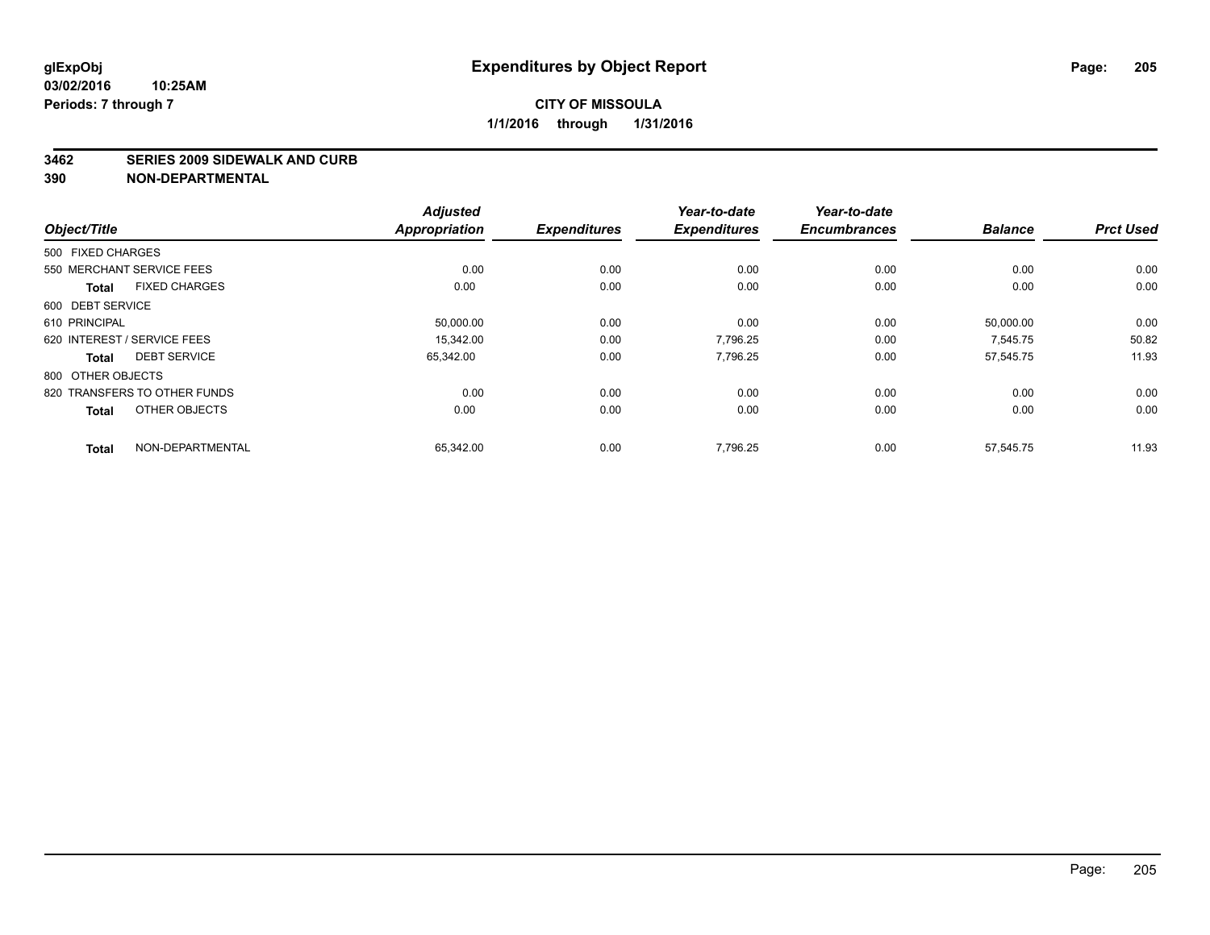**glExpObj**
**03/02/2016 10:25AM**
**Periods: 7 through 7**

# Expenditures by Object Report

**CITY OF MISSOULA**
**1/1/2016 through 1/31/2016**

**3462 SERIES 2009 SIDEWALK AND CURB**
**390 NON-DEPARTMENTAL**

| Object/Title | | Adjusted Appropriation | Expenditures | Year-to-date Expenditures | Year-to-date Encumbrances | Balance | Prct Used |
|---|---|---|---|---|---|---|---|
| 500 FIXED CHARGES | | | | | | | |
| 550 MERCHANT SERVICE FEES | | 0.00 | 0.00 | 0.00 | 0.00 | 0.00 | 0.00 |
| **Total** | FIXED CHARGES | 0.00 | 0.00 | 0.00 | 0.00 | 0.00 | 0.00 |
| 600 DEBT SERVICE | | | | | | | |
| 610 PRINCIPAL | | 50,000.00 | 0.00 | 0.00 | 0.00 | 50,000.00 | 0.00 |
| 620 INTEREST / SERVICE FEES | | 15,342.00 | 0.00 | 7,796.25 | 0.00 | 7,545.75 | 50.82 |
| **Total** | DEBT SERVICE | 65,342.00 | 0.00 | 7,796.25 | 0.00 | 57,545.75 | 11.93 |
| 800 OTHER OBJECTS | | | | | | | |
| 820 TRANSFERS TO OTHER FUNDS | | 0.00 | 0.00 | 0.00 | 0.00 | 0.00 | 0.00 |
| **Total** | OTHER OBJECTS | 0.00 | 0.00 | 0.00 | 0.00 | 0.00 | 0.00 |
| **Total** | NON-DEPARTMENTAL | 65,342.00 | 0.00 | 7,796.25 | 0.00 | 57,545.75 | 11.93 |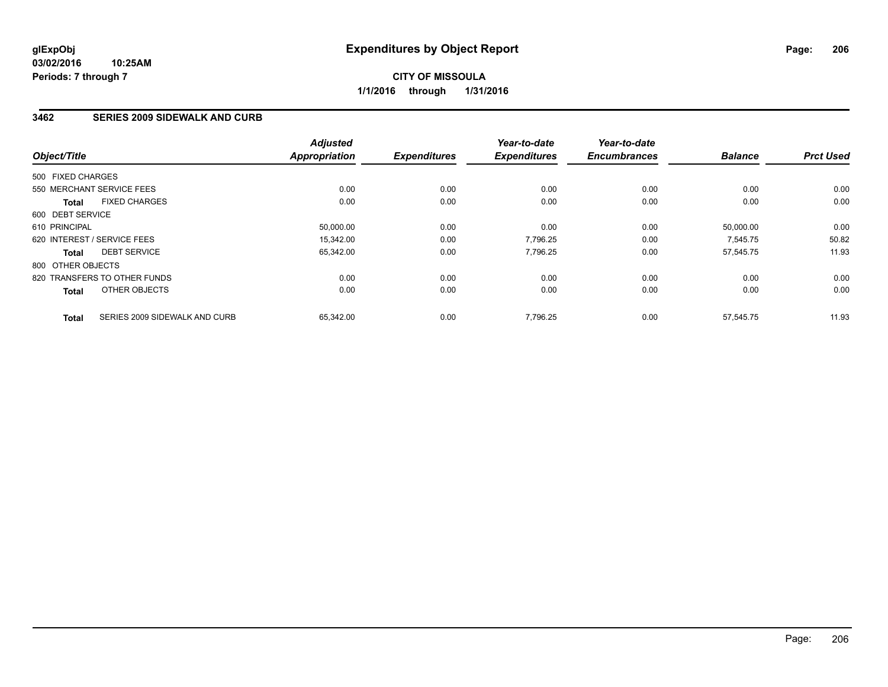**glExpObj**
**03/02/2016 10:25AM**
**Periods: 7 through 7**

# Expenditures by Object Report

**CITY OF MISSOULA**
**1/1/2016 through 1/31/2016**

## 3462 SERIES 2009 SIDEWALK AND CURB

| Object/Title | Adjusted Appropriation | Expenditures | Year-to-date Expenditures | Year-to-date Encumbrances | Balance | Prct Used |
|---|---|---|---|---|---|---|
| 500 FIXED CHARGES | | | | | | |
| 550 MERCHANT SERVICE FEES | 0.00 | 0.00 | 0.00 | 0.00 | 0.00 | 0.00 |
| **Total** FIXED CHARGES | 0.00 | 0.00 | 0.00 | 0.00 | 0.00 | 0.00 |
| 600 DEBT SERVICE | | | | | | |
| 610 PRINCIPAL | 50,000.00 | 0.00 | 0.00 | 0.00 | 50,000.00 | 0.00 |
| 620 INTEREST / SERVICE FEES | 15,342.00 | 0.00 | 7,796.25 | 0.00 | 7,545.75 | 50.82 |
| **Total** DEBT SERVICE | 65,342.00 | 0.00 | 7,796.25 | 0.00 | 57,545.75 | 11.93 |
| 800 OTHER OBJECTS | | | | | | |
| 820 TRANSFERS TO OTHER FUNDS | 0.00 | 0.00 | 0.00 | 0.00 | 0.00 | 0.00 |
| **Total** OTHER OBJECTS | 0.00 | 0.00 | 0.00 | 0.00 | 0.00 | 0.00 |
| **Total** SERIES 2009 SIDEWALK AND CURB | 65,342.00 | 0.00 | 7,796.25 | 0.00 | 57,545.75 | 11.93 |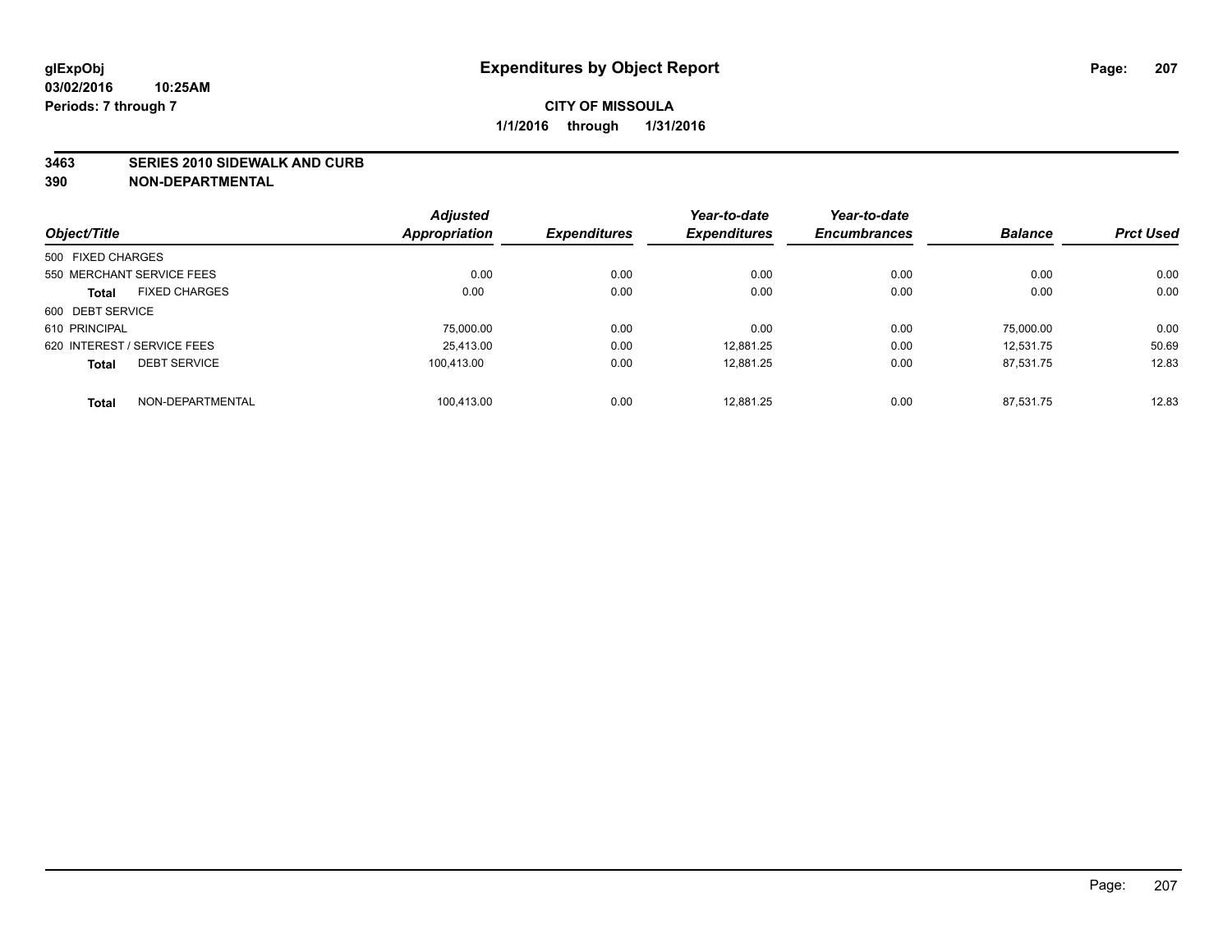glExpObj
03/02/2016 10:25AM
Periods: 7 through 7

# Expenditures by Object Report

**CITY OF MISSOULA**

**1/1/2016 through 1/31/2016**

**3463 SERIES 2010 SIDEWALK AND CURB**
**390 NON-DEPARTMENTAL**

| Object/Title | | Adjusted Appropriation | Expenditures | Year-to-date Expenditures | Year-to-date Encumbrances | Balance | Prct Used |
|---|---|---|---|---|---|---|---|
| 500 FIXED CHARGES | | | | | | | |
| 550 MERCHANT SERVICE FEES | | 0.00 | 0.00 | 0.00 | 0.00 | 0.00 | 0.00 |
| **Total** | FIXED CHARGES | 0.00 | 0.00 | 0.00 | 0.00 | 0.00 | 0.00 |
| 600 DEBT SERVICE | | | | | | | |
| 610 PRINCIPAL | | 75,000.00 | 0.00 | 0.00 | 0.00 | 75,000.00 | 0.00 |
| 620 INTEREST / SERVICE FEES | | 25,413.00 | 0.00 | 12,881.25 | 0.00 | 12,531.75 | 50.69 |
| **Total** | DEBT SERVICE | 100,413.00 | 0.00 | 12,881.25 | 0.00 | 87,531.75 | 12.83 |
| **Total** | NON-DEPARTMENTAL | 100,413.00 | 0.00 | 12,881.25 | 0.00 | 87,531.75 | 12.83 |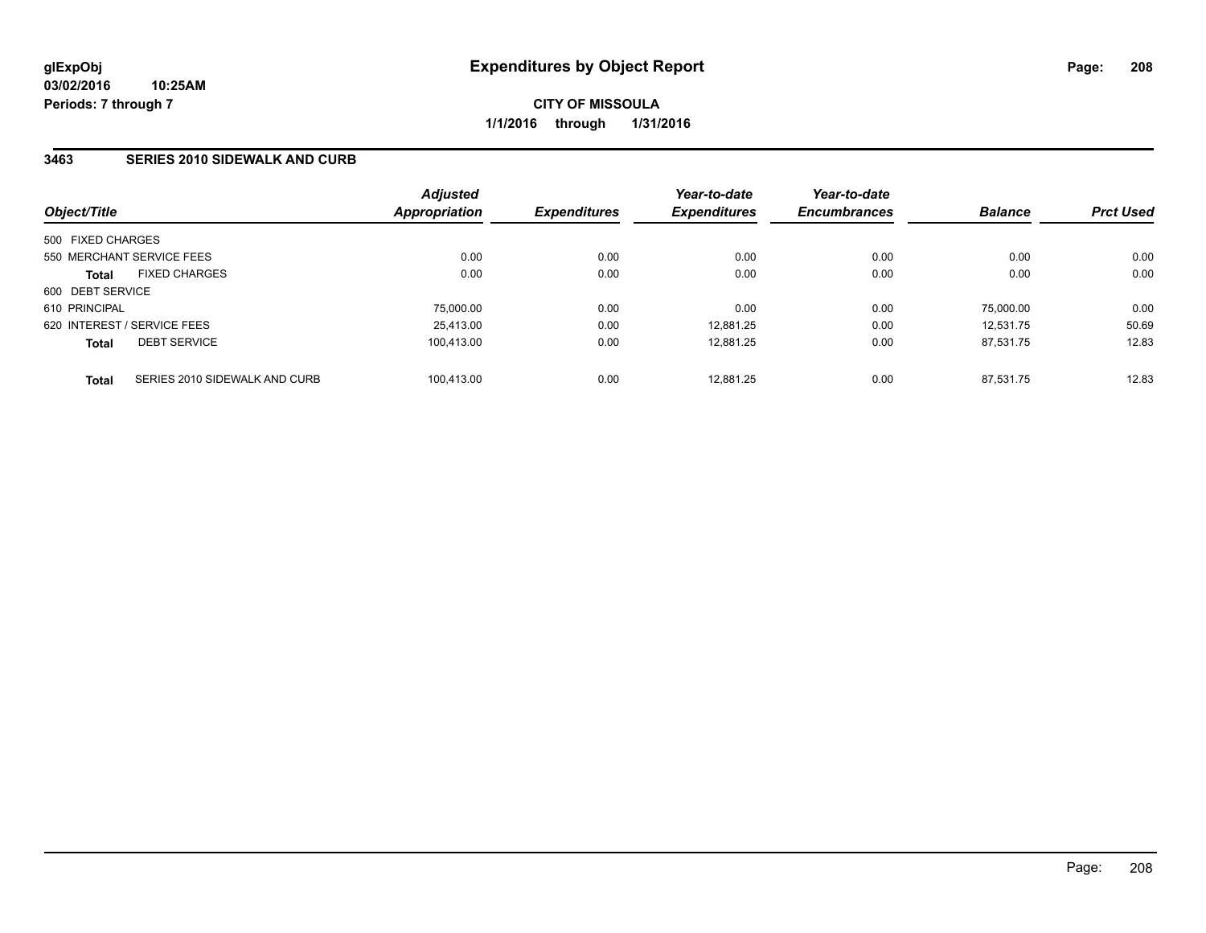# Expenditures by Object Report

glExpObj
03/02/2016 10:25AM
Periods: 7 through 7

**CITY OF MISSOULA**
**1/1/2016 through 1/31/2016**

## 3463 SERIES 2010 SIDEWALK AND CURB

| Object/Title | Adjusted Appropriation | Expenditures | Year-to-date Expenditures | Year-to-date Encumbrances | Balance | Prct Used |
|---|---|---|---|---|---|---|
| 500 FIXED CHARGES | | | | | | |
| 550 MERCHANT SERVICE FEES | 0.00 | 0.00 | 0.00 | 0.00 | 0.00 | 0.00 |
| **Total** FIXED CHARGES | 0.00 | 0.00 | 0.00 | 0.00 | 0.00 | 0.00 |
| 600 DEBT SERVICE | | | | | | |
| 610 PRINCIPAL | 75,000.00 | 0.00 | 0.00 | 0.00 | 75,000.00 | 0.00 |
| 620 INTEREST / SERVICE FEES | 25,413.00 | 0.00 | 12,881.25 | 0.00 | 12,531.75 | 50.69 |
| **Total** DEBT SERVICE | 100,413.00 | 0.00 | 12,881.25 | 0.00 | 87,531.75 | 12.83 |
| **Total** SERIES 2010 SIDEWALK AND CURB | 100,413.00 | 0.00 | 12,881.25 | 0.00 | 87,531.75 | 12.83 |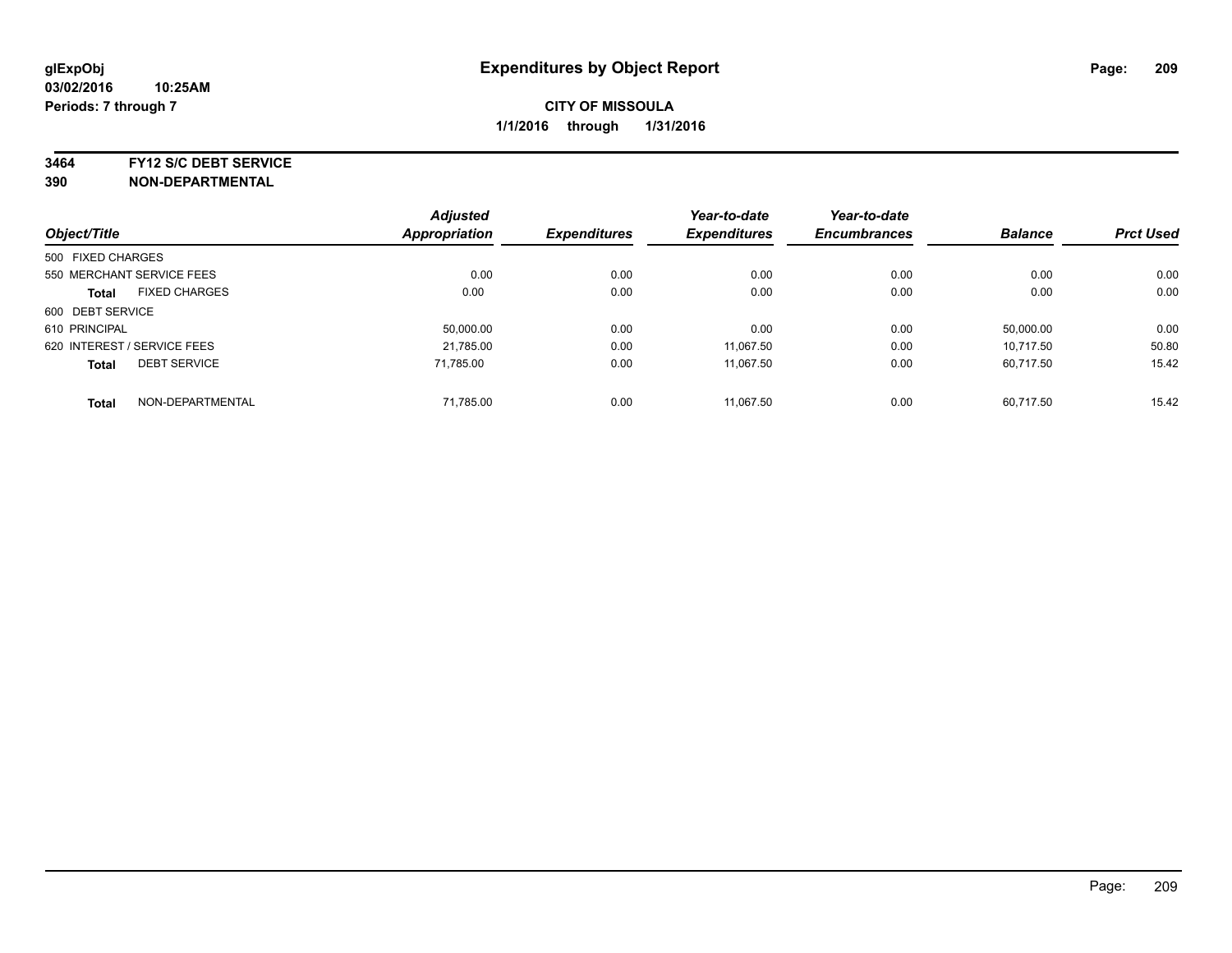**glExpObj** 
**03/02/2016 10:25AM** 
**Periods: 7 through 7**

# Expenditures by Object Report

**CITY OF MISSOULA**
**1/1/2016 through 1/31/2016**

**3464 FY12 S/C DEBT SERVICE**
**390 NON-DEPARTMENTAL**

| Object/Title | Adjusted Appropriation | Expenditures | Year-to-date Expenditures | Year-to-date Encumbrances | Balance | Prct Used |
|---|---|---|---|---|---|---|
| 500 FIXED CHARGES | | | | | | |
| 550 MERCHANT SERVICE FEES | 0.00 | 0.00 | 0.00 | 0.00 | 0.00 | 0.00 |
| **Total** FIXED CHARGES | 0.00 | 0.00 | 0.00 | 0.00 | 0.00 | 0.00 |
| 600 DEBT SERVICE | | | | | | |
| 610 PRINCIPAL | 50,000.00 | 0.00 | 0.00 | 0.00 | 50,000.00 | 0.00 |
| 620 INTEREST / SERVICE FEES | 21,785.00 | 0.00 | 11,067.50 | 0.00 | 10,717.50 | 50.80 |
| **Total** DEBT SERVICE | 71,785.00 | 0.00 | 11,067.50 | 0.00 | 60,717.50 | 15.42 |
| **Total** NON-DEPARTMENTAL | 71,785.00 | 0.00 | 11,067.50 | 0.00 | 60,717.50 | 15.42 |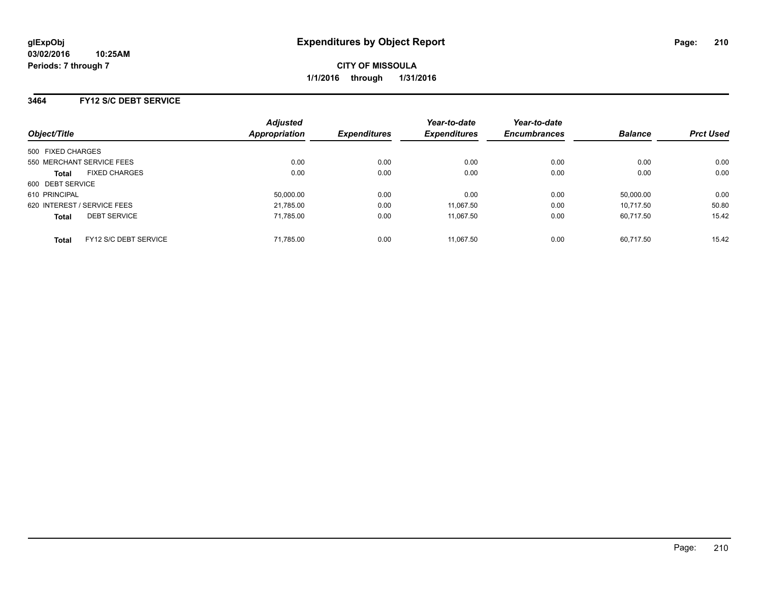glExpObj
03/02/2016 10:25AM
Periods: 7 through 7

# Expenditures by Object Report

**CITY OF MISSOULA**
**1/1/2016 through 1/31/2016**

## 3464 FY12 S/C DEBT SERVICE

| Object/Title | Adjusted Appropriation | Expenditures | Year-to-date Expenditures | Year-to-date Encumbrances | Balance | Prct Used |
|---|---|---|---|---|---|---|
| 500 FIXED CHARGES | | | | | | |
| 550 MERCHANT SERVICE FEES | 0.00 | 0.00 | 0.00 | 0.00 | 0.00 | 0.00 |
| **Total** FIXED CHARGES | 0.00 | 0.00 | 0.00 | 0.00 | 0.00 | 0.00 |
| 600 DEBT SERVICE | | | | | | |
| 610 PRINCIPAL | 50,000.00 | 0.00 | 0.00 | 0.00 | 50,000.00 | 0.00 |
| 620 INTEREST / SERVICE FEES | 21,785.00 | 0.00 | 11,067.50 | 0.00 | 10,717.50 | 50.80 |
| **Total** DEBT SERVICE | 71,785.00 | 0.00 | 11,067.50 | 0.00 | 60,717.50 | 15.42 |
| **Total** FY12 S/C DEBT SERVICE | 71,785.00 | 0.00 | 11,067.50 | 0.00 | 60,717.50 | 15.42 |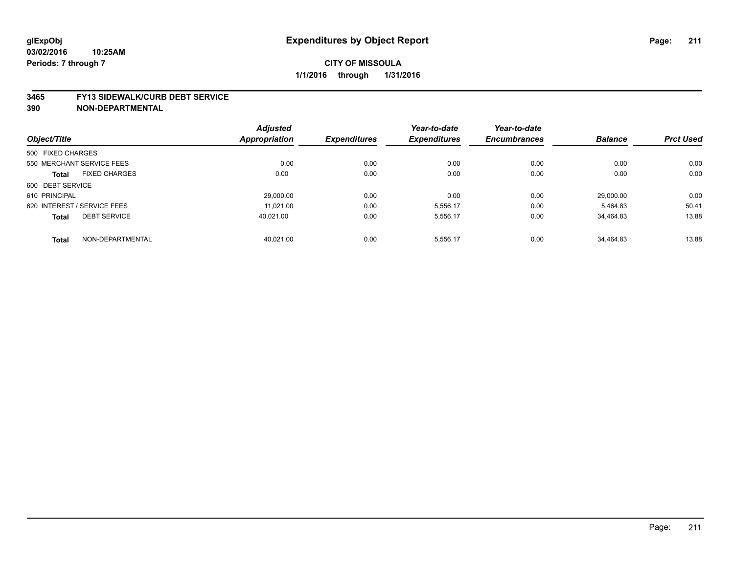glExpObj
03/02/2016 10:25AM
Periods: 7 through 7

# Expenditures by Object Report

**CITY OF MISSOULA**
**1/1/2016 through 1/31/2016**

**3465 FY13 SIDEWALK/CURB DEBT SERVICE**
**390 NON-DEPARTMENTAL**

| Object/Title | | Adjusted Appropriation | Expenditures | Year-to-date Expenditures | Year-to-date Encumbrances | Balance | Prct Used |
|---|---|---|---|---|---|---|---|
| 500 FIXED CHARGES | | | | | | | |
| 550 MERCHANT SERVICE FEES | | 0.00 | 0.00 | 0.00 | 0.00 | 0.00 | 0.00 |
| **Total** | FIXED CHARGES | 0.00 | 0.00 | 0.00 | 0.00 | 0.00 | 0.00 |
| 600 DEBT SERVICE | | | | | | | |
| 610 PRINCIPAL | | 29,000.00 | 0.00 | 0.00 | 0.00 | 29,000.00 | 0.00 |
| 620 INTEREST / SERVICE FEES | | 11,021.00 | 0.00 | 5,556.17 | 0.00 | 5,464.83 | 50.41 |
| **Total** | DEBT SERVICE | 40,021.00 | 0.00 | 5,556.17 | 0.00 | 34,464.83 | 13.88 |
| **Total** | NON-DEPARTMENTAL | 40,021.00 | 0.00 | 5,556.17 | 0.00 | 34,464.83 | 13.88 |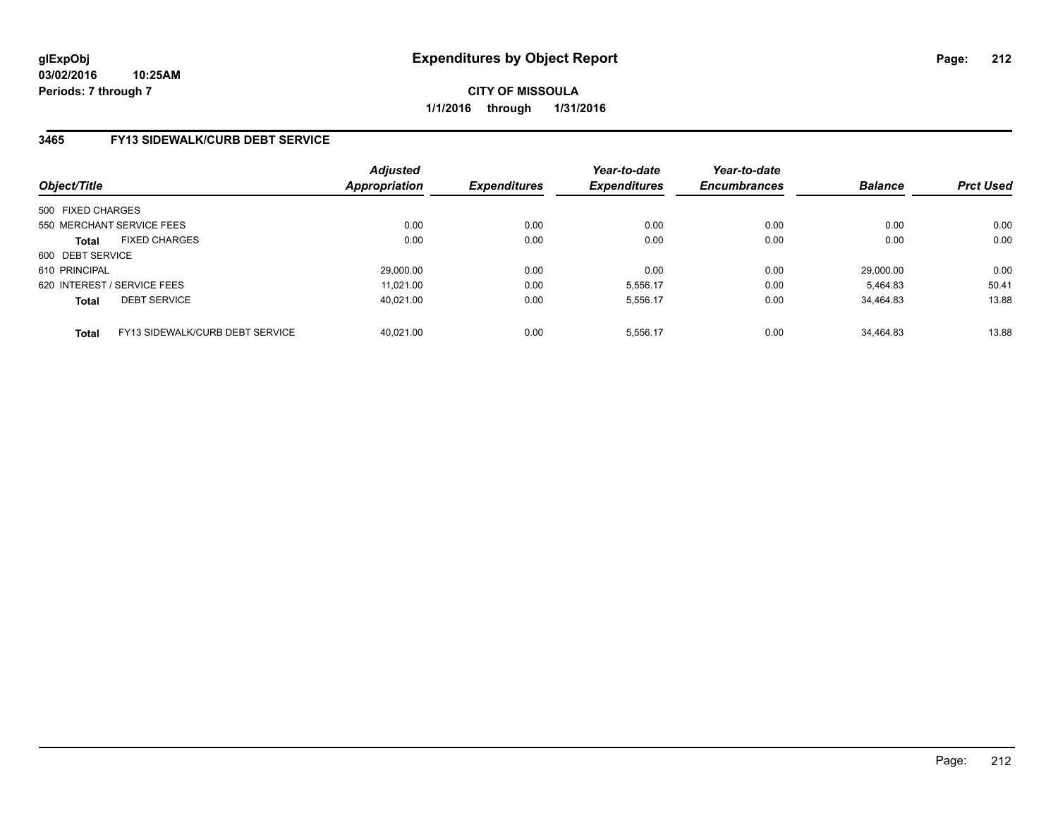# Expenditures by Object Report

glExpObj
03/02/2016 10:25AM
Periods: 7 through 7

**CITY OF MISSOULA**
**1/1/2016 through 1/31/2016**

## 3465 FY13 SIDEWALK/CURB DEBT SERVICE

| Object/Title | | Adjusted Appropriation | Expenditures | Year-to-date Expenditures | Year-to-date Encumbrances | Balance | Prct Used |
|---|---|---|---|---|---|---|---|
| 500 FIXED CHARGES | | | | | | | |
| 550 MERCHANT SERVICE FEES | | 0.00 | 0.00 | 0.00 | 0.00 | 0.00 | 0.00 |
| **Total** | FIXED CHARGES | 0.00 | 0.00 | 0.00 | 0.00 | 0.00 | 0.00 |
| 600 DEBT SERVICE | | | | | | | |
| 610 PRINCIPAL | | 29,000.00 | 0.00 | 0.00 | 0.00 | 29,000.00 | 0.00 |
| 620 INTEREST / SERVICE FEES | | 11,021.00 | 0.00 | 5,556.17 | 0.00 | 5,464.83 | 50.41 |
| **Total** | DEBT SERVICE | 40,021.00 | 0.00 | 5,556.17 | 0.00 | 34,464.83 | 13.88 |
| **Total** | FY13 SIDEWALK/CURB DEBT SERVICE | 40,021.00 | 0.00 | 5,556.17 | 0.00 | 34,464.83 | 13.88 |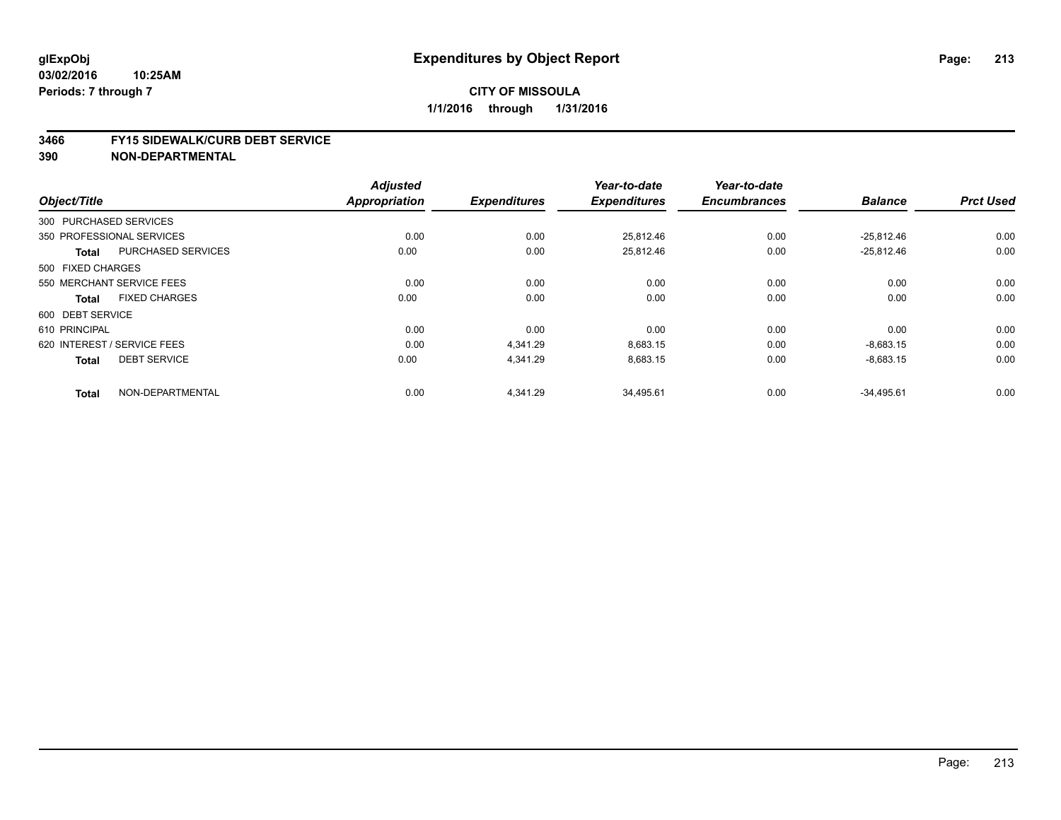# Expenditures by Object Report

glExpObj
03/02/2016 10:25AM
Periods: 7 through 7

**CITY OF MISSOULA**
**1/1/2016 through 1/31/2016**

## 3466 FY15 SIDEWALK/CURB DEBT SERVICE
## 390 NON-DEPARTMENTAL

| Object/Title | Adjusted Appropriation | Expenditures | Year-to-date Expenditures | Year-to-date Encumbrances | Balance | Prct Used |
|---|---|---|---|---|---|---|
| 300 PURCHASED SERVICES | | | | | | |
| 350 PROFESSIONAL SERVICES | 0.00 | 0.00 | 25,812.46 | 0.00 | -25,812.46 | 0.00 |
| **Total** PURCHASED SERVICES | 0.00 | 0.00 | 25,812.46 | 0.00 | -25,812.46 | 0.00 |
| 500 FIXED CHARGES | | | | | | |
| 550 MERCHANT SERVICE FEES | 0.00 | 0.00 | 0.00 | 0.00 | 0.00 | 0.00 |
| **Total** FIXED CHARGES | 0.00 | 0.00 | 0.00 | 0.00 | 0.00 | 0.00 |
| 600 DEBT SERVICE | | | | | | |
| 610 PRINCIPAL | 0.00 | 0.00 | 0.00 | 0.00 | 0.00 | 0.00 |
| 620 INTEREST / SERVICE FEES | 0.00 | 4,341.29 | 8,683.15 | 0.00 | -8,683.15 | 0.00 |
| **Total** DEBT SERVICE | 0.00 | 4,341.29 | 8,683.15 | 0.00 | -8,683.15 | 0.00 |
| **Total** NON-DEPARTMENTAL | 0.00 | 4,341.29 | 34,495.61 | 0.00 | -34,495.61 | 0.00 |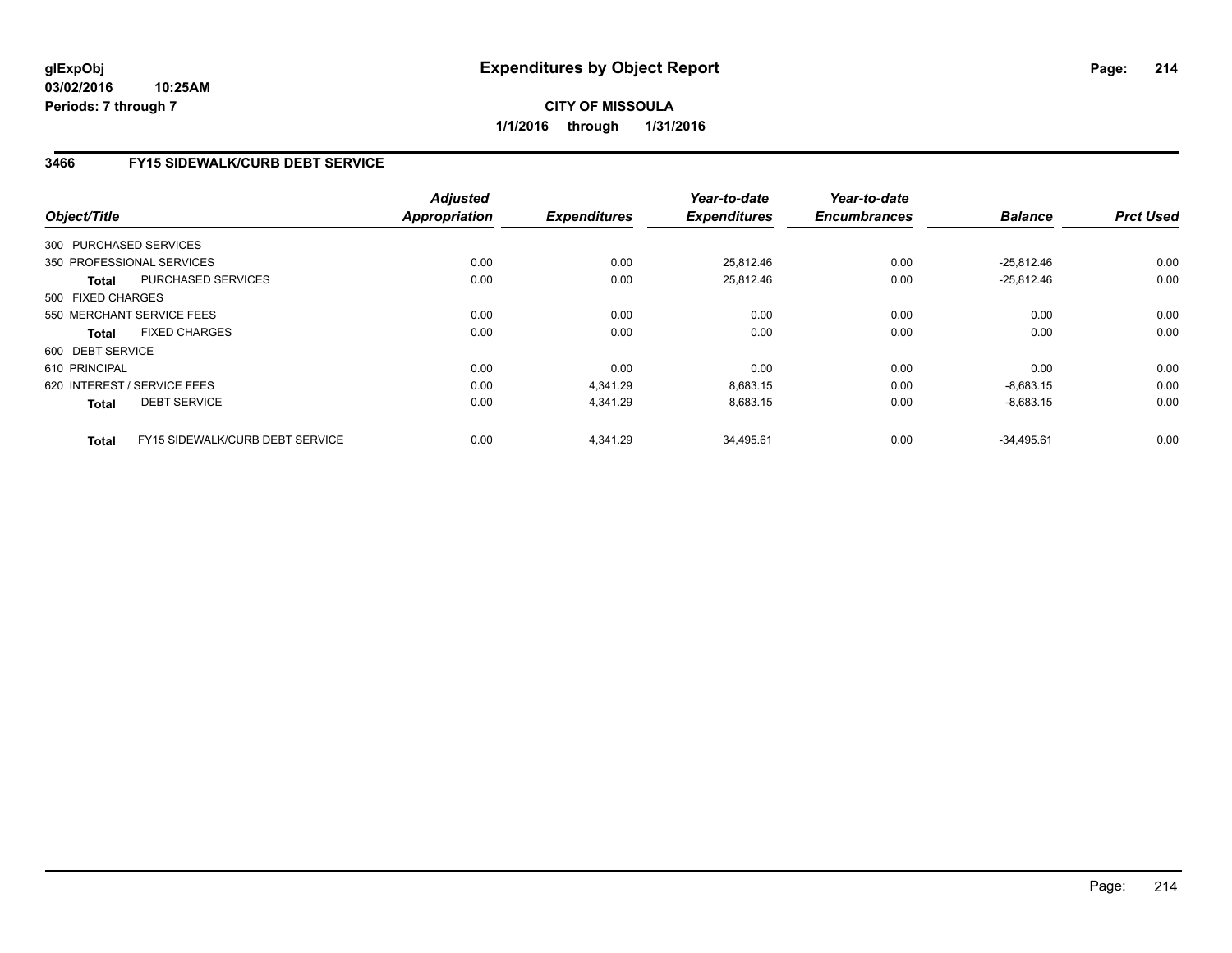# Expenditures by Object Report

glExpObj
03/02/2016 10:25AM
Periods: 7 through 7

**CITY OF MISSOULA**
**1/1/2016 through 1/31/2016**

## 3466 FY15 SIDEWALK/CURB DEBT SERVICE

| Object/Title | | Adjusted Appropriation | Expenditures | Year-to-date Expenditures | Year-to-date Encumbrances | Balance | Prct Used |
|---|---|---|---|---|---|---|---|
| 300 PURCHASED SERVICES | | | | | | | |
| 350 PROFESSIONAL SERVICES | | 0.00 | 0.00 | 25,812.46 | 0.00 | -25,812.46 | 0.00 |
| **Total** | PURCHASED SERVICES | 0.00 | 0.00 | 25,812.46 | 0.00 | -25,812.46 | 0.00 |
| 500 FIXED CHARGES | | | | | | | |
| 550 MERCHANT SERVICE FEES | | 0.00 | 0.00 | 0.00 | 0.00 | 0.00 | 0.00 |
| **Total** | FIXED CHARGES | 0.00 | 0.00 | 0.00 | 0.00 | 0.00 | 0.00 |
| 600 DEBT SERVICE | | | | | | | |
| 610 PRINCIPAL | | 0.00 | 0.00 | 0.00 | 0.00 | 0.00 | 0.00 |
| 620 INTEREST / SERVICE FEES | | 0.00 | 4,341.29 | 8,683.15 | 0.00 | -8,683.15 | 0.00 |
| **Total** | DEBT SERVICE | 0.00 | 4,341.29 | 8,683.15 | 0.00 | -8,683.15 | 0.00 |
| **Total** | FY15 SIDEWALK/CURB DEBT SERVICE | 0.00 | 4,341.29 | 34,495.61 | 0.00 | -34,495.61 | 0.00 |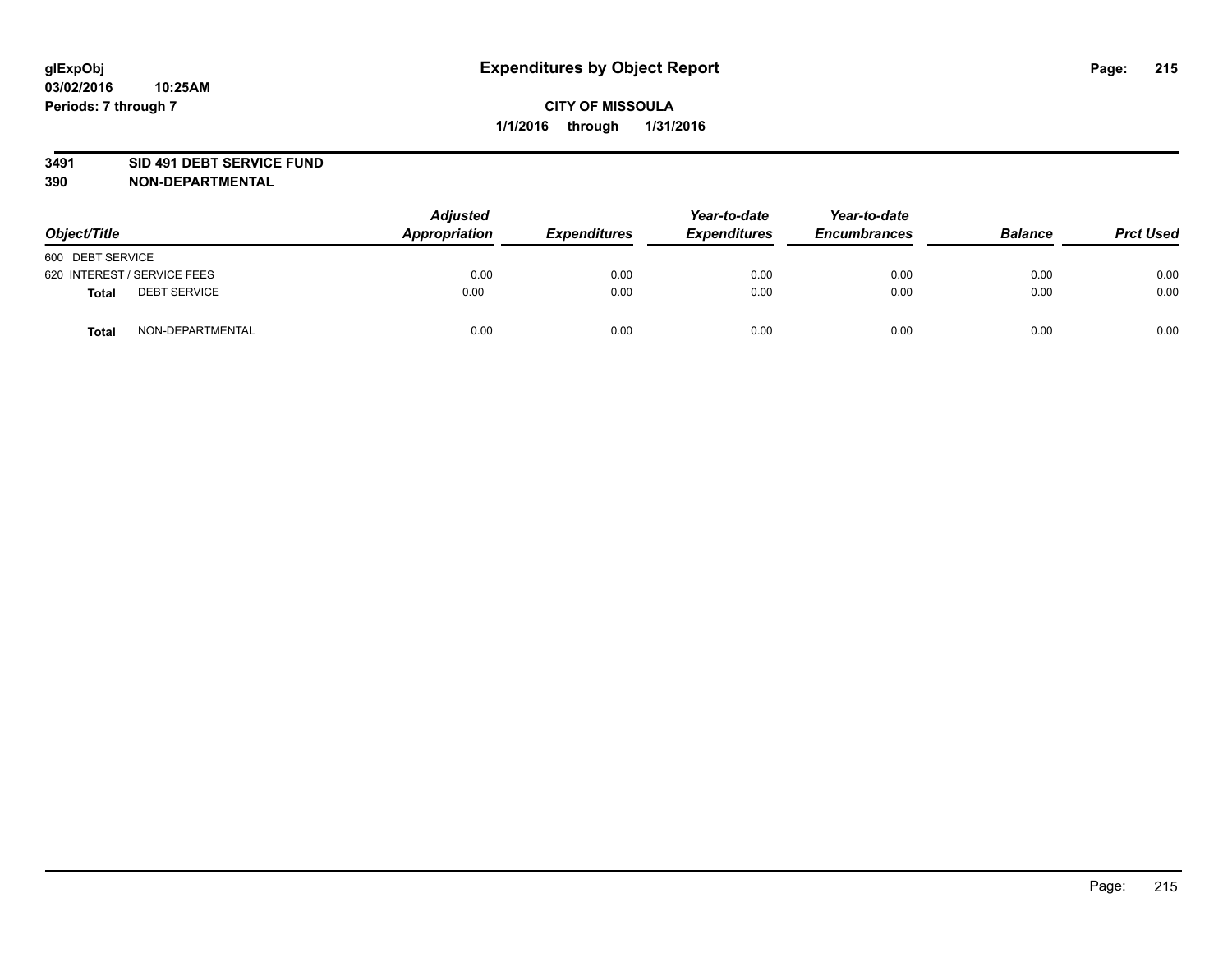glExpObj
03/02/2016 10:25AM
Periods: 7 through 7

# Expenditures by Object Report

**CITY OF MISSOULA**
**1/1/2016 through 1/31/2016**

**3491 SID 491 DEBT SERVICE FUND**
**390 NON-DEPARTMENTAL**

| Object/Title | | Adjusted Appropriation | Expenditures | Year-to-date Expenditures | Year-to-date Encumbrances | Balance | Prct Used |
|---|---|---|---|---|---|---|---|
| 600 DEBT SERVICE | | | | | | | |
| 620 INTEREST / SERVICE FEES | | 0.00 | 0.00 | 0.00 | 0.00 | 0.00 | 0.00 |
| **Total** | DEBT SERVICE | 0.00 | 0.00 | 0.00 | 0.00 | 0.00 | 0.00 |
| **Total** | NON-DEPARTMENTAL | 0.00 | 0.00 | 0.00 | 0.00 | 0.00 | 0.00 |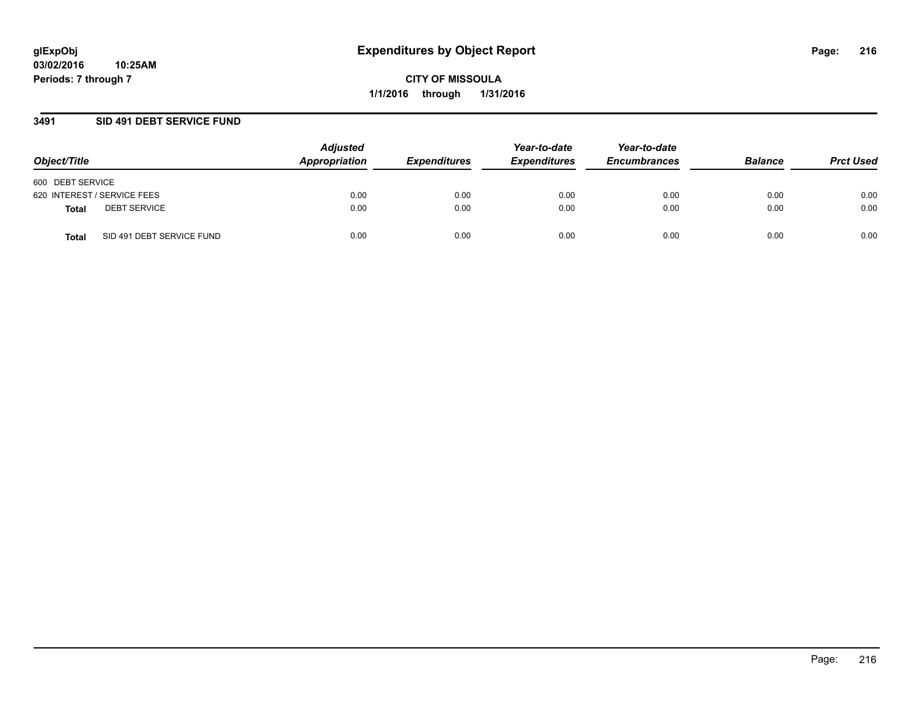# Expenditures by Object Report

glExpObj
03/02/2016 10:25AM
Periods: 7 through 7

**CITY OF MISSOULA**
**1/1/2016 through 1/31/2016**

## 3491 SID 491 DEBT SERVICE FUND

| Object/Title | Adjusted Appropriation | Expenditures | Year-to-date Expenditures | Year-to-date Encumbrances | Balance | Prct Used |
|---|---|---|---|---|---|---|
| 600 DEBT SERVICE | | | | | | |
| 620 INTEREST / SERVICE FEES | 0.00 | 0.00 | 0.00 | 0.00 | 0.00 | 0.00 |
| **Total** DEBT SERVICE | 0.00 | 0.00 | 0.00 | 0.00 | 0.00 | 0.00 |
| **Total** SID 491 DEBT SERVICE FUND | 0.00 | 0.00 | 0.00 | 0.00 | 0.00 | 0.00 |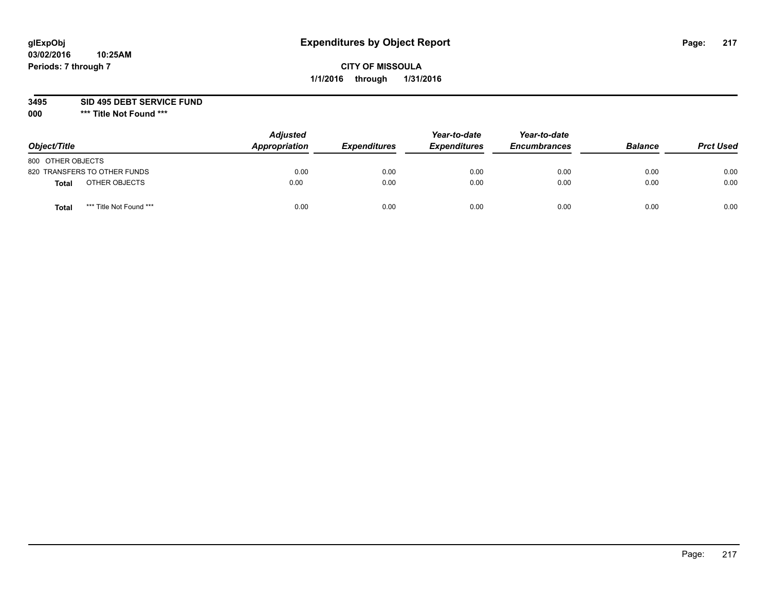# Expenditures by Object Report

glExpObj
03/02/2016 10:25AM
Periods: 7 through 7

**CITY OF MISSOULA**
**1/1/2016 through 1/31/2016**

**3495 SID 495 DEBT SERVICE FUND**
**000 \*\*\* Title Not Found \*\*\***

| Object/Title | Adjusted Appropriation | Expenditures | Year-to-date Expenditures | Year-to-date Encumbrances | Balance | Prct Used |
|---|---|---|---|---|---|---|
| 800 OTHER OBJECTS | | | | | | |
| 820 TRANSFERS TO OTHER FUNDS | 0.00 | 0.00 | 0.00 | 0.00 | 0.00 | 0.00 |
| **Total** OTHER OBJECTS | 0.00 | 0.00 | 0.00 | 0.00 | 0.00 | 0.00 |
| **Total** \*\*\* Title Not Found \*\*\* | 0.00 | 0.00 | 0.00 | 0.00 | 0.00 | 0.00 |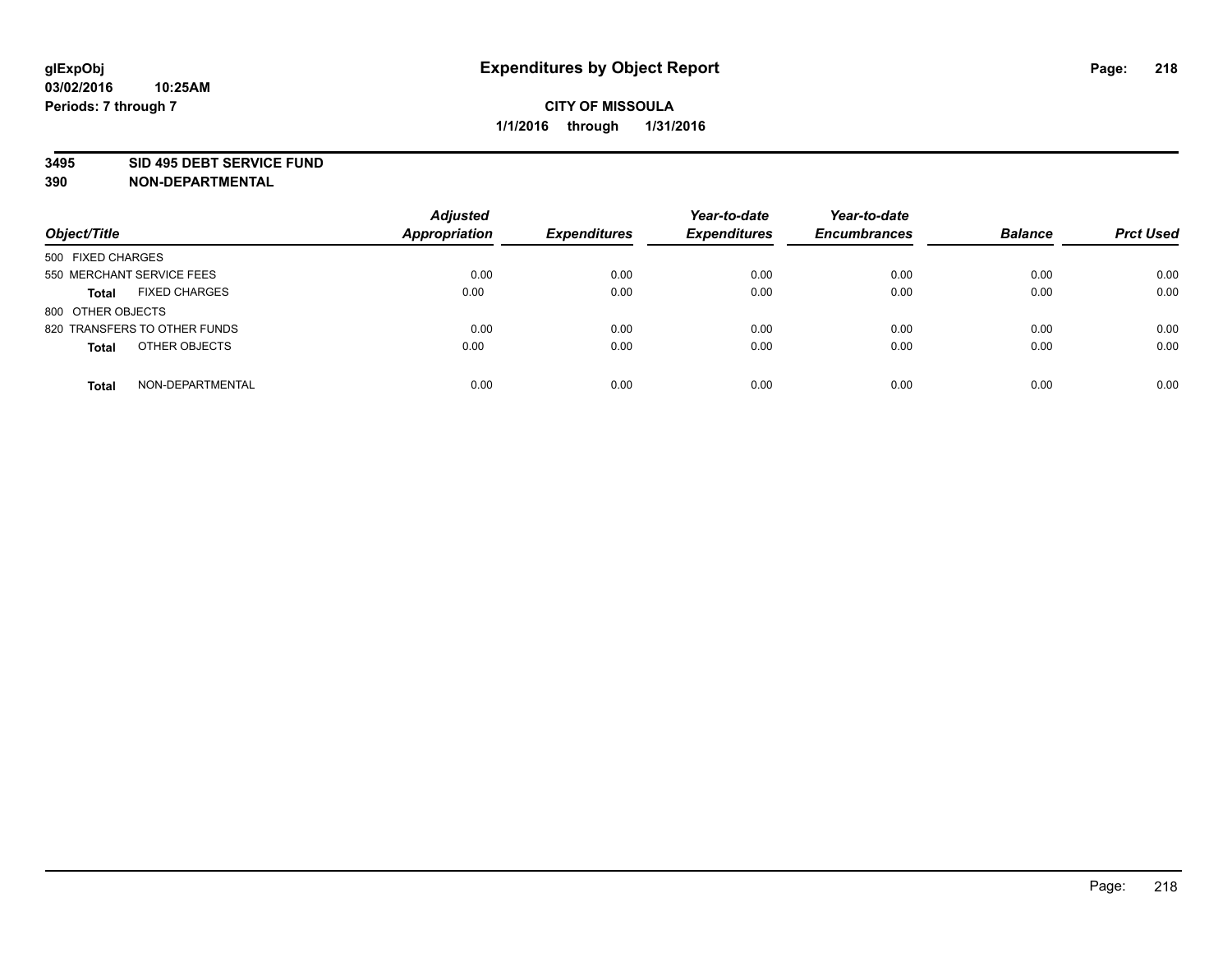**glExpObj**
**03/02/2016 10:25AM**
**Periods: 7 through 7**

# Expenditures by Object Report

**CITY OF MISSOULA**
**1/1/2016 through 1/31/2016**

**3495 SID 495 DEBT SERVICE FUND**
**390 NON-DEPARTMENTAL**

| Object/Title | Adjusted Appropriation | Expenditures | Year-to-date Expenditures | Year-to-date Encumbrances | Balance | Prct Used |
|---|---|---|---|---|---|---|
| 500 FIXED CHARGES | | | | | | |
| 550 MERCHANT SERVICE FEES | 0.00 | 0.00 | 0.00 | 0.00 | 0.00 | 0.00 |
| **Total** FIXED CHARGES | 0.00 | 0.00 | 0.00 | 0.00 | 0.00 | 0.00 |
| 800 OTHER OBJECTS | | | | | | |
| 820 TRANSFERS TO OTHER FUNDS | 0.00 | 0.00 | 0.00 | 0.00 | 0.00 | 0.00 |
| **Total** OTHER OBJECTS | 0.00 | 0.00 | 0.00 | 0.00 | 0.00 | 0.00 |
| **Total** NON-DEPARTMENTAL | 0.00 | 0.00 | 0.00 | 0.00 | 0.00 | 0.00 |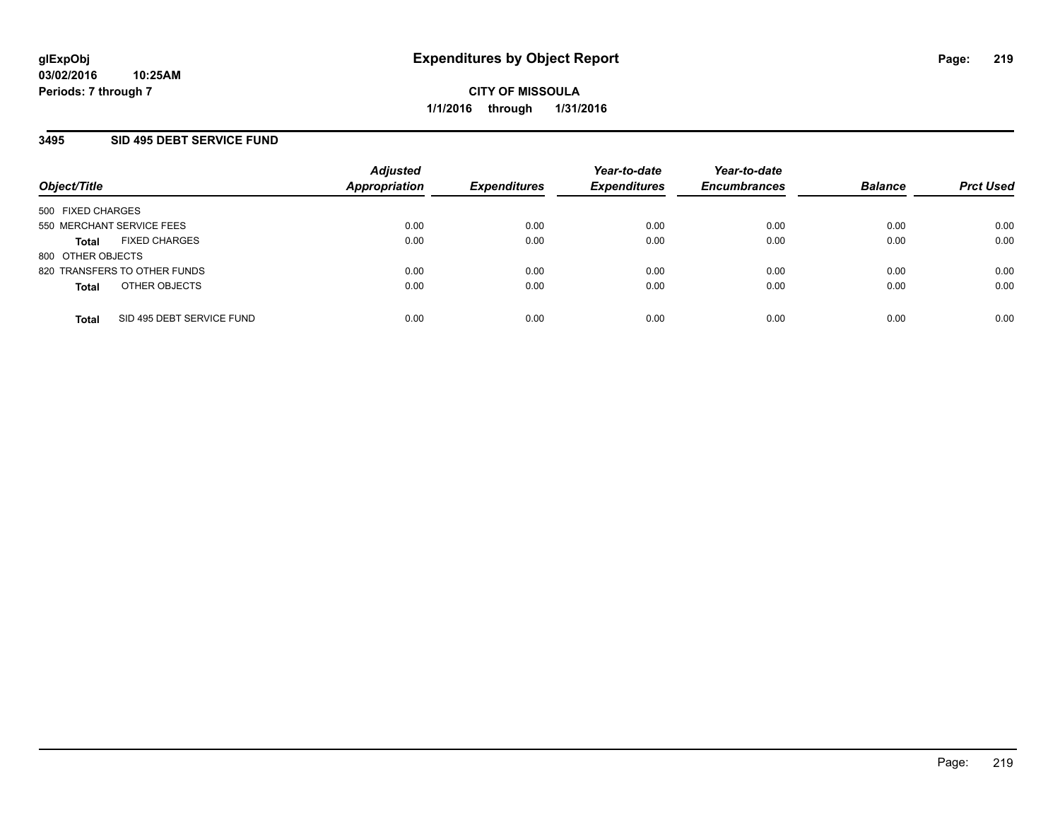# Expenditures by Object Report

glExpObj
03/02/2016 10:25AM
Periods: 7 through 7

**CITY OF MISSOULA**
**1/1/2016 through 1/31/2016**

## 3495 SID 495 DEBT SERVICE FUND

| Object/Title | | Adjusted Appropriation | Expenditures | Year-to-date Expenditures | Year-to-date Encumbrances | Balance | Prct Used |
|---|---|---|---|---|---|---|---|
| 500 FIXED CHARGES | | | | | | | |
| 550 MERCHANT SERVICE FEES | | 0.00 | 0.00 | 0.00 | 0.00 | 0.00 | 0.00 |
| **Total** | FIXED CHARGES | 0.00 | 0.00 | 0.00 | 0.00 | 0.00 | 0.00 |
| 800 OTHER OBJECTS | | | | | | | |
| 820 TRANSFERS TO OTHER FUNDS | | 0.00 | 0.00 | 0.00 | 0.00 | 0.00 | 0.00 |
| **Total** | OTHER OBJECTS | 0.00 | 0.00 | 0.00 | 0.00 | 0.00 | 0.00 |
| **Total** | SID 495 DEBT SERVICE FUND | 0.00 | 0.00 | 0.00 | 0.00 | 0.00 | 0.00 |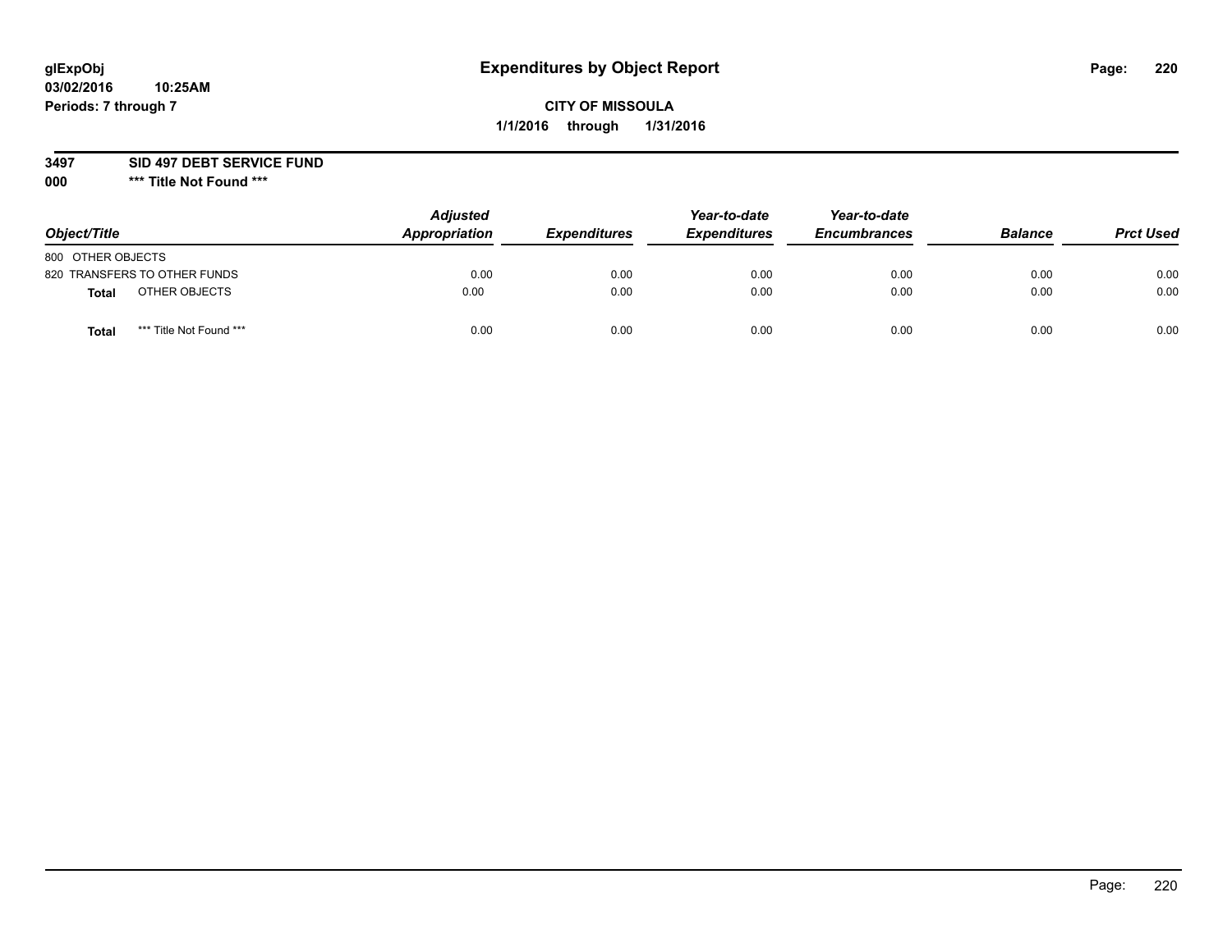**glExpObj**
**03/02/2016 10:25AM**
**Periods: 7 through 7**

# Expenditures by Object Report

**CITY OF MISSOULA**
**1/1/2016 through 1/31/2016**

**3497 SID 497 DEBT SERVICE FUND**
**000 \*\*\* Title Not Found \*\*\***

| Object/Title | | Adjusted Appropriation | Expenditures | Year-to-date Expenditures | Year-to-date Encumbrances | Balance | Prct Used |
|---|---|---|---|---|---|---|---|
| 800 OTHER OBJECTS | | | | | | | |
| 820 TRANSFERS TO OTHER FUNDS | | 0.00 | 0.00 | 0.00 | 0.00 | 0.00 | 0.00 |
| **Total** | OTHER OBJECTS | 0.00 | 0.00 | 0.00 | 0.00 | 0.00 | 0.00 |
| **Total** | *** Title Not Found *** | 0.00 | 0.00 | 0.00 | 0.00 | 0.00 | 0.00 |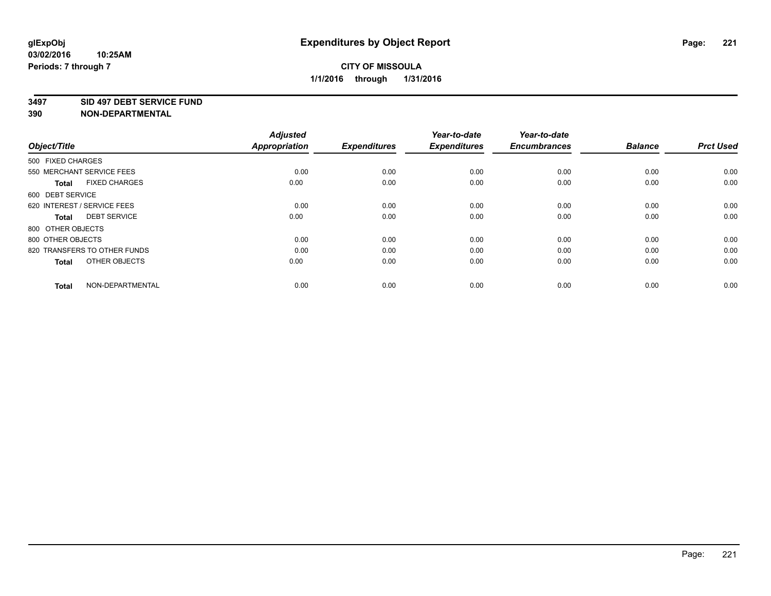# Expenditures by Object Report

glExpObj
03/02/2016 10:25AM
Periods: 7 through 7

**CITY OF MISSOULA**
**1/1/2016 through 1/31/2016**

**3497 SID 497 DEBT SERVICE FUND**
**390 NON-DEPARTMENTAL**

| Object/Title | Adjusted Appropriation | Expenditures | Year-to-date Expenditures | Year-to-date Encumbrances | Balance | Prct Used |
|---|---|---|---|---|---|---|
| 500 FIXED CHARGES | | | | | | |
| 550 MERCHANT SERVICE FEES | 0.00 | 0.00 | 0.00 | 0.00 | 0.00 | 0.00 |
| **Total** FIXED CHARGES | 0.00 | 0.00 | 0.00 | 0.00 | 0.00 | 0.00 |
| 600 DEBT SERVICE | | | | | | |
| 620 INTEREST / SERVICE FEES | 0.00 | 0.00 | 0.00 | 0.00 | 0.00 | 0.00 |
| **Total** DEBT SERVICE | 0.00 | 0.00 | 0.00 | 0.00 | 0.00 | 0.00 |
| 800 OTHER OBJECTS | | | | | | |
| 800 OTHER OBJECTS | 0.00 | 0.00 | 0.00 | 0.00 | 0.00 | 0.00 |
| 820 TRANSFERS TO OTHER FUNDS | 0.00 | 0.00 | 0.00 | 0.00 | 0.00 | 0.00 |
| **Total** OTHER OBJECTS | 0.00 | 0.00 | 0.00 | 0.00 | 0.00 | 0.00 |
| **Total** NON-DEPARTMENTAL | 0.00 | 0.00 | 0.00 | 0.00 | 0.00 | 0.00 |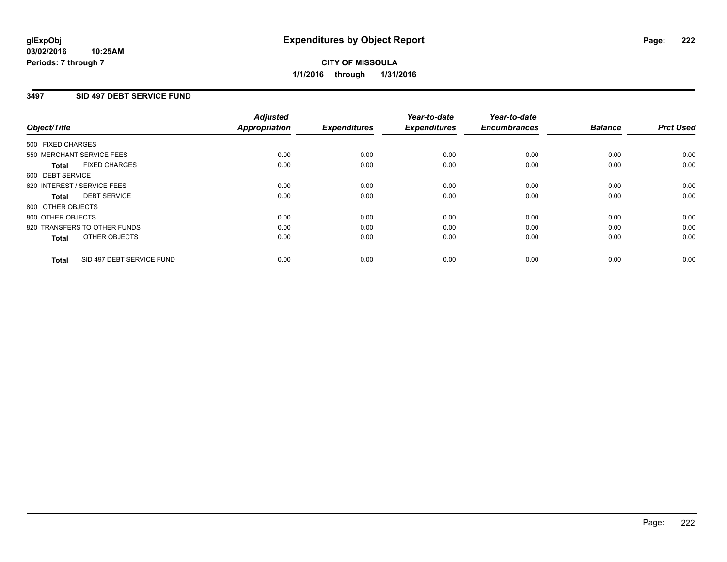# Expenditures by Object Report

glExpObj
03/02/2016 10:25AM
Periods: 7 through 7

**CITY OF MISSOULA**
**1/1/2016 through 1/31/2016**

## 3497 SID 497 DEBT SERVICE FUND

| Object/Title | Adjusted Appropriation | Expenditures | Year-to-date Expenditures | Year-to-date Encumbrances | Balance | Prct Used |
|---|---|---|---|---|---|---|
| 500 FIXED CHARGES | | | | | | |
| 550 MERCHANT SERVICE FEES | 0.00 | 0.00 | 0.00 | 0.00 | 0.00 | 0.00 |
| **Total** FIXED CHARGES | 0.00 | 0.00 | 0.00 | 0.00 | 0.00 | 0.00 |
| 600 DEBT SERVICE | | | | | | |
| 620 INTEREST / SERVICE FEES | 0.00 | 0.00 | 0.00 | 0.00 | 0.00 | 0.00 |
| **Total** DEBT SERVICE | 0.00 | 0.00 | 0.00 | 0.00 | 0.00 | 0.00 |
| 800 OTHER OBJECTS | | | | | | |
| 800 OTHER OBJECTS | 0.00 | 0.00 | 0.00 | 0.00 | 0.00 | 0.00 |
| 820 TRANSFERS TO OTHER FUNDS | 0.00 | 0.00 | 0.00 | 0.00 | 0.00 | 0.00 |
| **Total** OTHER OBJECTS | 0.00 | 0.00 | 0.00 | 0.00 | 0.00 | 0.00 |
| **Total** SID 497 DEBT SERVICE FUND | 0.00 | 0.00 | 0.00 | 0.00 | 0.00 | 0.00 |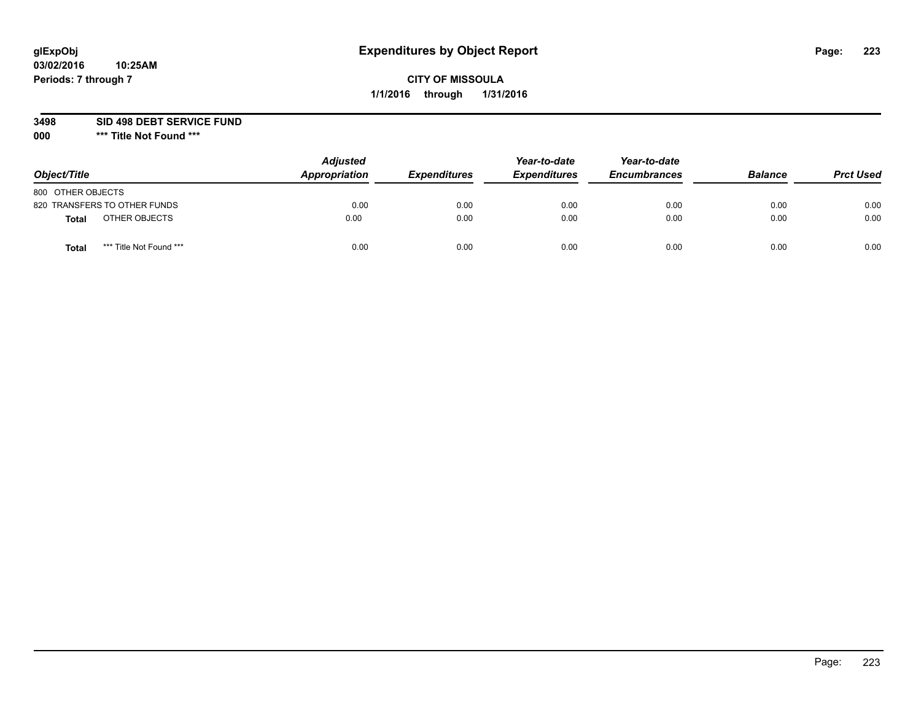glExpObj
03/02/2016 10:25AM
Periods: 7 through 7

# Expenditures by Object Report

**CITY OF MISSOULA**
**1/1/2016 through 1/31/2016**

**3498 SID 498 DEBT SERVICE FUND**
**000 \*\*\* Title Not Found \*\*\***

| Object/Title | | Adjusted Appropriation | Expenditures | Year-to-date Expenditures | Year-to-date Encumbrances | Balance | Prct Used |
|---|---|---|---|---|---|---|---|
| 800 OTHER OBJECTS | | | | | | | |
| 820 TRANSFERS TO OTHER FUNDS | | 0.00 | 0.00 | 0.00 | 0.00 | 0.00 | 0.00 |
| **Total** | OTHER OBJECTS | 0.00 | 0.00 | 0.00 | 0.00 | 0.00 | 0.00 |
| **Total** | *** Title Not Found *** | 0.00 | 0.00 | 0.00 | 0.00 | 0.00 | 0.00 |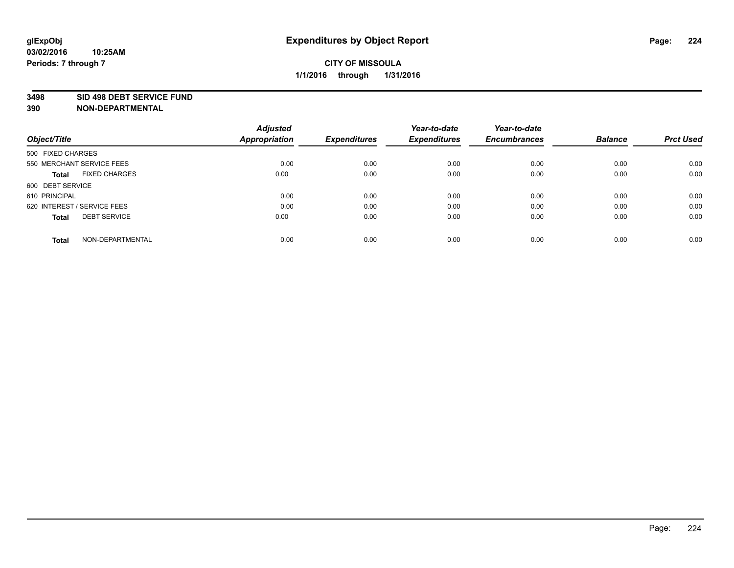# Expenditures by Object Report

glExpObj
03/02/2016 10:25AM
Periods: 7 through 7

**CITY OF MISSOULA**
**1/1/2016 through 1/31/2016**

**3498 SID 498 DEBT SERVICE FUND**
**390 NON-DEPARTMENTAL**

| Object/Title | Adjusted Appropriation | Expenditures | Year-to-date Expenditures | Year-to-date Encumbrances | Balance | Prct Used |
|---|---|---|---|---|---|---|
| 500 FIXED CHARGES | | | | | | |
| 550 MERCHANT SERVICE FEES | 0.00 | 0.00 | 0.00 | 0.00 | 0.00 | 0.00 |
| **Total** FIXED CHARGES | 0.00 | 0.00 | 0.00 | 0.00 | 0.00 | 0.00 |
| 600 DEBT SERVICE | | | | | | |
| 610 PRINCIPAL | 0.00 | 0.00 | 0.00 | 0.00 | 0.00 | 0.00 |
| 620 INTEREST / SERVICE FEES | 0.00 | 0.00 | 0.00 | 0.00 | 0.00 | 0.00 |
| **Total** DEBT SERVICE | 0.00 | 0.00 | 0.00 | 0.00 | 0.00 | 0.00 |
| **Total** NON-DEPARTMENTAL | 0.00 | 0.00 | 0.00 | 0.00 | 0.00 | 0.00 |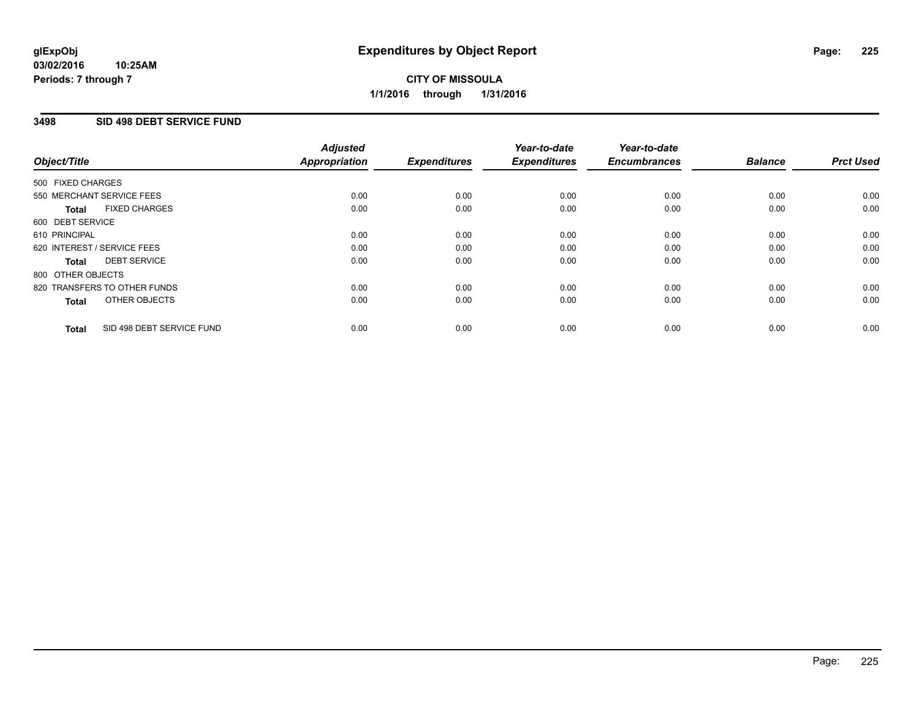# Expenditures by Object Report

glExpObj
03/02/2016 10:25AM
Periods: 7 through 7

**CITY OF MISSOULA**
**1/1/2016 through 1/31/2016**

## 3498 SID 498 DEBT SERVICE FUND

| Object/Title | Adjusted Appropriation | Expenditures | Year-to-date Expenditures | Year-to-date Encumbrances | Balance | Prct Used |
|---|---|---|---|---|---|---|
| 500 FIXED CHARGES | | | | | | |
| 550 MERCHANT SERVICE FEES | 0.00 | 0.00 | 0.00 | 0.00 | 0.00 | 0.00 |
| **Total** FIXED CHARGES | 0.00 | 0.00 | 0.00 | 0.00 | 0.00 | 0.00 |
| 600 DEBT SERVICE | | | | | | |
| 610 PRINCIPAL | 0.00 | 0.00 | 0.00 | 0.00 | 0.00 | 0.00 |
| 620 INTEREST / SERVICE FEES | 0.00 | 0.00 | 0.00 | 0.00 | 0.00 | 0.00 |
| **Total** DEBT SERVICE | 0.00 | 0.00 | 0.00 | 0.00 | 0.00 | 0.00 |
| 800 OTHER OBJECTS | | | | | | |
| 820 TRANSFERS TO OTHER FUNDS | 0.00 | 0.00 | 0.00 | 0.00 | 0.00 | 0.00 |
| **Total** OTHER OBJECTS | 0.00 | 0.00 | 0.00 | 0.00 | 0.00 | 0.00 |
| **Total** SID 498 DEBT SERVICE FUND | 0.00 | 0.00 | 0.00 | 0.00 | 0.00 | 0.00 |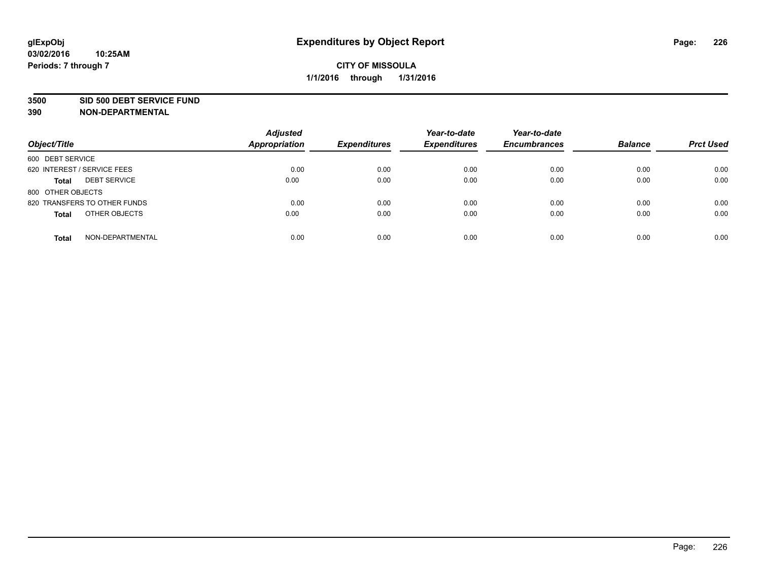**glExpObj**
**03/02/2016 10:25AM**
**Periods: 7 through 7**

# Expenditures by Object Report

**CITY OF MISSOULA**
**1/1/2016 through 1/31/2016**

**3500 SID 500 DEBT SERVICE FUND**
**390 NON-DEPARTMENTAL**

| Object/Title | Adjusted Appropriation | Expenditures | Year-to-date Expenditures | Year-to-date Encumbrances | Balance | Prct Used |
|---|---|---|---|---|---|---|
| 600 DEBT SERVICE | | | | | | |
| 620 INTEREST / SERVICE FEES | 0.00 | 0.00 | 0.00 | 0.00 | 0.00 | 0.00 |
| **Total** DEBT SERVICE | 0.00 | 0.00 | 0.00 | 0.00 | 0.00 | 0.00 |
| 800 OTHER OBJECTS | | | | | | |
| 820 TRANSFERS TO OTHER FUNDS | 0.00 | 0.00 | 0.00 | 0.00 | 0.00 | 0.00 |
| **Total** OTHER OBJECTS | 0.00 | 0.00 | 0.00 | 0.00 | 0.00 | 0.00 |
| **Total** NON-DEPARTMENTAL | 0.00 | 0.00 | 0.00 | 0.00 | 0.00 | 0.00 |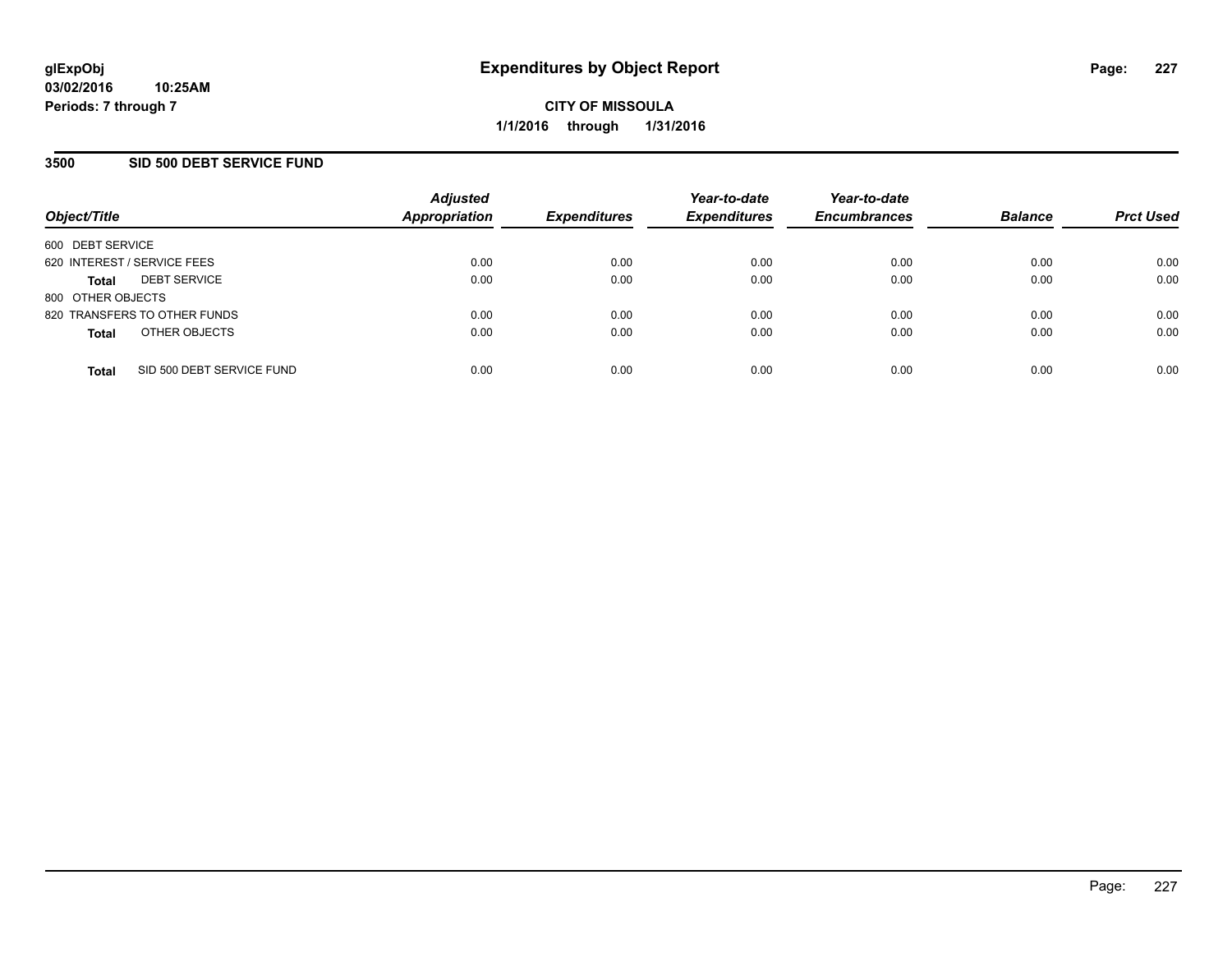**glExpObj**
**03/02/2016 10:25AM**
**Periods: 7 through 7**

# Expenditures by Object Report

**CITY OF MISSOULA**
**1/1/2016 through 1/31/2016**

## 3500 SID 500 DEBT SERVICE FUND

| Object/Title | Adjusted Appropriation | Expenditures | Year-to-date Expenditures | Year-to-date Encumbrances | Balance | Prct Used |
|---|---|---|---|---|---|---|
| 600 DEBT SERVICE | | | | | | |
| 620 INTEREST / SERVICE FEES | 0.00 | 0.00 | 0.00 | 0.00 | 0.00 | 0.00 |
| **Total** DEBT SERVICE | 0.00 | 0.00 | 0.00 | 0.00 | 0.00 | 0.00 |
| 800 OTHER OBJECTS | | | | | | |
| 820 TRANSFERS TO OTHER FUNDS | 0.00 | 0.00 | 0.00 | 0.00 | 0.00 | 0.00 |
| **Total** OTHER OBJECTS | 0.00 | 0.00 | 0.00 | 0.00 | 0.00 | 0.00 |
| **Total** SID 500 DEBT SERVICE FUND | 0.00 | 0.00 | 0.00 | 0.00 | 0.00 | 0.00 |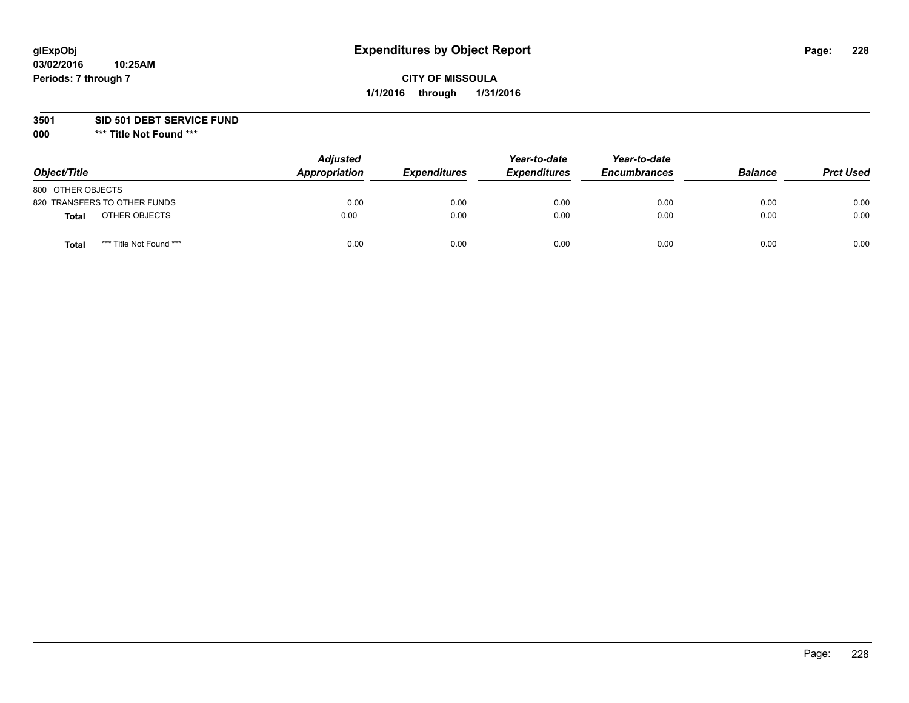# Expenditures by Object Report

glExpObj
03/02/2016 10:25AM
Periods: 7 through 7

**CITY OF MISSOULA**
**1/1/2016 through 1/31/2016**

**3501 SID 501 DEBT SERVICE FUND**
**000 \*\*\* Title Not Found \*\*\***

| Object/Title | Adjusted Appropriation | Expenditures | Year-to-date Expenditures | Year-to-date Encumbrances | Balance | Prct Used |
|---|---|---|---|---|---|---|
| 800 OTHER OBJECTS | | | | | | |
| 820 TRANSFERS TO OTHER FUNDS | 0.00 | 0.00 | 0.00 | 0.00 | 0.00 | 0.00 |
| **Total** OTHER OBJECTS | 0.00 | 0.00 | 0.00 | 0.00 | 0.00 | 0.00 |
| **Total** *** Title Not Found *** | 0.00 | 0.00 | 0.00 | 0.00 | 0.00 | 0.00 |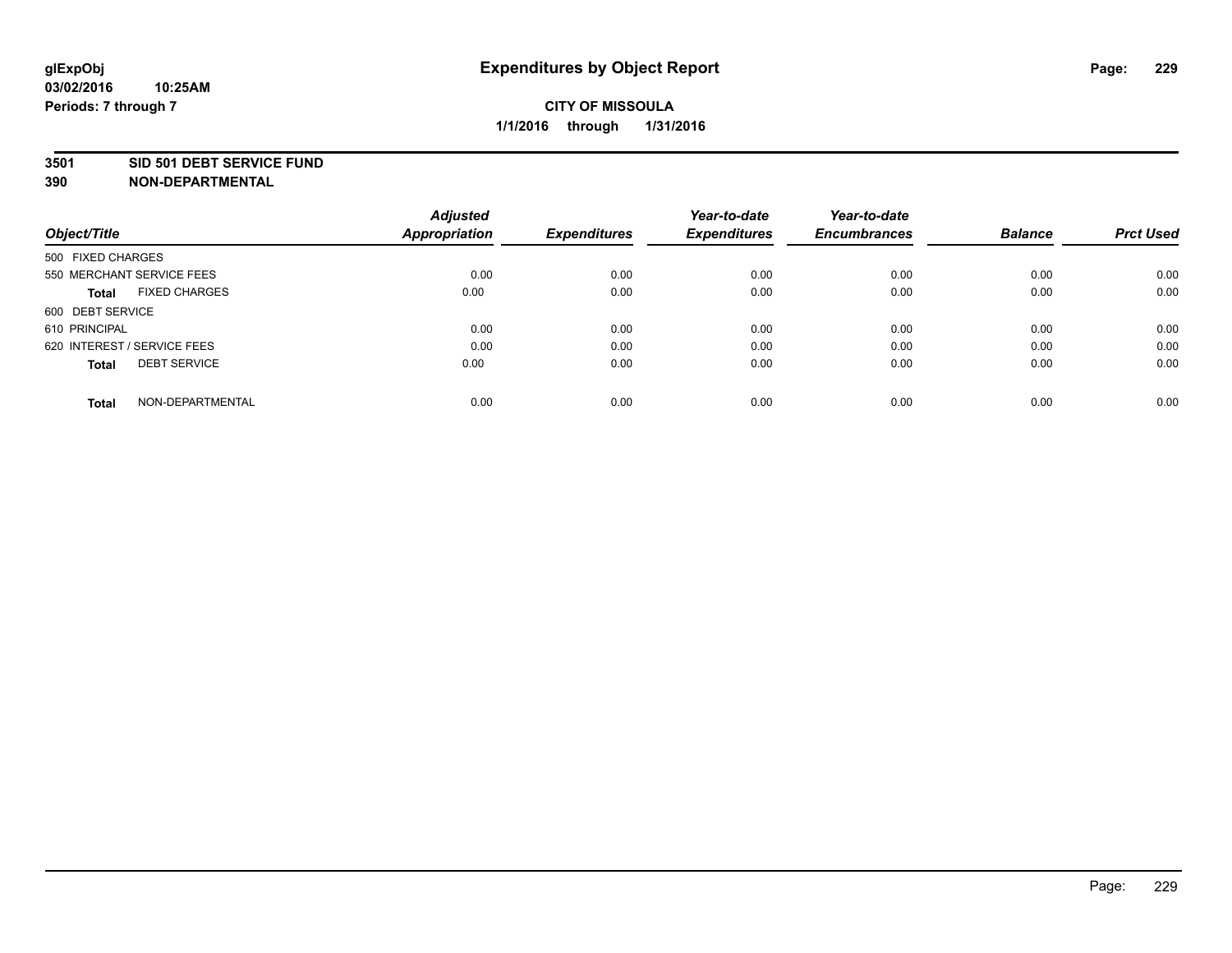# Expenditures by Object Report

glExpObj
03/02/2016 10:25AM
Periods: 7 through 7

**CITY OF MISSOULA**
**1/1/2016 through 1/31/2016**

**3501 SID 501 DEBT SERVICE FUND**
**390 NON-DEPARTMENTAL**

| Object/Title | Adjusted Appropriation | Expenditures | Year-to-date Expenditures | Year-to-date Encumbrances | Balance | Prct Used |
|---|---|---|---|---|---|---|
| 500 FIXED CHARGES | | | | | | |
| 550 MERCHANT SERVICE FEES | 0.00 | 0.00 | 0.00 | 0.00 | 0.00 | 0.00 |
| **Total** FIXED CHARGES | 0.00 | 0.00 | 0.00 | 0.00 | 0.00 | 0.00 |
| 600 DEBT SERVICE | | | | | | |
| 610 PRINCIPAL | 0.00 | 0.00 | 0.00 | 0.00 | 0.00 | 0.00 |
| 620 INTEREST / SERVICE FEES | 0.00 | 0.00 | 0.00 | 0.00 | 0.00 | 0.00 |
| **Total** DEBT SERVICE | 0.00 | 0.00 | 0.00 | 0.00 | 0.00 | 0.00 |
| **Total** NON-DEPARTMENTAL | 0.00 | 0.00 | 0.00 | 0.00 | 0.00 | 0.00 |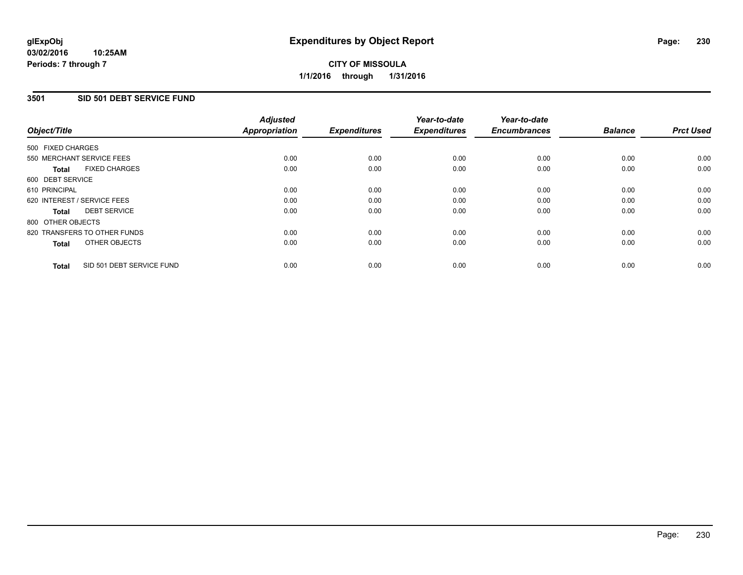**glExpObj**
**03/02/2016 10:25AM**
**Periods: 7 through 7**

# Expenditures by Object Report

**CITY OF MISSOULA**
**1/1/2016 through 1/31/2016**

## 3501 SID 501 DEBT SERVICE FUND

| Object/Title | Adjusted Appropriation | Expenditures | Year-to-date Expenditures | Year-to-date Encumbrances | Balance | Prct Used |
|---|---|---|---|---|---|---|
| 500 FIXED CHARGES | | | | | | |
| 550 MERCHANT SERVICE FEES | 0.00 | 0.00 | 0.00 | 0.00 | 0.00 | 0.00 |
| **Total** FIXED CHARGES | 0.00 | 0.00 | 0.00 | 0.00 | 0.00 | 0.00 |
| 600 DEBT SERVICE | | | | | | |
| 610 PRINCIPAL | 0.00 | 0.00 | 0.00 | 0.00 | 0.00 | 0.00 |
| 620 INTEREST / SERVICE FEES | 0.00 | 0.00 | 0.00 | 0.00 | 0.00 | 0.00 |
| **Total** DEBT SERVICE | 0.00 | 0.00 | 0.00 | 0.00 | 0.00 | 0.00 |
| 800 OTHER OBJECTS | | | | | | |
| 820 TRANSFERS TO OTHER FUNDS | 0.00 | 0.00 | 0.00 | 0.00 | 0.00 | 0.00 |
| **Total** OTHER OBJECTS | 0.00 | 0.00 | 0.00 | 0.00 | 0.00 | 0.00 |
| **Total** SID 501 DEBT SERVICE FUND | 0.00 | 0.00 | 0.00 | 0.00 | 0.00 | 0.00 |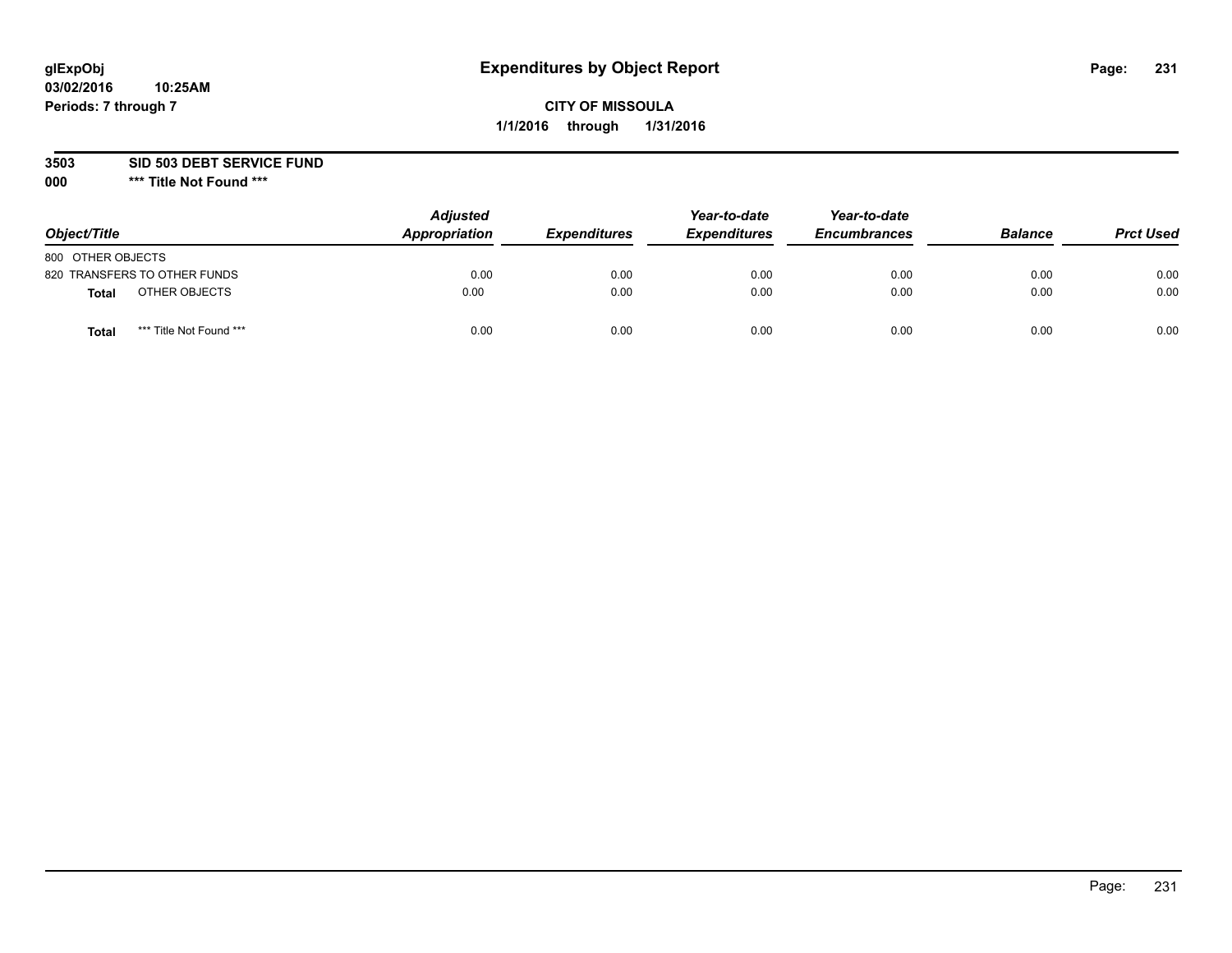**glExpObj** **Expenditures by Object Report**

**03/02/2016 10:25AM**

**Periods: 7 through 7**

**CITY OF MISSOULA**

**1/1/2016 through 1/31/2016**

**3503 SID 503 DEBT SERVICE FUND**

**000 \*\*\* Title Not Found \*\*\***

| Object/Title | Adjusted Appropriation | Expenditures | Year-to-date Expenditures | Year-to-date Encumbrances | Balance | Prct Used |
|---|---|---|---|---|---|---|
| 800 OTHER OBJECTS | | | | | | |
| 820 TRANSFERS TO OTHER FUNDS | 0.00 | 0.00 | 0.00 | 0.00 | 0.00 | 0.00 |
| **Total** OTHER OBJECTS | 0.00 | 0.00 | 0.00 | 0.00 | 0.00 | 0.00 |
| **Total** *** Title Not Found *** | 0.00 | 0.00 | 0.00 | 0.00 | 0.00 | 0.00 |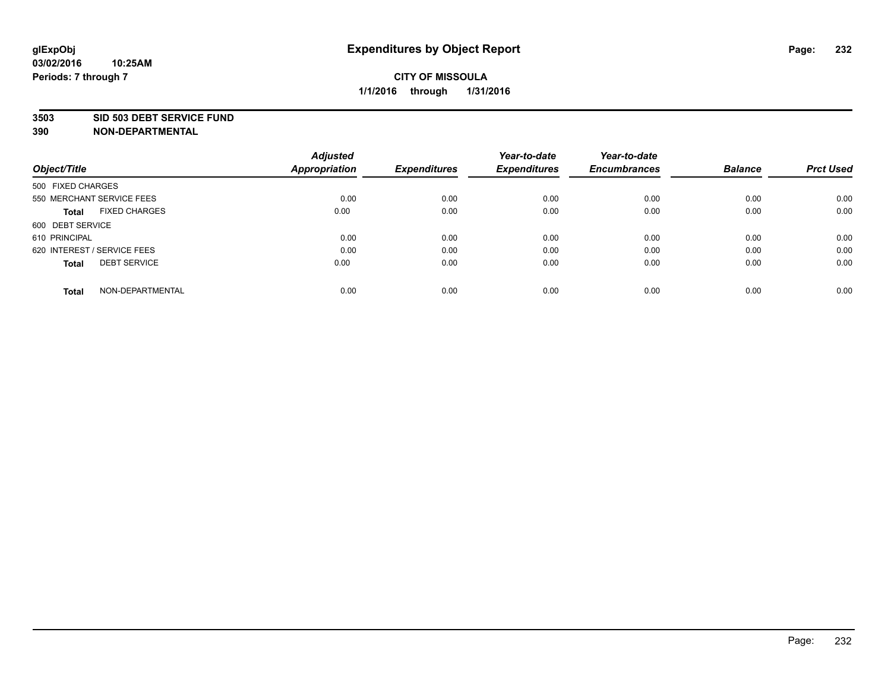glExpObj
03/02/2016 10:25AM
Periods: 7 through 7

# Expenditures by Object Report

**CITY OF MISSOULA**
**1/1/2016 through 1/31/2016**

**3503 SID 503 DEBT SERVICE FUND**
**390 NON-DEPARTMENTAL**

| Object/Title | Adjusted Appropriation | Expenditures | Year-to-date Expenditures | Year-to-date Encumbrances | Balance | Prct Used |
|---|---|---|---|---|---|---|
| 500 FIXED CHARGES | | | | | | |
| 550 MERCHANT SERVICE FEES | 0.00 | 0.00 | 0.00 | 0.00 | 0.00 | 0.00 |
| **Total** FIXED CHARGES | 0.00 | 0.00 | 0.00 | 0.00 | 0.00 | 0.00 |
| 600 DEBT SERVICE | | | | | | |
| 610 PRINCIPAL | 0.00 | 0.00 | 0.00 | 0.00 | 0.00 | 0.00 |
| 620 INTEREST / SERVICE FEES | 0.00 | 0.00 | 0.00 | 0.00 | 0.00 | 0.00 |
| **Total** DEBT SERVICE | 0.00 | 0.00 | 0.00 | 0.00 | 0.00 | 0.00 |
| **Total** NON-DEPARTMENTAL | 0.00 | 0.00 | 0.00 | 0.00 | 0.00 | 0.00 |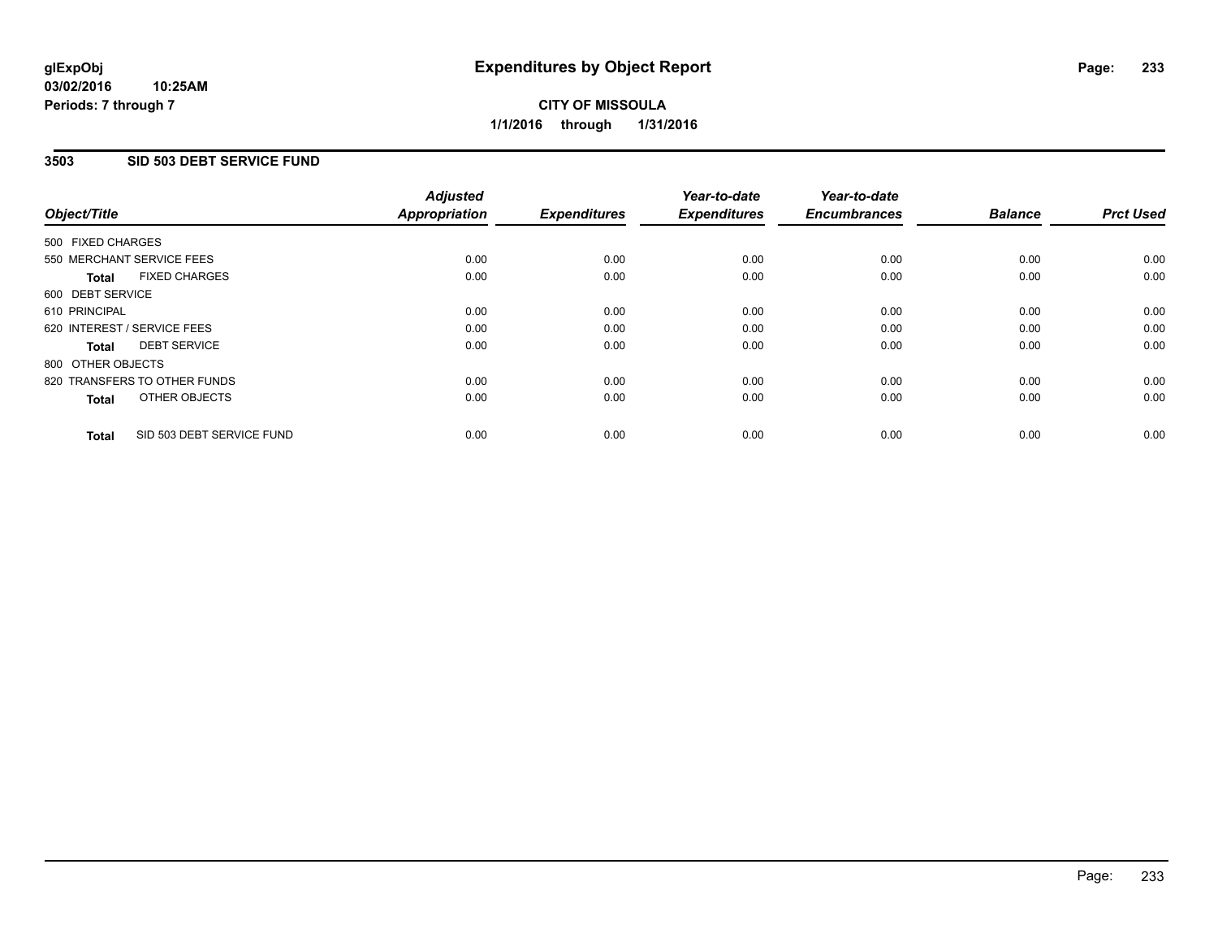**glExpObj** **Expenditures by Object Report**
**03/02/2016 10:25AM**
**Periods: 7 through 7**

**CITY OF MISSOULA**
**1/1/2016 through 1/31/2016**

## 3503 SID 503 DEBT SERVICE FUND

| Object/Title | Adjusted Appropriation | Expenditures | Year-to-date Expenditures | Year-to-date Encumbrances | Balance | Prct Used |
|---|---|---|---|---|---|---|
| 500 FIXED CHARGES | | | | | | |
| 550 MERCHANT SERVICE FEES | 0.00 | 0.00 | 0.00 | 0.00 | 0.00 | 0.00 |
| **Total** FIXED CHARGES | 0.00 | 0.00 | 0.00 | 0.00 | 0.00 | 0.00 |
| 600 DEBT SERVICE | | | | | | |
| 610 PRINCIPAL | 0.00 | 0.00 | 0.00 | 0.00 | 0.00 | 0.00 |
| 620 INTEREST / SERVICE FEES | 0.00 | 0.00 | 0.00 | 0.00 | 0.00 | 0.00 |
| **Total** DEBT SERVICE | 0.00 | 0.00 | 0.00 | 0.00 | 0.00 | 0.00 |
| 800 OTHER OBJECTS | | | | | | |
| 820 TRANSFERS TO OTHER FUNDS | 0.00 | 0.00 | 0.00 | 0.00 | 0.00 | 0.00 |
| **Total** OTHER OBJECTS | 0.00 | 0.00 | 0.00 | 0.00 | 0.00 | 0.00 |
| **Total** SID 503 DEBT SERVICE FUND | 0.00 | 0.00 | 0.00 | 0.00 | 0.00 | 0.00 |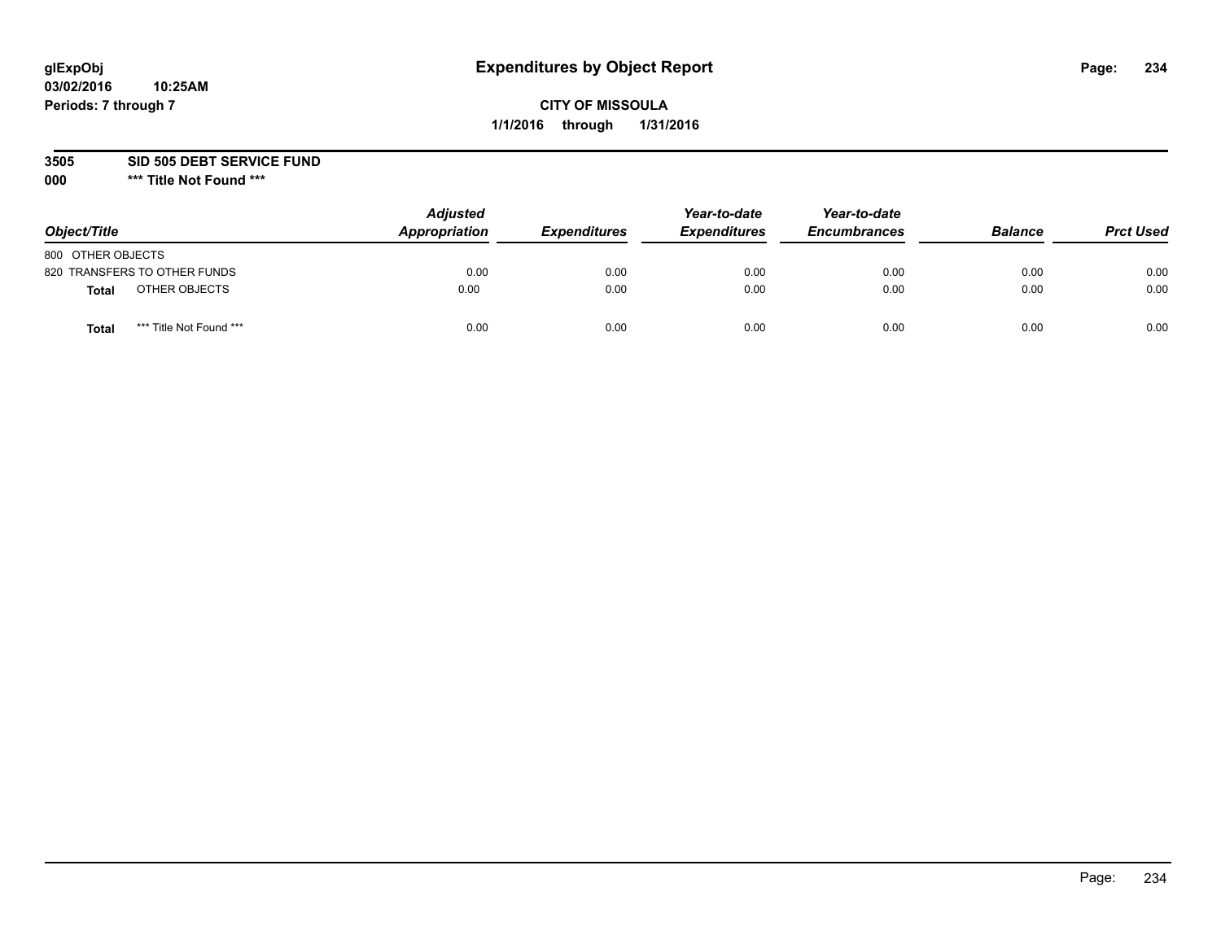glExpObj
03/02/2016 10:25AM
Periods: 7 through 7

# Expenditures by Object Report

**CITY OF MISSOULA**
**1/1/2016 through 1/31/2016**

**3505 SID 505 DEBT SERVICE FUND**
**000 *** Title Not Found *****

| Object/Title | Adjusted Appropriation | Expenditures | Year-to-date Expenditures | Year-to-date Encumbrances | Balance | Prct Used |
|---|---|---|---|---|---|---|
| 800 OTHER OBJECTS | | | | | | |
| 820 TRANSFERS TO OTHER FUNDS | 0.00 | 0.00 | 0.00 | 0.00 | 0.00 | 0.00 |
| **Total** OTHER OBJECTS | 0.00 | 0.00 | 0.00 | 0.00 | 0.00 | 0.00 |
| **Total** *** Title Not Found *** | 0.00 | 0.00 | 0.00 | 0.00 | 0.00 | 0.00 |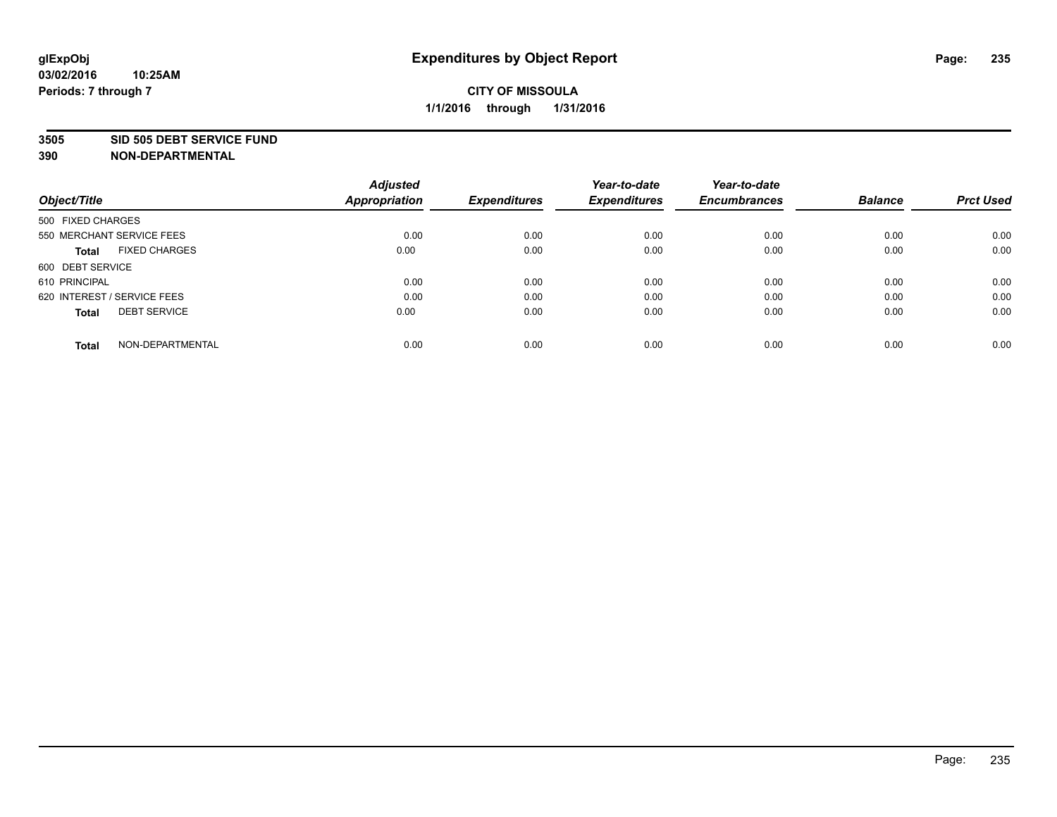glExpObj
03/02/2016 10:25AM
Periods: 7 through 7

# Expenditures by Object Report

**CITY OF MISSOULA**
**1/1/2016 through 1/31/2016**

**3505 SID 505 DEBT SERVICE FUND**
**390 NON-DEPARTMENTAL**

| Object/Title | Adjusted Appropriation | Expenditures | Year-to-date Expenditures | Year-to-date Encumbrances | Balance | Prct Used |
|---|---|---|---|---|---|---|
| 500 FIXED CHARGES | | | | | | |
| 550 MERCHANT SERVICE FEES | 0.00 | 0.00 | 0.00 | 0.00 | 0.00 | 0.00 |
| **Total** FIXED CHARGES | 0.00 | 0.00 | 0.00 | 0.00 | 0.00 | 0.00 |
| 600 DEBT SERVICE | | | | | | |
| 610 PRINCIPAL | 0.00 | 0.00 | 0.00 | 0.00 | 0.00 | 0.00 |
| 620 INTEREST / SERVICE FEES | 0.00 | 0.00 | 0.00 | 0.00 | 0.00 | 0.00 |
| **Total** DEBT SERVICE | 0.00 | 0.00 | 0.00 | 0.00 | 0.00 | 0.00 |
| **Total** NON-DEPARTMENTAL | 0.00 | 0.00 | 0.00 | 0.00 | 0.00 | 0.00 |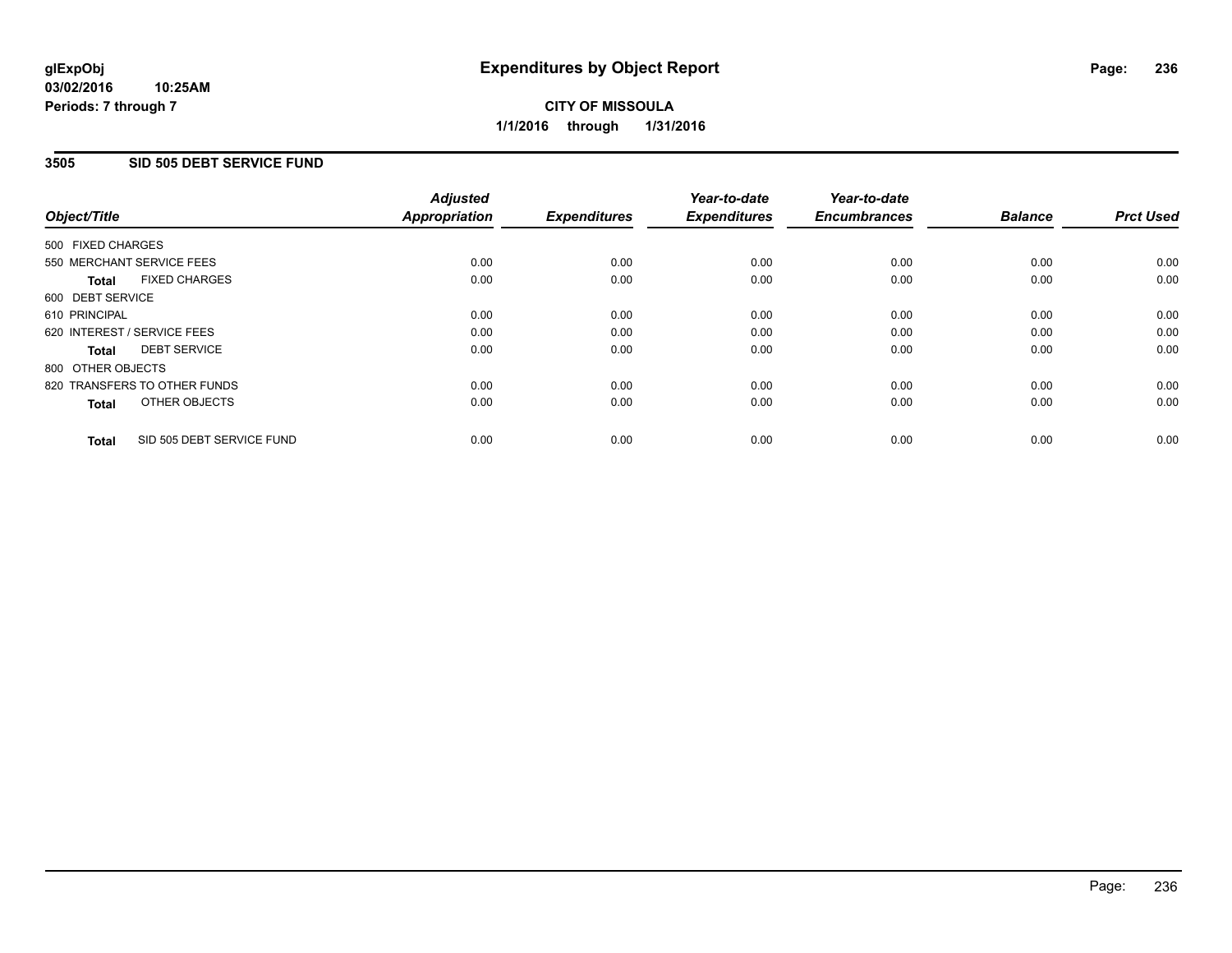**glExpObj**
**03/02/2016 10:25AM**
**Periods: 7 through 7**

# Expenditures by Object Report

**CITY OF MISSOULA**
**1/1/2016 through 1/31/2016**

## 3505 SID 505 DEBT SERVICE FUND

| Object/Title | Adjusted Appropriation | Expenditures | Year-to-date Expenditures | Year-to-date Encumbrances | Balance | Prct Used |
|---|---|---|---|---|---|---|
| 500 FIXED CHARGES | | | | | | |
| 550 MERCHANT SERVICE FEES | 0.00 | 0.00 | 0.00 | 0.00 | 0.00 | 0.00 |
| **Total** FIXED CHARGES | 0.00 | 0.00 | 0.00 | 0.00 | 0.00 | 0.00 |
| 600 DEBT SERVICE | | | | | | |
| 610 PRINCIPAL | 0.00 | 0.00 | 0.00 | 0.00 | 0.00 | 0.00 |
| 620 INTEREST / SERVICE FEES | 0.00 | 0.00 | 0.00 | 0.00 | 0.00 | 0.00 |
| **Total** DEBT SERVICE | 0.00 | 0.00 | 0.00 | 0.00 | 0.00 | 0.00 |
| 800 OTHER OBJECTS | | | | | | |
| 820 TRANSFERS TO OTHER FUNDS | 0.00 | 0.00 | 0.00 | 0.00 | 0.00 | 0.00 |
| **Total** OTHER OBJECTS | 0.00 | 0.00 | 0.00 | 0.00 | 0.00 | 0.00 |
| **Total** SID 505 DEBT SERVICE FUND | 0.00 | 0.00 | 0.00 | 0.00 | 0.00 | 0.00 |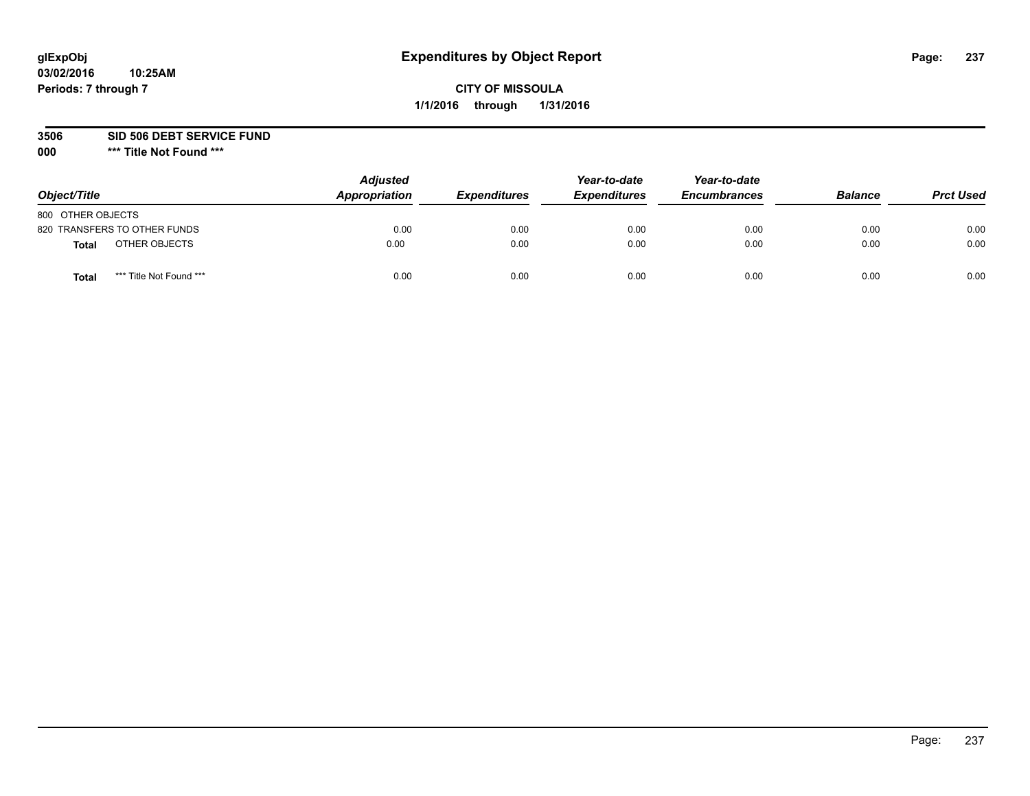# Expenditures by Object Report

glExpObj
03/02/2016 10:25AM
Periods: 7 through 7

**CITY OF MISSOULA**
**1/1/2016 through 1/31/2016**

**3506 SID 506 DEBT SERVICE FUND**
**000 *** Title Not Found *****

| Object/Title | Adjusted Appropriation | Expenditures | Year-to-date Expenditures | Year-to-date Encumbrances | Balance | Prct Used |
|---|---|---|---|---|---|---|
| 800 OTHER OBJECTS | | | | | | |
| 820 TRANSFERS TO OTHER FUNDS | 0.00 | 0.00 | 0.00 | 0.00 | 0.00 | 0.00 |
| **Total** OTHER OBJECTS | 0.00 | 0.00 | 0.00 | 0.00 | 0.00 | 0.00 |
| **Total** *** Title Not Found *** | 0.00 | 0.00 | 0.00 | 0.00 | 0.00 | 0.00 |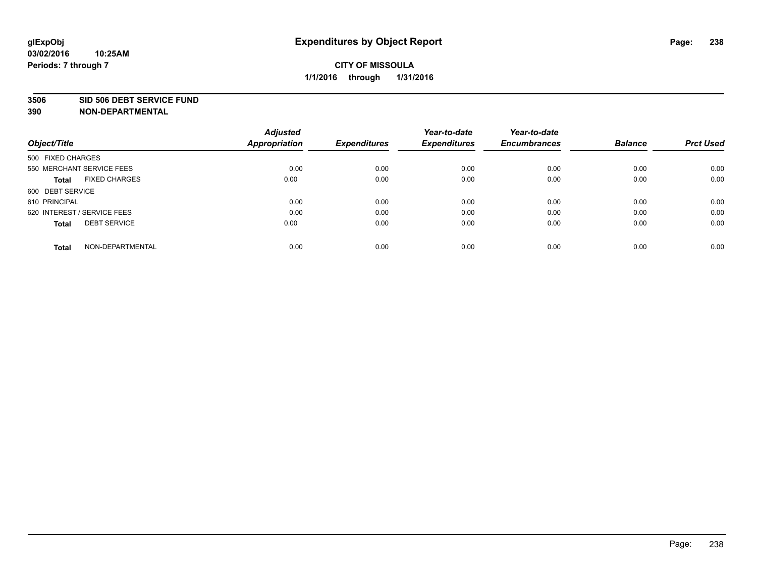# Expenditures by Object Report

glExpObj
03/02/2016 10:25AM
Periods: 7 through 7

**CITY OF MISSOULA**
**1/1/2016 through 1/31/2016**

**3506 SID 506 DEBT SERVICE FUND**
**390 NON-DEPARTMENTAL**

| Object/Title | Adjusted Appropriation | Expenditures | Year-to-date Expenditures | Year-to-date Encumbrances | Balance | Prct Used |
|---|---|---|---|---|---|---|
| 500 FIXED CHARGES | | | | | | |
| 550 MERCHANT SERVICE FEES | 0.00 | 0.00 | 0.00 | 0.00 | 0.00 | 0.00 |
| **Total** FIXED CHARGES | 0.00 | 0.00 | 0.00 | 0.00 | 0.00 | 0.00 |
| 600 DEBT SERVICE | | | | | | |
| 610 PRINCIPAL | 0.00 | 0.00 | 0.00 | 0.00 | 0.00 | 0.00 |
| 620 INTEREST / SERVICE FEES | 0.00 | 0.00 | 0.00 | 0.00 | 0.00 | 0.00 |
| **Total** DEBT SERVICE | 0.00 | 0.00 | 0.00 | 0.00 | 0.00 | 0.00 |
| **Total** NON-DEPARTMENTAL | 0.00 | 0.00 | 0.00 | 0.00 | 0.00 | 0.00 |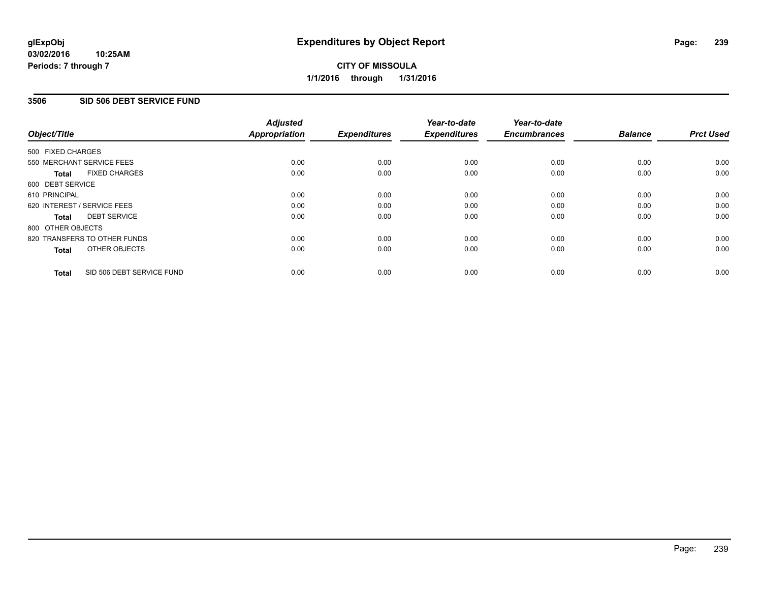glExpObj
03/02/2016 10:25AM
Periods: 7 through 7

# Expenditures by Object Report

**CITY OF MISSOULA**
**1/1/2016 through 1/31/2016**

## 3506 SID 506 DEBT SERVICE FUND

| Object/Title | Adjusted Appropriation | Expenditures | Year-to-date Expenditures | Year-to-date Encumbrances | Balance | Prct Used |
|---|---|---|---|---|---|---|
| 500 FIXED CHARGES | | | | | | |
| 550 MERCHANT SERVICE FEES | 0.00 | 0.00 | 0.00 | 0.00 | 0.00 | 0.00 |
| **Total** FIXED CHARGES | 0.00 | 0.00 | 0.00 | 0.00 | 0.00 | 0.00 |
| 600 DEBT SERVICE | | | | | | |
| 610 PRINCIPAL | 0.00 | 0.00 | 0.00 | 0.00 | 0.00 | 0.00 |
| 620 INTEREST / SERVICE FEES | 0.00 | 0.00 | 0.00 | 0.00 | 0.00 | 0.00 |
| **Total** DEBT SERVICE | 0.00 | 0.00 | 0.00 | 0.00 | 0.00 | 0.00 |
| 800 OTHER OBJECTS | | | | | | |
| 820 TRANSFERS TO OTHER FUNDS | 0.00 | 0.00 | 0.00 | 0.00 | 0.00 | 0.00 |
| **Total** OTHER OBJECTS | 0.00 | 0.00 | 0.00 | 0.00 | 0.00 | 0.00 |
| **Total** SID 506 DEBT SERVICE FUND | 0.00 | 0.00 | 0.00 | 0.00 | 0.00 | 0.00 |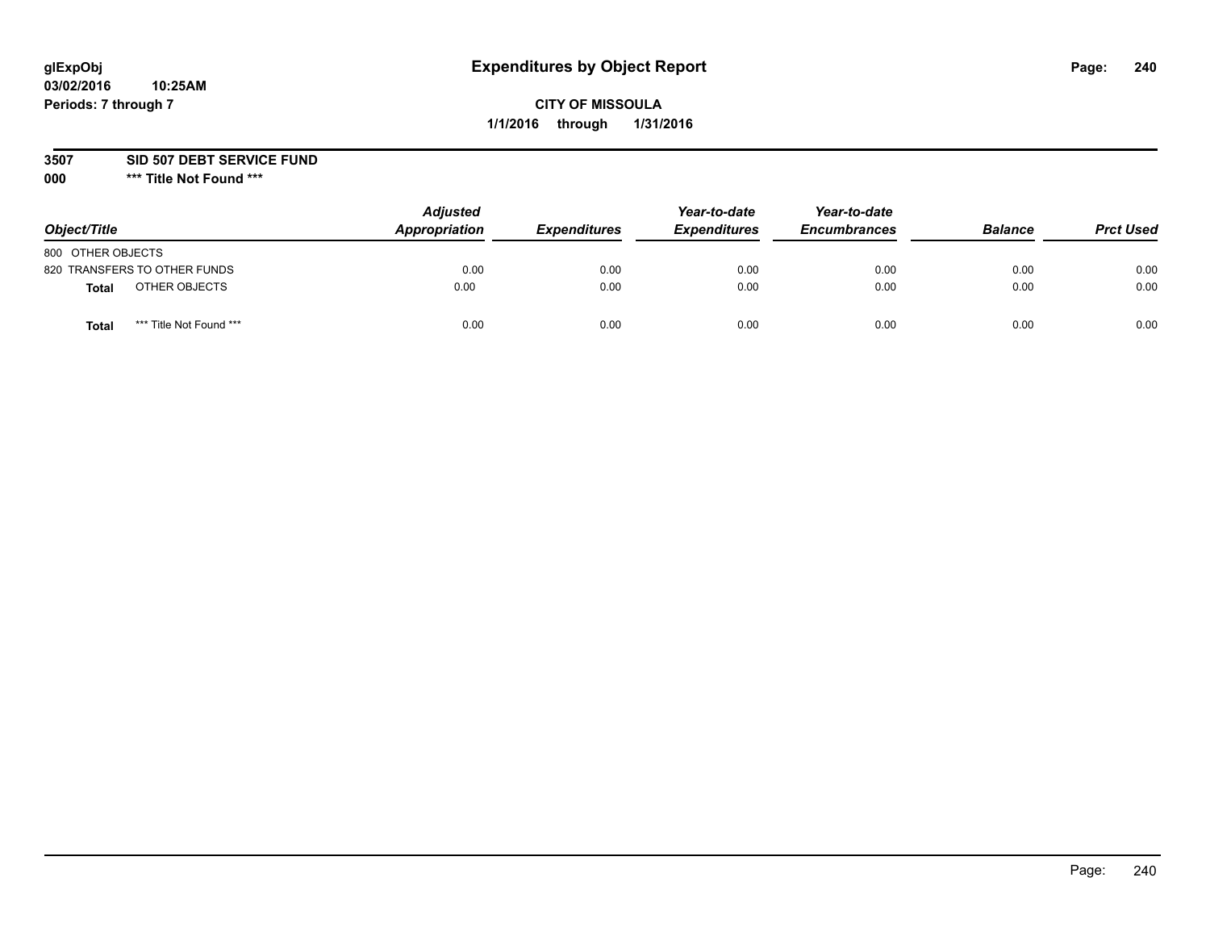glExpObj
03/02/2016 10:25AM
Periods: 7 through 7

# Expenditures by Object Report

**CITY OF MISSOULA**
**1/1/2016 through 1/31/2016**

**3507 SID 507 DEBT SERVICE FUND**
**000 \*\*\* Title Not Found \*\*\***

| Object/Title | Adjusted Appropriation | Expenditures | Year-to-date Expenditures | Year-to-date Encumbrances | Balance | Prct Used |
|---|---|---|---|---|---|---|
| 800 OTHER OBJECTS | | | | | | |
| 820 TRANSFERS TO OTHER FUNDS | 0.00 | 0.00 | 0.00 | 0.00 | 0.00 | 0.00 |
| **Total** OTHER OBJECTS | 0.00 | 0.00 | 0.00 | 0.00 | 0.00 | 0.00 |
| **Total** \*\*\* Title Not Found \*\*\* | 0.00 | 0.00 | 0.00 | 0.00 | 0.00 | 0.00 |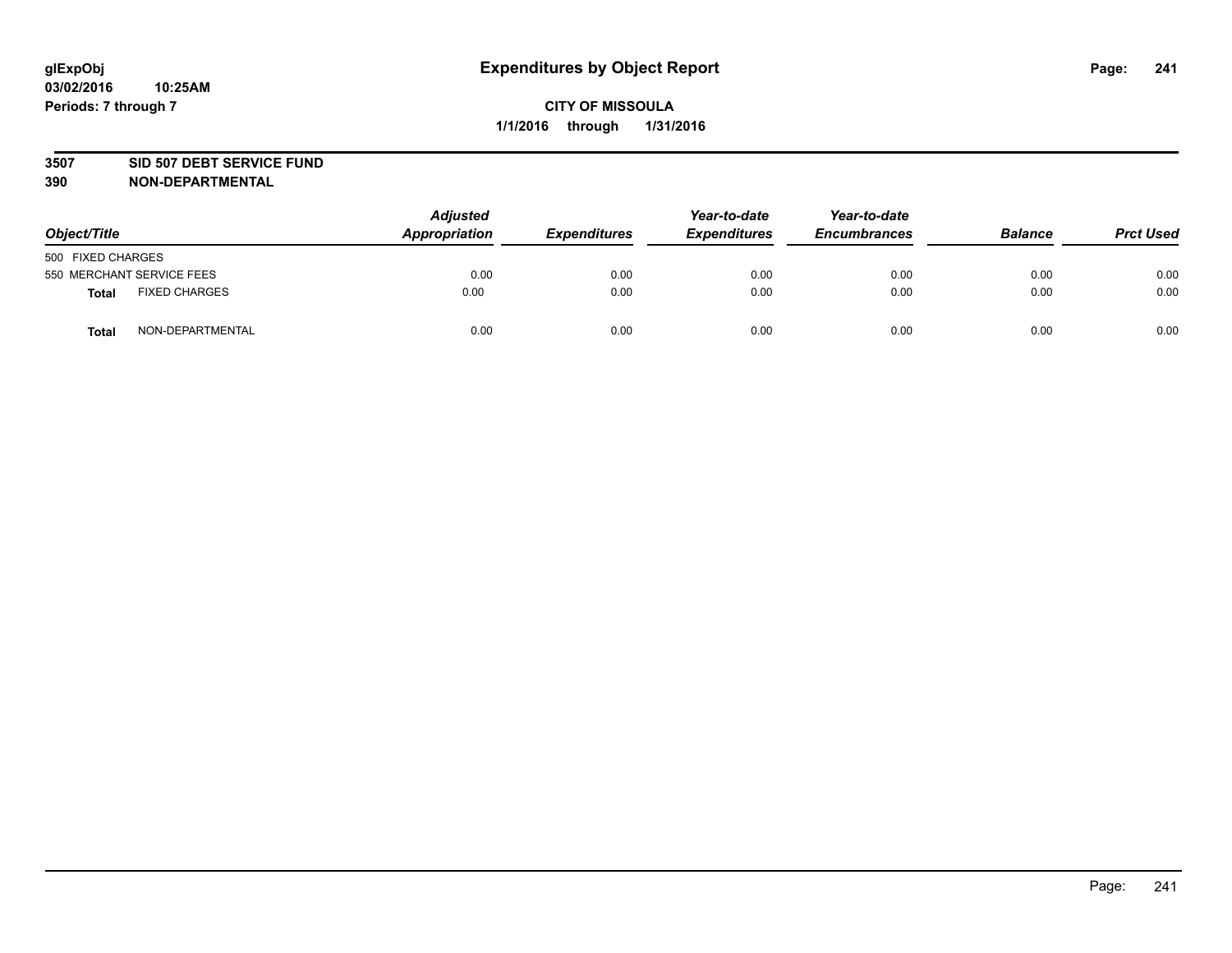glExpObj
03/02/2016 10:25AM
Periods: 7 through 7

# Expenditures by Object Report

**CITY OF MISSOULA**

**1/1/2016 through 1/31/2016**

**3507 SID 507 DEBT SERVICE FUND**

**390 NON-DEPARTMENTAL**

| Object/Title | Adjusted Appropriation | Expenditures | Year-to-date Expenditures | Year-to-date Encumbrances | Balance | Prct Used |
|---|---|---|---|---|---|---|
| 500 FIXED CHARGES | | | | | | |
| 550 MERCHANT SERVICE FEES | 0.00 | 0.00 | 0.00 | 0.00 | 0.00 | 0.00 |
| **Total** FIXED CHARGES | 0.00 | 0.00 | 0.00 | 0.00 | 0.00 | 0.00 |
| **Total** NON-DEPARTMENTAL | 0.00 | 0.00 | 0.00 | 0.00 | 0.00 | 0.00 |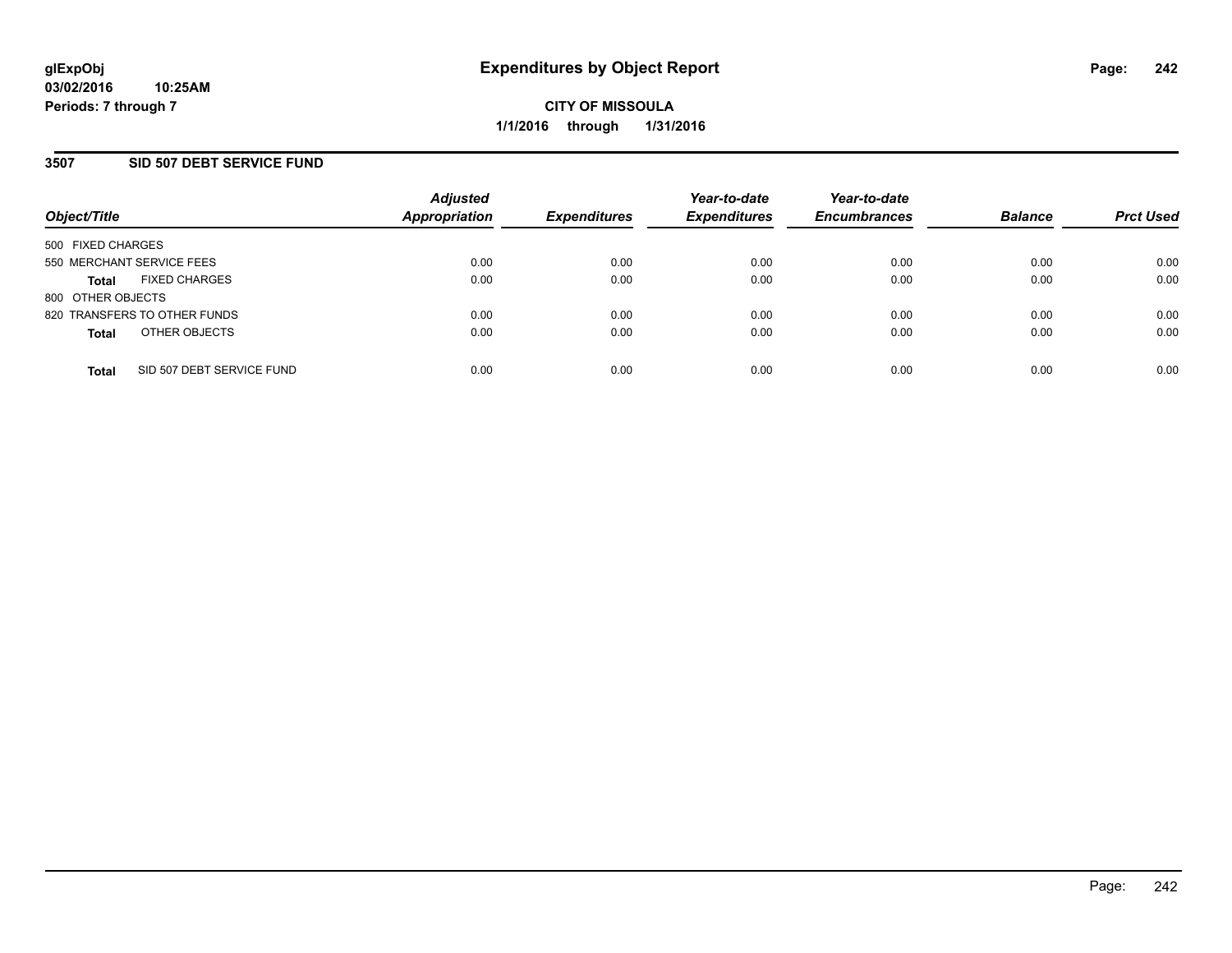# Expenditures by Object Report

glExpObj
03/02/2016 10:25AM
Periods: 7 through 7

**CITY OF MISSOULA**
**1/1/2016 through 1/31/2016**

## 3507 SID 507 DEBT SERVICE FUND

| Object/Title | Adjusted Appropriation | Expenditures | Year-to-date Expenditures | Year-to-date Encumbrances | Balance | Prct Used |
|---|---|---|---|---|---|---|
| 500 FIXED CHARGES | | | | | | |
| 550 MERCHANT SERVICE FEES | 0.00 | 0.00 | 0.00 | 0.00 | 0.00 | 0.00 |
| **Total** FIXED CHARGES | 0.00 | 0.00 | 0.00 | 0.00 | 0.00 | 0.00 |
| 800 OTHER OBJECTS | | | | | | |
| 820 TRANSFERS TO OTHER FUNDS | 0.00 | 0.00 | 0.00 | 0.00 | 0.00 | 0.00 |
| **Total** OTHER OBJECTS | 0.00 | 0.00 | 0.00 | 0.00 | 0.00 | 0.00 |
| **Total** SID 507 DEBT SERVICE FUND | 0.00 | 0.00 | 0.00 | 0.00 | 0.00 | 0.00 |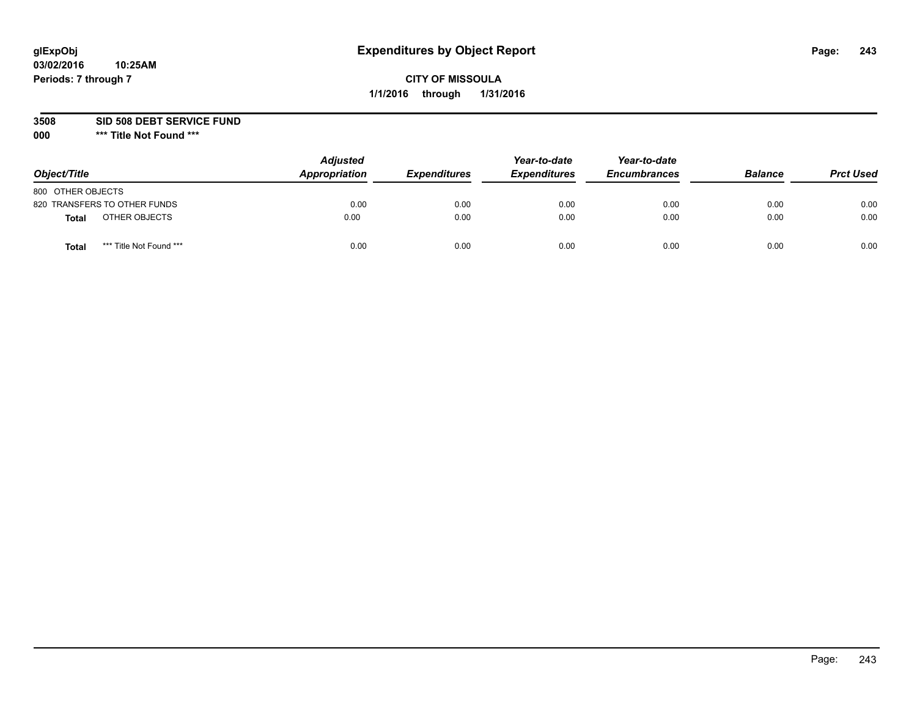glExpObj
03/02/2016 10:25AM
Periods: 7 through 7

# Expenditures by Object Report

**CITY OF MISSOULA**

**1/1/2016 through 1/31/2016**

**3508 SID 508 DEBT SERVICE FUND**

**000 *** Title Not Found *****

| Object/Title | | Adjusted Appropriation | Expenditures | Year-to-date Expenditures | Year-to-date Encumbrances | Balance | Prct Used |
|---|---|---|---|---|---|---|---|
| 800 OTHER OBJECTS | | | | | | | |
| 820 TRANSFERS TO OTHER FUNDS | | 0.00 | 0.00 | 0.00 | 0.00 | 0.00 | 0.00 |
| **Total** | OTHER OBJECTS | 0.00 | 0.00 | 0.00 | 0.00 | 0.00 | 0.00 |
| **Total** | *** Title Not Found *** | 0.00 | 0.00 | 0.00 | 0.00 | 0.00 | 0.00 |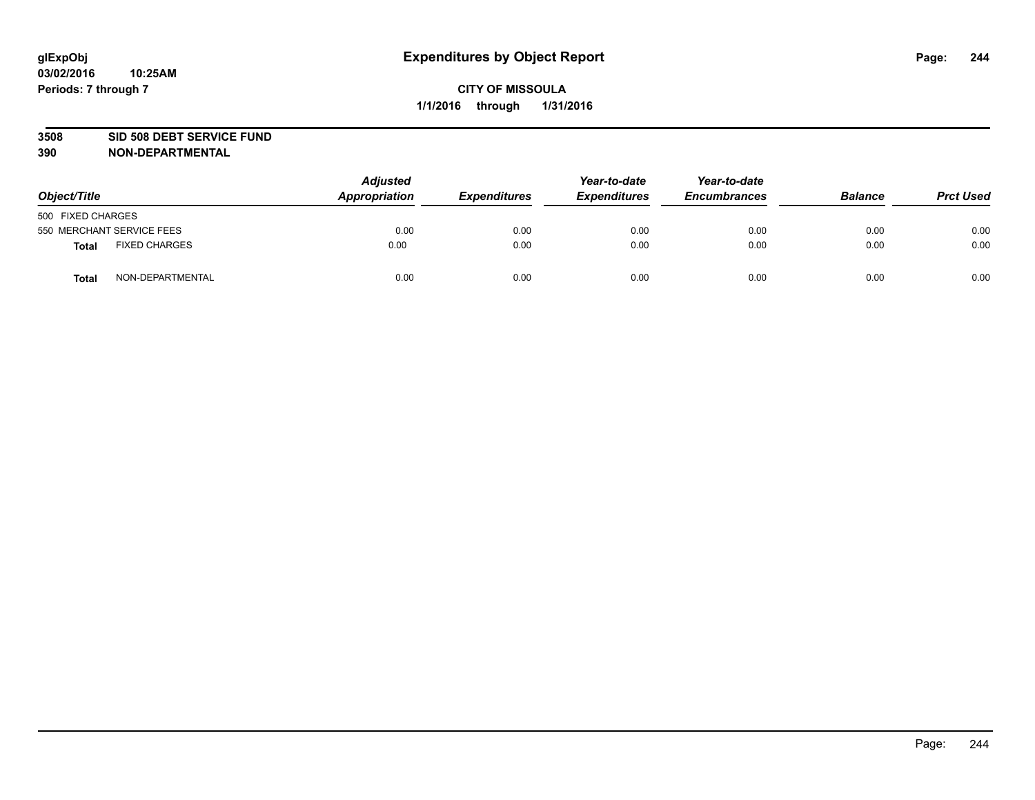# Expenditures by Object Report

glExpObj
03/02/2016 10:25AM
Periods: 7 through 7

**CITY OF MISSOULA**
**1/1/2016 through 1/31/2016**

**3508 SID 508 DEBT SERVICE FUND**
**390 NON-DEPARTMENTAL**

| Object/Title | Adjusted Appropriation | Expenditures | Year-to-date Expenditures | Year-to-date Encumbrances | Balance | Prct Used |
|---|---|---|---|---|---|---|
| 500 FIXED CHARGES | | | | | | |
| 550 MERCHANT SERVICE FEES | 0.00 | 0.00 | 0.00 | 0.00 | 0.00 | 0.00 |
| **Total** FIXED CHARGES | 0.00 | 0.00 | 0.00 | 0.00 | 0.00 | 0.00 |
| **Total** NON-DEPARTMENTAL | 0.00 | 0.00 | 0.00 | 0.00 | 0.00 | 0.00 |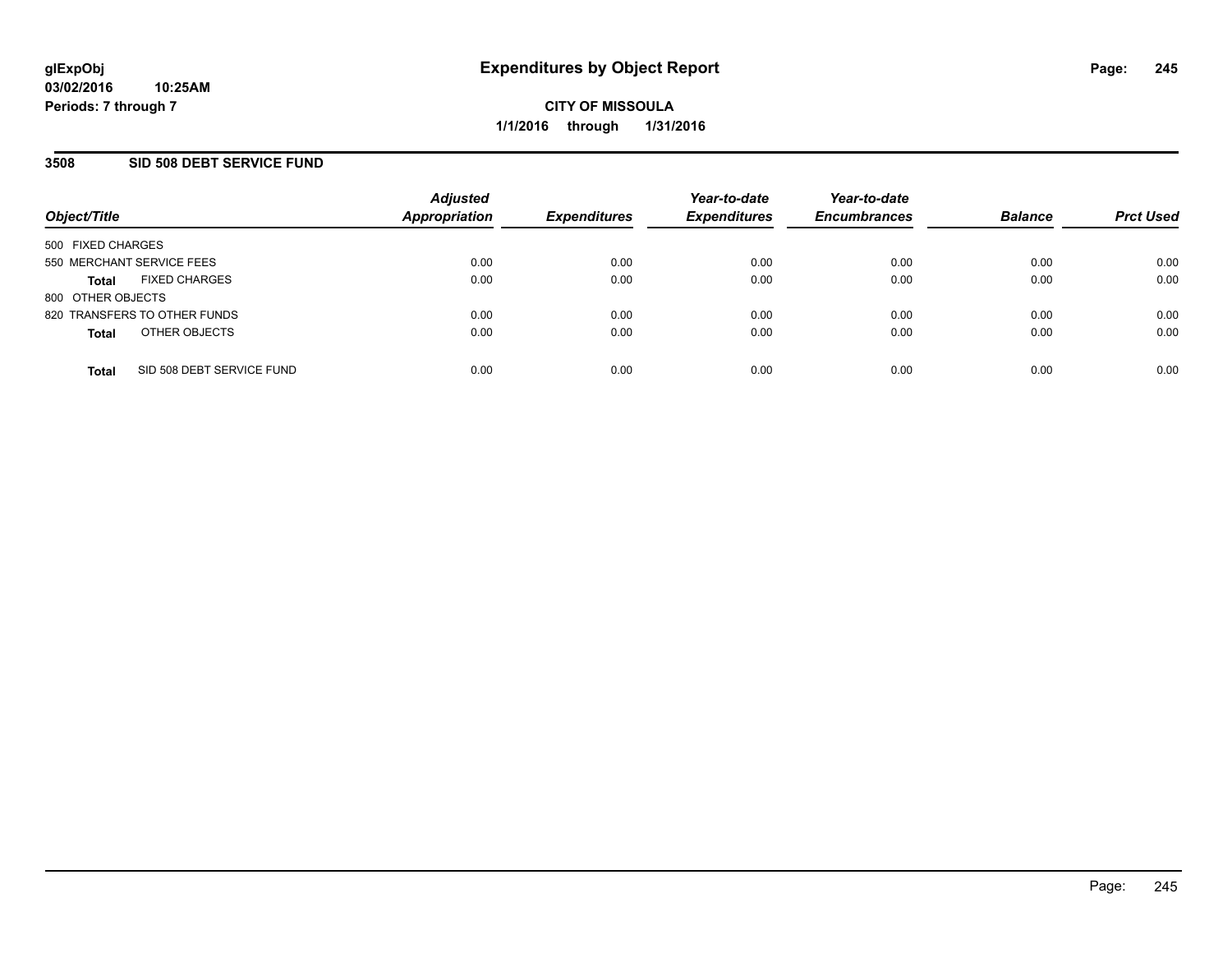**glExpObj**
**03/02/2016 10:25AM**
**Periods: 7 through 7**

# Expenditures by Object Report

**CITY OF MISSOULA**
**1/1/2016 through 1/31/2016**

## 3508 SID 508 DEBT SERVICE FUND

| Object/Title | Adjusted Appropriation | Expenditures | Year-to-date Expenditures | Year-to-date Encumbrances | Balance | Prct Used |
|---|---|---|---|---|---|---|
| 500 FIXED CHARGES | | | | | | |
| 550 MERCHANT SERVICE FEES | 0.00 | 0.00 | 0.00 | 0.00 | 0.00 | 0.00 |
| **Total** FIXED CHARGES | 0.00 | 0.00 | 0.00 | 0.00 | 0.00 | 0.00 |
| 800 OTHER OBJECTS | | | | | | |
| 820 TRANSFERS TO OTHER FUNDS | 0.00 | 0.00 | 0.00 | 0.00 | 0.00 | 0.00 |
| **Total** OTHER OBJECTS | 0.00 | 0.00 | 0.00 | 0.00 | 0.00 | 0.00 |
| **Total** SID 508 DEBT SERVICE FUND | 0.00 | 0.00 | 0.00 | 0.00 | 0.00 | 0.00 |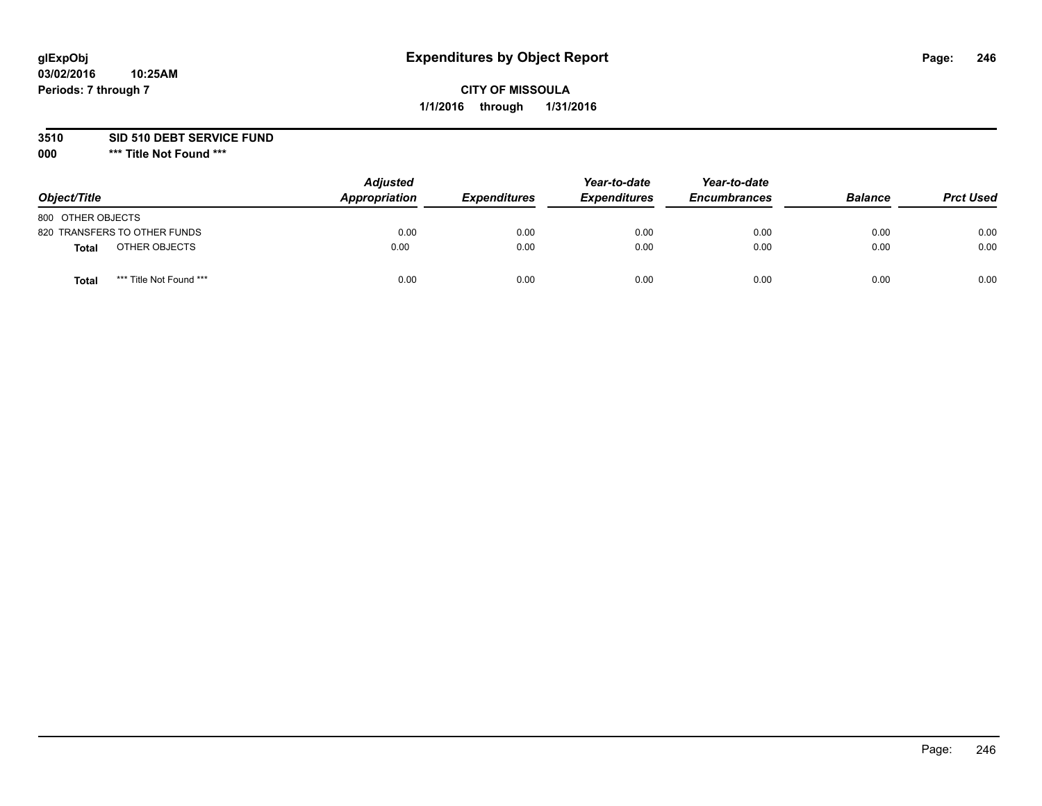glExpObj
03/02/2016 10:25AM
Periods: 7 through 7

# Expenditures by Object Report

**CITY OF MISSOULA**
**1/1/2016 through 1/31/2016**

**3510 SID 510 DEBT SERVICE FUND**
**000 \*\*\* Title Not Found \*\*\***

| Object/Title | Adjusted Appropriation | Expenditures | Year-to-date Expenditures | Year-to-date Encumbrances | Balance | Prct Used |
|---|---|---|---|---|---|---|
| 800 OTHER OBJECTS | | | | | | |
| 820 TRANSFERS TO OTHER FUNDS | 0.00 | 0.00 | 0.00 | 0.00 | 0.00 | 0.00 |
| **Total** OTHER OBJECTS | 0.00 | 0.00 | 0.00 | 0.00 | 0.00 | 0.00 |
| **Total** *** Title Not Found *** | 0.00 | 0.00 | 0.00 | 0.00 | 0.00 | 0.00 |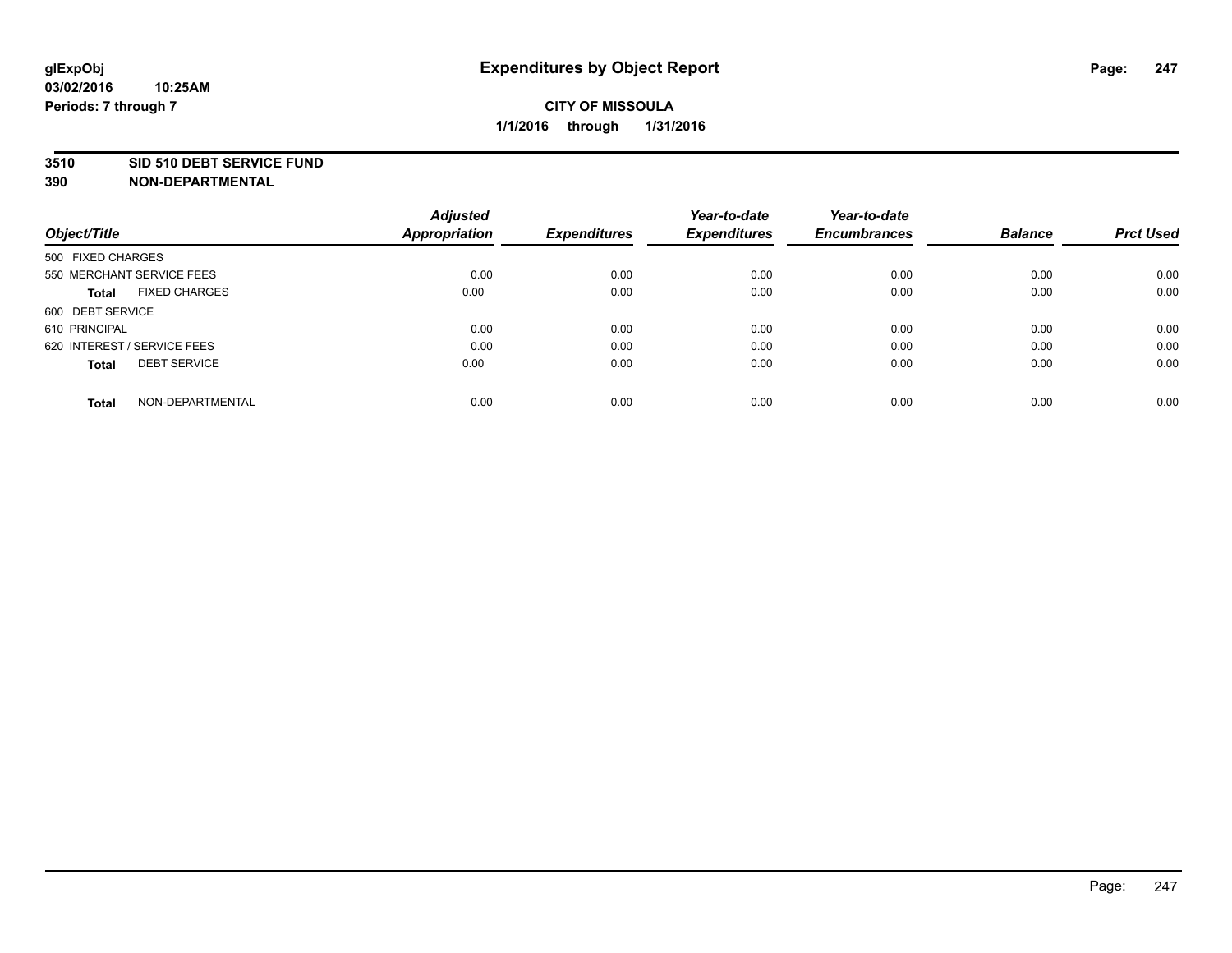**glExpObj** 
**03/02/2016 10:25AM** 
**Periods: 7 through 7**

# Expenditures by Object Report

**CITY OF MISSOULA** 
**1/1/2016 through 1/31/2016**

**3510 SID 510 DEBT SERVICE FUND** 
**390 NON-DEPARTMENTAL**

| Object/Title | Adjusted Appropriation | Expenditures | Year-to-date Expenditures | Year-to-date Encumbrances | Balance | Prct Used |
|---|---|---|---|---|---|---|
| 500 FIXED CHARGES | | | | | | |
| 550 MERCHANT SERVICE FEES | 0.00 | 0.00 | 0.00 | 0.00 | 0.00 | 0.00 |
| **Total** FIXED CHARGES | 0.00 | 0.00 | 0.00 | 0.00 | 0.00 | 0.00 |
| 600 DEBT SERVICE | | | | | | |
| 610 PRINCIPAL | 0.00 | 0.00 | 0.00 | 0.00 | 0.00 | 0.00 |
| 620 INTEREST / SERVICE FEES | 0.00 | 0.00 | 0.00 | 0.00 | 0.00 | 0.00 |
| **Total** DEBT SERVICE | 0.00 | 0.00 | 0.00 | 0.00 | 0.00 | 0.00 |
| **Total** NON-DEPARTMENTAL | 0.00 | 0.00 | 0.00 | 0.00 | 0.00 | 0.00 |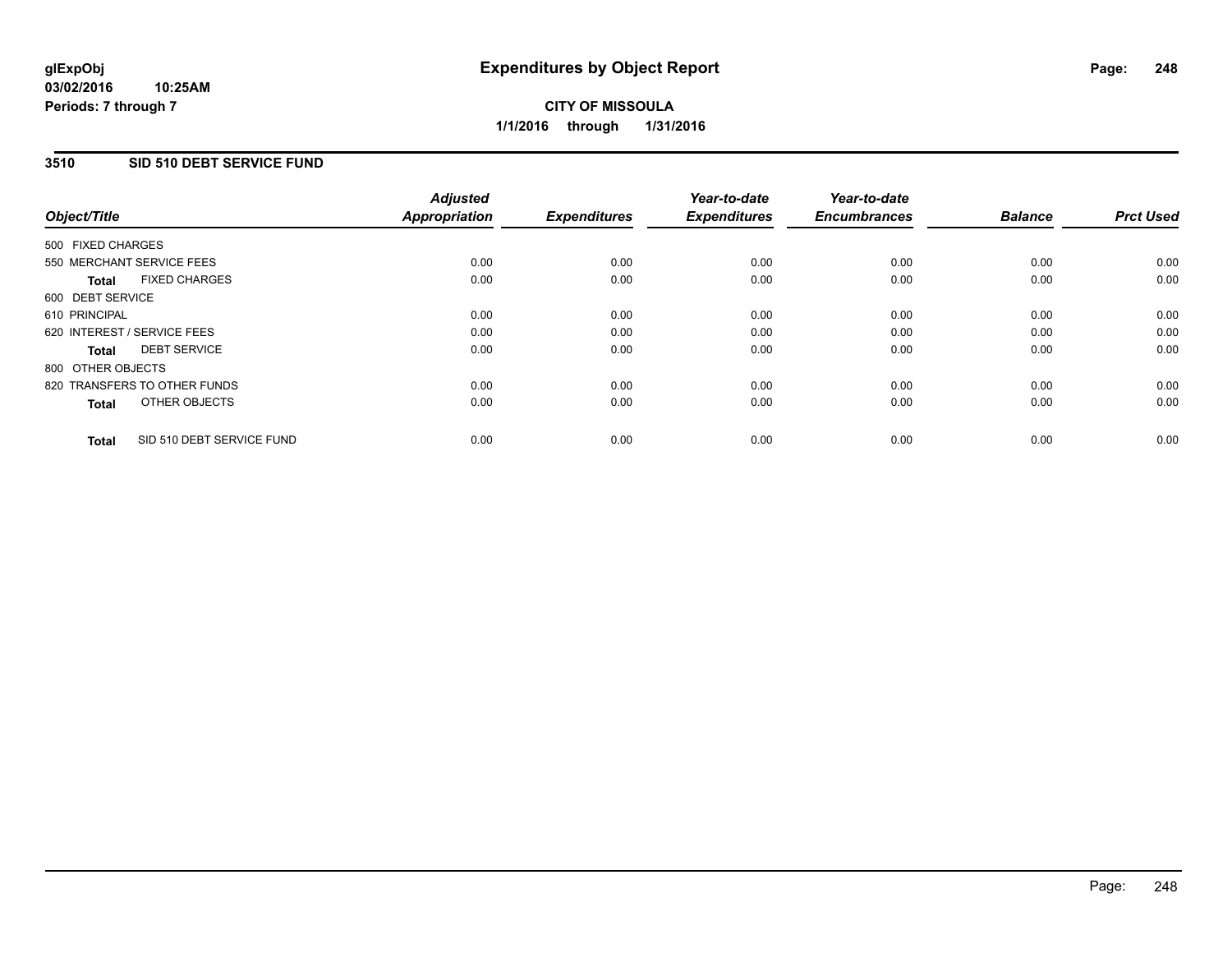# Expenditures by Object Report

glExpObj
03/02/2016 10:25AM
Periods: 7 through 7

**CITY OF MISSOULA**
**1/1/2016 through 1/31/2016**

## 3510 SID 510 DEBT SERVICE FUND

| Object/Title | Adjusted Appropriation | Expenditures | Year-to-date Expenditures | Year-to-date Encumbrances | Balance | Prct Used |
|---|---|---|---|---|---|---|
| 500 FIXED CHARGES | | | | | | |
| 550 MERCHANT SERVICE FEES | 0.00 | 0.00 | 0.00 | 0.00 | 0.00 | 0.00 |
| **Total** FIXED CHARGES | 0.00 | 0.00 | 0.00 | 0.00 | 0.00 | 0.00 |
| 600 DEBT SERVICE | | | | | | |
| 610 PRINCIPAL | 0.00 | 0.00 | 0.00 | 0.00 | 0.00 | 0.00 |
| 620 INTEREST / SERVICE FEES | 0.00 | 0.00 | 0.00 | 0.00 | 0.00 | 0.00 |
| **Total** DEBT SERVICE | 0.00 | 0.00 | 0.00 | 0.00 | 0.00 | 0.00 |
| 800 OTHER OBJECTS | | | | | | |
| 820 TRANSFERS TO OTHER FUNDS | 0.00 | 0.00 | 0.00 | 0.00 | 0.00 | 0.00 |
| **Total** OTHER OBJECTS | 0.00 | 0.00 | 0.00 | 0.00 | 0.00 | 0.00 |
| **Total** SID 510 DEBT SERVICE FUND | 0.00 | 0.00 | 0.00 | 0.00 | 0.00 | 0.00 |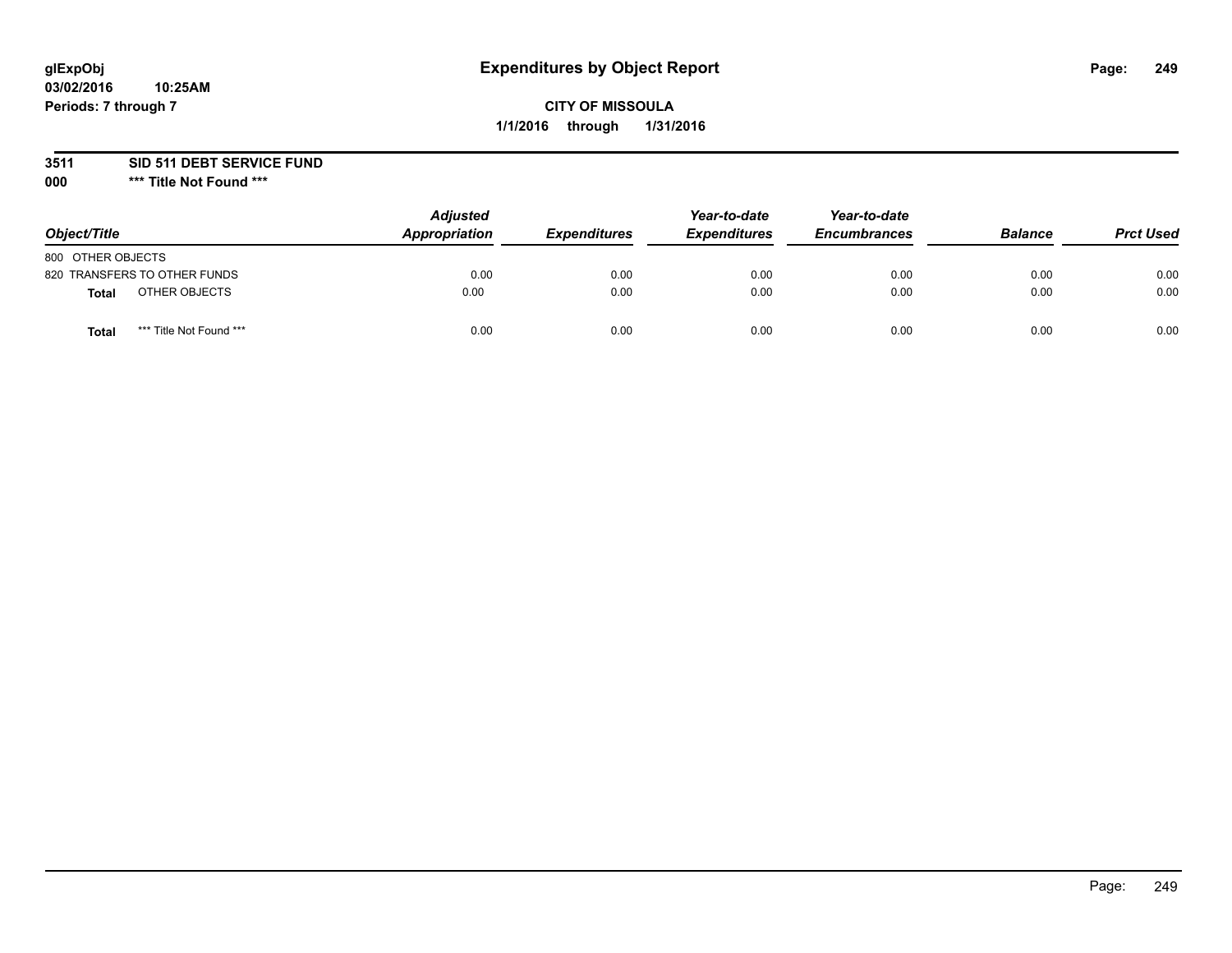**glExpObj** 
**03/02/2016 10:25AM** 
**Periods: 7 through 7**

# Expenditures by Object Report

**CITY OF MISSOULA**
**1/1/2016 through 1/31/2016**

**3511 SID 511 DEBT SERVICE FUND**
**000 \*\*\* Title Not Found \*\*\***

| Object/Title | | Adjusted Appropriation | Expenditures | Year-to-date Expenditures | Year-to-date Encumbrances | Balance | Prct Used |
|---|---|---|---|---|---|---|---|
| 800 OTHER OBJECTS | | | | | | | |
| 820 TRANSFERS TO OTHER FUNDS | | 0.00 | 0.00 | 0.00 | 0.00 | 0.00 | 0.00 |
| **Total** | OTHER OBJECTS | 0.00 | 0.00 | 0.00 | 0.00 | 0.00 | 0.00 |
| **Total** | *** Title Not Found *** | 0.00 | 0.00 | 0.00 | 0.00 | 0.00 | 0.00 |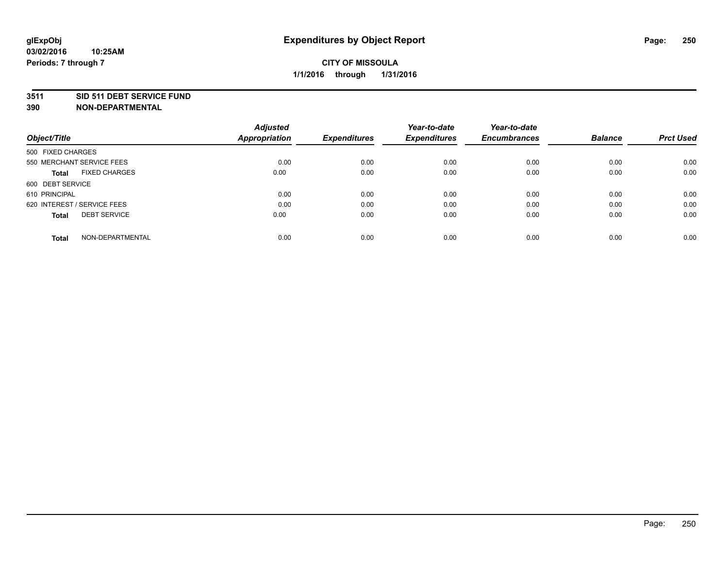**glExpObj** **Expenditures by Object Report**
**03/02/2016 10:25AM**
**Periods: 7 through 7**

**CITY OF MISSOULA**
**1/1/2016 through 1/31/2016**

**3511 SID 511 DEBT SERVICE FUND**
**390 NON-DEPARTMENTAL**

| Object/Title | Adjusted Appropriation | Expenditures | Year-to-date Expenditures | Year-to-date Encumbrances | Balance | Prct Used |
|---|---|---|---|---|---|---|
| 500 FIXED CHARGES | | | | | | |
| 550 MERCHANT SERVICE FEES | 0.00 | 0.00 | 0.00 | 0.00 | 0.00 | 0.00 |
| **Total** FIXED CHARGES | 0.00 | 0.00 | 0.00 | 0.00 | 0.00 | 0.00 |
| 600 DEBT SERVICE | | | | | | |
| 610 PRINCIPAL | 0.00 | 0.00 | 0.00 | 0.00 | 0.00 | 0.00 |
| 620 INTEREST / SERVICE FEES | 0.00 | 0.00 | 0.00 | 0.00 | 0.00 | 0.00 |
| **Total** DEBT SERVICE | 0.00 | 0.00 | 0.00 | 0.00 | 0.00 | 0.00 |
| **Total** NON-DEPARTMENTAL | 0.00 | 0.00 | 0.00 | 0.00 | 0.00 | 0.00 |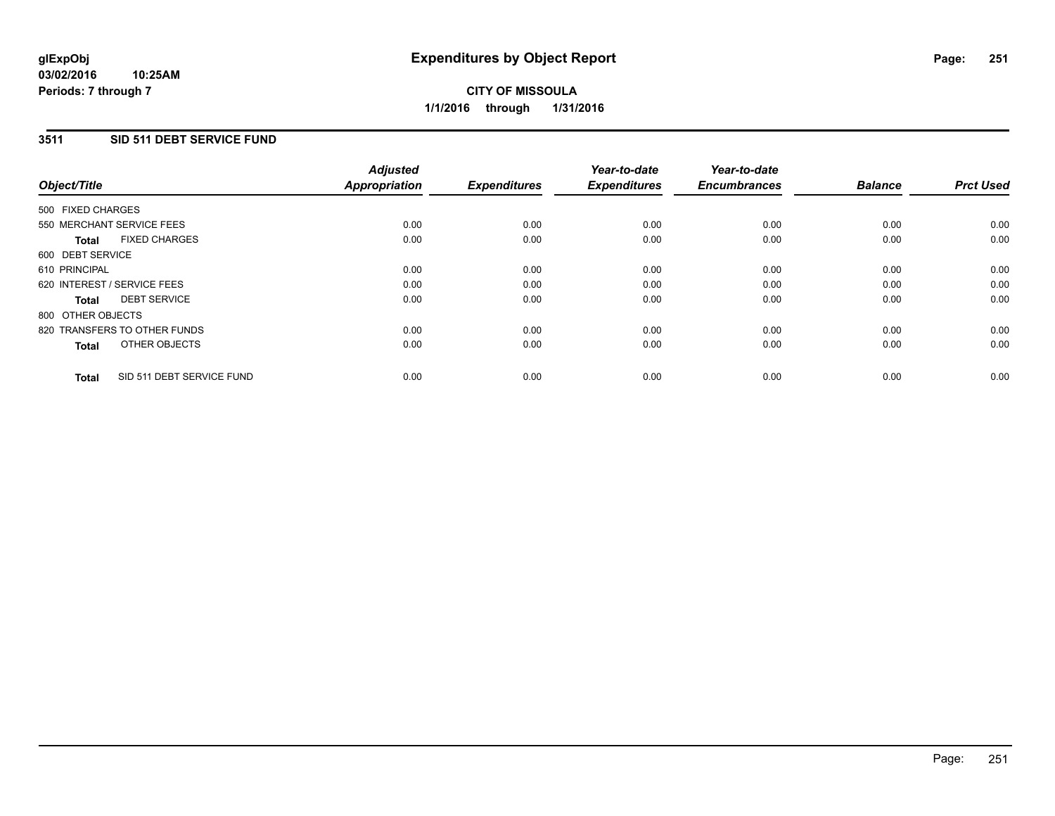# Expenditures by Object Report

glExpObj
03/02/2016 10:25AM
Periods: 7 through 7

**CITY OF MISSOULA**
**1/1/2016 through 1/31/2016**

## 3511 SID 511 DEBT SERVICE FUND

| Object/Title | Adjusted Appropriation | Expenditures | Year-to-date Expenditures | Year-to-date Encumbrances | Balance | Prct Used |
|---|---|---|---|---|---|---|
| 500 FIXED CHARGES | | | | | | |
| 550 MERCHANT SERVICE FEES | 0.00 | 0.00 | 0.00 | 0.00 | 0.00 | 0.00 |
| **Total** FIXED CHARGES | 0.00 | 0.00 | 0.00 | 0.00 | 0.00 | 0.00 |
| 600 DEBT SERVICE | | | | | | |
| 610 PRINCIPAL | 0.00 | 0.00 | 0.00 | 0.00 | 0.00 | 0.00 |
| 620 INTEREST / SERVICE FEES | 0.00 | 0.00 | 0.00 | 0.00 | 0.00 | 0.00 |
| **Total** DEBT SERVICE | 0.00 | 0.00 | 0.00 | 0.00 | 0.00 | 0.00 |
| 800 OTHER OBJECTS | | | | | | |
| 820 TRANSFERS TO OTHER FUNDS | 0.00 | 0.00 | 0.00 | 0.00 | 0.00 | 0.00 |
| **Total** OTHER OBJECTS | 0.00 | 0.00 | 0.00 | 0.00 | 0.00 | 0.00 |
| **Total** SID 511 DEBT SERVICE FUND | 0.00 | 0.00 | 0.00 | 0.00 | 0.00 | 0.00 |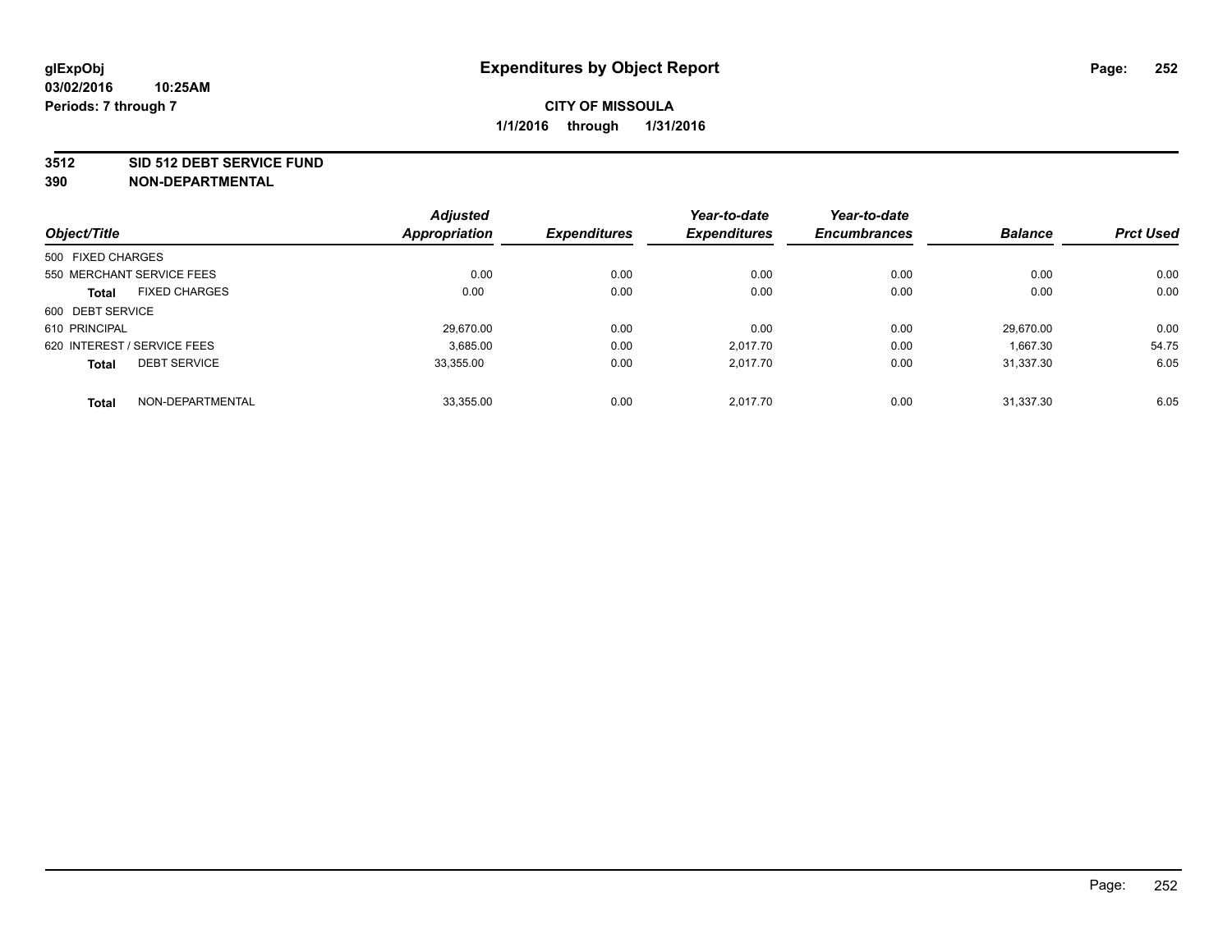**glExpObj**
**03/02/2016 10:25AM**
**Periods: 7 through 7**

# Expenditures by Object Report

**CITY OF MISSOULA**
**1/1/2016 through 1/31/2016**

**3512 SID 512 DEBT SERVICE FUND**
**390 NON-DEPARTMENTAL**

| Object/Title | Adjusted Appropriation | Expenditures | Year-to-date Expenditures | Year-to-date Encumbrances | Balance | Prct Used |
|---|---|---|---|---|---|---|
| 500 FIXED CHARGES | | | | | | |
| 550 MERCHANT SERVICE FEES | 0.00 | 0.00 | 0.00 | 0.00 | 0.00 | 0.00 |
| **Total** FIXED CHARGES | 0.00 | 0.00 | 0.00 | 0.00 | 0.00 | 0.00 |
| 600 DEBT SERVICE | | | | | | |
| 610 PRINCIPAL | 29,670.00 | 0.00 | 0.00 | 0.00 | 29,670.00 | 0.00 |
| 620 INTEREST / SERVICE FEES | 3,685.00 | 0.00 | 2,017.70 | 0.00 | 1,667.30 | 54.75 |
| **Total** DEBT SERVICE | 33,355.00 | 0.00 | 2,017.70 | 0.00 | 31,337.30 | 6.05 |
| **Total** NON-DEPARTMENTAL | 33,355.00 | 0.00 | 2,017.70 | 0.00 | 31,337.30 | 6.05 |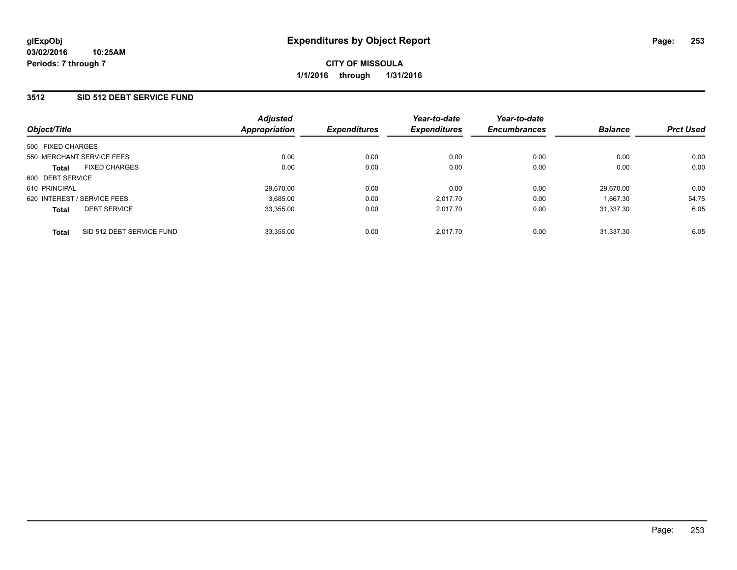**glExpObj**
**03/02/2016 10:25AM**
**Periods: 7 through 7**

# Expenditures by Object Report

**CITY OF MISSOULA**
**1/1/2016 through 1/31/2016**

## 3512 SID 512 DEBT SERVICE FUND

| Object/Title | Adjusted Appropriation | Expenditures | Year-to-date Expenditures | Year-to-date Encumbrances | Balance | Prct Used |
|---|---|---|---|---|---|---|
| 500 FIXED CHARGES | | | | | | |
| 550 MERCHANT SERVICE FEES | 0.00 | 0.00 | 0.00 | 0.00 | 0.00 | 0.00 |
| **Total** FIXED CHARGES | 0.00 | 0.00 | 0.00 | 0.00 | 0.00 | 0.00 |
| 600 DEBT SERVICE | | | | | | |
| 610 PRINCIPAL | 29,670.00 | 0.00 | 0.00 | 0.00 | 29,670.00 | 0.00 |
| 620 INTEREST / SERVICE FEES | 3,685.00 | 0.00 | 2,017.70 | 0.00 | 1,667.30 | 54.75 |
| **Total** DEBT SERVICE | 33,355.00 | 0.00 | 2,017.70 | 0.00 | 31,337.30 | 6.05 |
| **Total** SID 512 DEBT SERVICE FUND | 33,355.00 | 0.00 | 2,017.70 | 0.00 | 31,337.30 | 6.05 |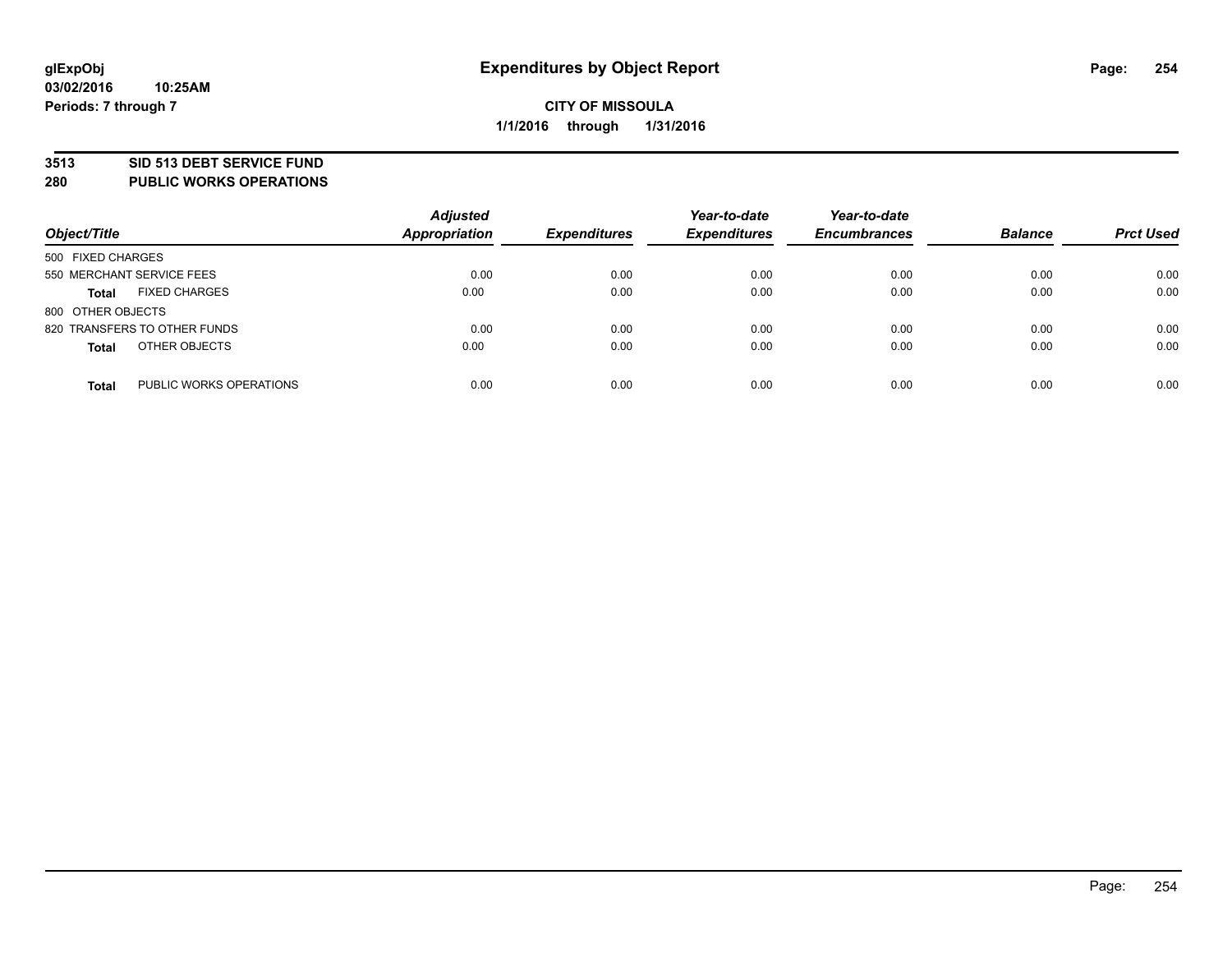glExpObj
03/02/2016 10:25AM
Periods: 7 through 7

# Expenditures by Object Report

**CITY OF MISSOULA**
**1/1/2016 through 1/31/2016**

## 3513 SID 513 DEBT SERVICE FUND
## 280 PUBLIC WORKS OPERATIONS

| Object/Title | Adjusted Appropriation | Expenditures | Year-to-date Expenditures | Year-to-date Encumbrances | Balance | Prct Used |
|---|---|---|---|---|---|---|
| 500 FIXED CHARGES | | | | | | |
| 550 MERCHANT SERVICE FEES | 0.00 | 0.00 | 0.00 | 0.00 | 0.00 | 0.00 |
| **Total** FIXED CHARGES | 0.00 | 0.00 | 0.00 | 0.00 | 0.00 | 0.00 |
| 800 OTHER OBJECTS | | | | | | |
| 820 TRANSFERS TO OTHER FUNDS | 0.00 | 0.00 | 0.00 | 0.00 | 0.00 | 0.00 |
| **Total** OTHER OBJECTS | 0.00 | 0.00 | 0.00 | 0.00 | 0.00 | 0.00 |
| **Total** PUBLIC WORKS OPERATIONS | 0.00 | 0.00 | 0.00 | 0.00 | 0.00 | 0.00 |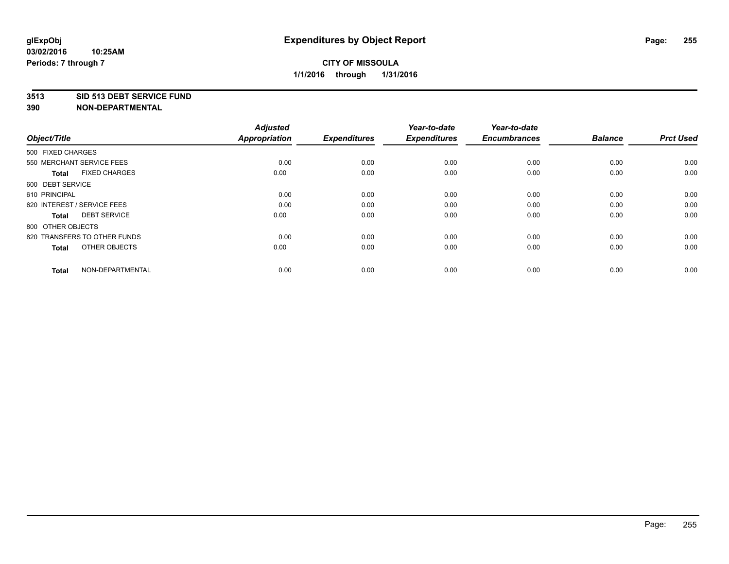# Expenditures by Object Report

glExpObj
03/02/2016 10:25AM
Periods: 7 through 7

**CITY OF MISSOULA**
**1/1/2016 through 1/31/2016**

**3513 SID 513 DEBT SERVICE FUND**
**390 NON-DEPARTMENTAL**

| Object/Title | Adjusted Appropriation | Expenditures | Year-to-date Expenditures | Year-to-date Encumbrances | Balance | Prct Used |
|---|---|---|---|---|---|---|
| 500 FIXED CHARGES | | | | | | |
| 550 MERCHANT SERVICE FEES | 0.00 | 0.00 | 0.00 | 0.00 | 0.00 | 0.00 |
| **Total** FIXED CHARGES | 0.00 | 0.00 | 0.00 | 0.00 | 0.00 | 0.00 |
| 600 DEBT SERVICE | | | | | | |
| 610 PRINCIPAL | 0.00 | 0.00 | 0.00 | 0.00 | 0.00 | 0.00 |
| 620 INTEREST / SERVICE FEES | 0.00 | 0.00 | 0.00 | 0.00 | 0.00 | 0.00 |
| **Total** DEBT SERVICE | 0.00 | 0.00 | 0.00 | 0.00 | 0.00 | 0.00 |
| 800 OTHER OBJECTS | | | | | | |
| 820 TRANSFERS TO OTHER FUNDS | 0.00 | 0.00 | 0.00 | 0.00 | 0.00 | 0.00 |
| **Total** OTHER OBJECTS | 0.00 | 0.00 | 0.00 | 0.00 | 0.00 | 0.00 |
| **Total** NON-DEPARTMENTAL | 0.00 | 0.00 | 0.00 | 0.00 | 0.00 | 0.00 |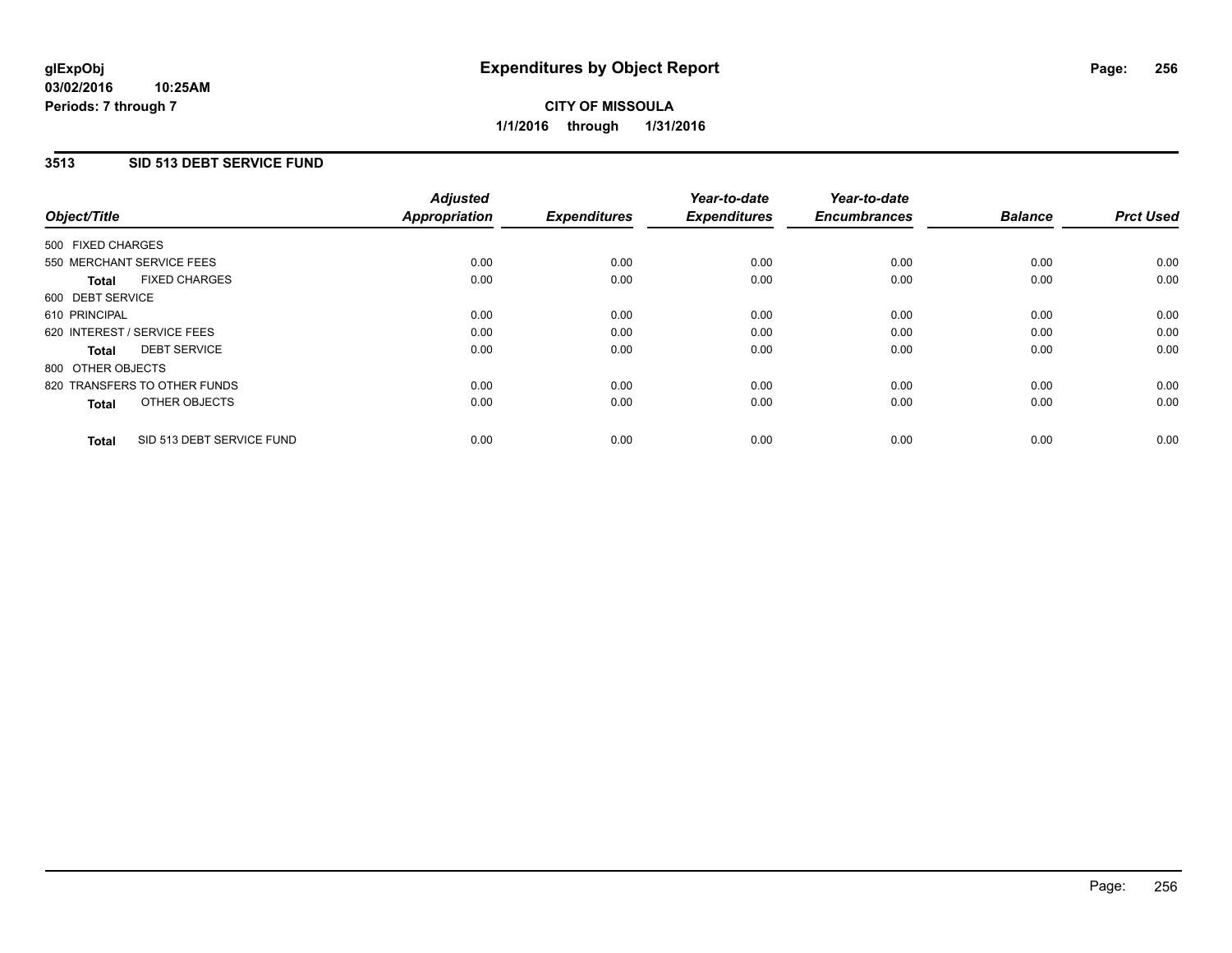**glExpObj**
**03/02/2016 10:25AM**
**Periods: 7 through 7**

# Expenditures by Object Report

**CITY OF MISSOULA**
**1/1/2016 through 1/31/2016**

## 3513 SID 513 DEBT SERVICE FUND

| Object/Title | Adjusted Appropriation | Expenditures | Year-to-date Expenditures | Year-to-date Encumbrances | Balance | Prct Used |
|---|---|---|---|---|---|---|
| 500 FIXED CHARGES | | | | | | |
| 550 MERCHANT SERVICE FEES | 0.00 | 0.00 | 0.00 | 0.00 | 0.00 | 0.00 |
| **Total** FIXED CHARGES | 0.00 | 0.00 | 0.00 | 0.00 | 0.00 | 0.00 |
| 600 DEBT SERVICE | | | | | | |
| 610 PRINCIPAL | 0.00 | 0.00 | 0.00 | 0.00 | 0.00 | 0.00 |
| 620 INTEREST / SERVICE FEES | 0.00 | 0.00 | 0.00 | 0.00 | 0.00 | 0.00 |
| **Total** DEBT SERVICE | 0.00 | 0.00 | 0.00 | 0.00 | 0.00 | 0.00 |
| 800 OTHER OBJECTS | | | | | | |
| 820 TRANSFERS TO OTHER FUNDS | 0.00 | 0.00 | 0.00 | 0.00 | 0.00 | 0.00 |
| **Total** OTHER OBJECTS | 0.00 | 0.00 | 0.00 | 0.00 | 0.00 | 0.00 |
| **Total** SID 513 DEBT SERVICE FUND | 0.00 | 0.00 | 0.00 | 0.00 | 0.00 | 0.00 |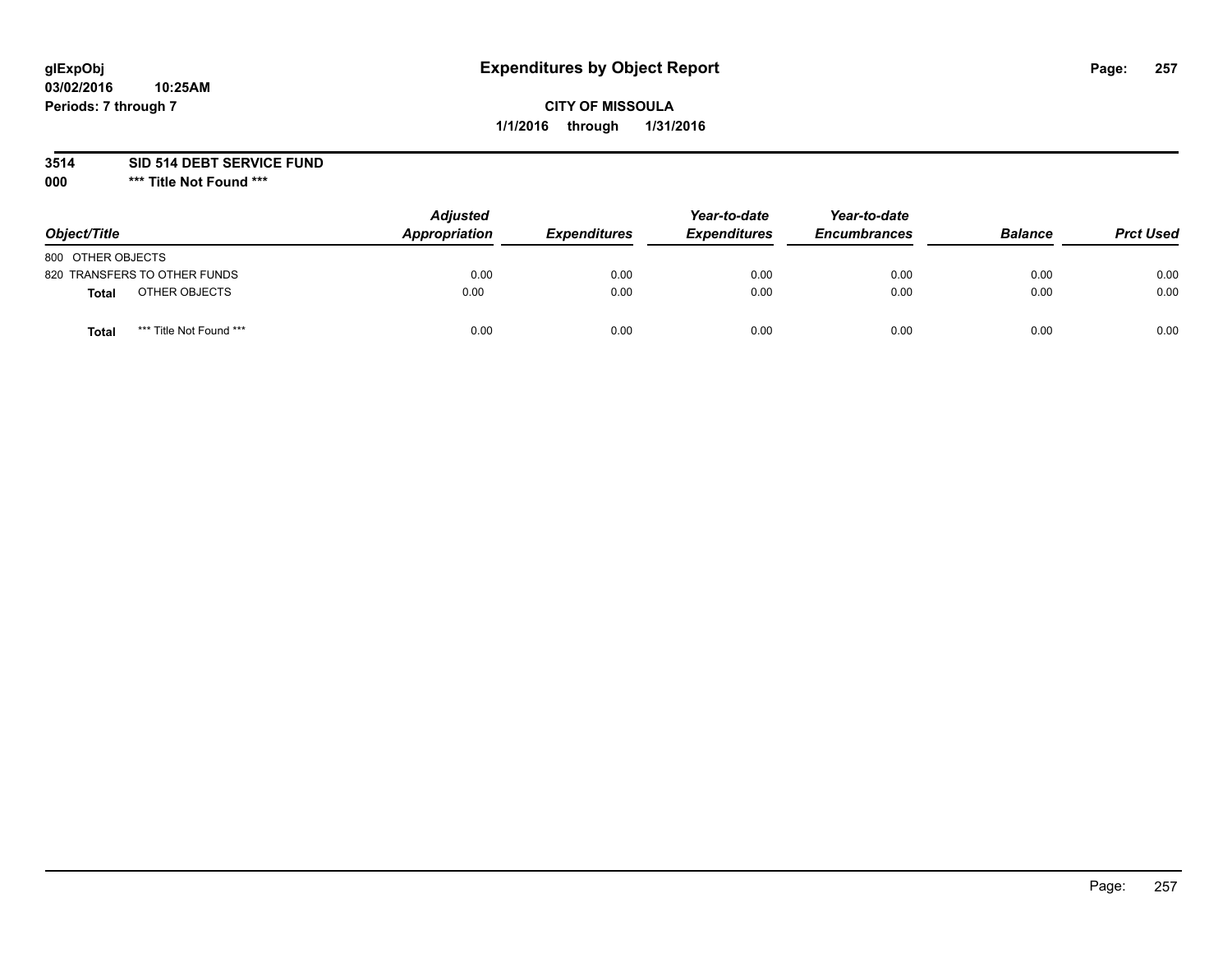glExpObj
03/02/2016 10:25AM
Periods: 7 through 7

# Expenditures by Object Report

**CITY OF MISSOULA**

**1/1/2016 through 1/31/2016**

**3514 SID 514 DEBT SERVICE FUND**

**000 \*\*\* Title Not Found \*\*\***

| Object/Title | Adjusted Appropriation | Expenditures | Year-to-date Expenditures | Year-to-date Encumbrances | Balance | Prct Used |
|---|---|---|---|---|---|---|
| 800 OTHER OBJECTS | | | | | | |
| 820 TRANSFERS TO OTHER FUNDS | 0.00 | 0.00 | 0.00 | 0.00 | 0.00 | 0.00 |
| **Total** OTHER OBJECTS | 0.00 | 0.00 | 0.00 | 0.00 | 0.00 | 0.00 |
| **Total** \*\*\* Title Not Found \*\*\* | 0.00 | 0.00 | 0.00 | 0.00 | 0.00 | 0.00 |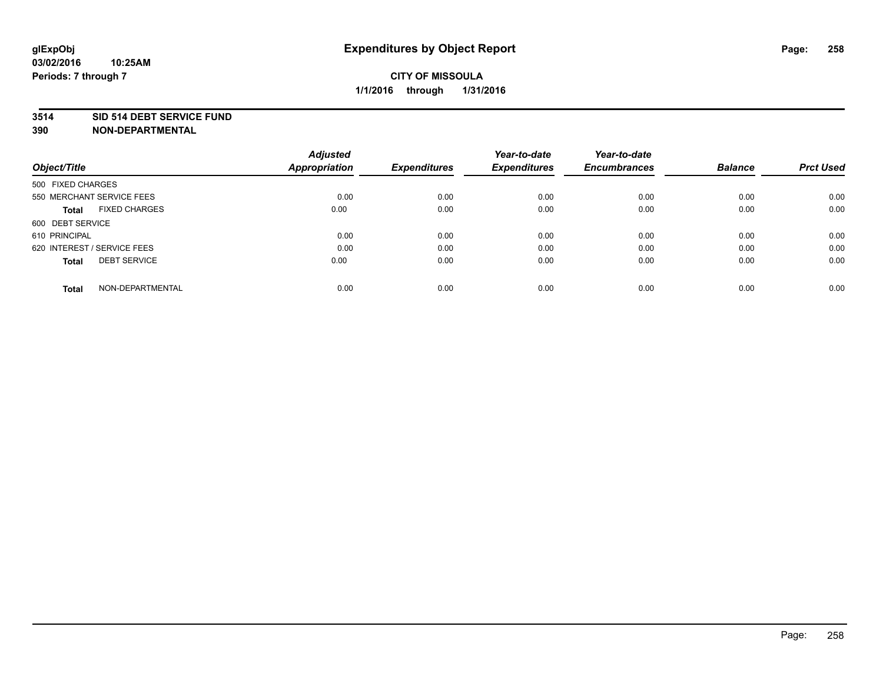# Expenditures by Object Report

glExpObj
03/02/2016 10:25AM
Periods: 7 through 7

**CITY OF MISSOULA**
**1/1/2016 through 1/31/2016**

**3514 SID 514 DEBT SERVICE FUND**
**390 NON-DEPARTMENTAL**

| Object/Title | Adjusted Appropriation | Expenditures | Year-to-date Expenditures | Year-to-date Encumbrances | Balance | Prct Used |
|---|---|---|---|---|---|---|
| 500 FIXED CHARGES | | | | | | |
| 550 MERCHANT SERVICE FEES | 0.00 | 0.00 | 0.00 | 0.00 | 0.00 | 0.00 |
| **Total** FIXED CHARGES | 0.00 | 0.00 | 0.00 | 0.00 | 0.00 | 0.00 |
| 600 DEBT SERVICE | | | | | | |
| 610 PRINCIPAL | 0.00 | 0.00 | 0.00 | 0.00 | 0.00 | 0.00 |
| 620 INTEREST / SERVICE FEES | 0.00 | 0.00 | 0.00 | 0.00 | 0.00 | 0.00 |
| **Total** DEBT SERVICE | 0.00 | 0.00 | 0.00 | 0.00 | 0.00 | 0.00 |
| **Total** NON-DEPARTMENTAL | 0.00 | 0.00 | 0.00 | 0.00 | 0.00 | 0.00 |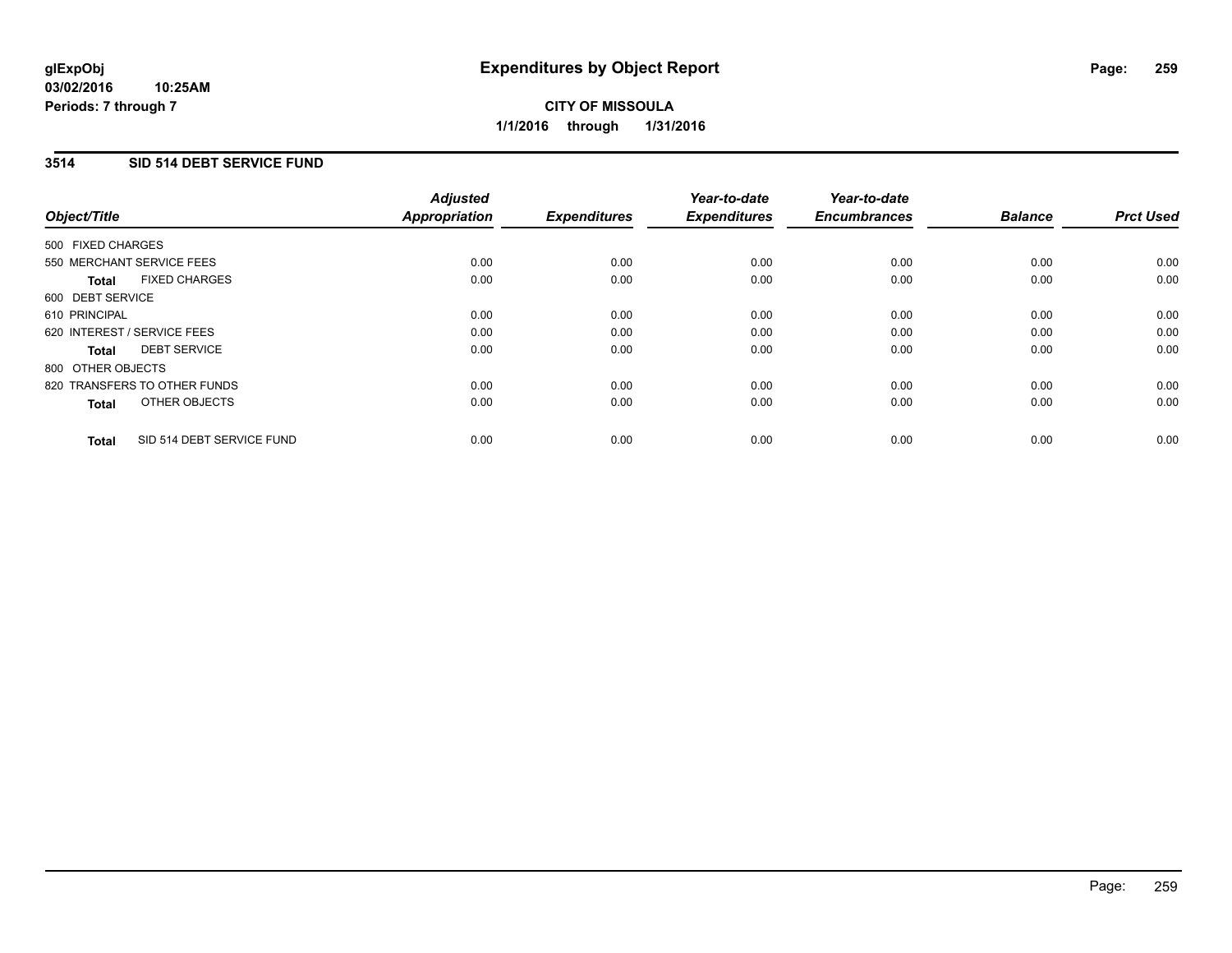**glExpObj** **Expenditures by Object Report**
**03/02/2016 10:25AM**
**Periods: 7 through 7**

**CITY OF MISSOULA**
**1/1/2016 through 1/31/2016**

## 3514 SID 514 DEBT SERVICE FUND

| Object/Title | Adjusted Appropriation | Expenditures | Year-to-date Expenditures | Year-to-date Encumbrances | Balance | Prct Used |
|---|---|---|---|---|---|---|
| 500 FIXED CHARGES | | | | | | |
| 550 MERCHANT SERVICE FEES | 0.00 | 0.00 | 0.00 | 0.00 | 0.00 | 0.00 |
| **Total** FIXED CHARGES | 0.00 | 0.00 | 0.00 | 0.00 | 0.00 | 0.00 |
| 600 DEBT SERVICE | | | | | | |
| 610 PRINCIPAL | 0.00 | 0.00 | 0.00 | 0.00 | 0.00 | 0.00 |
| 620 INTEREST / SERVICE FEES | 0.00 | 0.00 | 0.00 | 0.00 | 0.00 | 0.00 |
| **Total** DEBT SERVICE | 0.00 | 0.00 | 0.00 | 0.00 | 0.00 | 0.00 |
| 800 OTHER OBJECTS | | | | | | |
| 820 TRANSFERS TO OTHER FUNDS | 0.00 | 0.00 | 0.00 | 0.00 | 0.00 | 0.00 |
| **Total** OTHER OBJECTS | 0.00 | 0.00 | 0.00 | 0.00 | 0.00 | 0.00 |
| **Total** SID 514 DEBT SERVICE FUND | 0.00 | 0.00 | 0.00 | 0.00 | 0.00 | 0.00 |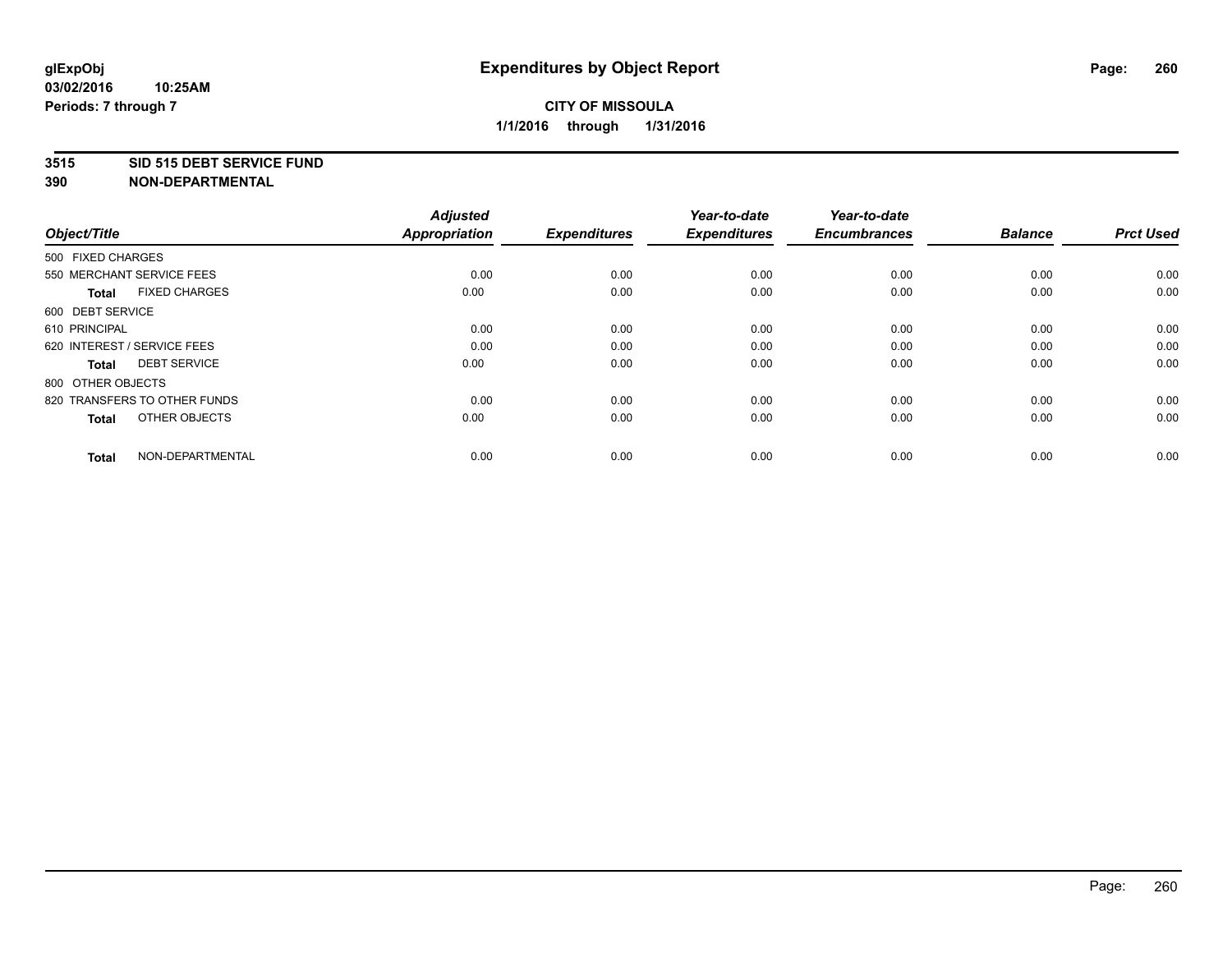# Expenditures by Object Report

glExpObj
03/02/2016 10:25AM
Periods: 7 through 7

**CITY OF MISSOULA**
**1/1/2016 through 1/31/2016**

**3515 SID 515 DEBT SERVICE FUND**
**390 NON-DEPARTMENTAL**

| Object/Title | Adjusted Appropriation | Expenditures | Year-to-date Expenditures | Year-to-date Encumbrances | Balance | Prct Used |
|---|---|---|---|---|---|---|
| 500 FIXED CHARGES | | | | | | |
| 550 MERCHANT SERVICE FEES | 0.00 | 0.00 | 0.00 | 0.00 | 0.00 | 0.00 |
| **Total** FIXED CHARGES | 0.00 | 0.00 | 0.00 | 0.00 | 0.00 | 0.00 |
| 600 DEBT SERVICE | | | | | | |
| 610 PRINCIPAL | 0.00 | 0.00 | 0.00 | 0.00 | 0.00 | 0.00 |
| 620 INTEREST / SERVICE FEES | 0.00 | 0.00 | 0.00 | 0.00 | 0.00 | 0.00 |
| **Total** DEBT SERVICE | 0.00 | 0.00 | 0.00 | 0.00 | 0.00 | 0.00 |
| 800 OTHER OBJECTS | | | | | | |
| 820 TRANSFERS TO OTHER FUNDS | 0.00 | 0.00 | 0.00 | 0.00 | 0.00 | 0.00 |
| **Total** OTHER OBJECTS | 0.00 | 0.00 | 0.00 | 0.00 | 0.00 | 0.00 |
| **Total** NON-DEPARTMENTAL | 0.00 | 0.00 | 0.00 | 0.00 | 0.00 | 0.00 |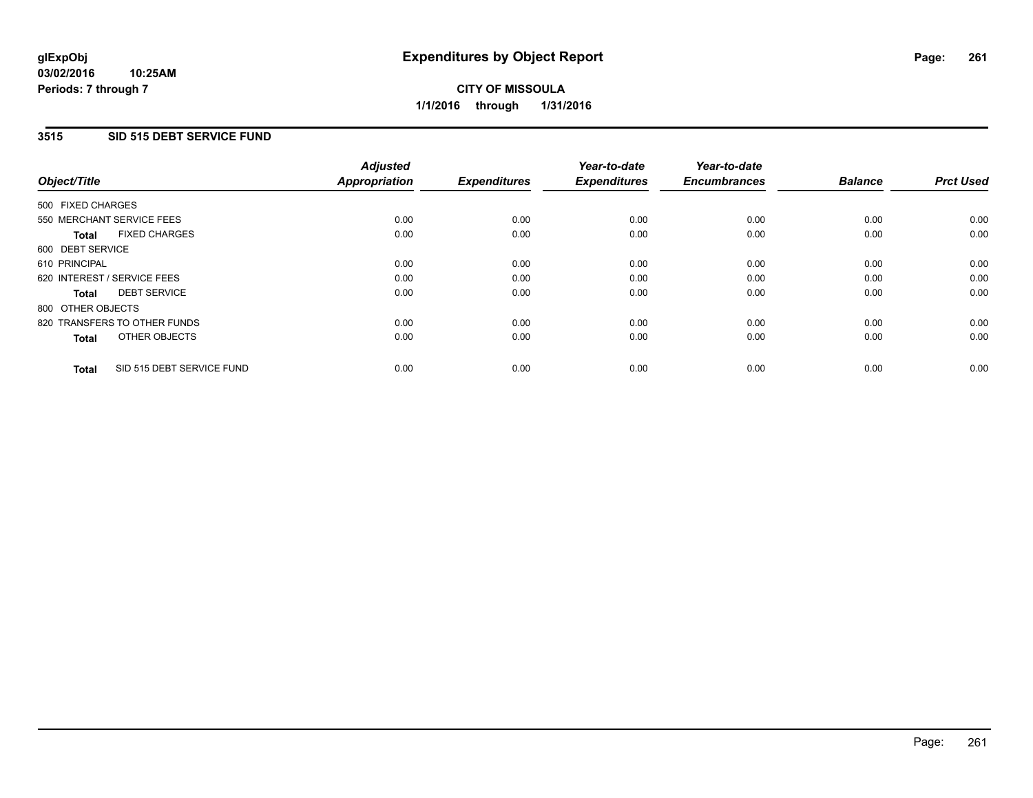**glExpObj** **Expenditures by Object Report**

**03/02/2016 10:25AM**

**Periods: 7 through 7**

**CITY OF MISSOULA**

**1/1/2016 through 1/31/2016**

## 3515 SID 515 DEBT SERVICE FUND

| Object/Title | Adjusted Appropriation | Expenditures | Year-to-date Expenditures | Year-to-date Encumbrances | Balance | Prct Used |
|---|---|---|---|---|---|---|
| 500 FIXED CHARGES | | | | | | |
| 550 MERCHANT SERVICE FEES | 0.00 | 0.00 | 0.00 | 0.00 | 0.00 | 0.00 |
| **Total** FIXED CHARGES | 0.00 | 0.00 | 0.00 | 0.00 | 0.00 | 0.00 |
| 600 DEBT SERVICE | | | | | | |
| 610 PRINCIPAL | 0.00 | 0.00 | 0.00 | 0.00 | 0.00 | 0.00 |
| 620 INTEREST / SERVICE FEES | 0.00 | 0.00 | 0.00 | 0.00 | 0.00 | 0.00 |
| **Total** DEBT SERVICE | 0.00 | 0.00 | 0.00 | 0.00 | 0.00 | 0.00 |
| 800 OTHER OBJECTS | | | | | | |
| 820 TRANSFERS TO OTHER FUNDS | 0.00 | 0.00 | 0.00 | 0.00 | 0.00 | 0.00 |
| **Total** OTHER OBJECTS | 0.00 | 0.00 | 0.00 | 0.00 | 0.00 | 0.00 |
| **Total** SID 515 DEBT SERVICE FUND | 0.00 | 0.00 | 0.00 | 0.00 | 0.00 | 0.00 |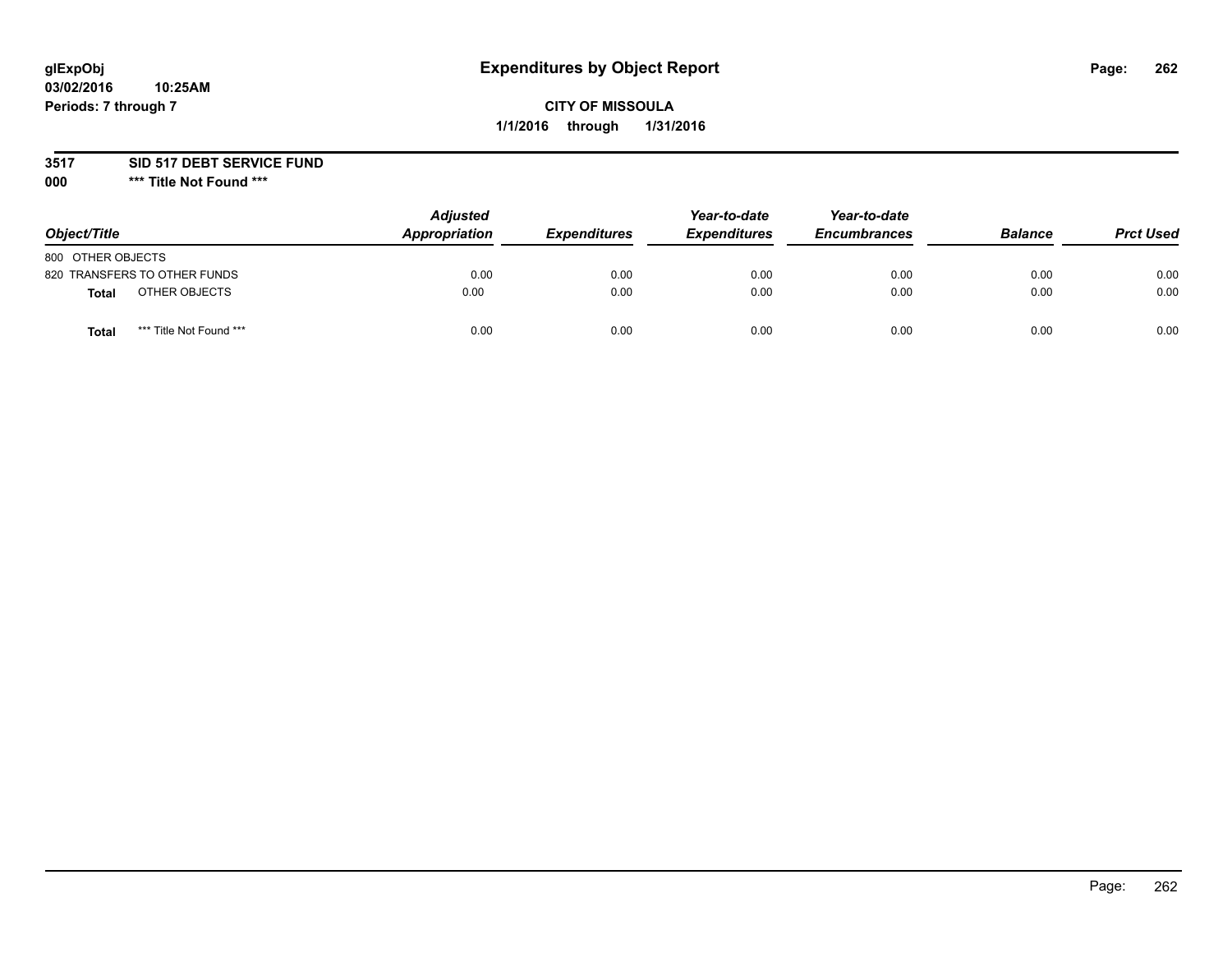**glExpObj**
**03/02/2016 10:25AM**
**Periods: 7 through 7**

# Expenditures by Object Report

**CITY OF MISSOULA**
**1/1/2016 through 1/31/2016**

**3517 SID 517 DEBT SERVICE FUND**
**000 \*\*\* Title Not Found \*\*\***

| Object/Title | Adjusted Appropriation | Expenditures | Year-to-date Expenditures | Year-to-date Encumbrances | Balance | Prct Used |
|---|---|---|---|---|---|---|
| 800 OTHER OBJECTS | | | | | | |
| 820 TRANSFERS TO OTHER FUNDS | 0.00 | 0.00 | 0.00 | 0.00 | 0.00 | 0.00 |
| **Total** OTHER OBJECTS | 0.00 | 0.00 | 0.00 | 0.00 | 0.00 | 0.00 |
| **Total** *** Title Not Found *** | 0.00 | 0.00 | 0.00 | 0.00 | 0.00 | 0.00 |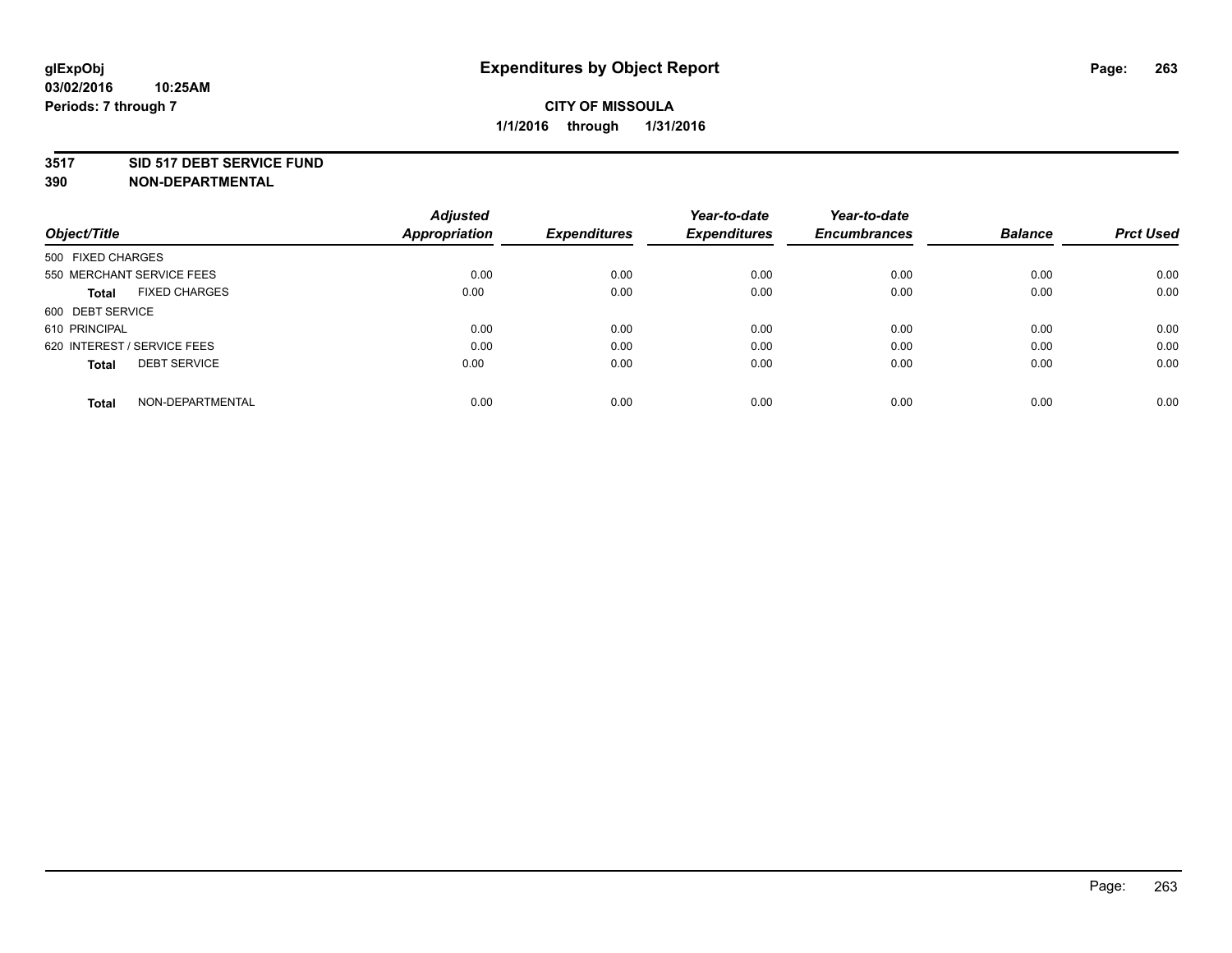**glExpObj**
**03/02/2016 10:25AM**
**Periods: 7 through 7**

# Expenditures by Object Report

**CITY OF MISSOULA**
**1/1/2016 through 1/31/2016**

**3517 SID 517 DEBT SERVICE FUND**
**390 NON-DEPARTMENTAL**

| Object/Title | Adjusted Appropriation | Expenditures | Year-to-date Expenditures | Year-to-date Encumbrances | Balance | Prct Used |
|---|---|---|---|---|---|---|
| 500 FIXED CHARGES | | | | | | |
| 550 MERCHANT SERVICE FEES | 0.00 | 0.00 | 0.00 | 0.00 | 0.00 | 0.00 |
| **Total** FIXED CHARGES | 0.00 | 0.00 | 0.00 | 0.00 | 0.00 | 0.00 |
| 600 DEBT SERVICE | | | | | | |
| 610 PRINCIPAL | 0.00 | 0.00 | 0.00 | 0.00 | 0.00 | 0.00 |
| 620 INTEREST / SERVICE FEES | 0.00 | 0.00 | 0.00 | 0.00 | 0.00 | 0.00 |
| **Total** DEBT SERVICE | 0.00 | 0.00 | 0.00 | 0.00 | 0.00 | 0.00 |
| **Total** NON-DEPARTMENTAL | 0.00 | 0.00 | 0.00 | 0.00 | 0.00 | 0.00 |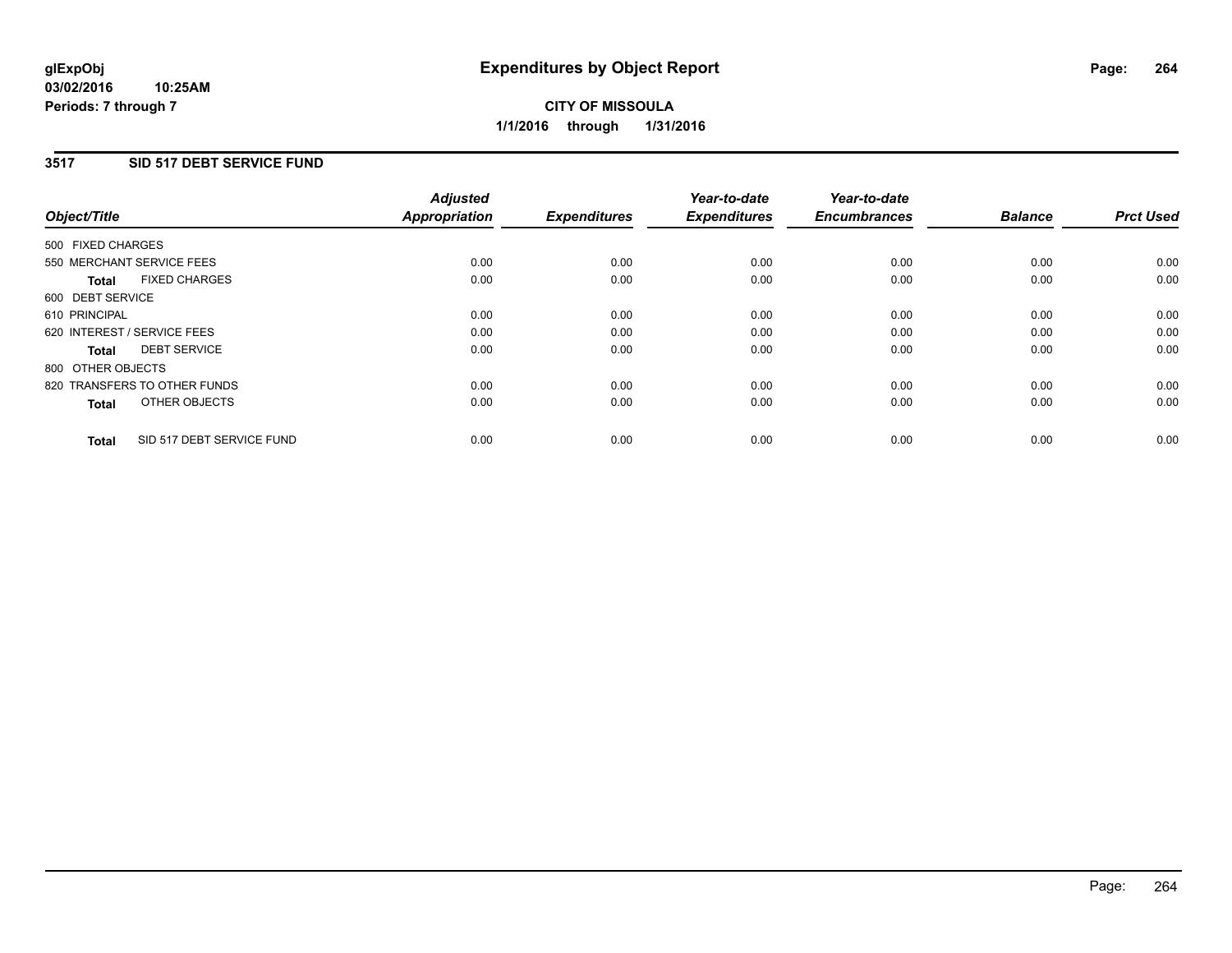# Expenditures by Object Report

**glExpObj**
**03/02/2016 10:25AM**
**Periods: 7 through 7**

**CITY OF MISSOULA**
**1/1/2016 through 1/31/2016**

## 3517 SID 517 DEBT SERVICE FUND

| Object/Title | Adjusted Appropriation | Expenditures | Year-to-date Expenditures | Year-to-date Encumbrances | Balance | Prct Used |
|---|---|---|---|---|---|---|
| 500 FIXED CHARGES | | | | | | |
| 550 MERCHANT SERVICE FEES | 0.00 | 0.00 | 0.00 | 0.00 | 0.00 | 0.00 |
| **Total** FIXED CHARGES | 0.00 | 0.00 | 0.00 | 0.00 | 0.00 | 0.00 |
| 600 DEBT SERVICE | | | | | | |
| 610 PRINCIPAL | 0.00 | 0.00 | 0.00 | 0.00 | 0.00 | 0.00 |
| 620 INTEREST / SERVICE FEES | 0.00 | 0.00 | 0.00 | 0.00 | 0.00 | 0.00 |
| **Total** DEBT SERVICE | 0.00 | 0.00 | 0.00 | 0.00 | 0.00 | 0.00 |
| 800 OTHER OBJECTS | | | | | | |
| 820 TRANSFERS TO OTHER FUNDS | 0.00 | 0.00 | 0.00 | 0.00 | 0.00 | 0.00 |
| **Total** OTHER OBJECTS | 0.00 | 0.00 | 0.00 | 0.00 | 0.00 | 0.00 |
| **Total** SID 517 DEBT SERVICE FUND | 0.00 | 0.00 | 0.00 | 0.00 | 0.00 | 0.00 |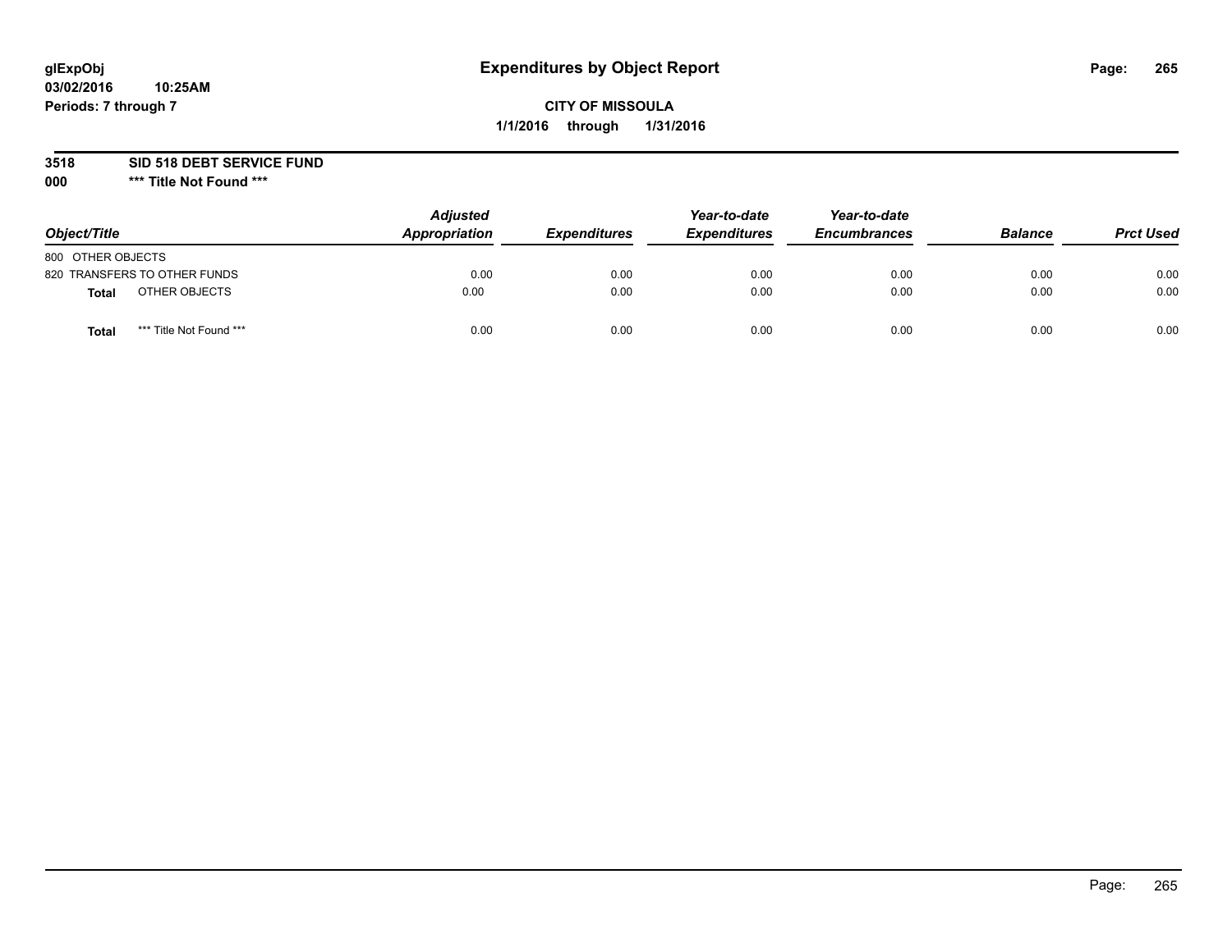glExpObj
03/02/2016 10:25AM
Periods: 7 through 7

# Expenditures by Object Report

**CITY OF MISSOULA**
**1/1/2016 through 1/31/2016**

**3518 SID 518 DEBT SERVICE FUND**
**000 \*\*\* Title Not Found \*\*\***

| Object/Title | Adjusted Appropriation | Expenditures | Year-to-date Expenditures | Year-to-date Encumbrances | Balance | Prct Used |
|---|---|---|---|---|---|---|
| 800 OTHER OBJECTS | | | | | | |
| 820 TRANSFERS TO OTHER FUNDS | 0.00 | 0.00 | 0.00 | 0.00 | 0.00 | 0.00 |
| **Total** OTHER OBJECTS | 0.00 | 0.00 | 0.00 | 0.00 | 0.00 | 0.00 |
| **Total** *** Title Not Found *** | 0.00 | 0.00 | 0.00 | 0.00 | 0.00 | 0.00 |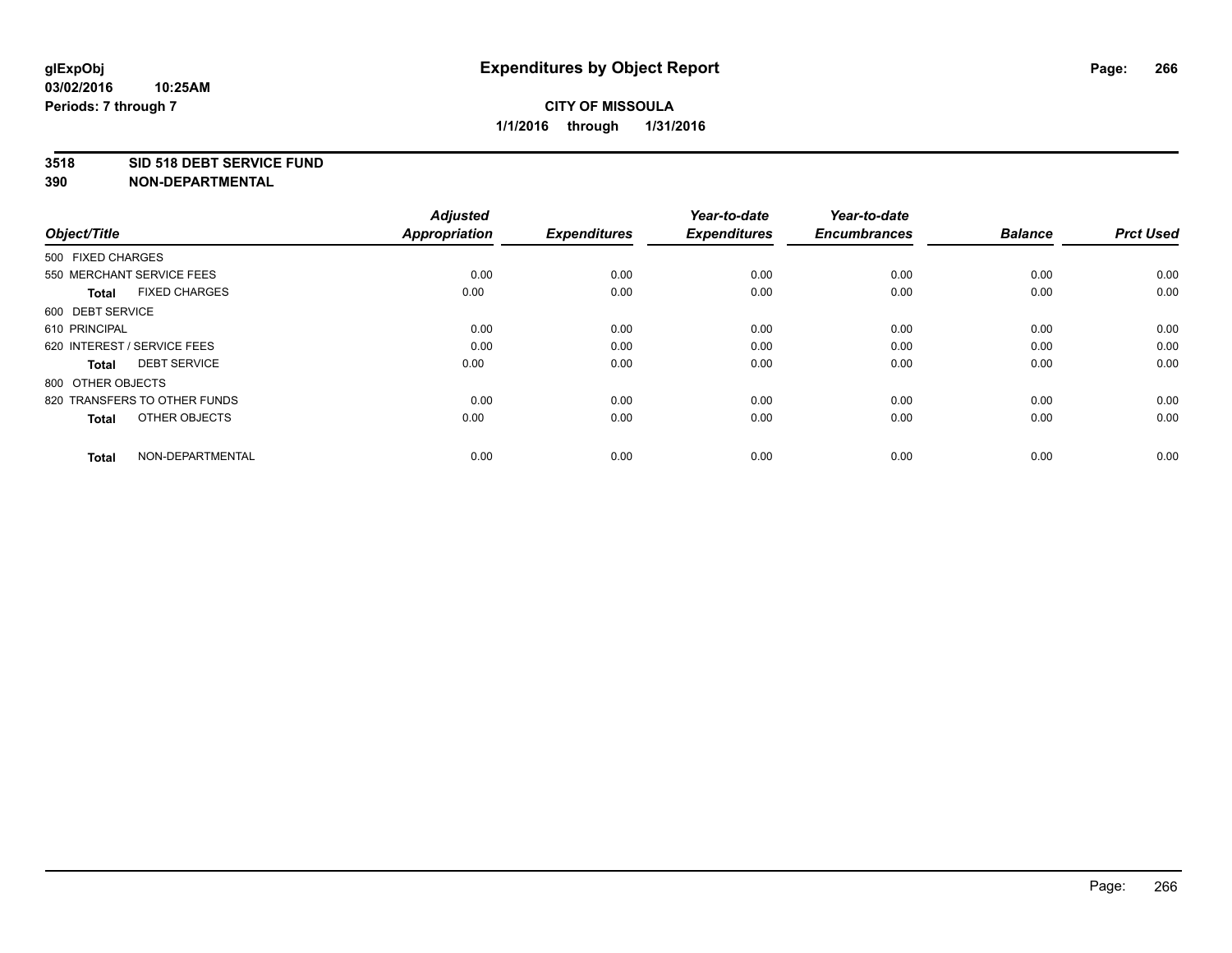**glExpObj** **Expenditures by Object Report**

**03/02/2016 10:25AM**

**Periods: 7 through 7**

**CITY OF MISSOULA**

**1/1/2016 through 1/31/2016**

## 3518 SID 518 DEBT SERVICE FUND
## 390 NON-DEPARTMENTAL

| Object/Title | Adjusted Appropriation | Expenditures | Year-to-date Expenditures | Year-to-date Encumbrances | Balance | Prct Used |
|---|---|---|---|---|---|---|
| 500 FIXED CHARGES | | | | | | |
| 550 MERCHANT SERVICE FEES | 0.00 | 0.00 | 0.00 | 0.00 | 0.00 | 0.00 |
| **Total** FIXED CHARGES | 0.00 | 0.00 | 0.00 | 0.00 | 0.00 | 0.00 |
| 600 DEBT SERVICE | | | | | | |
| 610 PRINCIPAL | 0.00 | 0.00 | 0.00 | 0.00 | 0.00 | 0.00 |
| 620 INTEREST / SERVICE FEES | 0.00 | 0.00 | 0.00 | 0.00 | 0.00 | 0.00 |
| **Total** DEBT SERVICE | 0.00 | 0.00 | 0.00 | 0.00 | 0.00 | 0.00 |
| 800 OTHER OBJECTS | | | | | | |
| 820 TRANSFERS TO OTHER FUNDS | 0.00 | 0.00 | 0.00 | 0.00 | 0.00 | 0.00 |
| **Total** OTHER OBJECTS | 0.00 | 0.00 | 0.00 | 0.00 | 0.00 | 0.00 |
| **Total** NON-DEPARTMENTAL | 0.00 | 0.00 | 0.00 | 0.00 | 0.00 | 0.00 |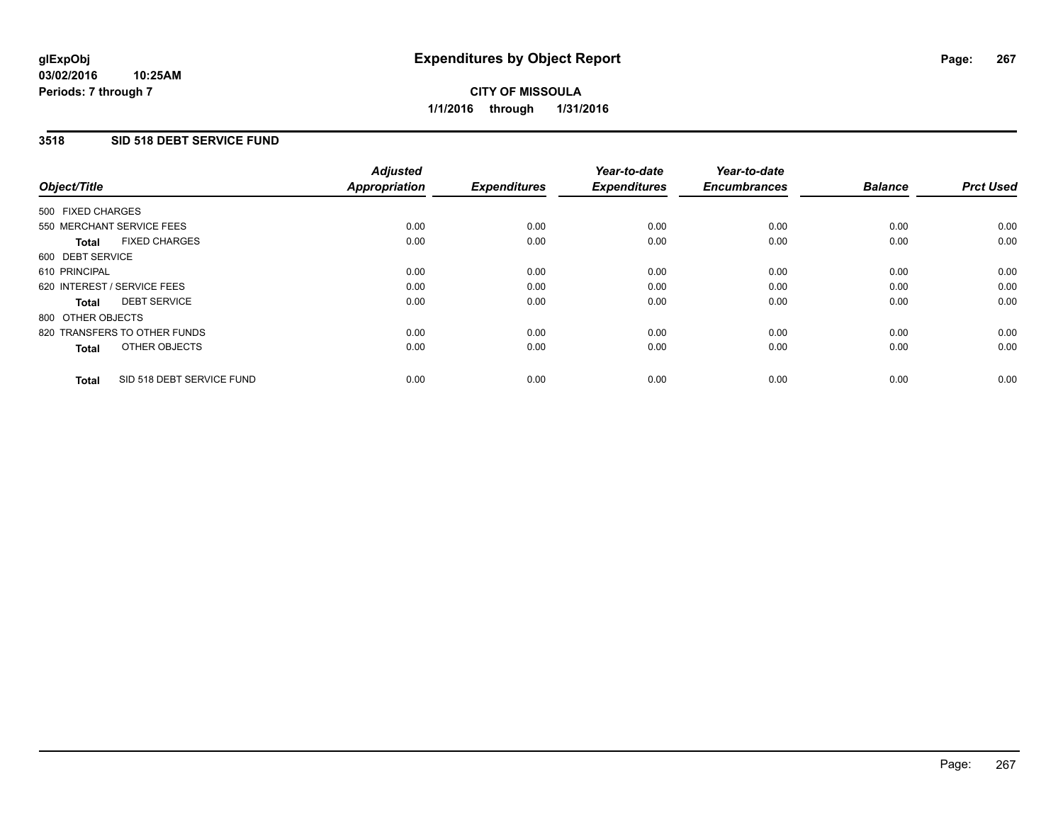# Expenditures by Object Report

**glExpObj**
**03/02/2016 10:25AM**
**Periods: 7 through 7**

**CITY OF MISSOULA**
**1/1/2016 through 1/31/2016**

## 3518 SID 518 DEBT SERVICE FUND

| Object/Title | Adjusted Appropriation | Expenditures | Year-to-date Expenditures | Year-to-date Encumbrances | Balance | Prct Used |
|---|---|---|---|---|---|---|
| 500 FIXED CHARGES | | | | | | |
| 550 MERCHANT SERVICE FEES | 0.00 | 0.00 | 0.00 | 0.00 | 0.00 | 0.00 |
| **Total** FIXED CHARGES | 0.00 | 0.00 | 0.00 | 0.00 | 0.00 | 0.00 |
| 600 DEBT SERVICE | | | | | | |
| 610 PRINCIPAL | 0.00 | 0.00 | 0.00 | 0.00 | 0.00 | 0.00 |
| 620 INTEREST / SERVICE FEES | 0.00 | 0.00 | 0.00 | 0.00 | 0.00 | 0.00 |
| **Total** DEBT SERVICE | 0.00 | 0.00 | 0.00 | 0.00 | 0.00 | 0.00 |
| 800 OTHER OBJECTS | | | | | | |
| 820 TRANSFERS TO OTHER FUNDS | 0.00 | 0.00 | 0.00 | 0.00 | 0.00 | 0.00 |
| **Total** OTHER OBJECTS | 0.00 | 0.00 | 0.00 | 0.00 | 0.00 | 0.00 |
| **Total** SID 518 DEBT SERVICE FUND | 0.00 | 0.00 | 0.00 | 0.00 | 0.00 | 0.00 |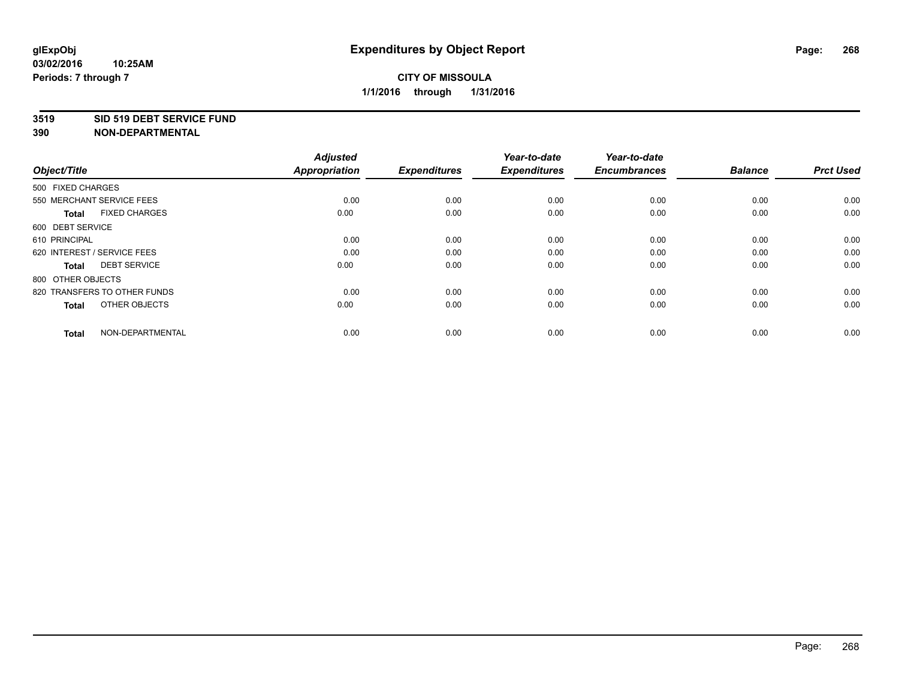# Expenditures by Object Report

glExpObj
03/02/2016 10:25AM
Periods: 7 through 7

**CITY OF MISSOULA**
**1/1/2016 through 1/31/2016**

**3519 SID 519 DEBT SERVICE FUND**
**390 NON-DEPARTMENTAL**

| Object/Title | Adjusted Appropriation | Expenditures | Year-to-date Expenditures | Year-to-date Encumbrances | Balance | Prct Used |
|---|---|---|---|---|---|---|
| 500 FIXED CHARGES | | | | | | |
| 550 MERCHANT SERVICE FEES | 0.00 | 0.00 | 0.00 | 0.00 | 0.00 | 0.00 |
| **Total** FIXED CHARGES | 0.00 | 0.00 | 0.00 | 0.00 | 0.00 | 0.00 |
| 600 DEBT SERVICE | | | | | | |
| 610 PRINCIPAL | 0.00 | 0.00 | 0.00 | 0.00 | 0.00 | 0.00 |
| 620 INTEREST / SERVICE FEES | 0.00 | 0.00 | 0.00 | 0.00 | 0.00 | 0.00 |
| **Total** DEBT SERVICE | 0.00 | 0.00 | 0.00 | 0.00 | 0.00 | 0.00 |
| 800 OTHER OBJECTS | | | | | | |
| 820 TRANSFERS TO OTHER FUNDS | 0.00 | 0.00 | 0.00 | 0.00 | 0.00 | 0.00 |
| **Total** OTHER OBJECTS | 0.00 | 0.00 | 0.00 | 0.00 | 0.00 | 0.00 |
| **Total** NON-DEPARTMENTAL | 0.00 | 0.00 | 0.00 | 0.00 | 0.00 | 0.00 |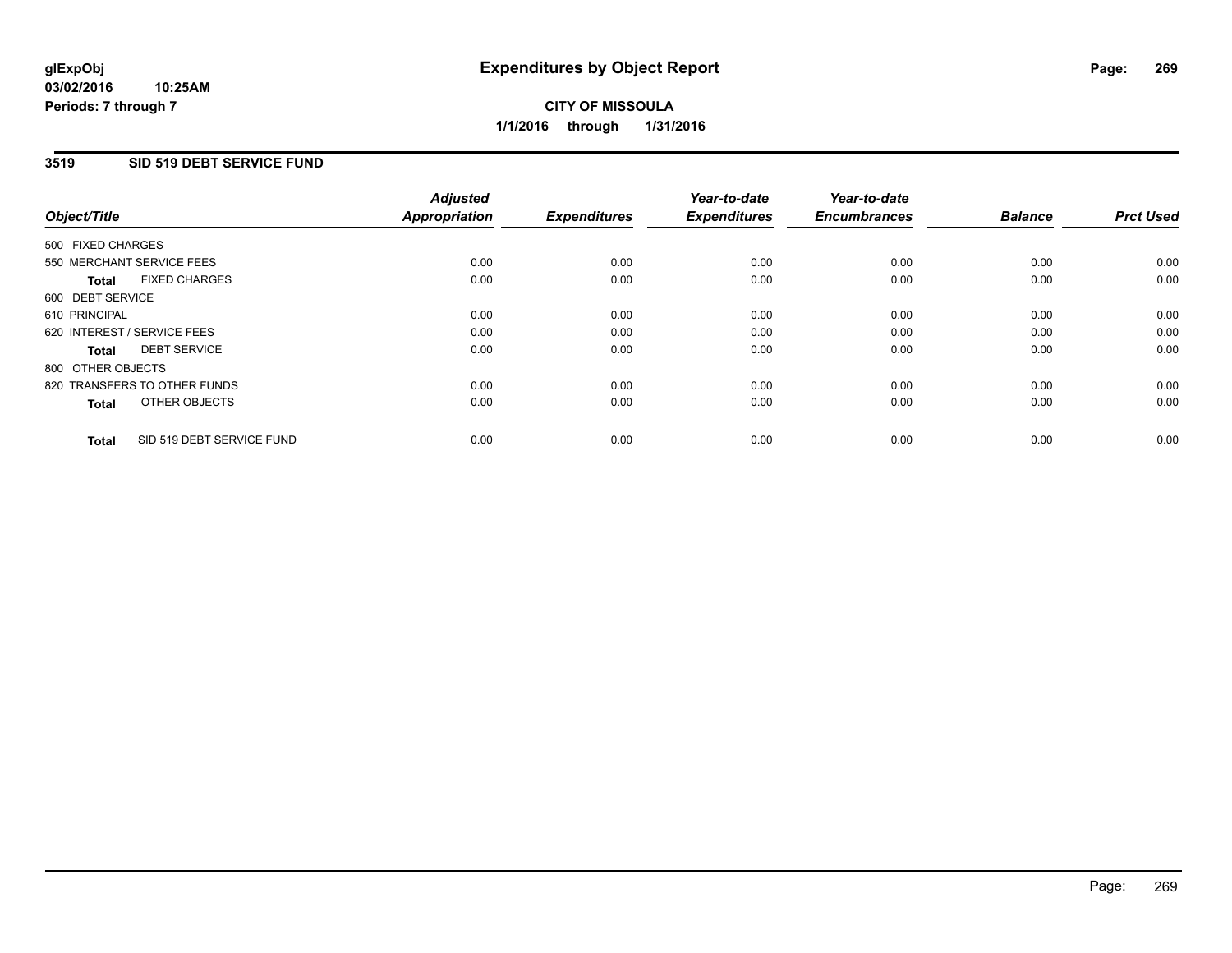**glExpObj** **Expenditures by Object Report**
**03/02/2016 10:25AM**
**Periods: 7 through 7**

**CITY OF MISSOULA**
**1/1/2016 through 1/31/2016**

## 3519 SID 519 DEBT SERVICE FUND

| Object/Title | Adjusted Appropriation | Expenditures | Year-to-date Expenditures | Year-to-date Encumbrances | Balance | Prct Used |
|---|---|---|---|---|---|---|
| 500 FIXED CHARGES | | | | | | |
| 550 MERCHANT SERVICE FEES | 0.00 | 0.00 | 0.00 | 0.00 | 0.00 | 0.00 |
| **Total** FIXED CHARGES | 0.00 | 0.00 | 0.00 | 0.00 | 0.00 | 0.00 |
| 600 DEBT SERVICE | | | | | | |
| 610 PRINCIPAL | 0.00 | 0.00 | 0.00 | 0.00 | 0.00 | 0.00 |
| 620 INTEREST / SERVICE FEES | 0.00 | 0.00 | 0.00 | 0.00 | 0.00 | 0.00 |
| **Total** DEBT SERVICE | 0.00 | 0.00 | 0.00 | 0.00 | 0.00 | 0.00 |
| 800 OTHER OBJECTS | | | | | | |
| 820 TRANSFERS TO OTHER FUNDS | 0.00 | 0.00 | 0.00 | 0.00 | 0.00 | 0.00 |
| **Total** OTHER OBJECTS | 0.00 | 0.00 | 0.00 | 0.00 | 0.00 | 0.00 |
| **Total** SID 519 DEBT SERVICE FUND | 0.00 | 0.00 | 0.00 | 0.00 | 0.00 | 0.00 |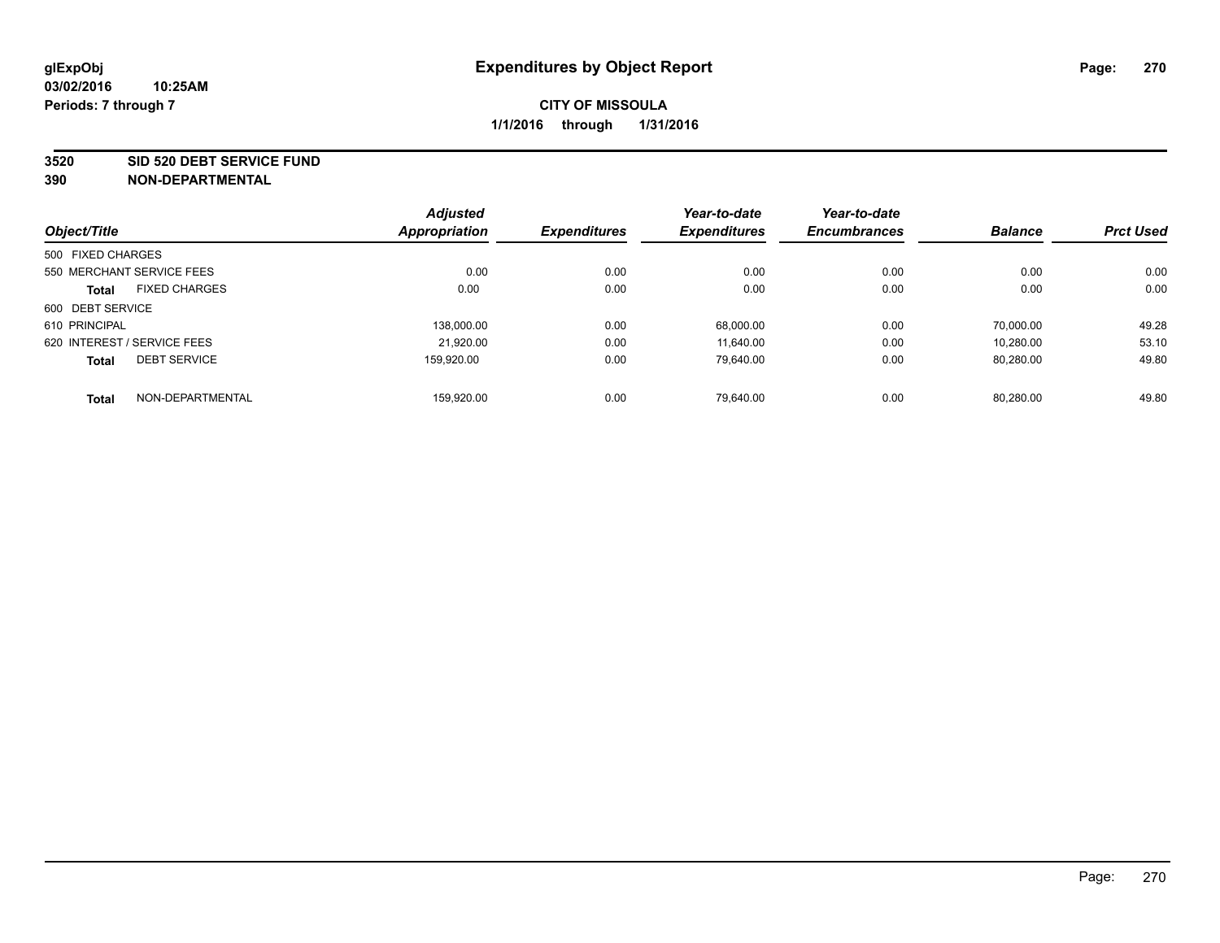glExpObj
03/02/2016 10:25AM
Periods: 7 through 7

# Expenditures by Object Report

**CITY OF MISSOULA**
**1/1/2016 through 1/31/2016**

**3520 SID 520 DEBT SERVICE FUND**
**390 NON-DEPARTMENTAL**

| Object/Title | Adjusted Appropriation | Expenditures | Year-to-date Expenditures | Year-to-date Encumbrances | Balance | Prct Used |
|---|---|---|---|---|---|---|
| 500 FIXED CHARGES | | | | | | |
| 550 MERCHANT SERVICE FEES | 0.00 | 0.00 | 0.00 | 0.00 | 0.00 | 0.00 |
| **Total** FIXED CHARGES | 0.00 | 0.00 | 0.00 | 0.00 | 0.00 | 0.00 |
| 600 DEBT SERVICE | | | | | | |
| 610 PRINCIPAL | 138,000.00 | 0.00 | 68,000.00 | 0.00 | 70,000.00 | 49.28 |
| 620 INTEREST / SERVICE FEES | 21,920.00 | 0.00 | 11,640.00 | 0.00 | 10,280.00 | 53.10 |
| **Total** DEBT SERVICE | 159,920.00 | 0.00 | 79,640.00 | 0.00 | 80,280.00 | 49.80 |
| **Total** NON-DEPARTMENTAL | 159,920.00 | 0.00 | 79,640.00 | 0.00 | 80,280.00 | 49.80 |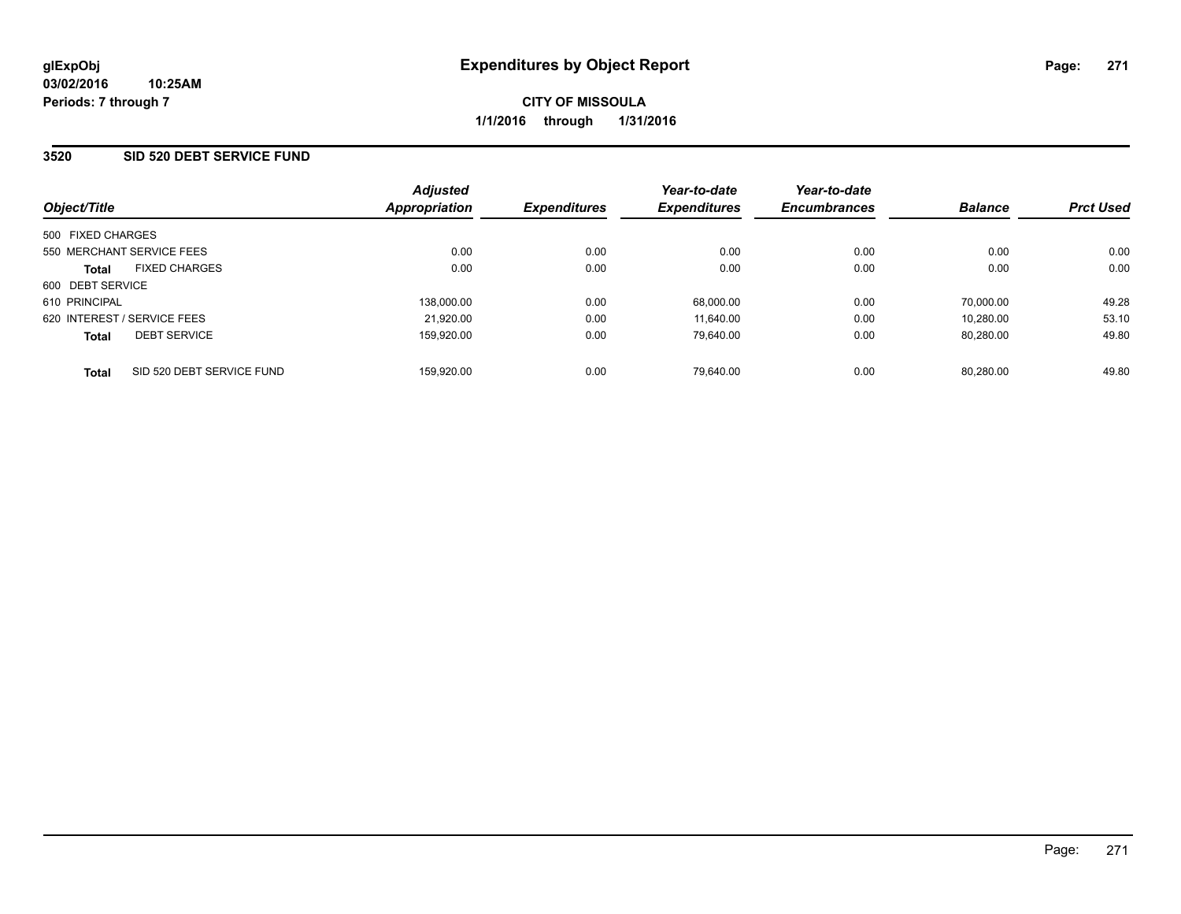**glExpObj** **Expenditures by Object Report**

**03/02/2016 10:25AM**

**Periods: 7 through 7**

**CITY OF MISSOULA**

**1/1/2016 through 1/31/2016**

## 3520 SID 520 DEBT SERVICE FUND

| Object/Title | Adjusted Appropriation | Expenditures | Year-to-date Expenditures | Year-to-date Encumbrances | Balance | Prct Used |
|---|---|---|---|---|---|---|
| 500 FIXED CHARGES | | | | | | |
| 550 MERCHANT SERVICE FEES | 0.00 | 0.00 | 0.00 | 0.00 | 0.00 | 0.00 |
| **Total** FIXED CHARGES | 0.00 | 0.00 | 0.00 | 0.00 | 0.00 | 0.00 |
| 600 DEBT SERVICE | | | | | | |
| 610 PRINCIPAL | 138,000.00 | 0.00 | 68,000.00 | 0.00 | 70,000.00 | 49.28 |
| 620 INTEREST / SERVICE FEES | 21,920.00 | 0.00 | 11,640.00 | 0.00 | 10,280.00 | 53.10 |
| **Total** DEBT SERVICE | 159,920.00 | 0.00 | 79,640.00 | 0.00 | 80,280.00 | 49.80 |
| **Total** SID 520 DEBT SERVICE FUND | 159,920.00 | 0.00 | 79,640.00 | 0.00 | 80,280.00 | 49.80 |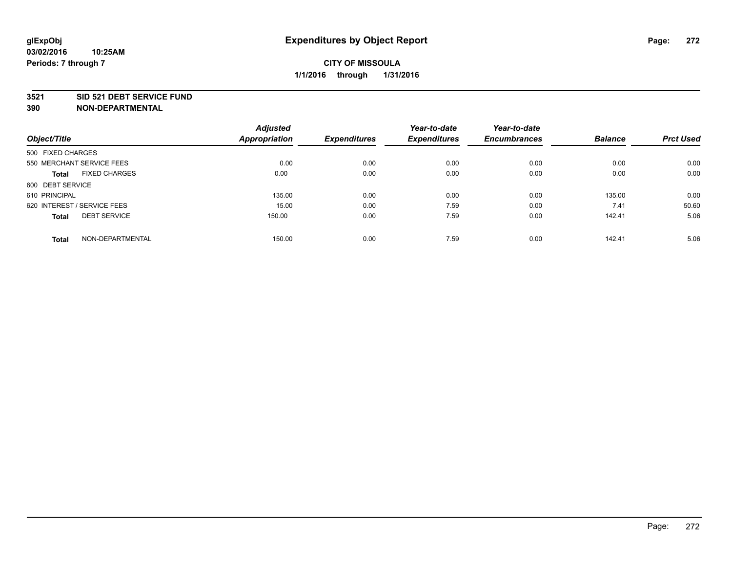glExpObj
03/02/2016 10:25AM
Periods: 7 through 7

# Expenditures by Object Report

**CITY OF MISSOULA**

**1/1/2016 through 1/31/2016**

**3521 SID 521 DEBT SERVICE FUND**
**390 NON-DEPARTMENTAL**

| Object/Title | Adjusted Appropriation | Expenditures | Year-to-date Expenditures | Year-to-date Encumbrances | Balance | Prct Used |
|---|---|---|---|---|---|---|
| 500 FIXED CHARGES | | | | | | |
| 550 MERCHANT SERVICE FEES | 0.00 | 0.00 | 0.00 | 0.00 | 0.00 | 0.00 |
| **Total** FIXED CHARGES | 0.00 | 0.00 | 0.00 | 0.00 | 0.00 | 0.00 |
| 600 DEBT SERVICE | | | | | | |
| 610 PRINCIPAL | 135.00 | 0.00 | 0.00 | 0.00 | 135.00 | 0.00 |
| 620 INTEREST / SERVICE FEES | 15.00 | 0.00 | 7.59 | 0.00 | 7.41 | 50.60 |
| **Total** DEBT SERVICE | 150.00 | 0.00 | 7.59 | 0.00 | 142.41 | 5.06 |
| **Total** NON-DEPARTMENTAL | 150.00 | 0.00 | 7.59 | 0.00 | 142.41 | 5.06 |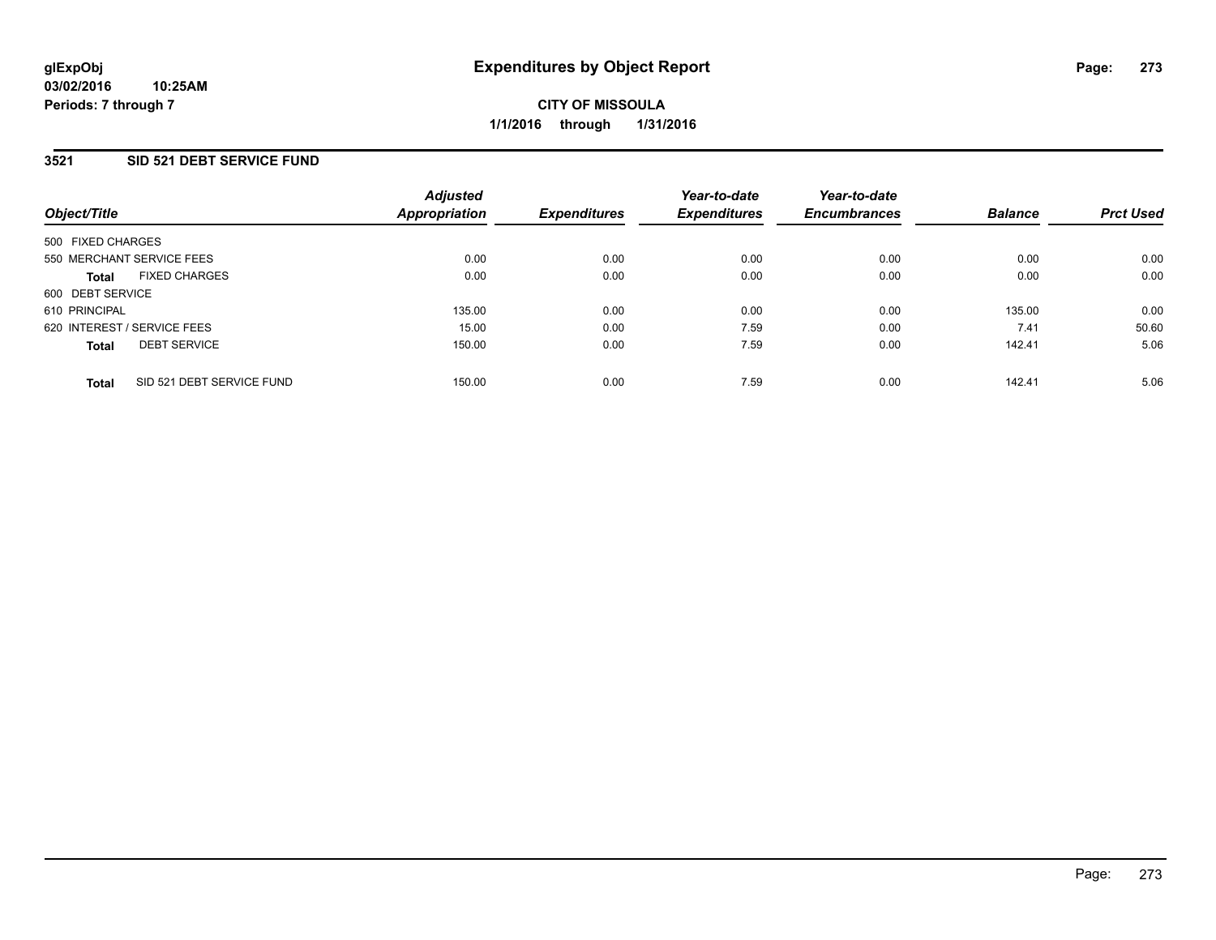# Expenditures by Object Report

glExpObj
03/02/2016 10:25AM
Periods: 7 through 7

**CITY OF MISSOULA**
**1/1/2016 through 1/31/2016**

## 3521 SID 521 DEBT SERVICE FUND

| Object/Title | Adjusted Appropriation | Expenditures | Year-to-date Expenditures | Year-to-date Encumbrances | Balance | Prct Used |
|---|---|---|---|---|---|---|
| 500 FIXED CHARGES | | | | | | |
| 550 MERCHANT SERVICE FEES | 0.00 | 0.00 | 0.00 | 0.00 | 0.00 | 0.00 |
| **Total** FIXED CHARGES | 0.00 | 0.00 | 0.00 | 0.00 | 0.00 | 0.00 |
| 600 DEBT SERVICE | | | | | | |
| 610 PRINCIPAL | 135.00 | 0.00 | 0.00 | 0.00 | 135.00 | 0.00 |
| 620 INTEREST / SERVICE FEES | 15.00 | 0.00 | 7.59 | 0.00 | 7.41 | 50.60 |
| **Total** DEBT SERVICE | 150.00 | 0.00 | 7.59 | 0.00 | 142.41 | 5.06 |
| **Total** SID 521 DEBT SERVICE FUND | 150.00 | 0.00 | 7.59 | 0.00 | 142.41 | 5.06 |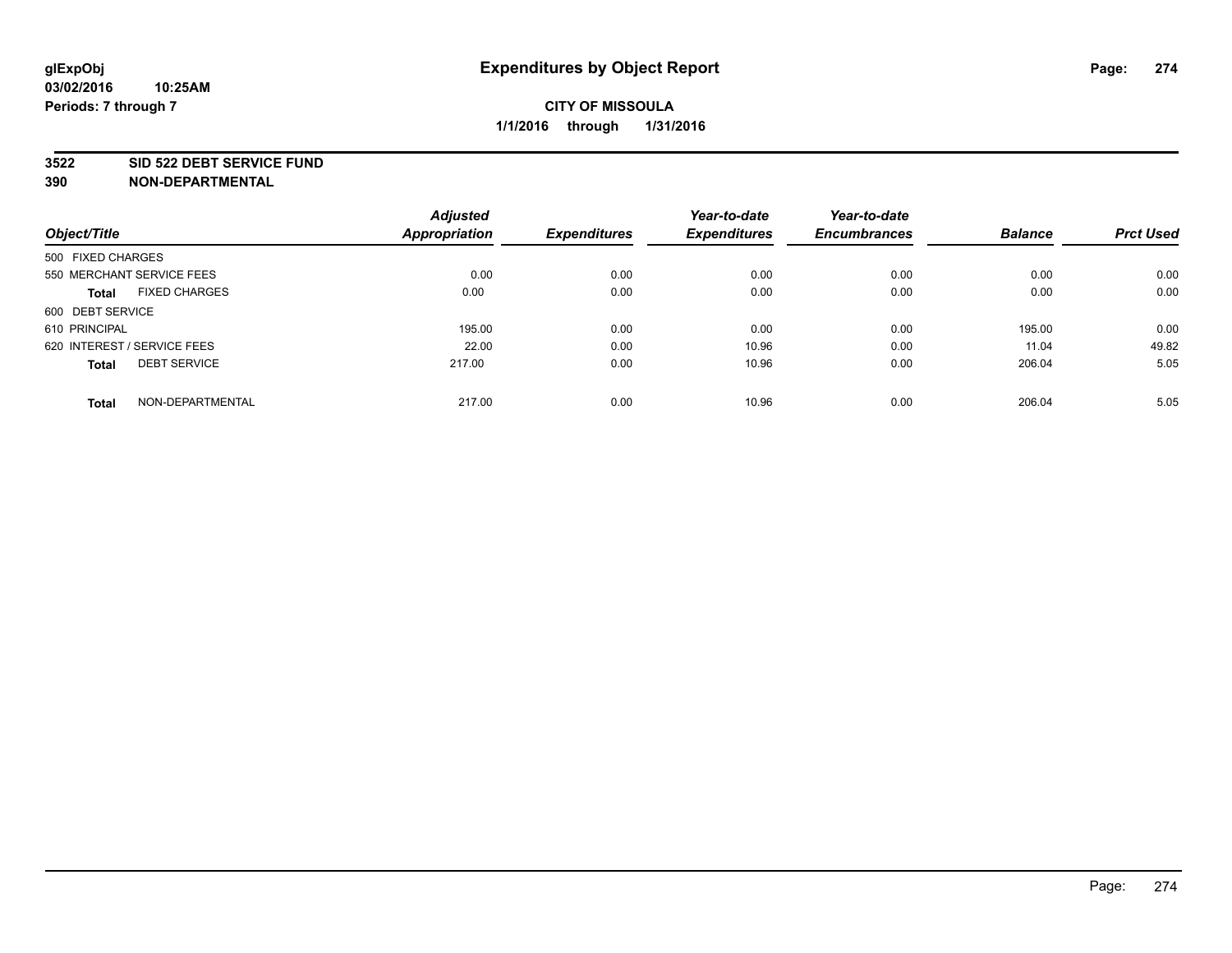**glExpObj** **Expenditures by Object Report**

**03/02/2016 10:25AM**

**Periods: 7 through 7**

**CITY OF MISSOULA**

**1/1/2016 through 1/31/2016**

## 3522 SID 522 DEBT SERVICE FUND

## 390 NON-DEPARTMENTAL

| Object/Title | Adjusted Appropriation | Expenditures | Year-to-date Expenditures | Year-to-date Encumbrances | Balance | Prct Used |
|---|---|---|---|---|---|---|
| 500 FIXED CHARGES | | | | | | |
| 550 MERCHANT SERVICE FEES | 0.00 | 0.00 | 0.00 | 0.00 | 0.00 | 0.00 |
| **Total** FIXED CHARGES | 0.00 | 0.00 | 0.00 | 0.00 | 0.00 | 0.00 |
| 600 DEBT SERVICE | | | | | | |
| 610 PRINCIPAL | 195.00 | 0.00 | 0.00 | 0.00 | 195.00 | 0.00 |
| 620 INTEREST / SERVICE FEES | 22.00 | 0.00 | 10.96 | 0.00 | 11.04 | 49.82 |
| **Total** DEBT SERVICE | 217.00 | 0.00 | 10.96 | 0.00 | 206.04 | 5.05 |
| **Total** NON-DEPARTMENTAL | 217.00 | 0.00 | 10.96 | 0.00 | 206.04 | 5.05 |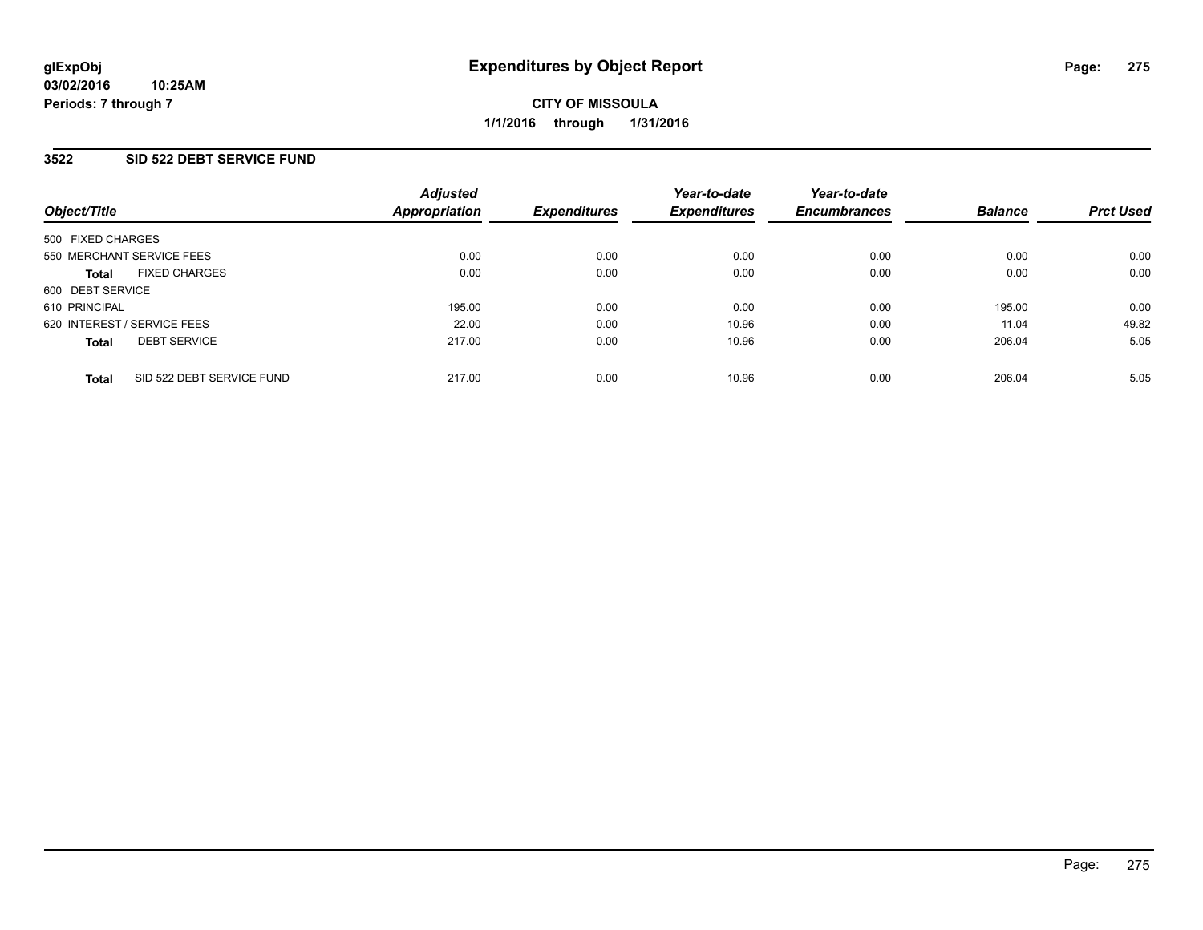# Expenditures by Object Report

**glExpObj**
**03/02/2016 10:25AM**
**Periods: 7 through 7**

**CITY OF MISSOULA**
**1/1/2016 through 1/31/2016**

## 3522 SID 522 DEBT SERVICE FUND

| Object/Title | Adjusted Appropriation | Expenditures | Year-to-date Expenditures | Year-to-date Encumbrances | Balance | Prct Used |
|---|---|---|---|---|---|---|
| 500 FIXED CHARGES | | | | | | |
| 550 MERCHANT SERVICE FEES | 0.00 | 0.00 | 0.00 | 0.00 | 0.00 | 0.00 |
| **Total** FIXED CHARGES | 0.00 | 0.00 | 0.00 | 0.00 | 0.00 | 0.00 |
| 600 DEBT SERVICE | | | | | | |
| 610 PRINCIPAL | 195.00 | 0.00 | 0.00 | 0.00 | 195.00 | 0.00 |
| 620 INTEREST / SERVICE FEES | 22.00 | 0.00 | 10.96 | 0.00 | 11.04 | 49.82 |
| **Total** DEBT SERVICE | 217.00 | 0.00 | 10.96 | 0.00 | 206.04 | 5.05 |
| **Total** SID 522 DEBT SERVICE FUND | 217.00 | 0.00 | 10.96 | 0.00 | 206.04 | 5.05 |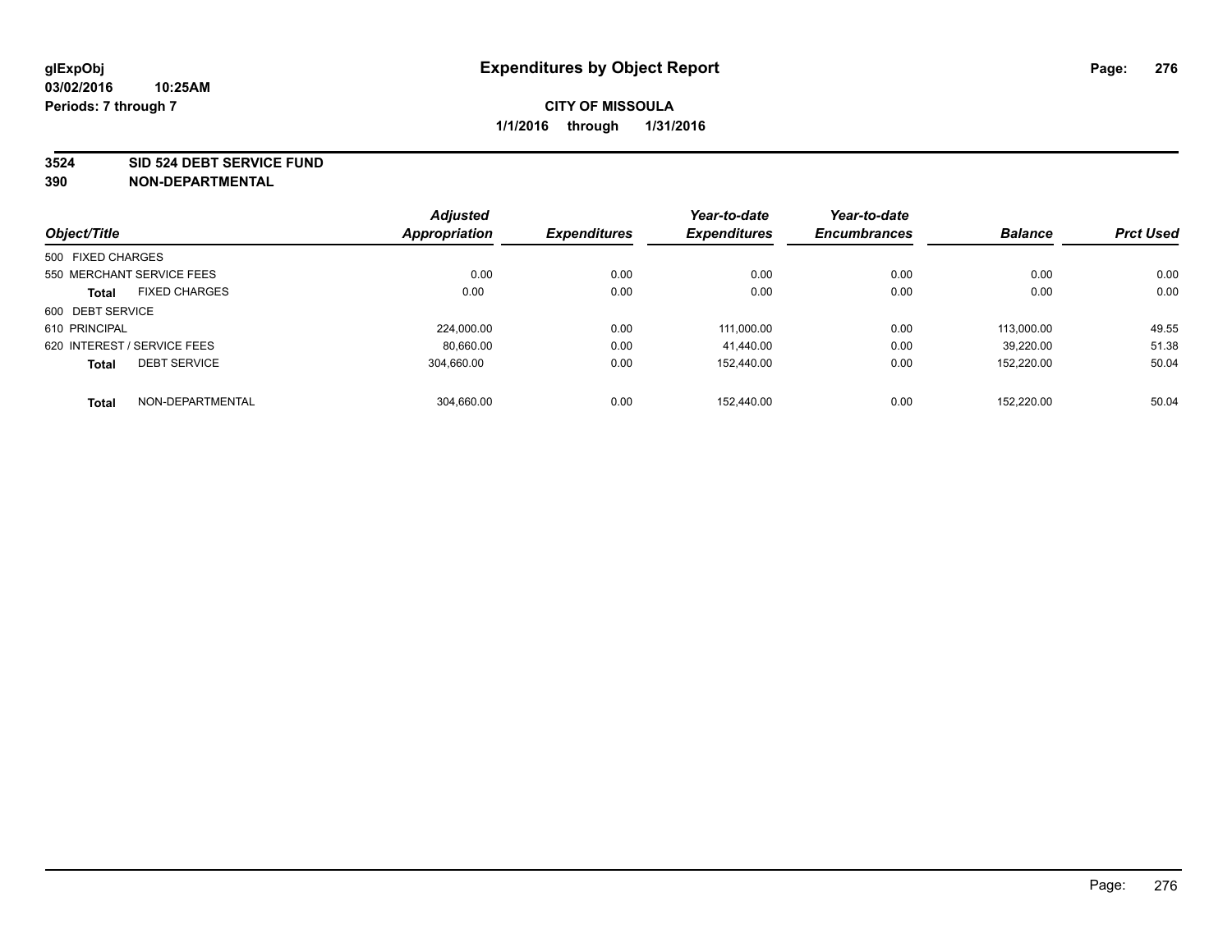glExpObj
03/02/2016 10:25AM
Periods: 7 through 7

# Expenditures by Object Report

**CITY OF MISSOULA**

**1/1/2016 through 1/31/2016**

**3524 SID 524 DEBT SERVICE FUND**
**390 NON-DEPARTMENTAL**

| Object/Title | | Adjusted Appropriation | Expenditures | Year-to-date Expenditures | Year-to-date Encumbrances | Balance | Prct Used |
|---|---|---|---|---|---|---|---|
| 500 FIXED CHARGES | | | | | | | |
| 550 MERCHANT SERVICE FEES | | 0.00 | 0.00 | 0.00 | 0.00 | 0.00 | 0.00 |
| **Total** | FIXED CHARGES | 0.00 | 0.00 | 0.00 | 0.00 | 0.00 | 0.00 |
| 600 DEBT SERVICE | | | | | | | |
| 610 PRINCIPAL | | 224,000.00 | 0.00 | 111,000.00 | 0.00 | 113,000.00 | 49.55 |
| 620 INTEREST / SERVICE FEES | | 80,660.00 | 0.00 | 41,440.00 | 0.00 | 39,220.00 | 51.38 |
| **Total** | DEBT SERVICE | 304,660.00 | 0.00 | 152,440.00 | 0.00 | 152,220.00 | 50.04 |
| **Total** | NON-DEPARTMENTAL | 304,660.00 | 0.00 | 152,440.00 | 0.00 | 152,220.00 | 50.04 |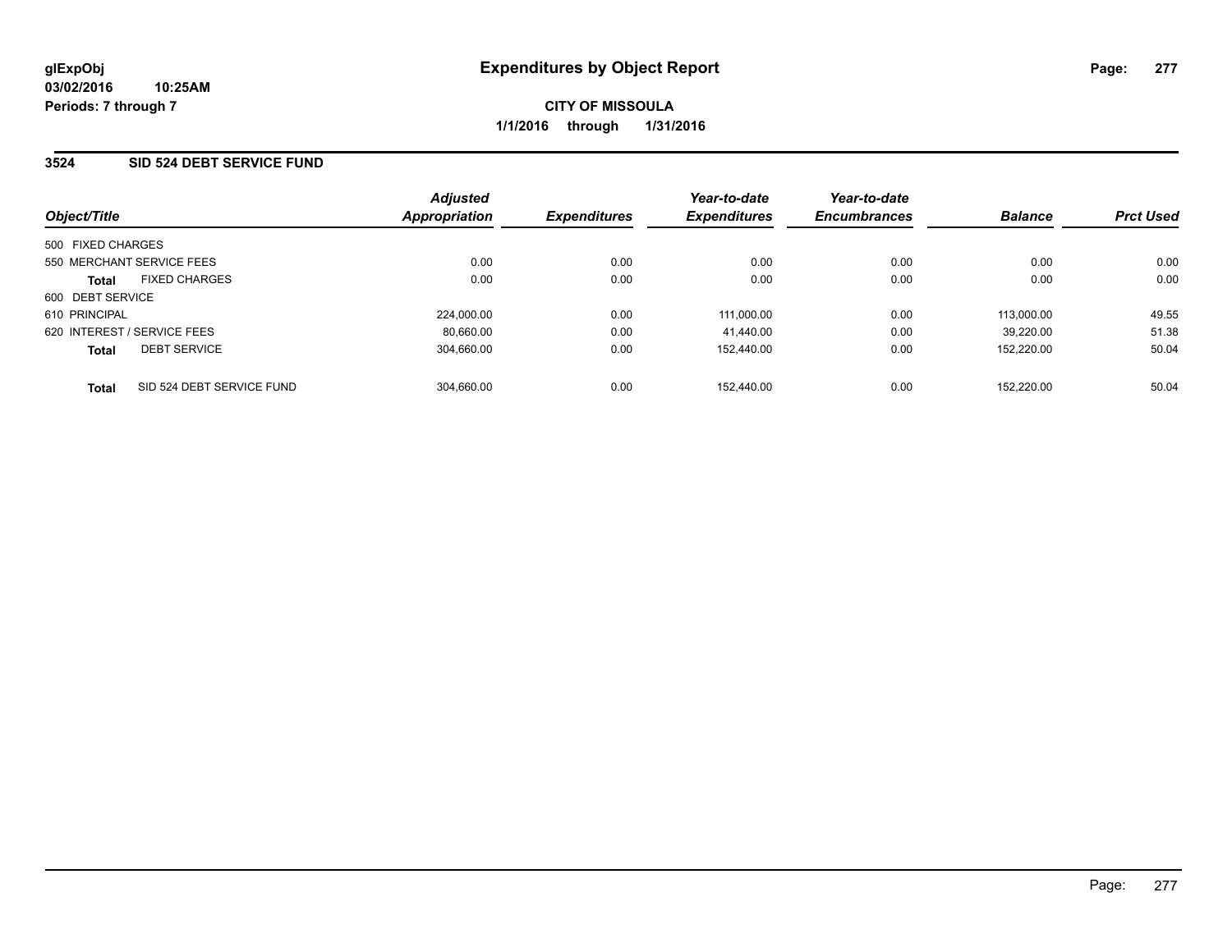**glExpObj**
**03/02/2016 10:25AM**
**Periods: 7 through 7**

# Expenditures by Object Report

**CITY OF MISSOULA**
**1/1/2016 through 1/31/2016**

## 3524 SID 524 DEBT SERVICE FUND

| Object/Title | Adjusted Appropriation | Expenditures | Year-to-date Expenditures | Year-to-date Encumbrances | Balance | Prct Used |
|---|---|---|---|---|---|---|
| 500 FIXED CHARGES | | | | | | |
| 550 MERCHANT SERVICE FEES | 0.00 | 0.00 | 0.00 | 0.00 | 0.00 | 0.00 |
| **Total** FIXED CHARGES | 0.00 | 0.00 | 0.00 | 0.00 | 0.00 | 0.00 |
| 600 DEBT SERVICE | | | | | | |
| 610 PRINCIPAL | 224,000.00 | 0.00 | 111,000.00 | 0.00 | 113,000.00 | 49.55 |
| 620 INTEREST / SERVICE FEES | 80,660.00 | 0.00 | 41,440.00 | 0.00 | 39,220.00 | 51.38 |
| **Total** DEBT SERVICE | 304,660.00 | 0.00 | 152,440.00 | 0.00 | 152,220.00 | 50.04 |
| **Total** SID 524 DEBT SERVICE FUND | 304,660.00 | 0.00 | 152,440.00 | 0.00 | 152,220.00 | 50.04 |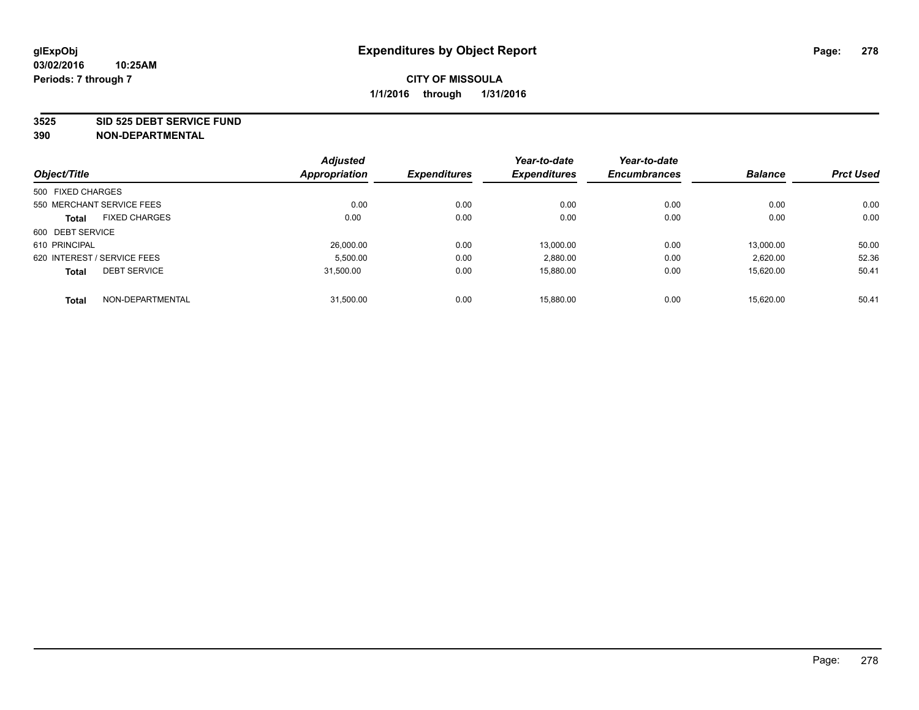**glExpObj**
**03/02/2016 10:25AM**
**Periods: 7 through 7**

# Expenditures by Object Report

**CITY OF MISSOULA**
**1/1/2016 through 1/31/2016**

**3525 SID 525 DEBT SERVICE FUND**
**390 NON-DEPARTMENTAL**

| Object/Title | | Adjusted Appropriation | Expenditures | Year-to-date Expenditures | Year-to-date Encumbrances | Balance | Prct Used |
|---|---|---|---|---|---|---|---|
| 500 FIXED CHARGES | | | | | | | |
| 550 MERCHANT SERVICE FEES | | 0.00 | 0.00 | 0.00 | 0.00 | 0.00 | 0.00 |
| **Total** | FIXED CHARGES | 0.00 | 0.00 | 0.00 | 0.00 | 0.00 | 0.00 |
| 600 DEBT SERVICE | | | | | | | |
| 610 PRINCIPAL | | 26,000.00 | 0.00 | 13,000.00 | 0.00 | 13,000.00 | 50.00 |
| 620 INTEREST / SERVICE FEES | | 5,500.00 | 0.00 | 2,880.00 | 0.00 | 2,620.00 | 52.36 |
| **Total** | DEBT SERVICE | 31,500.00 | 0.00 | 15,880.00 | 0.00 | 15,620.00 | 50.41 |
| **Total** | NON-DEPARTMENTAL | 31,500.00 | 0.00 | 15,880.00 | 0.00 | 15,620.00 | 50.41 |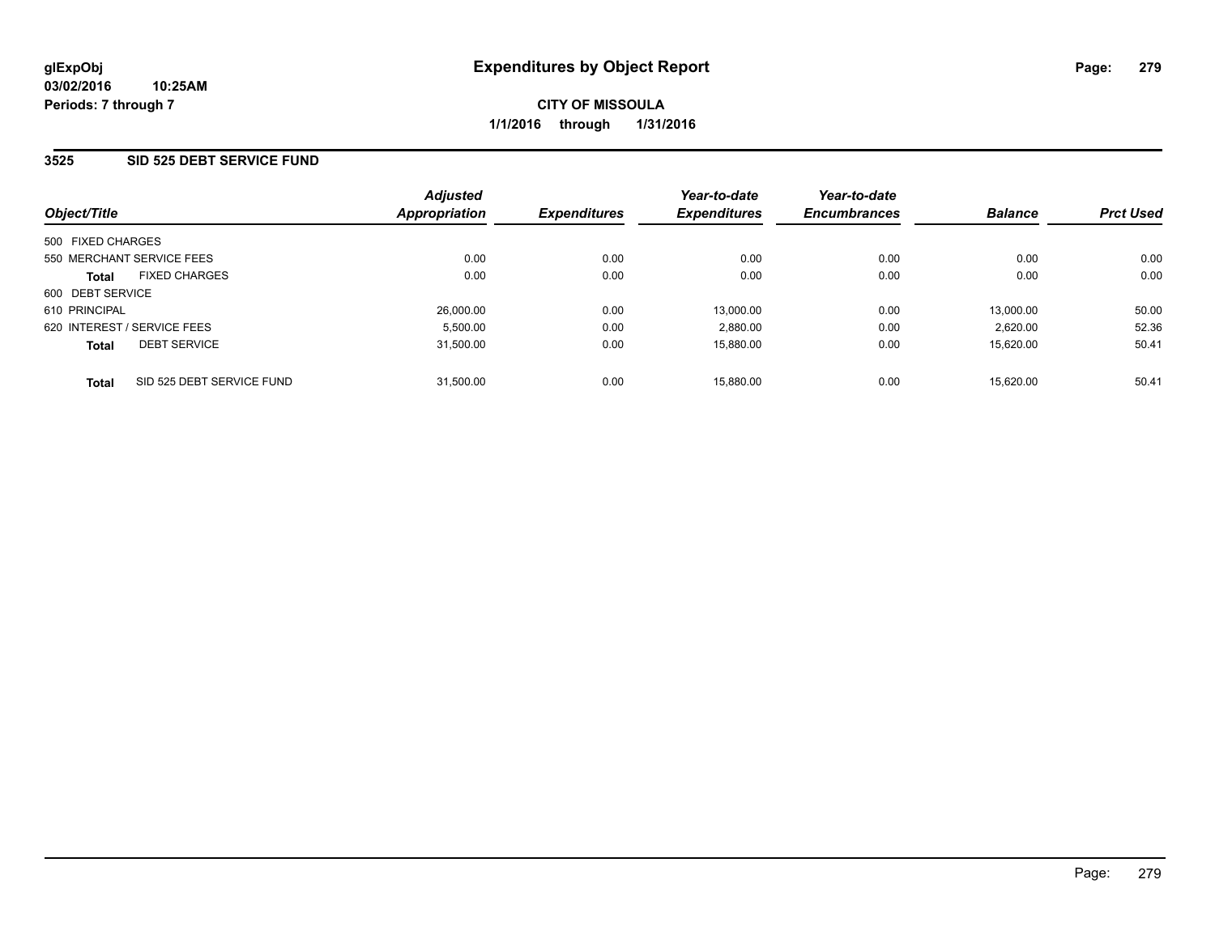**glExpObj**
**03/02/2016 10:25AM**
**Periods: 7 through 7**

# Expenditures by Object Report

**CITY OF MISSOULA**
**1/1/2016 through 1/31/2016**

## 3525 SID 525 DEBT SERVICE FUND

| Object/Title | Adjusted Appropriation | Expenditures | Year-to-date Expenditures | Year-to-date Encumbrances | Balance | Prct Used |
|---|---|---|---|---|---|---|
| 500 FIXED CHARGES | | | | | | |
| 550 MERCHANT SERVICE FEES | 0.00 | 0.00 | 0.00 | 0.00 | 0.00 | 0.00 |
| **Total** FIXED CHARGES | 0.00 | 0.00 | 0.00 | 0.00 | 0.00 | 0.00 |
| 600 DEBT SERVICE | | | | | | |
| 610 PRINCIPAL | 26,000.00 | 0.00 | 13,000.00 | 0.00 | 13,000.00 | 50.00 |
| 620 INTEREST / SERVICE FEES | 5,500.00 | 0.00 | 2,880.00 | 0.00 | 2,620.00 | 52.36 |
| **Total** DEBT SERVICE | 31,500.00 | 0.00 | 15,880.00 | 0.00 | 15,620.00 | 50.41 |
| **Total** SID 525 DEBT SERVICE FUND | 31,500.00 | 0.00 | 15,880.00 | 0.00 | 15,620.00 | 50.41 |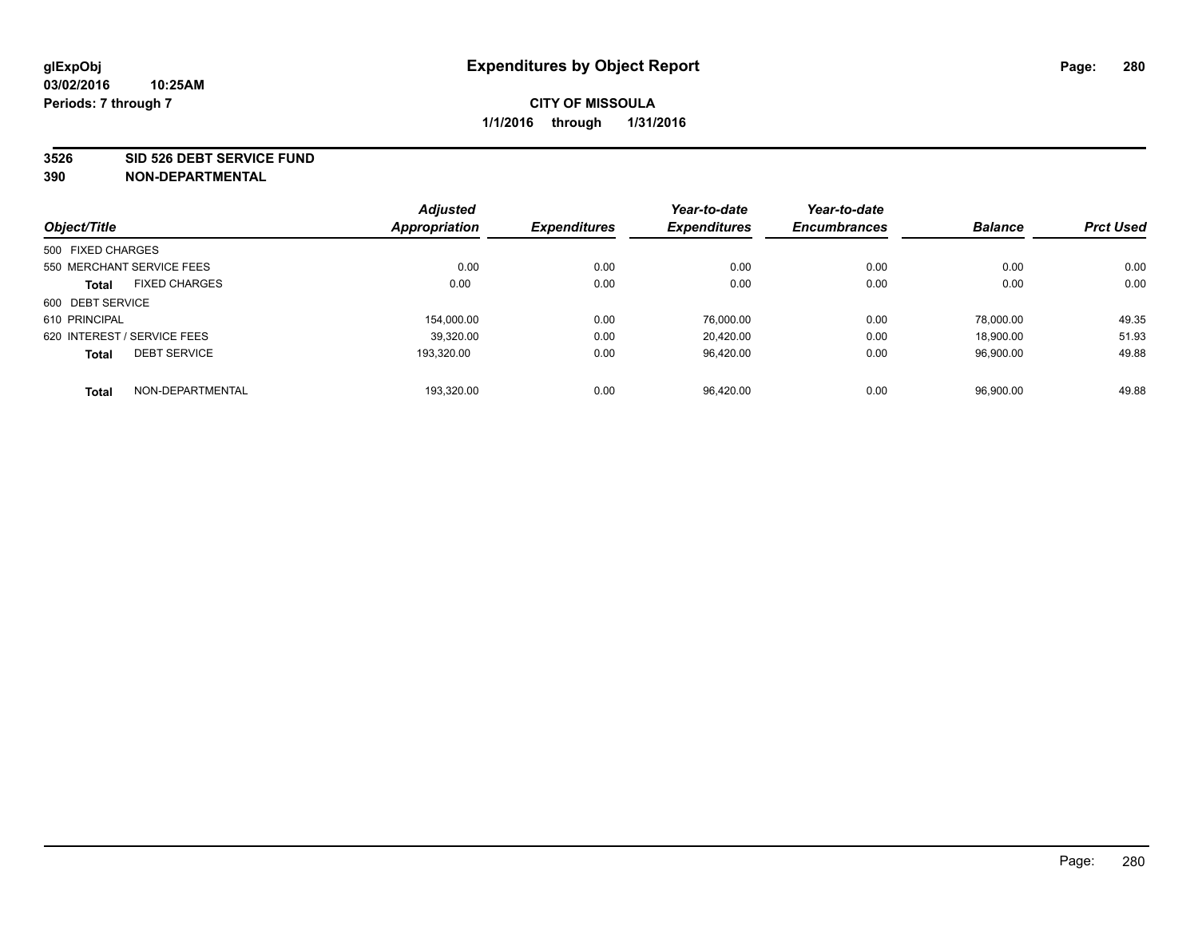# Expenditures by Object Report

glExpObj
03/02/2016 10:25AM
Periods: 7 through 7

**CITY OF MISSOULA**
**1/1/2016 through 1/31/2016**

**3526 SID 526 DEBT SERVICE FUND**
**390 NON-DEPARTMENTAL**

| Object/Title | Adjusted Appropriation | Expenditures | Year-to-date Expenditures | Year-to-date Encumbrances | Balance | Prct Used |
|---|---|---|---|---|---|---|
| 500 FIXED CHARGES | | | | | | |
| 550 MERCHANT SERVICE FEES | 0.00 | 0.00 | 0.00 | 0.00 | 0.00 | 0.00 |
| **Total** FIXED CHARGES | 0.00 | 0.00 | 0.00 | 0.00 | 0.00 | 0.00 |
| 600 DEBT SERVICE | | | | | | |
| 610 PRINCIPAL | 154,000.00 | 0.00 | 76,000.00 | 0.00 | 78,000.00 | 49.35 |
| 620 INTEREST / SERVICE FEES | 39,320.00 | 0.00 | 20,420.00 | 0.00 | 18,900.00 | 51.93 |
| **Total** DEBT SERVICE | 193,320.00 | 0.00 | 96,420.00 | 0.00 | 96,900.00 | 49.88 |
| **Total** NON-DEPARTMENTAL | 193,320.00 | 0.00 | 96,420.00 | 0.00 | 96,900.00 | 49.88 |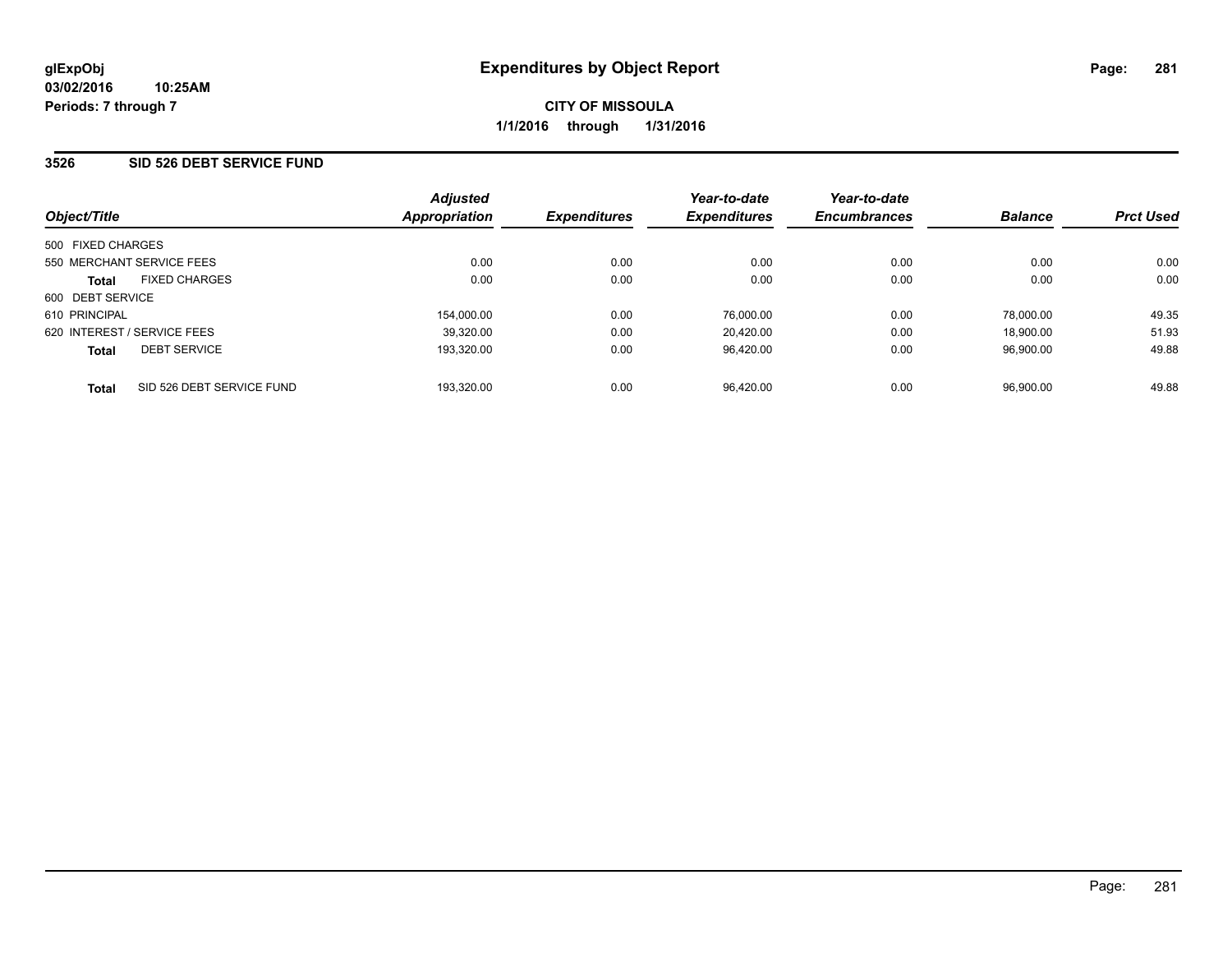**glExpObj**
**03/02/2016 10:25AM**
**Periods: 7 through 7**

# Expenditures by Object Report

**CITY OF MISSOULA**
**1/1/2016 through 1/31/2016**

## 3526 SID 526 DEBT SERVICE FUND

| Object/Title | Adjusted Appropriation | Expenditures | Year-to-date Expenditures | Year-to-date Encumbrances | Balance | Prct Used |
|---|---|---|---|---|---|---|
| 500 FIXED CHARGES | | | | | | |
| 550 MERCHANT SERVICE FEES | 0.00 | 0.00 | 0.00 | 0.00 | 0.00 | 0.00 |
| **Total** FIXED CHARGES | 0.00 | 0.00 | 0.00 | 0.00 | 0.00 | 0.00 |
| 600 DEBT SERVICE | | | | | | |
| 610 PRINCIPAL | 154,000.00 | 0.00 | 76,000.00 | 0.00 | 78,000.00 | 49.35 |
| 620 INTEREST / SERVICE FEES | 39,320.00 | 0.00 | 20,420.00 | 0.00 | 18,900.00 | 51.93 |
| **Total** DEBT SERVICE | 193,320.00 | 0.00 | 96,420.00 | 0.00 | 96,900.00 | 49.88 |
| **Total** SID 526 DEBT SERVICE FUND | 193,320.00 | 0.00 | 96,420.00 | 0.00 | 96,900.00 | 49.88 |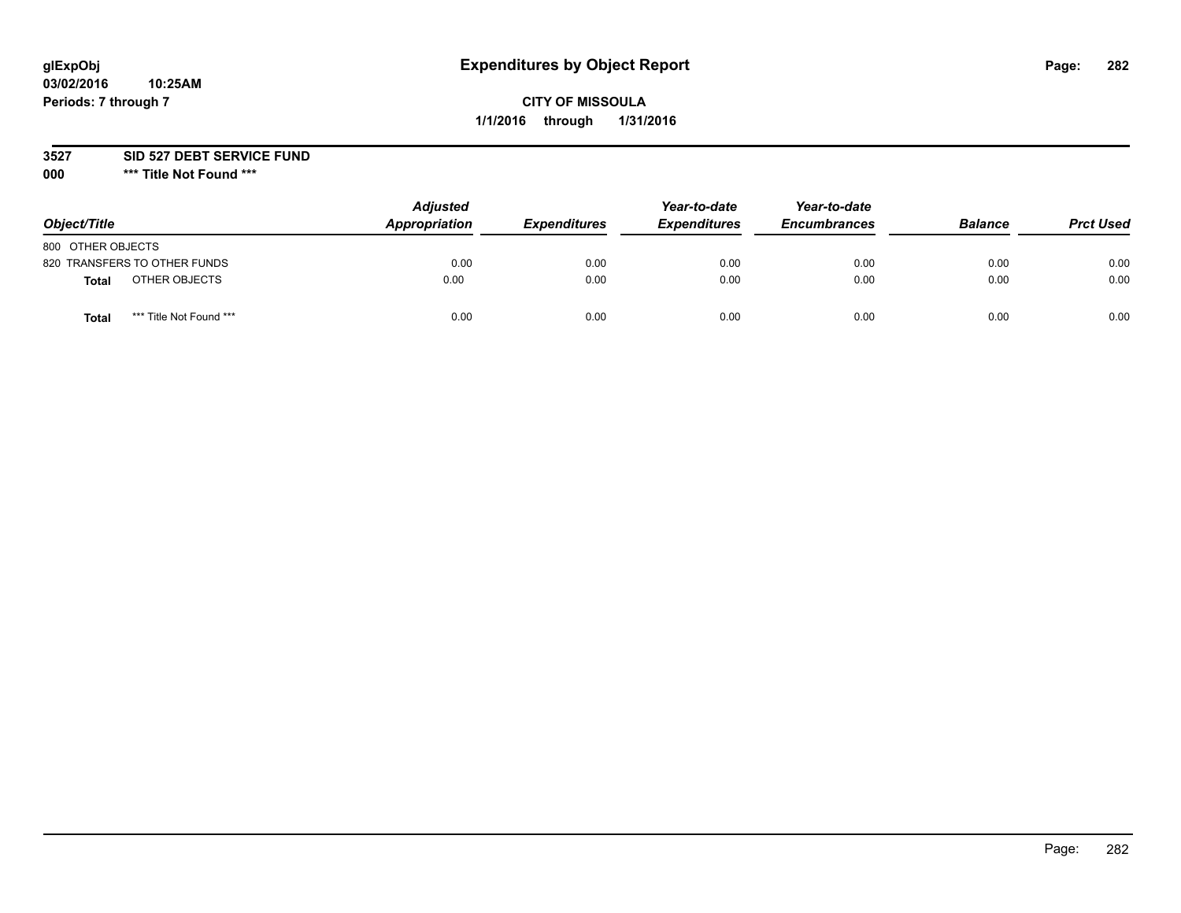# Expenditures by Object Report

**CITY OF MISSOULA**

**1/1/2016 through 1/31/2016**

glExpObj
03/02/2016 10:25AM
Periods: 7 through 7

**3527 SID 527 DEBT SERVICE FUND**

**000 \*\*\* Title Not Found \*\*\***

| Object/Title | | Adjusted Appropriation | Expenditures | Year-to-date Expenditures | Year-to-date Encumbrances | Balance | Prct Used |
|---|---|---|---|---|---|---|---|
| 800 OTHER OBJECTS | | | | | | | |
| 820 TRANSFERS TO OTHER FUNDS | | 0.00 | 0.00 | 0.00 | 0.00 | 0.00 | 0.00 |
| **Total** | OTHER OBJECTS | 0.00 | 0.00 | 0.00 | 0.00 | 0.00 | 0.00 |
| **Total** | *** Title Not Found *** | 0.00 | 0.00 | 0.00 | 0.00 | 0.00 | 0.00 |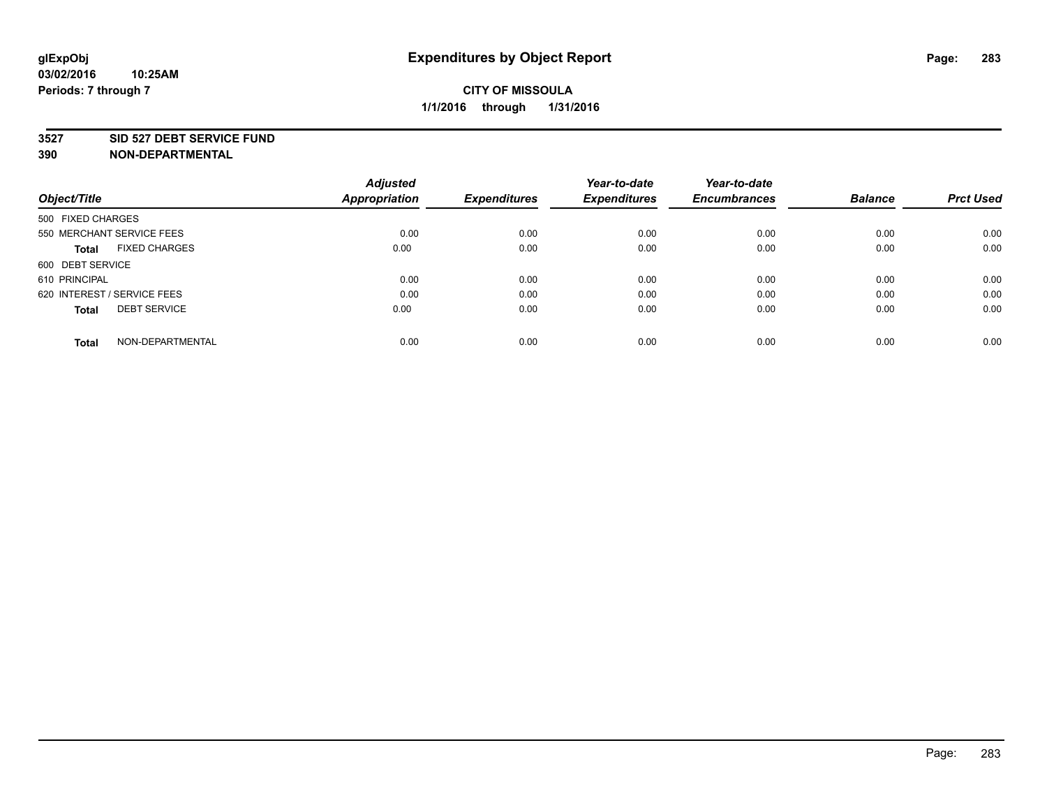glExpObj
03/02/2016 10:25AM
Periods: 7 through 7

# Expenditures by Object Report

**CITY OF MISSOULA**
**1/1/2016 through 1/31/2016**

**3527 SID 527 DEBT SERVICE FUND**
**390 NON-DEPARTMENTAL**

| Object/Title | Adjusted Appropriation | Expenditures | Year-to-date Expenditures | Year-to-date Encumbrances | Balance | Prct Used |
|---|---|---|---|---|---|---|
| 500 FIXED CHARGES | | | | | | |
| 550 MERCHANT SERVICE FEES | 0.00 | 0.00 | 0.00 | 0.00 | 0.00 | 0.00 |
| **Total** FIXED CHARGES | 0.00 | 0.00 | 0.00 | 0.00 | 0.00 | 0.00 |
| 600 DEBT SERVICE | | | | | | |
| 610 PRINCIPAL | 0.00 | 0.00 | 0.00 | 0.00 | 0.00 | 0.00 |
| 620 INTEREST / SERVICE FEES | 0.00 | 0.00 | 0.00 | 0.00 | 0.00 | 0.00 |
| **Total** DEBT SERVICE | 0.00 | 0.00 | 0.00 | 0.00 | 0.00 | 0.00 |
| **Total** NON-DEPARTMENTAL | 0.00 | 0.00 | 0.00 | 0.00 | 0.00 | 0.00 |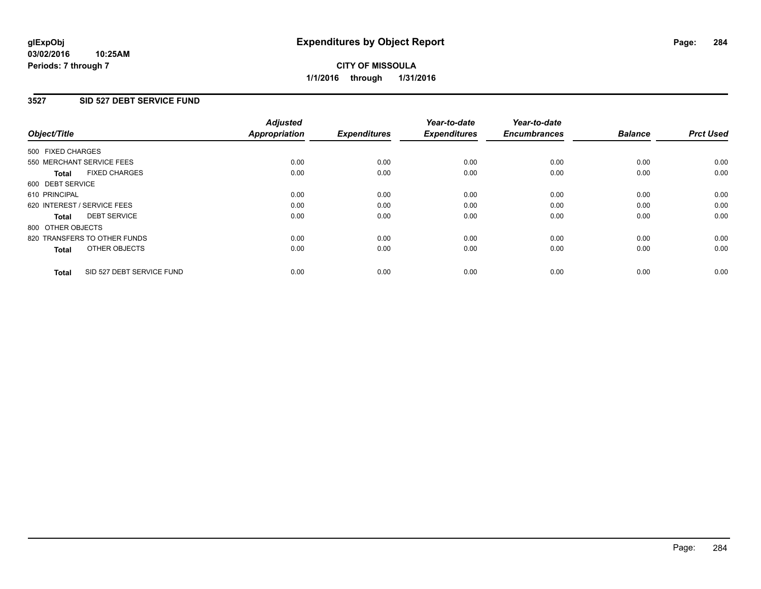**glExpObj** **Expenditures by Object Report**

**03/02/2016 10:25AM**

**Periods: 7 through 7**

**CITY OF MISSOULA**

**1/1/2016 through 1/31/2016**

## 3527 SID 527 DEBT SERVICE FUND

| Object/Title | Adjusted Appropriation | Expenditures | Year-to-date Expenditures | Year-to-date Encumbrances | Balance | Prct Used |
|---|---|---|---|---|---|---|
| 500 FIXED CHARGES | | | | | | |
| 550 MERCHANT SERVICE FEES | 0.00 | 0.00 | 0.00 | 0.00 | 0.00 | 0.00 |
| **Total** FIXED CHARGES | 0.00 | 0.00 | 0.00 | 0.00 | 0.00 | 0.00 |
| 600 DEBT SERVICE | | | | | | |
| 610 PRINCIPAL | 0.00 | 0.00 | 0.00 | 0.00 | 0.00 | 0.00 |
| 620 INTEREST / SERVICE FEES | 0.00 | 0.00 | 0.00 | 0.00 | 0.00 | 0.00 |
| **Total** DEBT SERVICE | 0.00 | 0.00 | 0.00 | 0.00 | 0.00 | 0.00 |
| 800 OTHER OBJECTS | | | | | | |
| 820 TRANSFERS TO OTHER FUNDS | 0.00 | 0.00 | 0.00 | 0.00 | 0.00 | 0.00 |
| **Total** OTHER OBJECTS | 0.00 | 0.00 | 0.00 | 0.00 | 0.00 | 0.00 |
| **Total** SID 527 DEBT SERVICE FUND | 0.00 | 0.00 | 0.00 | 0.00 | 0.00 | 0.00 |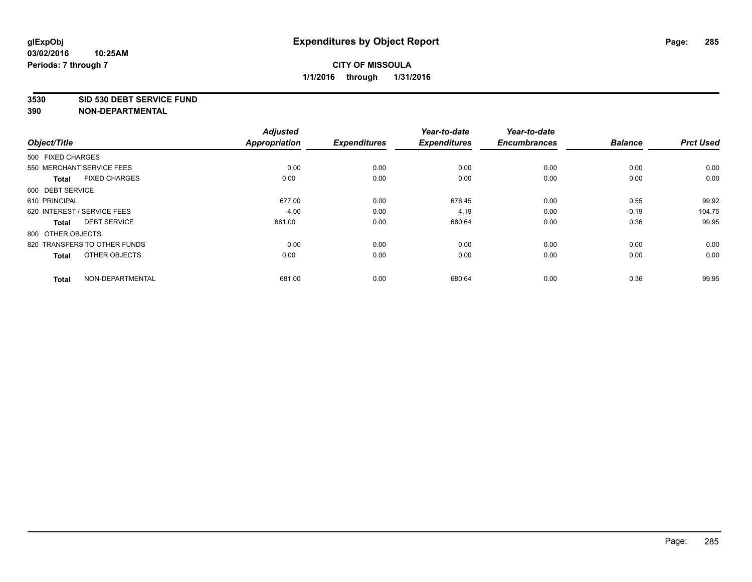glExpObj
03/02/2016 10:25AM
Periods: 7 through 7

# Expenditures by Object Report

**CITY OF MISSOULA**
**1/1/2016 through 1/31/2016**

**3530 SID 530 DEBT SERVICE FUND**
**390 NON-DEPARTMENTAL**

| Object/Title | Adjusted Appropriation | Expenditures | Year-to-date Expenditures | Year-to-date Encumbrances | Balance | Prct Used |
|---|---|---|---|---|---|---|
| 500 FIXED CHARGES | | | | | | |
| 550 MERCHANT SERVICE FEES | 0.00 | 0.00 | 0.00 | 0.00 | 0.00 | 0.00 |
| **Total** FIXED CHARGES | 0.00 | 0.00 | 0.00 | 0.00 | 0.00 | 0.00 |
| 600 DEBT SERVICE | | | | | | |
| 610 PRINCIPAL | 677.00 | 0.00 | 676.45 | 0.00 | 0.55 | 99.92 |
| 620 INTEREST / SERVICE FEES | 4.00 | 0.00 | 4.19 | 0.00 | -0.19 | 104.75 |
| **Total** DEBT SERVICE | 681.00 | 0.00 | 680.64 | 0.00 | 0.36 | 99.95 |
| 800 OTHER OBJECTS | | | | | | |
| 820 TRANSFERS TO OTHER FUNDS | 0.00 | 0.00 | 0.00 | 0.00 | 0.00 | 0.00 |
| **Total** OTHER OBJECTS | 0.00 | 0.00 | 0.00 | 0.00 | 0.00 | 0.00 |
| **Total** NON-DEPARTMENTAL | 681.00 | 0.00 | 680.64 | 0.00 | 0.36 | 99.95 |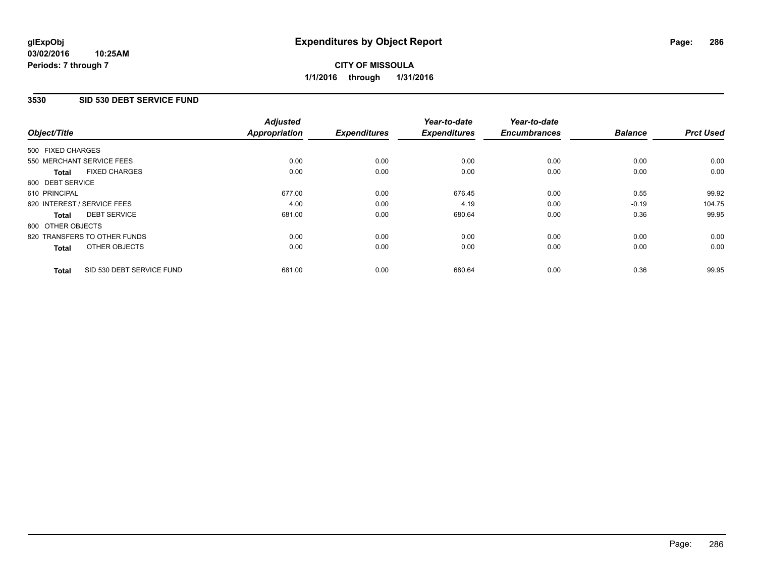**glExpObj**
**03/02/2016 10:25AM**
**Periods: 7 through 7**

# Expenditures by Object Report

**CITY OF MISSOULA**
**1/1/2016 through 1/31/2016**

## 3530 SID 530 DEBT SERVICE FUND

| Object/Title | Adjusted Appropriation | Expenditures | Year-to-date Expenditures | Year-to-date Encumbrances | Balance | Prct Used |
|---|---|---|---|---|---|---|
| 500 FIXED CHARGES | | | | | | |
| 550 MERCHANT SERVICE FEES | 0.00 | 0.00 | 0.00 | 0.00 | 0.00 | 0.00 |
| **Total** FIXED CHARGES | 0.00 | 0.00 | 0.00 | 0.00 | 0.00 | 0.00 |
| 600 DEBT SERVICE | | | | | | |
| 610 PRINCIPAL | 677.00 | 0.00 | 676.45 | 0.00 | 0.55 | 99.92 |
| 620 INTEREST / SERVICE FEES | 4.00 | 0.00 | 4.19 | 0.00 | -0.19 | 104.75 |
| **Total** DEBT SERVICE | 681.00 | 0.00 | 680.64 | 0.00 | 0.36 | 99.95 |
| 800 OTHER OBJECTS | | | | | | |
| 820 TRANSFERS TO OTHER FUNDS | 0.00 | 0.00 | 0.00 | 0.00 | 0.00 | 0.00 |
| **Total** OTHER OBJECTS | 0.00 | 0.00 | 0.00 | 0.00 | 0.00 | 0.00 |
| **Total** SID 530 DEBT SERVICE FUND | 681.00 | 0.00 | 680.64 | 0.00 | 0.36 | 99.95 |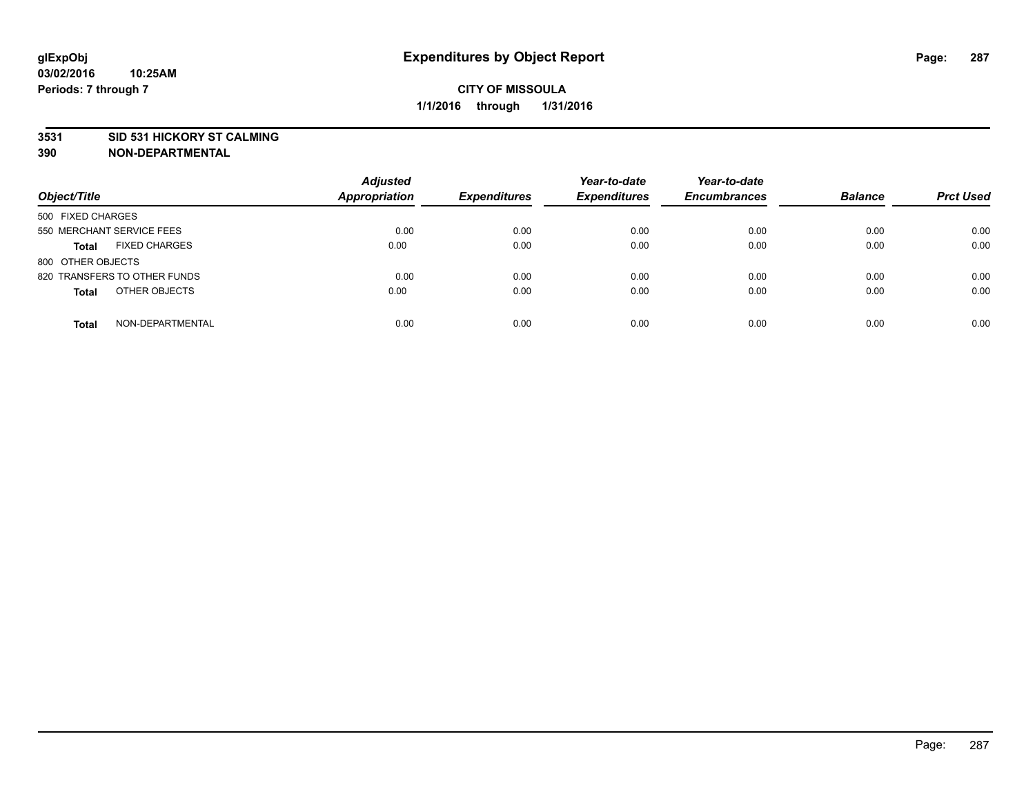**glExpObj**
**03/02/2016 10:25AM**
**Periods: 7 through 7**

# Expenditures by Object Report

**CITY OF MISSOULA**
**1/1/2016 through 1/31/2016**

**3531 SID 531 HICKORY ST CALMING**
**390 NON-DEPARTMENTAL**

| Object/Title | Adjusted Appropriation | Expenditures | Year-to-date Expenditures | Year-to-date Encumbrances | Balance | Prct Used |
|---|---|---|---|---|---|---|
| 500 FIXED CHARGES | | | | | | |
| 550 MERCHANT SERVICE FEES | 0.00 | 0.00 | 0.00 | 0.00 | 0.00 | 0.00 |
| **Total** FIXED CHARGES | 0.00 | 0.00 | 0.00 | 0.00 | 0.00 | 0.00 |
| 800 OTHER OBJECTS | | | | | | |
| 820 TRANSFERS TO OTHER FUNDS | 0.00 | 0.00 | 0.00 | 0.00 | 0.00 | 0.00 |
| **Total** OTHER OBJECTS | 0.00 | 0.00 | 0.00 | 0.00 | 0.00 | 0.00 |
| **Total** NON-DEPARTMENTAL | 0.00 | 0.00 | 0.00 | 0.00 | 0.00 | 0.00 |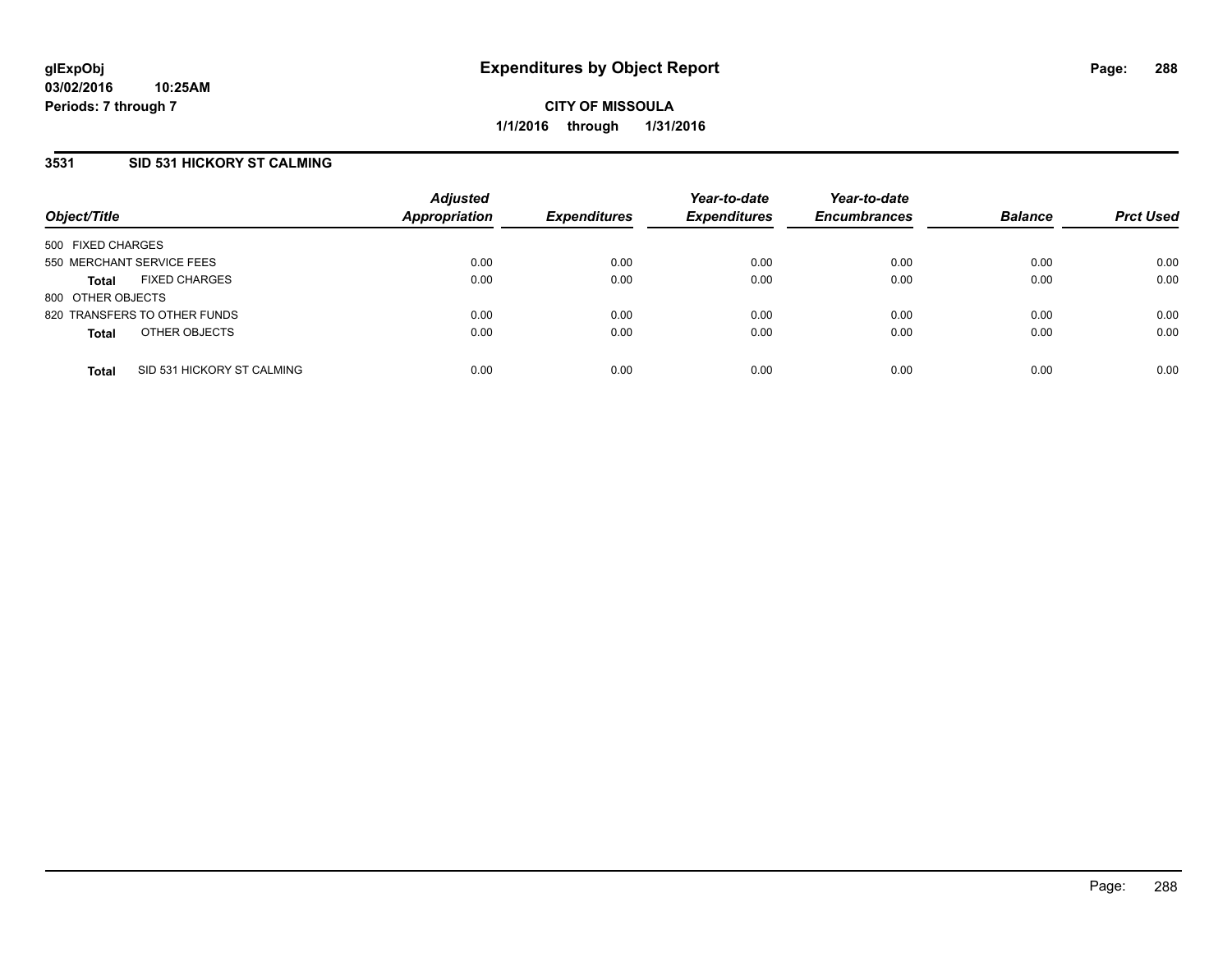# Expenditures by Object Report

**glExpObj**
**03/02/2016 10:25AM**
**Periods: 7 through 7**

**CITY OF MISSOULA**
**1/1/2016 through 1/31/2016**

## 3531 SID 531 HICKORY ST CALMING

| Object/Title | Adjusted Appropriation | Expenditures | Year-to-date Expenditures | Year-to-date Encumbrances | Balance | Prct Used |
|---|---|---|---|---|---|---|
| 500 FIXED CHARGES | | | | | | |
| 550 MERCHANT SERVICE FEES | 0.00 | 0.00 | 0.00 | 0.00 | 0.00 | 0.00 |
| **Total** FIXED CHARGES | 0.00 | 0.00 | 0.00 | 0.00 | 0.00 | 0.00 |
| 800 OTHER OBJECTS | | | | | | |
| 820 TRANSFERS TO OTHER FUNDS | 0.00 | 0.00 | 0.00 | 0.00 | 0.00 | 0.00 |
| **Total** OTHER OBJECTS | 0.00 | 0.00 | 0.00 | 0.00 | 0.00 | 0.00 |
| **Total** SID 531 HICKORY ST CALMING | 0.00 | 0.00 | 0.00 | 0.00 | 0.00 | 0.00 |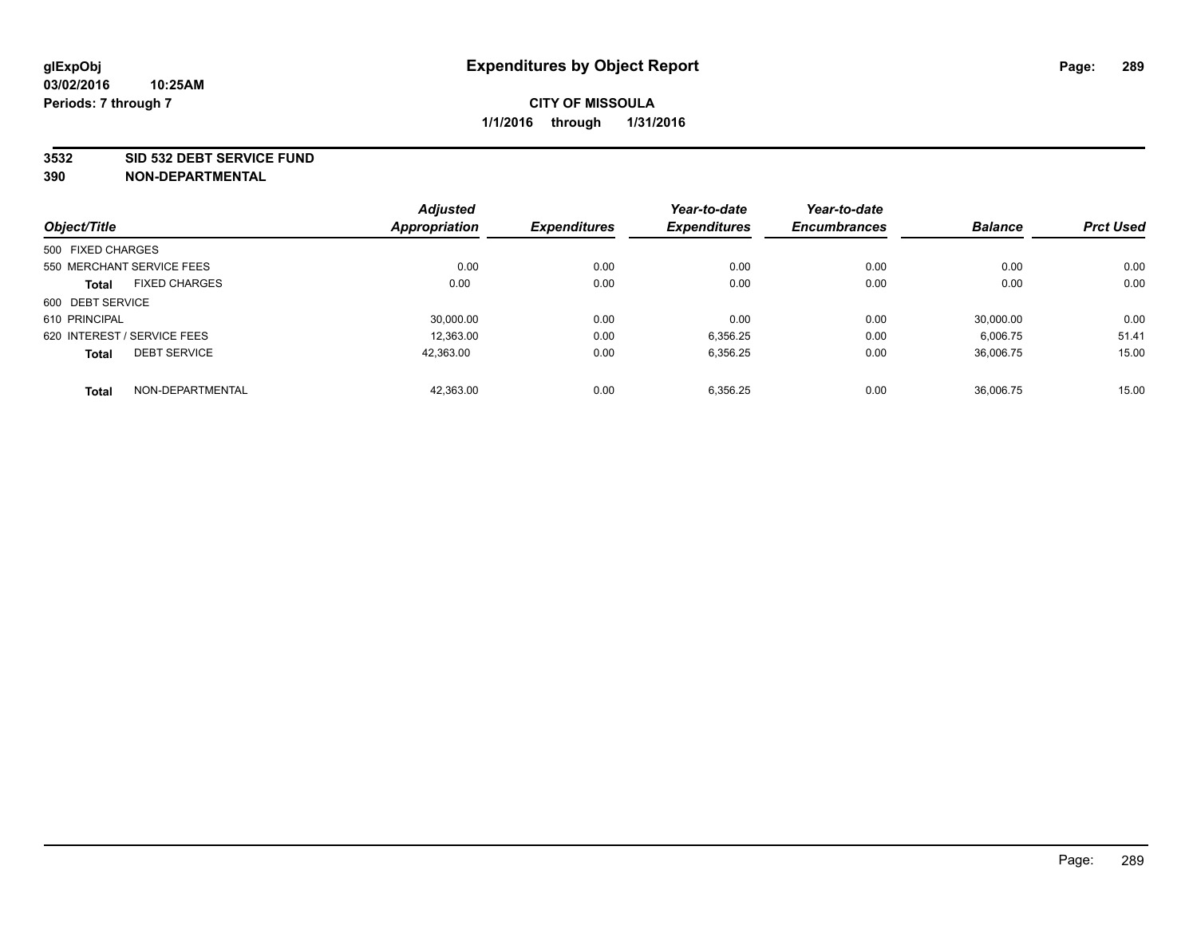# Expenditures by Object Report

glExpObj
03/02/2016 10:25AM
Periods: 7 through 7

**CITY OF MISSOULA**
**1/1/2016 through 1/31/2016**

**3532 SID 532 DEBT SERVICE FUND**
**390 NON-DEPARTMENTAL**

| Object/Title | Adjusted Appropriation | Expenditures | Year-to-date Expenditures | Year-to-date Encumbrances | Balance | Prct Used |
|---|---|---|---|---|---|---|
| 500 FIXED CHARGES | | | | | | |
| 550 MERCHANT SERVICE FEES | 0.00 | 0.00 | 0.00 | 0.00 | 0.00 | 0.00 |
| **Total** FIXED CHARGES | 0.00 | 0.00 | 0.00 | 0.00 | 0.00 | 0.00 |
| 600 DEBT SERVICE | | | | | | |
| 610 PRINCIPAL | 30,000.00 | 0.00 | 0.00 | 0.00 | 30,000.00 | 0.00 |
| 620 INTEREST / SERVICE FEES | 12,363.00 | 0.00 | 6,356.25 | 0.00 | 6,006.75 | 51.41 |
| **Total** DEBT SERVICE | 42,363.00 | 0.00 | 6,356.25 | 0.00 | 36,006.75 | 15.00 |
| **Total** NON-DEPARTMENTAL | 42,363.00 | 0.00 | 6,356.25 | 0.00 | 36,006.75 | 15.00 |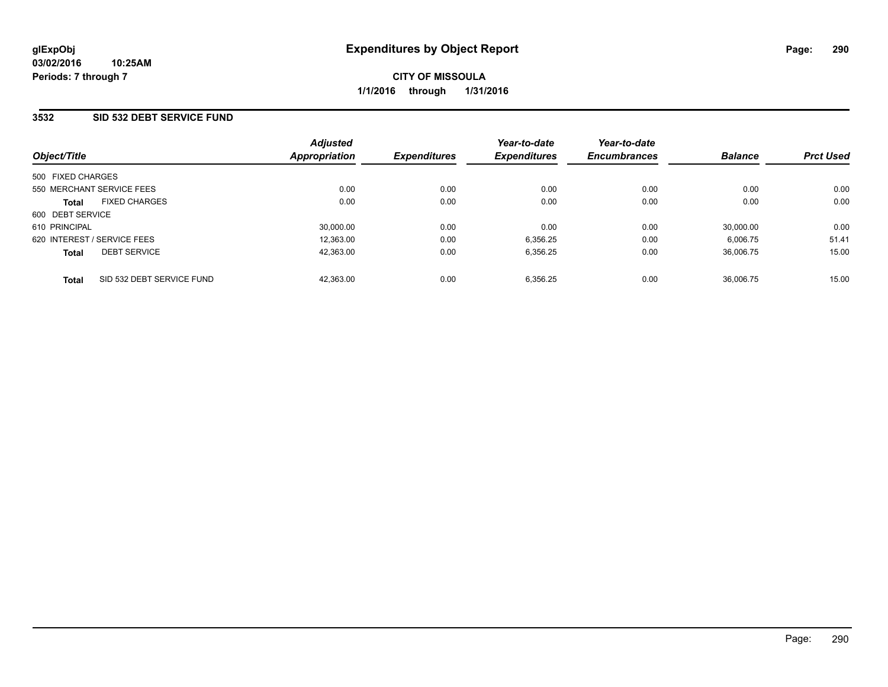# Expenditures by Object Report

glExpObj
03/02/2016 10:25AM
Periods: 7 through 7

**CITY OF MISSOULA**
**1/1/2016 through 1/31/2016**

## 3532 SID 532 DEBT SERVICE FUND

| Object/Title | Adjusted Appropriation | Expenditures | Year-to-date Expenditures | Year-to-date Encumbrances | Balance | Prct Used |
|---|---|---|---|---|---|---|
| 500 FIXED CHARGES | | | | | | |
| 550 MERCHANT SERVICE FEES | 0.00 | 0.00 | 0.00 | 0.00 | 0.00 | 0.00 |
| **Total** FIXED CHARGES | 0.00 | 0.00 | 0.00 | 0.00 | 0.00 | 0.00 |
| 600 DEBT SERVICE | | | | | | |
| 610 PRINCIPAL | 30,000.00 | 0.00 | 0.00 | 0.00 | 30,000.00 | 0.00 |
| 620 INTEREST / SERVICE FEES | 12,363.00 | 0.00 | 6,356.25 | 0.00 | 6,006.75 | 51.41 |
| **Total** DEBT SERVICE | 42,363.00 | 0.00 | 6,356.25 | 0.00 | 36,006.75 | 15.00 |
| **Total** SID 532 DEBT SERVICE FUND | 42,363.00 | 0.00 | 6,356.25 | 0.00 | 36,006.75 | 15.00 |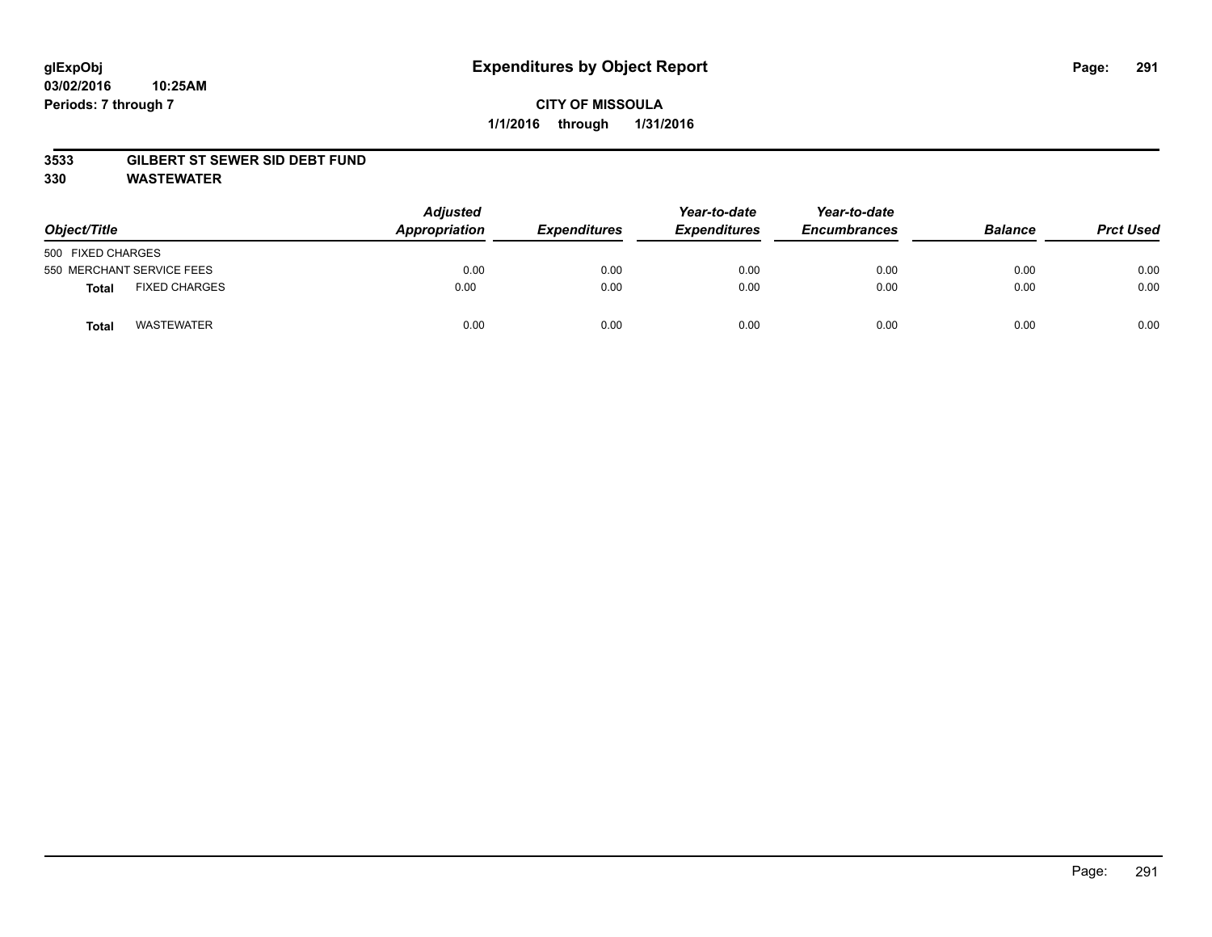glExpObj
03/02/2016 10:25AM
Periods: 7 through 7

# Expenditures by Object Report

**CITY OF MISSOULA**

**1/1/2016 through 1/31/2016**

**3533 GILBERT ST SEWER SID DEBT FUND**

**330 WASTEWATER**

| Object/Title | Adjusted Appropriation | Expenditures | Year-to-date Expenditures | Year-to-date Encumbrances | Balance | Prct Used |
|---|---|---|---|---|---|---|
| 500 FIXED CHARGES | | | | | | |
| 550 MERCHANT SERVICE FEES | 0.00 | 0.00 | 0.00 | 0.00 | 0.00 | 0.00 |
| **Total** FIXED CHARGES | 0.00 | 0.00 | 0.00 | 0.00 | 0.00 | 0.00 |
| **Total** WASTEWATER | 0.00 | 0.00 | 0.00 | 0.00 | 0.00 | 0.00 |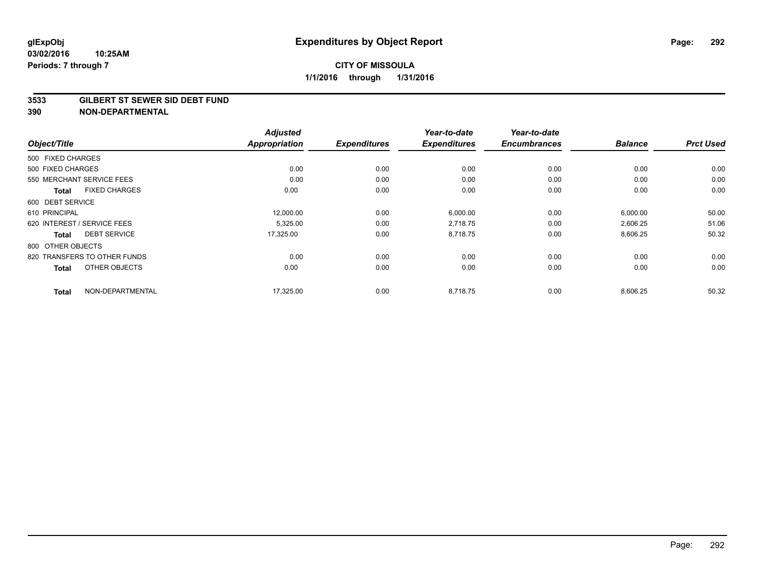**glExpObj** **Expenditures by Object Report**

**03/02/2016 10:25AM**

**Periods: 7 through 7**

**CITY OF MISSOULA**

**1/1/2016 through 1/31/2016**

**3533 GILBERT ST SEWER SID DEBT FUND**

**390 NON-DEPARTMENTAL**

| Object/Title | Adjusted Appropriation | Expenditures | Year-to-date Expenditures | Year-to-date Encumbrances | Balance | Prct Used |
|---|---|---|---|---|---|---|
| 500 FIXED CHARGES | | | | | | |
| 500 FIXED CHARGES | 0.00 | 0.00 | 0.00 | 0.00 | 0.00 | 0.00 |
| 550 MERCHANT SERVICE FEES | 0.00 | 0.00 | 0.00 | 0.00 | 0.00 | 0.00 |
| **Total** FIXED CHARGES | 0.00 | 0.00 | 0.00 | 0.00 | 0.00 | 0.00 |
| 600 DEBT SERVICE | | | | | | |
| 610 PRINCIPAL | 12,000.00 | 0.00 | 6,000.00 | 0.00 | 6,000.00 | 50.00 |
| 620 INTEREST / SERVICE FEES | 5,325.00 | 0.00 | 2,718.75 | 0.00 | 2,606.25 | 51.06 |
| **Total** DEBT SERVICE | 17,325.00 | 0.00 | 8,718.75 | 0.00 | 8,606.25 | 50.32 |
| 800 OTHER OBJECTS | | | | | | |
| 820 TRANSFERS TO OTHER FUNDS | 0.00 | 0.00 | 0.00 | 0.00 | 0.00 | 0.00 |
| **Total** OTHER OBJECTS | 0.00 | 0.00 | 0.00 | 0.00 | 0.00 | 0.00 |
| **Total** NON-DEPARTMENTAL | 17,325.00 | 0.00 | 8,718.75 | 0.00 | 8,606.25 | 50.32 |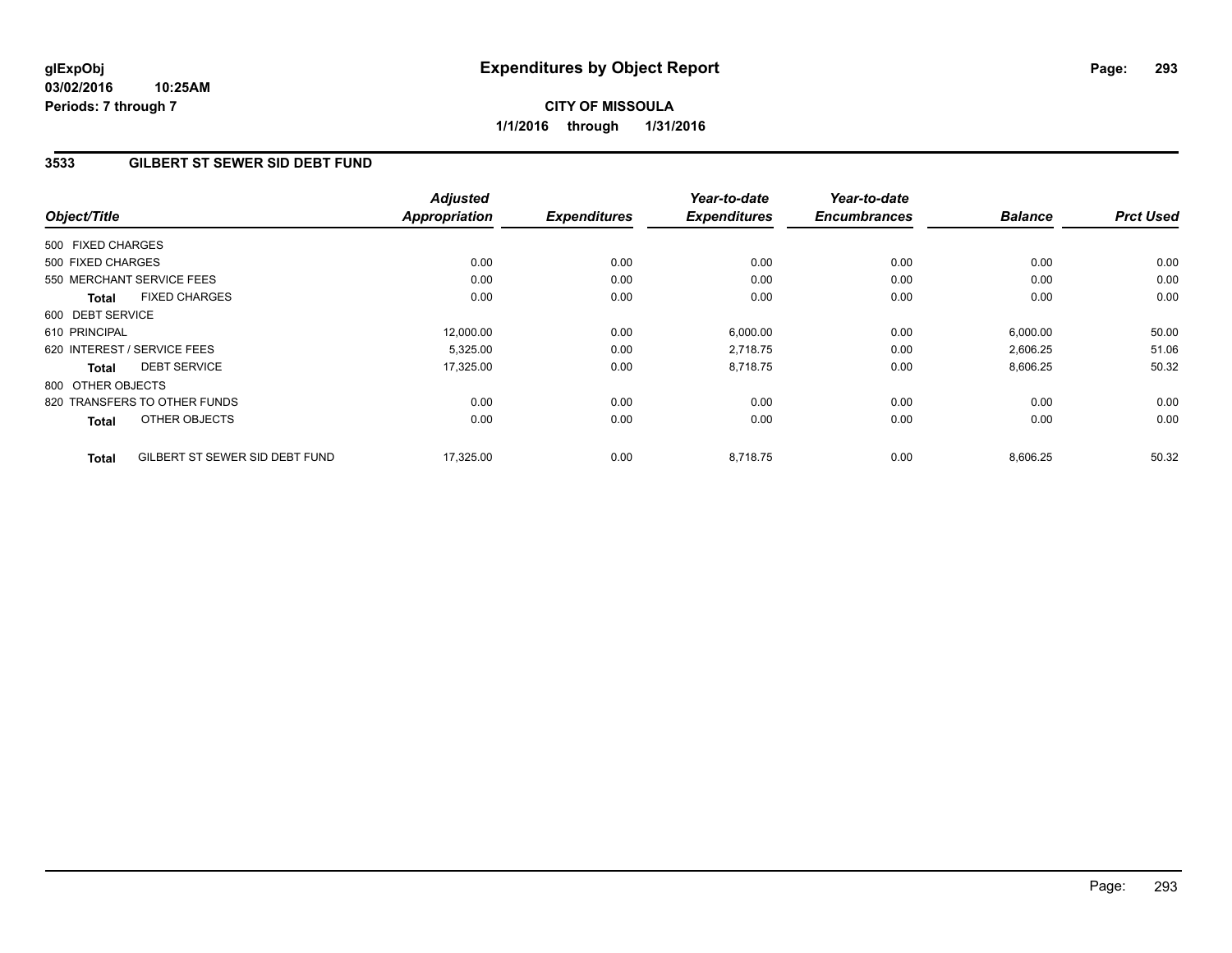# Expenditures by Object Report

glExpObj
03/02/2016 10:25AM
Periods: 7 through 7

**CITY OF MISSOULA**
**1/1/2016 through 1/31/2016**

## 3533 GILBERT ST SEWER SID DEBT FUND

| Object/Title | Adjusted Appropriation | Expenditures | Year-to-date Expenditures | Year-to-date Encumbrances | Balance | Prct Used |
|---|---|---|---|---|---|---|
| 500 FIXED CHARGES | | | | | | |
| 500 FIXED CHARGES | 0.00 | 0.00 | 0.00 | 0.00 | 0.00 | 0.00 |
| 550 MERCHANT SERVICE FEES | 0.00 | 0.00 | 0.00 | 0.00 | 0.00 | 0.00 |
| **Total** FIXED CHARGES | 0.00 | 0.00 | 0.00 | 0.00 | 0.00 | 0.00 |
| 600 DEBT SERVICE | | | | | | |
| 610 PRINCIPAL | 12,000.00 | 0.00 | 6,000.00 | 0.00 | 6,000.00 | 50.00 |
| 620 INTEREST / SERVICE FEES | 5,325.00 | 0.00 | 2,718.75 | 0.00 | 2,606.25 | 51.06 |
| **Total** DEBT SERVICE | 17,325.00 | 0.00 | 8,718.75 | 0.00 | 8,606.25 | 50.32 |
| 800 OTHER OBJECTS | | | | | | |
| 820 TRANSFERS TO OTHER FUNDS | 0.00 | 0.00 | 0.00 | 0.00 | 0.00 | 0.00 |
| **Total** OTHER OBJECTS | 0.00 | 0.00 | 0.00 | 0.00 | 0.00 | 0.00 |
| **Total** GILBERT ST SEWER SID DEBT FUND | 17,325.00 | 0.00 | 8,718.75 | 0.00 | 8,606.25 | 50.32 |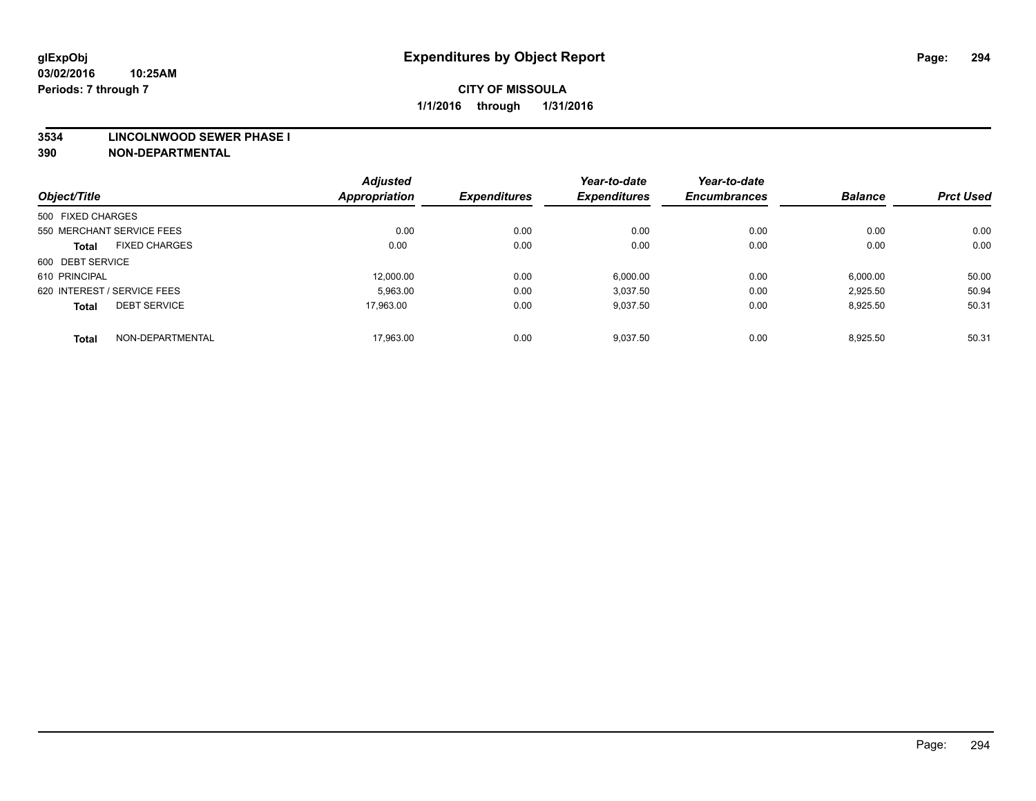# Expenditures by Object Report

glExpObj
03/02/2016 10:25AM
Periods: 7 through 7

**CITY OF MISSOULA**
**1/1/2016 through 1/31/2016**

**3534 LINCOLNWOOD SEWER PHASE I**
**390 NON-DEPARTMENTAL**

| Object/Title | | Adjusted Appropriation | Expenditures | Year-to-date Expenditures | Year-to-date Encumbrances | Balance | Prct Used |
|---|---|---|---|---|---|---|---|
| 500 FIXED CHARGES | | | | | | | |
| 550 MERCHANT SERVICE FEES | | 0.00 | 0.00 | 0.00 | 0.00 | 0.00 | 0.00 |
| **Total** | FIXED CHARGES | 0.00 | 0.00 | 0.00 | 0.00 | 0.00 | 0.00 |
| 600 DEBT SERVICE | | | | | | | |
| 610 PRINCIPAL | | 12,000.00 | 0.00 | 6,000.00 | 0.00 | 6,000.00 | 50.00 |
| 620 INTEREST / SERVICE FEES | | 5,963.00 | 0.00 | 3,037.50 | 0.00 | 2,925.50 | 50.94 |
| **Total** | DEBT SERVICE | 17,963.00 | 0.00 | 9,037.50 | 0.00 | 8,925.50 | 50.31 |
| **Total** | NON-DEPARTMENTAL | 17,963.00 | 0.00 | 9,037.50 | 0.00 | 8,925.50 | 50.31 |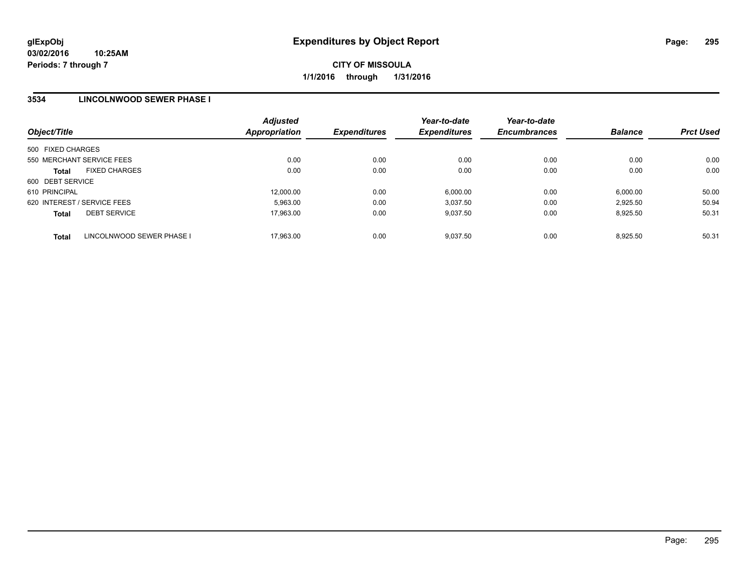# Expenditures by Object Report

glExpObj
03/02/2016 10:25AM
Periods: 7 through 7

CITY OF MISSOULA
1/1/2016 through 1/31/2016

## 3534 LINCOLNWOOD SEWER PHASE I

| Object/Title | Adjusted Appropriation | Expenditures | Year-to-date Expenditures | Year-to-date Encumbrances | Balance | Prct Used |
|---|---|---|---|---|---|---|
| 500 FIXED CHARGES | | | | | | |
| 550 MERCHANT SERVICE FEES | 0.00 | 0.00 | 0.00 | 0.00 | 0.00 | 0.00 |
| **Total** FIXED CHARGES | 0.00 | 0.00 | 0.00 | 0.00 | 0.00 | 0.00 |
| 600 DEBT SERVICE | | | | | | |
| 610 PRINCIPAL | 12,000.00 | 0.00 | 6,000.00 | 0.00 | 6,000.00 | 50.00 |
| 620 INTEREST / SERVICE FEES | 5,963.00 | 0.00 | 3,037.50 | 0.00 | 2,925.50 | 50.94 |
| **Total** DEBT SERVICE | 17,963.00 | 0.00 | 9,037.50 | 0.00 | 8,925.50 | 50.31 |
| **Total** LINCOLNWOOD SEWER PHASE I | 17,963.00 | 0.00 | 9,037.50 | 0.00 | 8,925.50 | 50.31 |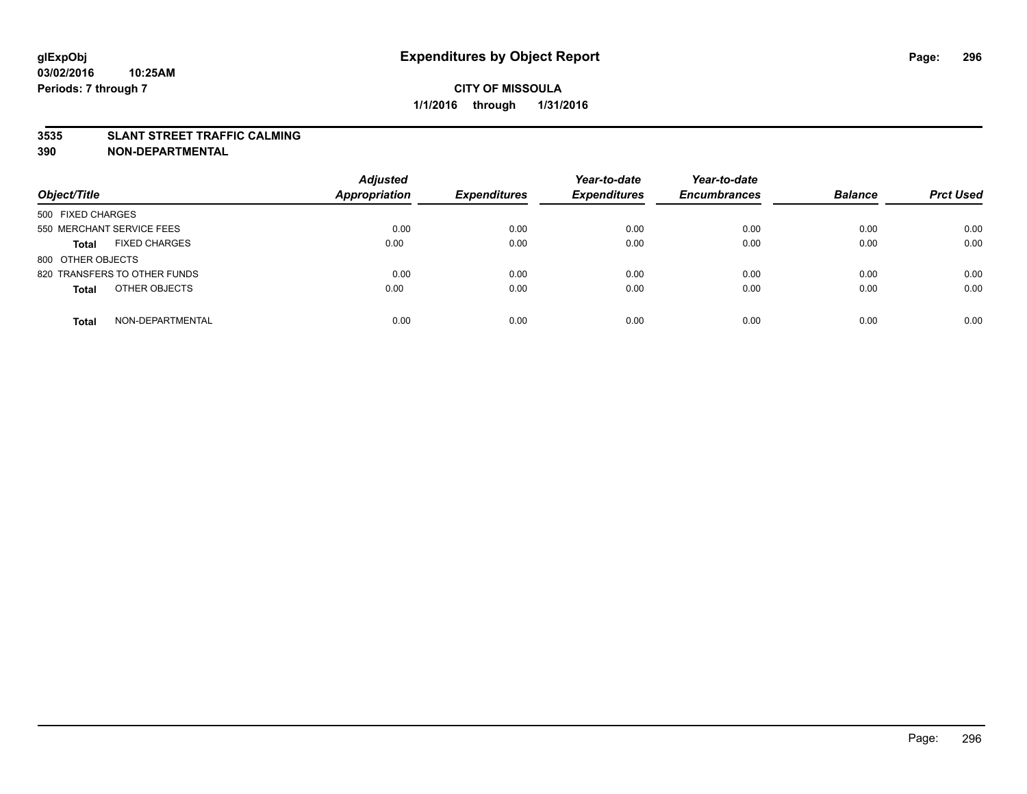**glExpObj**
**03/02/2016 10:25AM**
**Periods: 7 through 7**

# Expenditures by Object Report

**CITY OF MISSOULA**
**1/1/2016 through 1/31/2016**

**3535 SLANT STREET TRAFFIC CALMING**
**390 NON-DEPARTMENTAL**

| Object/Title | Adjusted Appropriation | Expenditures | Year-to-date Expenditures | Year-to-date Encumbrances | Balance | Prct Used |
|---|---|---|---|---|---|---|
| 500 FIXED CHARGES | | | | | | |
| 550 MERCHANT SERVICE FEES | 0.00 | 0.00 | 0.00 | 0.00 | 0.00 | 0.00 |
| **Total** FIXED CHARGES | 0.00 | 0.00 | 0.00 | 0.00 | 0.00 | 0.00 |
| 800 OTHER OBJECTS | | | | | | |
| 820 TRANSFERS TO OTHER FUNDS | 0.00 | 0.00 | 0.00 | 0.00 | 0.00 | 0.00 |
| **Total** OTHER OBJECTS | 0.00 | 0.00 | 0.00 | 0.00 | 0.00 | 0.00 |
| **Total** NON-DEPARTMENTAL | 0.00 | 0.00 | 0.00 | 0.00 | 0.00 | 0.00 |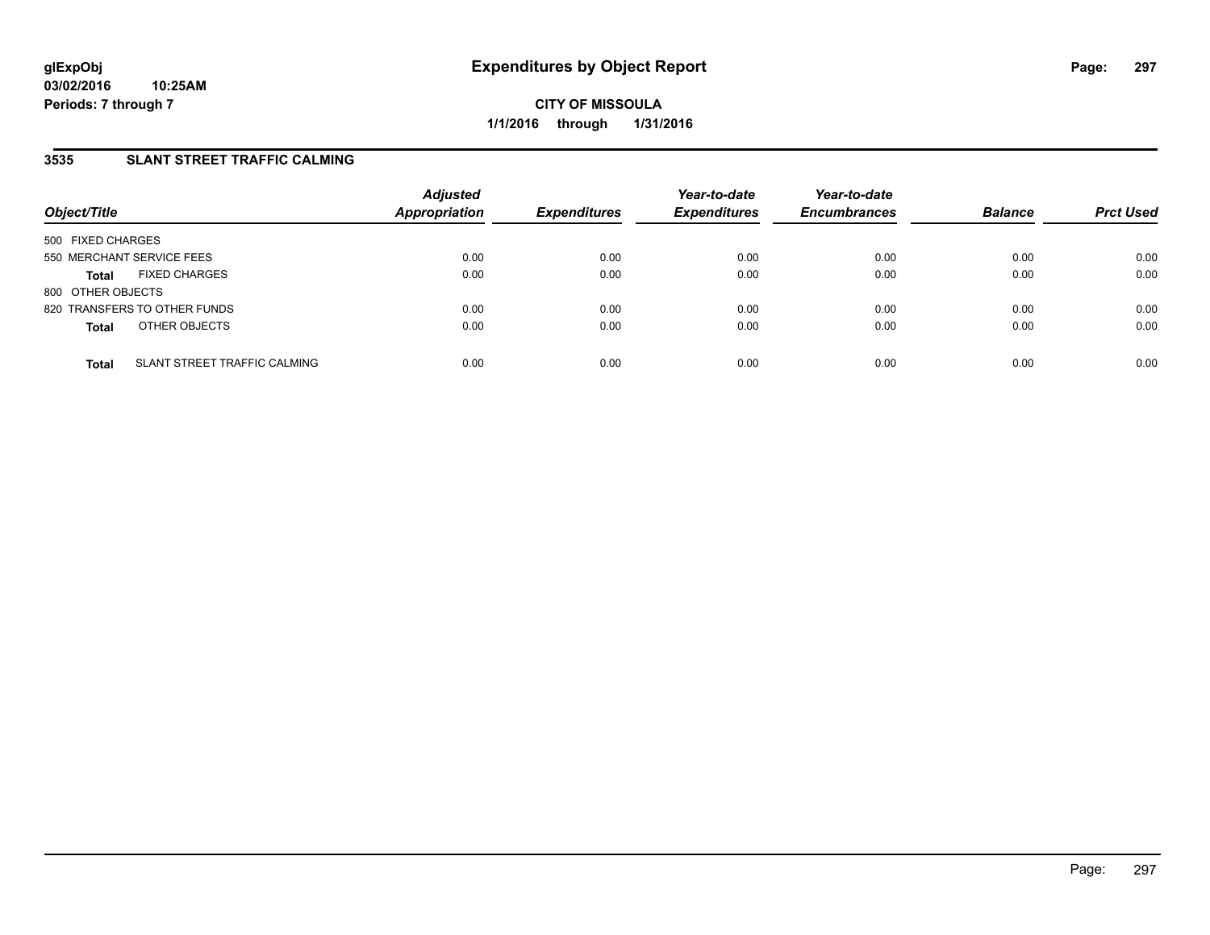**CITY OF MISSOULA**

**1/1/2016 through 1/31/2016**

## 3535 SLANT STREET TRAFFIC CALMING

| Object/Title | Adjusted Appropriation | Expenditures | Year-to-date Expenditures | Year-to-date Encumbrances | Balance | Prct Used |
|---|---|---|---|---|---|---|
| 500 FIXED CHARGES | | | | | | |
| 550 MERCHANT SERVICE FEES | 0.00 | 0.00 | 0.00 | 0.00 | 0.00 | 0.00 |
| **Total** FIXED CHARGES | 0.00 | 0.00 | 0.00 | 0.00 | 0.00 | 0.00 |
| 800 OTHER OBJECTS | | | | | | |
| 820 TRANSFERS TO OTHER FUNDS | 0.00 | 0.00 | 0.00 | 0.00 | 0.00 | 0.00 |
| **Total** OTHER OBJECTS | 0.00 | 0.00 | 0.00 | 0.00 | 0.00 | 0.00 |
| **Total** SLANT STREET TRAFFIC CALMING | 0.00 | 0.00 | 0.00 | 0.00 | 0.00 | 0.00 |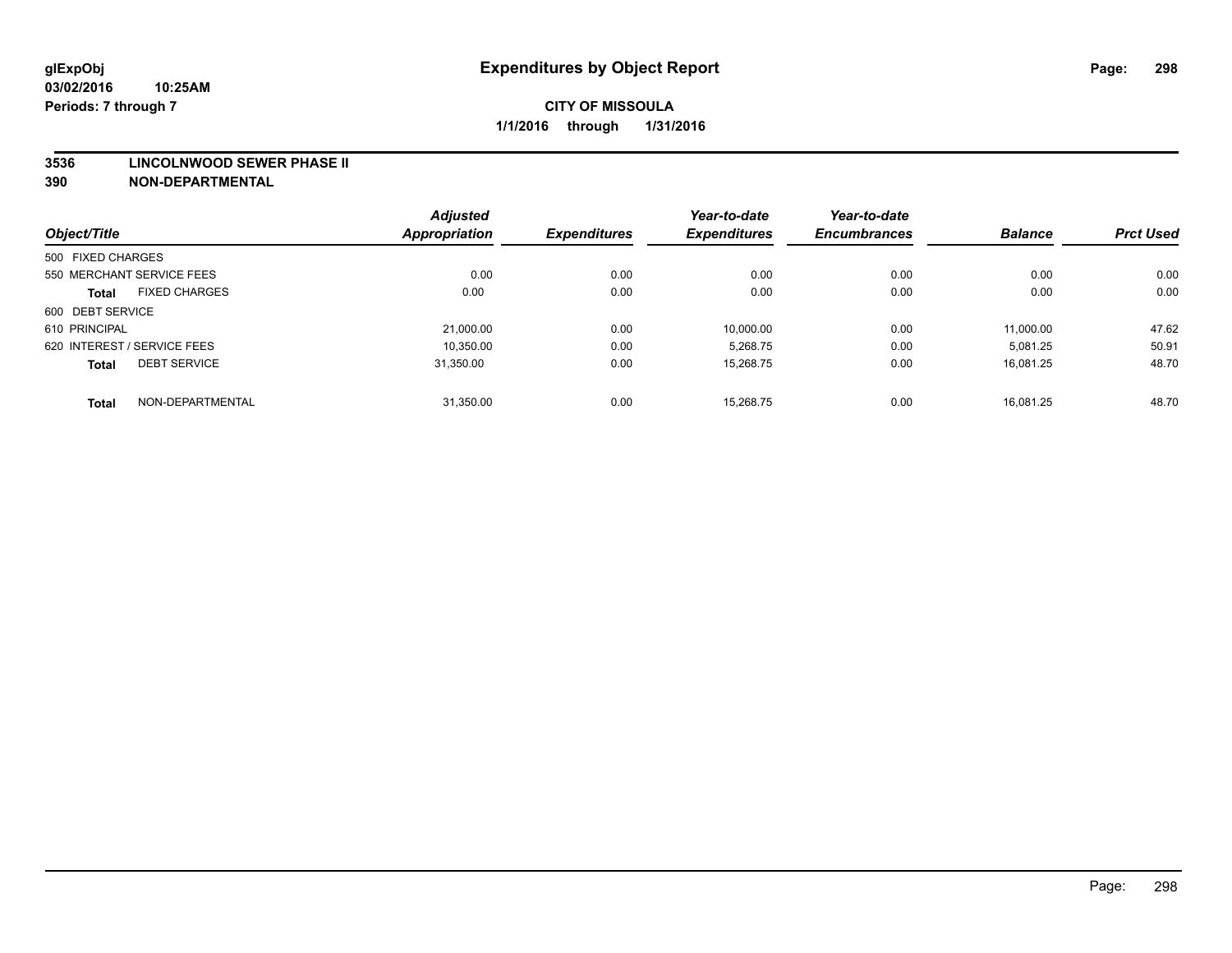# Expenditures by Object Report

glExpObj
03/02/2016 10:25AM
Periods: 7 through 7

**CITY OF MISSOULA**
**1/1/2016 through 1/31/2016**

**3536 LINCOLNWOOD SEWER PHASE II**
**390 NON-DEPARTMENTAL**

| Object/Title | Adjusted Appropriation | Expenditures | Year-to-date Expenditures | Year-to-date Encumbrances | Balance | Prct Used |
|---|---|---|---|---|---|---|
| 500 FIXED CHARGES | | | | | | |
| 550 MERCHANT SERVICE FEES | 0.00 | 0.00 | 0.00 | 0.00 | 0.00 | 0.00 |
| **Total** FIXED CHARGES | 0.00 | 0.00 | 0.00 | 0.00 | 0.00 | 0.00 |
| 600 DEBT SERVICE | | | | | | |
| 610 PRINCIPAL | 21,000.00 | 0.00 | 10,000.00 | 0.00 | 11,000.00 | 47.62 |
| 620 INTEREST / SERVICE FEES | 10,350.00 | 0.00 | 5,268.75 | 0.00 | 5,081.25 | 50.91 |
| **Total** DEBT SERVICE | 31,350.00 | 0.00 | 15,268.75 | 0.00 | 16,081.25 | 48.70 |
| **Total** NON-DEPARTMENTAL | 31,350.00 | 0.00 | 15,268.75 | 0.00 | 16,081.25 | 48.70 |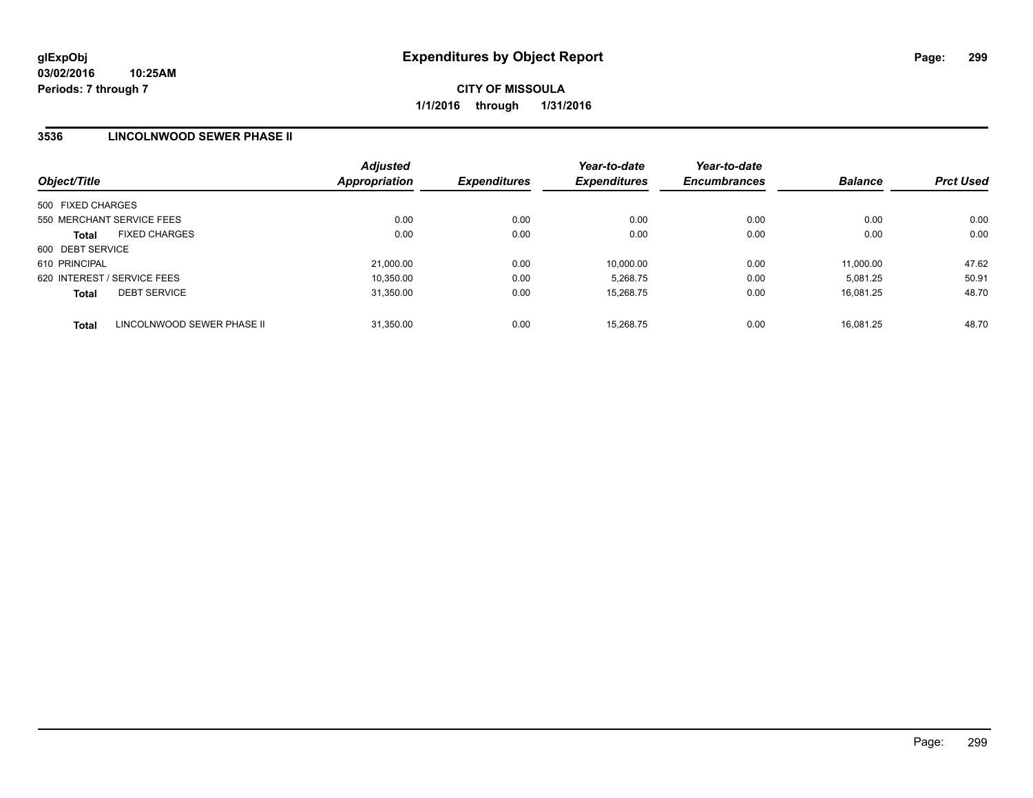**glExpObj**
**03/02/2016 10:25AM**
**Periods: 7 through 7**

# Expenditures by Object Report

**CITY OF MISSOULA**
**1/1/2016 through 1/31/2016**

## 3536 LINCOLNWOOD SEWER PHASE II

| Object/Title | | Adjusted Appropriation | Expenditures | Year-to-date Expenditures | Year-to-date Encumbrances | Balance | Prct Used |
|---|---|---|---|---|---|---|---|
| 500 FIXED CHARGES | | | | | | | |
| 550 MERCHANT SERVICE FEES | | 0.00 | 0.00 | 0.00 | 0.00 | 0.00 | 0.00 |
| **Total** | FIXED CHARGES | 0.00 | 0.00 | 0.00 | 0.00 | 0.00 | 0.00 |
| 600 DEBT SERVICE | | | | | | | |
| 610 PRINCIPAL | | 21,000.00 | 0.00 | 10,000.00 | 0.00 | 11,000.00 | 47.62 |
| 620 INTEREST / SERVICE FEES | | 10,350.00 | 0.00 | 5,268.75 | 0.00 | 5,081.25 | 50.91 |
| **Total** | DEBT SERVICE | 31,350.00 | 0.00 | 15,268.75 | 0.00 | 16,081.25 | 48.70 |
| **Total** | LINCOLNWOOD SEWER PHASE II | 31,350.00 | 0.00 | 15,268.75 | 0.00 | 16,081.25 | 48.70 |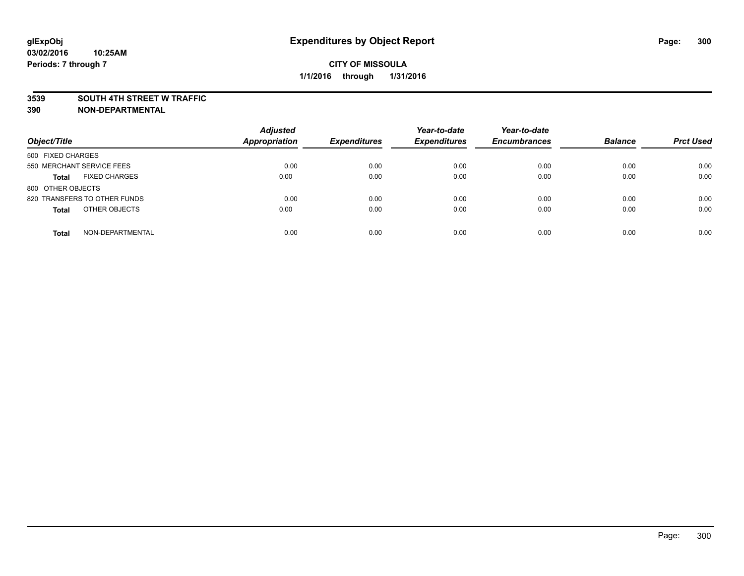# Expenditures by Object Report

glExpObj
03/02/2016 10:25AM
Periods: 7 through 7

**CITY OF MISSOULA**
**1/1/2016 through 1/31/2016**

**3539 SOUTH 4TH STREET W TRAFFIC**
**390 NON-DEPARTMENTAL**

| Object/Title | Adjusted Appropriation | Expenditures | Year-to-date Expenditures | Year-to-date Encumbrances | Balance | Prct Used |
|---|---|---|---|---|---|---|
| 500 FIXED CHARGES | | | | | | |
| 550 MERCHANT SERVICE FEES | 0.00 | 0.00 | 0.00 | 0.00 | 0.00 | 0.00 |
| **Total** FIXED CHARGES | 0.00 | 0.00 | 0.00 | 0.00 | 0.00 | 0.00 |
| 800 OTHER OBJECTS | | | | | | |
| 820 TRANSFERS TO OTHER FUNDS | 0.00 | 0.00 | 0.00 | 0.00 | 0.00 | 0.00 |
| **Total** OTHER OBJECTS | 0.00 | 0.00 | 0.00 | 0.00 | 0.00 | 0.00 |
| **Total** NON-DEPARTMENTAL | 0.00 | 0.00 | 0.00 | 0.00 | 0.00 | 0.00 |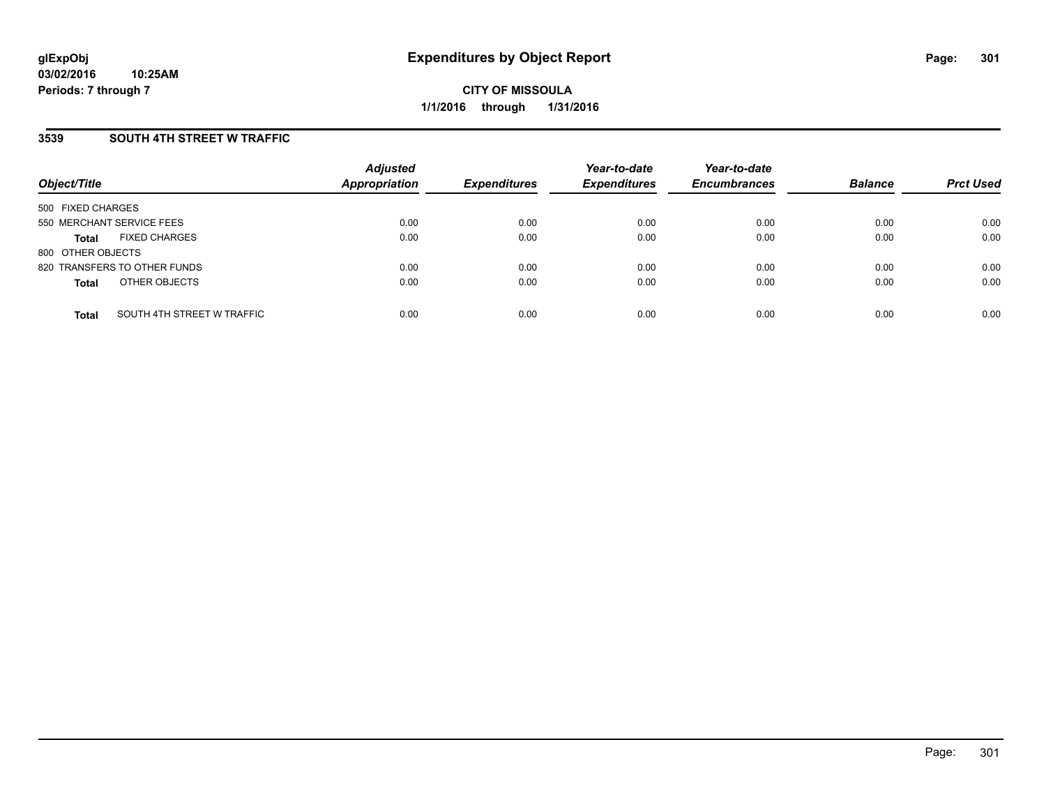**glExpObj**
**03/02/2016 10:25AM**
**Periods: 7 through 7**

# Expenditures by Object Report

**CITY OF MISSOULA**
**1/1/2016 through 1/31/2016**

## 3539 SOUTH 4TH STREET W TRAFFIC

| Object/Title | Adjusted Appropriation | Expenditures | Year-to-date Expenditures | Year-to-date Encumbrances | Balance | Prct Used |
|---|---|---|---|---|---|---|
| 500 FIXED CHARGES | | | | | | |
| 550 MERCHANT SERVICE FEES | 0.00 | 0.00 | 0.00 | 0.00 | 0.00 | 0.00 |
| **Total** FIXED CHARGES | 0.00 | 0.00 | 0.00 | 0.00 | 0.00 | 0.00 |
| 800 OTHER OBJECTS | | | | | | |
| 820 TRANSFERS TO OTHER FUNDS | 0.00 | 0.00 | 0.00 | 0.00 | 0.00 | 0.00 |
| **Total** OTHER OBJECTS | 0.00 | 0.00 | 0.00 | 0.00 | 0.00 | 0.00 |
| **Total** SOUTH 4TH STREET W TRAFFIC | 0.00 | 0.00 | 0.00 | 0.00 | 0.00 | 0.00 |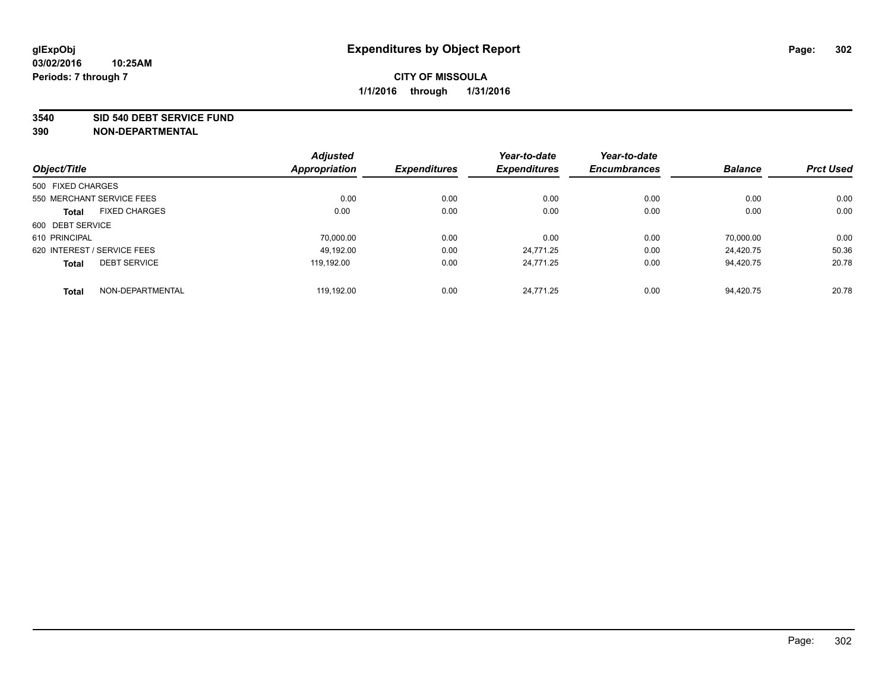glExpObj
03/02/2016 10:25AM
Periods: 7 through 7

# Expenditures by Object Report

**CITY OF MISSOULA**

**1/1/2016 through 1/31/2016**

**3540 SID 540 DEBT SERVICE FUND**
**390 NON-DEPARTMENTAL**

| Object/Title | Adjusted Appropriation | Expenditures | Year-to-date Expenditures | Year-to-date Encumbrances | Balance | Prct Used |
|---|---|---|---|---|---|---|
| 500 FIXED CHARGES | | | | | | |
| 550 MERCHANT SERVICE FEES | 0.00 | 0.00 | 0.00 | 0.00 | 0.00 | 0.00 |
| **Total** FIXED CHARGES | 0.00 | 0.00 | 0.00 | 0.00 | 0.00 | 0.00 |
| 600 DEBT SERVICE | | | | | | |
| 610 PRINCIPAL | 70,000.00 | 0.00 | 0.00 | 0.00 | 70,000.00 | 0.00 |
| 620 INTEREST / SERVICE FEES | 49,192.00 | 0.00 | 24,771.25 | 0.00 | 24,420.75 | 50.36 |
| **Total** DEBT SERVICE | 119,192.00 | 0.00 | 24,771.25 | 0.00 | 94,420.75 | 20.78 |
| **Total** NON-DEPARTMENTAL | 119,192.00 | 0.00 | 24,771.25 | 0.00 | 94,420.75 | 20.78 |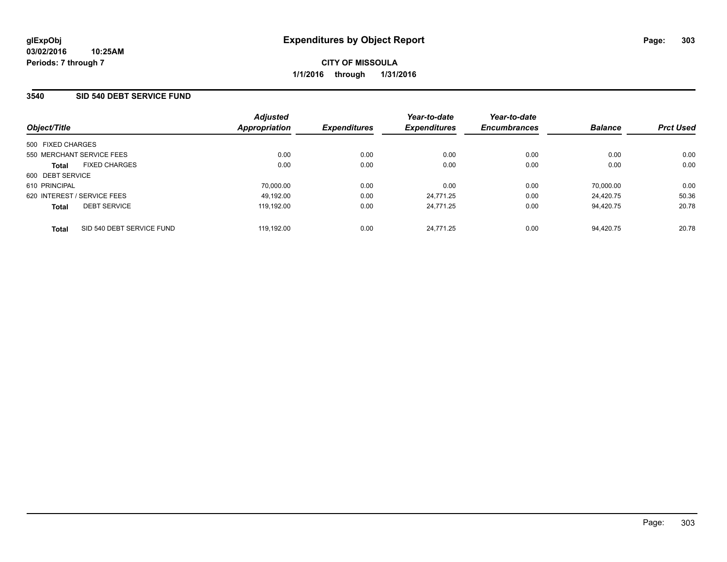glExpObj
03/02/2016 10:25AM
Periods: 7 through 7

# Expenditures by Object Report

**CITY OF MISSOULA**
**1/1/2016 through 1/31/2016**

## 3540 SID 540 DEBT SERVICE FUND

| Object/Title | Adjusted Appropriation | Expenditures | Year-to-date Expenditures | Year-to-date Encumbrances | Balance | Prct Used |
|---|---|---|---|---|---|---|
| 500 FIXED CHARGES | | | | | | |
| 550 MERCHANT SERVICE FEES | 0.00 | 0.00 | 0.00 | 0.00 | 0.00 | 0.00 |
| **Total** FIXED CHARGES | 0.00 | 0.00 | 0.00 | 0.00 | 0.00 | 0.00 |
| 600 DEBT SERVICE | | | | | | |
| 610 PRINCIPAL | 70,000.00 | 0.00 | 0.00 | 0.00 | 70,000.00 | 0.00 |
| 620 INTEREST / SERVICE FEES | 49,192.00 | 0.00 | 24,771.25 | 0.00 | 24,420.75 | 50.36 |
| **Total** DEBT SERVICE | 119,192.00 | 0.00 | 24,771.25 | 0.00 | 94,420.75 | 20.78 |
| **Total** SID 540 DEBT SERVICE FUND | 119,192.00 | 0.00 | 24,771.25 | 0.00 | 94,420.75 | 20.78 |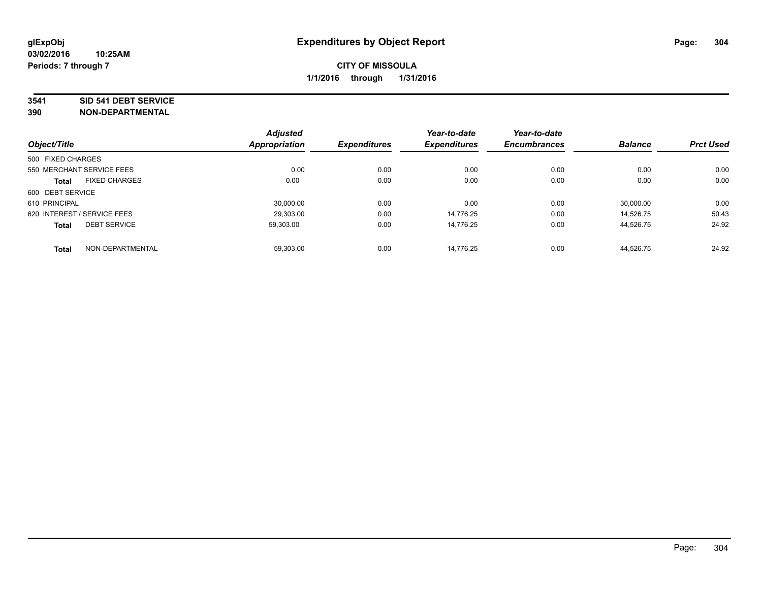# Expenditures by Object Report

glExpObj
03/02/2016 10:25AM
Periods: 7 through 7

**CITY OF MISSOULA**
**1/1/2016 through 1/31/2016**

**3541 SID 541 DEBT SERVICE**
**390 NON-DEPARTMENTAL**

| Object/Title | Adjusted Appropriation | Expenditures | Year-to-date Expenditures | Year-to-date Encumbrances | Balance | Prct Used |
|---|---|---|---|---|---|---|
| 500 FIXED CHARGES | | | | | | |
| 550 MERCHANT SERVICE FEES | 0.00 | 0.00 | 0.00 | 0.00 | 0.00 | 0.00 |
| **Total** FIXED CHARGES | 0.00 | 0.00 | 0.00 | 0.00 | 0.00 | 0.00 |
| 600 DEBT SERVICE | | | | | | |
| 610 PRINCIPAL | 30,000.00 | 0.00 | 0.00 | 0.00 | 30,000.00 | 0.00 |
| 620 INTEREST / SERVICE FEES | 29,303.00 | 0.00 | 14,776.25 | 0.00 | 14,526.75 | 50.43 |
| **Total** DEBT SERVICE | 59,303.00 | 0.00 | 14,776.25 | 0.00 | 44,526.75 | 24.92 |
| **Total** NON-DEPARTMENTAL | 59,303.00 | 0.00 | 14,776.25 | 0.00 | 44,526.75 | 24.92 |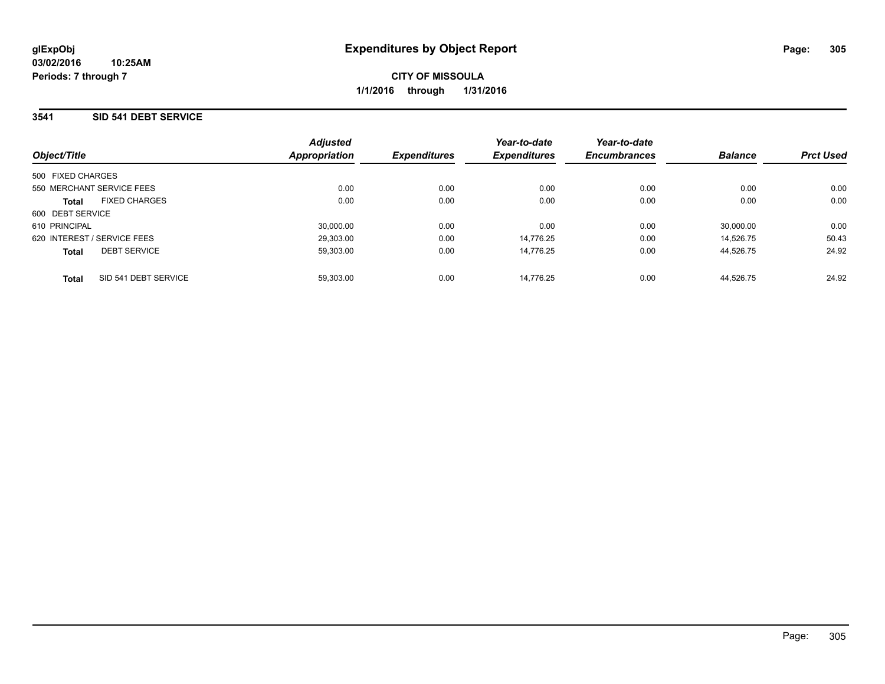**glExpObj**
**03/02/2016 10:25AM**
**Periods: 7 through 7**

# Expenditures by Object Report

**CITY OF MISSOULA**
**1/1/2016 through 1/31/2016**

## 3541 SID 541 DEBT SERVICE

| Object/Title | | Adjusted Appropriation | Expenditures | Year-to-date Expenditures | Year-to-date Encumbrances | Balance | Prct Used |
|---|---|---|---|---|---|---|---|
| 500 FIXED CHARGES | | | | | | | |
| 550 MERCHANT SERVICE FEES | | 0.00 | 0.00 | 0.00 | 0.00 | 0.00 | 0.00 |
| **Total** | FIXED CHARGES | 0.00 | 0.00 | 0.00 | 0.00 | 0.00 | 0.00 |
| 600 DEBT SERVICE | | | | | | | |
| 610 PRINCIPAL | | 30,000.00 | 0.00 | 0.00 | 0.00 | 30,000.00 | 0.00 |
| 620 INTEREST / SERVICE FEES | | 29,303.00 | 0.00 | 14,776.25 | 0.00 | 14,526.75 | 50.43 |
| **Total** | DEBT SERVICE | 59,303.00 | 0.00 | 14,776.25 | 0.00 | 44,526.75 | 24.92 |
| **Total** | SID 541 DEBT SERVICE | 59,303.00 | 0.00 | 14,776.25 | 0.00 | 44,526.75 | 24.92 |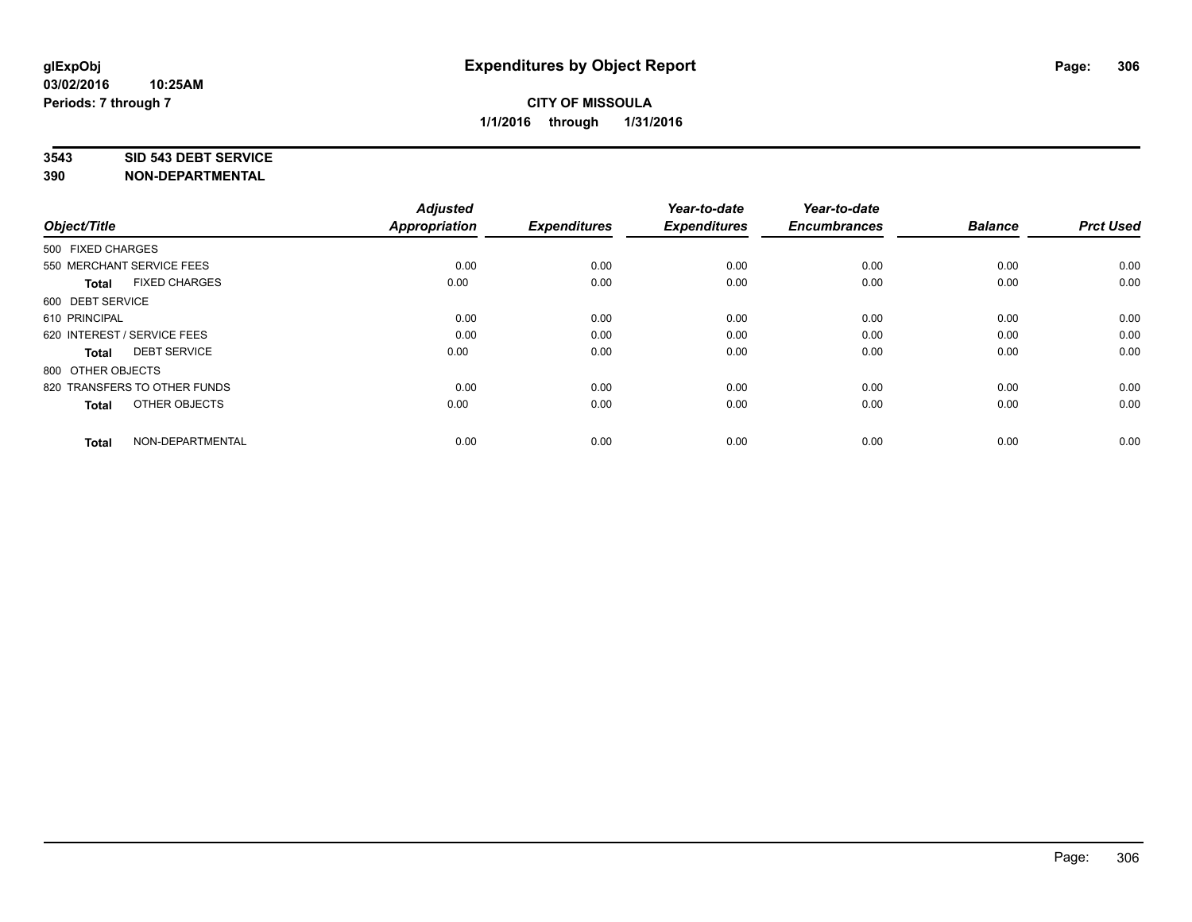**glExpObj** **Expenditures by Object Report**

**03/02/2016 10:25AM**

**Periods: 7 through 7**

**CITY OF MISSOULA**

**1/1/2016 through 1/31/2016**

**3543 SID 543 DEBT SERVICE**

**390 NON-DEPARTMENTAL**

| Object/Title | Adjusted Appropriation | Expenditures | Year-to-date Expenditures | Year-to-date Encumbrances | Balance | Prct Used |
|---|---|---|---|---|---|---|
| 500 FIXED CHARGES | | | | | | |
| 550 MERCHANT SERVICE FEES | 0.00 | 0.00 | 0.00 | 0.00 | 0.00 | 0.00 |
| **Total** FIXED CHARGES | 0.00 | 0.00 | 0.00 | 0.00 | 0.00 | 0.00 |
| 600 DEBT SERVICE | | | | | | |
| 610 PRINCIPAL | 0.00 | 0.00 | 0.00 | 0.00 | 0.00 | 0.00 |
| 620 INTEREST / SERVICE FEES | 0.00 | 0.00 | 0.00 | 0.00 | 0.00 | 0.00 |
| **Total** DEBT SERVICE | 0.00 | 0.00 | 0.00 | 0.00 | 0.00 | 0.00 |
| 800 OTHER OBJECTS | | | | | | |
| 820 TRANSFERS TO OTHER FUNDS | 0.00 | 0.00 | 0.00 | 0.00 | 0.00 | 0.00 |
| **Total** OTHER OBJECTS | 0.00 | 0.00 | 0.00 | 0.00 | 0.00 | 0.00 |
| **Total** NON-DEPARTMENTAL | 0.00 | 0.00 | 0.00 | 0.00 | 0.00 | 0.00 |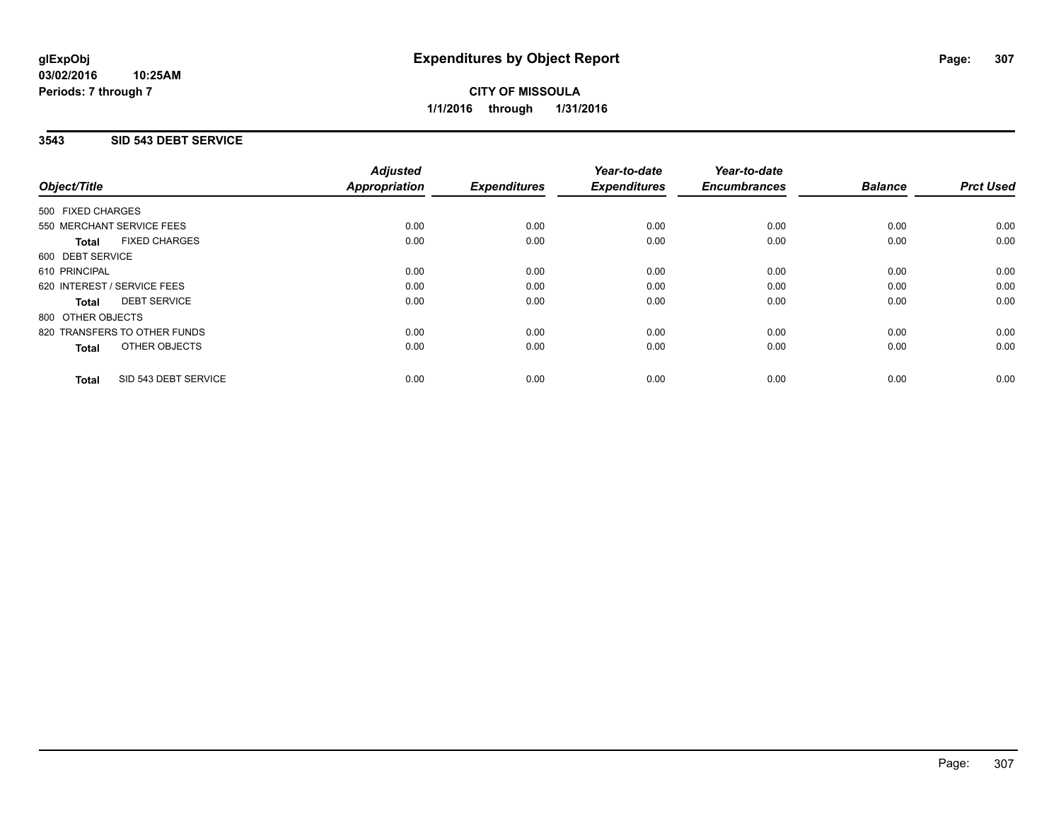**glExpObj**
**03/02/2016 10:25AM**
**Periods: 7 through 7**

# Expenditures by Object Report

**CITY OF MISSOULA**
**1/1/2016 through 1/31/2016**

## 3543 SID 543 DEBT SERVICE

| Object/Title | Adjusted Appropriation | Expenditures | Year-to-date Expenditures | Year-to-date Encumbrances | Balance | Prct Used |
|---|---|---|---|---|---|---|
| 500 FIXED CHARGES | | | | | | |
| 550 MERCHANT SERVICE FEES | 0.00 | 0.00 | 0.00 | 0.00 | 0.00 | 0.00 |
| **Total** FIXED CHARGES | 0.00 | 0.00 | 0.00 | 0.00 | 0.00 | 0.00 |
| 600 DEBT SERVICE | | | | | | |
| 610 PRINCIPAL | 0.00 | 0.00 | 0.00 | 0.00 | 0.00 | 0.00 |
| 620 INTEREST / SERVICE FEES | 0.00 | 0.00 | 0.00 | 0.00 | 0.00 | 0.00 |
| **Total** DEBT SERVICE | 0.00 | 0.00 | 0.00 | 0.00 | 0.00 | 0.00 |
| 800 OTHER OBJECTS | | | | | | |
| 820 TRANSFERS TO OTHER FUNDS | 0.00 | 0.00 | 0.00 | 0.00 | 0.00 | 0.00 |
| **Total** OTHER OBJECTS | 0.00 | 0.00 | 0.00 | 0.00 | 0.00 | 0.00 |
| **Total** SID 543 DEBT SERVICE | 0.00 | 0.00 | 0.00 | 0.00 | 0.00 | 0.00 |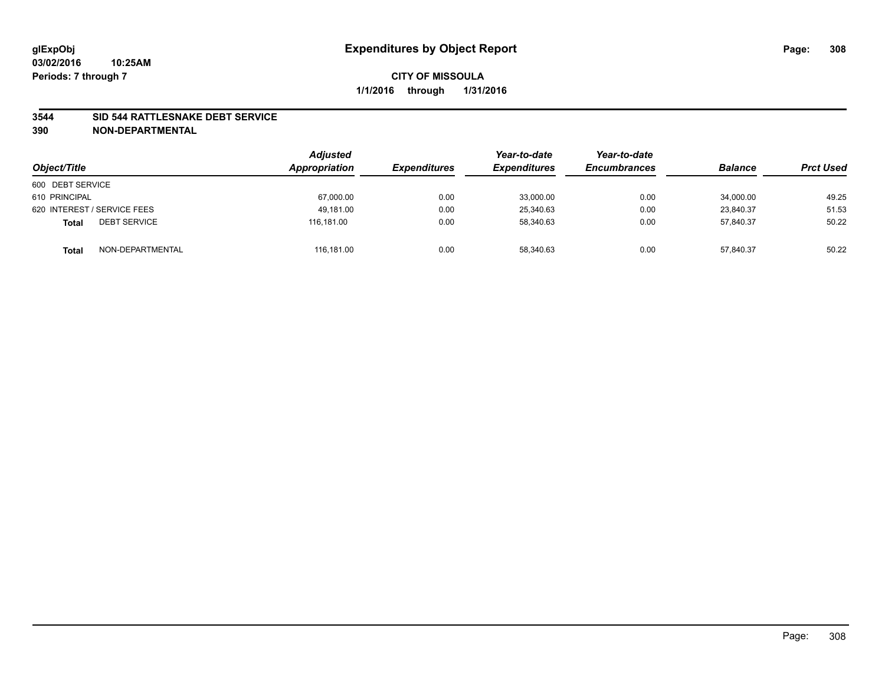# Expenditures by Object Report

glExpObj
03/02/2016 10:25AM
Periods: 7 through 7

**CITY OF MISSOULA**
**1/1/2016 through 1/31/2016**

## 3544 SID 544 RATTLESNAKE DEBT SERVICE
## 390 NON-DEPARTMENTAL

| Object/Title | | Adjusted Appropriation | Expenditures | Year-to-date Expenditures | Year-to-date Encumbrances | Balance | Prct Used |
|---|---|---|---|---|---|---|---|
| 600 DEBT SERVICE | | | | | | | |
| 610 PRINCIPAL | | 67,000.00 | 0.00 | 33,000.00 | 0.00 | 34,000.00 | 49.25 |
| 620 INTEREST / SERVICE FEES | | 49,181.00 | 0.00 | 25,340.63 | 0.00 | 23,840.37 | 51.53 |
| **Total** | DEBT SERVICE | 116,181.00 | 0.00 | 58,340.63 | 0.00 | 57,840.37 | 50.22 |
| **Total** | NON-DEPARTMENTAL | 116,181.00 | 0.00 | 58,340.63 | 0.00 | 57,840.37 | 50.22 |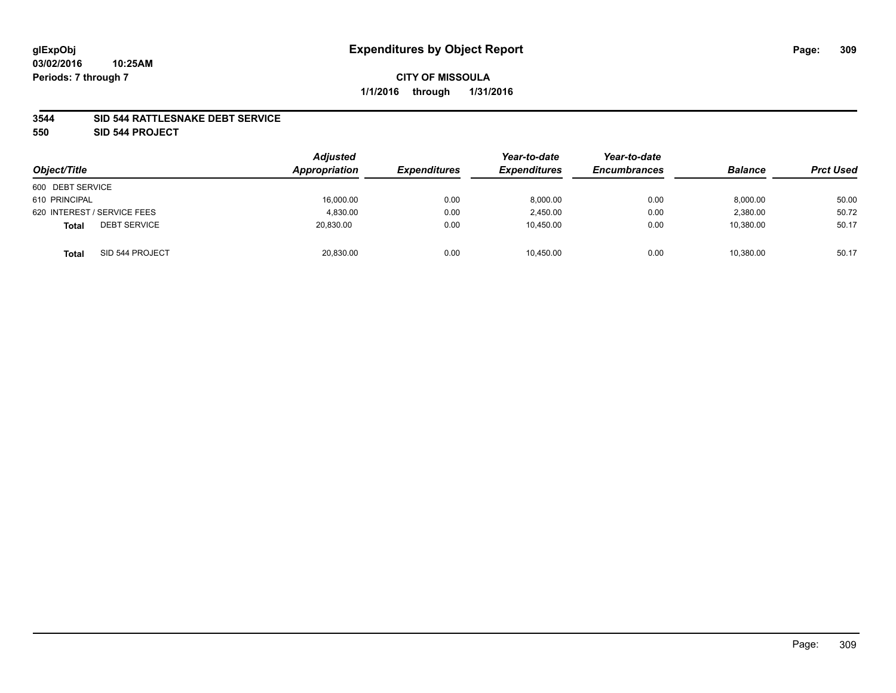# Expenditures by Object Report

glExpObj
03/02/2016 10:25AM
Periods: 7 through 7

**CITY OF MISSOULA**
**1/1/2016 through 1/31/2016**

**3544 SID 544 RATTLESNAKE DEBT SERVICE**
**550 SID 544 PROJECT**

| Object/Title | Adjusted Appropriation | Expenditures | Year-to-date Expenditures | Year-to-date Encumbrances | Balance | Prct Used |
|---|---|---|---|---|---|---|
| 600 DEBT SERVICE | | | | | | |
| 610 PRINCIPAL | 16,000.00 | 0.00 | 8,000.00 | 0.00 | 8,000.00 | 50.00 |
| 620 INTEREST / SERVICE FEES | 4,830.00 | 0.00 | 2,450.00 | 0.00 | 2,380.00 | 50.72 |
| **Total** DEBT SERVICE | 20,830.00 | 0.00 | 10,450.00 | 0.00 | 10,380.00 | 50.17 |
| **Total** SID 544 PROJECT | 20,830.00 | 0.00 | 10,450.00 | 0.00 | 10,380.00 | 50.17 |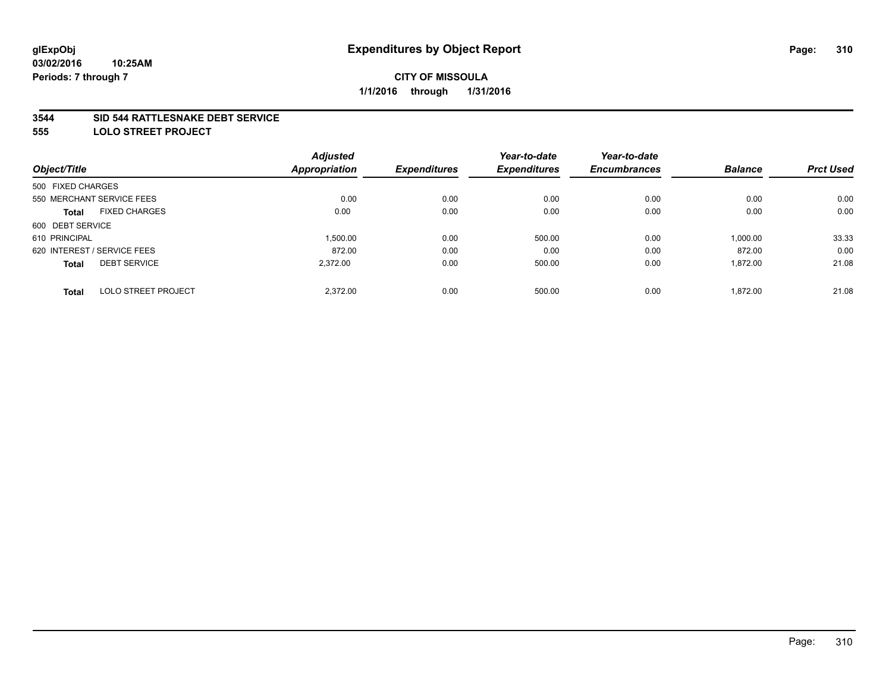glExpObj
03/02/2016 10:25AM
Periods: 7 through 7

# Expenditures by Object Report

**CITY OF MISSOULA**

**1/1/2016 through 1/31/2016**

**3544 SID 544 RATTLESNAKE DEBT SERVICE**
**555 LOLO STREET PROJECT**

| Object/Title | | Adjusted Appropriation | Expenditures | Year-to-date Expenditures | Year-to-date Encumbrances | Balance | Prct Used |
|---|---|---|---|---|---|---|---|
| 500 FIXED CHARGES | | | | | | | |
| 550 MERCHANT SERVICE FEES | | 0.00 | 0.00 | 0.00 | 0.00 | 0.00 | 0.00 |
| **Total** | FIXED CHARGES | 0.00 | 0.00 | 0.00 | 0.00 | 0.00 | 0.00 |
| 600 DEBT SERVICE | | | | | | | |
| 610 PRINCIPAL | | 1,500.00 | 0.00 | 500.00 | 0.00 | 1,000.00 | 33.33 |
| 620 INTEREST / SERVICE FEES | | 872.00 | 0.00 | 0.00 | 0.00 | 872.00 | 0.00 |
| **Total** | DEBT SERVICE | 2,372.00 | 0.00 | 500.00 | 0.00 | 1,872.00 | 21.08 |
| **Total** | LOLO STREET PROJECT | 2,372.00 | 0.00 | 500.00 | 0.00 | 1,872.00 | 21.08 |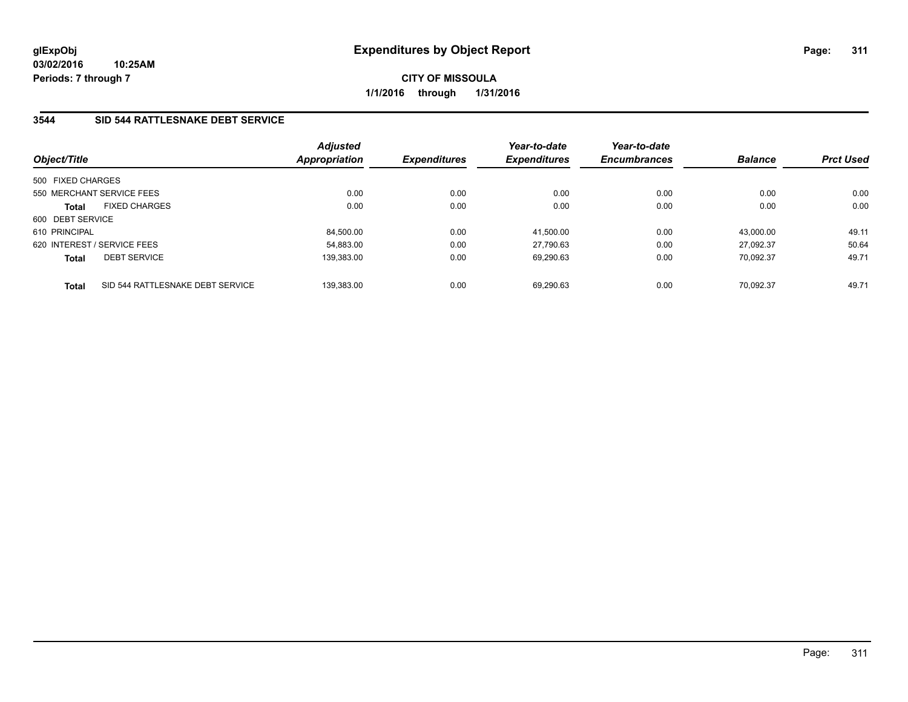glExpObj
03/02/2016 10:25AM
Periods: 7 through 7

# Expenditures by Object Report

**CITY OF MISSOULA**
**1/1/2016 through 1/31/2016**

## 3544 SID 544 RATTLESNAKE DEBT SERVICE

| Object/Title | Adjusted Appropriation | Expenditures | Year-to-date Expenditures | Year-to-date Encumbrances | Balance | Prct Used |
|---|---|---|---|---|---|---|
| 500 FIXED CHARGES | | | | | | |
| 550 MERCHANT SERVICE FEES | 0.00 | 0.00 | 0.00 | 0.00 | 0.00 | 0.00 |
| **Total** FIXED CHARGES | 0.00 | 0.00 | 0.00 | 0.00 | 0.00 | 0.00 |
| 600 DEBT SERVICE | | | | | | |
| 610 PRINCIPAL | 84,500.00 | 0.00 | 41,500.00 | 0.00 | 43,000.00 | 49.11 |
| 620 INTEREST / SERVICE FEES | 54,883.00 | 0.00 | 27,790.63 | 0.00 | 27,092.37 | 50.64 |
| **Total** DEBT SERVICE | 139,383.00 | 0.00 | 69,290.63 | 0.00 | 70,092.37 | 49.71 |
| **Total** SID 544 RATTLESNAKE DEBT SERVICE | 139,383.00 | 0.00 | 69,290.63 | 0.00 | 70,092.37 | 49.71 |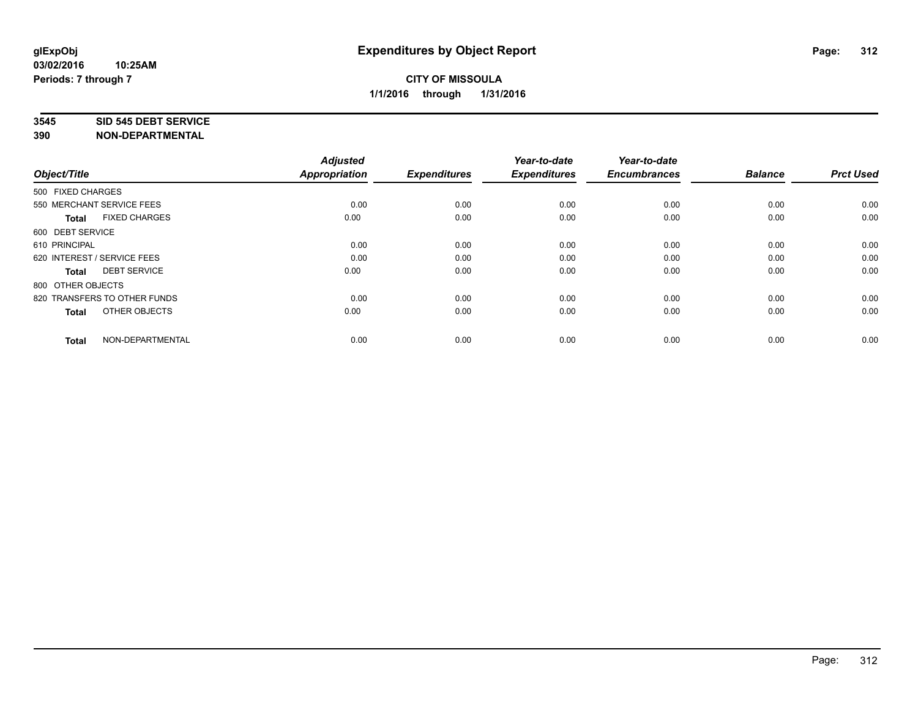**glExpObj** **Expenditures by Object Report**

**03/02/2016 10:25AM**

**Periods: 7 through 7**

**CITY OF MISSOULA**

**1/1/2016 through 1/31/2016**

**3545 SID 545 DEBT SERVICE**

**390 NON-DEPARTMENTAL**

| Object/Title | Adjusted Appropriation | Expenditures | Year-to-date Expenditures | Year-to-date Encumbrances | Balance | Prct Used |
|---|---|---|---|---|---|---|
| 500 FIXED CHARGES | | | | | | |
| 550 MERCHANT SERVICE FEES | 0.00 | 0.00 | 0.00 | 0.00 | 0.00 | 0.00 |
| **Total** FIXED CHARGES | 0.00 | 0.00 | 0.00 | 0.00 | 0.00 | 0.00 |
| 600 DEBT SERVICE | | | | | | |
| 610 PRINCIPAL | 0.00 | 0.00 | 0.00 | 0.00 | 0.00 | 0.00 |
| 620 INTEREST / SERVICE FEES | 0.00 | 0.00 | 0.00 | 0.00 | 0.00 | 0.00 |
| **Total** DEBT SERVICE | 0.00 | 0.00 | 0.00 | 0.00 | 0.00 | 0.00 |
| 800 OTHER OBJECTS | | | | | | |
| 820 TRANSFERS TO OTHER FUNDS | 0.00 | 0.00 | 0.00 | 0.00 | 0.00 | 0.00 |
| **Total** OTHER OBJECTS | 0.00 | 0.00 | 0.00 | 0.00 | 0.00 | 0.00 |
| **Total** NON-DEPARTMENTAL | 0.00 | 0.00 | 0.00 | 0.00 | 0.00 | 0.00 |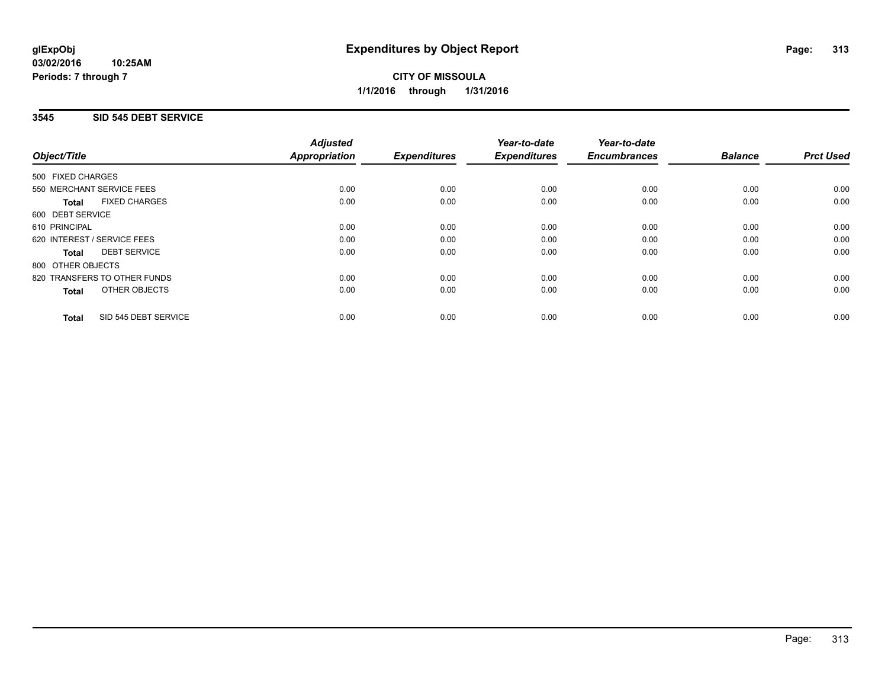# Expenditures by Object Report

glExpObj
03/02/2016 10:25AM
Periods: 7 through 7

**CITY OF MISSOULA**
**1/1/2016 through 1/31/2016**

## 3545 SID 545 DEBT SERVICE

| Object/Title | Adjusted Appropriation | Expenditures | Year-to-date Expenditures | Year-to-date Encumbrances | Balance | Prct Used |
|---|---|---|---|---|---|---|
| 500 FIXED CHARGES | | | | | | |
| 550 MERCHANT SERVICE FEES | 0.00 | 0.00 | 0.00 | 0.00 | 0.00 | 0.00 |
| **Total** FIXED CHARGES | 0.00 | 0.00 | 0.00 | 0.00 | 0.00 | 0.00 |
| 600 DEBT SERVICE | | | | | | |
| 610 PRINCIPAL | 0.00 | 0.00 | 0.00 | 0.00 | 0.00 | 0.00 |
| 620 INTEREST / SERVICE FEES | 0.00 | 0.00 | 0.00 | 0.00 | 0.00 | 0.00 |
| **Total** DEBT SERVICE | 0.00 | 0.00 | 0.00 | 0.00 | 0.00 | 0.00 |
| 800 OTHER OBJECTS | | | | | | |
| 820 TRANSFERS TO OTHER FUNDS | 0.00 | 0.00 | 0.00 | 0.00 | 0.00 | 0.00 |
| **Total** OTHER OBJECTS | 0.00 | 0.00 | 0.00 | 0.00 | 0.00 | 0.00 |
| **Total** SID 545 DEBT SERVICE | 0.00 | 0.00 | 0.00 | 0.00 | 0.00 | 0.00 |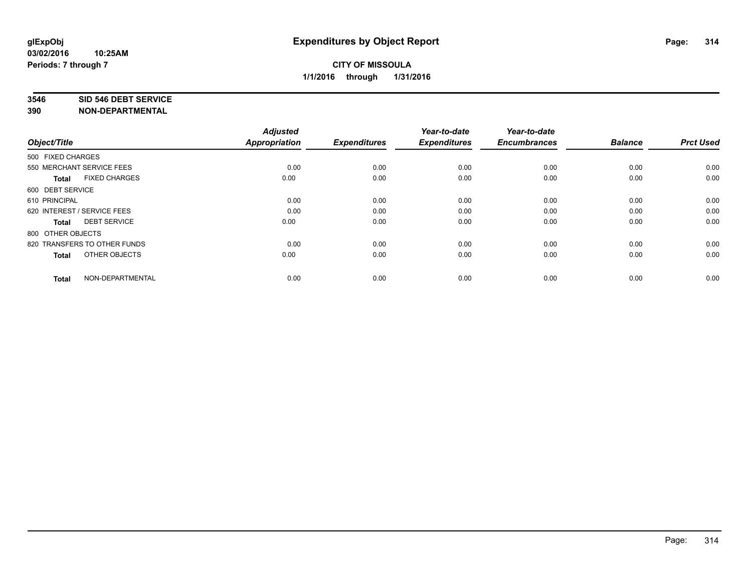# Expenditures by Object Report

glExpObj
03/02/2016 10:25AM
Periods: 7 through 7

**CITY OF MISSOULA**
**1/1/2016 through 1/31/2016**

**3546 SID 546 DEBT SERVICE**
**390 NON-DEPARTMENTAL**

| Object/Title | Adjusted Appropriation | Expenditures | Year-to-date Expenditures | Year-to-date Encumbrances | Balance | Prct Used |
|---|---|---|---|---|---|---|
| 500 FIXED CHARGES | | | | | | |
| 550 MERCHANT SERVICE FEES | 0.00 | 0.00 | 0.00 | 0.00 | 0.00 | 0.00 |
| **Total** FIXED CHARGES | 0.00 | 0.00 | 0.00 | 0.00 | 0.00 | 0.00 |
| 600 DEBT SERVICE | | | | | | |
| 610 PRINCIPAL | 0.00 | 0.00 | 0.00 | 0.00 | 0.00 | 0.00 |
| 620 INTEREST / SERVICE FEES | 0.00 | 0.00 | 0.00 | 0.00 | 0.00 | 0.00 |
| **Total** DEBT SERVICE | 0.00 | 0.00 | 0.00 | 0.00 | 0.00 | 0.00 |
| 800 OTHER OBJECTS | | | | | | |
| 820 TRANSFERS TO OTHER FUNDS | 0.00 | 0.00 | 0.00 | 0.00 | 0.00 | 0.00 |
| **Total** OTHER OBJECTS | 0.00 | 0.00 | 0.00 | 0.00 | 0.00 | 0.00 |
| **Total** NON-DEPARTMENTAL | 0.00 | 0.00 | 0.00 | 0.00 | 0.00 | 0.00 |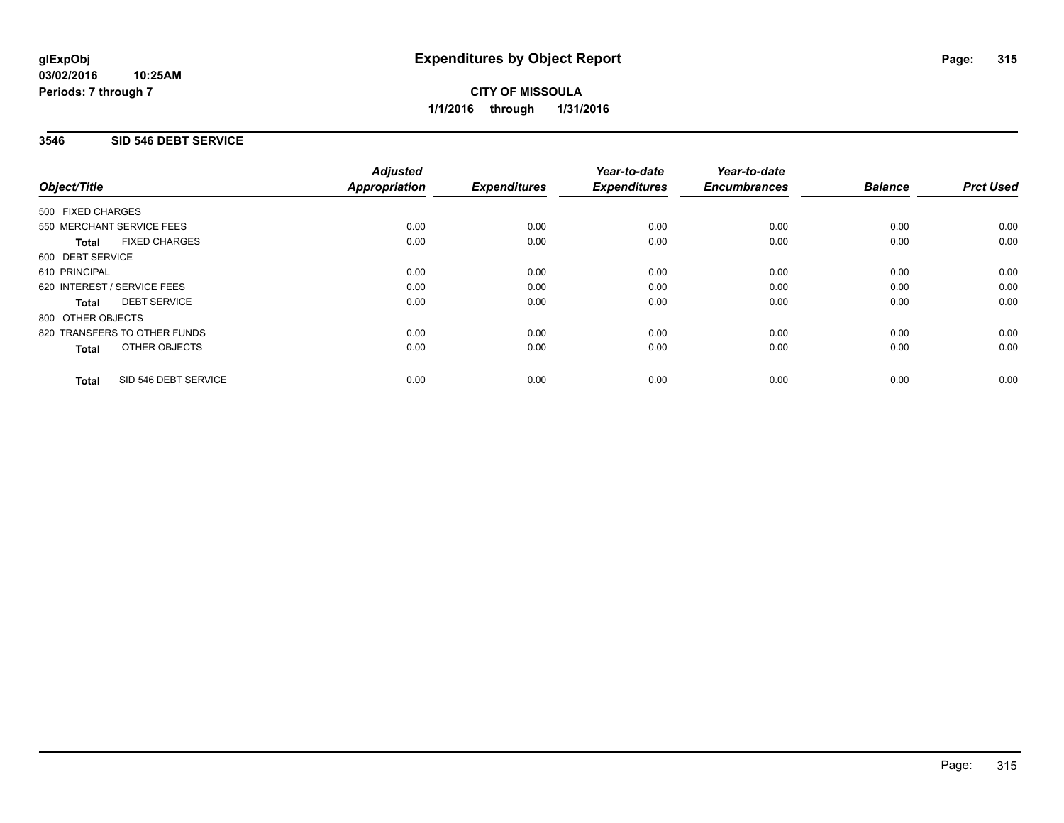**glExpObj**
**03/02/2016 10:25AM**
**Periods: 7 through 7**

# Expenditures by Object Report

**CITY OF MISSOULA**
**1/1/2016 through 1/31/2016**

## 3546 SID 546 DEBT SERVICE

| Object/Title | Adjusted Appropriation | Expenditures | Year-to-date Expenditures | Year-to-date Encumbrances | Balance | Prct Used |
|---|---|---|---|---|---|---|
| 500 FIXED CHARGES | | | | | | |
| 550 MERCHANT SERVICE FEES | 0.00 | 0.00 | 0.00 | 0.00 | 0.00 | 0.00 |
| **Total** FIXED CHARGES | 0.00 | 0.00 | 0.00 | 0.00 | 0.00 | 0.00 |
| 600 DEBT SERVICE | | | | | | |
| 610 PRINCIPAL | 0.00 | 0.00 | 0.00 | 0.00 | 0.00 | 0.00 |
| 620 INTEREST / SERVICE FEES | 0.00 | 0.00 | 0.00 | 0.00 | 0.00 | 0.00 |
| **Total** DEBT SERVICE | 0.00 | 0.00 | 0.00 | 0.00 | 0.00 | 0.00 |
| 800 OTHER OBJECTS | | | | | | |
| 820 TRANSFERS TO OTHER FUNDS | 0.00 | 0.00 | 0.00 | 0.00 | 0.00 | 0.00 |
| **Total** OTHER OBJECTS | 0.00 | 0.00 | 0.00 | 0.00 | 0.00 | 0.00 |
| **Total** SID 546 DEBT SERVICE | 0.00 | 0.00 | 0.00 | 0.00 | 0.00 | 0.00 |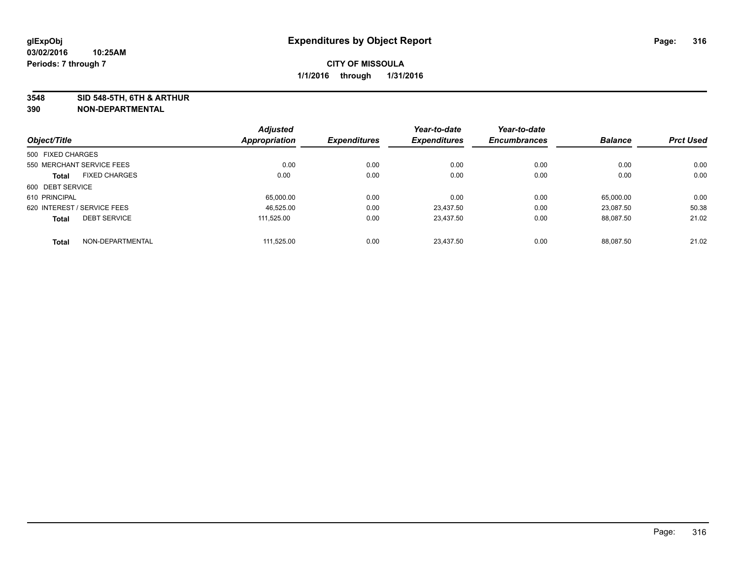# Expenditures by Object Report

glExpObj
03/02/2016 10:25AM
Periods: 7 through 7

**CITY OF MISSOULA**
**1/1/2016 through 1/31/2016**

**3548 SID 548-5TH, 6TH & ARTHUR**
**390 NON-DEPARTMENTAL**

| Object/Title | Adjusted Appropriation | Expenditures | Year-to-date Expenditures | Year-to-date Encumbrances | Balance | Prct Used |
|---|---|---|---|---|---|---|
| 500 FIXED CHARGES | | | | | | |
| 550 MERCHANT SERVICE FEES | 0.00 | 0.00 | 0.00 | 0.00 | 0.00 | 0.00 |
| **Total** FIXED CHARGES | 0.00 | 0.00 | 0.00 | 0.00 | 0.00 | 0.00 |
| 600 DEBT SERVICE | | | | | | |
| 610 PRINCIPAL | 65,000.00 | 0.00 | 0.00 | 0.00 | 65,000.00 | 0.00 |
| 620 INTEREST / SERVICE FEES | 46,525.00 | 0.00 | 23,437.50 | 0.00 | 23,087.50 | 50.38 |
| **Total** DEBT SERVICE | 111,525.00 | 0.00 | 23,437.50 | 0.00 | 88,087.50 | 21.02 |
| **Total** NON-DEPARTMENTAL | 111,525.00 | 0.00 | 23,437.50 | 0.00 | 88,087.50 | 21.02 |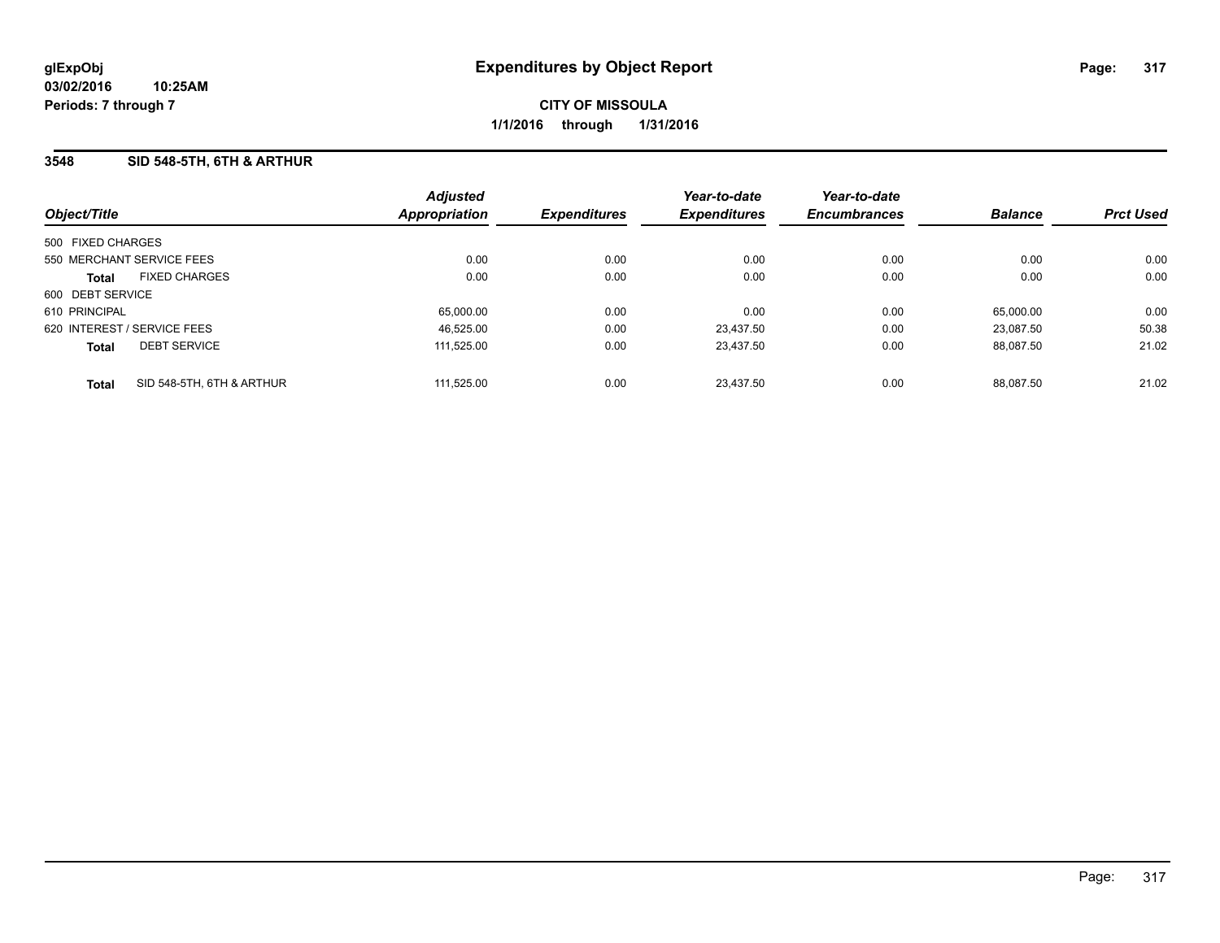**glExpObj**
**03/02/2016 10:25AM**
**Periods: 7 through 7**

# Expenditures by Object Report

**CITY OF MISSOULA**
**1/1/2016 through 1/31/2016**

## 3548 SID 548-5TH, 6TH & ARTHUR

| Object/Title | Adjusted Appropriation | Expenditures | Year-to-date Expenditures | Year-to-date Encumbrances | Balance | Prct Used |
|---|---|---|---|---|---|---|
| 500 FIXED CHARGES | | | | | | |
| 550 MERCHANT SERVICE FEES | 0.00 | 0.00 | 0.00 | 0.00 | 0.00 | 0.00 |
| **Total** FIXED CHARGES | 0.00 | 0.00 | 0.00 | 0.00 | 0.00 | 0.00 |
| 600 DEBT SERVICE | | | | | | |
| 610 PRINCIPAL | 65,000.00 | 0.00 | 0.00 | 0.00 | 65,000.00 | 0.00 |
| 620 INTEREST / SERVICE FEES | 46,525.00 | 0.00 | 23,437.50 | 0.00 | 23,087.50 | 50.38 |
| **Total** DEBT SERVICE | 111,525.00 | 0.00 | 23,437.50 | 0.00 | 88,087.50 | 21.02 |
| **Total** SID 548-5TH, 6TH & ARTHUR | 111,525.00 | 0.00 | 23,437.50 | 0.00 | 88,087.50 | 21.02 |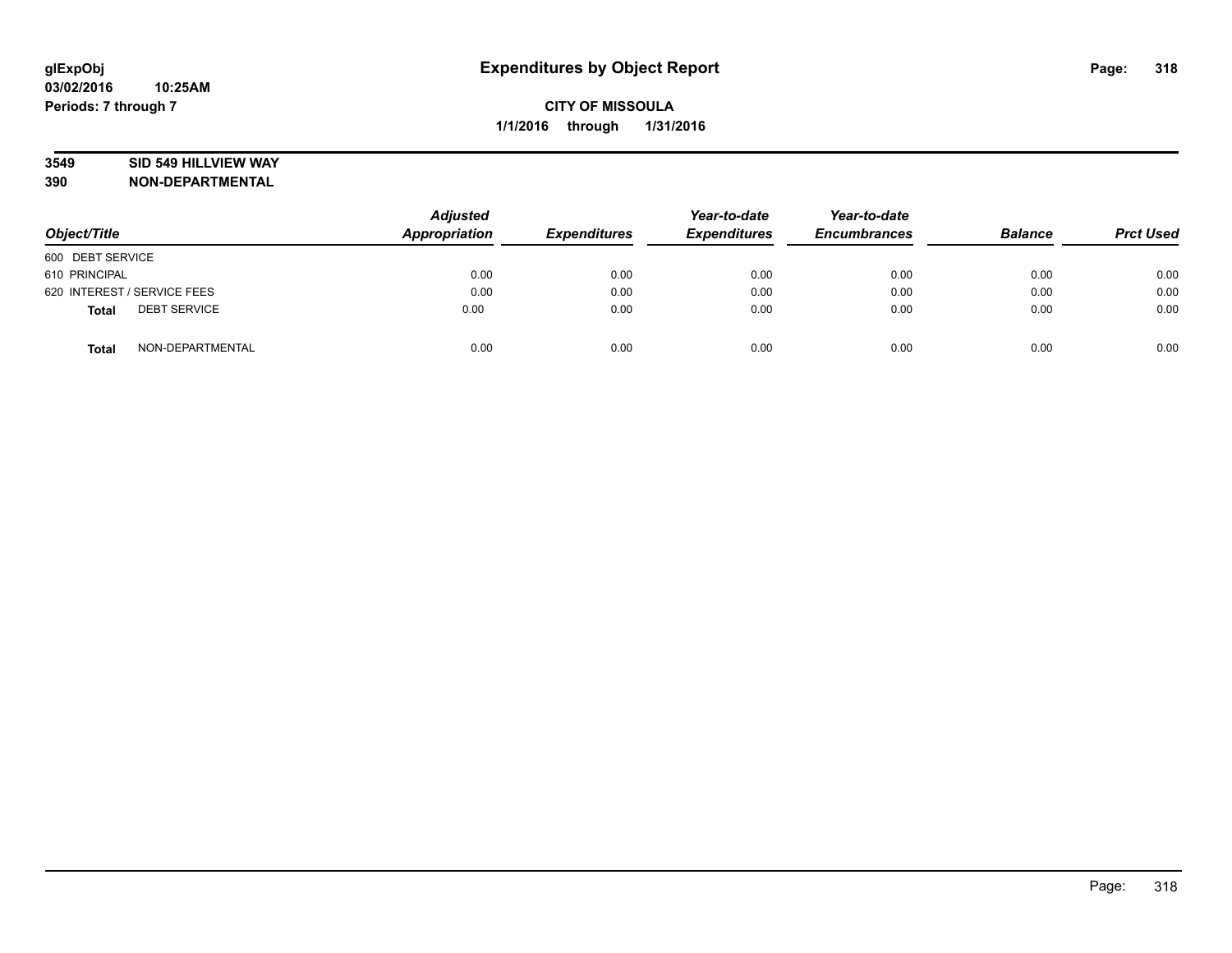glExpObj
03/02/2016 10:25AM
Periods: 7 through 7

# Expenditures by Object Report

**CITY OF MISSOULA**
**1/1/2016 through 1/31/2016**

**3549 SID 549 HILLVIEW WAY**
**390 NON-DEPARTMENTAL**

| Object/Title | Adjusted Appropriation | Expenditures | Year-to-date Expenditures | Year-to-date Encumbrances | Balance | Prct Used |
|---|---|---|---|---|---|---|
| 600 DEBT SERVICE | | | | | | |
| 610 PRINCIPAL | 0.00 | 0.00 | 0.00 | 0.00 | 0.00 | 0.00 |
| 620 INTEREST / SERVICE FEES | 0.00 | 0.00 | 0.00 | 0.00 | 0.00 | 0.00 |
| **Total** DEBT SERVICE | 0.00 | 0.00 | 0.00 | 0.00 | 0.00 | 0.00 |
| **Total** NON-DEPARTMENTAL | 0.00 | 0.00 | 0.00 | 0.00 | 0.00 | 0.00 |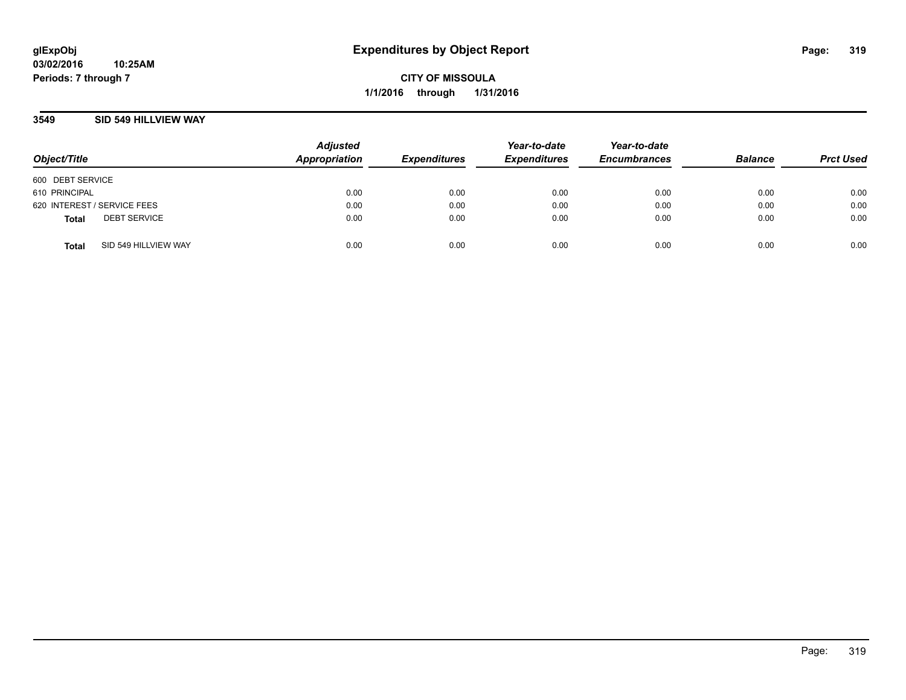# Expenditures by Object Report

glExpObj
03/02/2016 10:25AM
Periods: 7 through 7

**CITY OF MISSOULA**
**1/1/2016 through 1/31/2016**

## 3549 SID 549 HILLVIEW WAY

| Object/Title | Adjusted Appropriation | Expenditures | Year-to-date Expenditures | Year-to-date Encumbrances | Balance | Prct Used |
|---|---|---|---|---|---|---|
| 600 DEBT SERVICE | | | | | | |
| 610 PRINCIPAL | 0.00 | 0.00 | 0.00 | 0.00 | 0.00 | 0.00 |
| 620 INTEREST / SERVICE FEES | 0.00 | 0.00 | 0.00 | 0.00 | 0.00 | 0.00 |
| **Total** DEBT SERVICE | 0.00 | 0.00 | 0.00 | 0.00 | 0.00 | 0.00 |
| **Total** SID 549 HILLVIEW WAY | 0.00 | 0.00 | 0.00 | 0.00 | 0.00 | 0.00 |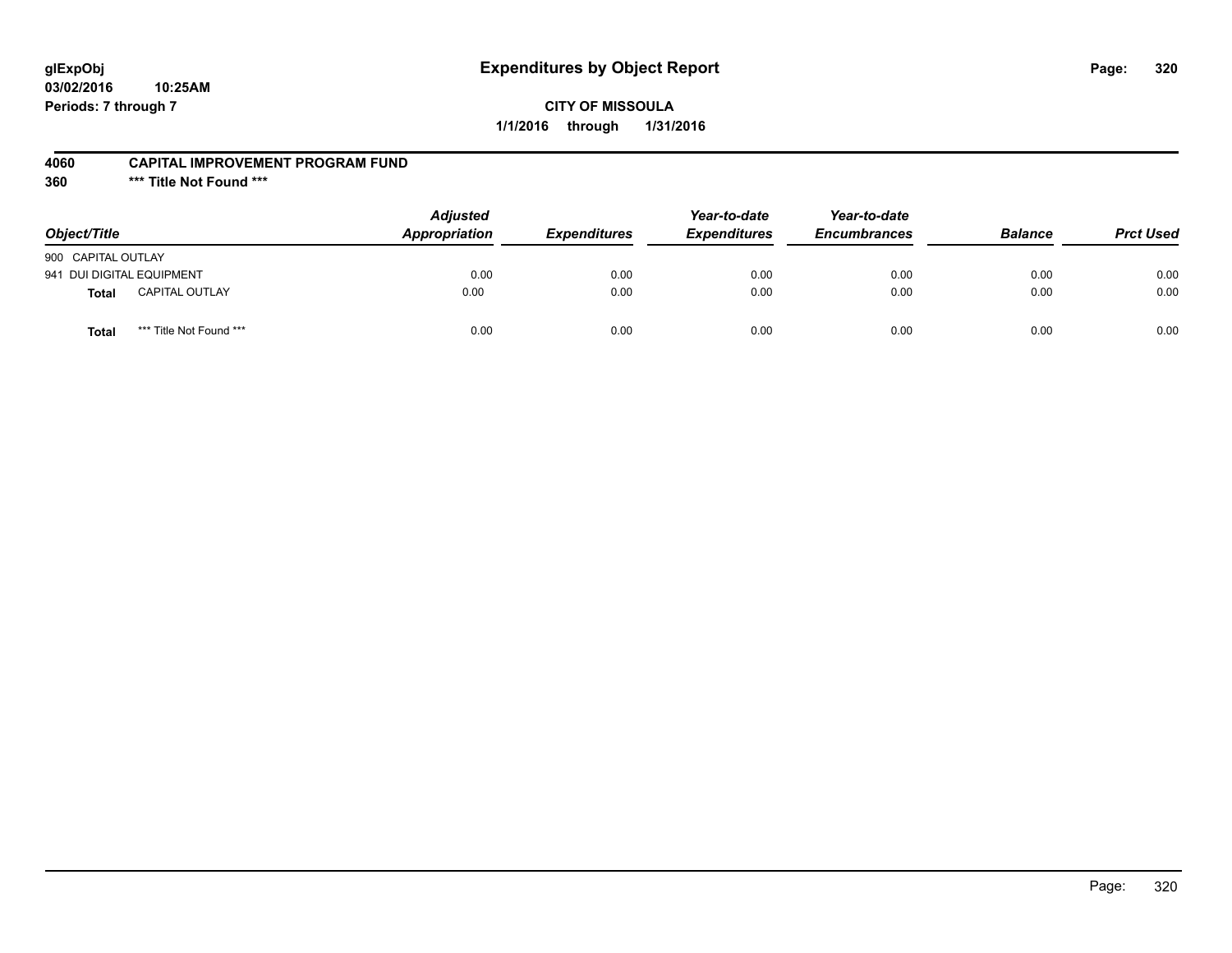# Expenditures by Object Report

glExpObj
03/02/2016 10:25AM
Periods: 7 through 7

**CITY OF MISSOULA**
**1/1/2016 through 1/31/2016**

**4060 CAPITAL IMPROVEMENT PROGRAM FUND**
**360 \*\*\* Title Not Found \*\*\***

| Object/Title | | Adjusted Appropriation | Expenditures | Year-to-date Expenditures | Year-to-date Encumbrances | Balance | Prct Used |
|---|---|---|---|---|---|---|---|
| 900 CAPITAL OUTLAY | | | | | | | |
| 941 DUI DIGITAL EQUIPMENT | | 0.00 | 0.00 | 0.00 | 0.00 | 0.00 | 0.00 |
| **Total** | CAPITAL OUTLAY | 0.00 | 0.00 | 0.00 | 0.00 | 0.00 | 0.00 |
| **Total** | *** Title Not Found *** | 0.00 | 0.00 | 0.00 | 0.00 | 0.00 | 0.00 |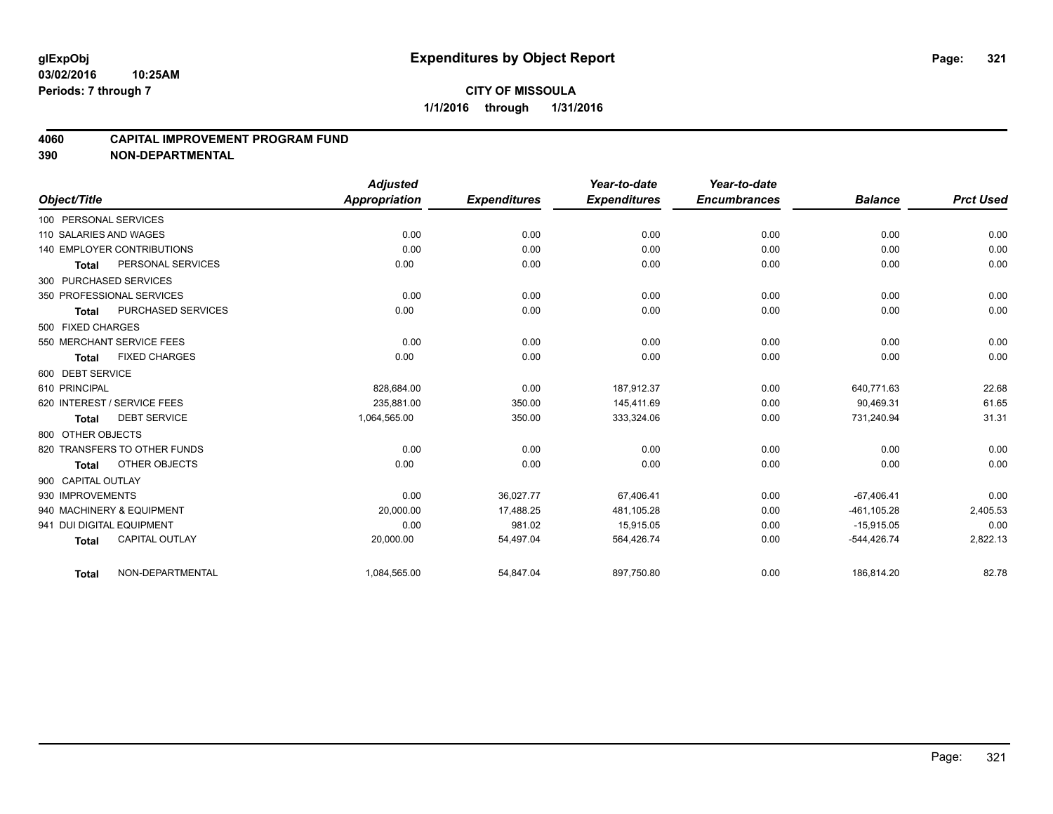glExpObj
03/02/2016 10:25AM
Periods: 7 through 7

# Expenditures by Object Report

**CITY OF MISSOULA**

**1/1/2016 through 1/31/2016**

## 4060 CAPITAL IMPROVEMENT PROGRAM FUND
## 390 NON-DEPARTMENTAL

| Object/Title | Adjusted Appropriation | Expenditures | Year-to-date Expenditures | Year-to-date Encumbrances | Balance | Prct Used |
|---|---|---|---|---|---|---|
| 100 PERSONAL SERVICES | | | | | | |
| 110 SALARIES AND WAGES | 0.00 | 0.00 | 0.00 | 0.00 | 0.00 | 0.00 |
| 140 EMPLOYER CONTRIBUTIONS | 0.00 | 0.00 | 0.00 | 0.00 | 0.00 | 0.00 |
| **Total** PERSONAL SERVICES | 0.00 | 0.00 | 0.00 | 0.00 | 0.00 | 0.00 |
| 300 PURCHASED SERVICES | | | | | | |
| 350 PROFESSIONAL SERVICES | 0.00 | 0.00 | 0.00 | 0.00 | 0.00 | 0.00 |
| **Total** PURCHASED SERVICES | 0.00 | 0.00 | 0.00 | 0.00 | 0.00 | 0.00 |
| 500 FIXED CHARGES | | | | | | |
| 550 MERCHANT SERVICE FEES | 0.00 | 0.00 | 0.00 | 0.00 | 0.00 | 0.00 |
| **Total** FIXED CHARGES | 0.00 | 0.00 | 0.00 | 0.00 | 0.00 | 0.00 |
| 600 DEBT SERVICE | | | | | | |
| 610 PRINCIPAL | 828,684.00 | 0.00 | 187,912.37 | 0.00 | 640,771.63 | 22.68 |
| 620 INTEREST / SERVICE FEES | 235,881.00 | 350.00 | 145,411.69 | 0.00 | 90,469.31 | 61.65 |
| **Total** DEBT SERVICE | 1,064,565.00 | 350.00 | 333,324.06 | 0.00 | 731,240.94 | 31.31 |
| 800 OTHER OBJECTS | | | | | | |
| 820 TRANSFERS TO OTHER FUNDS | 0.00 | 0.00 | 0.00 | 0.00 | 0.00 | 0.00 |
| **Total** OTHER OBJECTS | 0.00 | 0.00 | 0.00 | 0.00 | 0.00 | 0.00 |
| 900 CAPITAL OUTLAY | | | | | | |
| 930 IMPROVEMENTS | 0.00 | 36,027.77 | 67,406.41 | 0.00 | -67,406.41 | 0.00 |
| 940 MACHINERY & EQUIPMENT | 20,000.00 | 17,488.25 | 481,105.28 | 0.00 | -461,105.28 | 2,405.53 |
| 941 DUI DIGITAL EQUIPMENT | 0.00 | 981.02 | 15,915.05 | 0.00 | -15,915.05 | 0.00 |
| **Total** CAPITAL OUTLAY | 20,000.00 | 54,497.04 | 564,426.74 | 0.00 | -544,426.74 | 2,822.13 |
| **Total** NON-DEPARTMENTAL | 1,084,565.00 | 54,847.04 | 897,750.80 | 0.00 | 186,814.20 | 82.78 |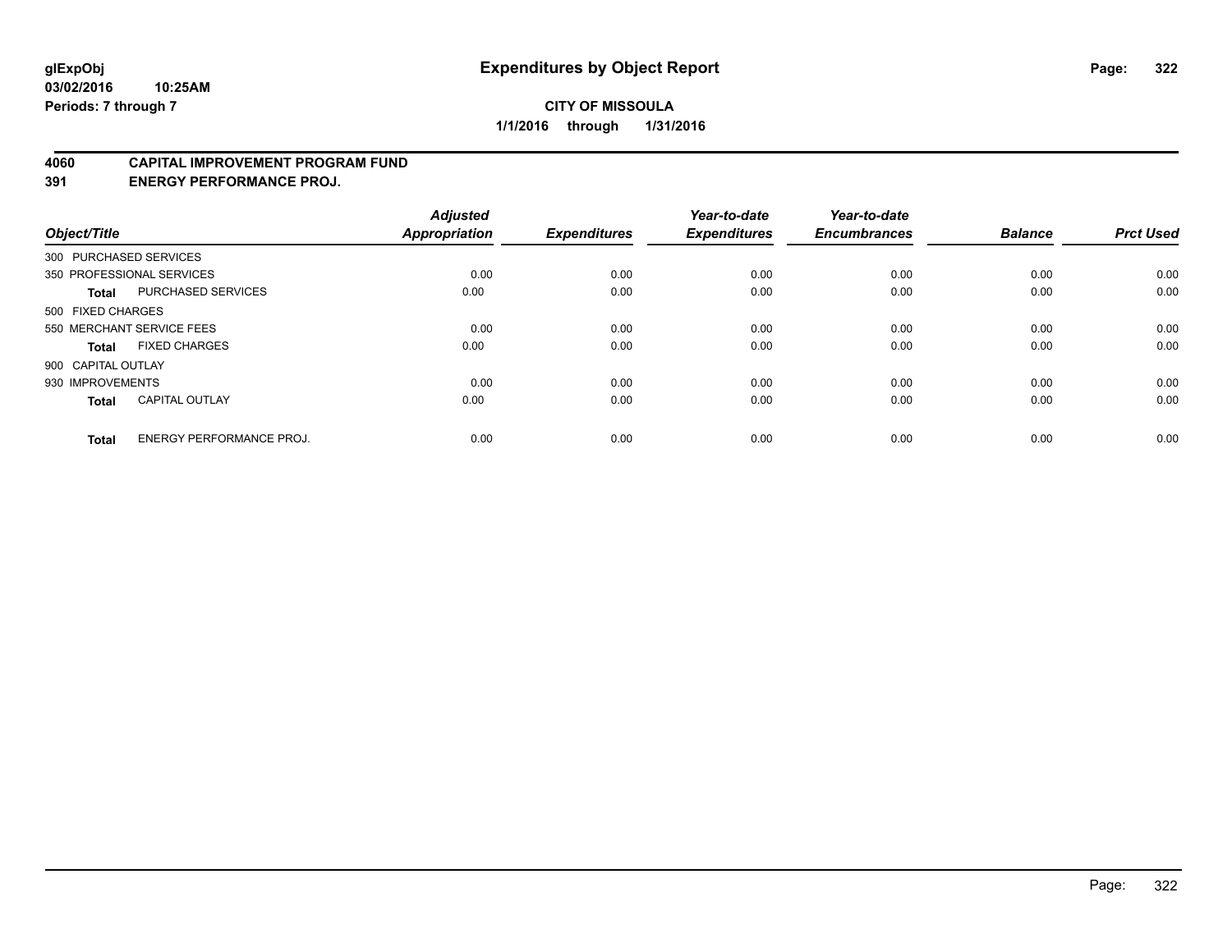# Expenditures by Object Report

glExpObj
03/02/2016 10:25AM
Periods: 7 through 7

**CITY OF MISSOULA**
**1/1/2016 through 1/31/2016**

## 4060 CAPITAL IMPROVEMENT PROGRAM FUND
## 391 ENERGY PERFORMANCE PROJ.

| Object/Title | | Adjusted Appropriation | Expenditures | Year-to-date Expenditures | Year-to-date Encumbrances | Balance | Prct Used |
|---|---|---|---|---|---|---|---|
| 300 PURCHASED SERVICES | | | | | | | |
| 350 PROFESSIONAL SERVICES | | 0.00 | 0.00 | 0.00 | 0.00 | 0.00 | 0.00 |
| **Total** | PURCHASED SERVICES | 0.00 | 0.00 | 0.00 | 0.00 | 0.00 | 0.00 |
| 500 FIXED CHARGES | | | | | | | |
| 550 MERCHANT SERVICE FEES | | 0.00 | 0.00 | 0.00 | 0.00 | 0.00 | 0.00 |
| **Total** | FIXED CHARGES | 0.00 | 0.00 | 0.00 | 0.00 | 0.00 | 0.00 |
| 900 CAPITAL OUTLAY | | | | | | | |
| 930 IMPROVEMENTS | | 0.00 | 0.00 | 0.00 | 0.00 | 0.00 | 0.00 |
| **Total** | CAPITAL OUTLAY | 0.00 | 0.00 | 0.00 | 0.00 | 0.00 | 0.00 |
| **Total** | ENERGY PERFORMANCE PROJ. | 0.00 | 0.00 | 0.00 | 0.00 | 0.00 | 0.00 |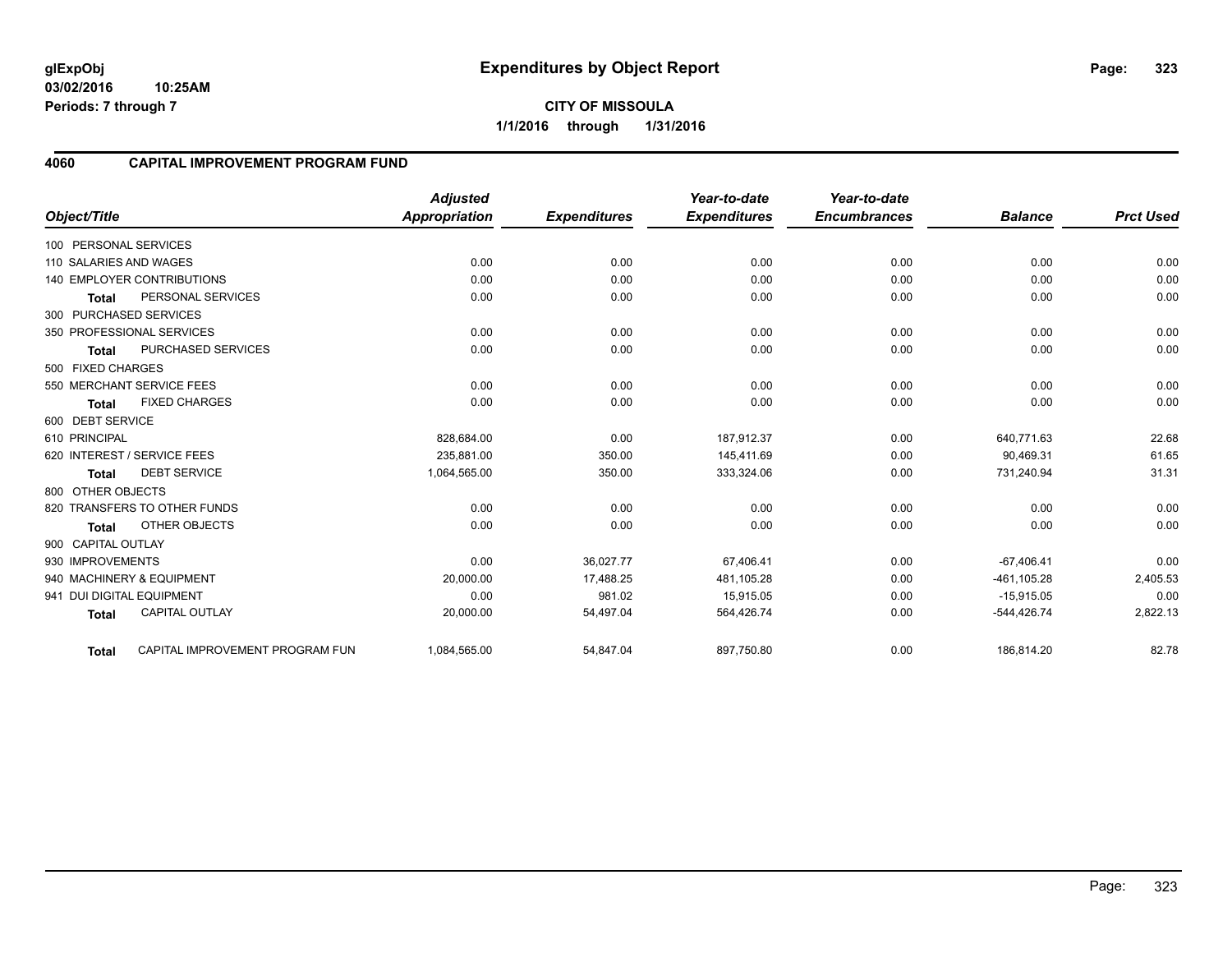# Expenditures by Object Report

glExpObj
03/02/2016 10:25AM
Periods: 7 through 7

**CITY OF MISSOULA**
**1/1/2016 through 1/31/2016**

## 4060 CAPITAL IMPROVEMENT PROGRAM FUND

| Object/Title | Adjusted Appropriation | Expenditures | Year-to-date Expenditures | Year-to-date Encumbrances | Balance | Prct Used |
|---|---|---|---|---|---|---|
| 100 PERSONAL SERVICES | | | | | | |
| 110 SALARIES AND WAGES | 0.00 | 0.00 | 0.00 | 0.00 | 0.00 | 0.00 |
| 140 EMPLOYER CONTRIBUTIONS | 0.00 | 0.00 | 0.00 | 0.00 | 0.00 | 0.00 |
| **Total** PERSONAL SERVICES | 0.00 | 0.00 | 0.00 | 0.00 | 0.00 | 0.00 |
| 300 PURCHASED SERVICES | | | | | | |
| 350 PROFESSIONAL SERVICES | 0.00 | 0.00 | 0.00 | 0.00 | 0.00 | 0.00 |
| **Total** PURCHASED SERVICES | 0.00 | 0.00 | 0.00 | 0.00 | 0.00 | 0.00 |
| 500 FIXED CHARGES | | | | | | |
| 550 MERCHANT SERVICE FEES | 0.00 | 0.00 | 0.00 | 0.00 | 0.00 | 0.00 |
| **Total** FIXED CHARGES | 0.00 | 0.00 | 0.00 | 0.00 | 0.00 | 0.00 |
| 600 DEBT SERVICE | | | | | | |
| 610 PRINCIPAL | 828,684.00 | 0.00 | 187,912.37 | 0.00 | 640,771.63 | 22.68 |
| 620 INTEREST / SERVICE FEES | 235,881.00 | 350.00 | 145,411.69 | 0.00 | 90,469.31 | 61.65 |
| **Total** DEBT SERVICE | 1,064,565.00 | 350.00 | 333,324.06 | 0.00 | 731,240.94 | 31.31 |
| 800 OTHER OBJECTS | | | | | | |
| 820 TRANSFERS TO OTHER FUNDS | 0.00 | 0.00 | 0.00 | 0.00 | 0.00 | 0.00 |
| **Total** OTHER OBJECTS | 0.00 | 0.00 | 0.00 | 0.00 | 0.00 | 0.00 |
| 900 CAPITAL OUTLAY | | | | | | |
| 930 IMPROVEMENTS | 0.00 | 36,027.77 | 67,406.41 | 0.00 | -67,406.41 | 0.00 |
| 940 MACHINERY & EQUIPMENT | 20,000.00 | 17,488.25 | 481,105.28 | 0.00 | -461,105.28 | 2,405.53 |
| 941 DUI DIGITAL EQUIPMENT | 0.00 | 981.02 | 15,915.05 | 0.00 | -15,915.05 | 0.00 |
| **Total** CAPITAL OUTLAY | 20,000.00 | 54,497.04 | 564,426.74 | 0.00 | -544,426.74 | 2,822.13 |
| **Total** CAPITAL IMPROVEMENT PROGRAM FUN | 1,084,565.00 | 54,847.04 | 897,750.80 | 0.00 | 186,814.20 | 82.78 |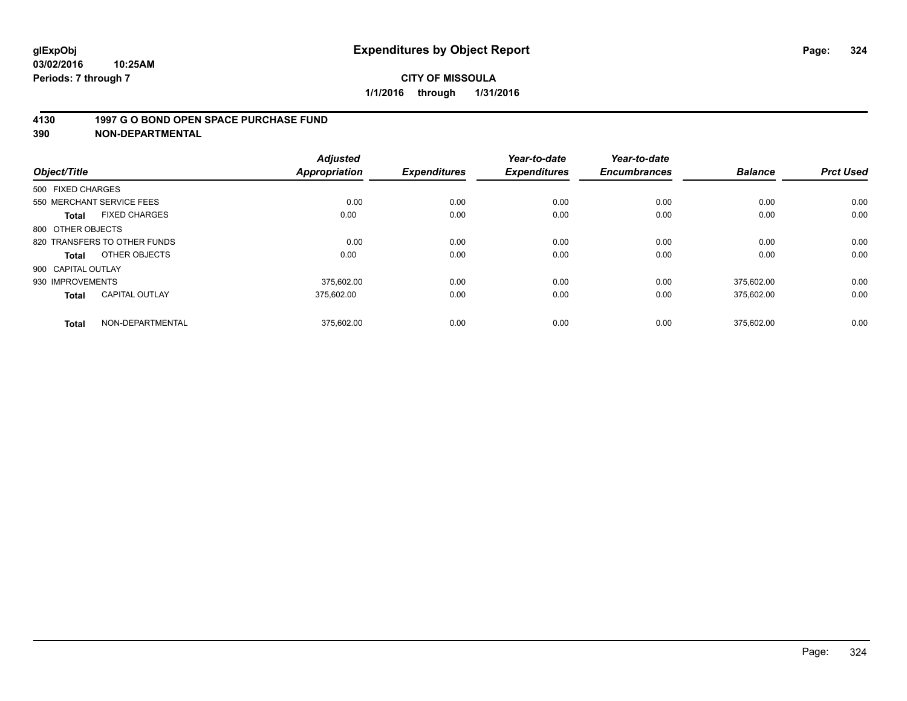**glExpObj**
**03/02/2016 10:25AM**
**Periods: 7 through 7**

# Expenditures by Object Report

**CITY OF MISSOULA**
**1/1/2016 through 1/31/2016**

## 4130 1997 G O BOND OPEN SPACE PURCHASE FUND
## 390 NON-DEPARTMENTAL

| Object/Title | | Adjusted Appropriation | Expenditures | Year-to-date Expenditures | Year-to-date Encumbrances | Balance | Prct Used |
|---|---|---|---|---|---|---|---|
| 500 FIXED CHARGES | | | | | | | |
| 550 MERCHANT SERVICE FEES | | 0.00 | 0.00 | 0.00 | 0.00 | 0.00 | 0.00 |
| **Total** | FIXED CHARGES | 0.00 | 0.00 | 0.00 | 0.00 | 0.00 | 0.00 |
| 800 OTHER OBJECTS | | | | | | | |
| 820 TRANSFERS TO OTHER FUNDS | | 0.00 | 0.00 | 0.00 | 0.00 | 0.00 | 0.00 |
| **Total** | OTHER OBJECTS | 0.00 | 0.00 | 0.00 | 0.00 | 0.00 | 0.00 |
| 900 CAPITAL OUTLAY | | | | | | | |
| 930 IMPROVEMENTS | | 375,602.00 | 0.00 | 0.00 | 0.00 | 375,602.00 | 0.00 |
| **Total** | CAPITAL OUTLAY | 375,602.00 | 0.00 | 0.00 | 0.00 | 375,602.00 | 0.00 |
| **Total** | NON-DEPARTMENTAL | 375,602.00 | 0.00 | 0.00 | 0.00 | 375,602.00 | 0.00 |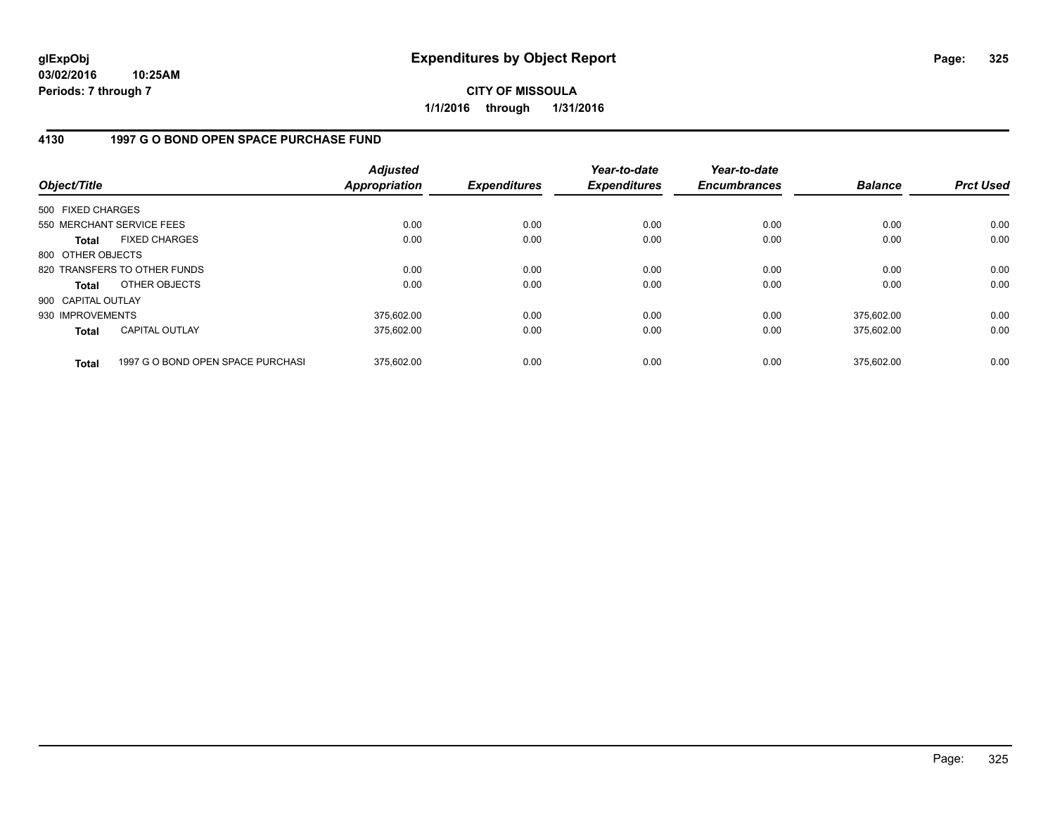glExpObj
03/02/2016 10:25AM
Periods: 7 through 7

# Expenditures by Object Report

**CITY OF MISSOULA**
**1/1/2016 through 1/31/2016**

## 4130 1997 G O BOND OPEN SPACE PURCHASE FUND

| Object/Title | Adjusted Appropriation | Expenditures | Year-to-date Expenditures | Year-to-date Encumbrances | Balance | Prct Used |
|---|---|---|---|---|---|---|
| 500 FIXED CHARGES | | | | | | |
| 550 MERCHANT SERVICE FEES | 0.00 | 0.00 | 0.00 | 0.00 | 0.00 | 0.00 |
| **Total** FIXED CHARGES | 0.00 | 0.00 | 0.00 | 0.00 | 0.00 | 0.00 |
| 800 OTHER OBJECTS | | | | | | |
| 820 TRANSFERS TO OTHER FUNDS | 0.00 | 0.00 | 0.00 | 0.00 | 0.00 | 0.00 |
| **Total** OTHER OBJECTS | 0.00 | 0.00 | 0.00 | 0.00 | 0.00 | 0.00 |
| 900 CAPITAL OUTLAY | | | | | | |
| 930 IMPROVEMENTS | 375,602.00 | 0.00 | 0.00 | 0.00 | 375,602.00 | 0.00 |
| **Total** CAPITAL OUTLAY | 375,602.00 | 0.00 | 0.00 | 0.00 | 375,602.00 | 0.00 |
| **Total** 1997 G O BOND OPEN SPACE PURCHASI | 375,602.00 | 0.00 | 0.00 | 0.00 | 375,602.00 | 0.00 |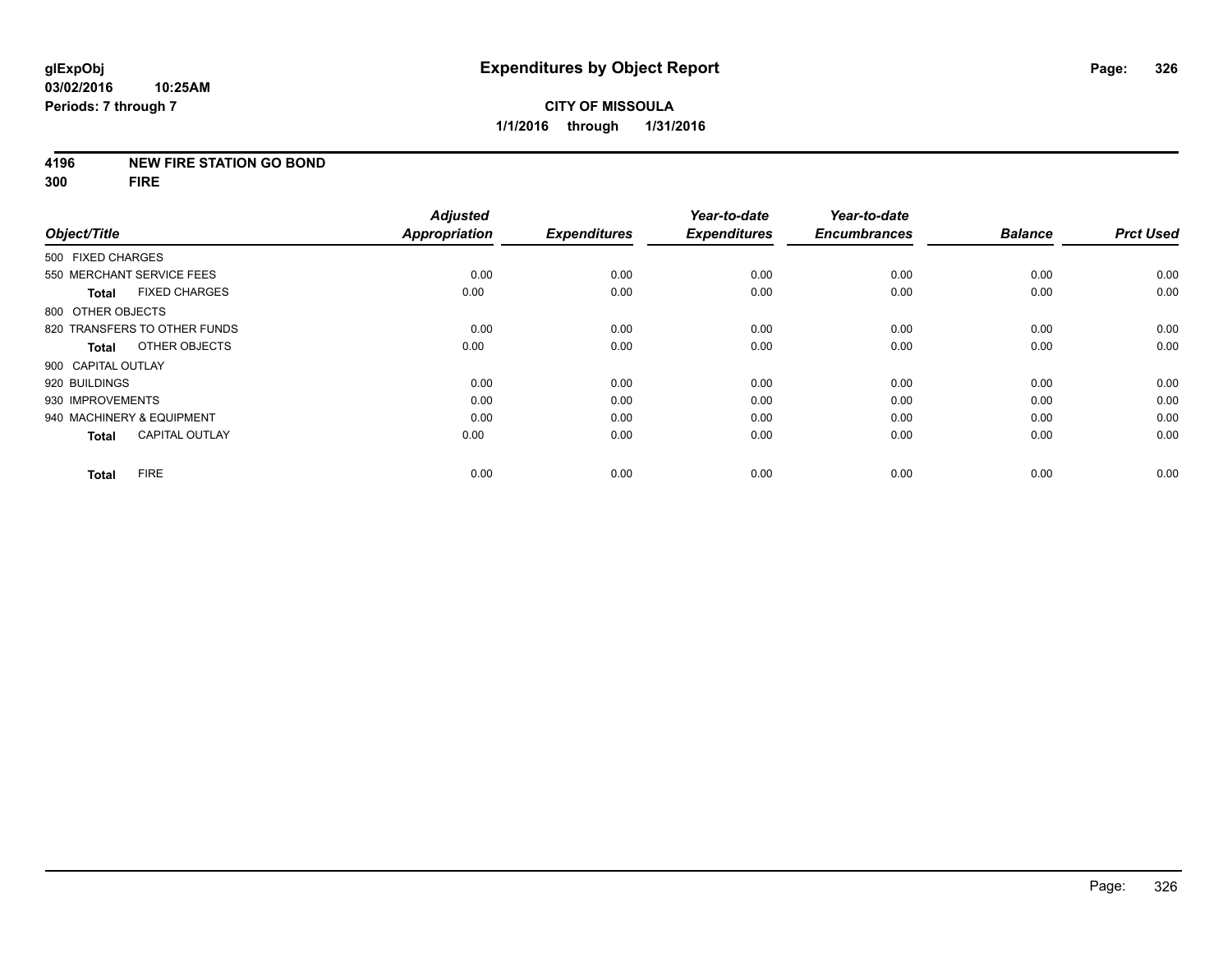**glExpObj**
**03/02/2016 10:25AM**
**Periods: 7 through 7**

# Expenditures by Object Report

**CITY OF MISSOULA**
**1/1/2016 through 1/31/2016**

**4196 NEW FIRE STATION GO BOND**
**300 FIRE**

| Object/Title | Adjusted Appropriation | Expenditures | Year-to-date Expenditures | Year-to-date Encumbrances | Balance | Prct Used |
|---|---|---|---|---|---|---|
| 500 FIXED CHARGES | | | | | | |
| 550 MERCHANT SERVICE FEES | 0.00 | 0.00 | 0.00 | 0.00 | 0.00 | 0.00 |
| **Total** FIXED CHARGES | 0.00 | 0.00 | 0.00 | 0.00 | 0.00 | 0.00 |
| 800 OTHER OBJECTS | | | | | | |
| 820 TRANSFERS TO OTHER FUNDS | 0.00 | 0.00 | 0.00 | 0.00 | 0.00 | 0.00 |
| **Total** OTHER OBJECTS | 0.00 | 0.00 | 0.00 | 0.00 | 0.00 | 0.00 |
| 900 CAPITAL OUTLAY | | | | | | |
| 920 BUILDINGS | 0.00 | 0.00 | 0.00 | 0.00 | 0.00 | 0.00 |
| 930 IMPROVEMENTS | 0.00 | 0.00 | 0.00 | 0.00 | 0.00 | 0.00 |
| 940 MACHINERY & EQUIPMENT | 0.00 | 0.00 | 0.00 | 0.00 | 0.00 | 0.00 |
| **Total** CAPITAL OUTLAY | 0.00 | 0.00 | 0.00 | 0.00 | 0.00 | 0.00 |
| **Total** FIRE | 0.00 | 0.00 | 0.00 | 0.00 | 0.00 | 0.00 |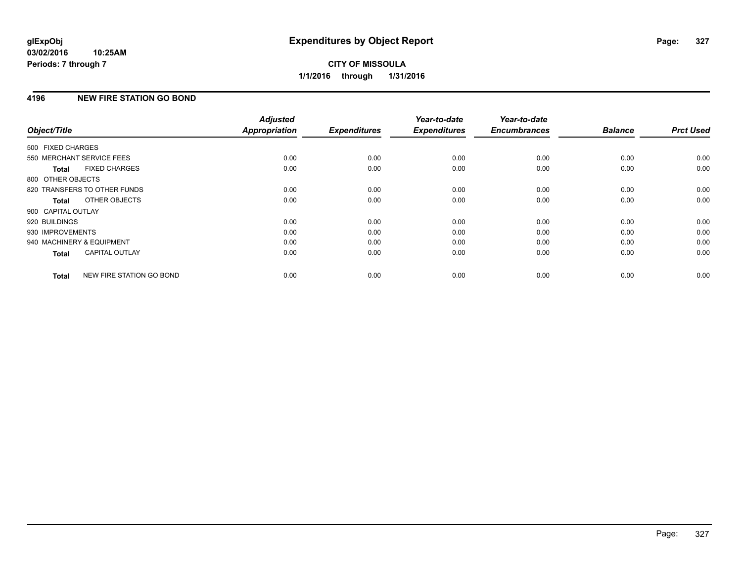# Expenditures by Object Report

glExpObj
03/02/2016 10:25AM
Periods: 7 through 7

**CITY OF MISSOULA**
**1/1/2016 through 1/31/2016**

## 4196 NEW FIRE STATION GO BOND

| Object/Title | Adjusted Appropriation | Expenditures | Year-to-date Expenditures | Year-to-date Encumbrances | Balance | Prct Used |
|---|---|---|---|---|---|---|
| 500 FIXED CHARGES | | | | | | |
| 550 MERCHANT SERVICE FEES | 0.00 | 0.00 | 0.00 | 0.00 | 0.00 | 0.00 |
| **Total** FIXED CHARGES | 0.00 | 0.00 | 0.00 | 0.00 | 0.00 | 0.00 |
| 800 OTHER OBJECTS | | | | | | |
| 820 TRANSFERS TO OTHER FUNDS | 0.00 | 0.00 | 0.00 | 0.00 | 0.00 | 0.00 |
| **Total** OTHER OBJECTS | 0.00 | 0.00 | 0.00 | 0.00 | 0.00 | 0.00 |
| 900 CAPITAL OUTLAY | | | | | | |
| 920 BUILDINGS | 0.00 | 0.00 | 0.00 | 0.00 | 0.00 | 0.00 |
| 930 IMPROVEMENTS | 0.00 | 0.00 | 0.00 | 0.00 | 0.00 | 0.00 |
| 940 MACHINERY & EQUIPMENT | 0.00 | 0.00 | 0.00 | 0.00 | 0.00 | 0.00 |
| **Total** CAPITAL OUTLAY | 0.00 | 0.00 | 0.00 | 0.00 | 0.00 | 0.00 |
| **Total** NEW FIRE STATION GO BOND | 0.00 | 0.00 | 0.00 | 0.00 | 0.00 | 0.00 |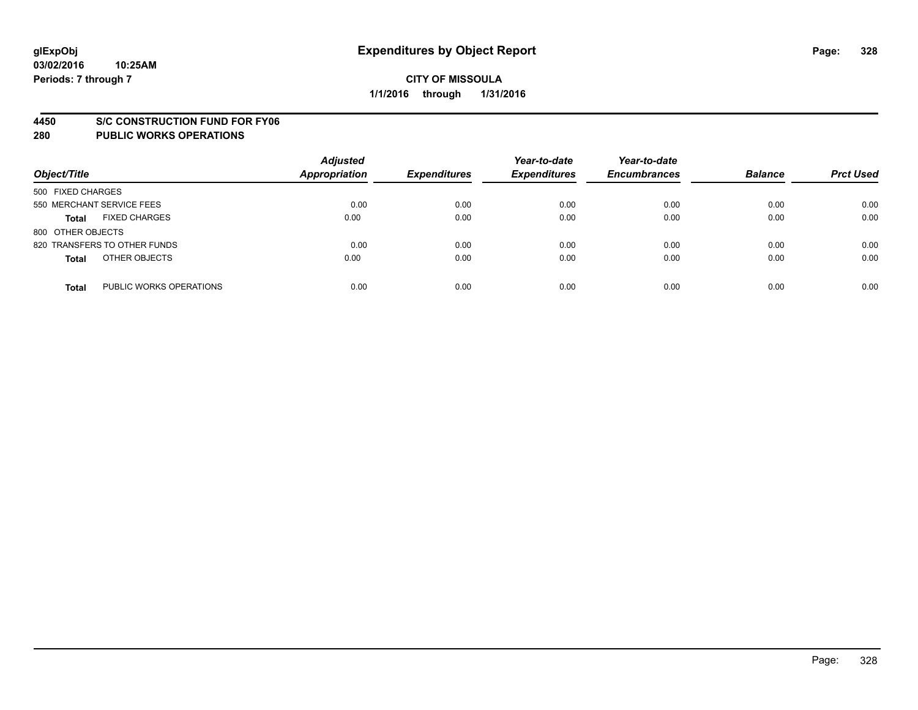# Expenditures by Object Report

glExpObj
03/02/2016 10:25AM
Periods: 7 through 7

**CITY OF MISSOULA**
**1/1/2016 through 1/31/2016**

## 4450 S/C CONSTRUCTION FUND FOR FY06
## 280 PUBLIC WORKS OPERATIONS

| Object/Title | Adjusted Appropriation | Expenditures | Year-to-date Expenditures | Year-to-date Encumbrances | Balance | Prct Used |
|---|---|---|---|---|---|---|
| 500 FIXED CHARGES | | | | | | |
| 550 MERCHANT SERVICE FEES | 0.00 | 0.00 | 0.00 | 0.00 | 0.00 | 0.00 |
| **Total** FIXED CHARGES | 0.00 | 0.00 | 0.00 | 0.00 | 0.00 | 0.00 |
| 800 OTHER OBJECTS | | | | | | |
| 820 TRANSFERS TO OTHER FUNDS | 0.00 | 0.00 | 0.00 | 0.00 | 0.00 | 0.00 |
| **Total** OTHER OBJECTS | 0.00 | 0.00 | 0.00 | 0.00 | 0.00 | 0.00 |
| **Total** PUBLIC WORKS OPERATIONS | 0.00 | 0.00 | 0.00 | 0.00 | 0.00 | 0.00 |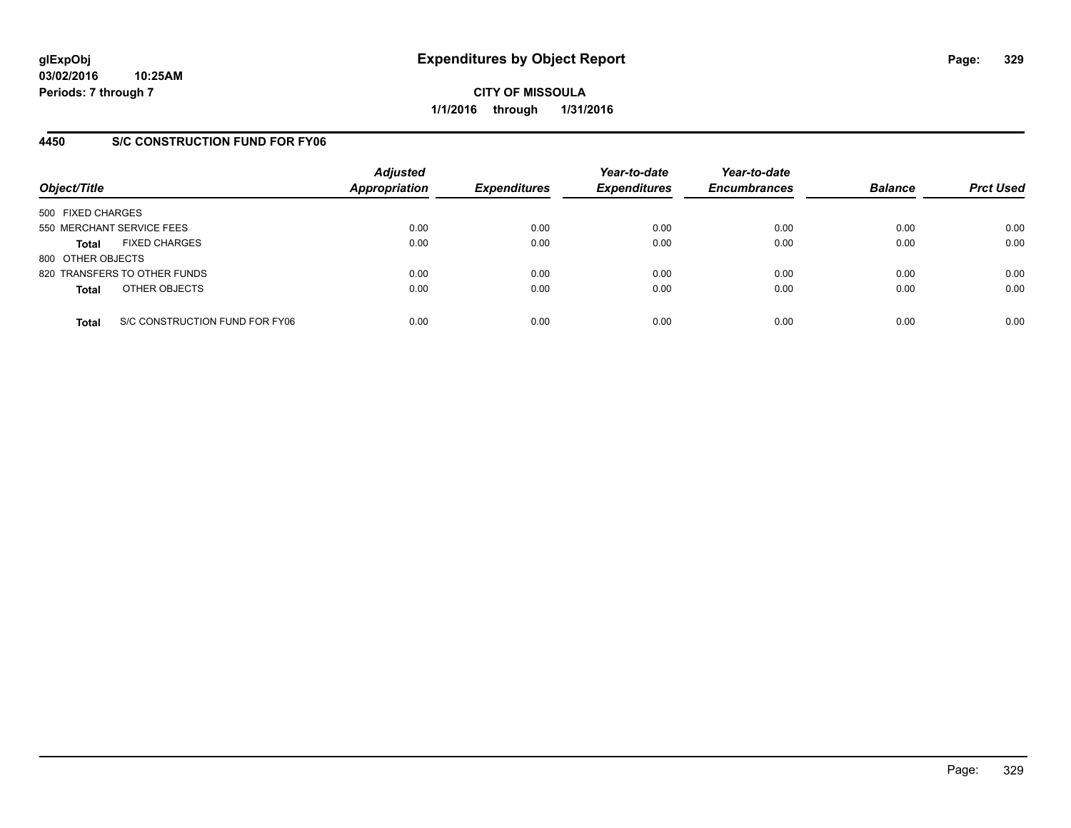**glExpObj** **Expenditures by Object Report**

**03/02/2016 10:25AM**

**Periods: 7 through 7**

**CITY OF MISSOULA**

**1/1/2016 through 1/31/2016**

## 4450 S/C CONSTRUCTION FUND FOR FY06

| Object/Title | Adjusted Appropriation | Expenditures | Year-to-date Expenditures | Year-to-date Encumbrances | Balance | Prct Used |
|---|---|---|---|---|---|---|
| 500 FIXED CHARGES | | | | | | |
| 550 MERCHANT SERVICE FEES | 0.00 | 0.00 | 0.00 | 0.00 | 0.00 | 0.00 |
| **Total** FIXED CHARGES | 0.00 | 0.00 | 0.00 | 0.00 | 0.00 | 0.00 |
| 800 OTHER OBJECTS | | | | | | |
| 820 TRANSFERS TO OTHER FUNDS | 0.00 | 0.00 | 0.00 | 0.00 | 0.00 | 0.00 |
| **Total** OTHER OBJECTS | 0.00 | 0.00 | 0.00 | 0.00 | 0.00 | 0.00 |
| **Total** S/C CONSTRUCTION FUND FOR FY06 | 0.00 | 0.00 | 0.00 | 0.00 | 0.00 | 0.00 |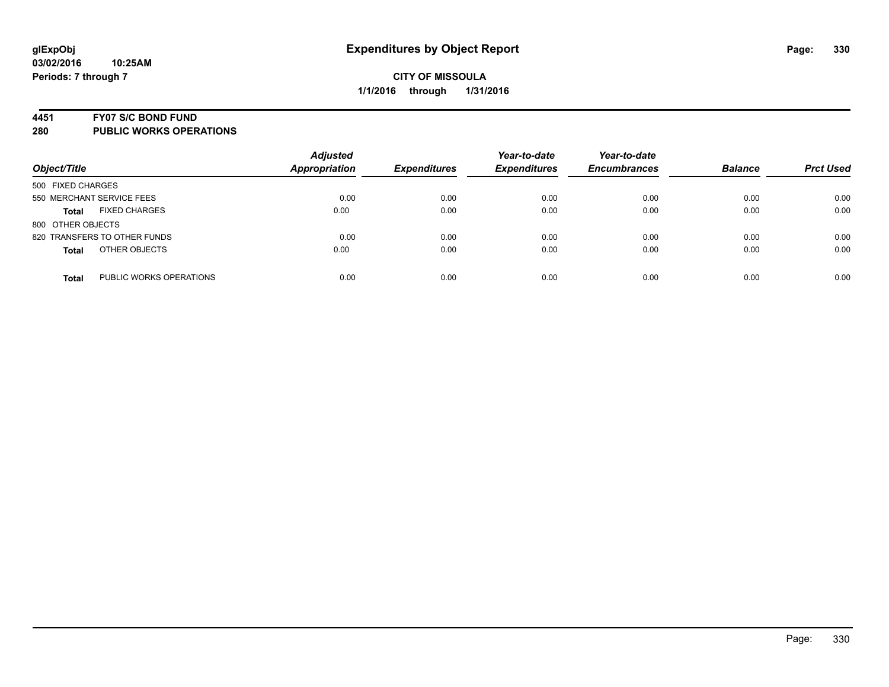**glExpObj**
**03/02/2016 10:25AM**
**Periods: 7 through 7**

# Expenditures by Object Report

**CITY OF MISSOULA**
**1/1/2016 through 1/31/2016**

## 4451 FY07 S/C BOND FUND
## 280 PUBLIC WORKS OPERATIONS

| Object/Title | | Adjusted Appropriation | Expenditures | Year-to-date Expenditures | Year-to-date Encumbrances | Balance | Prct Used |
|---|---|---|---|---|---|---|---|
| 500 FIXED CHARGES | | | | | | | |
| 550 MERCHANT SERVICE FEES | | 0.00 | 0.00 | 0.00 | 0.00 | 0.00 | 0.00 |
| **Total** | FIXED CHARGES | 0.00 | 0.00 | 0.00 | 0.00 | 0.00 | 0.00 |
| 800 OTHER OBJECTS | | | | | | | |
| 820 TRANSFERS TO OTHER FUNDS | | 0.00 | 0.00 | 0.00 | 0.00 | 0.00 | 0.00 |
| **Total** | OTHER OBJECTS | 0.00 | 0.00 | 0.00 | 0.00 | 0.00 | 0.00 |
| **Total** | PUBLIC WORKS OPERATIONS | 0.00 | 0.00 | 0.00 | 0.00 | 0.00 | 0.00 |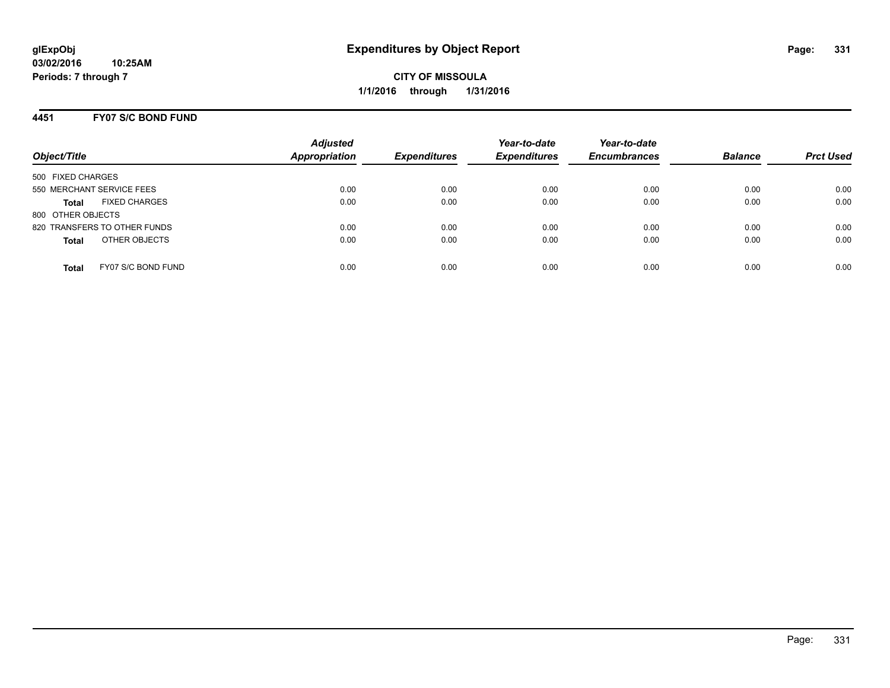**glExpObj** **Expenditures by Object Report**
**03/02/2016 10:25AM**
**Periods: 7 through 7**

**CITY OF MISSOULA**
**1/1/2016 through 1/31/2016**

## 4451 FY07 S/C BOND FUND

| Object/Title | Adjusted Appropriation | Expenditures | Year-to-date Expenditures | Year-to-date Encumbrances | Balance | Prct Used |
|---|---|---|---|---|---|---|
| 500 FIXED CHARGES | | | | | | |
| 550 MERCHANT SERVICE FEES | 0.00 | 0.00 | 0.00 | 0.00 | 0.00 | 0.00 |
| **Total** FIXED CHARGES | 0.00 | 0.00 | 0.00 | 0.00 | 0.00 | 0.00 |
| 800 OTHER OBJECTS | | | | | | |
| 820 TRANSFERS TO OTHER FUNDS | 0.00 | 0.00 | 0.00 | 0.00 | 0.00 | 0.00 |
| **Total** OTHER OBJECTS | 0.00 | 0.00 | 0.00 | 0.00 | 0.00 | 0.00 |
| **Total** FY07 S/C BOND FUND | 0.00 | 0.00 | 0.00 | 0.00 | 0.00 | 0.00 |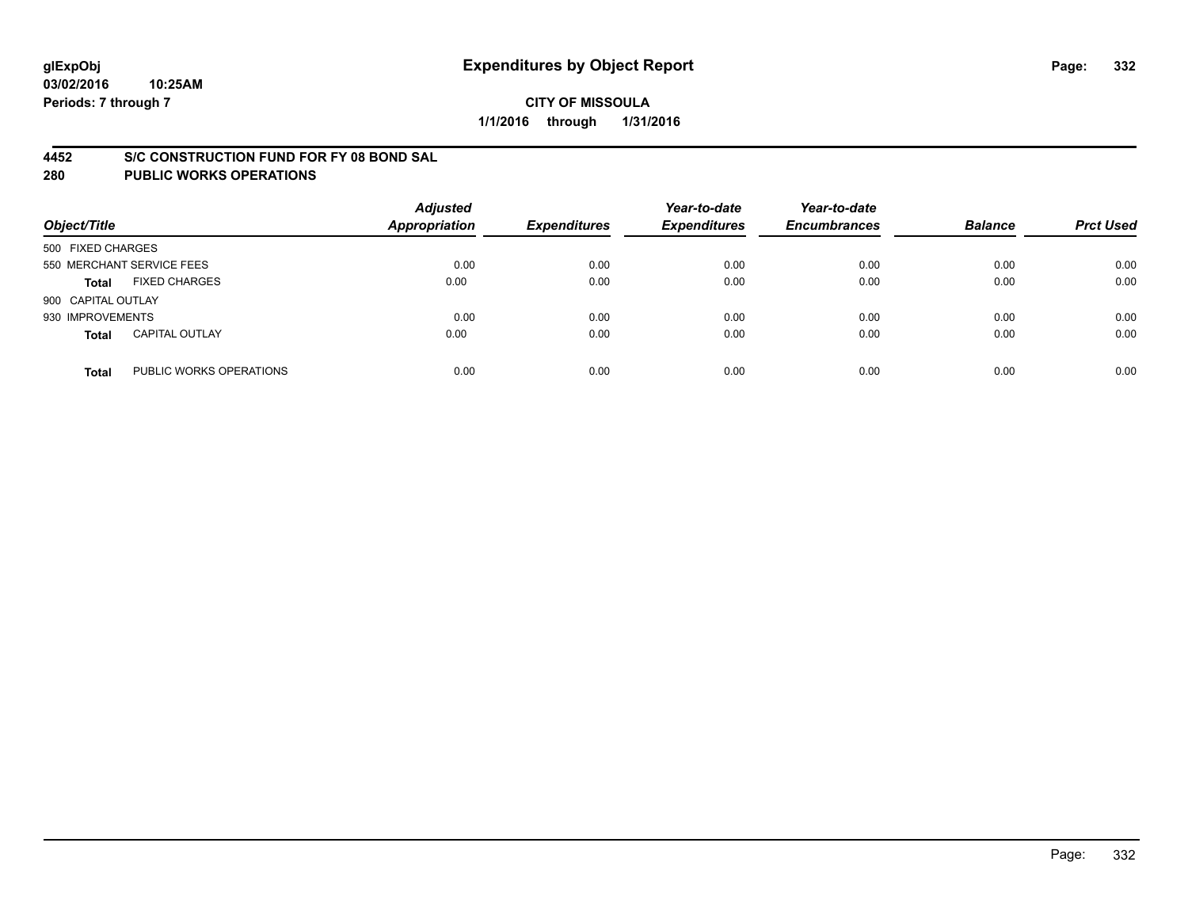# Expenditures by Object Report

glExpObj
03/02/2016 10:25AM
Periods: 7 through 7

**CITY OF MISSOULA**
**1/1/2016 through 1/31/2016**

## 4452 S/C CONSTRUCTION FUND FOR FY 08 BOND SAL
## 280 PUBLIC WORKS OPERATIONS

| Object/Title | | Adjusted Appropriation | Expenditures | Year-to-date Expenditures | Year-to-date Encumbrances | Balance | Prct Used |
|---|---|---|---|---|---|---|---|
| 500 FIXED CHARGES | | | | | | | |
| 550 MERCHANT SERVICE FEES | | 0.00 | 0.00 | 0.00 | 0.00 | 0.00 | 0.00 |
| **Total** | FIXED CHARGES | 0.00 | 0.00 | 0.00 | 0.00 | 0.00 | 0.00 |
| 900 CAPITAL OUTLAY | | | | | | | |
| 930 IMPROVEMENTS | | 0.00 | 0.00 | 0.00 | 0.00 | 0.00 | 0.00 |
| **Total** | CAPITAL OUTLAY | 0.00 | 0.00 | 0.00 | 0.00 | 0.00 | 0.00 |
| **Total** | PUBLIC WORKS OPERATIONS | 0.00 | 0.00 | 0.00 | 0.00 | 0.00 | 0.00 |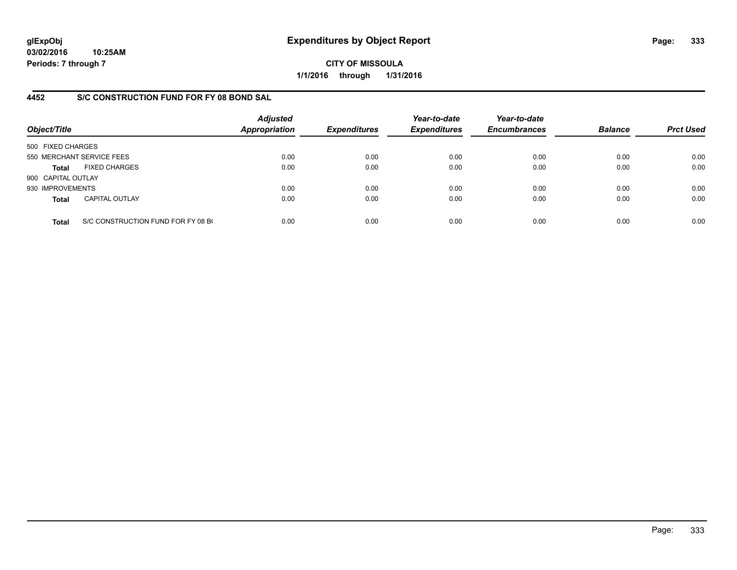**glExpObj** **Expenditures by Object Report**

**03/02/2016 10:25AM**

**Periods: 7 through 7**

**CITY OF MISSOULA**

**1/1/2016 through 1/31/2016**

## 4452 S/C CONSTRUCTION FUND FOR FY 08 BOND SAL

| Object/Title | | Adjusted Appropriation | Expenditures | Year-to-date Expenditures | Year-to-date Encumbrances | Balance | Prct Used |
|---|---|---|---|---|---|---|---|
| 500 FIXED CHARGES | | | | | | | |
| 550 MERCHANT SERVICE FEES | | 0.00 | 0.00 | 0.00 | 0.00 | 0.00 | 0.00 |
| **Total** | FIXED CHARGES | 0.00 | 0.00 | 0.00 | 0.00 | 0.00 | 0.00 |
| 900 CAPITAL OUTLAY | | | | | | | |
| 930 IMPROVEMENTS | | 0.00 | 0.00 | 0.00 | 0.00 | 0.00 | 0.00 |
| **Total** | CAPITAL OUTLAY | 0.00 | 0.00 | 0.00 | 0.00 | 0.00 | 0.00 |
| **Total** | S/C CONSTRUCTION FUND FOR FY 08 B( | 0.00 | 0.00 | 0.00 | 0.00 | 0.00 | 0.00 |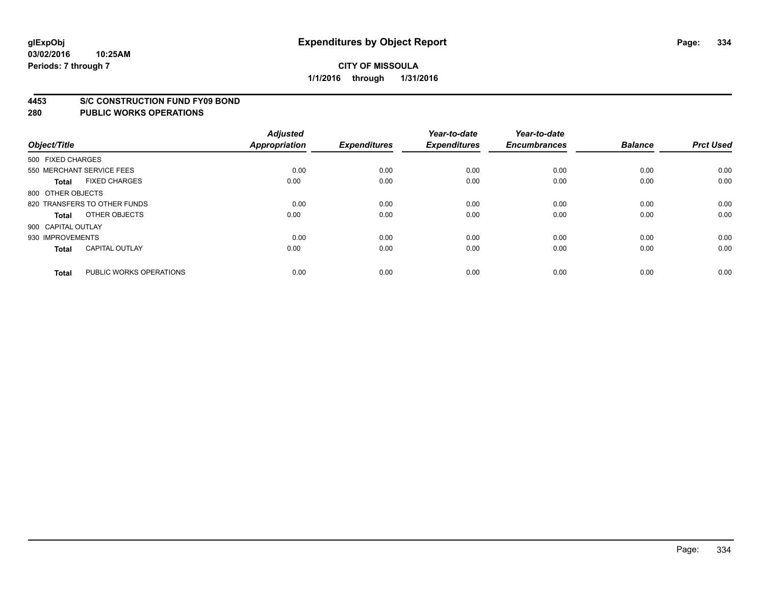# Expenditures by Object Report

**glExpObj**
**03/02/2016 10:25AM**
**Periods: 7 through 7**

**CITY OF MISSOULA**
**1/1/2016 through 1/31/2016**

## 4453 S/C CONSTRUCTION FUND FY09 BOND
## 280 PUBLIC WORKS OPERATIONS

| Object/Title | Adjusted Appropriation | Expenditures | Year-to-date Expenditures | Year-to-date Encumbrances | Balance | Prct Used |
|---|---|---|---|---|---|---|
| 500 FIXED CHARGES | | | | | | |
| 550 MERCHANT SERVICE FEES | 0.00 | 0.00 | 0.00 | 0.00 | 0.00 | 0.00 |
| **Total** FIXED CHARGES | 0.00 | 0.00 | 0.00 | 0.00 | 0.00 | 0.00 |
| 800 OTHER OBJECTS | | | | | | |
| 820 TRANSFERS TO OTHER FUNDS | 0.00 | 0.00 | 0.00 | 0.00 | 0.00 | 0.00 |
| **Total** OTHER OBJECTS | 0.00 | 0.00 | 0.00 | 0.00 | 0.00 | 0.00 |
| 900 CAPITAL OUTLAY | | | | | | |
| 930 IMPROVEMENTS | 0.00 | 0.00 | 0.00 | 0.00 | 0.00 | 0.00 |
| **Total** CAPITAL OUTLAY | 0.00 | 0.00 | 0.00 | 0.00 | 0.00 | 0.00 |
| **Total** PUBLIC WORKS OPERATIONS | 0.00 | 0.00 | 0.00 | 0.00 | 0.00 | 0.00 |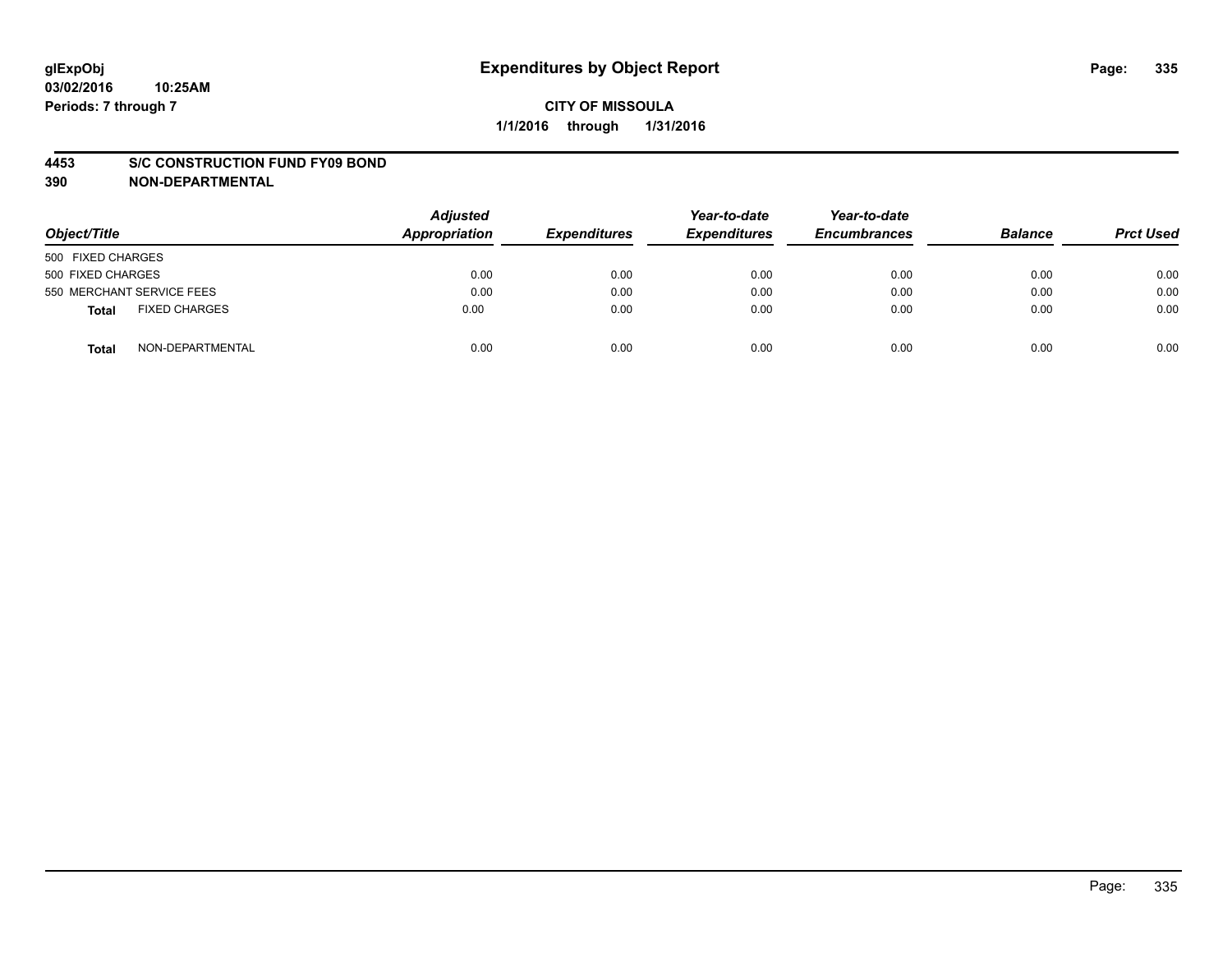# Expenditures by Object Report

glExpObj
03/02/2016 10:25AM
Periods: 7 through 7

**CITY OF MISSOULA**
**1/1/2016 through 1/31/2016**

**4453 S/C CONSTRUCTION FUND FY09 BOND**
**390 NON-DEPARTMENTAL**

| Object/Title | Adjusted Appropriation | Expenditures | Year-to-date Expenditures | Year-to-date Encumbrances | Balance | Prct Used |
|---|---|---|---|---|---|---|
| 500 FIXED CHARGES | | | | | | |
| 500 FIXED CHARGES | 0.00 | 0.00 | 0.00 | 0.00 | 0.00 | 0.00 |
| 550 MERCHANT SERVICE FEES | 0.00 | 0.00 | 0.00 | 0.00 | 0.00 | 0.00 |
| **Total** FIXED CHARGES | 0.00 | 0.00 | 0.00 | 0.00 | 0.00 | 0.00 |
| **Total** NON-DEPARTMENTAL | 0.00 | 0.00 | 0.00 | 0.00 | 0.00 | 0.00 |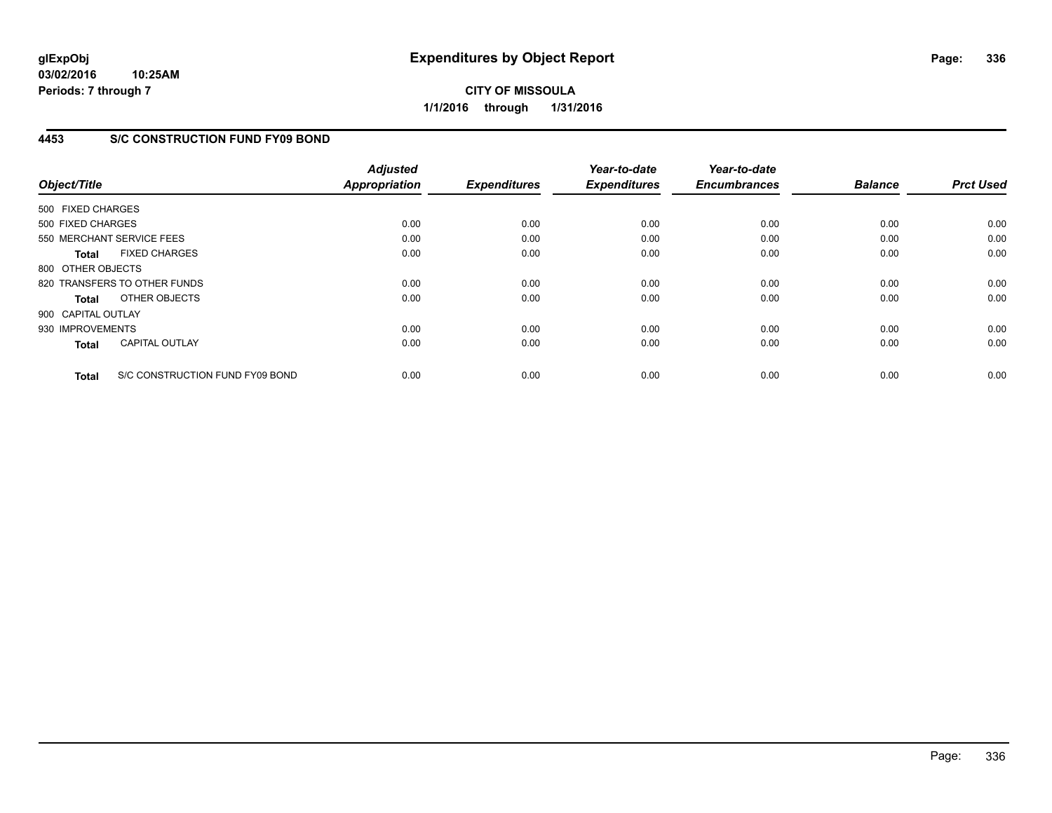**glExpObj**
**03/02/2016 10:25AM**
**Periods: 7 through 7**

# Expenditures by Object Report

**CITY OF MISSOULA**
**1/1/2016 through 1/31/2016**

## 4453 S/C CONSTRUCTION FUND FY09 BOND

| Object/Title | Adjusted Appropriation | Expenditures | Year-to-date Expenditures | Year-to-date Encumbrances | Balance | Prct Used |
|---|---|---|---|---|---|---|
| 500 FIXED CHARGES | | | | | | |
| 500 FIXED CHARGES | 0.00 | 0.00 | 0.00 | 0.00 | 0.00 | 0.00 |
| 550 MERCHANT SERVICE FEES | 0.00 | 0.00 | 0.00 | 0.00 | 0.00 | 0.00 |
| **Total** FIXED CHARGES | 0.00 | 0.00 | 0.00 | 0.00 | 0.00 | 0.00 |
| 800 OTHER OBJECTS | | | | | | |
| 820 TRANSFERS TO OTHER FUNDS | 0.00 | 0.00 | 0.00 | 0.00 | 0.00 | 0.00 |
| **Total** OTHER OBJECTS | 0.00 | 0.00 | 0.00 | 0.00 | 0.00 | 0.00 |
| 900 CAPITAL OUTLAY | | | | | | |
| 930 IMPROVEMENTS | 0.00 | 0.00 | 0.00 | 0.00 | 0.00 | 0.00 |
| **Total** CAPITAL OUTLAY | 0.00 | 0.00 | 0.00 | 0.00 | 0.00 | 0.00 |
| **Total** S/C CONSTRUCTION FUND FY09 BOND | 0.00 | 0.00 | 0.00 | 0.00 | 0.00 | 0.00 |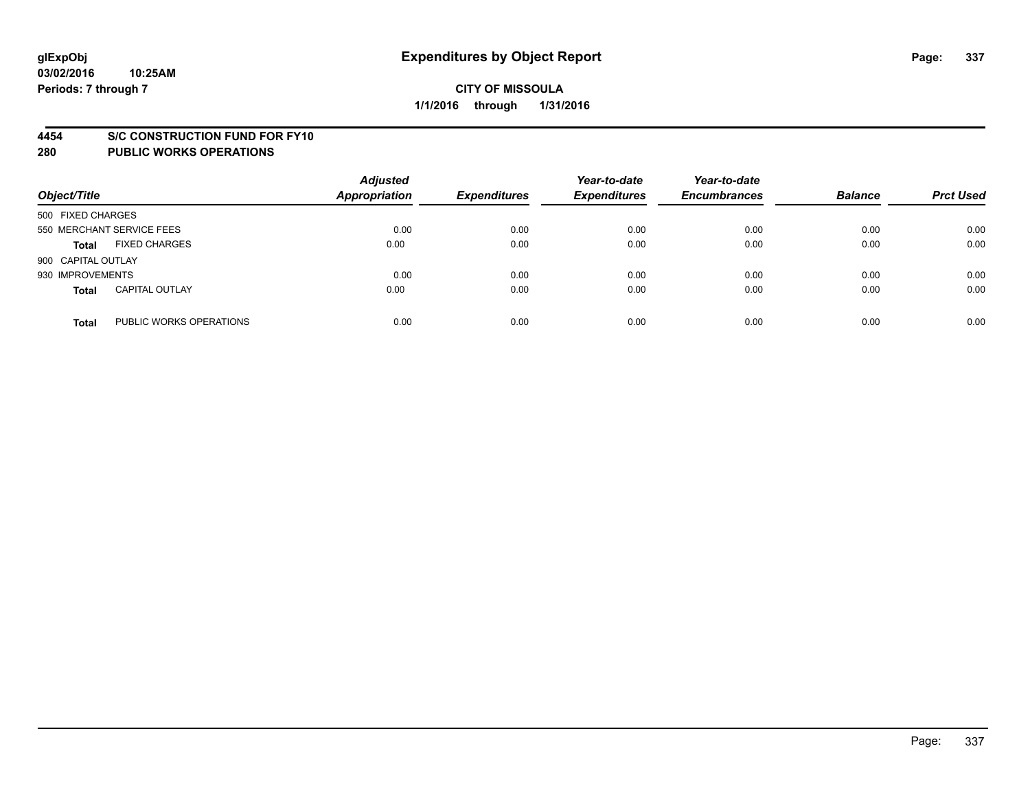glExpObj
03/02/2016 10:25AM
Periods: 7 through 7

# Expenditures by Object Report

**CITY OF MISSOULA**
**1/1/2016 through 1/31/2016**

## 4454 S/C CONSTRUCTION FUND FOR FY10
## 280 PUBLIC WORKS OPERATIONS

| Object/Title | | Adjusted Appropriation | Expenditures | Year-to-date Expenditures | Year-to-date Encumbrances | Balance | Prct Used |
|---|---|---|---|---|---|---|---|
| 500 FIXED CHARGES | | | | | | | |
| 550 MERCHANT SERVICE FEES | | 0.00 | 0.00 | 0.00 | 0.00 | 0.00 | 0.00 |
| **Total** | FIXED CHARGES | 0.00 | 0.00 | 0.00 | 0.00 | 0.00 | 0.00 |
| 900 CAPITAL OUTLAY | | | | | | | |
| 930 IMPROVEMENTS | | 0.00 | 0.00 | 0.00 | 0.00 | 0.00 | 0.00 |
| **Total** | CAPITAL OUTLAY | 0.00 | 0.00 | 0.00 | 0.00 | 0.00 | 0.00 |
| **Total** | PUBLIC WORKS OPERATIONS | 0.00 | 0.00 | 0.00 | 0.00 | 0.00 | 0.00 |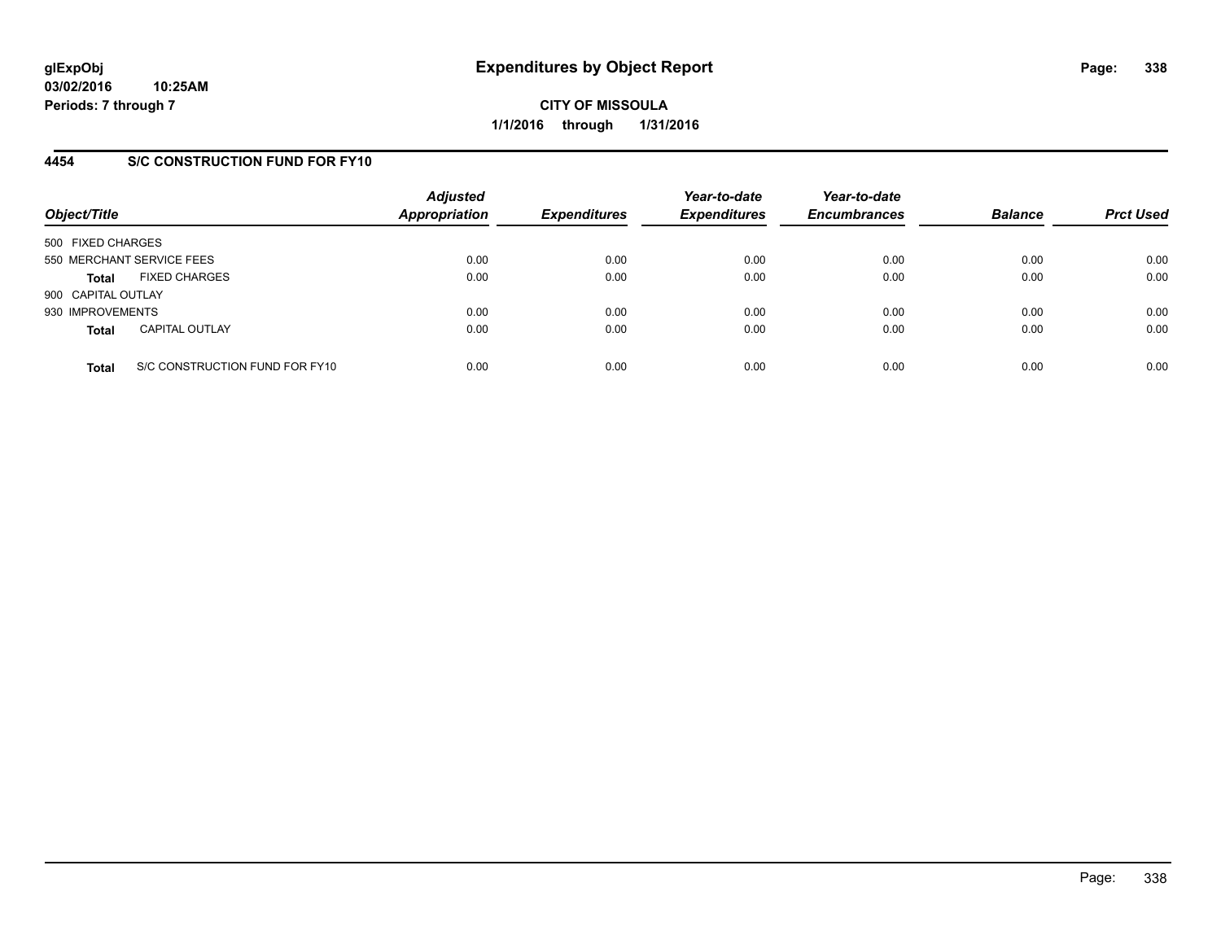**glExpObj**
**03/02/2016 10:25AM**
**Periods: 7 through 7**

# Expenditures by Object Report

**CITY OF MISSOULA**
**1/1/2016 through 1/31/2016**

## 4454 S/C CONSTRUCTION FUND FOR FY10

| Object/Title | Adjusted Appropriation | Expenditures | Year-to-date Expenditures | Year-to-date Encumbrances | Balance | Prct Used |
|---|---|---|---|---|---|---|
| 500 FIXED CHARGES | | | | | | |
| 550 MERCHANT SERVICE FEES | 0.00 | 0.00 | 0.00 | 0.00 | 0.00 | 0.00 |
| **Total** FIXED CHARGES | 0.00 | 0.00 | 0.00 | 0.00 | 0.00 | 0.00 |
| 900 CAPITAL OUTLAY | | | | | | |
| 930 IMPROVEMENTS | 0.00 | 0.00 | 0.00 | 0.00 | 0.00 | 0.00 |
| **Total** CAPITAL OUTLAY | 0.00 | 0.00 | 0.00 | 0.00 | 0.00 | 0.00 |
| **Total** S/C CONSTRUCTION FUND FOR FY10 | 0.00 | 0.00 | 0.00 | 0.00 | 0.00 | 0.00 |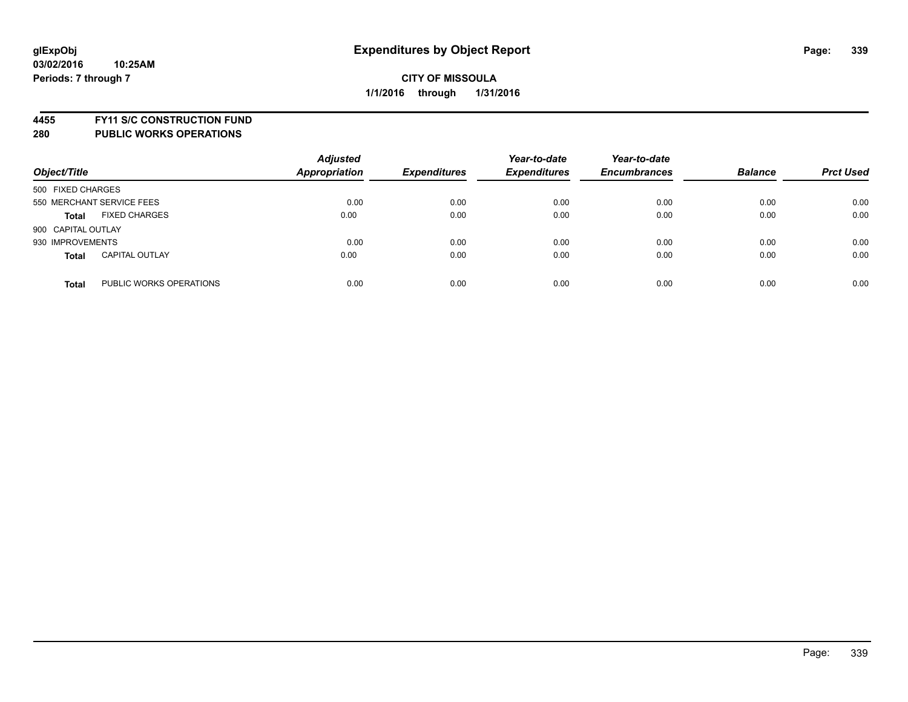glExpObj
03/02/2016 10:25AM
Periods: 7 through 7

# Expenditures by Object Report

**CITY OF MISSOULA**
**1/1/2016 through 1/31/2016**

**4455 FY11 S/C CONSTRUCTION FUND**
**280 PUBLIC WORKS OPERATIONS**

| Object/Title | | Adjusted Appropriation | Expenditures | Year-to-date Expenditures | Year-to-date Encumbrances | Balance | Prct Used |
|---|---|---|---|---|---|---|---|
| 500 FIXED CHARGES | | | | | | | |
| 550 MERCHANT SERVICE FEES | | 0.00 | 0.00 | 0.00 | 0.00 | 0.00 | 0.00 |
| **Total** | FIXED CHARGES | 0.00 | 0.00 | 0.00 | 0.00 | 0.00 | 0.00 |
| 900 CAPITAL OUTLAY | | | | | | | |
| 930 IMPROVEMENTS | | 0.00 | 0.00 | 0.00 | 0.00 | 0.00 | 0.00 |
| **Total** | CAPITAL OUTLAY | 0.00 | 0.00 | 0.00 | 0.00 | 0.00 | 0.00 |
| **Total** | PUBLIC WORKS OPERATIONS | 0.00 | 0.00 | 0.00 | 0.00 | 0.00 | 0.00 |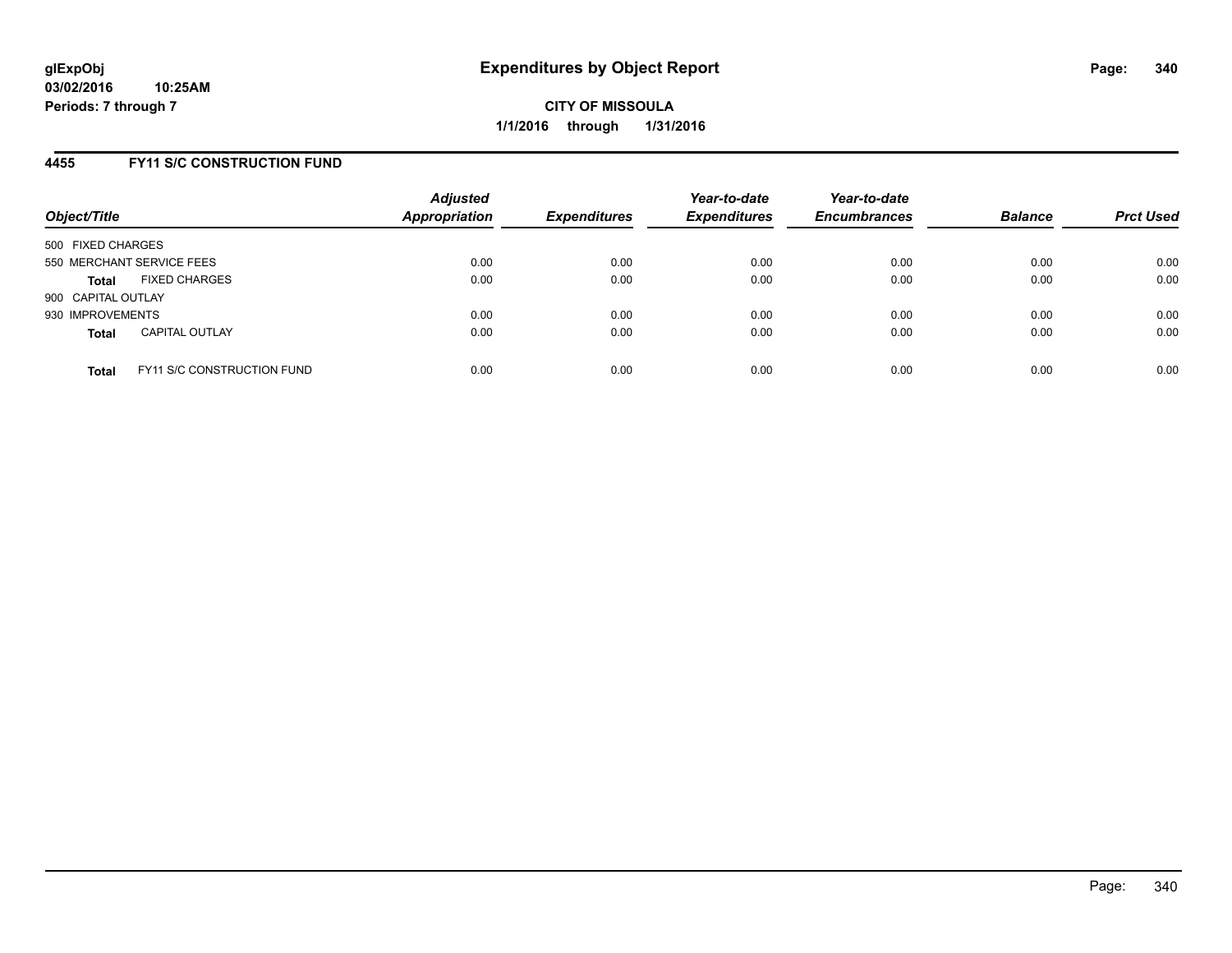# Expenditures by Object Report

**CITY OF MISSOULA**

**1/1/2016 through 1/31/2016**

glExpObj
03/02/2016 10:25AM
Periods: 7 through 7

## 4455 FY11 S/C CONSTRUCTION FUND

| Object/Title | Adjusted Appropriation | Expenditures | Year-to-date Expenditures | Year-to-date Encumbrances | Balance | Prct Used |
|---|---|---|---|---|---|---|
| 500 FIXED CHARGES | | | | | | |
| 550 MERCHANT SERVICE FEES | 0.00 | 0.00 | 0.00 | 0.00 | 0.00 | 0.00 |
| **Total** FIXED CHARGES | 0.00 | 0.00 | 0.00 | 0.00 | 0.00 | 0.00 |
| 900 CAPITAL OUTLAY | | | | | | |
| 930 IMPROVEMENTS | 0.00 | 0.00 | 0.00 | 0.00 | 0.00 | 0.00 |
| **Total** CAPITAL OUTLAY | 0.00 | 0.00 | 0.00 | 0.00 | 0.00 | 0.00 |
| **Total** FY11 S/C CONSTRUCTION FUND | 0.00 | 0.00 | 0.00 | 0.00 | 0.00 | 0.00 |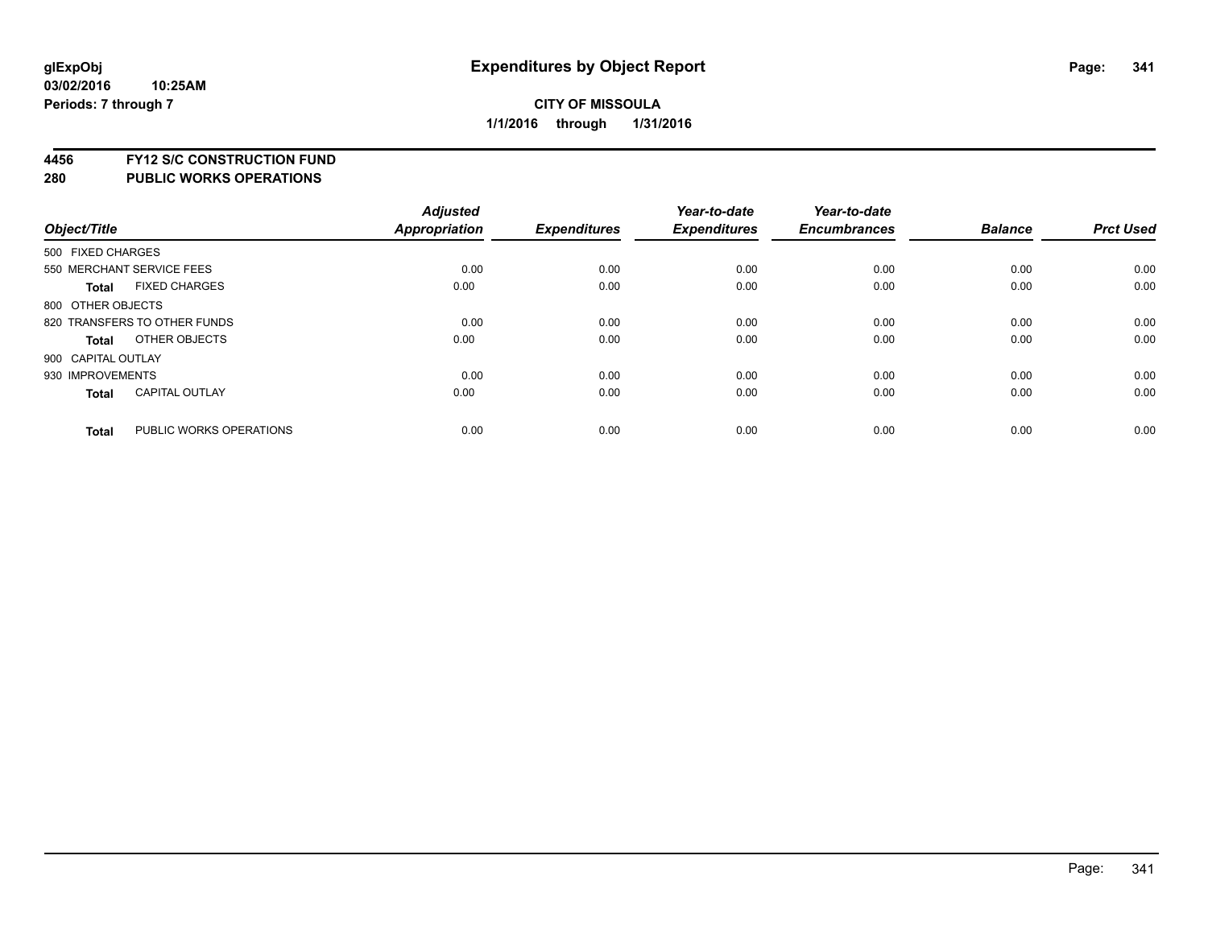**CITY OF MISSOULA**

**1/1/2016 through 1/31/2016**

**4456 FY12 S/C CONSTRUCTION FUND**

**280 PUBLIC WORKS OPERATIONS**

| Object/Title | Adjusted Appropriation | Expenditures | Year-to-date Expenditures | Year-to-date Encumbrances | Balance | Prct Used |
|---|---|---|---|---|---|---|
| 500 FIXED CHARGES | | | | | | |
| 550 MERCHANT SERVICE FEES | 0.00 | 0.00 | 0.00 | 0.00 | 0.00 | 0.00 |
| **Total** FIXED CHARGES | 0.00 | 0.00 | 0.00 | 0.00 | 0.00 | 0.00 |
| 800 OTHER OBJECTS | | | | | | |
| 820 TRANSFERS TO OTHER FUNDS | 0.00 | 0.00 | 0.00 | 0.00 | 0.00 | 0.00 |
| **Total** OTHER OBJECTS | 0.00 | 0.00 | 0.00 | 0.00 | 0.00 | 0.00 |
| 900 CAPITAL OUTLAY | | | | | | |
| 930 IMPROVEMENTS | 0.00 | 0.00 | 0.00 | 0.00 | 0.00 | 0.00 |
| **Total** CAPITAL OUTLAY | 0.00 | 0.00 | 0.00 | 0.00 | 0.00 | 0.00 |
| **Total** PUBLIC WORKS OPERATIONS | 0.00 | 0.00 | 0.00 | 0.00 | 0.00 | 0.00 |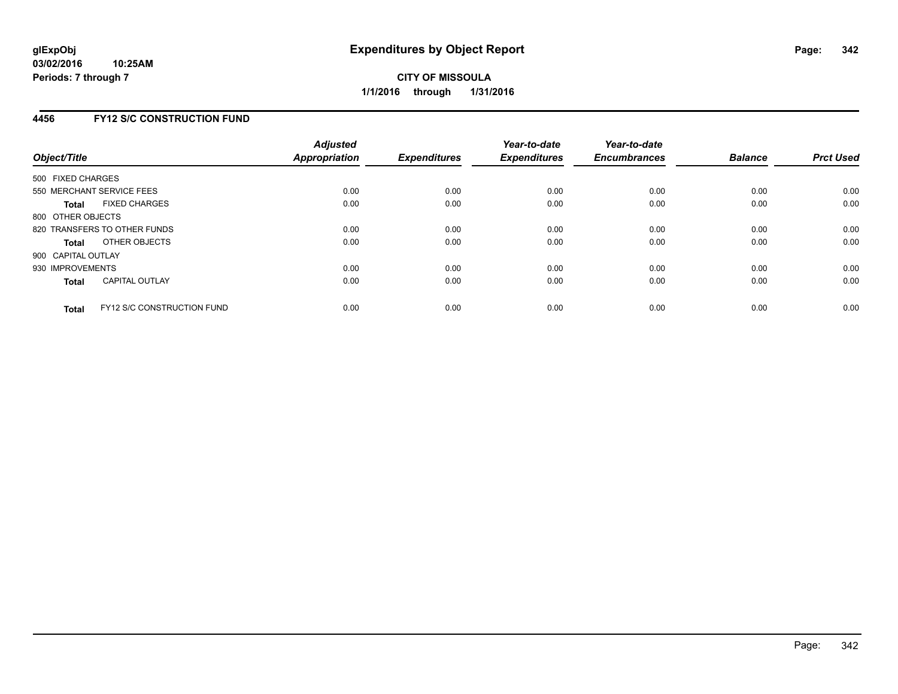**glExpObj**
**03/02/2016 10:25AM**
**Periods: 7 through 7**

# Expenditures by Object Report

**CITY OF MISSOULA**
**1/1/2016 through 1/31/2016**

## 4456 FY12 S/C CONSTRUCTION FUND

| Object/Title | Adjusted Appropriation | Expenditures | Year-to-date Expenditures | Year-to-date Encumbrances | Balance | Prct Used |
|---|---|---|---|---|---|---|
| 500 FIXED CHARGES | | | | | | |
| 550 MERCHANT SERVICE FEES | 0.00 | 0.00 | 0.00 | 0.00 | 0.00 | 0.00 |
| **Total** FIXED CHARGES | 0.00 | 0.00 | 0.00 | 0.00 | 0.00 | 0.00 |
| 800 OTHER OBJECTS | | | | | | |
| 820 TRANSFERS TO OTHER FUNDS | 0.00 | 0.00 | 0.00 | 0.00 | 0.00 | 0.00 |
| **Total** OTHER OBJECTS | 0.00 | 0.00 | 0.00 | 0.00 | 0.00 | 0.00 |
| 900 CAPITAL OUTLAY | | | | | | |
| 930 IMPROVEMENTS | 0.00 | 0.00 | 0.00 | 0.00 | 0.00 | 0.00 |
| **Total** CAPITAL OUTLAY | 0.00 | 0.00 | 0.00 | 0.00 | 0.00 | 0.00 |
| **Total** FY12 S/C CONSTRUCTION FUND | 0.00 | 0.00 | 0.00 | 0.00 | 0.00 | 0.00 |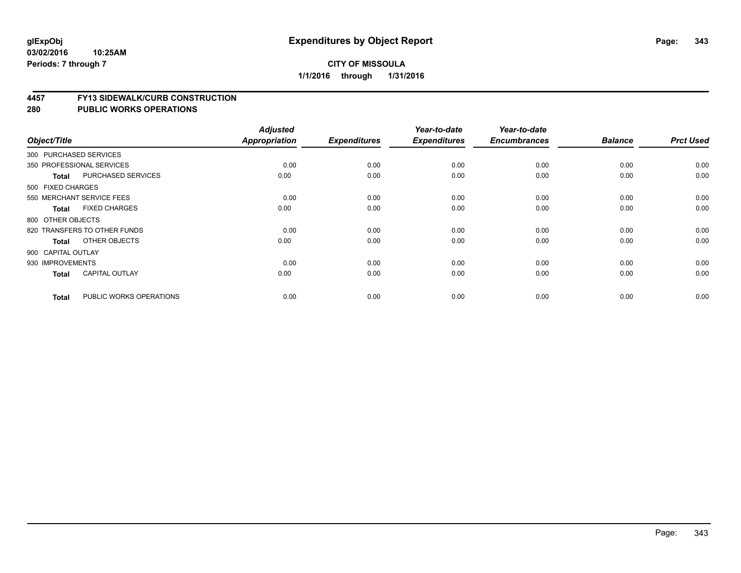**glExpObj** **Expenditures by Object Report**

**03/02/2016 10:25AM**

**Periods: 7 through 7**

**CITY OF MISSOULA**

**1/1/2016 through 1/31/2016**

## 4457 FY13 SIDEWALK/CURB CONSTRUCTION
## 280 PUBLIC WORKS OPERATIONS

| Object/Title | | Adjusted Appropriation | Expenditures | Year-to-date Expenditures | Year-to-date Encumbrances | Balance | Prct Used |
|---|---|---|---|---|---|---|---|
| 300 PURCHASED SERVICES | | | | | | | |
| 350 PROFESSIONAL SERVICES | | 0.00 | 0.00 | 0.00 | 0.00 | 0.00 | 0.00 |
| **Total** | PURCHASED SERVICES | 0.00 | 0.00 | 0.00 | 0.00 | 0.00 | 0.00 |
| 500 FIXED CHARGES | | | | | | | |
| 550 MERCHANT SERVICE FEES | | 0.00 | 0.00 | 0.00 | 0.00 | 0.00 | 0.00 |
| **Total** | FIXED CHARGES | 0.00 | 0.00 | 0.00 | 0.00 | 0.00 | 0.00 |
| 800 OTHER OBJECTS | | | | | | | |
| 820 TRANSFERS TO OTHER FUNDS | | 0.00 | 0.00 | 0.00 | 0.00 | 0.00 | 0.00 |
| **Total** | OTHER OBJECTS | 0.00 | 0.00 | 0.00 | 0.00 | 0.00 | 0.00 |
| 900 CAPITAL OUTLAY | | | | | | | |
| 930 IMPROVEMENTS | | 0.00 | 0.00 | 0.00 | 0.00 | 0.00 | 0.00 |
| **Total** | CAPITAL OUTLAY | 0.00 | 0.00 | 0.00 | 0.00 | 0.00 | 0.00 |
| **Total** | PUBLIC WORKS OPERATIONS | 0.00 | 0.00 | 0.00 | 0.00 | 0.00 | 0.00 |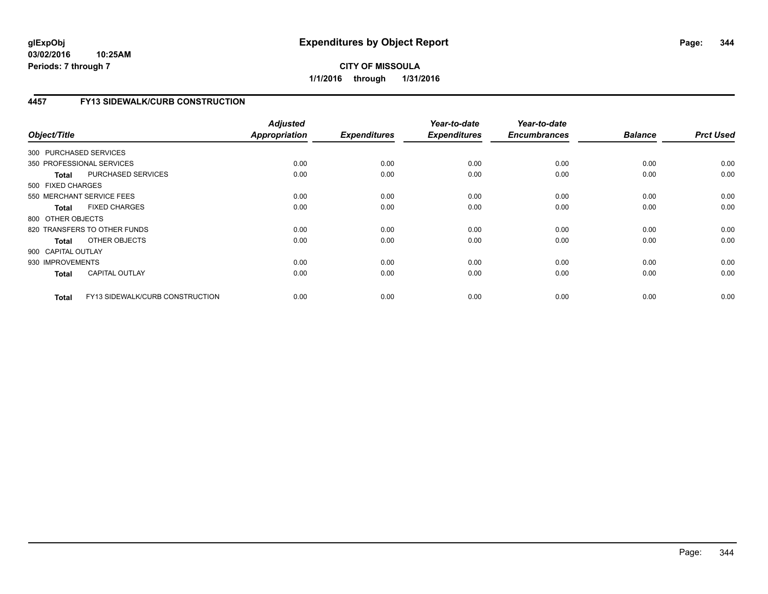**CITY OF MISSOULA**

**1/1/2016 through 1/31/2016**

## 4457 FY13 SIDEWALK/CURB CONSTRUCTION

| Object/Title | | Adjusted Appropriation | Expenditures | Year-to-date Expenditures | Year-to-date Encumbrances | Balance | Prct Used |
|---|---|---|---|---|---|---|---|
| 300 PURCHASED SERVICES | | | | | | | |
| 350 PROFESSIONAL SERVICES | | 0.00 | 0.00 | 0.00 | 0.00 | 0.00 | 0.00 |
| **Total** | PURCHASED SERVICES | 0.00 | 0.00 | 0.00 | 0.00 | 0.00 | 0.00 |
| 500 FIXED CHARGES | | | | | | | |
| 550 MERCHANT SERVICE FEES | | 0.00 | 0.00 | 0.00 | 0.00 | 0.00 | 0.00 |
| **Total** | FIXED CHARGES | 0.00 | 0.00 | 0.00 | 0.00 | 0.00 | 0.00 |
| 800 OTHER OBJECTS | | | | | | | |
| 820 TRANSFERS TO OTHER FUNDS | | 0.00 | 0.00 | 0.00 | 0.00 | 0.00 | 0.00 |
| **Total** | OTHER OBJECTS | 0.00 | 0.00 | 0.00 | 0.00 | 0.00 | 0.00 |
| 900 CAPITAL OUTLAY | | | | | | | |
| 930 IMPROVEMENTS | | 0.00 | 0.00 | 0.00 | 0.00 | 0.00 | 0.00 |
| **Total** | CAPITAL OUTLAY | 0.00 | 0.00 | 0.00 | 0.00 | 0.00 | 0.00 |
| **Total** | FY13 SIDEWALK/CURB CONSTRUCTION | 0.00 | 0.00 | 0.00 | 0.00 | 0.00 | 0.00 |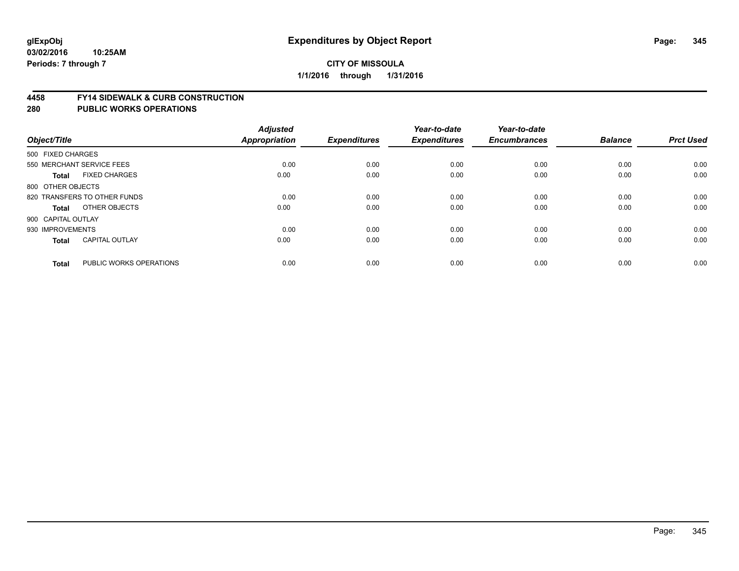**glExpObj**
**03/02/2016 10:25AM**
**Periods: 7 through 7**

# Expenditures by Object Report

**CITY OF MISSOULA**
**1/1/2016 through 1/31/2016**

## 4458 FY14 SIDEWALK & CURB CONSTRUCTION
## 280 PUBLIC WORKS OPERATIONS

| Object/Title | | Adjusted Appropriation | Expenditures | Year-to-date Expenditures | Year-to-date Encumbrances | Balance | Prct Used |
|---|---|---|---|---|---|---|---|
| 500 FIXED CHARGES | | | | | | | |
| 550 MERCHANT SERVICE FEES | | 0.00 | 0.00 | 0.00 | 0.00 | 0.00 | 0.00 |
| **Total** | FIXED CHARGES | 0.00 | 0.00 | 0.00 | 0.00 | 0.00 | 0.00 |
| 800 OTHER OBJECTS | | | | | | | |
| 820 TRANSFERS TO OTHER FUNDS | | 0.00 | 0.00 | 0.00 | 0.00 | 0.00 | 0.00 |
| **Total** | OTHER OBJECTS | 0.00 | 0.00 | 0.00 | 0.00 | 0.00 | 0.00 |
| 900 CAPITAL OUTLAY | | | | | | | |
| 930 IMPROVEMENTS | | 0.00 | 0.00 | 0.00 | 0.00 | 0.00 | 0.00 |
| **Total** | CAPITAL OUTLAY | 0.00 | 0.00 | 0.00 | 0.00 | 0.00 | 0.00 |
| **Total** | PUBLIC WORKS OPERATIONS | 0.00 | 0.00 | 0.00 | 0.00 | 0.00 | 0.00 |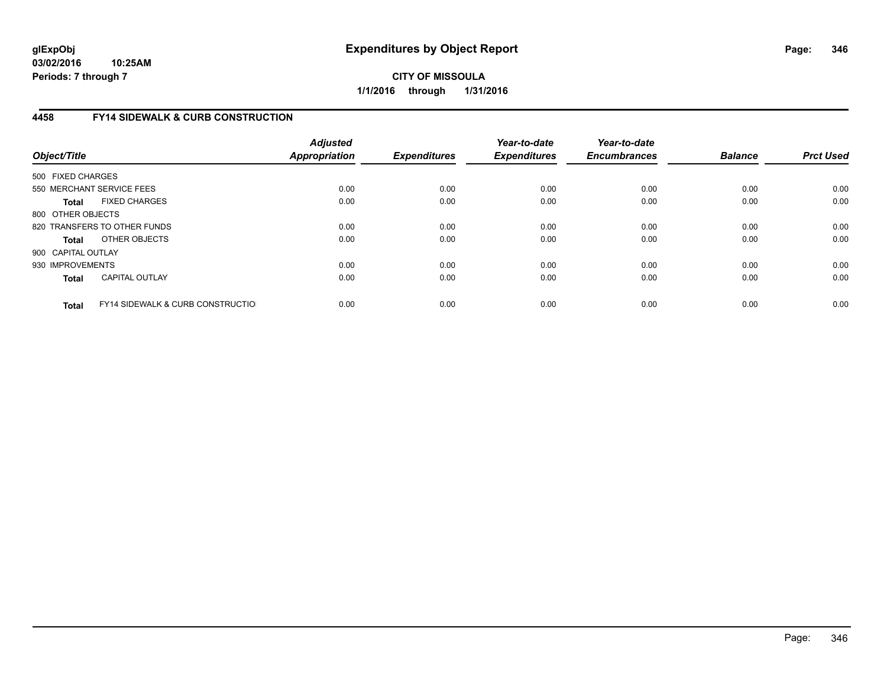# Expenditures by Object Report

glExpObj
03/02/2016 10:25AM
Periods: 7 through 7

**CITY OF MISSOULA**
**1/1/2016 through 1/31/2016**

## 4458 FY14 SIDEWALK & CURB CONSTRUCTION

| Object/Title | | Adjusted Appropriation | Expenditures | Year-to-date Expenditures | Year-to-date Encumbrances | Balance | Prct Used |
|---|---|---|---|---|---|---|---|
| 500 FIXED CHARGES | | | | | | | |
| 550 MERCHANT SERVICE FEES | | 0.00 | 0.00 | 0.00 | 0.00 | 0.00 | 0.00 |
| **Total** | FIXED CHARGES | 0.00 | 0.00 | 0.00 | 0.00 | 0.00 | 0.00 |
| 800 OTHER OBJECTS | | | | | | | |
| 820 TRANSFERS TO OTHER FUNDS | | 0.00 | 0.00 | 0.00 | 0.00 | 0.00 | 0.00 |
| **Total** | OTHER OBJECTS | 0.00 | 0.00 | 0.00 | 0.00 | 0.00 | 0.00 |
| 900 CAPITAL OUTLAY | | | | | | | |
| 930 IMPROVEMENTS | | 0.00 | 0.00 | 0.00 | 0.00 | 0.00 | 0.00 |
| **Total** | CAPITAL OUTLAY | 0.00 | 0.00 | 0.00 | 0.00 | 0.00 | 0.00 |
| **Total** | FY14 SIDEWALK & CURB CONSTRUCTIO | 0.00 | 0.00 | 0.00 | 0.00 | 0.00 | 0.00 |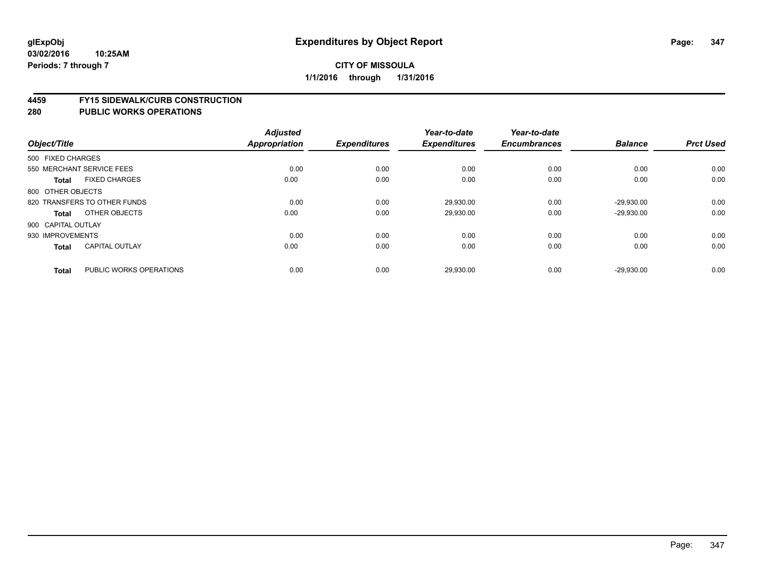**glExpObj**
**03/02/2016 10:25AM**
**Periods: 7 through 7**

# Expenditures by Object Report

**CITY OF MISSOULA**
**1/1/2016 through 1/31/2016**

## 4459 FY15 SIDEWALK/CURB CONSTRUCTION
## 280 PUBLIC WORKS OPERATIONS

| Object/Title | | Adjusted Appropriation | Expenditures | Year-to-date Expenditures | Year-to-date Encumbrances | Balance | Prct Used |
|---|---|---|---|---|---|---|---|
| 500 FIXED CHARGES | | | | | | | |
| 550 MERCHANT SERVICE FEES | | 0.00 | 0.00 | 0.00 | 0.00 | 0.00 | 0.00 |
| **Total** | FIXED CHARGES | 0.00 | 0.00 | 0.00 | 0.00 | 0.00 | 0.00 |
| 800 OTHER OBJECTS | | | | | | | |
| 820 TRANSFERS TO OTHER FUNDS | | 0.00 | 0.00 | 29,930.00 | 0.00 | -29,930.00 | 0.00 |
| **Total** | OTHER OBJECTS | 0.00 | 0.00 | 29,930.00 | 0.00 | -29,930.00 | 0.00 |
| 900 CAPITAL OUTLAY | | | | | | | |
| 930 IMPROVEMENTS | | 0.00 | 0.00 | 0.00 | 0.00 | 0.00 | 0.00 |
| **Total** | CAPITAL OUTLAY | 0.00 | 0.00 | 0.00 | 0.00 | 0.00 | 0.00 |
| **Total** | PUBLIC WORKS OPERATIONS | 0.00 | 0.00 | 29,930.00 | 0.00 | -29,930.00 | 0.00 |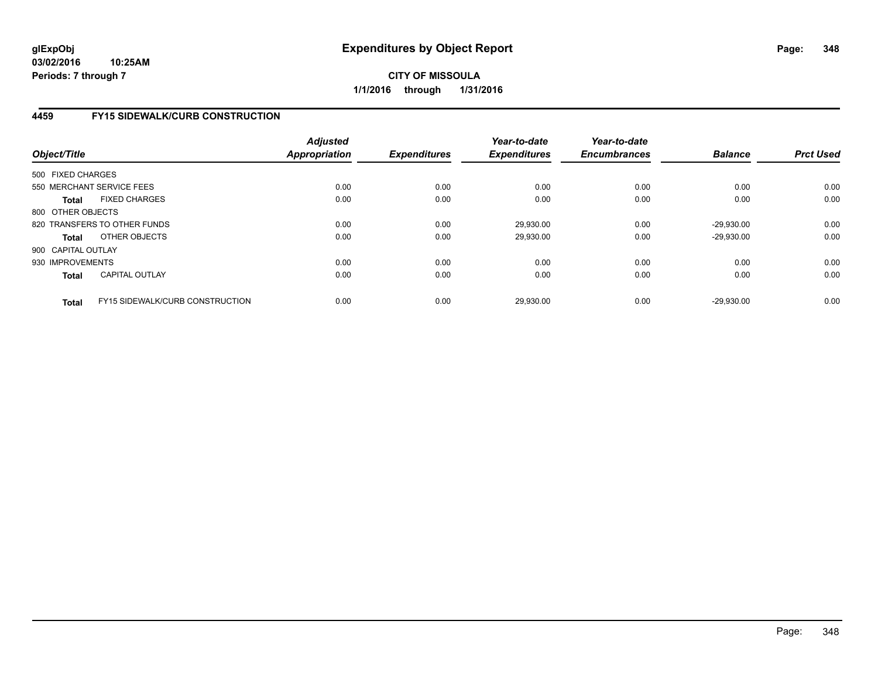# Expenditures by Object Report

glExpObj
03/02/2016 10:25AM
Periods: 7 through 7

**CITY OF MISSOULA**
**1/1/2016 through 1/31/2016**

## 4459 FY15 SIDEWALK/CURB CONSTRUCTION

| Object/Title | | Adjusted Appropriation | Expenditures | Year-to-date Expenditures | Year-to-date Encumbrances | Balance | Prct Used |
|---|---|---|---|---|---|---|---|
| 500 FIXED CHARGES | | | | | | | |
| 550 MERCHANT SERVICE FEES | | 0.00 | 0.00 | 0.00 | 0.00 | 0.00 | 0.00 |
| Total | FIXED CHARGES | 0.00 | 0.00 | 0.00 | 0.00 | 0.00 | 0.00 |
| 800 OTHER OBJECTS | | | | | | | |
| 820 TRANSFERS TO OTHER FUNDS | | 0.00 | 0.00 | 29,930.00 | 0.00 | -29,930.00 | 0.00 |
| Total | OTHER OBJECTS | 0.00 | 0.00 | 29,930.00 | 0.00 | -29,930.00 | 0.00 |
| 900 CAPITAL OUTLAY | | | | | | | |
| 930 IMPROVEMENTS | | 0.00 | 0.00 | 0.00 | 0.00 | 0.00 | 0.00 |
| Total | CAPITAL OUTLAY | 0.00 | 0.00 | 0.00 | 0.00 | 0.00 | 0.00 |
| Total | FY15 SIDEWALK/CURB CONSTRUCTION | 0.00 | 0.00 | 29,930.00 | 0.00 | -29,930.00 | 0.00 |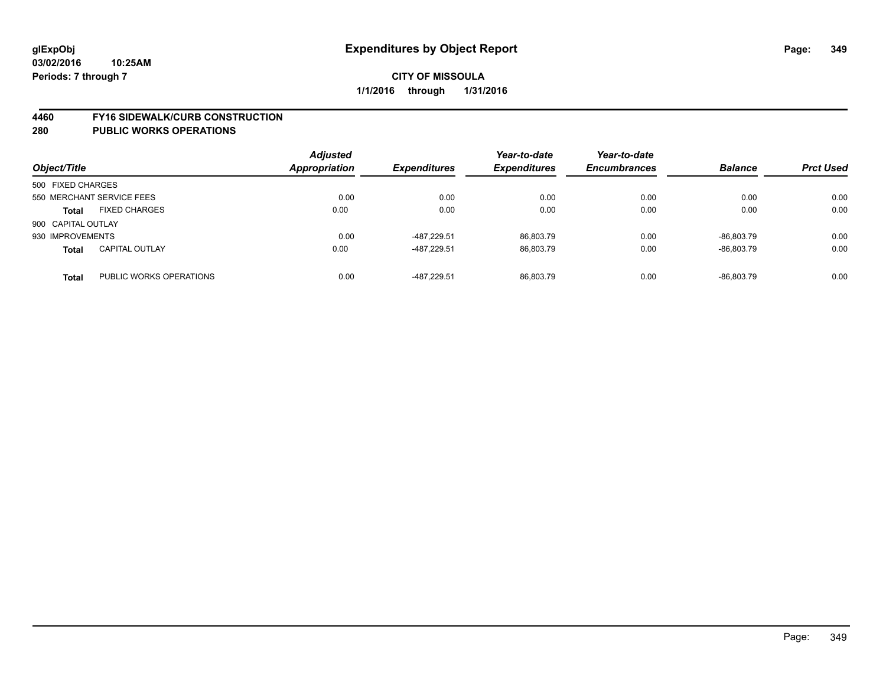# Expenditures by Object Report

glExpObj
03/02/2016 10:25AM
Periods: 7 through 7

**CITY OF MISSOULA**
**1/1/2016 through 1/31/2016**

## 4460 FY16 SIDEWALK/CURB CONSTRUCTION
## 280 PUBLIC WORKS OPERATIONS

| Object/Title | | Adjusted Appropriation | Expenditures | Year-to-date Expenditures | Year-to-date Encumbrances | Balance | Prct Used |
|---|---|---|---|---|---|---|---|
| 500 FIXED CHARGES | | | | | | | |
| 550 MERCHANT SERVICE FEES | | 0.00 | 0.00 | 0.00 | 0.00 | 0.00 | 0.00 |
| **Total** | FIXED CHARGES | 0.00 | 0.00 | 0.00 | 0.00 | 0.00 | 0.00 |
| 900 CAPITAL OUTLAY | | | | | | | |
| 930 IMPROVEMENTS | | 0.00 | -487,229.51 | 86,803.79 | 0.00 | -86,803.79 | 0.00 |
| **Total** | CAPITAL OUTLAY | 0.00 | -487,229.51 | 86,803.79 | 0.00 | -86,803.79 | 0.00 |
| **Total** | PUBLIC WORKS OPERATIONS | 0.00 | -487,229.51 | 86,803.79 | 0.00 | -86,803.79 | 0.00 |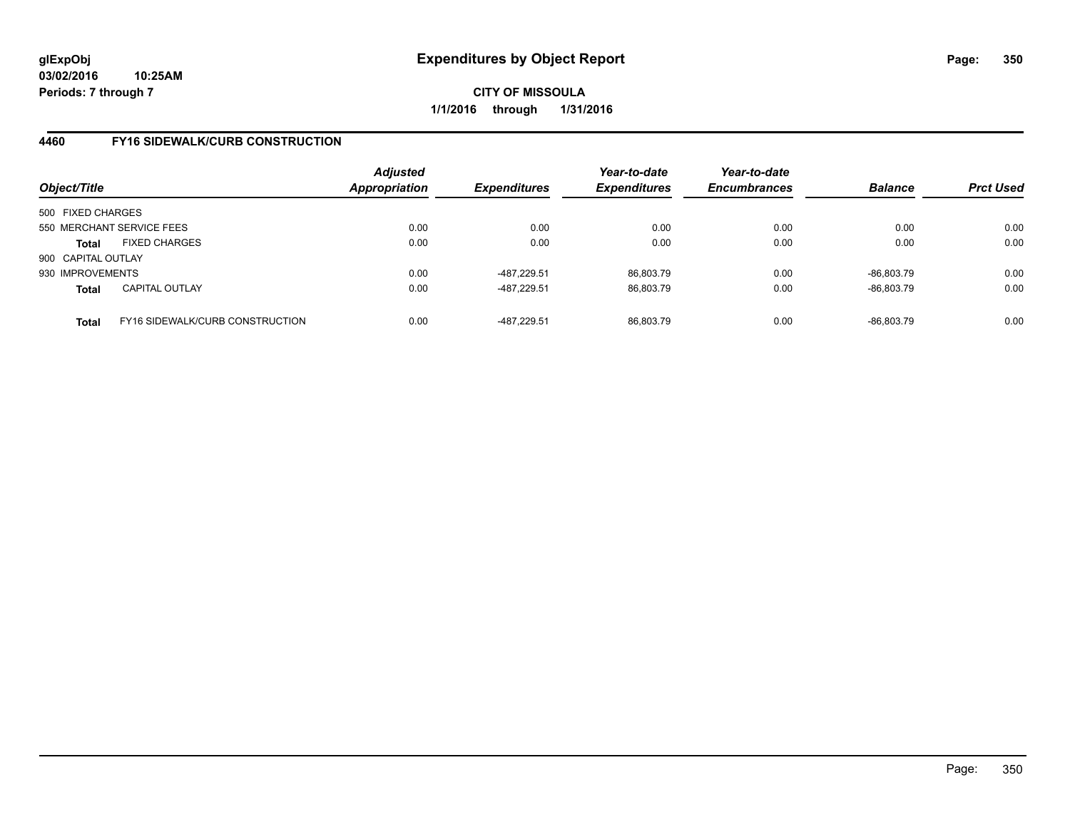**glExpObj**
**03/02/2016 10:25AM**
**Periods: 7 through 7**

# Expenditures by Object Report

**CITY OF MISSOULA**
**1/1/2016 through 1/31/2016**

## 4460 FY16 SIDEWALK/CURB CONSTRUCTION

| Object/Title | | *Adjusted Appropriation* | *Expenditures* | *Year-to-date Expenditures* | *Year-to-date Encumbrances* | *Balance* | *Prct Used* |
|---|---|---|---|---|---|---|---|
| 500 FIXED CHARGES | | | | | | | |
| 550 MERCHANT SERVICE FEES | | 0.00 | 0.00 | 0.00 | 0.00 | 0.00 | 0.00 |
| **Total** | FIXED CHARGES | 0.00 | 0.00 | 0.00 | 0.00 | 0.00 | 0.00 |
| 900 CAPITAL OUTLAY | | | | | | | |
| 930 IMPROVEMENTS | | 0.00 | -487,229.51 | 86,803.79 | 0.00 | -86,803.79 | 0.00 |
| **Total** | CAPITAL OUTLAY | 0.00 | -487,229.51 | 86,803.79 | 0.00 | -86,803.79 | 0.00 |
| **Total** | FY16 SIDEWALK/CURB CONSTRUCTION | 0.00 | -487,229.51 | 86,803.79 | 0.00 | -86,803.79 | 0.00 |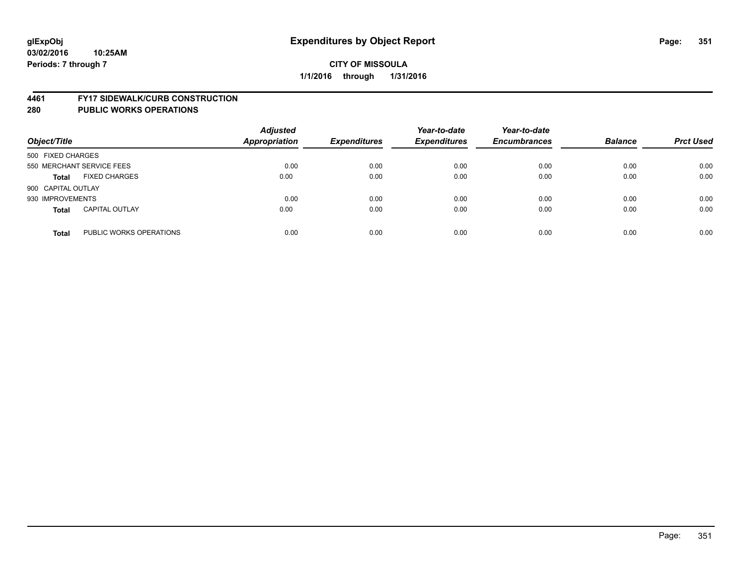glExpObj
03/02/2016 10:25AM
Periods: 7 through 7

# Expenditures by Object Report

**CITY OF MISSOULA**
**1/1/2016 through 1/31/2016**

## 4461 FY17 SIDEWALK/CURB CONSTRUCTION
## 280 PUBLIC WORKS OPERATIONS

| Object/Title | | Adjusted Appropriation | Expenditures | Year-to-date Expenditures | Year-to-date Encumbrances | Balance | Prct Used |
|---|---|---|---|---|---|---|---|
| 500 FIXED CHARGES | | | | | | | |
| 550 MERCHANT SERVICE FEES | | 0.00 | 0.00 | 0.00 | 0.00 | 0.00 | 0.00 |
| **Total** | FIXED CHARGES | 0.00 | 0.00 | 0.00 | 0.00 | 0.00 | 0.00 |
| 900 CAPITAL OUTLAY | | | | | | | |
| 930 IMPROVEMENTS | | 0.00 | 0.00 | 0.00 | 0.00 | 0.00 | 0.00 |
| **Total** | CAPITAL OUTLAY | 0.00 | 0.00 | 0.00 | 0.00 | 0.00 | 0.00 |
| **Total** | PUBLIC WORKS OPERATIONS | 0.00 | 0.00 | 0.00 | 0.00 | 0.00 | 0.00 |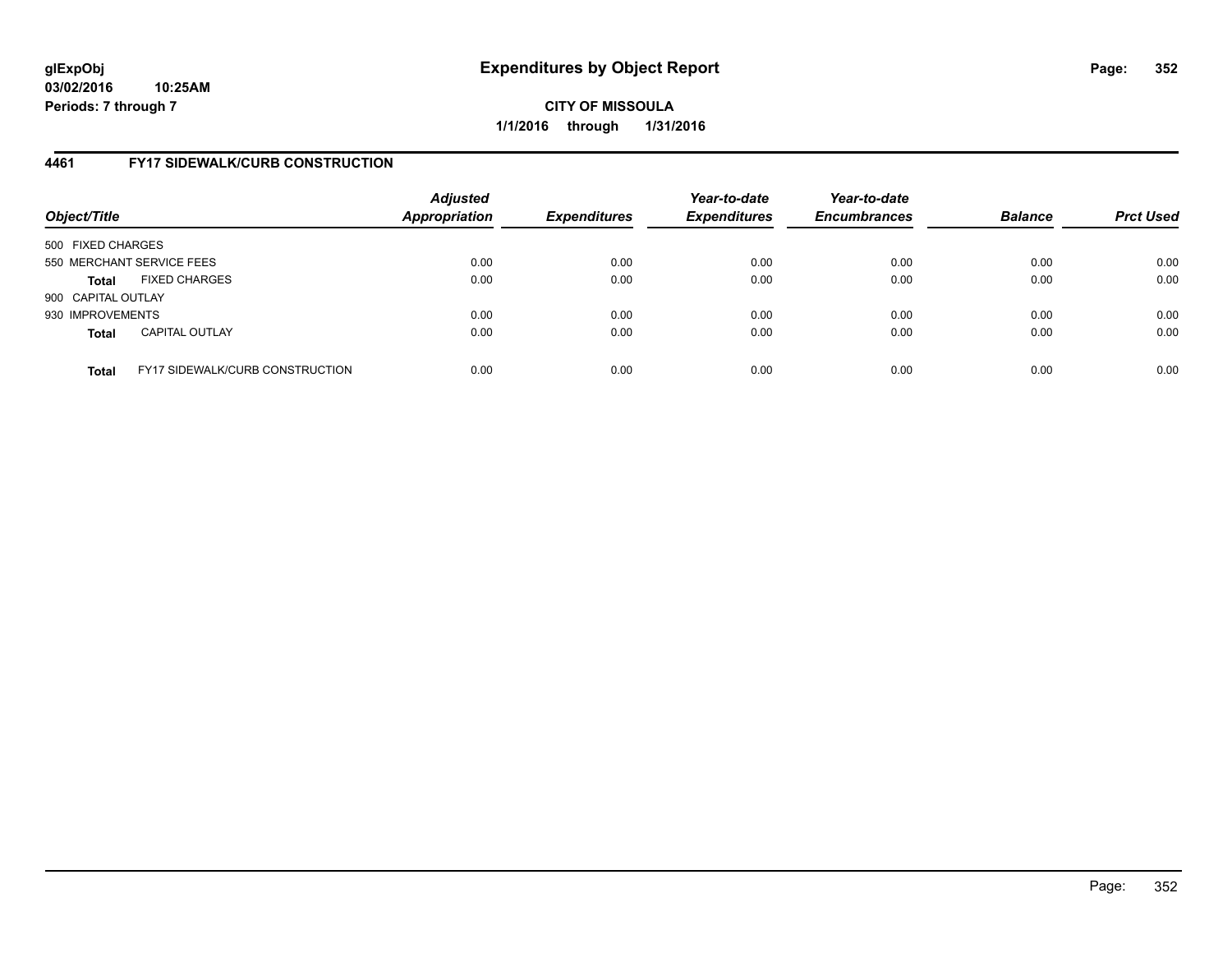**glExpObj**
**03/02/2016 10:25AM**
**Periods: 7 through 7**

# Expenditures by Object Report

**CITY OF MISSOULA**
**1/1/2016 through 1/31/2016**

## 4461 FY17 SIDEWALK/CURB CONSTRUCTION

| Object/Title | | Adjusted Appropriation | Expenditures | Year-to-date Expenditures | Year-to-date Encumbrances | Balance | Prct Used |
|---|---|---|---|---|---|---|---|
| 500 FIXED CHARGES | | | | | | | |
| 550 MERCHANT SERVICE FEES | | 0.00 | 0.00 | 0.00 | 0.00 | 0.00 | 0.00 |
| **Total** | FIXED CHARGES | 0.00 | 0.00 | 0.00 | 0.00 | 0.00 | 0.00 |
| 900 CAPITAL OUTLAY | | | | | | | |
| 930 IMPROVEMENTS | | 0.00 | 0.00 | 0.00 | 0.00 | 0.00 | 0.00 |
| **Total** | CAPITAL OUTLAY | 0.00 | 0.00 | 0.00 | 0.00 | 0.00 | 0.00 |
| **Total** | FY17 SIDEWALK/CURB CONSTRUCTION | 0.00 | 0.00 | 0.00 | 0.00 | 0.00 | 0.00 |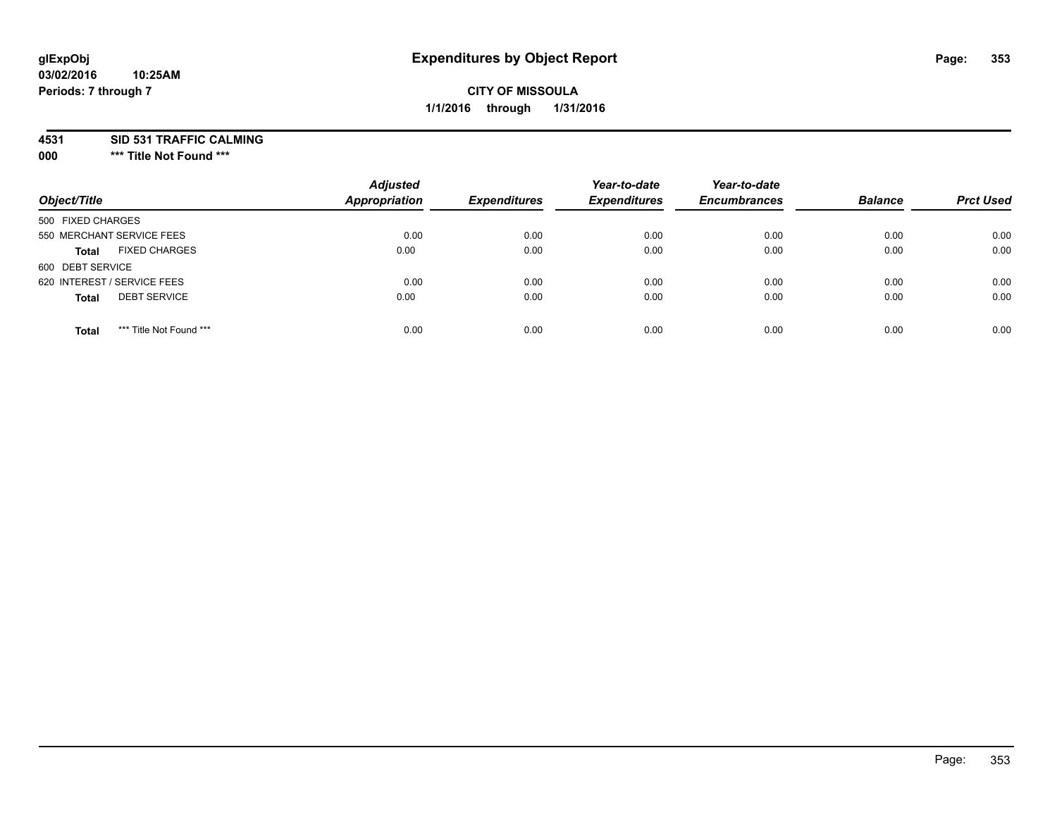# Expenditures by Object Report

**glExpObj**
**03/02/2016 10:25AM**
**Periods: 7 through 7**

**CITY OF MISSOULA**
**1/1/2016 through 1/31/2016**

**4531 SID 531 TRAFFIC CALMING**
**000 *** Title Not Found *****

| Object/Title | Adjusted Appropriation | Expenditures | Year-to-date Expenditures | Year-to-date Encumbrances | Balance | Prct Used |
|---|---|---|---|---|---|---|
| 500 FIXED CHARGES | | | | | | |
| 550 MERCHANT SERVICE FEES | 0.00 | 0.00 | 0.00 | 0.00 | 0.00 | 0.00 |
| **Total** FIXED CHARGES | 0.00 | 0.00 | 0.00 | 0.00 | 0.00 | 0.00 |
| 600 DEBT SERVICE | | | | | | |
| 620 INTEREST / SERVICE FEES | 0.00 | 0.00 | 0.00 | 0.00 | 0.00 | 0.00 |
| **Total** DEBT SERVICE | 0.00 | 0.00 | 0.00 | 0.00 | 0.00 | 0.00 |
| **Total** *** Title Not Found *** | 0.00 | 0.00 | 0.00 | 0.00 | 0.00 | 0.00 |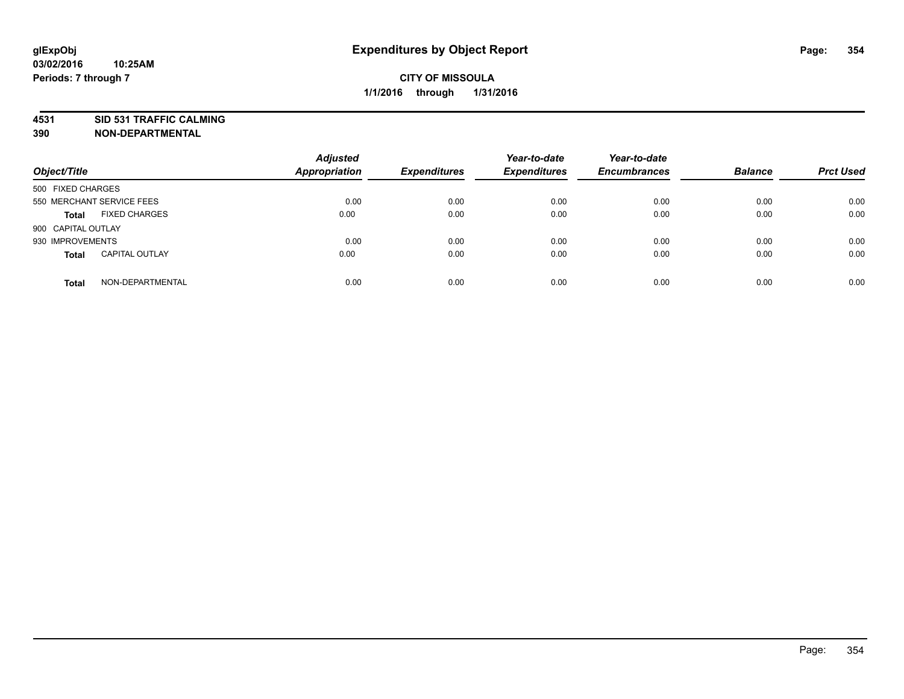**glExpObj**
**03/02/2016 10:25AM**
**Periods: 7 through 7**

# Expenditures by Object Report

**CITY OF MISSOULA**
**1/1/2016 through 1/31/2016**

**4531 SID 531 TRAFFIC CALMING**
**390 NON-DEPARTMENTAL**

| Object/Title | Adjusted Appropriation | Expenditures | Year-to-date Expenditures | Year-to-date Encumbrances | Balance | Prct Used |
|---|---|---|---|---|---|---|
| 500 FIXED CHARGES | | | | | | |
| 550 MERCHANT SERVICE FEES | 0.00 | 0.00 | 0.00 | 0.00 | 0.00 | 0.00 |
| **Total** FIXED CHARGES | 0.00 | 0.00 | 0.00 | 0.00 | 0.00 | 0.00 |
| 900 CAPITAL OUTLAY | | | | | | |
| 930 IMPROVEMENTS | 0.00 | 0.00 | 0.00 | 0.00 | 0.00 | 0.00 |
| **Total** CAPITAL OUTLAY | 0.00 | 0.00 | 0.00 | 0.00 | 0.00 | 0.00 |
| **Total** NON-DEPARTMENTAL | 0.00 | 0.00 | 0.00 | 0.00 | 0.00 | 0.00 |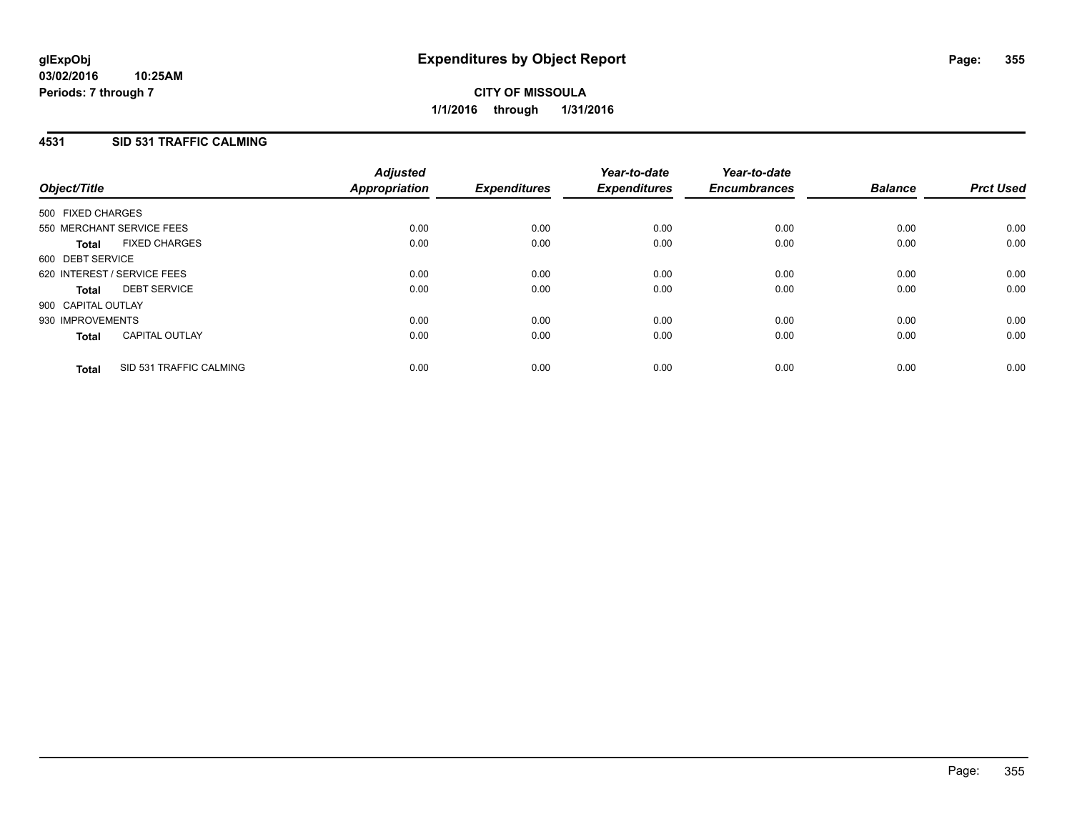**glExpObj**
**03/02/2016 10:25AM**
**Periods: 7 through 7**

# Expenditures by Object Report

**CITY OF MISSOULA**
**1/1/2016 through 1/31/2016**

## 4531 SID 531 TRAFFIC CALMING

| Object/Title | Adjusted Appropriation | Expenditures | Year-to-date Expenditures | Year-to-date Encumbrances | Balance | Prct Used |
|---|---|---|---|---|---|---|
| 500 FIXED CHARGES | | | | | | |
| 550 MERCHANT SERVICE FEES | 0.00 | 0.00 | 0.00 | 0.00 | 0.00 | 0.00 |
| **Total** FIXED CHARGES | 0.00 | 0.00 | 0.00 | 0.00 | 0.00 | 0.00 |
| 600 DEBT SERVICE | | | | | | |
| 620 INTEREST / SERVICE FEES | 0.00 | 0.00 | 0.00 | 0.00 | 0.00 | 0.00 |
| **Total** DEBT SERVICE | 0.00 | 0.00 | 0.00 | 0.00 | 0.00 | 0.00 |
| 900 CAPITAL OUTLAY | | | | | | |
| 930 IMPROVEMENTS | 0.00 | 0.00 | 0.00 | 0.00 | 0.00 | 0.00 |
| **Total** CAPITAL OUTLAY | 0.00 | 0.00 | 0.00 | 0.00 | 0.00 | 0.00 |
| **Total** SID 531 TRAFFIC CALMING | 0.00 | 0.00 | 0.00 | 0.00 | 0.00 | 0.00 |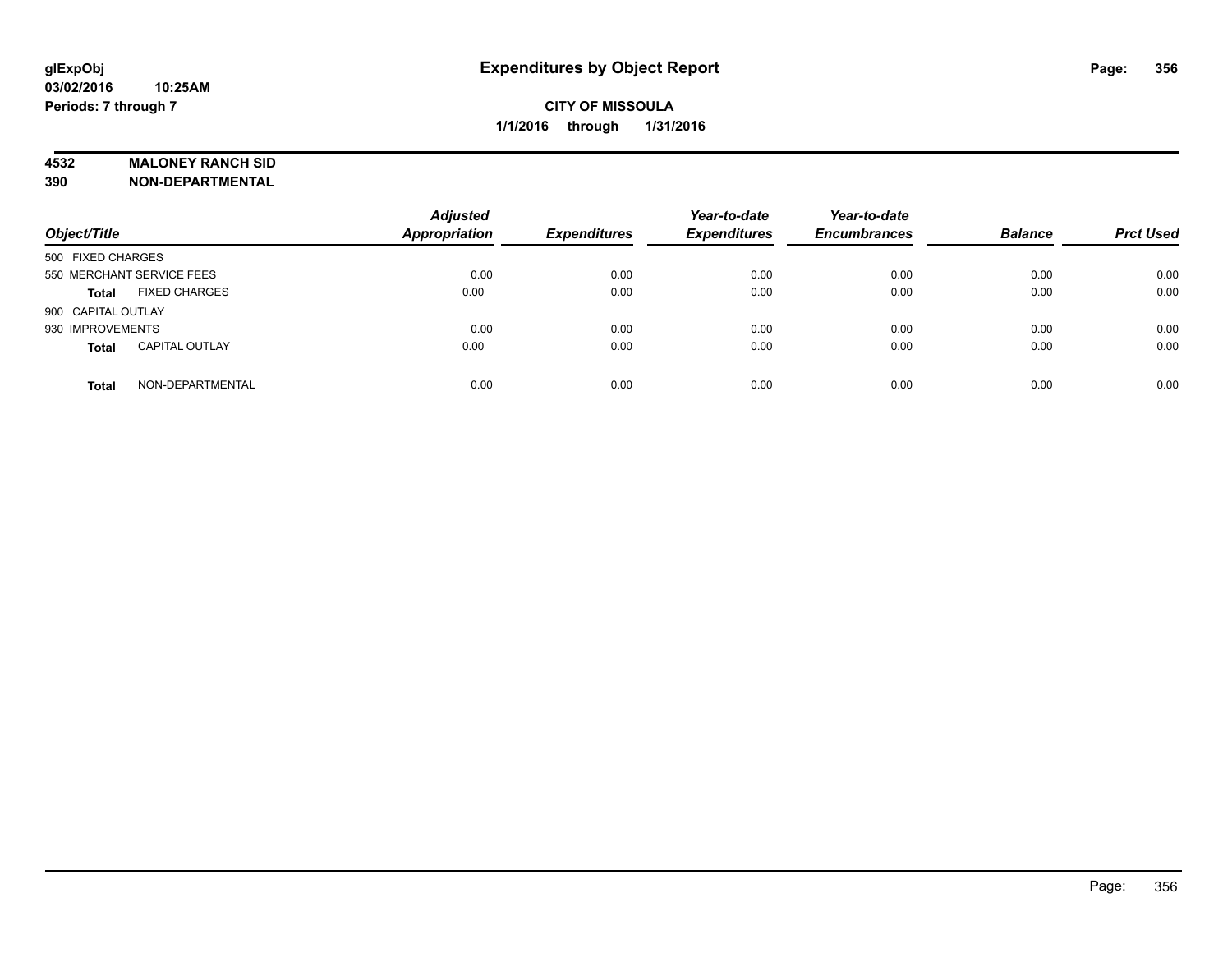glExpObj
03/02/2016 10:25AM
Periods: 7 through 7

# Expenditures by Object Report

**CITY OF MISSOULA**
**1/1/2016 through 1/31/2016**

**4532 MALONEY RANCH SID**
**390 NON-DEPARTMENTAL**

| Object/Title | Adjusted Appropriation | Expenditures | Year-to-date Expenditures | Year-to-date Encumbrances | Balance | Prct Used |
|---|---|---|---|---|---|---|
| 500 FIXED CHARGES | | | | | | |
| 550 MERCHANT SERVICE FEES | 0.00 | 0.00 | 0.00 | 0.00 | 0.00 | 0.00 |
| **Total** FIXED CHARGES | 0.00 | 0.00 | 0.00 | 0.00 | 0.00 | 0.00 |
| 900 CAPITAL OUTLAY | | | | | | |
| 930 IMPROVEMENTS | 0.00 | 0.00 | 0.00 | 0.00 | 0.00 | 0.00 |
| **Total** CAPITAL OUTLAY | 0.00 | 0.00 | 0.00 | 0.00 | 0.00 | 0.00 |
| **Total** NON-DEPARTMENTAL | 0.00 | 0.00 | 0.00 | 0.00 | 0.00 | 0.00 |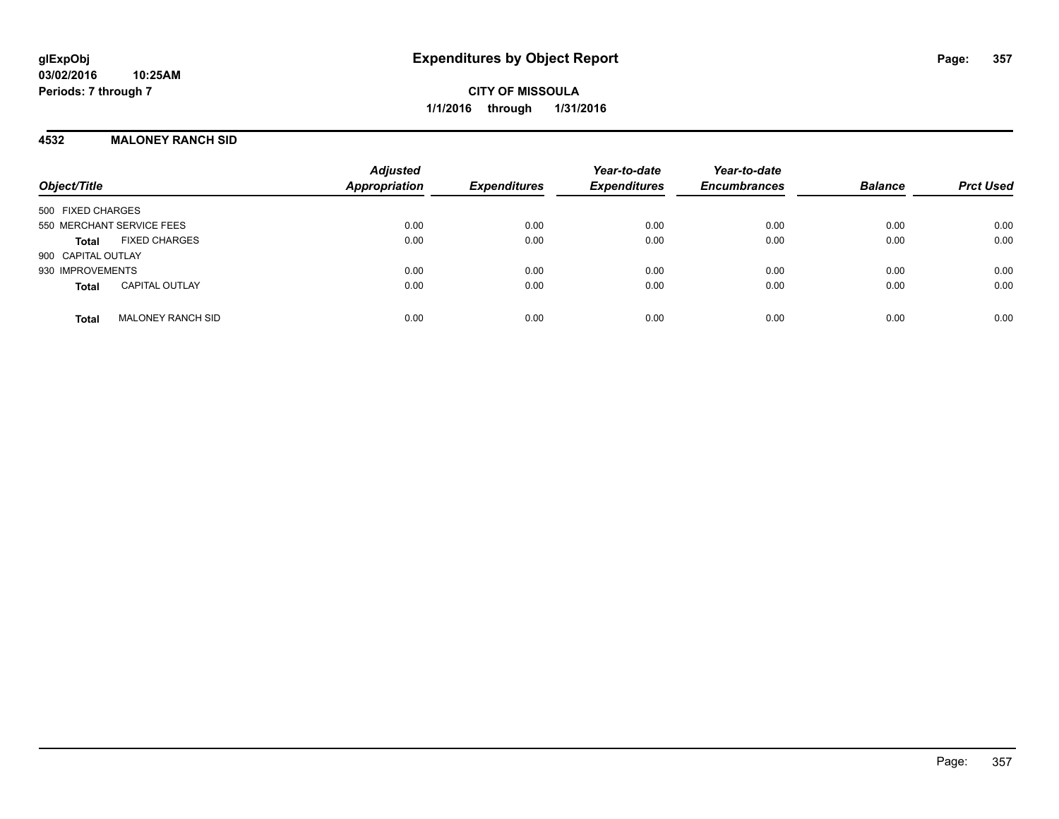**glExpObj**
**03/02/2016 10:25AM**
**Periods: 7 through 7**

# Expenditures by Object Report

**CITY OF MISSOULA**
**1/1/2016 through 1/31/2016**

## 4532 MALONEY RANCH SID

| Object/Title | Adjusted Appropriation | Expenditures | Year-to-date Expenditures | Year-to-date Encumbrances | Balance | Prct Used |
|---|---|---|---|---|---|---|
| 500 FIXED CHARGES | | | | | | |
| 550 MERCHANT SERVICE FEES | 0.00 | 0.00 | 0.00 | 0.00 | 0.00 | 0.00 |
| **Total** FIXED CHARGES | 0.00 | 0.00 | 0.00 | 0.00 | 0.00 | 0.00 |
| 900 CAPITAL OUTLAY | | | | | | |
| 930 IMPROVEMENTS | 0.00 | 0.00 | 0.00 | 0.00 | 0.00 | 0.00 |
| **Total** CAPITAL OUTLAY | 0.00 | 0.00 | 0.00 | 0.00 | 0.00 | 0.00 |
| **Total** MALONEY RANCH SID | 0.00 | 0.00 | 0.00 | 0.00 | 0.00 | 0.00 |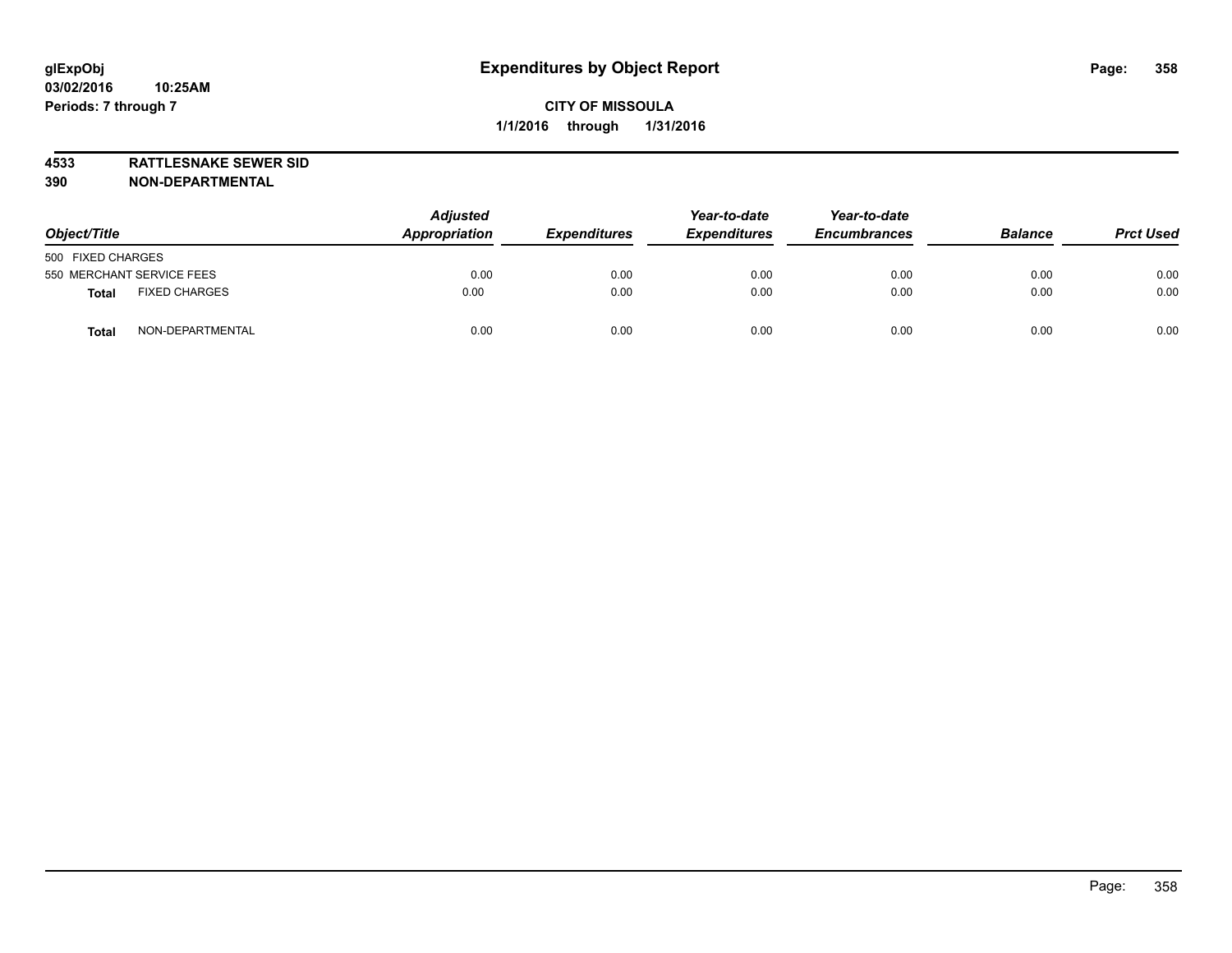**glExpObj**
**03/02/2016 10:25AM**
**Periods: 7 through 7**

# Expenditures by Object Report

**CITY OF MISSOULA**
**1/1/2016 through 1/31/2016**

**4533 RATTLESNAKE SEWER SID**
**390 NON-DEPARTMENTAL**

| Object/Title | | Adjusted Appropriation | Expenditures | Year-to-date Expenditures | Year-to-date Encumbrances | Balance | Prct Used |
|---|---|---|---|---|---|---|---|
| 500 FIXED CHARGES | | | | | | | |
| 550 MERCHANT SERVICE FEES | | 0.00 | 0.00 | 0.00 | 0.00 | 0.00 | 0.00 |
| **Total** | FIXED CHARGES | 0.00 | 0.00 | 0.00 | 0.00 | 0.00 | 0.00 |
| **Total** | NON-DEPARTMENTAL | 0.00 | 0.00 | 0.00 | 0.00 | 0.00 | 0.00 |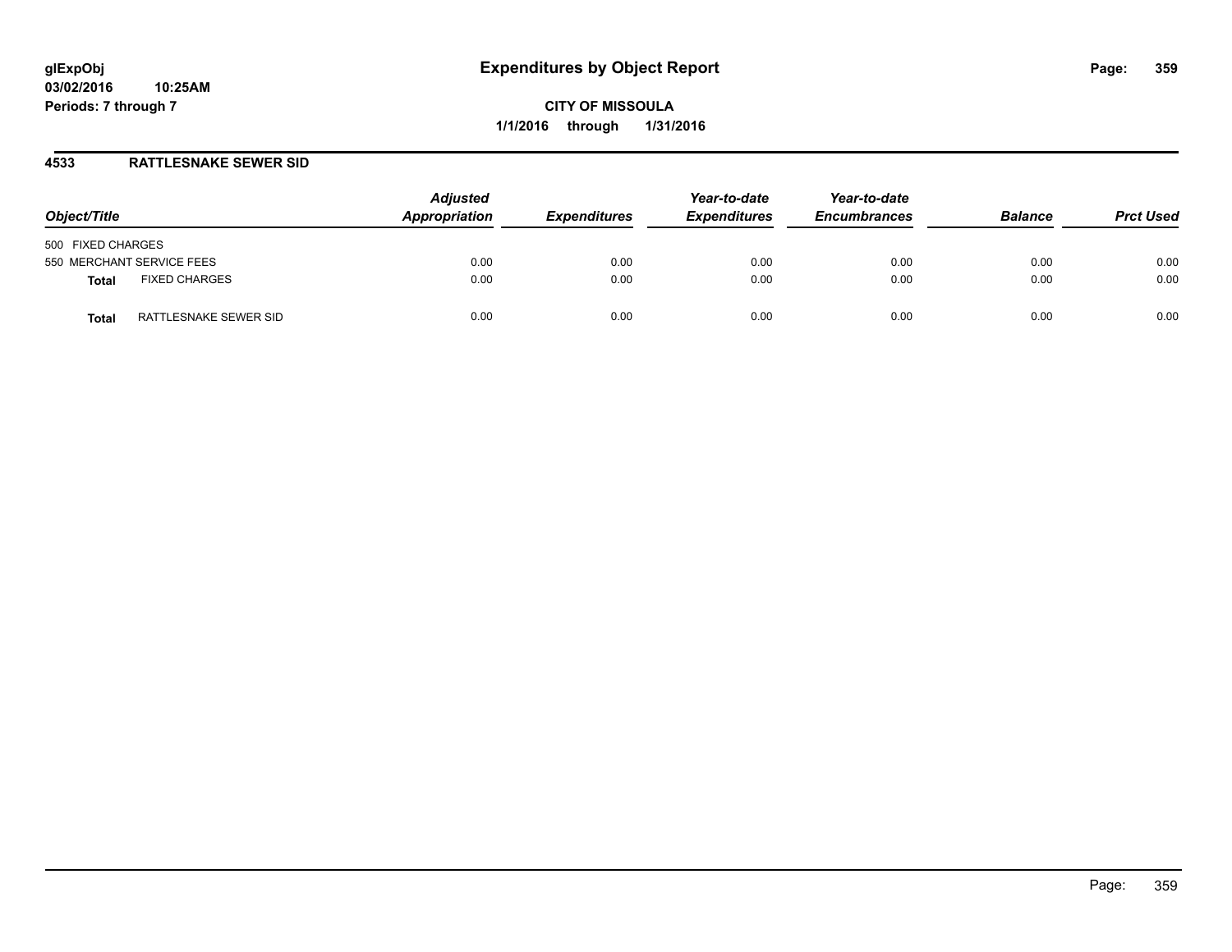# Expenditures by Object Report

glExpObj
03/02/2016 10:25AM
Periods: 7 through 7

**CITY OF MISSOULA**
**1/1/2016 through 1/31/2016**

## 4533 RATTLESNAKE SEWER SID

| Object/Title | Adjusted Appropriation | Expenditures | Year-to-date Expenditures | Year-to-date Encumbrances | Balance | Prct Used |
|---|---|---|---|---|---|---|
| 500 FIXED CHARGES | | | | | | |
| 550 MERCHANT SERVICE FEES | 0.00 | 0.00 | 0.00 | 0.00 | 0.00 | 0.00 |
| **Total** FIXED CHARGES | 0.00 | 0.00 | 0.00 | 0.00 | 0.00 | 0.00 |
| **Total** RATTLESNAKE SEWER SID | 0.00 | 0.00 | 0.00 | 0.00 | 0.00 | 0.00 |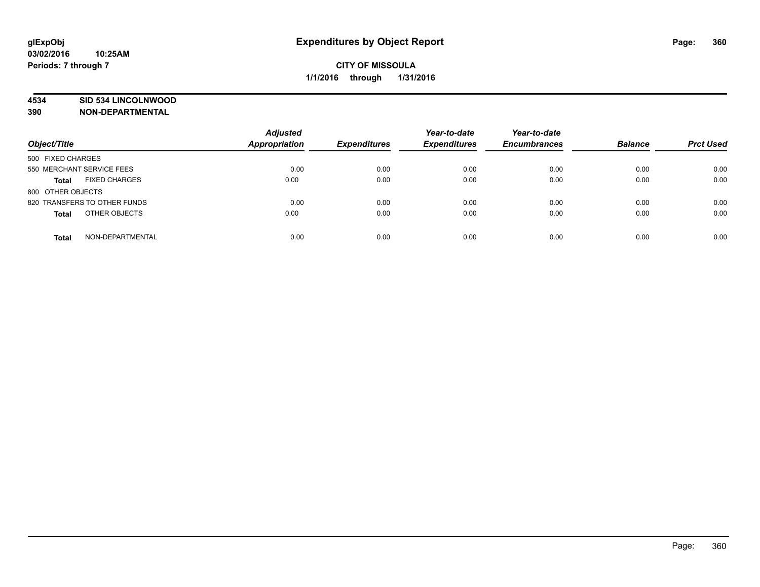# Expenditures by Object Report

glExpObj
03/02/2016 10:25AM
Periods: 7 through 7

**CITY OF MISSOULA**
**1/1/2016 through 1/31/2016**

**4534 SID 534 LINCOLNWOOD**
**390 NON-DEPARTMENTAL**

| Object/Title | | Adjusted Appropriation | Expenditures | Year-to-date Expenditures | Year-to-date Encumbrances | Balance | Prct Used |
|---|---|---|---|---|---|---|---|
| 500 FIXED CHARGES | | | | | | | |
| 550 MERCHANT SERVICE FEES | | 0.00 | 0.00 | 0.00 | 0.00 | 0.00 | 0.00 |
| **Total** | FIXED CHARGES | 0.00 | 0.00 | 0.00 | 0.00 | 0.00 | 0.00 |
| 800 OTHER OBJECTS | | | | | | | |
| 820 TRANSFERS TO OTHER FUNDS | | 0.00 | 0.00 | 0.00 | 0.00 | 0.00 | 0.00 |
| **Total** | OTHER OBJECTS | 0.00 | 0.00 | 0.00 | 0.00 | 0.00 | 0.00 |
| **Total** | NON-DEPARTMENTAL | 0.00 | 0.00 | 0.00 | 0.00 | 0.00 | 0.00 |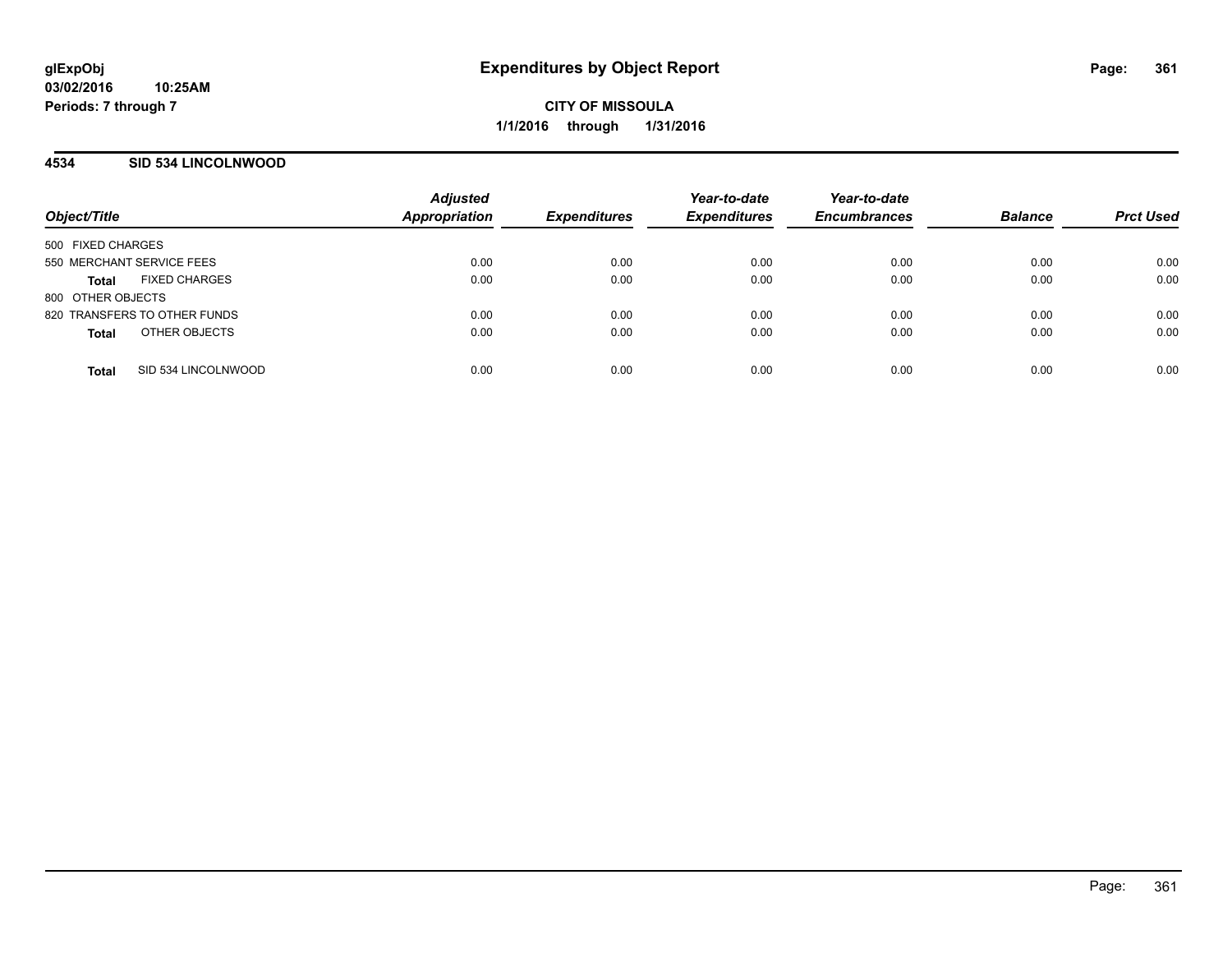**glExpObj**
**03/02/2016 10:25AM**
**Periods: 7 through 7**

# Expenditures by Object Report

**CITY OF MISSOULA**
**1/1/2016 through 1/31/2016**

## 4534 SID 534 LINCOLNWOOD

| Object/Title | Adjusted Appropriation | Expenditures | Year-to-date Expenditures | Year-to-date Encumbrances | Balance | Prct Used |
|---|---|---|---|---|---|---|
| 500 FIXED CHARGES | | | | | | |
| 550 MERCHANT SERVICE FEES | 0.00 | 0.00 | 0.00 | 0.00 | 0.00 | 0.00 |
| **Total** FIXED CHARGES | 0.00 | 0.00 | 0.00 | 0.00 | 0.00 | 0.00 |
| 800 OTHER OBJECTS | | | | | | |
| 820 TRANSFERS TO OTHER FUNDS | 0.00 | 0.00 | 0.00 | 0.00 | 0.00 | 0.00 |
| **Total** OTHER OBJECTS | 0.00 | 0.00 | 0.00 | 0.00 | 0.00 | 0.00 |
| **Total** SID 534 LINCOLNWOOD | 0.00 | 0.00 | 0.00 | 0.00 | 0.00 | 0.00 |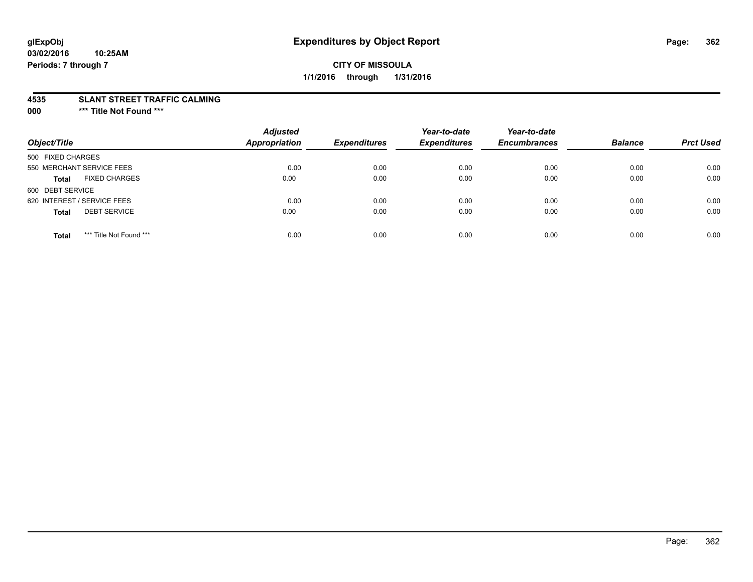**glExpObj** **Expenditures by Object Report**

**03/02/2016 10:25AM**

**Periods: 7 through 7**

**CITY OF MISSOULA**

**1/1/2016 through 1/31/2016**

**4535 SLANT STREET TRAFFIC CALMING**

**000 \*\*\* Title Not Found \*\*\***

| Object/Title | Adjusted Appropriation | Expenditures | Year-to-date Expenditures | Year-to-date Encumbrances | Balance | Prct Used |
|---|---|---|---|---|---|---|
| 500 FIXED CHARGES | | | | | | |
| 550 MERCHANT SERVICE FEES | 0.00 | 0.00 | 0.00 | 0.00 | 0.00 | 0.00 |
| **Total** FIXED CHARGES | 0.00 | 0.00 | 0.00 | 0.00 | 0.00 | 0.00 |
| 600 DEBT SERVICE | | | | | | |
| 620 INTEREST / SERVICE FEES | 0.00 | 0.00 | 0.00 | 0.00 | 0.00 | 0.00 |
| **Total** DEBT SERVICE | 0.00 | 0.00 | 0.00 | 0.00 | 0.00 | 0.00 |
| **Total** \*\*\* Title Not Found \*\*\* | 0.00 | 0.00 | 0.00 | 0.00 | 0.00 | 0.00 |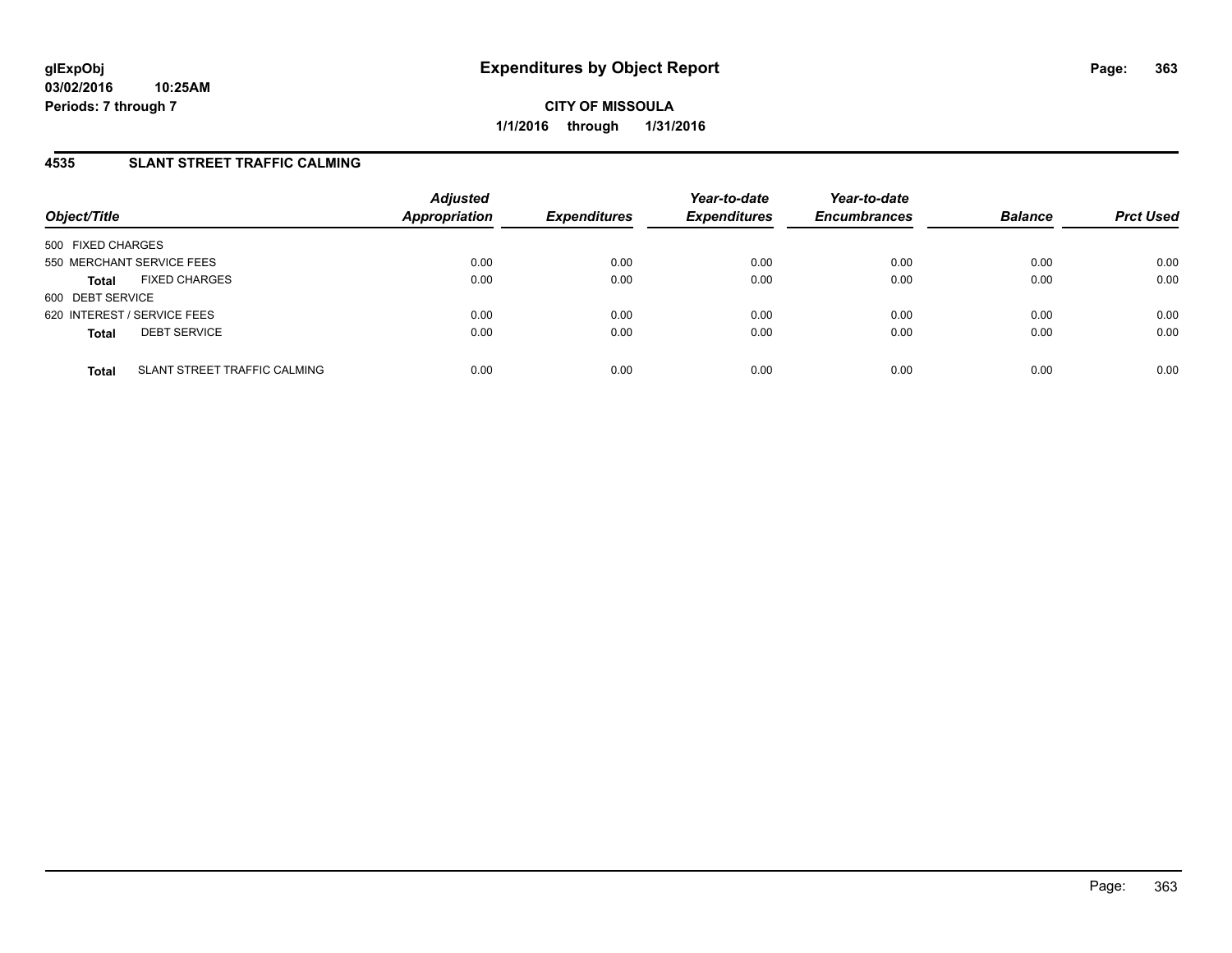**Expenditures by Object Report**

**CITY OF MISSOULA**

**1/1/2016 through 1/31/2016**

glExpObj
03/02/2016 10:25AM
Periods: 7 through 7

## 4535 SLANT STREET TRAFFIC CALMING

| Object/Title | | Adjusted Appropriation | Expenditures | Year-to-date Expenditures | Year-to-date Encumbrances | Balance | Prct Used |
|---|---|---|---|---|---|---|---|
| 500 FIXED CHARGES | | | | | | | |
| 550 MERCHANT SERVICE FEES | | 0.00 | 0.00 | 0.00 | 0.00 | 0.00 | 0.00 |
| **Total** | FIXED CHARGES | 0.00 | 0.00 | 0.00 | 0.00 | 0.00 | 0.00 |
| 600 DEBT SERVICE | | | | | | | |
| 620 INTEREST / SERVICE FEES | | 0.00 | 0.00 | 0.00 | 0.00 | 0.00 | 0.00 |
| **Total** | DEBT SERVICE | 0.00 | 0.00 | 0.00 | 0.00 | 0.00 | 0.00 |
| **Total** | SLANT STREET TRAFFIC CALMING | 0.00 | 0.00 | 0.00 | 0.00 | 0.00 | 0.00 |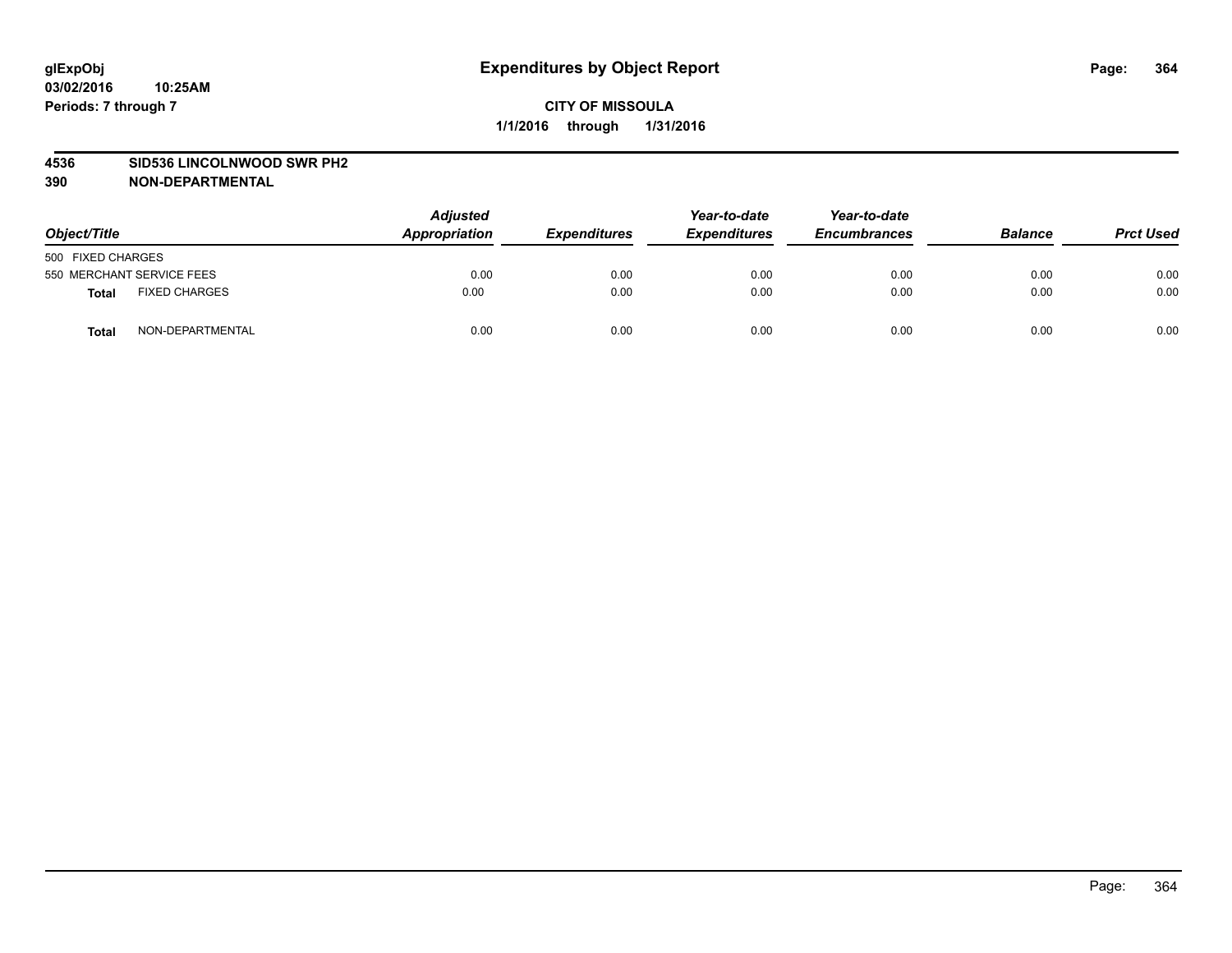**glExpObj**
**03/02/2016 10:25AM**
**Periods: 7 through 7**

# Expenditures by Object Report

**CITY OF MISSOULA**
**1/1/2016 through 1/31/2016**

**4536 SID536 LINCOLNWOOD SWR PH2**
**390 NON-DEPARTMENTAL**

| Object/Title | | Adjusted Appropriation | Expenditures | Year-to-date Expenditures | Year-to-date Encumbrances | Balance | Prct Used |
|---|---|---|---|---|---|---|---|
| 500 FIXED CHARGES | | | | | | | |
| 550 MERCHANT SERVICE FEES | | 0.00 | 0.00 | 0.00 | 0.00 | 0.00 | 0.00 |
| **Total** | FIXED CHARGES | 0.00 | 0.00 | 0.00 | 0.00 | 0.00 | 0.00 |
| **Total** | NON-DEPARTMENTAL | 0.00 | 0.00 | 0.00 | 0.00 | 0.00 | 0.00 |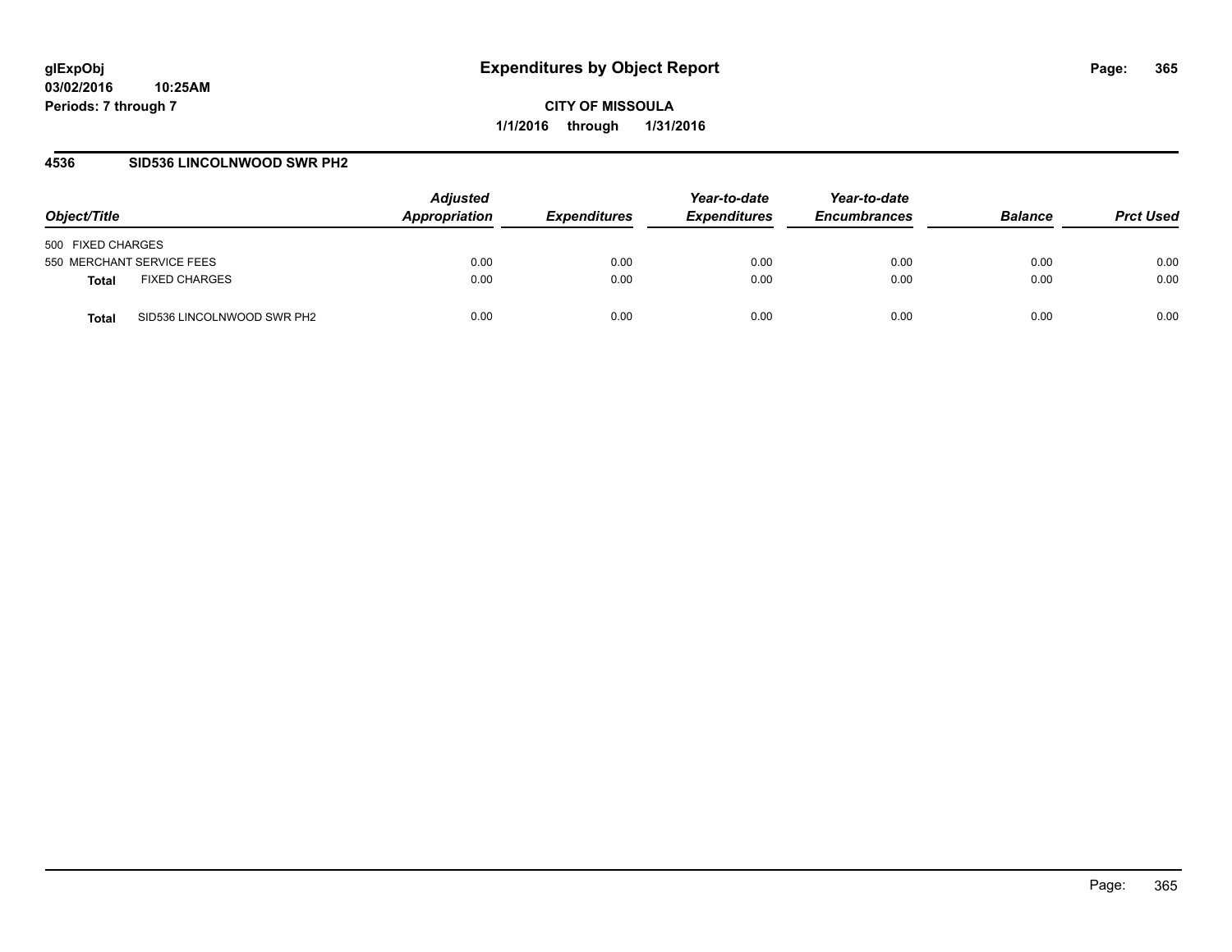# Expenditures by Object Report

glExpObj
03/02/2016 10:25AM
Periods: 7 through 7

**CITY OF MISSOULA**
**1/1/2016 through 1/31/2016**

## 4536 SID536 LINCOLNWOOD SWR PH2

| Object/Title | | Adjusted Appropriation | Expenditures | Year-to-date Expenditures | Year-to-date Encumbrances | Balance | Prct Used |
|---|---|---|---|---|---|---|---|
| 500 FIXED CHARGES | | | | | | | |
| 550 MERCHANT SERVICE FEES | | 0.00 | 0.00 | 0.00 | 0.00 | 0.00 | 0.00 |
| **Total** | FIXED CHARGES | 0.00 | 0.00 | 0.00 | 0.00 | 0.00 | 0.00 |
| **Total** | SID536 LINCOLNWOOD SWR PH2 | 0.00 | 0.00 | 0.00 | 0.00 | 0.00 | 0.00 |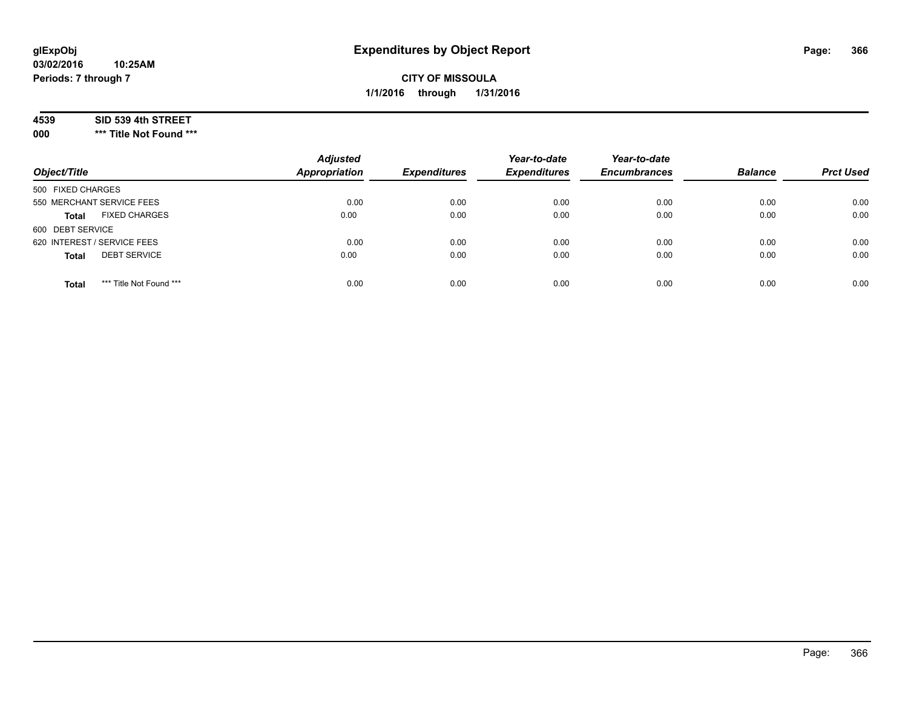**glExpObj**
**03/02/2016 10:25AM**
**Periods: 7 through 7**

# Expenditures by Object Report

**CITY OF MISSOULA**
**1/1/2016 through 1/31/2016**

**4539 SID 539 4th STREET**
**000 *** Title Not Found *****

| Object/Title | Adjusted Appropriation | Expenditures | Year-to-date Expenditures | Year-to-date Encumbrances | Balance | Prct Used |
|---|---|---|---|---|---|---|
| 500 FIXED CHARGES | | | | | | |
| 550 MERCHANT SERVICE FEES | 0.00 | 0.00 | 0.00 | 0.00 | 0.00 | 0.00 |
| **Total** FIXED CHARGES | 0.00 | 0.00 | 0.00 | 0.00 | 0.00 | 0.00 |
| 600 DEBT SERVICE | | | | | | |
| 620 INTEREST / SERVICE FEES | 0.00 | 0.00 | 0.00 | 0.00 | 0.00 | 0.00 |
| **Total** DEBT SERVICE | 0.00 | 0.00 | 0.00 | 0.00 | 0.00 | 0.00 |
| **Total** *** Title Not Found *** | 0.00 | 0.00 | 0.00 | 0.00 | 0.00 | 0.00 |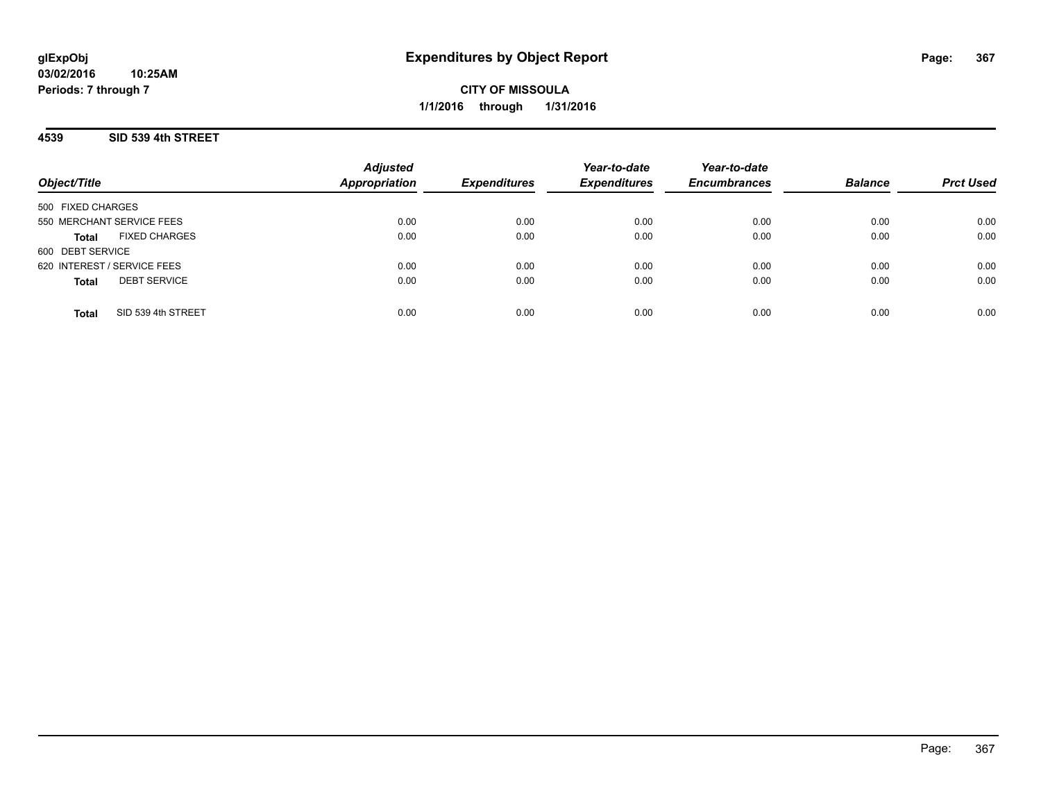# Expenditures by Object Report

**CITY OF MISSOULA**

**1/1/2016 through 1/31/2016**

glExpObj
03/02/2016 10:25AM
Periods: 7 through 7

## 4539 SID 539 4th STREET

| Object/Title | | Adjusted Appropriation | Expenditures | Year-to-date Expenditures | Year-to-date Encumbrances | Balance | Prct Used |
|---|---|---|---|---|---|---|---|
| 500 FIXED CHARGES | | | | | | | |
| 550 MERCHANT SERVICE FEES | | 0.00 | 0.00 | 0.00 | 0.00 | 0.00 | 0.00 |
| **Total** | FIXED CHARGES | 0.00 | 0.00 | 0.00 | 0.00 | 0.00 | 0.00 |
| 600 DEBT SERVICE | | | | | | | |
| 620 INTEREST / SERVICE FEES | | 0.00 | 0.00 | 0.00 | 0.00 | 0.00 | 0.00 |
| **Total** | DEBT SERVICE | 0.00 | 0.00 | 0.00 | 0.00 | 0.00 | 0.00 |
| **Total** | SID 539 4th STREET | 0.00 | 0.00 | 0.00 | 0.00 | 0.00 | 0.00 |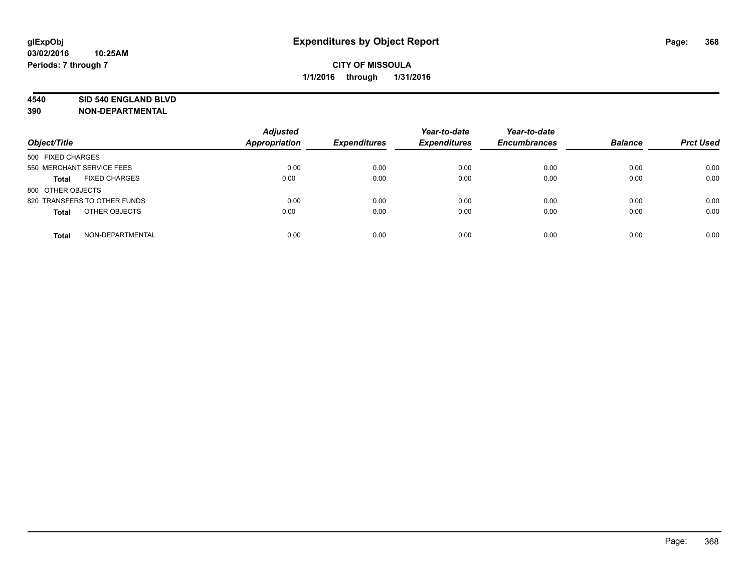**glExpObj**
**03/02/2016 10:25AM**
**Periods: 7 through 7**

# Expenditures by Object Report

**CITY OF MISSOULA**
**1/1/2016 through 1/31/2016**

**4540 SID 540 ENGLAND BLVD**
**390 NON-DEPARTMENTAL**

| Object/Title | Adjusted Appropriation | Expenditures | Year-to-date Expenditures | Year-to-date Encumbrances | Balance | Prct Used |
|---|---|---|---|---|---|---|
| 500 FIXED CHARGES | | | | | | |
| 550 MERCHANT SERVICE FEES | 0.00 | 0.00 | 0.00 | 0.00 | 0.00 | 0.00 |
| **Total** FIXED CHARGES | 0.00 | 0.00 | 0.00 | 0.00 | 0.00 | 0.00 |
| 800 OTHER OBJECTS | | | | | | |
| 820 TRANSFERS TO OTHER FUNDS | 0.00 | 0.00 | 0.00 | 0.00 | 0.00 | 0.00 |
| **Total** OTHER OBJECTS | 0.00 | 0.00 | 0.00 | 0.00 | 0.00 | 0.00 |
| **Total** NON-DEPARTMENTAL | 0.00 | 0.00 | 0.00 | 0.00 | 0.00 | 0.00 |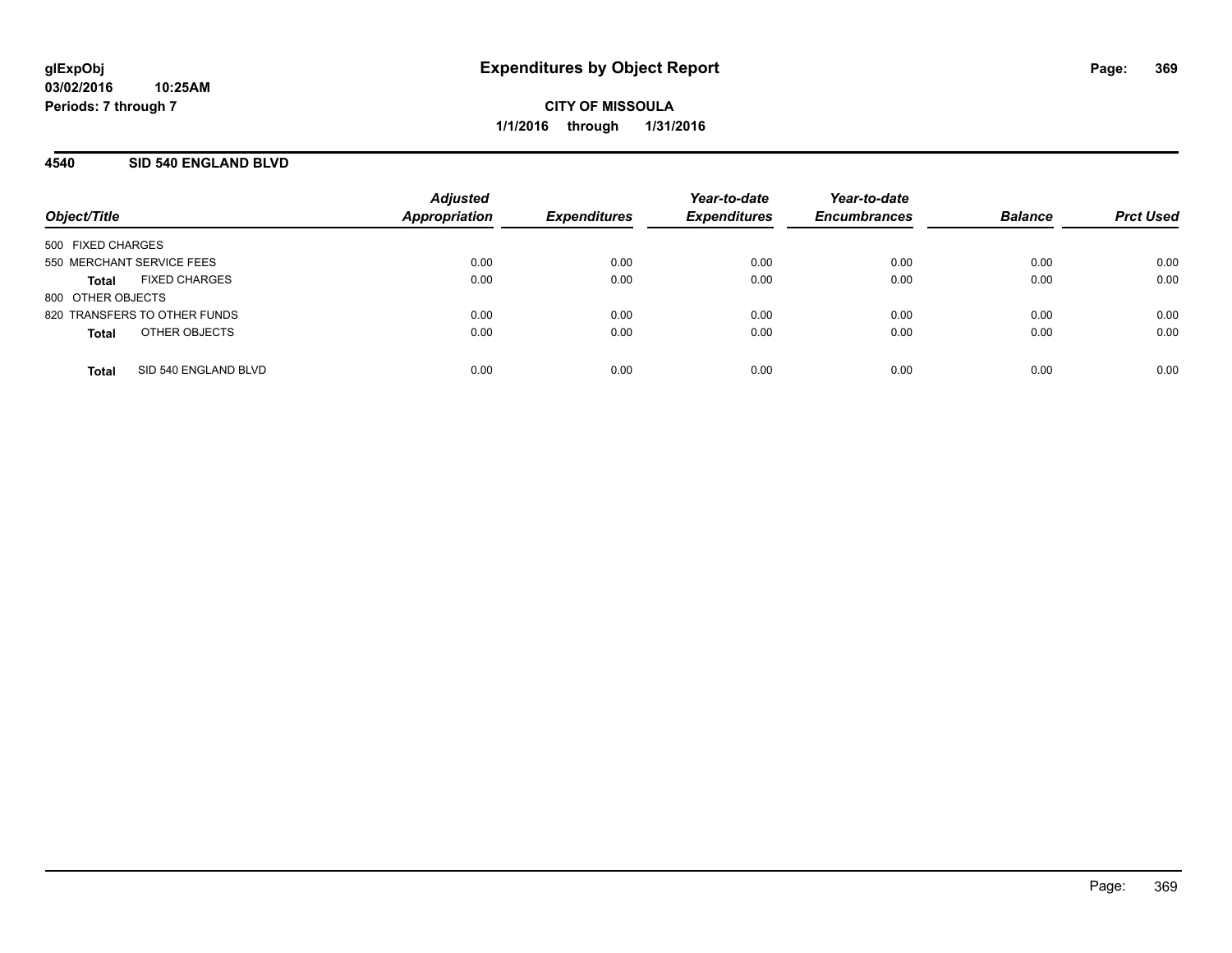# Expenditures by Object Report

glExpObj
03/02/2016 10:25AM
Periods: 7 through 7

**CITY OF MISSOULA**
**1/1/2016 through 1/31/2016**

## 4540 SID 540 ENGLAND BLVD

| Object/Title | Adjusted Appropriation | Expenditures | Year-to-date Expenditures | Year-to-date Encumbrances | Balance | Prct Used |
|---|---|---|---|---|---|---|
| 500 FIXED CHARGES | | | | | | |
| 550 MERCHANT SERVICE FEES | 0.00 | 0.00 | 0.00 | 0.00 | 0.00 | 0.00 |
| **Total** FIXED CHARGES | 0.00 | 0.00 | 0.00 | 0.00 | 0.00 | 0.00 |
| 800 OTHER OBJECTS | | | | | | |
| 820 TRANSFERS TO OTHER FUNDS | 0.00 | 0.00 | 0.00 | 0.00 | 0.00 | 0.00 |
| **Total** OTHER OBJECTS | 0.00 | 0.00 | 0.00 | 0.00 | 0.00 | 0.00 |
| **Total** SID 540 ENGLAND BLVD | 0.00 | 0.00 | 0.00 | 0.00 | 0.00 | 0.00 |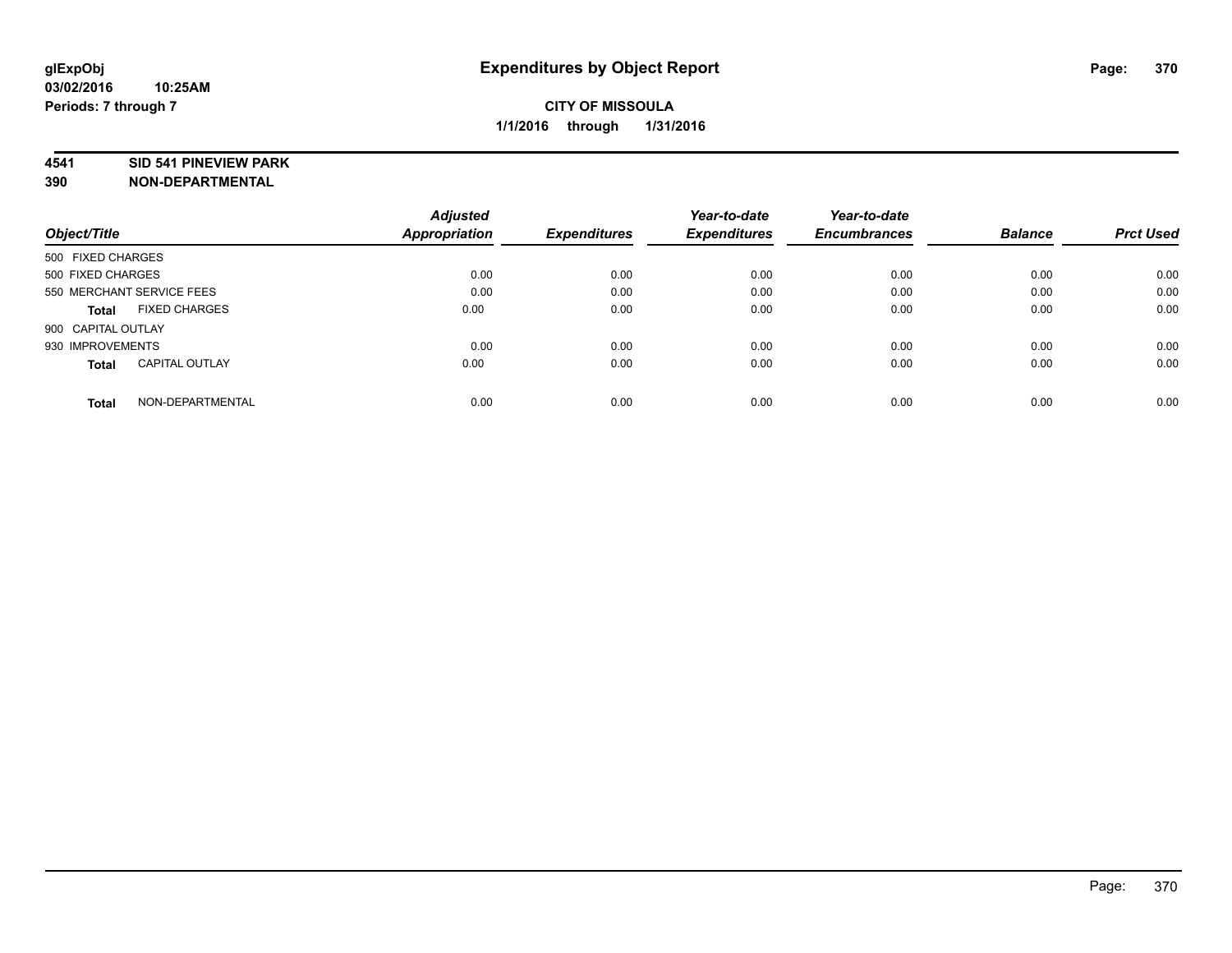# Expenditures by Object Report

glExpObj
03/02/2016 10:25AM
Periods: 7 through 7

**CITY OF MISSOULA**
**1/1/2016 through 1/31/2016**

**4541 SID 541 PINEVIEW PARK**
**390 NON-DEPARTMENTAL**

| Object/Title | Adjusted Appropriation | Expenditures | Year-to-date Expenditures | Year-to-date Encumbrances | Balance | Prct Used |
|---|---|---|---|---|---|---|
| 500 FIXED CHARGES | | | | | | |
| 500 FIXED CHARGES | 0.00 | 0.00 | 0.00 | 0.00 | 0.00 | 0.00 |
| 550 MERCHANT SERVICE FEES | 0.00 | 0.00 | 0.00 | 0.00 | 0.00 | 0.00 |
| **Total** FIXED CHARGES | 0.00 | 0.00 | 0.00 | 0.00 | 0.00 | 0.00 |
| 900 CAPITAL OUTLAY | | | | | | |
| 930 IMPROVEMENTS | 0.00 | 0.00 | 0.00 | 0.00 | 0.00 | 0.00 |
| **Total** CAPITAL OUTLAY | 0.00 | 0.00 | 0.00 | 0.00 | 0.00 | 0.00 |
| **Total** NON-DEPARTMENTAL | 0.00 | 0.00 | 0.00 | 0.00 | 0.00 | 0.00 |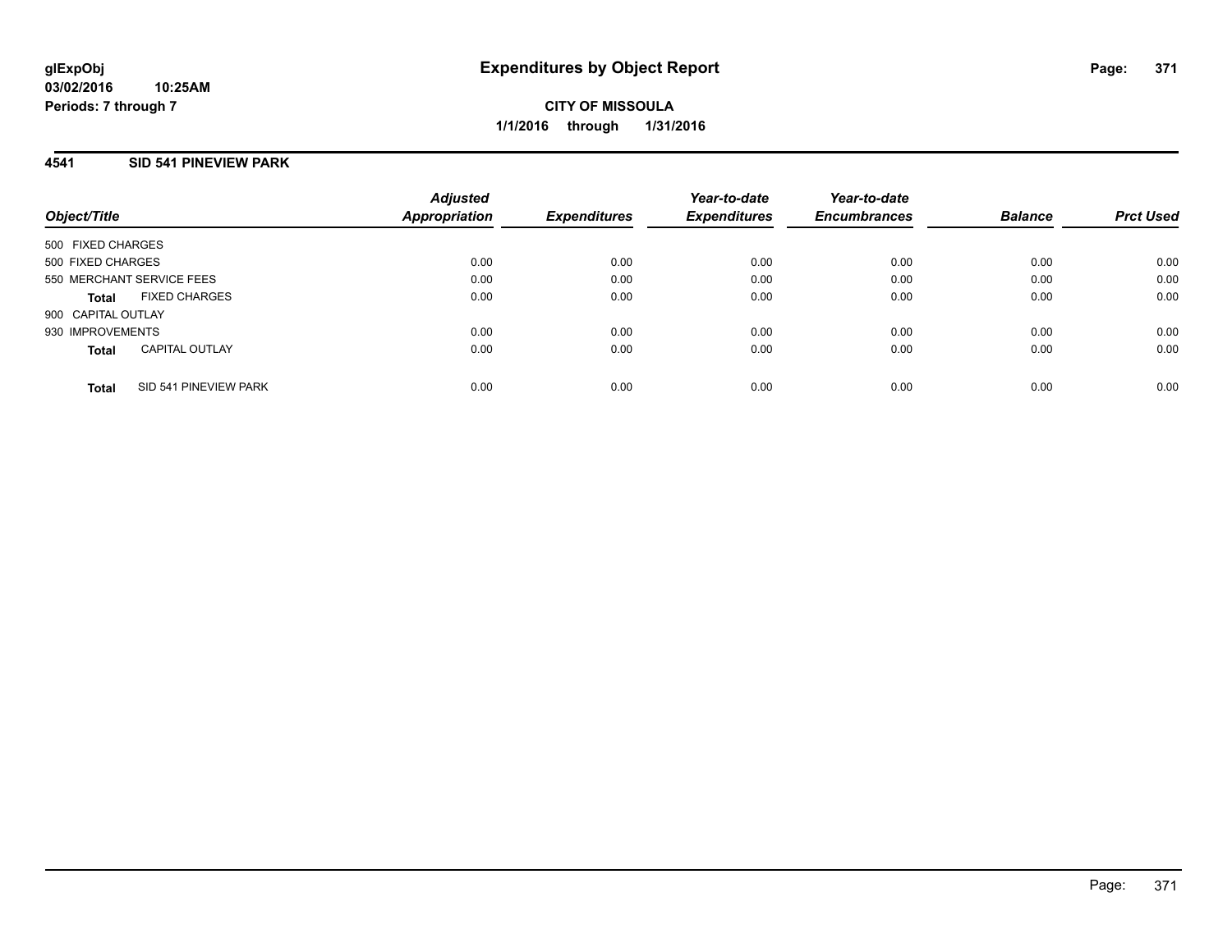# Expenditures by Object Report

glExpObj
03/02/2016 10:25AM
Periods: 7 through 7

**CITY OF MISSOULA**
**1/1/2016 through 1/31/2016**

## 4541 SID 541 PINEVIEW PARK

| Object/Title | Adjusted Appropriation | Expenditures | Year-to-date Expenditures | Year-to-date Encumbrances | Balance | Prct Used |
|---|---|---|---|---|---|---|
| 500 FIXED CHARGES | | | | | | |
| 500 FIXED CHARGES | 0.00 | 0.00 | 0.00 | 0.00 | 0.00 | 0.00 |
| 550 MERCHANT SERVICE FEES | 0.00 | 0.00 | 0.00 | 0.00 | 0.00 | 0.00 |
| **Total** FIXED CHARGES | 0.00 | 0.00 | 0.00 | 0.00 | 0.00 | 0.00 |
| 900 CAPITAL OUTLAY | | | | | | |
| 930 IMPROVEMENTS | 0.00 | 0.00 | 0.00 | 0.00 | 0.00 | 0.00 |
| **Total** CAPITAL OUTLAY | 0.00 | 0.00 | 0.00 | 0.00 | 0.00 | 0.00 |
| **Total** SID 541 PINEVIEW PARK | 0.00 | 0.00 | 0.00 | 0.00 | 0.00 | 0.00 |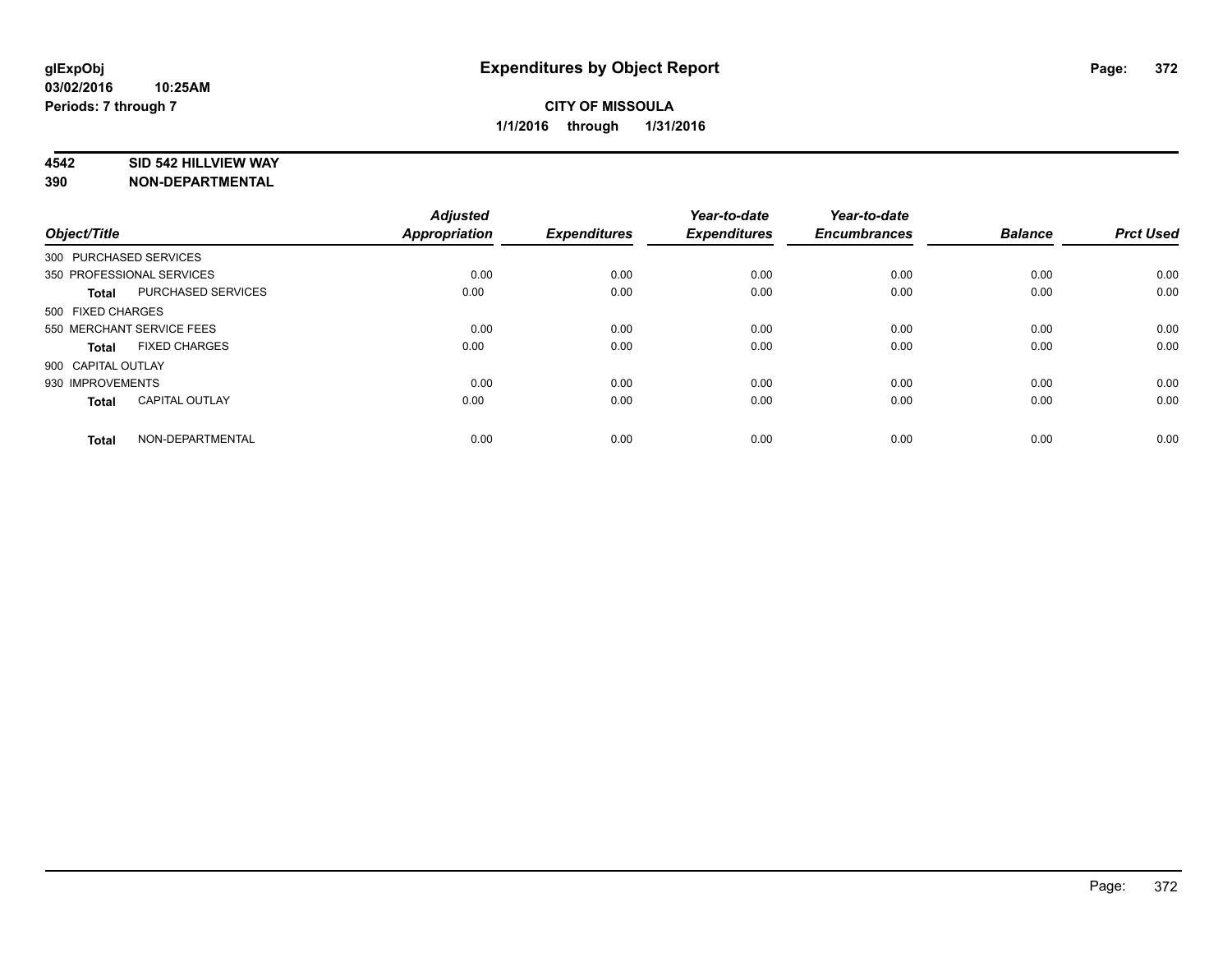**glExpObj** **Expenditures by Object Report**
**03/02/2016 10:25AM**
**Periods: 7 through 7**

**CITY OF MISSOULA**
**1/1/2016 through 1/31/2016**

**4542 SID 542 HILLVIEW WAY**
**390 NON-DEPARTMENTAL**

| Object/Title | | Adjusted Appropriation | Expenditures | Year-to-date Expenditures | Year-to-date Encumbrances | Balance | Prct Used |
|---|---|---|---|---|---|---|---|
| 300 PURCHASED SERVICES | | | | | | | |
| 350 PROFESSIONAL SERVICES | | 0.00 | 0.00 | 0.00 | 0.00 | 0.00 | 0.00 |
| **Total** | PURCHASED SERVICES | 0.00 | 0.00 | 0.00 | 0.00 | 0.00 | 0.00 |
| 500 FIXED CHARGES | | | | | | | |
| 550 MERCHANT SERVICE FEES | | 0.00 | 0.00 | 0.00 | 0.00 | 0.00 | 0.00 |
| **Total** | FIXED CHARGES | 0.00 | 0.00 | 0.00 | 0.00 | 0.00 | 0.00 |
| 900 CAPITAL OUTLAY | | | | | | | |
| 930 IMPROVEMENTS | | 0.00 | 0.00 | 0.00 | 0.00 | 0.00 | 0.00 |
| **Total** | CAPITAL OUTLAY | 0.00 | 0.00 | 0.00 | 0.00 | 0.00 | 0.00 |
| **Total** | NON-DEPARTMENTAL | 0.00 | 0.00 | 0.00 | 0.00 | 0.00 | 0.00 |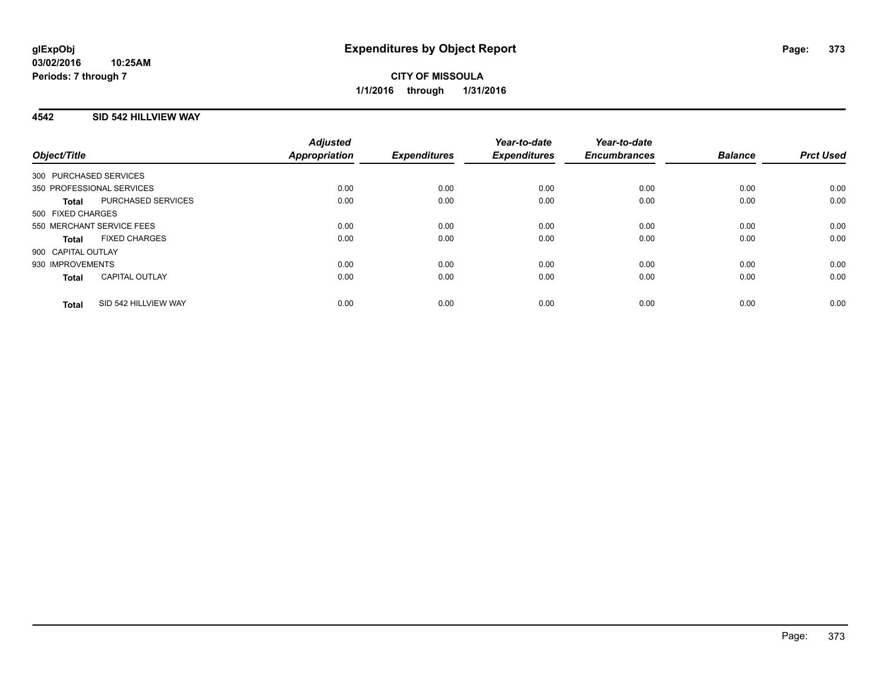**glExpObj**
**03/02/2016 10:25AM**
**Periods: 7 through 7**

# Expenditures by Object Report

**CITY OF MISSOULA**
**1/1/2016 through 1/31/2016**

## 4542 SID 542 HILLVIEW WAY

| Object/Title | Adjusted Appropriation | Expenditures | Year-to-date Expenditures | Year-to-date Encumbrances | Balance | Prct Used |
|---|---|---|---|---|---|---|
| 300 PURCHASED SERVICES | | | | | | |
| 350 PROFESSIONAL SERVICES | 0.00 | 0.00 | 0.00 | 0.00 | 0.00 | 0.00 |
| **Total** PURCHASED SERVICES | 0.00 | 0.00 | 0.00 | 0.00 | 0.00 | 0.00 |
| 500 FIXED CHARGES | | | | | | |
| 550 MERCHANT SERVICE FEES | 0.00 | 0.00 | 0.00 | 0.00 | 0.00 | 0.00 |
| **Total** FIXED CHARGES | 0.00 | 0.00 | 0.00 | 0.00 | 0.00 | 0.00 |
| 900 CAPITAL OUTLAY | | | | | | |
| 930 IMPROVEMENTS | 0.00 | 0.00 | 0.00 | 0.00 | 0.00 | 0.00 |
| **Total** CAPITAL OUTLAY | 0.00 | 0.00 | 0.00 | 0.00 | 0.00 | 0.00 |
| **Total** SID 542 HILLVIEW WAY | 0.00 | 0.00 | 0.00 | 0.00 | 0.00 | 0.00 |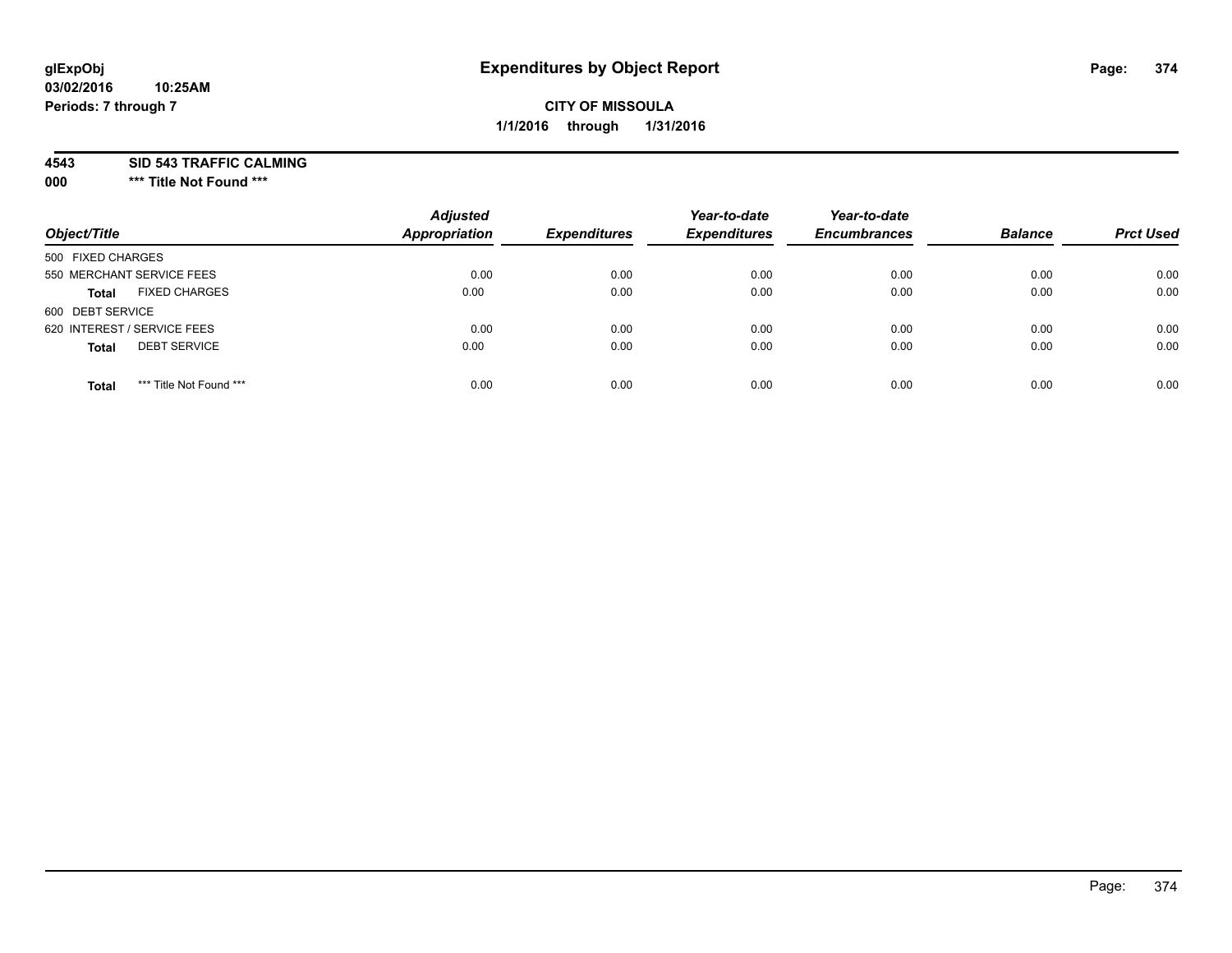glExpObj
03/02/2016 10:25AM
Periods: 7 through 7

# Expenditures by Object Report

**CITY OF MISSOULA**
**1/1/2016 through 1/31/2016**

**4543 SID 543 TRAFFIC CALMING**
**000 \*\*\* Title Not Found \*\*\***

| Object/Title | Adjusted Appropriation | Expenditures | Year-to-date Expenditures | Year-to-date Encumbrances | Balance | Prct Used |
|---|---|---|---|---|---|---|
| 500 FIXED CHARGES | | | | | | |
| 550 MERCHANT SERVICE FEES | 0.00 | 0.00 | 0.00 | 0.00 | 0.00 | 0.00 |
| **Total** FIXED CHARGES | 0.00 | 0.00 | 0.00 | 0.00 | 0.00 | 0.00 |
| 600 DEBT SERVICE | | | | | | |
| 620 INTEREST / SERVICE FEES | 0.00 | 0.00 | 0.00 | 0.00 | 0.00 | 0.00 |
| **Total** DEBT SERVICE | 0.00 | 0.00 | 0.00 | 0.00 | 0.00 | 0.00 |
| **Total** *** Title Not Found *** | 0.00 | 0.00 | 0.00 | 0.00 | 0.00 | 0.00 |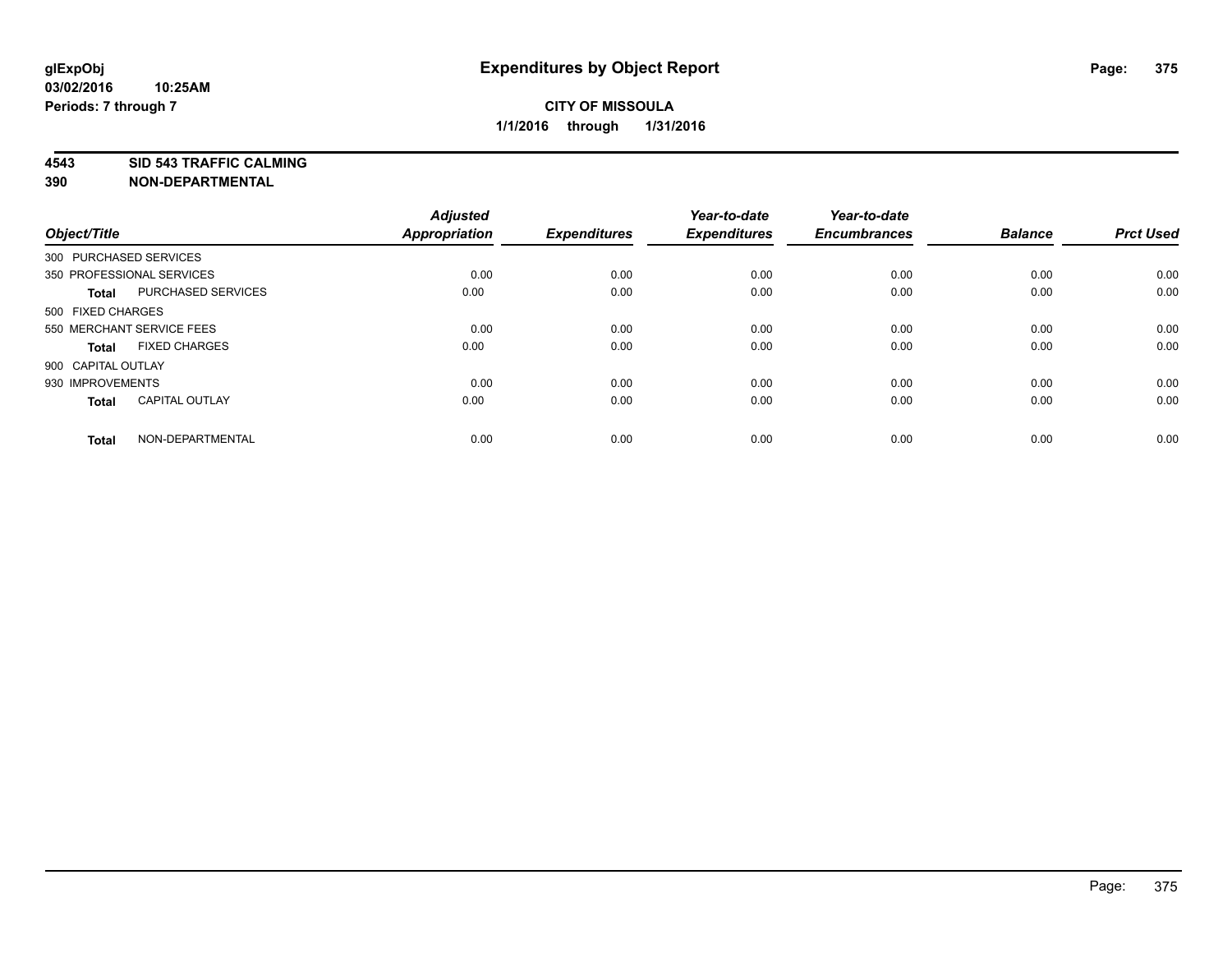# Expenditures by Object Report

glExpObj
03/02/2016 10:25AM
Periods: 7 through 7

**CITY OF MISSOULA**
**1/1/2016 through 1/31/2016**

**4543 SID 543 TRAFFIC CALMING**
**390 NON-DEPARTMENTAL**

| Object/Title | Adjusted Appropriation | Expenditures | Year-to-date Expenditures | Year-to-date Encumbrances | Balance | Prct Used |
|---|---|---|---|---|---|---|
| 300 PURCHASED SERVICES | | | | | | |
| 350 PROFESSIONAL SERVICES | 0.00 | 0.00 | 0.00 | 0.00 | 0.00 | 0.00 |
| **Total** PURCHASED SERVICES | 0.00 | 0.00 | 0.00 | 0.00 | 0.00 | 0.00 |
| 500 FIXED CHARGES | | | | | | |
| 550 MERCHANT SERVICE FEES | 0.00 | 0.00 | 0.00 | 0.00 | 0.00 | 0.00 |
| **Total** FIXED CHARGES | 0.00 | 0.00 | 0.00 | 0.00 | 0.00 | 0.00 |
| 900 CAPITAL OUTLAY | | | | | | |
| 930 IMPROVEMENTS | 0.00 | 0.00 | 0.00 | 0.00 | 0.00 | 0.00 |
| **Total** CAPITAL OUTLAY | 0.00 | 0.00 | 0.00 | 0.00 | 0.00 | 0.00 |
| **Total** NON-DEPARTMENTAL | 0.00 | 0.00 | 0.00 | 0.00 | 0.00 | 0.00 |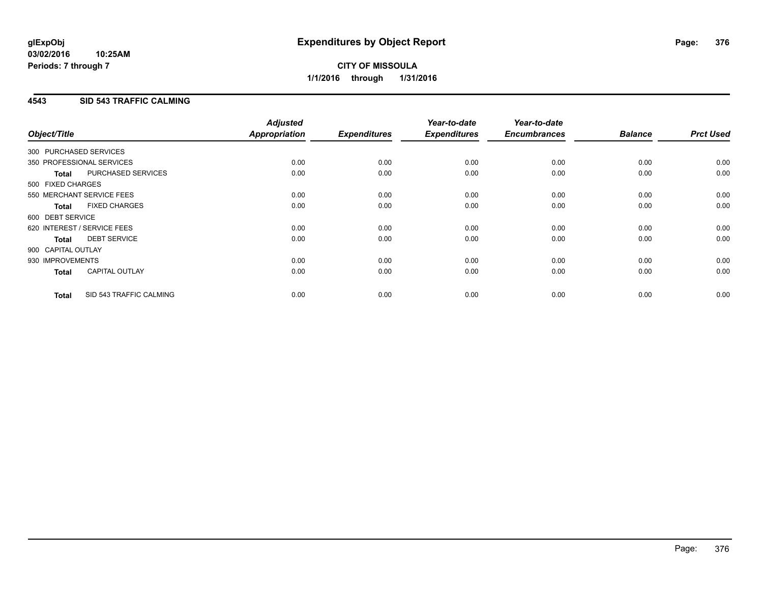**glExpObj**
**03/02/2016 10:25AM**
**Periods: 7 through 7**

# Expenditures by Object Report

**CITY OF MISSOULA**
**1/1/2016 through 1/31/2016**

## 4543 SID 543 TRAFFIC CALMING

| Object/Title | | Adjusted Appropriation | Expenditures | Year-to-date Expenditures | Year-to-date Encumbrances | Balance | Prct Used |
|---|---|---|---|---|---|---|---|
| 300 PURCHASED SERVICES | | | | | | | |
| 350 PROFESSIONAL SERVICES | | 0.00 | 0.00 | 0.00 | 0.00 | 0.00 | 0.00 |
| **Total** | PURCHASED SERVICES | 0.00 | 0.00 | 0.00 | 0.00 | 0.00 | 0.00 |
| 500 FIXED CHARGES | | | | | | | |
| 550 MERCHANT SERVICE FEES | | 0.00 | 0.00 | 0.00 | 0.00 | 0.00 | 0.00 |
| **Total** | FIXED CHARGES | 0.00 | 0.00 | 0.00 | 0.00 | 0.00 | 0.00 |
| 600 DEBT SERVICE | | | | | | | |
| 620 INTEREST / SERVICE FEES | | 0.00 | 0.00 | 0.00 | 0.00 | 0.00 | 0.00 |
| **Total** | DEBT SERVICE | 0.00 | 0.00 | 0.00 | 0.00 | 0.00 | 0.00 |
| 900 CAPITAL OUTLAY | | | | | | | |
| 930 IMPROVEMENTS | | 0.00 | 0.00 | 0.00 | 0.00 | 0.00 | 0.00 |
| **Total** | CAPITAL OUTLAY | 0.00 | 0.00 | 0.00 | 0.00 | 0.00 | 0.00 |
| **Total** | SID 543 TRAFFIC CALMING | 0.00 | 0.00 | 0.00 | 0.00 | 0.00 | 0.00 |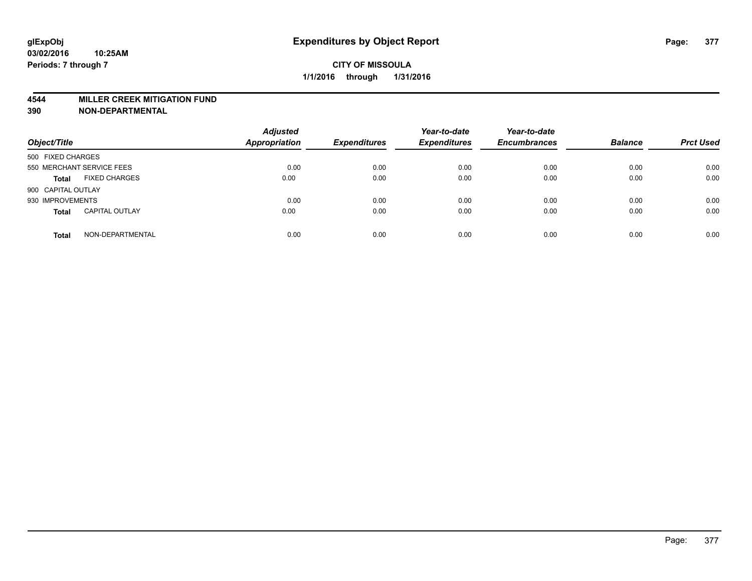# Expenditures by Object Report

glExpObj
03/02/2016 10:25AM
Periods: 7 through 7

**CITY OF MISSOULA**
**1/1/2016 through 1/31/2016**

**4544 MILLER CREEK MITIGATION FUND**
**390 NON-DEPARTMENTAL**

| Object/Title | Adjusted Appropriation | Expenditures | Year-to-date Expenditures | Year-to-date Encumbrances | Balance | Prct Used |
|---|---|---|---|---|---|---|
| 500 FIXED CHARGES | | | | | | |
| 550 MERCHANT SERVICE FEES | 0.00 | 0.00 | 0.00 | 0.00 | 0.00 | 0.00 |
| **Total** FIXED CHARGES | 0.00 | 0.00 | 0.00 | 0.00 | 0.00 | 0.00 |
| 900 CAPITAL OUTLAY | | | | | | |
| 930 IMPROVEMENTS | 0.00 | 0.00 | 0.00 | 0.00 | 0.00 | 0.00 |
| **Total** CAPITAL OUTLAY | 0.00 | 0.00 | 0.00 | 0.00 | 0.00 | 0.00 |
| **Total** NON-DEPARTMENTAL | 0.00 | 0.00 | 0.00 | 0.00 | 0.00 | 0.00 |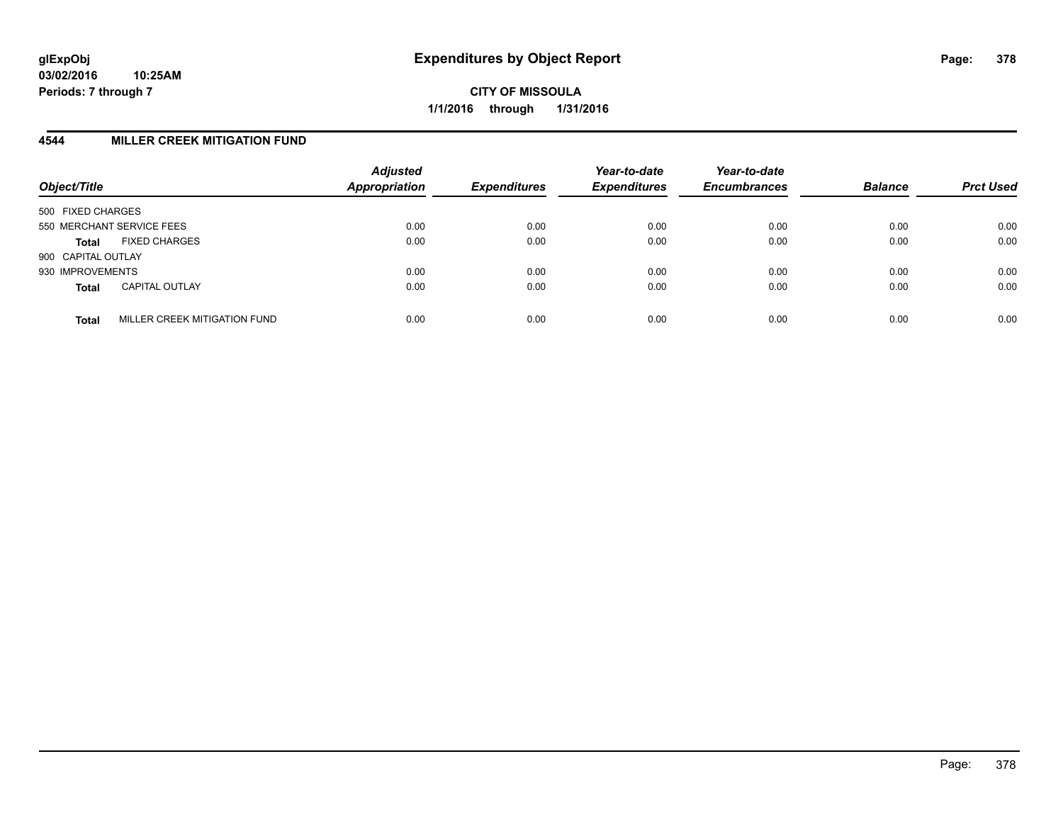**CITY OF MISSOULA**

**1/1/2016 through 1/31/2016**

## 4544 MILLER CREEK MITIGATION FUND

| Object/Title | | Adjusted Appropriation | Expenditures | Year-to-date Expenditures | Year-to-date Encumbrances | Balance | Prct Used |
|---|---|---|---|---|---|---|---|
| 500 FIXED CHARGES | | | | | | | |
| 550 MERCHANT SERVICE FEES | | 0.00 | 0.00 | 0.00 | 0.00 | 0.00 | 0.00 |
| **Total** | FIXED CHARGES | 0.00 | 0.00 | 0.00 | 0.00 | 0.00 | 0.00 |
| 900 CAPITAL OUTLAY | | | | | | | |
| 930 IMPROVEMENTS | | 0.00 | 0.00 | 0.00 | 0.00 | 0.00 | 0.00 |
| **Total** | CAPITAL OUTLAY | 0.00 | 0.00 | 0.00 | 0.00 | 0.00 | 0.00 |
| **Total** | MILLER CREEK MITIGATION FUND | 0.00 | 0.00 | 0.00 | 0.00 | 0.00 | 0.00 |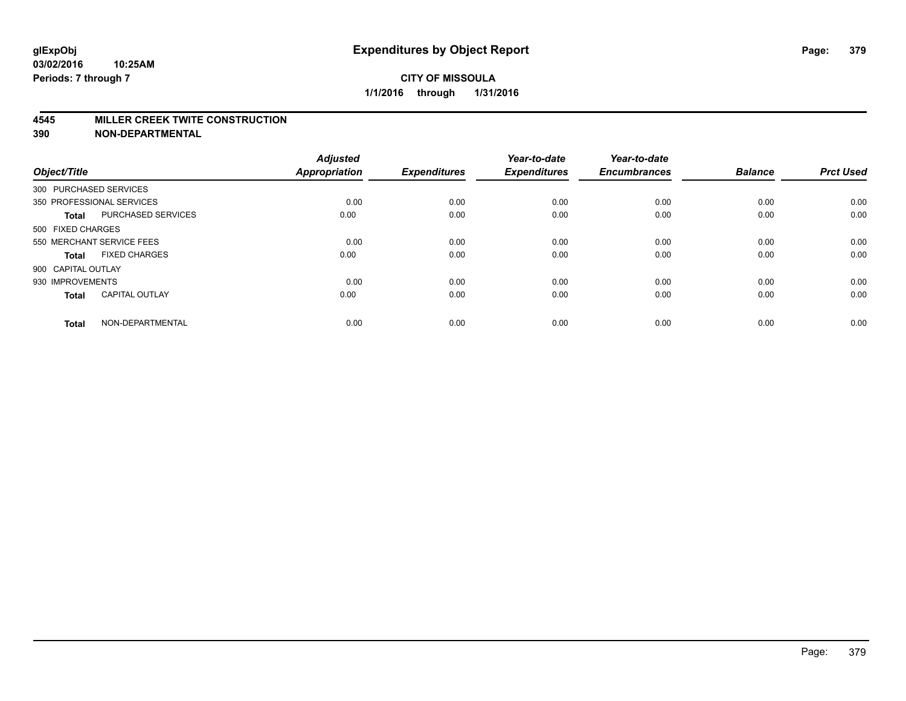**glExpObj** 03/02/2016 10:25AM
**Periods: 7 through 7**

# Expenditures by Object Report

**CITY OF MISSOULA**
**1/1/2016 through 1/31/2016**

## 4545 MILLER CREEK TWITE CONSTRUCTION
## 390 NON-DEPARTMENTAL

| Object/Title | | Adjusted Appropriation | Expenditures | Year-to-date Expenditures | Year-to-date Encumbrances | Balance | Prct Used |
|---|---|---|---|---|---|---|---|
| 300 PURCHASED SERVICES | | | | | | | |
| 350 PROFESSIONAL SERVICES | | 0.00 | 0.00 | 0.00 | 0.00 | 0.00 | 0.00 |
| **Total** | PURCHASED SERVICES | 0.00 | 0.00 | 0.00 | 0.00 | 0.00 | 0.00 |
| 500 FIXED CHARGES | | | | | | | |
| 550 MERCHANT SERVICE FEES | | 0.00 | 0.00 | 0.00 | 0.00 | 0.00 | 0.00 |
| **Total** | FIXED CHARGES | 0.00 | 0.00 | 0.00 | 0.00 | 0.00 | 0.00 |
| 900 CAPITAL OUTLAY | | | | | | | |
| 930 IMPROVEMENTS | | 0.00 | 0.00 | 0.00 | 0.00 | 0.00 | 0.00 |
| **Total** | CAPITAL OUTLAY | 0.00 | 0.00 | 0.00 | 0.00 | 0.00 | 0.00 |
| **Total** | NON-DEPARTMENTAL | 0.00 | 0.00 | 0.00 | 0.00 | 0.00 | 0.00 |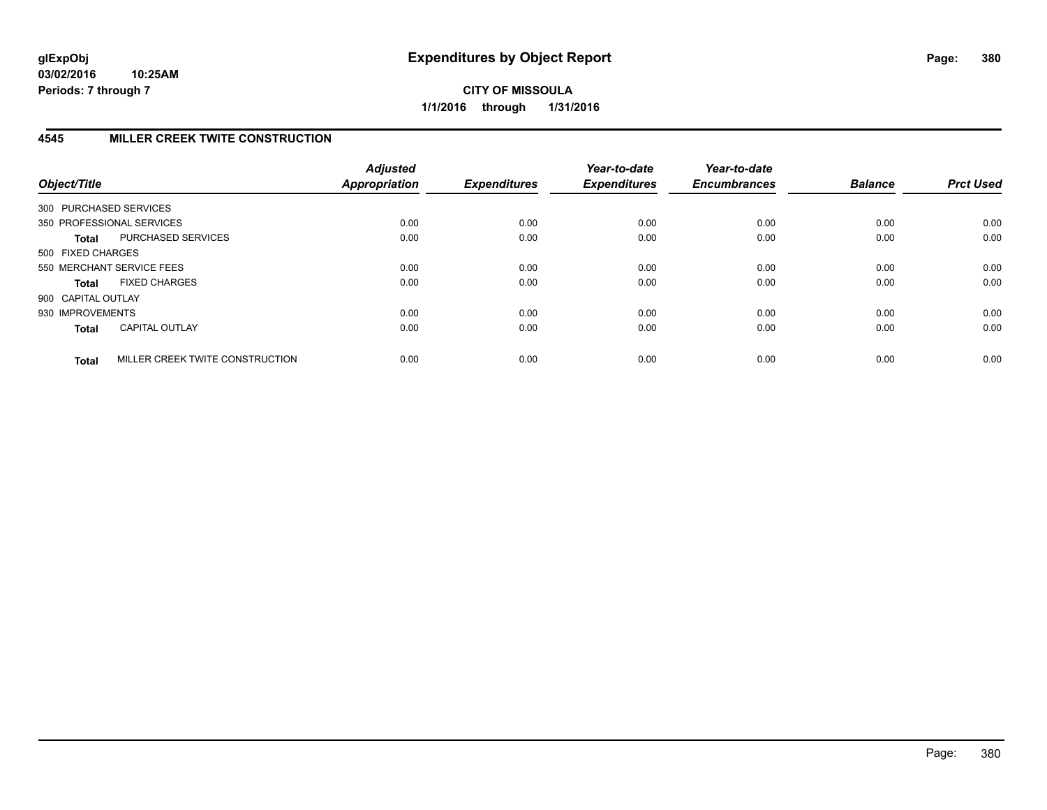**glExpObj**
**03/02/2016 10:25AM**
**Periods: 7 through 7**

# Expenditures by Object Report

**CITY OF MISSOULA**
**1/1/2016 through 1/31/2016**

## 4545 MILLER CREEK TWITE CONSTRUCTION

| Object/Title | Adjusted Appropriation | Expenditures | Year-to-date Expenditures | Year-to-date Encumbrances | Balance | Prct Used |
|---|---|---|---|---|---|---|
| 300 PURCHASED SERVICES | | | | | | |
| 350 PROFESSIONAL SERVICES | 0.00 | 0.00 | 0.00 | 0.00 | 0.00 | 0.00 |
| **Total** PURCHASED SERVICES | 0.00 | 0.00 | 0.00 | 0.00 | 0.00 | 0.00 |
| 500 FIXED CHARGES | | | | | | |
| 550 MERCHANT SERVICE FEES | 0.00 | 0.00 | 0.00 | 0.00 | 0.00 | 0.00 |
| **Total** FIXED CHARGES | 0.00 | 0.00 | 0.00 | 0.00 | 0.00 | 0.00 |
| 900 CAPITAL OUTLAY | | | | | | |
| 930 IMPROVEMENTS | 0.00 | 0.00 | 0.00 | 0.00 | 0.00 | 0.00 |
| **Total** CAPITAL OUTLAY | 0.00 | 0.00 | 0.00 | 0.00 | 0.00 | 0.00 |
| **Total** MILLER CREEK TWITE CONSTRUCTION | 0.00 | 0.00 | 0.00 | 0.00 | 0.00 | 0.00 |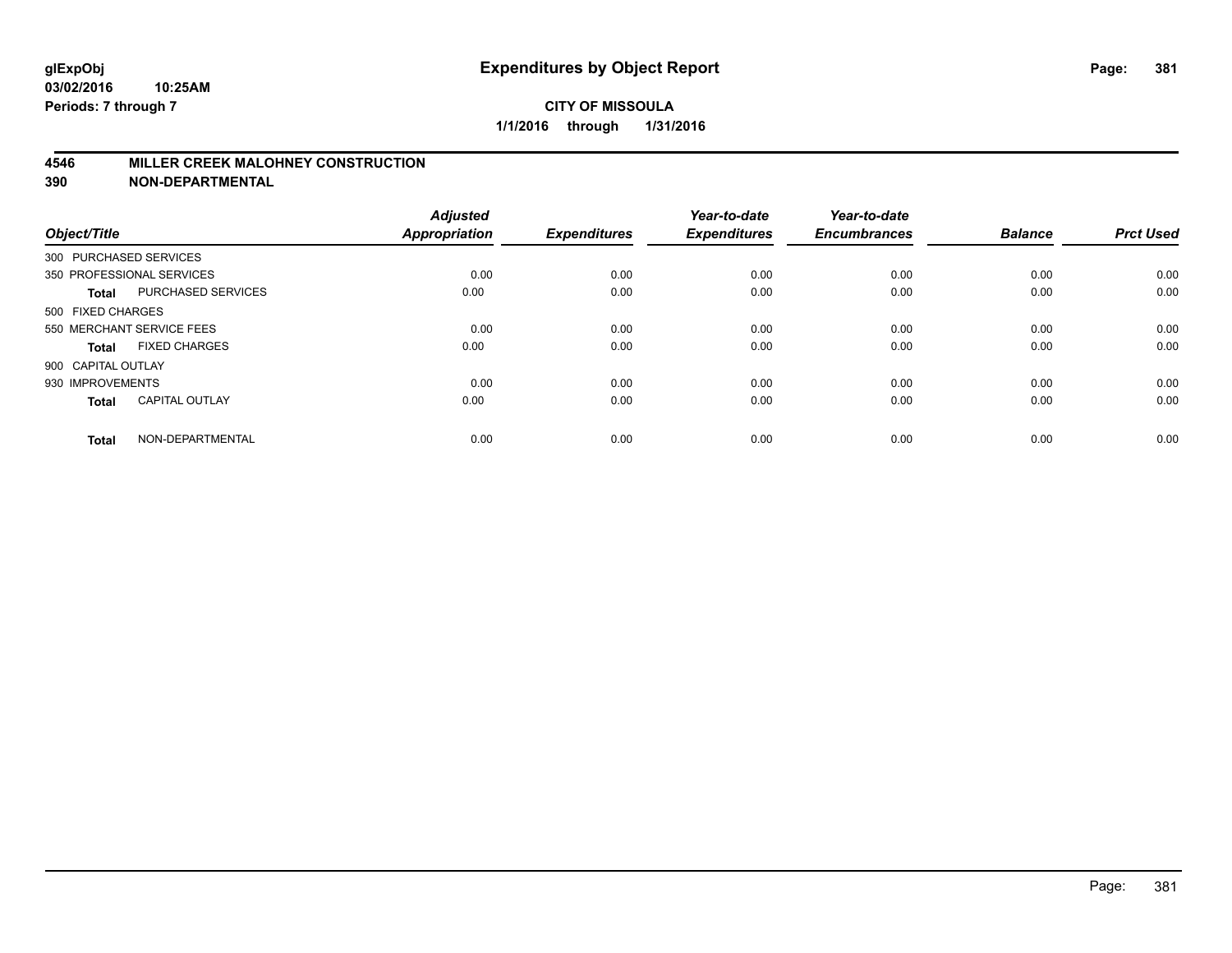**glExpObj** **Expenditures by Object Report**

**03/02/2016 10:25AM**

**Periods: 7 through 7**

**CITY OF MISSOULA**

**1/1/2016 through 1/31/2016**

## 4546 MILLER CREEK MALOHNEY CONSTRUCTION
## 390 NON-DEPARTMENTAL

| Object/Title | | Adjusted Appropriation | Expenditures | Year-to-date Expenditures | Year-to-date Encumbrances | Balance | Prct Used |
|---|---|---|---|---|---|---|---|
| 300 PURCHASED SERVICES | | | | | | | |
| 350 PROFESSIONAL SERVICES | | 0.00 | 0.00 | 0.00 | 0.00 | 0.00 | 0.00 |
| **Total** | PURCHASED SERVICES | 0.00 | 0.00 | 0.00 | 0.00 | 0.00 | 0.00 |
| 500 FIXED CHARGES | | | | | | | |
| 550 MERCHANT SERVICE FEES | | 0.00 | 0.00 | 0.00 | 0.00 | 0.00 | 0.00 |
| **Total** | FIXED CHARGES | 0.00 | 0.00 | 0.00 | 0.00 | 0.00 | 0.00 |
| 900 CAPITAL OUTLAY | | | | | | | |
| 930 IMPROVEMENTS | | 0.00 | 0.00 | 0.00 | 0.00 | 0.00 | 0.00 |
| **Total** | CAPITAL OUTLAY | 0.00 | 0.00 | 0.00 | 0.00 | 0.00 | 0.00 |
| **Total** | NON-DEPARTMENTAL | 0.00 | 0.00 | 0.00 | 0.00 | 0.00 | 0.00 |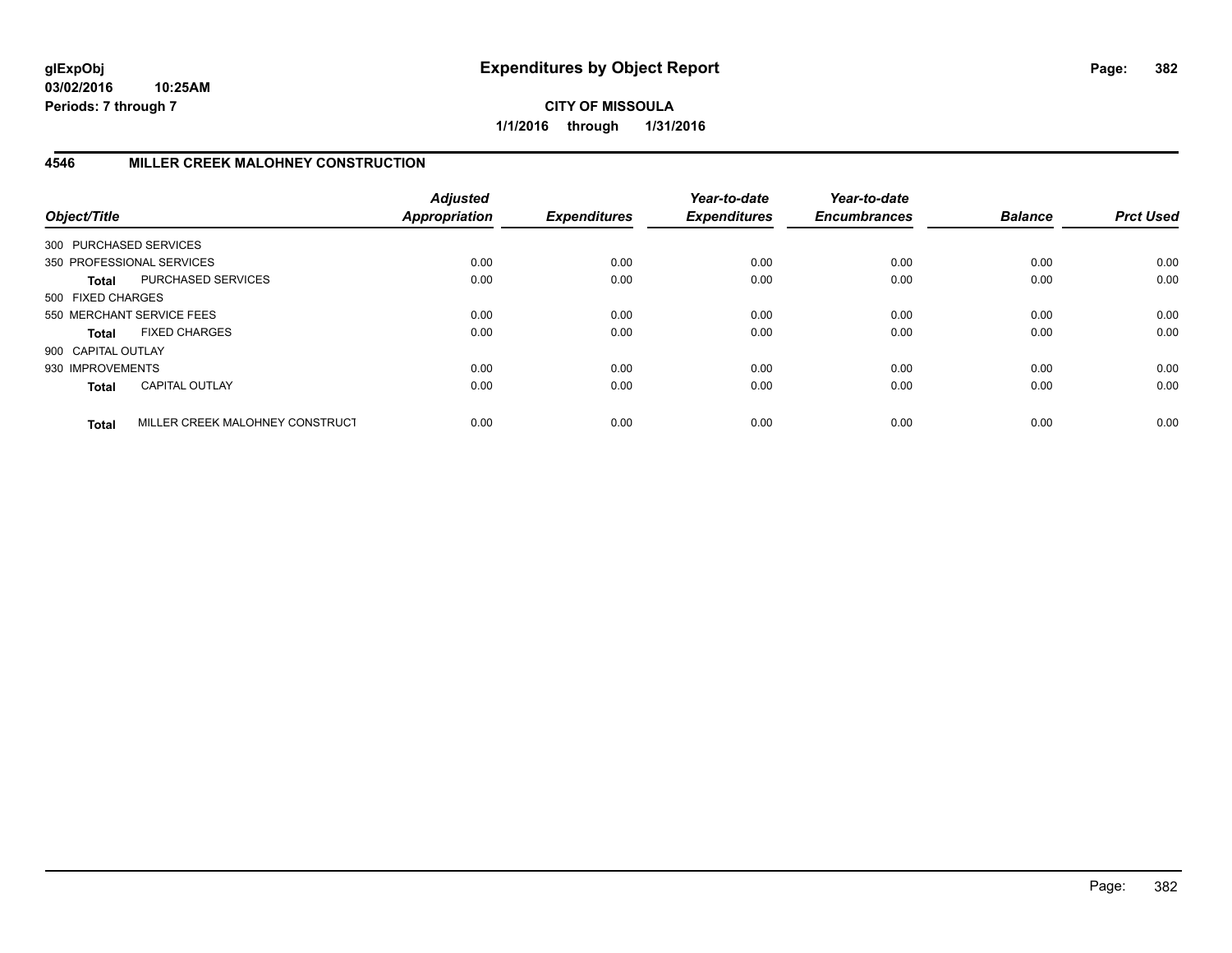# Expenditures by Object Report

glExpObj
03/02/2016 10:25AM
Periods: 7 through 7

**CITY OF MISSOULA**
**1/1/2016 through 1/31/2016**

## 4546 MILLER CREEK MALOHNEY CONSTRUCTION

| Object/Title | | Adjusted Appropriation | Expenditures | Year-to-date Expenditures | Year-to-date Encumbrances | Balance | Prct Used |
|---|---|---|---|---|---|---|---|
| 300 PURCHASED SERVICES | | | | | | | |
| 350 PROFESSIONAL SERVICES | | 0.00 | 0.00 | 0.00 | 0.00 | 0.00 | 0.00 |
| **Total** | PURCHASED SERVICES | 0.00 | 0.00 | 0.00 | 0.00 | 0.00 | 0.00 |
| 500 FIXED CHARGES | | | | | | | |
| 550 MERCHANT SERVICE FEES | | 0.00 | 0.00 | 0.00 | 0.00 | 0.00 | 0.00 |
| **Total** | FIXED CHARGES | 0.00 | 0.00 | 0.00 | 0.00 | 0.00 | 0.00 |
| 900 CAPITAL OUTLAY | | | | | | | |
| 930 IMPROVEMENTS | | 0.00 | 0.00 | 0.00 | 0.00 | 0.00 | 0.00 |
| **Total** | CAPITAL OUTLAY | 0.00 | 0.00 | 0.00 | 0.00 | 0.00 | 0.00 |
| **Total** | MILLER CREEK MALOHNEY CONSTRUCT | 0.00 | 0.00 | 0.00 | 0.00 | 0.00 | 0.00 |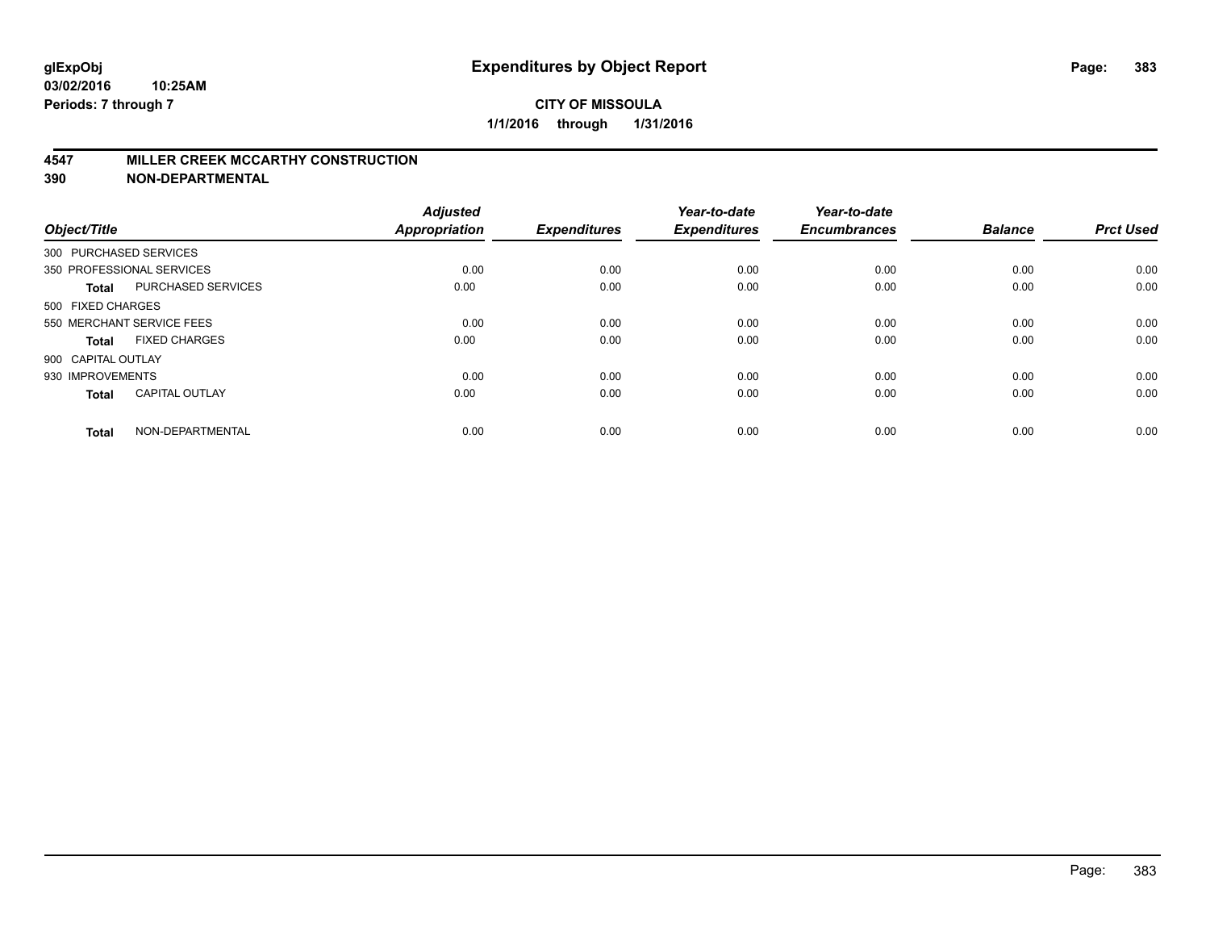# Expenditures by Object Report

glExpObj
03/02/2016 10:25AM
Periods: 7 through 7

**CITY OF MISSOULA**
**1/1/2016 through 1/31/2016**

## 4547 MILLER CREEK MCCARTHY CONSTRUCTION
## 390 NON-DEPARTMENTAL

| Object/Title | | Adjusted Appropriation | Expenditures | Year-to-date Expenditures | Year-to-date Encumbrances | Balance | Prct Used |
|---|---|---|---|---|---|---|---|
| 300 PURCHASED SERVICES | | | | | | | |
| 350 PROFESSIONAL SERVICES | | 0.00 | 0.00 | 0.00 | 0.00 | 0.00 | 0.00 |
| **Total** | PURCHASED SERVICES | 0.00 | 0.00 | 0.00 | 0.00 | 0.00 | 0.00 |
| 500 FIXED CHARGES | | | | | | | |
| 550 MERCHANT SERVICE FEES | | 0.00 | 0.00 | 0.00 | 0.00 | 0.00 | 0.00 |
| **Total** | FIXED CHARGES | 0.00 | 0.00 | 0.00 | 0.00 | 0.00 | 0.00 |
| 900 CAPITAL OUTLAY | | | | | | | |
| 930 IMPROVEMENTS | | 0.00 | 0.00 | 0.00 | 0.00 | 0.00 | 0.00 |
| **Total** | CAPITAL OUTLAY | 0.00 | 0.00 | 0.00 | 0.00 | 0.00 | 0.00 |
| **Total** | NON-DEPARTMENTAL | 0.00 | 0.00 | 0.00 | 0.00 | 0.00 | 0.00 |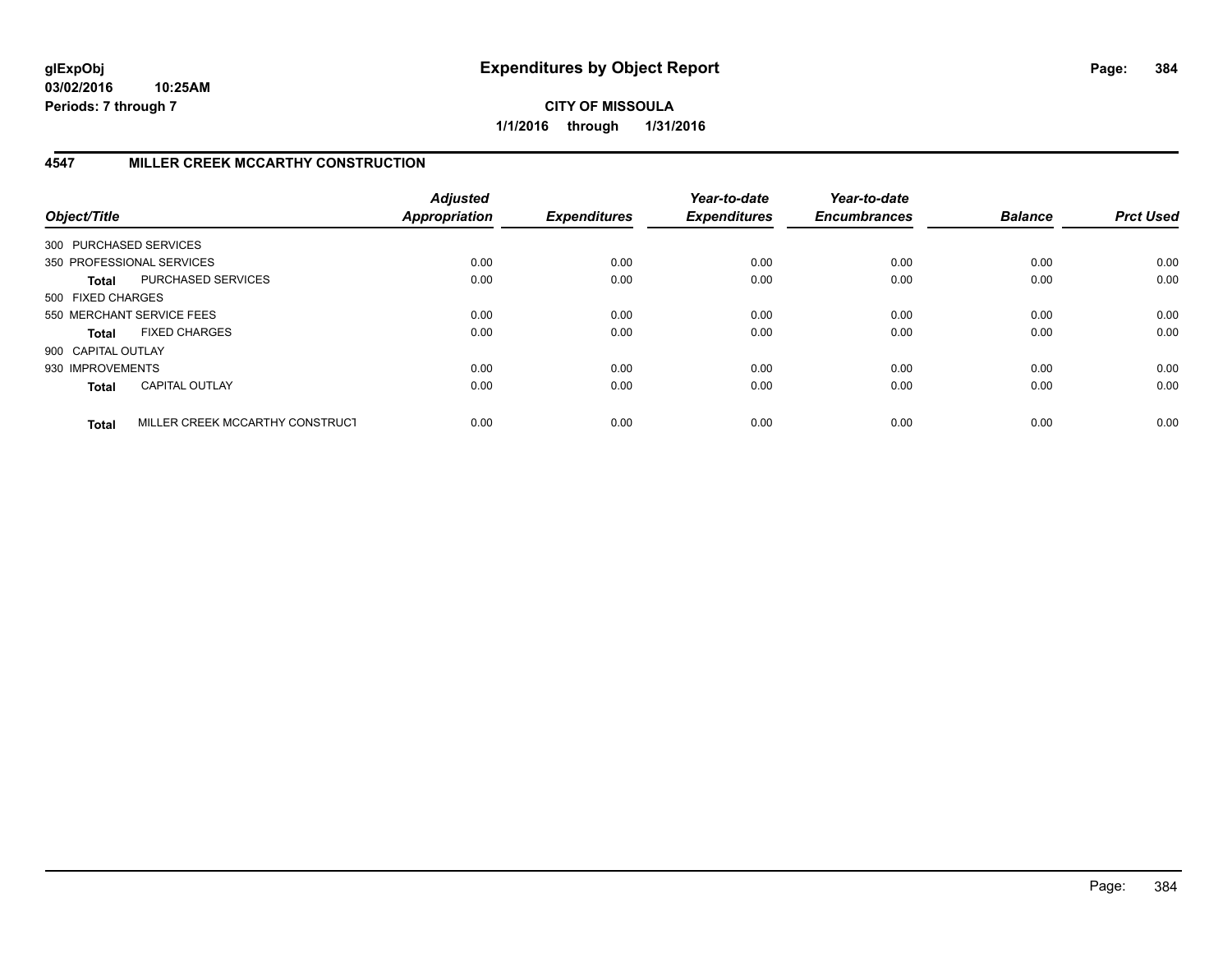**glExpObj**
**03/02/2016 10:25AM**
**Periods: 7 through 7**

# Expenditures by Object Report

**CITY OF MISSOULA**
**1/1/2016 through 1/31/2016**

## 4547 MILLER CREEK MCCARTHY CONSTRUCTION

| Object/Title | *Adjusted Appropriation* | *Expenditures* | *Year-to-date Expenditures* | *Year-to-date Encumbrances* | *Balance* | *Prct Used* |
|---|---|---|---|---|---|---|
| 300 PURCHASED SERVICES | | | | | | |
| 350 PROFESSIONAL SERVICES | 0.00 | 0.00 | 0.00 | 0.00 | 0.00 | 0.00 |
| **Total** PURCHASED SERVICES | 0.00 | 0.00 | 0.00 | 0.00 | 0.00 | 0.00 |
| 500 FIXED CHARGES | | | | | | |
| 550 MERCHANT SERVICE FEES | 0.00 | 0.00 | 0.00 | 0.00 | 0.00 | 0.00 |
| **Total** FIXED CHARGES | 0.00 | 0.00 | 0.00 | 0.00 | 0.00 | 0.00 |
| 900 CAPITAL OUTLAY | | | | | | |
| 930 IMPROVEMENTS | 0.00 | 0.00 | 0.00 | 0.00 | 0.00 | 0.00 |
| **Total** CAPITAL OUTLAY | 0.00 | 0.00 | 0.00 | 0.00 | 0.00 | 0.00 |
| **Total** MILLER CREEK MCCARTHY CONSTRUCT | 0.00 | 0.00 | 0.00 | 0.00 | 0.00 | 0.00 |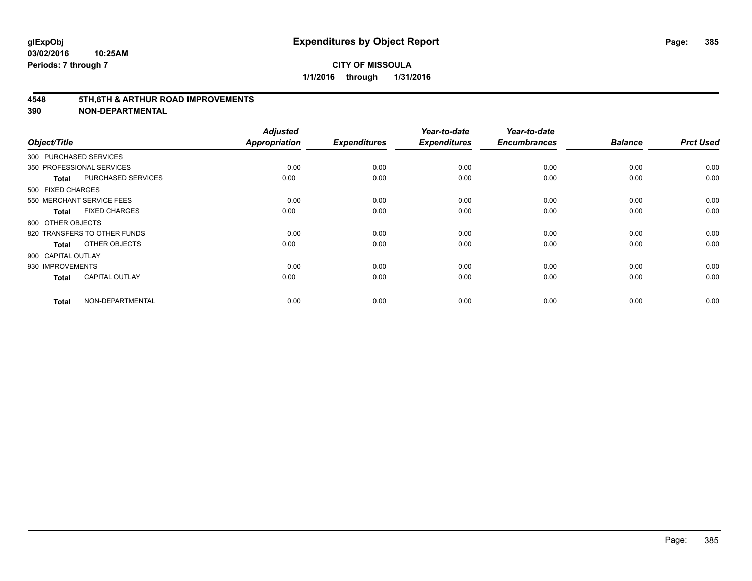# Expenditures by Object Report

**CITY OF MISSOULA**

**1/1/2016 through 1/31/2016**

glExpObj
03/02/2016 10:25AM
Periods: 7 through 7

## 4548 5TH,6TH & ARTHUR ROAD IMPROVEMENTS
## 390 NON-DEPARTMENTAL

| Object/Title | | Adjusted Appropriation | Expenditures | Year-to-date Expenditures | Year-to-date Encumbrances | Balance | Prct Used |
|---|---|---|---|---|---|---|---|
| 300 PURCHASED SERVICES | | | | | | | |
| 350 PROFESSIONAL SERVICES | | 0.00 | 0.00 | 0.00 | 0.00 | 0.00 | 0.00 |
| Total | PURCHASED SERVICES | 0.00 | 0.00 | 0.00 | 0.00 | 0.00 | 0.00 |
| 500 FIXED CHARGES | | | | | | | |
| 550 MERCHANT SERVICE FEES | | 0.00 | 0.00 | 0.00 | 0.00 | 0.00 | 0.00 |
| Total | FIXED CHARGES | 0.00 | 0.00 | 0.00 | 0.00 | 0.00 | 0.00 |
| 800 OTHER OBJECTS | | | | | | | |
| 820 TRANSFERS TO OTHER FUNDS | | 0.00 | 0.00 | 0.00 | 0.00 | 0.00 | 0.00 |
| Total | OTHER OBJECTS | 0.00 | 0.00 | 0.00 | 0.00 | 0.00 | 0.00 |
| 900 CAPITAL OUTLAY | | | | | | | |
| 930 IMPROVEMENTS | | 0.00 | 0.00 | 0.00 | 0.00 | 0.00 | 0.00 |
| Total | CAPITAL OUTLAY | 0.00 | 0.00 | 0.00 | 0.00 | 0.00 | 0.00 |
| Total | NON-DEPARTMENTAL | 0.00 | 0.00 | 0.00 | 0.00 | 0.00 | 0.00 |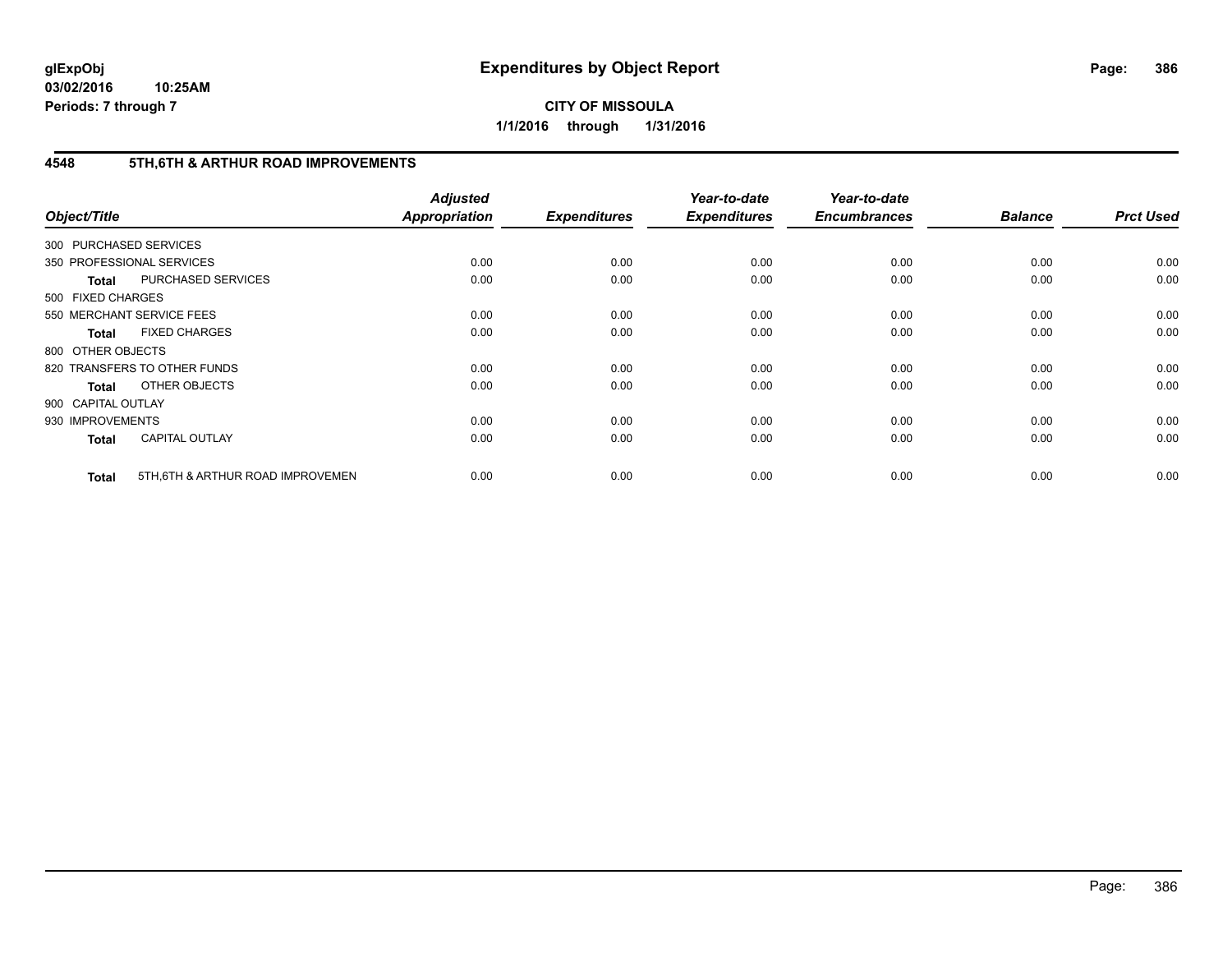**glExpObj**
**03/02/2016 10:25AM**
**Periods: 7 through 7**

# Expenditures by Object Report

**CITY OF MISSOULA**
**1/1/2016 through 1/31/2016**

## 4548 5TH,6TH & ARTHUR ROAD IMPROVEMENTS

| Object/Title | | *Adjusted Appropriation* | *Expenditures* | *Year-to-date Expenditures* | *Year-to-date Encumbrances* | *Balance* | *Prct Used* |
|---|---|---|---|---|---|---|---|
| 300 PURCHASED SERVICES | | | | | | | |
| 350 PROFESSIONAL SERVICES | | 0.00 | 0.00 | 0.00 | 0.00 | 0.00 | 0.00 |
| **Total** | PURCHASED SERVICES | 0.00 | 0.00 | 0.00 | 0.00 | 0.00 | 0.00 |
| 500 FIXED CHARGES | | | | | | | |
| 550 MERCHANT SERVICE FEES | | 0.00 | 0.00 | 0.00 | 0.00 | 0.00 | 0.00 |
| **Total** | FIXED CHARGES | 0.00 | 0.00 | 0.00 | 0.00 | 0.00 | 0.00 |
| 800 OTHER OBJECTS | | | | | | | |
| 820 TRANSFERS TO OTHER FUNDS | | 0.00 | 0.00 | 0.00 | 0.00 | 0.00 | 0.00 |
| **Total** | OTHER OBJECTS | 0.00 | 0.00 | 0.00 | 0.00 | 0.00 | 0.00 |
| 900 CAPITAL OUTLAY | | | | | | | |
| 930 IMPROVEMENTS | | 0.00 | 0.00 | 0.00 | 0.00 | 0.00 | 0.00 |
| **Total** | CAPITAL OUTLAY | 0.00 | 0.00 | 0.00 | 0.00 | 0.00 | 0.00 |
| **Total** | 5TH,6TH & ARTHUR ROAD IMPROVEMEN | 0.00 | 0.00 | 0.00 | 0.00 | 0.00 | 0.00 |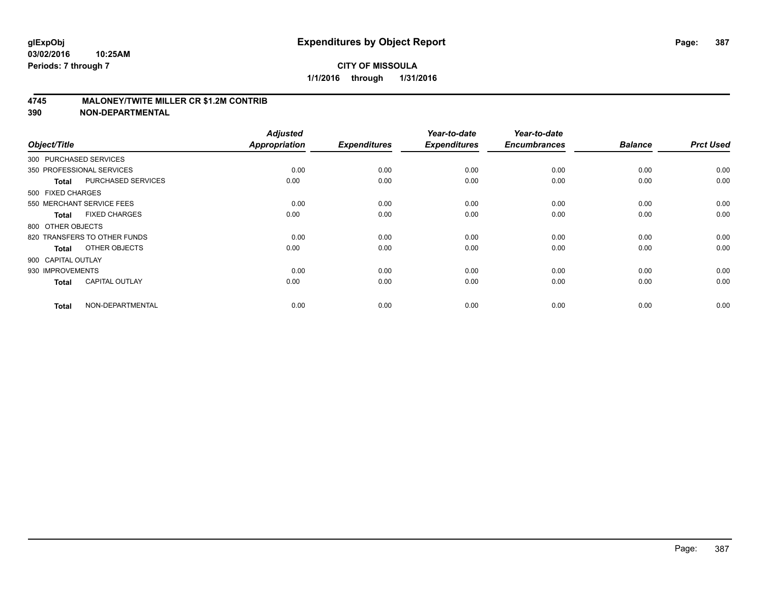**glExpObj**
**03/02/2016 10:25AM**
**Periods: 7 through 7**

# Expenditures by Object Report

**CITY OF MISSOULA**
**1/1/2016 through 1/31/2016**

**4745 MALONEY/TWITE MILLER CR $1.2M CONTRIB**
**390 NON-DEPARTMENTAL**

| Object/Title | | Adjusted Appropriation | Expenditures | Year-to-date Expenditures | Year-to-date Encumbrances | Balance | Prct Used |
|---|---|---|---|---|---|---|---|
| 300 PURCHASED SERVICES | | | | | | | |
| 350 PROFESSIONAL SERVICES | | 0.00 | 0.00 | 0.00 | 0.00 | 0.00 | 0.00 |
| **Total** | PURCHASED SERVICES | 0.00 | 0.00 | 0.00 | 0.00 | 0.00 | 0.00 |
| 500 FIXED CHARGES | | | | | | | |
| 550 MERCHANT SERVICE FEES | | 0.00 | 0.00 | 0.00 | 0.00 | 0.00 | 0.00 |
| **Total** | FIXED CHARGES | 0.00 | 0.00 | 0.00 | 0.00 | 0.00 | 0.00 |
| 800 OTHER OBJECTS | | | | | | | |
| 820 TRANSFERS TO OTHER FUNDS | | 0.00 | 0.00 | 0.00 | 0.00 | 0.00 | 0.00 |
| **Total** | OTHER OBJECTS | 0.00 | 0.00 | 0.00 | 0.00 | 0.00 | 0.00 |
| 900 CAPITAL OUTLAY | | | | | | | |
| 930 IMPROVEMENTS | | 0.00 | 0.00 | 0.00 | 0.00 | 0.00 | 0.00 |
| **Total** | CAPITAL OUTLAY | 0.00 | 0.00 | 0.00 | 0.00 | 0.00 | 0.00 |
| **Total** | NON-DEPARTMENTAL | 0.00 | 0.00 | 0.00 | 0.00 | 0.00 | 0.00 |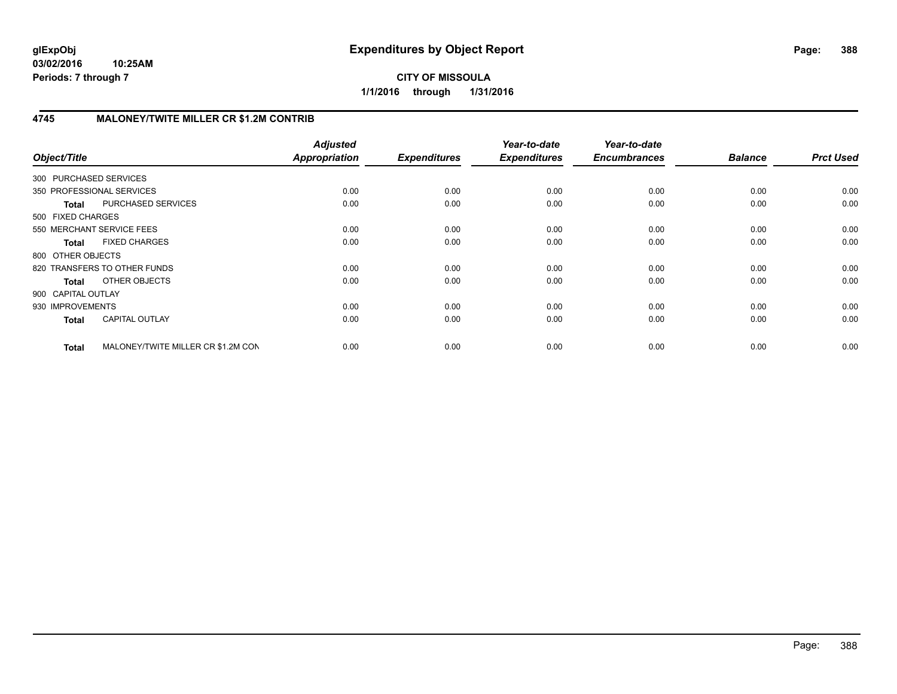**CITY OF MISSOULA**

**1/1/2016 through 1/31/2016**

## 4745 MALONEY/TWITE MILLER CR $1.2M CONTRIB

| Object/Title | | Adjusted Appropriation | Expenditures | Year-to-date Expenditures | Year-to-date Encumbrances | Balance | Prct Used |
|---|---|---|---|---|---|---|---|
| 300 PURCHASED SERVICES | | | | | | | |
| 350 PROFESSIONAL SERVICES | | 0.00 | 0.00 | 0.00 | 0.00 | 0.00 | 0.00 |
| **Total** | PURCHASED SERVICES | 0.00 | 0.00 | 0.00 | 0.00 | 0.00 | 0.00 |
| 500 FIXED CHARGES | | | | | | | |
| 550 MERCHANT SERVICE FEES | | 0.00 | 0.00 | 0.00 | 0.00 | 0.00 | 0.00 |
| **Total** | FIXED CHARGES | 0.00 | 0.00 | 0.00 | 0.00 | 0.00 | 0.00 |
| 800 OTHER OBJECTS | | | | | | | |
| 820 TRANSFERS TO OTHER FUNDS | | 0.00 | 0.00 | 0.00 | 0.00 | 0.00 | 0.00 |
| **Total** | OTHER OBJECTS | 0.00 | 0.00 | 0.00 | 0.00 | 0.00 | 0.00 |
| 900 CAPITAL OUTLAY | | | | | | | |
| 930 IMPROVEMENTS | | 0.00 | 0.00 | 0.00 | 0.00 | 0.00 | 0.00 |
| **Total** | CAPITAL OUTLAY | 0.00 | 0.00 | 0.00 | 0.00 | 0.00 | 0.00 |
| **Total** | MALONEY/TWITE MILLER CR $1.2M CON | 0.00 | 0.00 | 0.00 | 0.00 | 0.00 | 0.00 |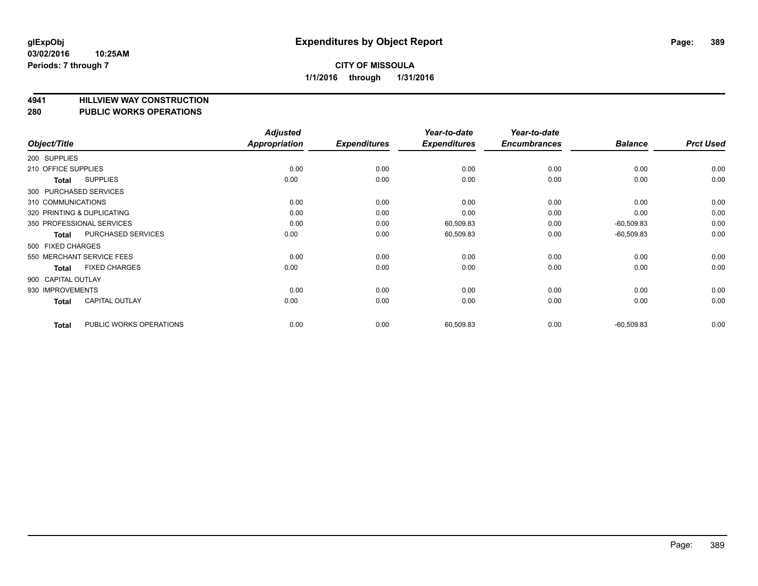**glExpObj**
**03/02/2016 10:25AM**
**Periods: 7 through 7**

# Expenditures by Object Report

**CITY OF MISSOULA**
**1/1/2016 through 1/31/2016**

## 4941 HILLVIEW WAY CONSTRUCTION
## 280 PUBLIC WORKS OPERATIONS

| Object/Title | | Adjusted Appropriation | Expenditures | Year-to-date Expenditures | Year-to-date Encumbrances | Balance | Prct Used |
|---|---|---|---|---|---|---|---|
| 200 SUPPLIES | | | | | | | |
| 210 OFFICE SUPPLIES | | 0.00 | 0.00 | 0.00 | 0.00 | 0.00 | 0.00 |
| **Total** | SUPPLIES | 0.00 | 0.00 | 0.00 | 0.00 | 0.00 | 0.00 |
| 300 PURCHASED SERVICES | | | | | | | |
| 310 COMMUNICATIONS | | 0.00 | 0.00 | 0.00 | 0.00 | 0.00 | 0.00 |
| 320 PRINTING & DUPLICATING | | 0.00 | 0.00 | 0.00 | 0.00 | 0.00 | 0.00 |
| 350 PROFESSIONAL SERVICES | | 0.00 | 0.00 | 60,509.83 | 0.00 | -60,509.83 | 0.00 |
| **Total** | PURCHASED SERVICES | 0.00 | 0.00 | 60,509.83 | 0.00 | -60,509.83 | 0.00 |
| 500 FIXED CHARGES | | | | | | | |
| 550 MERCHANT SERVICE FEES | | 0.00 | 0.00 | 0.00 | 0.00 | 0.00 | 0.00 |
| **Total** | FIXED CHARGES | 0.00 | 0.00 | 0.00 | 0.00 | 0.00 | 0.00 |
| 900 CAPITAL OUTLAY | | | | | | | |
| 930 IMPROVEMENTS | | 0.00 | 0.00 | 0.00 | 0.00 | 0.00 | 0.00 |
| **Total** | CAPITAL OUTLAY | 0.00 | 0.00 | 0.00 | 0.00 | 0.00 | 0.00 |
| **Total** | PUBLIC WORKS OPERATIONS | 0.00 | 0.00 | 60,509.83 | 0.00 | -60,509.83 | 0.00 |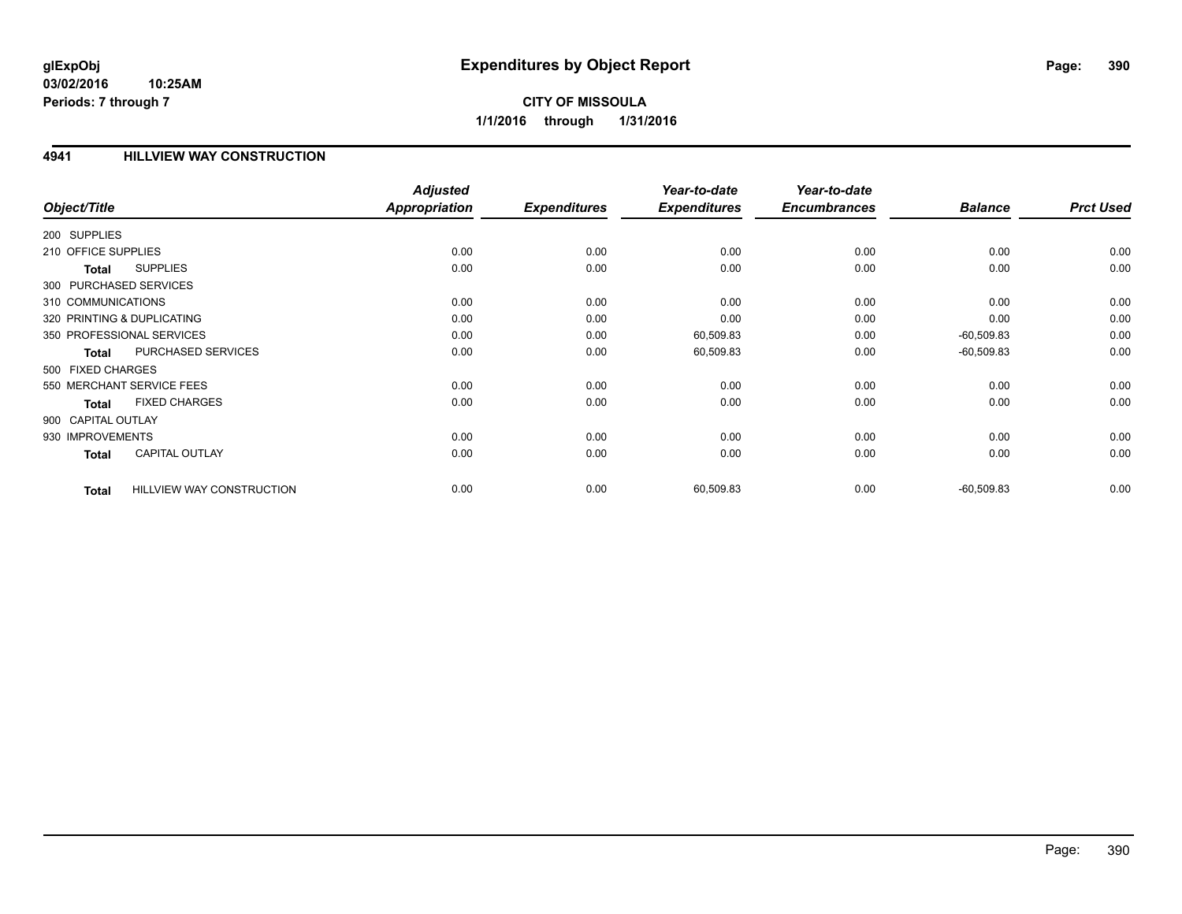# Expenditures by Object Report

glExpObj
03/02/2016 10:25AM
Periods: 7 through 7

**CITY OF MISSOULA**
**1/1/2016 through 1/31/2016**

## 4941 HILLVIEW WAY CONSTRUCTION

| Object/Title | Adjusted Appropriation | Expenditures | Year-to-date Expenditures | Year-to-date Encumbrances | Balance | Prct Used |
|---|---|---|---|---|---|---|
| 200 SUPPLIES | | | | | | |
| 210 OFFICE SUPPLIES | 0.00 | 0.00 | 0.00 | 0.00 | 0.00 | 0.00 |
| **Total** SUPPLIES | 0.00 | 0.00 | 0.00 | 0.00 | 0.00 | 0.00 |
| 300 PURCHASED SERVICES | | | | | | |
| 310 COMMUNICATIONS | 0.00 | 0.00 | 0.00 | 0.00 | 0.00 | 0.00 |
| 320 PRINTING & DUPLICATING | 0.00 | 0.00 | 0.00 | 0.00 | 0.00 | 0.00 |
| 350 PROFESSIONAL SERVICES | 0.00 | 0.00 | 60,509.83 | 0.00 | -60,509.83 | 0.00 |
| **Total** PURCHASED SERVICES | 0.00 | 0.00 | 60,509.83 | 0.00 | -60,509.83 | 0.00 |
| 500 FIXED CHARGES | | | | | | |
| 550 MERCHANT SERVICE FEES | 0.00 | 0.00 | 0.00 | 0.00 | 0.00 | 0.00 |
| **Total** FIXED CHARGES | 0.00 | 0.00 | 0.00 | 0.00 | 0.00 | 0.00 |
| 900 CAPITAL OUTLAY | | | | | | |
| 930 IMPROVEMENTS | 0.00 | 0.00 | 0.00 | 0.00 | 0.00 | 0.00 |
| **Total** CAPITAL OUTLAY | 0.00 | 0.00 | 0.00 | 0.00 | 0.00 | 0.00 |
| **Total** HILLVIEW WAY CONSTRUCTION | 0.00 | 0.00 | 60,509.83 | 0.00 | -60,509.83 | 0.00 |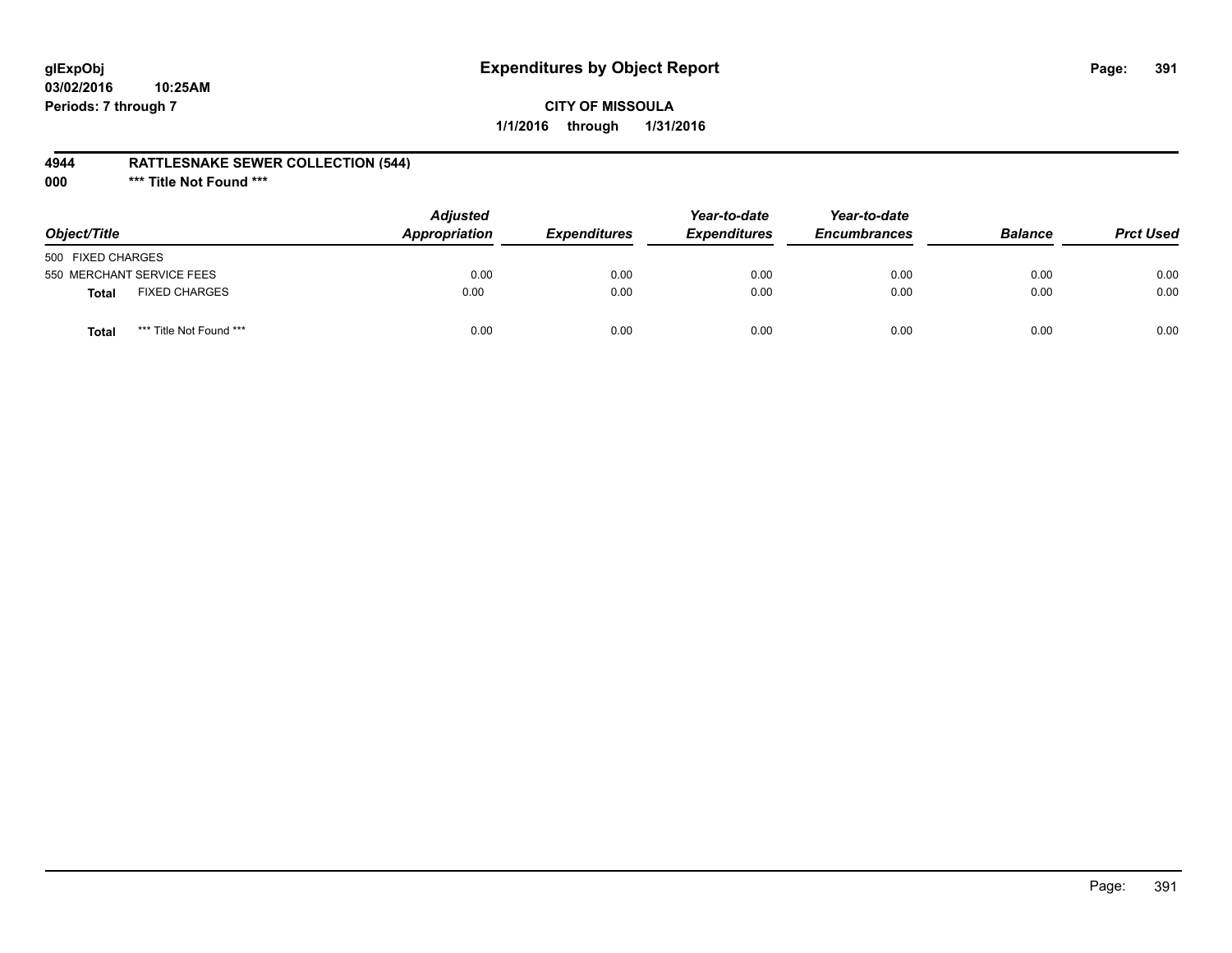glExpObj
03/02/2016 10:25AM
Periods: 7 through 7

# Expenditures by Object Report

**CITY OF MISSOULA**
**1/1/2016 through 1/31/2016**

**4944 RATTLESNAKE SEWER COLLECTION (544)**
**000 *** Title Not Found *****

| Object/Title | | Adjusted Appropriation | Expenditures | Year-to-date Expenditures | Year-to-date Encumbrances | Balance | Prct Used |
|---|---|---|---|---|---|---|---|
| 500 FIXED CHARGES | | | | | | | |
| 550 MERCHANT SERVICE FEES | | 0.00 | 0.00 | 0.00 | 0.00 | 0.00 | 0.00 |
| **Total** | FIXED CHARGES | 0.00 | 0.00 | 0.00 | 0.00 | 0.00 | 0.00 |
| **Total** | *** Title Not Found *** | 0.00 | 0.00 | 0.00 | 0.00 | 0.00 | 0.00 |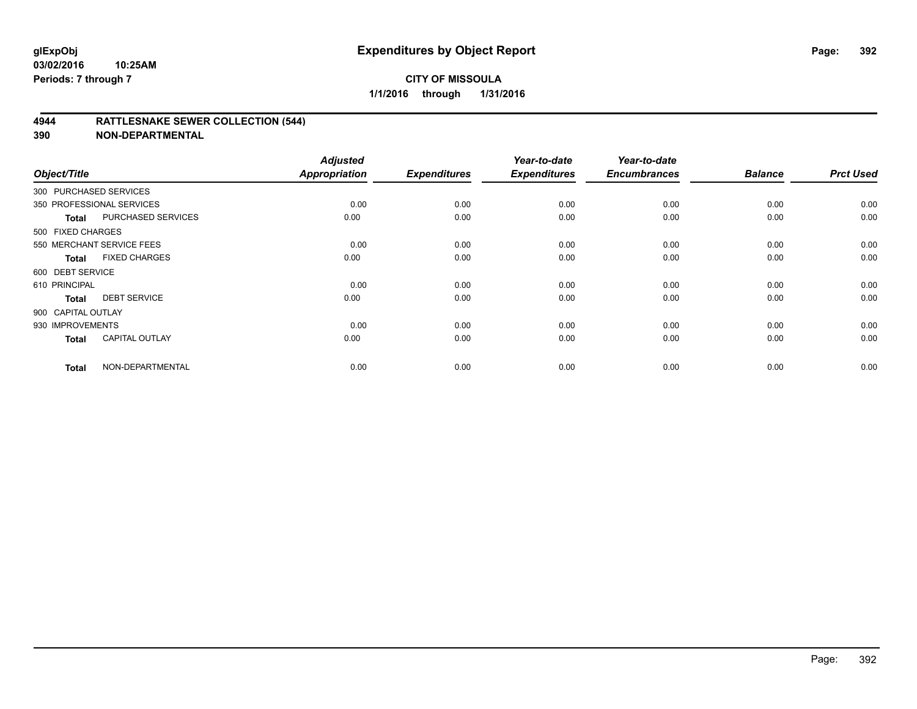**glExpObj**
**03/02/2016 10:25AM**
**Periods: 7 through 7**

# Expenditures by Object Report

**CITY OF MISSOULA**
**1/1/2016 through 1/31/2016**

## 4944 RATTLESNAKE SEWER COLLECTION (544)
## 390 NON-DEPARTMENTAL

| Object/Title | | Adjusted Appropriation | Expenditures | Year-to-date Expenditures | Year-to-date Encumbrances | Balance | Prct Used |
|---|---|---|---|---|---|---|---|
| 300 PURCHASED SERVICES | | | | | | | |
| 350 PROFESSIONAL SERVICES | | 0.00 | 0.00 | 0.00 | 0.00 | 0.00 | 0.00 |
| Total | PURCHASED SERVICES | 0.00 | 0.00 | 0.00 | 0.00 | 0.00 | 0.00 |
| 500 FIXED CHARGES | | | | | | | |
| 550 MERCHANT SERVICE FEES | | 0.00 | 0.00 | 0.00 | 0.00 | 0.00 | 0.00 |
| Total | FIXED CHARGES | 0.00 | 0.00 | 0.00 | 0.00 | 0.00 | 0.00 |
| 600 DEBT SERVICE | | | | | | | |
| 610 PRINCIPAL | | 0.00 | 0.00 | 0.00 | 0.00 | 0.00 | 0.00 |
| Total | DEBT SERVICE | 0.00 | 0.00 | 0.00 | 0.00 | 0.00 | 0.00 |
| 900 CAPITAL OUTLAY | | | | | | | |
| 930 IMPROVEMENTS | | 0.00 | 0.00 | 0.00 | 0.00 | 0.00 | 0.00 |
| Total | CAPITAL OUTLAY | 0.00 | 0.00 | 0.00 | 0.00 | 0.00 | 0.00 |
| Total | NON-DEPARTMENTAL | 0.00 | 0.00 | 0.00 | 0.00 | 0.00 | 0.00 |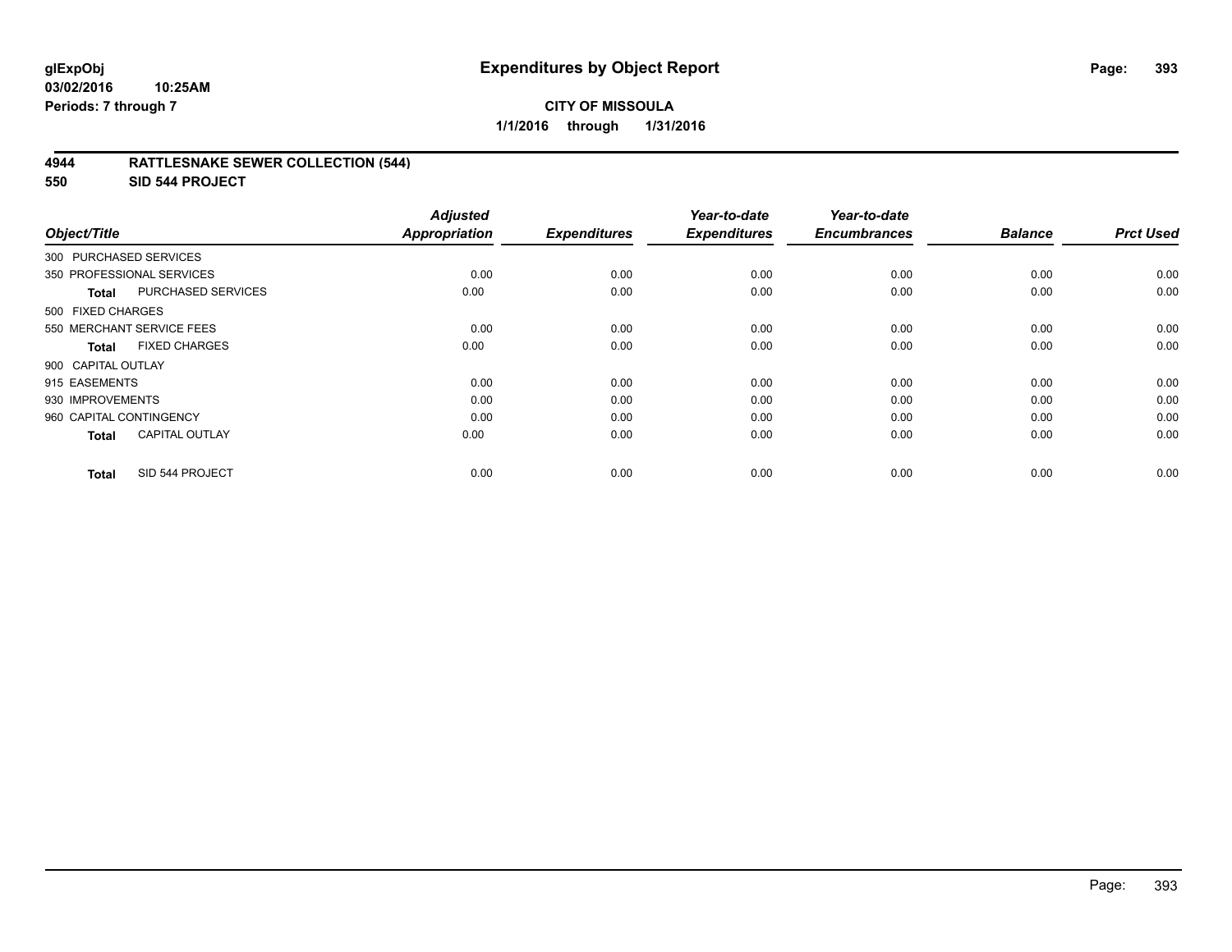**glExpObj**
**03/02/2016 10:25AM**
**Periods: 7 through 7**

# Expenditures by Object Report

**CITY OF MISSOULA**
**1/1/2016 through 1/31/2016**

## 4944 RATTLESNAKE SEWER COLLECTION (544)
## 550 SID 544 PROJECT

| Object/Title | | Adjusted Appropriation | Expenditures | Year-to-date Expenditures | Year-to-date Encumbrances | Balance | Prct Used |
|---|---|---|---|---|---|---|---|
| 300 PURCHASED SERVICES | | | | | | | |
| 350 PROFESSIONAL SERVICES | | 0.00 | 0.00 | 0.00 | 0.00 | 0.00 | 0.00 |
| **Total** | PURCHASED SERVICES | 0.00 | 0.00 | 0.00 | 0.00 | 0.00 | 0.00 |
| 500 FIXED CHARGES | | | | | | | |
| 550 MERCHANT SERVICE FEES | | 0.00 | 0.00 | 0.00 | 0.00 | 0.00 | 0.00 |
| **Total** | FIXED CHARGES | 0.00 | 0.00 | 0.00 | 0.00 | 0.00 | 0.00 |
| 900 CAPITAL OUTLAY | | | | | | | |
| 915 EASEMENTS | | 0.00 | 0.00 | 0.00 | 0.00 | 0.00 | 0.00 |
| 930 IMPROVEMENTS | | 0.00 | 0.00 | 0.00 | 0.00 | 0.00 | 0.00 |
| 960 CAPITAL CONTINGENCY | | 0.00 | 0.00 | 0.00 | 0.00 | 0.00 | 0.00 |
| **Total** | CAPITAL OUTLAY | 0.00 | 0.00 | 0.00 | 0.00 | 0.00 | 0.00 |
| **Total** | SID 544 PROJECT | 0.00 | 0.00 | 0.00 | 0.00 | 0.00 | 0.00 |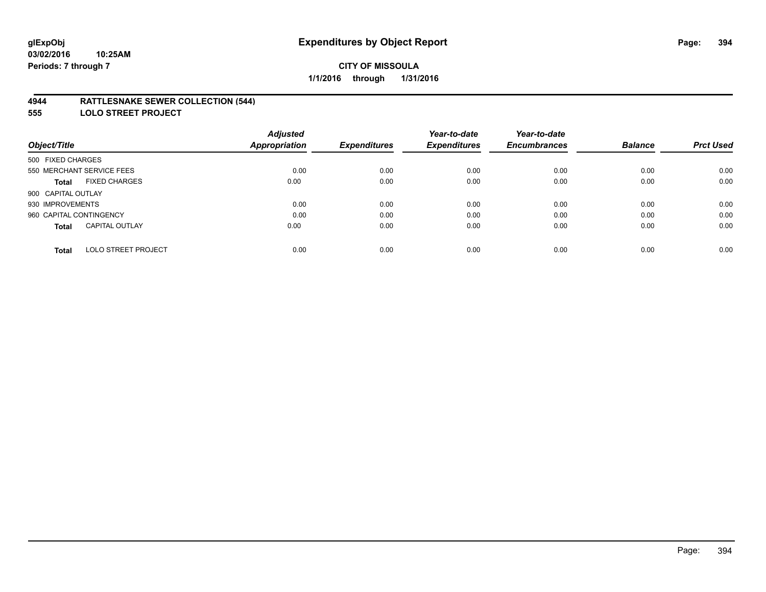**glExpObj**
**03/02/2016 10:25AM**
**Periods: 7 through 7**

# Expenditures by Object Report

**CITY OF MISSOULA**
**1/1/2016 through 1/31/2016**

## 4944 RATTLESNAKE SEWER COLLECTION (544)
## 555 LOLO STREET PROJECT

| Object/Title | Adjusted Appropriation | Expenditures | Year-to-date Expenditures | Year-to-date Encumbrances | Balance | Prct Used |
|---|---|---|---|---|---|---|
| 500 FIXED CHARGES | | | | | | |
| 550 MERCHANT SERVICE FEES | 0.00 | 0.00 | 0.00 | 0.00 | 0.00 | 0.00 |
| **Total** FIXED CHARGES | 0.00 | 0.00 | 0.00 | 0.00 | 0.00 | 0.00 |
| 900 CAPITAL OUTLAY | | | | | | |
| 930 IMPROVEMENTS | 0.00 | 0.00 | 0.00 | 0.00 | 0.00 | 0.00 |
| 960 CAPITAL CONTINGENCY | 0.00 | 0.00 | 0.00 | 0.00 | 0.00 | 0.00 |
| **Total** CAPITAL OUTLAY | 0.00 | 0.00 | 0.00 | 0.00 | 0.00 | 0.00 |
| **Total** LOLO STREET PROJECT | 0.00 | 0.00 | 0.00 | 0.00 | 0.00 | 0.00 |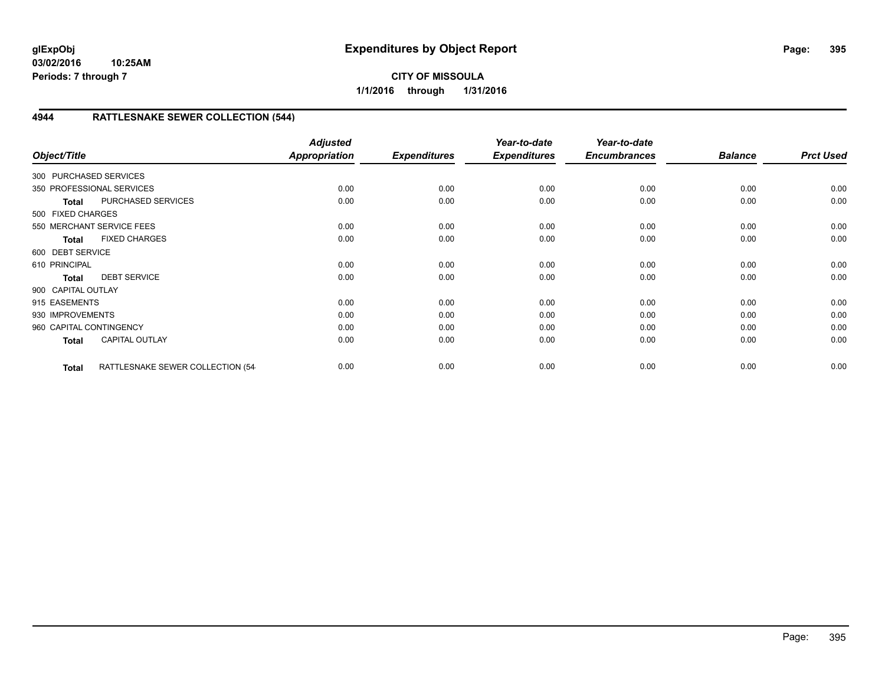**glExpObj**
**03/02/2016 10:25AM**
**Periods: 7 through 7**

# Expenditures by Object Report

**CITY OF MISSOULA**
**1/1/2016 through 1/31/2016**

## 4944 RATTLESNAKE SEWER COLLECTION (544)

| Object/Title | Adjusted Appropriation | Expenditures | Year-to-date Expenditures | Year-to-date Encumbrances | Balance | Prct Used |
|---|---|---|---|---|---|---|
| 300 PURCHASED SERVICES | | | | | | |
| 350 PROFESSIONAL SERVICES | 0.00 | 0.00 | 0.00 | 0.00 | 0.00 | 0.00 |
| **Total** PURCHASED SERVICES | 0.00 | 0.00 | 0.00 | 0.00 | 0.00 | 0.00 |
| 500 FIXED CHARGES | | | | | | |
| 550 MERCHANT SERVICE FEES | 0.00 | 0.00 | 0.00 | 0.00 | 0.00 | 0.00 |
| **Total** FIXED CHARGES | 0.00 | 0.00 | 0.00 | 0.00 | 0.00 | 0.00 |
| 600 DEBT SERVICE | | | | | | |
| 610 PRINCIPAL | 0.00 | 0.00 | 0.00 | 0.00 | 0.00 | 0.00 |
| **Total** DEBT SERVICE | 0.00 | 0.00 | 0.00 | 0.00 | 0.00 | 0.00 |
| 900 CAPITAL OUTLAY | | | | | | |
| 915 EASEMENTS | 0.00 | 0.00 | 0.00 | 0.00 | 0.00 | 0.00 |
| 930 IMPROVEMENTS | 0.00 | 0.00 | 0.00 | 0.00 | 0.00 | 0.00 |
| 960 CAPITAL CONTINGENCY | 0.00 | 0.00 | 0.00 | 0.00 | 0.00 | 0.00 |
| **Total** CAPITAL OUTLAY | 0.00 | 0.00 | 0.00 | 0.00 | 0.00 | 0.00 |
| **Total** RATTLESNAKE SEWER COLLECTION (54 | 0.00 | 0.00 | 0.00 | 0.00 | 0.00 | 0.00 |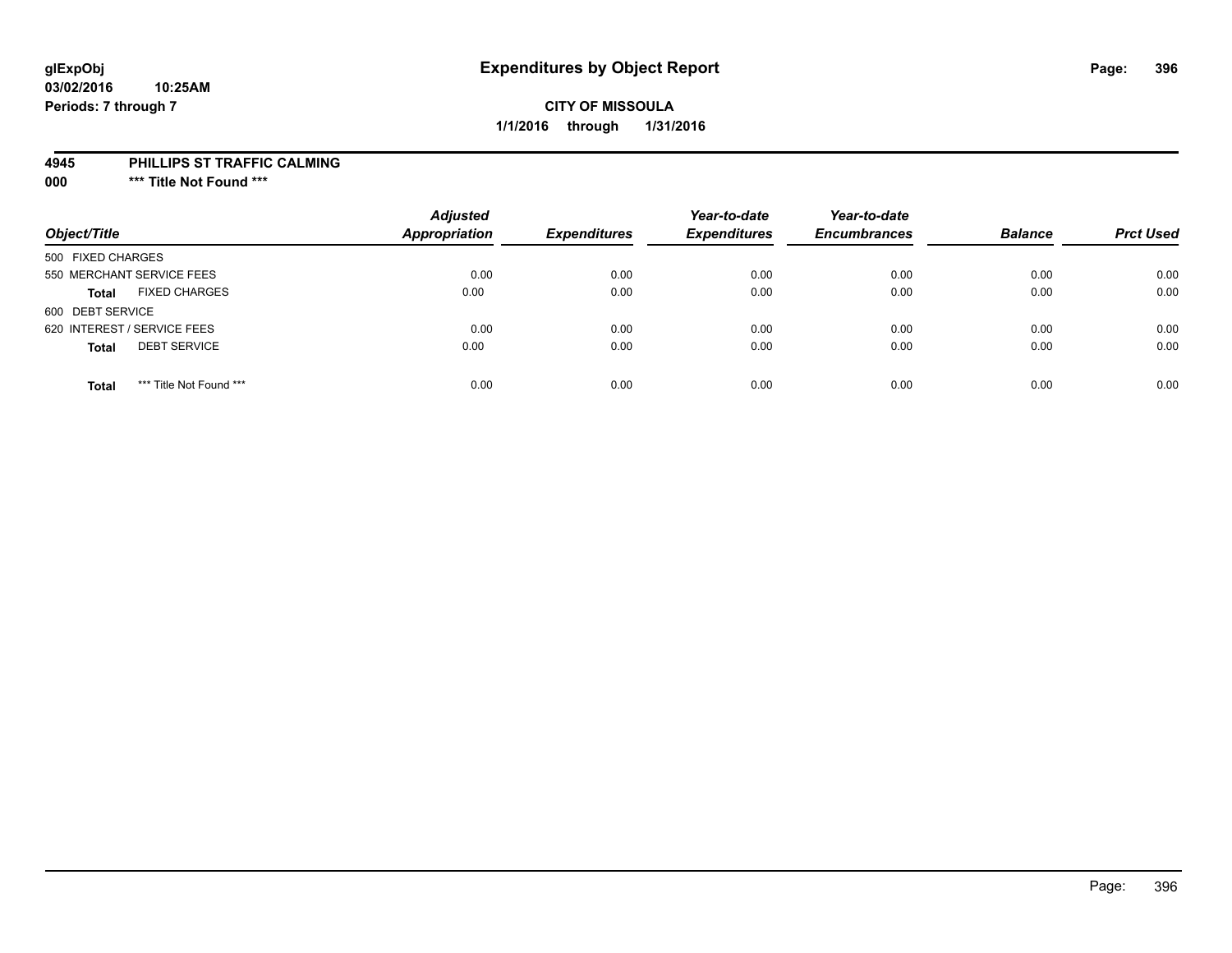glExpObj
03/02/2016 10:25AM
Periods: 7 through 7

# Expenditures by Object Report

**CITY OF MISSOULA**

**1/1/2016 through 1/31/2016**

**4945 PHILLIPS ST TRAFFIC CALMING**

**000 *** Title Not Found *****

| Object/Title | | Adjusted Appropriation | Expenditures | Year-to-date Expenditures | Year-to-date Encumbrances | Balance | Prct Used |
|---|---|---|---|---|---|---|---|
| 500 FIXED CHARGES | | | | | | | |
| 550 MERCHANT SERVICE FEES | | 0.00 | 0.00 | 0.00 | 0.00 | 0.00 | 0.00 |
| **Total** | FIXED CHARGES | 0.00 | 0.00 | 0.00 | 0.00 | 0.00 | 0.00 |
| 600 DEBT SERVICE | | | | | | | |
| 620 INTEREST / SERVICE FEES | | 0.00 | 0.00 | 0.00 | 0.00 | 0.00 | 0.00 |
| **Total** | DEBT SERVICE | 0.00 | 0.00 | 0.00 | 0.00 | 0.00 | 0.00 |
| **Total** | *** Title Not Found *** | 0.00 | 0.00 | 0.00 | 0.00 | 0.00 | 0.00 |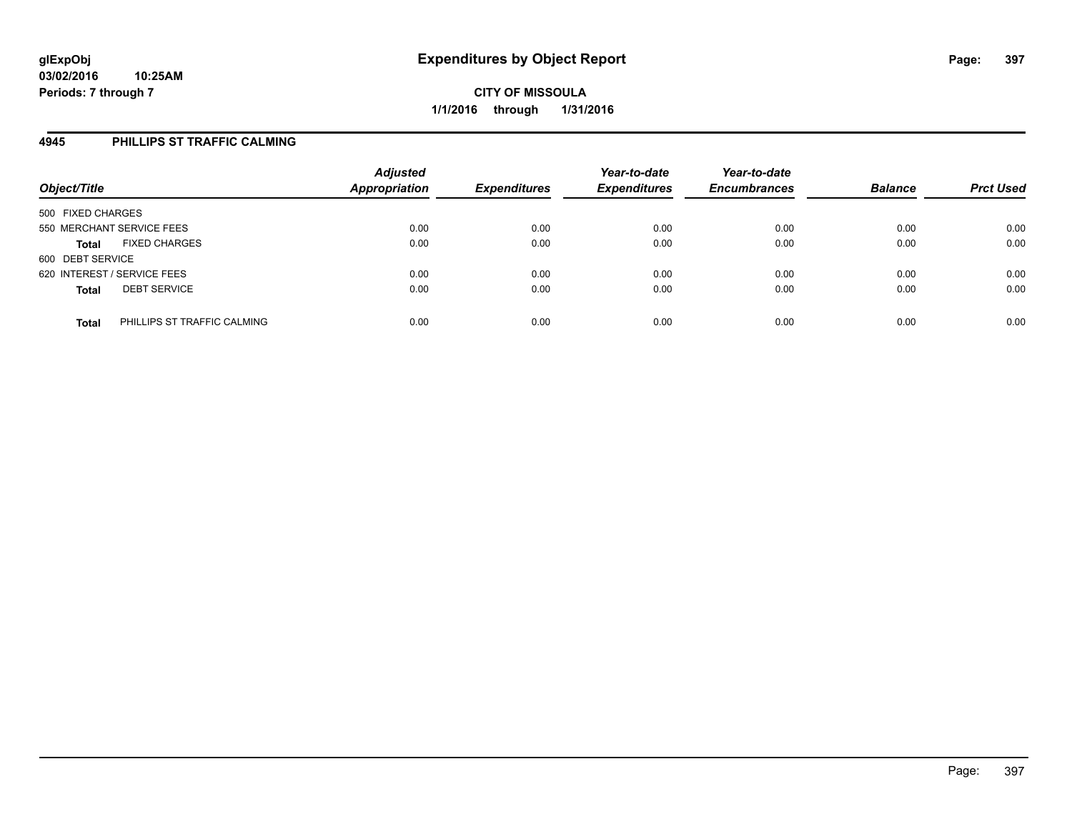**glExpObj** **Expenditures by Object Report**
**03/02/2016 10:25AM**
**Periods: 7 through 7**

**CITY OF MISSOULA**
**1/1/2016 through 1/31/2016**

## 4945 PHILLIPS ST TRAFFIC CALMING

| Object/Title | | Adjusted Appropriation | Expenditures | Year-to-date Expenditures | Year-to-date Encumbrances | Balance | Prct Used |
|---|---|---|---|---|---|---|---|
| 500 FIXED CHARGES | | | | | | | |
| 550 MERCHANT SERVICE FEES | | 0.00 | 0.00 | 0.00 | 0.00 | 0.00 | 0.00 |
| **Total** | FIXED CHARGES | 0.00 | 0.00 | 0.00 | 0.00 | 0.00 | 0.00 |
| 600 DEBT SERVICE | | | | | | | |
| 620 INTEREST / SERVICE FEES | | 0.00 | 0.00 | 0.00 | 0.00 | 0.00 | 0.00 |
| **Total** | DEBT SERVICE | 0.00 | 0.00 | 0.00 | 0.00 | 0.00 | 0.00 |
| **Total** | PHILLIPS ST TRAFFIC CALMING | 0.00 | 0.00 | 0.00 | 0.00 | 0.00 | 0.00 |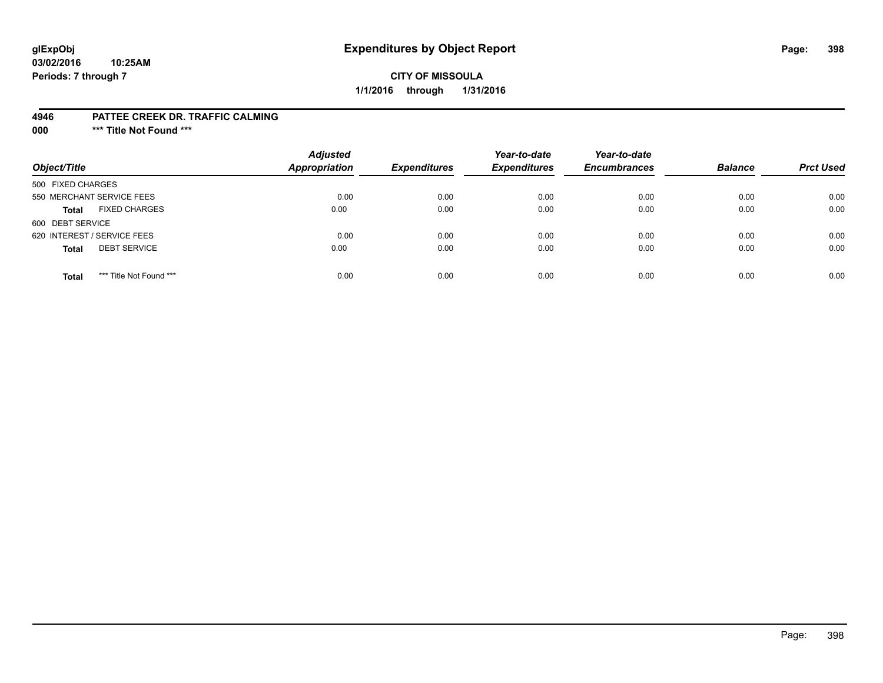glExpObj
03/02/2016 10:25AM
Periods: 7 through 7

# Expenditures by Object Report

**CITY OF MISSOULA**
**1/1/2016 through 1/31/2016**

**4946 PATTEE CREEK DR. TRAFFIC CALMING**
**000 \*\*\* Title Not Found \*\*\***

| Object/Title | Adjusted Appropriation | Expenditures | Year-to-date Expenditures | Year-to-date Encumbrances | Balance | Prct Used |
|---|---|---|---|---|---|---|
| 500 FIXED CHARGES | | | | | | |
| 550 MERCHANT SERVICE FEES | 0.00 | 0.00 | 0.00 | 0.00 | 0.00 | 0.00 |
| **Total** FIXED CHARGES | 0.00 | 0.00 | 0.00 | 0.00 | 0.00 | 0.00 |
| 600 DEBT SERVICE | | | | | | |
| 620 INTEREST / SERVICE FEES | 0.00 | 0.00 | 0.00 | 0.00 | 0.00 | 0.00 |
| **Total** DEBT SERVICE | 0.00 | 0.00 | 0.00 | 0.00 | 0.00 | 0.00 |
| **Total** *** Title Not Found *** | 0.00 | 0.00 | 0.00 | 0.00 | 0.00 | 0.00 |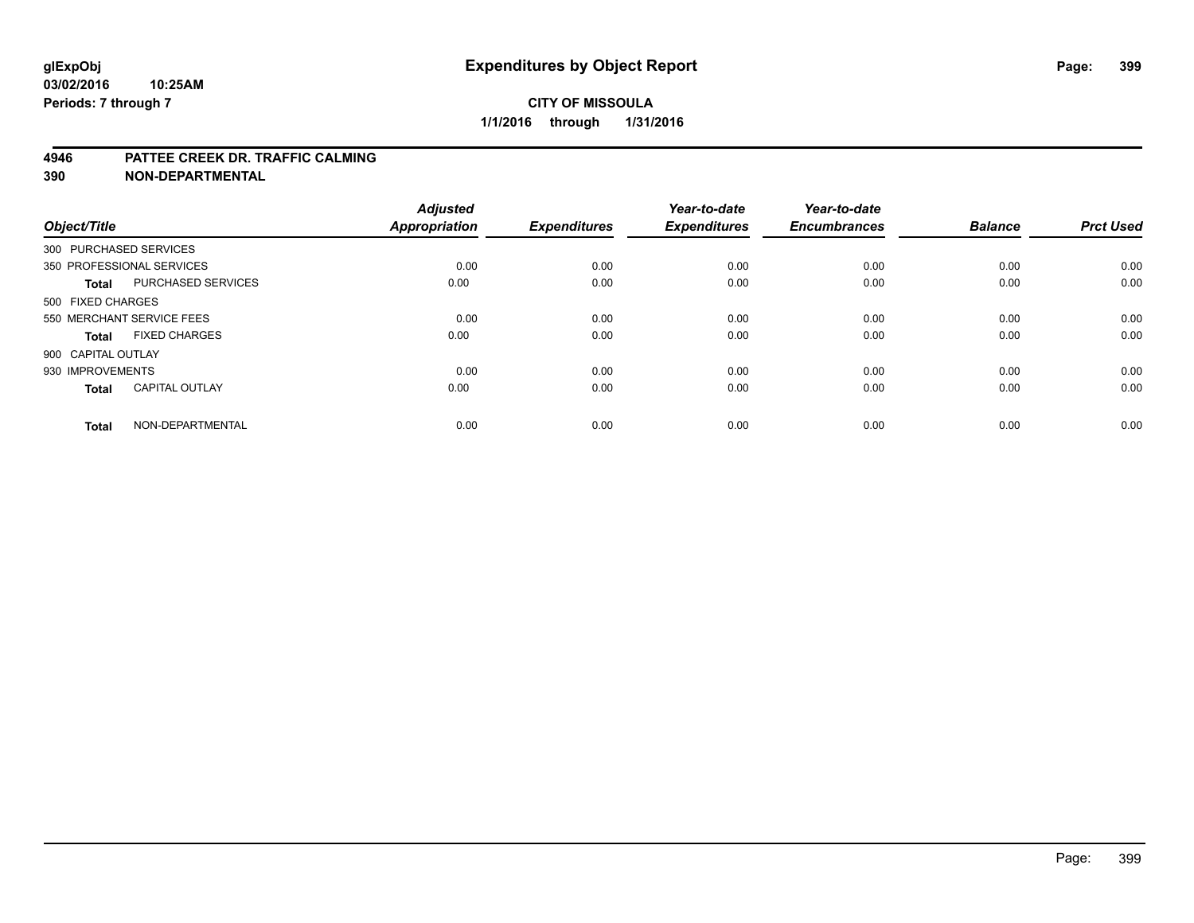**glExpObj** 
**03/02/2016 10:25AM** 
**Periods: 7 through 7**

# Expenditures by Object Report

**CITY OF MISSOULA**

**1/1/2016 through 1/31/2016**

**4946 PATTEE CREEK DR. TRAFFIC CALMING**
**390 NON-DEPARTMENTAL**

| Object/Title | | Adjusted Appropriation | Expenditures | Year-to-date Expenditures | Year-to-date Encumbrances | Balance | Prct Used |
|---|---|---|---|---|---|---|---|
| 300 PURCHASED SERVICES | | | | | | | |
| 350 PROFESSIONAL SERVICES | | 0.00 | 0.00 | 0.00 | 0.00 | 0.00 | 0.00 |
| **Total** | PURCHASED SERVICES | 0.00 | 0.00 | 0.00 | 0.00 | 0.00 | 0.00 |
| 500 FIXED CHARGES | | | | | | | |
| 550 MERCHANT SERVICE FEES | | 0.00 | 0.00 | 0.00 | 0.00 | 0.00 | 0.00 |
| **Total** | FIXED CHARGES | 0.00 | 0.00 | 0.00 | 0.00 | 0.00 | 0.00 |
| 900 CAPITAL OUTLAY | | | | | | | |
| 930 IMPROVEMENTS | | 0.00 | 0.00 | 0.00 | 0.00 | 0.00 | 0.00 |
| **Total** | CAPITAL OUTLAY | 0.00 | 0.00 | 0.00 | 0.00 | 0.00 | 0.00 |
| **Total** | NON-DEPARTMENTAL | 0.00 | 0.00 | 0.00 | 0.00 | 0.00 | 0.00 |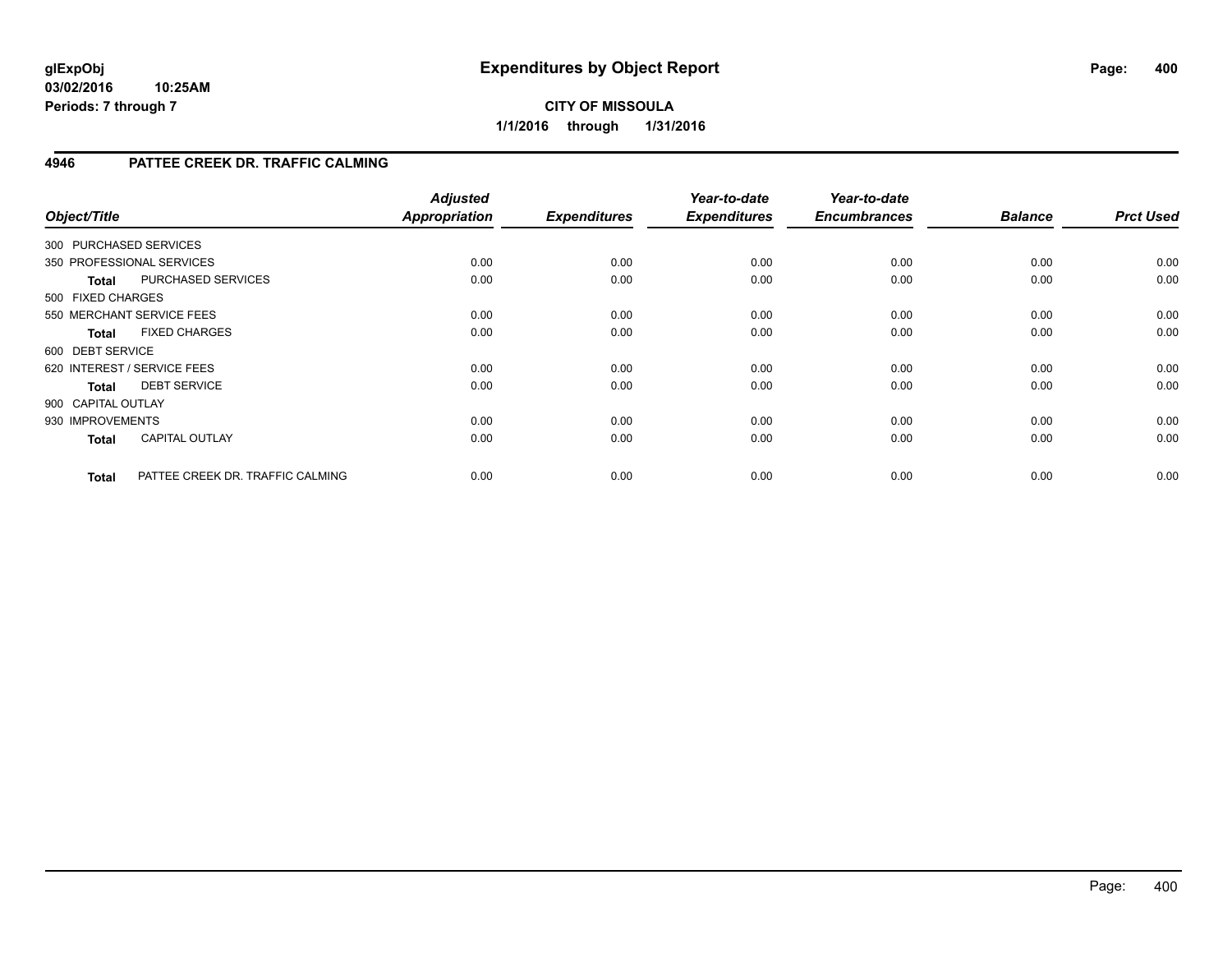**glExpObj**
**03/02/2016 10:25AM**
**Periods: 7 through 7**

# Expenditures by Object Report

**CITY OF MISSOULA**
**1/1/2016 through 1/31/2016**

## 4946 PATTEE CREEK DR. TRAFFIC CALMING

| Object/Title | Adjusted Appropriation | Expenditures | Year-to-date Expenditures | Year-to-date Encumbrances | Balance | Prct Used |
|---|---|---|---|---|---|---|
| 300 PURCHASED SERVICES | | | | | | |
| 350 PROFESSIONAL SERVICES | 0.00 | 0.00 | 0.00 | 0.00 | 0.00 | 0.00 |
| **Total** PURCHASED SERVICES | 0.00 | 0.00 | 0.00 | 0.00 | 0.00 | 0.00 |
| 500 FIXED CHARGES | | | | | | |
| 550 MERCHANT SERVICE FEES | 0.00 | 0.00 | 0.00 | 0.00 | 0.00 | 0.00 |
| **Total** FIXED CHARGES | 0.00 | 0.00 | 0.00 | 0.00 | 0.00 | 0.00 |
| 600 DEBT SERVICE | | | | | | |
| 620 INTEREST / SERVICE FEES | 0.00 | 0.00 | 0.00 | 0.00 | 0.00 | 0.00 |
| **Total** DEBT SERVICE | 0.00 | 0.00 | 0.00 | 0.00 | 0.00 | 0.00 |
| 900 CAPITAL OUTLAY | | | | | | |
| 930 IMPROVEMENTS | 0.00 | 0.00 | 0.00 | 0.00 | 0.00 | 0.00 |
| **Total** CAPITAL OUTLAY | 0.00 | 0.00 | 0.00 | 0.00 | 0.00 | 0.00 |
| **Total** PATTEE CREEK DR. TRAFFIC CALMING | 0.00 | 0.00 | 0.00 | 0.00 | 0.00 | 0.00 |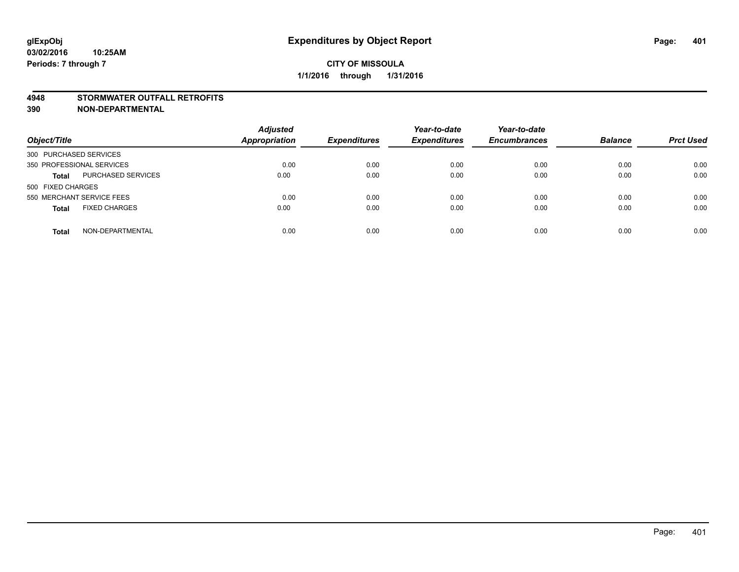# Expenditures by Object Report

glExpObj
03/02/2016 10:25AM
Periods: 7 through 7

**CITY OF MISSOULA**
**1/1/2016 through 1/31/2016**

**4948 STORMWATER OUTFALL RETROFITS**
**390 NON-DEPARTMENTAL**

| Object/Title | | Adjusted Appropriation | Expenditures | Year-to-date Expenditures | Year-to-date Encumbrances | Balance | Prct Used |
|---|---|---|---|---|---|---|---|
| 300 PURCHASED SERVICES | | | | | | | |
| 350 PROFESSIONAL SERVICES | | 0.00 | 0.00 | 0.00 | 0.00 | 0.00 | 0.00 |
| **Total** | PURCHASED SERVICES | 0.00 | 0.00 | 0.00 | 0.00 | 0.00 | 0.00 |
| 500 FIXED CHARGES | | | | | | | |
| 550 MERCHANT SERVICE FEES | | 0.00 | 0.00 | 0.00 | 0.00 | 0.00 | 0.00 |
| **Total** | FIXED CHARGES | 0.00 | 0.00 | 0.00 | 0.00 | 0.00 | 0.00 |
| **Total** | NON-DEPARTMENTAL | 0.00 | 0.00 | 0.00 | 0.00 | 0.00 | 0.00 |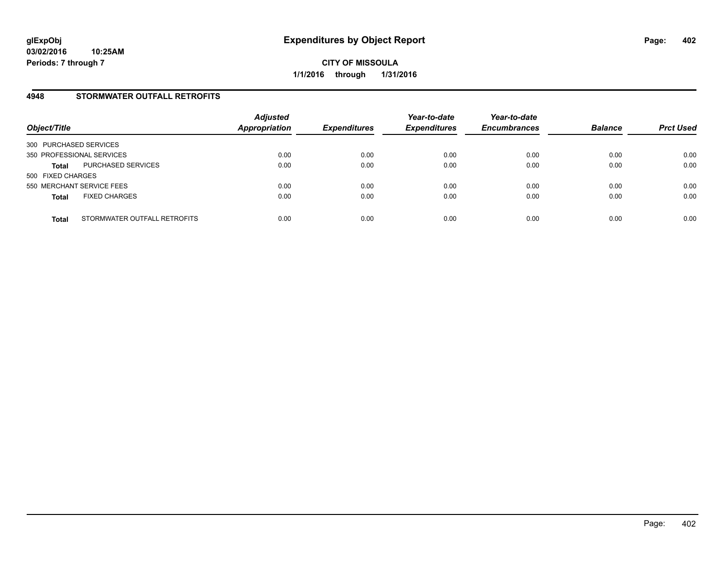# Expenditures by Object Report

glExpObj
03/02/2016 10:25AM
Periods: 7 through 7

**CITY OF MISSOULA**
**1/1/2016 through 1/31/2016**

## 4948 STORMWATER OUTFALL RETROFITS

| Object/Title | | Adjusted Appropriation | Expenditures | Year-to-date Expenditures | Year-to-date Encumbrances | Balance | Prct Used |
|---|---|---|---|---|---|---|---|
| 300 PURCHASED SERVICES | | | | | | | |
| 350 PROFESSIONAL SERVICES | | 0.00 | 0.00 | 0.00 | 0.00 | 0.00 | 0.00 |
| **Total** | PURCHASED SERVICES | 0.00 | 0.00 | 0.00 | 0.00 | 0.00 | 0.00 |
| 500 FIXED CHARGES | | | | | | | |
| 550 MERCHANT SERVICE FEES | | 0.00 | 0.00 | 0.00 | 0.00 | 0.00 | 0.00 |
| **Total** | FIXED CHARGES | 0.00 | 0.00 | 0.00 | 0.00 | 0.00 | 0.00 |
| **Total** | STORMWATER OUTFALL RETROFITS | 0.00 | 0.00 | 0.00 | 0.00 | 0.00 | 0.00 |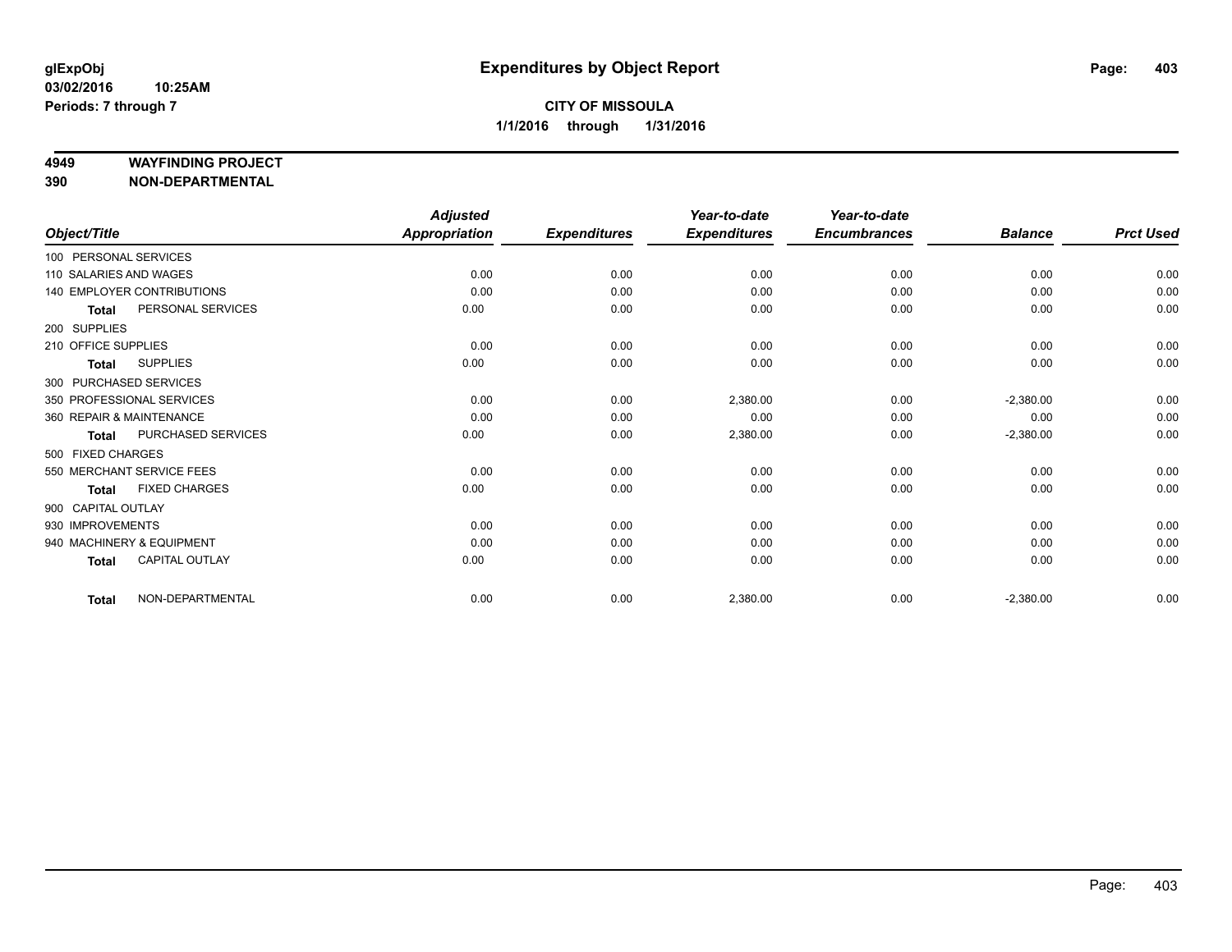**glExpObj**
**03/02/2016 10:25AM**
**Periods: 7 through 7**

# Expenditures by Object Report

**CITY OF MISSOULA**
**1/1/2016 through 1/31/2016**

**4949 WAYFINDING PROJECT**
**390 NON-DEPARTMENTAL**

| Object/Title | Adjusted Appropriation | Expenditures | Year-to-date Expenditures | Year-to-date Encumbrances | Balance | Prct Used |
|---|---|---|---|---|---|---|
| 100 PERSONAL SERVICES | | | | | | |
| 110 SALARIES AND WAGES | 0.00 | 0.00 | 0.00 | 0.00 | 0.00 | 0.00 |
| 140 EMPLOYER CONTRIBUTIONS | 0.00 | 0.00 | 0.00 | 0.00 | 0.00 | 0.00 |
| **Total** PERSONAL SERVICES | 0.00 | 0.00 | 0.00 | 0.00 | 0.00 | 0.00 |
| 200 SUPPLIES | | | | | | |
| 210 OFFICE SUPPLIES | 0.00 | 0.00 | 0.00 | 0.00 | 0.00 | 0.00 |
| **Total** SUPPLIES | 0.00 | 0.00 | 0.00 | 0.00 | 0.00 | 0.00 |
| 300 PURCHASED SERVICES | | | | | | |
| 350 PROFESSIONAL SERVICES | 0.00 | 0.00 | 2,380.00 | 0.00 | -2,380.00 | 0.00 |
| 360 REPAIR & MAINTENANCE | 0.00 | 0.00 | 0.00 | 0.00 | 0.00 | 0.00 |
| **Total** PURCHASED SERVICES | 0.00 | 0.00 | 2,380.00 | 0.00 | -2,380.00 | 0.00 |
| 500 FIXED CHARGES | | | | | | |
| 550 MERCHANT SERVICE FEES | 0.00 | 0.00 | 0.00 | 0.00 | 0.00 | 0.00 |
| **Total** FIXED CHARGES | 0.00 | 0.00 | 0.00 | 0.00 | 0.00 | 0.00 |
| 900 CAPITAL OUTLAY | | | | | | |
| 930 IMPROVEMENTS | 0.00 | 0.00 | 0.00 | 0.00 | 0.00 | 0.00 |
| 940 MACHINERY & EQUIPMENT | 0.00 | 0.00 | 0.00 | 0.00 | 0.00 | 0.00 |
| **Total** CAPITAL OUTLAY | 0.00 | 0.00 | 0.00 | 0.00 | 0.00 | 0.00 |
| **Total** NON-DEPARTMENTAL | 0.00 | 0.00 | 2,380.00 | 0.00 | -2,380.00 | 0.00 |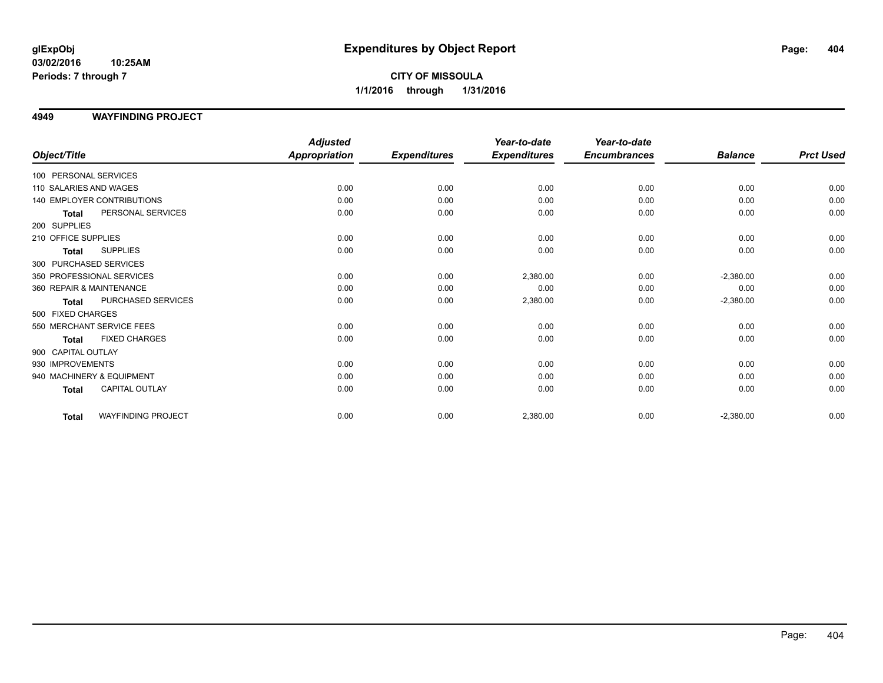# Expenditures by Object Report

glExpObj
03/02/2016 10:25AM
Periods: 7 through 7

**CITY OF MISSOULA**
**1/1/2016 through 1/31/2016**

## 4949 WAYFINDING PROJECT

| Object/Title | Adjusted Appropriation | Expenditures | Year-to-date Expenditures | Year-to-date Encumbrances | Balance | Prct Used |
|---|---|---|---|---|---|---|
| 100 PERSONAL SERVICES | | | | | | |
| 110 SALARIES AND WAGES | 0.00 | 0.00 | 0.00 | 0.00 | 0.00 | 0.00 |
| 140 EMPLOYER CONTRIBUTIONS | 0.00 | 0.00 | 0.00 | 0.00 | 0.00 | 0.00 |
| **Total** PERSONAL SERVICES | 0.00 | 0.00 | 0.00 | 0.00 | 0.00 | 0.00 |
| 200 SUPPLIES | | | | | | |
| 210 OFFICE SUPPLIES | 0.00 | 0.00 | 0.00 | 0.00 | 0.00 | 0.00 |
| **Total** SUPPLIES | 0.00 | 0.00 | 0.00 | 0.00 | 0.00 | 0.00 |
| 300 PURCHASED SERVICES | | | | | | |
| 350 PROFESSIONAL SERVICES | 0.00 | 0.00 | 2,380.00 | 0.00 | -2,380.00 | 0.00 |
| 360 REPAIR & MAINTENANCE | 0.00 | 0.00 | 0.00 | 0.00 | 0.00 | 0.00 |
| **Total** PURCHASED SERVICES | 0.00 | 0.00 | 2,380.00 | 0.00 | -2,380.00 | 0.00 |
| 500 FIXED CHARGES | | | | | | |
| 550 MERCHANT SERVICE FEES | 0.00 | 0.00 | 0.00 | 0.00 | 0.00 | 0.00 |
| **Total** FIXED CHARGES | 0.00 | 0.00 | 0.00 | 0.00 | 0.00 | 0.00 |
| 900 CAPITAL OUTLAY | | | | | | |
| 930 IMPROVEMENTS | 0.00 | 0.00 | 0.00 | 0.00 | 0.00 | 0.00 |
| 940 MACHINERY & EQUIPMENT | 0.00 | 0.00 | 0.00 | 0.00 | 0.00 | 0.00 |
| **Total** CAPITAL OUTLAY | 0.00 | 0.00 | 0.00 | 0.00 | 0.00 | 0.00 |
| **Total** WAYFINDING PROJECT | 0.00 | 0.00 | 2,380.00 | 0.00 | -2,380.00 | 0.00 |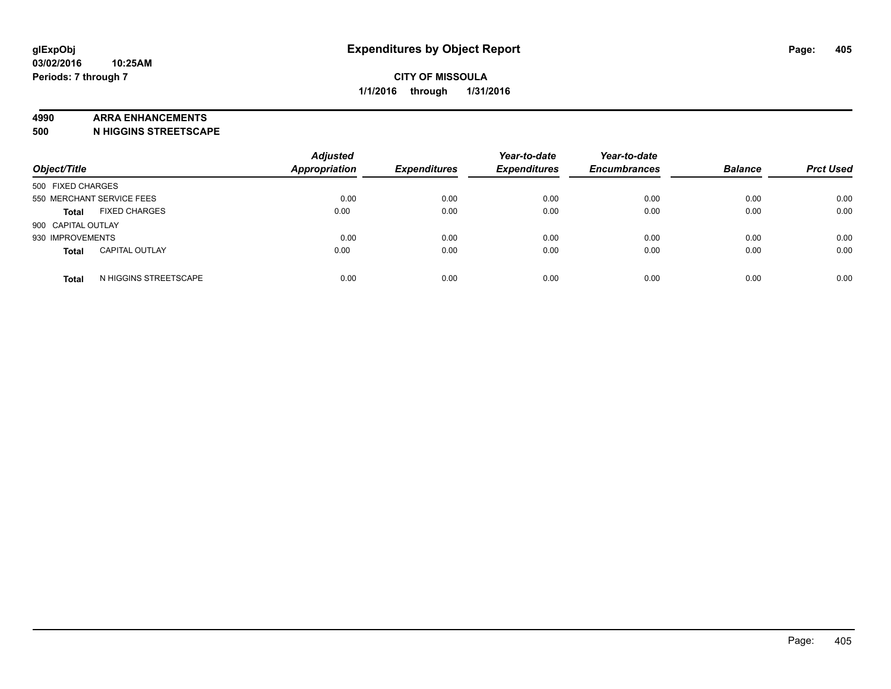# Expenditures by Object Report

glExpObj
03/02/2016 10:25AM
Periods: 7 through 7

**CITY OF MISSOULA**
**1/1/2016 through 1/31/2016**

**4990 ARRA ENHANCEMENTS**
**500 N HIGGINS STREETSCAPE**

| Object/Title | Adjusted Appropriation | Expenditures | Year-to-date Expenditures | Year-to-date Encumbrances | Balance | Prct Used |
|---|---|---|---|---|---|---|
| 500 FIXED CHARGES | | | | | | |
| 550 MERCHANT SERVICE FEES | 0.00 | 0.00 | 0.00 | 0.00 | 0.00 | 0.00 |
| **Total** FIXED CHARGES | 0.00 | 0.00 | 0.00 | 0.00 | 0.00 | 0.00 |
| 900 CAPITAL OUTLAY | | | | | | |
| 930 IMPROVEMENTS | 0.00 | 0.00 | 0.00 | 0.00 | 0.00 | 0.00 |
| **Total** CAPITAL OUTLAY | 0.00 | 0.00 | 0.00 | 0.00 | 0.00 | 0.00 |
| **Total** N HIGGINS STREETSCAPE | 0.00 | 0.00 | 0.00 | 0.00 | 0.00 | 0.00 |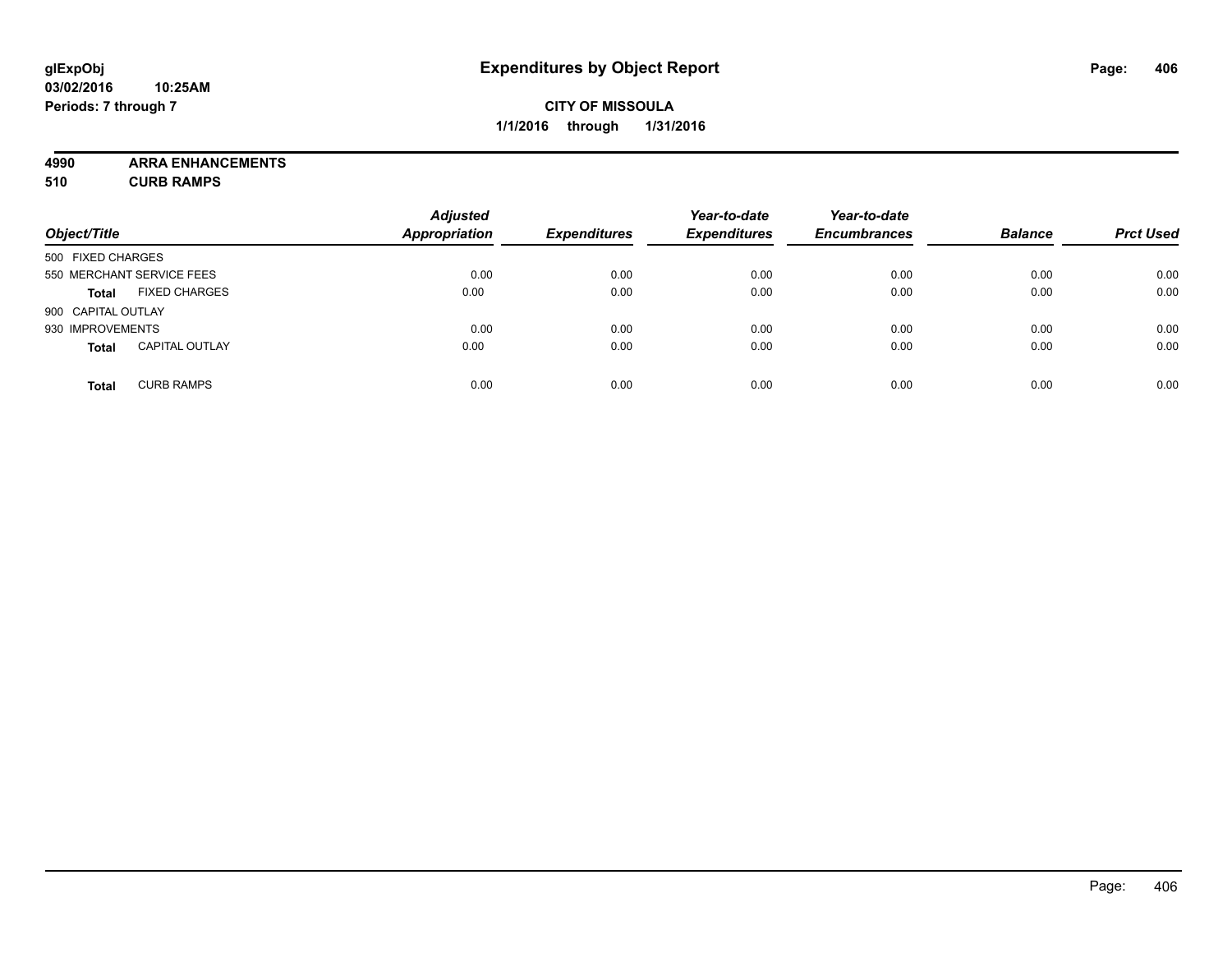# Expenditures by Object Report

glExpObj
03/02/2016 10:25AM
Periods: 7 through 7

**CITY OF MISSOULA**
**1/1/2016 through 1/31/2016**

**4990 ARRA ENHANCEMENTS**
**510 CURB RAMPS**

| Object/Title | | Adjusted Appropriation | Expenditures | Year-to-date Expenditures | Year-to-date Encumbrances | Balance | Prct Used |
|---|---|---|---|---|---|---|---|
| 500 FIXED CHARGES | | | | | | | |
| 550 MERCHANT SERVICE FEES | | 0.00 | 0.00 | 0.00 | 0.00 | 0.00 | 0.00 |
| **Total** | FIXED CHARGES | 0.00 | 0.00 | 0.00 | 0.00 | 0.00 | 0.00 |
| 900 CAPITAL OUTLAY | | | | | | | |
| 930 IMPROVEMENTS | | 0.00 | 0.00 | 0.00 | 0.00 | 0.00 | 0.00 |
| **Total** | CAPITAL OUTLAY | 0.00 | 0.00 | 0.00 | 0.00 | 0.00 | 0.00 |
| **Total** | CURB RAMPS | 0.00 | 0.00 | 0.00 | 0.00 | 0.00 | 0.00 |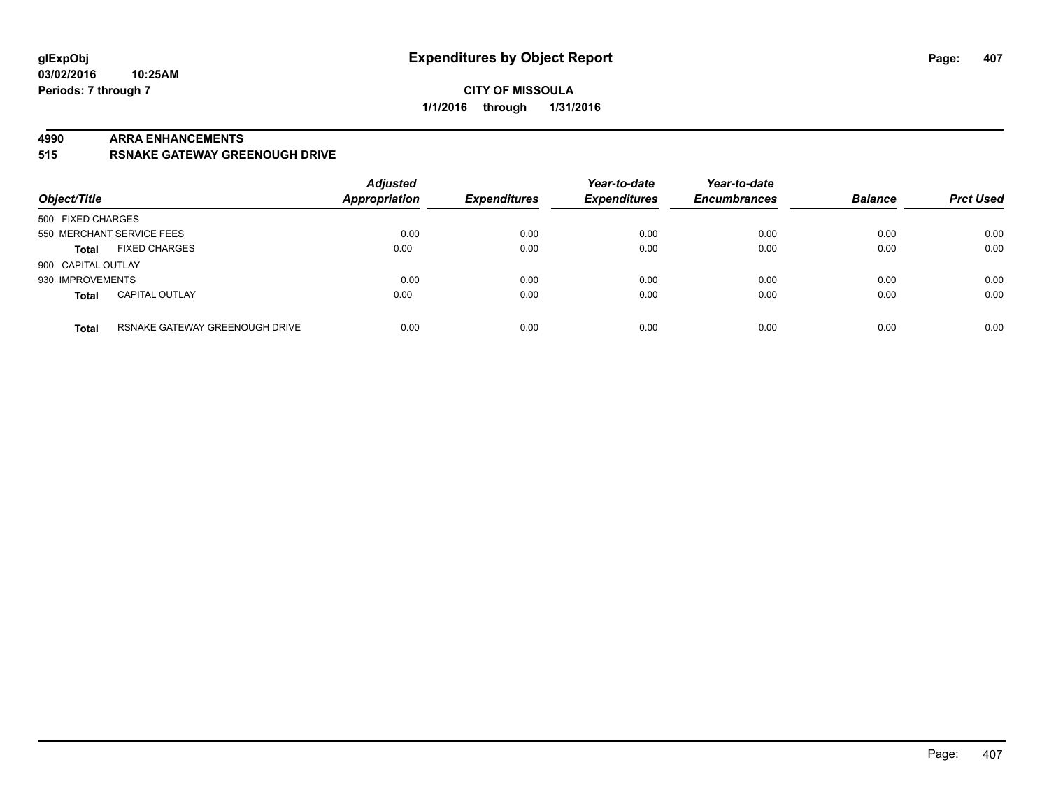**glExpObj**
**03/02/2016 10:25AM**
**Periods: 7 through 7**

# Expenditures by Object Report

**CITY OF MISSOULA**
**1/1/2016 through 1/31/2016**

## 4990 ARRA ENHANCEMENTS
## 515 RSNAKE GATEWAY GREENOUGH DRIVE

| Object/Title | | Adjusted Appropriation | Expenditures | Year-to-date Expenditures | Year-to-date Encumbrances | Balance | Prct Used |
|---|---|---|---|---|---|---|---|
| 500 FIXED CHARGES | | | | | | | |
| 550 MERCHANT SERVICE FEES | | 0.00 | 0.00 | 0.00 | 0.00 | 0.00 | 0.00 |
| **Total** | FIXED CHARGES | 0.00 | 0.00 | 0.00 | 0.00 | 0.00 | 0.00 |
| 900 CAPITAL OUTLAY | | | | | | | |
| 930 IMPROVEMENTS | | 0.00 | 0.00 | 0.00 | 0.00 | 0.00 | 0.00 |
| **Total** | CAPITAL OUTLAY | 0.00 | 0.00 | 0.00 | 0.00 | 0.00 | 0.00 |
| **Total** | RSNAKE GATEWAY GREENOUGH DRIVE | 0.00 | 0.00 | 0.00 | 0.00 | 0.00 | 0.00 |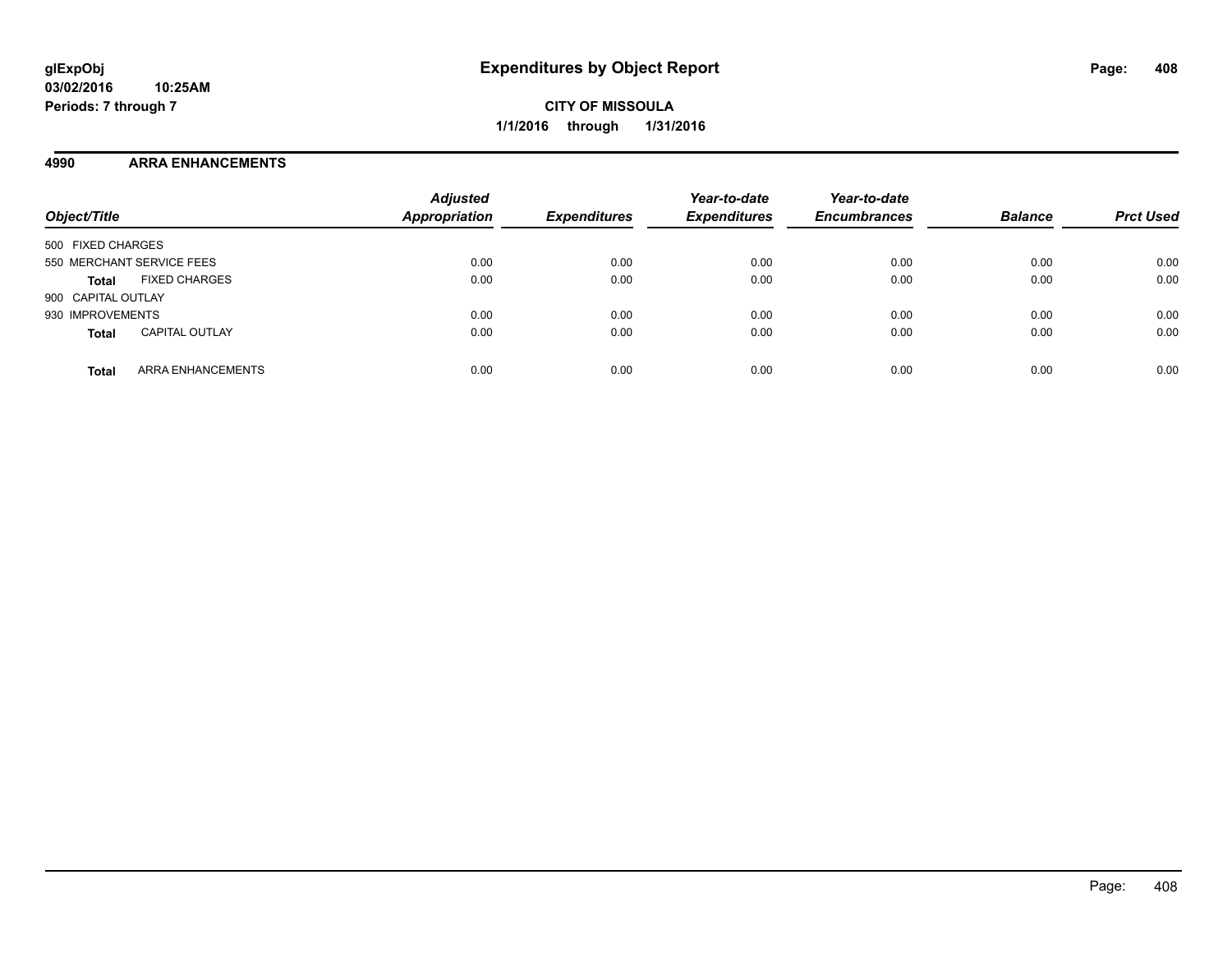**glExpObj**
**03/02/2016 10:25AM**
**Periods: 7 through 7**

# Expenditures by Object Report

**CITY OF MISSOULA**
**1/1/2016 through 1/31/2016**

## 4990 ARRA ENHANCEMENTS

| Object/Title | Adjusted Appropriation | Expenditures | Year-to-date Expenditures | Year-to-date Encumbrances | Balance | Prct Used |
|---|---|---|---|---|---|---|
| 500 FIXED CHARGES | | | | | | |
| 550 MERCHANT SERVICE FEES | 0.00 | 0.00 | 0.00 | 0.00 | 0.00 | 0.00 |
| **Total** FIXED CHARGES | 0.00 | 0.00 | 0.00 | 0.00 | 0.00 | 0.00 |
| 900 CAPITAL OUTLAY | | | | | | |
| 930 IMPROVEMENTS | 0.00 | 0.00 | 0.00 | 0.00 | 0.00 | 0.00 |
| **Total** CAPITAL OUTLAY | 0.00 | 0.00 | 0.00 | 0.00 | 0.00 | 0.00 |
| **Total** ARRA ENHANCEMENTS | 0.00 | 0.00 | 0.00 | 0.00 | 0.00 | 0.00 |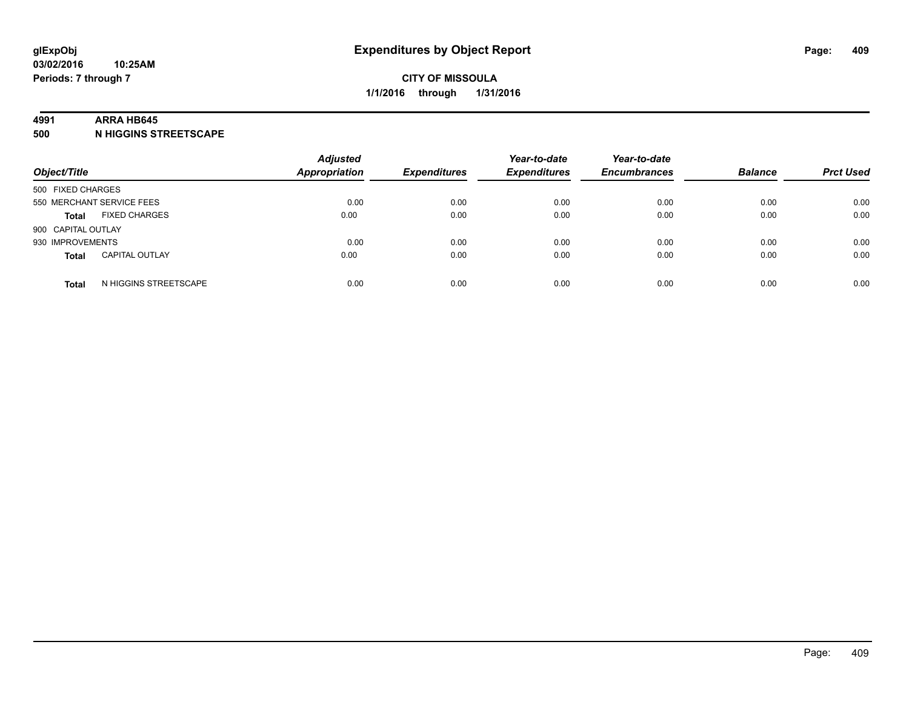**glExpObj**
**03/02/2016 10:25AM**
**Periods: 7 through 7**

# Expenditures by Object Report

**CITY OF MISSOULA**
**1/1/2016 through 1/31/2016**

**4991 ARRA HB645**
**500 N HIGGINS STREETSCAPE**

| Object/Title | Adjusted Appropriation | Expenditures | Year-to-date Expenditures | Year-to-date Encumbrances | Balance | Prct Used |
|---|---|---|---|---|---|---|
| 500 FIXED CHARGES | | | | | | |
| 550 MERCHANT SERVICE FEES | 0.00 | 0.00 | 0.00 | 0.00 | 0.00 | 0.00 |
| **Total** FIXED CHARGES | 0.00 | 0.00 | 0.00 | 0.00 | 0.00 | 0.00 |
| 900 CAPITAL OUTLAY | | | | | | |
| 930 IMPROVEMENTS | 0.00 | 0.00 | 0.00 | 0.00 | 0.00 | 0.00 |
| **Total** CAPITAL OUTLAY | 0.00 | 0.00 | 0.00 | 0.00 | 0.00 | 0.00 |
| **Total** N HIGGINS STREETSCAPE | 0.00 | 0.00 | 0.00 | 0.00 | 0.00 | 0.00 |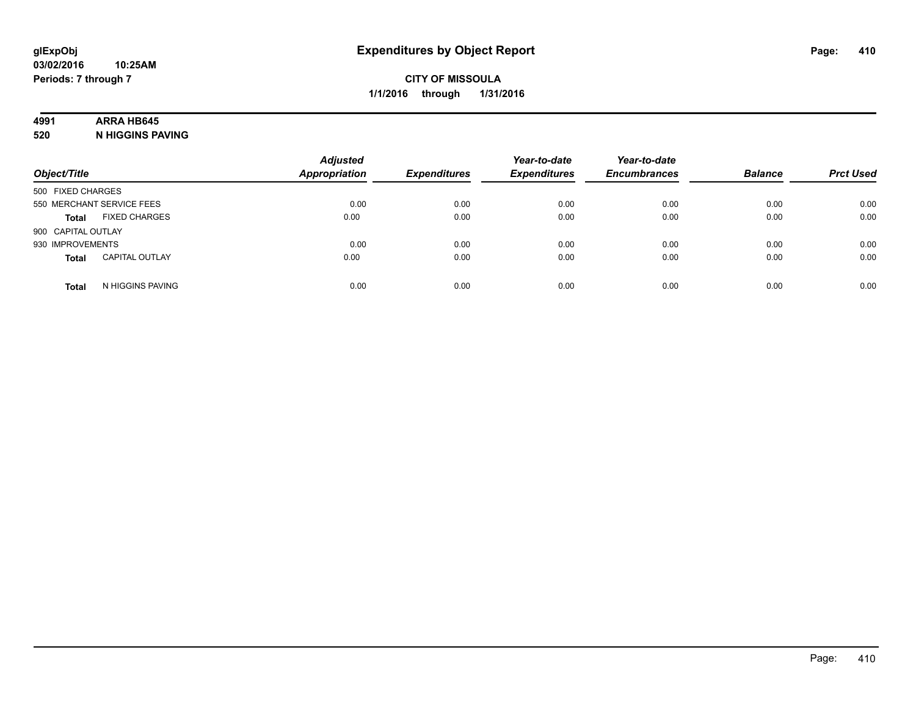glExpObj
03/02/2016 10:25AM
Periods: 7 through 7

# Expenditures by Object Report

**CITY OF MISSOULA**
**1/1/2016 through 1/31/2016**

**4991 ARRA HB645**
**520 N HIGGINS PAVING**

| Object/Title | Adjusted Appropriation | Expenditures | Year-to-date Expenditures | Year-to-date Encumbrances | Balance | Prct Used |
|---|---|---|---|---|---|---|
| 500 FIXED CHARGES | | | | | | |
| 550 MERCHANT SERVICE FEES | 0.00 | 0.00 | 0.00 | 0.00 | 0.00 | 0.00 |
| **Total** FIXED CHARGES | 0.00 | 0.00 | 0.00 | 0.00 | 0.00 | 0.00 |
| 900 CAPITAL OUTLAY | | | | | | |
| 930 IMPROVEMENTS | 0.00 | 0.00 | 0.00 | 0.00 | 0.00 | 0.00 |
| **Total** CAPITAL OUTLAY | 0.00 | 0.00 | 0.00 | 0.00 | 0.00 | 0.00 |
| **Total** N HIGGINS PAVING | 0.00 | 0.00 | 0.00 | 0.00 | 0.00 | 0.00 |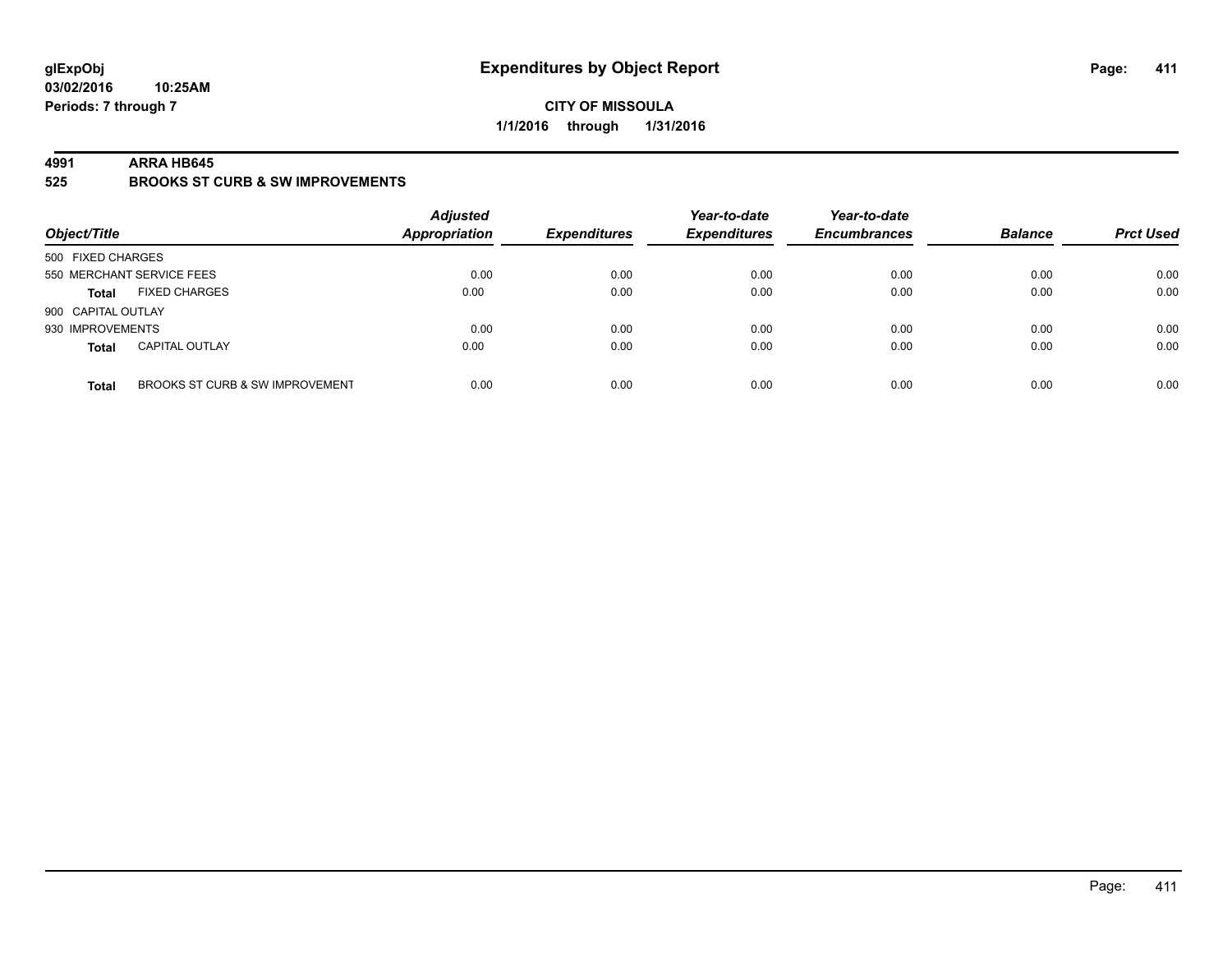**CITY OF MISSOULA**

**1/1/2016 through 1/31/2016**

**4991 ARRA HB645**

**525 BROOKS ST CURB & SW IMPROVEMENTS**

| Object/Title | | Adjusted Appropriation | Expenditures | Year-to-date Expenditures | Year-to-date Encumbrances | Balance | Prct Used |
|---|---|---|---|---|---|---|---|
| 500 FIXED CHARGES | | | | | | | |
| 550 MERCHANT SERVICE FEES | | 0.00 | 0.00 | 0.00 | 0.00 | 0.00 | 0.00 |
| **Total** | FIXED CHARGES | 0.00 | 0.00 | 0.00 | 0.00 | 0.00 | 0.00 |
| 900 CAPITAL OUTLAY | | | | | | | |
| 930 IMPROVEMENTS | | 0.00 | 0.00 | 0.00 | 0.00 | 0.00 | 0.00 |
| **Total** | CAPITAL OUTLAY | 0.00 | 0.00 | 0.00 | 0.00 | 0.00 | 0.00 |
| **Total** | BROOKS ST CURB & SW IMPROVEMENT | 0.00 | 0.00 | 0.00 | 0.00 | 0.00 | 0.00 |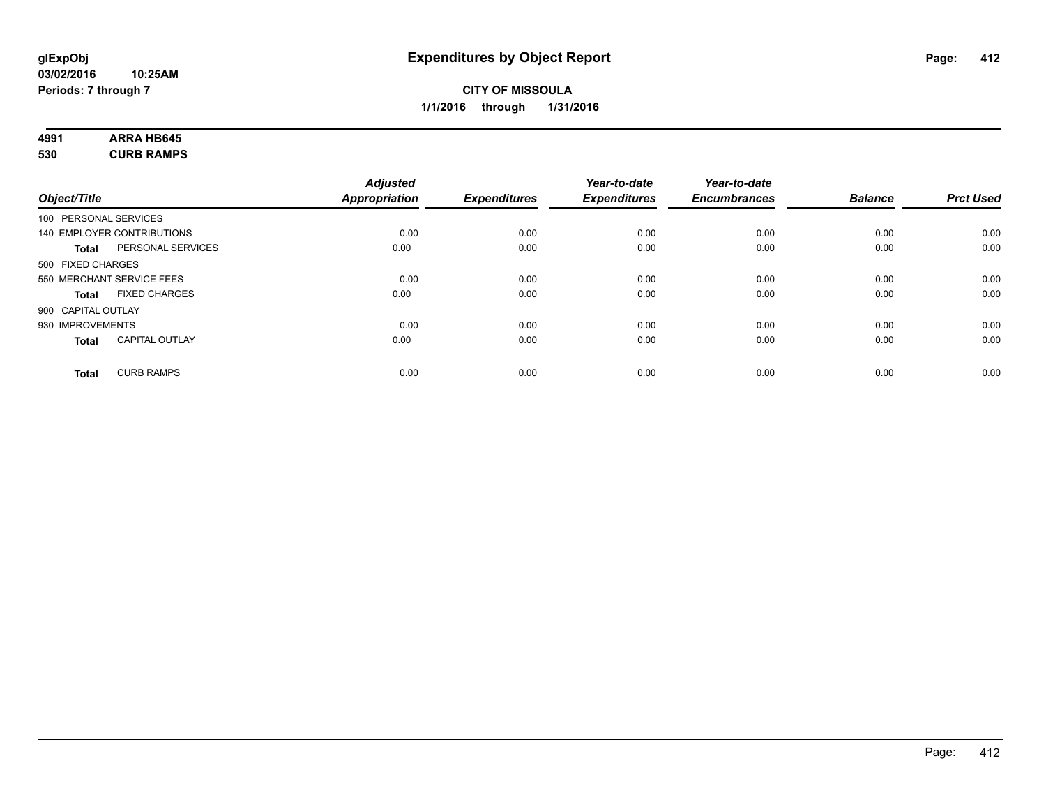# Expenditures by Object Report

glExpObj
03/02/2016 10:25AM
Periods: 7 through 7

**CITY OF MISSOULA**
**1/1/2016 through 1/31/2016**

**4991 ARRA HB645**
**530 CURB RAMPS**

| Object/Title | | Adjusted Appropriation | Expenditures | Year-to-date Expenditures | Year-to-date Encumbrances | Balance | Prct Used |
|---|---|---|---|---|---|---|---|
| 100 PERSONAL SERVICES | | | | | | | |
| 140 EMPLOYER CONTRIBUTIONS | | 0.00 | 0.00 | 0.00 | 0.00 | 0.00 | 0.00 |
| **Total** | PERSONAL SERVICES | 0.00 | 0.00 | 0.00 | 0.00 | 0.00 | 0.00 |
| 500 FIXED CHARGES | | | | | | | |
| 550 MERCHANT SERVICE FEES | | 0.00 | 0.00 | 0.00 | 0.00 | 0.00 | 0.00 |
| **Total** | FIXED CHARGES | 0.00 | 0.00 | 0.00 | 0.00 | 0.00 | 0.00 |
| 900 CAPITAL OUTLAY | | | | | | | |
| 930 IMPROVEMENTS | | 0.00 | 0.00 | 0.00 | 0.00 | 0.00 | 0.00 |
| **Total** | CAPITAL OUTLAY | 0.00 | 0.00 | 0.00 | 0.00 | 0.00 | 0.00 |
| **Total** | CURB RAMPS | 0.00 | 0.00 | 0.00 | 0.00 | 0.00 | 0.00 |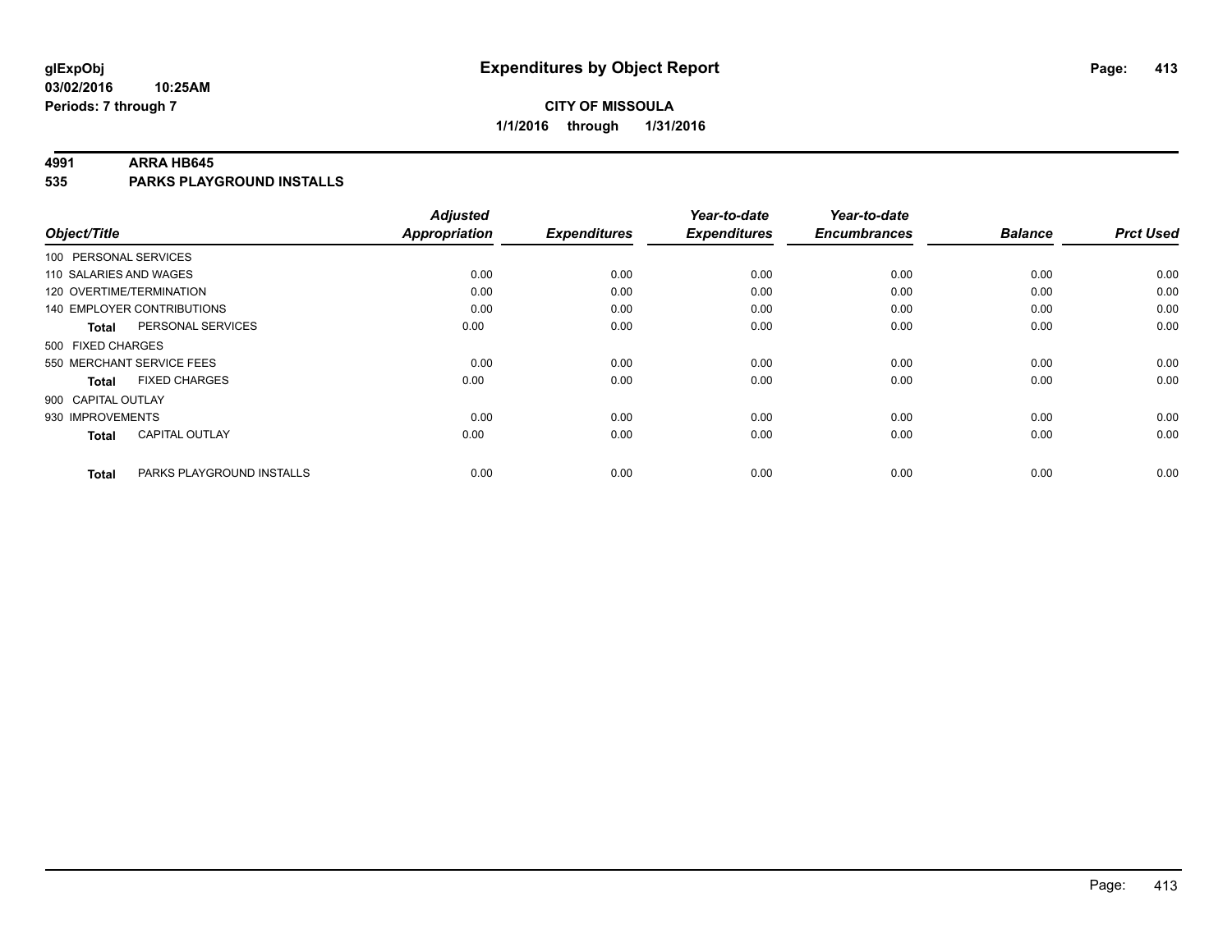**glExpObj**
**03/02/2016 10:25AM**
**Periods: 7 through 7**

# Expenditures by Object Report

**CITY OF MISSOULA**
**1/1/2016 through 1/31/2016**

**4991 ARRA HB645**
**535 PARKS PLAYGROUND INSTALLS**

| Object/Title | Adjusted Appropriation | Expenditures | Year-to-date Expenditures | Year-to-date Encumbrances | Balance | Prct Used |
|---|---|---|---|---|---|---|
| 100 PERSONAL SERVICES | | | | | | |
| 110 SALARIES AND WAGES | 0.00 | 0.00 | 0.00 | 0.00 | 0.00 | 0.00 |
| 120 OVERTIME/TERMINATION | 0.00 | 0.00 | 0.00 | 0.00 | 0.00 | 0.00 |
| 140 EMPLOYER CONTRIBUTIONS | 0.00 | 0.00 | 0.00 | 0.00 | 0.00 | 0.00 |
| **Total** PERSONAL SERVICES | 0.00 | 0.00 | 0.00 | 0.00 | 0.00 | 0.00 |
| 500 FIXED CHARGES | | | | | | |
| 550 MERCHANT SERVICE FEES | 0.00 | 0.00 | 0.00 | 0.00 | 0.00 | 0.00 |
| **Total** FIXED CHARGES | 0.00 | 0.00 | 0.00 | 0.00 | 0.00 | 0.00 |
| 900 CAPITAL OUTLAY | | | | | | |
| 930 IMPROVEMENTS | 0.00 | 0.00 | 0.00 | 0.00 | 0.00 | 0.00 |
| **Total** CAPITAL OUTLAY | 0.00 | 0.00 | 0.00 | 0.00 | 0.00 | 0.00 |
| **Total** PARKS PLAYGROUND INSTALLS | 0.00 | 0.00 | 0.00 | 0.00 | 0.00 | 0.00 |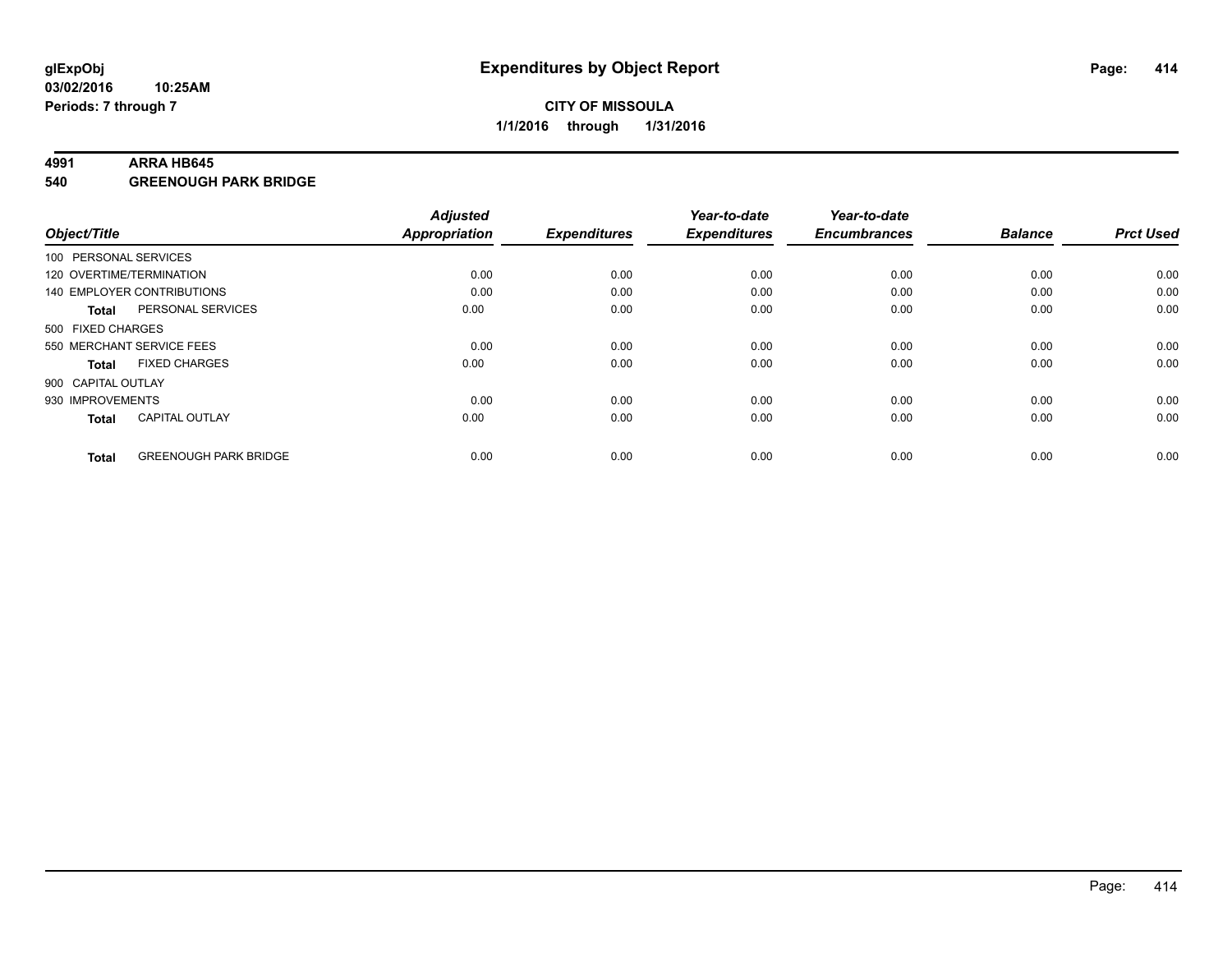**glExpObj**
**03/02/2016 10:25AM**
**Periods: 7 through 7**

# Expenditures by Object Report

**CITY OF MISSOULA**
**1/1/2016 through 1/31/2016**

## 4991 ARRA HB645
## 540 GREENOUGH PARK BRIDGE

| Object/Title | | Adjusted Appropriation | Expenditures | Year-to-date Expenditures | Year-to-date Encumbrances | Balance | Prct Used |
|---|---|---|---|---|---|---|---|
| 100 PERSONAL SERVICES | | | | | | | |
| 120 OVERTIME/TERMINATION | | 0.00 | 0.00 | 0.00 | 0.00 | 0.00 | 0.00 |
| 140 EMPLOYER CONTRIBUTIONS | | 0.00 | 0.00 | 0.00 | 0.00 | 0.00 | 0.00 |
| **Total** | PERSONAL SERVICES | 0.00 | 0.00 | 0.00 | 0.00 | 0.00 | 0.00 |
| 500 FIXED CHARGES | | | | | | | |
| 550 MERCHANT SERVICE FEES | | 0.00 | 0.00 | 0.00 | 0.00 | 0.00 | 0.00 |
| **Total** | FIXED CHARGES | 0.00 | 0.00 | 0.00 | 0.00 | 0.00 | 0.00 |
| 900 CAPITAL OUTLAY | | | | | | | |
| 930 IMPROVEMENTS | | 0.00 | 0.00 | 0.00 | 0.00 | 0.00 | 0.00 |
| **Total** | CAPITAL OUTLAY | 0.00 | 0.00 | 0.00 | 0.00 | 0.00 | 0.00 |
| **Total** | GREENOUGH PARK BRIDGE | 0.00 | 0.00 | 0.00 | 0.00 | 0.00 | 0.00 |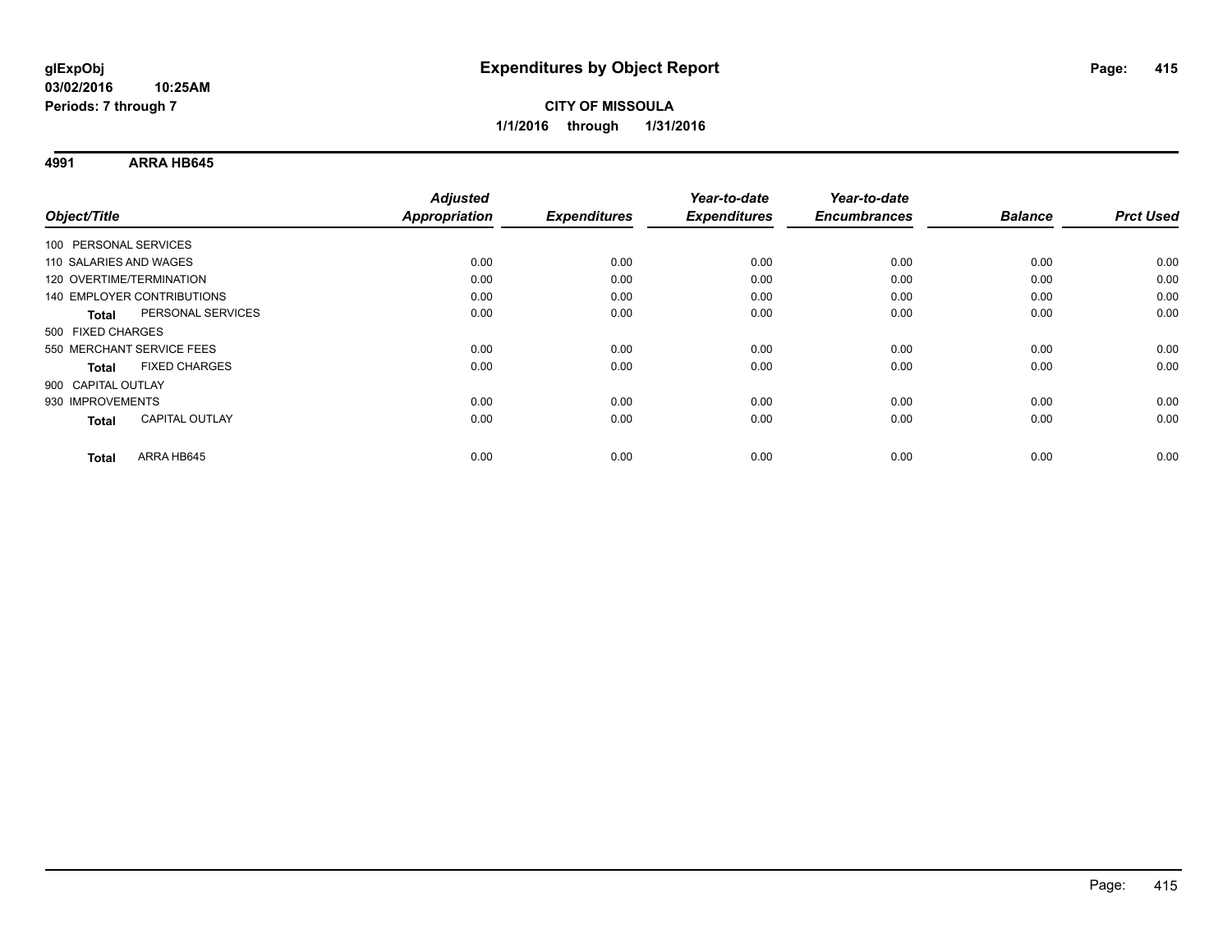**glExpObj**
**03/02/2016 10:25AM**
**Periods: 7 through 7**

# Expenditures by Object Report

**CITY OF MISSOULA**
**1/1/2016 through 1/31/2016**

## 4991 ARRA HB645

| Object/Title | Adjusted Appropriation | Expenditures | Year-to-date Expenditures | Year-to-date Encumbrances | Balance | Prct Used |
|---|---|---|---|---|---|---|
| 100 PERSONAL SERVICES | | | | | | |
| 110 SALARIES AND WAGES | 0.00 | 0.00 | 0.00 | 0.00 | 0.00 | 0.00 |
| 120 OVERTIME/TERMINATION | 0.00 | 0.00 | 0.00 | 0.00 | 0.00 | 0.00 |
| 140 EMPLOYER CONTRIBUTIONS | 0.00 | 0.00 | 0.00 | 0.00 | 0.00 | 0.00 |
| **Total** PERSONAL SERVICES | 0.00 | 0.00 | 0.00 | 0.00 | 0.00 | 0.00 |
| 500 FIXED CHARGES | | | | | | |
| 550 MERCHANT SERVICE FEES | 0.00 | 0.00 | 0.00 | 0.00 | 0.00 | 0.00 |
| **Total** FIXED CHARGES | 0.00 | 0.00 | 0.00 | 0.00 | 0.00 | 0.00 |
| 900 CAPITAL OUTLAY | | | | | | |
| 930 IMPROVEMENTS | 0.00 | 0.00 | 0.00 | 0.00 | 0.00 | 0.00 |
| **Total** CAPITAL OUTLAY | 0.00 | 0.00 | 0.00 | 0.00 | 0.00 | 0.00 |
| **Total** ARRA HB645 | 0.00 | 0.00 | 0.00 | 0.00 | 0.00 | 0.00 |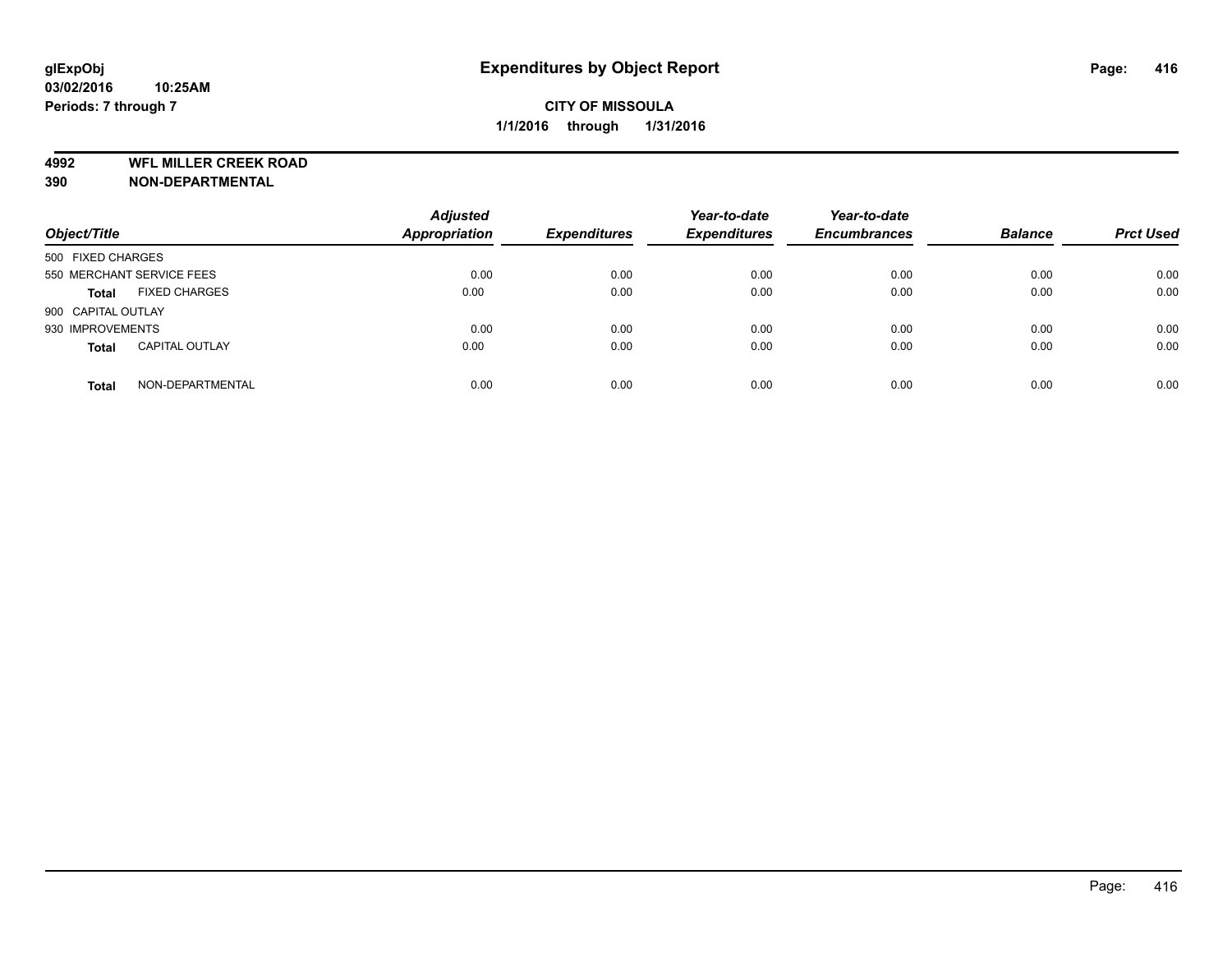**glExpObj**
**03/02/2016 10:25AM**
**Periods: 7 through 7**

# Expenditures by Object Report

**CITY OF MISSOULA**
**1/1/2016 through 1/31/2016**

**4992 WFL MILLER CREEK ROAD**
**390 NON-DEPARTMENTAL**

| Object/Title | | Adjusted Appropriation | Expenditures | Year-to-date Expenditures | Year-to-date Encumbrances | Balance | Prct Used |
|---|---|---|---|---|---|---|---|
| 500 FIXED CHARGES | | | | | | | |
| 550 MERCHANT SERVICE FEES | | 0.00 | 0.00 | 0.00 | 0.00 | 0.00 | 0.00 |
| **Total** | FIXED CHARGES | 0.00 | 0.00 | 0.00 | 0.00 | 0.00 | 0.00 |
| 900 CAPITAL OUTLAY | | | | | | | |
| 930 IMPROVEMENTS | | 0.00 | 0.00 | 0.00 | 0.00 | 0.00 | 0.00 |
| **Total** | CAPITAL OUTLAY | 0.00 | 0.00 | 0.00 | 0.00 | 0.00 | 0.00 |
| **Total** | NON-DEPARTMENTAL | 0.00 | 0.00 | 0.00 | 0.00 | 0.00 | 0.00 |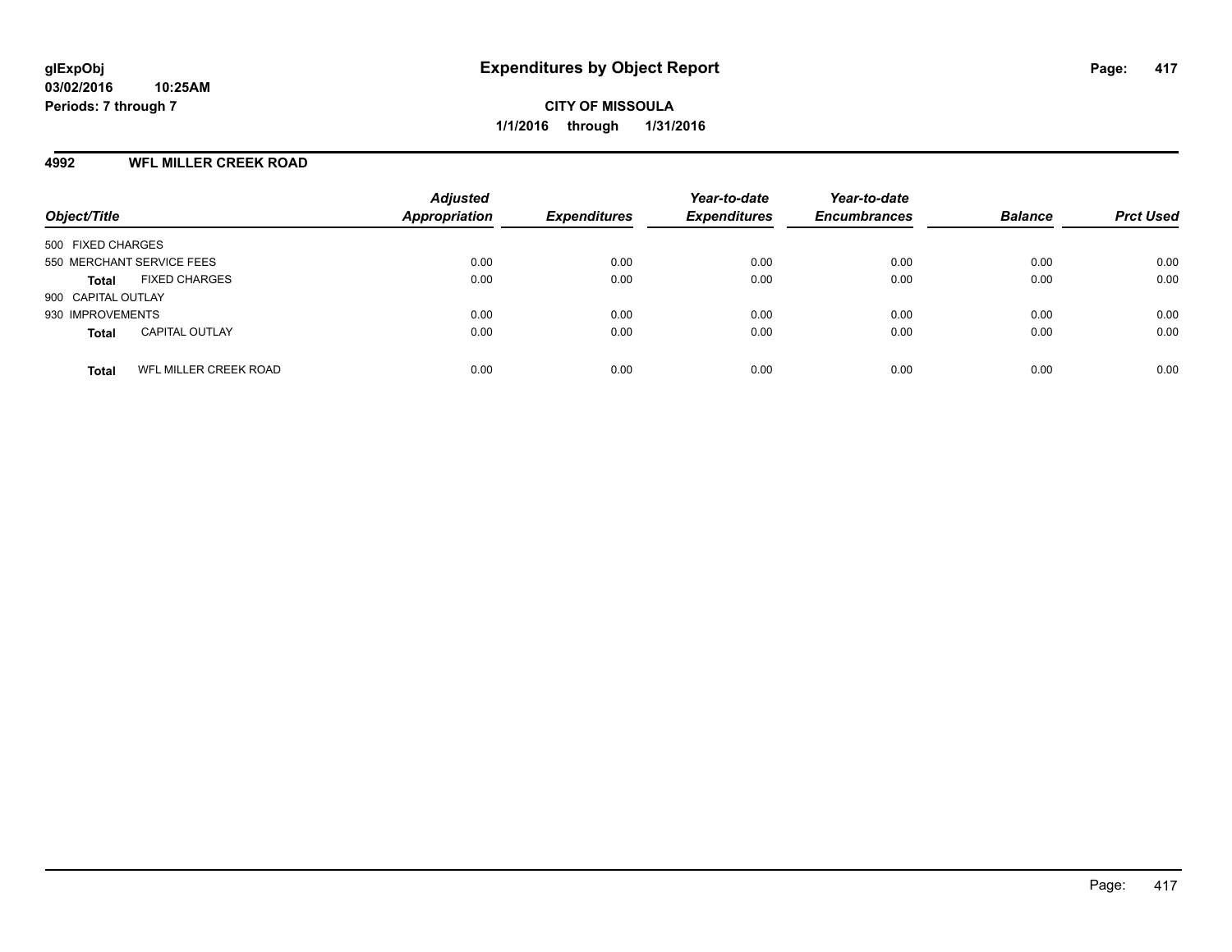# Expenditures by Object Report

glExpObj
03/02/2016 10:25AM
Periods: 7 through 7

**CITY OF MISSOULA**
**1/1/2016 through 1/31/2016**

## 4992 WFL MILLER CREEK ROAD

| Object/Title | Adjusted Appropriation | Expenditures | Year-to-date Expenditures | Year-to-date Encumbrances | Balance | Prct Used |
|---|---|---|---|---|---|---|
| 500 FIXED CHARGES | | | | | | |
| 550 MERCHANT SERVICE FEES | 0.00 | 0.00 | 0.00 | 0.00 | 0.00 | 0.00 |
| **Total** FIXED CHARGES | 0.00 | 0.00 | 0.00 | 0.00 | 0.00 | 0.00 |
| 900 CAPITAL OUTLAY | | | | | | |
| 930 IMPROVEMENTS | 0.00 | 0.00 | 0.00 | 0.00 | 0.00 | 0.00 |
| **Total** CAPITAL OUTLAY | 0.00 | 0.00 | 0.00 | 0.00 | 0.00 | 0.00 |
| **Total** WFL MILLER CREEK ROAD | 0.00 | 0.00 | 0.00 | 0.00 | 0.00 | 0.00 |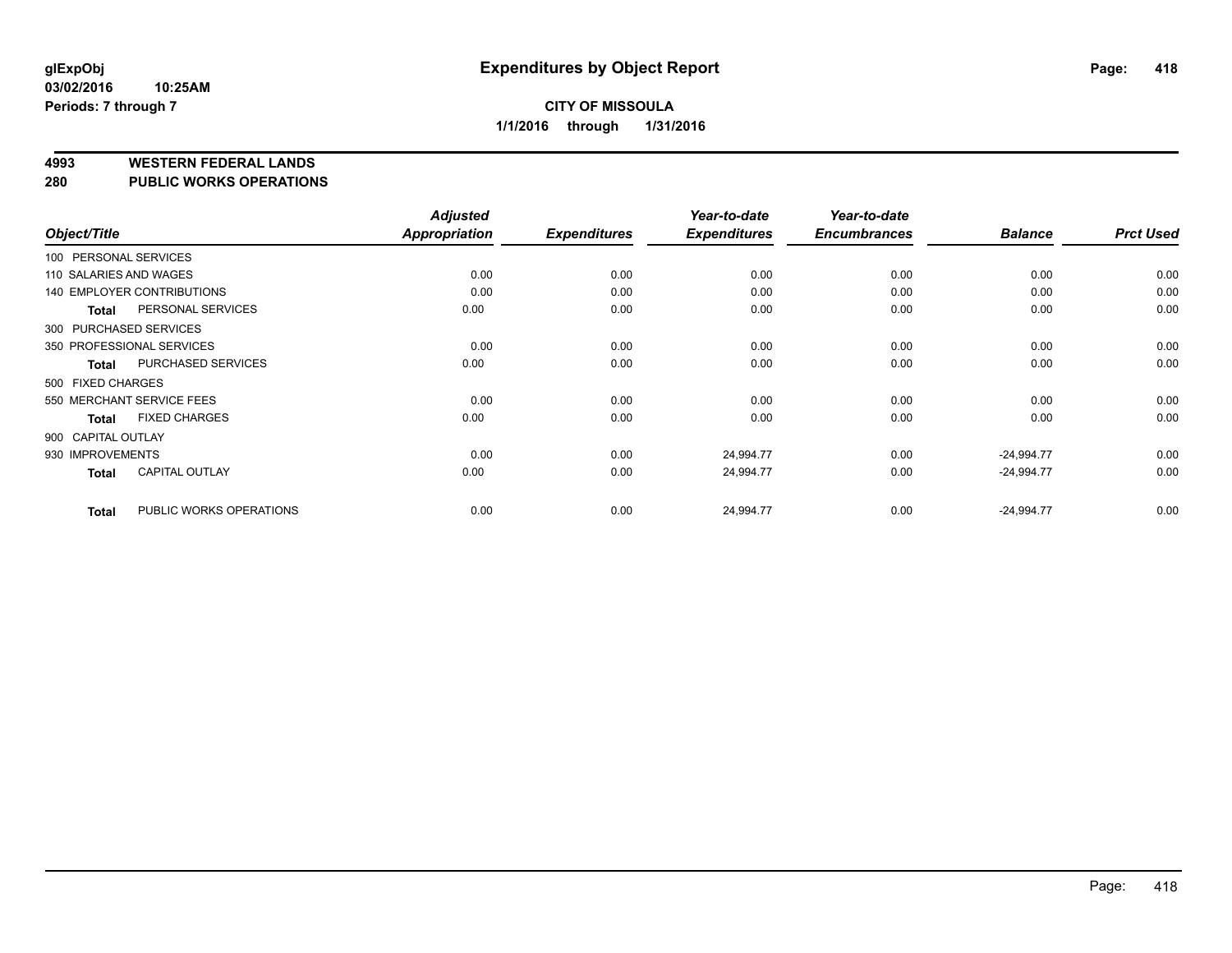**glExpObj**
**03/02/2016 10:25AM**
**Periods: 7 through 7**

# Expenditures by Object Report

**CITY OF MISSOULA**
**1/1/2016 through 1/31/2016**

## 4993 WESTERN FEDERAL LANDS
## 280 PUBLIC WORKS OPERATIONS

| Object/Title | | Adjusted Appropriation | Expenditures | Year-to-date Expenditures | Year-to-date Encumbrances | Balance | Prct Used |
|---|---|---|---|---|---|---|---|
| 100 PERSONAL SERVICES | | | | | | | |
| 110 SALARIES AND WAGES | | 0.00 | 0.00 | 0.00 | 0.00 | 0.00 | 0.00 |
| 140 EMPLOYER CONTRIBUTIONS | | 0.00 | 0.00 | 0.00 | 0.00 | 0.00 | 0.00 |
| Total | PERSONAL SERVICES | 0.00 | 0.00 | 0.00 | 0.00 | 0.00 | 0.00 |
| 300 PURCHASED SERVICES | | | | | | | |
| 350 PROFESSIONAL SERVICES | | 0.00 | 0.00 | 0.00 | 0.00 | 0.00 | 0.00 |
| Total | PURCHASED SERVICES | 0.00 | 0.00 | 0.00 | 0.00 | 0.00 | 0.00 |
| 500 FIXED CHARGES | | | | | | | |
| 550 MERCHANT SERVICE FEES | | 0.00 | 0.00 | 0.00 | 0.00 | 0.00 | 0.00 |
| Total | FIXED CHARGES | 0.00 | 0.00 | 0.00 | 0.00 | 0.00 | 0.00 |
| 900 CAPITAL OUTLAY | | | | | | | |
| 930 IMPROVEMENTS | | 0.00 | 0.00 | 24,994.77 | 0.00 | -24,994.77 | 0.00 |
| Total | CAPITAL OUTLAY | 0.00 | 0.00 | 24,994.77 | 0.00 | -24,994.77 | 0.00 |
| Total | PUBLIC WORKS OPERATIONS | 0.00 | 0.00 | 24,994.77 | 0.00 | -24,994.77 | 0.00 |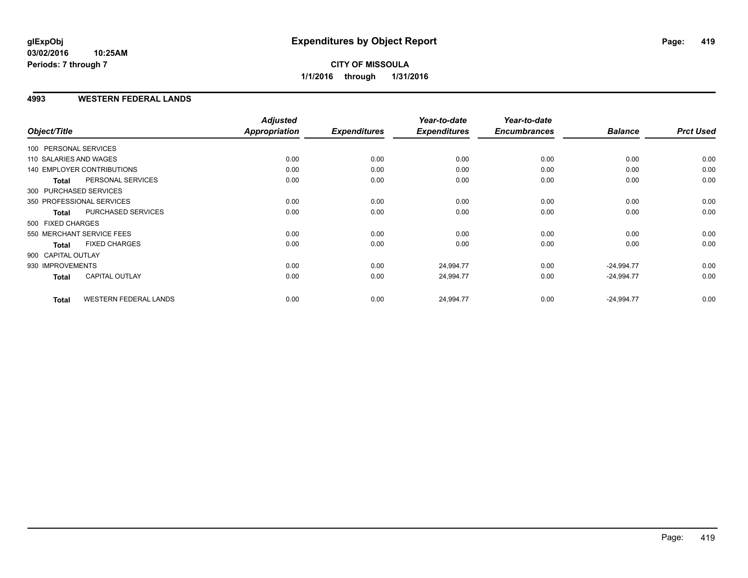**glExpObj**
**03/02/2016 10:25AM**
**Periods: 7 through 7**

# Expenditures by Object Report

**CITY OF MISSOULA**
**1/1/2016 through 1/31/2016**

## 4993 WESTERN FEDERAL LANDS

| Object/Title | Adjusted Appropriation | Expenditures | Year-to-date Expenditures | Year-to-date Encumbrances | Balance | Prct Used |
|---|---|---|---|---|---|---|
| 100 PERSONAL SERVICES | | | | | | |
| 110 SALARIES AND WAGES | 0.00 | 0.00 | 0.00 | 0.00 | 0.00 | 0.00 |
| 140 EMPLOYER CONTRIBUTIONS | 0.00 | 0.00 | 0.00 | 0.00 | 0.00 | 0.00 |
| **Total** PERSONAL SERVICES | 0.00 | 0.00 | 0.00 | 0.00 | 0.00 | 0.00 |
| 300 PURCHASED SERVICES | | | | | | |
| 350 PROFESSIONAL SERVICES | 0.00 | 0.00 | 0.00 | 0.00 | 0.00 | 0.00 |
| **Total** PURCHASED SERVICES | 0.00 | 0.00 | 0.00 | 0.00 | 0.00 | 0.00 |
| 500 FIXED CHARGES | | | | | | |
| 550 MERCHANT SERVICE FEES | 0.00 | 0.00 | 0.00 | 0.00 | 0.00 | 0.00 |
| **Total** FIXED CHARGES | 0.00 | 0.00 | 0.00 | 0.00 | 0.00 | 0.00 |
| 900 CAPITAL OUTLAY | | | | | | |
| 930 IMPROVEMENTS | 0.00 | 0.00 | 24,994.77 | 0.00 | -24,994.77 | 0.00 |
| **Total** CAPITAL OUTLAY | 0.00 | 0.00 | 24,994.77 | 0.00 | -24,994.77 | 0.00 |
| **Total** WESTERN FEDERAL LANDS | 0.00 | 0.00 | 24,994.77 | 0.00 | -24,994.77 | 0.00 |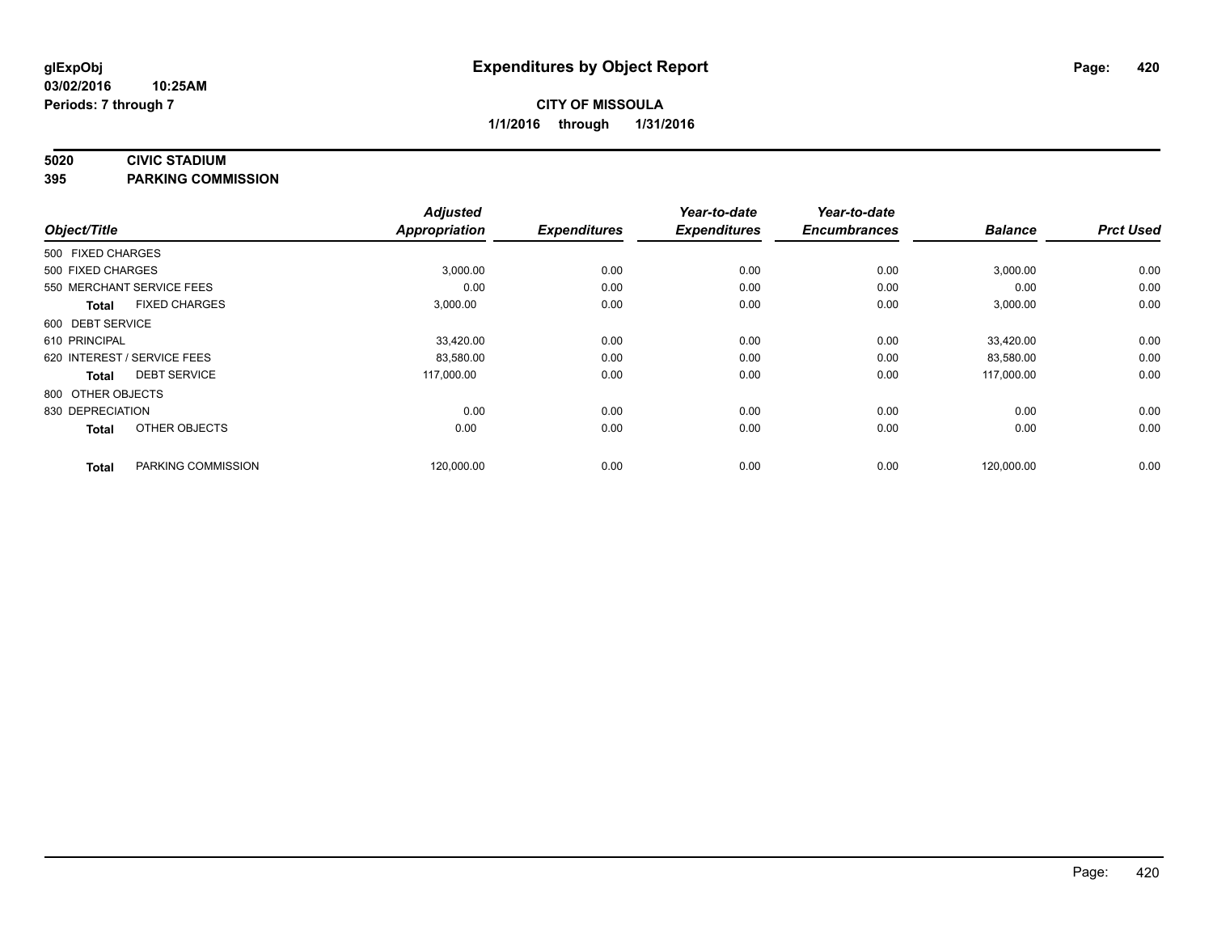# Expenditures by Object Report

glExpObj
03/02/2016 10:25AM
Periods: 7 through 7

**CITY OF MISSOULA**
**1/1/2016 through 1/31/2016**

**5020 CIVIC STADIUM**
**395 PARKING COMMISSION**

| Object/Title | Adjusted Appropriation | Expenditures | Year-to-date Expenditures | Year-to-date Encumbrances | Balance | Prct Used |
|---|---|---|---|---|---|---|
| 500 FIXED CHARGES | | | | | | |
| 500 FIXED CHARGES | 3,000.00 | 0.00 | 0.00 | 0.00 | 3,000.00 | 0.00 |
| 550 MERCHANT SERVICE FEES | 0.00 | 0.00 | 0.00 | 0.00 | 0.00 | 0.00 |
| **Total** FIXED CHARGES | 3,000.00 | 0.00 | 0.00 | 0.00 | 3,000.00 | 0.00 |
| 600 DEBT SERVICE | | | | | | |
| 610 PRINCIPAL | 33,420.00 | 0.00 | 0.00 | 0.00 | 33,420.00 | 0.00 |
| 620 INTEREST / SERVICE FEES | 83,580.00 | 0.00 | 0.00 | 0.00 | 83,580.00 | 0.00 |
| **Total** DEBT SERVICE | 117,000.00 | 0.00 | 0.00 | 0.00 | 117,000.00 | 0.00 |
| 800 OTHER OBJECTS | | | | | | |
| 830 DEPRECIATION | 0.00 | 0.00 | 0.00 | 0.00 | 0.00 | 0.00 |
| **Total** OTHER OBJECTS | 0.00 | 0.00 | 0.00 | 0.00 | 0.00 | 0.00 |
| **Total** PARKING COMMISSION | 120,000.00 | 0.00 | 0.00 | 0.00 | 120,000.00 | 0.00 |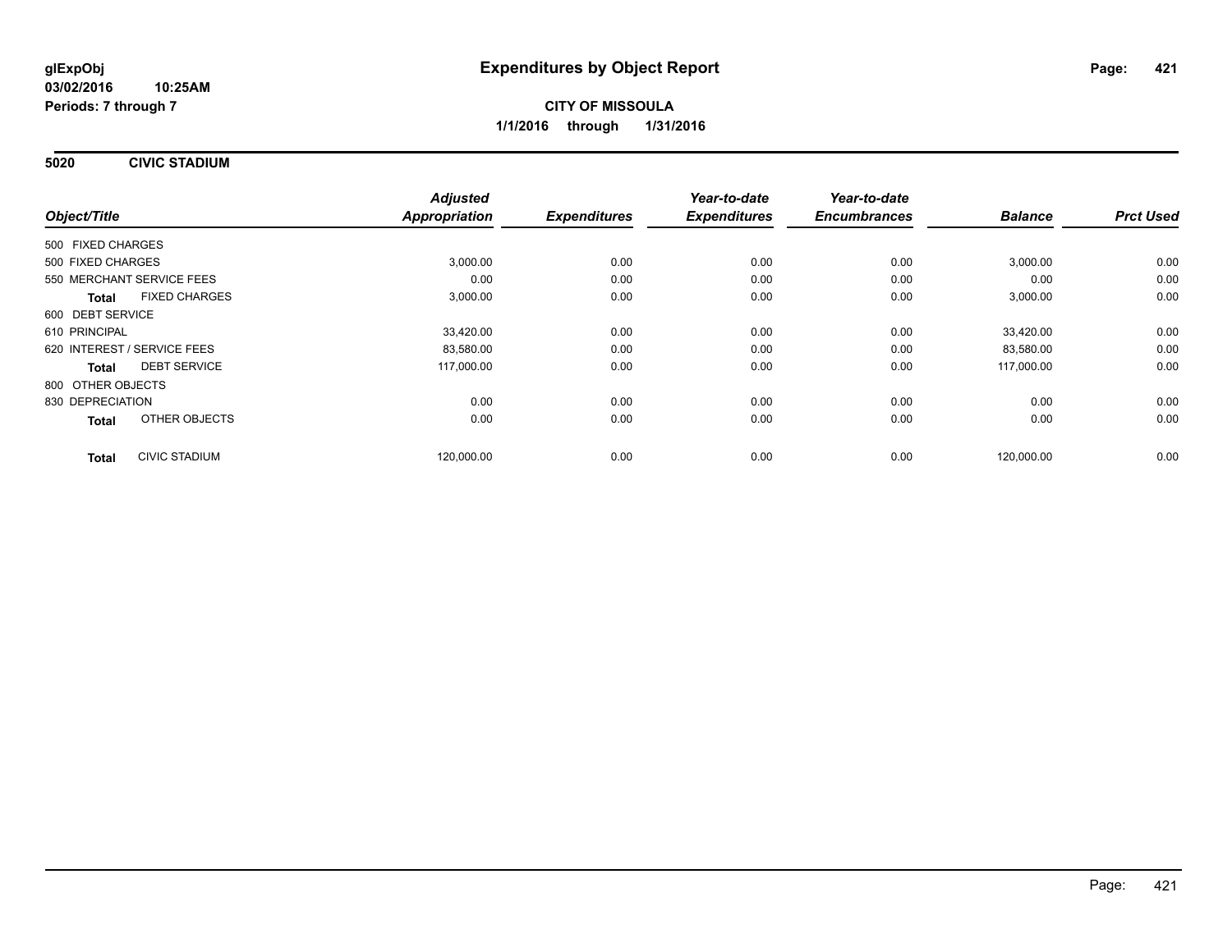glExpObj
03/02/2016 10:25AM
Periods: 7 through 7

# Expenditures by Object Report

**CITY OF MISSOULA**
**1/1/2016 through 1/31/2016**

## 5020 CIVIC STADIUM

| Object/Title | Adjusted Appropriation | Expenditures | Year-to-date Expenditures | Year-to-date Encumbrances | Balance | Prct Used |
|---|---|---|---|---|---|---|
| 500 FIXED CHARGES | | | | | | |
| 500 FIXED CHARGES | 3,000.00 | 0.00 | 0.00 | 0.00 | 3,000.00 | 0.00 |
| 550 MERCHANT SERVICE FEES | 0.00 | 0.00 | 0.00 | 0.00 | 0.00 | 0.00 |
| **Total** FIXED CHARGES | 3,000.00 | 0.00 | 0.00 | 0.00 | 3,000.00 | 0.00 |
| 600 DEBT SERVICE | | | | | | |
| 610 PRINCIPAL | 33,420.00 | 0.00 | 0.00 | 0.00 | 33,420.00 | 0.00 |
| 620 INTEREST / SERVICE FEES | 83,580.00 | 0.00 | 0.00 | 0.00 | 83,580.00 | 0.00 |
| **Total** DEBT SERVICE | 117,000.00 | 0.00 | 0.00 | 0.00 | 117,000.00 | 0.00 |
| 800 OTHER OBJECTS | | | | | | |
| 830 DEPRECIATION | 0.00 | 0.00 | 0.00 | 0.00 | 0.00 | 0.00 |
| **Total** OTHER OBJECTS | 0.00 | 0.00 | 0.00 | 0.00 | 0.00 | 0.00 |
| **Total** CIVIC STADIUM | 120,000.00 | 0.00 | 0.00 | 0.00 | 120,000.00 | 0.00 |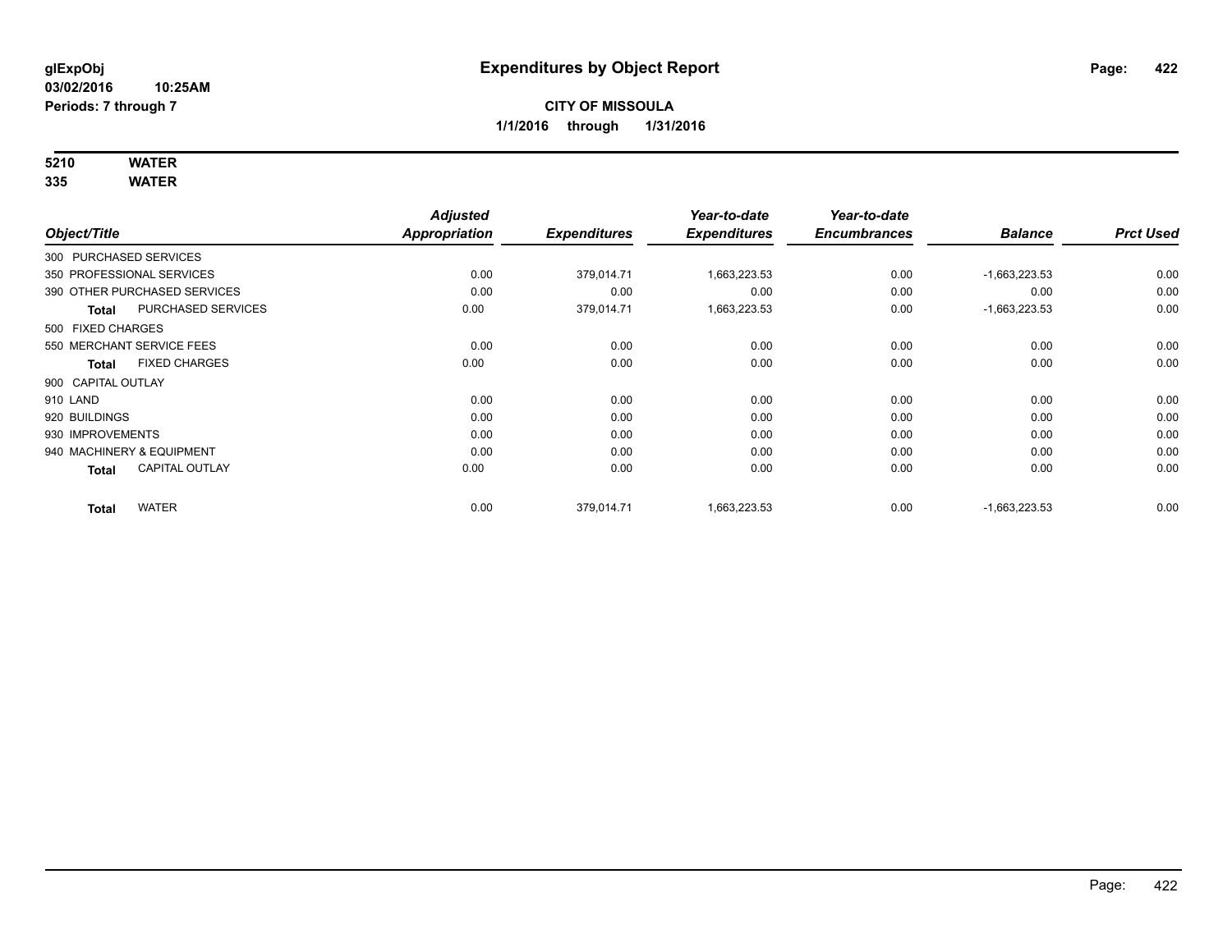**glExpObj**
**03/02/2016 10:25AM**
**Periods: 7 through 7**

# Expenditures by Object Report

**CITY OF MISSOULA**
**1/1/2016 through 1/31/2016**

**5210 WATER**
**335 WATER**

| Object/Title | Adjusted Appropriation | Expenditures | Year-to-date Expenditures | Year-to-date Encumbrances | Balance | Prct Used |
|---|---|---|---|---|---|---|
| 300 PURCHASED SERVICES | | | | | | |
| 350 PROFESSIONAL SERVICES | 0.00 | 379,014.71 | 1,663,223.53 | 0.00 | -1,663,223.53 | 0.00 |
| 390 OTHER PURCHASED SERVICES | 0.00 | 0.00 | 0.00 | 0.00 | 0.00 | 0.00 |
| **Total** PURCHASED SERVICES | 0.00 | 379,014.71 | 1,663,223.53 | 0.00 | -1,663,223.53 | 0.00 |
| 500 FIXED CHARGES | | | | | | |
| 550 MERCHANT SERVICE FEES | 0.00 | 0.00 | 0.00 | 0.00 | 0.00 | 0.00 |
| **Total** FIXED CHARGES | 0.00 | 0.00 | 0.00 | 0.00 | 0.00 | 0.00 |
| 900 CAPITAL OUTLAY | | | | | | |
| 910 LAND | 0.00 | 0.00 | 0.00 | 0.00 | 0.00 | 0.00 |
| 920 BUILDINGS | 0.00 | 0.00 | 0.00 | 0.00 | 0.00 | 0.00 |
| 930 IMPROVEMENTS | 0.00 | 0.00 | 0.00 | 0.00 | 0.00 | 0.00 |
| 940 MACHINERY & EQUIPMENT | 0.00 | 0.00 | 0.00 | 0.00 | 0.00 | 0.00 |
| **Total** CAPITAL OUTLAY | 0.00 | 0.00 | 0.00 | 0.00 | 0.00 | 0.00 |
| **Total** WATER | 0.00 | 379,014.71 | 1,663,223.53 | 0.00 | -1,663,223.53 | 0.00 |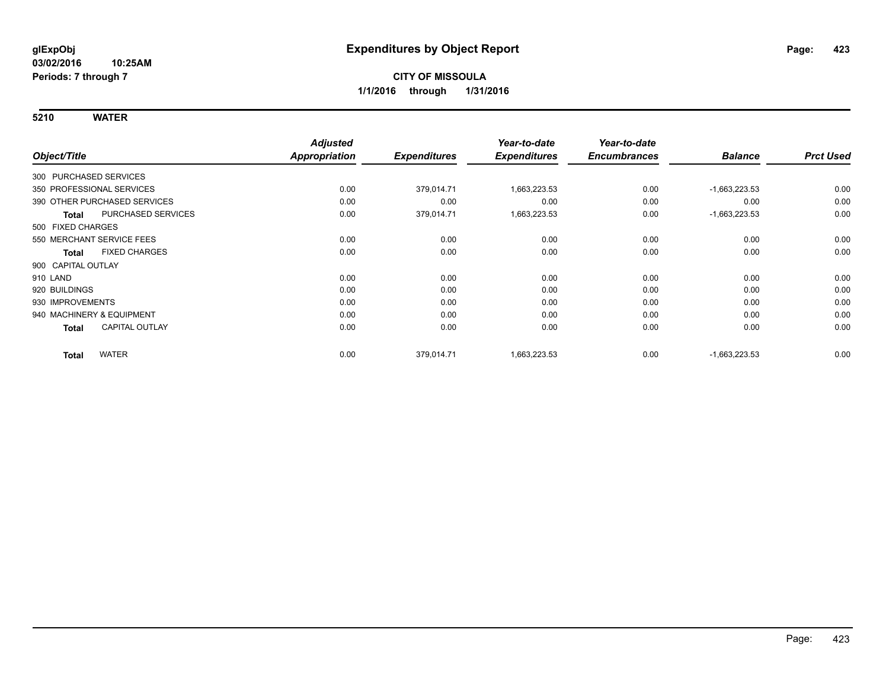# Expenditures by Object Report

glExpObj
03/02/2016 10:25AM
Periods: 7 through 7

**CITY OF MISSOULA**
**1/1/2016 through 1/31/2016**

## 5210 WATER

| Object/Title | Adjusted Appropriation | Expenditures | Year-to-date Expenditures | Year-to-date Encumbrances | Balance | Prct Used |
|---|---|---|---|---|---|---|
| 300 PURCHASED SERVICES | | | | | | |
| 350 PROFESSIONAL SERVICES | 0.00 | 379,014.71 | 1,663,223.53 | 0.00 | -1,663,223.53 | 0.00 |
| 390 OTHER PURCHASED SERVICES | 0.00 | 0.00 | 0.00 | 0.00 | 0.00 | 0.00 |
| **Total** PURCHASED SERVICES | 0.00 | 379,014.71 | 1,663,223.53 | 0.00 | -1,663,223.53 | 0.00 |
| 500 FIXED CHARGES | | | | | | |
| 550 MERCHANT SERVICE FEES | 0.00 | 0.00 | 0.00 | 0.00 | 0.00 | 0.00 |
| **Total** FIXED CHARGES | 0.00 | 0.00 | 0.00 | 0.00 | 0.00 | 0.00 |
| 900 CAPITAL OUTLAY | | | | | | |
| 910 LAND | 0.00 | 0.00 | 0.00 | 0.00 | 0.00 | 0.00 |
| 920 BUILDINGS | 0.00 | 0.00 | 0.00 | 0.00 | 0.00 | 0.00 |
| 930 IMPROVEMENTS | 0.00 | 0.00 | 0.00 | 0.00 | 0.00 | 0.00 |
| 940 MACHINERY & EQUIPMENT | 0.00 | 0.00 | 0.00 | 0.00 | 0.00 | 0.00 |
| **Total** CAPITAL OUTLAY | 0.00 | 0.00 | 0.00 | 0.00 | 0.00 | 0.00 |
| **Total** WATER | 0.00 | 379,014.71 | 1,663,223.53 | 0.00 | -1,663,223.53 | 0.00 |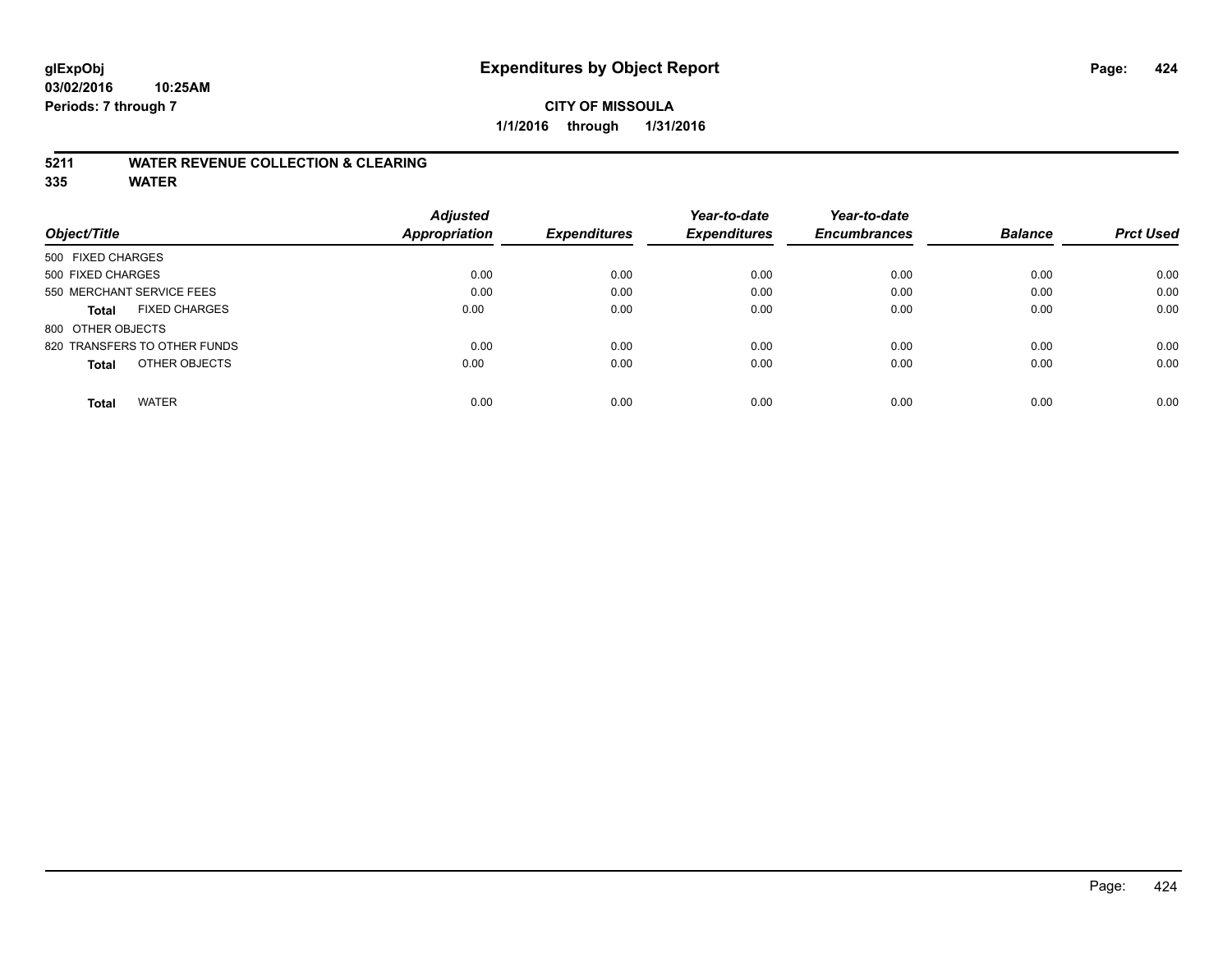glExpObj
03/02/2016 10:25AM
Periods: 7 through 7

# Expenditures by Object Report

**CITY OF MISSOULA**
**1/1/2016 through 1/31/2016**

## 5211 WATER REVENUE COLLECTION & CLEARING
## 335 WATER

| Object/Title | Adjusted Appropriation | Expenditures | Year-to-date Expenditures | Year-to-date Encumbrances | Balance | Prct Used |
|---|---|---|---|---|---|---|
| 500 FIXED CHARGES | | | | | | |
| 500 FIXED CHARGES | 0.00 | 0.00 | 0.00 | 0.00 | 0.00 | 0.00 |
| 550 MERCHANT SERVICE FEES | 0.00 | 0.00 | 0.00 | 0.00 | 0.00 | 0.00 |
| **Total** FIXED CHARGES | 0.00 | 0.00 | 0.00 | 0.00 | 0.00 | 0.00 |
| 800 OTHER OBJECTS | | | | | | |
| 820 TRANSFERS TO OTHER FUNDS | 0.00 | 0.00 | 0.00 | 0.00 | 0.00 | 0.00 |
| **Total** OTHER OBJECTS | 0.00 | 0.00 | 0.00 | 0.00 | 0.00 | 0.00 |
| **Total** WATER | 0.00 | 0.00 | 0.00 | 0.00 | 0.00 | 0.00 |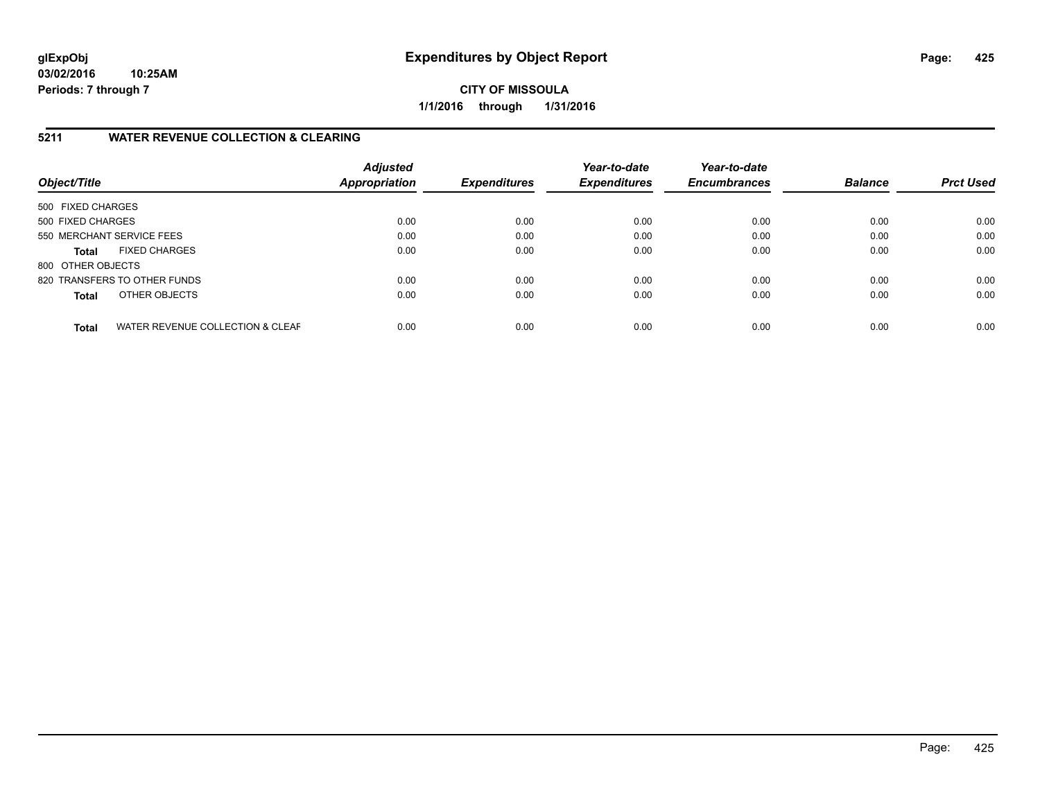**glExpObj**
**03/02/2016 10:25AM**
**Periods: 7 through 7**

# Expenditures by Object Report

**CITY OF MISSOULA**
**1/1/2016 through 1/31/2016**

## 5211 WATER REVENUE COLLECTION & CLEARING

| Object/Title | Adjusted Appropriation | Expenditures | Year-to-date Expenditures | Year-to-date Encumbrances | Balance | Prct Used |
|---|---|---|---|---|---|---|
| 500 FIXED CHARGES | | | | | | |
| 500 FIXED CHARGES | 0.00 | 0.00 | 0.00 | 0.00 | 0.00 | 0.00 |
| 550 MERCHANT SERVICE FEES | 0.00 | 0.00 | 0.00 | 0.00 | 0.00 | 0.00 |
| **Total** FIXED CHARGES | 0.00 | 0.00 | 0.00 | 0.00 | 0.00 | 0.00 |
| 800 OTHER OBJECTS | | | | | | |
| 820 TRANSFERS TO OTHER FUNDS | 0.00 | 0.00 | 0.00 | 0.00 | 0.00 | 0.00 |
| **Total** OTHER OBJECTS | 0.00 | 0.00 | 0.00 | 0.00 | 0.00 | 0.00 |
| **Total** WATER REVENUE COLLECTION & CLEAF | 0.00 | 0.00 | 0.00 | 0.00 | 0.00 | 0.00 |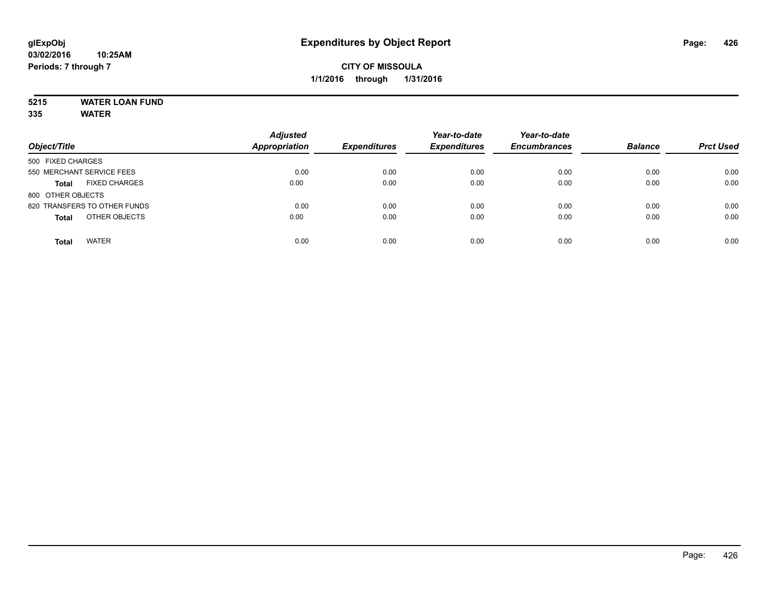# Expenditures by Object Report

glExpObj
03/02/2016 10:25AM
Periods: 7 through 7

**CITY OF MISSOULA**
**1/1/2016 through 1/31/2016**

**5215 WATER LOAN FUND**
**335 WATER**

| Object/Title | Adjusted Appropriation | Expenditures | Year-to-date Expenditures | Year-to-date Encumbrances | Balance | Prct Used |
|---|---|---|---|---|---|---|
| 500 FIXED CHARGES | | | | | | |
| 550 MERCHANT SERVICE FEES | 0.00 | 0.00 | 0.00 | 0.00 | 0.00 | 0.00 |
| **Total** FIXED CHARGES | 0.00 | 0.00 | 0.00 | 0.00 | 0.00 | 0.00 |
| 800 OTHER OBJECTS | | | | | | |
| 820 TRANSFERS TO OTHER FUNDS | 0.00 | 0.00 | 0.00 | 0.00 | 0.00 | 0.00 |
| **Total** OTHER OBJECTS | 0.00 | 0.00 | 0.00 | 0.00 | 0.00 | 0.00 |
| **Total** WATER | 0.00 | 0.00 | 0.00 | 0.00 | 0.00 | 0.00 |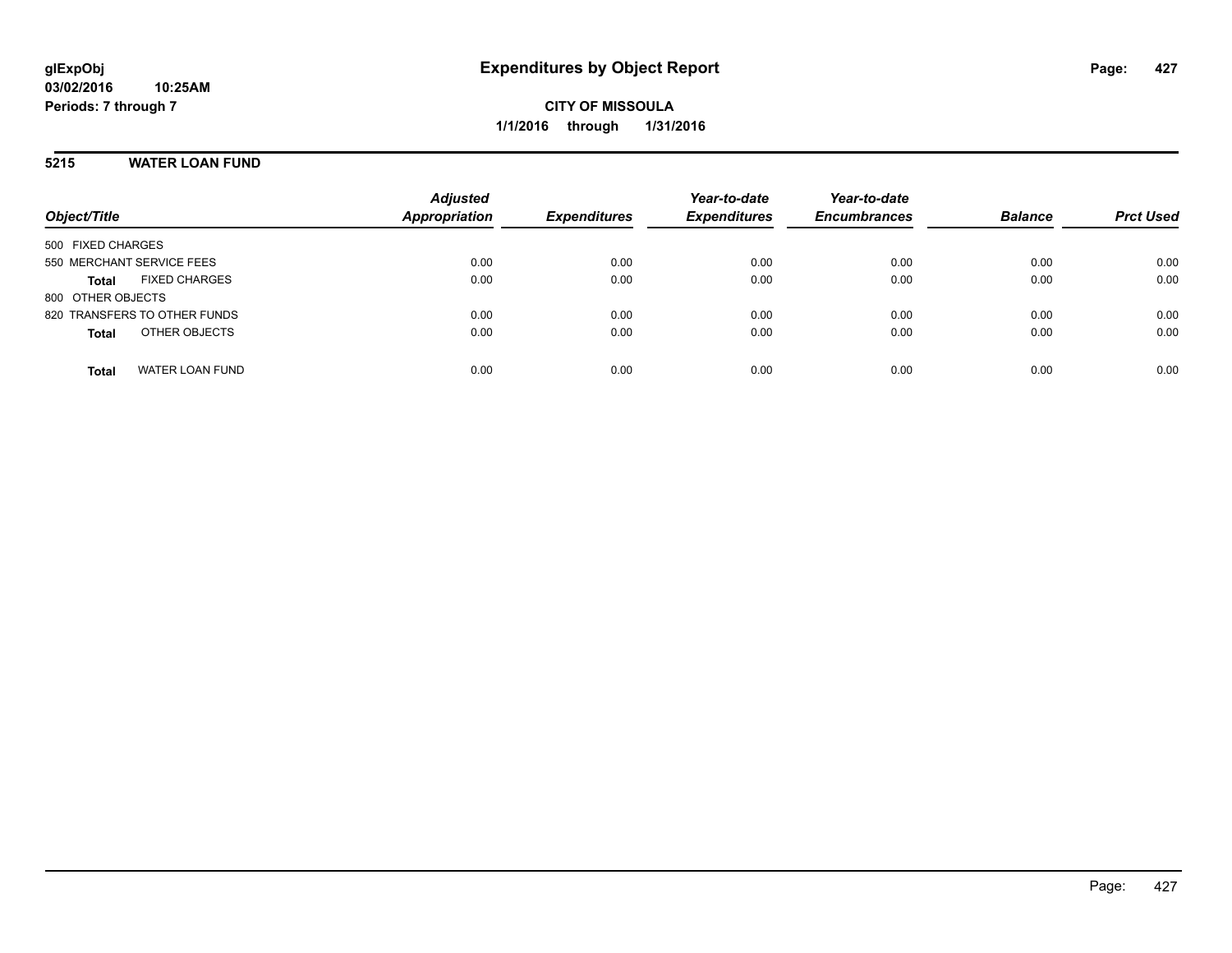# Expenditures by Object Report

**glExpObj**
**03/02/2016 10:25AM**
**Periods: 7 through 7**

**CITY OF MISSOULA**
**1/1/2016 through 1/31/2016**

## 5215 WATER LOAN FUND

| Object/Title | Adjusted Appropriation | Expenditures | Year-to-date Expenditures | Year-to-date Encumbrances | Balance | Prct Used |
|---|---|---|---|---|---|---|
| 500 FIXED CHARGES | | | | | | |
| 550 MERCHANT SERVICE FEES | 0.00 | 0.00 | 0.00 | 0.00 | 0.00 | 0.00 |
| **Total** FIXED CHARGES | 0.00 | 0.00 | 0.00 | 0.00 | 0.00 | 0.00 |
| 800 OTHER OBJECTS | | | | | | |
| 820 TRANSFERS TO OTHER FUNDS | 0.00 | 0.00 | 0.00 | 0.00 | 0.00 | 0.00 |
| **Total** OTHER OBJECTS | 0.00 | 0.00 | 0.00 | 0.00 | 0.00 | 0.00 |
| **Total** WATER LOAN FUND | 0.00 | 0.00 | 0.00 | 0.00 | 0.00 | 0.00 |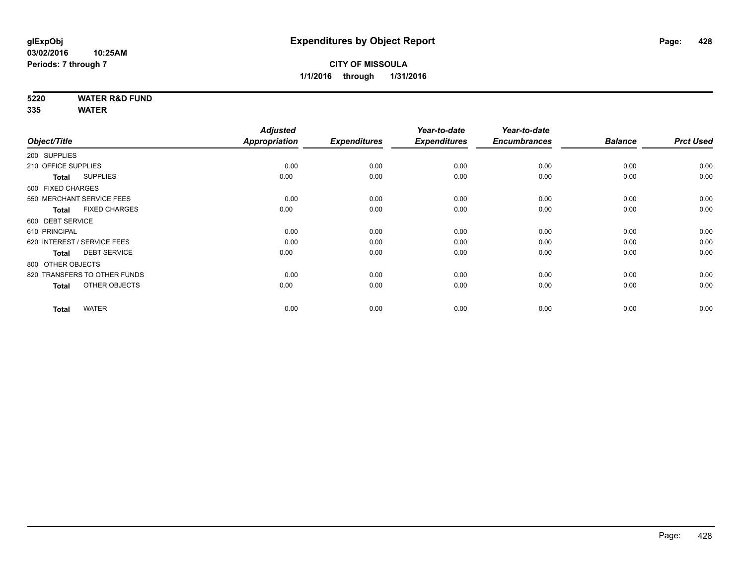**glExpObj**
**03/02/2016 10:25AM**
**Periods: 7 through 7**

# Expenditures by Object Report

**CITY OF MISSOULA**
**1/1/2016 through 1/31/2016**

**5220 WATER R&D FUND**
**335 WATER**

| Object/Title | Adjusted Appropriation | Expenditures | Year-to-date Expenditures | Year-to-date Encumbrances | Balance | Prct Used |
|---|---|---|---|---|---|---|
| 200 SUPPLIES | | | | | | |
| 210 OFFICE SUPPLIES | 0.00 | 0.00 | 0.00 | 0.00 | 0.00 | 0.00 |
| **Total** SUPPLIES | 0.00 | 0.00 | 0.00 | 0.00 | 0.00 | 0.00 |
| 500 FIXED CHARGES | | | | | | |
| 550 MERCHANT SERVICE FEES | 0.00 | 0.00 | 0.00 | 0.00 | 0.00 | 0.00 |
| **Total** FIXED CHARGES | 0.00 | 0.00 | 0.00 | 0.00 | 0.00 | 0.00 |
| 600 DEBT SERVICE | | | | | | |
| 610 PRINCIPAL | 0.00 | 0.00 | 0.00 | 0.00 | 0.00 | 0.00 |
| 620 INTEREST / SERVICE FEES | 0.00 | 0.00 | 0.00 | 0.00 | 0.00 | 0.00 |
| **Total** DEBT SERVICE | 0.00 | 0.00 | 0.00 | 0.00 | 0.00 | 0.00 |
| 800 OTHER OBJECTS | | | | | | |
| 820 TRANSFERS TO OTHER FUNDS | 0.00 | 0.00 | 0.00 | 0.00 | 0.00 | 0.00 |
| **Total** OTHER OBJECTS | 0.00 | 0.00 | 0.00 | 0.00 | 0.00 | 0.00 |
| **Total** WATER | 0.00 | 0.00 | 0.00 | 0.00 | 0.00 | 0.00 |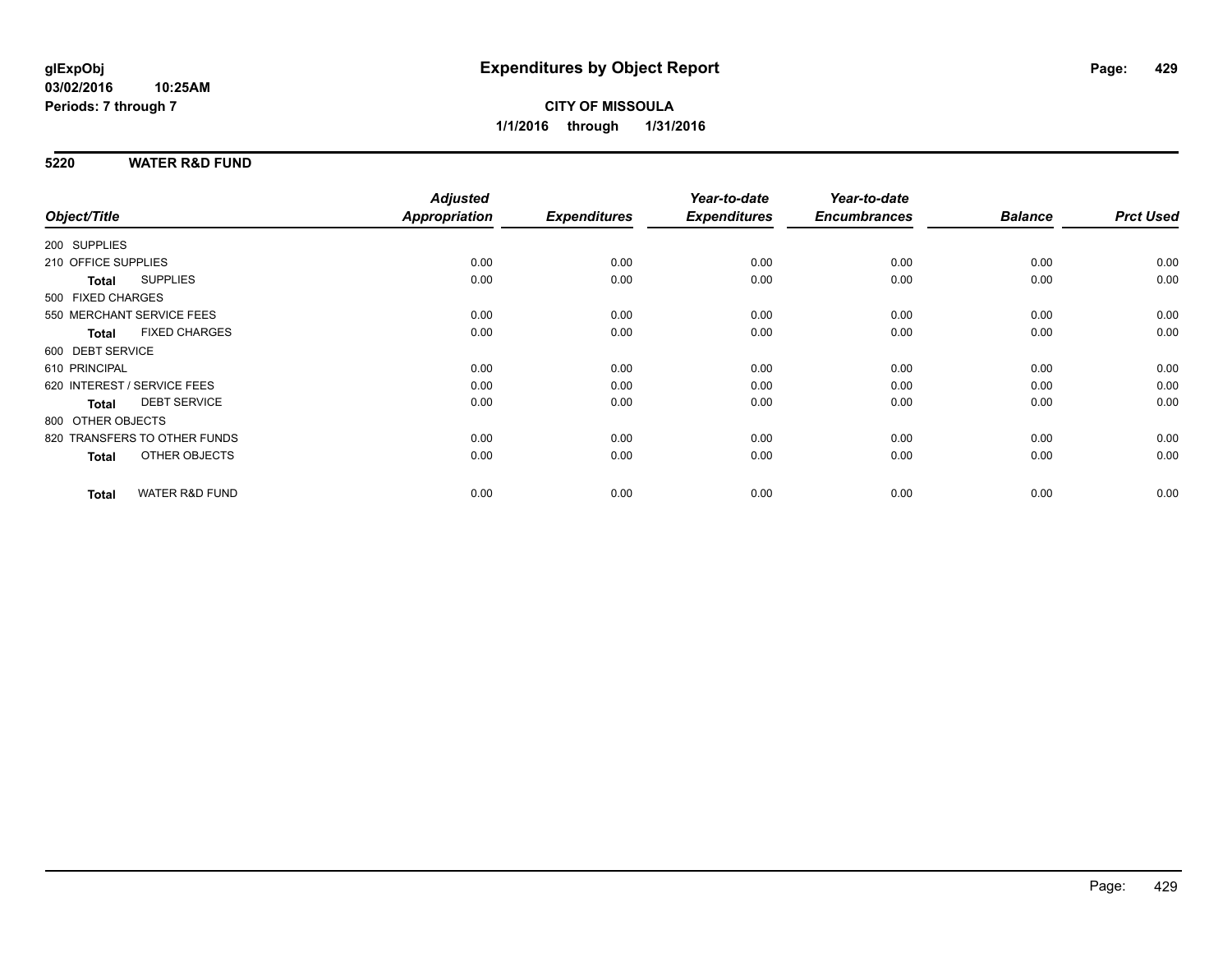**glExpObj**
**03/02/2016 10:25AM**
**Periods: 7 through 7**

# Expenditures by Object Report

**CITY OF MISSOULA**
**1/1/2016 through 1/31/2016**

## 5220 WATER R&D FUND

| Object/Title | Adjusted Appropriation | Expenditures | Year-to-date Expenditures | Year-to-date Encumbrances | Balance | Prct Used |
|---|---|---|---|---|---|---|
| 200 SUPPLIES | | | | | | |
| 210 OFFICE SUPPLIES | 0.00 | 0.00 | 0.00 | 0.00 | 0.00 | 0.00 |
| **Total** SUPPLIES | 0.00 | 0.00 | 0.00 | 0.00 | 0.00 | 0.00 |
| 500 FIXED CHARGES | | | | | | |
| 550 MERCHANT SERVICE FEES | 0.00 | 0.00 | 0.00 | 0.00 | 0.00 | 0.00 |
| **Total** FIXED CHARGES | 0.00 | 0.00 | 0.00 | 0.00 | 0.00 | 0.00 |
| 600 DEBT SERVICE | | | | | | |
| 610 PRINCIPAL | 0.00 | 0.00 | 0.00 | 0.00 | 0.00 | 0.00 |
| 620 INTEREST / SERVICE FEES | 0.00 | 0.00 | 0.00 | 0.00 | 0.00 | 0.00 |
| **Total** DEBT SERVICE | 0.00 | 0.00 | 0.00 | 0.00 | 0.00 | 0.00 |
| 800 OTHER OBJECTS | | | | | | |
| 820 TRANSFERS TO OTHER FUNDS | 0.00 | 0.00 | 0.00 | 0.00 | 0.00 | 0.00 |
| **Total** OTHER OBJECTS | 0.00 | 0.00 | 0.00 | 0.00 | 0.00 | 0.00 |
| **Total** WATER R&D FUND | 0.00 | 0.00 | 0.00 | 0.00 | 0.00 | 0.00 |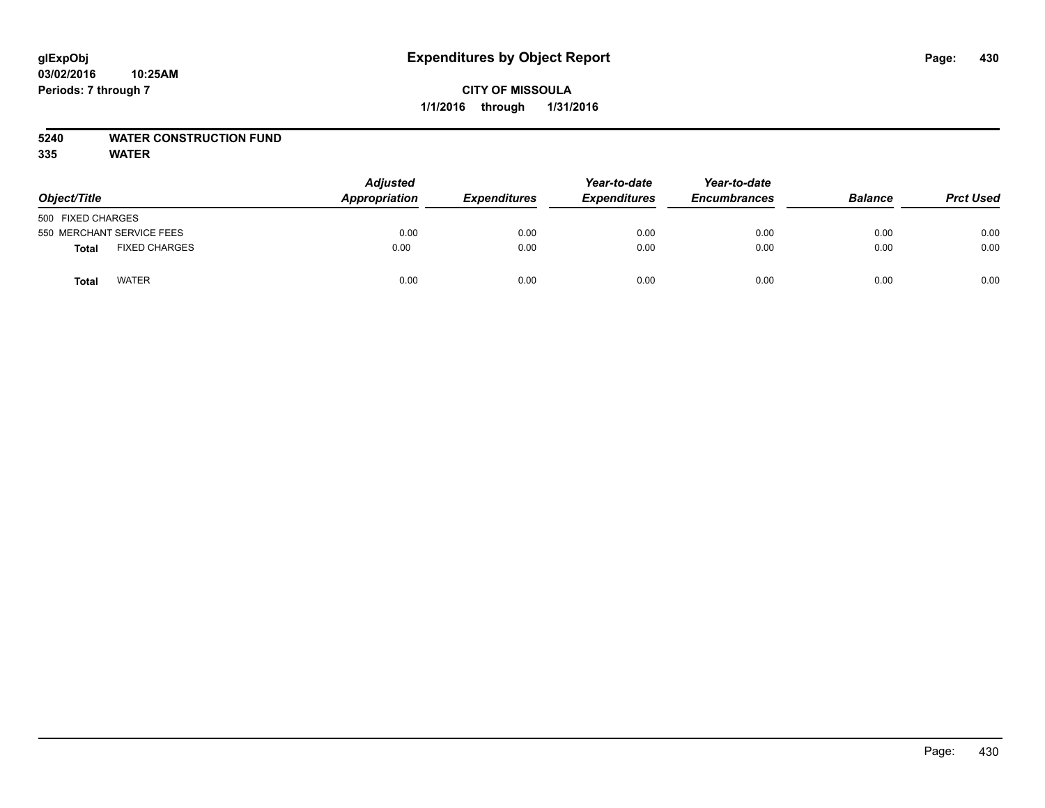# Expenditures by Object Report

glExpObj
03/02/2016 10:25AM
Periods: 7 through 7

CITY OF MISSOULA
1/1/2016 through 1/31/2016

**5240 WATER CONSTRUCTION FUND**
**335 WATER**

| Object/Title | | Adjusted Appropriation | Expenditures | Year-to-date Expenditures | Year-to-date Encumbrances | Balance | Prct Used |
|---|---|---|---|---|---|---|---|
| 500 FIXED CHARGES | | | | | | | |
| 550 MERCHANT SERVICE FEES | | 0.00 | 0.00 | 0.00 | 0.00 | 0.00 | 0.00 |
| **Total** | FIXED CHARGES | 0.00 | 0.00 | 0.00 | 0.00 | 0.00 | 0.00 |
| **Total** | WATER | 0.00 | 0.00 | 0.00 | 0.00 | 0.00 | 0.00 |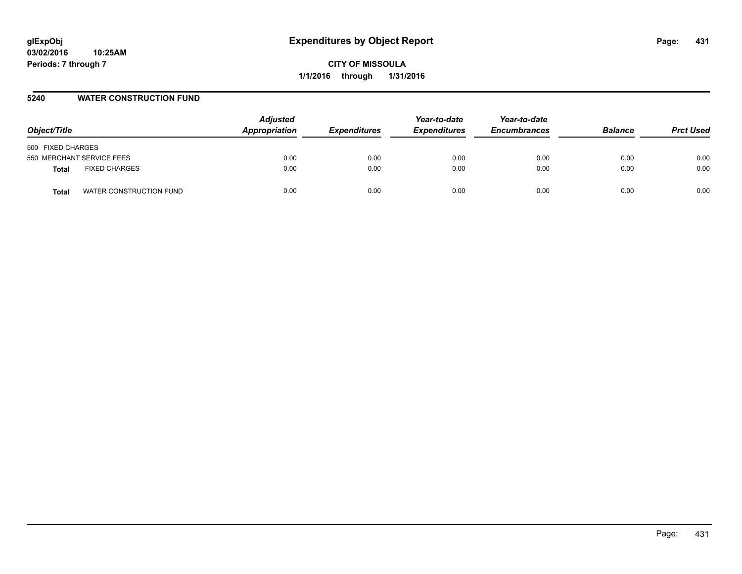# Expenditures by Object Report

glExpObj
03/02/2016 10:25AM
Periods: 7 through 7

**CITY OF MISSOULA**
**1/1/2016 through 1/31/2016**

## 5240 WATER CONSTRUCTION FUND

| Object/Title | | Adjusted Appropriation | Expenditures | Year-to-date Expenditures | Year-to-date Encumbrances | Balance | Prct Used |
|---|---|---|---|---|---|---|---|
| 500 FIXED CHARGES | | | | | | | |
| 550 MERCHANT SERVICE FEES | | 0.00 | 0.00 | 0.00 | 0.00 | 0.00 | 0.00 |
| **Total** | FIXED CHARGES | 0.00 | 0.00 | 0.00 | 0.00 | 0.00 | 0.00 |
| **Total** | WATER CONSTRUCTION FUND | 0.00 | 0.00 | 0.00 | 0.00 | 0.00 | 0.00 |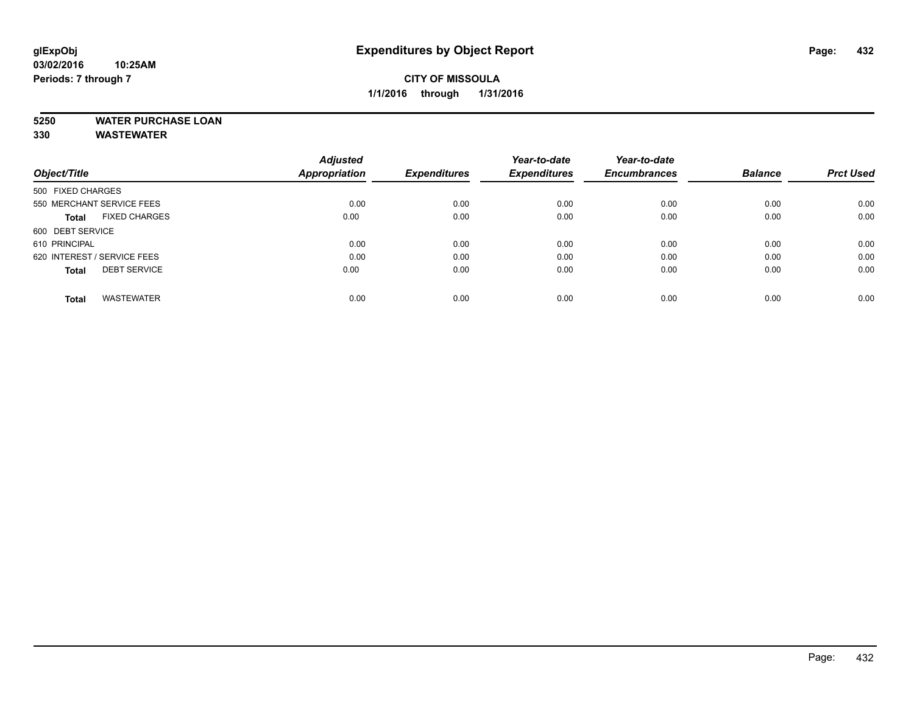**glExpObj**
**03/02/2016 10:25AM**
**Periods: 7 through 7**

# Expenditures by Object Report

**CITY OF MISSOULA**
**1/1/2016 through 1/31/2016**

**5250 WATER PURCHASE LOAN**
**330 WASTEWATER**

| Object/Title | Adjusted Appropriation | Expenditures | Year-to-date Expenditures | Year-to-date Encumbrances | Balance | Prct Used |
|---|---|---|---|---|---|---|
| 500 FIXED CHARGES | | | | | | |
| 550 MERCHANT SERVICE FEES | 0.00 | 0.00 | 0.00 | 0.00 | 0.00 | 0.00 |
| **Total** FIXED CHARGES | 0.00 | 0.00 | 0.00 | 0.00 | 0.00 | 0.00 |
| 600 DEBT SERVICE | | | | | | |
| 610 PRINCIPAL | 0.00 | 0.00 | 0.00 | 0.00 | 0.00 | 0.00 |
| 620 INTEREST / SERVICE FEES | 0.00 | 0.00 | 0.00 | 0.00 | 0.00 | 0.00 |
| **Total** DEBT SERVICE | 0.00 | 0.00 | 0.00 | 0.00 | 0.00 | 0.00 |
| **Total** WASTEWATER | 0.00 | 0.00 | 0.00 | 0.00 | 0.00 | 0.00 |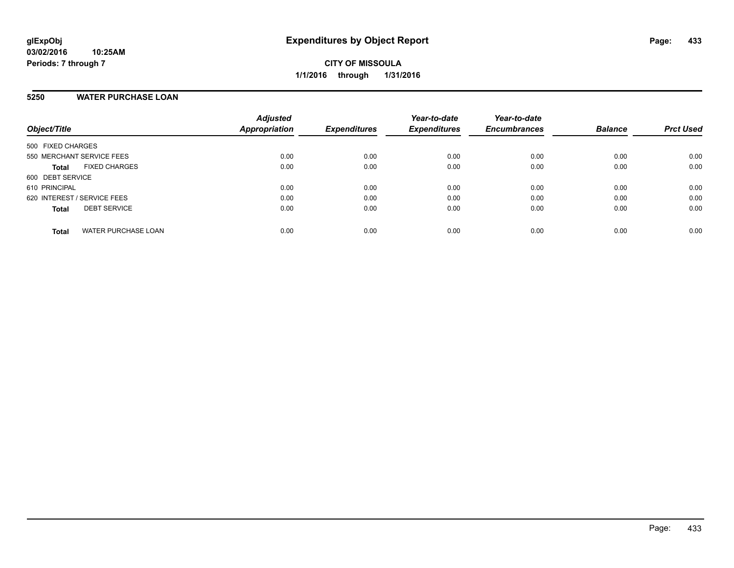# Expenditures by Object Report

glExpObj
03/02/2016 10:25AM
Periods: 7 through 7

**CITY OF MISSOULA**
**1/1/2016 through 1/31/2016**

## 5250 WATER PURCHASE LOAN

| Object/Title | | Adjusted Appropriation | Expenditures | Year-to-date Expenditures | Year-to-date Encumbrances | Balance | Prct Used |
|---|---|---|---|---|---|---|---|
| 500 FIXED CHARGES | | | | | | | |
| 550 MERCHANT SERVICE FEES | | 0.00 | 0.00 | 0.00 | 0.00 | 0.00 | 0.00 |
| **Total** | FIXED CHARGES | 0.00 | 0.00 | 0.00 | 0.00 | 0.00 | 0.00 |
| 600 DEBT SERVICE | | | | | | | |
| 610 PRINCIPAL | | 0.00 | 0.00 | 0.00 | 0.00 | 0.00 | 0.00 |
| 620 INTEREST / SERVICE FEES | | 0.00 | 0.00 | 0.00 | 0.00 | 0.00 | 0.00 |
| **Total** | DEBT SERVICE | 0.00 | 0.00 | 0.00 | 0.00 | 0.00 | 0.00 |
| **Total** | WATER PURCHASE LOAN | 0.00 | 0.00 | 0.00 | 0.00 | 0.00 | 0.00 |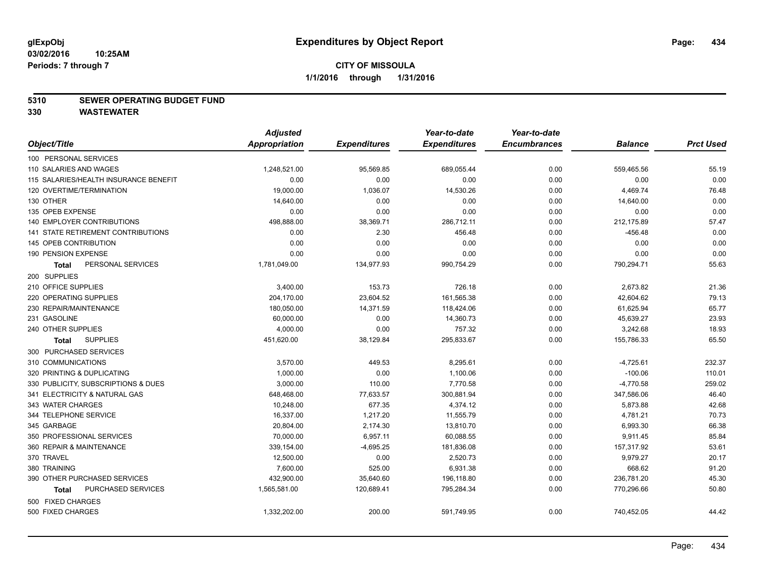# Expenditures by Object Report

glExpObj
03/02/2016 10:25AM
Periods: 7 through 7

**CITY OF MISSOULA**
**1/1/2016 through 1/31/2016**

## 5310 SEWER OPERATING BUDGET FUND
## 330 WASTEWATER

| Object/Title | Adjusted Appropriation | Expenditures | Year-to-date Expenditures | Year-to-date Encumbrances | Balance | Prct Used |
|---|---|---|---|---|---|---|
| 100 PERSONAL SERVICES | | | | | | |
| 110 SALARIES AND WAGES | 1,248,521.00 | 95,569.85 | 689,055.44 | 0.00 | 559,465.56 | 55.19 |
| 115 SALARIES/HEALTH INSURANCE BENEFIT | 0.00 | 0.00 | 0.00 | 0.00 | 0.00 | 0.00 |
| 120 OVERTIME/TERMINATION | 19,000.00 | 1,036.07 | 14,530.26 | 0.00 | 4,469.74 | 76.48 |
| 130 OTHER | 14,640.00 | 0.00 | 0.00 | 0.00 | 14,640.00 | 0.00 |
| 135 OPEB EXPENSE | 0.00 | 0.00 | 0.00 | 0.00 | 0.00 | 0.00 |
| 140 EMPLOYER CONTRIBUTIONS | 498,888.00 | 38,369.71 | 286,712.11 | 0.00 | 212,175.89 | 57.47 |
| 141 STATE RETIREMENT CONTRIBUTIONS | 0.00 | 2.30 | 456.48 | 0.00 | -456.48 | 0.00 |
| 145 OPEB CONTRIBUTION | 0.00 | 0.00 | 0.00 | 0.00 | 0.00 | 0.00 |
| 190 PENSION EXPENSE | 0.00 | 0.00 | 0.00 | 0.00 | 0.00 | 0.00 |
| **Total** PERSONAL SERVICES | 1,781,049.00 | 134,977.93 | 990,754.29 | 0.00 | 790,294.71 | 55.63 |
| 200 SUPPLIES | | | | | | |
| 210 OFFICE SUPPLIES | 3,400.00 | 153.73 | 726.18 | 0.00 | 2,673.82 | 21.36 |
| 220 OPERATING SUPPLIES | 204,170.00 | 23,604.52 | 161,565.38 | 0.00 | 42,604.62 | 79.13 |
| 230 REPAIR/MAINTENANCE | 180,050.00 | 14,371.59 | 118,424.06 | 0.00 | 61,625.94 | 65.77 |
| 231 GASOLINE | 60,000.00 | 0.00 | 14,360.73 | 0.00 | 45,639.27 | 23.93 |
| 240 OTHER SUPPLIES | 4,000.00 | 0.00 | 757.32 | 0.00 | 3,242.68 | 18.93 |
| **Total** SUPPLIES | 451,620.00 | 38,129.84 | 295,833.67 | 0.00 | 155,786.33 | 65.50 |
| 300 PURCHASED SERVICES | | | | | | |
| 310 COMMUNICATIONS | 3,570.00 | 449.53 | 8,295.61 | 0.00 | -4,725.61 | 232.37 |
| 320 PRINTING & DUPLICATING | 1,000.00 | 0.00 | 1,100.06 | 0.00 | -100.06 | 110.01 |
| 330 PUBLICITY, SUBSCRIPTIONS & DUES | 3,000.00 | 110.00 | 7,770.58 | 0.00 | -4,770.58 | 259.02 |
| 341 ELECTRICITY & NATURAL GAS | 648,468.00 | 77,633.57 | 300,881.94 | 0.00 | 347,586.06 | 46.40 |
| 343 WATER CHARGES | 10,248.00 | 677.35 | 4,374.12 | 0.00 | 5,873.88 | 42.68 |
| 344 TELEPHONE SERVICE | 16,337.00 | 1,217.20 | 11,555.79 | 0.00 | 4,781.21 | 70.73 |
| 345 GARBAGE | 20,804.00 | 2,174.30 | 13,810.70 | 0.00 | 6,993.30 | 66.38 |
| 350 PROFESSIONAL SERVICES | 70,000.00 | 6,957.11 | 60,088.55 | 0.00 | 9,911.45 | 85.84 |
| 360 REPAIR & MAINTENANCE | 339,154.00 | -4,695.25 | 181,836.08 | 0.00 | 157,317.92 | 53.61 |
| 370 TRAVEL | 12,500.00 | 0.00 | 2,520.73 | 0.00 | 9,979.27 | 20.17 |
| 380 TRAINING | 7,600.00 | 525.00 | 6,931.38 | 0.00 | 668.62 | 91.20 |
| 390 OTHER PURCHASED SERVICES | 432,900.00 | 35,640.60 | 196,118.80 | 0.00 | 236,781.20 | 45.30 |
| **Total** PURCHASED SERVICES | 1,565,581.00 | 120,689.41 | 795,284.34 | 0.00 | 770,296.66 | 50.80 |
| 500 FIXED CHARGES | | | | | | |
| 500 FIXED CHARGES | 1,332,202.00 | 200.00 | 591,749.95 | 0.00 | 740,452.05 | 44.42 |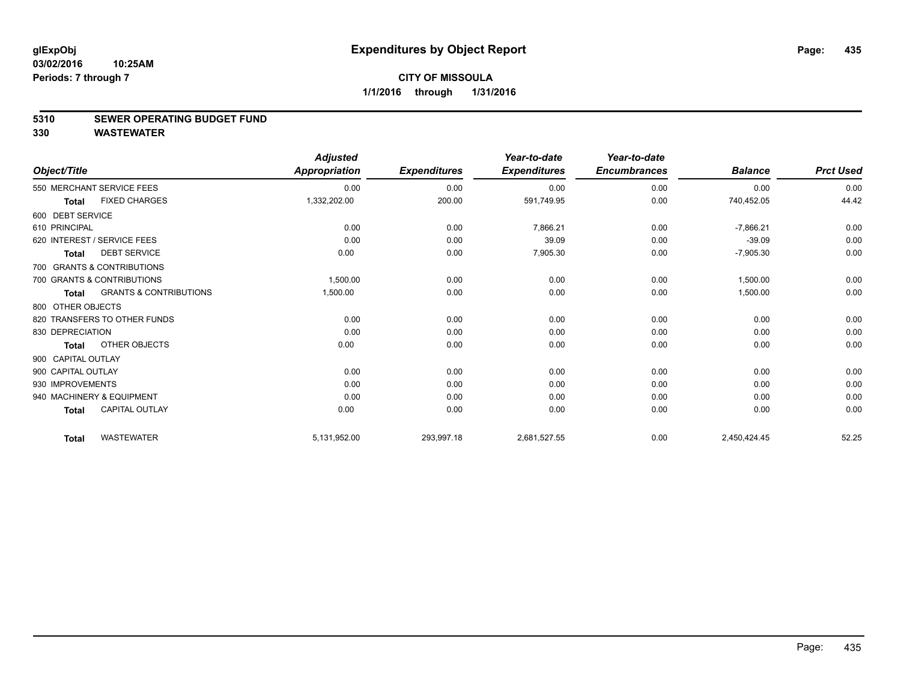# Expenditures by Object Report

glExpObj
03/02/2016 10:25AM
Periods: 7 through 7

**CITY OF MISSOULA**
**1/1/2016 through 1/31/2016**

## 5310 SEWER OPERATING BUDGET FUND
## 330 WASTEWATER

| Object/Title | Adjusted Appropriation | Expenditures | Year-to-date Expenditures | Year-to-date Encumbrances | Balance | Prct Used |
|---|---|---|---|---|---|---|
| 550 MERCHANT SERVICE FEES | 0.00 | 0.00 | 0.00 | 0.00 | 0.00 | 0.00 |
| **Total** FIXED CHARGES | 1,332,202.00 | 200.00 | 591,749.95 | 0.00 | 740,452.05 | 44.42 |
| 600 DEBT SERVICE | | | | | | |
| 610 PRINCIPAL | 0.00 | 0.00 | 7,866.21 | 0.00 | -7,866.21 | 0.00 |
| 620 INTEREST / SERVICE FEES | 0.00 | 0.00 | 39.09 | 0.00 | -39.09 | 0.00 |
| **Total** DEBT SERVICE | 0.00 | 0.00 | 7,905.30 | 0.00 | -7,905.30 | 0.00 |
| 700 GRANTS & CONTRIBUTIONS | | | | | | |
| 700 GRANTS & CONTRIBUTIONS | 1,500.00 | 0.00 | 0.00 | 0.00 | 1,500.00 | 0.00 |
| **Total** GRANTS & CONTRIBUTIONS | 1,500.00 | 0.00 | 0.00 | 0.00 | 1,500.00 | 0.00 |
| 800 OTHER OBJECTS | | | | | | |
| 820 TRANSFERS TO OTHER FUNDS | 0.00 | 0.00 | 0.00 | 0.00 | 0.00 | 0.00 |
| 830 DEPRECIATION | 0.00 | 0.00 | 0.00 | 0.00 | 0.00 | 0.00 |
| **Total** OTHER OBJECTS | 0.00 | 0.00 | 0.00 | 0.00 | 0.00 | 0.00 |
| 900 CAPITAL OUTLAY | | | | | | |
| 900 CAPITAL OUTLAY | 0.00 | 0.00 | 0.00 | 0.00 | 0.00 | 0.00 |
| 930 IMPROVEMENTS | 0.00 | 0.00 | 0.00 | 0.00 | 0.00 | 0.00 |
| 940 MACHINERY & EQUIPMENT | 0.00 | 0.00 | 0.00 | 0.00 | 0.00 | 0.00 |
| **Total** CAPITAL OUTLAY | 0.00 | 0.00 | 0.00 | 0.00 | 0.00 | 0.00 |
| **Total** WASTEWATER | 5,131,952.00 | 293,997.18 | 2,681,527.55 | 0.00 | 2,450,424.45 | 52.25 |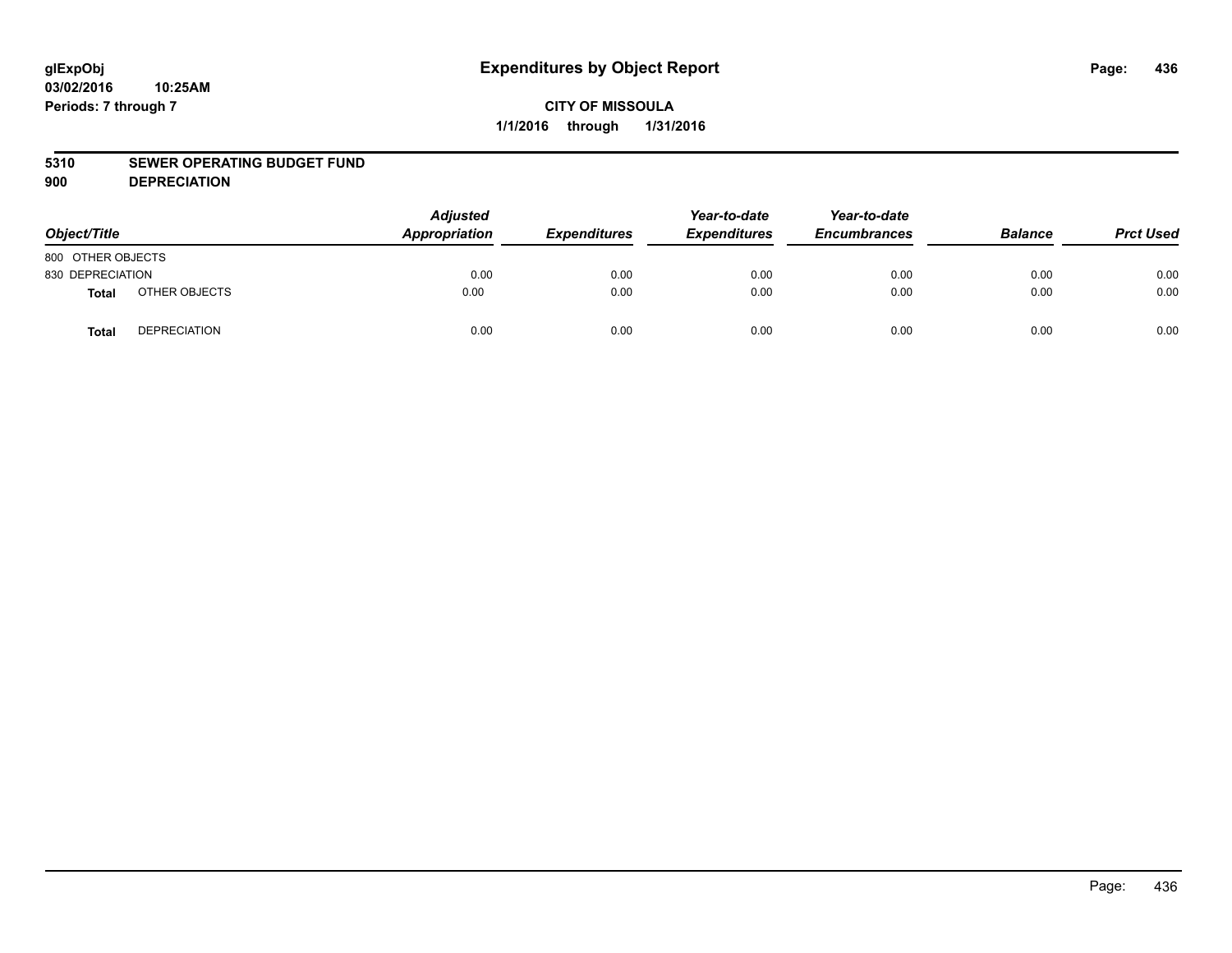**glExpObj**
**03/02/2016 10:25AM**
**Periods: 7 through 7**

# Expenditures by Object Report

**CITY OF MISSOULA**
**1/1/2016 through 1/31/2016**

**5310 SEWER OPERATING BUDGET FUND**
**900 DEPRECIATION**

| Object/Title | | *Adjusted Appropriation* | *Expenditures* | *Year-to-date Expenditures* | *Year-to-date Encumbrances* | *Balance* | *Prct Used* |
|---|---|---|---|---|---|---|---|
| 800 OTHER OBJECTS | | | | | | | |
| 830 DEPRECIATION | | 0.00 | 0.00 | 0.00 | 0.00 | 0.00 | 0.00 |
| **Total** | OTHER OBJECTS | 0.00 | 0.00 | 0.00 | 0.00 | 0.00 | 0.00 |
| **Total** | DEPRECIATION | 0.00 | 0.00 | 0.00 | 0.00 | 0.00 | 0.00 |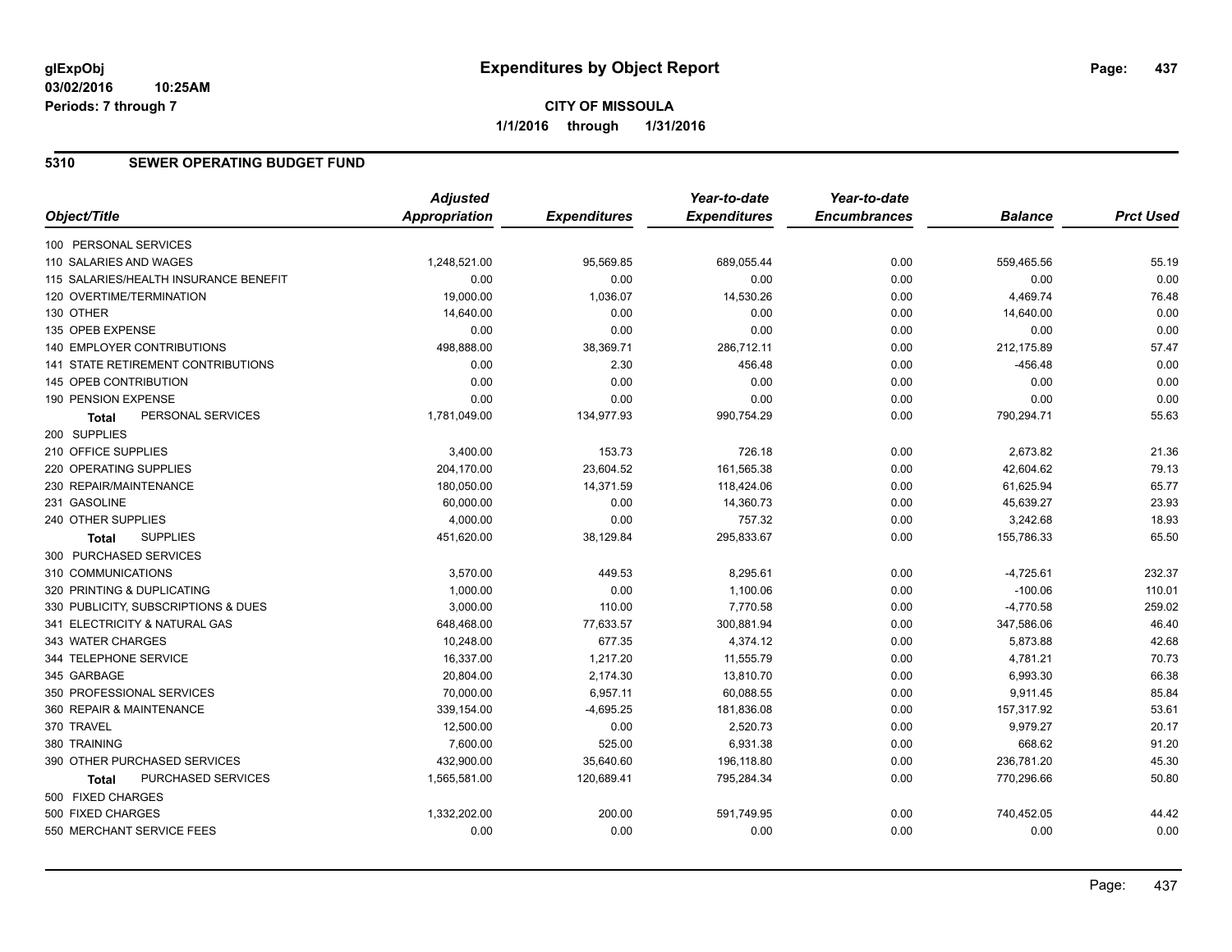**glExpObj**
**03/02/2016 10:25AM**
**Periods: 7 through 7**

# Expenditures by Object Report

**CITY OF MISSOULA**
**1/1/2016 through 1/31/2016**

## 5310 SEWER OPERATING BUDGET FUND

| Object/Title | Adjusted Appropriation | Expenditures | Year-to-date Expenditures | Year-to-date Encumbrances | Balance | Prct Used |
|---|---|---|---|---|---|---|
| 100 PERSONAL SERVICES | | | | | | |
| 110 SALARIES AND WAGES | 1,248,521.00 | 95,569.85 | 689,055.44 | 0.00 | 559,465.56 | 55.19 |
| 115 SALARIES/HEALTH INSURANCE BENEFIT | 0.00 | 0.00 | 0.00 | 0.00 | 0.00 | 0.00 |
| 120 OVERTIME/TERMINATION | 19,000.00 | 1,036.07 | 14,530.26 | 0.00 | 4,469.74 | 76.48 |
| 130 OTHER | 14,640.00 | 0.00 | 0.00 | 0.00 | 14,640.00 | 0.00 |
| 135 OPEB EXPENSE | 0.00 | 0.00 | 0.00 | 0.00 | 0.00 | 0.00 |
| 140 EMPLOYER CONTRIBUTIONS | 498,888.00 | 38,369.71 | 286,712.11 | 0.00 | 212,175.89 | 57.47 |
| 141 STATE RETIREMENT CONTRIBUTIONS | 0.00 | 2.30 | 456.48 | 0.00 | -456.48 | 0.00 |
| 145 OPEB CONTRIBUTION | 0.00 | 0.00 | 0.00 | 0.00 | 0.00 | 0.00 |
| 190 PENSION EXPENSE | 0.00 | 0.00 | 0.00 | 0.00 | 0.00 | 0.00 |
| **Total** PERSONAL SERVICES | 1,781,049.00 | 134,977.93 | 990,754.29 | 0.00 | 790,294.71 | 55.63 |
| 200 SUPPLIES | | | | | | |
| 210 OFFICE SUPPLIES | 3,400.00 | 153.73 | 726.18 | 0.00 | 2,673.82 | 21.36 |
| 220 OPERATING SUPPLIES | 204,170.00 | 23,604.52 | 161,565.38 | 0.00 | 42,604.62 | 79.13 |
| 230 REPAIR/MAINTENANCE | 180,050.00 | 14,371.59 | 118,424.06 | 0.00 | 61,625.94 | 65.77 |
| 231 GASOLINE | 60,000.00 | 0.00 | 14,360.73 | 0.00 | 45,639.27 | 23.93 |
| 240 OTHER SUPPLIES | 4,000.00 | 0.00 | 757.32 | 0.00 | 3,242.68 | 18.93 |
| **Total** SUPPLIES | 451,620.00 | 38,129.84 | 295,833.67 | 0.00 | 155,786.33 | 65.50 |
| 300 PURCHASED SERVICES | | | | | | |
| 310 COMMUNICATIONS | 3,570.00 | 449.53 | 8,295.61 | 0.00 | -4,725.61 | 232.37 |
| 320 PRINTING & DUPLICATING | 1,000.00 | 0.00 | 1,100.06 | 0.00 | -100.06 | 110.01 |
| 330 PUBLICITY, SUBSCRIPTIONS & DUES | 3,000.00 | 110.00 | 7,770.58 | 0.00 | -4,770.58 | 259.02 |
| 341 ELECTRICITY & NATURAL GAS | 648,468.00 | 77,633.57 | 300,881.94 | 0.00 | 347,586.06 | 46.40 |
| 343 WATER CHARGES | 10,248.00 | 677.35 | 4,374.12 | 0.00 | 5,873.88 | 42.68 |
| 344 TELEPHONE SERVICE | 16,337.00 | 1,217.20 | 11,555.79 | 0.00 | 4,781.21 | 70.73 |
| 345 GARBAGE | 20,804.00 | 2,174.30 | 13,810.70 | 0.00 | 6,993.30 | 66.38 |
| 350 PROFESSIONAL SERVICES | 70,000.00 | 6,957.11 | 60,088.55 | 0.00 | 9,911.45 | 85.84 |
| 360 REPAIR & MAINTENANCE | 339,154.00 | -4,695.25 | 181,836.08 | 0.00 | 157,317.92 | 53.61 |
| 370 TRAVEL | 12,500.00 | 0.00 | 2,520.73 | 0.00 | 9,979.27 | 20.17 |
| 380 TRAINING | 7,600.00 | 525.00 | 6,931.38 | 0.00 | 668.62 | 91.20 |
| 390 OTHER PURCHASED SERVICES | 432,900.00 | 35,640.60 | 196,118.80 | 0.00 | 236,781.20 | 45.30 |
| **Total** PURCHASED SERVICES | 1,565,581.00 | 120,689.41 | 795,284.34 | 0.00 | 770,296.66 | 50.80 |
| 500 FIXED CHARGES | | | | | | |
| 500 FIXED CHARGES | 1,332,202.00 | 200.00 | 591,749.95 | 0.00 | 740,452.05 | 44.42 |
| 550 MERCHANT SERVICE FEES | 0.00 | 0.00 | 0.00 | 0.00 | 0.00 | 0.00 |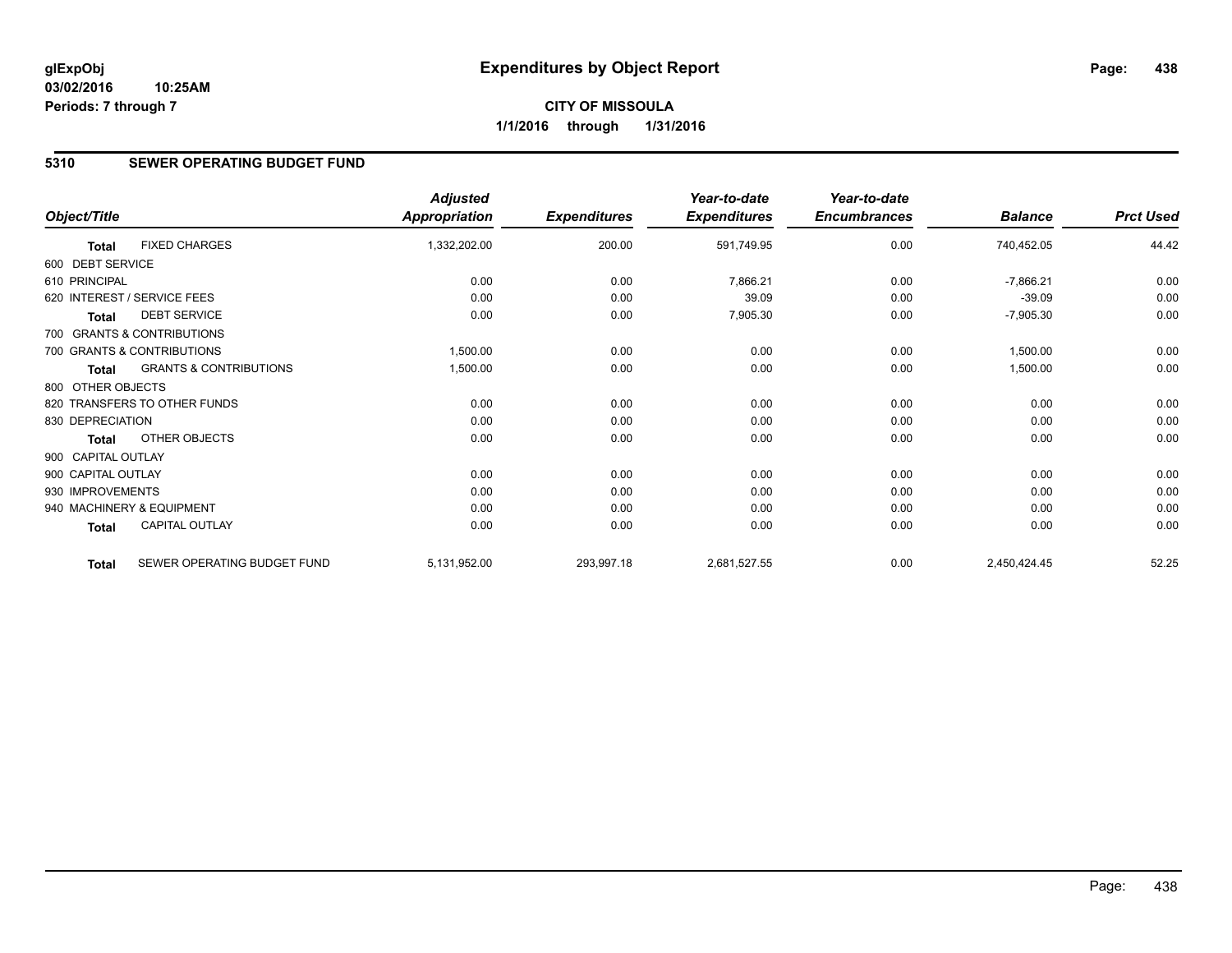**glExpObj**
**03/02/2016 10:25AM**
**Periods: 7 through 7**

# Expenditures by Object Report

**CITY OF MISSOULA**
**1/1/2016 through 1/31/2016**

## 5310 SEWER OPERATING BUDGET FUND

| Object/Title | | Adjusted Appropriation | Expenditures | Year-to-date Expenditures | Year-to-date Encumbrances | Balance | Prct Used |
|---|---|---|---|---|---|---|---|
| **Total** | FIXED CHARGES | 1,332,202.00 | 200.00 | 591,749.95 | 0.00 | 740,452.05 | 44.42 |
| 600 DEBT SERVICE | | | | | | | |
| 610 PRINCIPAL | | 0.00 | 0.00 | 7,866.21 | 0.00 | -7,866.21 | 0.00 |
| 620 INTEREST / SERVICE FEES | | 0.00 | 0.00 | 39.09 | 0.00 | -39.09 | 0.00 |
| **Total** | DEBT SERVICE | 0.00 | 0.00 | 7,905.30 | 0.00 | -7,905.30 | 0.00 |
| 700 GRANTS & CONTRIBUTIONS | | | | | | | |
| 700 GRANTS & CONTRIBUTIONS | | 1,500.00 | 0.00 | 0.00 | 0.00 | 1,500.00 | 0.00 |
| **Total** | GRANTS & CONTRIBUTIONS | 1,500.00 | 0.00 | 0.00 | 0.00 | 1,500.00 | 0.00 |
| 800 OTHER OBJECTS | | | | | | | |
| 820 TRANSFERS TO OTHER FUNDS | | 0.00 | 0.00 | 0.00 | 0.00 | 0.00 | 0.00 |
| 830 DEPRECIATION | | 0.00 | 0.00 | 0.00 | 0.00 | 0.00 | 0.00 |
| **Total** | OTHER OBJECTS | 0.00 | 0.00 | 0.00 | 0.00 | 0.00 | 0.00 |
| 900 CAPITAL OUTLAY | | | | | | | |
| 900 CAPITAL OUTLAY | | 0.00 | 0.00 | 0.00 | 0.00 | 0.00 | 0.00 |
| 930 IMPROVEMENTS | | 0.00 | 0.00 | 0.00 | 0.00 | 0.00 | 0.00 |
| 940 MACHINERY & EQUIPMENT | | 0.00 | 0.00 | 0.00 | 0.00 | 0.00 | 0.00 |
| **Total** | CAPITAL OUTLAY | 0.00 | 0.00 | 0.00 | 0.00 | 0.00 | 0.00 |
| **Total** | SEWER OPERATING BUDGET FUND | 5,131,952.00 | 293,997.18 | 2,681,527.55 | 0.00 | 2,450,424.45 | 52.25 |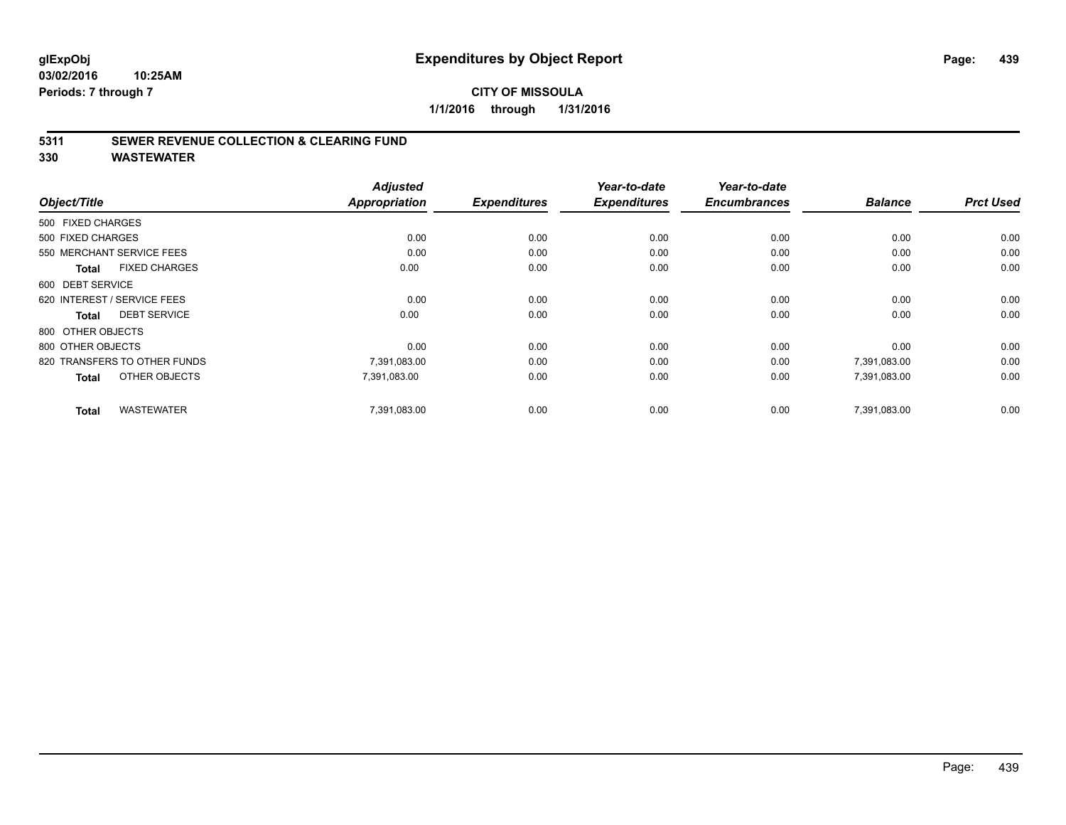glExpObj
03/02/2016 10:25AM
Periods: 7 through 7

# Expenditures by Object Report

**CITY OF MISSOULA**
**1/1/2016 through 1/31/2016**

## 5311 SEWER REVENUE COLLECTION & CLEARING FUND
## 330 WASTEWATER

| Object/Title | Adjusted Appropriation | Expenditures | Year-to-date Expenditures | Year-to-date Encumbrances | Balance | Prct Used |
|---|---|---|---|---|---|---|
| 500 FIXED CHARGES | | | | | | |
| 500 FIXED CHARGES | 0.00 | 0.00 | 0.00 | 0.00 | 0.00 | 0.00 |
| 550 MERCHANT SERVICE FEES | 0.00 | 0.00 | 0.00 | 0.00 | 0.00 | 0.00 |
| **Total** FIXED CHARGES | 0.00 | 0.00 | 0.00 | 0.00 | 0.00 | 0.00 |
| 600 DEBT SERVICE | | | | | | |
| 620 INTEREST / SERVICE FEES | 0.00 | 0.00 | 0.00 | 0.00 | 0.00 | 0.00 |
| **Total** DEBT SERVICE | 0.00 | 0.00 | 0.00 | 0.00 | 0.00 | 0.00 |
| 800 OTHER OBJECTS | | | | | | |
| 800 OTHER OBJECTS | 0.00 | 0.00 | 0.00 | 0.00 | 0.00 | 0.00 |
| 820 TRANSFERS TO OTHER FUNDS | 7,391,083.00 | 0.00 | 0.00 | 0.00 | 7,391,083.00 | 0.00 |
| **Total** OTHER OBJECTS | 7,391,083.00 | 0.00 | 0.00 | 0.00 | 7,391,083.00 | 0.00 |
| **Total** WASTEWATER | 7,391,083.00 | 0.00 | 0.00 | 0.00 | 7,391,083.00 | 0.00 |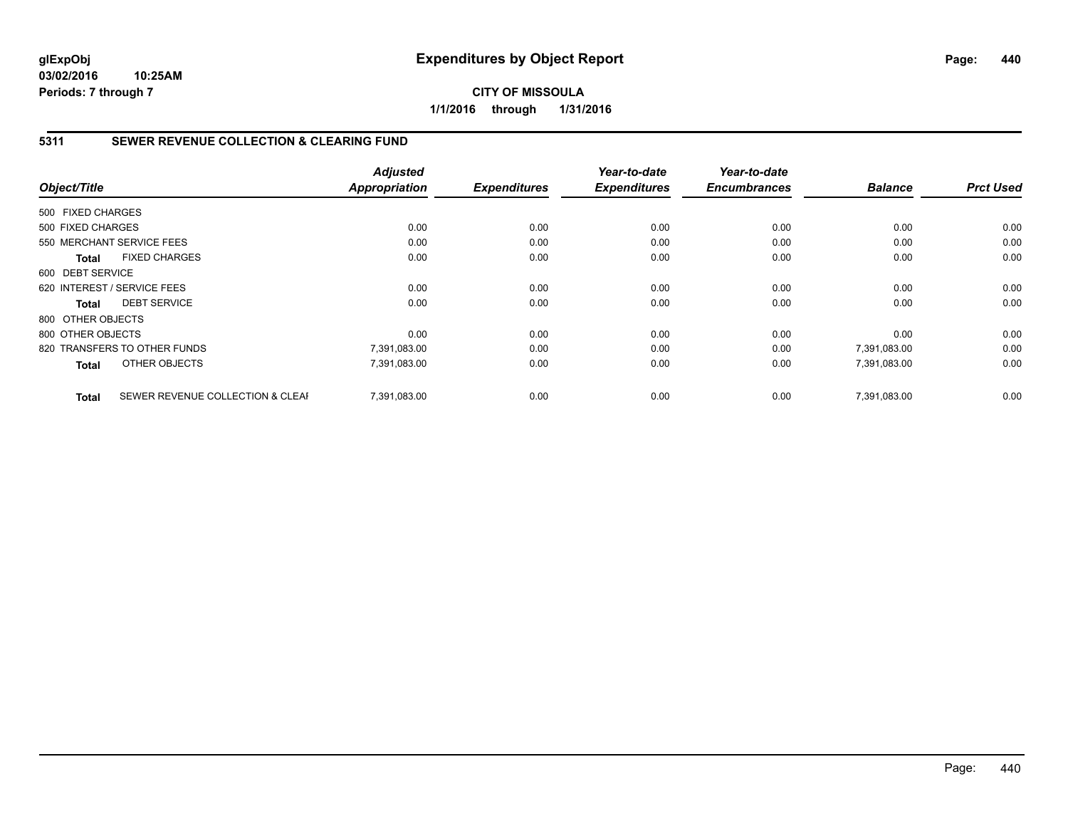**glExpObj**
**03/02/2016 10:25AM**
**Periods: 7 through 7**

# Expenditures by Object Report

**CITY OF MISSOULA**
**1/1/2016 through 1/31/2016**

## 5311 SEWER REVENUE COLLECTION & CLEARING FUND

| Object/Title | | Adjusted Appropriation | Expenditures | Year-to-date Expenditures | Year-to-date Encumbrances | Balance | Prct Used |
|---|---|---|---|---|---|---|---|
| 500 FIXED CHARGES | | | | | | | |
| 500 FIXED CHARGES | | 0.00 | 0.00 | 0.00 | 0.00 | 0.00 | 0.00 |
| 550 MERCHANT SERVICE FEES | | 0.00 | 0.00 | 0.00 | 0.00 | 0.00 | 0.00 |
| **Total** | FIXED CHARGES | 0.00 | 0.00 | 0.00 | 0.00 | 0.00 | 0.00 |
| 600 DEBT SERVICE | | | | | | | |
| 620 INTEREST / SERVICE FEES | | 0.00 | 0.00 | 0.00 | 0.00 | 0.00 | 0.00 |
| **Total** | DEBT SERVICE | 0.00 | 0.00 | 0.00 | 0.00 | 0.00 | 0.00 |
| 800 OTHER OBJECTS | | | | | | | |
| 800 OTHER OBJECTS | | 0.00 | 0.00 | 0.00 | 0.00 | 0.00 | 0.00 |
| 820 TRANSFERS TO OTHER FUNDS | | 7,391,083.00 | 0.00 | 0.00 | 0.00 | 7,391,083.00 | 0.00 |
| **Total** | OTHER OBJECTS | 7,391,083.00 | 0.00 | 0.00 | 0.00 | 7,391,083.00 | 0.00 |
| **Total** | SEWER REVENUE COLLECTION & CLEAI | 7,391,083.00 | 0.00 | 0.00 | 0.00 | 7,391,083.00 | 0.00 |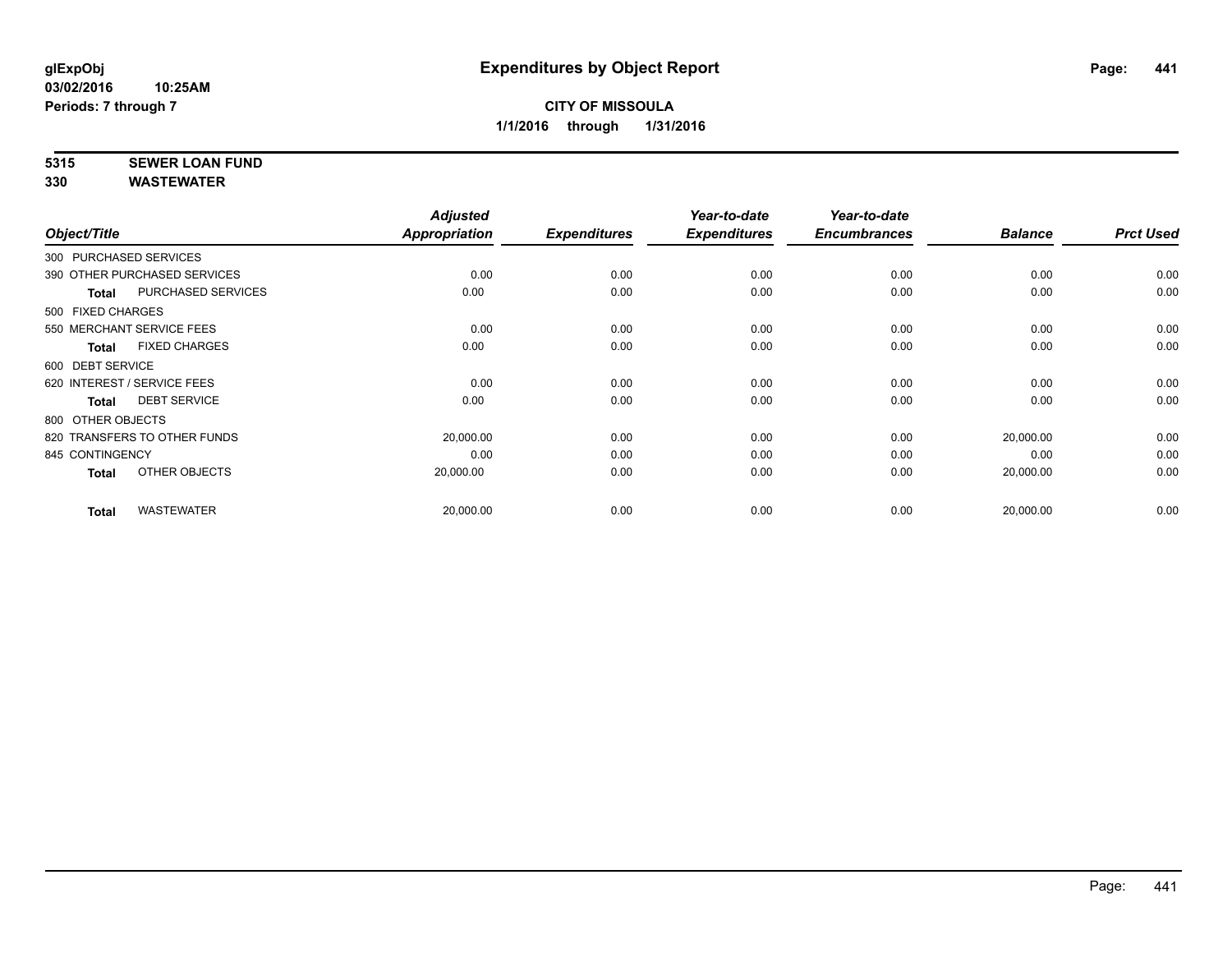# Expenditures by Object Report

glExpObj
03/02/2016 10:25AM
Periods: 7 through 7

**CITY OF MISSOULA**
**1/1/2016 through 1/31/2016**

**5315 SEWER LOAN FUND**
**330 WASTEWATER**

| Object/Title | | Adjusted Appropriation | Expenditures | Year-to-date Expenditures | Year-to-date Encumbrances | Balance | Prct Used |
|---|---|---|---|---|---|---|---|
| 300 PURCHASED SERVICES | | | | | | | |
| 390 OTHER PURCHASED SERVICES | | 0.00 | 0.00 | 0.00 | 0.00 | 0.00 | 0.00 |
| **Total** | PURCHASED SERVICES | 0.00 | 0.00 | 0.00 | 0.00 | 0.00 | 0.00 |
| 500 FIXED CHARGES | | | | | | | |
| 550 MERCHANT SERVICE FEES | | 0.00 | 0.00 | 0.00 | 0.00 | 0.00 | 0.00 |
| **Total** | FIXED CHARGES | 0.00 | 0.00 | 0.00 | 0.00 | 0.00 | 0.00 |
| 600 DEBT SERVICE | | | | | | | |
| 620 INTEREST / SERVICE FEES | | 0.00 | 0.00 | 0.00 | 0.00 | 0.00 | 0.00 |
| **Total** | DEBT SERVICE | 0.00 | 0.00 | 0.00 | 0.00 | 0.00 | 0.00 |
| 800 OTHER OBJECTS | | | | | | | |
| 820 TRANSFERS TO OTHER FUNDS | | 20,000.00 | 0.00 | 0.00 | 0.00 | 20,000.00 | 0.00 |
| 845 CONTINGENCY | | 0.00 | 0.00 | 0.00 | 0.00 | 0.00 | 0.00 |
| **Total** | OTHER OBJECTS | 20,000.00 | 0.00 | 0.00 | 0.00 | 20,000.00 | 0.00 |
| **Total** | WASTEWATER | 20,000.00 | 0.00 | 0.00 | 0.00 | 20,000.00 | 0.00 |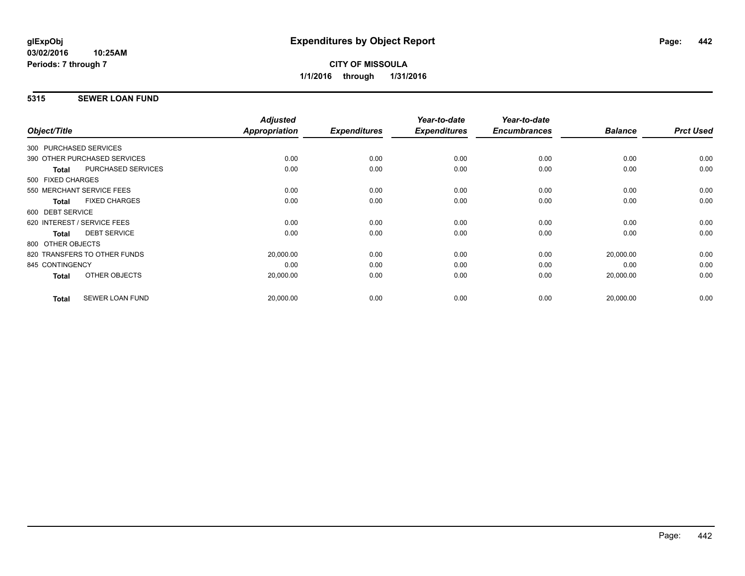**glExpObj** **Expenditures by Object Report**

**03/02/2016 10:25AM**

**Periods: 7 through 7**

**CITY OF MISSOULA**

**1/1/2016 through 1/31/2016**

## 5315 SEWER LOAN FUND

| Object/Title | Adjusted Appropriation | Expenditures | Year-to-date Expenditures | Year-to-date Encumbrances | Balance | Prct Used |
|---|---|---|---|---|---|---|
| 300 PURCHASED SERVICES | | | | | | |
| 390 OTHER PURCHASED SERVICES | 0.00 | 0.00 | 0.00 | 0.00 | 0.00 | 0.00 |
| **Total** PURCHASED SERVICES | 0.00 | 0.00 | 0.00 | 0.00 | 0.00 | 0.00 |
| 500 FIXED CHARGES | | | | | | |
| 550 MERCHANT SERVICE FEES | 0.00 | 0.00 | 0.00 | 0.00 | 0.00 | 0.00 |
| **Total** FIXED CHARGES | 0.00 | 0.00 | 0.00 | 0.00 | 0.00 | 0.00 |
| 600 DEBT SERVICE | | | | | | |
| 620 INTEREST / SERVICE FEES | 0.00 | 0.00 | 0.00 | 0.00 | 0.00 | 0.00 |
| **Total** DEBT SERVICE | 0.00 | 0.00 | 0.00 | 0.00 | 0.00 | 0.00 |
| 800 OTHER OBJECTS | | | | | | |
| 820 TRANSFERS TO OTHER FUNDS | 20,000.00 | 0.00 | 0.00 | 0.00 | 20,000.00 | 0.00 |
| 845 CONTINGENCY | 0.00 | 0.00 | 0.00 | 0.00 | 0.00 | 0.00 |
| **Total** OTHER OBJECTS | 20,000.00 | 0.00 | 0.00 | 0.00 | 20,000.00 | 0.00 |
| **Total** SEWER LOAN FUND | 20,000.00 | 0.00 | 0.00 | 0.00 | 20,000.00 | 0.00 |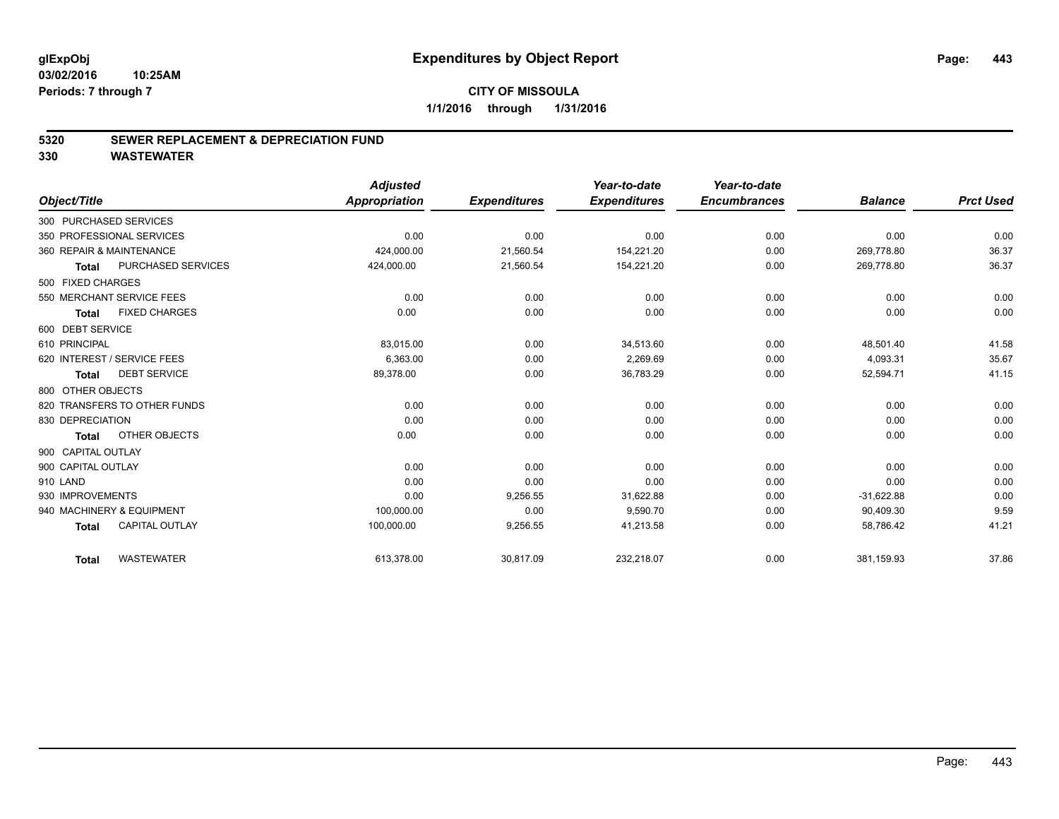**glExpObj** **Expenditures by Object Report**

**03/02/2016 10:25AM**

**Periods: 7 through 7**

**CITY OF MISSOULA**

**1/1/2016 through 1/31/2016**

## 5320 SEWER REPLACEMENT & DEPRECIATION FUND
## 330 WASTEWATER

| Object/Title | Adjusted Appropriation | Expenditures | Year-to-date Expenditures | Year-to-date Encumbrances | Balance | Prct Used |
|---|---|---|---|---|---|---|
| 300 PURCHASED SERVICES | | | | | | |
| 350 PROFESSIONAL SERVICES | 0.00 | 0.00 | 0.00 | 0.00 | 0.00 | 0.00 |
| 360 REPAIR & MAINTENANCE | 424,000.00 | 21,560.54 | 154,221.20 | 0.00 | 269,778.80 | 36.37 |
| **Total** PURCHASED SERVICES | 424,000.00 | 21,560.54 | 154,221.20 | 0.00 | 269,778.80 | 36.37 |
| 500 FIXED CHARGES | | | | | | |
| 550 MERCHANT SERVICE FEES | 0.00 | 0.00 | 0.00 | 0.00 | 0.00 | 0.00 |
| **Total** FIXED CHARGES | 0.00 | 0.00 | 0.00 | 0.00 | 0.00 | 0.00 |
| 600 DEBT SERVICE | | | | | | |
| 610 PRINCIPAL | 83,015.00 | 0.00 | 34,513.60 | 0.00 | 48,501.40 | 41.58 |
| 620 INTEREST / SERVICE FEES | 6,363.00 | 0.00 | 2,269.69 | 0.00 | 4,093.31 | 35.67 |
| **Total** DEBT SERVICE | 89,378.00 | 0.00 | 36,783.29 | 0.00 | 52,594.71 | 41.15 |
| 800 OTHER OBJECTS | | | | | | |
| 820 TRANSFERS TO OTHER FUNDS | 0.00 | 0.00 | 0.00 | 0.00 | 0.00 | 0.00 |
| 830 DEPRECIATION | 0.00 | 0.00 | 0.00 | 0.00 | 0.00 | 0.00 |
| **Total** OTHER OBJECTS | 0.00 | 0.00 | 0.00 | 0.00 | 0.00 | 0.00 |
| 900 CAPITAL OUTLAY | | | | | | |
| 900 CAPITAL OUTLAY | 0.00 | 0.00 | 0.00 | 0.00 | 0.00 | 0.00 |
| 910 LAND | 0.00 | 0.00 | 0.00 | 0.00 | 0.00 | 0.00 |
| 930 IMPROVEMENTS | 0.00 | 9,256.55 | 31,622.88 | 0.00 | -31,622.88 | 0.00 |
| 940 MACHINERY & EQUIPMENT | 100,000.00 | 0.00 | 9,590.70 | 0.00 | 90,409.30 | 9.59 |
| **Total** CAPITAL OUTLAY | 100,000.00 | 9,256.55 | 41,213.58 | 0.00 | 58,786.42 | 41.21 |
| **Total** WASTEWATER | 613,378.00 | 30,817.09 | 232,218.07 | 0.00 | 381,159.93 | 37.86 |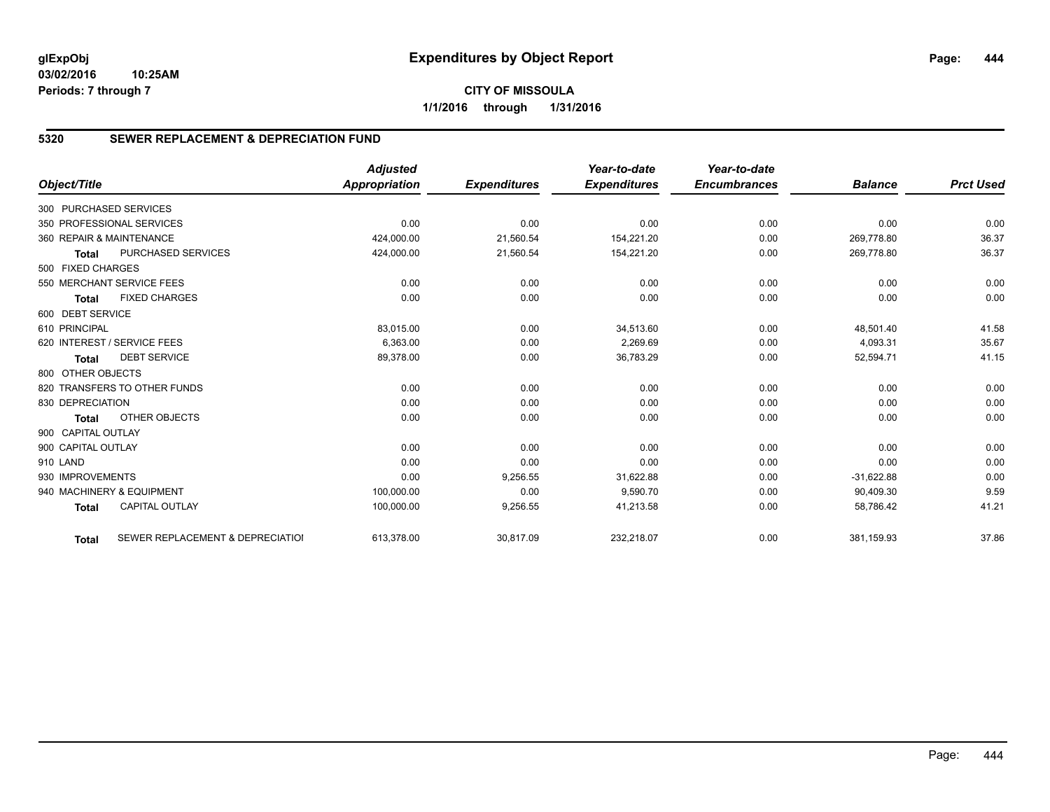**glExpObj**
**03/02/2016 10:25AM**
**Periods: 7 through 7**

# Expenditures by Object Report

**CITY OF MISSOULA**
**1/1/2016 through 1/31/2016**

## 5320 SEWER REPLACEMENT & DEPRECIATION FUND

| Object/Title | Adjusted Appropriation | Expenditures | Year-to-date Expenditures | Year-to-date Encumbrances | Balance | Prct Used |
|---|---|---|---|---|---|---|
| 300 PURCHASED SERVICES | | | | | | |
| 350 PROFESSIONAL SERVICES | 0.00 | 0.00 | 0.00 | 0.00 | 0.00 | 0.00 |
| 360 REPAIR & MAINTENANCE | 424,000.00 | 21,560.54 | 154,221.20 | 0.00 | 269,778.80 | 36.37 |
| **Total** PURCHASED SERVICES | 424,000.00 | 21,560.54 | 154,221.20 | 0.00 | 269,778.80 | 36.37 |
| 500 FIXED CHARGES | | | | | | |
| 550 MERCHANT SERVICE FEES | 0.00 | 0.00 | 0.00 | 0.00 | 0.00 | 0.00 |
| **Total** FIXED CHARGES | 0.00 | 0.00 | 0.00 | 0.00 | 0.00 | 0.00 |
| 600 DEBT SERVICE | | | | | | |
| 610 PRINCIPAL | 83,015.00 | 0.00 | 34,513.60 | 0.00 | 48,501.40 | 41.58 |
| 620 INTEREST / SERVICE FEES | 6,363.00 | 0.00 | 2,269.69 | 0.00 | 4,093.31 | 35.67 |
| **Total** DEBT SERVICE | 89,378.00 | 0.00 | 36,783.29 | 0.00 | 52,594.71 | 41.15 |
| 800 OTHER OBJECTS | | | | | | |
| 820 TRANSFERS TO OTHER FUNDS | 0.00 | 0.00 | 0.00 | 0.00 | 0.00 | 0.00 |
| 830 DEPRECIATION | 0.00 | 0.00 | 0.00 | 0.00 | 0.00 | 0.00 |
| **Total** OTHER OBJECTS | 0.00 | 0.00 | 0.00 | 0.00 | 0.00 | 0.00 |
| 900 CAPITAL OUTLAY | | | | | | |
| 900 CAPITAL OUTLAY | 0.00 | 0.00 | 0.00 | 0.00 | 0.00 | 0.00 |
| 910 LAND | 0.00 | 0.00 | 0.00 | 0.00 | 0.00 | 0.00 |
| 930 IMPROVEMENTS | 0.00 | 9,256.55 | 31,622.88 | 0.00 | -31,622.88 | 0.00 |
| 940 MACHINERY & EQUIPMENT | 100,000.00 | 0.00 | 9,590.70 | 0.00 | 90,409.30 | 9.59 |
| **Total** CAPITAL OUTLAY | 100,000.00 | 9,256.55 | 41,213.58 | 0.00 | 58,786.42 | 41.21 |
| **Total** SEWER REPLACEMENT & DEPRECIATIOI | 613,378.00 | 30,817.09 | 232,218.07 | 0.00 | 381,159.93 | 37.86 |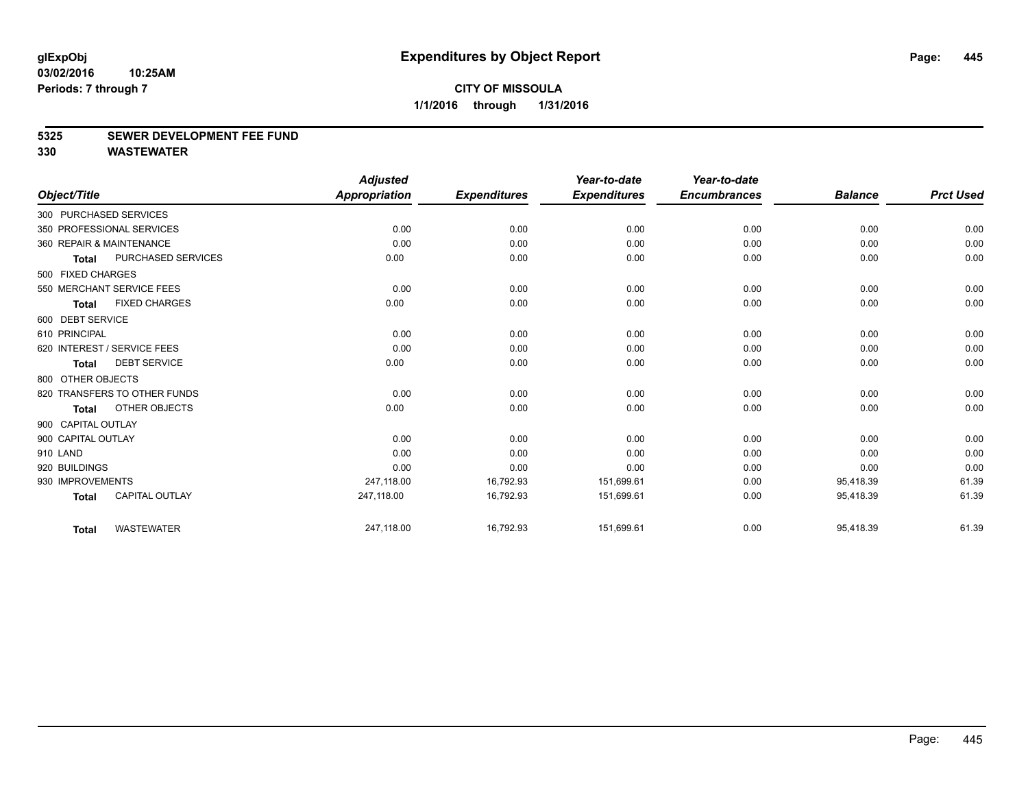**glExpObj** **Expenditures by Object Report**

**03/02/2016 10:25AM**

**Periods: 7 through 7**

**CITY OF MISSOULA**

**1/1/2016 through 1/31/2016**

## 5325 SEWER DEVELOPMENT FEE FUND

## 330 WASTEWATER

| Object/Title | Adjusted Appropriation | Expenditures | Year-to-date Expenditures | Year-to-date Encumbrances | Balance | Prct Used |
|---|---|---|---|---|---|---|
| 300 PURCHASED SERVICES | | | | | | |
| 350 PROFESSIONAL SERVICES | 0.00 | 0.00 | 0.00 | 0.00 | 0.00 | 0.00 |
| 360 REPAIR & MAINTENANCE | 0.00 | 0.00 | 0.00 | 0.00 | 0.00 | 0.00 |
| **Total** PURCHASED SERVICES | 0.00 | 0.00 | 0.00 | 0.00 | 0.00 | 0.00 |
| 500 FIXED CHARGES | | | | | | |
| 550 MERCHANT SERVICE FEES | 0.00 | 0.00 | 0.00 | 0.00 | 0.00 | 0.00 |
| **Total** FIXED CHARGES | 0.00 | 0.00 | 0.00 | 0.00 | 0.00 | 0.00 |
| 600 DEBT SERVICE | | | | | | |
| 610 PRINCIPAL | 0.00 | 0.00 | 0.00 | 0.00 | 0.00 | 0.00 |
| 620 INTEREST / SERVICE FEES | 0.00 | 0.00 | 0.00 | 0.00 | 0.00 | 0.00 |
| **Total** DEBT SERVICE | 0.00 | 0.00 | 0.00 | 0.00 | 0.00 | 0.00 |
| 800 OTHER OBJECTS | | | | | | |
| 820 TRANSFERS TO OTHER FUNDS | 0.00 | 0.00 | 0.00 | 0.00 | 0.00 | 0.00 |
| **Total** OTHER OBJECTS | 0.00 | 0.00 | 0.00 | 0.00 | 0.00 | 0.00 |
| 900 CAPITAL OUTLAY | | | | | | |
| 900 CAPITAL OUTLAY | 0.00 | 0.00 | 0.00 | 0.00 | 0.00 | 0.00 |
| 910 LAND | 0.00 | 0.00 | 0.00 | 0.00 | 0.00 | 0.00 |
| 920 BUILDINGS | 0.00 | 0.00 | 0.00 | 0.00 | 0.00 | 0.00 |
| 930 IMPROVEMENTS | 247,118.00 | 16,792.93 | 151,699.61 | 0.00 | 95,418.39 | 61.39 |
| **Total** CAPITAL OUTLAY | 247,118.00 | 16,792.93 | 151,699.61 | 0.00 | 95,418.39 | 61.39 |
| **Total** WASTEWATER | 247,118.00 | 16,792.93 | 151,699.61 | 0.00 | 95,418.39 | 61.39 |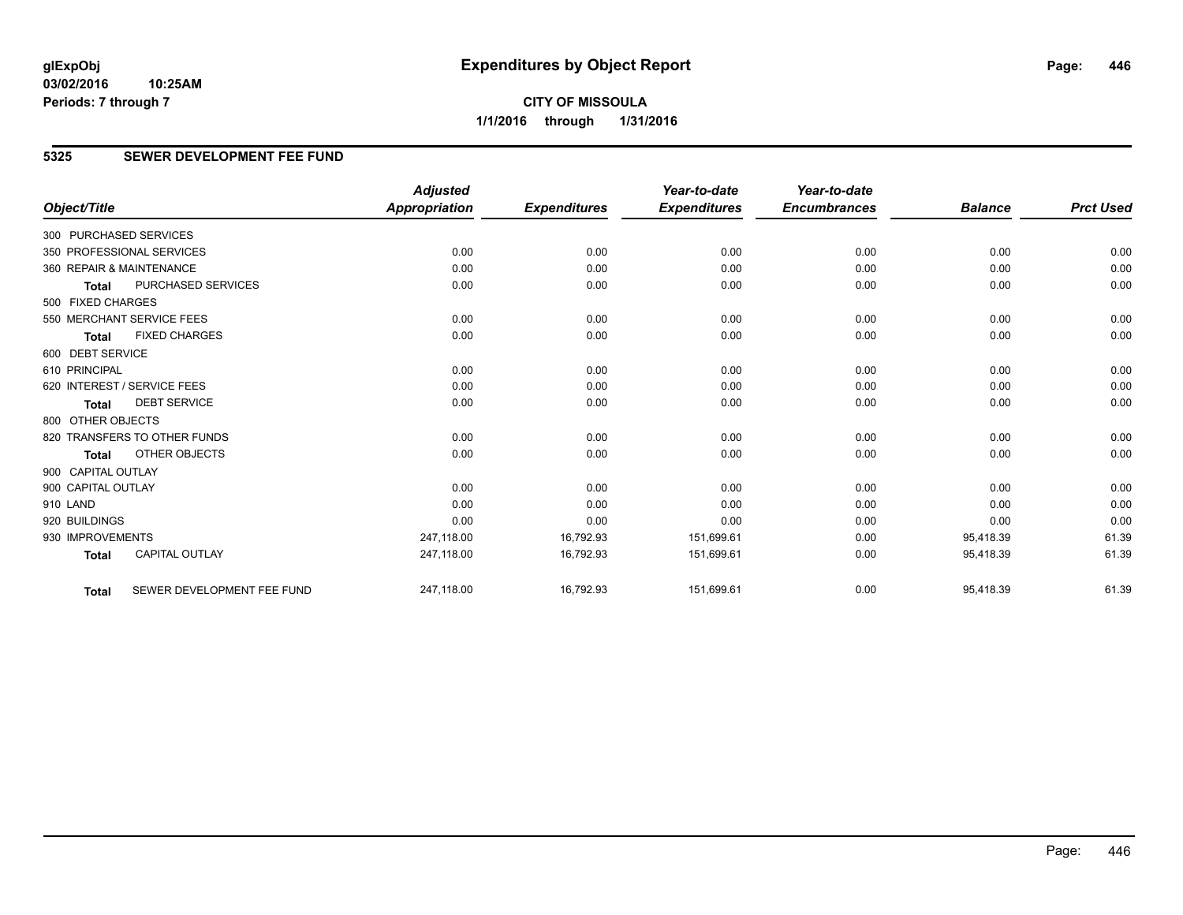# Expenditures by Object Report

glExpObj
03/02/2016 10:25AM
Periods: 7 through 7

**CITY OF MISSOULA**
**1/1/2016 through 1/31/2016**

## 5325 SEWER DEVELOPMENT FEE FUND

| Object/Title | Adjusted Appropriation | Expenditures | Year-to-date Expenditures | Year-to-date Encumbrances | Balance | Prct Used |
|---|---|---|---|---|---|---|
| 300 PURCHASED SERVICES | | | | | | |
| 350 PROFESSIONAL SERVICES | 0.00 | 0.00 | 0.00 | 0.00 | 0.00 | 0.00 |
| 360 REPAIR & MAINTENANCE | 0.00 | 0.00 | 0.00 | 0.00 | 0.00 | 0.00 |
| **Total** PURCHASED SERVICES | 0.00 | 0.00 | 0.00 | 0.00 | 0.00 | 0.00 |
| 500 FIXED CHARGES | | | | | | |
| 550 MERCHANT SERVICE FEES | 0.00 | 0.00 | 0.00 | 0.00 | 0.00 | 0.00 |
| **Total** FIXED CHARGES | 0.00 | 0.00 | 0.00 | 0.00 | 0.00 | 0.00 |
| 600 DEBT SERVICE | | | | | | |
| 610 PRINCIPAL | 0.00 | 0.00 | 0.00 | 0.00 | 0.00 | 0.00 |
| 620 INTEREST / SERVICE FEES | 0.00 | 0.00 | 0.00 | 0.00 | 0.00 | 0.00 |
| **Total** DEBT SERVICE | 0.00 | 0.00 | 0.00 | 0.00 | 0.00 | 0.00 |
| 800 OTHER OBJECTS | | | | | | |
| 820 TRANSFERS TO OTHER FUNDS | 0.00 | 0.00 | 0.00 | 0.00 | 0.00 | 0.00 |
| **Total** OTHER OBJECTS | 0.00 | 0.00 | 0.00 | 0.00 | 0.00 | 0.00 |
| 900 CAPITAL OUTLAY | | | | | | |
| 900 CAPITAL OUTLAY | 0.00 | 0.00 | 0.00 | 0.00 | 0.00 | 0.00 |
| 910 LAND | 0.00 | 0.00 | 0.00 | 0.00 | 0.00 | 0.00 |
| 920 BUILDINGS | 0.00 | 0.00 | 0.00 | 0.00 | 0.00 | 0.00 |
| 930 IMPROVEMENTS | 247,118.00 | 16,792.93 | 151,699.61 | 0.00 | 95,418.39 | 61.39 |
| **Total** CAPITAL OUTLAY | 247,118.00 | 16,792.93 | 151,699.61 | 0.00 | 95,418.39 | 61.39 |
| **Total** SEWER DEVELOPMENT FEE FUND | 247,118.00 | 16,792.93 | 151,699.61 | 0.00 | 95,418.39 | 61.39 |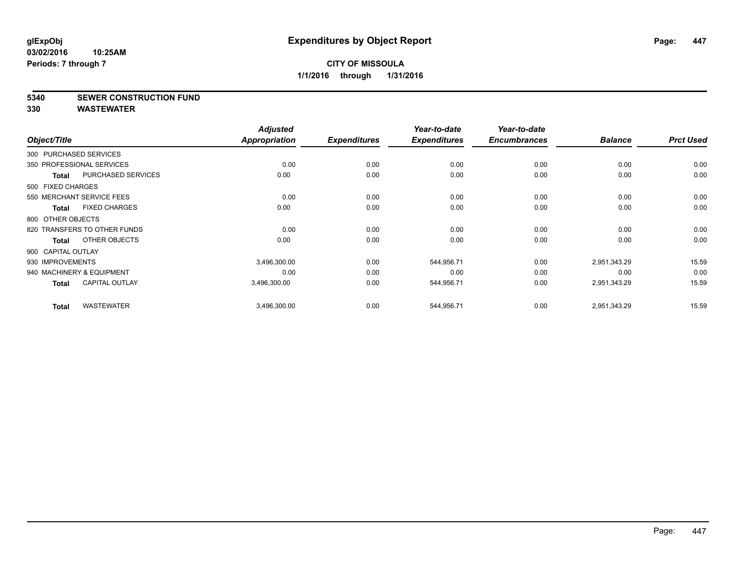# Expenditures by Object Report

glExpObj
03/02/2016 10:25AM
Periods: 7 through 7

**CITY OF MISSOULA**
**1/1/2016 through 1/31/2016**

**5340 SEWER CONSTRUCTION FUND**
**330 WASTEWATER**

| Object/Title | | Adjusted Appropriation | Expenditures | Year-to-date Expenditures | Year-to-date Encumbrances | Balance | Prct Used |
|---|---|---|---|---|---|---|---|
| 300 PURCHASED SERVICES | | | | | | | |
| 350 PROFESSIONAL SERVICES | | 0.00 | 0.00 | 0.00 | 0.00 | 0.00 | 0.00 |
| **Total** | PURCHASED SERVICES | 0.00 | 0.00 | 0.00 | 0.00 | 0.00 | 0.00 |
| 500 FIXED CHARGES | | | | | | | |
| 550 MERCHANT SERVICE FEES | | 0.00 | 0.00 | 0.00 | 0.00 | 0.00 | 0.00 |
| **Total** | FIXED CHARGES | 0.00 | 0.00 | 0.00 | 0.00 | 0.00 | 0.00 |
| 800 OTHER OBJECTS | | | | | | | |
| 820 TRANSFERS TO OTHER FUNDS | | 0.00 | 0.00 | 0.00 | 0.00 | 0.00 | 0.00 |
| **Total** | OTHER OBJECTS | 0.00 | 0.00 | 0.00 | 0.00 | 0.00 | 0.00 |
| 900 CAPITAL OUTLAY | | | | | | | |
| 930 IMPROVEMENTS | | 3,496,300.00 | 0.00 | 544,956.71 | 0.00 | 2,951,343.29 | 15.59 |
| 940 MACHINERY & EQUIPMENT | | 0.00 | 0.00 | 0.00 | 0.00 | 0.00 | 0.00 |
| **Total** | CAPITAL OUTLAY | 3,496,300.00 | 0.00 | 544,956.71 | 0.00 | 2,951,343.29 | 15.59 |
| **Total** | WASTEWATER | 3,496,300.00 | 0.00 | 544,956.71 | 0.00 | 2,951,343.29 | 15.59 |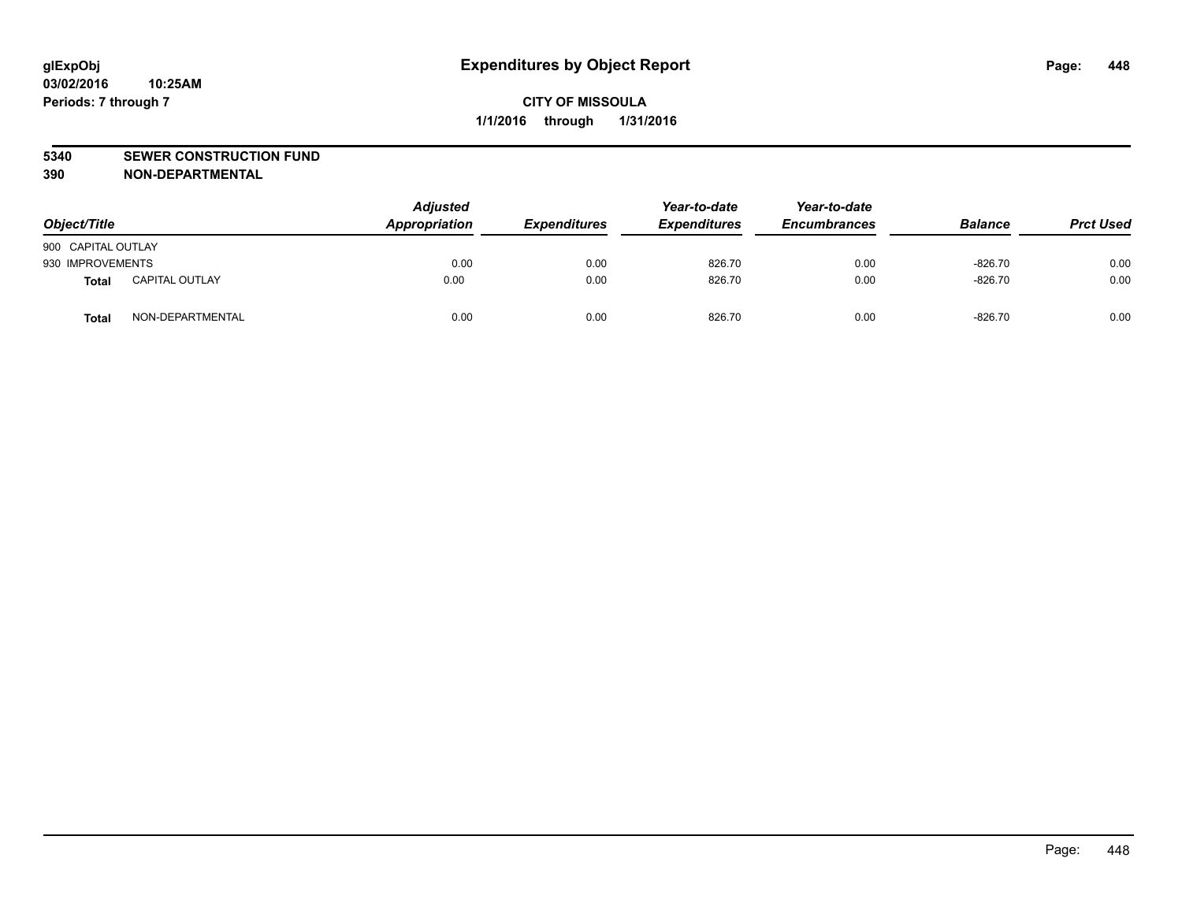# Expenditures by Object Report

glExpObj
03/02/2016 10:25AM
Periods: 7 through 7

**CITY OF MISSOULA**
**1/1/2016 through 1/31/2016**

**5340 SEWER CONSTRUCTION FUND**
**390 NON-DEPARTMENTAL**

| Object/Title | | Adjusted Appropriation | Expenditures | Year-to-date Expenditures | Year-to-date Encumbrances | Balance | Prct Used |
|---|---|---|---|---|---|---|---|
| 900 CAPITAL OUTLAY | | | | | | | |
| 930 IMPROVEMENTS | | 0.00 | 0.00 | 826.70 | 0.00 | -826.70 | 0.00 |
| **Total** | CAPITAL OUTLAY | 0.00 | 0.00 | 826.70 | 0.00 | -826.70 | 0.00 |
| **Total** | NON-DEPARTMENTAL | 0.00 | 0.00 | 826.70 | 0.00 | -826.70 | 0.00 |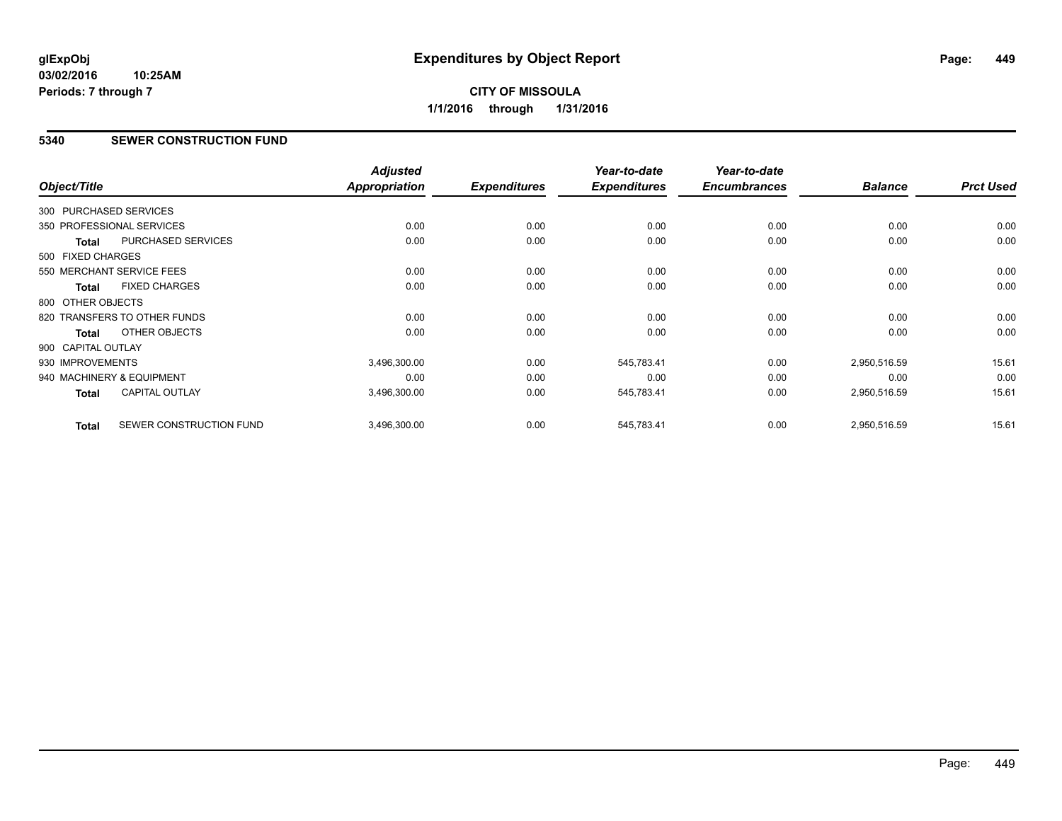**glExpObj**
**03/02/2016 10:25AM**
**Periods: 7 through 7**

# Expenditures by Object Report

**CITY OF MISSOULA**
**1/1/2016 through 1/31/2016**

## 5340 SEWER CONSTRUCTION FUND

| Object/Title | Adjusted Appropriation | Expenditures | Year-to-date Expenditures | Year-to-date Encumbrances | Balance | Prct Used |
|---|---|---|---|---|---|---|
| 300 PURCHASED SERVICES | | | | | | |
| 350 PROFESSIONAL SERVICES | 0.00 | 0.00 | 0.00 | 0.00 | 0.00 | 0.00 |
| **Total** PURCHASED SERVICES | 0.00 | 0.00 | 0.00 | 0.00 | 0.00 | 0.00 |
| 500 FIXED CHARGES | | | | | | |
| 550 MERCHANT SERVICE FEES | 0.00 | 0.00 | 0.00 | 0.00 | 0.00 | 0.00 |
| **Total** FIXED CHARGES | 0.00 | 0.00 | 0.00 | 0.00 | 0.00 | 0.00 |
| 800 OTHER OBJECTS | | | | | | |
| 820 TRANSFERS TO OTHER FUNDS | 0.00 | 0.00 | 0.00 | 0.00 | 0.00 | 0.00 |
| **Total** OTHER OBJECTS | 0.00 | 0.00 | 0.00 | 0.00 | 0.00 | 0.00 |
| 900 CAPITAL OUTLAY | | | | | | |
| 930 IMPROVEMENTS | 3,496,300.00 | 0.00 | 545,783.41 | 0.00 | 2,950,516.59 | 15.61 |
| 940 MACHINERY & EQUIPMENT | 0.00 | 0.00 | 0.00 | 0.00 | 0.00 | 0.00 |
| **Total** CAPITAL OUTLAY | 3,496,300.00 | 0.00 | 545,783.41 | 0.00 | 2,950,516.59 | 15.61 |
| **Total** SEWER CONSTRUCTION FUND | 3,496,300.00 | 0.00 | 545,783.41 | 0.00 | 2,950,516.59 | 15.61 |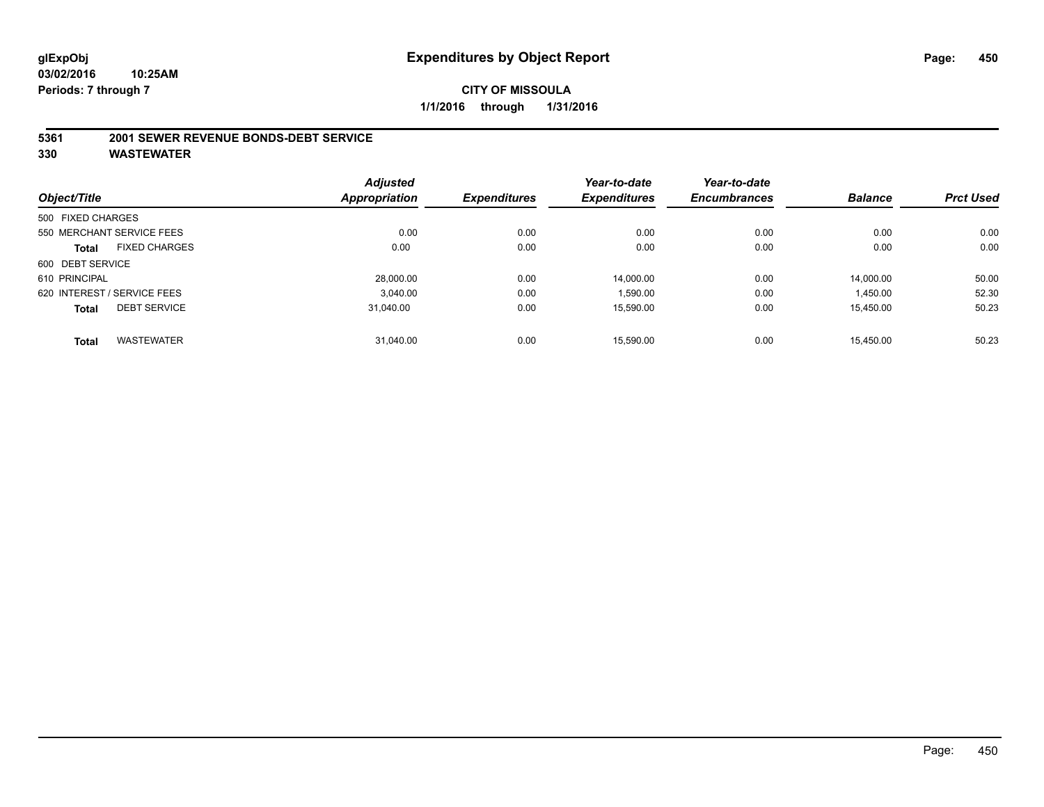glExpObj
03/02/2016 10:25AM
Periods: 7 through 7

# Expenditures by Object Report

**CITY OF MISSOULA**

**1/1/2016 through 1/31/2016**

**5361 2001 SEWER REVENUE BONDS-DEBT SERVICE**

**330 WASTEWATER**

| Object/Title | | Adjusted Appropriation | Expenditures | Year-to-date Expenditures | Year-to-date Encumbrances | Balance | Prct Used |
|---|---|---|---|---|---|---|---|
| 500 FIXED CHARGES | | | | | | | |
| 550 MERCHANT SERVICE FEES | | 0.00 | 0.00 | 0.00 | 0.00 | 0.00 | 0.00 |
| **Total** | FIXED CHARGES | 0.00 | 0.00 | 0.00 | 0.00 | 0.00 | 0.00 |
| 600 DEBT SERVICE | | | | | | | |
| 610 PRINCIPAL | | 28,000.00 | 0.00 | 14,000.00 | 0.00 | 14,000.00 | 50.00 |
| 620 INTEREST / SERVICE FEES | | 3,040.00 | 0.00 | 1,590.00 | 0.00 | 1,450.00 | 52.30 |
| **Total** | DEBT SERVICE | 31,040.00 | 0.00 | 15,590.00 | 0.00 | 15,450.00 | 50.23 |
| **Total** | WASTEWATER | 31,040.00 | 0.00 | 15,590.00 | 0.00 | 15,450.00 | 50.23 |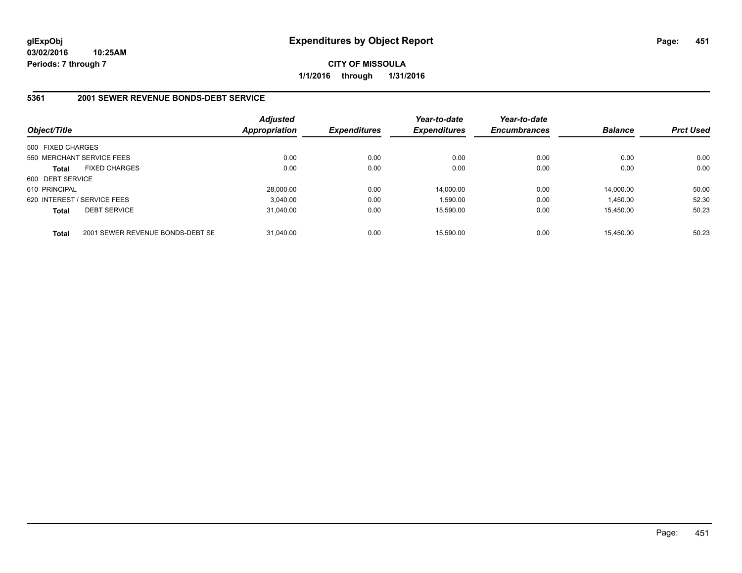**glExpObj**
**03/02/2016 10:25AM**
**Periods: 7 through 7**

# Expenditures by Object Report

**CITY OF MISSOULA**
**1/1/2016 through 1/31/2016**

## 5361 2001 SEWER REVENUE BONDS-DEBT SERVICE

| Object/Title | Adjusted Appropriation | Expenditures | Year-to-date Expenditures | Year-to-date Encumbrances | Balance | Prct Used |
|---|---|---|---|---|---|---|
| 500 FIXED CHARGES | | | | | | |
| 550 MERCHANT SERVICE FEES | 0.00 | 0.00 | 0.00 | 0.00 | 0.00 | 0.00 |
| **Total** FIXED CHARGES | 0.00 | 0.00 | 0.00 | 0.00 | 0.00 | 0.00 |
| 600 DEBT SERVICE | | | | | | |
| 610 PRINCIPAL | 28,000.00 | 0.00 | 14,000.00 | 0.00 | 14,000.00 | 50.00 |
| 620 INTEREST / SERVICE FEES | 3,040.00 | 0.00 | 1,590.00 | 0.00 | 1,450.00 | 52.30 |
| **Total** DEBT SERVICE | 31,040.00 | 0.00 | 15,590.00 | 0.00 | 15,450.00 | 50.23 |
| **Total** 2001 SEWER REVENUE BONDS-DEBT SE | 31,040.00 | 0.00 | 15,590.00 | 0.00 | 15,450.00 | 50.23 |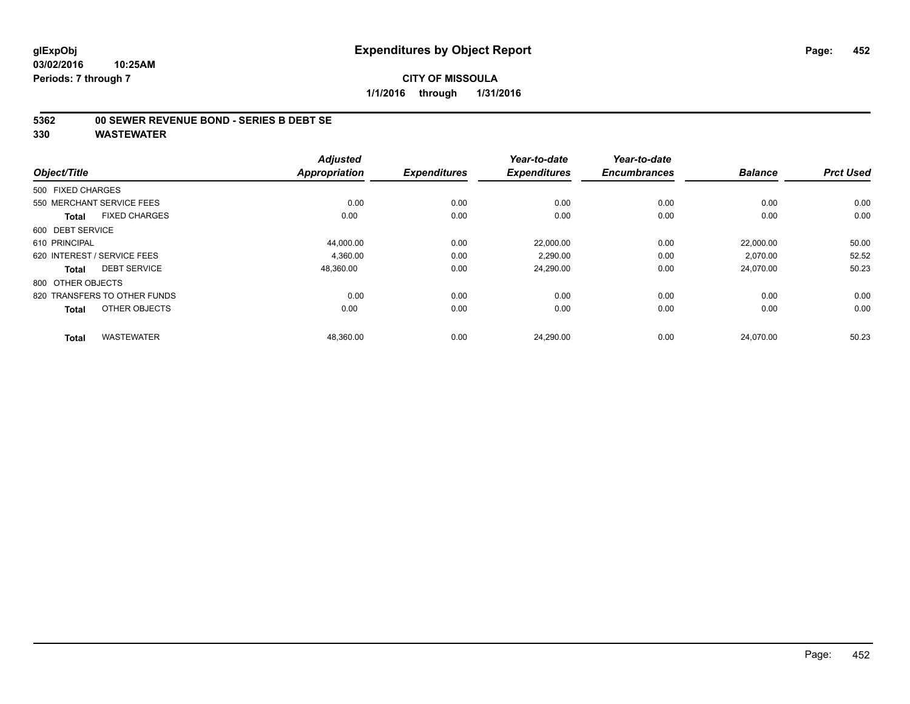# Expenditures by Object Report

glExpObj
03/02/2016 10:25AM
Periods: 7 through 7

**CITY OF MISSOULA**
**1/1/2016 through 1/31/2016**

## 5362 00 SEWER REVENUE BOND - SERIES B DEBT SE
## 330 WASTEWATER

| Object/Title | Adjusted Appropriation | Expenditures | Year-to-date Expenditures | Year-to-date Encumbrances | Balance | Prct Used |
|---|---|---|---|---|---|---|
| 500 FIXED CHARGES | | | | | | |
| 550 MERCHANT SERVICE FEES | 0.00 | 0.00 | 0.00 | 0.00 | 0.00 | 0.00 |
| **Total** FIXED CHARGES | 0.00 | 0.00 | 0.00 | 0.00 | 0.00 | 0.00 |
| 600 DEBT SERVICE | | | | | | |
| 610 PRINCIPAL | 44,000.00 | 0.00 | 22,000.00 | 0.00 | 22,000.00 | 50.00 |
| 620 INTEREST / SERVICE FEES | 4,360.00 | 0.00 | 2,290.00 | 0.00 | 2,070.00 | 52.52 |
| **Total** DEBT SERVICE | 48,360.00 | 0.00 | 24,290.00 | 0.00 | 24,070.00 | 50.23 |
| 800 OTHER OBJECTS | | | | | | |
| 820 TRANSFERS TO OTHER FUNDS | 0.00 | 0.00 | 0.00 | 0.00 | 0.00 | 0.00 |
| **Total** OTHER OBJECTS | 0.00 | 0.00 | 0.00 | 0.00 | 0.00 | 0.00 |
| **Total** WASTEWATER | 48,360.00 | 0.00 | 24,290.00 | 0.00 | 24,070.00 | 50.23 |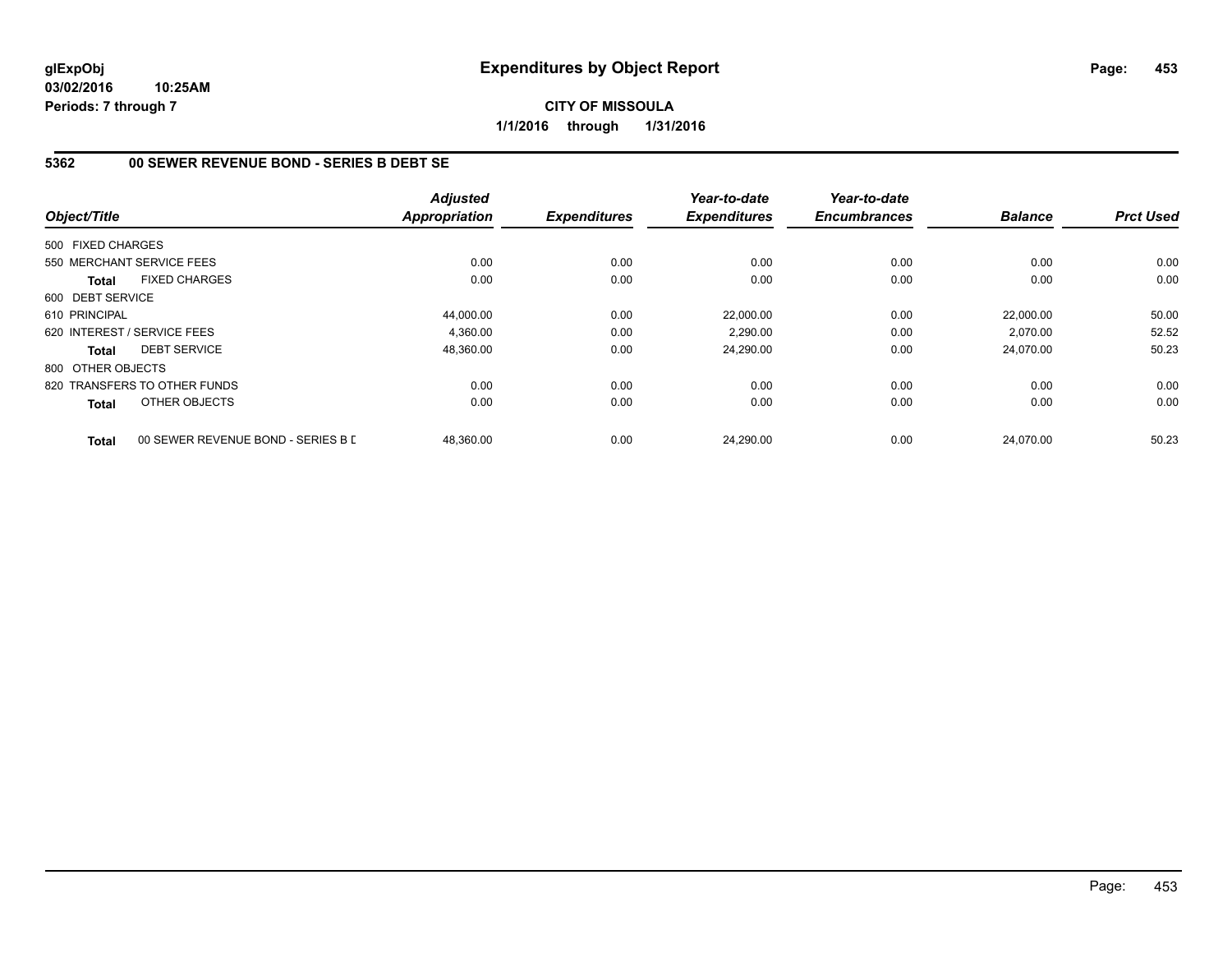# Expenditures by Object Report

glExpObj
03/02/2016 10:25AM
Periods: 7 through 7

**CITY OF MISSOULA**
**1/1/2016 through 1/31/2016**

## 5362 00 SEWER REVENUE BOND - SERIES B DEBT SE

| Object/Title | Adjusted Appropriation | Expenditures | Year-to-date Expenditures | Year-to-date Encumbrances | Balance | Prct Used |
|---|---|---|---|---|---|---|
| 500 FIXED CHARGES | | | | | | |
| 550 MERCHANT SERVICE FEES | 0.00 | 0.00 | 0.00 | 0.00 | 0.00 | 0.00 |
| **Total** FIXED CHARGES | 0.00 | 0.00 | 0.00 | 0.00 | 0.00 | 0.00 |
| 600 DEBT SERVICE | | | | | | |
| 610 PRINCIPAL | 44,000.00 | 0.00 | 22,000.00 | 0.00 | 22,000.00 | 50.00 |
| 620 INTEREST / SERVICE FEES | 4,360.00 | 0.00 | 2,290.00 | 0.00 | 2,070.00 | 52.52 |
| **Total** DEBT SERVICE | 48,360.00 | 0.00 | 24,290.00 | 0.00 | 24,070.00 | 50.23 |
| 800 OTHER OBJECTS | | | | | | |
| 820 TRANSFERS TO OTHER FUNDS | 0.00 | 0.00 | 0.00 | 0.00 | 0.00 | 0.00 |
| **Total** OTHER OBJECTS | 0.00 | 0.00 | 0.00 | 0.00 | 0.00 | 0.00 |
| **Total** 00 SEWER REVENUE BOND - SERIES B D | 48,360.00 | 0.00 | 24,290.00 | 0.00 | 24,070.00 | 50.23 |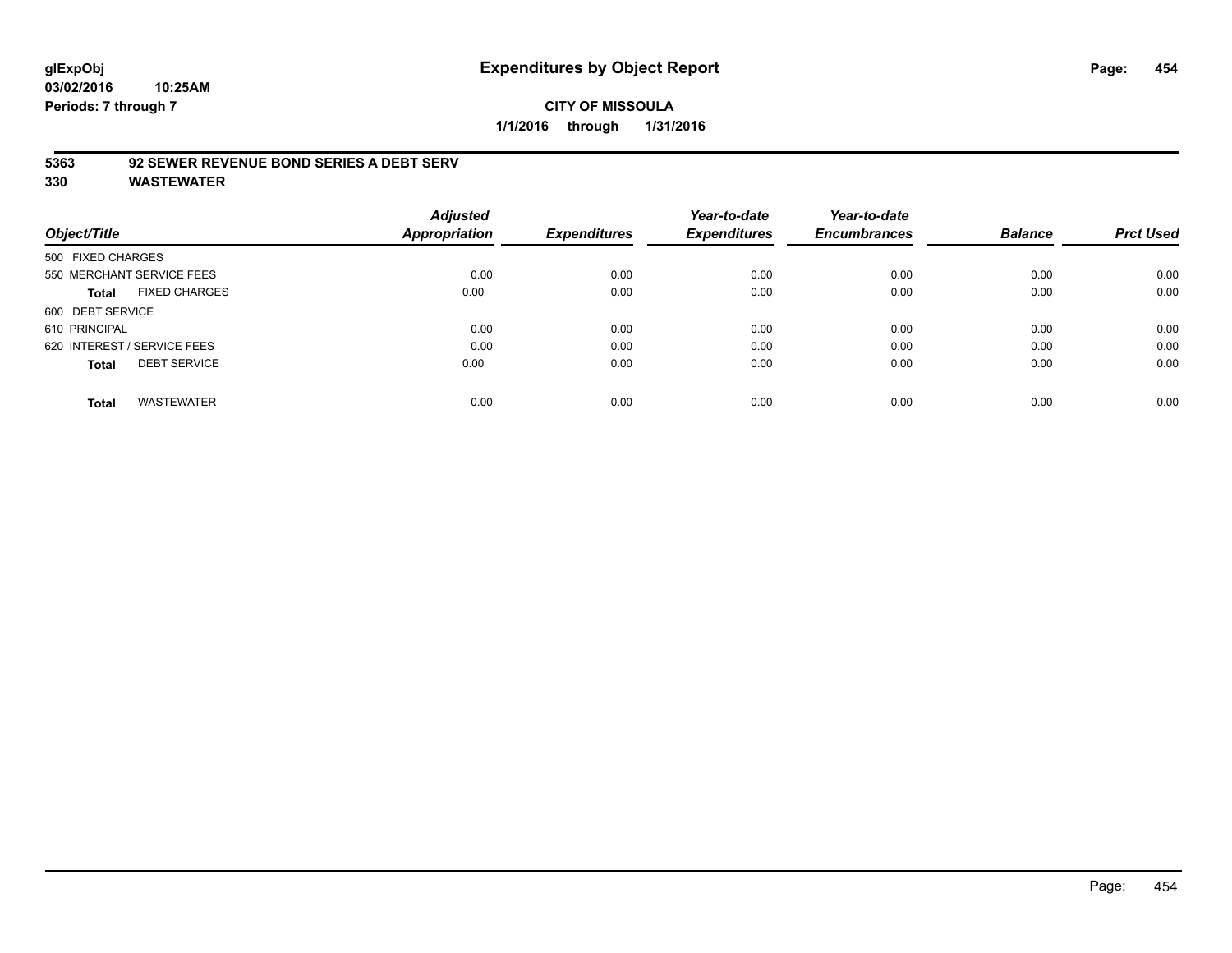# Expenditures by Object Report

glExpObj
03/02/2016 10:25AM
Periods: 7 through 7

**CITY OF MISSOULA**
**1/1/2016 through 1/31/2016**

**5363 92 SEWER REVENUE BOND SERIES A DEBT SERV**
**330 WASTEWATER**

| Object/Title | Adjusted Appropriation | Expenditures | Year-to-date Expenditures | Year-to-date Encumbrances | Balance | Prct Used |
|---|---|---|---|---|---|---|
| 500 FIXED CHARGES | | | | | | |
| 550 MERCHANT SERVICE FEES | 0.00 | 0.00 | 0.00 | 0.00 | 0.00 | 0.00 |
| **Total** FIXED CHARGES | 0.00 | 0.00 | 0.00 | 0.00 | 0.00 | 0.00 |
| 600 DEBT SERVICE | | | | | | |
| 610 PRINCIPAL | 0.00 | 0.00 | 0.00 | 0.00 | 0.00 | 0.00 |
| 620 INTEREST / SERVICE FEES | 0.00 | 0.00 | 0.00 | 0.00 | 0.00 | 0.00 |
| **Total** DEBT SERVICE | 0.00 | 0.00 | 0.00 | 0.00 | 0.00 | 0.00 |
| **Total** WASTEWATER | 0.00 | 0.00 | 0.00 | 0.00 | 0.00 | 0.00 |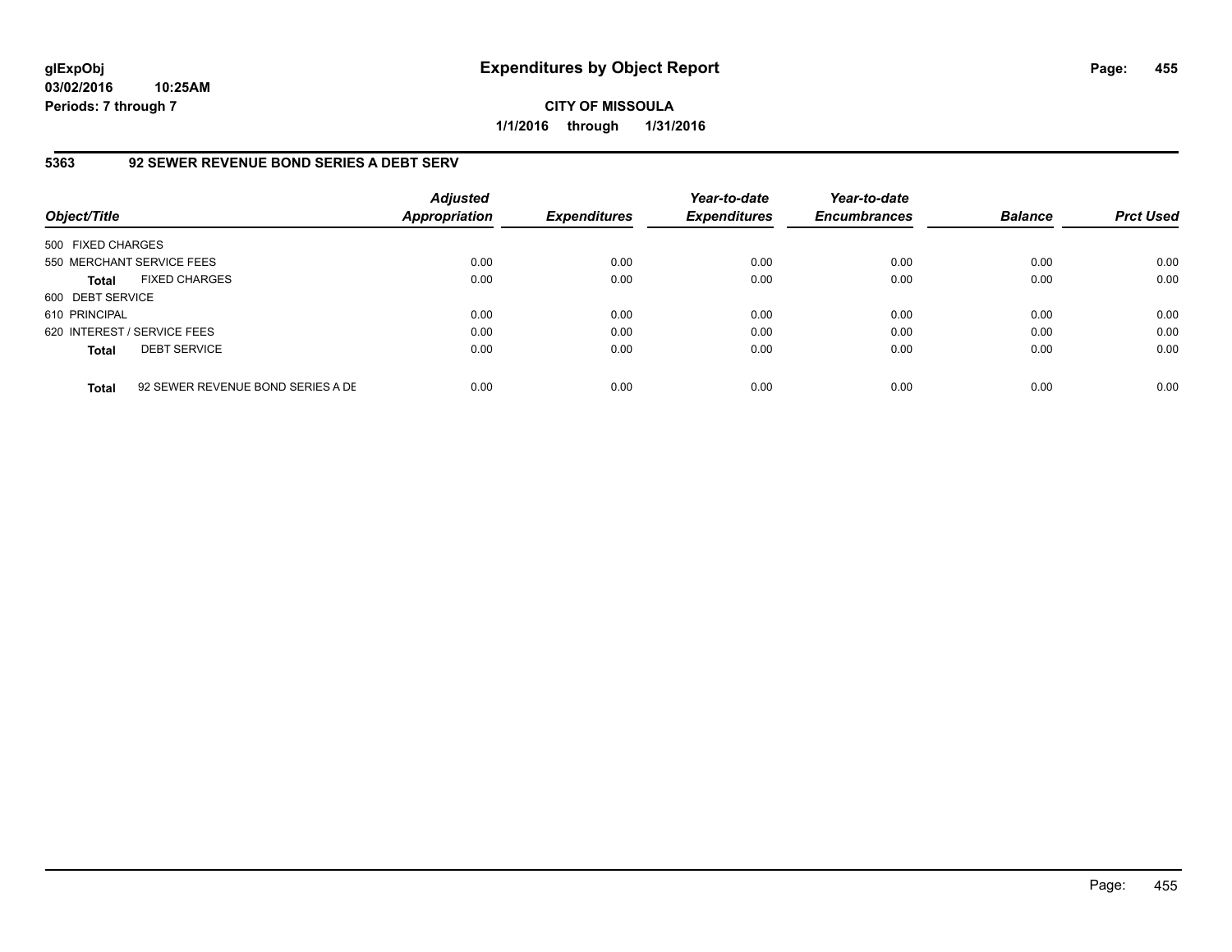**Expenditures by Object Report**

**CITY OF MISSOULA**

**1/1/2016 through 1/31/2016**

glExpObj
03/02/2016 10:25AM
Periods: 7 through 7

## 5363 92 SEWER REVENUE BOND SERIES A DEBT SERV

| Object/Title | | Adjusted Appropriation | Expenditures | Year-to-date Expenditures | Year-to-date Encumbrances | Balance | Prct Used |
|---|---|---|---|---|---|---|---|
| 500 FIXED CHARGES | | | | | | | |
| 550 MERCHANT SERVICE FEES | | 0.00 | 0.00 | 0.00 | 0.00 | 0.00 | 0.00 |
| **Total** | FIXED CHARGES | 0.00 | 0.00 | 0.00 | 0.00 | 0.00 | 0.00 |
| 600 DEBT SERVICE | | | | | | | |
| 610 PRINCIPAL | | 0.00 | 0.00 | 0.00 | 0.00 | 0.00 | 0.00 |
| 620 INTEREST / SERVICE FEES | | 0.00 | 0.00 | 0.00 | 0.00 | 0.00 | 0.00 |
| **Total** | DEBT SERVICE | 0.00 | 0.00 | 0.00 | 0.00 | 0.00 | 0.00 |
| **Total** | 92 SEWER REVENUE BOND SERIES A DE | 0.00 | 0.00 | 0.00 | 0.00 | 0.00 | 0.00 |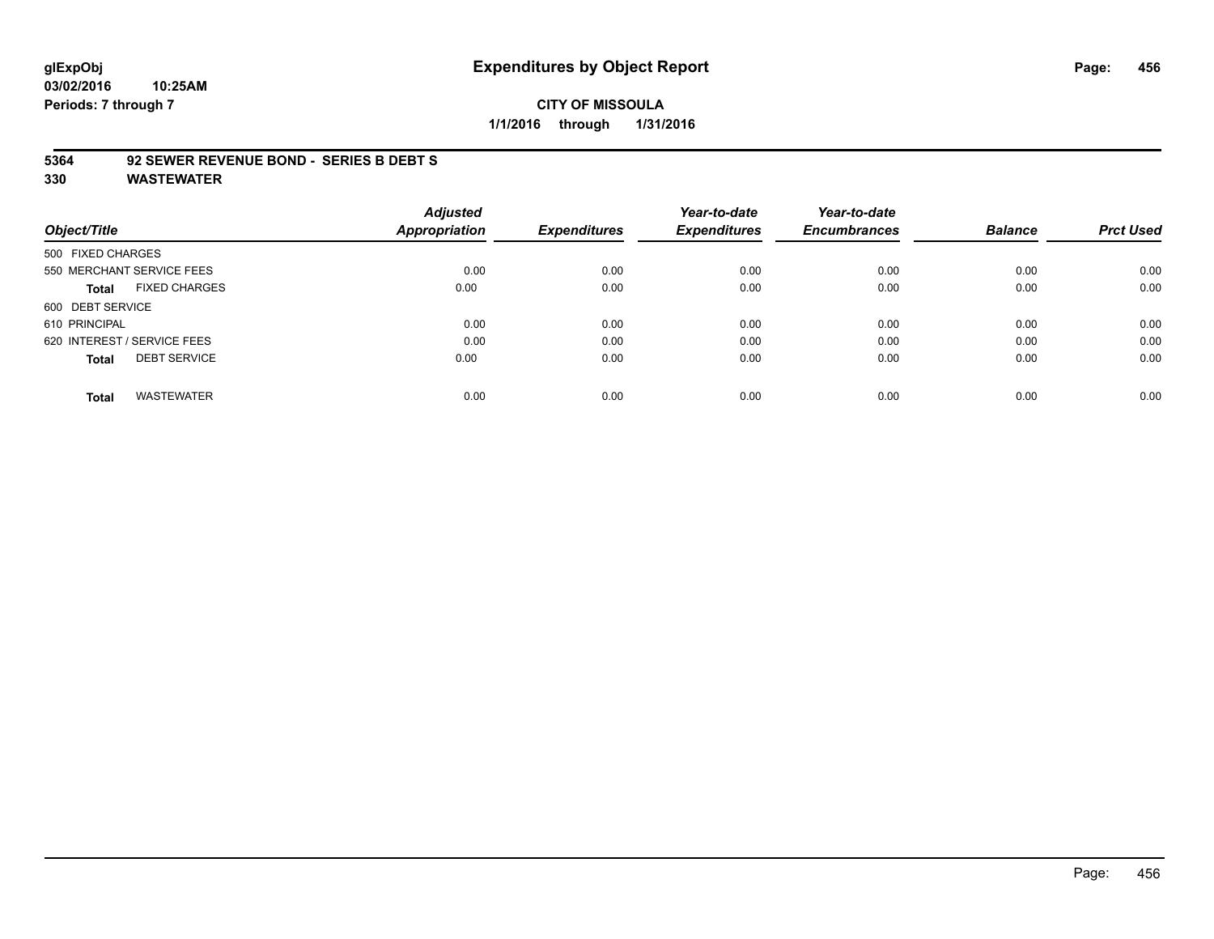**glExpObj** **Expenditures by Object Report**
**03/02/2016 10:25AM**
**Periods: 7 through 7**

**CITY OF MISSOULA**
**1/1/2016 through 1/31/2016**

## 5364 92 SEWER REVENUE BOND - SERIES B DEBT S
## 330 WASTEWATER

| Object/Title | Adjusted Appropriation | Expenditures | Year-to-date Expenditures | Year-to-date Encumbrances | Balance | Prct Used |
|---|---|---|---|---|---|---|
| 500 FIXED CHARGES | | | | | | |
| 550 MERCHANT SERVICE FEES | 0.00 | 0.00 | 0.00 | 0.00 | 0.00 | 0.00 |
| **Total** FIXED CHARGES | 0.00 | 0.00 | 0.00 | 0.00 | 0.00 | 0.00 |
| 600 DEBT SERVICE | | | | | | |
| 610 PRINCIPAL | 0.00 | 0.00 | 0.00 | 0.00 | 0.00 | 0.00 |
| 620 INTEREST / SERVICE FEES | 0.00 | 0.00 | 0.00 | 0.00 | 0.00 | 0.00 |
| **Total** DEBT SERVICE | 0.00 | 0.00 | 0.00 | 0.00 | 0.00 | 0.00 |
| **Total** WASTEWATER | 0.00 | 0.00 | 0.00 | 0.00 | 0.00 | 0.00 |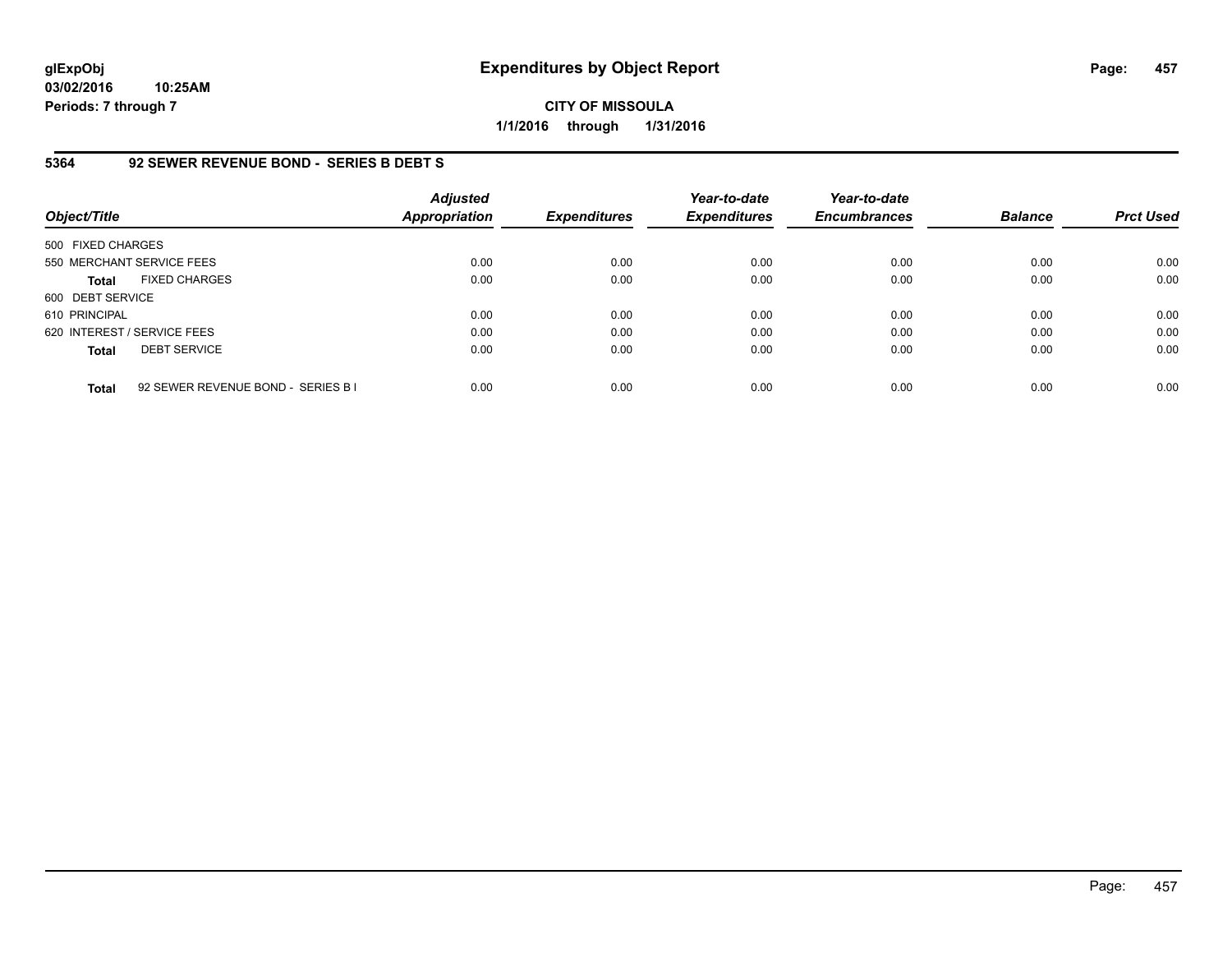**glExpObj**
**03/02/2016 10:25AM**
**Periods: 7 through 7**

# Expenditures by Object Report

**CITY OF MISSOULA**
**1/1/2016 through 1/31/2016**

## 5364 92 SEWER REVENUE BOND - SERIES B DEBT S

| Object/Title | Adjusted Appropriation | Expenditures | Year-to-date Expenditures | Year-to-date Encumbrances | Balance | Prct Used |
|---|---|---|---|---|---|---|
| 500 FIXED CHARGES | | | | | | |
| 550 MERCHANT SERVICE FEES | 0.00 | 0.00 | 0.00 | 0.00 | 0.00 | 0.00 |
| **Total** FIXED CHARGES | 0.00 | 0.00 | 0.00 | 0.00 | 0.00 | 0.00 |
| 600 DEBT SERVICE | | | | | | |
| 610 PRINCIPAL | 0.00 | 0.00 | 0.00 | 0.00 | 0.00 | 0.00 |
| 620 INTEREST / SERVICE FEES | 0.00 | 0.00 | 0.00 | 0.00 | 0.00 | 0.00 |
| **Total** DEBT SERVICE | 0.00 | 0.00 | 0.00 | 0.00 | 0.00 | 0.00 |
| **Total** 92 SEWER REVENUE BOND - SERIES B I | 0.00 | 0.00 | 0.00 | 0.00 | 0.00 | 0.00 |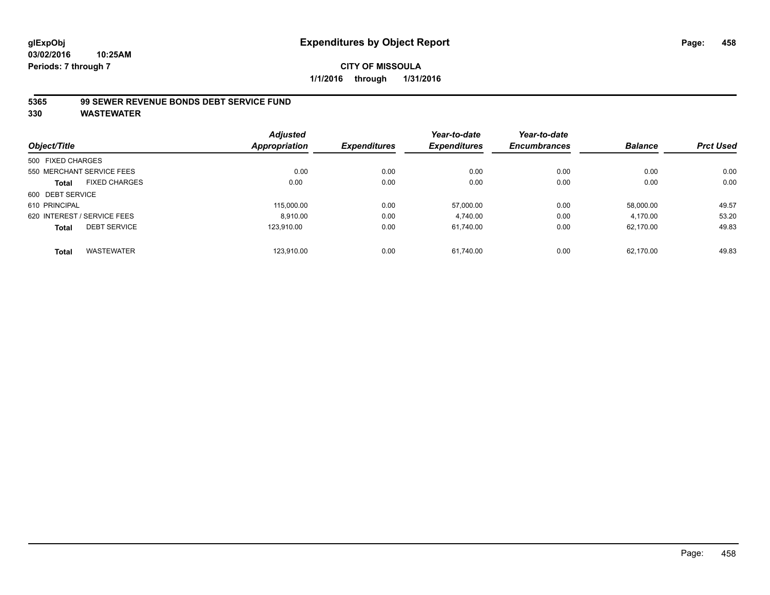# Expenditures by Object Report

glExpObj
03/02/2016 10:25AM
Periods: 7 through 7

**CITY OF MISSOULA**
**1/1/2016 through 1/31/2016**

## 5365 99 SEWER REVENUE BONDS DEBT SERVICE FUND
## 330 WASTEWATER

| Object/Title | Adjusted Appropriation | Expenditures | Year-to-date Expenditures | Year-to-date Encumbrances | Balance | Prct Used |
|---|---|---|---|---|---|---|
| 500 FIXED CHARGES | | | | | | |
| 550 MERCHANT SERVICE FEES | 0.00 | 0.00 | 0.00 | 0.00 | 0.00 | 0.00 |
| **Total** FIXED CHARGES | 0.00 | 0.00 | 0.00 | 0.00 | 0.00 | 0.00 |
| 600 DEBT SERVICE | | | | | | |
| 610 PRINCIPAL | 115,000.00 | 0.00 | 57,000.00 | 0.00 | 58,000.00 | 49.57 |
| 620 INTEREST / SERVICE FEES | 8,910.00 | 0.00 | 4,740.00 | 0.00 | 4,170.00 | 53.20 |
| **Total** DEBT SERVICE | 123,910.00 | 0.00 | 61,740.00 | 0.00 | 62,170.00 | 49.83 |
| **Total** WASTEWATER | 123,910.00 | 0.00 | 61,740.00 | 0.00 | 62,170.00 | 49.83 |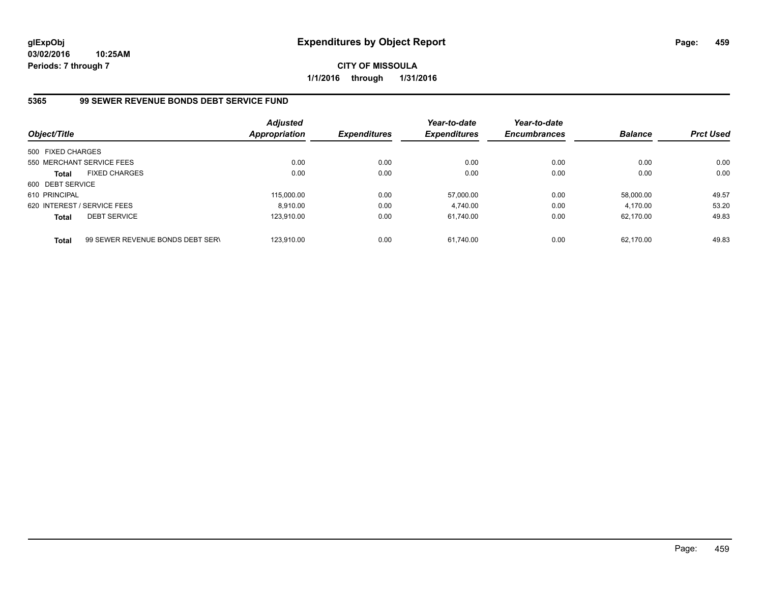**glExpObj** | **Expenditures by Object Report**

**03/02/2016 10:25AM**

**Periods: 7 through 7**

**CITY OF MISSOULA**

**1/1/2016 through 1/31/2016**

## 5365 99 SEWER REVENUE BONDS DEBT SERVICE FUND

| Object/Title | Adjusted Appropriation | Expenditures | Year-to-date Expenditures | Year-to-date Encumbrances | Balance | Prct Used |
|---|---|---|---|---|---|---|
| 500 FIXED CHARGES | | | | | | |
| 550 MERCHANT SERVICE FEES | 0.00 | 0.00 | 0.00 | 0.00 | 0.00 | 0.00 |
| **Total** FIXED CHARGES | 0.00 | 0.00 | 0.00 | 0.00 | 0.00 | 0.00 |
| 600 DEBT SERVICE | | | | | | |
| 610 PRINCIPAL | 115,000.00 | 0.00 | 57,000.00 | 0.00 | 58,000.00 | 49.57 |
| 620 INTEREST / SERVICE FEES | 8,910.00 | 0.00 | 4,740.00 | 0.00 | 4,170.00 | 53.20 |
| **Total** DEBT SERVICE | 123,910.00 | 0.00 | 61,740.00 | 0.00 | 62,170.00 | 49.83 |
| **Total** 99 SEWER REVENUE BONDS DEBT SERV | 123,910.00 | 0.00 | 61,740.00 | 0.00 | 62,170.00 | 49.83 |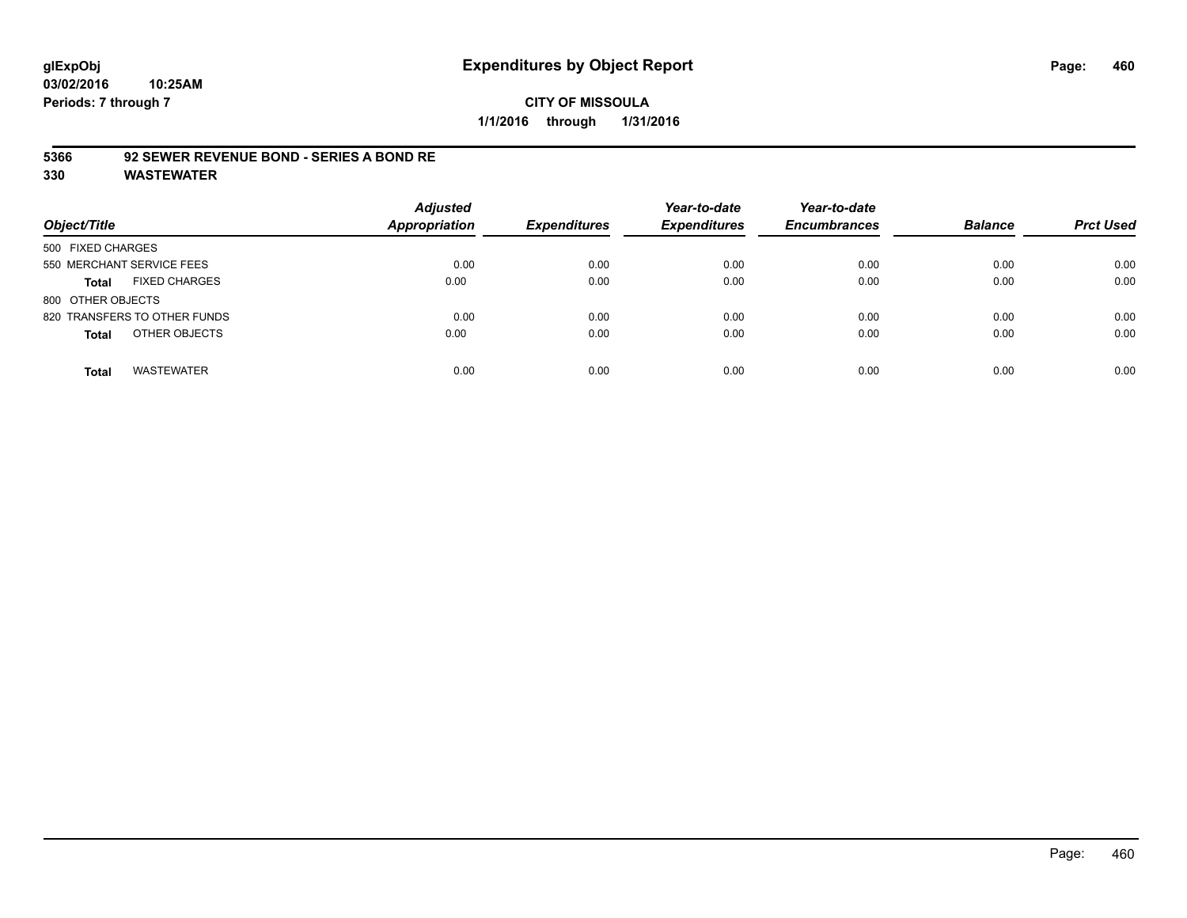# Expenditures by Object Report

glExpObj
03/02/2016 10:25AM
Periods: 7 through 7

**CITY OF MISSOULA**
**1/1/2016 through 1/31/2016**

**5366 92 SEWER REVENUE BOND - SERIES A BOND RE**
**330 WASTEWATER**

| Object/Title | Adjusted Appropriation | Expenditures | Year-to-date Expenditures | Year-to-date Encumbrances | Balance | Prct Used |
|---|---|---|---|---|---|---|
| 500 FIXED CHARGES | | | | | | |
| 550 MERCHANT SERVICE FEES | 0.00 | 0.00 | 0.00 | 0.00 | 0.00 | 0.00 |
| **Total** FIXED CHARGES | 0.00 | 0.00 | 0.00 | 0.00 | 0.00 | 0.00 |
| 800 OTHER OBJECTS | | | | | | |
| 820 TRANSFERS TO OTHER FUNDS | 0.00 | 0.00 | 0.00 | 0.00 | 0.00 | 0.00 |
| **Total** OTHER OBJECTS | 0.00 | 0.00 | 0.00 | 0.00 | 0.00 | 0.00 |
| **Total** WASTEWATER | 0.00 | 0.00 | 0.00 | 0.00 | 0.00 | 0.00 |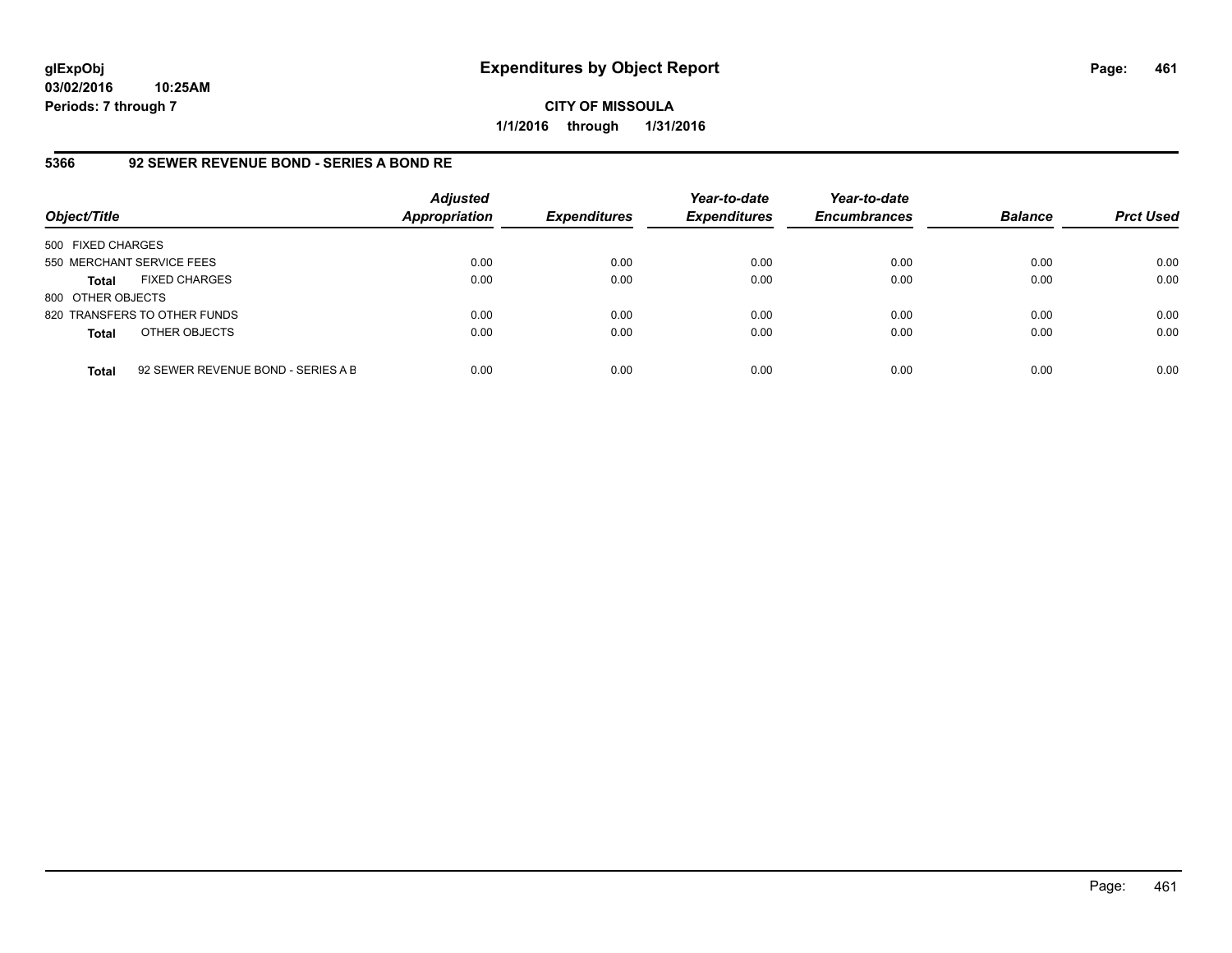**glExpObj**
**03/02/2016 10:25AM**
**Periods: 7 through 7**

# Expenditures by Object Report

**CITY OF MISSOULA**
**1/1/2016 through 1/31/2016**

## 5366 92 SEWER REVENUE BOND - SERIES A BOND RE

| Object/Title | | Adjusted Appropriation | Expenditures | Year-to-date Expenditures | Year-to-date Encumbrances | Balance | Prct Used |
|---|---|---|---|---|---|---|---|
| 500 FIXED CHARGES | | | | | | | |
| 550 MERCHANT SERVICE FEES | | 0.00 | 0.00 | 0.00 | 0.00 | 0.00 | 0.00 |
| **Total** | FIXED CHARGES | 0.00 | 0.00 | 0.00 | 0.00 | 0.00 | 0.00 |
| 800 OTHER OBJECTS | | | | | | | |
| 820 TRANSFERS TO OTHER FUNDS | | 0.00 | 0.00 | 0.00 | 0.00 | 0.00 | 0.00 |
| **Total** | OTHER OBJECTS | 0.00 | 0.00 | 0.00 | 0.00 | 0.00 | 0.00 |
| **Total** | 92 SEWER REVENUE BOND - SERIES A B | 0.00 | 0.00 | 0.00 | 0.00 | 0.00 | 0.00 |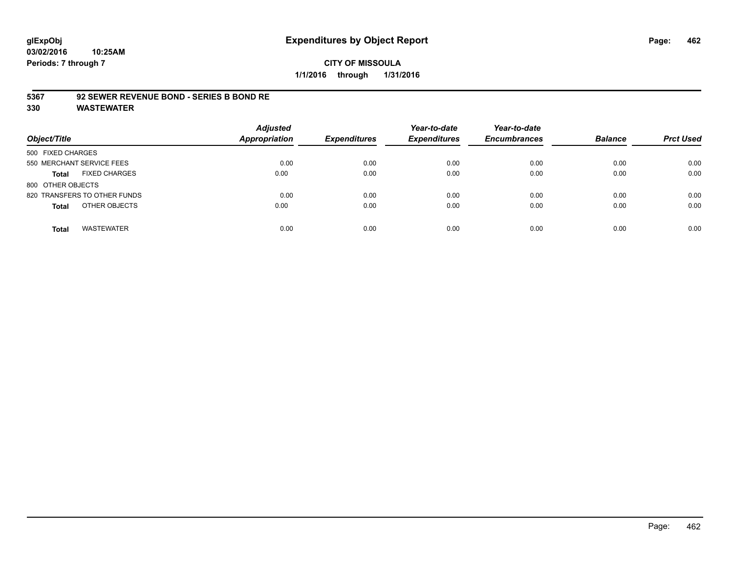**glExpObj**
**03/02/2016 10:25AM**
**Periods: 7 through 7**

# Expenditures by Object Report

**CITY OF MISSOULA**
**1/1/2016 through 1/31/2016**

## 5367 92 SEWER REVENUE BOND - SERIES B BOND RE
## 330 WASTEWATER

| Object/Title | | Adjusted Appropriation | Expenditures | Year-to-date Expenditures | Year-to-date Encumbrances | Balance | Prct Used |
|---|---|---|---|---|---|---|---|
| 500 FIXED CHARGES | | | | | | | |
| 550 MERCHANT SERVICE FEES | | 0.00 | 0.00 | 0.00 | 0.00 | 0.00 | 0.00 |
| **Total** | FIXED CHARGES | 0.00 | 0.00 | 0.00 | 0.00 | 0.00 | 0.00 |
| 800 OTHER OBJECTS | | | | | | | |
| 820 TRANSFERS TO OTHER FUNDS | | 0.00 | 0.00 | 0.00 | 0.00 | 0.00 | 0.00 |
| **Total** | OTHER OBJECTS | 0.00 | 0.00 | 0.00 | 0.00 | 0.00 | 0.00 |
| **Total** | WASTEWATER | 0.00 | 0.00 | 0.00 | 0.00 | 0.00 | 0.00 |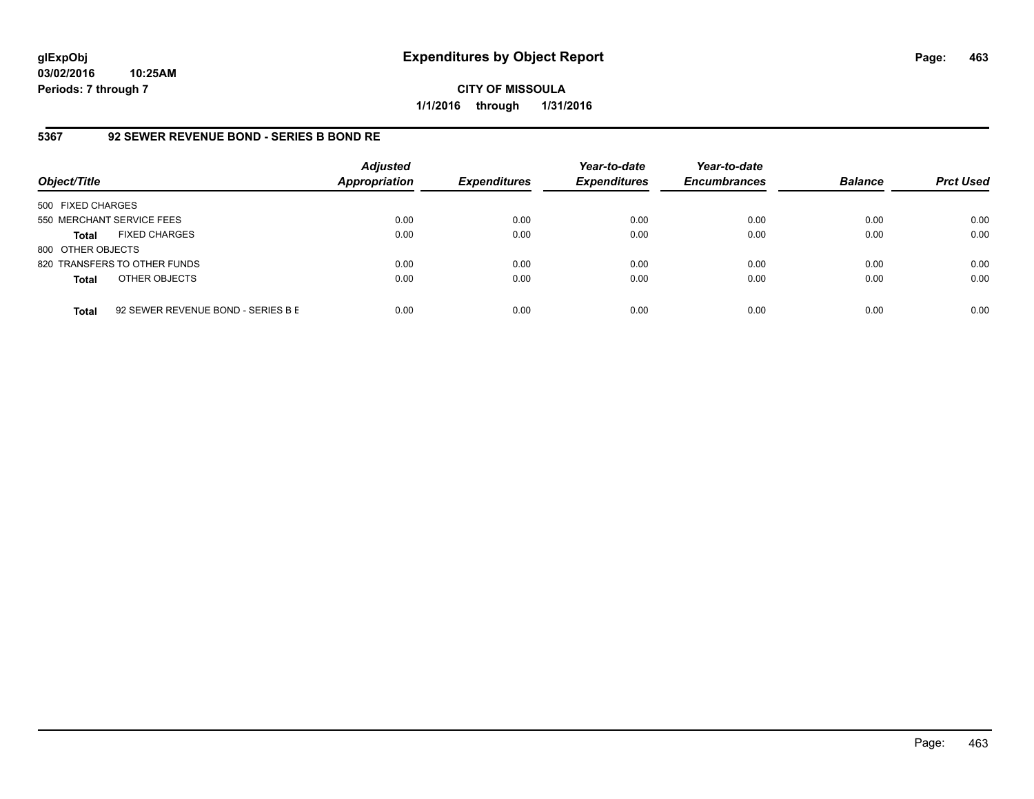## Expenditures by Object Report

**CITY OF MISSOULA**

**1/1/2016 through 1/31/2016**

glExpObj
03/02/2016 10:25AM
Periods: 7 through 7

### 5367 92 SEWER REVENUE BOND - SERIES B BOND RE

| Object/Title | Adjusted Appropriation | Expenditures | Year-to-date Expenditures | Year-to-date Encumbrances | Balance | Prct Used |
|---|---|---|---|---|---|---|
| 500 FIXED CHARGES | | | | | | |
| 550 MERCHANT SERVICE FEES | 0.00 | 0.00 | 0.00 | 0.00 | 0.00 | 0.00 |
| **Total** FIXED CHARGES | 0.00 | 0.00 | 0.00 | 0.00 | 0.00 | 0.00 |
| 800 OTHER OBJECTS | | | | | | |
| 820 TRANSFERS TO OTHER FUNDS | 0.00 | 0.00 | 0.00 | 0.00 | 0.00 | 0.00 |
| **Total** OTHER OBJECTS | 0.00 | 0.00 | 0.00 | 0.00 | 0.00 | 0.00 |
| **Total** 92 SEWER REVENUE BOND - SERIES B E | 0.00 | 0.00 | 0.00 | 0.00 | 0.00 | 0.00 |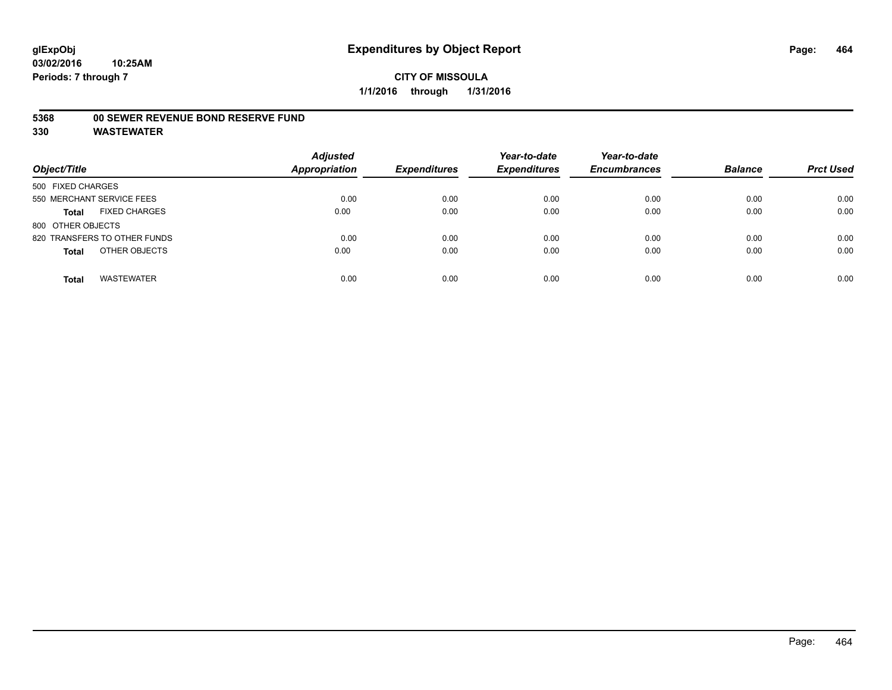**glExpObj**
**03/02/2016 10:25AM**
**Periods: 7 through 7**

# Expenditures by Object Report

**CITY OF MISSOULA**
**1/1/2016 through 1/31/2016**

## 5368 00 SEWER REVENUE BOND RESERVE FUND
## 330 WASTEWATER

| Object/Title | Adjusted Appropriation | Expenditures | Year-to-date Expenditures | Year-to-date Encumbrances | Balance | Prct Used |
|---|---|---|---|---|---|---|
| 500 FIXED CHARGES | | | | | | |
| 550 MERCHANT SERVICE FEES | 0.00 | 0.00 | 0.00 | 0.00 | 0.00 | 0.00 |
| **Total** FIXED CHARGES | 0.00 | 0.00 | 0.00 | 0.00 | 0.00 | 0.00 |
| 800 OTHER OBJECTS | | | | | | |
| 820 TRANSFERS TO OTHER FUNDS | 0.00 | 0.00 | 0.00 | 0.00 | 0.00 | 0.00 |
| **Total** OTHER OBJECTS | 0.00 | 0.00 | 0.00 | 0.00 | 0.00 | 0.00 |
| **Total** WASTEWATER | 0.00 | 0.00 | 0.00 | 0.00 | 0.00 | 0.00 |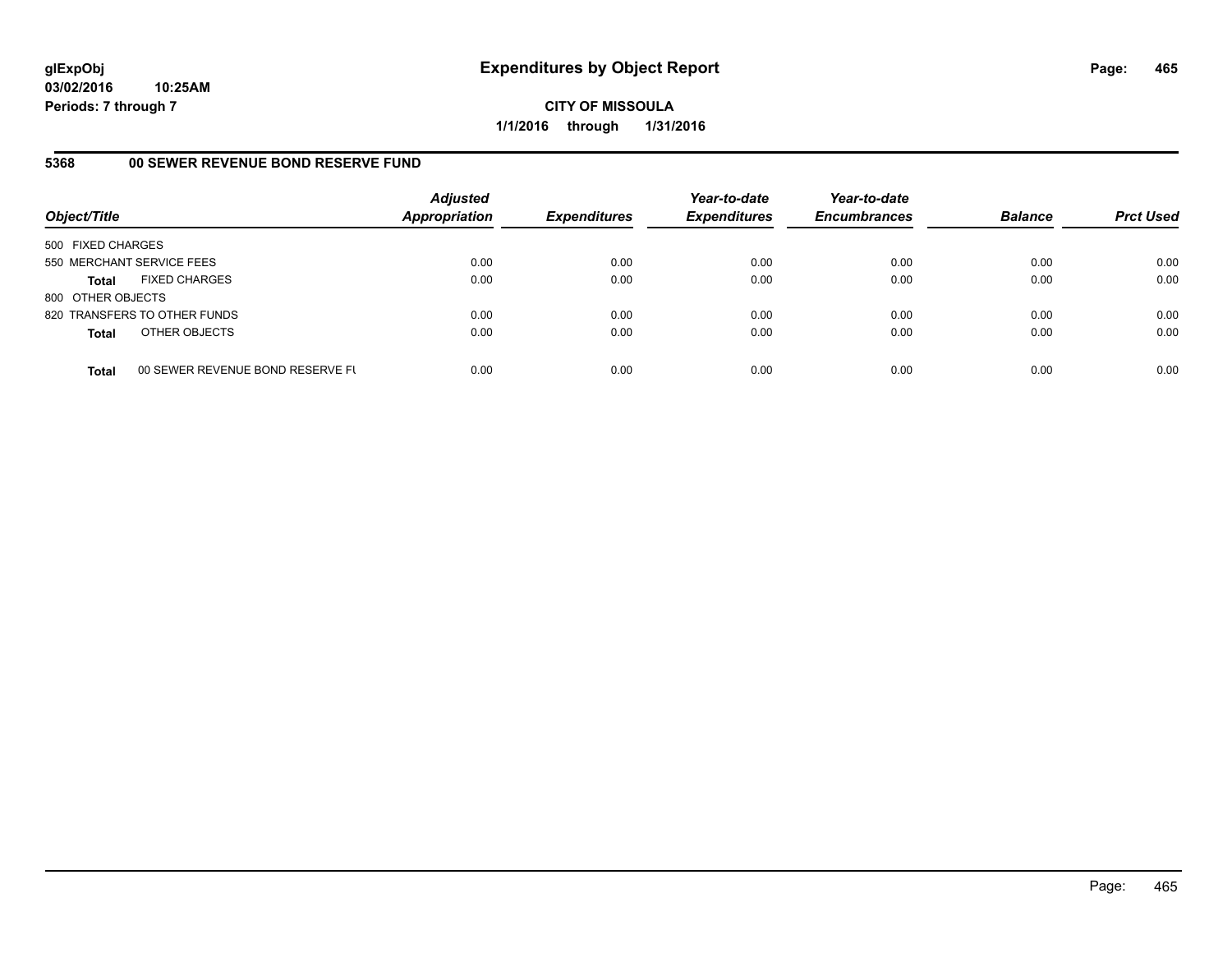**glExpObj** **Expenditures by Object Report**

**03/02/2016 10:25AM**

**Periods: 7 through 7**

**CITY OF MISSOULA**

**1/1/2016 through 1/31/2016**

## 5368 00 SEWER REVENUE BOND RESERVE FUND

| Object/Title | | Adjusted Appropriation | Expenditures | Year-to-date Expenditures | Year-to-date Encumbrances | Balance | Prct Used |
|---|---|---|---|---|---|---|---|
| 500 FIXED CHARGES | | | | | | | |
| 550 MERCHANT SERVICE FEES | | 0.00 | 0.00 | 0.00 | 0.00 | 0.00 | 0.00 |
| **Total** | FIXED CHARGES | 0.00 | 0.00 | 0.00 | 0.00 | 0.00 | 0.00 |
| 800 OTHER OBJECTS | | | | | | | |
| 820 TRANSFERS TO OTHER FUNDS | | 0.00 | 0.00 | 0.00 | 0.00 | 0.00 | 0.00 |
| **Total** | OTHER OBJECTS | 0.00 | 0.00 | 0.00 | 0.00 | 0.00 | 0.00 |
| **Total** | 00 SEWER REVENUE BOND RESERVE FU | 0.00 | 0.00 | 0.00 | 0.00 | 0.00 | 0.00 |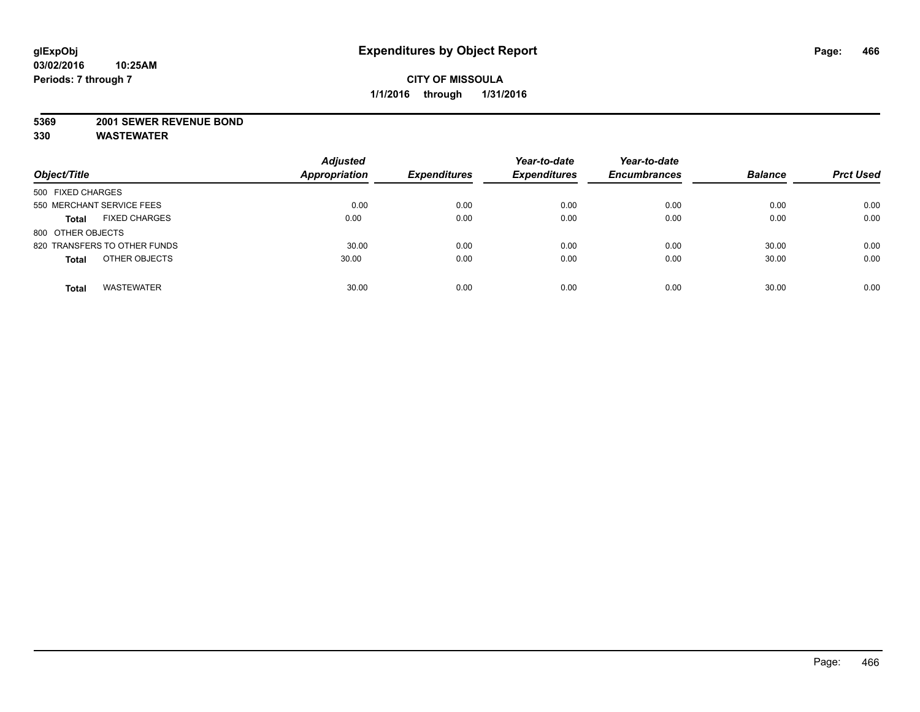# Expenditures by Object Report

glExpObj
03/02/2016 10:25AM
Periods: 7 through 7

**CITY OF MISSOULA**
**1/1/2016 through 1/31/2016**

**5369 2001 SEWER REVENUE BOND**
**330 WASTEWATER**

| Object/Title | Adjusted Appropriation | Expenditures | Year-to-date Expenditures | Year-to-date Encumbrances | Balance | Prct Used |
|---|---|---|---|---|---|---|
| 500 FIXED CHARGES | | | | | | |
| 550 MERCHANT SERVICE FEES | 0.00 | 0.00 | 0.00 | 0.00 | 0.00 | 0.00 |
| **Total** FIXED CHARGES | 0.00 | 0.00 | 0.00 | 0.00 | 0.00 | 0.00 |
| 800 OTHER OBJECTS | | | | | | |
| 820 TRANSFERS TO OTHER FUNDS | 30.00 | 0.00 | 0.00 | 0.00 | 30.00 | 0.00 |
| **Total** OTHER OBJECTS | 30.00 | 0.00 | 0.00 | 0.00 | 30.00 | 0.00 |
| **Total** WASTEWATER | 30.00 | 0.00 | 0.00 | 0.00 | 30.00 | 0.00 |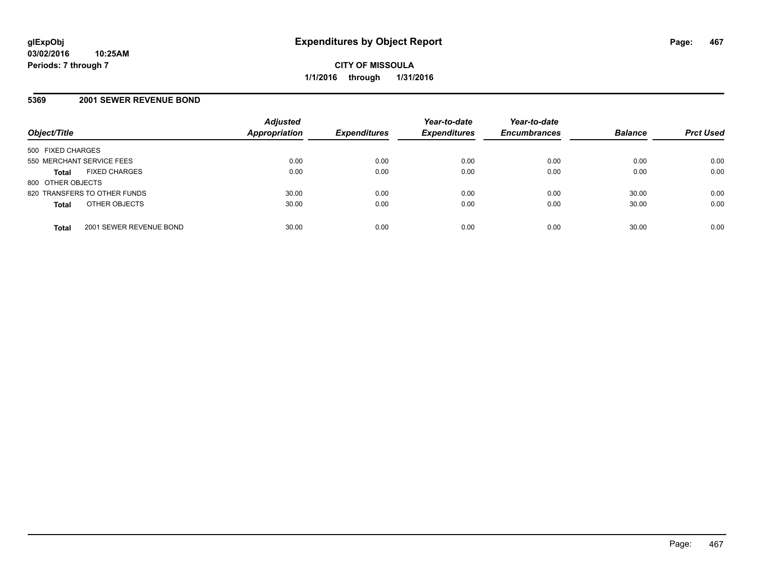glExpObj
03/02/2016 10:25AM
Periods: 7 through 7

# Expenditures by Object Report

CITY OF MISSOULA
1/1/2016 through 1/31/2016

## 5369 2001 SEWER REVENUE BOND

| Object/Title | | Adjusted Appropriation | Expenditures | Year-to-date Expenditures | Year-to-date Encumbrances | Balance | Prct Used |
|---|---|---|---|---|---|---|---|
| 500 FIXED CHARGES | | | | | | | |
| 550 MERCHANT SERVICE FEES | | 0.00 | 0.00 | 0.00 | 0.00 | 0.00 | 0.00 |
| **Total** | FIXED CHARGES | 0.00 | 0.00 | 0.00 | 0.00 | 0.00 | 0.00 |
| 800 OTHER OBJECTS | | | | | | | |
| 820 TRANSFERS TO OTHER FUNDS | | 30.00 | 0.00 | 0.00 | 0.00 | 30.00 | 0.00 |
| **Total** | OTHER OBJECTS | 30.00 | 0.00 | 0.00 | 0.00 | 30.00 | 0.00 |
| **Total** | 2001 SEWER REVENUE BOND | 30.00 | 0.00 | 0.00 | 0.00 | 30.00 | 0.00 |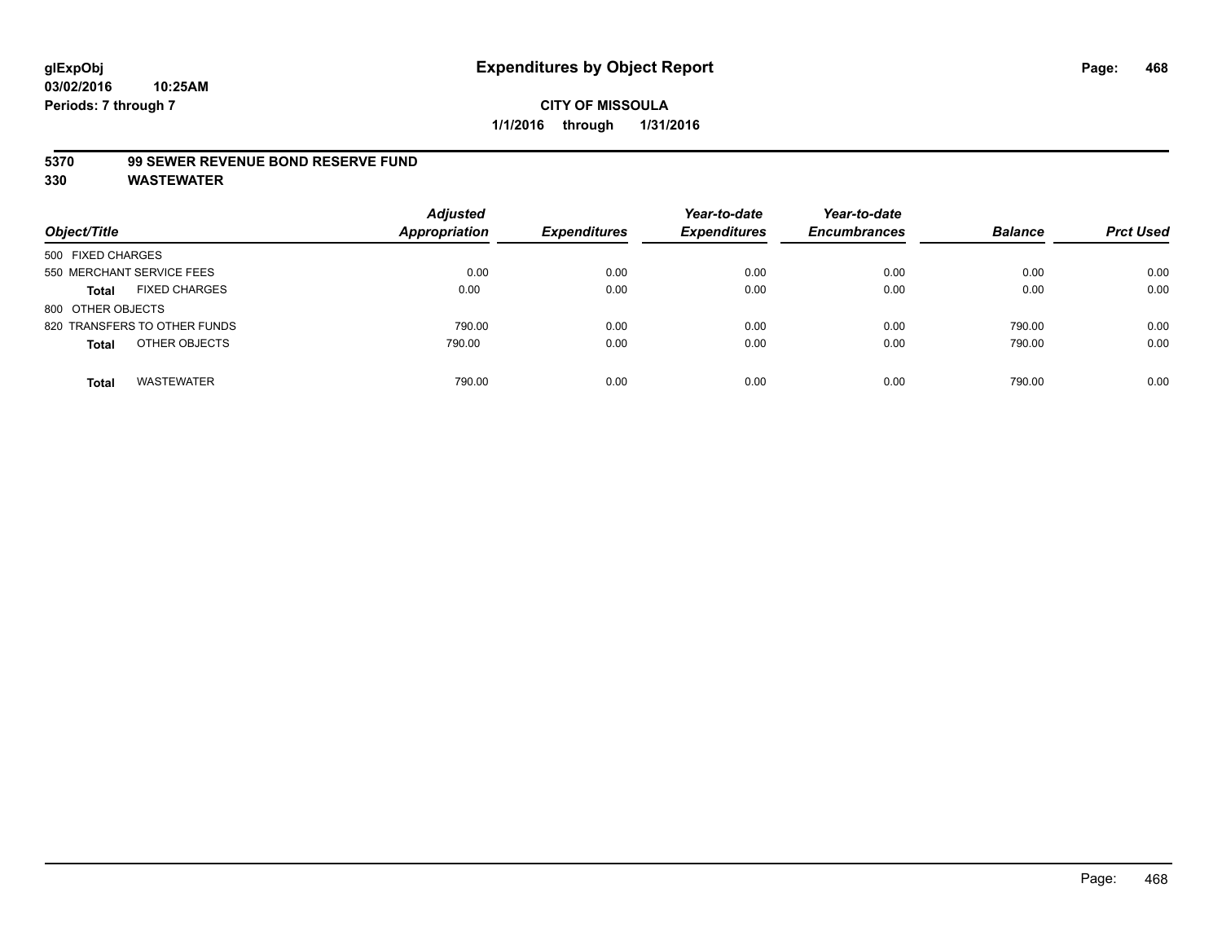**glExpObj**
**03/02/2016 10:25AM**
**Periods: 7 through 7**

# Expenditures by Object Report

**CITY OF MISSOULA**
**1/1/2016 through 1/31/2016**

**5370 99 SEWER REVENUE BOND RESERVE FUND**
**330 WASTEWATER**

| Object/Title | Adjusted Appropriation | Expenditures | Year-to-date Expenditures | Year-to-date Encumbrances | Balance | Prct Used |
|---|---|---|---|---|---|---|
| 500 FIXED CHARGES | | | | | | |
| 550 MERCHANT SERVICE FEES | 0.00 | 0.00 | 0.00 | 0.00 | 0.00 | 0.00 |
| **Total** FIXED CHARGES | 0.00 | 0.00 | 0.00 | 0.00 | 0.00 | 0.00 |
| 800 OTHER OBJECTS | | | | | | |
| 820 TRANSFERS TO OTHER FUNDS | 790.00 | 0.00 | 0.00 | 0.00 | 790.00 | 0.00 |
| **Total** OTHER OBJECTS | 790.00 | 0.00 | 0.00 | 0.00 | 790.00 | 0.00 |
| **Total** WASTEWATER | 790.00 | 0.00 | 0.00 | 0.00 | 790.00 | 0.00 |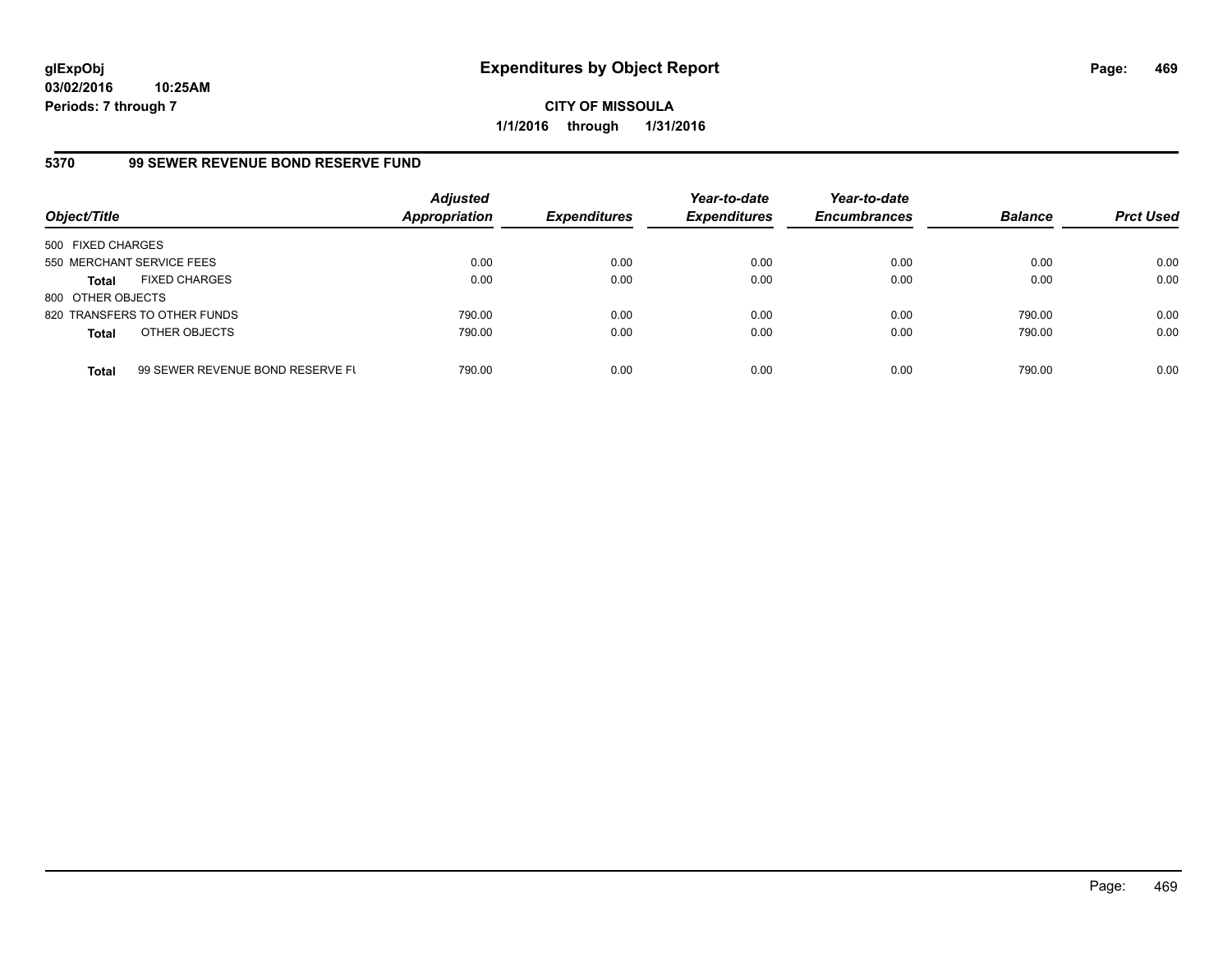# Expenditures by Object Report

glExpObj
03/02/2016 10:25AM
Periods: 7 through 7

**CITY OF MISSOULA**
**1/1/2016 through 1/31/2016**

## 5370 99 SEWER REVENUE BOND RESERVE FUND

| Object/Title | | Adjusted Appropriation | Expenditures | Year-to-date Expenditures | Year-to-date Encumbrances | Balance | Prct Used |
|---|---|---|---|---|---|---|---|
| 500 FIXED CHARGES | | | | | | | |
| 550 MERCHANT SERVICE FEES | | 0.00 | 0.00 | 0.00 | 0.00 | 0.00 | 0.00 |
| **Total** | FIXED CHARGES | 0.00 | 0.00 | 0.00 | 0.00 | 0.00 | 0.00 |
| 800 OTHER OBJECTS | | | | | | | |
| 820 TRANSFERS TO OTHER FUNDS | | 790.00 | 0.00 | 0.00 | 0.00 | 790.00 | 0.00 |
| **Total** | OTHER OBJECTS | 790.00 | 0.00 | 0.00 | 0.00 | 790.00 | 0.00 |
| **Total** | 99 SEWER REVENUE BOND RESERVE FU | 790.00 | 0.00 | 0.00 | 0.00 | 790.00 | 0.00 |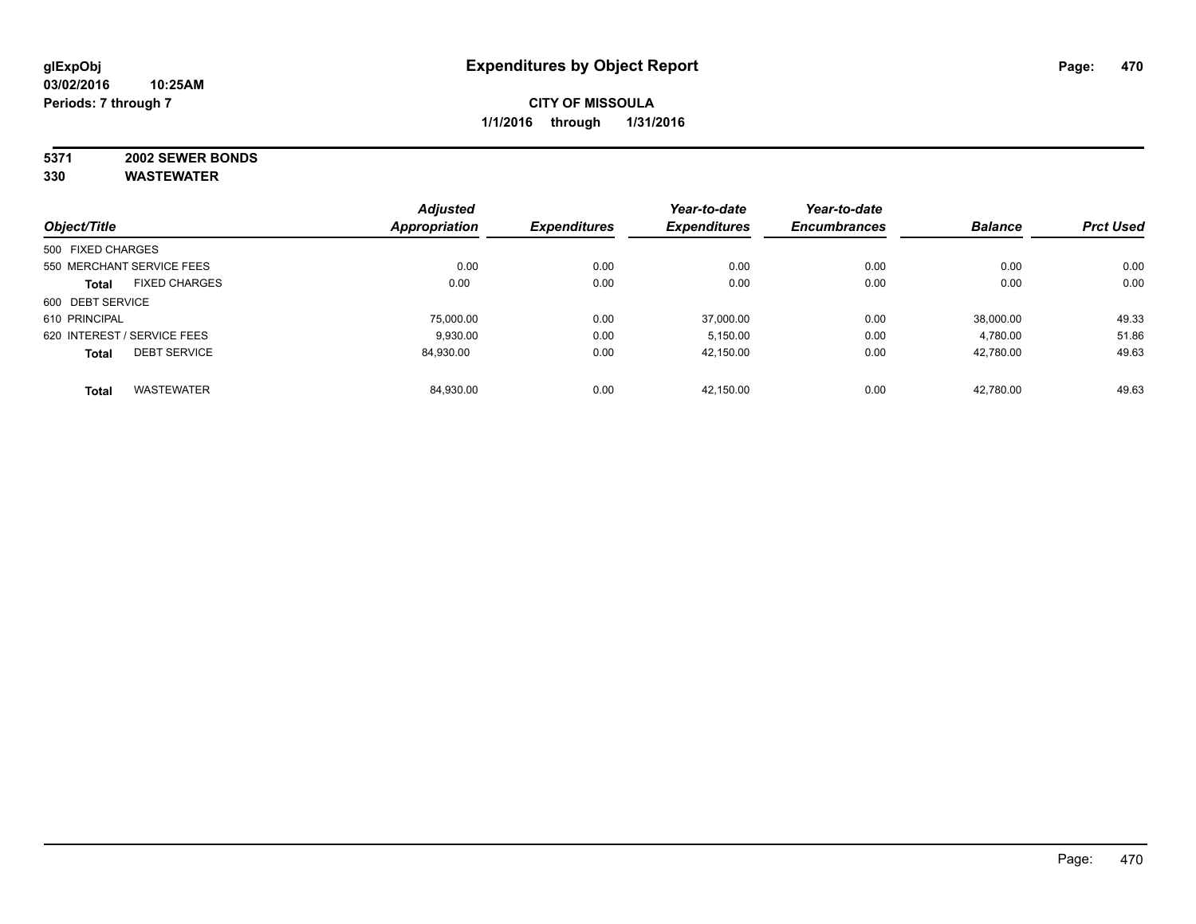# Expenditures by Object Report

glExpObj
03/02/2016 10:25AM
Periods: 7 through 7

**CITY OF MISSOULA**
**1/1/2016 through 1/31/2016**

**5371 2002 SEWER BONDS**
**330 WASTEWATER**

| Object/Title | Adjusted Appropriation | Expenditures | Year-to-date Expenditures | Year-to-date Encumbrances | Balance | Prct Used |
|---|---|---|---|---|---|---|
| 500 FIXED CHARGES | | | | | | |
| 550 MERCHANT SERVICE FEES | 0.00 | 0.00 | 0.00 | 0.00 | 0.00 | 0.00 |
| **Total** FIXED CHARGES | 0.00 | 0.00 | 0.00 | 0.00 | 0.00 | 0.00 |
| 600 DEBT SERVICE | | | | | | |
| 610 PRINCIPAL | 75,000.00 | 0.00 | 37,000.00 | 0.00 | 38,000.00 | 49.33 |
| 620 INTEREST / SERVICE FEES | 9,930.00 | 0.00 | 5,150.00 | 0.00 | 4,780.00 | 51.86 |
| **Total** DEBT SERVICE | 84,930.00 | 0.00 | 42,150.00 | 0.00 | 42,780.00 | 49.63 |
| **Total** WASTEWATER | 84,930.00 | 0.00 | 42,150.00 | 0.00 | 42,780.00 | 49.63 |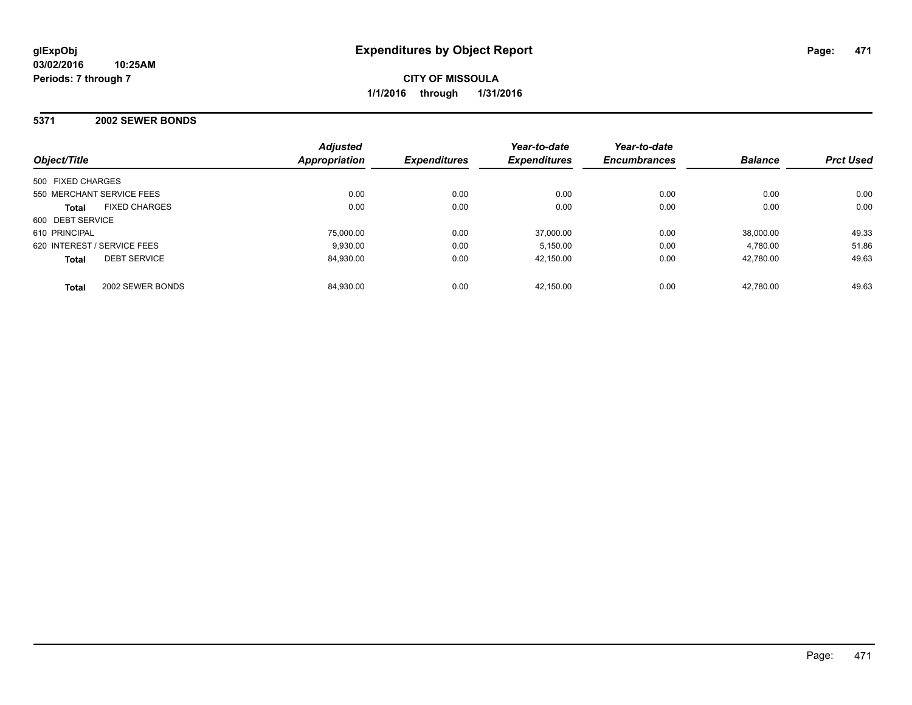glExpObj
03/02/2016 10:25AM
Periods: 7 through 7

# Expenditures by Object Report

**CITY OF MISSOULA**
**1/1/2016 through 1/31/2016**

## 5371 2002 SEWER BONDS

| Object/Title | Adjusted Appropriation | Expenditures | Year-to-date Expenditures | Year-to-date Encumbrances | Balance | Prct Used |
|---|---|---|---|---|---|---|
| 500 FIXED CHARGES | | | | | | |
| 550 MERCHANT SERVICE FEES | 0.00 | 0.00 | 0.00 | 0.00 | 0.00 | 0.00 |
| **Total** FIXED CHARGES | 0.00 | 0.00 | 0.00 | 0.00 | 0.00 | 0.00 |
| 600 DEBT SERVICE | | | | | | |
| 610 PRINCIPAL | 75,000.00 | 0.00 | 37,000.00 | 0.00 | 38,000.00 | 49.33 |
| 620 INTEREST / SERVICE FEES | 9,930.00 | 0.00 | 5,150.00 | 0.00 | 4,780.00 | 51.86 |
| **Total** DEBT SERVICE | 84,930.00 | 0.00 | 42,150.00 | 0.00 | 42,780.00 | 49.63 |
| **Total** 2002 SEWER BONDS | 84,930.00 | 0.00 | 42,150.00 | 0.00 | 42,780.00 | 49.63 |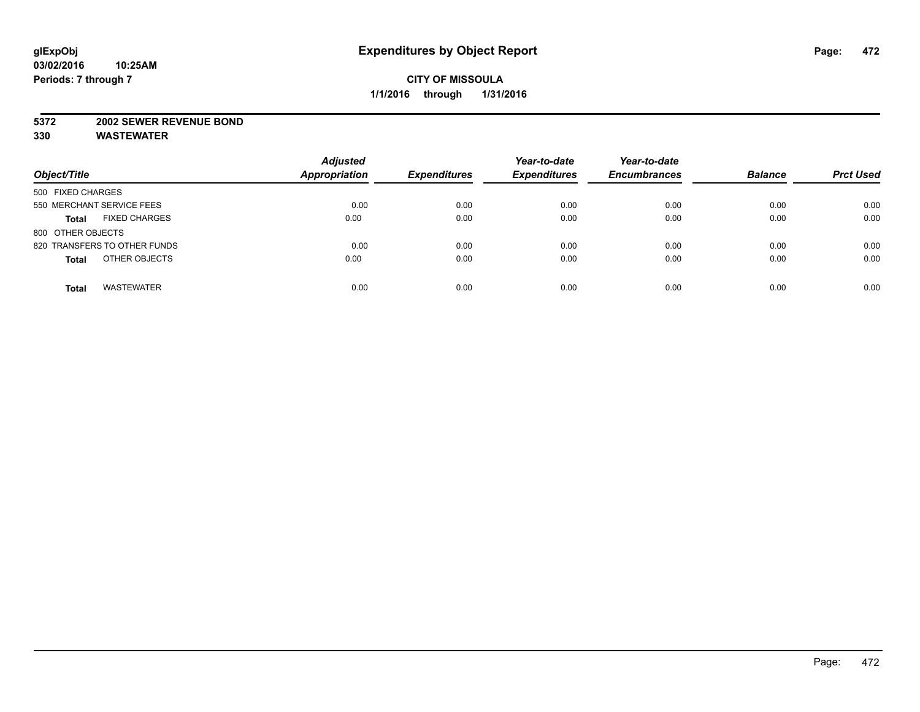**glExpObj**
**03/02/2016 10:25AM**
**Periods: 7 through 7**

# Expenditures by Object Report

**CITY OF MISSOULA**
**1/1/2016 through 1/31/2016**

**5372 2002 SEWER REVENUE BOND**
**330 WASTEWATER**

| Object/Title | Adjusted Appropriation | Expenditures | Year-to-date Expenditures | Year-to-date Encumbrances | Balance | Prct Used |
|---|---|---|---|---|---|---|
| 500 FIXED CHARGES | | | | | | |
| 550 MERCHANT SERVICE FEES | 0.00 | 0.00 | 0.00 | 0.00 | 0.00 | 0.00 |
| **Total** FIXED CHARGES | 0.00 | 0.00 | 0.00 | 0.00 | 0.00 | 0.00 |
| 800 OTHER OBJECTS | | | | | | |
| 820 TRANSFERS TO OTHER FUNDS | 0.00 | 0.00 | 0.00 | 0.00 | 0.00 | 0.00 |
| **Total** OTHER OBJECTS | 0.00 | 0.00 | 0.00 | 0.00 | 0.00 | 0.00 |
| **Total** WASTEWATER | 0.00 | 0.00 | 0.00 | 0.00 | 0.00 | 0.00 |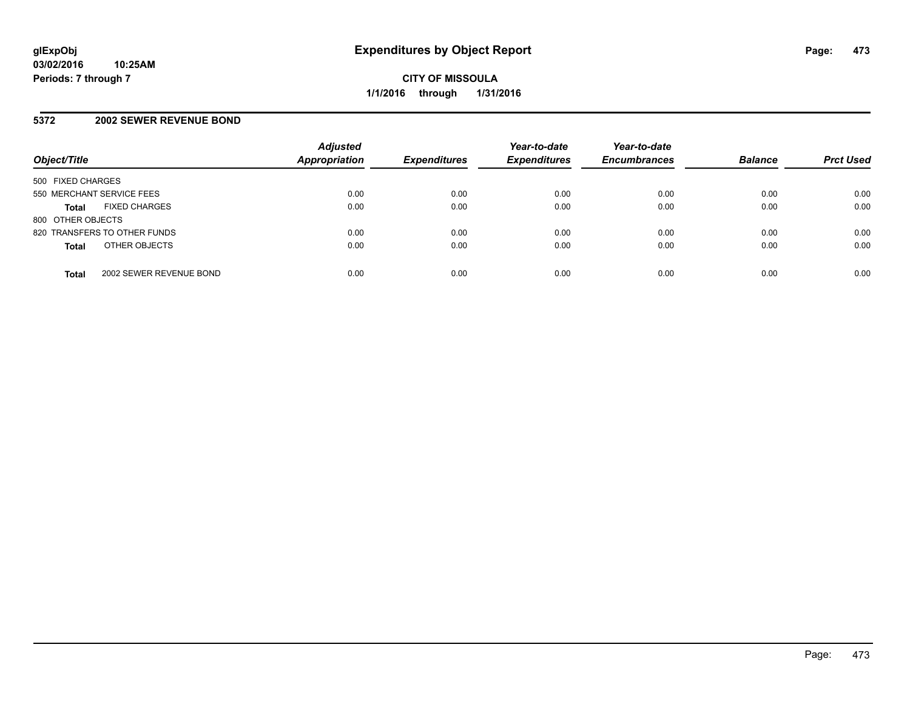**glExpObj**
**03/02/2016 10:25AM**
**Periods: 7 through 7**

# Expenditures by Object Report

**CITY OF MISSOULA**
**1/1/2016 through 1/31/2016**

## 5372 2002 SEWER REVENUE BOND

| Object/Title | Adjusted Appropriation | Expenditures | Year-to-date Expenditures | Year-to-date Encumbrances | Balance | Prct Used |
|---|---|---|---|---|---|---|
| 500 FIXED CHARGES | | | | | | |
| 550 MERCHANT SERVICE FEES | 0.00 | 0.00 | 0.00 | 0.00 | 0.00 | 0.00 |
| **Total** FIXED CHARGES | 0.00 | 0.00 | 0.00 | 0.00 | 0.00 | 0.00 |
| 800 OTHER OBJECTS | | | | | | |
| 820 TRANSFERS TO OTHER FUNDS | 0.00 | 0.00 | 0.00 | 0.00 | 0.00 | 0.00 |
| **Total** OTHER OBJECTS | 0.00 | 0.00 | 0.00 | 0.00 | 0.00 | 0.00 |
| **Total** 2002 SEWER REVENUE BOND | 0.00 | 0.00 | 0.00 | 0.00 | 0.00 | 0.00 |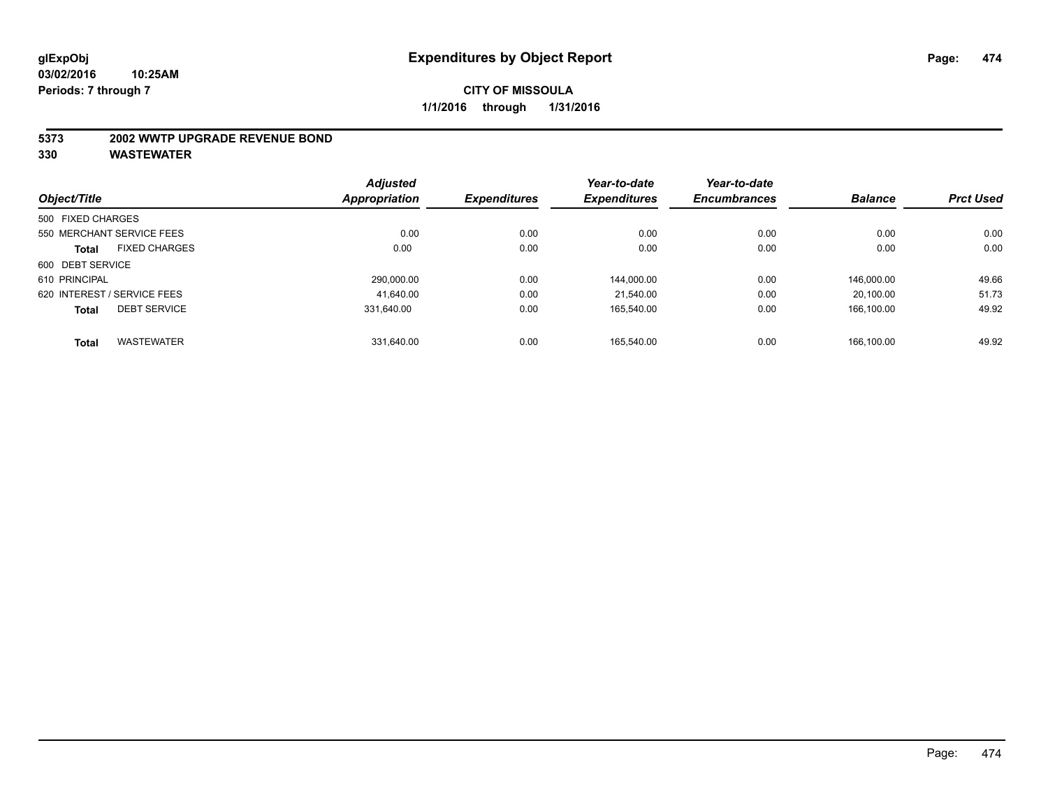**glExpObj**
**03/02/2016 10:25AM**
**Periods: 7 through 7**

# Expenditures by Object Report

**CITY OF MISSOULA**
**1/1/2016 through 1/31/2016**

**5373 2002 WWTP UPGRADE REVENUE BOND**
**330 WASTEWATER**

| Object/Title | | Adjusted Appropriation | Expenditures | Year-to-date Expenditures | Year-to-date Encumbrances | Balance | Prct Used |
|---|---|---|---|---|---|---|---|
| 500 FIXED CHARGES | | | | | | | |
| 550 MERCHANT SERVICE FEES | | 0.00 | 0.00 | 0.00 | 0.00 | 0.00 | 0.00 |
| **Total** | FIXED CHARGES | 0.00 | 0.00 | 0.00 | 0.00 | 0.00 | 0.00 |
| 600 DEBT SERVICE | | | | | | | |
| 610 PRINCIPAL | | 290,000.00 | 0.00 | 144,000.00 | 0.00 | 146,000.00 | 49.66 |
| 620 INTEREST / SERVICE FEES | | 41,640.00 | 0.00 | 21,540.00 | 0.00 | 20,100.00 | 51.73 |
| **Total** | DEBT SERVICE | 331,640.00 | 0.00 | 165,540.00 | 0.00 | 166,100.00 | 49.92 |
| **Total** | WASTEWATER | 331,640.00 | 0.00 | 165,540.00 | 0.00 | 166,100.00 | 49.92 |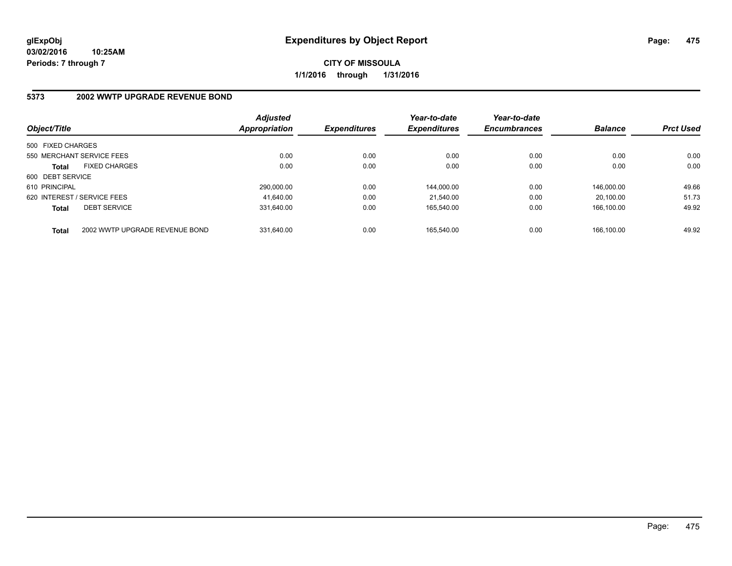**glExpObj**
**03/02/2016 10:25AM**
**Periods: 7 through 7**

# Expenditures by Object Report

**CITY OF MISSOULA**
**1/1/2016 through 1/31/2016**

## 5373 2002 WWTP UPGRADE REVENUE BOND

| Object/Title | Adjusted Appropriation | Expenditures | Year-to-date Expenditures | Year-to-date Encumbrances | Balance | Prct Used |
|---|---|---|---|---|---|---|
| 500 FIXED CHARGES | | | | | | |
| 550 MERCHANT SERVICE FEES | 0.00 | 0.00 | 0.00 | 0.00 | 0.00 | 0.00 |
| **Total** FIXED CHARGES | 0.00 | 0.00 | 0.00 | 0.00 | 0.00 | 0.00 |
| 600 DEBT SERVICE | | | | | | |
| 610 PRINCIPAL | 290,000.00 | 0.00 | 144,000.00 | 0.00 | 146,000.00 | 49.66 |
| 620 INTEREST / SERVICE FEES | 41,640.00 | 0.00 | 21,540.00 | 0.00 | 20,100.00 | 51.73 |
| **Total** DEBT SERVICE | 331,640.00 | 0.00 | 165,540.00 | 0.00 | 166,100.00 | 49.92 |
| **Total** 2002 WWTP UPGRADE REVENUE BOND | 331,640.00 | 0.00 | 165,540.00 | 0.00 | 166,100.00 | 49.92 |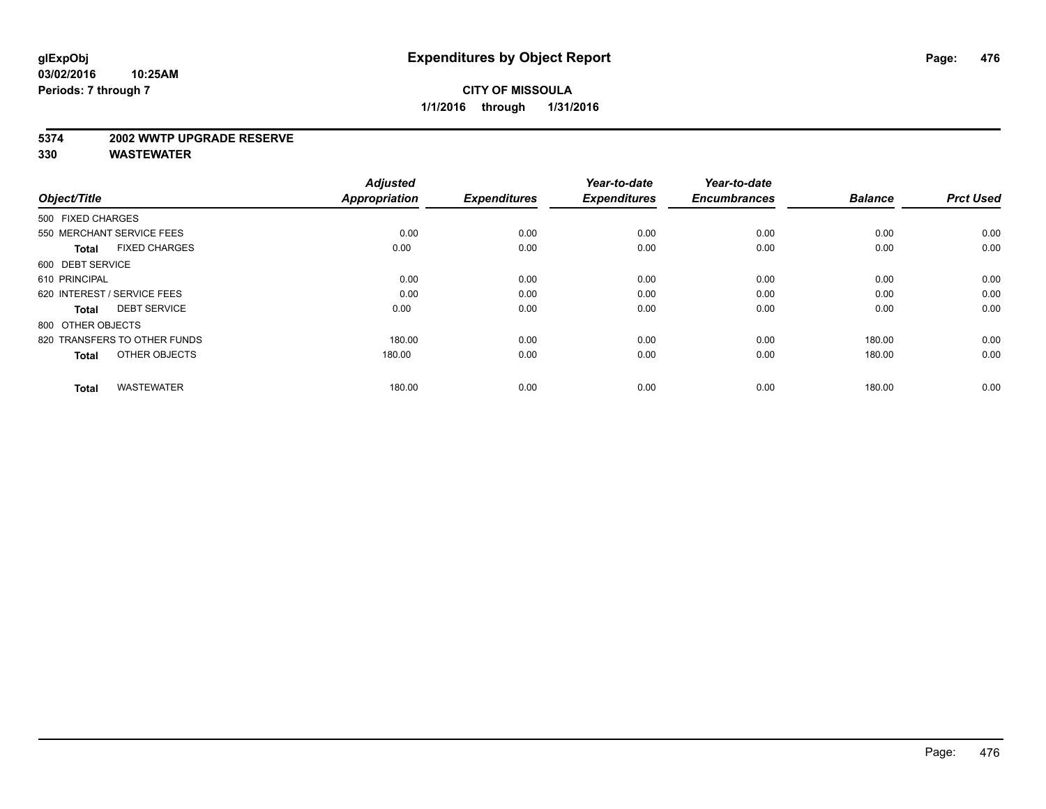glExpObj
03/02/2016 10:25AM
Periods: 7 through 7

# Expenditures by Object Report

**CITY OF MISSOULA**
**1/1/2016 through 1/31/2016**

**5374 2002 WWTP UPGRADE RESERVE**
**330 WASTEWATER**

| Object/Title | Adjusted Appropriation | Expenditures | Year-to-date Expenditures | Year-to-date Encumbrances | Balance | Prct Used |
|---|---|---|---|---|---|---|
| 500 FIXED CHARGES | | | | | | |
| 550 MERCHANT SERVICE FEES | 0.00 | 0.00 | 0.00 | 0.00 | 0.00 | 0.00 |
| **Total** FIXED CHARGES | 0.00 | 0.00 | 0.00 | 0.00 | 0.00 | 0.00 |
| 600 DEBT SERVICE | | | | | | |
| 610 PRINCIPAL | 0.00 | 0.00 | 0.00 | 0.00 | 0.00 | 0.00 |
| 620 INTEREST / SERVICE FEES | 0.00 | 0.00 | 0.00 | 0.00 | 0.00 | 0.00 |
| **Total** DEBT SERVICE | 0.00 | 0.00 | 0.00 | 0.00 | 0.00 | 0.00 |
| 800 OTHER OBJECTS | | | | | | |
| 820 TRANSFERS TO OTHER FUNDS | 180.00 | 0.00 | 0.00 | 0.00 | 180.00 | 0.00 |
| **Total** OTHER OBJECTS | 180.00 | 0.00 | 0.00 | 0.00 | 180.00 | 0.00 |
| **Total** WASTEWATER | 180.00 | 0.00 | 0.00 | 0.00 | 180.00 | 0.00 |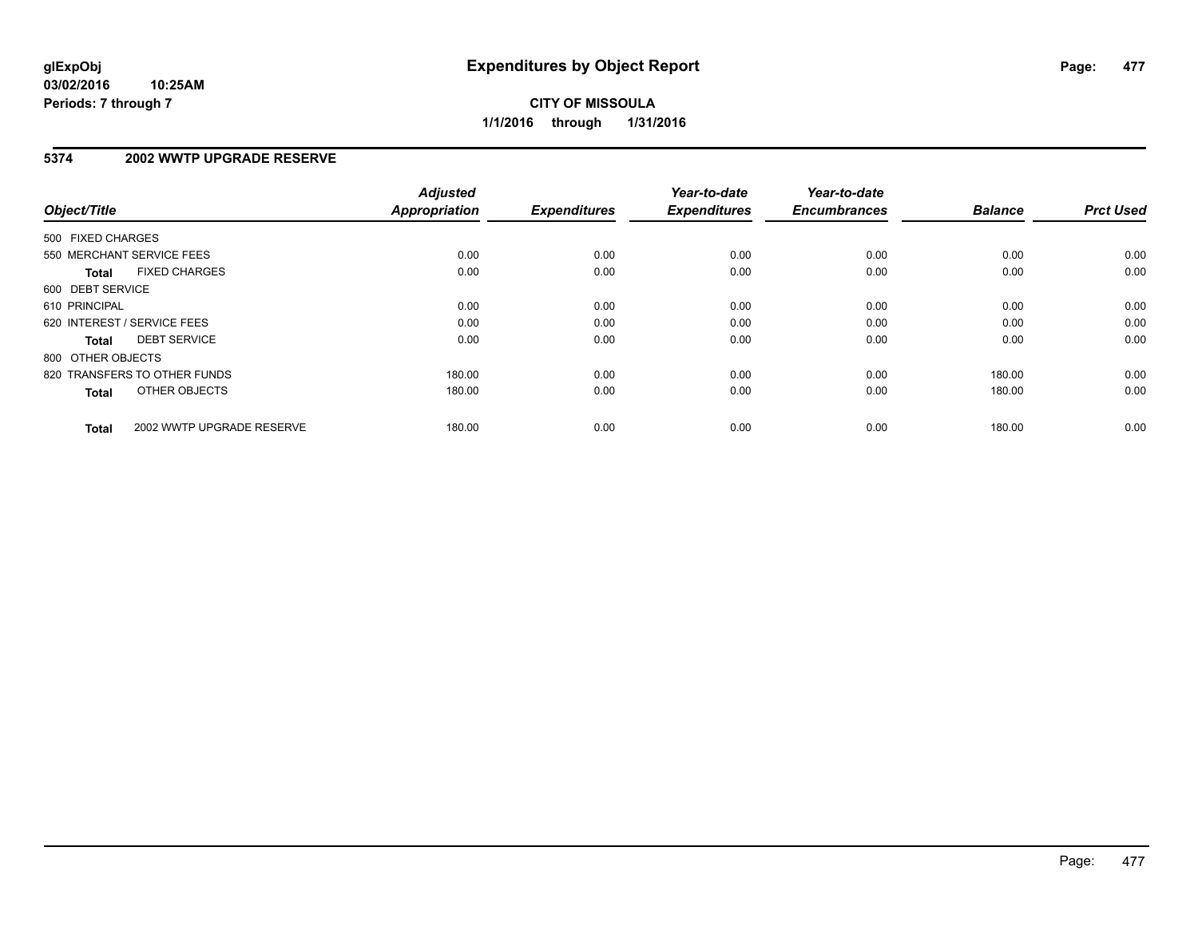**glExpObj** **Expenditures by Object Report**
**03/02/2016 10:25AM**
**Periods: 7 through 7**

**CITY OF MISSOULA**
**1/1/2016 through 1/31/2016**

## 5374 2002 WWTP UPGRADE RESERVE

| Object/Title | Adjusted Appropriation | Expenditures | Year-to-date Expenditures | Year-to-date Encumbrances | Balance | Prct Used |
|---|---|---|---|---|---|---|
| 500 FIXED CHARGES | | | | | | |
| 550 MERCHANT SERVICE FEES | 0.00 | 0.00 | 0.00 | 0.00 | 0.00 | 0.00 |
| **Total** FIXED CHARGES | 0.00 | 0.00 | 0.00 | 0.00 | 0.00 | 0.00 |
| 600 DEBT SERVICE | | | | | | |
| 610 PRINCIPAL | 0.00 | 0.00 | 0.00 | 0.00 | 0.00 | 0.00 |
| 620 INTEREST / SERVICE FEES | 0.00 | 0.00 | 0.00 | 0.00 | 0.00 | 0.00 |
| **Total** DEBT SERVICE | 0.00 | 0.00 | 0.00 | 0.00 | 0.00 | 0.00 |
| 800 OTHER OBJECTS | | | | | | |
| 820 TRANSFERS TO OTHER FUNDS | 180.00 | 0.00 | 0.00 | 0.00 | 180.00 | 0.00 |
| **Total** OTHER OBJECTS | 180.00 | 0.00 | 0.00 | 0.00 | 180.00 | 0.00 |
| **Total** 2002 WWTP UPGRADE RESERVE | 180.00 | 0.00 | 0.00 | 0.00 | 180.00 | 0.00 |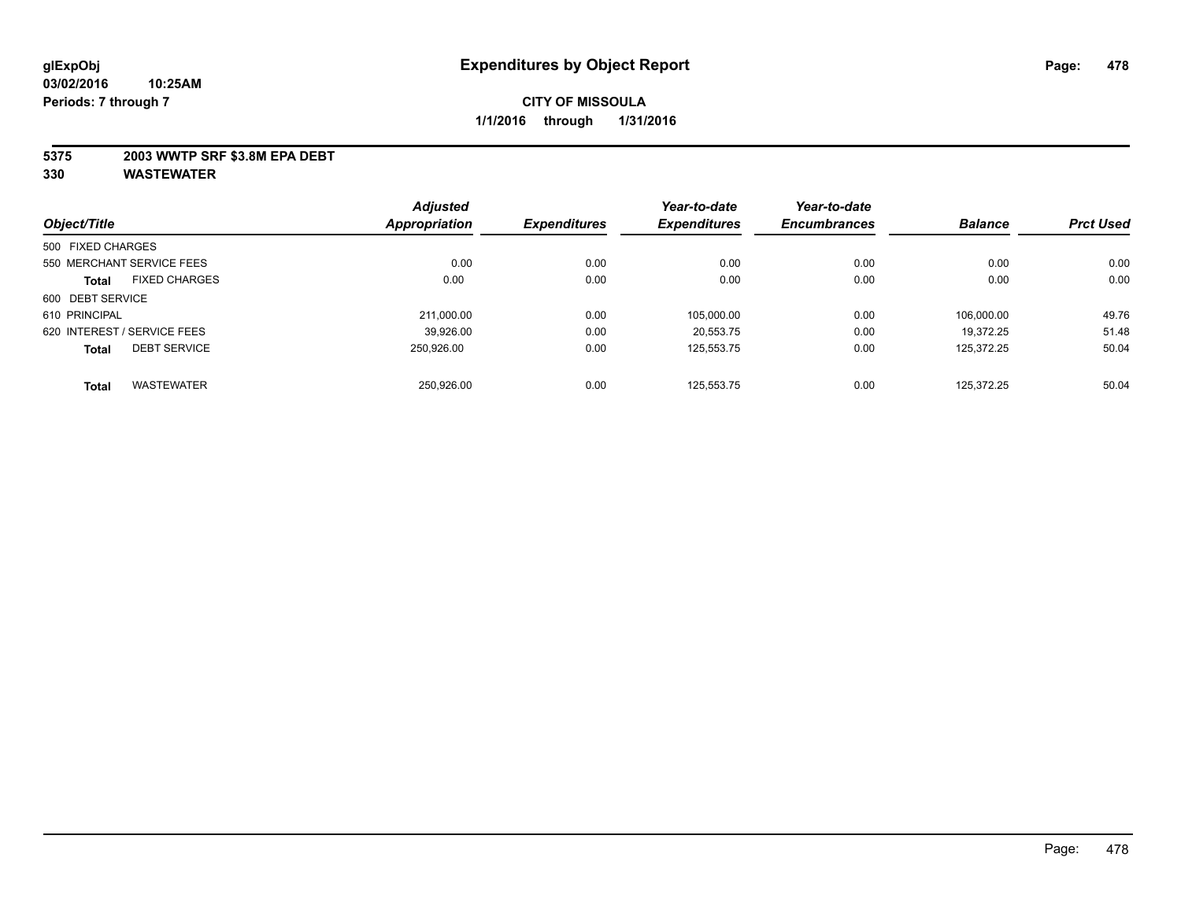**glExpObj** 
**03/02/2016 10:25AM** 
**Periods: 7 through 7**

# Expenditures by Object Report

**CITY OF MISSOULA**

**1/1/2016 through 1/31/2016**

**5375 2003 WWTP SRF $3.8M EPA DEBT**

**330 WASTEWATER**

| Object/Title | Adjusted Appropriation | Expenditures | Year-to-date Expenditures | Year-to-date Encumbrances | Balance | Prct Used |
|---|---|---|---|---|---|---|
| 500 FIXED CHARGES | | | | | | |
| 550 MERCHANT SERVICE FEES | 0.00 | 0.00 | 0.00 | 0.00 | 0.00 | 0.00 |
| **Total** FIXED CHARGES | 0.00 | 0.00 | 0.00 | 0.00 | 0.00 | 0.00 |
| 600 DEBT SERVICE | | | | | | |
| 610 PRINCIPAL | 211,000.00 | 0.00 | 105,000.00 | 0.00 | 106,000.00 | 49.76 |
| 620 INTEREST / SERVICE FEES | 39,926.00 | 0.00 | 20,553.75 | 0.00 | 19,372.25 | 51.48 |
| **Total** DEBT SERVICE | 250,926.00 | 0.00 | 125,553.75 | 0.00 | 125,372.25 | 50.04 |
| **Total** WASTEWATER | 250,926.00 | 0.00 | 125,553.75 | 0.00 | 125,372.25 | 50.04 |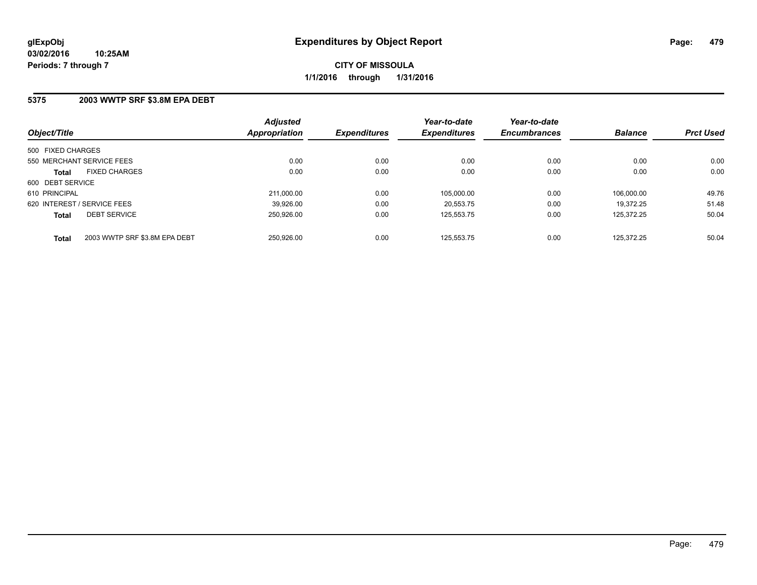**glExpObj**
**03/02/2016 10:25AM**
**Periods: 7 through 7**

# Expenditures by Object Report

**CITY OF MISSOULA**
**1/1/2016 through 1/31/2016**

## 5375 2003 WWTP SRF $3.8M EPA DEBT

| Object/Title | | Adjusted Appropriation | Expenditures | Year-to-date Expenditures | Year-to-date Encumbrances | Balance | Prct Used |
|---|---|---|---|---|---|---|---|
| 500 FIXED CHARGES | | | | | | | |
| 550 MERCHANT SERVICE FEES | | 0.00 | 0.00 | 0.00 | 0.00 | 0.00 | 0.00 |
| **Total** | FIXED CHARGES | 0.00 | 0.00 | 0.00 | 0.00 | 0.00 | 0.00 |
| 600 DEBT SERVICE | | | | | | | |
| 610 PRINCIPAL | | 211,000.00 | 0.00 | 105,000.00 | 0.00 | 106,000.00 | 49.76 |
| 620 INTEREST / SERVICE FEES | | 39,926.00 | 0.00 | 20,553.75 | 0.00 | 19,372.25 | 51.48 |
| **Total** | DEBT SERVICE | 250,926.00 | 0.00 | 125,553.75 | 0.00 | 125,372.25 | 50.04 |
| **Total** | 2003 WWTP SRF $3.8M EPA DEBT | 250,926.00 | 0.00 | 125,553.75 | 0.00 | 125,372.25 | 50.04 |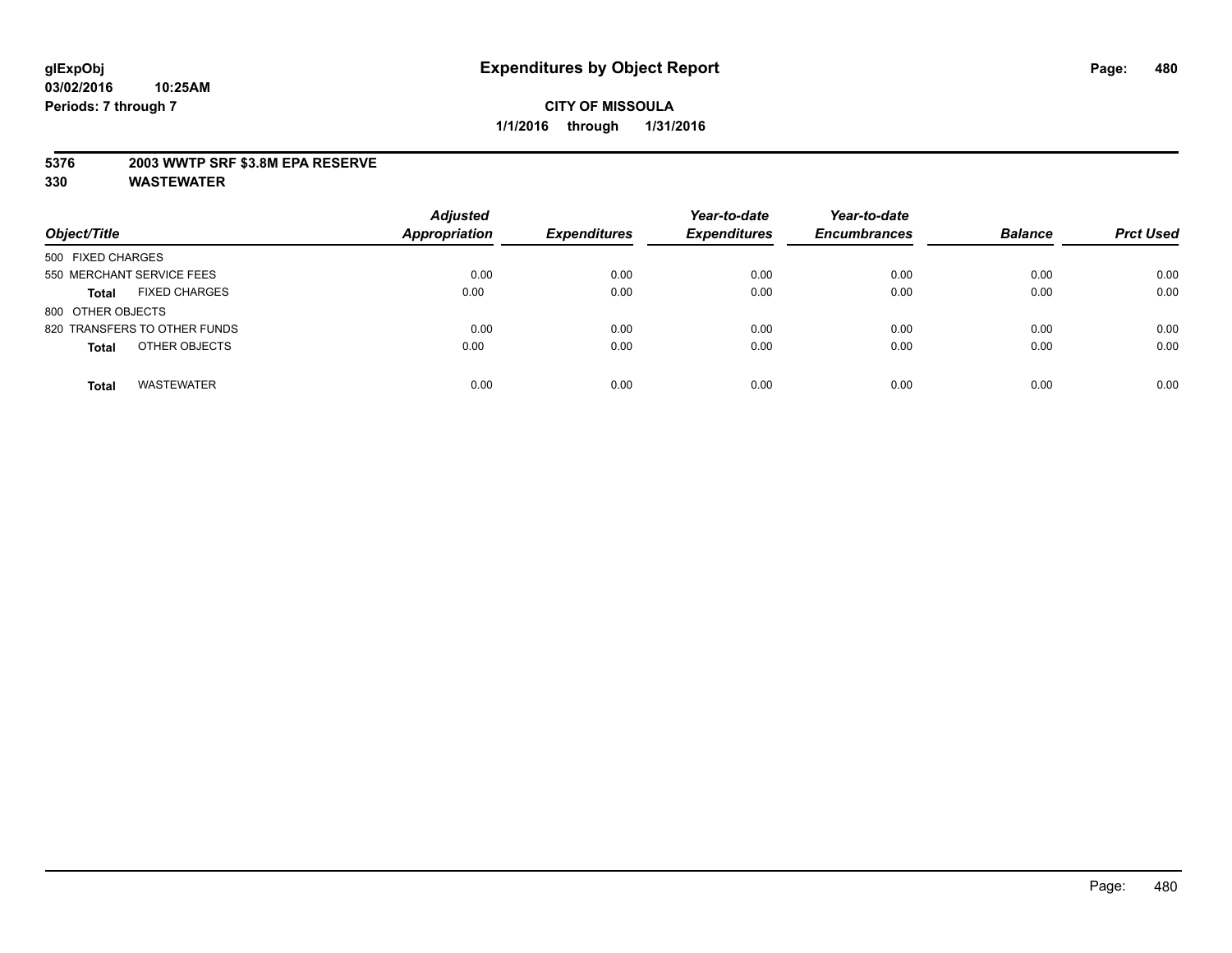# Expenditures by Object Report

**CITY OF MISSOULA**

**1/1/2016 through 1/31/2016**

glExpObj
03/02/2016 10:25AM
Periods: 7 through 7

**5376 2003 WWTP SRF $3.8M EPA RESERVE**

**330 WASTEWATER**

| Object/Title | Adjusted Appropriation | Expenditures | Year-to-date Expenditures | Year-to-date Encumbrances | Balance | Prct Used |
|---|---|---|---|---|---|---|
| 500 FIXED CHARGES | | | | | | |
| 550 MERCHANT SERVICE FEES | 0.00 | 0.00 | 0.00 | 0.00 | 0.00 | 0.00 |
| **Total** FIXED CHARGES | 0.00 | 0.00 | 0.00 | 0.00 | 0.00 | 0.00 |
| 800 OTHER OBJECTS | | | | | | |
| 820 TRANSFERS TO OTHER FUNDS | 0.00 | 0.00 | 0.00 | 0.00 | 0.00 | 0.00 |
| **Total** OTHER OBJECTS | 0.00 | 0.00 | 0.00 | 0.00 | 0.00 | 0.00 |
| **Total** WASTEWATER | 0.00 | 0.00 | 0.00 | 0.00 | 0.00 | 0.00 |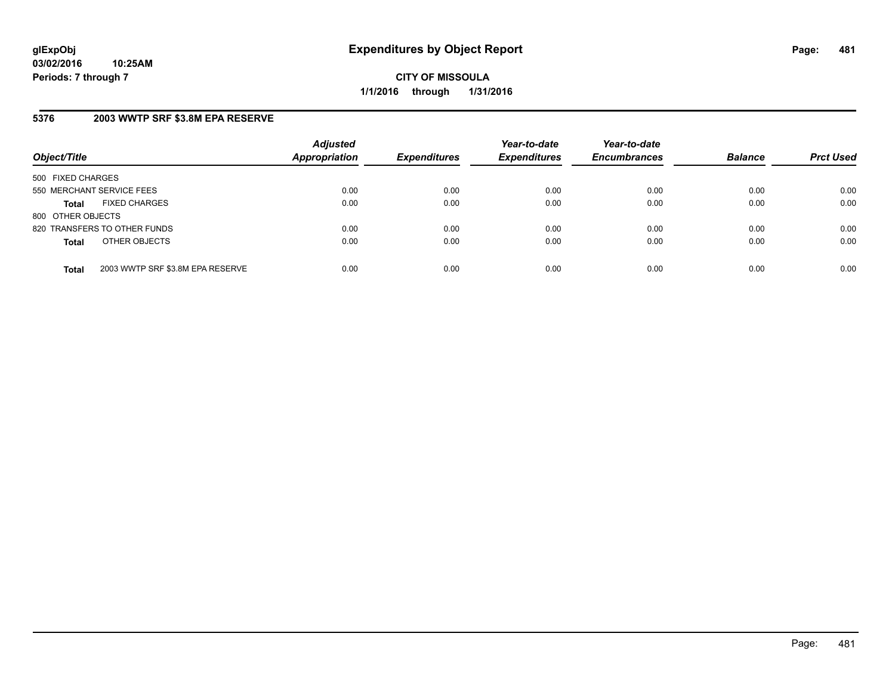**glExpObj**
**03/02/2016 10:25AM**
**Periods: 7 through 7**

# Expenditures by Object Report

**CITY OF MISSOULA**
**1/1/2016 through 1/31/2016**

## 5376 2003 WWTP SRF $3.8M EPA RESERVE

| Object/Title | Adjusted Appropriation | Expenditures | Year-to-date Expenditures | Year-to-date Encumbrances | Balance | Prct Used |
|---|---|---|---|---|---|---|
| 500 FIXED CHARGES | | | | | | |
| 550 MERCHANT SERVICE FEES | 0.00 | 0.00 | 0.00 | 0.00 | 0.00 | 0.00 |
| **Total** FIXED CHARGES | 0.00 | 0.00 | 0.00 | 0.00 | 0.00 | 0.00 |
| 800 OTHER OBJECTS | | | | | | |
| 820 TRANSFERS TO OTHER FUNDS | 0.00 | 0.00 | 0.00 | 0.00 | 0.00 | 0.00 |
| **Total** OTHER OBJECTS | 0.00 | 0.00 | 0.00 | 0.00 | 0.00 | 0.00 |
| **Total** 2003 WWTP SRF $3.8M EPA RESERVE | 0.00 | 0.00 | 0.00 | 0.00 | 0.00 | 0.00 |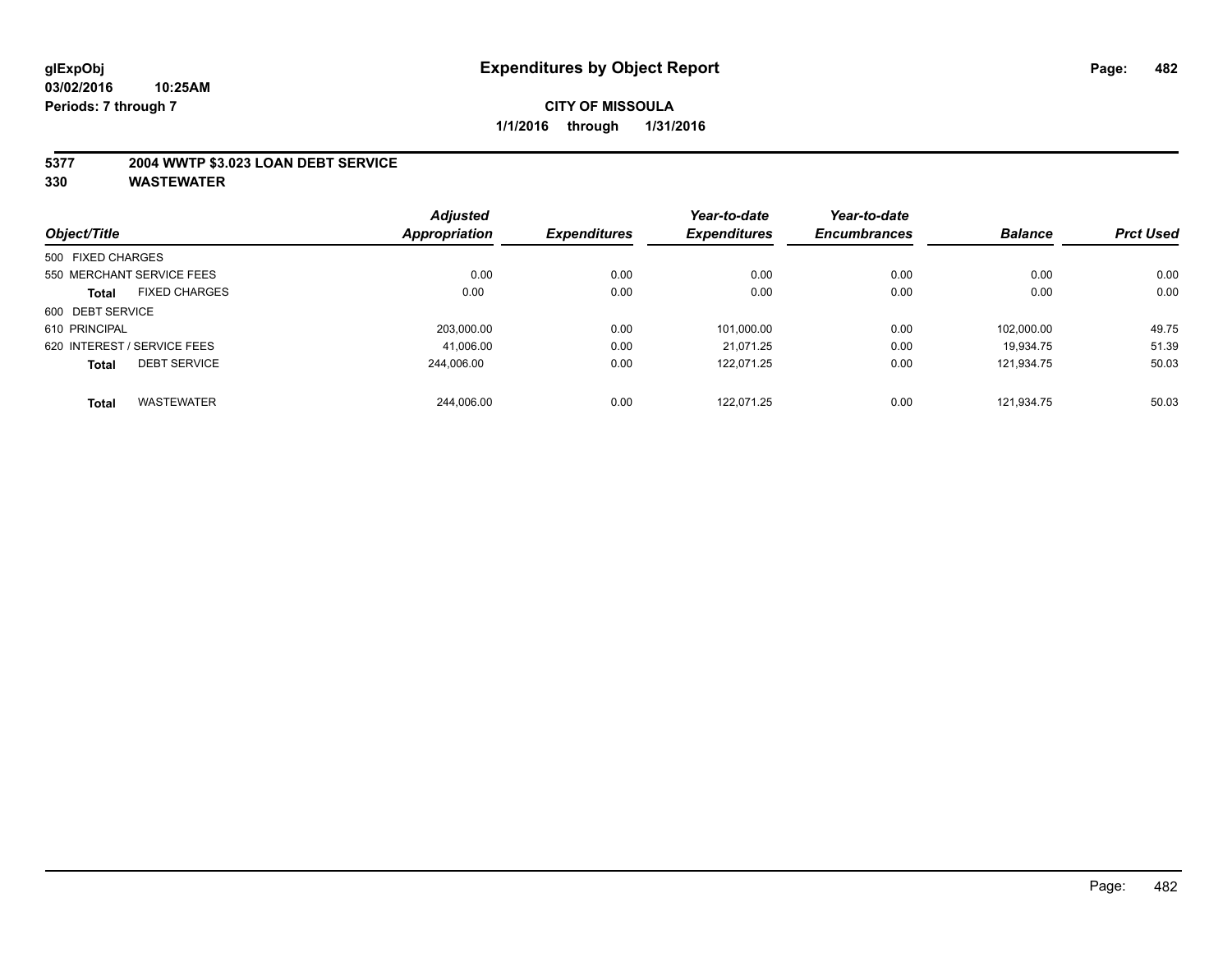**glExpObj**
**03/02/2016 10:25AM**
**Periods: 7 through 7**

# Expenditures by Object Report

**CITY OF MISSOULA**
**1/1/2016 through 1/31/2016**

## 5377 2004 WWTP $3.023 LOAN DEBT SERVICE
## 330 WASTEWATER

| Object/Title | Adjusted Appropriation | Expenditures | Year-to-date Expenditures | Year-to-date Encumbrances | Balance | Prct Used |
|---|---|---|---|---|---|---|
| 500 FIXED CHARGES | | | | | | |
| 550 MERCHANT SERVICE FEES | 0.00 | 0.00 | 0.00 | 0.00 | 0.00 | 0.00 |
| **Total** FIXED CHARGES | 0.00 | 0.00 | 0.00 | 0.00 | 0.00 | 0.00 |
| 600 DEBT SERVICE | | | | | | |
| 610 PRINCIPAL | 203,000.00 | 0.00 | 101,000.00 | 0.00 | 102,000.00 | 49.75 |
| 620 INTEREST / SERVICE FEES | 41,006.00 | 0.00 | 21,071.25 | 0.00 | 19,934.75 | 51.39 |
| **Total** DEBT SERVICE | 244,006.00 | 0.00 | 122,071.25 | 0.00 | 121,934.75 | 50.03 |
| **Total** WASTEWATER | 244,006.00 | 0.00 | 122,071.25 | 0.00 | 121,934.75 | 50.03 |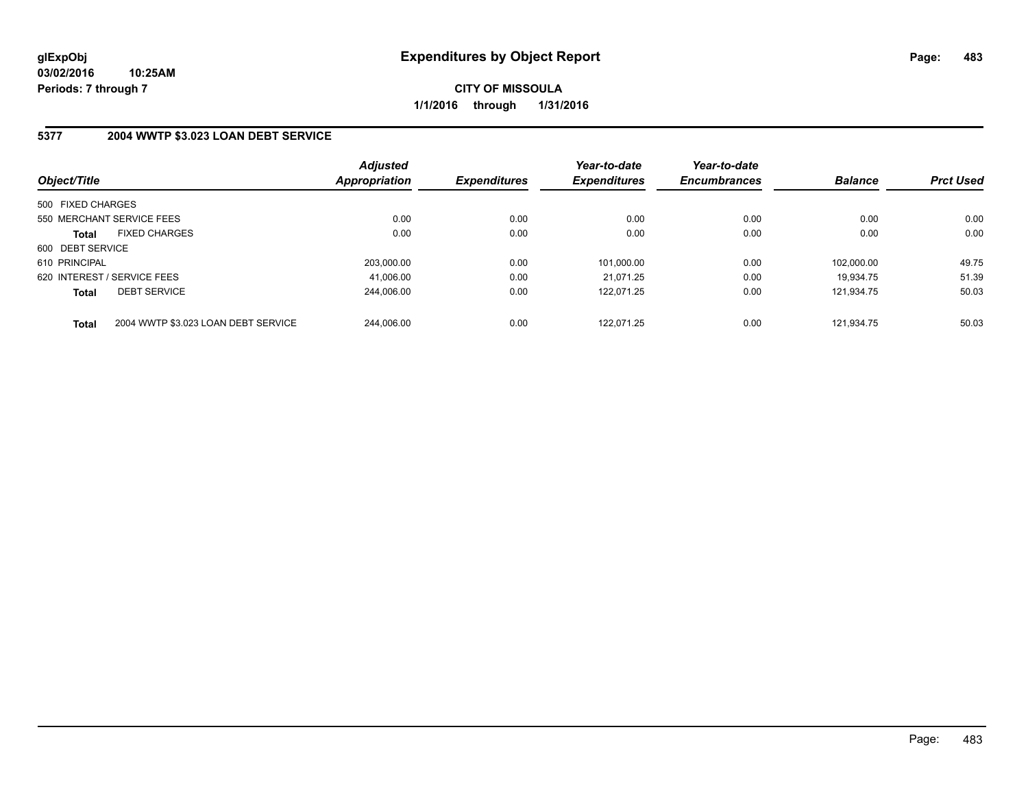**glExpObj**
**03/02/2016 10:25AM**
**Periods: 7 through 7**

# Expenditures by Object Report

**CITY OF MISSOULA**
**1/1/2016 through 1/31/2016**

## 5377 2004 WWTP $3.023 LOAN DEBT SERVICE

| Object/Title | Adjusted Appropriation | Expenditures | Year-to-date Expenditures | Year-to-date Encumbrances | Balance | Prct Used |
|---|---|---|---|---|---|---|
| 500 FIXED CHARGES | | | | | | |
| 550 MERCHANT SERVICE FEES | 0.00 | 0.00 | 0.00 | 0.00 | 0.00 | 0.00 |
| **Total** FIXED CHARGES | 0.00 | 0.00 | 0.00 | 0.00 | 0.00 | 0.00 |
| 600 DEBT SERVICE | | | | | | |
| 610 PRINCIPAL | 203,000.00 | 0.00 | 101,000.00 | 0.00 | 102,000.00 | 49.75 |
| 620 INTEREST / SERVICE FEES | 41,006.00 | 0.00 | 21,071.25 | 0.00 | 19,934.75 | 51.39 |
| **Total** DEBT SERVICE | 244,006.00 | 0.00 | 122,071.25 | 0.00 | 121,934.75 | 50.03 |
| **Total** 2004 WWTP $3.023 LOAN DEBT SERVICE | 244,006.00 | 0.00 | 122,071.25 | 0.00 | 121,934.75 | 50.03 |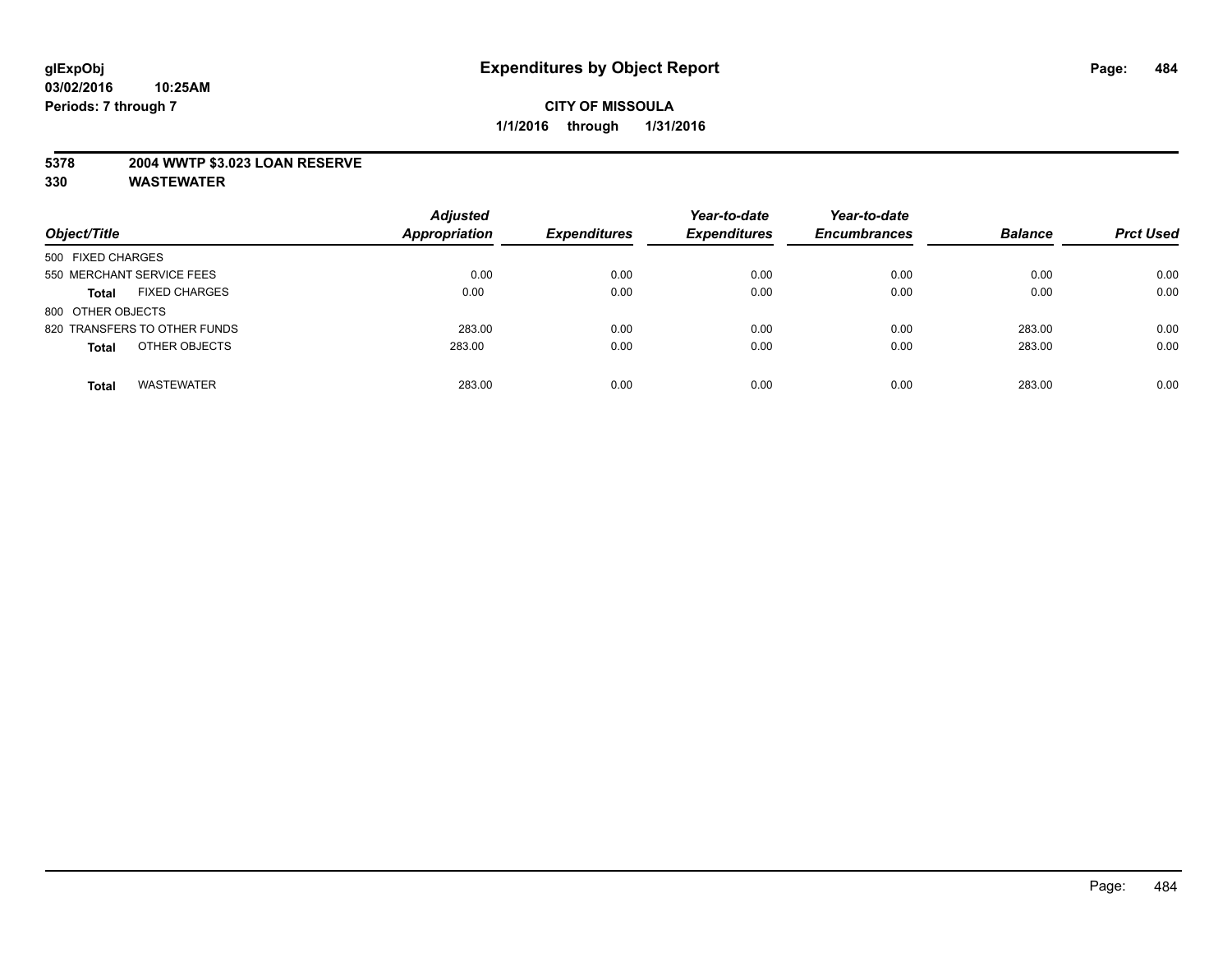glExpObj
03/02/2016 10:25AM
Periods: 7 through 7

# Expenditures by Object Report

**CITY OF MISSOULA**
**1/1/2016 through 1/31/2016**

**5378 2004 WWTP $3.023 LOAN RESERVE**
**330 WASTEWATER**

| Object/Title | Adjusted Appropriation | Expenditures | Year-to-date Expenditures | Year-to-date Encumbrances | Balance | Prct Used |
|---|---|---|---|---|---|---|
| 500 FIXED CHARGES | | | | | | |
| 550 MERCHANT SERVICE FEES | 0.00 | 0.00 | 0.00 | 0.00 | 0.00 | 0.00 |
| **Total** FIXED CHARGES | 0.00 | 0.00 | 0.00 | 0.00 | 0.00 | 0.00 |
| 800 OTHER OBJECTS | | | | | | |
| 820 TRANSFERS TO OTHER FUNDS | 283.00 | 0.00 | 0.00 | 0.00 | 283.00 | 0.00 |
| **Total** OTHER OBJECTS | 283.00 | 0.00 | 0.00 | 0.00 | 283.00 | 0.00 |
| **Total** WASTEWATER | 283.00 | 0.00 | 0.00 | 0.00 | 283.00 | 0.00 |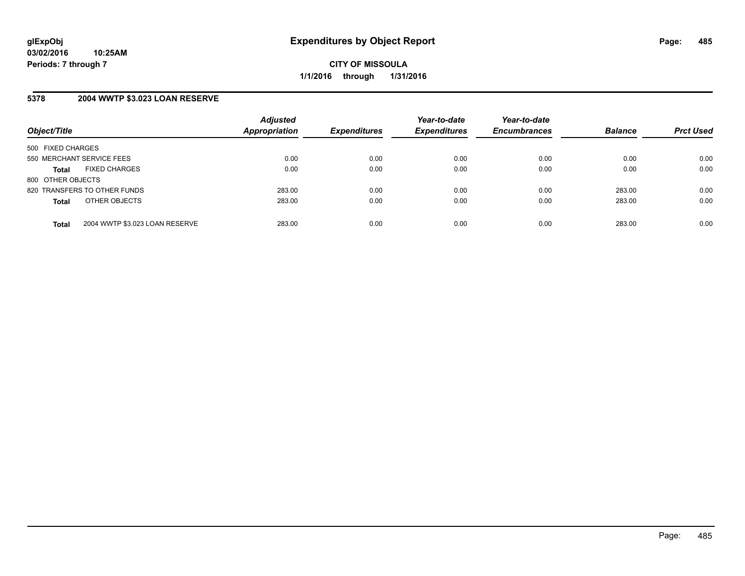glExpObj
03/02/2016 10:25AM
Periods: 7 through 7

# Expenditures by Object Report

**CITY OF MISSOULA**
**1/1/2016 through 1/31/2016**

## 5378 2004 WWTP $3.023 LOAN RESERVE

| Object/Title | Adjusted Appropriation | Expenditures | Year-to-date Expenditures | Year-to-date Encumbrances | Balance | Prct Used |
|---|---|---|---|---|---|---|
| 500 FIXED CHARGES | | | | | | |
| 550 MERCHANT SERVICE FEES | 0.00 | 0.00 | 0.00 | 0.00 | 0.00 | 0.00 |
| **Total** FIXED CHARGES | 0.00 | 0.00 | 0.00 | 0.00 | 0.00 | 0.00 |
| 800 OTHER OBJECTS | | | | | | |
| 820 TRANSFERS TO OTHER FUNDS | 283.00 | 0.00 | 0.00 | 0.00 | 283.00 | 0.00 |
| **Total** OTHER OBJECTS | 283.00 | 0.00 | 0.00 | 0.00 | 283.00 | 0.00 |
| **Total** 2004 WWTP $3.023 LOAN RESERVE | 283.00 | 0.00 | 0.00 | 0.00 | 283.00 | 0.00 |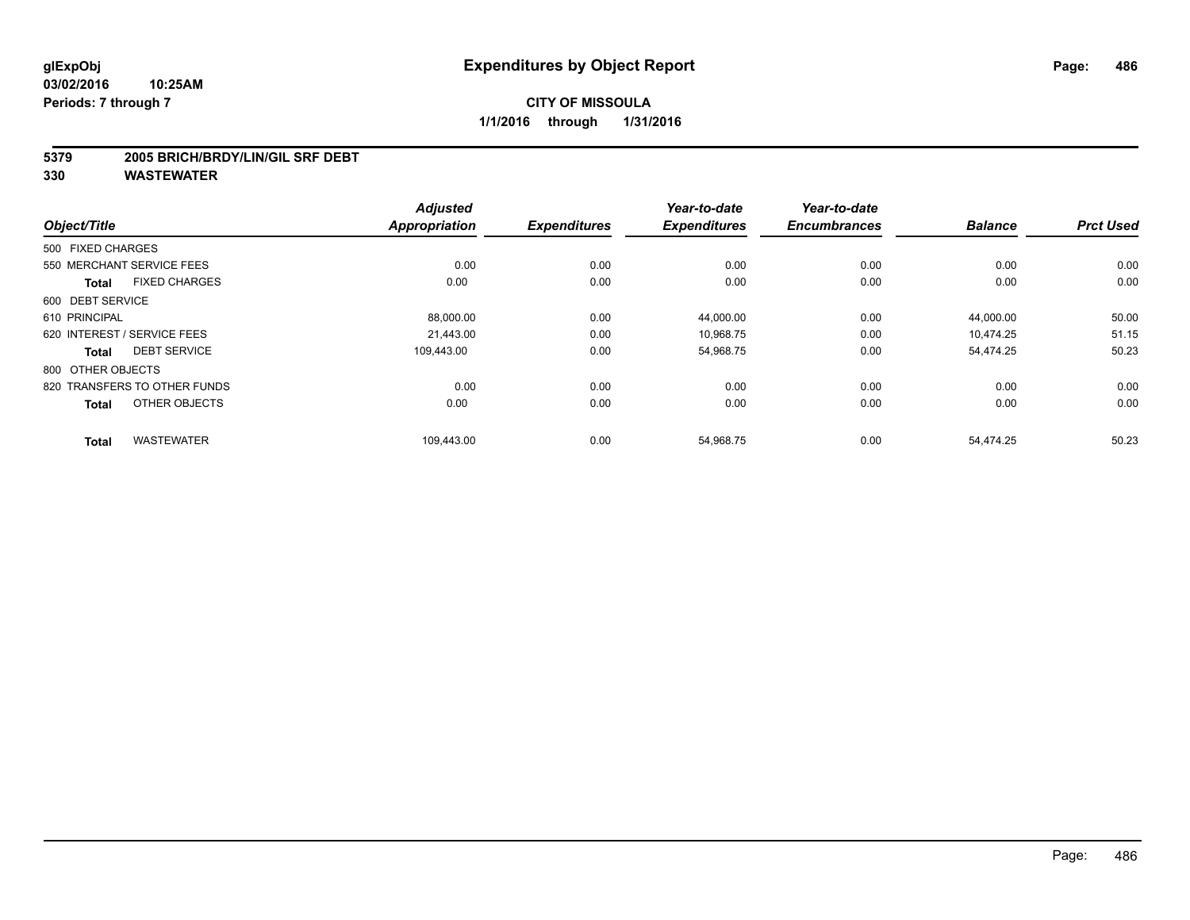**glExpObj**
**03/02/2016 10:25AM**
**Periods: 7 through 7**

# Expenditures by Object Report

**CITY OF MISSOULA**
**1/1/2016 through 1/31/2016**

**5379 2005 BRICH/BRDY/LIN/GIL SRF DEBT**
**330 WASTEWATER**

| Object/Title | Adjusted Appropriation | Expenditures | Year-to-date Expenditures | Year-to-date Encumbrances | Balance | Prct Used |
|---|---|---|---|---|---|---|
| 500 FIXED CHARGES | | | | | | |
| 550 MERCHANT SERVICE FEES | 0.00 | 0.00 | 0.00 | 0.00 | 0.00 | 0.00 |
| **Total** FIXED CHARGES | 0.00 | 0.00 | 0.00 | 0.00 | 0.00 | 0.00 |
| 600 DEBT SERVICE | | | | | | |
| 610 PRINCIPAL | 88,000.00 | 0.00 | 44,000.00 | 0.00 | 44,000.00 | 50.00 |
| 620 INTEREST / SERVICE FEES | 21,443.00 | 0.00 | 10,968.75 | 0.00 | 10,474.25 | 51.15 |
| **Total** DEBT SERVICE | 109,443.00 | 0.00 | 54,968.75 | 0.00 | 54,474.25 | 50.23 |
| 800 OTHER OBJECTS | | | | | | |
| 820 TRANSFERS TO OTHER FUNDS | 0.00 | 0.00 | 0.00 | 0.00 | 0.00 | 0.00 |
| **Total** OTHER OBJECTS | 0.00 | 0.00 | 0.00 | 0.00 | 0.00 | 0.00 |
| **Total** WASTEWATER | 109,443.00 | 0.00 | 54,968.75 | 0.00 | 54,474.25 | 50.23 |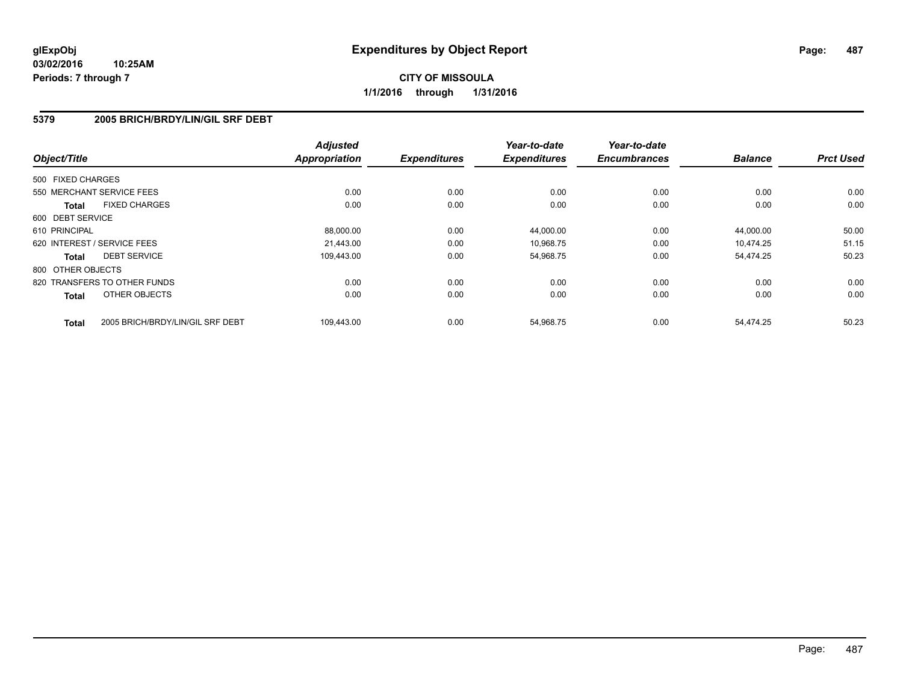**glExpObj**
**03/02/2016 10:25AM**
**Periods: 7 through 7**

# Expenditures by Object Report

**CITY OF MISSOULA**
**1/1/2016 through 1/31/2016**

## 5379 2005 BRICH/BRDY/LIN/GIL SRF DEBT

| Object/Title | | Adjusted Appropriation | Expenditures | Year-to-date Expenditures | Year-to-date Encumbrances | Balance | Prct Used |
|---|---|---|---|---|---|---|---|
| 500 FIXED CHARGES | | | | | | | |
| 550 MERCHANT SERVICE FEES | | 0.00 | 0.00 | 0.00 | 0.00 | 0.00 | 0.00 |
| **Total** | FIXED CHARGES | 0.00 | 0.00 | 0.00 | 0.00 | 0.00 | 0.00 |
| 600 DEBT SERVICE | | | | | | | |
| 610 PRINCIPAL | | 88,000.00 | 0.00 | 44,000.00 | 0.00 | 44,000.00 | 50.00 |
| 620 INTEREST / SERVICE FEES | | 21,443.00 | 0.00 | 10,968.75 | 0.00 | 10,474.25 | 51.15 |
| **Total** | DEBT SERVICE | 109,443.00 | 0.00 | 54,968.75 | 0.00 | 54,474.25 | 50.23 |
| 800 OTHER OBJECTS | | | | | | | |
| 820 TRANSFERS TO OTHER FUNDS | | 0.00 | 0.00 | 0.00 | 0.00 | 0.00 | 0.00 |
| **Total** | OTHER OBJECTS | 0.00 | 0.00 | 0.00 | 0.00 | 0.00 | 0.00 |
| **Total** | 2005 BRICH/BRDY/LIN/GIL SRF DEBT | 109,443.00 | 0.00 | 54,968.75 | 0.00 | 54,474.25 | 50.23 |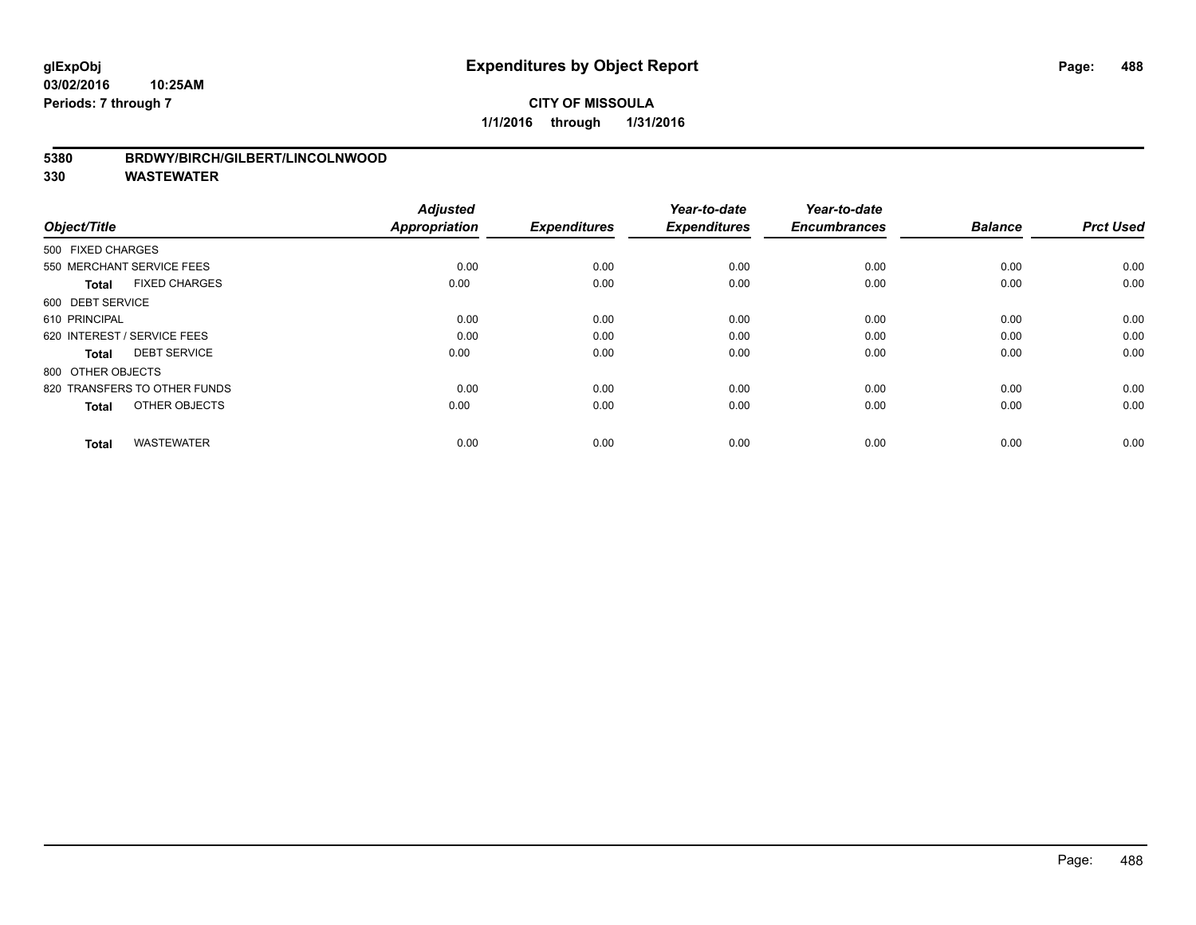**glExpObj**
**03/02/2016 10:25AM**
**Periods: 7 through 7**

# Expenditures by Object Report

**CITY OF MISSOULA**
**1/1/2016 through 1/31/2016**

**5380 BRDWY/BIRCH/GILBERT/LINCOLNWOOD**
**330 WASTEWATER**

| Object/Title | Adjusted Appropriation | Expenditures | Year-to-date Expenditures | Year-to-date Encumbrances | Balance | Prct Used |
|---|---|---|---|---|---|---|
| 500 FIXED CHARGES | | | | | | |
| 550 MERCHANT SERVICE FEES | 0.00 | 0.00 | 0.00 | 0.00 | 0.00 | 0.00 |
| **Total** FIXED CHARGES | 0.00 | 0.00 | 0.00 | 0.00 | 0.00 | 0.00 |
| 600 DEBT SERVICE | | | | | | |
| 610 PRINCIPAL | 0.00 | 0.00 | 0.00 | 0.00 | 0.00 | 0.00 |
| 620 INTEREST / SERVICE FEES | 0.00 | 0.00 | 0.00 | 0.00 | 0.00 | 0.00 |
| **Total** DEBT SERVICE | 0.00 | 0.00 | 0.00 | 0.00 | 0.00 | 0.00 |
| 800 OTHER OBJECTS | | | | | | |
| 820 TRANSFERS TO OTHER FUNDS | 0.00 | 0.00 | 0.00 | 0.00 | 0.00 | 0.00 |
| **Total** OTHER OBJECTS | 0.00 | 0.00 | 0.00 | 0.00 | 0.00 | 0.00 |
| **Total** WASTEWATER | 0.00 | 0.00 | 0.00 | 0.00 | 0.00 | 0.00 |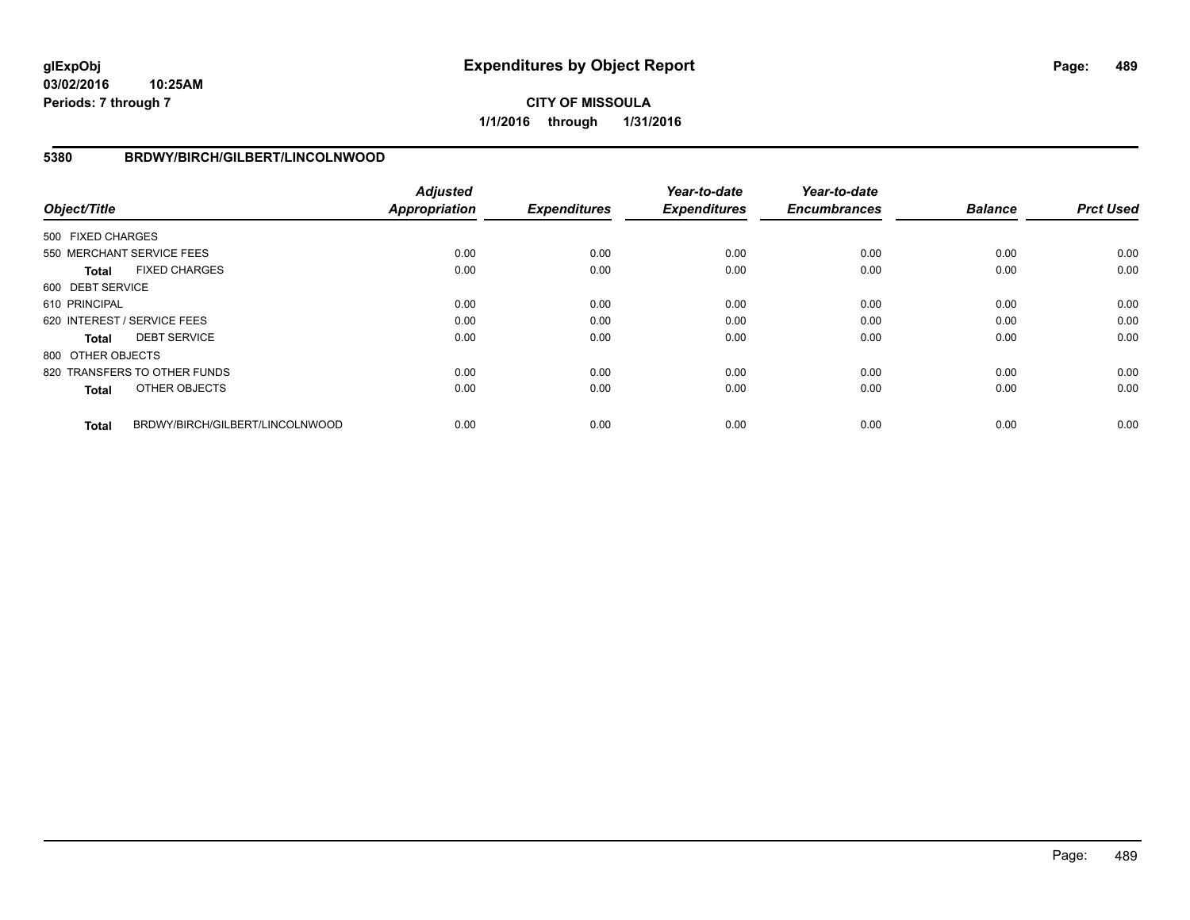**glExpObj**
**03/02/2016 10:25AM**
**Periods: 7 through 7**

# Expenditures by Object Report

**CITY OF MISSOULA**
**1/1/2016 through 1/31/2016**

## 5380 BRDWY/BIRCH/GILBERT/LINCOLNWOOD

| Object/Title | *Adjusted Appropriation* | *Expenditures* | *Year-to-date Expenditures* | *Year-to-date Encumbrances* | *Balance* | *Prct Used* |
|---|---|---|---|---|---|---|
| 500 FIXED CHARGES | | | | | | |
| 550 MERCHANT SERVICE FEES | 0.00 | 0.00 | 0.00 | 0.00 | 0.00 | 0.00 |
| **Total** FIXED CHARGES | 0.00 | 0.00 | 0.00 | 0.00 | 0.00 | 0.00 |
| 600 DEBT SERVICE | | | | | | |
| 610 PRINCIPAL | 0.00 | 0.00 | 0.00 | 0.00 | 0.00 | 0.00 |
| 620 INTEREST / SERVICE FEES | 0.00 | 0.00 | 0.00 | 0.00 | 0.00 | 0.00 |
| **Total** DEBT SERVICE | 0.00 | 0.00 | 0.00 | 0.00 | 0.00 | 0.00 |
| 800 OTHER OBJECTS | | | | | | |
| 820 TRANSFERS TO OTHER FUNDS | 0.00 | 0.00 | 0.00 | 0.00 | 0.00 | 0.00 |
| **Total** OTHER OBJECTS | 0.00 | 0.00 | 0.00 | 0.00 | 0.00 | 0.00 |
| **Total** BRDWY/BIRCH/GILBERT/LINCOLNWOOD | 0.00 | 0.00 | 0.00 | 0.00 | 0.00 | 0.00 |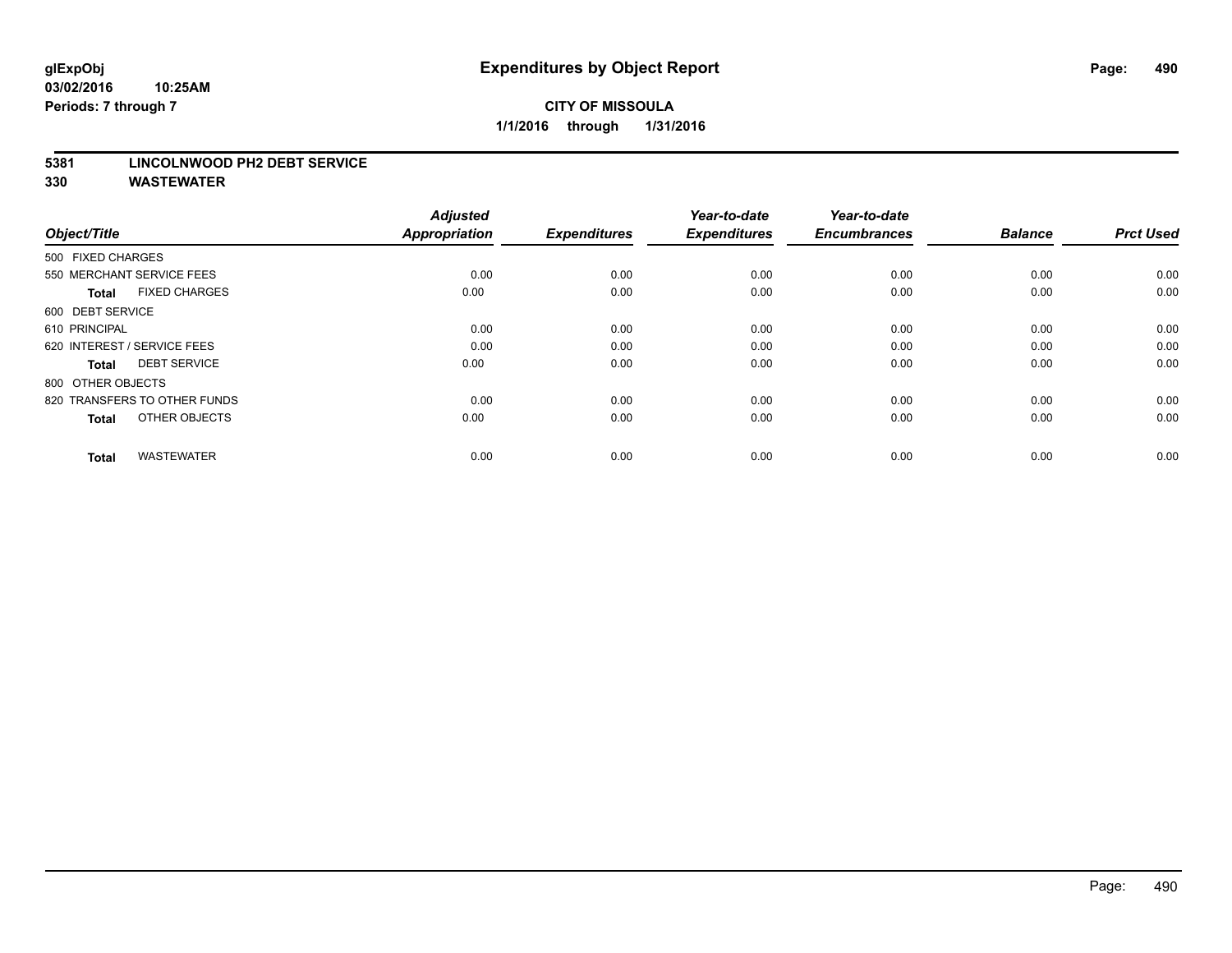glExpObj
03/02/2016 10:25AM
Periods: 7 through 7

# Expenditures by Object Report

**CITY OF MISSOULA**

**1/1/2016 through 1/31/2016**

**5381 LINCOLNWOOD PH2 DEBT SERVICE**

**330 WASTEWATER**

| Object/Title | Adjusted Appropriation | Expenditures | Year-to-date Expenditures | Year-to-date Encumbrances | Balance | Prct Used |
|---|---|---|---|---|---|---|
| 500 FIXED CHARGES | | | | | | |
| 550 MERCHANT SERVICE FEES | 0.00 | 0.00 | 0.00 | 0.00 | 0.00 | 0.00 |
| **Total** FIXED CHARGES | 0.00 | 0.00 | 0.00 | 0.00 | 0.00 | 0.00 |
| 600 DEBT SERVICE | | | | | | |
| 610 PRINCIPAL | 0.00 | 0.00 | 0.00 | 0.00 | 0.00 | 0.00 |
| 620 INTEREST / SERVICE FEES | 0.00 | 0.00 | 0.00 | 0.00 | 0.00 | 0.00 |
| **Total** DEBT SERVICE | 0.00 | 0.00 | 0.00 | 0.00 | 0.00 | 0.00 |
| 800 OTHER OBJECTS | | | | | | |
| 820 TRANSFERS TO OTHER FUNDS | 0.00 | 0.00 | 0.00 | 0.00 | 0.00 | 0.00 |
| **Total** OTHER OBJECTS | 0.00 | 0.00 | 0.00 | 0.00 | 0.00 | 0.00 |
| **Total** WASTEWATER | 0.00 | 0.00 | 0.00 | 0.00 | 0.00 | 0.00 |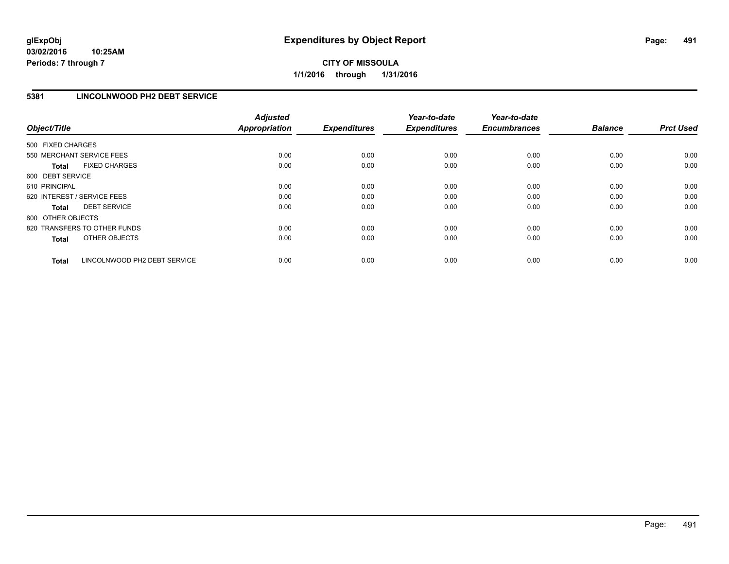# Expenditures by Object Report

glExpObj
03/02/2016 10:25AM
Periods: 7 through 7

**CITY OF MISSOULA**
**1/1/2016 through 1/31/2016**

## 5381 LINCOLNWOOD PH2 DEBT SERVICE

| Object/Title | Adjusted Appropriation | Expenditures | Year-to-date Expenditures | Year-to-date Encumbrances | Balance | Prct Used |
|---|---|---|---|---|---|---|
| 500 FIXED CHARGES | | | | | | |
| 550 MERCHANT SERVICE FEES | 0.00 | 0.00 | 0.00 | 0.00 | 0.00 | 0.00 |
| **Total** FIXED CHARGES | 0.00 | 0.00 | 0.00 | 0.00 | 0.00 | 0.00 |
| 600 DEBT SERVICE | | | | | | |
| 610 PRINCIPAL | 0.00 | 0.00 | 0.00 | 0.00 | 0.00 | 0.00 |
| 620 INTEREST / SERVICE FEES | 0.00 | 0.00 | 0.00 | 0.00 | 0.00 | 0.00 |
| **Total** DEBT SERVICE | 0.00 | 0.00 | 0.00 | 0.00 | 0.00 | 0.00 |
| 800 OTHER OBJECTS | | | | | | |
| 820 TRANSFERS TO OTHER FUNDS | 0.00 | 0.00 | 0.00 | 0.00 | 0.00 | 0.00 |
| **Total** OTHER OBJECTS | 0.00 | 0.00 | 0.00 | 0.00 | 0.00 | 0.00 |
| **Total** LINCOLNWOOD PH2 DEBT SERVICE | 0.00 | 0.00 | 0.00 | 0.00 | 0.00 | 0.00 |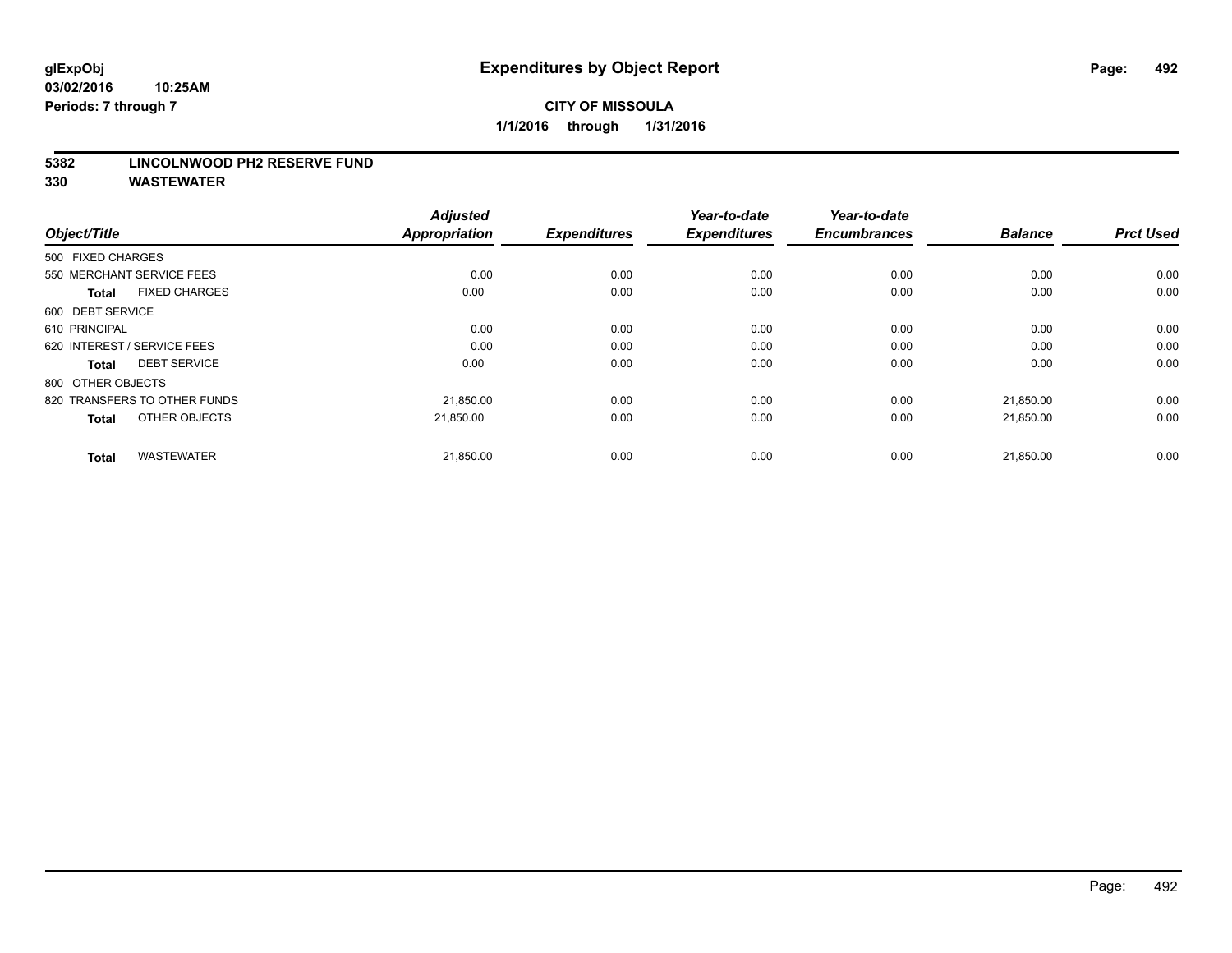**glExpObj**
**03/02/2016 10:25AM**
**Periods: 7 through 7**

# Expenditures by Object Report

**CITY OF MISSOULA**
**1/1/2016 through 1/31/2016**

## 5382 LINCOLNWOOD PH2 RESERVE FUND
## 330 WASTEWATER

| Object/Title | Adjusted Appropriation | Expenditures | Year-to-date Expenditures | Year-to-date Encumbrances | Balance | Prct Used |
|---|---|---|---|---|---|---|
| 500 FIXED CHARGES | | | | | | |
| 550 MERCHANT SERVICE FEES | 0.00 | 0.00 | 0.00 | 0.00 | 0.00 | 0.00 |
| **Total** FIXED CHARGES | 0.00 | 0.00 | 0.00 | 0.00 | 0.00 | 0.00 |
| 600 DEBT SERVICE | | | | | | |
| 610 PRINCIPAL | 0.00 | 0.00 | 0.00 | 0.00 | 0.00 | 0.00 |
| 620 INTEREST / SERVICE FEES | 0.00 | 0.00 | 0.00 | 0.00 | 0.00 | 0.00 |
| **Total** DEBT SERVICE | 0.00 | 0.00 | 0.00 | 0.00 | 0.00 | 0.00 |
| 800 OTHER OBJECTS | | | | | | |
| 820 TRANSFERS TO OTHER FUNDS | 21,850.00 | 0.00 | 0.00 | 0.00 | 21,850.00 | 0.00 |
| **Total** OTHER OBJECTS | 21,850.00 | 0.00 | 0.00 | 0.00 | 21,850.00 | 0.00 |
| **Total** WASTEWATER | 21,850.00 | 0.00 | 0.00 | 0.00 | 21,850.00 | 0.00 |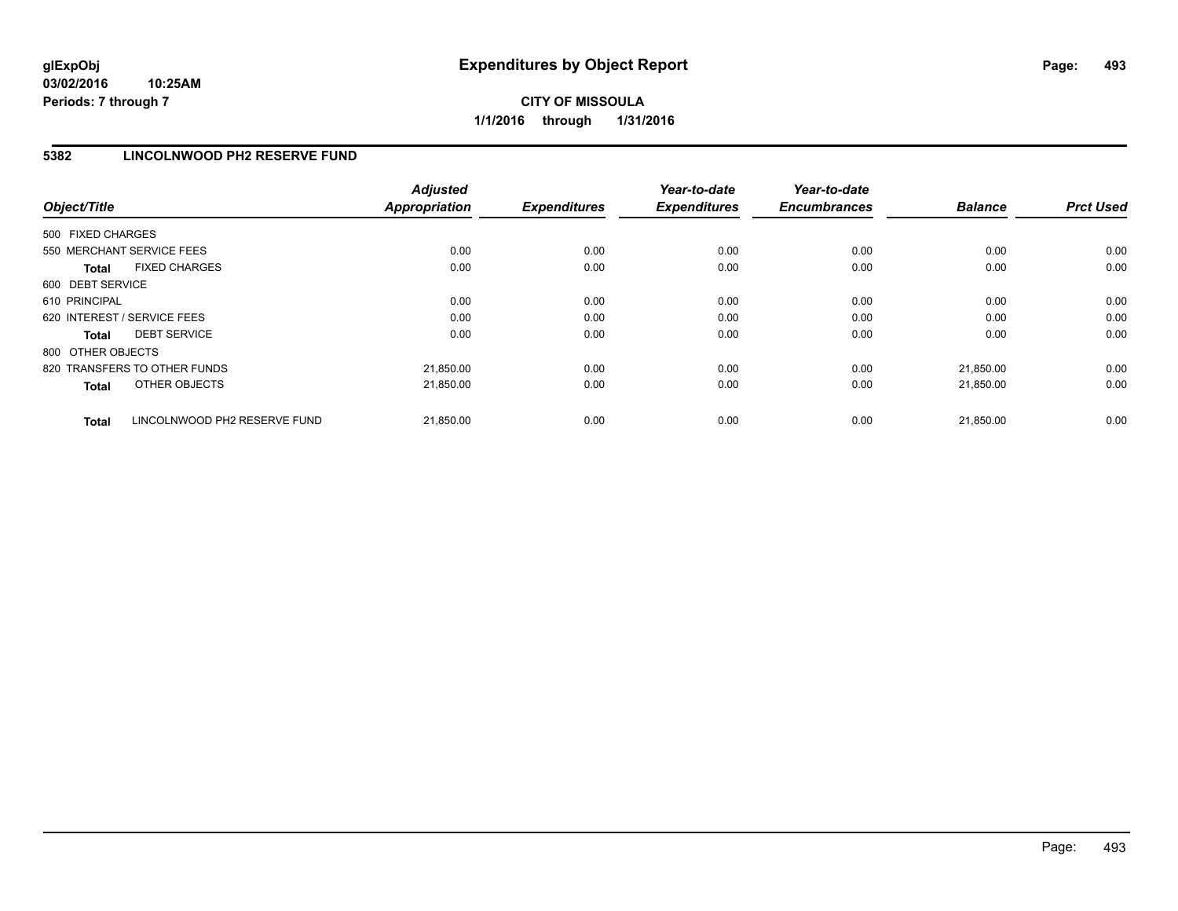**glExpObj** **Expenditures by Object Report**
**03/02/2016 10:25AM**
**Periods: 7 through 7**

**CITY OF MISSOULA**
**1/1/2016 through 1/31/2016**

## 5382 LINCOLNWOOD PH2 RESERVE FUND

| Object/Title | Adjusted Appropriation | Expenditures | Year-to-date Expenditures | Year-to-date Encumbrances | Balance | Prct Used |
|---|---|---|---|---|---|---|
| 500 FIXED CHARGES | | | | | | |
| 550 MERCHANT SERVICE FEES | 0.00 | 0.00 | 0.00 | 0.00 | 0.00 | 0.00 |
| **Total** FIXED CHARGES | 0.00 | 0.00 | 0.00 | 0.00 | 0.00 | 0.00 |
| 600 DEBT SERVICE | | | | | | |
| 610 PRINCIPAL | 0.00 | 0.00 | 0.00 | 0.00 | 0.00 | 0.00 |
| 620 INTEREST / SERVICE FEES | 0.00 | 0.00 | 0.00 | 0.00 | 0.00 | 0.00 |
| **Total** DEBT SERVICE | 0.00 | 0.00 | 0.00 | 0.00 | 0.00 | 0.00 |
| 800 OTHER OBJECTS | | | | | | |
| 820 TRANSFERS TO OTHER FUNDS | 21,850.00 | 0.00 | 0.00 | 0.00 | 21,850.00 | 0.00 |
| **Total** OTHER OBJECTS | 21,850.00 | 0.00 | 0.00 | 0.00 | 21,850.00 | 0.00 |
| **Total** LINCOLNWOOD PH2 RESERVE FUND | 21,850.00 | 0.00 | 0.00 | 0.00 | 21,850.00 | 0.00 |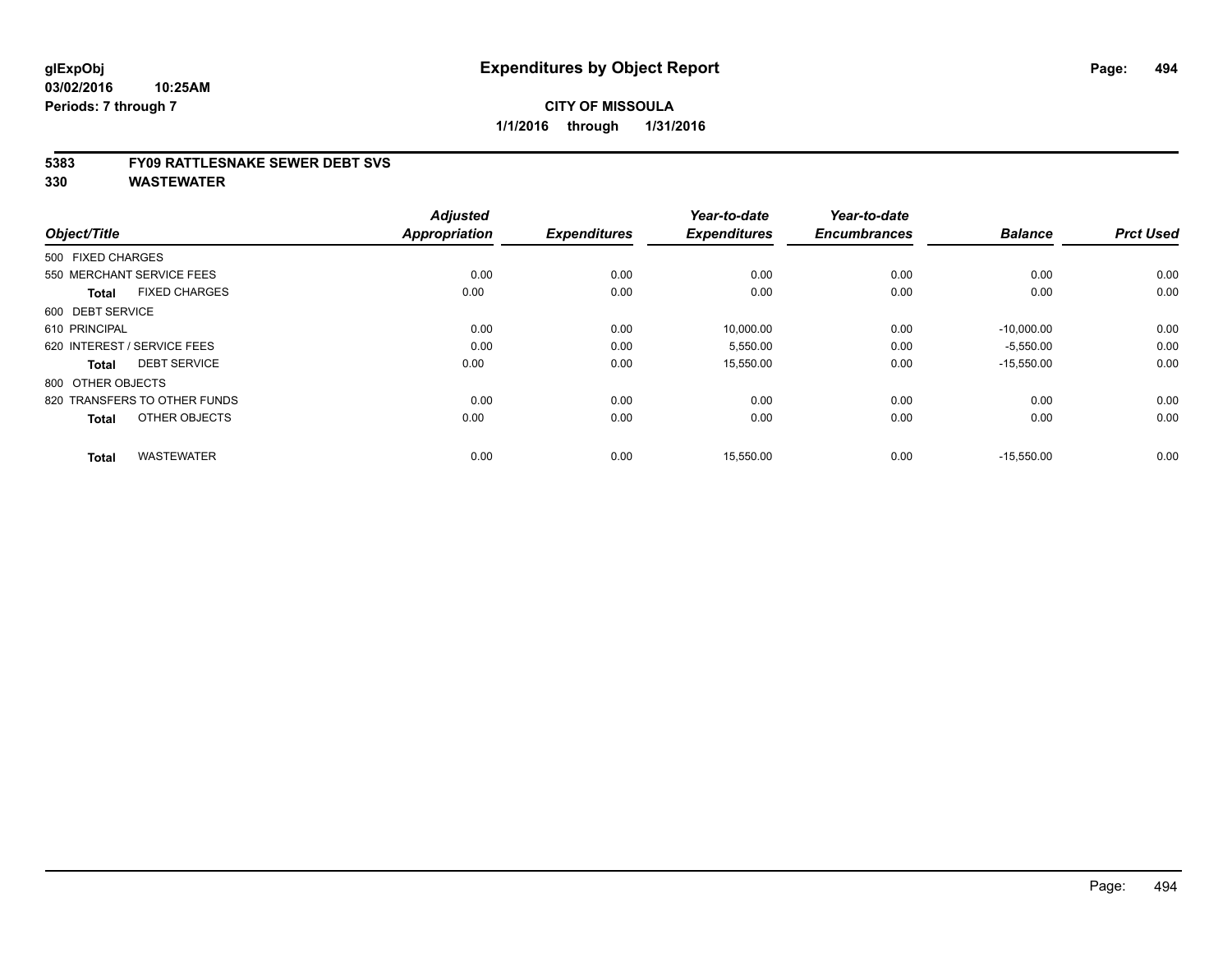**glExpObj**
**03/02/2016 10:25AM**
**Periods: 7 through 7**

# Expenditures by Object Report

**CITY OF MISSOULA**
**1/1/2016 through 1/31/2016**

## 5383 FY09 RATTLESNAKE SEWER DEBT SVS
## 330 WASTEWATER

| Object/Title | Adjusted Appropriation | Expenditures | Year-to-date Expenditures | Year-to-date Encumbrances | Balance | Prct Used |
|---|---|---|---|---|---|---|
| 500 FIXED CHARGES | | | | | | |
| 550 MERCHANT SERVICE FEES | 0.00 | 0.00 | 0.00 | 0.00 | 0.00 | 0.00 |
| **Total** FIXED CHARGES | 0.00 | 0.00 | 0.00 | 0.00 | 0.00 | 0.00 |
| 600 DEBT SERVICE | | | | | | |
| 610 PRINCIPAL | 0.00 | 0.00 | 10,000.00 | 0.00 | -10,000.00 | 0.00 |
| 620 INTEREST / SERVICE FEES | 0.00 | 0.00 | 5,550.00 | 0.00 | -5,550.00 | 0.00 |
| **Total** DEBT SERVICE | 0.00 | 0.00 | 15,550.00 | 0.00 | -15,550.00 | 0.00 |
| 800 OTHER OBJECTS | | | | | | |
| 820 TRANSFERS TO OTHER FUNDS | 0.00 | 0.00 | 0.00 | 0.00 | 0.00 | 0.00 |
| **Total** OTHER OBJECTS | 0.00 | 0.00 | 0.00 | 0.00 | 0.00 | 0.00 |
| **Total** WASTEWATER | 0.00 | 0.00 | 15,550.00 | 0.00 | -15,550.00 | 0.00 |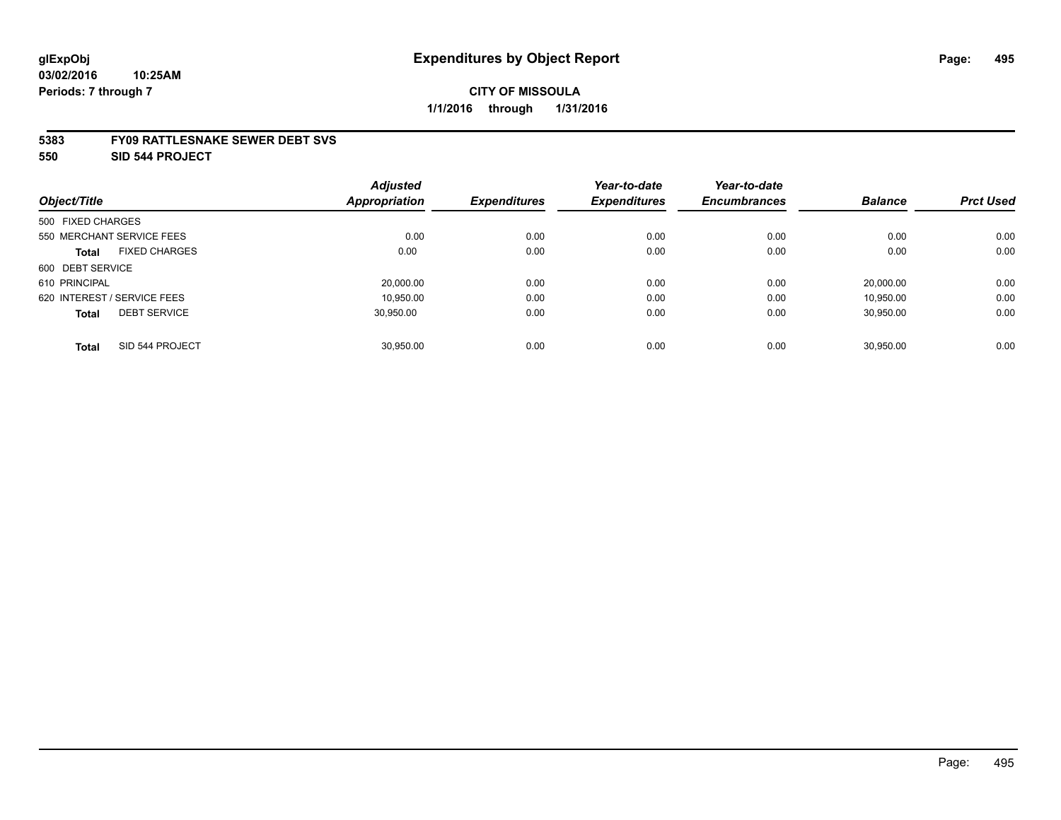**glExpObj**
**03/02/2016 10:25AM**
**Periods: 7 through 7**

# Expenditures by Object Report

**CITY OF MISSOULA**
**1/1/2016 through 1/31/2016**

**5383 FY09 RATTLESNAKE SEWER DEBT SVS**
**550 SID 544 PROJECT**

| Object/Title | | Adjusted Appropriation | Expenditures | Year-to-date Expenditures | Year-to-date Encumbrances | Balance | Prct Used |
|---|---|---|---|---|---|---|---|
| 500 FIXED CHARGES | | | | | | | |
| 550 MERCHANT SERVICE FEES | | 0.00 | 0.00 | 0.00 | 0.00 | 0.00 | 0.00 |
| **Total** | FIXED CHARGES | 0.00 | 0.00 | 0.00 | 0.00 | 0.00 | 0.00 |
| 600 DEBT SERVICE | | | | | | | |
| 610 PRINCIPAL | | 20,000.00 | 0.00 | 0.00 | 0.00 | 20,000.00 | 0.00 |
| 620 INTEREST / SERVICE FEES | | 10,950.00 | 0.00 | 0.00 | 0.00 | 10,950.00 | 0.00 |
| **Total** | DEBT SERVICE | 30,950.00 | 0.00 | 0.00 | 0.00 | 30,950.00 | 0.00 |
| **Total** | SID 544 PROJECT | 30,950.00 | 0.00 | 0.00 | 0.00 | 30,950.00 | 0.00 |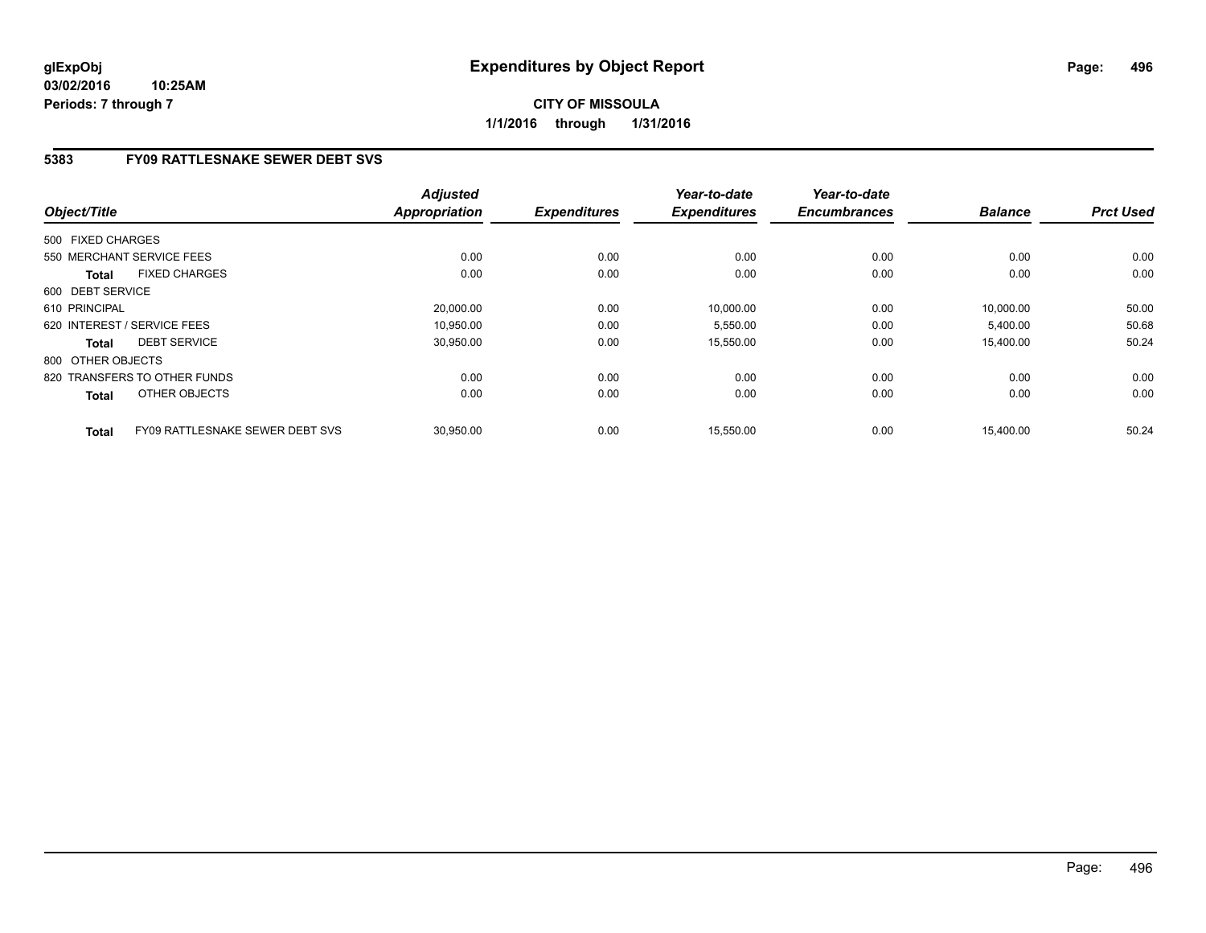# Expenditures by Object Report

glExpObj
03/02/2016 10:25AM
Periods: 7 through 7

**CITY OF MISSOULA**
**1/1/2016 through 1/31/2016**

## 5383 FY09 RATTLESNAKE SEWER DEBT SVS

| Object/Title | Adjusted Appropriation | Expenditures | Year-to-date Expenditures | Year-to-date Encumbrances | Balance | Prct Used |
|---|---|---|---|---|---|---|
| 500 FIXED CHARGES | | | | | | |
| 550 MERCHANT SERVICE FEES | 0.00 | 0.00 | 0.00 | 0.00 | 0.00 | 0.00 |
| **Total** FIXED CHARGES | 0.00 | 0.00 | 0.00 | 0.00 | 0.00 | 0.00 |
| 600 DEBT SERVICE | | | | | | |
| 610 PRINCIPAL | 20,000.00 | 0.00 | 10,000.00 | 0.00 | 10,000.00 | 50.00 |
| 620 INTEREST / SERVICE FEES | 10,950.00 | 0.00 | 5,550.00 | 0.00 | 5,400.00 | 50.68 |
| **Total** DEBT SERVICE | 30,950.00 | 0.00 | 15,550.00 | 0.00 | 15,400.00 | 50.24 |
| 800 OTHER OBJECTS | | | | | | |
| 820 TRANSFERS TO OTHER FUNDS | 0.00 | 0.00 | 0.00 | 0.00 | 0.00 | 0.00 |
| **Total** OTHER OBJECTS | 0.00 | 0.00 | 0.00 | 0.00 | 0.00 | 0.00 |
| **Total** FY09 RATTLESNAKE SEWER DEBT SVS | 30,950.00 | 0.00 | 15,550.00 | 0.00 | 15,400.00 | 50.24 |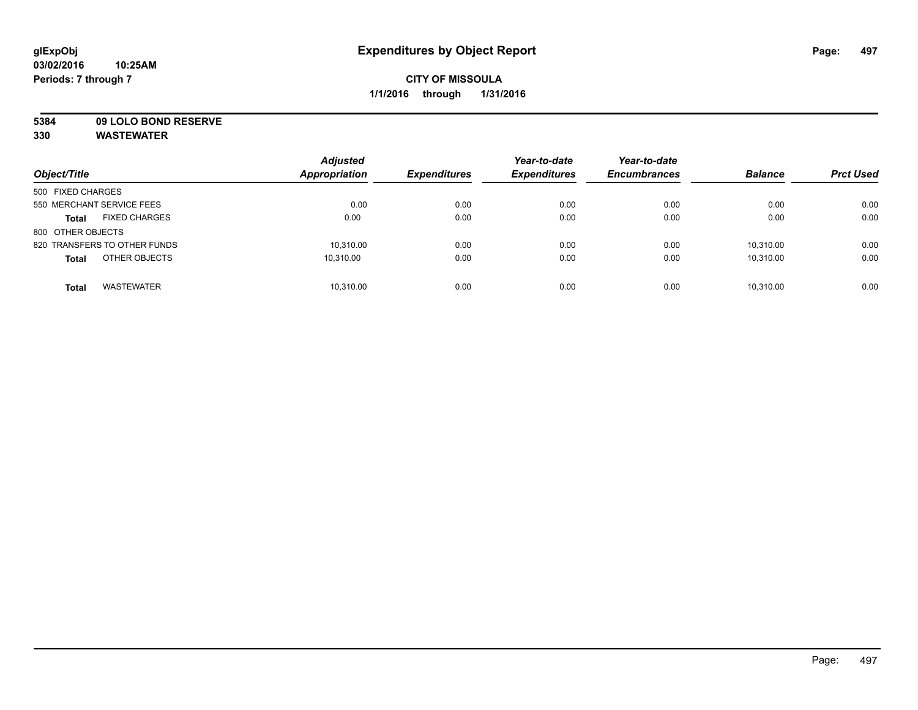**glExpObj** **Expenditures by Object Report**
**03/02/2016 10:25AM**
**Periods: 7 through 7**

**CITY OF MISSOULA**
**1/1/2016 through 1/31/2016**

**5384 09 LOLO BOND RESERVE**
**330 WASTEWATER**

| Object/Title | | Adjusted Appropriation | Expenditures | Year-to-date Expenditures | Year-to-date Encumbrances | Balance | Prct Used |
|---|---|---|---|---|---|---|---|
| 500 FIXED CHARGES | | | | | | | |
| 550 MERCHANT SERVICE FEES | | 0.00 | 0.00 | 0.00 | 0.00 | 0.00 | 0.00 |
| **Total** | FIXED CHARGES | 0.00 | 0.00 | 0.00 | 0.00 | 0.00 | 0.00 |
| 800 OTHER OBJECTS | | | | | | | |
| 820 TRANSFERS TO OTHER FUNDS | | 10,310.00 | 0.00 | 0.00 | 0.00 | 10,310.00 | 0.00 |
| **Total** | OTHER OBJECTS | 10,310.00 | 0.00 | 0.00 | 0.00 | 10,310.00 | 0.00 |
| **Total** | WASTEWATER | 10,310.00 | 0.00 | 0.00 | 0.00 | 10,310.00 | 0.00 |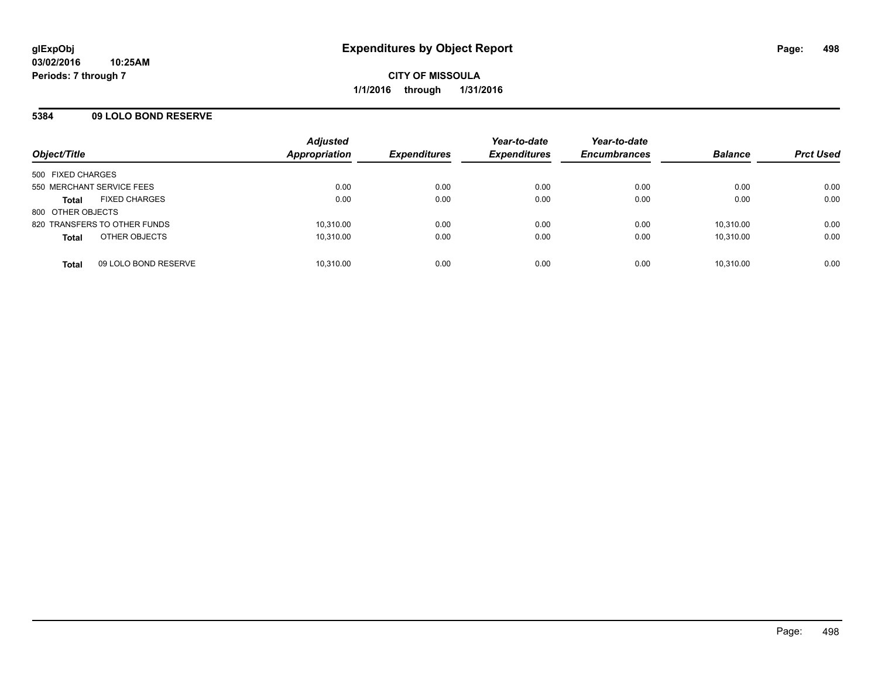# Expenditures by Object Report

glExpObj
03/02/2016 10:25AM
Periods: 7 through 7

**CITY OF MISSOULA**
**1/1/2016 through 1/31/2016**

## 5384 09 LOLO BOND RESERVE

| Object/Title | Adjusted Appropriation | Expenditures | Year-to-date Expenditures | Year-to-date Encumbrances | Balance | Prct Used |
|---|---|---|---|---|---|---|
| 500 FIXED CHARGES | | | | | | |
| 550 MERCHANT SERVICE FEES | 0.00 | 0.00 | 0.00 | 0.00 | 0.00 | 0.00 |
| **Total** FIXED CHARGES | 0.00 | 0.00 | 0.00 | 0.00 | 0.00 | 0.00 |
| 800 OTHER OBJECTS | | | | | | |
| 820 TRANSFERS TO OTHER FUNDS | 10,310.00 | 0.00 | 0.00 | 0.00 | 10,310.00 | 0.00 |
| **Total** OTHER OBJECTS | 10,310.00 | 0.00 | 0.00 | 0.00 | 10,310.00 | 0.00 |
| **Total** 09 LOLO BOND RESERVE | 10,310.00 | 0.00 | 0.00 | 0.00 | 10,310.00 | 0.00 |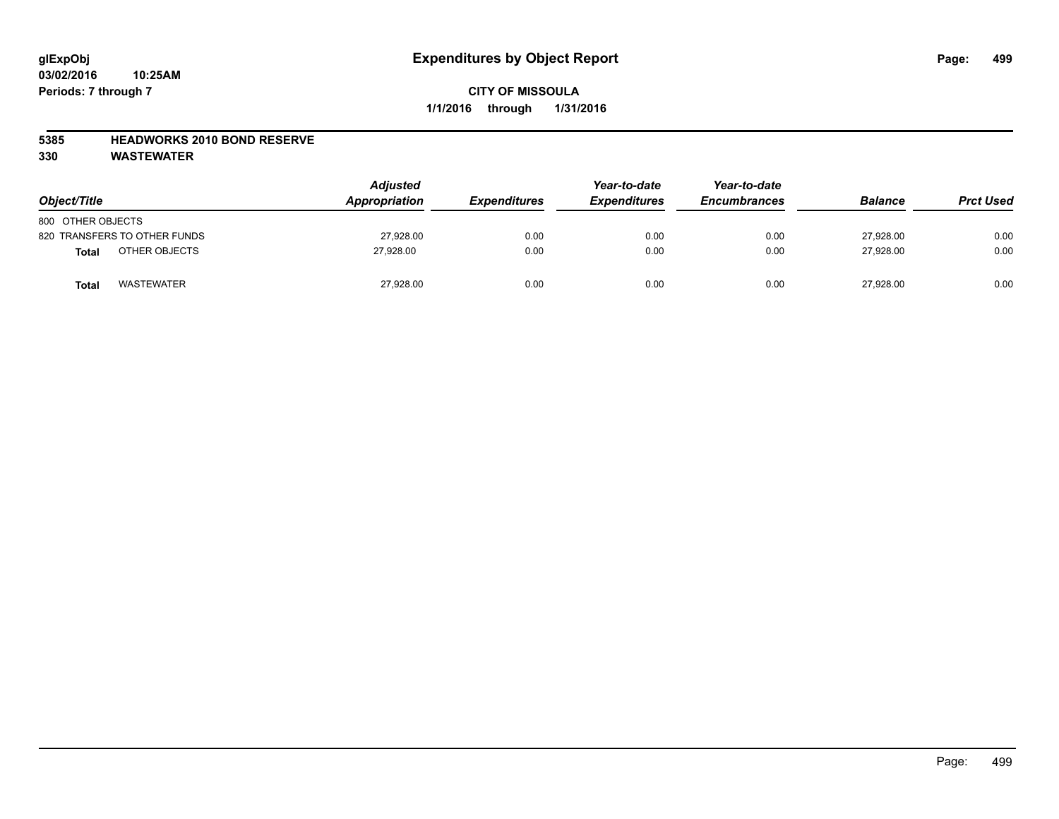**glExpObj**
**03/02/2016 10:25AM**
**Periods: 7 through 7**

# Expenditures by Object Report

**CITY OF MISSOULA**
**1/1/2016 through 1/31/2016**

**5385 HEADWORKS 2010 BOND RESERVE**
**330 WASTEWATER**

| Object/Title | Adjusted Appropriation | Expenditures | Year-to-date Expenditures | Year-to-date Encumbrances | Balance | Prct Used |
|---|---|---|---|---|---|---|
| 800 OTHER OBJECTS | | | | | | |
| 820 TRANSFERS TO OTHER FUNDS | 27,928.00 | 0.00 | 0.00 | 0.00 | 27,928.00 | 0.00 |
| **Total** OTHER OBJECTS | 27,928.00 | 0.00 | 0.00 | 0.00 | 27,928.00 | 0.00 |
| **Total** WASTEWATER | 27,928.00 | 0.00 | 0.00 | 0.00 | 27,928.00 | 0.00 |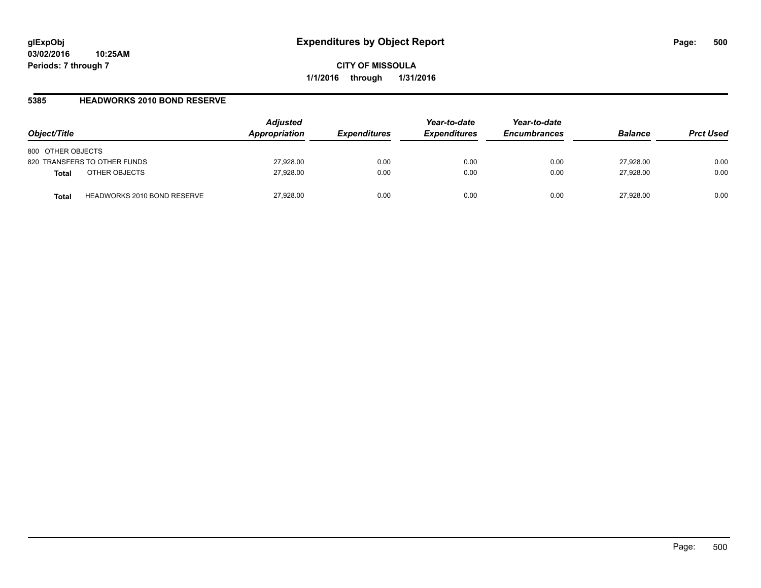**glExpObj**
**03/02/2016 10:25AM**
**Periods: 7 through 7**

# Expenditures by Object Report

**CITY OF MISSOULA**
**1/1/2016 through 1/31/2016**

## 5385 HEADWORKS 2010 BOND RESERVE

| Object/Title | | Adjusted Appropriation | Expenditures | Year-to-date Expenditures | Year-to-date Encumbrances | Balance | Prct Used |
|---|---|---|---|---|---|---|---|
| 800 OTHER OBJECTS | | | | | | | |
| 820 TRANSFERS TO OTHER FUNDS | | 27,928.00 | 0.00 | 0.00 | 0.00 | 27,928.00 | 0.00 |
| **Total** | OTHER OBJECTS | 27,928.00 | 0.00 | 0.00 | 0.00 | 27,928.00 | 0.00 |
| **Total** | HEADWORKS 2010 BOND RESERVE | 27,928.00 | 0.00 | 0.00 | 0.00 | 27,928.00 | 0.00 |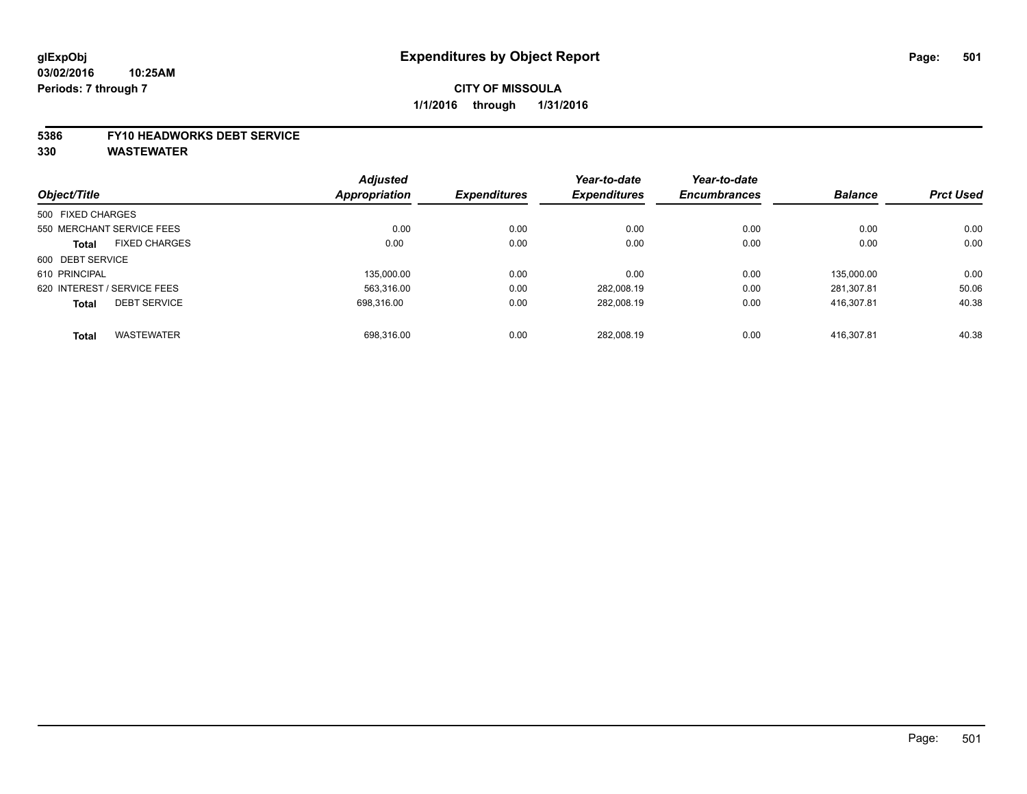**glExpObj**
**03/02/2016 10:25AM**
**Periods: 7 through 7**

# Expenditures by Object Report

**CITY OF MISSOULA**
**1/1/2016 through 1/31/2016**

**5386 FY10 HEADWORKS DEBT SERVICE**
**330 WASTEWATER**

| Object/Title | Adjusted Appropriation | Expenditures | Year-to-date Expenditures | Year-to-date Encumbrances | Balance | Prct Used |
|---|---|---|---|---|---|---|
| 500 FIXED CHARGES | | | | | | |
| 550 MERCHANT SERVICE FEES | 0.00 | 0.00 | 0.00 | 0.00 | 0.00 | 0.00 |
| **Total** FIXED CHARGES | 0.00 | 0.00 | 0.00 | 0.00 | 0.00 | 0.00 |
| 600 DEBT SERVICE | | | | | | |
| 610 PRINCIPAL | 135,000.00 | 0.00 | 0.00 | 0.00 | 135,000.00 | 0.00 |
| 620 INTEREST / SERVICE FEES | 563,316.00 | 0.00 | 282,008.19 | 0.00 | 281,307.81 | 50.06 |
| **Total** DEBT SERVICE | 698,316.00 | 0.00 | 282,008.19 | 0.00 | 416,307.81 | 40.38 |
| **Total** WASTEWATER | 698,316.00 | 0.00 | 282,008.19 | 0.00 | 416,307.81 | 40.38 |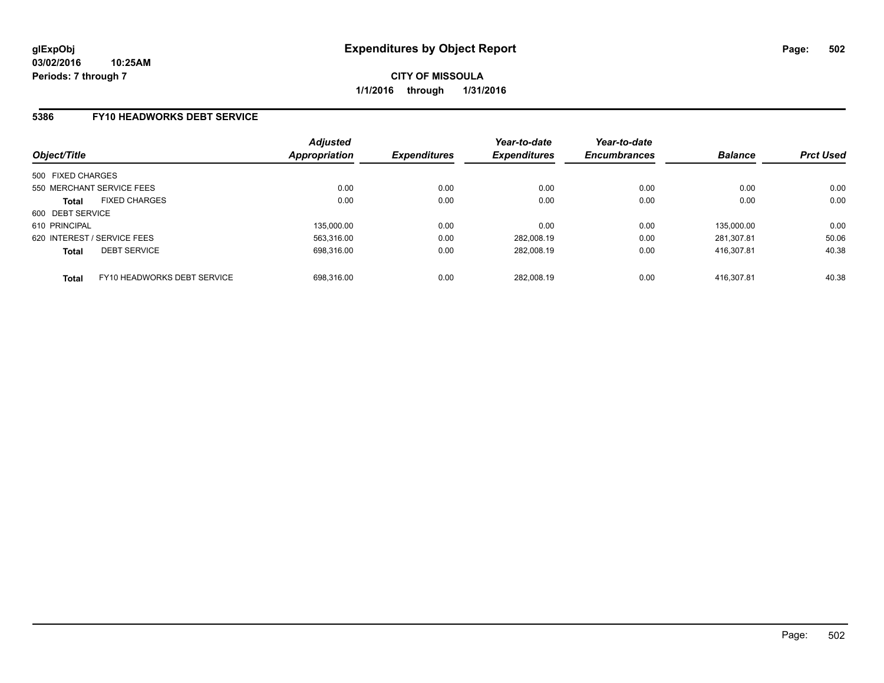glExpObj
03/02/2016 10:25AM
Periods: 7 through 7

# Expenditures by Object Report

**CITY OF MISSOULA**
**1/1/2016 through 1/31/2016**

## 5386 FY10 HEADWORKS DEBT SERVICE

| Object/Title | | Adjusted Appropriation | Expenditures | Year-to-date Expenditures | Year-to-date Encumbrances | Balance | Prct Used |
|---|---|---|---|---|---|---|---|
| 500 FIXED CHARGES | | | | | | | |
| 550 MERCHANT SERVICE FEES | | 0.00 | 0.00 | 0.00 | 0.00 | 0.00 | 0.00 |
| **Total** | FIXED CHARGES | 0.00 | 0.00 | 0.00 | 0.00 | 0.00 | 0.00 |
| 600 DEBT SERVICE | | | | | | | |
| 610 PRINCIPAL | | 135,000.00 | 0.00 | 0.00 | 0.00 | 135,000.00 | 0.00 |
| 620 INTEREST / SERVICE FEES | | 563,316.00 | 0.00 | 282,008.19 | 0.00 | 281,307.81 | 50.06 |
| **Total** | DEBT SERVICE | 698,316.00 | 0.00 | 282,008.19 | 0.00 | 416,307.81 | 40.38 |
| **Total** | FY10 HEADWORKS DEBT SERVICE | 698,316.00 | 0.00 | 282,008.19 | 0.00 | 416,307.81 | 40.38 |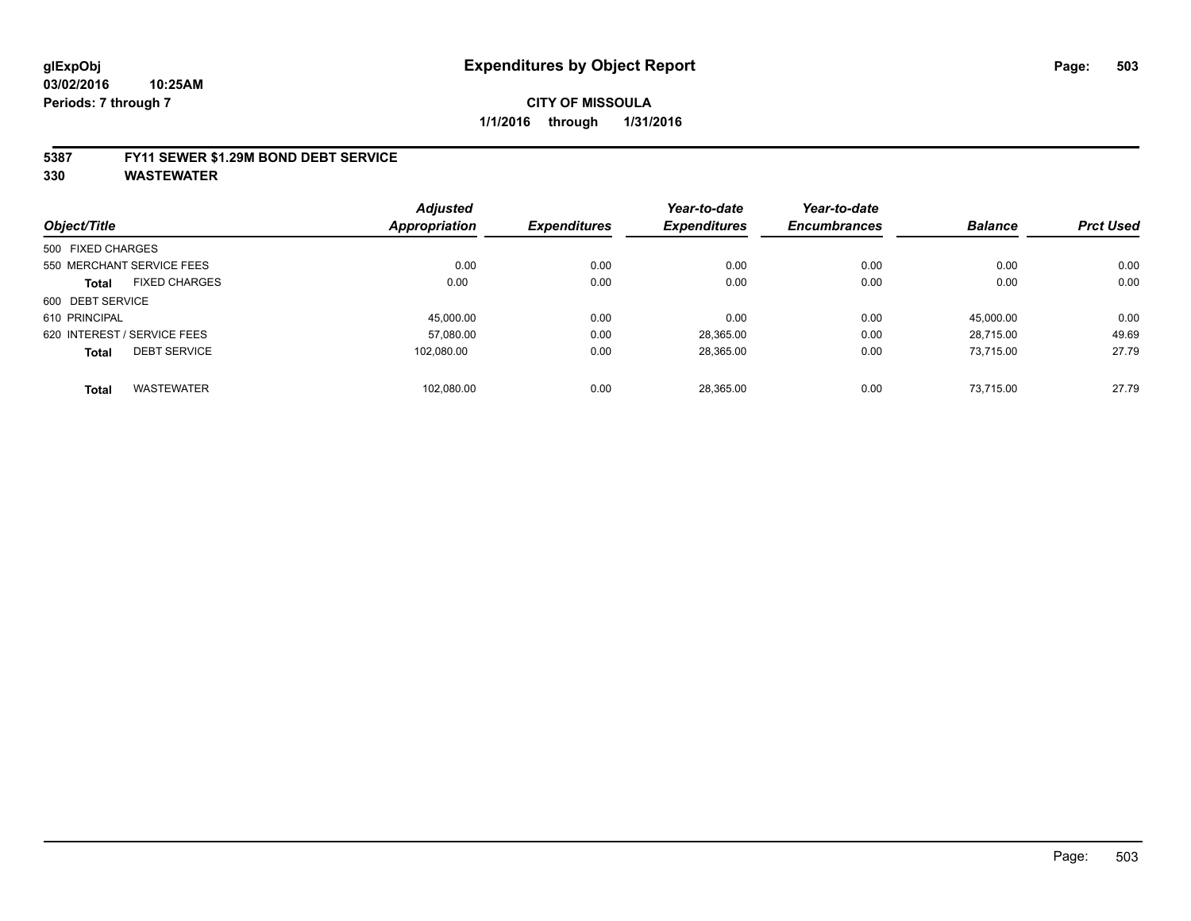**glExpObj**
**03/02/2016 10:25AM**
**Periods: 7 through 7**

# Expenditures by Object Report

**CITY OF MISSOULA**
**1/1/2016 through 1/31/2016**

## 5387 FY11 SEWER $1.29M BOND DEBT SERVICE
## 330 WASTEWATER

| Object/Title | Adjusted Appropriation | Expenditures | Year-to-date Expenditures | Year-to-date Encumbrances | Balance | Prct Used |
|---|---|---|---|---|---|---|
| 500 FIXED CHARGES | | | | | | |
| 550 MERCHANT SERVICE FEES | 0.00 | 0.00 | 0.00 | 0.00 | 0.00 | 0.00 |
| **Total** FIXED CHARGES | 0.00 | 0.00 | 0.00 | 0.00 | 0.00 | 0.00 |
| 600 DEBT SERVICE | | | | | | |
| 610 PRINCIPAL | 45,000.00 | 0.00 | 0.00 | 0.00 | 45,000.00 | 0.00 |
| 620 INTEREST / SERVICE FEES | 57,080.00 | 0.00 | 28,365.00 | 0.00 | 28,715.00 | 49.69 |
| **Total** DEBT SERVICE | 102,080.00 | 0.00 | 28,365.00 | 0.00 | 73,715.00 | 27.79 |
| **Total** WASTEWATER | 102,080.00 | 0.00 | 28,365.00 | 0.00 | 73,715.00 | 27.79 |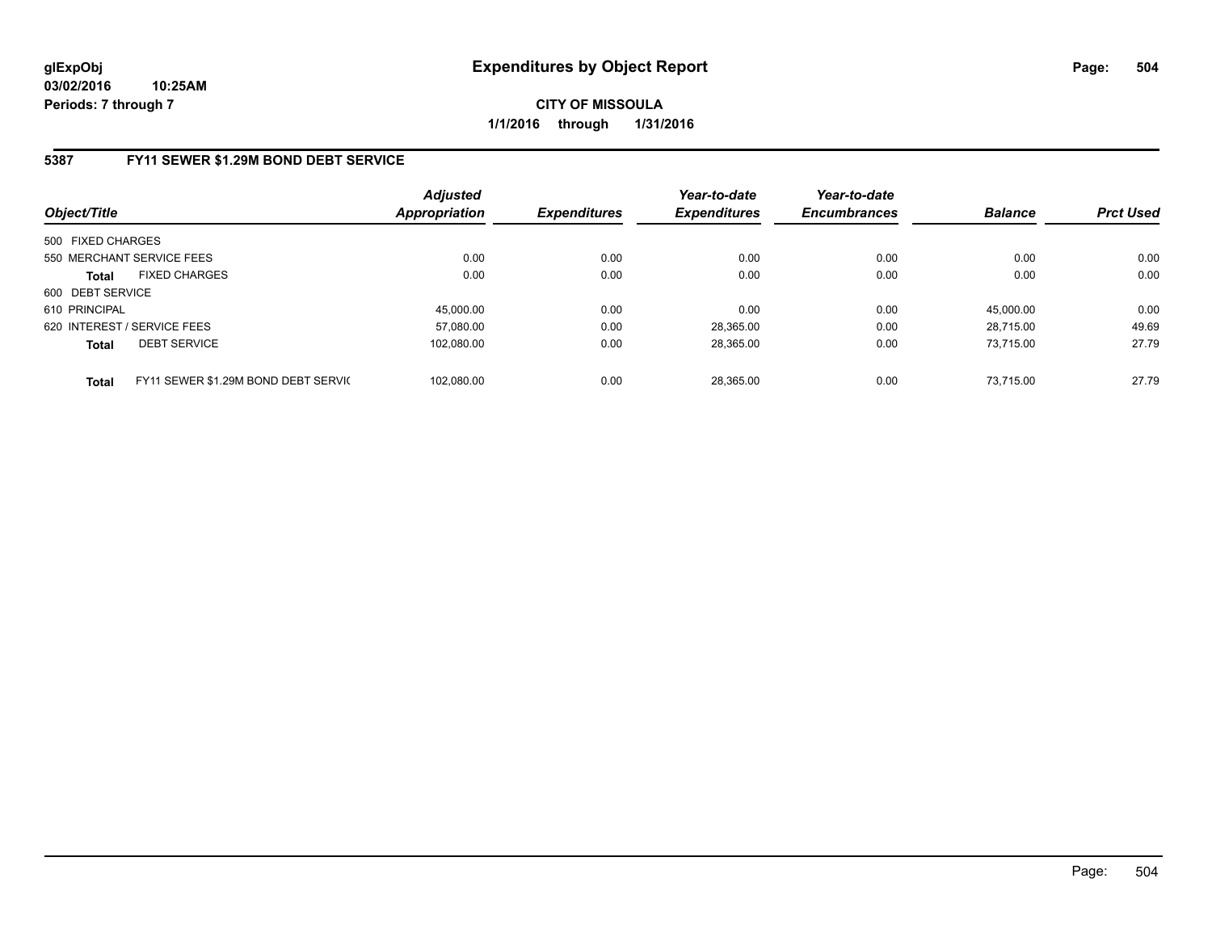**glExpObj** **Expenditures by Object Report**

**03/02/2016 10:25AM**

**Periods: 7 through 7**

**CITY OF MISSOULA**

**1/1/2016 through 1/31/2016**

## 5387 FY11 SEWER $1.29M BOND DEBT SERVICE

| Object/Title | | Adjusted Appropriation | Expenditures | Year-to-date Expenditures | Year-to-date Encumbrances | Balance | Prct Used |
|---|---|---|---|---|---|---|---|
| 500 FIXED CHARGES | | | | | | | |
| 550 MERCHANT SERVICE FEES | | 0.00 | 0.00 | 0.00 | 0.00 | 0.00 | 0.00 |
| **Total** | FIXED CHARGES | 0.00 | 0.00 | 0.00 | 0.00 | 0.00 | 0.00 |
| 600 DEBT SERVICE | | | | | | | |
| 610 PRINCIPAL | | 45,000.00 | 0.00 | 0.00 | 0.00 | 45,000.00 | 0.00 |
| 620 INTEREST / SERVICE FEES | | 57,080.00 | 0.00 | 28,365.00 | 0.00 | 28,715.00 | 49.69 |
| **Total** | DEBT SERVICE | 102,080.00 | 0.00 | 28,365.00 | 0.00 | 73,715.00 | 27.79 |
| **Total** | FY11 SEWER $1.29M BOND DEBT SERVIC | 102,080.00 | 0.00 | 28,365.00 | 0.00 | 73,715.00 | 27.79 |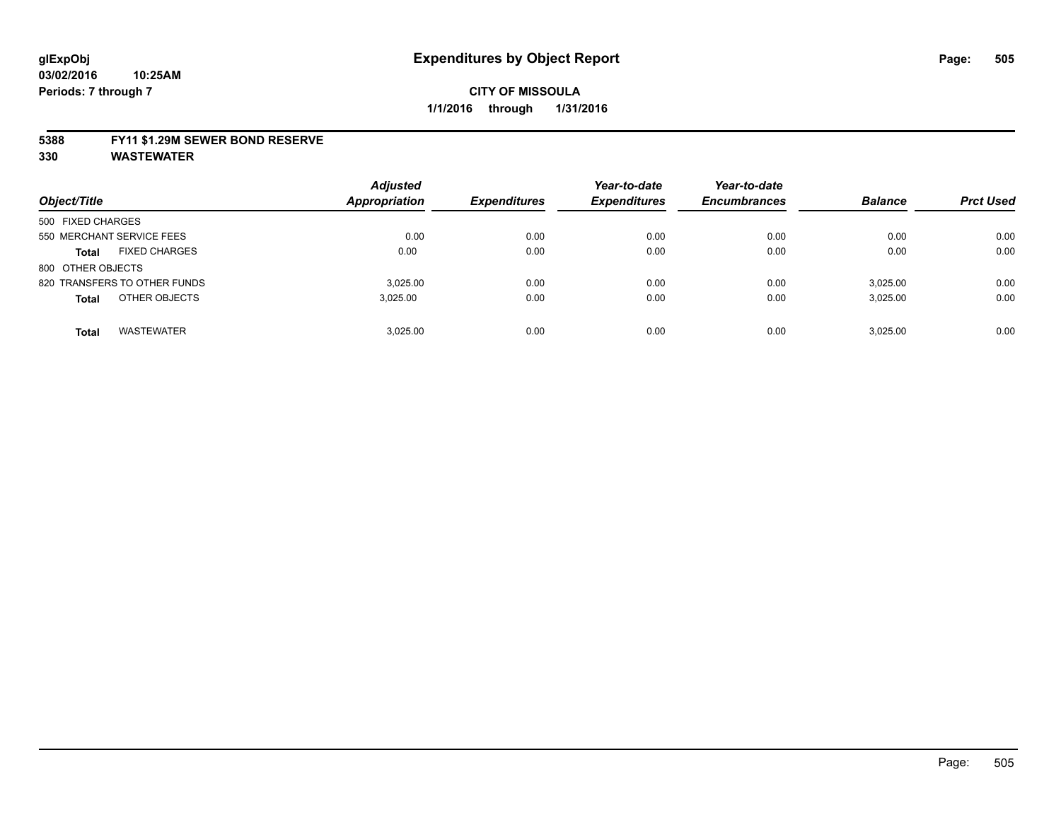# Expenditures by Object Report

glExpObj
03/02/2016 10:25AM
Periods: 7 through 7

**CITY OF MISSOULA**
**1/1/2016 through 1/31/2016**

## 5388 FY11 $1.29M SEWER BOND RESERVE
## 330 WASTEWATER

| Object/Title | Adjusted Appropriation | Expenditures | Year-to-date Expenditures | Year-to-date Encumbrances | Balance | Prct Used |
|---|---|---|---|---|---|---|
| 500 FIXED CHARGES | | | | | | |
| 550 MERCHANT SERVICE FEES | 0.00 | 0.00 | 0.00 | 0.00 | 0.00 | 0.00 |
| **Total** FIXED CHARGES | 0.00 | 0.00 | 0.00 | 0.00 | 0.00 | 0.00 |
| 800 OTHER OBJECTS | | | | | | |
| 820 TRANSFERS TO OTHER FUNDS | 3,025.00 | 0.00 | 0.00 | 0.00 | 3,025.00 | 0.00 |
| **Total** OTHER OBJECTS | 3,025.00 | 0.00 | 0.00 | 0.00 | 3,025.00 | 0.00 |
| **Total** WASTEWATER | 3,025.00 | 0.00 | 0.00 | 0.00 | 3,025.00 | 0.00 |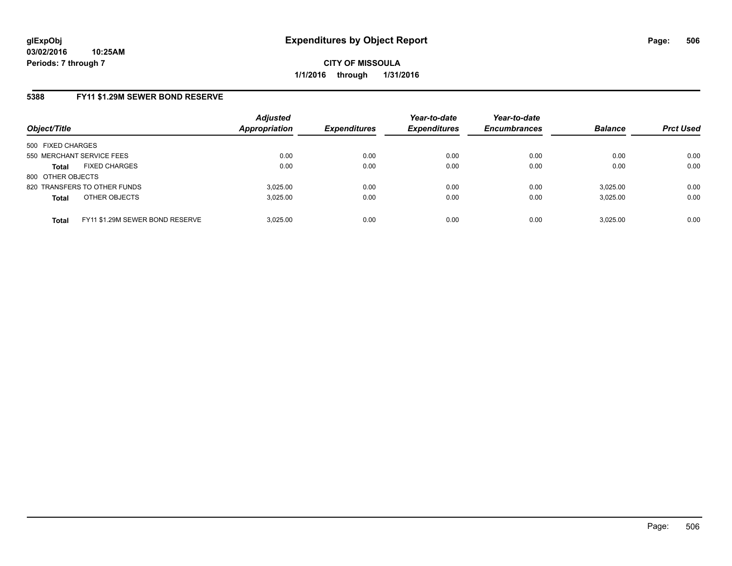# Expenditures by Object Report

glExpObj
03/02/2016 10:25AM
Periods: 7 through 7

**CITY OF MISSOULA**
**1/1/2016 through 1/31/2016**

## 5388 FY11 $1.29M SEWER BOND RESERVE

| Object/Title | Adjusted Appropriation | Expenditures | Year-to-date Expenditures | Year-to-date Encumbrances | Balance | Prct Used |
|---|---|---|---|---|---|---|
| 500 FIXED CHARGES | | | | | | |
| 550 MERCHANT SERVICE FEES | 0.00 | 0.00 | 0.00 | 0.00 | 0.00 | 0.00 |
| **Total** FIXED CHARGES | 0.00 | 0.00 | 0.00 | 0.00 | 0.00 | 0.00 |
| 800 OTHER OBJECTS | | | | | | |
| 820 TRANSFERS TO OTHER FUNDS | 3,025.00 | 0.00 | 0.00 | 0.00 | 3,025.00 | 0.00 |
| **Total** OTHER OBJECTS | 3,025.00 | 0.00 | 0.00 | 0.00 | 3,025.00 | 0.00 |
| **Total** FY11 $1.29M SEWER BOND RESERVE | 3,025.00 | 0.00 | 0.00 | 0.00 | 3,025.00 | 0.00 |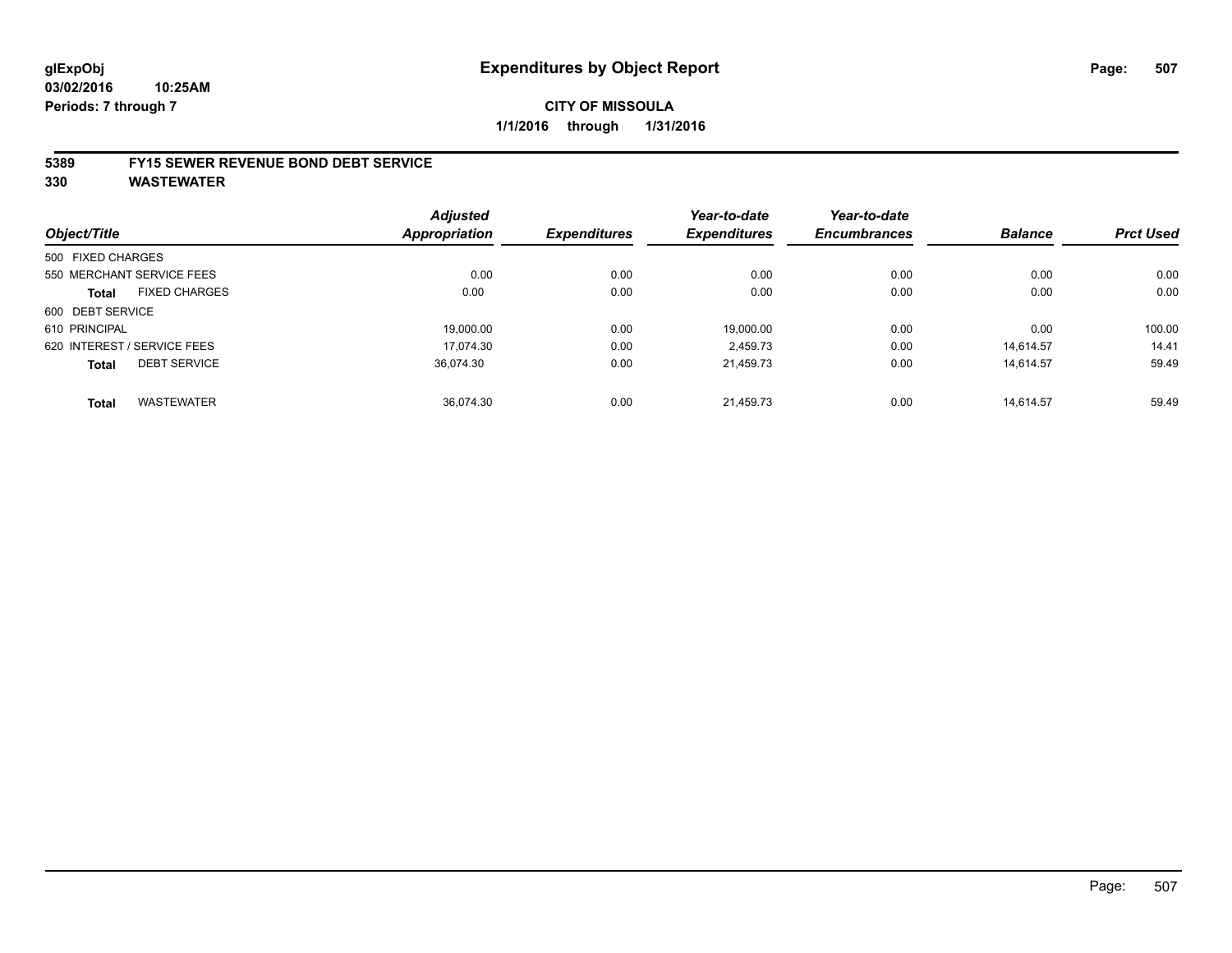glExpObj
03/02/2016 10:25AM
Periods: 7 through 7

# Expenditures by Object Report

**CITY OF MISSOULA**

**1/1/2016 through 1/31/2016**

## 5389 FY15 SEWER REVENUE BOND DEBT SERVICE
## 330 WASTEWATER

| Object/Title | | Adjusted Appropriation | Expenditures | Year-to-date Expenditures | Year-to-date Encumbrances | Balance | Prct Used |
|---|---|---|---|---|---|---|---|
| 500 FIXED CHARGES | | | | | | | |
| 550 MERCHANT SERVICE FEES | | 0.00 | 0.00 | 0.00 | 0.00 | 0.00 | 0.00 |
| **Total** | FIXED CHARGES | 0.00 | 0.00 | 0.00 | 0.00 | 0.00 | 0.00 |
| 600 DEBT SERVICE | | | | | | | |
| 610 PRINCIPAL | | 19,000.00 | 0.00 | 19,000.00 | 0.00 | 0.00 | 100.00 |
| 620 INTEREST / SERVICE FEES | | 17,074.30 | 0.00 | 2,459.73 | 0.00 | 14,614.57 | 14.41 |
| **Total** | DEBT SERVICE | 36,074.30 | 0.00 | 21,459.73 | 0.00 | 14,614.57 | 59.49 |
| **Total** | WASTEWATER | 36,074.30 | 0.00 | 21,459.73 | 0.00 | 14,614.57 | 59.49 |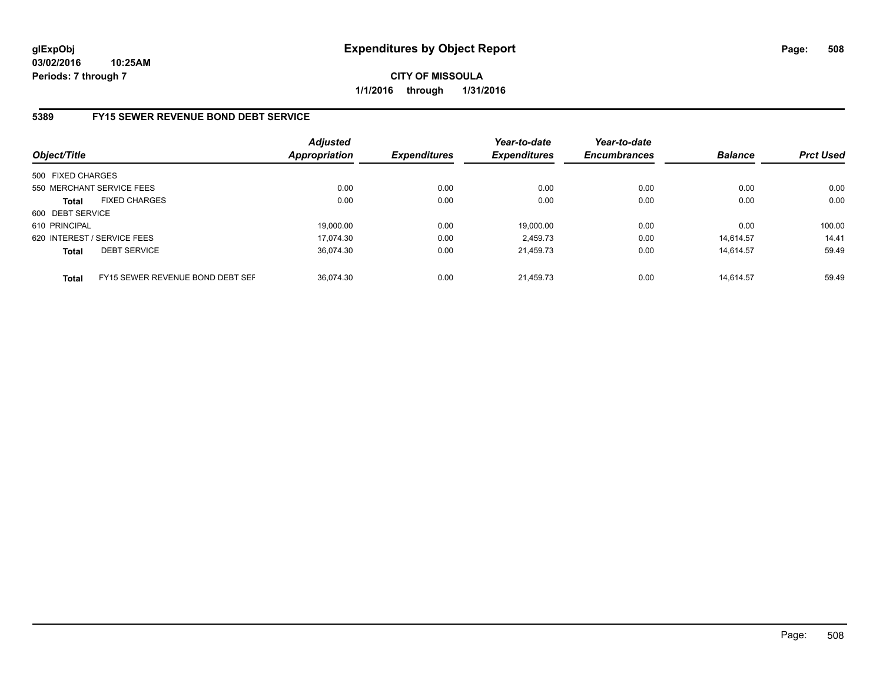**glExpObj** **Expenditures by Object Report**

**03/02/2016 10:25AM**

**Periods: 7 through 7**

**CITY OF MISSOULA**

**1/1/2016 through 1/31/2016**

## 5389 FY15 SEWER REVENUE BOND DEBT SERVICE

| Object/Title | | Adjusted Appropriation | Expenditures | Year-to-date Expenditures | Year-to-date Encumbrances | Balance | Prct Used |
|---|---|---|---|---|---|---|---|
| 500 FIXED CHARGES | | | | | | | |
| 550 MERCHANT SERVICE FEES | | 0.00 | 0.00 | 0.00 | 0.00 | 0.00 | 0.00 |
| **Total** | FIXED CHARGES | 0.00 | 0.00 | 0.00 | 0.00 | 0.00 | 0.00 |
| 600 DEBT SERVICE | | | | | | | |
| 610 PRINCIPAL | | 19,000.00 | 0.00 | 19,000.00 | 0.00 | 0.00 | 100.00 |
| 620 INTEREST / SERVICE FEES | | 17,074.30 | 0.00 | 2,459.73 | 0.00 | 14,614.57 | 14.41 |
| **Total** | DEBT SERVICE | 36,074.30 | 0.00 | 21,459.73 | 0.00 | 14,614.57 | 59.49 |
| **Total** | FY15 SEWER REVENUE BOND DEBT SEF | 36,074.30 | 0.00 | 21,459.73 | 0.00 | 14,614.57 | 59.49 |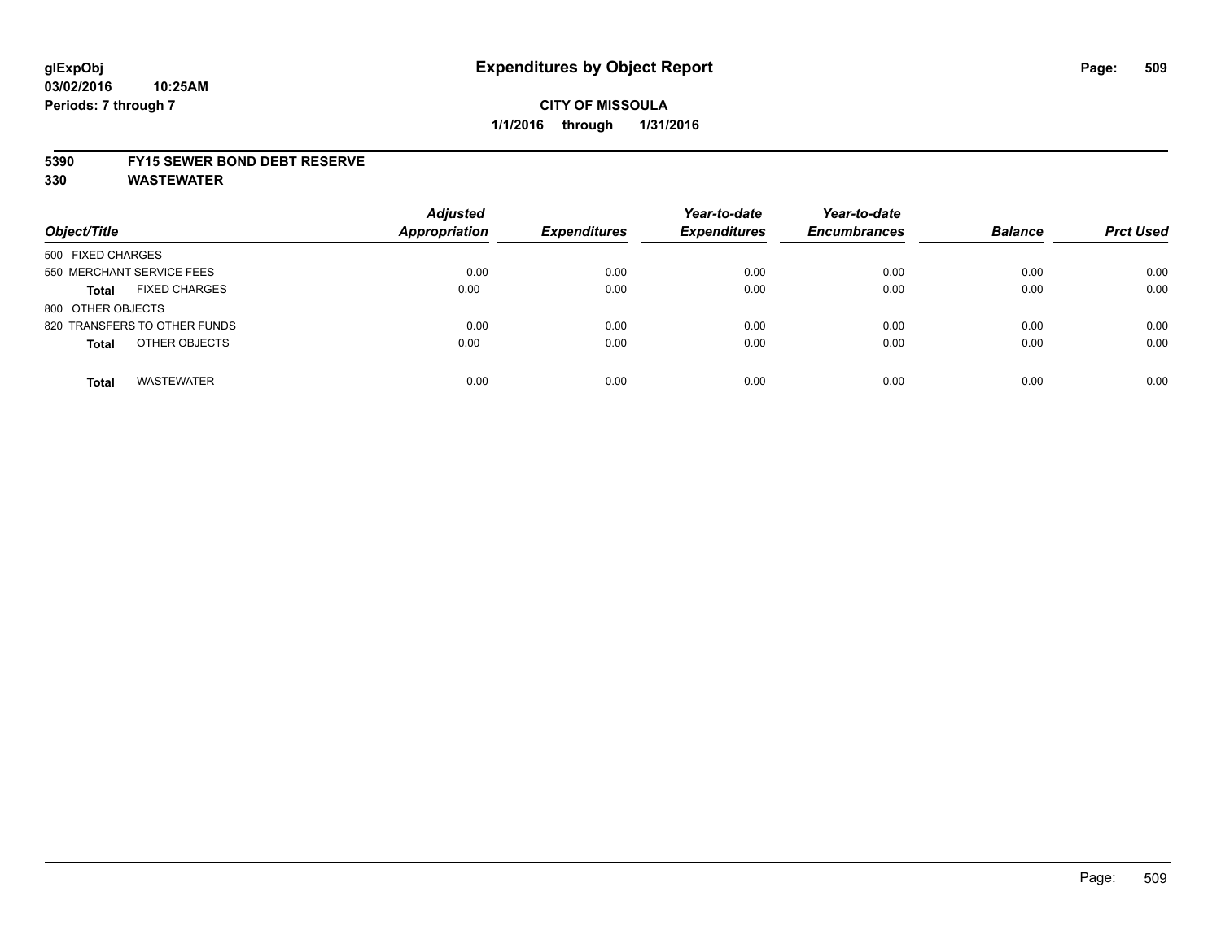glExpObj
03/02/2016 10:25AM
Periods: 7 through 7

# Expenditures by Object Report

**CITY OF MISSOULA**
**1/1/2016 through 1/31/2016**

**5390 FY15 SEWER BOND DEBT RESERVE**
**330 WASTEWATER**

| Object/Title | Adjusted Appropriation | Expenditures | Year-to-date Expenditures | Year-to-date Encumbrances | Balance | Prct Used |
|---|---|---|---|---|---|---|
| 500 FIXED CHARGES | | | | | | |
| 550 MERCHANT SERVICE FEES | 0.00 | 0.00 | 0.00 | 0.00 | 0.00 | 0.00 |
| **Total** FIXED CHARGES | 0.00 | 0.00 | 0.00 | 0.00 | 0.00 | 0.00 |
| 800 OTHER OBJECTS | | | | | | |
| 820 TRANSFERS TO OTHER FUNDS | 0.00 | 0.00 | 0.00 | 0.00 | 0.00 | 0.00 |
| **Total** OTHER OBJECTS | 0.00 | 0.00 | 0.00 | 0.00 | 0.00 | 0.00 |
| **Total** WASTEWATER | 0.00 | 0.00 | 0.00 | 0.00 | 0.00 | 0.00 |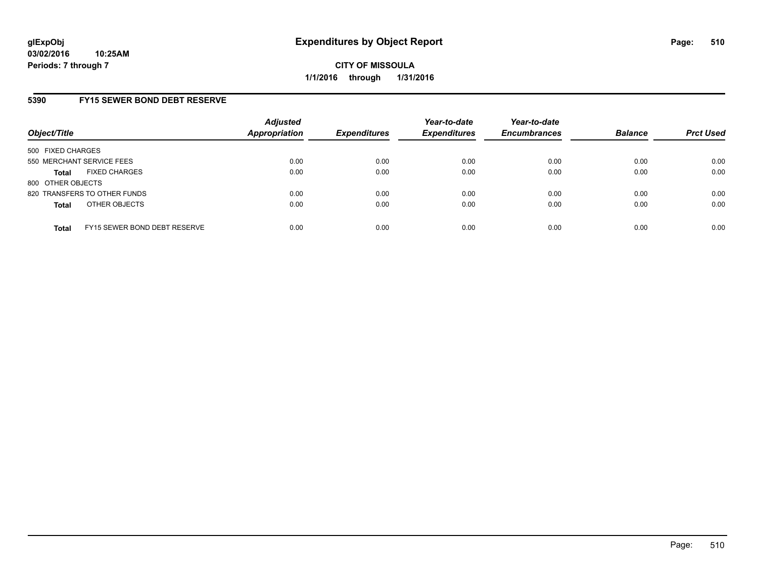**glExpObj** **Expenditures by Object Report**
**03/02/2016 10:25AM**
**Periods: 7 through 7**

**CITY OF MISSOULA**
**1/1/2016 through 1/31/2016**

## 5390 FY15 SEWER BOND DEBT RESERVE

| Object/Title | Adjusted Appropriation | Expenditures | Year-to-date Expenditures | Year-to-date Encumbrances | Balance | Prct Used |
|---|---|---|---|---|---|---|
| 500 FIXED CHARGES | | | | | | |
| 550 MERCHANT SERVICE FEES | 0.00 | 0.00 | 0.00 | 0.00 | 0.00 | 0.00 |
| **Total** FIXED CHARGES | 0.00 | 0.00 | 0.00 | 0.00 | 0.00 | 0.00 |
| 800 OTHER OBJECTS | | | | | | |
| 820 TRANSFERS TO OTHER FUNDS | 0.00 | 0.00 | 0.00 | 0.00 | 0.00 | 0.00 |
| **Total** OTHER OBJECTS | 0.00 | 0.00 | 0.00 | 0.00 | 0.00 | 0.00 |
| **Total** FY15 SEWER BOND DEBT RESERVE | 0.00 | 0.00 | 0.00 | 0.00 | 0.00 | 0.00 |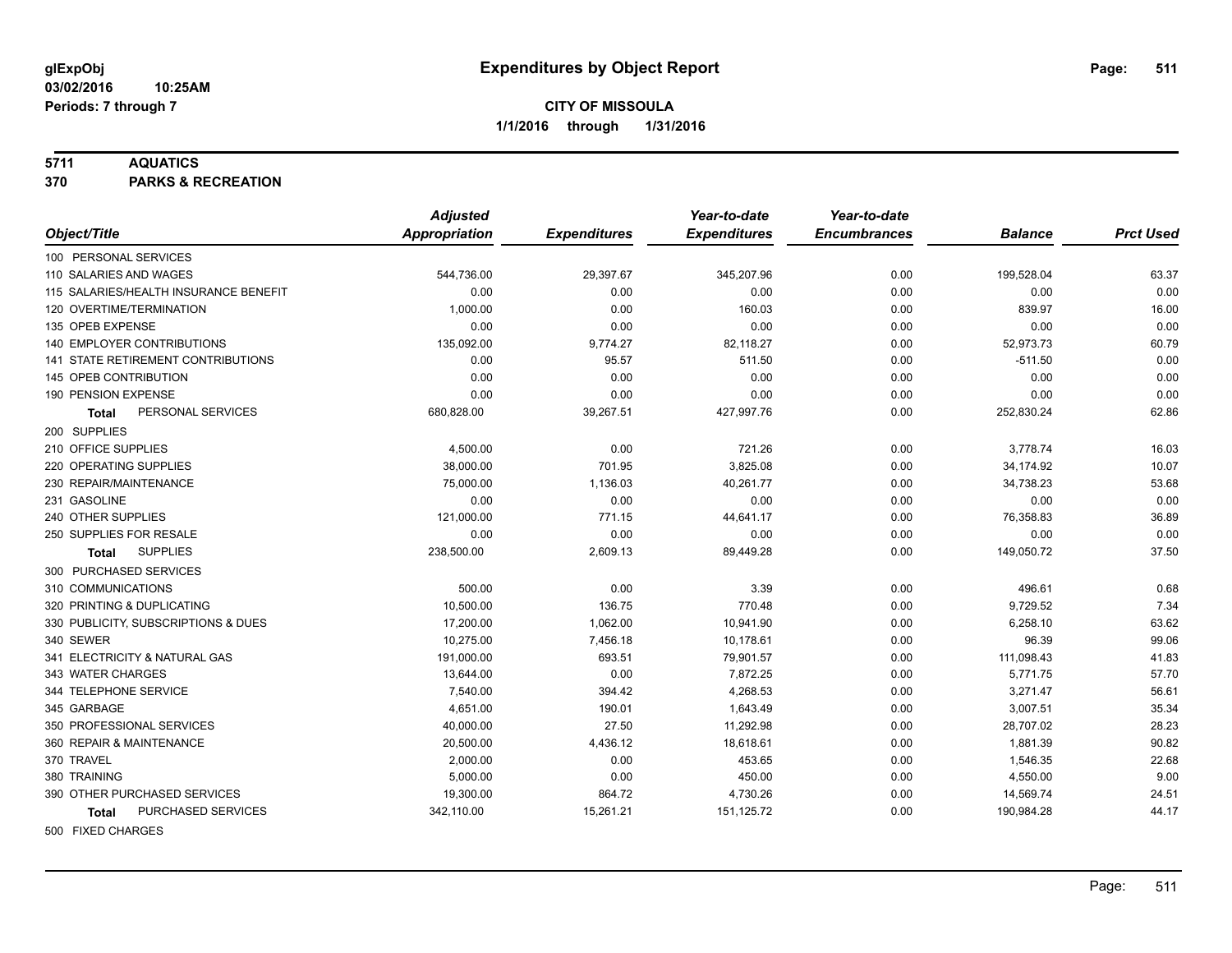**glExpObj**
**03/02/2016 10:25AM**
**Periods: 7 through 7**

# Expenditures by Object Report

**CITY OF MISSOULA**
**1/1/2016 through 1/31/2016**

**5711 AQUATICS**
**370 PARKS & RECREATION**

| Object/Title | Adjusted Appropriation | Expenditures | Year-to-date Expenditures | Year-to-date Encumbrances | Balance | Prct Used |
|---|---|---|---|---|---|---|
| 100 PERSONAL SERVICES | | | | | | |
| 110 SALARIES AND WAGES | 544,736.00 | 29,397.67 | 345,207.96 | 0.00 | 199,528.04 | 63.37 |
| 115 SALARIES/HEALTH INSURANCE BENEFIT | 0.00 | 0.00 | 0.00 | 0.00 | 0.00 | 0.00 |
| 120 OVERTIME/TERMINATION | 1,000.00 | 0.00 | 160.03 | 0.00 | 839.97 | 16.00 |
| 135 OPEB EXPENSE | 0.00 | 0.00 | 0.00 | 0.00 | 0.00 | 0.00 |
| 140 EMPLOYER CONTRIBUTIONS | 135,092.00 | 9,774.27 | 82,118.27 | 0.00 | 52,973.73 | 60.79 |
| 141 STATE RETIREMENT CONTRIBUTIONS | 0.00 | 95.57 | 511.50 | 0.00 | -511.50 | 0.00 |
| 145 OPEB CONTRIBUTION | 0.00 | 0.00 | 0.00 | 0.00 | 0.00 | 0.00 |
| 190 PENSION EXPENSE | 0.00 | 0.00 | 0.00 | 0.00 | 0.00 | 0.00 |
| **Total** PERSONAL SERVICES | 680,828.00 | 39,267.51 | 427,997.76 | 0.00 | 252,830.24 | 62.86 |
| 200 SUPPLIES | | | | | | |
| 210 OFFICE SUPPLIES | 4,500.00 | 0.00 | 721.26 | 0.00 | 3,778.74 | 16.03 |
| 220 OPERATING SUPPLIES | 38,000.00 | 701.95 | 3,825.08 | 0.00 | 34,174.92 | 10.07 |
| 230 REPAIR/MAINTENANCE | 75,000.00 | 1,136.03 | 40,261.77 | 0.00 | 34,738.23 | 53.68 |
| 231 GASOLINE | 0.00 | 0.00 | 0.00 | 0.00 | 0.00 | 0.00 |
| 240 OTHER SUPPLIES | 121,000.00 | 771.15 | 44,641.17 | 0.00 | 76,358.83 | 36.89 |
| 250 SUPPLIES FOR RESALE | 0.00 | 0.00 | 0.00 | 0.00 | 0.00 | 0.00 |
| **Total** SUPPLIES | 238,500.00 | 2,609.13 | 89,449.28 | 0.00 | 149,050.72 | 37.50 |
| 300 PURCHASED SERVICES | | | | | | |
| 310 COMMUNICATIONS | 500.00 | 0.00 | 3.39 | 0.00 | 496.61 | 0.68 |
| 320 PRINTING & DUPLICATING | 10,500.00 | 136.75 | 770.48 | 0.00 | 9,729.52 | 7.34 |
| 330 PUBLICITY, SUBSCRIPTIONS & DUES | 17,200.00 | 1,062.00 | 10,941.90 | 0.00 | 6,258.10 | 63.62 |
| 340 SEWER | 10,275.00 | 7,456.18 | 10,178.61 | 0.00 | 96.39 | 99.06 |
| 341 ELECTRICITY & NATURAL GAS | 191,000.00 | 693.51 | 79,901.57 | 0.00 | 111,098.43 | 41.83 |
| 343 WATER CHARGES | 13,644.00 | 0.00 | 7,872.25 | 0.00 | 5,771.75 | 57.70 |
| 344 TELEPHONE SERVICE | 7,540.00 | 394.42 | 4,268.53 | 0.00 | 3,271.47 | 56.61 |
| 345 GARBAGE | 4,651.00 | 190.01 | 1,643.49 | 0.00 | 3,007.51 | 35.34 |
| 350 PROFESSIONAL SERVICES | 40,000.00 | 27.50 | 11,292.98 | 0.00 | 28,707.02 | 28.23 |
| 360 REPAIR & MAINTENANCE | 20,500.00 | 4,436.12 | 18,618.61 | 0.00 | 1,881.39 | 90.82 |
| 370 TRAVEL | 2,000.00 | 0.00 | 453.65 | 0.00 | 1,546.35 | 22.68 |
| 380 TRAINING | 5,000.00 | 0.00 | 450.00 | 0.00 | 4,550.00 | 9.00 |
| 390 OTHER PURCHASED SERVICES | 19,300.00 | 864.72 | 4,730.26 | 0.00 | 14,569.74 | 24.51 |
| **Total** PURCHASED SERVICES | 342,110.00 | 15,261.21 | 151,125.72 | 0.00 | 190,984.28 | 44.17 |
| 500 FIXED CHARGES | | | | | | |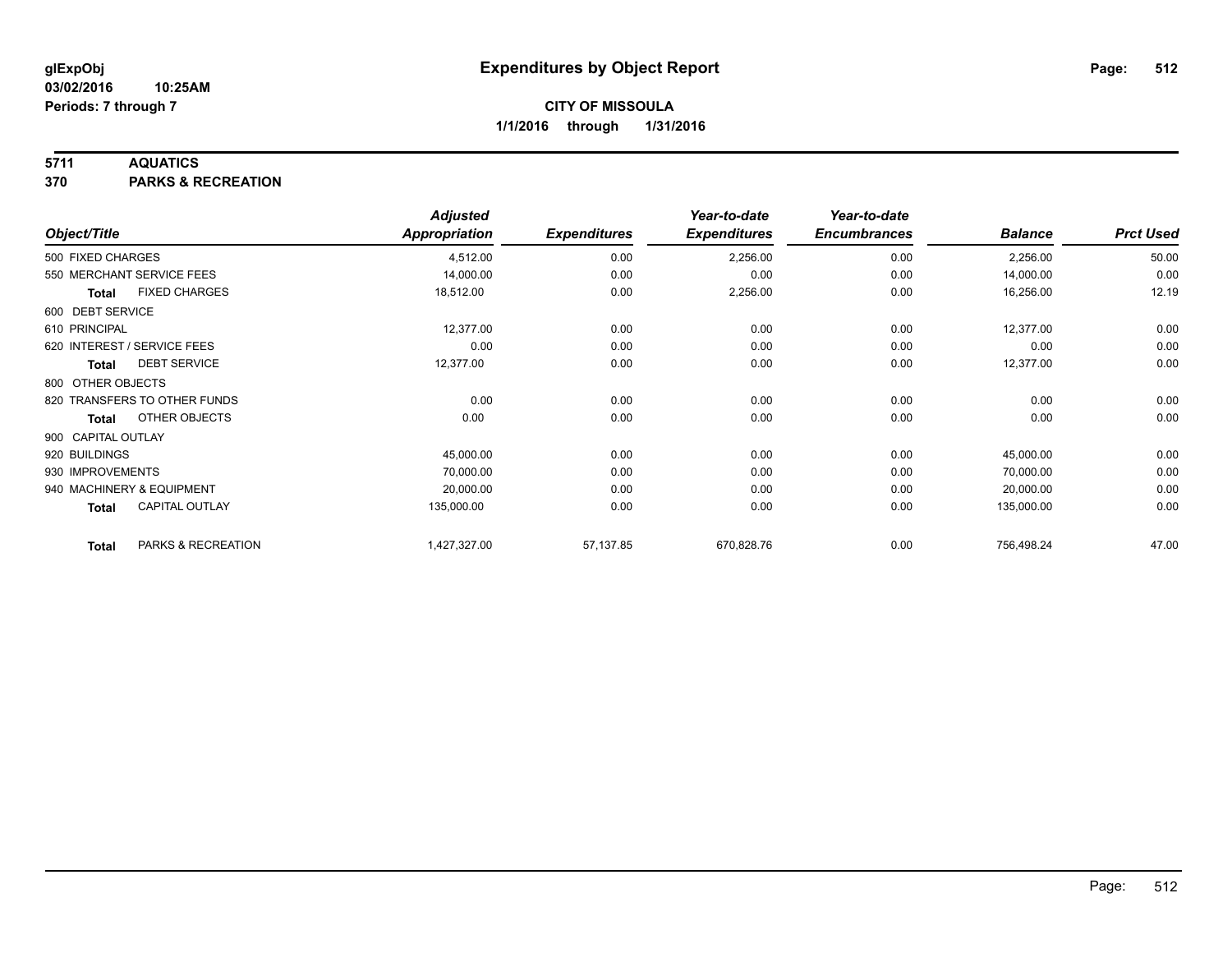**glExpObj** **Expenditures by Object Report**
**03/02/2016 10:25AM**
**Periods: 7 through 7**

**CITY OF MISSOULA**
**1/1/2016 through 1/31/2016**

**5711 AQUATICS**
**370 PARKS & RECREATION**

| Object/Title | Adjusted Appropriation | Expenditures | Year-to-date Expenditures | Year-to-date Encumbrances | Balance | Prct Used |
|---|---|---|---|---|---|---|
| 500 FIXED CHARGES | 4,512.00 | 0.00 | 2,256.00 | 0.00 | 2,256.00 | 50.00 |
| 550 MERCHANT SERVICE FEES | 14,000.00 | 0.00 | 0.00 | 0.00 | 14,000.00 | 0.00 |
| **Total** FIXED CHARGES | 18,512.00 | 0.00 | 2,256.00 | 0.00 | 16,256.00 | 12.19 |
| 600 DEBT SERVICE | | | | | | |
| 610 PRINCIPAL | 12,377.00 | 0.00 | 0.00 | 0.00 | 12,377.00 | 0.00 |
| 620 INTEREST / SERVICE FEES | 0.00 | 0.00 | 0.00 | 0.00 | 0.00 | 0.00 |
| **Total** DEBT SERVICE | 12,377.00 | 0.00 | 0.00 | 0.00 | 12,377.00 | 0.00 |
| 800 OTHER OBJECTS | | | | | | |
| 820 TRANSFERS TO OTHER FUNDS | 0.00 | 0.00 | 0.00 | 0.00 | 0.00 | 0.00 |
| **Total** OTHER OBJECTS | 0.00 | 0.00 | 0.00 | 0.00 | 0.00 | 0.00 |
| 900 CAPITAL OUTLAY | | | | | | |
| 920 BUILDINGS | 45,000.00 | 0.00 | 0.00 | 0.00 | 45,000.00 | 0.00 |
| 930 IMPROVEMENTS | 70,000.00 | 0.00 | 0.00 | 0.00 | 70,000.00 | 0.00 |
| 940 MACHINERY & EQUIPMENT | 20,000.00 | 0.00 | 0.00 | 0.00 | 20,000.00 | 0.00 |
| **Total** CAPITAL OUTLAY | 135,000.00 | 0.00 | 0.00 | 0.00 | 135,000.00 | 0.00 |
| **Total** PARKS & RECREATION | 1,427,327.00 | 57,137.85 | 670,828.76 | 0.00 | 756,498.24 | 47.00 |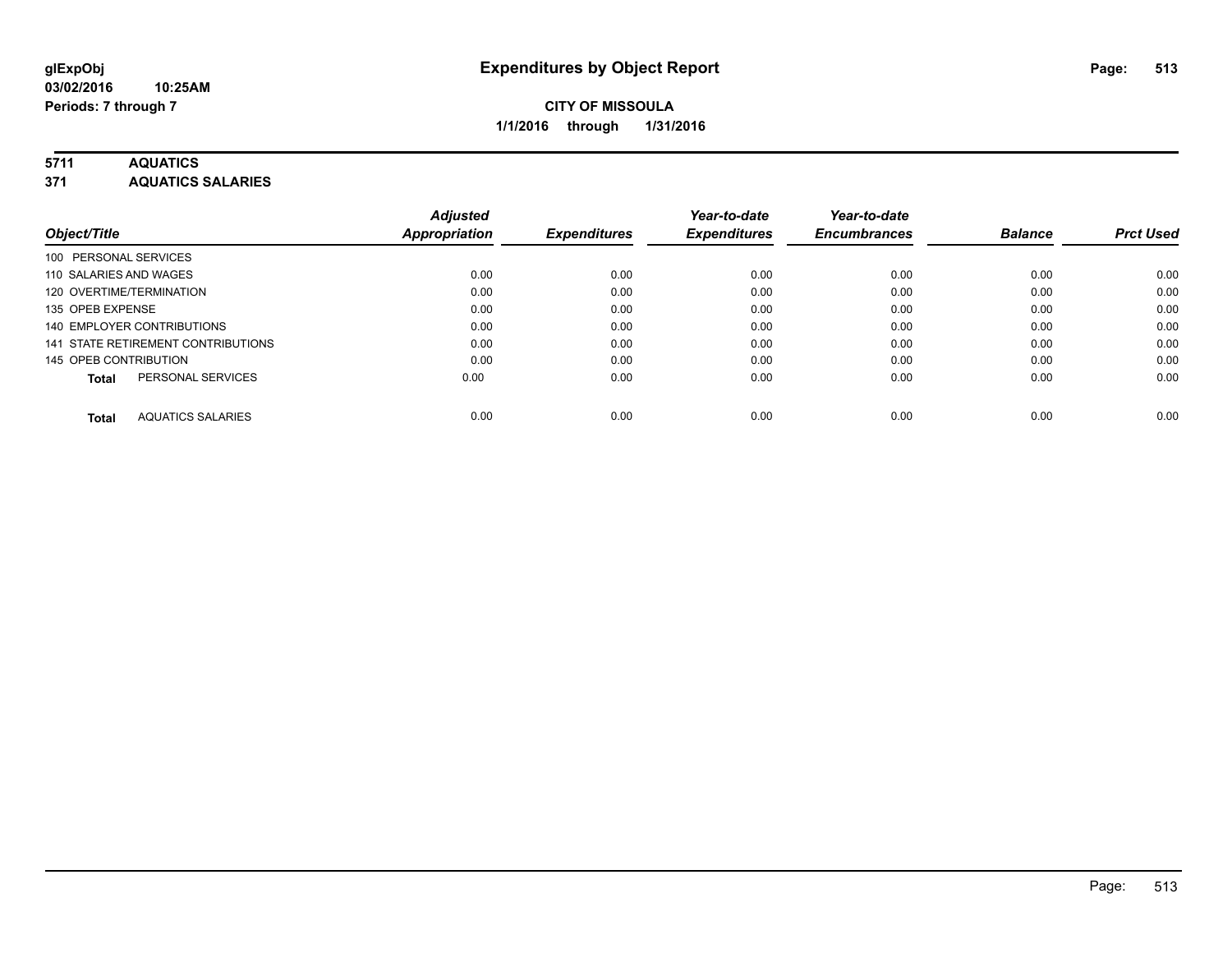# Expenditures by Object Report

glExpObj
03/02/2016 10:25AM
Periods: 7 through 7

**CITY OF MISSOULA**
**1/1/2016 through 1/31/2016**

## 5711 AQUATICS
## 371 AQUATICS SALARIES

| Object/Title | Adjusted Appropriation | Expenditures | Year-to-date Expenditures | Year-to-date Encumbrances | Balance | Prct Used |
|---|---|---|---|---|---|---|
| 100 PERSONAL SERVICES | | | | | | |
| 110 SALARIES AND WAGES | 0.00 | 0.00 | 0.00 | 0.00 | 0.00 | 0.00 |
| 120 OVERTIME/TERMINATION | 0.00 | 0.00 | 0.00 | 0.00 | 0.00 | 0.00 |
| 135 OPEB EXPENSE | 0.00 | 0.00 | 0.00 | 0.00 | 0.00 | 0.00 |
| 140 EMPLOYER CONTRIBUTIONS | 0.00 | 0.00 | 0.00 | 0.00 | 0.00 | 0.00 |
| 141 STATE RETIREMENT CONTRIBUTIONS | 0.00 | 0.00 | 0.00 | 0.00 | 0.00 | 0.00 |
| 145 OPEB CONTRIBUTION | 0.00 | 0.00 | 0.00 | 0.00 | 0.00 | 0.00 |
| **Total** PERSONAL SERVICES | 0.00 | 0.00 | 0.00 | 0.00 | 0.00 | 0.00 |
| **Total** AQUATICS SALARIES | 0.00 | 0.00 | 0.00 | 0.00 | 0.00 | 0.00 |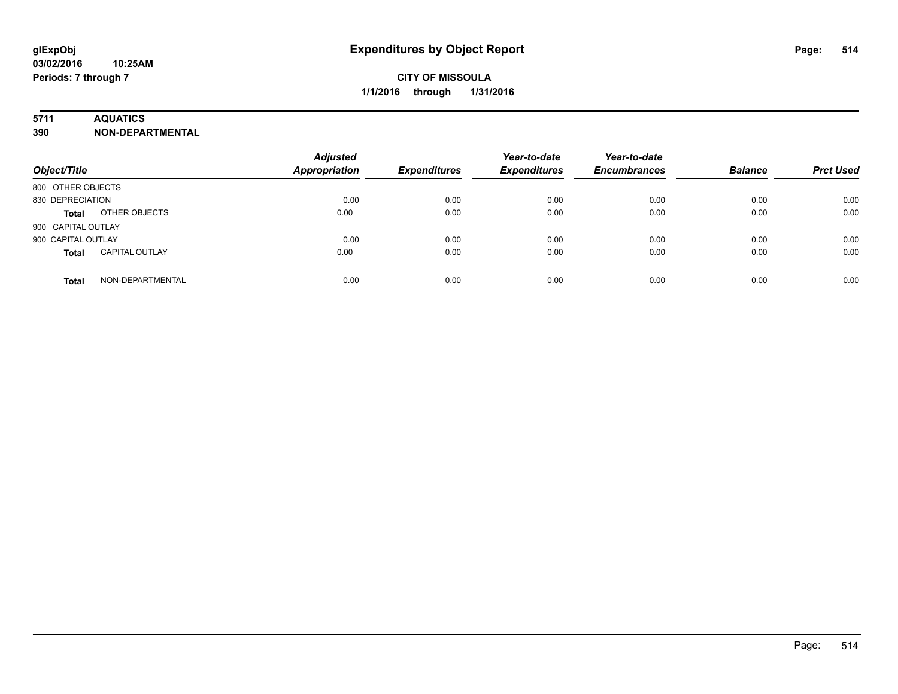# Expenditures by Object Report

glExpObj
03/02/2016 10:25AM
Periods: 7 through 7

**CITY OF MISSOULA**
**1/1/2016 through 1/31/2016**

**5711 AQUATICS**
**390 NON-DEPARTMENTAL**

| Object/Title | | Adjusted Appropriation | Expenditures | Year-to-date Expenditures | Year-to-date Encumbrances | Balance | Prct Used |
|---|---|---|---|---|---|---|---|
| 800 OTHER OBJECTS | | | | | | | |
| 830 DEPRECIATION | | 0.00 | 0.00 | 0.00 | 0.00 | 0.00 | 0.00 |
| **Total** | OTHER OBJECTS | 0.00 | 0.00 | 0.00 | 0.00 | 0.00 | 0.00 |
| 900 CAPITAL OUTLAY | | | | | | | |
| 900 CAPITAL OUTLAY | | 0.00 | 0.00 | 0.00 | 0.00 | 0.00 | 0.00 |
| **Total** | CAPITAL OUTLAY | 0.00 | 0.00 | 0.00 | 0.00 | 0.00 | 0.00 |
| **Total** | NON-DEPARTMENTAL | 0.00 | 0.00 | 0.00 | 0.00 | 0.00 | 0.00 |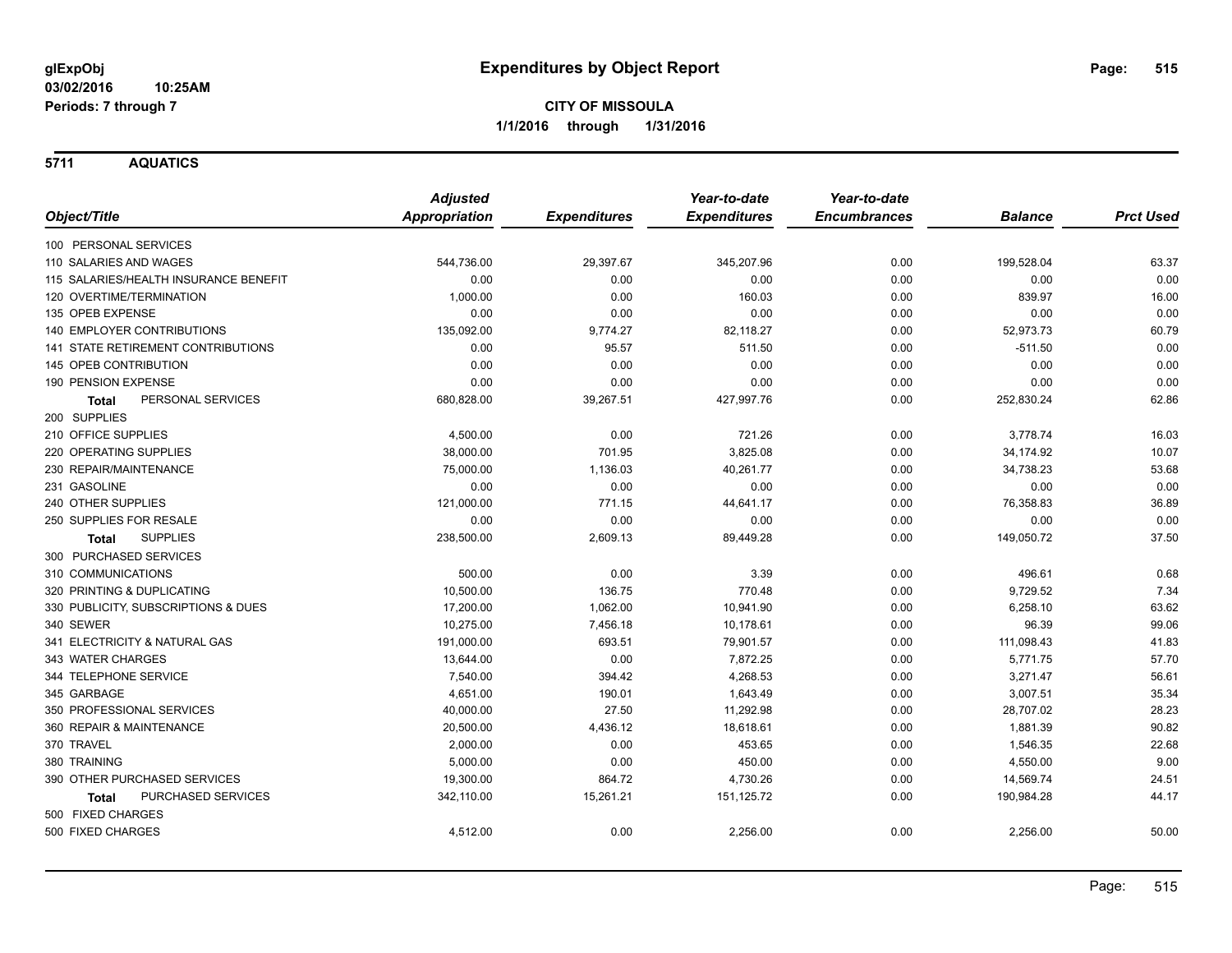**glExpObj**
**03/02/2016 10:25AM**
**Periods: 7 through 7**

# Expenditures by Object Report

**CITY OF MISSOULA**
**1/1/2016 through 1/31/2016**

## 5711 AQUATICS

| Object/Title | Adjusted Appropriation | Expenditures | Year-to-date Expenditures | Year-to-date Encumbrances | Balance | Prct Used |
|---|---|---|---|---|---|---|
| 100 PERSONAL SERVICES | | | | | | |
| 110 SALARIES AND WAGES | 544,736.00 | 29,397.67 | 345,207.96 | 0.00 | 199,528.04 | 63.37 |
| 115 SALARIES/HEALTH INSURANCE BENEFIT | 0.00 | 0.00 | 0.00 | 0.00 | 0.00 | 0.00 |
| 120 OVERTIME/TERMINATION | 1,000.00 | 0.00 | 160.03 | 0.00 | 839.97 | 16.00 |
| 135 OPEB EXPENSE | 0.00 | 0.00 | 0.00 | 0.00 | 0.00 | 0.00 |
| 140 EMPLOYER CONTRIBUTIONS | 135,092.00 | 9,774.27 | 82,118.27 | 0.00 | 52,973.73 | 60.79 |
| 141 STATE RETIREMENT CONTRIBUTIONS | 0.00 | 95.57 | 511.50 | 0.00 | -511.50 | 0.00 |
| 145 OPEB CONTRIBUTION | 0.00 | 0.00 | 0.00 | 0.00 | 0.00 | 0.00 |
| 190 PENSION EXPENSE | 0.00 | 0.00 | 0.00 | 0.00 | 0.00 | 0.00 |
| **Total** PERSONAL SERVICES | 680,828.00 | 39,267.51 | 427,997.76 | 0.00 | 252,830.24 | 62.86 |
| 200 SUPPLIES | | | | | | |
| 210 OFFICE SUPPLIES | 4,500.00 | 0.00 | 721.26 | 0.00 | 3,778.74 | 16.03 |
| 220 OPERATING SUPPLIES | 38,000.00 | 701.95 | 3,825.08 | 0.00 | 34,174.92 | 10.07 |
| 230 REPAIR/MAINTENANCE | 75,000.00 | 1,136.03 | 40,261.77 | 0.00 | 34,738.23 | 53.68 |
| 231 GASOLINE | 0.00 | 0.00 | 0.00 | 0.00 | 0.00 | 0.00 |
| 240 OTHER SUPPLIES | 121,000.00 | 771.15 | 44,641.17 | 0.00 | 76,358.83 | 36.89 |
| 250 SUPPLIES FOR RESALE | 0.00 | 0.00 | 0.00 | 0.00 | 0.00 | 0.00 |
| **Total** SUPPLIES | 238,500.00 | 2,609.13 | 89,449.28 | 0.00 | 149,050.72 | 37.50 |
| 300 PURCHASED SERVICES | | | | | | |
| 310 COMMUNICATIONS | 500.00 | 0.00 | 3.39 | 0.00 | 496.61 | 0.68 |
| 320 PRINTING & DUPLICATING | 10,500.00 | 136.75 | 770.48 | 0.00 | 9,729.52 | 7.34 |
| 330 PUBLICITY, SUBSCRIPTIONS & DUES | 17,200.00 | 1,062.00 | 10,941.90 | 0.00 | 6,258.10 | 63.62 |
| 340 SEWER | 10,275.00 | 7,456.18 | 10,178.61 | 0.00 | 96.39 | 99.06 |
| 341 ELECTRICITY & NATURAL GAS | 191,000.00 | 693.51 | 79,901.57 | 0.00 | 111,098.43 | 41.83 |
| 343 WATER CHARGES | 13,644.00 | 0.00 | 7,872.25 | 0.00 | 5,771.75 | 57.70 |
| 344 TELEPHONE SERVICE | 7,540.00 | 394.42 | 4,268.53 | 0.00 | 3,271.47 | 56.61 |
| 345 GARBAGE | 4,651.00 | 190.01 | 1,643.49 | 0.00 | 3,007.51 | 35.34 |
| 350 PROFESSIONAL SERVICES | 40,000.00 | 27.50 | 11,292.98 | 0.00 | 28,707.02 | 28.23 |
| 360 REPAIR & MAINTENANCE | 20,500.00 | 4,436.12 | 18,618.61 | 0.00 | 1,881.39 | 90.82 |
| 370 TRAVEL | 2,000.00 | 0.00 | 453.65 | 0.00 | 1,546.35 | 22.68 |
| 380 TRAINING | 5,000.00 | 0.00 | 450.00 | 0.00 | 4,550.00 | 9.00 |
| 390 OTHER PURCHASED SERVICES | 19,300.00 | 864.72 | 4,730.26 | 0.00 | 14,569.74 | 24.51 |
| **Total** PURCHASED SERVICES | 342,110.00 | 15,261.21 | 151,125.72 | 0.00 | 190,984.28 | 44.17 |
| 500 FIXED CHARGES | | | | | | |
| 500 FIXED CHARGES | 4,512.00 | 0.00 | 2,256.00 | 0.00 | 2,256.00 | 50.00 |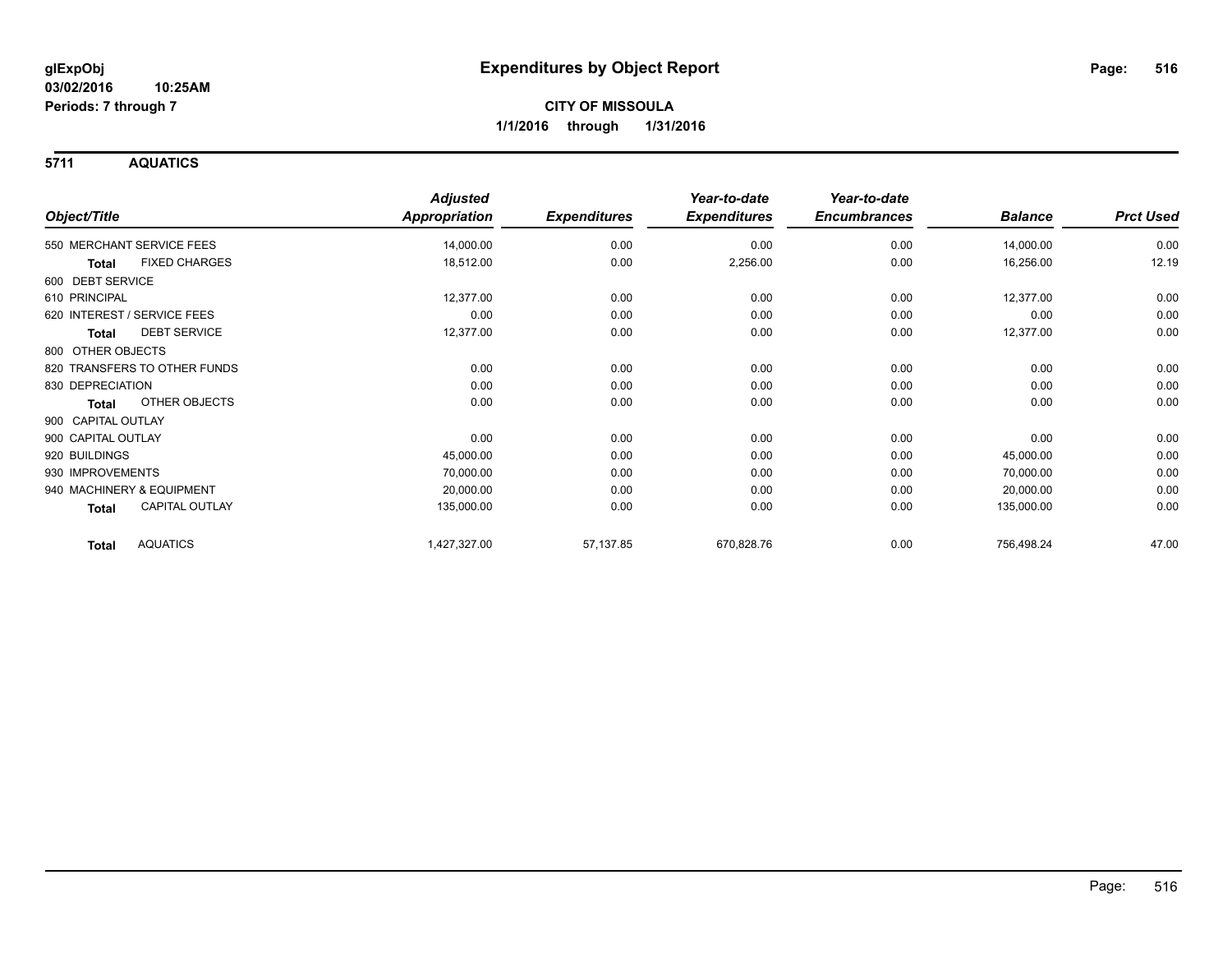**glExpObj**
**03/02/2016 10:25AM**
**Periods: 7 through 7**

# Expenditures by Object Report

**CITY OF MISSOULA**
**1/1/2016 through 1/31/2016**

## 5711 AQUATICS

| Object/Title | Adjusted Appropriation | Expenditures | Year-to-date Expenditures | Year-to-date Encumbrances | Balance | Prct Used |
|---|---|---|---|---|---|---|
| 550 MERCHANT SERVICE FEES | 14,000.00 | 0.00 | 0.00 | 0.00 | 14,000.00 | 0.00 |
| **Total** FIXED CHARGES | 18,512.00 | 0.00 | 2,256.00 | 0.00 | 16,256.00 | 12.19 |
| 600 DEBT SERVICE | | | | | | |
| 610 PRINCIPAL | 12,377.00 | 0.00 | 0.00 | 0.00 | 12,377.00 | 0.00 |
| 620 INTEREST / SERVICE FEES | 0.00 | 0.00 | 0.00 | 0.00 | 0.00 | 0.00 |
| **Total** DEBT SERVICE | 12,377.00 | 0.00 | 0.00 | 0.00 | 12,377.00 | 0.00 |
| 800 OTHER OBJECTS | | | | | | |
| 820 TRANSFERS TO OTHER FUNDS | 0.00 | 0.00 | 0.00 | 0.00 | 0.00 | 0.00 |
| 830 DEPRECIATION | 0.00 | 0.00 | 0.00 | 0.00 | 0.00 | 0.00 |
| **Total** OTHER OBJECTS | 0.00 | 0.00 | 0.00 | 0.00 | 0.00 | 0.00 |
| 900 CAPITAL OUTLAY | | | | | | |
| 900 CAPITAL OUTLAY | 0.00 | 0.00 | 0.00 | 0.00 | 0.00 | 0.00 |
| 920 BUILDINGS | 45,000.00 | 0.00 | 0.00 | 0.00 | 45,000.00 | 0.00 |
| 930 IMPROVEMENTS | 70,000.00 | 0.00 | 0.00 | 0.00 | 70,000.00 | 0.00 |
| 940 MACHINERY & EQUIPMENT | 20,000.00 | 0.00 | 0.00 | 0.00 | 20,000.00 | 0.00 |
| **Total** CAPITAL OUTLAY | 135,000.00 | 0.00 | 0.00 | 0.00 | 135,000.00 | 0.00 |
| **Total** AQUATICS | 1,427,327.00 | 57,137.85 | 670,828.76 | 0.00 | 756,498.24 | 47.00 |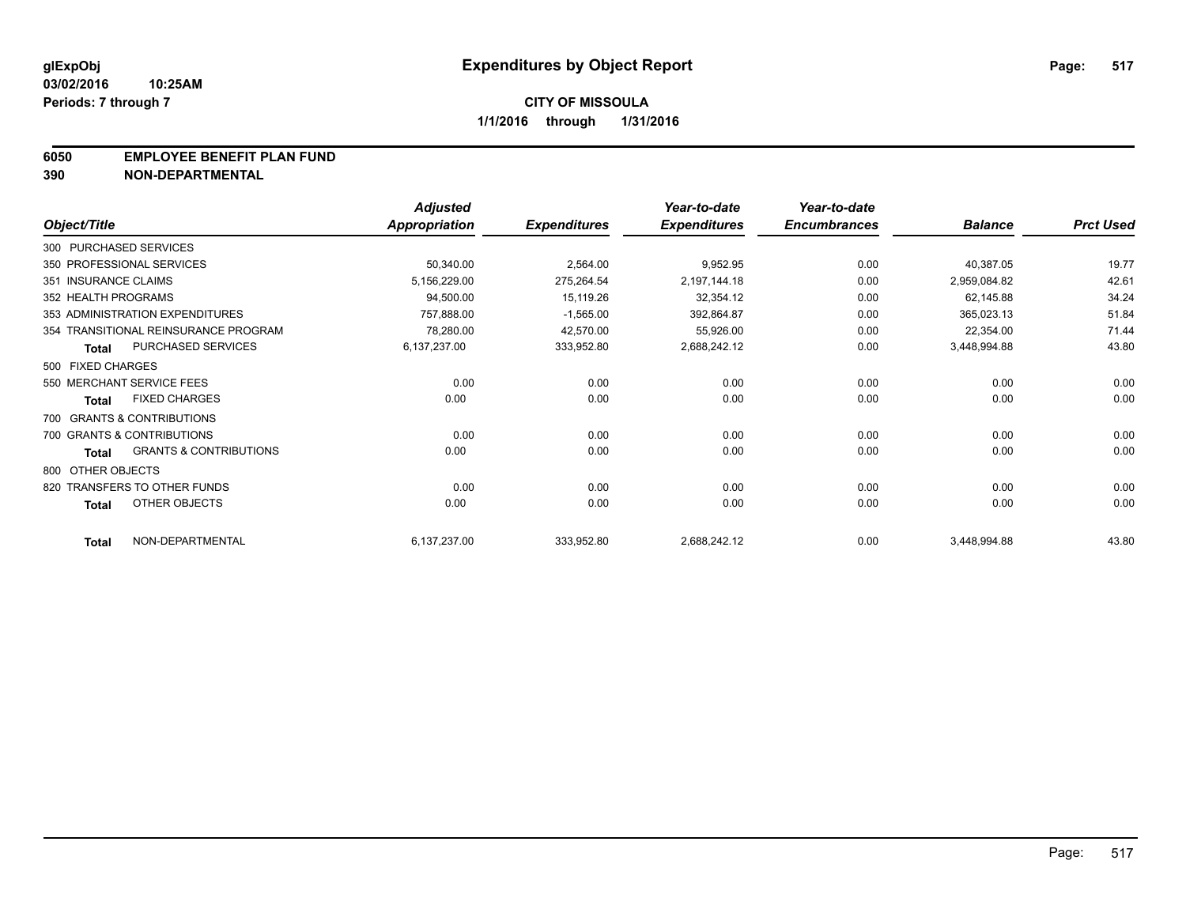**glExpObj** **Expenditures by Object Report**
**03/02/2016 10:25AM**
**Periods: 7 through 7**

**CITY OF MISSOULA**
**1/1/2016 through 1/31/2016**

## 6050 EMPLOYEE BENEFIT PLAN FUND
## 390 NON-DEPARTMENTAL

| Object/Title | | Adjusted Appropriation | Expenditures | Year-to-date Expenditures | Year-to-date Encumbrances | Balance | Prct Used |
|---|---|---|---|---|---|---|---|
| 300 PURCHASED SERVICES | | | | | | | |
| 350 PROFESSIONAL SERVICES | | 50,340.00 | 2,564.00 | 9,952.95 | 0.00 | 40,387.05 | 19.77 |
| 351 INSURANCE CLAIMS | | 5,156,229.00 | 275,264.54 | 2,197,144.18 | 0.00 | 2,959,084.82 | 42.61 |
| 352 HEALTH PROGRAMS | | 94,500.00 | 15,119.26 | 32,354.12 | 0.00 | 62,145.88 | 34.24 |
| 353 ADMINISTRATION EXPENDITURES | | 757,888.00 | -1,565.00 | 392,864.87 | 0.00 | 365,023.13 | 51.84 |
| 354 TRANSITIONAL REINSURANCE PROGRAM | | 78,280.00 | 42,570.00 | 55,926.00 | 0.00 | 22,354.00 | 71.44 |
| **Total** | PURCHASED SERVICES | 6,137,237.00 | 333,952.80 | 2,688,242.12 | 0.00 | 3,448,994.88 | 43.80 |
| 500 FIXED CHARGES | | | | | | | |
| 550 MERCHANT SERVICE FEES | | 0.00 | 0.00 | 0.00 | 0.00 | 0.00 | 0.00 |
| **Total** | FIXED CHARGES | 0.00 | 0.00 | 0.00 | 0.00 | 0.00 | 0.00 |
| 700 GRANTS & CONTRIBUTIONS | | | | | | | |
| 700 GRANTS & CONTRIBUTIONS | | 0.00 | 0.00 | 0.00 | 0.00 | 0.00 | 0.00 |
| **Total** | GRANTS & CONTRIBUTIONS | 0.00 | 0.00 | 0.00 | 0.00 | 0.00 | 0.00 |
| 800 OTHER OBJECTS | | | | | | | |
| 820 TRANSFERS TO OTHER FUNDS | | 0.00 | 0.00 | 0.00 | 0.00 | 0.00 | 0.00 |
| **Total** | OTHER OBJECTS | 0.00 | 0.00 | 0.00 | 0.00 | 0.00 | 0.00 |
| **Total** | NON-DEPARTMENTAL | 6,137,237.00 | 333,952.80 | 2,688,242.12 | 0.00 | 3,448,994.88 | 43.80 |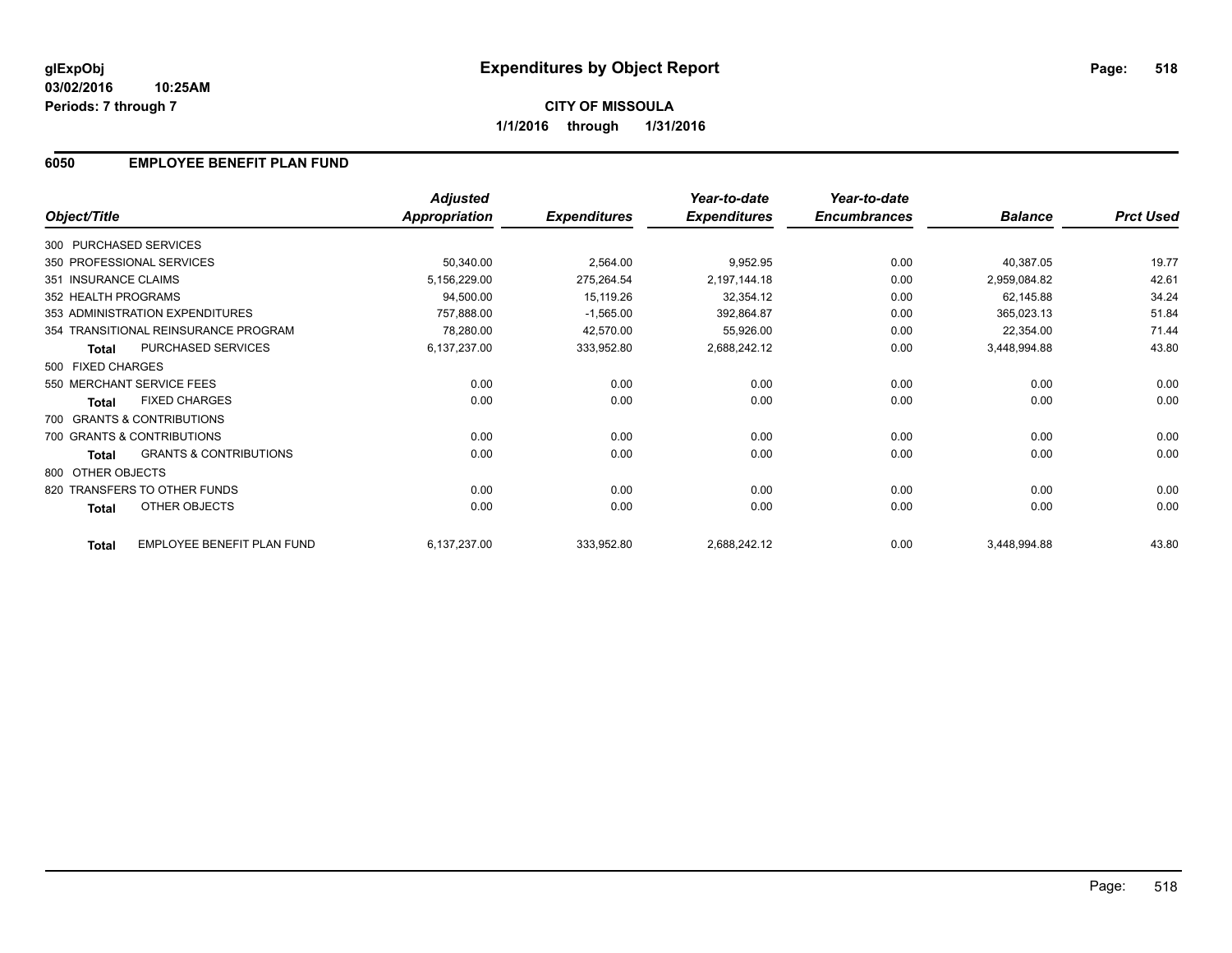**glExpObj** **Expenditures by Object Report**

**03/02/2016 10:25AM**

**Periods: 7 through 7**

**CITY OF MISSOULA**

**1/1/2016 through 1/31/2016**

## 6050 EMPLOYEE BENEFIT PLAN FUND

| Object/Title | Adjusted Appropriation | Expenditures | Year-to-date Expenditures | Year-to-date Encumbrances | Balance | Prct Used |
|---|---|---|---|---|---|---|
| 300 PURCHASED SERVICES | | | | | | |
| 350 PROFESSIONAL SERVICES | 50,340.00 | 2,564.00 | 9,952.95 | 0.00 | 40,387.05 | 19.77 |
| 351 INSURANCE CLAIMS | 5,156,229.00 | 275,264.54 | 2,197,144.18 | 0.00 | 2,959,084.82 | 42.61 |
| 352 HEALTH PROGRAMS | 94,500.00 | 15,119.26 | 32,354.12 | 0.00 | 62,145.88 | 34.24 |
| 353 ADMINISTRATION EXPENDITURES | 757,888.00 | -1,565.00 | 392,864.87 | 0.00 | 365,023.13 | 51.84 |
| 354 TRANSITIONAL REINSURANCE PROGRAM | 78,280.00 | 42,570.00 | 55,926.00 | 0.00 | 22,354.00 | 71.44 |
| **Total** PURCHASED SERVICES | 6,137,237.00 | 333,952.80 | 2,688,242.12 | 0.00 | 3,448,994.88 | 43.80 |
| 500 FIXED CHARGES | | | | | | |
| 550 MERCHANT SERVICE FEES | 0.00 | 0.00 | 0.00 | 0.00 | 0.00 | 0.00 |
| **Total** FIXED CHARGES | 0.00 | 0.00 | 0.00 | 0.00 | 0.00 | 0.00 |
| 700 GRANTS & CONTRIBUTIONS | | | | | | |
| 700 GRANTS & CONTRIBUTIONS | 0.00 | 0.00 | 0.00 | 0.00 | 0.00 | 0.00 |
| **Total** GRANTS & CONTRIBUTIONS | 0.00 | 0.00 | 0.00 | 0.00 | 0.00 | 0.00 |
| 800 OTHER OBJECTS | | | | | | |
| 820 TRANSFERS TO OTHER FUNDS | 0.00 | 0.00 | 0.00 | 0.00 | 0.00 | 0.00 |
| **Total** OTHER OBJECTS | 0.00 | 0.00 | 0.00 | 0.00 | 0.00 | 0.00 |
| **Total** EMPLOYEE BENEFIT PLAN FUND | 6,137,237.00 | 333,952.80 | 2,688,242.12 | 0.00 | 3,448,994.88 | 43.80 |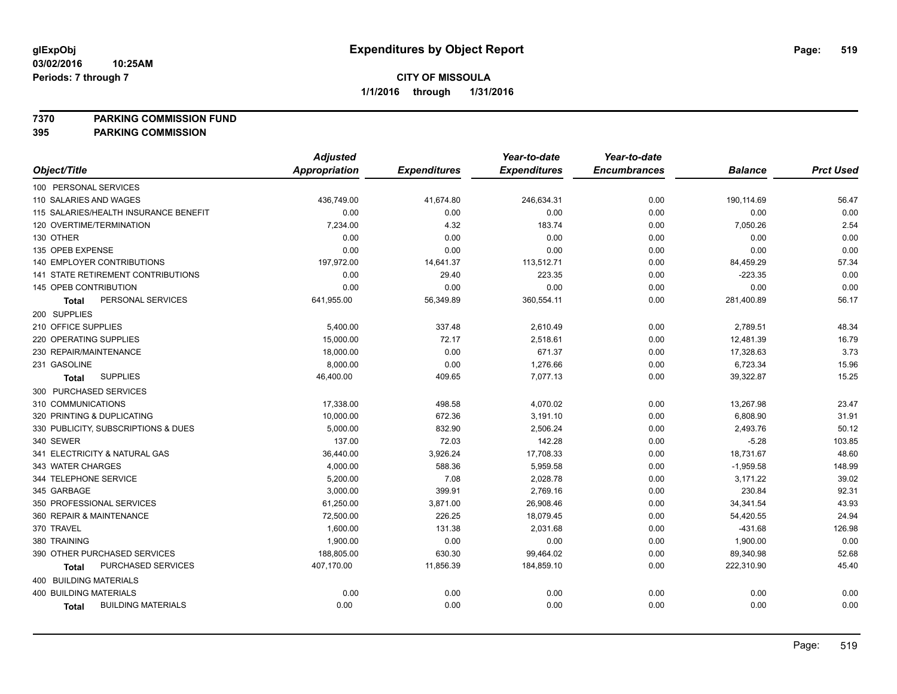**glExpObj**
**03/02/2016 10:25AM**
**Periods: 7 through 7**

# Expenditures by Object Report

**CITY OF MISSOULA**
**1/1/2016 through 1/31/2016**

**7370 PARKING COMMISSION FUND**
**395 PARKING COMMISSION**

| Object/Title | Adjusted Appropriation | Expenditures | Year-to-date Expenditures | Year-to-date Encumbrances | Balance | Prct Used |
|---|---|---|---|---|---|---|
| 100 PERSONAL SERVICES | | | | | | |
| 110 SALARIES AND WAGES | 436,749.00 | 41,674.80 | 246,634.31 | 0.00 | 190,114.69 | 56.47 |
| 115 SALARIES/HEALTH INSURANCE BENEFIT | 0.00 | 0.00 | 0.00 | 0.00 | 0.00 | 0.00 |
| 120 OVERTIME/TERMINATION | 7,234.00 | 4.32 | 183.74 | 0.00 | 7,050.26 | 2.54 |
| 130 OTHER | 0.00 | 0.00 | 0.00 | 0.00 | 0.00 | 0.00 |
| 135 OPEB EXPENSE | 0.00 | 0.00 | 0.00 | 0.00 | 0.00 | 0.00 |
| 140 EMPLOYER CONTRIBUTIONS | 197,972.00 | 14,641.37 | 113,512.71 | 0.00 | 84,459.29 | 57.34 |
| 141 STATE RETIREMENT CONTRIBUTIONS | 0.00 | 29.40 | 223.35 | 0.00 | -223.35 | 0.00 |
| 145 OPEB CONTRIBUTION | 0.00 | 0.00 | 0.00 | 0.00 | 0.00 | 0.00 |
| **Total** PERSONAL SERVICES | 641,955.00 | 56,349.89 | 360,554.11 | 0.00 | 281,400.89 | 56.17 |
| 200 SUPPLIES | | | | | | |
| 210 OFFICE SUPPLIES | 5,400.00 | 337.48 | 2,610.49 | 0.00 | 2,789.51 | 48.34 |
| 220 OPERATING SUPPLIES | 15,000.00 | 72.17 | 2,518.61 | 0.00 | 12,481.39 | 16.79 |
| 230 REPAIR/MAINTENANCE | 18,000.00 | 0.00 | 671.37 | 0.00 | 17,328.63 | 3.73 |
| 231 GASOLINE | 8,000.00 | 0.00 | 1,276.66 | 0.00 | 6,723.34 | 15.96 |
| **Total** SUPPLIES | 46,400.00 | 409.65 | 7,077.13 | 0.00 | 39,322.87 | 15.25 |
| 300 PURCHASED SERVICES | | | | | | |
| 310 COMMUNICATIONS | 17,338.00 | 498.58 | 4,070.02 | 0.00 | 13,267.98 | 23.47 |
| 320 PRINTING & DUPLICATING | 10,000.00 | 672.36 | 3,191.10 | 0.00 | 6,808.90 | 31.91 |
| 330 PUBLICITY, SUBSCRIPTIONS & DUES | 5,000.00 | 832.90 | 2,506.24 | 0.00 | 2,493.76 | 50.12 |
| 340 SEWER | 137.00 | 72.03 | 142.28 | 0.00 | -5.28 | 103.85 |
| 341 ELECTRICITY & NATURAL GAS | 36,440.00 | 3,926.24 | 17,708.33 | 0.00 | 18,731.67 | 48.60 |
| 343 WATER CHARGES | 4,000.00 | 588.36 | 5,959.58 | 0.00 | -1,959.58 | 148.99 |
| 344 TELEPHONE SERVICE | 5,200.00 | 7.08 | 2,028.78 | 0.00 | 3,171.22 | 39.02 |
| 345 GARBAGE | 3,000.00 | 399.91 | 2,769.16 | 0.00 | 230.84 | 92.31 |
| 350 PROFESSIONAL SERVICES | 61,250.00 | 3,871.00 | 26,908.46 | 0.00 | 34,341.54 | 43.93 |
| 360 REPAIR & MAINTENANCE | 72,500.00 | 226.25 | 18,079.45 | 0.00 | 54,420.55 | 24.94 |
| 370 TRAVEL | 1,600.00 | 131.38 | 2,031.68 | 0.00 | -431.68 | 126.98 |
| 380 TRAINING | 1,900.00 | 0.00 | 0.00 | 0.00 | 1,900.00 | 0.00 |
| 390 OTHER PURCHASED SERVICES | 188,805.00 | 630.30 | 99,464.02 | 0.00 | 89,340.98 | 52.68 |
| **Total** PURCHASED SERVICES | 407,170.00 | 11,856.39 | 184,859.10 | 0.00 | 222,310.90 | 45.40 |
| 400 BUILDING MATERIALS | | | | | | |
| 400 BUILDING MATERIALS | 0.00 | 0.00 | 0.00 | 0.00 | 0.00 | 0.00 |
| **Total** BUILDING MATERIALS | 0.00 | 0.00 | 0.00 | 0.00 | 0.00 | 0.00 |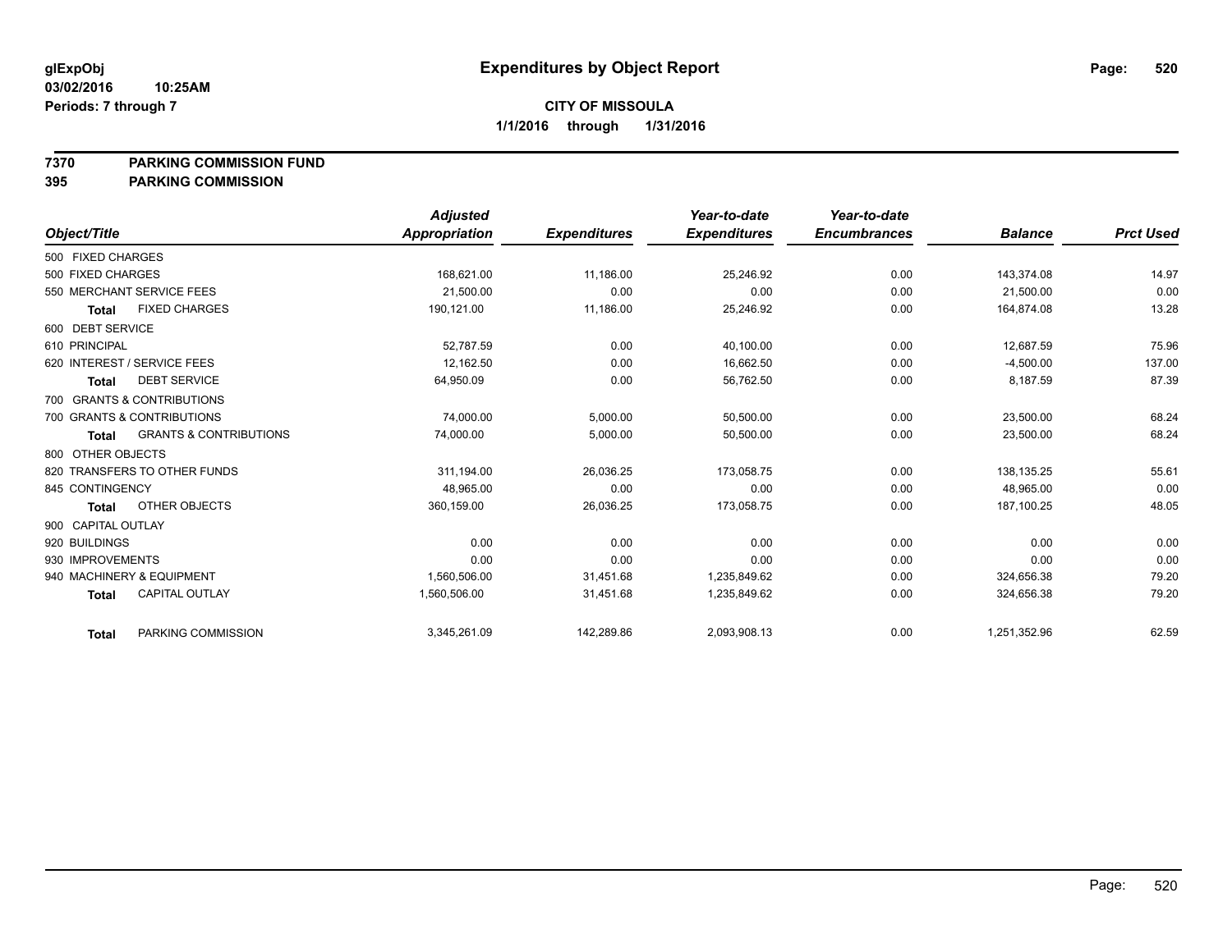glExpObj
03/02/2016 10:25AM
Periods: 7 through 7

# Expenditures by Object Report

**CITY OF MISSOULA**
**1/1/2016 through 1/31/2016**

**7370 PARKING COMMISSION FUND**
**395 PARKING COMMISSION**

| Object/Title | | Adjusted Appropriation | Expenditures | Year-to-date Expenditures | Year-to-date Encumbrances | Balance | Prct Used |
|---|---|---|---|---|---|---|---|
| 500 FIXED CHARGES | | | | | | | |
| 500 FIXED CHARGES | | 168,621.00 | 11,186.00 | 25,246.92 | 0.00 | 143,374.08 | 14.97 |
| 550 MERCHANT SERVICE FEES | | 21,500.00 | 0.00 | 0.00 | 0.00 | 21,500.00 | 0.00 |
| **Total** | FIXED CHARGES | 190,121.00 | 11,186.00 | 25,246.92 | 0.00 | 164,874.08 | 13.28 |
| 600 DEBT SERVICE | | | | | | | |
| 610 PRINCIPAL | | 52,787.59 | 0.00 | 40,100.00 | 0.00 | 12,687.59 | 75.96 |
| 620 INTEREST / SERVICE FEES | | 12,162.50 | 0.00 | 16,662.50 | 0.00 | -4,500.00 | 137.00 |
| **Total** | DEBT SERVICE | 64,950.09 | 0.00 | 56,762.50 | 0.00 | 8,187.59 | 87.39 |
| 700 GRANTS & CONTRIBUTIONS | | | | | | | |
| 700 GRANTS & CONTRIBUTIONS | | 74,000.00 | 5,000.00 | 50,500.00 | 0.00 | 23,500.00 | 68.24 |
| **Total** | GRANTS & CONTRIBUTIONS | 74,000.00 | 5,000.00 | 50,500.00 | 0.00 | 23,500.00 | 68.24 |
| 800 OTHER OBJECTS | | | | | | | |
| 820 TRANSFERS TO OTHER FUNDS | | 311,194.00 | 26,036.25 | 173,058.75 | 0.00 | 138,135.25 | 55.61 |
| 845 CONTINGENCY | | 48,965.00 | 0.00 | 0.00 | 0.00 | 48,965.00 | 0.00 |
| **Total** | OTHER OBJECTS | 360,159.00 | 26,036.25 | 173,058.75 | 0.00 | 187,100.25 | 48.05 |
| 900 CAPITAL OUTLAY | | | | | | | |
| 920 BUILDINGS | | 0.00 | 0.00 | 0.00 | 0.00 | 0.00 | 0.00 |
| 930 IMPROVEMENTS | | 0.00 | 0.00 | 0.00 | 0.00 | 0.00 | 0.00 |
| 940 MACHINERY & EQUIPMENT | | 1,560,506.00 | 31,451.68 | 1,235,849.62 | 0.00 | 324,656.38 | 79.20 |
| **Total** | CAPITAL OUTLAY | 1,560,506.00 | 31,451.68 | 1,235,849.62 | 0.00 | 324,656.38 | 79.20 |
| **Total** | PARKING COMMISSION | 3,345,261.09 | 142,289.86 | 2,093,908.13 | 0.00 | 1,251,352.96 | 62.59 |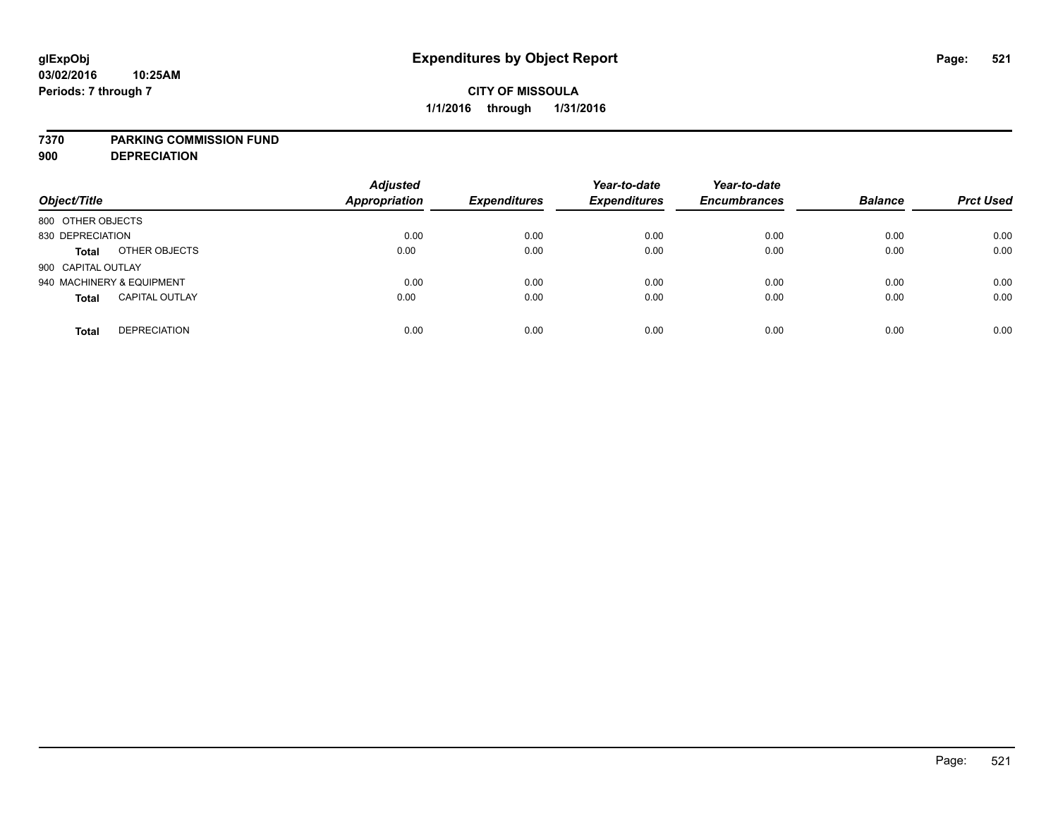glExpObj
03/02/2016 10:25AM
Periods: 7 through 7

# Expenditures by Object Report

**CITY OF MISSOULA**
**1/1/2016 through 1/31/2016**

**7370 PARKING COMMISSION FUND**
**900 DEPRECIATION**

| Object/Title | | Adjusted Appropriation | Expenditures | Year-to-date Expenditures | Year-to-date Encumbrances | Balance | Prct Used |
|---|---|---|---|---|---|---|---|
| 800 OTHER OBJECTS | | | | | | | |
| 830 DEPRECIATION | | 0.00 | 0.00 | 0.00 | 0.00 | 0.00 | 0.00 |
| **Total** | OTHER OBJECTS | 0.00 | 0.00 | 0.00 | 0.00 | 0.00 | 0.00 |
| 900 CAPITAL OUTLAY | | | | | | | |
| 940 MACHINERY & EQUIPMENT | | 0.00 | 0.00 | 0.00 | 0.00 | 0.00 | 0.00 |
| **Total** | CAPITAL OUTLAY | 0.00 | 0.00 | 0.00 | 0.00 | 0.00 | 0.00 |
| **Total** | DEPRECIATION | 0.00 | 0.00 | 0.00 | 0.00 | 0.00 | 0.00 |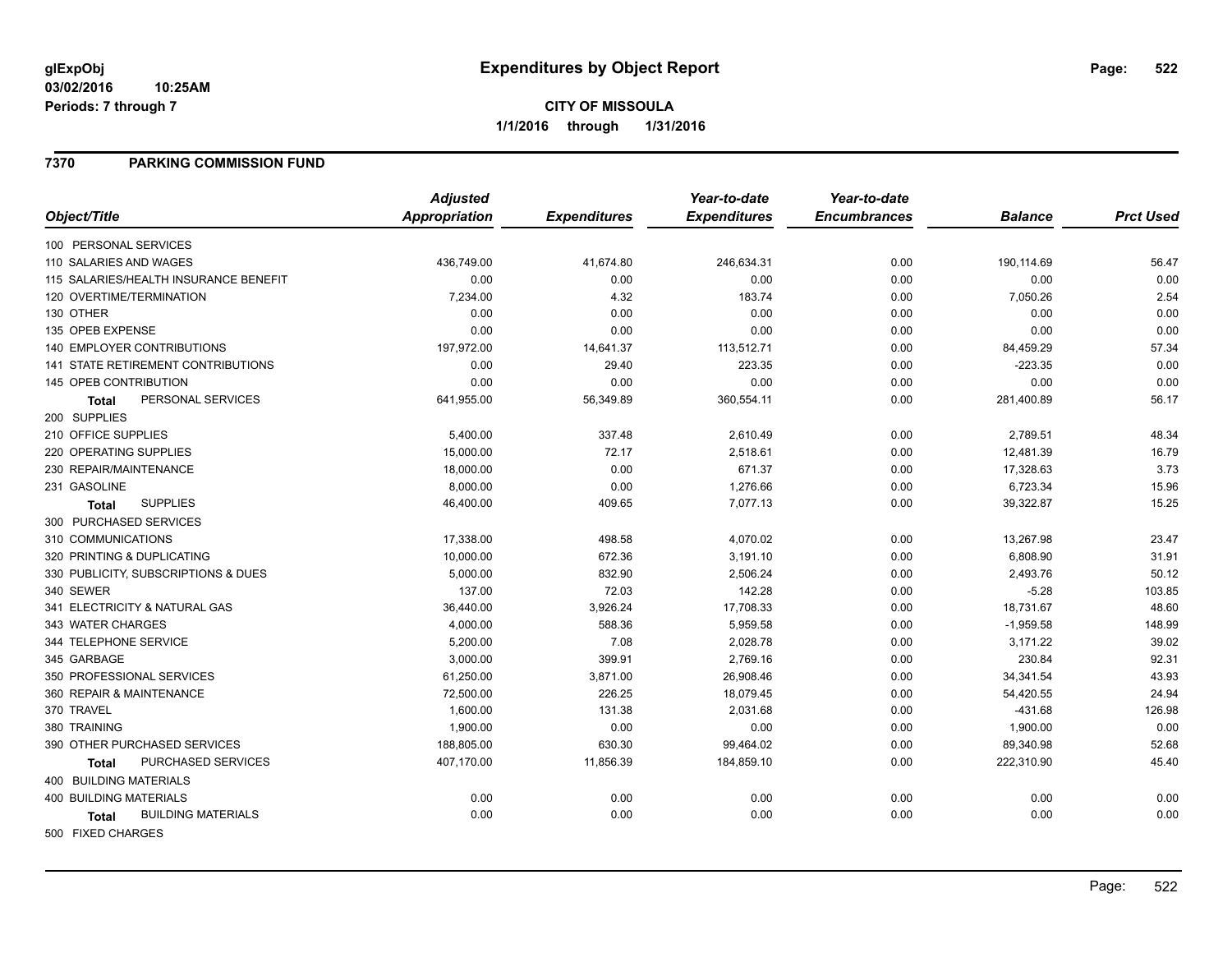# Expenditures by Object Report

glExpObj
03/02/2016 10:25AM
Periods: 7 through 7

**CITY OF MISSOULA**
**1/1/2016 through 1/31/2016**

## 7370 PARKING COMMISSION FUND

| Object/Title | Adjusted Appropriation | Expenditures | Year-to-date Expenditures | Year-to-date Encumbrances | Balance | Prct Used |
|---|---|---|---|---|---|---|
| 100 PERSONAL SERVICES | | | | | | |
| 110 SALARIES AND WAGES | 436,749.00 | 41,674.80 | 246,634.31 | 0.00 | 190,114.69 | 56.47 |
| 115 SALARIES/HEALTH INSURANCE BENEFIT | 0.00 | 0.00 | 0.00 | 0.00 | 0.00 | 0.00 |
| 120 OVERTIME/TERMINATION | 7,234.00 | 4.32 | 183.74 | 0.00 | 7,050.26 | 2.54 |
| 130 OTHER | 0.00 | 0.00 | 0.00 | 0.00 | 0.00 | 0.00 |
| 135 OPEB EXPENSE | 0.00 | 0.00 | 0.00 | 0.00 | 0.00 | 0.00 |
| 140 EMPLOYER CONTRIBUTIONS | 197,972.00 | 14,641.37 | 113,512.71 | 0.00 | 84,459.29 | 57.34 |
| 141 STATE RETIREMENT CONTRIBUTIONS | 0.00 | 29.40 | 223.35 | 0.00 | -223.35 | 0.00 |
| 145 OPEB CONTRIBUTION | 0.00 | 0.00 | 0.00 | 0.00 | 0.00 | 0.00 |
| **Total** PERSONAL SERVICES | 641,955.00 | 56,349.89 | 360,554.11 | 0.00 | 281,400.89 | 56.17 |
| 200 SUPPLIES | | | | | | |
| 210 OFFICE SUPPLIES | 5,400.00 | 337.48 | 2,610.49 | 0.00 | 2,789.51 | 48.34 |
| 220 OPERATING SUPPLIES | 15,000.00 | 72.17 | 2,518.61 | 0.00 | 12,481.39 | 16.79 |
| 230 REPAIR/MAINTENANCE | 18,000.00 | 0.00 | 671.37 | 0.00 | 17,328.63 | 3.73 |
| 231 GASOLINE | 8,000.00 | 0.00 | 1,276.66 | 0.00 | 6,723.34 | 15.96 |
| **Total** SUPPLIES | 46,400.00 | 409.65 | 7,077.13 | 0.00 | 39,322.87 | 15.25 |
| 300 PURCHASED SERVICES | | | | | | |
| 310 COMMUNICATIONS | 17,338.00 | 498.58 | 4,070.02 | 0.00 | 13,267.98 | 23.47 |
| 320 PRINTING & DUPLICATING | 10,000.00 | 672.36 | 3,191.10 | 0.00 | 6,808.90 | 31.91 |
| 330 PUBLICITY, SUBSCRIPTIONS & DUES | 5,000.00 | 832.90 | 2,506.24 | 0.00 | 2,493.76 | 50.12 |
| 340 SEWER | 137.00 | 72.03 | 142.28 | 0.00 | -5.28 | 103.85 |
| 341 ELECTRICITY & NATURAL GAS | 36,440.00 | 3,926.24 | 17,708.33 | 0.00 | 18,731.67 | 48.60 |
| 343 WATER CHARGES | 4,000.00 | 588.36 | 5,959.58 | 0.00 | -1,959.58 | 148.99 |
| 344 TELEPHONE SERVICE | 5,200.00 | 7.08 | 2,028.78 | 0.00 | 3,171.22 | 39.02 |
| 345 GARBAGE | 3,000.00 | 399.91 | 2,769.16 | 0.00 | 230.84 | 92.31 |
| 350 PROFESSIONAL SERVICES | 61,250.00 | 3,871.00 | 26,908.46 | 0.00 | 34,341.54 | 43.93 |
| 360 REPAIR & MAINTENANCE | 72,500.00 | 226.25 | 18,079.45 | 0.00 | 54,420.55 | 24.94 |
| 370 TRAVEL | 1,600.00 | 131.38 | 2,031.68 | 0.00 | -431.68 | 126.98 |
| 380 TRAINING | 1,900.00 | 0.00 | 0.00 | 0.00 | 1,900.00 | 0.00 |
| 390 OTHER PURCHASED SERVICES | 188,805.00 | 630.30 | 99,464.02 | 0.00 | 89,340.98 | 52.68 |
| **Total** PURCHASED SERVICES | 407,170.00 | 11,856.39 | 184,859.10 | 0.00 | 222,310.90 | 45.40 |
| 400 BUILDING MATERIALS | | | | | | |
| 400 BUILDING MATERIALS | 0.00 | 0.00 | 0.00 | 0.00 | 0.00 | 0.00 |
| **Total** BUILDING MATERIALS | 0.00 | 0.00 | 0.00 | 0.00 | 0.00 | 0.00 |
| 500 FIXED CHARGES | | | | | | |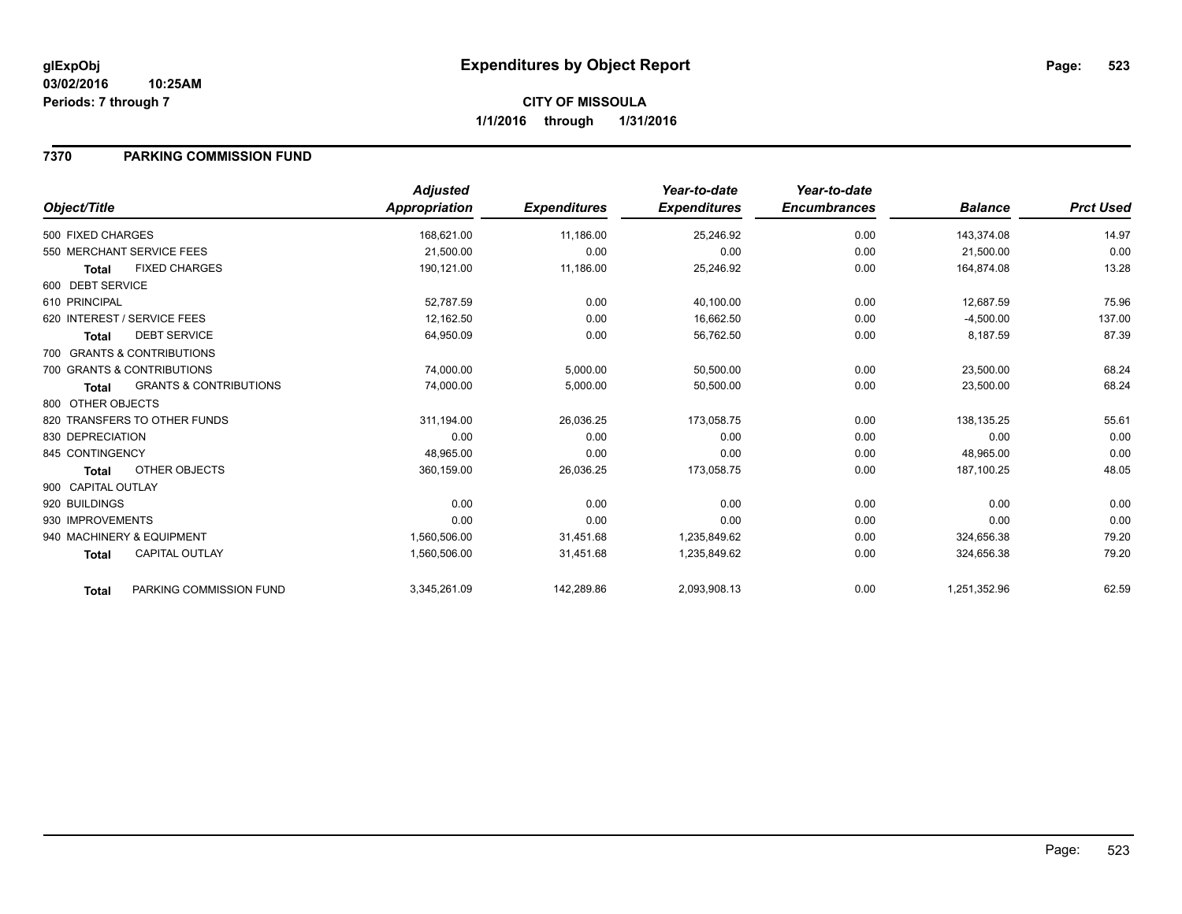**glExpObj**
**03/02/2016 10:25AM**
**Periods: 7 through 7**

# Expenditures by Object Report

**CITY OF MISSOULA**
**1/1/2016 through 1/31/2016**

## 7370 PARKING COMMISSION FUND

| Object/Title | Adjusted Appropriation | Expenditures | Year-to-date Expenditures | Year-to-date Encumbrances | Balance | Prct Used |
|---|---|---|---|---|---|---|
| 500 FIXED CHARGES | 168,621.00 | 11,186.00 | 25,246.92 | 0.00 | 143,374.08 | 14.97 |
| 550 MERCHANT SERVICE FEES | 21,500.00 | 0.00 | 0.00 | 0.00 | 21,500.00 | 0.00 |
| **Total** FIXED CHARGES | 190,121.00 | 11,186.00 | 25,246.92 | 0.00 | 164,874.08 | 13.28 |
| 600 DEBT SERVICE | | | | | | |
| 610 PRINCIPAL | 52,787.59 | 0.00 | 40,100.00 | 0.00 | 12,687.59 | 75.96 |
| 620 INTEREST / SERVICE FEES | 12,162.50 | 0.00 | 16,662.50 | 0.00 | -4,500.00 | 137.00 |
| **Total** DEBT SERVICE | 64,950.09 | 0.00 | 56,762.50 | 0.00 | 8,187.59 | 87.39 |
| 700 GRANTS & CONTRIBUTIONS | | | | | | |
| 700 GRANTS & CONTRIBUTIONS | 74,000.00 | 5,000.00 | 50,500.00 | 0.00 | 23,500.00 | 68.24 |
| **Total** GRANTS & CONTRIBUTIONS | 74,000.00 | 5,000.00 | 50,500.00 | 0.00 | 23,500.00 | 68.24 |
| 800 OTHER OBJECTS | | | | | | |
| 820 TRANSFERS TO OTHER FUNDS | 311,194.00 | 26,036.25 | 173,058.75 | 0.00 | 138,135.25 | 55.61 |
| 830 DEPRECIATION | 0.00 | 0.00 | 0.00 | 0.00 | 0.00 | 0.00 |
| 845 CONTINGENCY | 48,965.00 | 0.00 | 0.00 | 0.00 | 48,965.00 | 0.00 |
| **Total** OTHER OBJECTS | 360,159.00 | 26,036.25 | 173,058.75 | 0.00 | 187,100.25 | 48.05 |
| 900 CAPITAL OUTLAY | | | | | | |
| 920 BUILDINGS | 0.00 | 0.00 | 0.00 | 0.00 | 0.00 | 0.00 |
| 930 IMPROVEMENTS | 0.00 | 0.00 | 0.00 | 0.00 | 0.00 | 0.00 |
| 940 MACHINERY & EQUIPMENT | 1,560,506.00 | 31,451.68 | 1,235,849.62 | 0.00 | 324,656.38 | 79.20 |
| **Total** CAPITAL OUTLAY | 1,560,506.00 | 31,451.68 | 1,235,849.62 | 0.00 | 324,656.38 | 79.20 |
| **Total** PARKING COMMISSION FUND | 3,345,261.09 | 142,289.86 | 2,093,908.13 | 0.00 | 1,251,352.96 | 62.59 |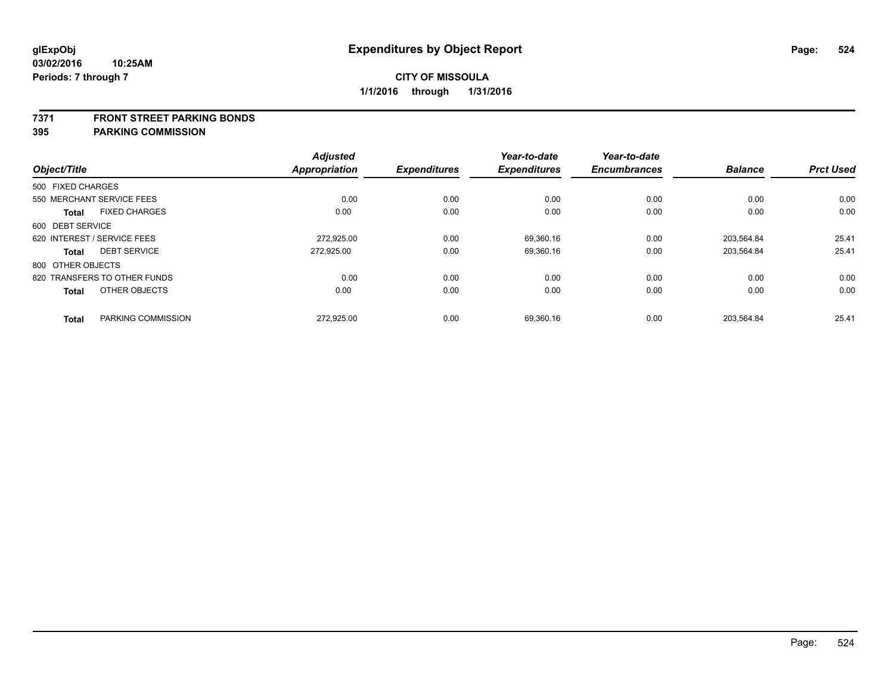# Expenditures by Object Report

glExpObj
03/02/2016 10:25AM
Periods: 7 through 7

**CITY OF MISSOULA**
**1/1/2016 through 1/31/2016**

## 7371 FRONT STREET PARKING BONDS
## 395 PARKING COMMISSION

| Object/Title | Adjusted Appropriation | Expenditures | Year-to-date Expenditures | Year-to-date Encumbrances | Balance | Prct Used |
|---|---|---|---|---|---|---|
| 500 FIXED CHARGES | | | | | | |
| 550 MERCHANT SERVICE FEES | 0.00 | 0.00 | 0.00 | 0.00 | 0.00 | 0.00 |
| **Total** FIXED CHARGES | 0.00 | 0.00 | 0.00 | 0.00 | 0.00 | 0.00 |
| 600 DEBT SERVICE | | | | | | |
| 620 INTEREST / SERVICE FEES | 272,925.00 | 0.00 | 69,360.16 | 0.00 | 203,564.84 | 25.41 |
| **Total** DEBT SERVICE | 272,925.00 | 0.00 | 69,360.16 | 0.00 | 203,564.84 | 25.41 |
| 800 OTHER OBJECTS | | | | | | |
| 820 TRANSFERS TO OTHER FUNDS | 0.00 | 0.00 | 0.00 | 0.00 | 0.00 | 0.00 |
| **Total** OTHER OBJECTS | 0.00 | 0.00 | 0.00 | 0.00 | 0.00 | 0.00 |
| **Total** PARKING COMMISSION | 272,925.00 | 0.00 | 69,360.16 | 0.00 | 203,564.84 | 25.41 |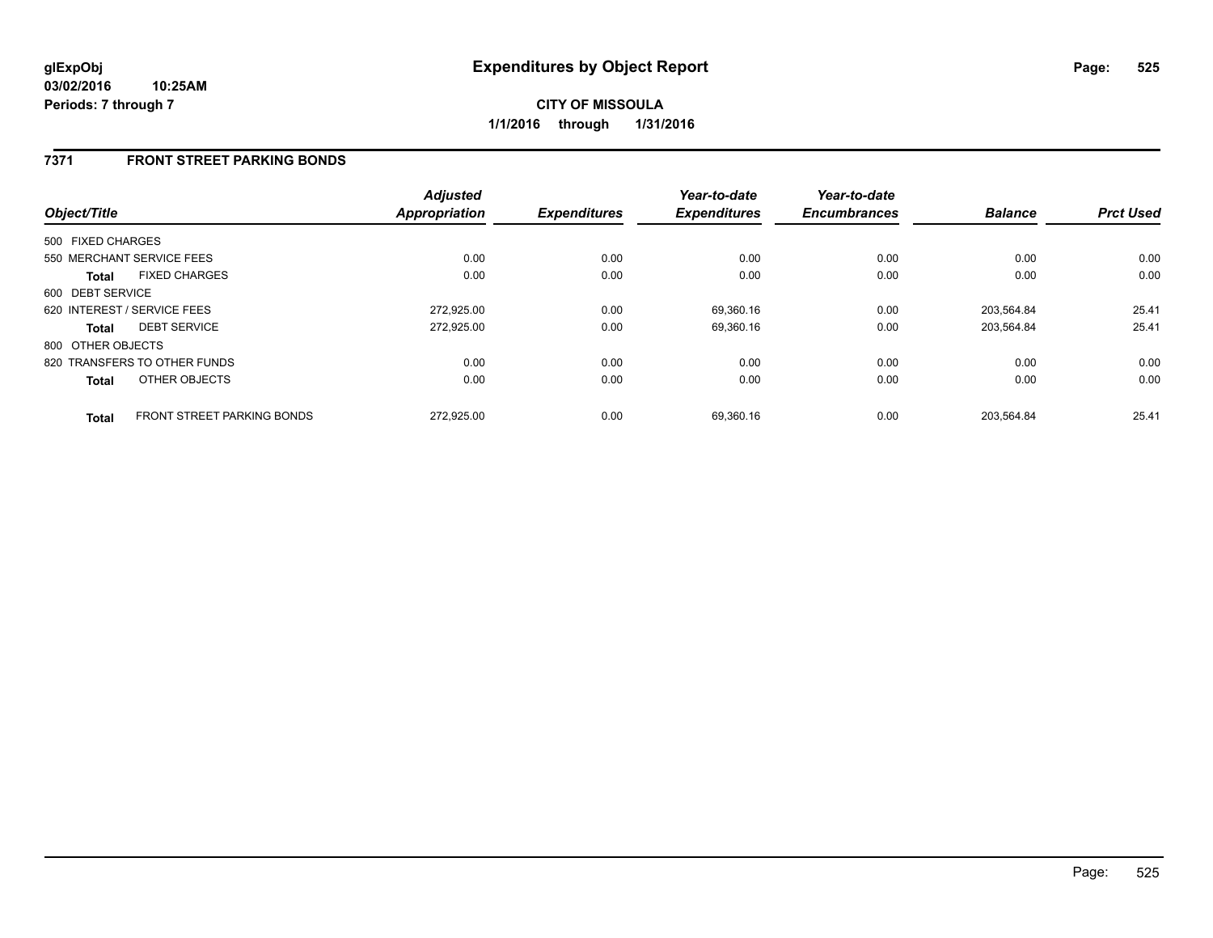**glExpObj**
**03/02/2016 10:25AM**
**Periods: 7 through 7**

# Expenditures by Object Report

**CITY OF MISSOULA**
**1/1/2016 through 1/31/2016**

## 7371 FRONT STREET PARKING BONDS

| Object/Title | | Adjusted Appropriation | Expenditures | Year-to-date Expenditures | Year-to-date Encumbrances | Balance | Prct Used |
|---|---|---|---|---|---|---|---|
| 500 FIXED CHARGES | | | | | | | |
| 550 MERCHANT SERVICE FEES | | 0.00 | 0.00 | 0.00 | 0.00 | 0.00 | 0.00 |
| **Total** | FIXED CHARGES | 0.00 | 0.00 | 0.00 | 0.00 | 0.00 | 0.00 |
| 600 DEBT SERVICE | | | | | | | |
| 620 INTEREST / SERVICE FEES | | 272,925.00 | 0.00 | 69,360.16 | 0.00 | 203,564.84 | 25.41 |
| **Total** | DEBT SERVICE | 272,925.00 | 0.00 | 69,360.16 | 0.00 | 203,564.84 | 25.41 |
| 800 OTHER OBJECTS | | | | | | | |
| 820 TRANSFERS TO OTHER FUNDS | | 0.00 | 0.00 | 0.00 | 0.00 | 0.00 | 0.00 |
| **Total** | OTHER OBJECTS | 0.00 | 0.00 | 0.00 | 0.00 | 0.00 | 0.00 |
| **Total** | FRONT STREET PARKING BONDS | 272,925.00 | 0.00 | 69,360.16 | 0.00 | 203,564.84 | 25.41 |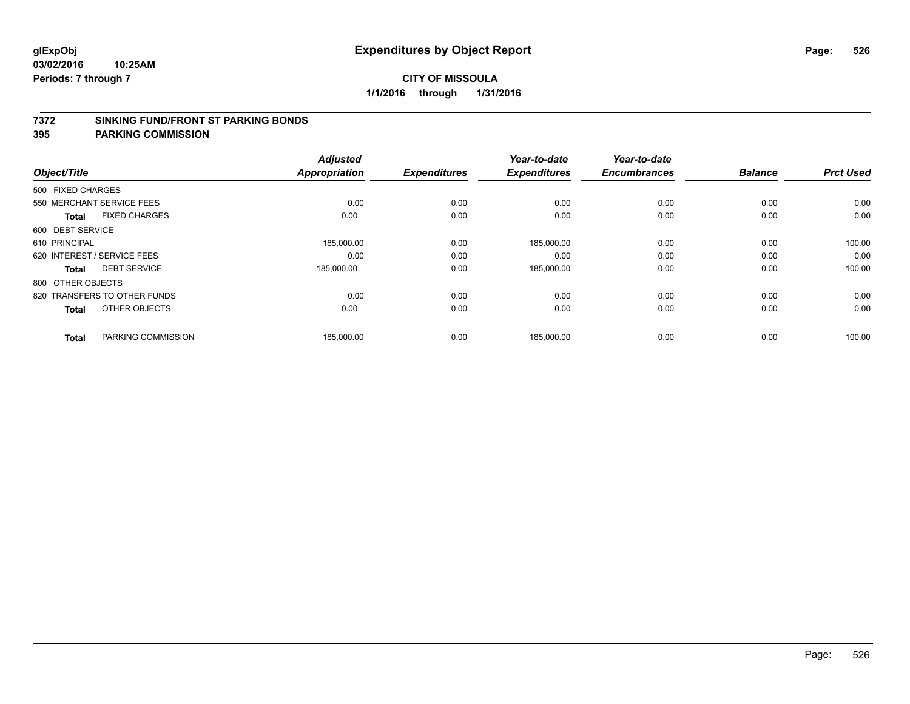**glExpObj** | **Expenditures by Object Report**

**03/02/2016 10:25AM**

**Periods: 7 through 7**

**CITY OF MISSOULA**

**1/1/2016 through 1/31/2016**

## 7372 SINKING FUND/FRONT ST PARKING BONDS
## 395 PARKING COMMISSION

| Object/Title | | Adjusted Appropriation | Expenditures | Year-to-date Expenditures | Year-to-date Encumbrances | Balance | Prct Used |
|---|---|---|---|---|---|---|---|
| 500 FIXED CHARGES | | | | | | | |
| 550 MERCHANT SERVICE FEES | | 0.00 | 0.00 | 0.00 | 0.00 | 0.00 | 0.00 |
| **Total** | FIXED CHARGES | 0.00 | 0.00 | 0.00 | 0.00 | 0.00 | 0.00 |
| 600 DEBT SERVICE | | | | | | | |
| 610 PRINCIPAL | | 185,000.00 | 0.00 | 185,000.00 | 0.00 | 0.00 | 100.00 |
| 620 INTEREST / SERVICE FEES | | 0.00 | 0.00 | 0.00 | 0.00 | 0.00 | 0.00 |
| **Total** | DEBT SERVICE | 185,000.00 | 0.00 | 185,000.00 | 0.00 | 0.00 | 100.00 |
| 800 OTHER OBJECTS | | | | | | | |
| 820 TRANSFERS TO OTHER FUNDS | | 0.00 | 0.00 | 0.00 | 0.00 | 0.00 | 0.00 |
| **Total** | OTHER OBJECTS | 0.00 | 0.00 | 0.00 | 0.00 | 0.00 | 0.00 |
| **Total** | PARKING COMMISSION | 185,000.00 | 0.00 | 185,000.00 | 0.00 | 0.00 | 100.00 |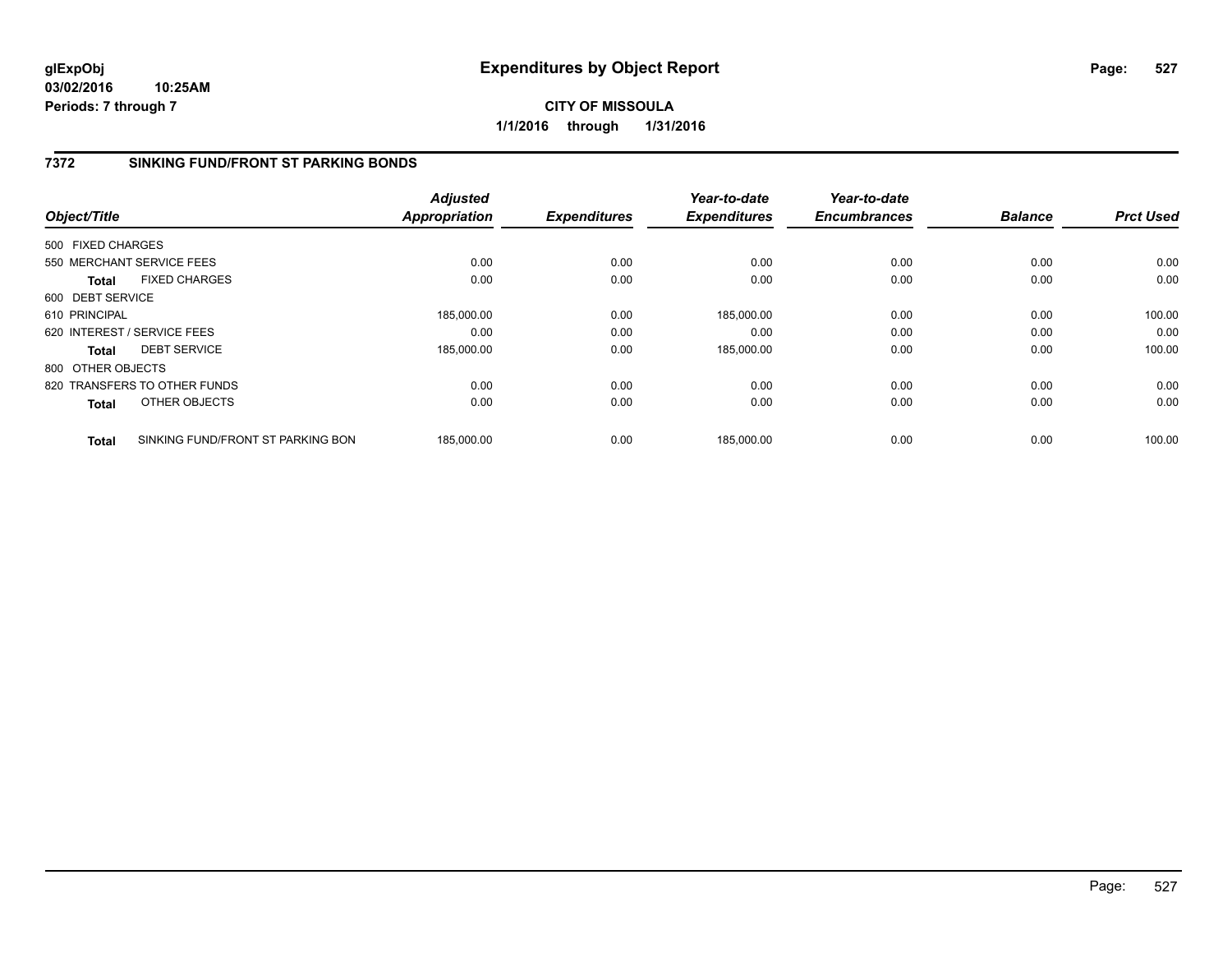**glExpObj**
**03/02/2016 10:25AM**
**Periods: 7 through 7**

# Expenditures by Object Report

**CITY OF MISSOULA**
**1/1/2016 through 1/31/2016**

## 7372 SINKING FUND/FRONT ST PARKING BONDS

| Object/Title | Adjusted Appropriation | Expenditures | Year-to-date Expenditures | Year-to-date Encumbrances | Balance | Prct Used |
|---|---|---|---|---|---|---|
| 500 FIXED CHARGES | | | | | | |
| 550 MERCHANT SERVICE FEES | 0.00 | 0.00 | 0.00 | 0.00 | 0.00 | 0.00 |
| **Total** FIXED CHARGES | 0.00 | 0.00 | 0.00 | 0.00 | 0.00 | 0.00 |
| 600 DEBT SERVICE | | | | | | |
| 610 PRINCIPAL | 185,000.00 | 0.00 | 185,000.00 | 0.00 | 0.00 | 100.00 |
| 620 INTEREST / SERVICE FEES | 0.00 | 0.00 | 0.00 | 0.00 | 0.00 | 0.00 |
| **Total** DEBT SERVICE | 185,000.00 | 0.00 | 185,000.00 | 0.00 | 0.00 | 100.00 |
| 800 OTHER OBJECTS | | | | | | |
| 820 TRANSFERS TO OTHER FUNDS | 0.00 | 0.00 | 0.00 | 0.00 | 0.00 | 0.00 |
| **Total** OTHER OBJECTS | 0.00 | 0.00 | 0.00 | 0.00 | 0.00 | 0.00 |
| **Total** SINKING FUND/FRONT ST PARKING BON | 185,000.00 | 0.00 | 185,000.00 | 0.00 | 0.00 | 100.00 |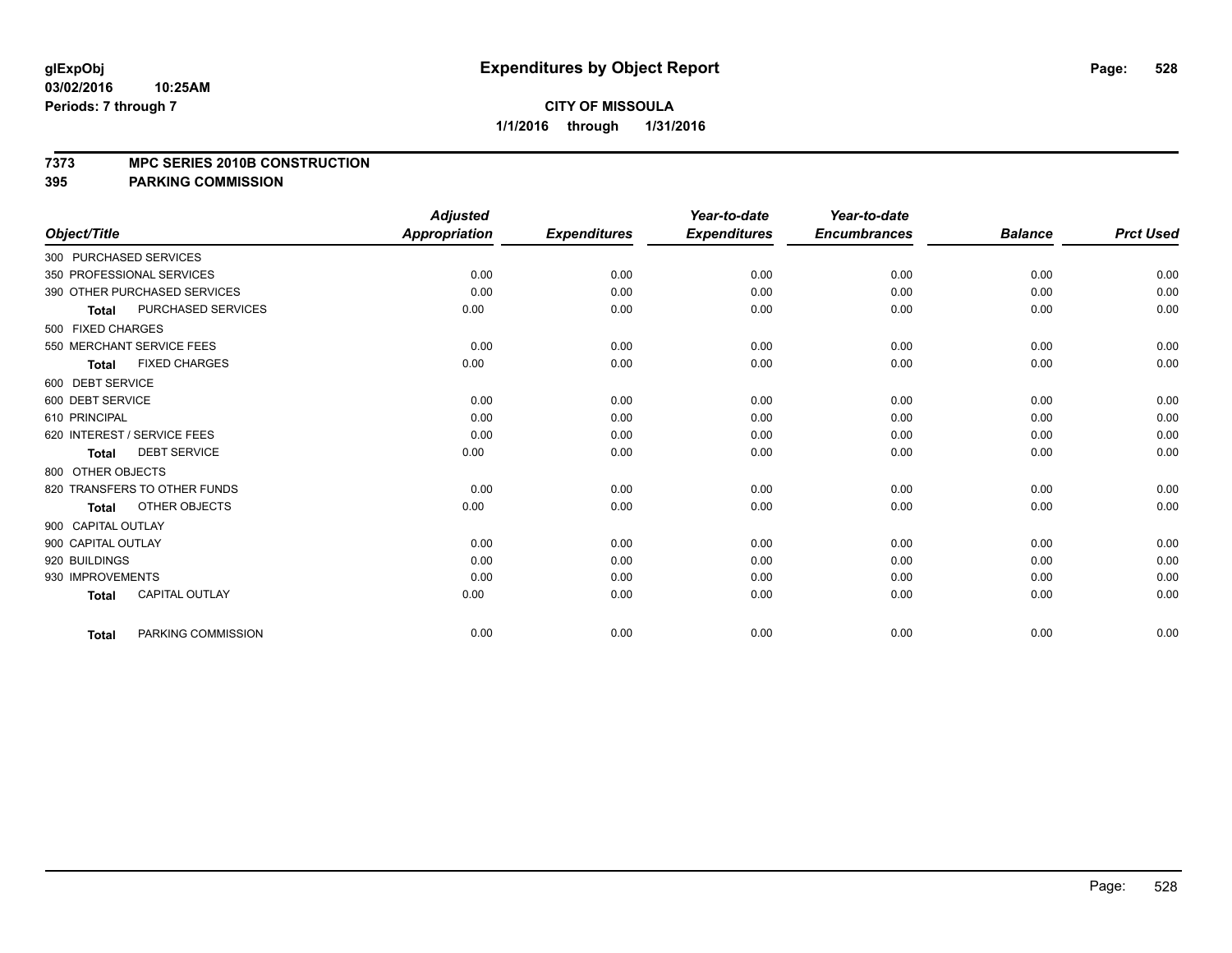**glExpObj**
**03/02/2016 10:25AM**
**Periods: 7 through 7**

# Expenditures by Object Report

**CITY OF MISSOULA**
**1/1/2016 through 1/31/2016**

**7373 MPC SERIES 2010B CONSTRUCTION**
**395 PARKING COMMISSION**

| Object/Title | Adjusted Appropriation | Expenditures | Year-to-date Expenditures | Year-to-date Encumbrances | Balance | Prct Used |
|---|---|---|---|---|---|---|
| 300 PURCHASED SERVICES | | | | | | |
| 350 PROFESSIONAL SERVICES | 0.00 | 0.00 | 0.00 | 0.00 | 0.00 | 0.00 |
| 390 OTHER PURCHASED SERVICES | 0.00 | 0.00 | 0.00 | 0.00 | 0.00 | 0.00 |
| **Total** PURCHASED SERVICES | 0.00 | 0.00 | 0.00 | 0.00 | 0.00 | 0.00 |
| 500 FIXED CHARGES | | | | | | |
| 550 MERCHANT SERVICE FEES | 0.00 | 0.00 | 0.00 | 0.00 | 0.00 | 0.00 |
| **Total** FIXED CHARGES | 0.00 | 0.00 | 0.00 | 0.00 | 0.00 | 0.00 |
| 600 DEBT SERVICE | | | | | | |
| 600 DEBT SERVICE | 0.00 | 0.00 | 0.00 | 0.00 | 0.00 | 0.00 |
| 610 PRINCIPAL | 0.00 | 0.00 | 0.00 | 0.00 | 0.00 | 0.00 |
| 620 INTEREST / SERVICE FEES | 0.00 | 0.00 | 0.00 | 0.00 | 0.00 | 0.00 |
| **Total** DEBT SERVICE | 0.00 | 0.00 | 0.00 | 0.00 | 0.00 | 0.00 |
| 800 OTHER OBJECTS | | | | | | |
| 820 TRANSFERS TO OTHER FUNDS | 0.00 | 0.00 | 0.00 | 0.00 | 0.00 | 0.00 |
| **Total** OTHER OBJECTS | 0.00 | 0.00 | 0.00 | 0.00 | 0.00 | 0.00 |
| 900 CAPITAL OUTLAY | | | | | | |
| 900 CAPITAL OUTLAY | 0.00 | 0.00 | 0.00 | 0.00 | 0.00 | 0.00 |
| 920 BUILDINGS | 0.00 | 0.00 | 0.00 | 0.00 | 0.00 | 0.00 |
| 930 IMPROVEMENTS | 0.00 | 0.00 | 0.00 | 0.00 | 0.00 | 0.00 |
| **Total** CAPITAL OUTLAY | 0.00 | 0.00 | 0.00 | 0.00 | 0.00 | 0.00 |
| **Total** PARKING COMMISSION | 0.00 | 0.00 | 0.00 | 0.00 | 0.00 | 0.00 |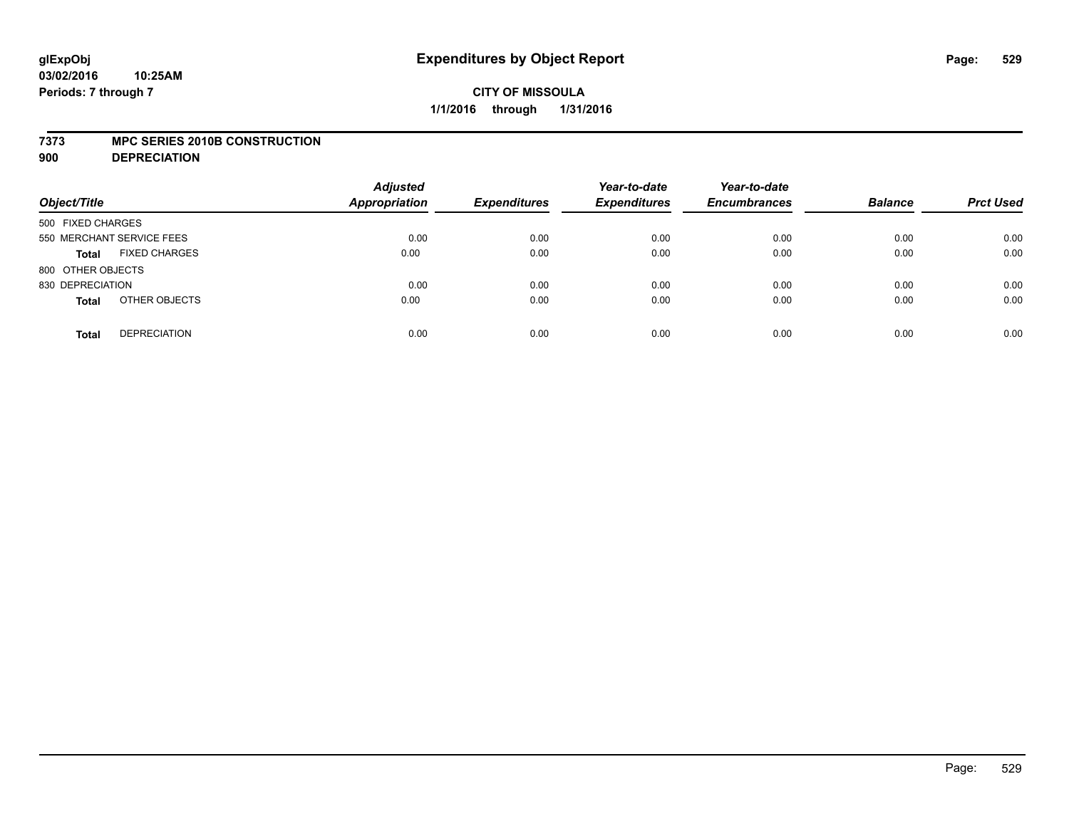**glExpObj**
**03/02/2016 10:25AM**
**Periods: 7 through 7**

# Expenditures by Object Report

**CITY OF MISSOULA**
**1/1/2016 through 1/31/2016**

**7373 MPC SERIES 2010B CONSTRUCTION**
**900 DEPRECIATION**

| Object/Title | Adjusted Appropriation | Expenditures | Year-to-date Expenditures | Year-to-date Encumbrances | Balance | Prct Used |
|---|---|---|---|---|---|---|
| 500 FIXED CHARGES | | | | | | |
| 550 MERCHANT SERVICE FEES | 0.00 | 0.00 | 0.00 | 0.00 | 0.00 | 0.00 |
| **Total** FIXED CHARGES | 0.00 | 0.00 | 0.00 | 0.00 | 0.00 | 0.00 |
| 800 OTHER OBJECTS | | | | | | |
| 830 DEPRECIATION | 0.00 | 0.00 | 0.00 | 0.00 | 0.00 | 0.00 |
| **Total** OTHER OBJECTS | 0.00 | 0.00 | 0.00 | 0.00 | 0.00 | 0.00 |
| **Total** DEPRECIATION | 0.00 | 0.00 | 0.00 | 0.00 | 0.00 | 0.00 |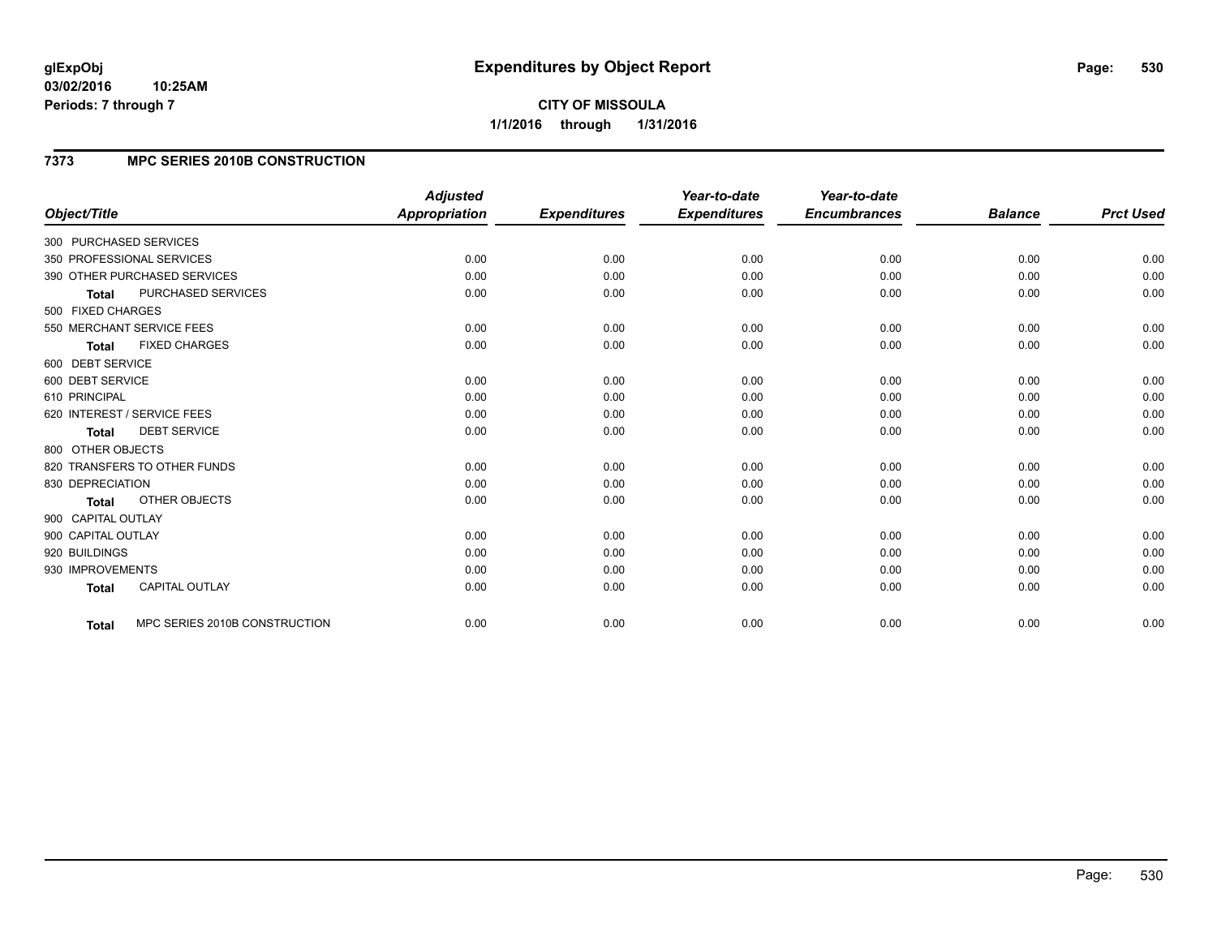**glExpObj** **Expenditures by Object Report**
**03/02/2016 10:25AM**
**Periods: 7 through 7**

**CITY OF MISSOULA**
**1/1/2016 through 1/31/2016**

## 7373 MPC SERIES 2010B CONSTRUCTION

| Object/Title | Adjusted Appropriation | Expenditures | Year-to-date Expenditures | Year-to-date Encumbrances | Balance | Prct Used |
|---|---|---|---|---|---|---|
| 300 PURCHASED SERVICES | | | | | | |
| 350 PROFESSIONAL SERVICES | 0.00 | 0.00 | 0.00 | 0.00 | 0.00 | 0.00 |
| 390 OTHER PURCHASED SERVICES | 0.00 | 0.00 | 0.00 | 0.00 | 0.00 | 0.00 |
| **Total** PURCHASED SERVICES | 0.00 | 0.00 | 0.00 | 0.00 | 0.00 | 0.00 |
| 500 FIXED CHARGES | | | | | | |
| 550 MERCHANT SERVICE FEES | 0.00 | 0.00 | 0.00 | 0.00 | 0.00 | 0.00 |
| **Total** FIXED CHARGES | 0.00 | 0.00 | 0.00 | 0.00 | 0.00 | 0.00 |
| 600 DEBT SERVICE | | | | | | |
| 600 DEBT SERVICE | 0.00 | 0.00 | 0.00 | 0.00 | 0.00 | 0.00 |
| 610 PRINCIPAL | 0.00 | 0.00 | 0.00 | 0.00 | 0.00 | 0.00 |
| 620 INTEREST / SERVICE FEES | 0.00 | 0.00 | 0.00 | 0.00 | 0.00 | 0.00 |
| **Total** DEBT SERVICE | 0.00 | 0.00 | 0.00 | 0.00 | 0.00 | 0.00 |
| 800 OTHER OBJECTS | | | | | | |
| 820 TRANSFERS TO OTHER FUNDS | 0.00 | 0.00 | 0.00 | 0.00 | 0.00 | 0.00 |
| 830 DEPRECIATION | 0.00 | 0.00 | 0.00 | 0.00 | 0.00 | 0.00 |
| **Total** OTHER OBJECTS | 0.00 | 0.00 | 0.00 | 0.00 | 0.00 | 0.00 |
| 900 CAPITAL OUTLAY | | | | | | |
| 900 CAPITAL OUTLAY | 0.00 | 0.00 | 0.00 | 0.00 | 0.00 | 0.00 |
| 920 BUILDINGS | 0.00 | 0.00 | 0.00 | 0.00 | 0.00 | 0.00 |
| 930 IMPROVEMENTS | 0.00 | 0.00 | 0.00 | 0.00 | 0.00 | 0.00 |
| **Total** CAPITAL OUTLAY | 0.00 | 0.00 | 0.00 | 0.00 | 0.00 | 0.00 |
| **Total** MPC SERIES 2010B CONSTRUCTION | 0.00 | 0.00 | 0.00 | 0.00 | 0.00 | 0.00 |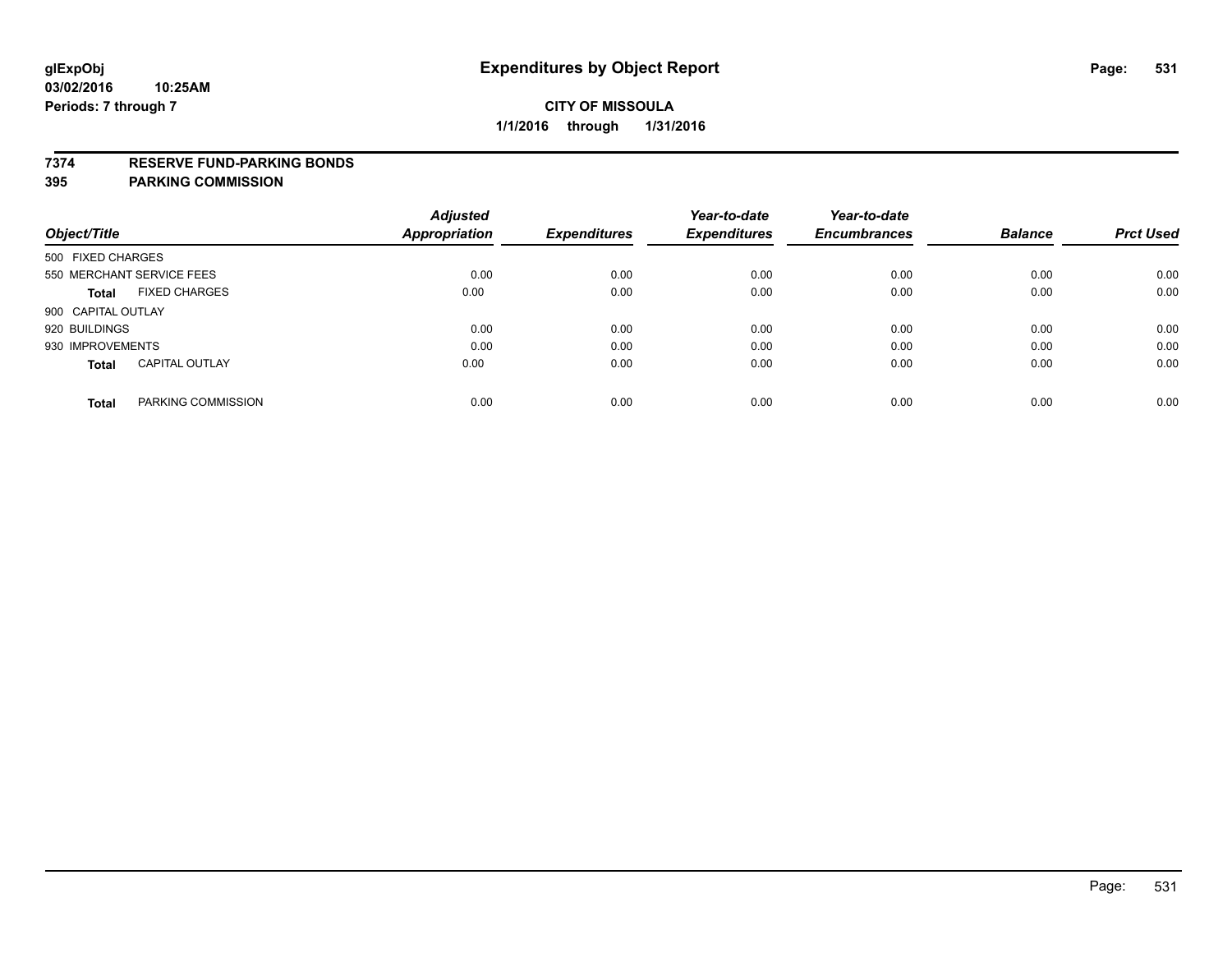**glExpObj** **Expenditures by Object Report**
**03/02/2016 10:25AM**
**Periods: 7 through 7**

**CITY OF MISSOULA**
**1/1/2016 through 1/31/2016**

**7374 RESERVE FUND-PARKING BONDS**
**395 PARKING COMMISSION**

| Object/Title | | Adjusted Appropriation | Expenditures | Year-to-date Expenditures | Year-to-date Encumbrances | Balance | Prct Used |
|---|---|---|---|---|---|---|---|
| 500 FIXED CHARGES | | | | | | | |
| 550 MERCHANT SERVICE FEES | | 0.00 | 0.00 | 0.00 | 0.00 | 0.00 | 0.00 |
| **Total** | FIXED CHARGES | 0.00 | 0.00 | 0.00 | 0.00 | 0.00 | 0.00 |
| 900 CAPITAL OUTLAY | | | | | | | |
| 920 BUILDINGS | | 0.00 | 0.00 | 0.00 | 0.00 | 0.00 | 0.00 |
| 930 IMPROVEMENTS | | 0.00 | 0.00 | 0.00 | 0.00 | 0.00 | 0.00 |
| **Total** | CAPITAL OUTLAY | 0.00 | 0.00 | 0.00 | 0.00 | 0.00 | 0.00 |
| **Total** | PARKING COMMISSION | 0.00 | 0.00 | 0.00 | 0.00 | 0.00 | 0.00 |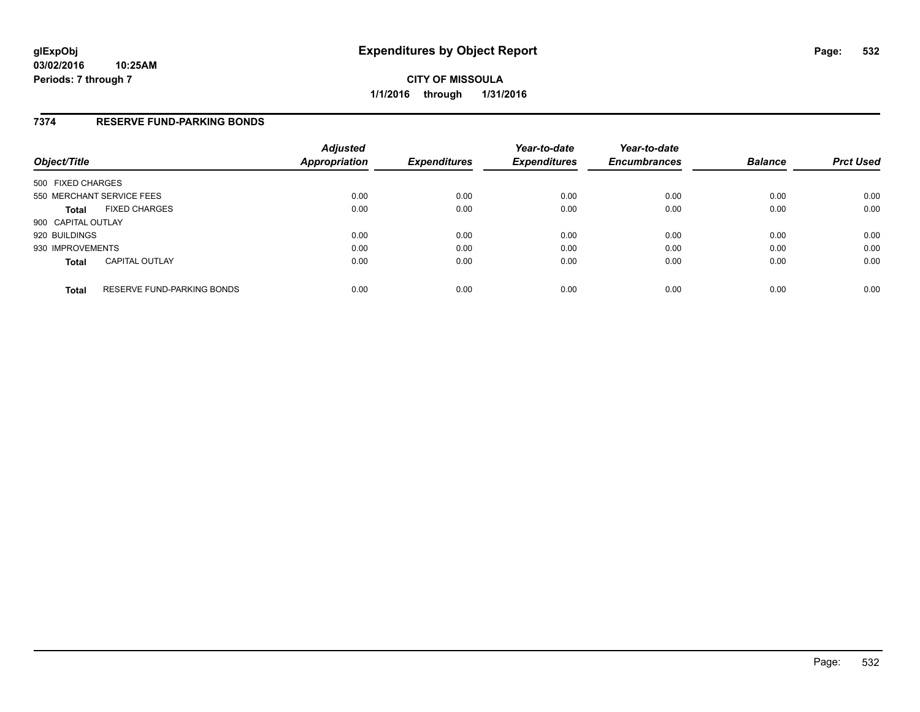# Expenditures by Object Report

glExpObj
03/02/2016 10:25AM
Periods: 7 through 7

**CITY OF MISSOULA**
**1/1/2016 through 1/31/2016**

## 7374 RESERVE FUND-PARKING BONDS

| Object/Title | | Adjusted Appropriation | Expenditures | Year-to-date Expenditures | Year-to-date Encumbrances | Balance | Prct Used |
|---|---|---|---|---|---|---|---|
| 500 FIXED CHARGES | | | | | | | |
| 550 MERCHANT SERVICE FEES | | 0.00 | 0.00 | 0.00 | 0.00 | 0.00 | 0.00 |
| **Total** | FIXED CHARGES | 0.00 | 0.00 | 0.00 | 0.00 | 0.00 | 0.00 |
| 900 CAPITAL OUTLAY | | | | | | | |
| 920 BUILDINGS | | 0.00 | 0.00 | 0.00 | 0.00 | 0.00 | 0.00 |
| 930 IMPROVEMENTS | | 0.00 | 0.00 | 0.00 | 0.00 | 0.00 | 0.00 |
| **Total** | CAPITAL OUTLAY | 0.00 | 0.00 | 0.00 | 0.00 | 0.00 | 0.00 |
| **Total** | RESERVE FUND-PARKING BONDS | 0.00 | 0.00 | 0.00 | 0.00 | 0.00 | 0.00 |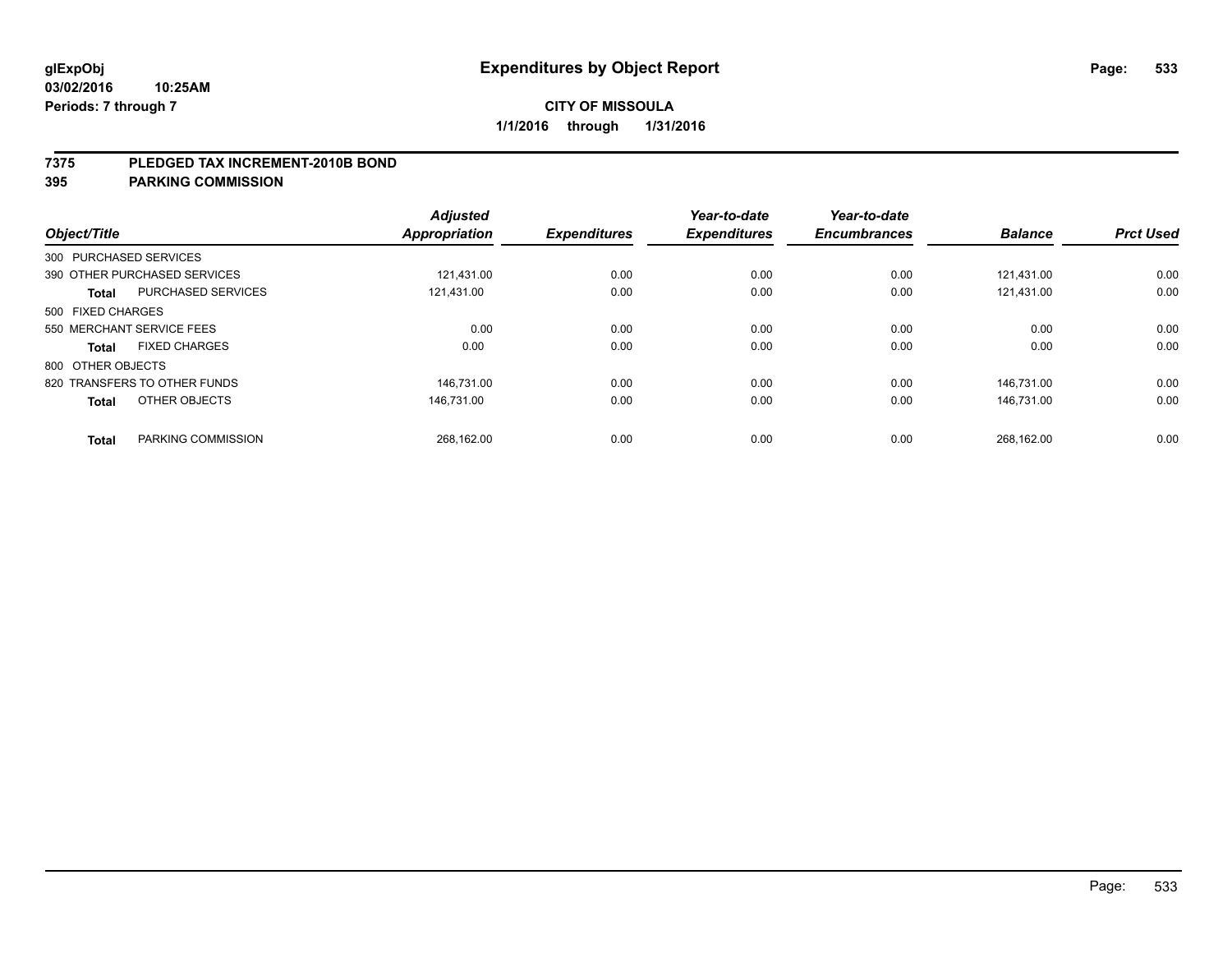**glExpObj** **Expenditures by Object Report**

**03/02/2016 10:25AM**

**Periods: 7 through 7**

**CITY OF MISSOULA**

**1/1/2016 through 1/31/2016**

## 7375 PLEDGED TAX INCREMENT-2010B BOND

## 395 PARKING COMMISSION

| Object/Title | | Adjusted Appropriation | Expenditures | Year-to-date Expenditures | Year-to-date Encumbrances | Balance | Prct Used |
|---|---|---|---|---|---|---|---|
| 300 PURCHASED SERVICES | | | | | | | |
| 390 OTHER PURCHASED SERVICES | | 121,431.00 | 0.00 | 0.00 | 0.00 | 121,431.00 | 0.00 |
| **Total** | PURCHASED SERVICES | 121,431.00 | 0.00 | 0.00 | 0.00 | 121,431.00 | 0.00 |
| 500 FIXED CHARGES | | | | | | | |
| 550 MERCHANT SERVICE FEES | | 0.00 | 0.00 | 0.00 | 0.00 | 0.00 | 0.00 |
| **Total** | FIXED CHARGES | 0.00 | 0.00 | 0.00 | 0.00 | 0.00 | 0.00 |
| 800 OTHER OBJECTS | | | | | | | |
| 820 TRANSFERS TO OTHER FUNDS | | 146,731.00 | 0.00 | 0.00 | 0.00 | 146,731.00 | 0.00 |
| **Total** | OTHER OBJECTS | 146,731.00 | 0.00 | 0.00 | 0.00 | 146,731.00 | 0.00 |
| **Total** | PARKING COMMISSION | 268,162.00 | 0.00 | 0.00 | 0.00 | 268,162.00 | 0.00 |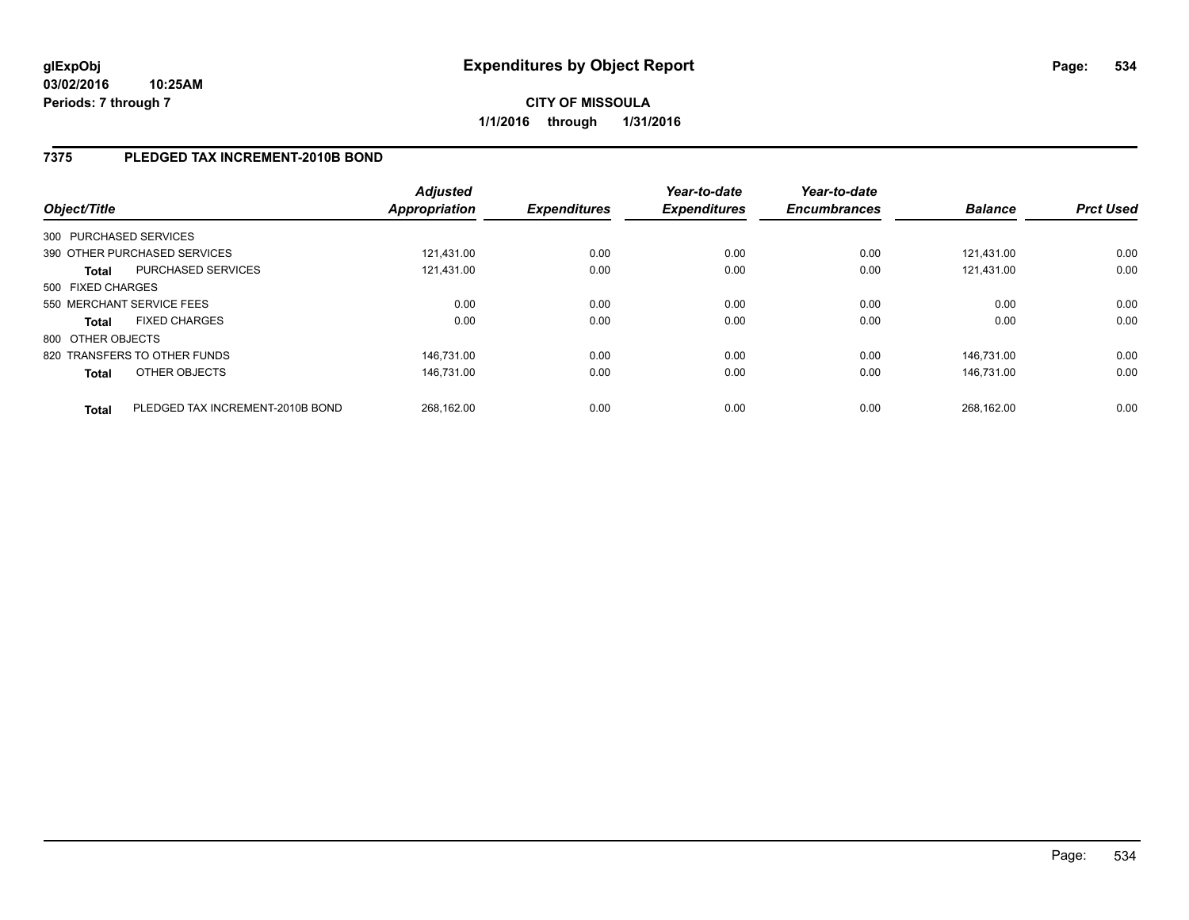**glExpObj**
**03/02/2016 10:25AM**
**Periods: 7 through 7**

# Expenditures by Object Report

**CITY OF MISSOULA**
**1/1/2016 through 1/31/2016**

## 7375 PLEDGED TAX INCREMENT-2010B BOND

| Object/Title | Adjusted Appropriation | Expenditures | Year-to-date Expenditures | Year-to-date Encumbrances | Balance | Prct Used |
|---|---|---|---|---|---|---|
| 300 PURCHASED SERVICES | | | | | | |
| 390 OTHER PURCHASED SERVICES | 121,431.00 | 0.00 | 0.00 | 0.00 | 121,431.00 | 0.00 |
| **Total** PURCHASED SERVICES | 121,431.00 | 0.00 | 0.00 | 0.00 | 121,431.00 | 0.00 |
| 500 FIXED CHARGES | | | | | | |
| 550 MERCHANT SERVICE FEES | 0.00 | 0.00 | 0.00 | 0.00 | 0.00 | 0.00 |
| **Total** FIXED CHARGES | 0.00 | 0.00 | 0.00 | 0.00 | 0.00 | 0.00 |
| 800 OTHER OBJECTS | | | | | | |
| 820 TRANSFERS TO OTHER FUNDS | 146,731.00 | 0.00 | 0.00 | 0.00 | 146,731.00 | 0.00 |
| **Total** OTHER OBJECTS | 146,731.00 | 0.00 | 0.00 | 0.00 | 146,731.00 | 0.00 |
| **Total** PLEDGED TAX INCREMENT-2010B BOND | 268,162.00 | 0.00 | 0.00 | 0.00 | 268,162.00 | 0.00 |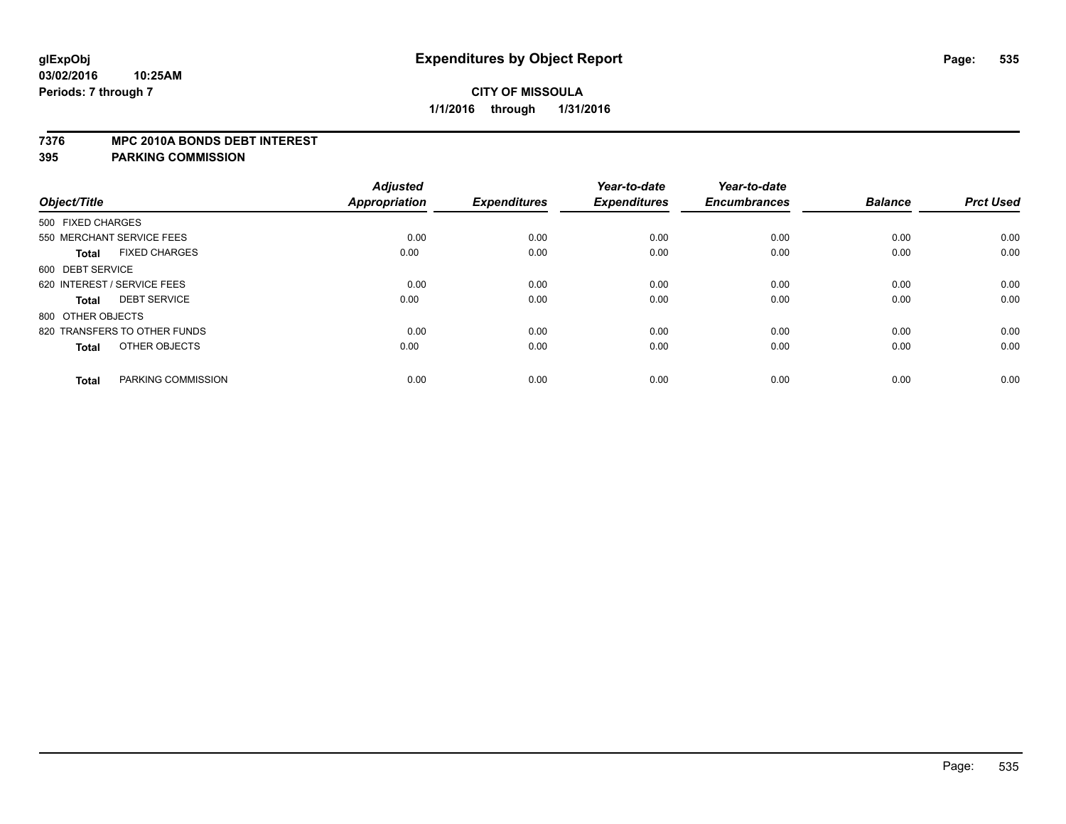# Expenditures by Object Report

glExpObj
03/02/2016 10:25AM
Periods: 7 through 7

**CITY OF MISSOULA**
**1/1/2016 through 1/31/2016**

**7376 MPC 2010A BONDS DEBT INTEREST**
**395 PARKING COMMISSION**

| Object/Title | Adjusted Appropriation | Expenditures | Year-to-date Expenditures | Year-to-date Encumbrances | Balance | Prct Used |
|---|---|---|---|---|---|---|
| 500 FIXED CHARGES | | | | | | |
| 550 MERCHANT SERVICE FEES | 0.00 | 0.00 | 0.00 | 0.00 | 0.00 | 0.00 |
| **Total** FIXED CHARGES | 0.00 | 0.00 | 0.00 | 0.00 | 0.00 | 0.00 |
| 600 DEBT SERVICE | | | | | | |
| 620 INTEREST / SERVICE FEES | 0.00 | 0.00 | 0.00 | 0.00 | 0.00 | 0.00 |
| **Total** DEBT SERVICE | 0.00 | 0.00 | 0.00 | 0.00 | 0.00 | 0.00 |
| 800 OTHER OBJECTS | | | | | | |
| 820 TRANSFERS TO OTHER FUNDS | 0.00 | 0.00 | 0.00 | 0.00 | 0.00 | 0.00 |
| **Total** OTHER OBJECTS | 0.00 | 0.00 | 0.00 | 0.00 | 0.00 | 0.00 |
| **Total** PARKING COMMISSION | 0.00 | 0.00 | 0.00 | 0.00 | 0.00 | 0.00 |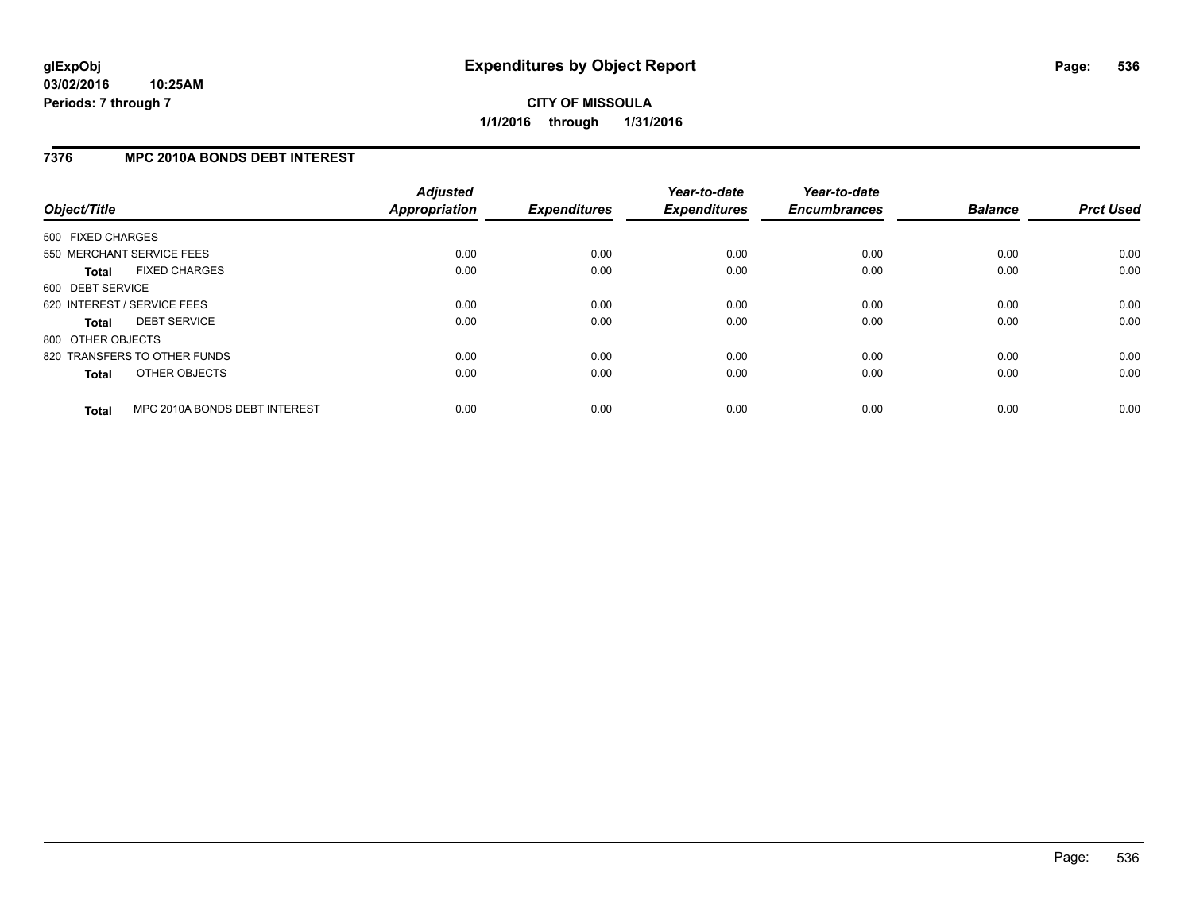**glExpObj**
**03/02/2016 10:25AM**
**Periods: 7 through 7**

# Expenditures by Object Report

**CITY OF MISSOULA**
**1/1/2016 through 1/31/2016**

## 7376 MPC 2010A BONDS DEBT INTEREST

| Object/Title | Adjusted Appropriation | Expenditures | Year-to-date Expenditures | Year-to-date Encumbrances | Balance | Prct Used |
|---|---|---|---|---|---|---|
| 500 FIXED CHARGES | | | | | | |
| 550 MERCHANT SERVICE FEES | 0.00 | 0.00 | 0.00 | 0.00 | 0.00 | 0.00 |
| **Total** FIXED CHARGES | 0.00 | 0.00 | 0.00 | 0.00 | 0.00 | 0.00 |
| 600 DEBT SERVICE | | | | | | |
| 620 INTEREST / SERVICE FEES | 0.00 | 0.00 | 0.00 | 0.00 | 0.00 | 0.00 |
| **Total** DEBT SERVICE | 0.00 | 0.00 | 0.00 | 0.00 | 0.00 | 0.00 |
| 800 OTHER OBJECTS | | | | | | |
| 820 TRANSFERS TO OTHER FUNDS | 0.00 | 0.00 | 0.00 | 0.00 | 0.00 | 0.00 |
| **Total** OTHER OBJECTS | 0.00 | 0.00 | 0.00 | 0.00 | 0.00 | 0.00 |
| **Total** MPC 2010A BONDS DEBT INTEREST | 0.00 | 0.00 | 0.00 | 0.00 | 0.00 | 0.00 |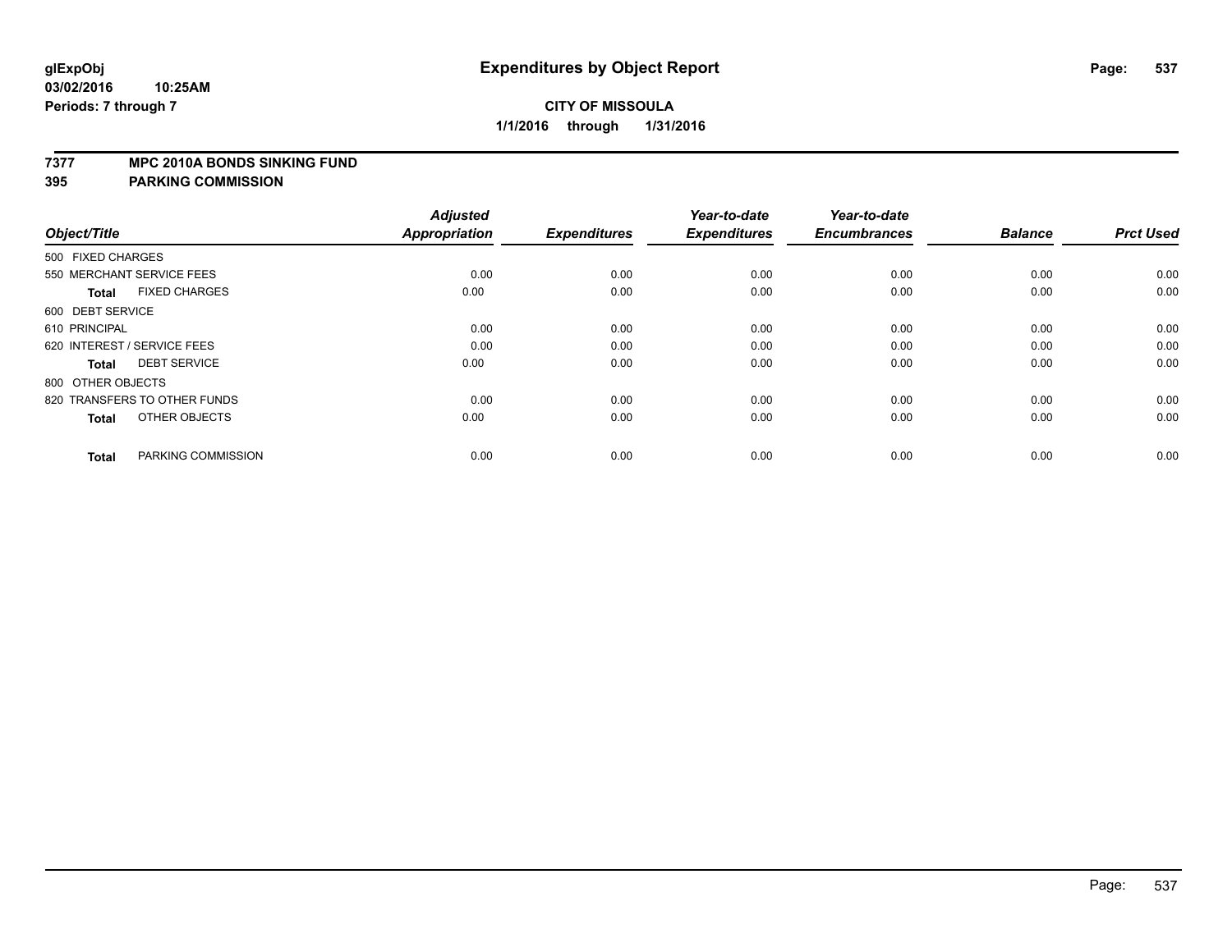**glExpObj**
**03/02/2016 10:25AM**
**Periods: 7 through 7**

# Expenditures by Object Report

**CITY OF MISSOULA**
**1/1/2016 through 1/31/2016**

**7377 MPC 2010A BONDS SINKING FUND**
**395 PARKING COMMISSION**

| Object/Title | Adjusted Appropriation | Expenditures | Year-to-date Expenditures | Year-to-date Encumbrances | Balance | Prct Used |
|---|---|---|---|---|---|---|
| 500 FIXED CHARGES | | | | | | |
| 550 MERCHANT SERVICE FEES | 0.00 | 0.00 | 0.00 | 0.00 | 0.00 | 0.00 |
| **Total** FIXED CHARGES | 0.00 | 0.00 | 0.00 | 0.00 | 0.00 | 0.00 |
| 600 DEBT SERVICE | | | | | | |
| 610 PRINCIPAL | 0.00 | 0.00 | 0.00 | 0.00 | 0.00 | 0.00 |
| 620 INTEREST / SERVICE FEES | 0.00 | 0.00 | 0.00 | 0.00 | 0.00 | 0.00 |
| **Total** DEBT SERVICE | 0.00 | 0.00 | 0.00 | 0.00 | 0.00 | 0.00 |
| 800 OTHER OBJECTS | | | | | | |
| 820 TRANSFERS TO OTHER FUNDS | 0.00 | 0.00 | 0.00 | 0.00 | 0.00 | 0.00 |
| **Total** OTHER OBJECTS | 0.00 | 0.00 | 0.00 | 0.00 | 0.00 | 0.00 |
| **Total** PARKING COMMISSION | 0.00 | 0.00 | 0.00 | 0.00 | 0.00 | 0.00 |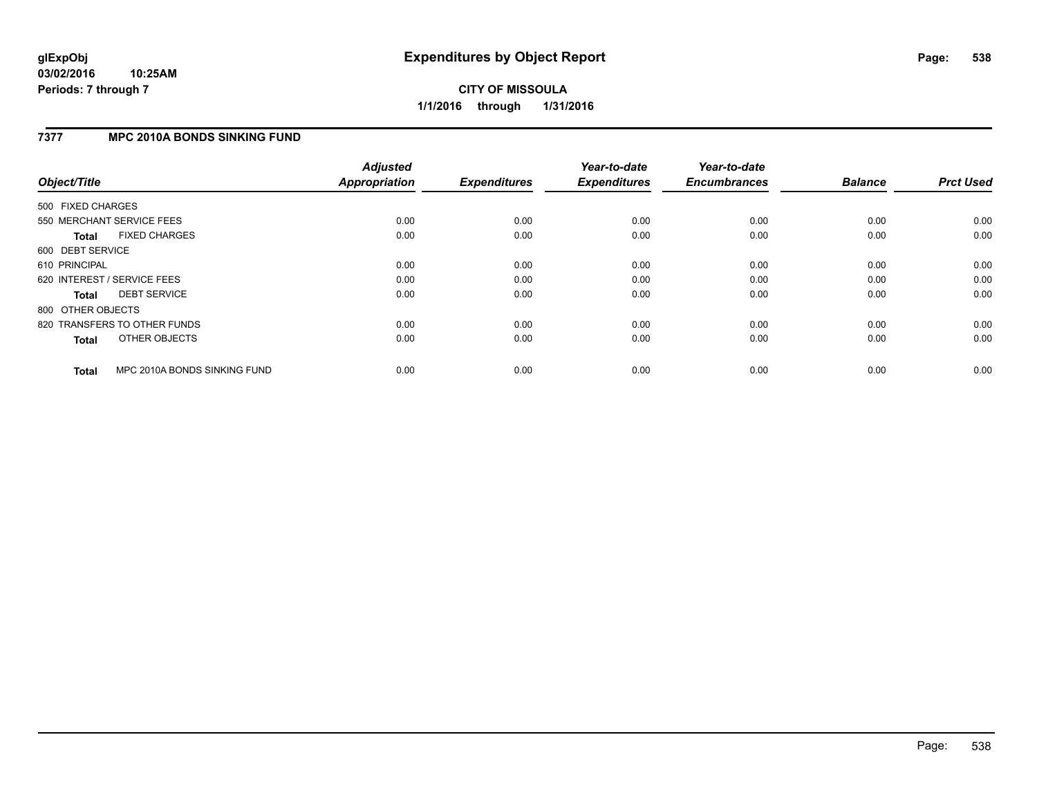**glExpObj**
**03/02/2016 10:25AM**
**Periods: 7 through 7**

# Expenditures by Object Report

**CITY OF MISSOULA**
**1/1/2016 through 1/31/2016**

## 7377 MPC 2010A BONDS SINKING FUND

| Object/Title | Adjusted Appropriation | Expenditures | Year-to-date Expenditures | Year-to-date Encumbrances | Balance | Prct Used |
|---|---|---|---|---|---|---|
| 500 FIXED CHARGES | | | | | | |
| 550 MERCHANT SERVICE FEES | 0.00 | 0.00 | 0.00 | 0.00 | 0.00 | 0.00 |
| **Total** FIXED CHARGES | 0.00 | 0.00 | 0.00 | 0.00 | 0.00 | 0.00 |
| 600 DEBT SERVICE | | | | | | |
| 610 PRINCIPAL | 0.00 | 0.00 | 0.00 | 0.00 | 0.00 | 0.00 |
| 620 INTEREST / SERVICE FEES | 0.00 | 0.00 | 0.00 | 0.00 | 0.00 | 0.00 |
| **Total** DEBT SERVICE | 0.00 | 0.00 | 0.00 | 0.00 | 0.00 | 0.00 |
| 800 OTHER OBJECTS | | | | | | |
| 820 TRANSFERS TO OTHER FUNDS | 0.00 | 0.00 | 0.00 | 0.00 | 0.00 | 0.00 |
| **Total** OTHER OBJECTS | 0.00 | 0.00 | 0.00 | 0.00 | 0.00 | 0.00 |
| **Total** MPC 2010A BONDS SINKING FUND | 0.00 | 0.00 | 0.00 | 0.00 | 0.00 | 0.00 |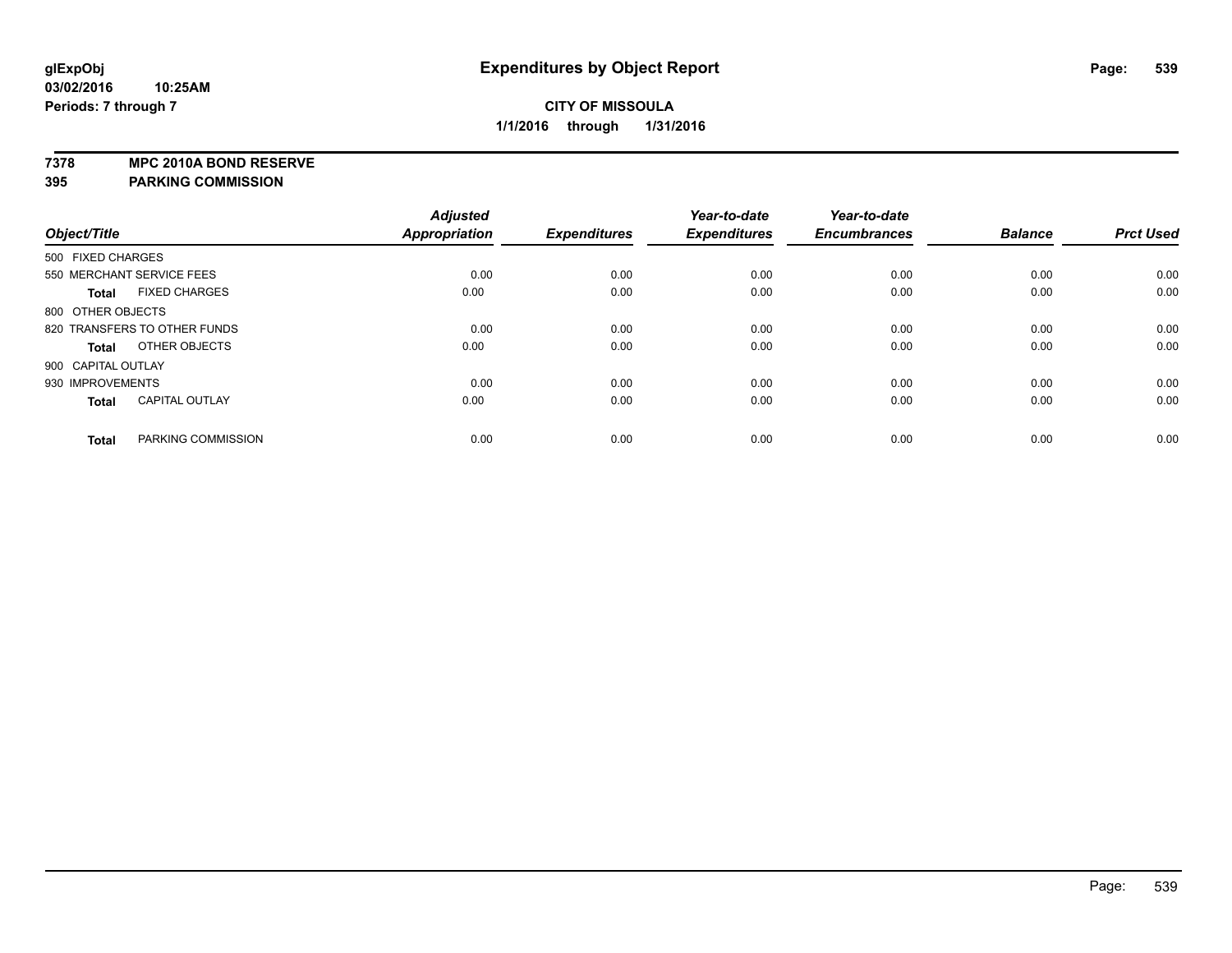**glExpObj**
**03/02/2016 10:25AM**
**Periods: 7 through 7**

# Expenditures by Object Report

**CITY OF MISSOULA**
**1/1/2016 through 1/31/2016**

**7378 MPC 2010A BOND RESERVE**
**395 PARKING COMMISSION**

| Object/Title | Adjusted Appropriation | Expenditures | Year-to-date Expenditures | Year-to-date Encumbrances | Balance | Prct Used |
|---|---|---|---|---|---|---|
| 500 FIXED CHARGES | | | | | | |
| 550 MERCHANT SERVICE FEES | 0.00 | 0.00 | 0.00 | 0.00 | 0.00 | 0.00 |
| **Total** FIXED CHARGES | 0.00 | 0.00 | 0.00 | 0.00 | 0.00 | 0.00 |
| 800 OTHER OBJECTS | | | | | | |
| 820 TRANSFERS TO OTHER FUNDS | 0.00 | 0.00 | 0.00 | 0.00 | 0.00 | 0.00 |
| **Total** OTHER OBJECTS | 0.00 | 0.00 | 0.00 | 0.00 | 0.00 | 0.00 |
| 900 CAPITAL OUTLAY | | | | | | |
| 930 IMPROVEMENTS | 0.00 | 0.00 | 0.00 | 0.00 | 0.00 | 0.00 |
| **Total** CAPITAL OUTLAY | 0.00 | 0.00 | 0.00 | 0.00 | 0.00 | 0.00 |
| **Total** PARKING COMMISSION | 0.00 | 0.00 | 0.00 | 0.00 | 0.00 | 0.00 |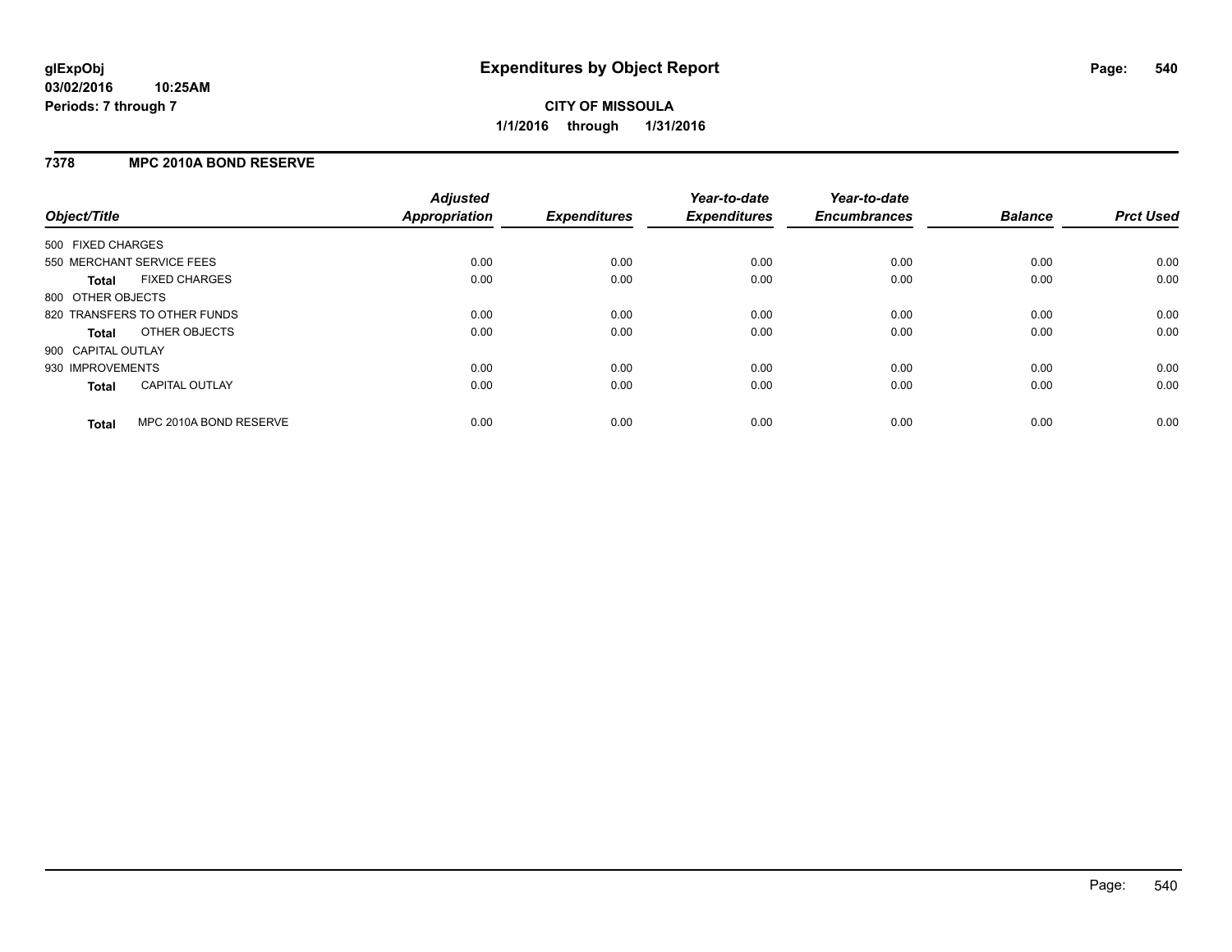**glExpObj**
**03/02/2016 10:25AM**
**Periods: 7 through 7**

# Expenditures by Object Report

**CITY OF MISSOULA**
**1/1/2016 through 1/31/2016**

## 7378 MPC 2010A BOND RESERVE

| Object/Title | Adjusted Appropriation | Expenditures | Year-to-date Expenditures | Year-to-date Encumbrances | Balance | Prct Used |
|---|---|---|---|---|---|---|
| 500 FIXED CHARGES | | | | | | |
| 550 MERCHANT SERVICE FEES | 0.00 | 0.00 | 0.00 | 0.00 | 0.00 | 0.00 |
| **Total** FIXED CHARGES | 0.00 | 0.00 | 0.00 | 0.00 | 0.00 | 0.00 |
| 800 OTHER OBJECTS | | | | | | |
| 820 TRANSFERS TO OTHER FUNDS | 0.00 | 0.00 | 0.00 | 0.00 | 0.00 | 0.00 |
| **Total** OTHER OBJECTS | 0.00 | 0.00 | 0.00 | 0.00 | 0.00 | 0.00 |
| 900 CAPITAL OUTLAY | | | | | | |
| 930 IMPROVEMENTS | 0.00 | 0.00 | 0.00 | 0.00 | 0.00 | 0.00 |
| **Total** CAPITAL OUTLAY | 0.00 | 0.00 | 0.00 | 0.00 | 0.00 | 0.00 |
| **Total** MPC 2010A BOND RESERVE | 0.00 | 0.00 | 0.00 | 0.00 | 0.00 | 0.00 |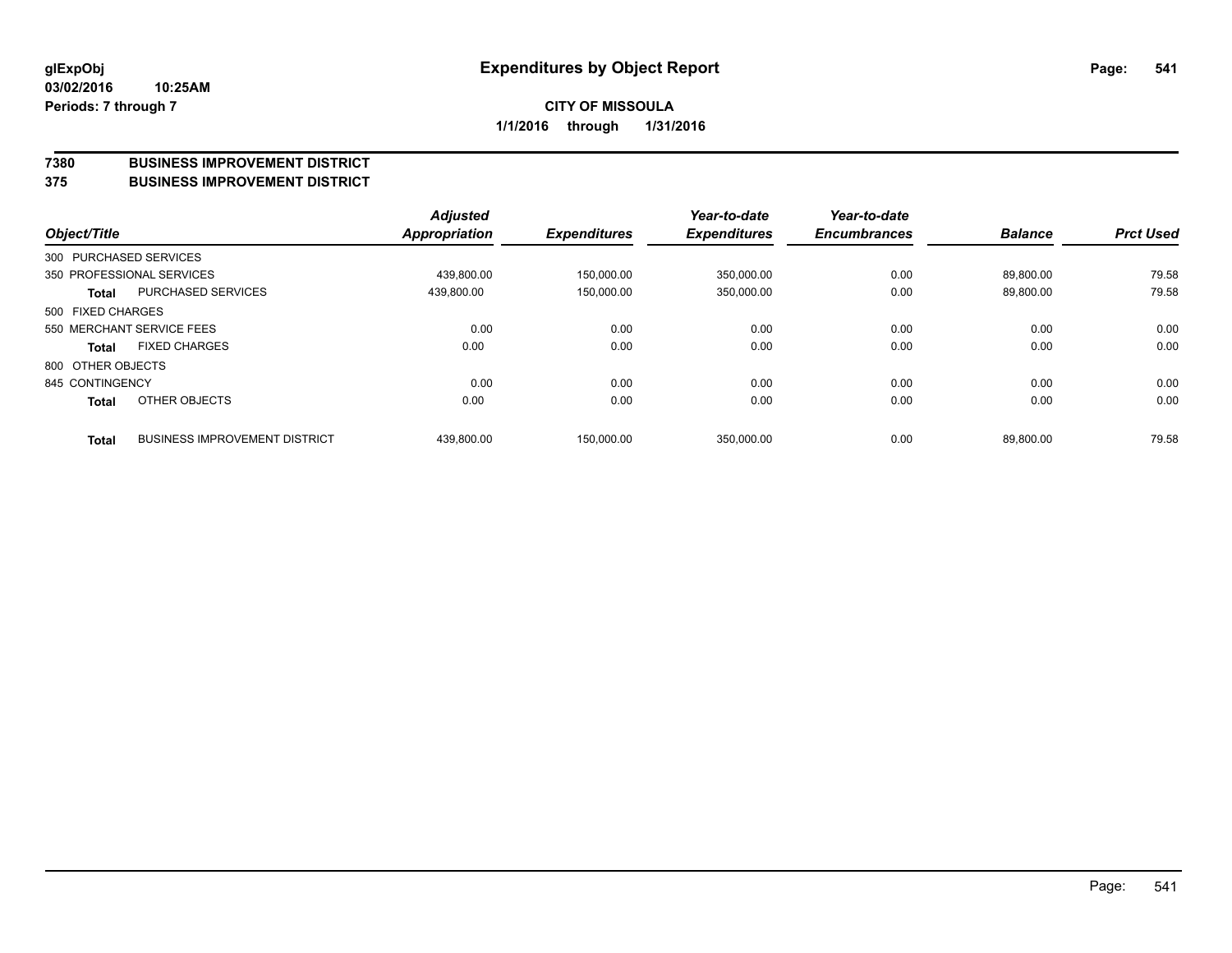# Expenditures by Object Report

glExpObj
03/02/2016 10:25AM
Periods: 7 through 7

**CITY OF MISSOULA**
**1/1/2016 through 1/31/2016**

**7380 BUSINESS IMPROVEMENT DISTRICT**
**375 BUSINESS IMPROVEMENT DISTRICT**

| Object/Title | | Adjusted Appropriation | Expenditures | Year-to-date Expenditures | Year-to-date Encumbrances | Balance | Prct Used |
|---|---|---|---|---|---|---|---|
| 300 PURCHASED SERVICES | | | | | | | |
| 350 PROFESSIONAL SERVICES | | 439,800.00 | 150,000.00 | 350,000.00 | 0.00 | 89,800.00 | 79.58 |
| **Total** | PURCHASED SERVICES | 439,800.00 | 150,000.00 | 350,000.00 | 0.00 | 89,800.00 | 79.58 |
| 500 FIXED CHARGES | | | | | | | |
| 550 MERCHANT SERVICE FEES | | 0.00 | 0.00 | 0.00 | 0.00 | 0.00 | 0.00 |
| **Total** | FIXED CHARGES | 0.00 | 0.00 | 0.00 | 0.00 | 0.00 | 0.00 |
| 800 OTHER OBJECTS | | | | | | | |
| 845 CONTINGENCY | | 0.00 | 0.00 | 0.00 | 0.00 | 0.00 | 0.00 |
| **Total** | OTHER OBJECTS | 0.00 | 0.00 | 0.00 | 0.00 | 0.00 | 0.00 |
| **Total** | BUSINESS IMPROVEMENT DISTRICT | 439,800.00 | 150,000.00 | 350,000.00 | 0.00 | 89,800.00 | 79.58 |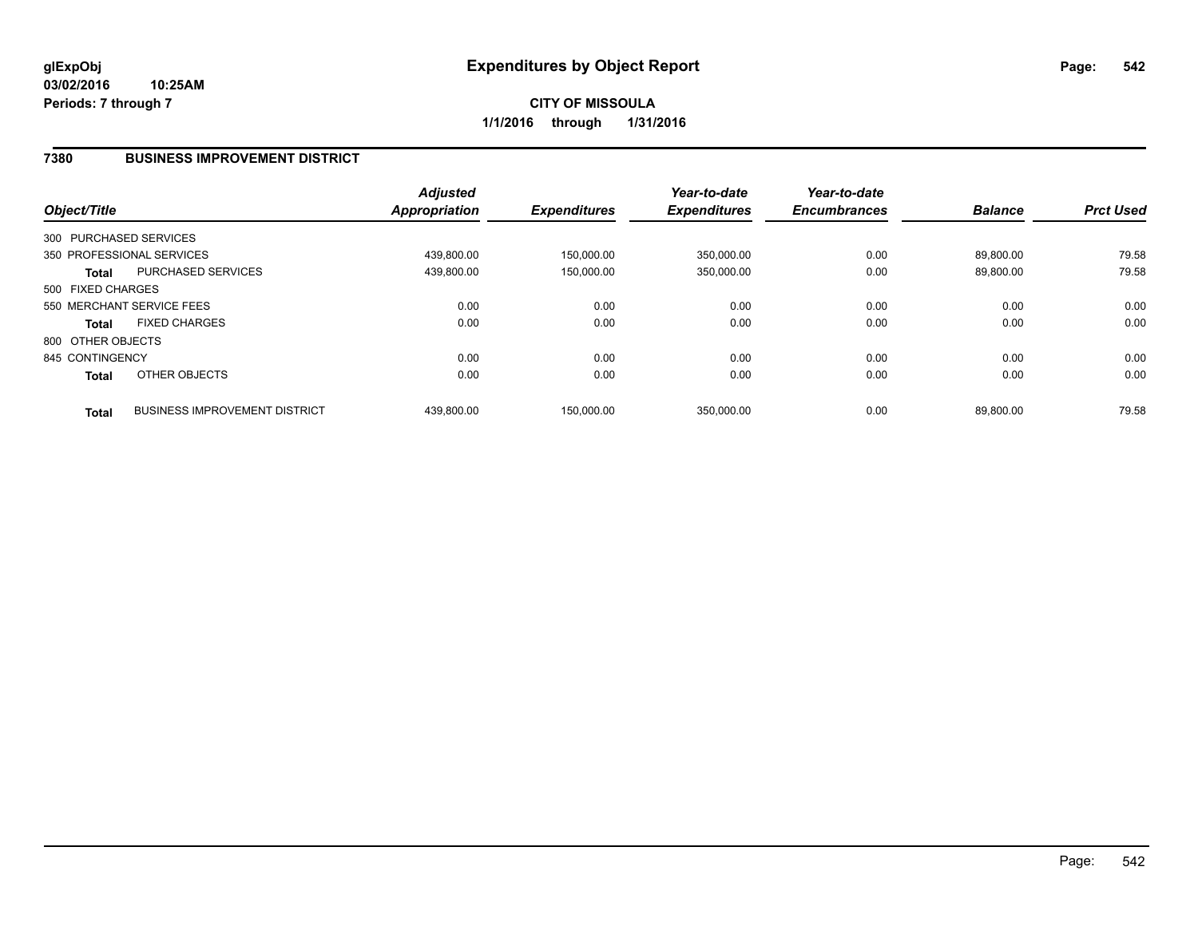**glExpObj**
**03/02/2016 10:25AM**
**Periods: 7 through 7**

# Expenditures by Object Report

**CITY OF MISSOULA**
**1/1/2016 through 1/31/2016**

## 7380 BUSINESS IMPROVEMENT DISTRICT

| Object/Title | | Adjusted Appropriation | Expenditures | Year-to-date Expenditures | Year-to-date Encumbrances | Balance | Prct Used |
|---|---|---|---|---|---|---|---|
| 300 PURCHASED SERVICES | | | | | | | |
| 350 PROFESSIONAL SERVICES | | 439,800.00 | 150,000.00 | 350,000.00 | 0.00 | 89,800.00 | 79.58 |
| **Total** | PURCHASED SERVICES | 439,800.00 | 150,000.00 | 350,000.00 | 0.00 | 89,800.00 | 79.58 |
| 500 FIXED CHARGES | | | | | | | |
| 550 MERCHANT SERVICE FEES | | 0.00 | 0.00 | 0.00 | 0.00 | 0.00 | 0.00 |
| **Total** | FIXED CHARGES | 0.00 | 0.00 | 0.00 | 0.00 | 0.00 | 0.00 |
| 800 OTHER OBJECTS | | | | | | | |
| 845 CONTINGENCY | | 0.00 | 0.00 | 0.00 | 0.00 | 0.00 | 0.00 |
| **Total** | OTHER OBJECTS | 0.00 | 0.00 | 0.00 | 0.00 | 0.00 | 0.00 |
| **Total** | BUSINESS IMPROVEMENT DISTRICT | 439,800.00 | 150,000.00 | 350,000.00 | 0.00 | 89,800.00 | 79.58 |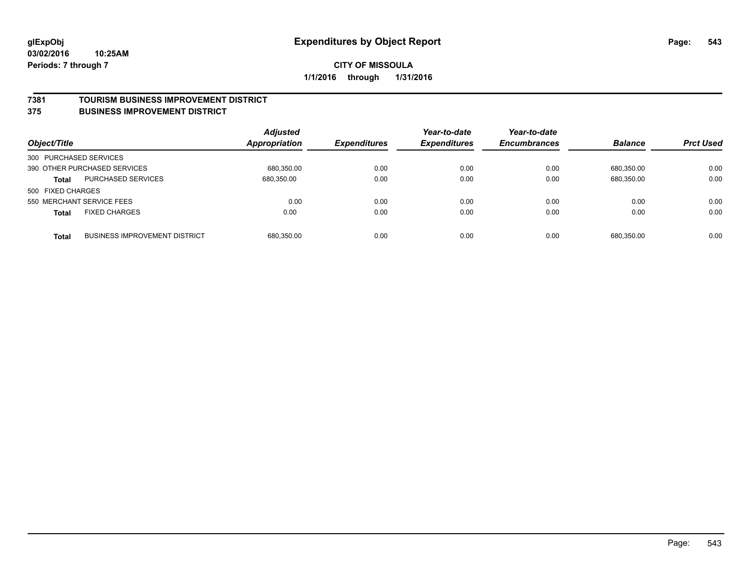# Expenditures by Object Report

**glExpObj**
**03/02/2016 10:25AM**
**Periods: 7 through 7**

**CITY OF MISSOULA**
**1/1/2016 through 1/31/2016**

## 7381 TOURISM BUSINESS IMPROVEMENT DISTRICT
## 375 BUSINESS IMPROVEMENT DISTRICT

| Object/Title | | *Adjusted Appropriation* | *Expenditures* | *Year-to-date Expenditures* | *Year-to-date Encumbrances* | *Balance* | *Prct Used* |
|---|---|---|---|---|---|---|---|
| 300 PURCHASED SERVICES | | | | | | | |
| 390 OTHER PURCHASED SERVICES | | 680,350.00 | 0.00 | 0.00 | 0.00 | 680,350.00 | 0.00 |
| **Total** | PURCHASED SERVICES | 680,350.00 | 0.00 | 0.00 | 0.00 | 680,350.00 | 0.00 |
| 500 FIXED CHARGES | | | | | | | |
| 550 MERCHANT SERVICE FEES | | 0.00 | 0.00 | 0.00 | 0.00 | 0.00 | 0.00 |
| **Total** | FIXED CHARGES | 0.00 | 0.00 | 0.00 | 0.00 | 0.00 | 0.00 |
| **Total** | BUSINESS IMPROVEMENT DISTRICT | 680,350.00 | 0.00 | 0.00 | 0.00 | 680,350.00 | 0.00 |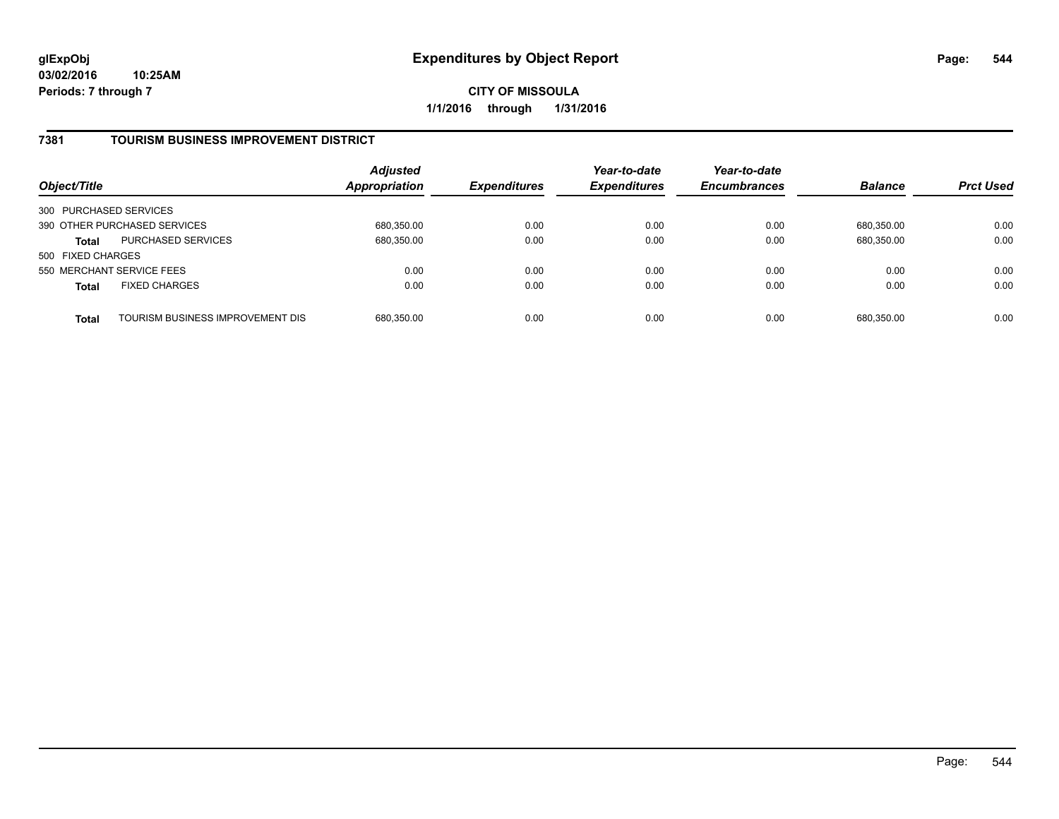**glExpObj**
**03/02/2016 10:25AM**
**Periods: 7 through 7**

# Expenditures by Object Report

**CITY OF MISSOULA**
**1/1/2016 through 1/31/2016**

## 7381 TOURISM BUSINESS IMPROVEMENT DISTRICT

| Object/Title | | Adjusted Appropriation | Expenditures | Year-to-date Expenditures | Year-to-date Encumbrances | Balance | Prct Used |
|---|---|---|---|---|---|---|---|
| 300 PURCHASED SERVICES | | | | | | | |
| 390 OTHER PURCHASED SERVICES | | 680,350.00 | 0.00 | 0.00 | 0.00 | 680,350.00 | 0.00 |
| **Total** | PURCHASED SERVICES | 680,350.00 | 0.00 | 0.00 | 0.00 | 680,350.00 | 0.00 |
| 500 FIXED CHARGES | | | | | | | |
| 550 MERCHANT SERVICE FEES | | 0.00 | 0.00 | 0.00 | 0.00 | 0.00 | 0.00 |
| **Total** | FIXED CHARGES | 0.00 | 0.00 | 0.00 | 0.00 | 0.00 | 0.00 |
| **Total** | TOURISM BUSINESS IMPROVEMENT DIS | 680,350.00 | 0.00 | 0.00 | 0.00 | 680,350.00 | 0.00 |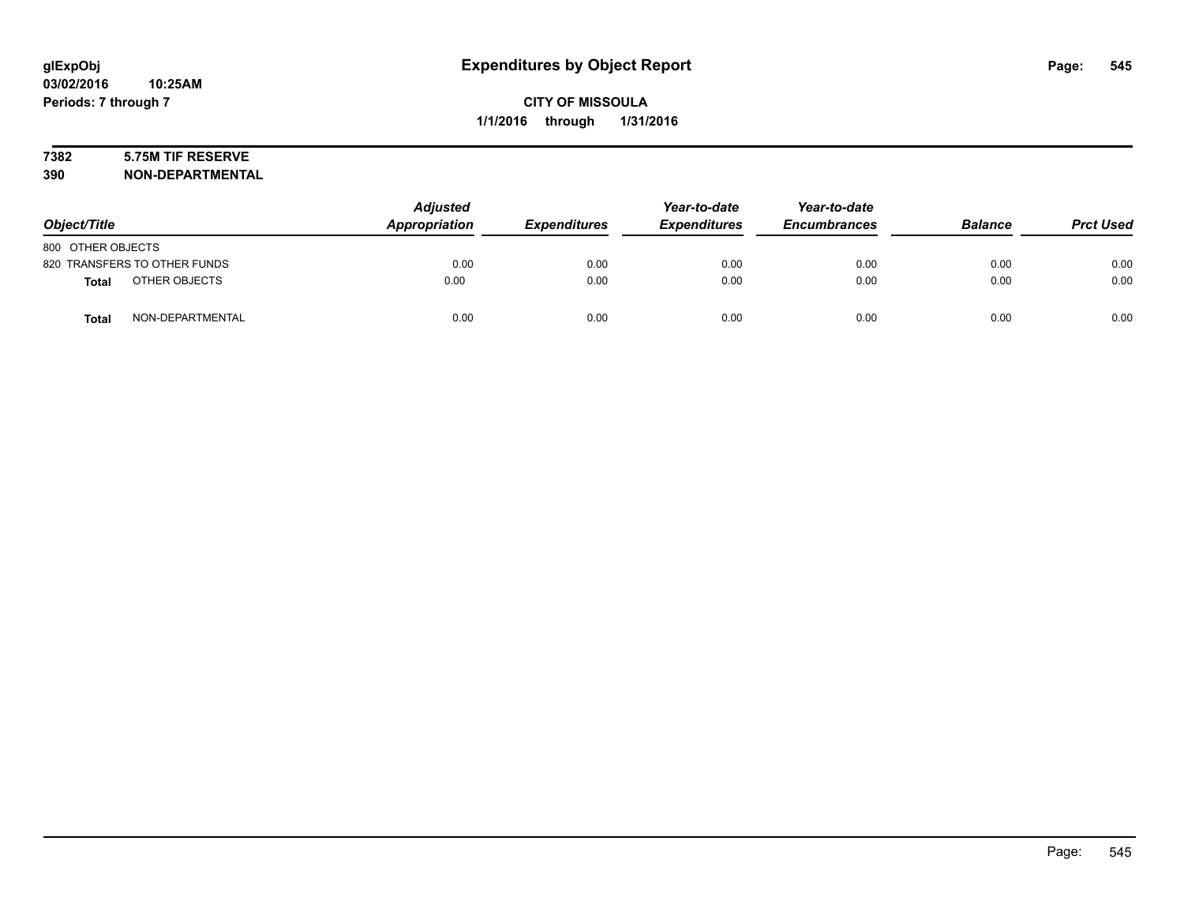# Expenditures by Object Report

glExpObj
03/02/2016 10:25AM
Periods: 7 through 7

**CITY OF MISSOULA**
**1/1/2016 through 1/31/2016**

**7382 5.75M TIF RESERVE**
**390 NON-DEPARTMENTAL**

| Object/Title | Adjusted Appropriation | Expenditures | Year-to-date Expenditures | Year-to-date Encumbrances | Balance | Prct Used |
|---|---|---|---|---|---|---|
| 800 OTHER OBJECTS | | | | | | |
| 820 TRANSFERS TO OTHER FUNDS | 0.00 | 0.00 | 0.00 | 0.00 | 0.00 | 0.00 |
| **Total** OTHER OBJECTS | 0.00 | 0.00 | 0.00 | 0.00 | 0.00 | 0.00 |
| **Total** NON-DEPARTMENTAL | 0.00 | 0.00 | 0.00 | 0.00 | 0.00 | 0.00 |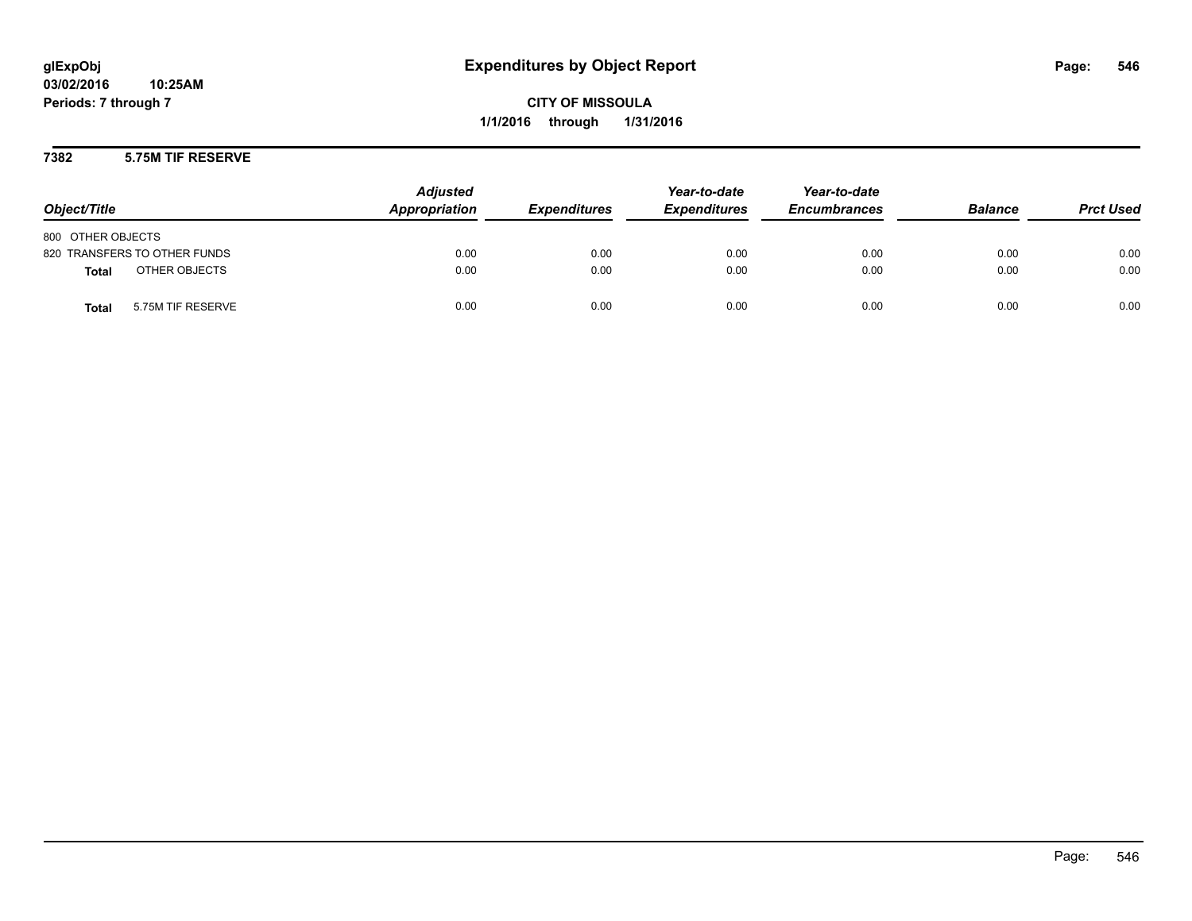glExpObj
03/02/2016 10:25AM
Periods: 7 through 7

# Expenditures by Object Report

**CITY OF MISSOULA**
**1/1/2016 through 1/31/2016**

## 7382 5.75M TIF RESERVE

| Object/Title | Adjusted Appropriation | Expenditures | Year-to-date Expenditures | Year-to-date Encumbrances | Balance | Prct Used |
|---|---|---|---|---|---|---|
| 800 OTHER OBJECTS | | | | | | |
| 820 TRANSFERS TO OTHER FUNDS | 0.00 | 0.00 | 0.00 | 0.00 | 0.00 | 0.00 |
| **Total** OTHER OBJECTS | 0.00 | 0.00 | 0.00 | 0.00 | 0.00 | 0.00 |
| **Total** 5.75M TIF RESERVE | 0.00 | 0.00 | 0.00 | 0.00 | 0.00 | 0.00 |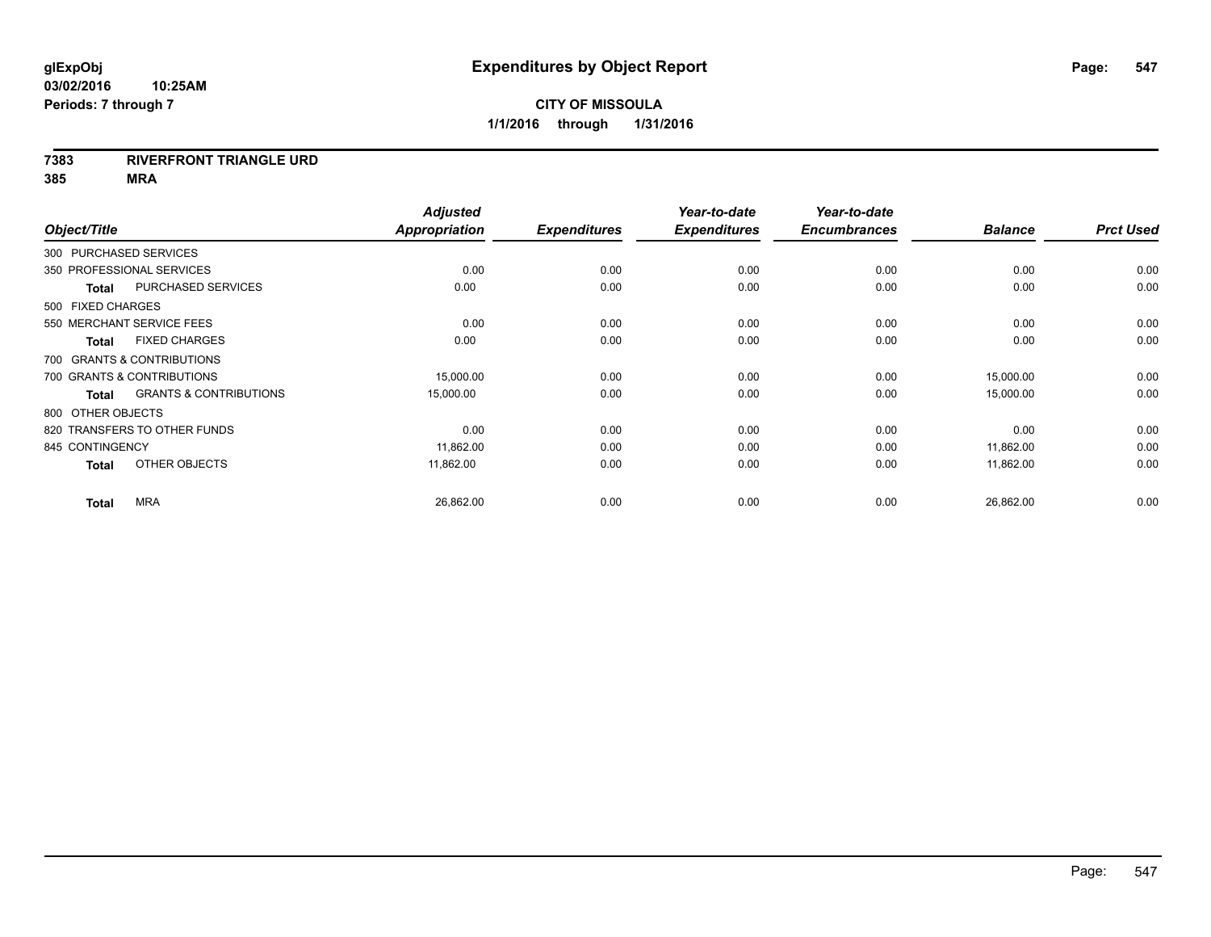**glExpObj**
**03/02/2016 10:25AM**
**Periods: 7 through 7**

# Expenditures by Object Report

**CITY OF MISSOULA**
**1/1/2016 through 1/31/2016**

**7383 RIVERFRONT TRIANGLE URD**
**385 MRA**

| Object/Title | | Adjusted Appropriation | Expenditures | Year-to-date Expenditures | Year-to-date Encumbrances | Balance | Prct Used |
|---|---|---|---|---|---|---|---|
| 300 PURCHASED SERVICES | | | | | | | |
| 350 PROFESSIONAL SERVICES | | 0.00 | 0.00 | 0.00 | 0.00 | 0.00 | 0.00 |
| **Total** | PURCHASED SERVICES | 0.00 | 0.00 | 0.00 | 0.00 | 0.00 | 0.00 |
| 500 FIXED CHARGES | | | | | | | |
| 550 MERCHANT SERVICE FEES | | 0.00 | 0.00 | 0.00 | 0.00 | 0.00 | 0.00 |
| **Total** | FIXED CHARGES | 0.00 | 0.00 | 0.00 | 0.00 | 0.00 | 0.00 |
| 700 GRANTS & CONTRIBUTIONS | | | | | | | |
| 700 GRANTS & CONTRIBUTIONS | | 15,000.00 | 0.00 | 0.00 | 0.00 | 15,000.00 | 0.00 |
| **Total** | GRANTS & CONTRIBUTIONS | 15,000.00 | 0.00 | 0.00 | 0.00 | 15,000.00 | 0.00 |
| 800 OTHER OBJECTS | | | | | | | |
| 820 TRANSFERS TO OTHER FUNDS | | 0.00 | 0.00 | 0.00 | 0.00 | 0.00 | 0.00 |
| 845 CONTINGENCY | | 11,862.00 | 0.00 | 0.00 | 0.00 | 11,862.00 | 0.00 |
| **Total** | OTHER OBJECTS | 11,862.00 | 0.00 | 0.00 | 0.00 | 11,862.00 | 0.00 |
| **Total** | MRA | 26,862.00 | 0.00 | 0.00 | 0.00 | 26,862.00 | 0.00 |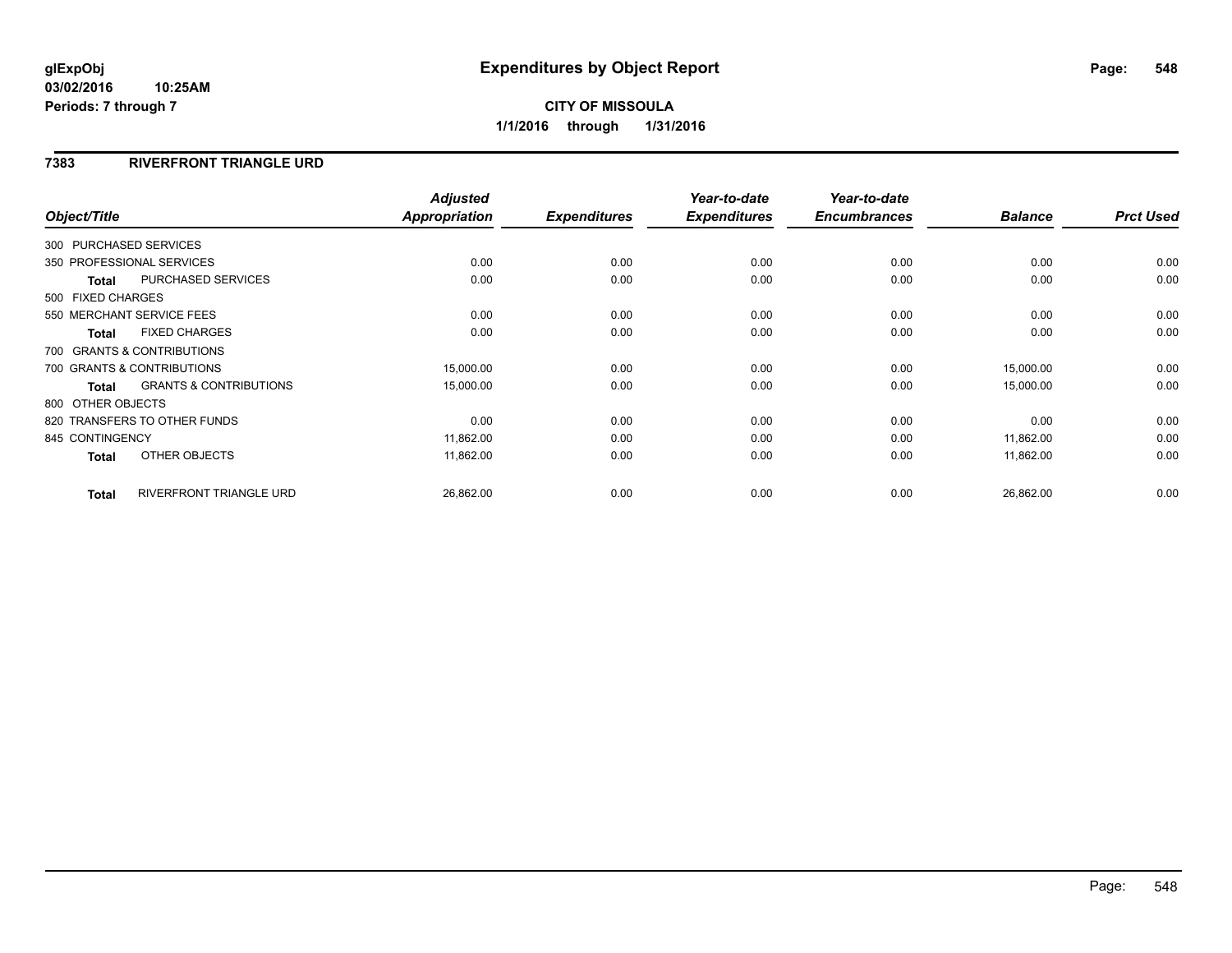**glExpObj**
**03/02/2016 10:25AM**
**Periods: 7 through 7**

# Expenditures by Object Report

**CITY OF MISSOULA**
**1/1/2016 through 1/31/2016**

## 7383 RIVERFRONT TRIANGLE URD

| Object/Title | Adjusted Appropriation | Expenditures | Year-to-date Expenditures | Year-to-date Encumbrances | Balance | Prct Used |
|---|---|---|---|---|---|---|
| 300 PURCHASED SERVICES | | | | | | |
| 350 PROFESSIONAL SERVICES | 0.00 | 0.00 | 0.00 | 0.00 | 0.00 | 0.00 |
| **Total** PURCHASED SERVICES | 0.00 | 0.00 | 0.00 | 0.00 | 0.00 | 0.00 |
| 500 FIXED CHARGES | | | | | | |
| 550 MERCHANT SERVICE FEES | 0.00 | 0.00 | 0.00 | 0.00 | 0.00 | 0.00 |
| **Total** FIXED CHARGES | 0.00 | 0.00 | 0.00 | 0.00 | 0.00 | 0.00 |
| 700 GRANTS & CONTRIBUTIONS | | | | | | |
| 700 GRANTS & CONTRIBUTIONS | 15,000.00 | 0.00 | 0.00 | 0.00 | 15,000.00 | 0.00 |
| **Total** GRANTS & CONTRIBUTIONS | 15,000.00 | 0.00 | 0.00 | 0.00 | 15,000.00 | 0.00 |
| 800 OTHER OBJECTS | | | | | | |
| 820 TRANSFERS TO OTHER FUNDS | 0.00 | 0.00 | 0.00 | 0.00 | 0.00 | 0.00 |
| 845 CONTINGENCY | 11,862.00 | 0.00 | 0.00 | 0.00 | 11,862.00 | 0.00 |
| **Total** OTHER OBJECTS | 11,862.00 | 0.00 | 0.00 | 0.00 | 11,862.00 | 0.00 |
| **Total** RIVERFRONT TRIANGLE URD | 26,862.00 | 0.00 | 0.00 | 0.00 | 26,862.00 | 0.00 |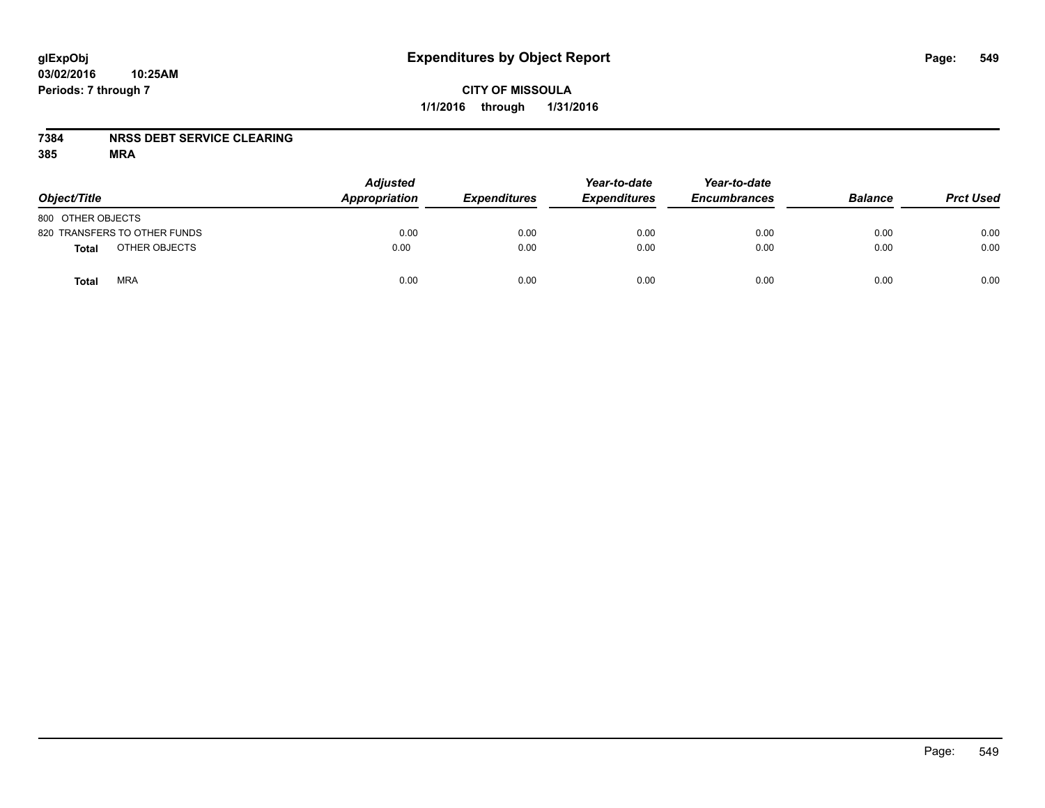**glExpObj**
**03/02/2016 10:25AM**
**Periods: 7 through 7**

# Expenditures by Object Report

**CITY OF MISSOULA**
**1/1/2016 through 1/31/2016**

**7384 NRSS DEBT SERVICE CLEARING**
**385 MRA**

| Object/Title | Adjusted Appropriation | Expenditures | Year-to-date Expenditures | Year-to-date Encumbrances | Balance | Prct Used |
|---|---|---|---|---|---|---|
| 800 OTHER OBJECTS | | | | | | |
| 820 TRANSFERS TO OTHER FUNDS | 0.00 | 0.00 | 0.00 | 0.00 | 0.00 | 0.00 |
| **Total** OTHER OBJECTS | 0.00 | 0.00 | 0.00 | 0.00 | 0.00 | 0.00 |
| **Total** MRA | 0.00 | 0.00 | 0.00 | 0.00 | 0.00 | 0.00 |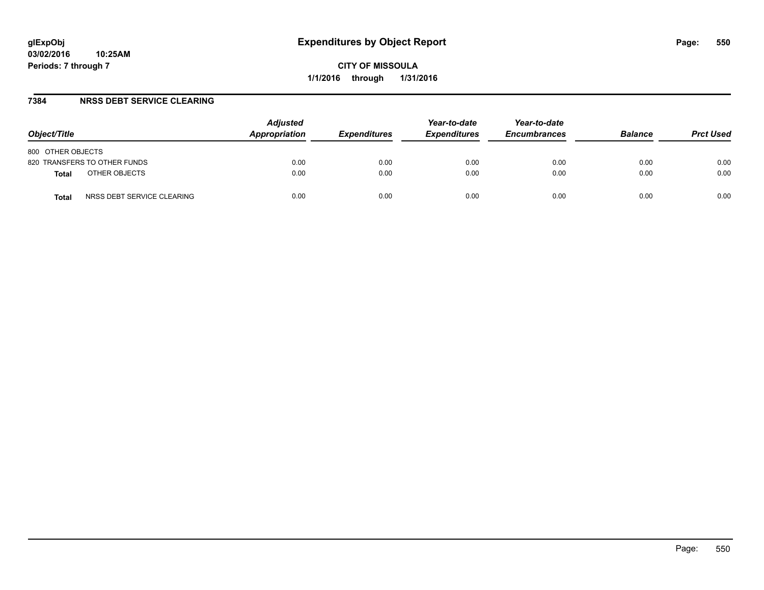# Expenditures by Object Report

**glExpObj**
**03/02/2016 10:25AM**
**Periods: 7 through 7**

**CITY OF MISSOULA**
**1/1/2016 through 1/31/2016**

## 7384 NRSS DEBT SERVICE CLEARING

| Object/Title | Adjusted Appropriation | Expenditures | Year-to-date Expenditures | Year-to-date Encumbrances | Balance | Prct Used |
|---|---|---|---|---|---|---|
| 800 OTHER OBJECTS | | | | | | |
| 820 TRANSFERS TO OTHER FUNDS | 0.00 | 0.00 | 0.00 | 0.00 | 0.00 | 0.00 |
| **Total** OTHER OBJECTS | 0.00 | 0.00 | 0.00 | 0.00 | 0.00 | 0.00 |
| **Total** NRSS DEBT SERVICE CLEARING | 0.00 | 0.00 | 0.00 | 0.00 | 0.00 | 0.00 |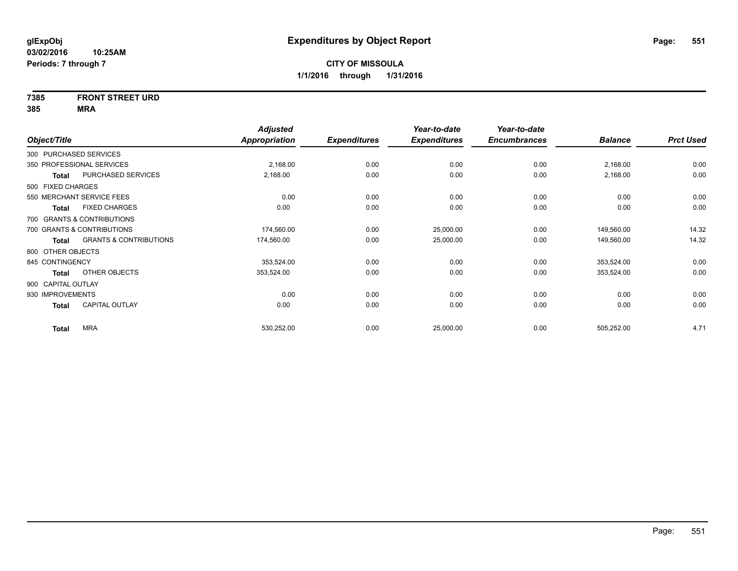**glExpObj**
**03/02/2016 10:25AM**
**Periods: 7 through 7**

# Expenditures by Object Report

**CITY OF MISSOULA**
**1/1/2016 through 1/31/2016**

**7385 FRONT STREET URD**
**385 MRA**

| Object/Title | Adjusted Appropriation | Expenditures | Year-to-date Expenditures | Year-to-date Encumbrances | Balance | Prct Used |
|---|---|---|---|---|---|---|
| 300 PURCHASED SERVICES | | | | | | |
| 350 PROFESSIONAL SERVICES | 2,168.00 | 0.00 | 0.00 | 0.00 | 2,168.00 | 0.00 |
| **Total** PURCHASED SERVICES | 2,168.00 | 0.00 | 0.00 | 0.00 | 2,168.00 | 0.00 |
| 500 FIXED CHARGES | | | | | | |
| 550 MERCHANT SERVICE FEES | 0.00 | 0.00 | 0.00 | 0.00 | 0.00 | 0.00 |
| **Total** FIXED CHARGES | 0.00 | 0.00 | 0.00 | 0.00 | 0.00 | 0.00 |
| 700 GRANTS & CONTRIBUTIONS | | | | | | |
| 700 GRANTS & CONTRIBUTIONS | 174,560.00 | 0.00 | 25,000.00 | 0.00 | 149,560.00 | 14.32 |
| **Total** GRANTS & CONTRIBUTIONS | 174,560.00 | 0.00 | 25,000.00 | 0.00 | 149,560.00 | 14.32 |
| 800 OTHER OBJECTS | | | | | | |
| 845 CONTINGENCY | 353,524.00 | 0.00 | 0.00 | 0.00 | 353,524.00 | 0.00 |
| **Total** OTHER OBJECTS | 353,524.00 | 0.00 | 0.00 | 0.00 | 353,524.00 | 0.00 |
| 900 CAPITAL OUTLAY | | | | | | |
| 930 IMPROVEMENTS | 0.00 | 0.00 | 0.00 | 0.00 | 0.00 | 0.00 |
| **Total** CAPITAL OUTLAY | 0.00 | 0.00 | 0.00 | 0.00 | 0.00 | 0.00 |
| **Total** MRA | 530,252.00 | 0.00 | 25,000.00 | 0.00 | 505,252.00 | 4.71 |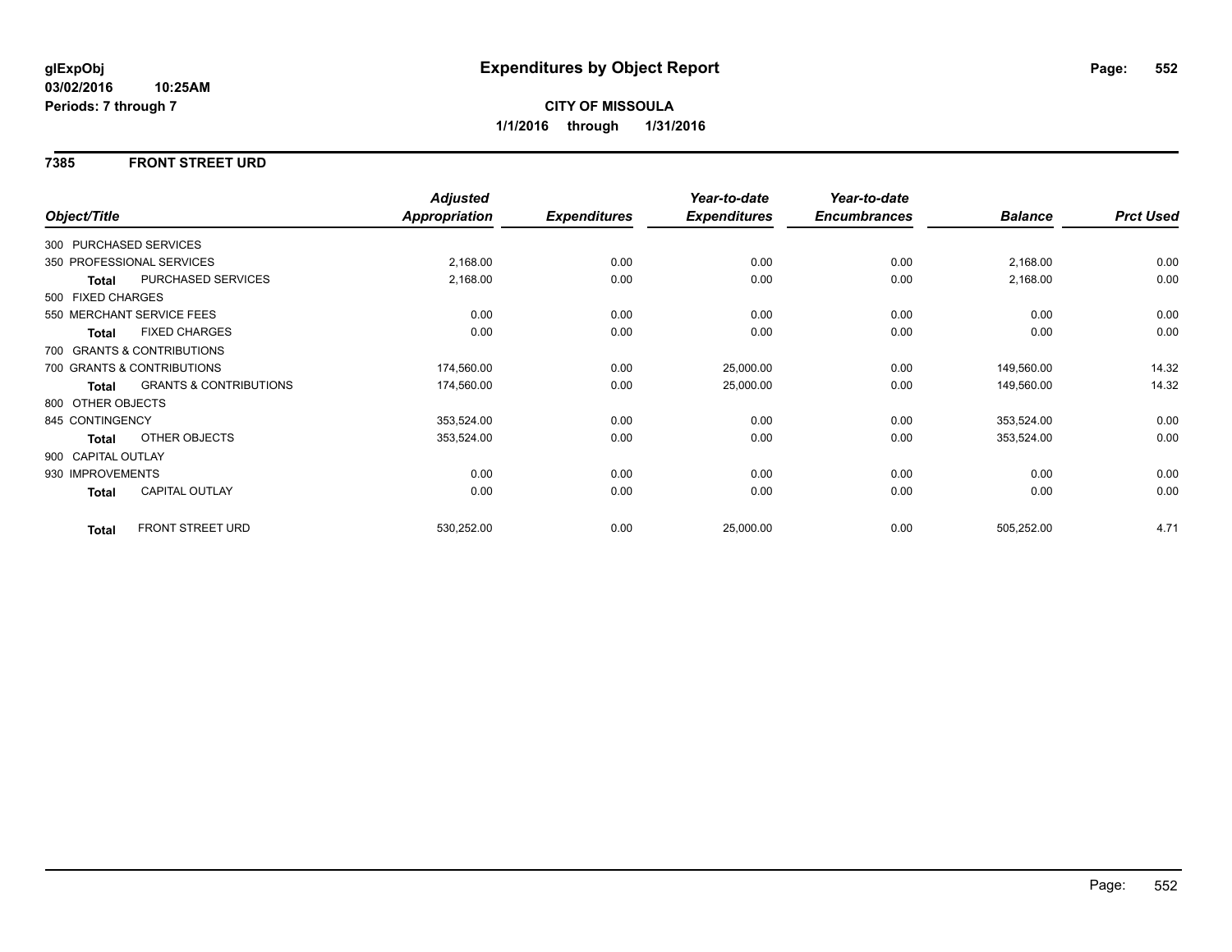**glExpObj** **Expenditures by Object Report**

**03/02/2016 10:25AM**

**Periods: 7 through 7**

**CITY OF MISSOULA**

**1/1/2016 through 1/31/2016**

## 7385 FRONT STREET URD

| Object/Title | | Adjusted Appropriation | Expenditures | Year-to-date Expenditures | Year-to-date Encumbrances | Balance | Prct Used |
|---|---|---|---|---|---|---|---|
| 300 PURCHASED SERVICES | | | | | | | |
| 350 PROFESSIONAL SERVICES | | 2,168.00 | 0.00 | 0.00 | 0.00 | 2,168.00 | 0.00 |
| **Total** | PURCHASED SERVICES | 2,168.00 | 0.00 | 0.00 | 0.00 | 2,168.00 | 0.00 |
| 500 FIXED CHARGES | | | | | | | |
| 550 MERCHANT SERVICE FEES | | 0.00 | 0.00 | 0.00 | 0.00 | 0.00 | 0.00 |
| **Total** | FIXED CHARGES | 0.00 | 0.00 | 0.00 | 0.00 | 0.00 | 0.00 |
| 700 GRANTS & CONTRIBUTIONS | | | | | | | |
| 700 GRANTS & CONTRIBUTIONS | | 174,560.00 | 0.00 | 25,000.00 | 0.00 | 149,560.00 | 14.32 |
| **Total** | GRANTS & CONTRIBUTIONS | 174,560.00 | 0.00 | 25,000.00 | 0.00 | 149,560.00 | 14.32 |
| 800 OTHER OBJECTS | | | | | | | |
| 845 CONTINGENCY | | 353,524.00 | 0.00 | 0.00 | 0.00 | 353,524.00 | 0.00 |
| **Total** | OTHER OBJECTS | 353,524.00 | 0.00 | 0.00 | 0.00 | 353,524.00 | 0.00 |
| 900 CAPITAL OUTLAY | | | | | | | |
| 930 IMPROVEMENTS | | 0.00 | 0.00 | 0.00 | 0.00 | 0.00 | 0.00 |
| **Total** | CAPITAL OUTLAY | 0.00 | 0.00 | 0.00 | 0.00 | 0.00 | 0.00 |
| **Total** | FRONT STREET URD | 530,252.00 | 0.00 | 25,000.00 | 0.00 | 505,252.00 | 4.71 |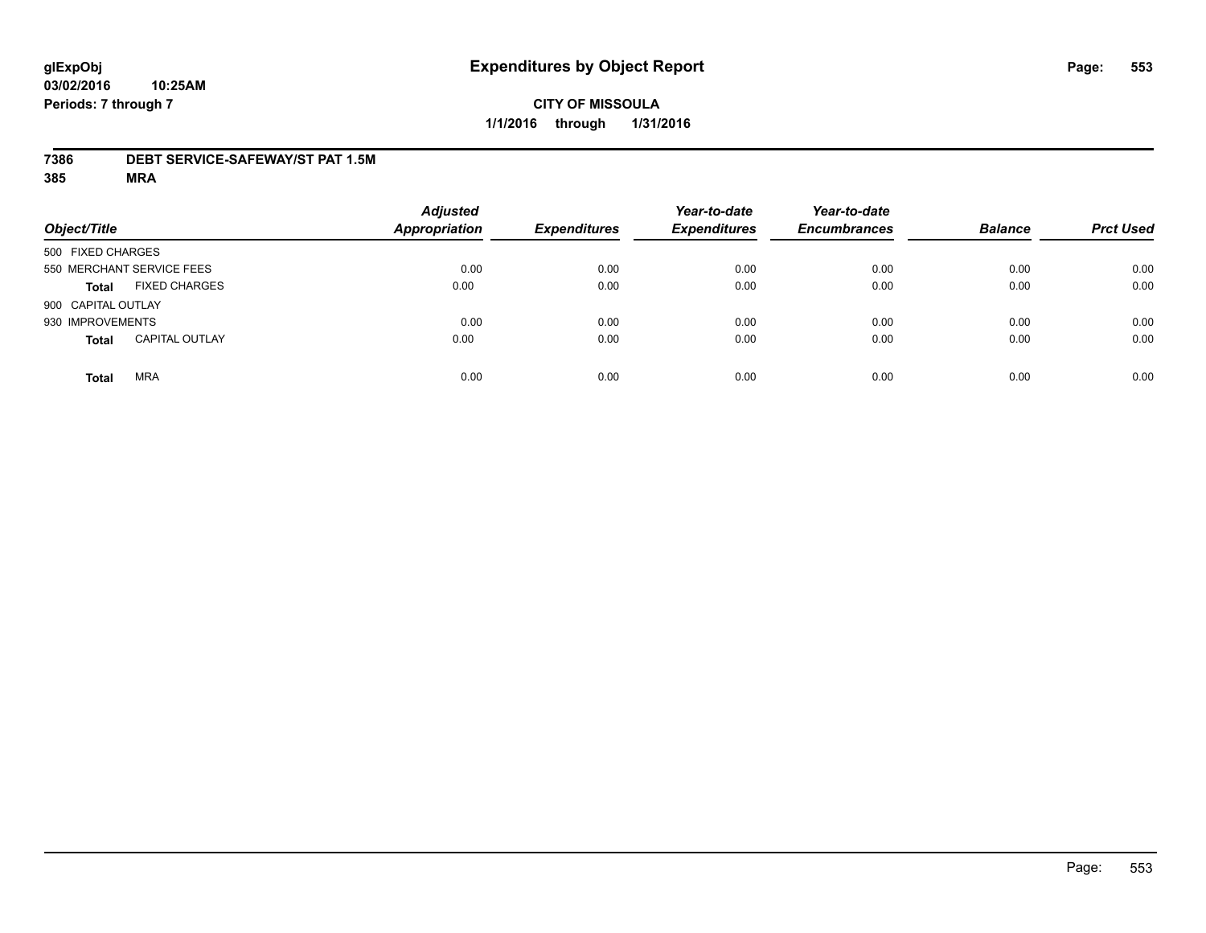# Expenditures by Object Report

glExpObj
03/02/2016 10:25AM
Periods: 7 through 7

**CITY OF MISSOULA**
**1/1/2016 through 1/31/2016**

**7386 DEBT SERVICE-SAFEWAY/ST PAT 1.5M**
**385 MRA**

| Object/Title | | Adjusted Appropriation | Expenditures | Year-to-date Expenditures | Year-to-date Encumbrances | Balance | Prct Used |
|---|---|---|---|---|---|---|---|
| 500 FIXED CHARGES | | | | | | | |
| 550 MERCHANT SERVICE FEES | | 0.00 | 0.00 | 0.00 | 0.00 | 0.00 | 0.00 |
| **Total** | FIXED CHARGES | 0.00 | 0.00 | 0.00 | 0.00 | 0.00 | 0.00 |
| 900 CAPITAL OUTLAY | | | | | | | |
| 930 IMPROVEMENTS | | 0.00 | 0.00 | 0.00 | 0.00 | 0.00 | 0.00 |
| **Total** | CAPITAL OUTLAY | 0.00 | 0.00 | 0.00 | 0.00 | 0.00 | 0.00 |
| **Total** | MRA | 0.00 | 0.00 | 0.00 | 0.00 | 0.00 | 0.00 |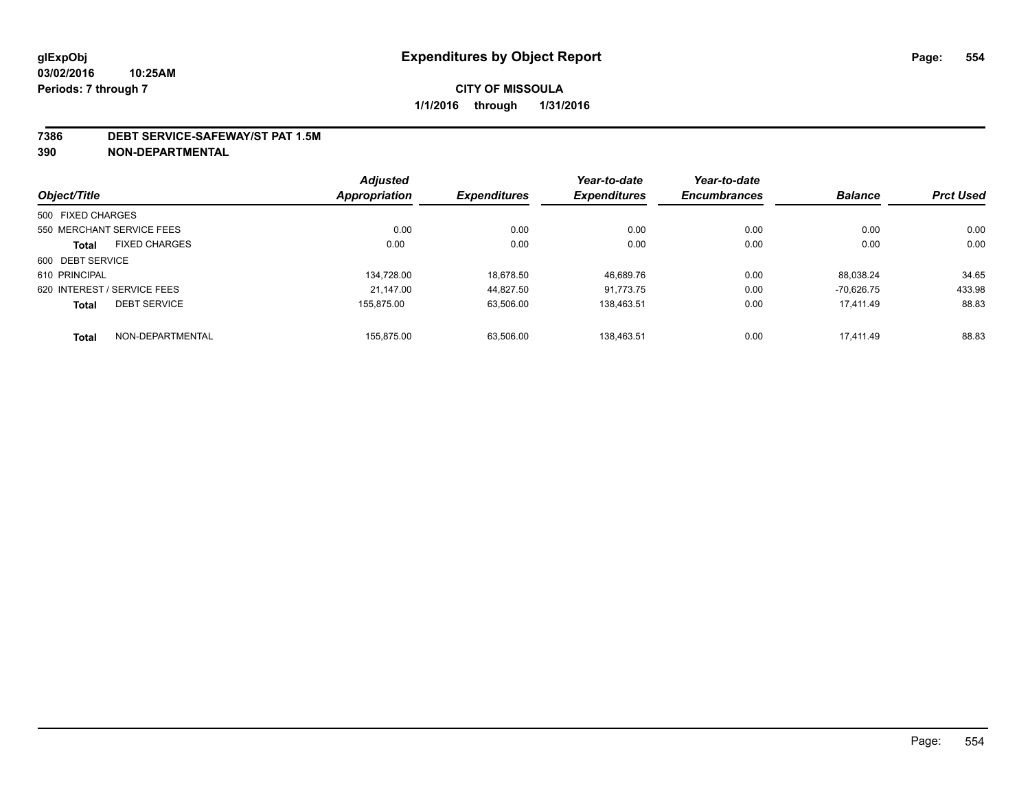# Expenditures by Object Report

glExpObj
03/02/2016 10:25AM
Periods: 7 through 7

**CITY OF MISSOULA**
**1/1/2016 through 1/31/2016**

## 7386 DEBT SERVICE-SAFEWAY/ST PAT 1.5M
## 390 NON-DEPARTMENTAL

| Object/Title | | Adjusted Appropriation | Expenditures | Year-to-date Expenditures | Year-to-date Encumbrances | Balance | Prct Used |
|---|---|---|---|---|---|---|---|
| 500 FIXED CHARGES | | | | | | | |
| 550 MERCHANT SERVICE FEES | | 0.00 | 0.00 | 0.00 | 0.00 | 0.00 | 0.00 |
| **Total** | FIXED CHARGES | 0.00 | 0.00 | 0.00 | 0.00 | 0.00 | 0.00 |
| 600 DEBT SERVICE | | | | | | | |
| 610 PRINCIPAL | | 134,728.00 | 18,678.50 | 46,689.76 | 0.00 | 88,038.24 | 34.65 |
| 620 INTEREST / SERVICE FEES | | 21,147.00 | 44,827.50 | 91,773.75 | 0.00 | -70,626.75 | 433.98 |
| **Total** | DEBT SERVICE | 155,875.00 | 63,506.00 | 138,463.51 | 0.00 | 17,411.49 | 88.83 |
| **Total** | NON-DEPARTMENTAL | 155,875.00 | 63,506.00 | 138,463.51 | 0.00 | 17,411.49 | 88.83 |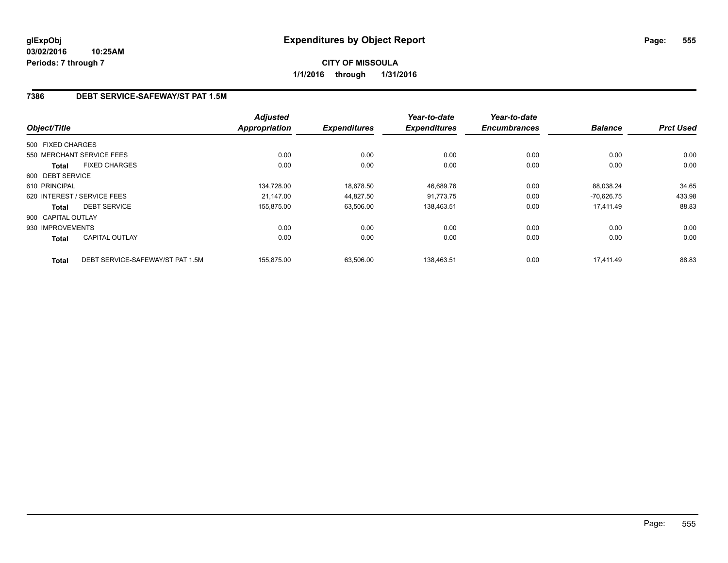**glExpObj**
**03/02/2016 10:25AM**
**Periods: 7 through 7**

# Expenditures by Object Report

**CITY OF MISSOULA**
**1/1/2016 through 1/31/2016**

## 7386 DEBT SERVICE-SAFEWAY/ST PAT 1.5M

| Object/Title | | Adjusted Appropriation | Expenditures | Year-to-date Expenditures | Year-to-date Encumbrances | Balance | Prct Used |
|---|---|---|---|---|---|---|---|
| 500 FIXED CHARGES | | | | | | | |
| 550 MERCHANT SERVICE FEES | | 0.00 | 0.00 | 0.00 | 0.00 | 0.00 | 0.00 |
| **Total** | FIXED CHARGES | 0.00 | 0.00 | 0.00 | 0.00 | 0.00 | 0.00 |
| 600 DEBT SERVICE | | | | | | | |
| 610 PRINCIPAL | | 134,728.00 | 18,678.50 | 46,689.76 | 0.00 | 88,038.24 | 34.65 |
| 620 INTEREST / SERVICE FEES | | 21,147.00 | 44,827.50 | 91,773.75 | 0.00 | -70,626.75 | 433.98 |
| **Total** | DEBT SERVICE | 155,875.00 | 63,506.00 | 138,463.51 | 0.00 | 17,411.49 | 88.83 |
| 900 CAPITAL OUTLAY | | | | | | | |
| 930 IMPROVEMENTS | | 0.00 | 0.00 | 0.00 | 0.00 | 0.00 | 0.00 |
| **Total** | CAPITAL OUTLAY | 0.00 | 0.00 | 0.00 | 0.00 | 0.00 | 0.00 |
| **Total** | DEBT SERVICE-SAFEWAY/ST PAT 1.5M | 155,875.00 | 63,506.00 | 138,463.51 | 0.00 | 17,411.49 | 88.83 |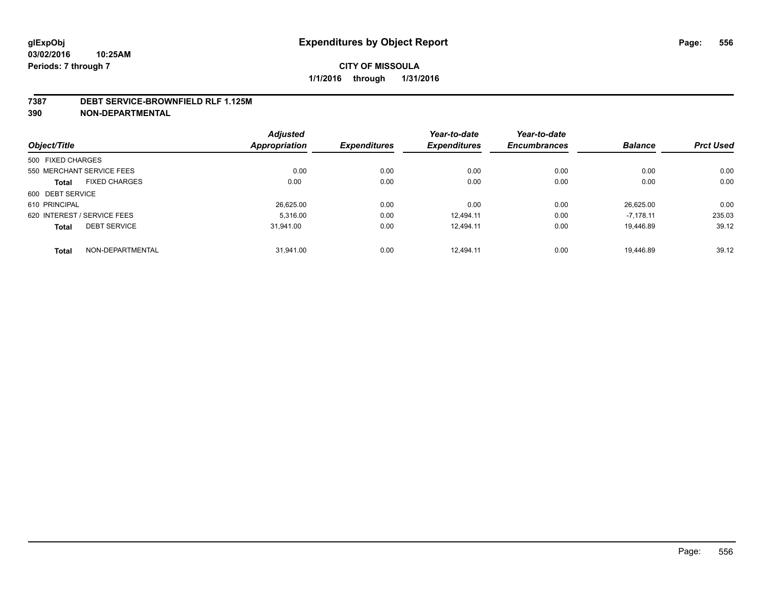# Expenditures by Object Report

glExpObj
03/02/2016 10:25AM
Periods: 7 through 7

**CITY OF MISSOULA**
**1/1/2016 through 1/31/2016**

**7387 DEBT SERVICE-BROWNFIELD RLF 1.125M**
**390 NON-DEPARTMENTAL**

| Object/Title | Adjusted Appropriation | Expenditures | Year-to-date Expenditures | Year-to-date Encumbrances | Balance | Prct Used |
|---|---|---|---|---|---|---|
| 500 FIXED CHARGES | | | | | | |
| 550 MERCHANT SERVICE FEES | 0.00 | 0.00 | 0.00 | 0.00 | 0.00 | 0.00 |
| **Total** FIXED CHARGES | 0.00 | 0.00 | 0.00 | 0.00 | 0.00 | 0.00 |
| 600 DEBT SERVICE | | | | | | |
| 610 PRINCIPAL | 26,625.00 | 0.00 | 0.00 | 0.00 | 26,625.00 | 0.00 |
| 620 INTEREST / SERVICE FEES | 5,316.00 | 0.00 | 12,494.11 | 0.00 | -7,178.11 | 235.03 |
| **Total** DEBT SERVICE | 31,941.00 | 0.00 | 12,494.11 | 0.00 | 19,446.89 | 39.12 |
| **Total** NON-DEPARTMENTAL | 31,941.00 | 0.00 | 12,494.11 | 0.00 | 19,446.89 | 39.12 |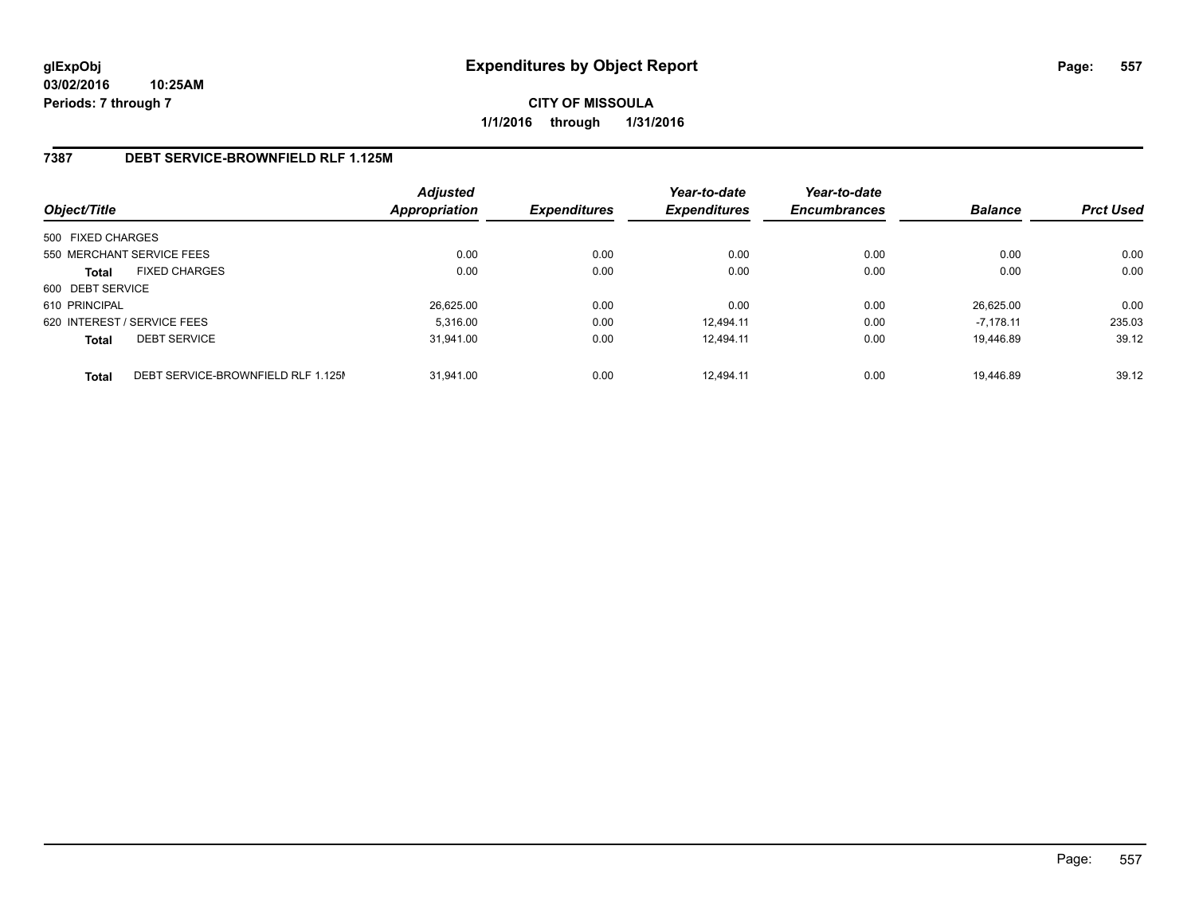# Expenditures by Object Report

glExpObj
03/02/2016 10:25AM
Periods: 7 through 7

**CITY OF MISSOULA**
**1/1/2016 through 1/31/2016**

## 7387 DEBT SERVICE-BROWNFIELD RLF 1.125M

| Object/Title | | Adjusted Appropriation | Expenditures | Year-to-date Expenditures | Year-to-date Encumbrances | Balance | Prct Used |
|---|---|---|---|---|---|---|---|
| 500 FIXED CHARGES | | | | | | | |
| 550 MERCHANT SERVICE FEES | | 0.00 | 0.00 | 0.00 | 0.00 | 0.00 | 0.00 |
| **Total** | FIXED CHARGES | 0.00 | 0.00 | 0.00 | 0.00 | 0.00 | 0.00 |
| 600 DEBT SERVICE | | | | | | | |
| 610 PRINCIPAL | | 26,625.00 | 0.00 | 0.00 | 0.00 | 26,625.00 | 0.00 |
| 620 INTEREST / SERVICE FEES | | 5,316.00 | 0.00 | 12,494.11 | 0.00 | -7,178.11 | 235.03 |
| **Total** | DEBT SERVICE | 31,941.00 | 0.00 | 12,494.11 | 0.00 | 19,446.89 | 39.12 |
| **Total** | DEBT SERVICE-BROWNFIELD RLF 1.125M | 31,941.00 | 0.00 | 12,494.11 | 0.00 | 19,446.89 | 39.12 |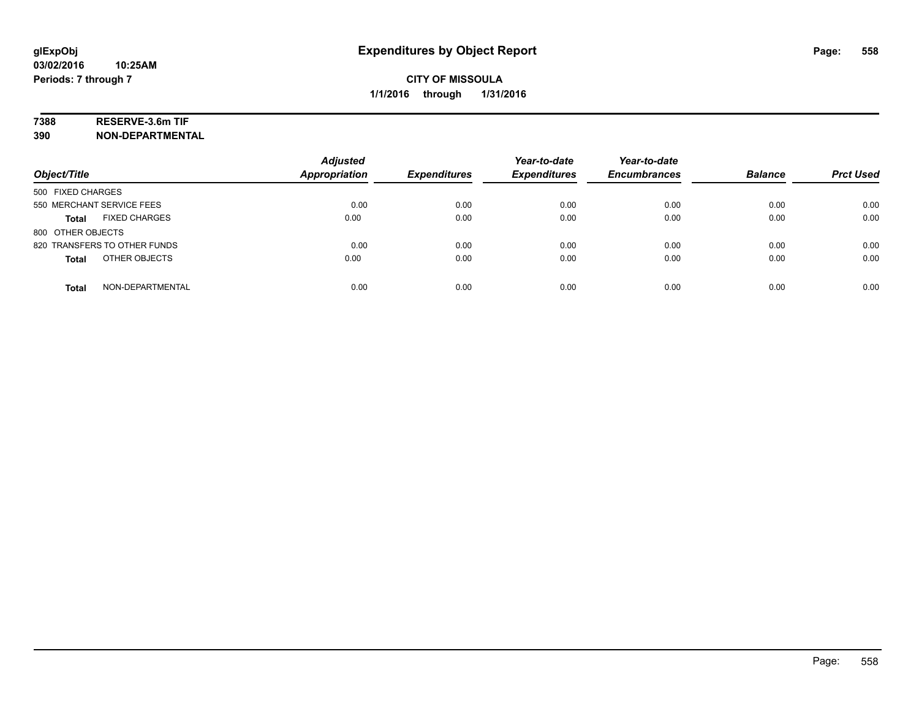**glExpObj**
**03/02/2016 10:25AM**
**Periods: 7 through 7**

# Expenditures by Object Report

**CITY OF MISSOULA**
**1/1/2016 through 1/31/2016**

**7388 RESERVE-3.6m TIF**
**390 NON-DEPARTMENTAL**

| Object/Title | Adjusted Appropriation | Expenditures | Year-to-date Expenditures | Year-to-date Encumbrances | Balance | Prct Used |
|---|---|---|---|---|---|---|
| 500 FIXED CHARGES | | | | | | |
| 550 MERCHANT SERVICE FEES | 0.00 | 0.00 | 0.00 | 0.00 | 0.00 | 0.00 |
| **Total** FIXED CHARGES | 0.00 | 0.00 | 0.00 | 0.00 | 0.00 | 0.00 |
| 800 OTHER OBJECTS | | | | | | |
| 820 TRANSFERS TO OTHER FUNDS | 0.00 | 0.00 | 0.00 | 0.00 | 0.00 | 0.00 |
| **Total** OTHER OBJECTS | 0.00 | 0.00 | 0.00 | 0.00 | 0.00 | 0.00 |
| **Total** NON-DEPARTMENTAL | 0.00 | 0.00 | 0.00 | 0.00 | 0.00 | 0.00 |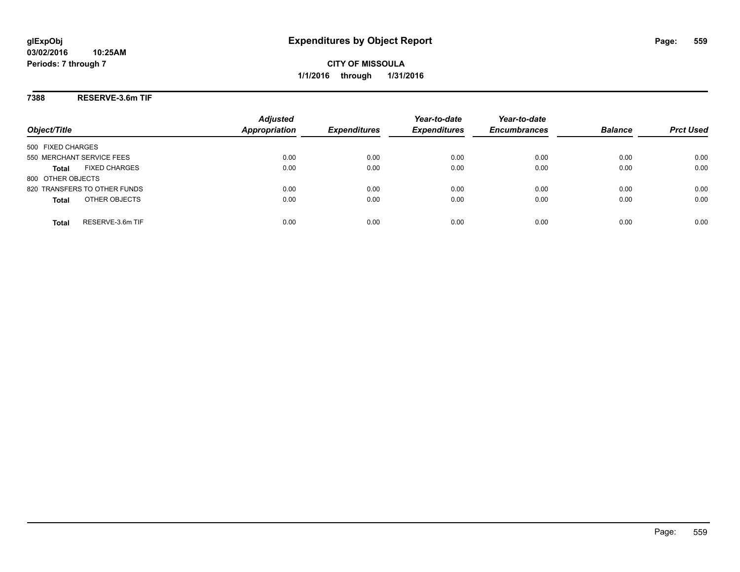**glExpObj** 03/02/2016 10:25AM
**Periods: 7 through 7**

# Expenditures by Object Report

**CITY OF MISSOULA**
**1/1/2016 through 1/31/2016**

## 7388 RESERVE-3.6m TIF

| Object/Title | Adjusted Appropriation | Expenditures | Year-to-date Expenditures | Year-to-date Encumbrances | Balance | Prct Used |
|---|---|---|---|---|---|---|
| 500 FIXED CHARGES | | | | | | |
| 550 MERCHANT SERVICE FEES | 0.00 | 0.00 | 0.00 | 0.00 | 0.00 | 0.00 |
| **Total** FIXED CHARGES | 0.00 | 0.00 | 0.00 | 0.00 | 0.00 | 0.00 |
| 800 OTHER OBJECTS | | | | | | |
| 820 TRANSFERS TO OTHER FUNDS | 0.00 | 0.00 | 0.00 | 0.00 | 0.00 | 0.00 |
| **Total** OTHER OBJECTS | 0.00 | 0.00 | 0.00 | 0.00 | 0.00 | 0.00 |
| **Total** RESERVE-3.6m TIF | 0.00 | 0.00 | 0.00 | 0.00 | 0.00 | 0.00 |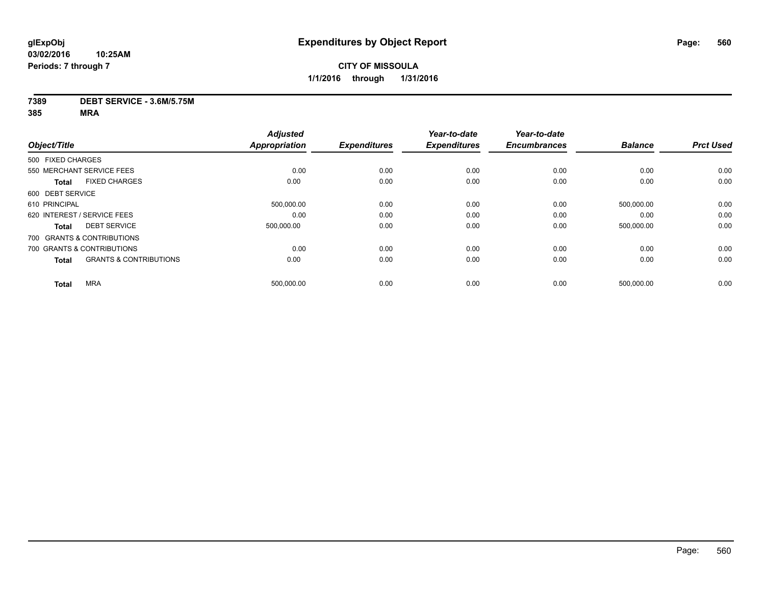**glExpObj** 
**03/02/2016 10:25AM** 
**Periods: 7 through 7**

# Expenditures by Object Report

**CITY OF MISSOULA**
**1/1/2016 through 1/31/2016**

**7389 DEBT SERVICE - 3.6M/5.75M**
**385 MRA**

| Object/Title | | Adjusted Appropriation | Expenditures | Year-to-date Expenditures | Year-to-date Encumbrances | Balance | Prct Used |
|---|---|---|---|---|---|---|---|
| 500 FIXED CHARGES | | | | | | | |
| 550 MERCHANT SERVICE FEES | | 0.00 | 0.00 | 0.00 | 0.00 | 0.00 | 0.00 |
| **Total** | FIXED CHARGES | 0.00 | 0.00 | 0.00 | 0.00 | 0.00 | 0.00 |
| 600 DEBT SERVICE | | | | | | | |
| 610 PRINCIPAL | | 500,000.00 | 0.00 | 0.00 | 0.00 | 500,000.00 | 0.00 |
| 620 INTEREST / SERVICE FEES | | 0.00 | 0.00 | 0.00 | 0.00 | 0.00 | 0.00 |
| **Total** | DEBT SERVICE | 500,000.00 | 0.00 | 0.00 | 0.00 | 500,000.00 | 0.00 |
| 700 GRANTS & CONTRIBUTIONS | | | | | | | |
| 700 GRANTS & CONTRIBUTIONS | | 0.00 | 0.00 | 0.00 | 0.00 | 0.00 | 0.00 |
| **Total** | GRANTS & CONTRIBUTIONS | 0.00 | 0.00 | 0.00 | 0.00 | 0.00 | 0.00 |
| **Total** | MRA | 500,000.00 | 0.00 | 0.00 | 0.00 | 500,000.00 | 0.00 |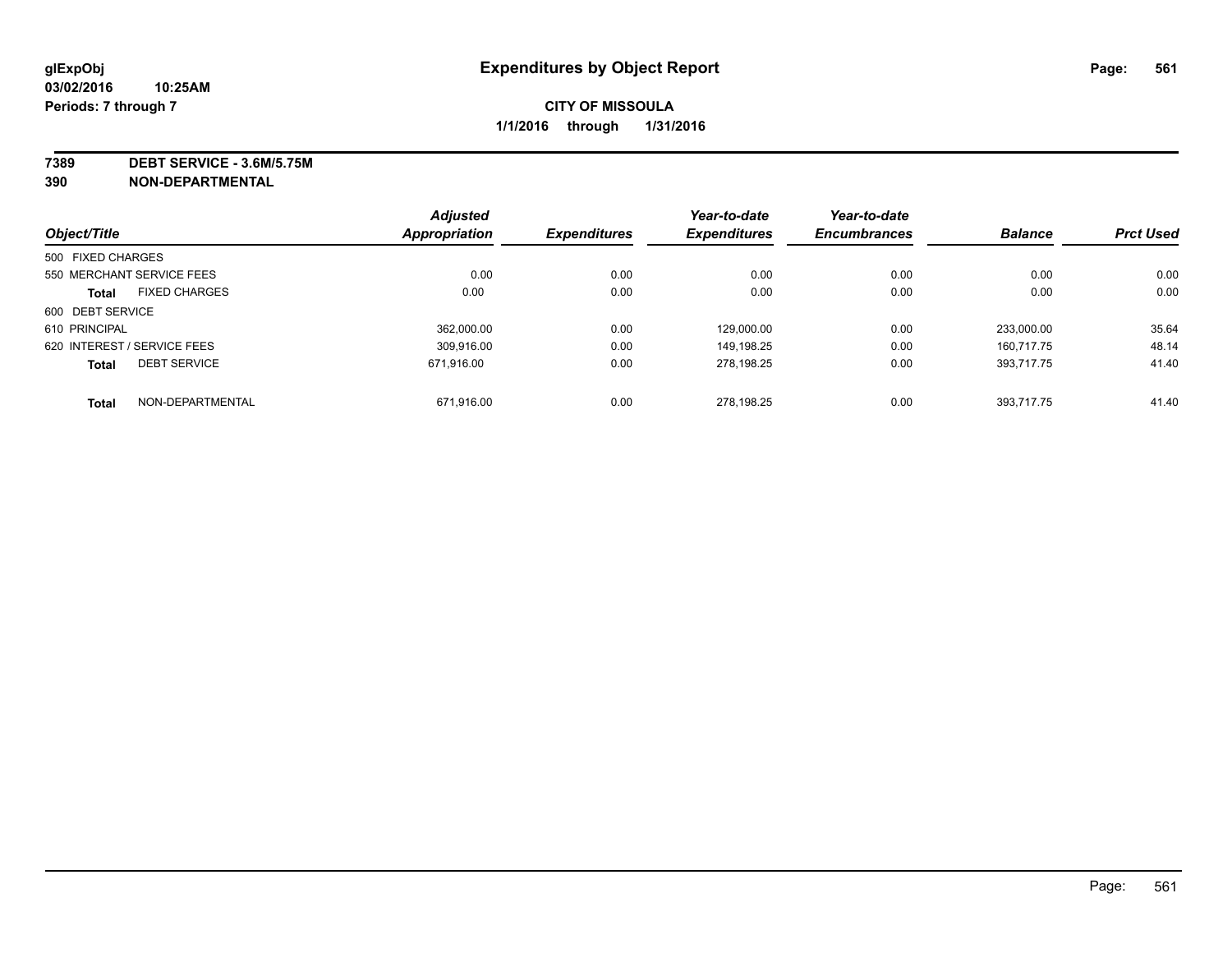**glExpObj** | **Expenditures by Object Report**
**03/02/2016 10:25AM**
**Periods: 7 through 7**

**CITY OF MISSOULA**
**1/1/2016 through 1/31/2016**

**7389 DEBT SERVICE - 3.6M/5.75M**
**390 NON-DEPARTMENTAL**

| Object/Title | Adjusted Appropriation | Expenditures | Year-to-date Expenditures | Year-to-date Encumbrances | Balance | Prct Used |
|---|---|---|---|---|---|---|
| 500 FIXED CHARGES | | | | | | |
| 550 MERCHANT SERVICE FEES | 0.00 | 0.00 | 0.00 | 0.00 | 0.00 | 0.00 |
| **Total** FIXED CHARGES | 0.00 | 0.00 | 0.00 | 0.00 | 0.00 | 0.00 |
| 600 DEBT SERVICE | | | | | | |
| 610 PRINCIPAL | 362,000.00 | 0.00 | 129,000.00 | 0.00 | 233,000.00 | 35.64 |
| 620 INTEREST / SERVICE FEES | 309,916.00 | 0.00 | 149,198.25 | 0.00 | 160,717.75 | 48.14 |
| **Total** DEBT SERVICE | 671,916.00 | 0.00 | 278,198.25 | 0.00 | 393,717.75 | 41.40 |
| **Total** NON-DEPARTMENTAL | 671,916.00 | 0.00 | 278,198.25 | 0.00 | 393,717.75 | 41.40 |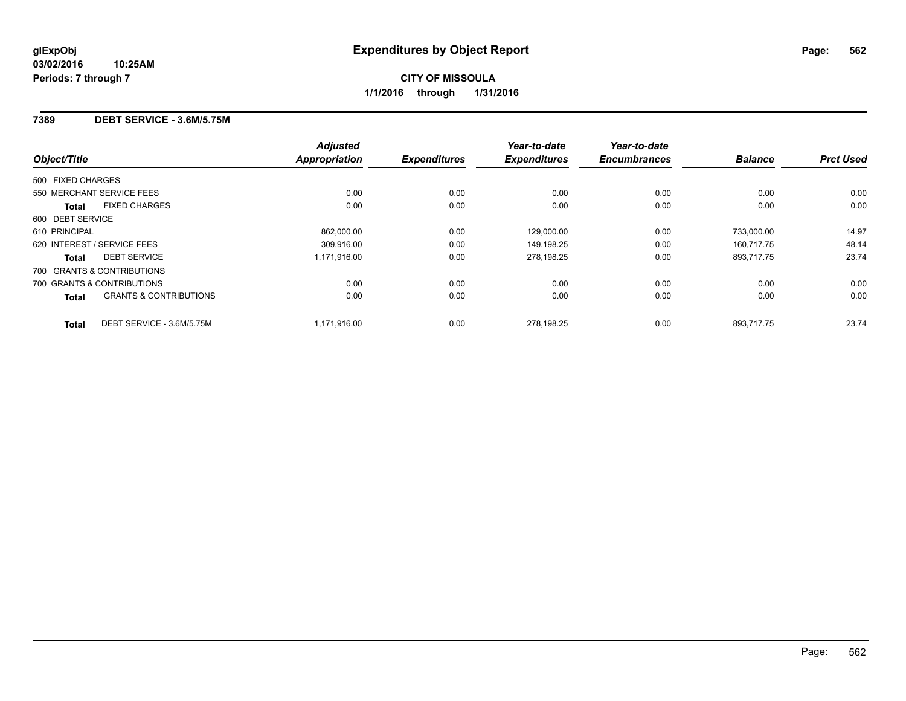# Expenditures by Object Report

glExpObj
03/02/2016 10:25AM
Periods: 7 through 7

**CITY OF MISSOULA**
**1/1/2016 through 1/31/2016**

## 7389 DEBT SERVICE - 3.6M/5.75M

| Object/Title | | Adjusted Appropriation | Expenditures | Year-to-date Expenditures | Year-to-date Encumbrances | Balance | Prct Used |
|---|---|---|---|---|---|---|---|
| 500 FIXED CHARGES | | | | | | | |
| 550 MERCHANT SERVICE FEES | | 0.00 | 0.00 | 0.00 | 0.00 | 0.00 | 0.00 |
| **Total** | FIXED CHARGES | 0.00 | 0.00 | 0.00 | 0.00 | 0.00 | 0.00 |
| 600 DEBT SERVICE | | | | | | | |
| 610 PRINCIPAL | | 862,000.00 | 0.00 | 129,000.00 | 0.00 | 733,000.00 | 14.97 |
| 620 INTEREST / SERVICE FEES | | 309,916.00 | 0.00 | 149,198.25 | 0.00 | 160,717.75 | 48.14 |
| **Total** | DEBT SERVICE | 1,171,916.00 | 0.00 | 278,198.25 | 0.00 | 893,717.75 | 23.74 |
| 700 GRANTS & CONTRIBUTIONS | | | | | | | |
| 700 GRANTS & CONTRIBUTIONS | | 0.00 | 0.00 | 0.00 | 0.00 | 0.00 | 0.00 |
| **Total** | GRANTS & CONTRIBUTIONS | 0.00 | 0.00 | 0.00 | 0.00 | 0.00 | 0.00 |
| **Total** | DEBT SERVICE - 3.6M/5.75M | 1,171,916.00 | 0.00 | 278,198.25 | 0.00 | 893,717.75 | 23.74 |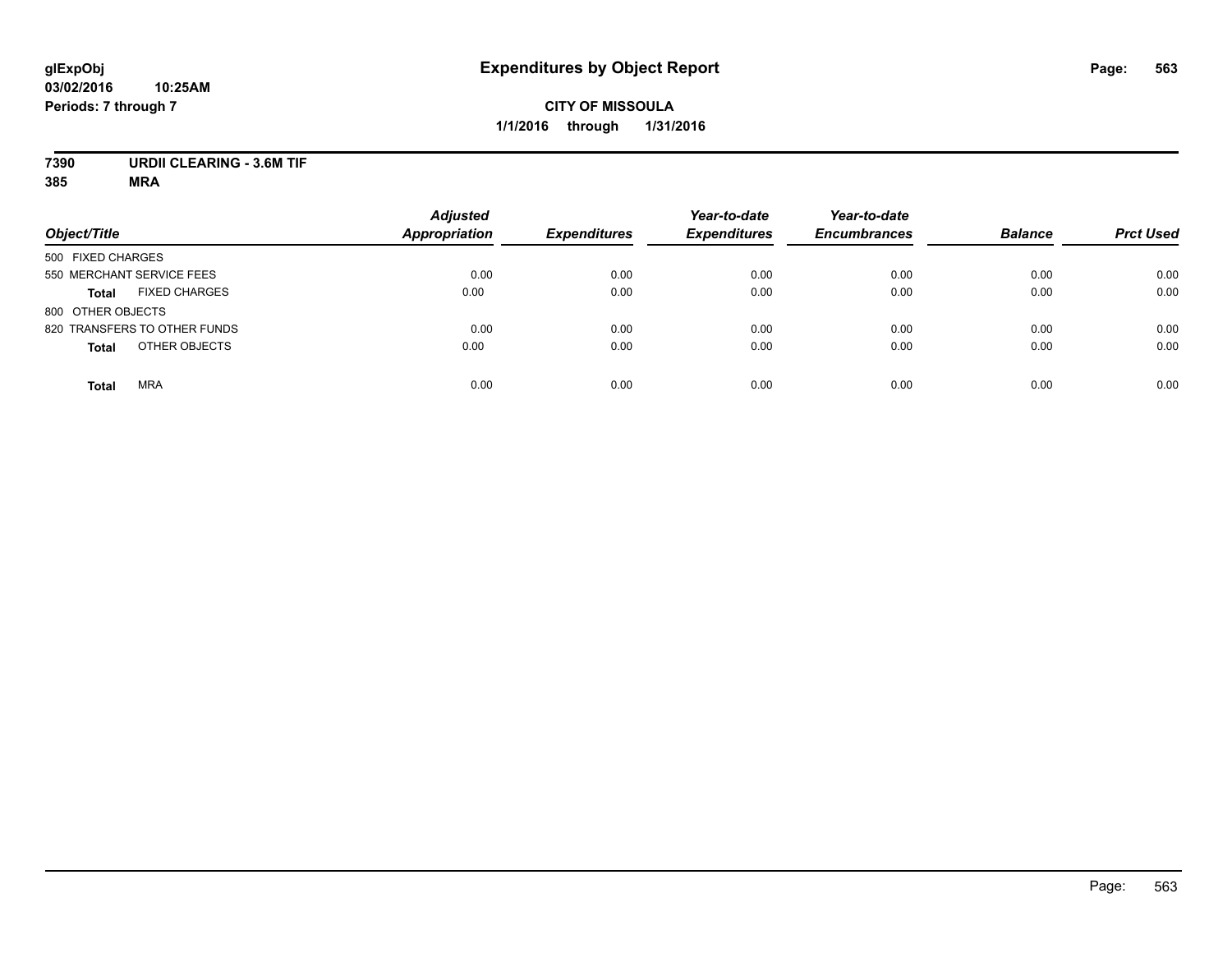glExpObj
03/02/2016 10:25AM
Periods: 7 through 7

# Expenditures by Object Report

**CITY OF MISSOULA**
**1/1/2016 through 1/31/2016**

**7390 URDII CLEARING - 3.6M TIF**
**385 MRA**

| Object/Title | Adjusted Appropriation | Expenditures | Year-to-date Expenditures | Year-to-date Encumbrances | Balance | Prct Used |
|---|---|---|---|---|---|---|
| 500 FIXED CHARGES | | | | | | |
| 550 MERCHANT SERVICE FEES | 0.00 | 0.00 | 0.00 | 0.00 | 0.00 | 0.00 |
| **Total** FIXED CHARGES | 0.00 | 0.00 | 0.00 | 0.00 | 0.00 | 0.00 |
| 800 OTHER OBJECTS | | | | | | |
| 820 TRANSFERS TO OTHER FUNDS | 0.00 | 0.00 | 0.00 | 0.00 | 0.00 | 0.00 |
| **Total** OTHER OBJECTS | 0.00 | 0.00 | 0.00 | 0.00 | 0.00 | 0.00 |
| **Total** MRA | 0.00 | 0.00 | 0.00 | 0.00 | 0.00 | 0.00 |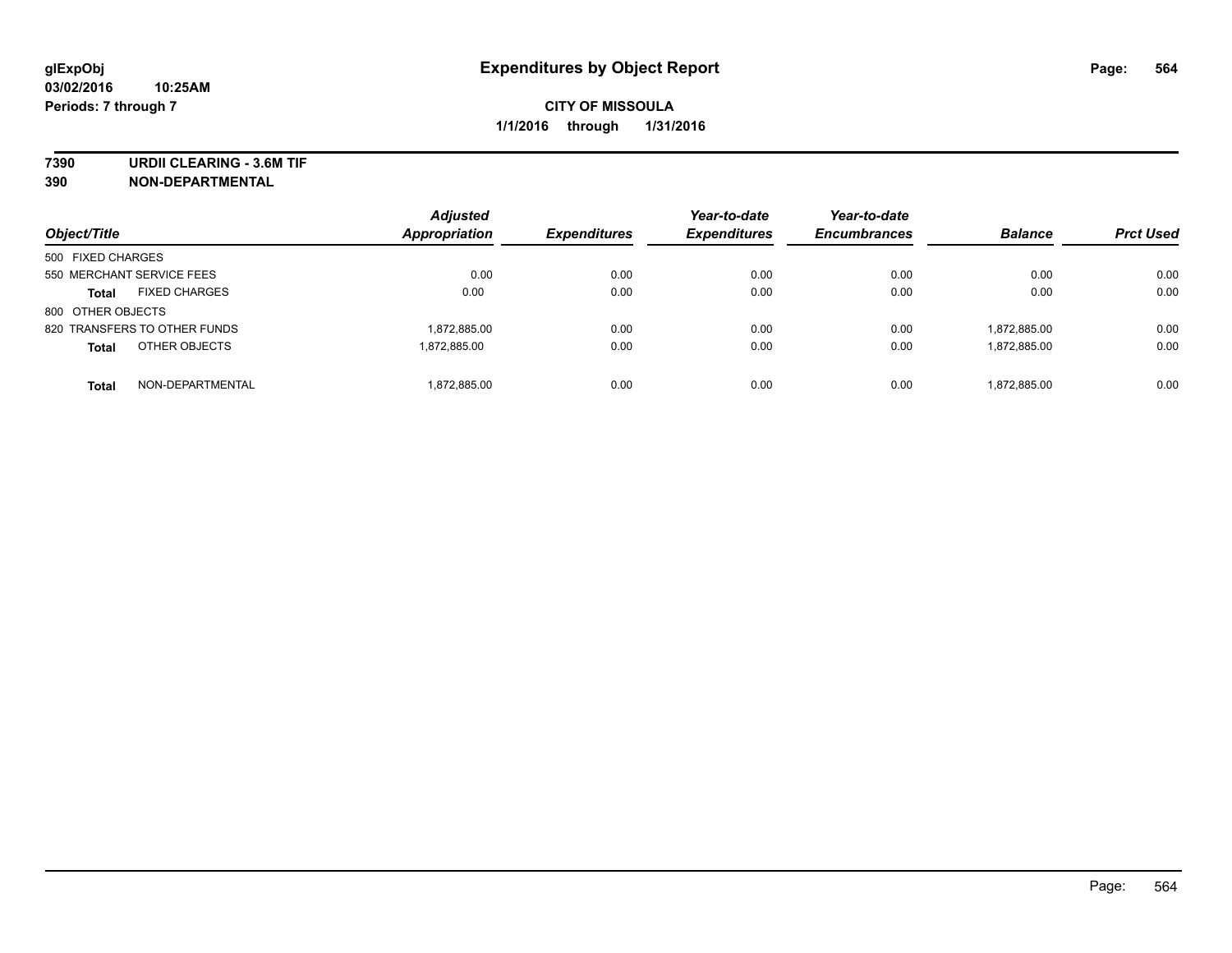**glExpObj**
**03/02/2016 10:25AM**
**Periods: 7 through 7**

# Expenditures by Object Report

**CITY OF MISSOULA**
**1/1/2016 through 1/31/2016**

**7390 URDII CLEARING - 3.6M TIF**
**390 NON-DEPARTMENTAL**

| Object/Title | | Adjusted Appropriation | Expenditures | Year-to-date Expenditures | Year-to-date Encumbrances | Balance | Prct Used |
|---|---|---|---|---|---|---|---|
| 500 FIXED CHARGES | | | | | | | |
| 550 MERCHANT SERVICE FEES | | 0.00 | 0.00 | 0.00 | 0.00 | 0.00 | 0.00 |
| **Total** | FIXED CHARGES | 0.00 | 0.00 | 0.00 | 0.00 | 0.00 | 0.00 |
| 800 OTHER OBJECTS | | | | | | | |
| 820 TRANSFERS TO OTHER FUNDS | | 1,872,885.00 | 0.00 | 0.00 | 0.00 | 1,872,885.00 | 0.00 |
| **Total** | OTHER OBJECTS | 1,872,885.00 | 0.00 | 0.00 | 0.00 | 1,872,885.00 | 0.00 |
| **Total** | NON-DEPARTMENTAL | 1,872,885.00 | 0.00 | 0.00 | 0.00 | 1,872,885.00 | 0.00 |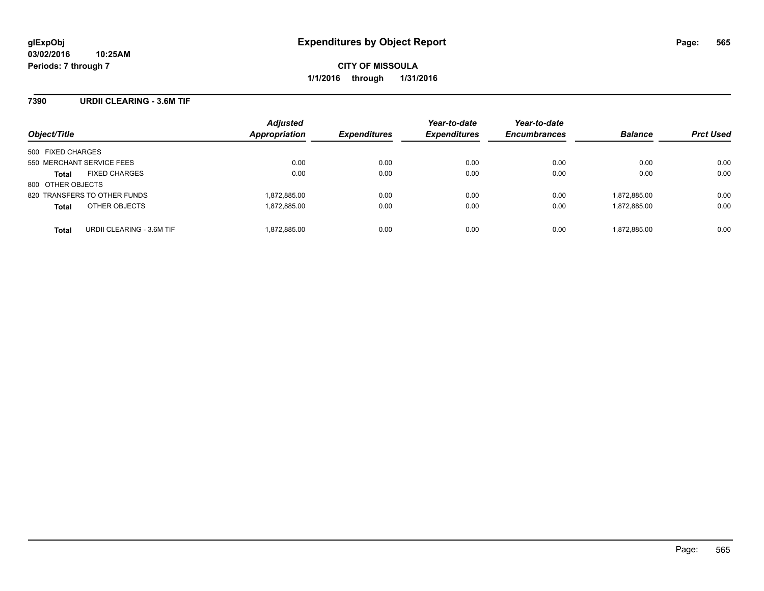glExpObj
03/02/2016 10:25AM
Periods: 7 through 7

# Expenditures by Object Report

**CITY OF MISSOULA**
**1/1/2016 through 1/31/2016**

## 7390 URDII CLEARING - 3.6M TIF

| Object/Title | Adjusted Appropriation | Expenditures | Year-to-date Expenditures | Year-to-date Encumbrances | Balance | Prct Used |
|---|---|---|---|---|---|---|
| 500 FIXED CHARGES | | | | | | |
| 550 MERCHANT SERVICE FEES | 0.00 | 0.00 | 0.00 | 0.00 | 0.00 | 0.00 |
| **Total** FIXED CHARGES | 0.00 | 0.00 | 0.00 | 0.00 | 0.00 | 0.00 |
| 800 OTHER OBJECTS | | | | | | |
| 820 TRANSFERS TO OTHER FUNDS | 1,872,885.00 | 0.00 | 0.00 | 0.00 | 1,872,885.00 | 0.00 |
| **Total** OTHER OBJECTS | 1,872,885.00 | 0.00 | 0.00 | 0.00 | 1,872,885.00 | 0.00 |
| **Total** URDII CLEARING - 3.6M TIF | 1,872,885.00 | 0.00 | 0.00 | 0.00 | 1,872,885.00 | 0.00 |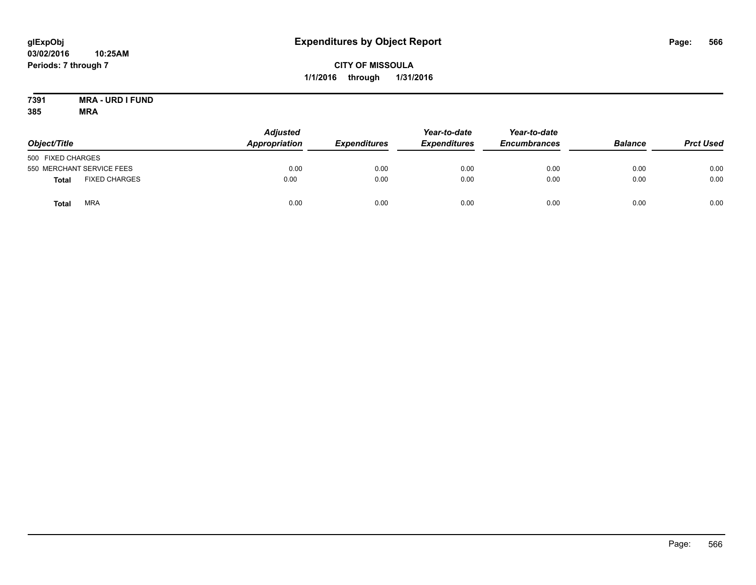# Expenditures by Object Report

glExpObj
03/02/2016 10:25AM
Periods: 7 through 7

**CITY OF MISSOULA**
**1/1/2016 through 1/31/2016**

**7391 MRA - URD I FUND**
**385 MRA**

| Object/Title | | Adjusted Appropriation | Expenditures | Year-to-date Expenditures | Year-to-date Encumbrances | Balance | Prct Used |
|---|---|---|---|---|---|---|---|
| 500 FIXED CHARGES | | | | | | | |
| 550 MERCHANT SERVICE FEES | | 0.00 | 0.00 | 0.00 | 0.00 | 0.00 | 0.00 |
| **Total** | FIXED CHARGES | 0.00 | 0.00 | 0.00 | 0.00 | 0.00 | 0.00 |
| **Total** | MRA | 0.00 | 0.00 | 0.00 | 0.00 | 0.00 | 0.00 |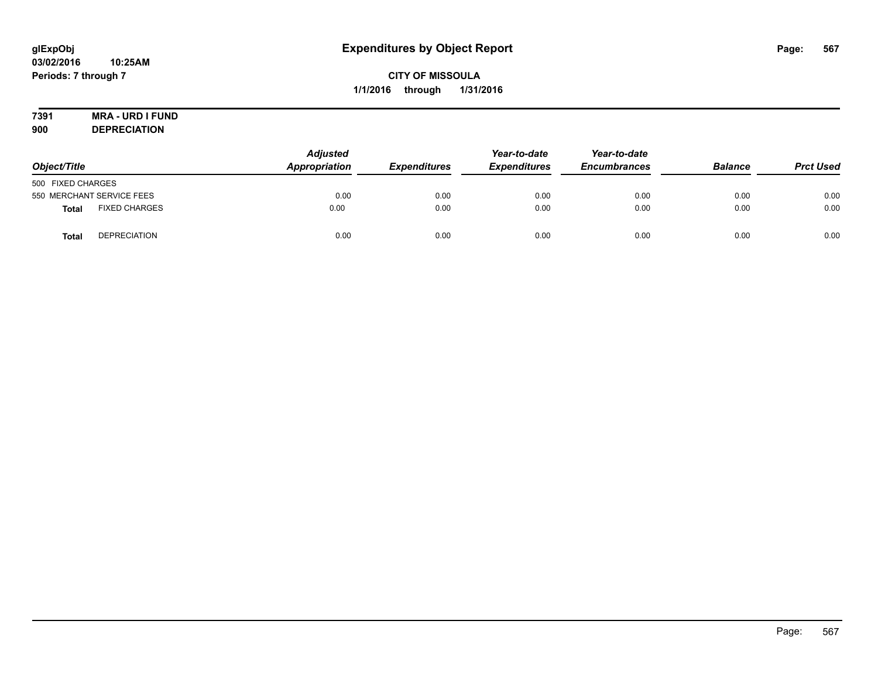glExpObj
03/02/2016 10:25AM
Periods: 7 through 7

# Expenditures by Object Report

**CITY OF MISSOULA**
**1/1/2016 through 1/31/2016**

**7391 MRA - URD I FUND**
**900 DEPRECIATION**

| Object/Title | Adjusted Appropriation | Expenditures | Year-to-date Expenditures | Year-to-date Encumbrances | Balance | Prct Used |
|---|---|---|---|---|---|---|
| 500 FIXED CHARGES | | | | | | |
| 550 MERCHANT SERVICE FEES | 0.00 | 0.00 | 0.00 | 0.00 | 0.00 | 0.00 |
| **Total** FIXED CHARGES | 0.00 | 0.00 | 0.00 | 0.00 | 0.00 | 0.00 |
| **Total** DEPRECIATION | 0.00 | 0.00 | 0.00 | 0.00 | 0.00 | 0.00 |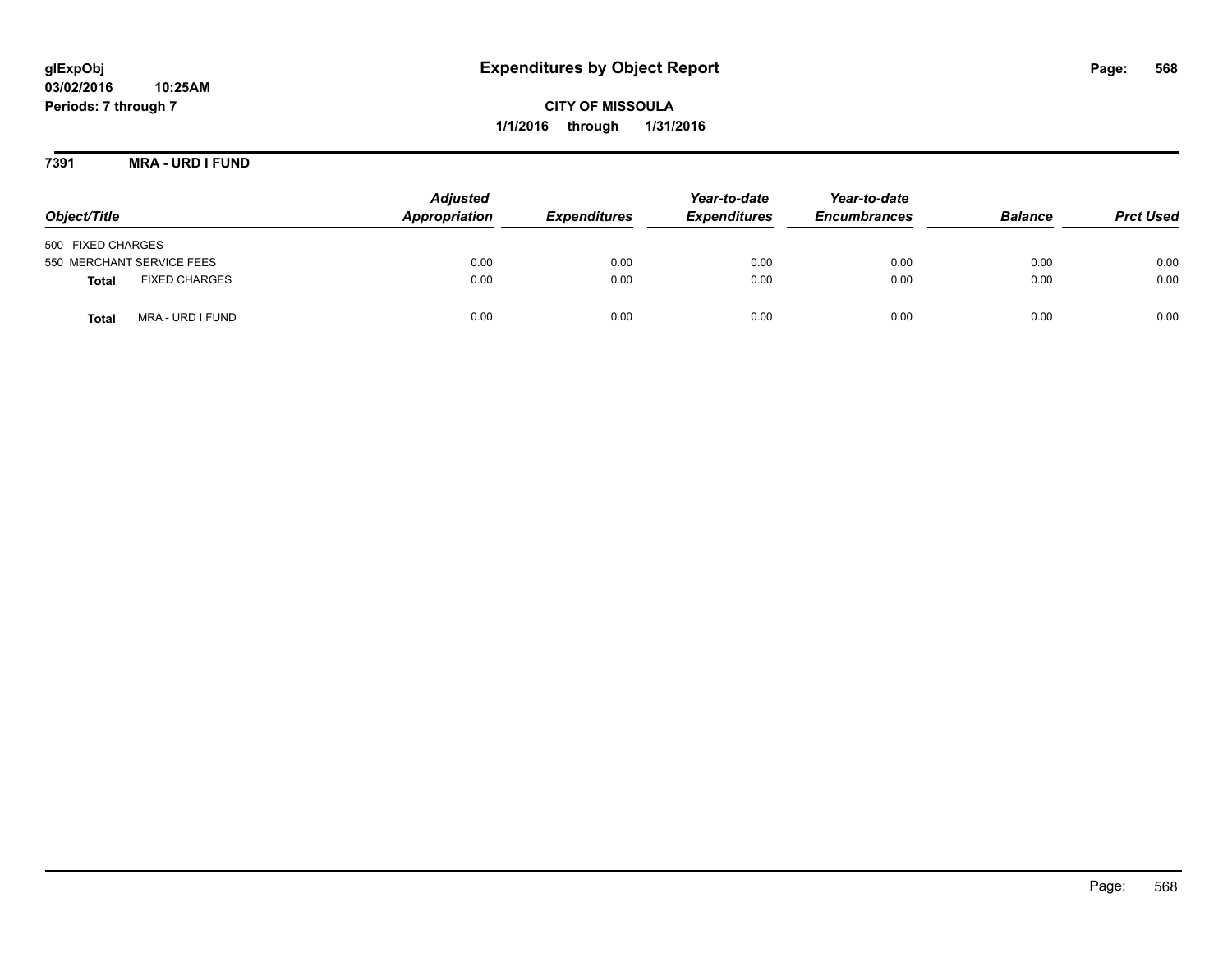# Expenditures by Object Report

**glExpObj**
**03/02/2016 10:25AM**
**Periods: 7 through 7**

**CITY OF MISSOULA**
**1/1/2016 through 1/31/2016**

**7391 MRA - URD I FUND**

| Object/Title | Adjusted Appropriation | Expenditures | Year-to-date Expenditures | Year-to-date Encumbrances | Balance | Prct Used |
|---|---|---|---|---|---|---|
| 500 FIXED CHARGES | | | | | | |
| 550 MERCHANT SERVICE FEES | 0.00 | 0.00 | 0.00 | 0.00 | 0.00 | 0.00 |
| **Total** FIXED CHARGES | 0.00 | 0.00 | 0.00 | 0.00 | 0.00 | 0.00 |
| **Total** MRA - URD I FUND | 0.00 | 0.00 | 0.00 | 0.00 | 0.00 | 0.00 |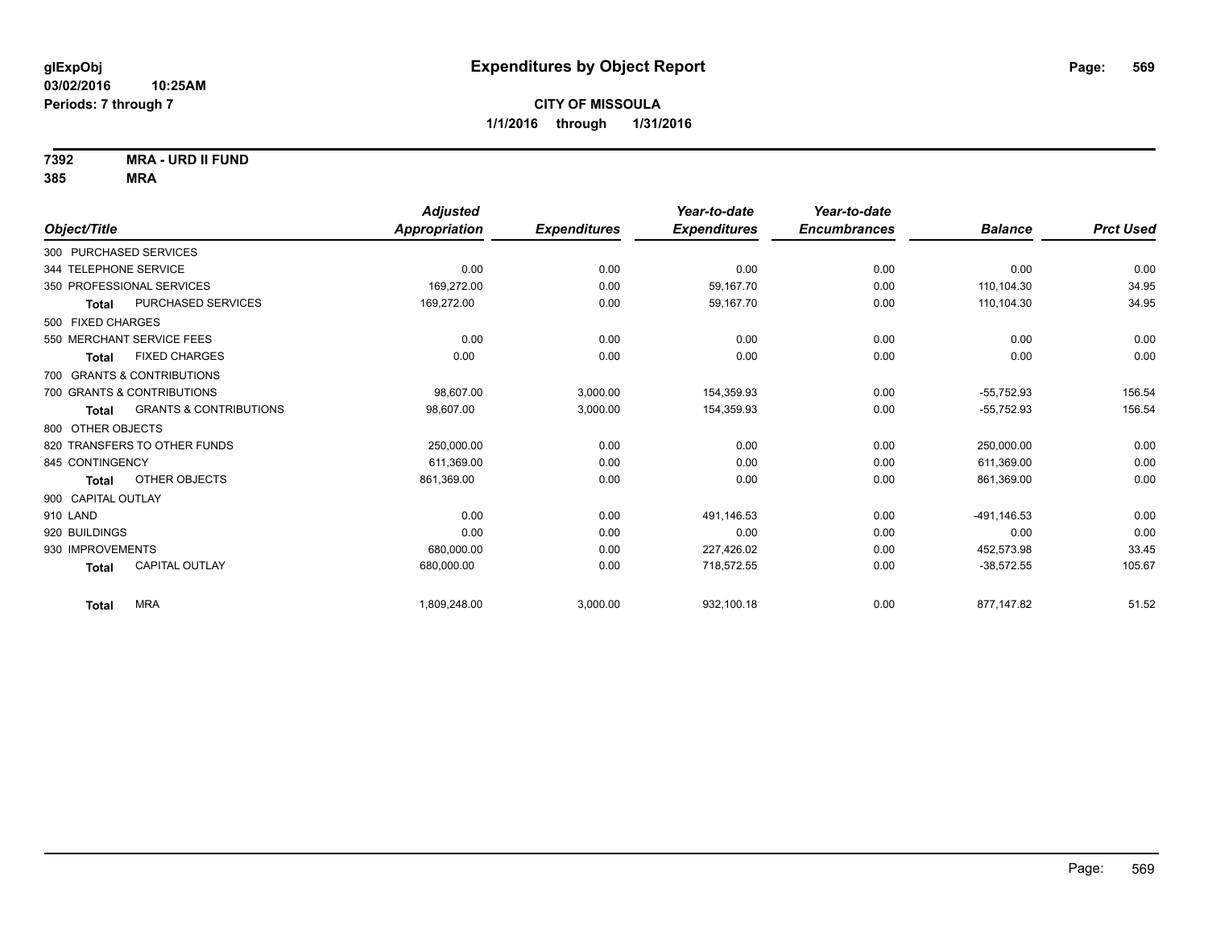# Expenditures by Object Report

glExpObj
03/02/2016 10:25AM
Periods: 7 through 7

**CITY OF MISSOULA**
**1/1/2016 through 1/31/2016**

**7392 MRA - URD II FUND**
**385 MRA**

| Object/Title | Adjusted Appropriation | Expenditures | Year-to-date Expenditures | Year-to-date Encumbrances | Balance | Prct Used |
|---|---|---|---|---|---|---|
| 300 PURCHASED SERVICES | | | | | | |
| 344 TELEPHONE SERVICE | 0.00 | 0.00 | 0.00 | 0.00 | 0.00 | 0.00 |
| 350 PROFESSIONAL SERVICES | 169,272.00 | 0.00 | 59,167.70 | 0.00 | 110,104.30 | 34.95 |
| **Total** PURCHASED SERVICES | 169,272.00 | 0.00 | 59,167.70 | 0.00 | 110,104.30 | 34.95 |
| 500 FIXED CHARGES | | | | | | |
| 550 MERCHANT SERVICE FEES | 0.00 | 0.00 | 0.00 | 0.00 | 0.00 | 0.00 |
| **Total** FIXED CHARGES | 0.00 | 0.00 | 0.00 | 0.00 | 0.00 | 0.00 |
| 700 GRANTS & CONTRIBUTIONS | | | | | | |
| 700 GRANTS & CONTRIBUTIONS | 98,607.00 | 3,000.00 | 154,359.93 | 0.00 | -55,752.93 | 156.54 |
| **Total** GRANTS & CONTRIBUTIONS | 98,607.00 | 3,000.00 | 154,359.93 | 0.00 | -55,752.93 | 156.54 |
| 800 OTHER OBJECTS | | | | | | |
| 820 TRANSFERS TO OTHER FUNDS | 250,000.00 | 0.00 | 0.00 | 0.00 | 250,000.00 | 0.00 |
| 845 CONTINGENCY | 611,369.00 | 0.00 | 0.00 | 0.00 | 611,369.00 | 0.00 |
| **Total** OTHER OBJECTS | 861,369.00 | 0.00 | 0.00 | 0.00 | 861,369.00 | 0.00 |
| 900 CAPITAL OUTLAY | | | | | | |
| 910 LAND | 0.00 | 0.00 | 491,146.53 | 0.00 | -491,146.53 | 0.00 |
| 920 BUILDINGS | 0.00 | 0.00 | 0.00 | 0.00 | 0.00 | 0.00 |
| 930 IMPROVEMENTS | 680,000.00 | 0.00 | 227,426.02 | 0.00 | 452,573.98 | 33.45 |
| **Total** CAPITAL OUTLAY | 680,000.00 | 0.00 | 718,572.55 | 0.00 | -38,572.55 | 105.67 |
| **Total** MRA | 1,809,248.00 | 3,000.00 | 932,100.18 | 0.00 | 877,147.82 | 51.52 |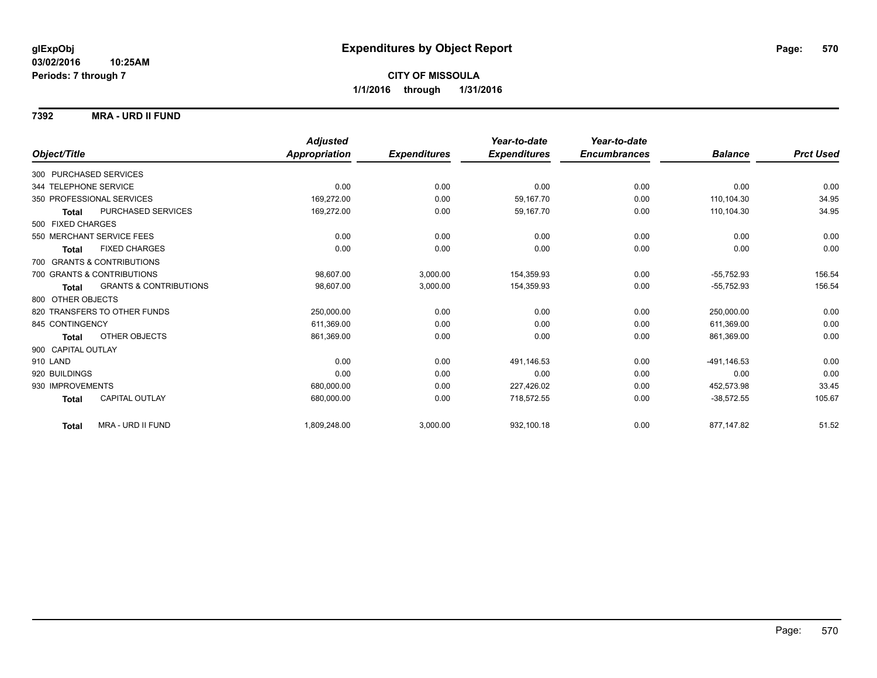# Expenditures by Object Report

glExpObj
03/02/2016 10:25AM
Periods: 7 through 7

**CITY OF MISSOULA**
**1/1/2016 through 1/31/2016**

## 7392 MRA - URD II FUND

| Object/Title | | Adjusted Appropriation | Expenditures | Year-to-date Expenditures | Year-to-date Encumbrances | Balance | Prct Used |
|---|---|---|---|---|---|---|---|
| 300 PURCHASED SERVICES | | | | | | | |
| 344 TELEPHONE SERVICE | | 0.00 | 0.00 | 0.00 | 0.00 | 0.00 | 0.00 |
| 350 PROFESSIONAL SERVICES | | 169,272.00 | 0.00 | 59,167.70 | 0.00 | 110,104.30 | 34.95 |
| Total | PURCHASED SERVICES | 169,272.00 | 0.00 | 59,167.70 | 0.00 | 110,104.30 | 34.95 |
| 500 FIXED CHARGES | | | | | | | |
| 550 MERCHANT SERVICE FEES | | 0.00 | 0.00 | 0.00 | 0.00 | 0.00 | 0.00 |
| Total | FIXED CHARGES | 0.00 | 0.00 | 0.00 | 0.00 | 0.00 | 0.00 |
| 700 GRANTS & CONTRIBUTIONS | | | | | | | |
| 700 GRANTS & CONTRIBUTIONS | | 98,607.00 | 3,000.00 | 154,359.93 | 0.00 | -55,752.93 | 156.54 |
| Total | GRANTS & CONTRIBUTIONS | 98,607.00 | 3,000.00 | 154,359.93 | 0.00 | -55,752.93 | 156.54 |
| 800 OTHER OBJECTS | | | | | | | |
| 820 TRANSFERS TO OTHER FUNDS | | 250,000.00 | 0.00 | 0.00 | 0.00 | 250,000.00 | 0.00 |
| 845 CONTINGENCY | | 611,369.00 | 0.00 | 0.00 | 0.00 | 611,369.00 | 0.00 |
| Total | OTHER OBJECTS | 861,369.00 | 0.00 | 0.00 | 0.00 | 861,369.00 | 0.00 |
| 900 CAPITAL OUTLAY | | | | | | | |
| 910 LAND | | 0.00 | 0.00 | 491,146.53 | 0.00 | -491,146.53 | 0.00 |
| 920 BUILDINGS | | 0.00 | 0.00 | 0.00 | 0.00 | 0.00 | 0.00 |
| 930 IMPROVEMENTS | | 680,000.00 | 0.00 | 227,426.02 | 0.00 | 452,573.98 | 33.45 |
| Total | CAPITAL OUTLAY | 680,000.00 | 0.00 | 718,572.55 | 0.00 | -38,572.55 | 105.67 |
| Total | MRA - URD II FUND | 1,809,248.00 | 3,000.00 | 932,100.18 | 0.00 | 877,147.82 | 51.52 |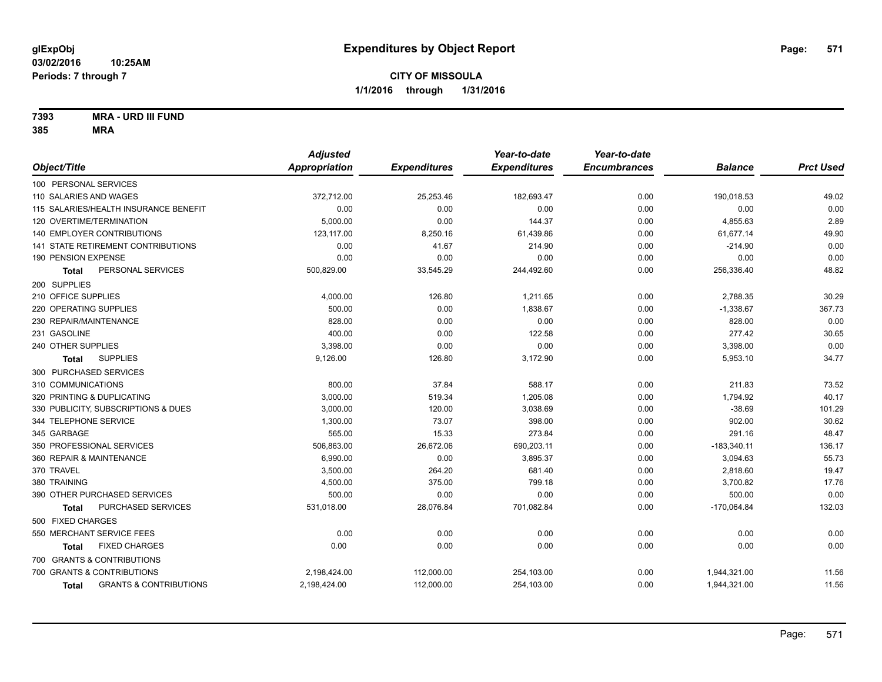# Expenditures by Object Report

glExpObj
03/02/2016 10:25AM
Periods: 7 through 7

**CITY OF MISSOULA**
**1/1/2016 through 1/31/2016**

**7393 MRA - URD III FUND**
**385 MRA**

| Object/Title | Adjusted Appropriation | Expenditures | Year-to-date Expenditures | Year-to-date Encumbrances | Balance | Prct Used |
|---|---|---|---|---|---|---|
| 100 PERSONAL SERVICES | | | | | | |
| 110 SALARIES AND WAGES | 372,712.00 | 25,253.46 | 182,693.47 | 0.00 | 190,018.53 | 49.02 |
| 115 SALARIES/HEALTH INSURANCE BENEFIT | 0.00 | 0.00 | 0.00 | 0.00 | 0.00 | 0.00 |
| 120 OVERTIME/TERMINATION | 5,000.00 | 0.00 | 144.37 | 0.00 | 4,855.63 | 2.89 |
| 140 EMPLOYER CONTRIBUTIONS | 123,117.00 | 8,250.16 | 61,439.86 | 0.00 | 61,677.14 | 49.90 |
| 141 STATE RETIREMENT CONTRIBUTIONS | 0.00 | 41.67 | 214.90 | 0.00 | -214.90 | 0.00 |
| 190 PENSION EXPENSE | 0.00 | 0.00 | 0.00 | 0.00 | 0.00 | 0.00 |
| **Total** PERSONAL SERVICES | 500,829.00 | 33,545.29 | 244,492.60 | 0.00 | 256,336.40 | 48.82 |
| 200 SUPPLIES | | | | | | |
| 210 OFFICE SUPPLIES | 4,000.00 | 126.80 | 1,211.65 | 0.00 | 2,788.35 | 30.29 |
| 220 OPERATING SUPPLIES | 500.00 | 0.00 | 1,838.67 | 0.00 | -1,338.67 | 367.73 |
| 230 REPAIR/MAINTENANCE | 828.00 | 0.00 | 0.00 | 0.00 | 828.00 | 0.00 |
| 231 GASOLINE | 400.00 | 0.00 | 122.58 | 0.00 | 277.42 | 30.65 |
| 240 OTHER SUPPLIES | 3,398.00 | 0.00 | 0.00 | 0.00 | 3,398.00 | 0.00 |
| **Total** SUPPLIES | 9,126.00 | 126.80 | 3,172.90 | 0.00 | 5,953.10 | 34.77 |
| 300 PURCHASED SERVICES | | | | | | |
| 310 COMMUNICATIONS | 800.00 | 37.84 | 588.17 | 0.00 | 211.83 | 73.52 |
| 320 PRINTING & DUPLICATING | 3,000.00 | 519.34 | 1,205.08 | 0.00 | 1,794.92 | 40.17 |
| 330 PUBLICITY, SUBSCRIPTIONS & DUES | 3,000.00 | 120.00 | 3,038.69 | 0.00 | -38.69 | 101.29 |
| 344 TELEPHONE SERVICE | 1,300.00 | 73.07 | 398.00 | 0.00 | 902.00 | 30.62 |
| 345 GARBAGE | 565.00 | 15.33 | 273.84 | 0.00 | 291.16 | 48.47 |
| 350 PROFESSIONAL SERVICES | 506,863.00 | 26,672.06 | 690,203.11 | 0.00 | -183,340.11 | 136.17 |
| 360 REPAIR & MAINTENANCE | 6,990.00 | 0.00 | 3,895.37 | 0.00 | 3,094.63 | 55.73 |
| 370 TRAVEL | 3,500.00 | 264.20 | 681.40 | 0.00 | 2,818.60 | 19.47 |
| 380 TRAINING | 4,500.00 | 375.00 | 799.18 | 0.00 | 3,700.82 | 17.76 |
| 390 OTHER PURCHASED SERVICES | 500.00 | 0.00 | 0.00 | 0.00 | 500.00 | 0.00 |
| **Total** PURCHASED SERVICES | 531,018.00 | 28,076.84 | 701,082.84 | 0.00 | -170,064.84 | 132.03 |
| 500 FIXED CHARGES | | | | | | |
| 550 MERCHANT SERVICE FEES | 0.00 | 0.00 | 0.00 | 0.00 | 0.00 | 0.00 |
| **Total** FIXED CHARGES | 0.00 | 0.00 | 0.00 | 0.00 | 0.00 | 0.00 |
| 700 GRANTS & CONTRIBUTIONS | | | | | | |
| 700 GRANTS & CONTRIBUTIONS | 2,198,424.00 | 112,000.00 | 254,103.00 | 0.00 | 1,944,321.00 | 11.56 |
| **Total** GRANTS & CONTRIBUTIONS | 2,198,424.00 | 112,000.00 | 254,103.00 | 0.00 | 1,944,321.00 | 11.56 |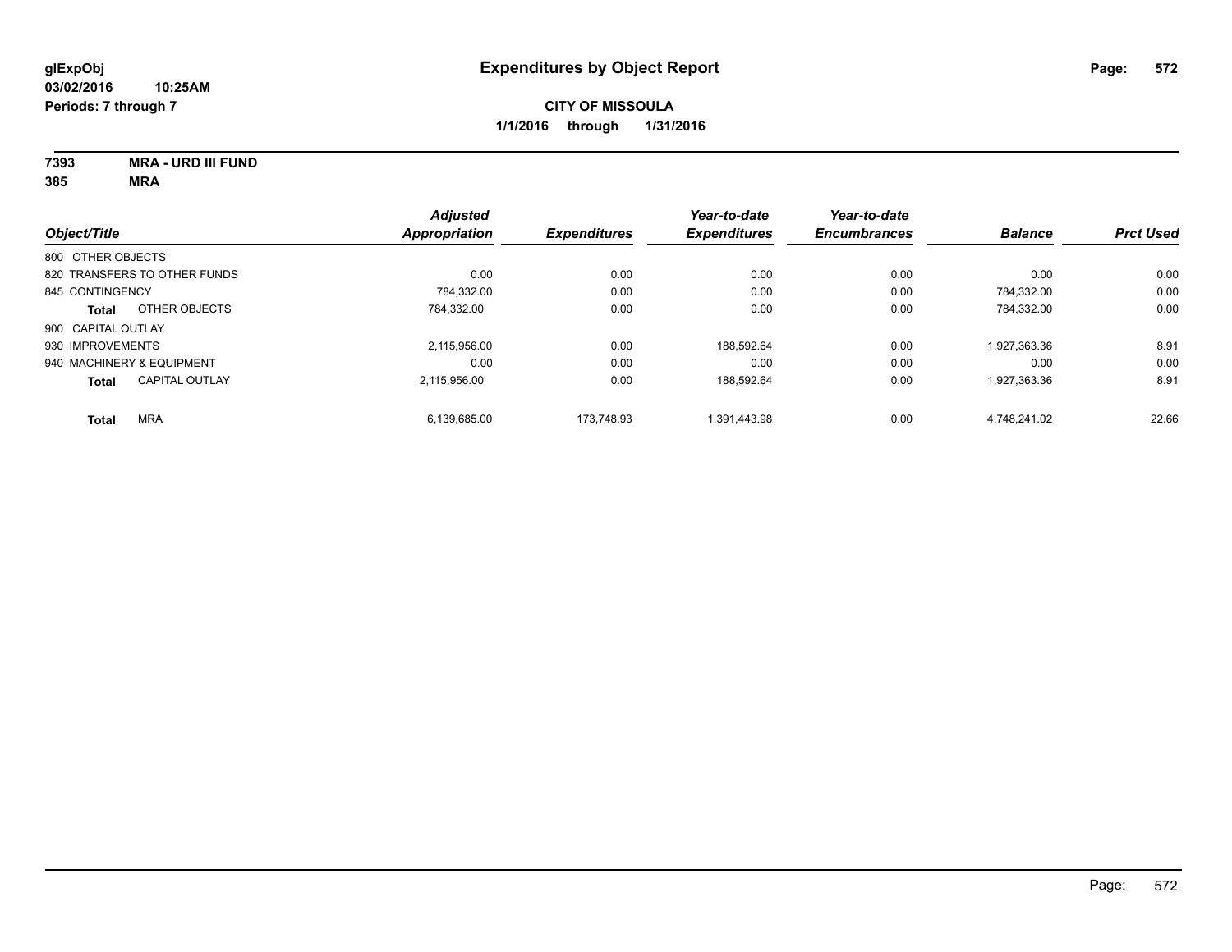# Expenditures by Object Report

glExpObj
03/02/2016 10:25AM
Periods: 7 through 7

**CITY OF MISSOULA**
**1/1/2016 through 1/31/2016**

**7393 MRA - URD III FUND**
**385 MRA**

| Object/Title | | Adjusted Appropriation | Expenditures | Year-to-date Expenditures | Year-to-date Encumbrances | Balance | Prct Used |
|---|---|---|---|---|---|---|---|
| 800 OTHER OBJECTS | | | | | | | |
| 820 TRANSFERS TO OTHER FUNDS | | 0.00 | 0.00 | 0.00 | 0.00 | 0.00 | 0.00 |
| 845 CONTINGENCY | | 784,332.00 | 0.00 | 0.00 | 0.00 | 784,332.00 | 0.00 |
| **Total** | OTHER OBJECTS | 784,332.00 | 0.00 | 0.00 | 0.00 | 784,332.00 | 0.00 |
| 900 CAPITAL OUTLAY | | | | | | | |
| 930 IMPROVEMENTS | | 2,115,956.00 | 0.00 | 188,592.64 | 0.00 | 1,927,363.36 | 8.91 |
| 940 MACHINERY & EQUIPMENT | | 0.00 | 0.00 | 0.00 | 0.00 | 0.00 | 0.00 |
| **Total** | CAPITAL OUTLAY | 2,115,956.00 | 0.00 | 188,592.64 | 0.00 | 1,927,363.36 | 8.91 |
| **Total** | MRA | 6,139,685.00 | 173,748.93 | 1,391,443.98 | 0.00 | 4,748,241.02 | 22.66 |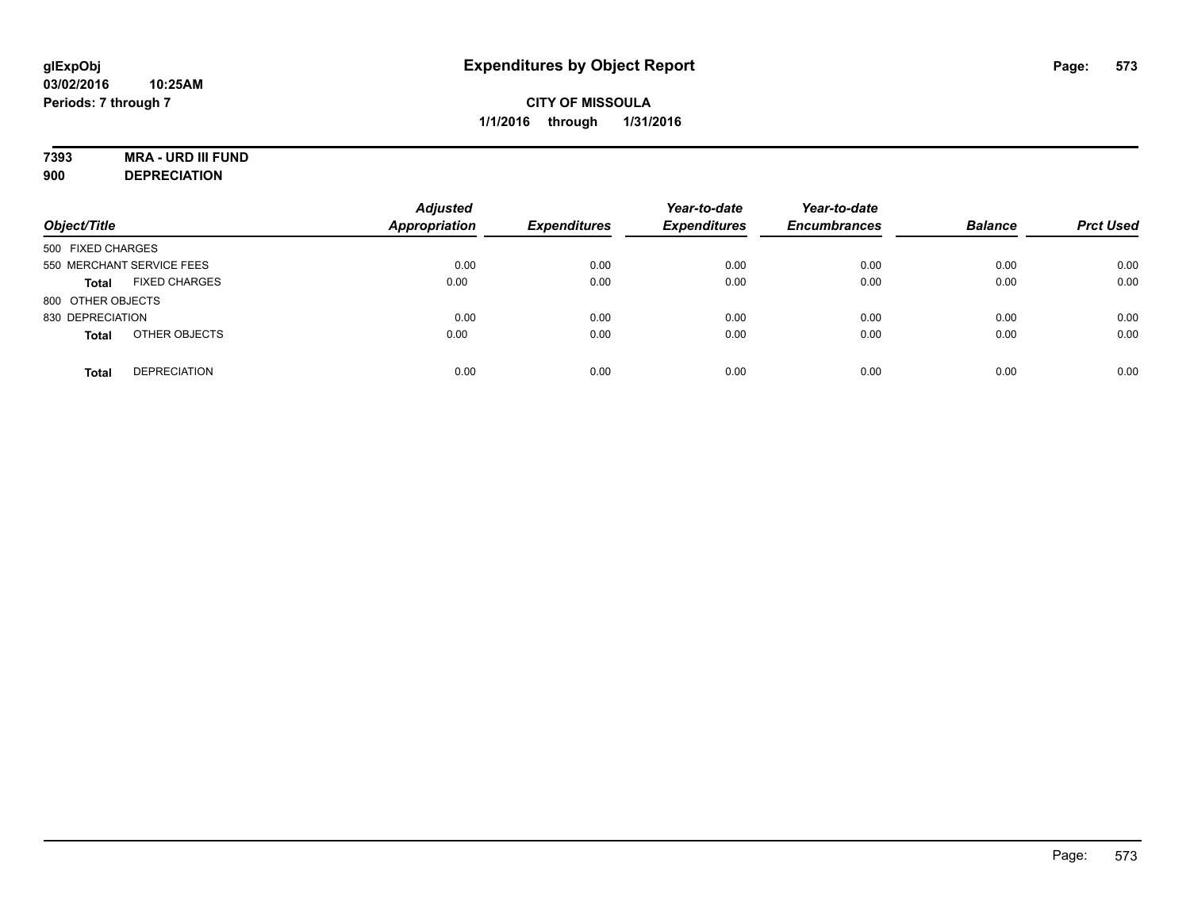glExpObj
03/02/2016 10:25AM
Periods: 7 through 7

# Expenditures by Object Report

**CITY OF MISSOULA**
**1/1/2016 through 1/31/2016**

**7393 MRA - URD III FUND**
**900 DEPRECIATION**

| Object/Title | Adjusted Appropriation | Expenditures | Year-to-date Expenditures | Year-to-date Encumbrances | Balance | Prct Used |
|---|---|---|---|---|---|---|
| 500 FIXED CHARGES | | | | | | |
| 550 MERCHANT SERVICE FEES | 0.00 | 0.00 | 0.00 | 0.00 | 0.00 | 0.00 |
| **Total** FIXED CHARGES | 0.00 | 0.00 | 0.00 | 0.00 | 0.00 | 0.00 |
| 800 OTHER OBJECTS | | | | | | |
| 830 DEPRECIATION | 0.00 | 0.00 | 0.00 | 0.00 | 0.00 | 0.00 |
| **Total** OTHER OBJECTS | 0.00 | 0.00 | 0.00 | 0.00 | 0.00 | 0.00 |
| **Total** DEPRECIATION | 0.00 | 0.00 | 0.00 | 0.00 | 0.00 | 0.00 |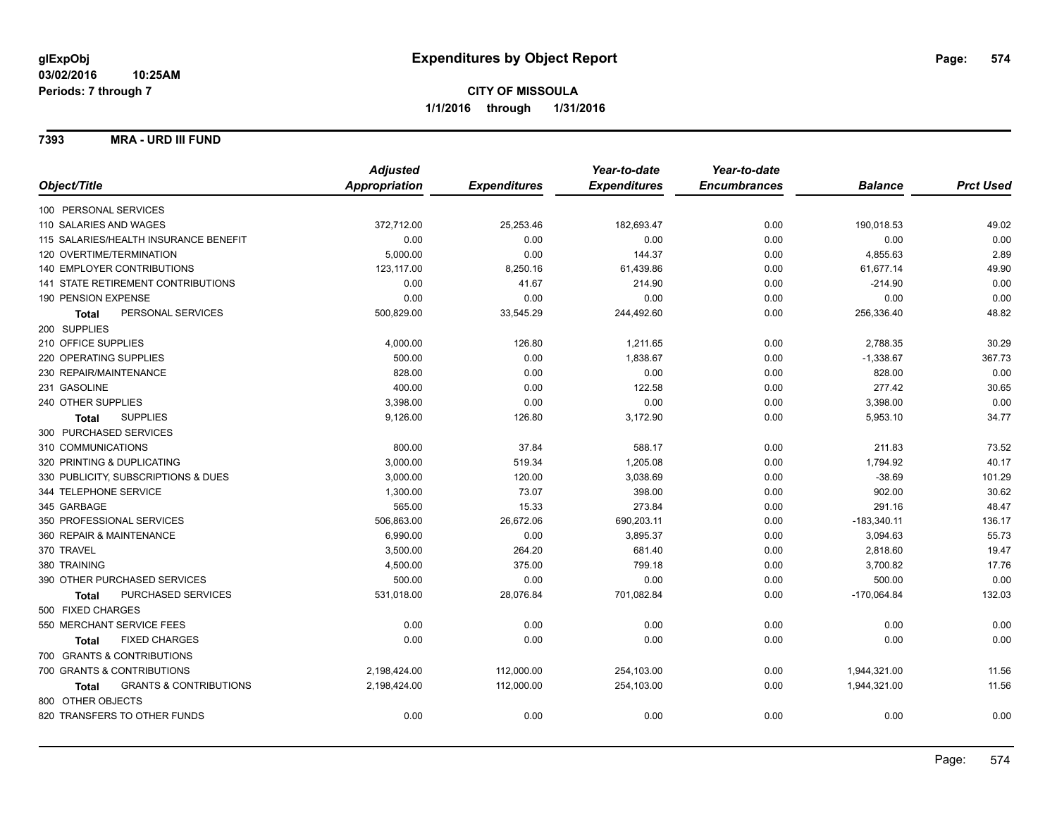**glExpObj**
**03/02/2016 10:25AM**
**Periods: 7 through 7**

# Expenditures by Object Report

**CITY OF MISSOULA**
**1/1/2016 through 1/31/2016**

## 7393 MRA - URD III FUND

| Object/Title | Adjusted Appropriation | Expenditures | Year-to-date Expenditures | Year-to-date Encumbrances | Balance | Prct Used |
|---|---|---|---|---|---|---|
| 100 PERSONAL SERVICES | | | | | | |
| 110 SALARIES AND WAGES | 372,712.00 | 25,253.46 | 182,693.47 | 0.00 | 190,018.53 | 49.02 |
| 115 SALARIES/HEALTH INSURANCE BENEFIT | 0.00 | 0.00 | 0.00 | 0.00 | 0.00 | 0.00 |
| 120 OVERTIME/TERMINATION | 5,000.00 | 0.00 | 144.37 | 0.00 | 4,855.63 | 2.89 |
| 140 EMPLOYER CONTRIBUTIONS | 123,117.00 | 8,250.16 | 61,439.86 | 0.00 | 61,677.14 | 49.90 |
| 141 STATE RETIREMENT CONTRIBUTIONS | 0.00 | 41.67 | 214.90 | 0.00 | -214.90 | 0.00 |
| 190 PENSION EXPENSE | 0.00 | 0.00 | 0.00 | 0.00 | 0.00 | 0.00 |
| **Total** PERSONAL SERVICES | 500,829.00 | 33,545.29 | 244,492.60 | 0.00 | 256,336.40 | 48.82 |
| 200 SUPPLIES | | | | | | |
| 210 OFFICE SUPPLIES | 4,000.00 | 126.80 | 1,211.65 | 0.00 | 2,788.35 | 30.29 |
| 220 OPERATING SUPPLIES | 500.00 | 0.00 | 1,838.67 | 0.00 | -1,338.67 | 367.73 |
| 230 REPAIR/MAINTENANCE | 828.00 | 0.00 | 0.00 | 0.00 | 828.00 | 0.00 |
| 231 GASOLINE | 400.00 | 0.00 | 122.58 | 0.00 | 277.42 | 30.65 |
| 240 OTHER SUPPLIES | 3,398.00 | 0.00 | 0.00 | 0.00 | 3,398.00 | 0.00 |
| **Total** SUPPLIES | 9,126.00 | 126.80 | 3,172.90 | 0.00 | 5,953.10 | 34.77 |
| 300 PURCHASED SERVICES | | | | | | |
| 310 COMMUNICATIONS | 800.00 | 37.84 | 588.17 | 0.00 | 211.83 | 73.52 |
| 320 PRINTING & DUPLICATING | 3,000.00 | 519.34 | 1,205.08 | 0.00 | 1,794.92 | 40.17 |
| 330 PUBLICITY, SUBSCRIPTIONS & DUES | 3,000.00 | 120.00 | 3,038.69 | 0.00 | -38.69 | 101.29 |
| 344 TELEPHONE SERVICE | 1,300.00 | 73.07 | 398.00 | 0.00 | 902.00 | 30.62 |
| 345 GARBAGE | 565.00 | 15.33 | 273.84 | 0.00 | 291.16 | 48.47 |
| 350 PROFESSIONAL SERVICES | 506,863.00 | 26,672.06 | 690,203.11 | 0.00 | -183,340.11 | 136.17 |
| 360 REPAIR & MAINTENANCE | 6,990.00 | 0.00 | 3,895.37 | 0.00 | 3,094.63 | 55.73 |
| 370 TRAVEL | 3,500.00 | 264.20 | 681.40 | 0.00 | 2,818.60 | 19.47 |
| 380 TRAINING | 4,500.00 | 375.00 | 799.18 | 0.00 | 3,700.82 | 17.76 |
| 390 OTHER PURCHASED SERVICES | 500.00 | 0.00 | 0.00 | 0.00 | 500.00 | 0.00 |
| **Total** PURCHASED SERVICES | 531,018.00 | 28,076.84 | 701,082.84 | 0.00 | -170,064.84 | 132.03 |
| 500 FIXED CHARGES | | | | | | |
| 550 MERCHANT SERVICE FEES | 0.00 | 0.00 | 0.00 | 0.00 | 0.00 | 0.00 |
| **Total** FIXED CHARGES | 0.00 | 0.00 | 0.00 | 0.00 | 0.00 | 0.00 |
| 700 GRANTS & CONTRIBUTIONS | | | | | | |
| 700 GRANTS & CONTRIBUTIONS | 2,198,424.00 | 112,000.00 | 254,103.00 | 0.00 | 1,944,321.00 | 11.56 |
| **Total** GRANTS & CONTRIBUTIONS | 2,198,424.00 | 112,000.00 | 254,103.00 | 0.00 | 1,944,321.00 | 11.56 |
| 800 OTHER OBJECTS | | | | | | |
| 820 TRANSFERS TO OTHER FUNDS | 0.00 | 0.00 | 0.00 | 0.00 | 0.00 | 0.00 |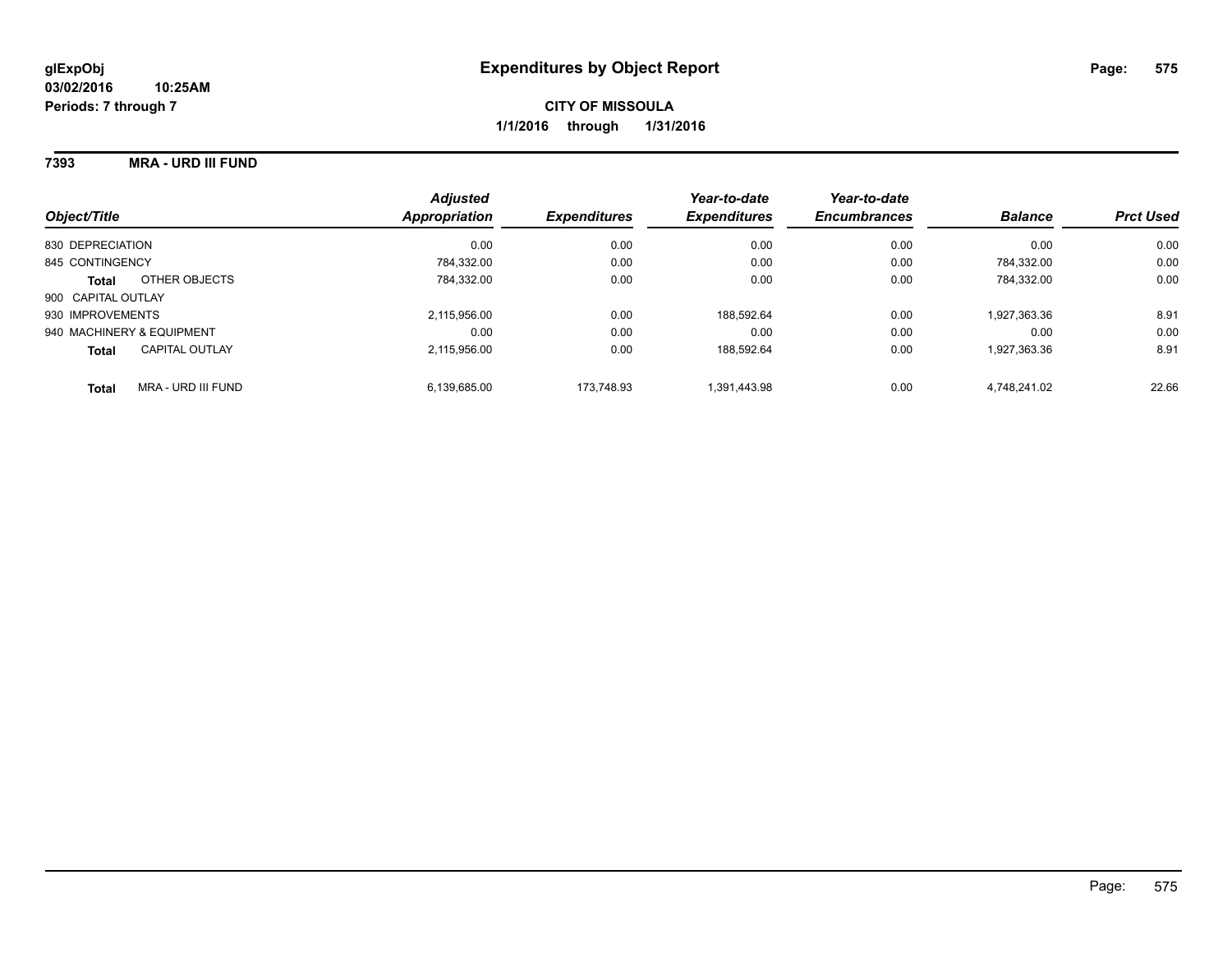**glExpObj**
**03/02/2016 10:25AM**
**Periods: 7 through 7**

# Expenditures by Object Report

**CITY OF MISSOULA**
**1/1/2016 through 1/31/2016**

**7393 MRA - URD III FUND**

| Object/Title | Adjusted Appropriation | Expenditures | Year-to-date Expenditures | Year-to-date Encumbrances | Balance | Prct Used |
|---|---|---|---|---|---|---|
| 830 DEPRECIATION | 0.00 | 0.00 | 0.00 | 0.00 | 0.00 | 0.00 |
| 845 CONTINGENCY | 784,332.00 | 0.00 | 0.00 | 0.00 | 784,332.00 | 0.00 |
| **Total** OTHER OBJECTS | 784,332.00 | 0.00 | 0.00 | 0.00 | 784,332.00 | 0.00 |
| 900 CAPITAL OUTLAY | | | | | | |
| 930 IMPROVEMENTS | 2,115,956.00 | 0.00 | 188,592.64 | 0.00 | 1,927,363.36 | 8.91 |
| 940 MACHINERY & EQUIPMENT | 0.00 | 0.00 | 0.00 | 0.00 | 0.00 | 0.00 |
| **Total** CAPITAL OUTLAY | 2,115,956.00 | 0.00 | 188,592.64 | 0.00 | 1,927,363.36 | 8.91 |
| **Total** MRA - URD III FUND | 6,139,685.00 | 173,748.93 | 1,391,443.98 | 0.00 | 4,748,241.02 | 22.66 |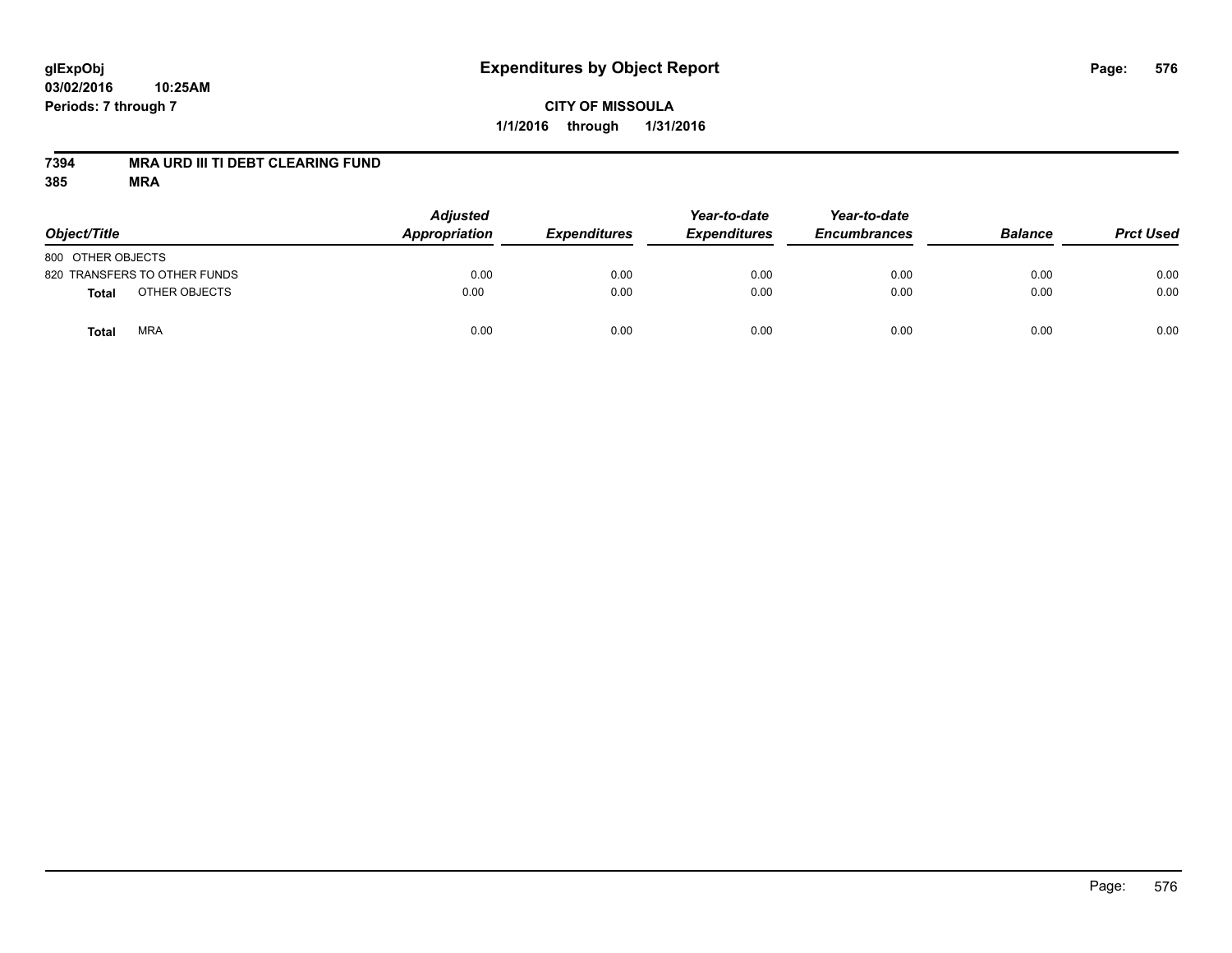glExpObj
03/02/2016 10:25AM
Periods: 7 through 7

# Expenditures by Object Report

**CITY OF MISSOULA**
**1/1/2016 through 1/31/2016**

**7394 MRA URD III TI DEBT CLEARING FUND**
**385 MRA**

| Object/Title | Adjusted Appropriation | Expenditures | Year-to-date Expenditures | Year-to-date Encumbrances | Balance | Prct Used |
|---|---|---|---|---|---|---|
| 800 OTHER OBJECTS | | | | | | |
| 820 TRANSFERS TO OTHER FUNDS | 0.00 | 0.00 | 0.00 | 0.00 | 0.00 | 0.00 |
| **Total** OTHER OBJECTS | 0.00 | 0.00 | 0.00 | 0.00 | 0.00 | 0.00 |
| **Total** MRA | 0.00 | 0.00 | 0.00 | 0.00 | 0.00 | 0.00 |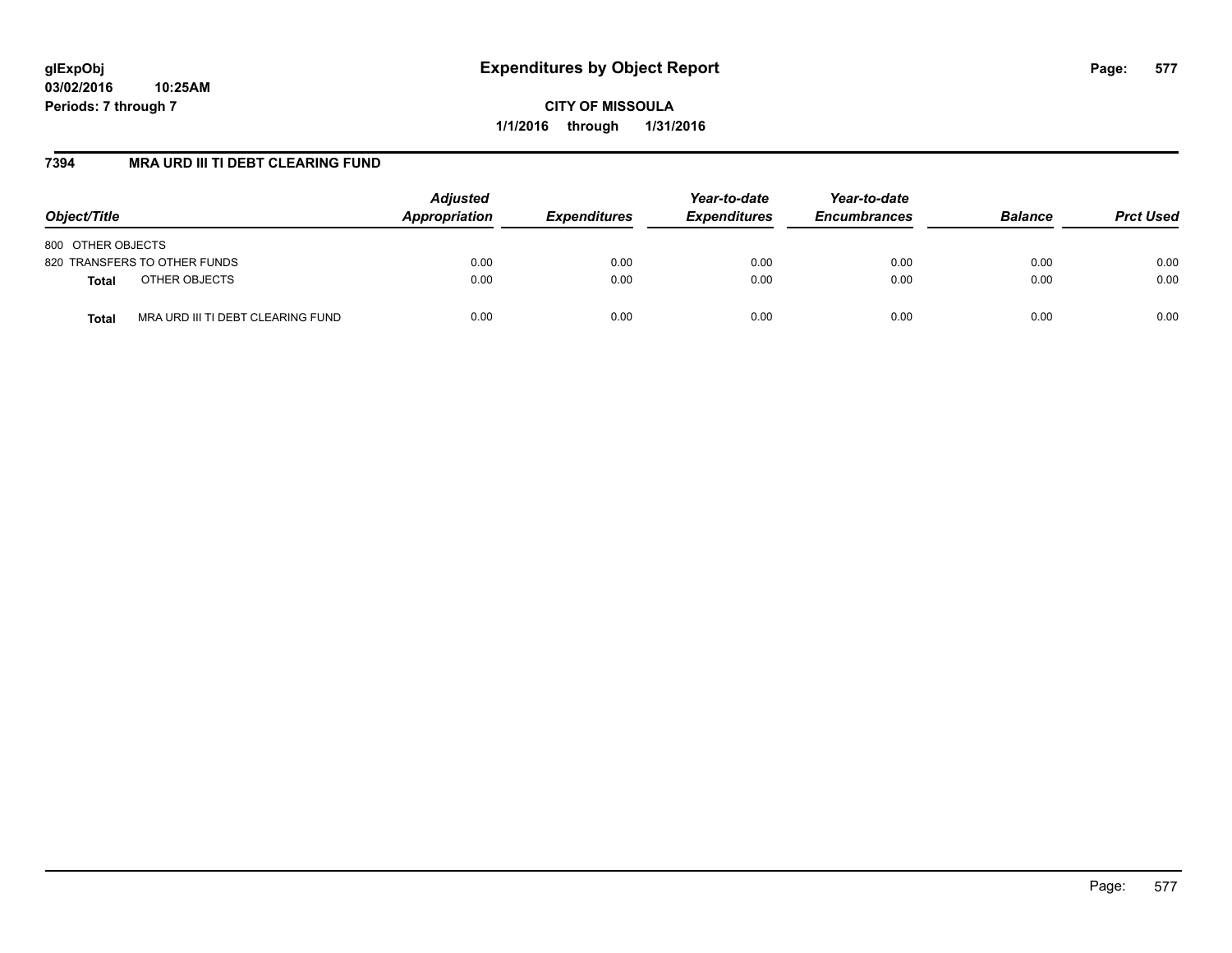# Expenditures by Object Report

glExpObj
03/02/2016 10:25AM
Periods: 7 through 7

**CITY OF MISSOULA**
**1/1/2016 through 1/31/2016**

## 7394 MRA URD III TI DEBT CLEARING FUND

| Object/Title | *Adjusted Appropriation* | *Expenditures* | *Year-to-date Expenditures* | *Year-to-date Encumbrances* | *Balance* | *Prct Used* |
|---|---|---|---|---|---|---|
| 800 OTHER OBJECTS | | | | | | |
| 820 TRANSFERS TO OTHER FUNDS | 0.00 | 0.00 | 0.00 | 0.00 | 0.00 | 0.00 |
| **Total** OTHER OBJECTS | 0.00 | 0.00 | 0.00 | 0.00 | 0.00 | 0.00 |
| **Total** MRA URD III TI DEBT CLEARING FUND | 0.00 | 0.00 | 0.00 | 0.00 | 0.00 | 0.00 |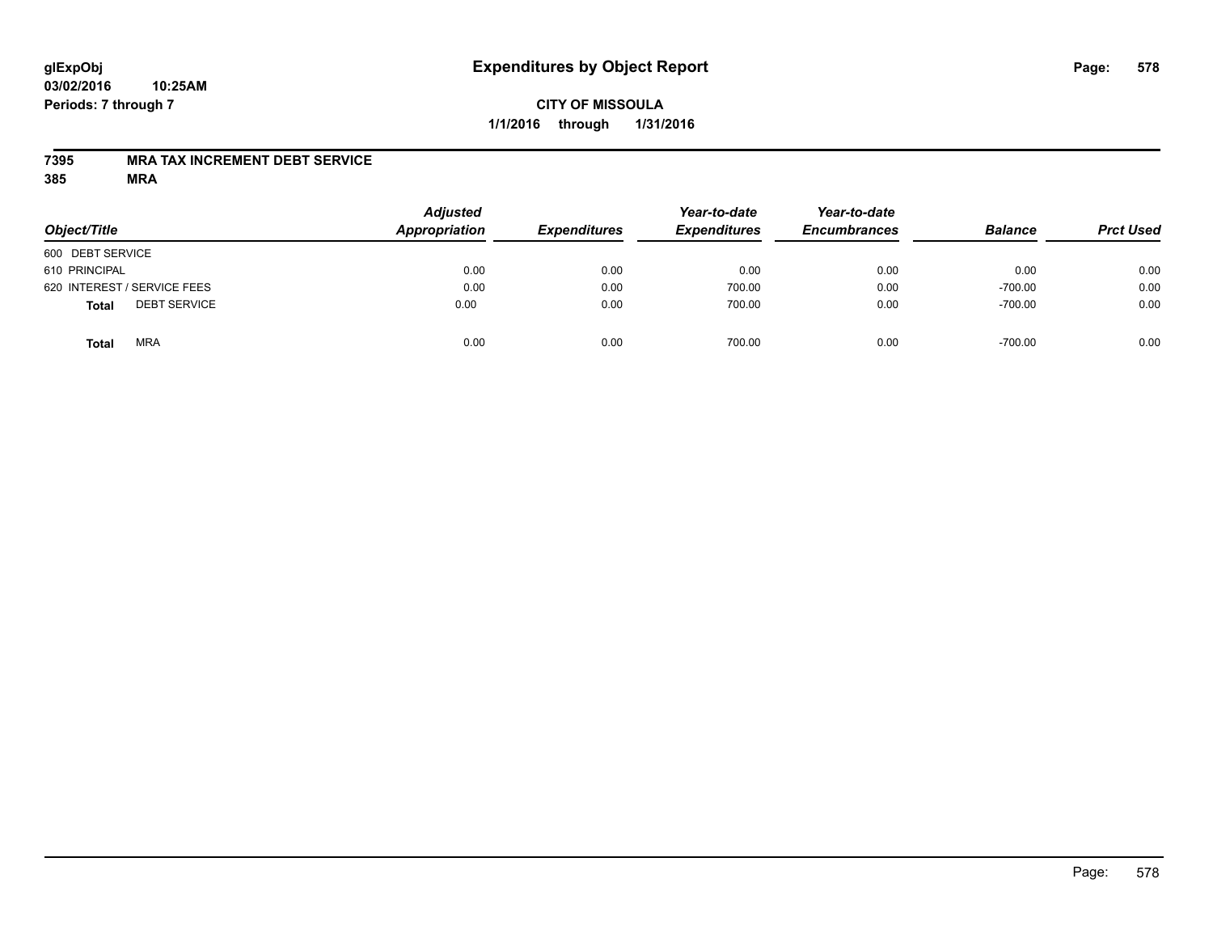# Expenditures by Object Report

glExpObj
03/02/2016 10:25AM
Periods: 7 through 7

**CITY OF MISSOULA**
**1/1/2016 through 1/31/2016**

**7395 MRA TAX INCREMENT DEBT SERVICE**
**385 MRA**

| Object/Title | Adjusted Appropriation | Expenditures | Year-to-date Expenditures | Year-to-date Encumbrances | Balance | Prct Used |
|---|---|---|---|---|---|---|
| 600 DEBT SERVICE | | | | | | |
| 610 PRINCIPAL | 0.00 | 0.00 | 0.00 | 0.00 | 0.00 | 0.00 |
| 620 INTEREST / SERVICE FEES | 0.00 | 0.00 | 700.00 | 0.00 | -700.00 | 0.00 |
| **Total** DEBT SERVICE | 0.00 | 0.00 | 700.00 | 0.00 | -700.00 | 0.00 |
| **Total** MRA | 0.00 | 0.00 | 700.00 | 0.00 | -700.00 | 0.00 |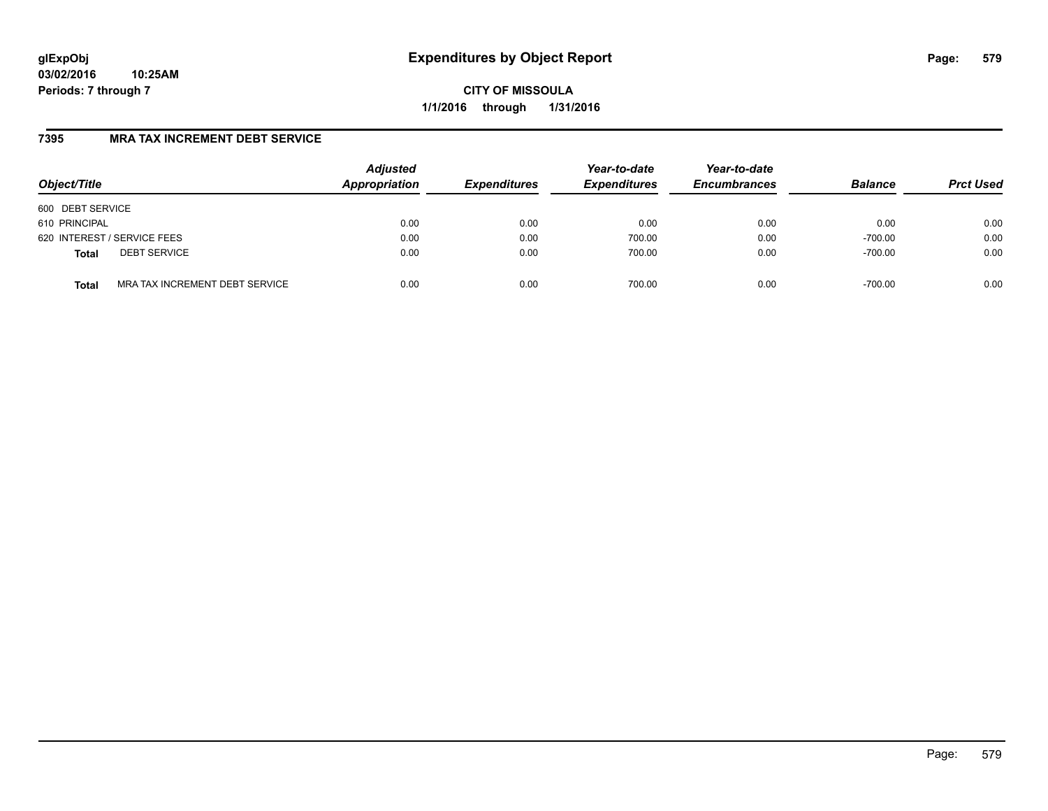# Expenditures by Object Report

**glExpObj**
**03/02/2016 10:25AM**
**Periods: 7 through 7**

**CITY OF MISSOULA**
**1/1/2016 through 1/31/2016**

## 7395 MRA TAX INCREMENT DEBT SERVICE

| Object/Title | | Adjusted Appropriation | Expenditures | Year-to-date Expenditures | Year-to-date Encumbrances | Balance | Prct Used |
|---|---|---|---|---|---|---|---|
| 600 DEBT SERVICE | | | | | | | |
| 610 PRINCIPAL | | 0.00 | 0.00 | 0.00 | 0.00 | 0.00 | 0.00 |
| 620 INTEREST / SERVICE FEES | | 0.00 | 0.00 | 700.00 | 0.00 | -700.00 | 0.00 |
| **Total** | DEBT SERVICE | 0.00 | 0.00 | 700.00 | 0.00 | -700.00 | 0.00 |
| **Total** | MRA TAX INCREMENT DEBT SERVICE | 0.00 | 0.00 | 700.00 | 0.00 | -700.00 | 0.00 |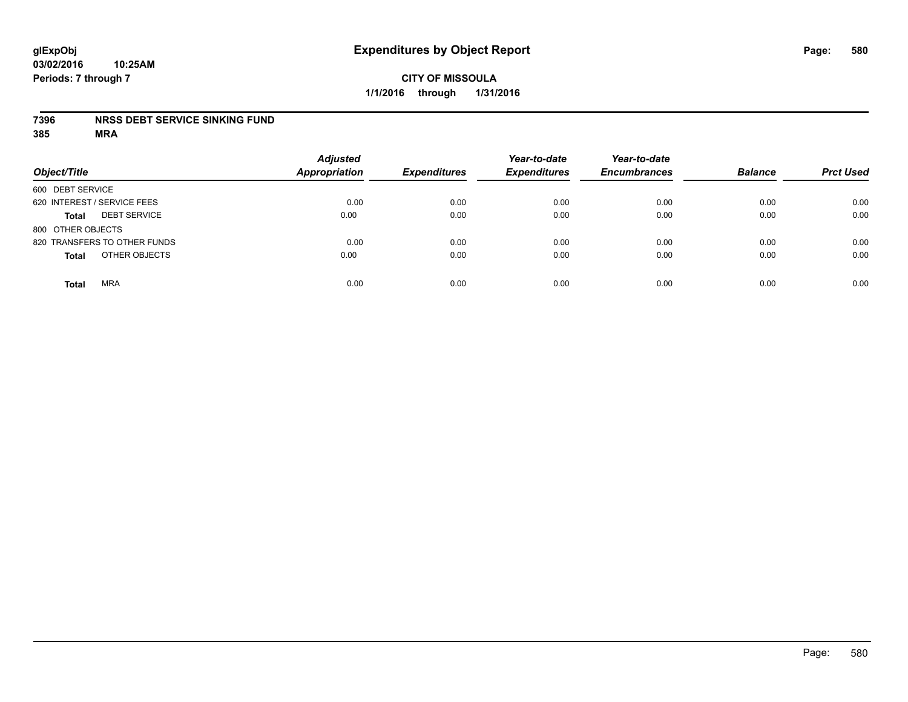**glExpObj** **Expenditures by Object Report**

**03/02/2016 10:25AM**

**Periods: 7 through 7**

**CITY OF MISSOULA**

**1/1/2016 through 1/31/2016**

**7396 NRSS DEBT SERVICE SINKING FUND**

**385 MRA**

| Object/Title | Adjusted Appropriation | Expenditures | Year-to-date Expenditures | Year-to-date Encumbrances | Balance | Prct Used |
|---|---|---|---|---|---|---|
| 600 DEBT SERVICE | | | | | | |
| 620 INTEREST / SERVICE FEES | 0.00 | 0.00 | 0.00 | 0.00 | 0.00 | 0.00 |
| **Total** DEBT SERVICE | 0.00 | 0.00 | 0.00 | 0.00 | 0.00 | 0.00 |
| 800 OTHER OBJECTS | | | | | | |
| 820 TRANSFERS TO OTHER FUNDS | 0.00 | 0.00 | 0.00 | 0.00 | 0.00 | 0.00 |
| **Total** OTHER OBJECTS | 0.00 | 0.00 | 0.00 | 0.00 | 0.00 | 0.00 |
| **Total** MRA | 0.00 | 0.00 | 0.00 | 0.00 | 0.00 | 0.00 |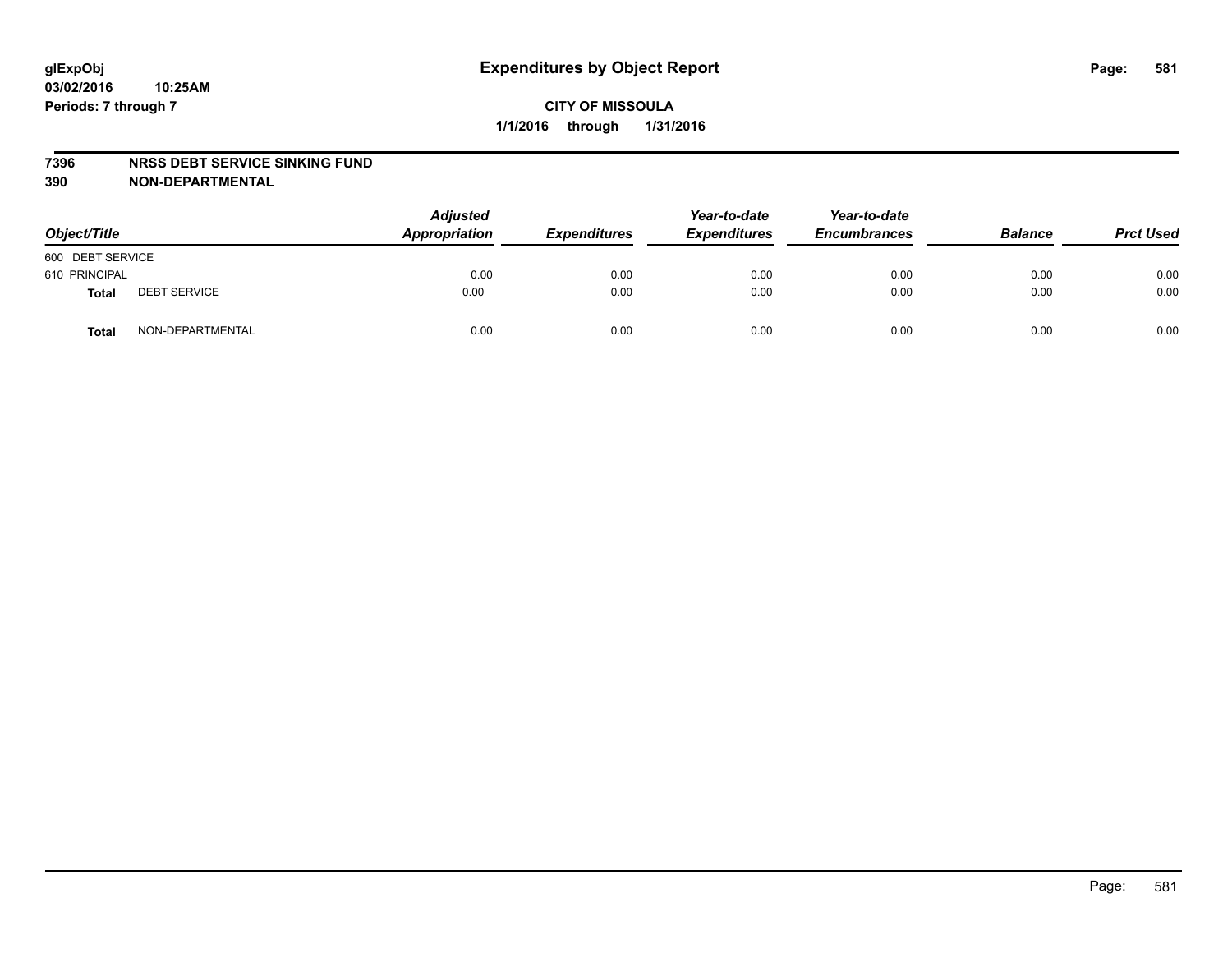# Expenditures by Object Report

glExpObj
03/02/2016 10:25AM
Periods: 7 through 7

**CITY OF MISSOULA**
**1/1/2016 through 1/31/2016**

**7396 NRSS DEBT SERVICE SINKING FUND**
**390 NON-DEPARTMENTAL**

| Object/Title | | Adjusted Appropriation | Expenditures | Year-to-date Expenditures | Year-to-date Encumbrances | Balance | Prct Used |
|---|---|---|---|---|---|---|---|
| 600 DEBT SERVICE | | | | | | | |
| 610 PRINCIPAL | | 0.00 | 0.00 | 0.00 | 0.00 | 0.00 | 0.00 |
| **Total** | DEBT SERVICE | 0.00 | 0.00 | 0.00 | 0.00 | 0.00 | 0.00 |
| **Total** | NON-DEPARTMENTAL | 0.00 | 0.00 | 0.00 | 0.00 | 0.00 | 0.00 |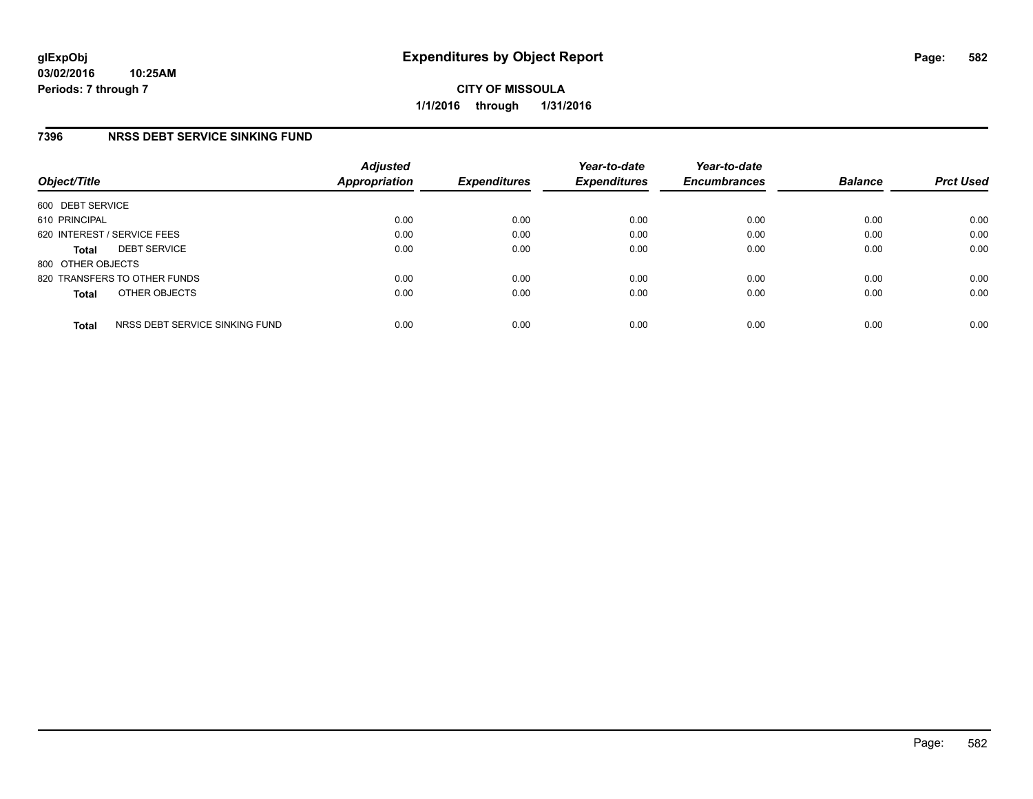**glExpObj**
**03/02/2016 10:25AM**
**Periods: 7 through 7**

# Expenditures by Object Report

**CITY OF MISSOULA**
**1/1/2016 through 1/31/2016**

## 7396 NRSS DEBT SERVICE SINKING FUND

| Object/Title | Adjusted Appropriation | Expenditures | Year-to-date Expenditures | Year-to-date Encumbrances | Balance | Prct Used |
|---|---|---|---|---|---|---|
| 600 DEBT SERVICE | | | | | | |
| 610 PRINCIPAL | 0.00 | 0.00 | 0.00 | 0.00 | 0.00 | 0.00 |
| 620 INTEREST / SERVICE FEES | 0.00 | 0.00 | 0.00 | 0.00 | 0.00 | 0.00 |
| **Total** DEBT SERVICE | 0.00 | 0.00 | 0.00 | 0.00 | 0.00 | 0.00 |
| 800 OTHER OBJECTS | | | | | | |
| 820 TRANSFERS TO OTHER FUNDS | 0.00 | 0.00 | 0.00 | 0.00 | 0.00 | 0.00 |
| **Total** OTHER OBJECTS | 0.00 | 0.00 | 0.00 | 0.00 | 0.00 | 0.00 |
| **Total** NRSS DEBT SERVICE SINKING FUND | 0.00 | 0.00 | 0.00 | 0.00 | 0.00 | 0.00 |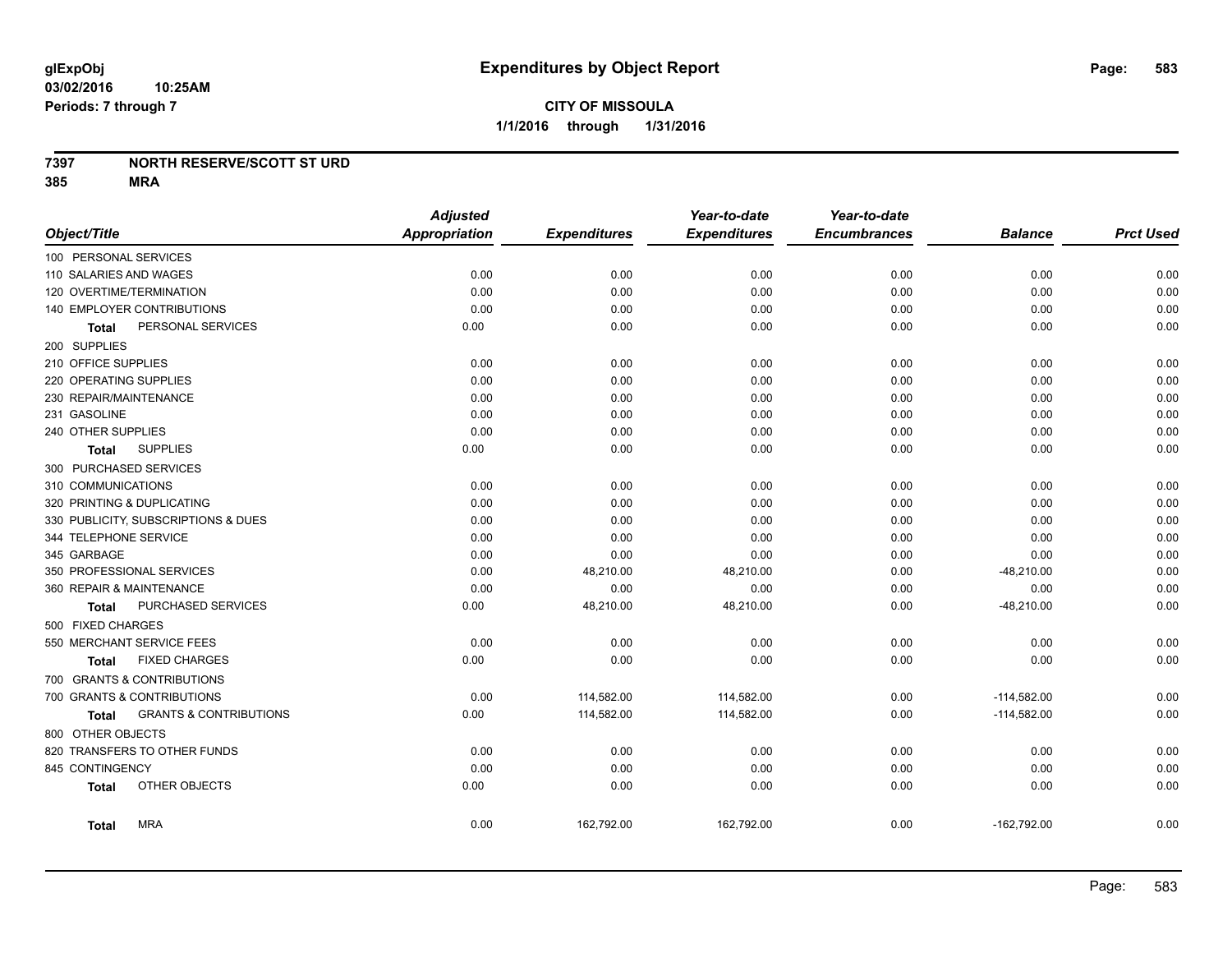# Expenditures by Object Report

glExpObj
03/02/2016 10:25AM
Periods: 7 through 7

**CITY OF MISSOULA**
**1/1/2016 through 1/31/2016**

**7397 NORTH RESERVE/SCOTT ST URD**
**385 MRA**

| Object/Title | Adjusted Appropriation | Expenditures | Year-to-date Expenditures | Year-to-date Encumbrances | Balance | Prct Used |
|---|---|---|---|---|---|---|
| 100 PERSONAL SERVICES | | | | | | |
| 110 SALARIES AND WAGES | 0.00 | 0.00 | 0.00 | 0.00 | 0.00 | 0.00 |
| 120 OVERTIME/TERMINATION | 0.00 | 0.00 | 0.00 | 0.00 | 0.00 | 0.00 |
| 140 EMPLOYER CONTRIBUTIONS | 0.00 | 0.00 | 0.00 | 0.00 | 0.00 | 0.00 |
| **Total** PERSONAL SERVICES | 0.00 | 0.00 | 0.00 | 0.00 | 0.00 | 0.00 |
| 200 SUPPLIES | | | | | | |
| 210 OFFICE SUPPLIES | 0.00 | 0.00 | 0.00 | 0.00 | 0.00 | 0.00 |
| 220 OPERATING SUPPLIES | 0.00 | 0.00 | 0.00 | 0.00 | 0.00 | 0.00 |
| 230 REPAIR/MAINTENANCE | 0.00 | 0.00 | 0.00 | 0.00 | 0.00 | 0.00 |
| 231 GASOLINE | 0.00 | 0.00 | 0.00 | 0.00 | 0.00 | 0.00 |
| 240 OTHER SUPPLIES | 0.00 | 0.00 | 0.00 | 0.00 | 0.00 | 0.00 |
| **Total** SUPPLIES | 0.00 | 0.00 | 0.00 | 0.00 | 0.00 | 0.00 |
| 300 PURCHASED SERVICES | | | | | | |
| 310 COMMUNICATIONS | 0.00 | 0.00 | 0.00 | 0.00 | 0.00 | 0.00 |
| 320 PRINTING & DUPLICATING | 0.00 | 0.00 | 0.00 | 0.00 | 0.00 | 0.00 |
| 330 PUBLICITY, SUBSCRIPTIONS & DUES | 0.00 | 0.00 | 0.00 | 0.00 | 0.00 | 0.00 |
| 344 TELEPHONE SERVICE | 0.00 | 0.00 | 0.00 | 0.00 | 0.00 | 0.00 |
| 345 GARBAGE | 0.00 | 0.00 | 0.00 | 0.00 | 0.00 | 0.00 |
| 350 PROFESSIONAL SERVICES | 0.00 | 48,210.00 | 48,210.00 | 0.00 | -48,210.00 | 0.00 |
| 360 REPAIR & MAINTENANCE | 0.00 | 0.00 | 0.00 | 0.00 | 0.00 | 0.00 |
| **Total** PURCHASED SERVICES | 0.00 | 48,210.00 | 48,210.00 | 0.00 | -48,210.00 | 0.00 |
| 500 FIXED CHARGES | | | | | | |
| 550 MERCHANT SERVICE FEES | 0.00 | 0.00 | 0.00 | 0.00 | 0.00 | 0.00 |
| **Total** FIXED CHARGES | 0.00 | 0.00 | 0.00 | 0.00 | 0.00 | 0.00 |
| 700 GRANTS & CONTRIBUTIONS | | | | | | |
| 700 GRANTS & CONTRIBUTIONS | 0.00 | 114,582.00 | 114,582.00 | 0.00 | -114,582.00 | 0.00 |
| **Total** GRANTS & CONTRIBUTIONS | 0.00 | 114,582.00 | 114,582.00 | 0.00 | -114,582.00 | 0.00 |
| 800 OTHER OBJECTS | | | | | | |
| 820 TRANSFERS TO OTHER FUNDS | 0.00 | 0.00 | 0.00 | 0.00 | 0.00 | 0.00 |
| 845 CONTINGENCY | 0.00 | 0.00 | 0.00 | 0.00 | 0.00 | 0.00 |
| **Total** OTHER OBJECTS | 0.00 | 0.00 | 0.00 | 0.00 | 0.00 | 0.00 |
| **Total** MRA | 0.00 | 162,792.00 | 162,792.00 | 0.00 | -162,792.00 | 0.00 |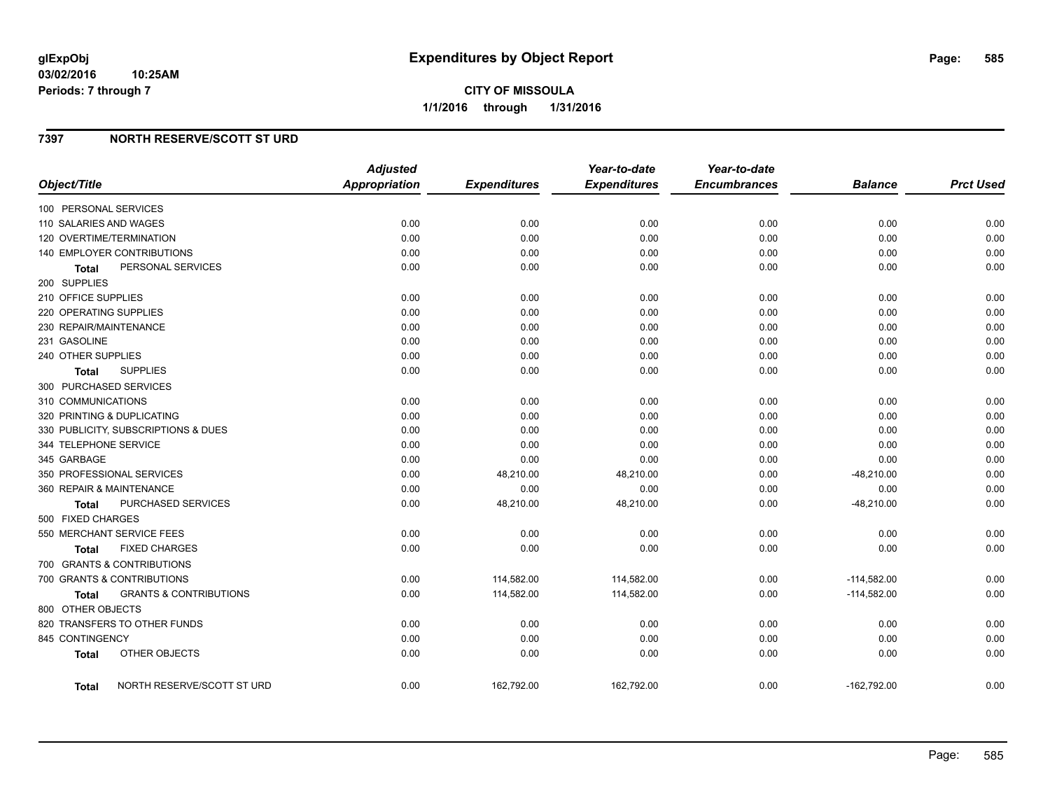# Expenditures by Object Report

glExpObj
03/02/2016 10:25AM
Periods: 7 through 7

**CITY OF MISSOULA**
**1/1/2016 through 1/31/2016**

## 7397 NORTH RESERVE/SCOTT ST URD

| Object/Title | Adjusted Appropriation | Expenditures | Year-to-date Expenditures | Year-to-date Encumbrances | Balance | Prct Used |
|---|---|---|---|---|---|---|
| 100 PERSONAL SERVICES | | | | | | |
| 110 SALARIES AND WAGES | 0.00 | 0.00 | 0.00 | 0.00 | 0.00 | 0.00 |
| 120 OVERTIME/TERMINATION | 0.00 | 0.00 | 0.00 | 0.00 | 0.00 | 0.00 |
| 140 EMPLOYER CONTRIBUTIONS | 0.00 | 0.00 | 0.00 | 0.00 | 0.00 | 0.00 |
| **Total** PERSONAL SERVICES | 0.00 | 0.00 | 0.00 | 0.00 | 0.00 | 0.00 |
| 200 SUPPLIES | | | | | | |
| 210 OFFICE SUPPLIES | 0.00 | 0.00 | 0.00 | 0.00 | 0.00 | 0.00 |
| 220 OPERATING SUPPLIES | 0.00 | 0.00 | 0.00 | 0.00 | 0.00 | 0.00 |
| 230 REPAIR/MAINTENANCE | 0.00 | 0.00 | 0.00 | 0.00 | 0.00 | 0.00 |
| 231 GASOLINE | 0.00 | 0.00 | 0.00 | 0.00 | 0.00 | 0.00 |
| 240 OTHER SUPPLIES | 0.00 | 0.00 | 0.00 | 0.00 | 0.00 | 0.00 |
| **Total** SUPPLIES | 0.00 | 0.00 | 0.00 | 0.00 | 0.00 | 0.00 |
| 300 PURCHASED SERVICES | | | | | | |
| 310 COMMUNICATIONS | 0.00 | 0.00 | 0.00 | 0.00 | 0.00 | 0.00 |
| 320 PRINTING & DUPLICATING | 0.00 | 0.00 | 0.00 | 0.00 | 0.00 | 0.00 |
| 330 PUBLICITY, SUBSCRIPTIONS & DUES | 0.00 | 0.00 | 0.00 | 0.00 | 0.00 | 0.00 |
| 344 TELEPHONE SERVICE | 0.00 | 0.00 | 0.00 | 0.00 | 0.00 | 0.00 |
| 345 GARBAGE | 0.00 | 0.00 | 0.00 | 0.00 | 0.00 | 0.00 |
| 350 PROFESSIONAL SERVICES | 0.00 | 48,210.00 | 48,210.00 | 0.00 | -48,210.00 | 0.00 |
| 360 REPAIR & MAINTENANCE | 0.00 | 0.00 | 0.00 | 0.00 | 0.00 | 0.00 |
| **Total** PURCHASED SERVICES | 0.00 | 48,210.00 | 48,210.00 | 0.00 | -48,210.00 | 0.00 |
| 500 FIXED CHARGES | | | | | | |
| 550 MERCHANT SERVICE FEES | 0.00 | 0.00 | 0.00 | 0.00 | 0.00 | 0.00 |
| **Total** FIXED CHARGES | 0.00 | 0.00 | 0.00 | 0.00 | 0.00 | 0.00 |
| 700 GRANTS & CONTRIBUTIONS | | | | | | |
| 700 GRANTS & CONTRIBUTIONS | 0.00 | 114,582.00 | 114,582.00 | 0.00 | -114,582.00 | 0.00 |
| **Total** GRANTS & CONTRIBUTIONS | 0.00 | 114,582.00 | 114,582.00 | 0.00 | -114,582.00 | 0.00 |
| 800 OTHER OBJECTS | | | | | | |
| 820 TRANSFERS TO OTHER FUNDS | 0.00 | 0.00 | 0.00 | 0.00 | 0.00 | 0.00 |
| 845 CONTINGENCY | 0.00 | 0.00 | 0.00 | 0.00 | 0.00 | 0.00 |
| **Total** OTHER OBJECTS | 0.00 | 0.00 | 0.00 | 0.00 | 0.00 | 0.00 |
| **Total** NORTH RESERVE/SCOTT ST URD | 0.00 | 162,792.00 | 162,792.00 | 0.00 | -162,792.00 | 0.00 |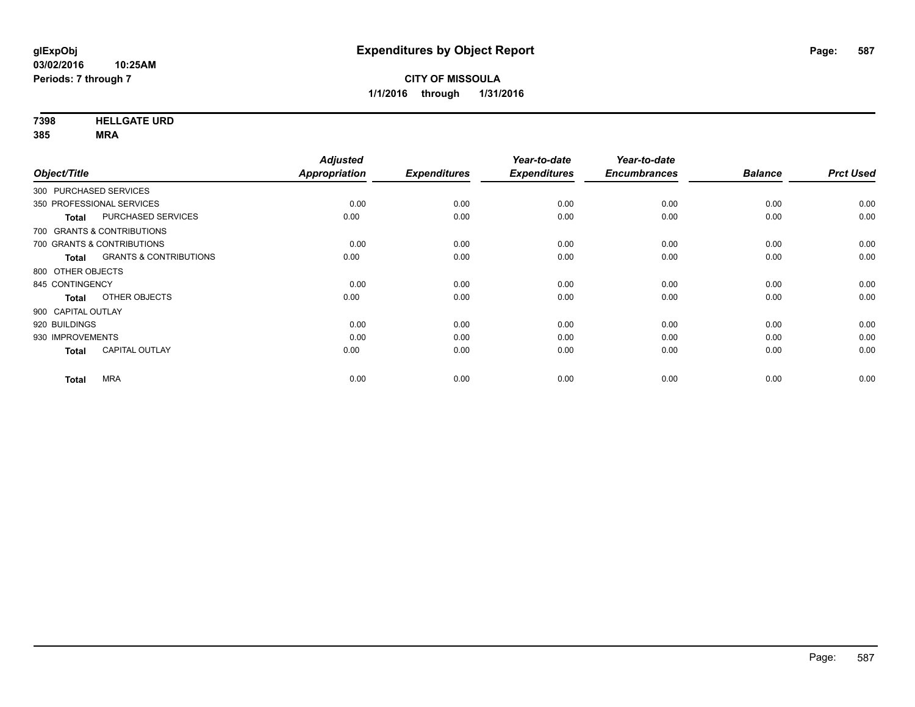**glExpObj**
**03/02/2016 10:25AM**
**Periods: 7 through 7**

# Expenditures by Object Report

**CITY OF MISSOULA**
**1/1/2016 through 1/31/2016**

**7398 HELLGATE URD**
**385 MRA**

| Object/Title | | *Adjusted Appropriation* | *Expenditures* | *Year-to-date Expenditures* | *Year-to-date Encumbrances* | *Balance* | *Prct Used* |
|---|---|---|---|---|---|---|---|
| 300 PURCHASED SERVICES | | | | | | | |
| 350 PROFESSIONAL SERVICES | | 0.00 | 0.00 | 0.00 | 0.00 | 0.00 | 0.00 |
| **Total** | PURCHASED SERVICES | 0.00 | 0.00 | 0.00 | 0.00 | 0.00 | 0.00 |
| 700 GRANTS & CONTRIBUTIONS | | | | | | | |
| 700 GRANTS & CONTRIBUTIONS | | 0.00 | 0.00 | 0.00 | 0.00 | 0.00 | 0.00 |
| **Total** | GRANTS & CONTRIBUTIONS | 0.00 | 0.00 | 0.00 | 0.00 | 0.00 | 0.00 |
| 800 OTHER OBJECTS | | | | | | | |
| 845 CONTINGENCY | | 0.00 | 0.00 | 0.00 | 0.00 | 0.00 | 0.00 |
| **Total** | OTHER OBJECTS | 0.00 | 0.00 | 0.00 | 0.00 | 0.00 | 0.00 |
| 900 CAPITAL OUTLAY | | | | | | | |
| 920 BUILDINGS | | 0.00 | 0.00 | 0.00 | 0.00 | 0.00 | 0.00 |
| 930 IMPROVEMENTS | | 0.00 | 0.00 | 0.00 | 0.00 | 0.00 | 0.00 |
| **Total** | CAPITAL OUTLAY | 0.00 | 0.00 | 0.00 | 0.00 | 0.00 | 0.00 |
| **Total** | MRA | 0.00 | 0.00 | 0.00 | 0.00 | 0.00 | 0.00 |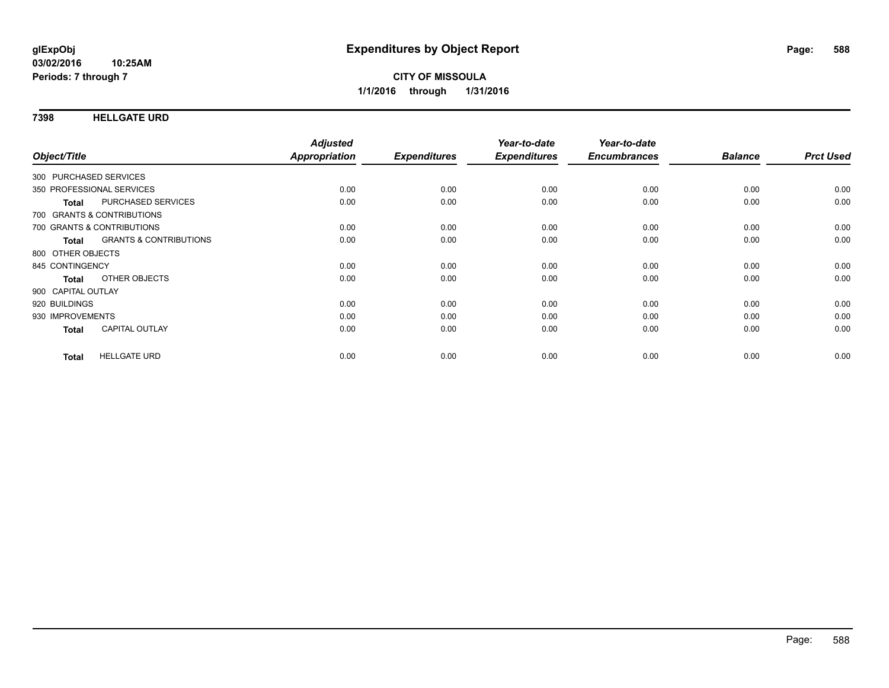**glExpObj** **Expenditures by Object Report**

**03/02/2016 10:25AM**

**Periods: 7 through 7**

**CITY OF MISSOULA**

**1/1/2016 through 1/31/2016**

## 7398 HELLGATE URD

| Object/Title | Adjusted Appropriation | Expenditures | Year-to-date Expenditures | Year-to-date Encumbrances | Balance | Prct Used |
|---|---|---|---|---|---|---|
| 300 PURCHASED SERVICES | | | | | | |
| 350 PROFESSIONAL SERVICES | 0.00 | 0.00 | 0.00 | 0.00 | 0.00 | 0.00 |
| **Total** PURCHASED SERVICES | 0.00 | 0.00 | 0.00 | 0.00 | 0.00 | 0.00 |
| 700 GRANTS & CONTRIBUTIONS | | | | | | |
| 700 GRANTS & CONTRIBUTIONS | 0.00 | 0.00 | 0.00 | 0.00 | 0.00 | 0.00 |
| **Total** GRANTS & CONTRIBUTIONS | 0.00 | 0.00 | 0.00 | 0.00 | 0.00 | 0.00 |
| 800 OTHER OBJECTS | | | | | | |
| 845 CONTINGENCY | 0.00 | 0.00 | 0.00 | 0.00 | 0.00 | 0.00 |
| **Total** OTHER OBJECTS | 0.00 | 0.00 | 0.00 | 0.00 | 0.00 | 0.00 |
| 900 CAPITAL OUTLAY | | | | | | |
| 920 BUILDINGS | 0.00 | 0.00 | 0.00 | 0.00 | 0.00 | 0.00 |
| 930 IMPROVEMENTS | 0.00 | 0.00 | 0.00 | 0.00 | 0.00 | 0.00 |
| **Total** CAPITAL OUTLAY | 0.00 | 0.00 | 0.00 | 0.00 | 0.00 | 0.00 |
| **Total** HELLGATE URD | 0.00 | 0.00 | 0.00 | 0.00 | 0.00 | 0.00 |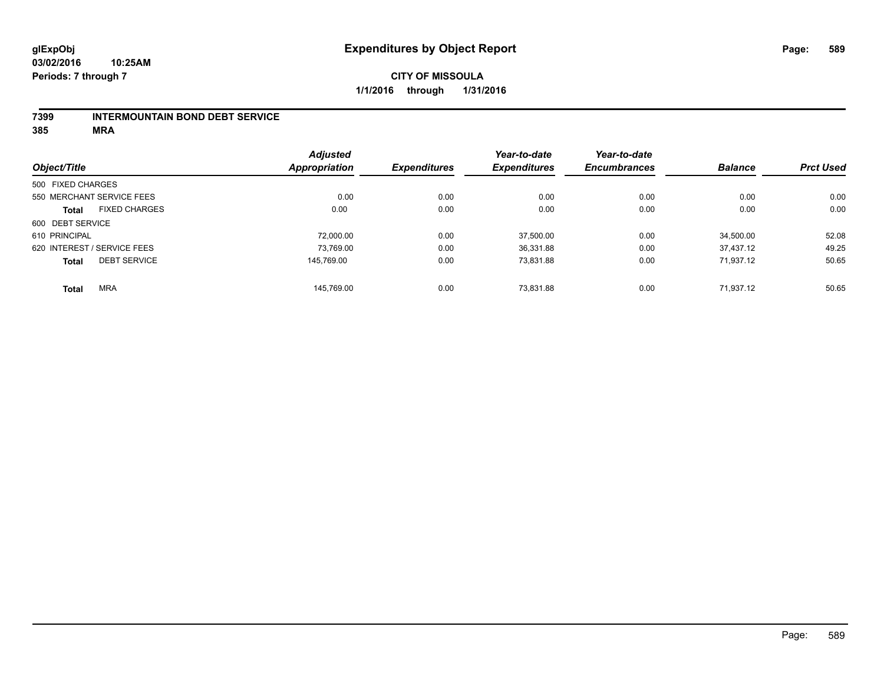**glExpObj**
**03/02/2016 10:25AM**
**Periods: 7 through 7**

# Expenditures by Object Report

**CITY OF MISSOULA**
**1/1/2016 through 1/31/2016**

## 7399 INTERMOUNTAIN BOND DEBT SERVICE
## 385 MRA

| Object/Title | Adjusted Appropriation | Expenditures | Year-to-date Expenditures | Year-to-date Encumbrances | Balance | Prct Used |
|---|---|---|---|---|---|---|
| 500 FIXED CHARGES | | | | | | |
| 550 MERCHANT SERVICE FEES | 0.00 | 0.00 | 0.00 | 0.00 | 0.00 | 0.00 |
| **Total** FIXED CHARGES | 0.00 | 0.00 | 0.00 | 0.00 | 0.00 | 0.00 |
| 600 DEBT SERVICE | | | | | | |
| 610 PRINCIPAL | 72,000.00 | 0.00 | 37,500.00 | 0.00 | 34,500.00 | 52.08 |
| 620 INTEREST / SERVICE FEES | 73,769.00 | 0.00 | 36,331.88 | 0.00 | 37,437.12 | 49.25 |
| **Total** DEBT SERVICE | 145,769.00 | 0.00 | 73,831.88 | 0.00 | 71,937.12 | 50.65 |
| **Total** MRA | 145,769.00 | 0.00 | 73,831.88 | 0.00 | 71,937.12 | 50.65 |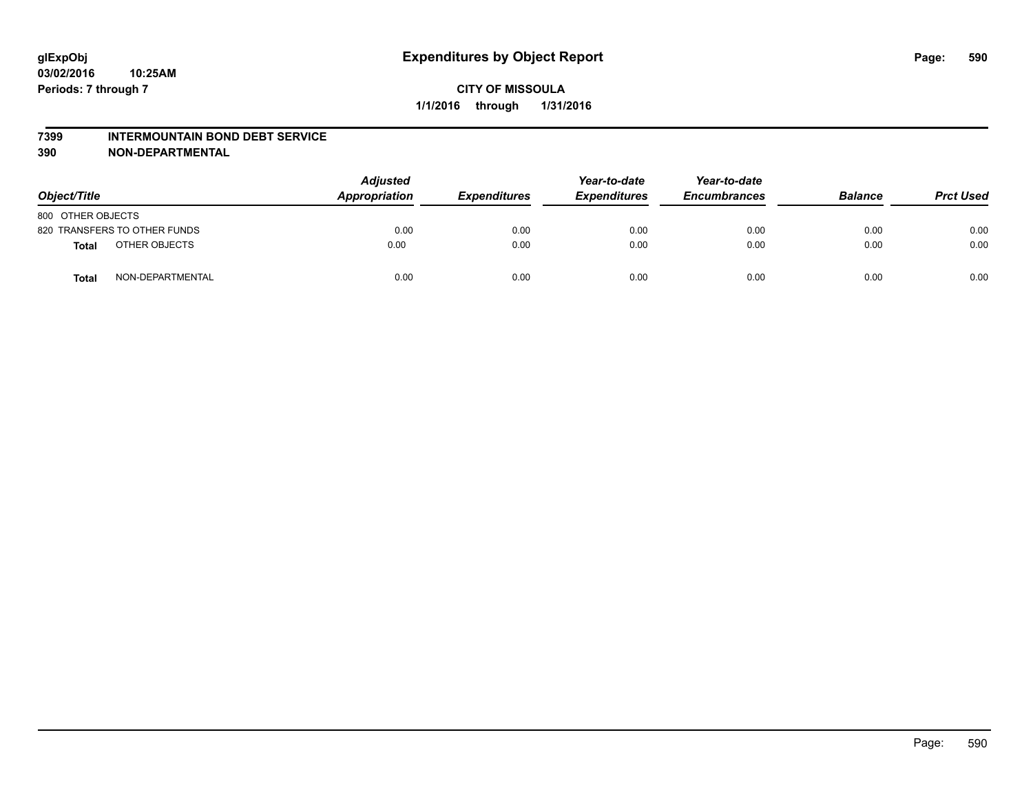# Expenditures by Object Report

glExpObj
03/02/2016 10:25AM
Periods: 7 through 7

**CITY OF MISSOULA**
**1/1/2016 through 1/31/2016**

## 7399 INTERMOUNTAIN BOND DEBT SERVICE
## 390 NON-DEPARTMENTAL

| Object/Title | Adjusted Appropriation | Expenditures | Year-to-date Expenditures | Year-to-date Encumbrances | Balance | Prct Used |
|---|---|---|---|---|---|---|
| 800 OTHER OBJECTS | | | | | | |
| 820 TRANSFERS TO OTHER FUNDS | 0.00 | 0.00 | 0.00 | 0.00 | 0.00 | 0.00 |
| **Total** OTHER OBJECTS | 0.00 | 0.00 | 0.00 | 0.00 | 0.00 | 0.00 |
| **Total** NON-DEPARTMENTAL | 0.00 | 0.00 | 0.00 | 0.00 | 0.00 | 0.00 |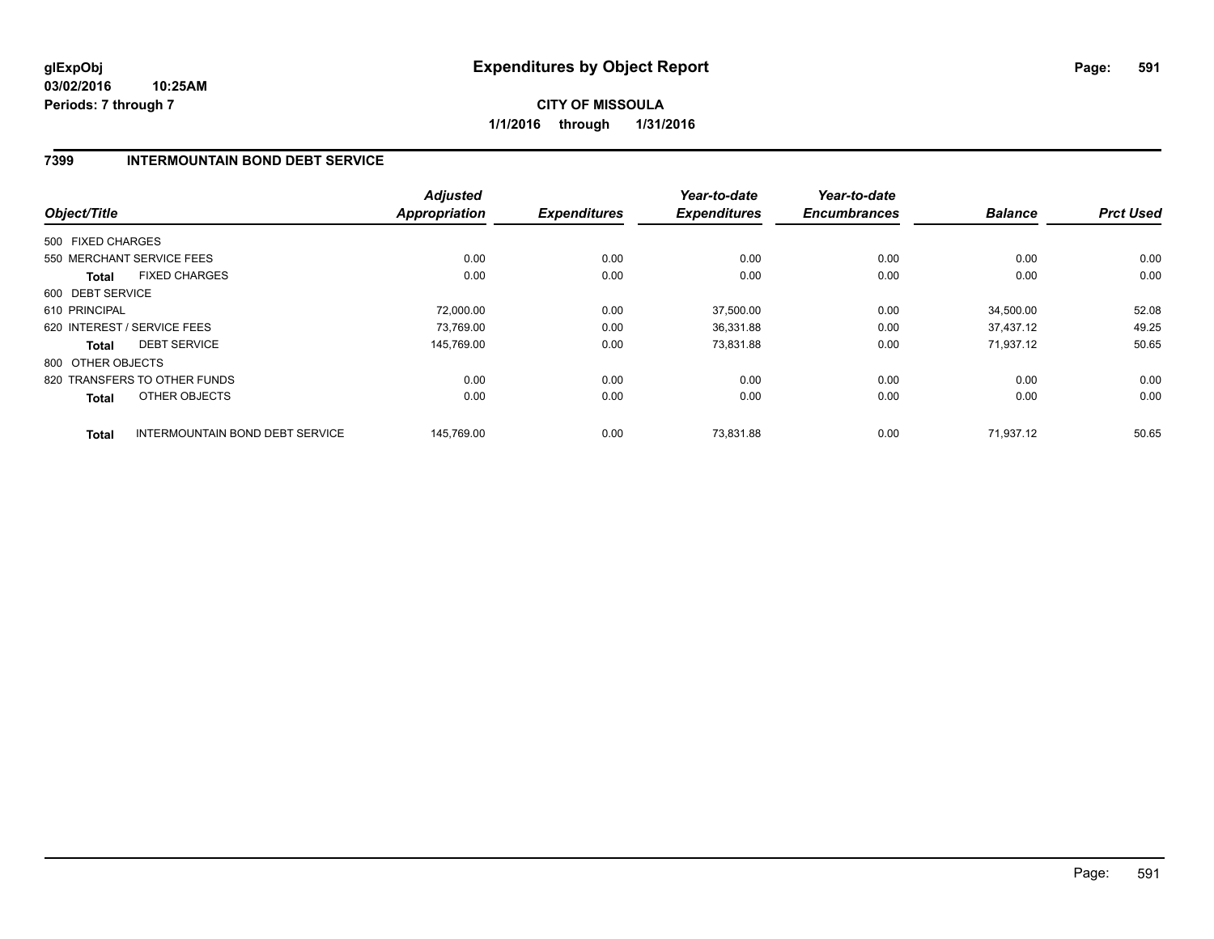**glExpObj**
**03/02/2016 10:25AM**
**Periods: 7 through 7**

# Expenditures by Object Report

**CITY OF MISSOULA**
**1/1/2016 through 1/31/2016**

## 7399 INTERMOUNTAIN BOND DEBT SERVICE

| Object/Title | Adjusted Appropriation | Expenditures | Year-to-date Expenditures | Year-to-date Encumbrances | Balance | Prct Used |
|---|---|---|---|---|---|---|
| 500 FIXED CHARGES | | | | | | |
| 550 MERCHANT SERVICE FEES | 0.00 | 0.00 | 0.00 | 0.00 | 0.00 | 0.00 |
| **Total** FIXED CHARGES | 0.00 | 0.00 | 0.00 | 0.00 | 0.00 | 0.00 |
| 600 DEBT SERVICE | | | | | | |
| 610 PRINCIPAL | 72,000.00 | 0.00 | 37,500.00 | 0.00 | 34,500.00 | 52.08 |
| 620 INTEREST / SERVICE FEES | 73,769.00 | 0.00 | 36,331.88 | 0.00 | 37,437.12 | 49.25 |
| **Total** DEBT SERVICE | 145,769.00 | 0.00 | 73,831.88 | 0.00 | 71,937.12 | 50.65 |
| 800 OTHER OBJECTS | | | | | | |
| 820 TRANSFERS TO OTHER FUNDS | 0.00 | 0.00 | 0.00 | 0.00 | 0.00 | 0.00 |
| **Total** OTHER OBJECTS | 0.00 | 0.00 | 0.00 | 0.00 | 0.00 | 0.00 |
| **Total** INTERMOUNTAIN BOND DEBT SERVICE | 145,769.00 | 0.00 | 73,831.88 | 0.00 | 71,937.12 | 50.65 |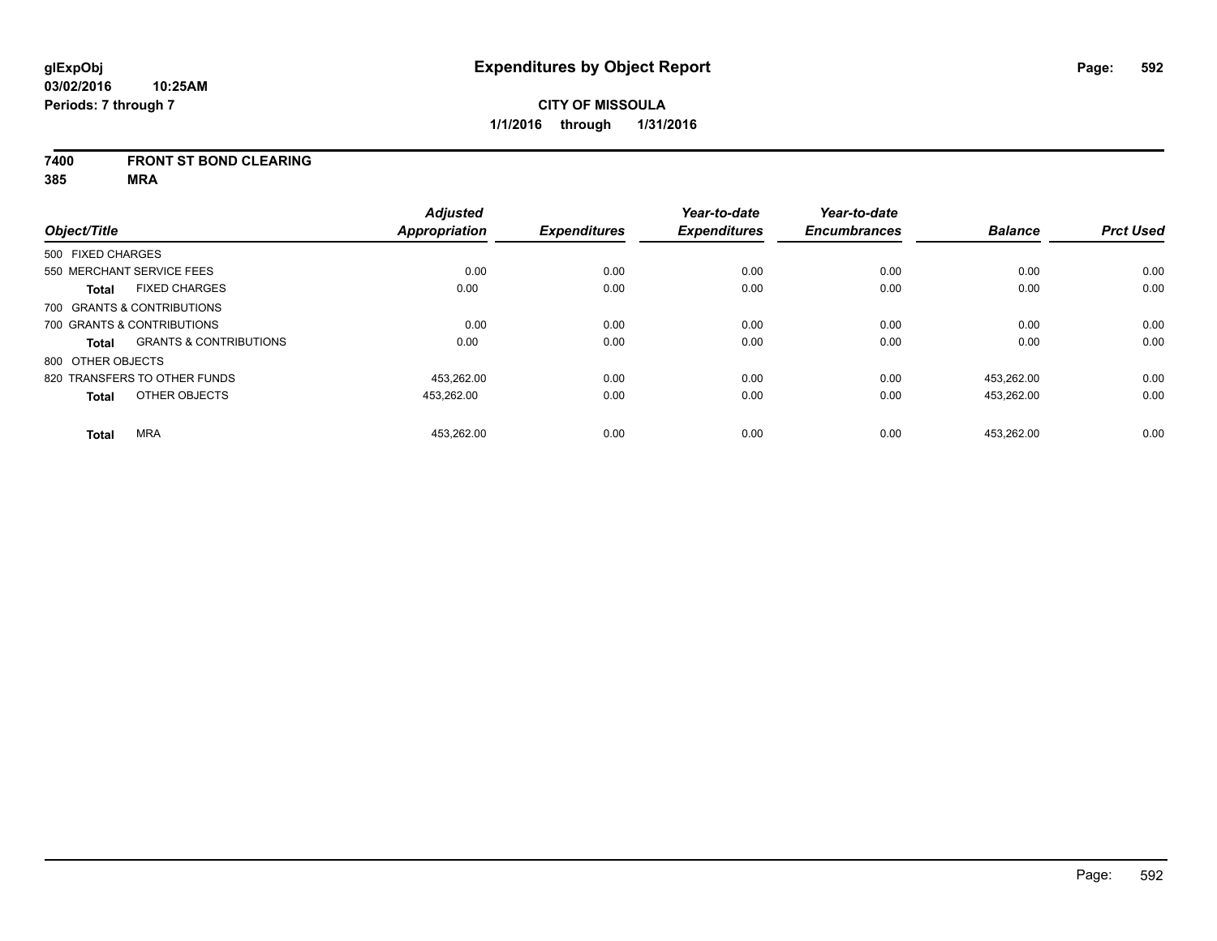**glExpObj**
**03/02/2016 10:25AM**
**Periods: 7 through 7**

# Expenditures by Object Report

**CITY OF MISSOULA**
**1/1/2016 through 1/31/2016**

**7400 FRONT ST BOND CLEARING**
**385 MRA**

| Object/Title | Adjusted Appropriation | Expenditures | Year-to-date Expenditures | Year-to-date Encumbrances | Balance | Prct Used |
|---|---|---|---|---|---|---|
| 500 FIXED CHARGES | | | | | | |
| 550 MERCHANT SERVICE FEES | 0.00 | 0.00 | 0.00 | 0.00 | 0.00 | 0.00 |
| **Total** FIXED CHARGES | 0.00 | 0.00 | 0.00 | 0.00 | 0.00 | 0.00 |
| 700 GRANTS & CONTRIBUTIONS | | | | | | |
| 700 GRANTS & CONTRIBUTIONS | 0.00 | 0.00 | 0.00 | 0.00 | 0.00 | 0.00 |
| **Total** GRANTS & CONTRIBUTIONS | 0.00 | 0.00 | 0.00 | 0.00 | 0.00 | 0.00 |
| 800 OTHER OBJECTS | | | | | | |
| 820 TRANSFERS TO OTHER FUNDS | 453,262.00 | 0.00 | 0.00 | 0.00 | 453,262.00 | 0.00 |
| **Total** OTHER OBJECTS | 453,262.00 | 0.00 | 0.00 | 0.00 | 453,262.00 | 0.00 |
| **Total** MRA | 453,262.00 | 0.00 | 0.00 | 0.00 | 453,262.00 | 0.00 |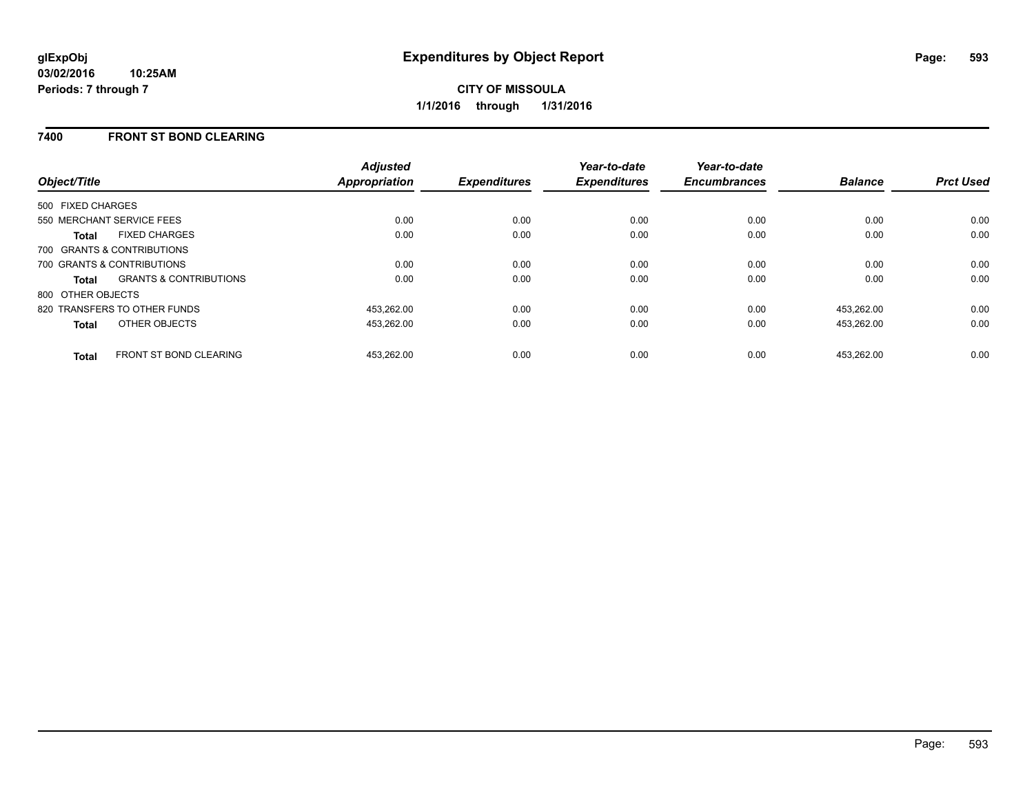**glExpObj**
**03/02/2016 10:25AM**
**Periods: 7 through 7**

# Expenditures by Object Report

**CITY OF MISSOULA**
**1/1/2016 through 1/31/2016**

## 7400 FRONT ST BOND CLEARING

| Object/Title | | Adjusted Appropriation | Expenditures | Year-to-date Expenditures | Year-to-date Encumbrances | Balance | Prct Used |
|---|---|---|---|---|---|---|---|
| 500 FIXED CHARGES | | | | | | | |
| 550 MERCHANT SERVICE FEES | | 0.00 | 0.00 | 0.00 | 0.00 | 0.00 | 0.00 |
| **Total** | FIXED CHARGES | 0.00 | 0.00 | 0.00 | 0.00 | 0.00 | 0.00 |
| 700 GRANTS & CONTRIBUTIONS | | | | | | | |
| 700 GRANTS & CONTRIBUTIONS | | 0.00 | 0.00 | 0.00 | 0.00 | 0.00 | 0.00 |
| **Total** | GRANTS & CONTRIBUTIONS | 0.00 | 0.00 | 0.00 | 0.00 | 0.00 | 0.00 |
| 800 OTHER OBJECTS | | | | | | | |
| 820 TRANSFERS TO OTHER FUNDS | | 453,262.00 | 0.00 | 0.00 | 0.00 | 453,262.00 | 0.00 |
| **Total** | OTHER OBJECTS | 453,262.00 | 0.00 | 0.00 | 0.00 | 453,262.00 | 0.00 |
| **Total** | FRONT ST BOND CLEARING | 453,262.00 | 0.00 | 0.00 | 0.00 | 453,262.00 | 0.00 |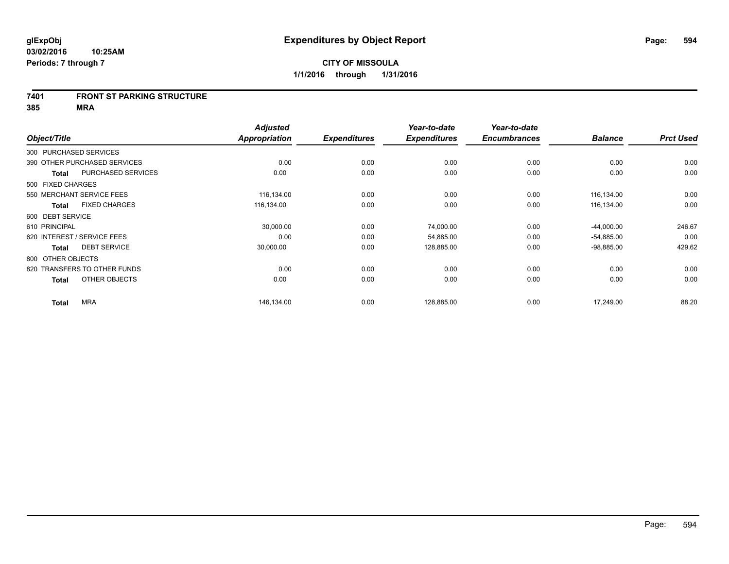**glExpObj** **Expenditures by Object Report**
**03/02/2016 10:25AM**
**Periods: 7 through 7**

**CITY OF MISSOULA**
**1/1/2016 through 1/31/2016**

**7401 FRONT ST PARKING STRUCTURE**
**385 MRA**

| Object/Title | Adjusted Appropriation | Expenditures | Year-to-date Expenditures | Year-to-date Encumbrances | Balance | Prct Used |
|---|---|---|---|---|---|---|
| 300 PURCHASED SERVICES | | | | | | |
| 390 OTHER PURCHASED SERVICES | 0.00 | 0.00 | 0.00 | 0.00 | 0.00 | 0.00 |
| **Total** PURCHASED SERVICES | 0.00 | 0.00 | 0.00 | 0.00 | 0.00 | 0.00 |
| 500 FIXED CHARGES | | | | | | |
| 550 MERCHANT SERVICE FEES | 116,134.00 | 0.00 | 0.00 | 0.00 | 116,134.00 | 0.00 |
| **Total** FIXED CHARGES | 116,134.00 | 0.00 | 0.00 | 0.00 | 116,134.00 | 0.00 |
| 600 DEBT SERVICE | | | | | | |
| 610 PRINCIPAL | 30,000.00 | 0.00 | 74,000.00 | 0.00 | -44,000.00 | 246.67 |
| 620 INTEREST / SERVICE FEES | 0.00 | 0.00 | 54,885.00 | 0.00 | -54,885.00 | 0.00 |
| **Total** DEBT SERVICE | 30,000.00 | 0.00 | 128,885.00 | 0.00 | -98,885.00 | 429.62 |
| 800 OTHER OBJECTS | | | | | | |
| 820 TRANSFERS TO OTHER FUNDS | 0.00 | 0.00 | 0.00 | 0.00 | 0.00 | 0.00 |
| **Total** OTHER OBJECTS | 0.00 | 0.00 | 0.00 | 0.00 | 0.00 | 0.00 |
| **Total** MRA | 146,134.00 | 0.00 | 128,885.00 | 0.00 | 17,249.00 | 88.20 |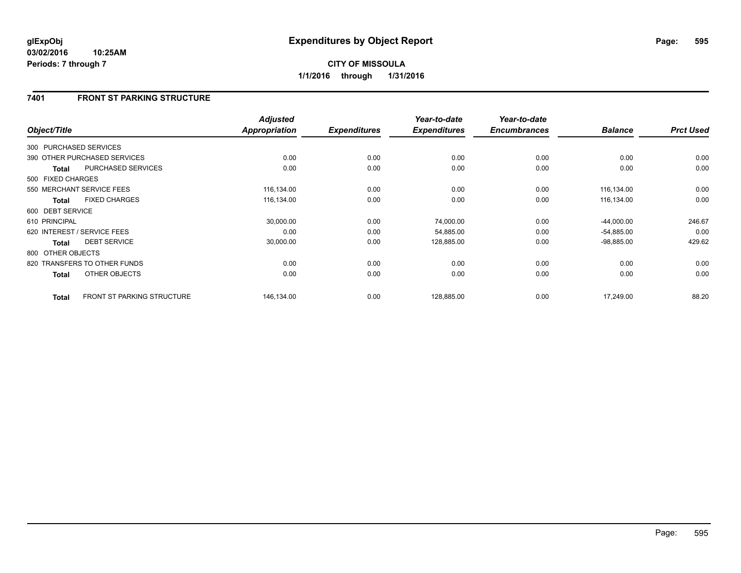glExpObj
03/02/2016 10:25AM
Periods: 7 through 7

# Expenditures by Object Report

**CITY OF MISSOULA**

**1/1/2016 through 1/31/2016**

## 7401 FRONT ST PARKING STRUCTURE

| Object/Title | | Adjusted Appropriation | Expenditures | Year-to-date Expenditures | Year-to-date Encumbrances | Balance | Prct Used |
|---|---|---|---|---|---|---|---|
| 300 PURCHASED SERVICES | | | | | | | |
| 390 OTHER PURCHASED SERVICES | | 0.00 | 0.00 | 0.00 | 0.00 | 0.00 | 0.00 |
| Total | PURCHASED SERVICES | 0.00 | 0.00 | 0.00 | 0.00 | 0.00 | 0.00 |
| 500 FIXED CHARGES | | | | | | | |
| 550 MERCHANT SERVICE FEES | | 116,134.00 | 0.00 | 0.00 | 0.00 | 116,134.00 | 0.00 |
| Total | FIXED CHARGES | 116,134.00 | 0.00 | 0.00 | 0.00 | 116,134.00 | 0.00 |
| 600 DEBT SERVICE | | | | | | | |
| 610 PRINCIPAL | | 30,000.00 | 0.00 | 74,000.00 | 0.00 | -44,000.00 | 246.67 |
| 620 INTEREST / SERVICE FEES | | 0.00 | 0.00 | 54,885.00 | 0.00 | -54,885.00 | 0.00 |
| Total | DEBT SERVICE | 30,000.00 | 0.00 | 128,885.00 | 0.00 | -98,885.00 | 429.62 |
| 800 OTHER OBJECTS | | | | | | | |
| 820 TRANSFERS TO OTHER FUNDS | | 0.00 | 0.00 | 0.00 | 0.00 | 0.00 | 0.00 |
| Total | OTHER OBJECTS | 0.00 | 0.00 | 0.00 | 0.00 | 0.00 | 0.00 |
| Total | FRONT ST PARKING STRUCTURE | 146,134.00 | 0.00 | 128,885.00 | 0.00 | 17,249.00 | 88.20 |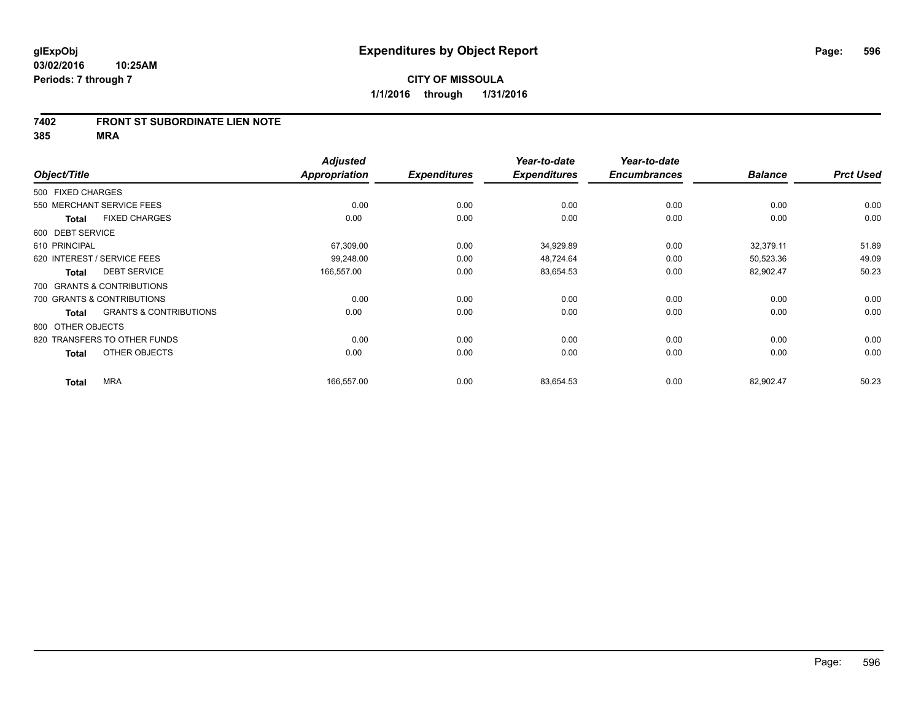**glExpObj**
**03/02/2016 10:25AM**
**Periods: 7 through 7**

# Expenditures by Object Report

**CITY OF MISSOULA**
**1/1/2016 through 1/31/2016**

## 7402 FRONT ST SUBORDINATE LIEN NOTE
## 385 MRA

| Object/Title | Adjusted Appropriation | Expenditures | Year-to-date Expenditures | Year-to-date Encumbrances | Balance | Prct Used |
|---|---|---|---|---|---|---|
| 500 FIXED CHARGES | | | | | | |
| 550 MERCHANT SERVICE FEES | 0.00 | 0.00 | 0.00 | 0.00 | 0.00 | 0.00 |
| **Total** FIXED CHARGES | 0.00 | 0.00 | 0.00 | 0.00 | 0.00 | 0.00 |
| 600 DEBT SERVICE | | | | | | |
| 610 PRINCIPAL | 67,309.00 | 0.00 | 34,929.89 | 0.00 | 32,379.11 | 51.89 |
| 620 INTEREST / SERVICE FEES | 99,248.00 | 0.00 | 48,724.64 | 0.00 | 50,523.36 | 49.09 |
| **Total** DEBT SERVICE | 166,557.00 | 0.00 | 83,654.53 | 0.00 | 82,902.47 | 50.23 |
| 700 GRANTS & CONTRIBUTIONS | | | | | | |
| 700 GRANTS & CONTRIBUTIONS | 0.00 | 0.00 | 0.00 | 0.00 | 0.00 | 0.00 |
| **Total** GRANTS & CONTRIBUTIONS | 0.00 | 0.00 | 0.00 | 0.00 | 0.00 | 0.00 |
| 800 OTHER OBJECTS | | | | | | |
| 820 TRANSFERS TO OTHER FUNDS | 0.00 | 0.00 | 0.00 | 0.00 | 0.00 | 0.00 |
| **Total** OTHER OBJECTS | 0.00 | 0.00 | 0.00 | 0.00 | 0.00 | 0.00 |
| **Total** MRA | 166,557.00 | 0.00 | 83,654.53 | 0.00 | 82,902.47 | 50.23 |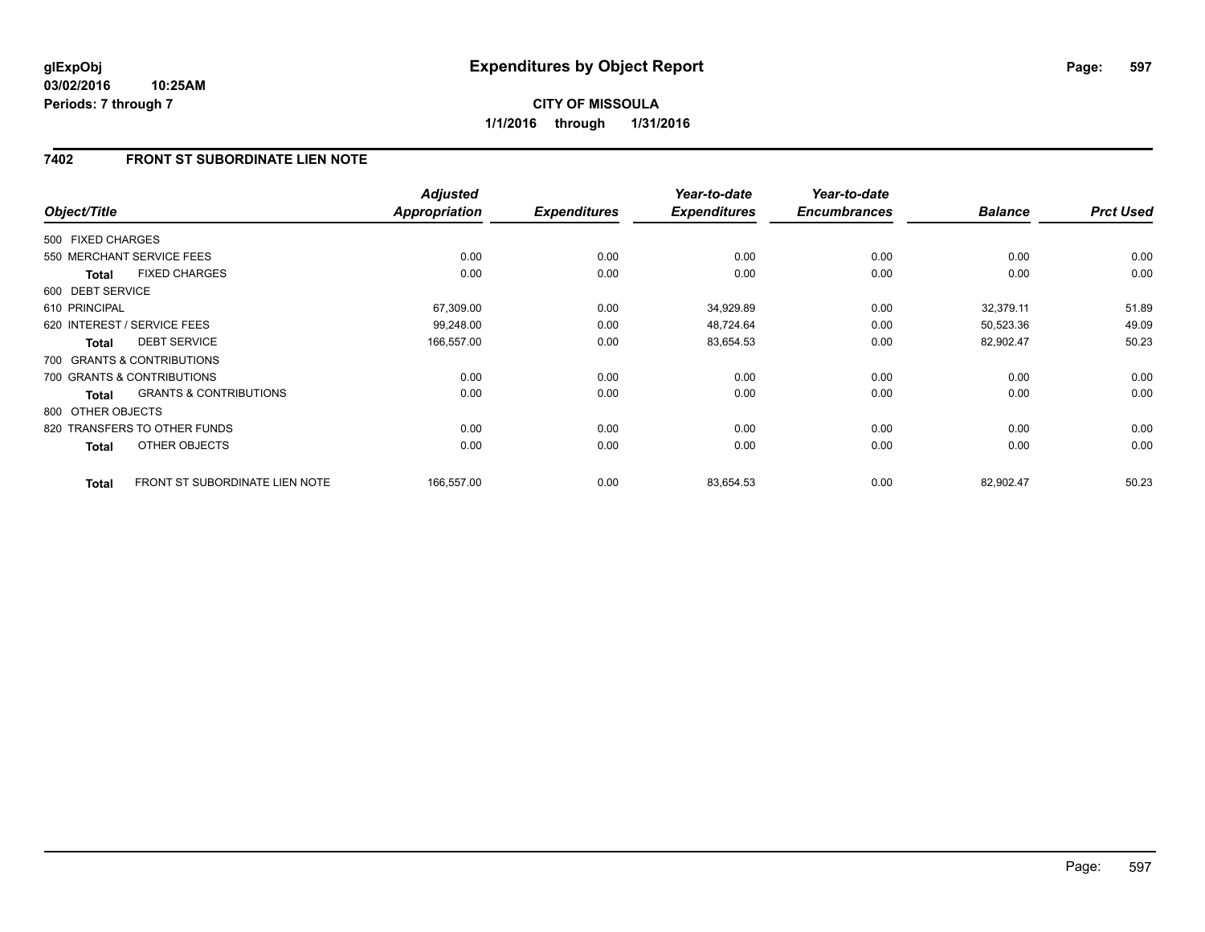**glExpObj**
**03/02/2016 10:25AM**
**Periods: 7 through 7**

# Expenditures by Object Report

**CITY OF MISSOULA**
**1/1/2016 through 1/31/2016**

## 7402 FRONT ST SUBORDINATE LIEN NOTE

| Object/Title | Adjusted Appropriation | Expenditures | Year-to-date Expenditures | Year-to-date Encumbrances | Balance | Prct Used |
|---|---|---|---|---|---|---|
| 500 FIXED CHARGES | | | | | | |
| 550 MERCHANT SERVICE FEES | 0.00 | 0.00 | 0.00 | 0.00 | 0.00 | 0.00 |
| **Total** FIXED CHARGES | 0.00 | 0.00 | 0.00 | 0.00 | 0.00 | 0.00 |
| 600 DEBT SERVICE | | | | | | |
| 610 PRINCIPAL | 67,309.00 | 0.00 | 34,929.89 | 0.00 | 32,379.11 | 51.89 |
| 620 INTEREST / SERVICE FEES | 99,248.00 | 0.00 | 48,724.64 | 0.00 | 50,523.36 | 49.09 |
| **Total** DEBT SERVICE | 166,557.00 | 0.00 | 83,654.53 | 0.00 | 82,902.47 | 50.23 |
| 700 GRANTS & CONTRIBUTIONS | | | | | | |
| 700 GRANTS & CONTRIBUTIONS | 0.00 | 0.00 | 0.00 | 0.00 | 0.00 | 0.00 |
| **Total** GRANTS & CONTRIBUTIONS | 0.00 | 0.00 | 0.00 | 0.00 | 0.00 | 0.00 |
| 800 OTHER OBJECTS | | | | | | |
| 820 TRANSFERS TO OTHER FUNDS | 0.00 | 0.00 | 0.00 | 0.00 | 0.00 | 0.00 |
| **Total** OTHER OBJECTS | 0.00 | 0.00 | 0.00 | 0.00 | 0.00 | 0.00 |
| **Total** FRONT ST SUBORDINATE LIEN NOTE | 166,557.00 | 0.00 | 83,654.53 | 0.00 | 82,902.47 | 50.23 |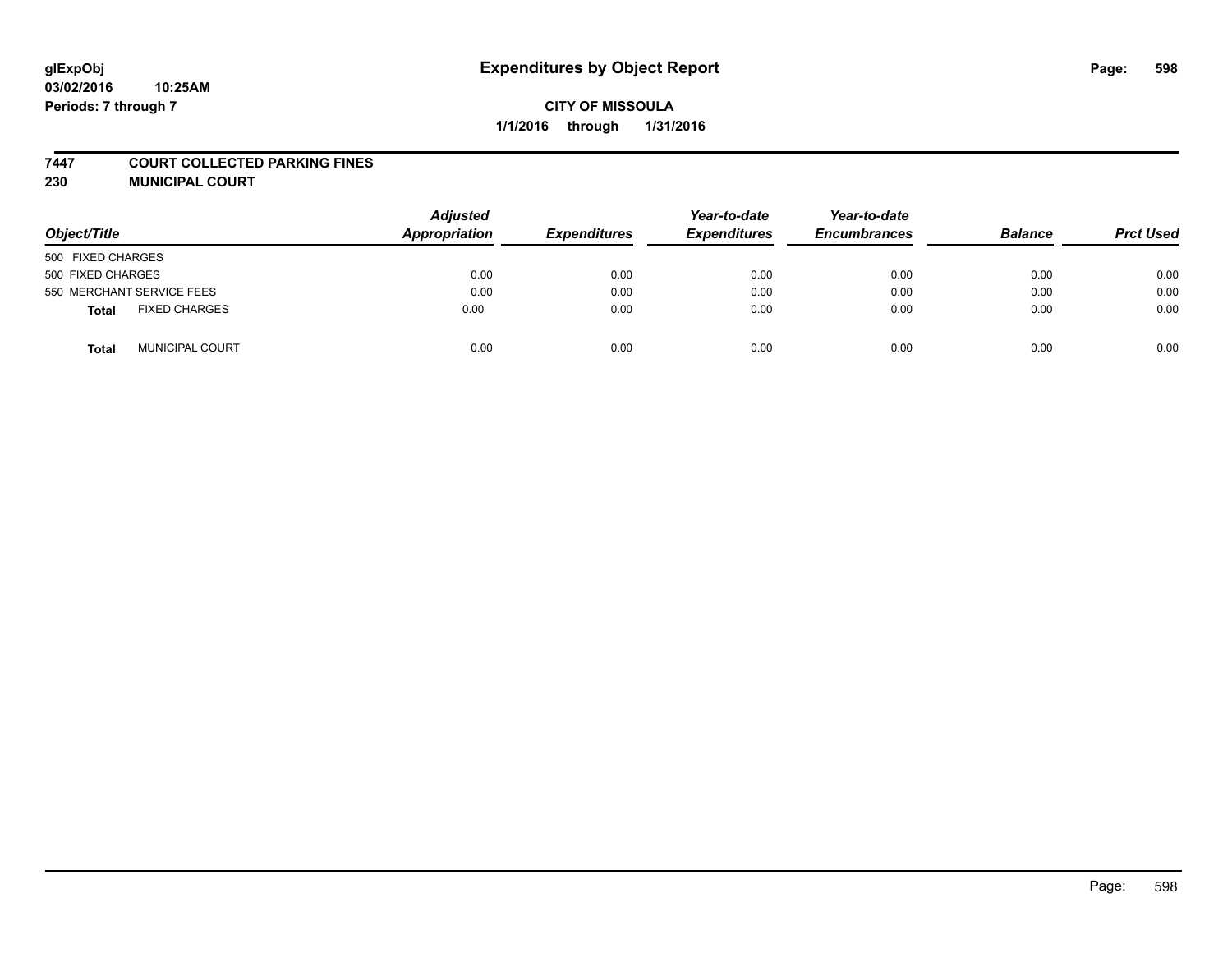glExpObj
03/02/2016 10:25AM
Periods: 7 through 7

# Expenditures by Object Report

**CITY OF MISSOULA**
**1/1/2016 through 1/31/2016**

**7447 COURT COLLECTED PARKING FINES**
**230 MUNICIPAL COURT**

| Object/Title | Adjusted Appropriation | Expenditures | Year-to-date Expenditures | Year-to-date Encumbrances | Balance | Prct Used |
|---|---|---|---|---|---|---|
| 500 FIXED CHARGES | | | | | | |
| 500 FIXED CHARGES | 0.00 | 0.00 | 0.00 | 0.00 | 0.00 | 0.00 |
| 550 MERCHANT SERVICE FEES | 0.00 | 0.00 | 0.00 | 0.00 | 0.00 | 0.00 |
| **Total** FIXED CHARGES | 0.00 | 0.00 | 0.00 | 0.00 | 0.00 | 0.00 |
| **Total** MUNICIPAL COURT | 0.00 | 0.00 | 0.00 | 0.00 | 0.00 | 0.00 |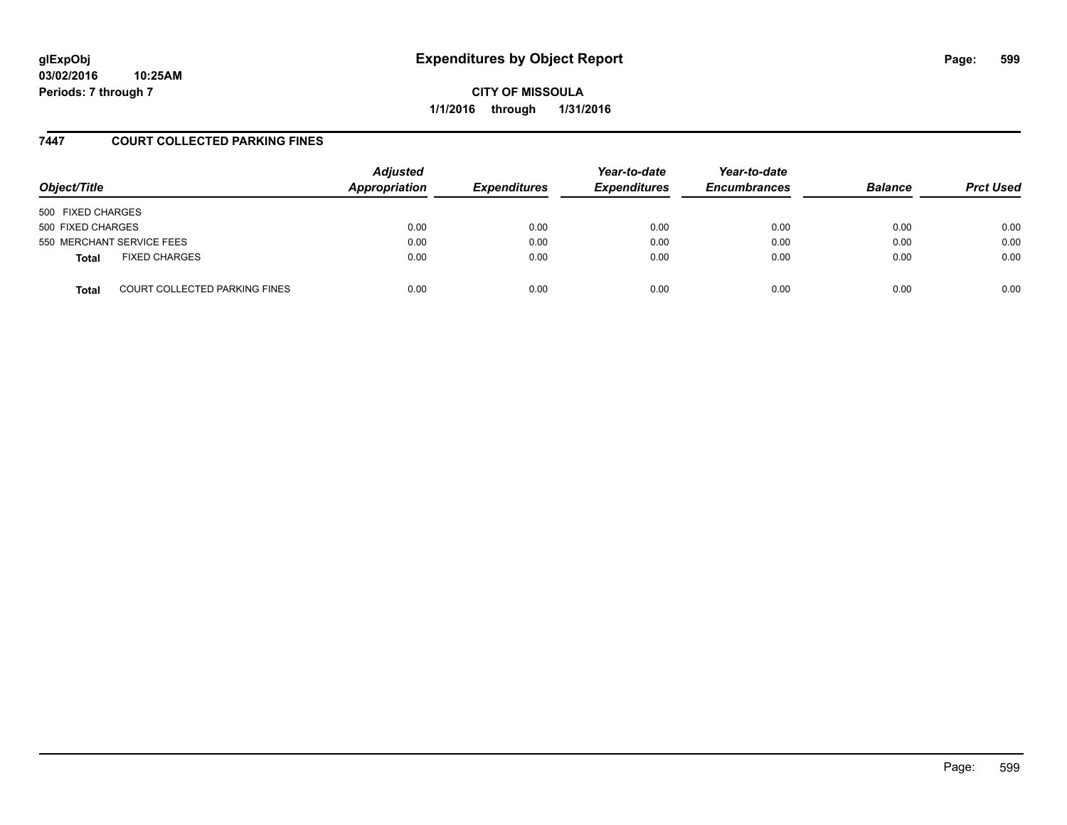# Expenditures by Object Report

**CITY OF MISSOULA**
**1/1/2016 through 1/31/2016**

glExpObj
03/02/2016 10:25AM
Periods: 7 through 7

## 7447 COURT COLLECTED PARKING FINES

| Object/Title | | Adjusted Appropriation | Expenditures | Year-to-date Expenditures | Year-to-date Encumbrances | Balance | Prct Used |
|---|---|---|---|---|---|---|---|
| 500 FIXED CHARGES | | | | | | | |
| 500 FIXED CHARGES | | 0.00 | 0.00 | 0.00 | 0.00 | 0.00 | 0.00 |
| 550 MERCHANT SERVICE FEES | | 0.00 | 0.00 | 0.00 | 0.00 | 0.00 | 0.00 |
| **Total** | FIXED CHARGES | 0.00 | 0.00 | 0.00 | 0.00 | 0.00 | 0.00 |
| **Total** | COURT COLLECTED PARKING FINES | 0.00 | 0.00 | 0.00 | 0.00 | 0.00 | 0.00 |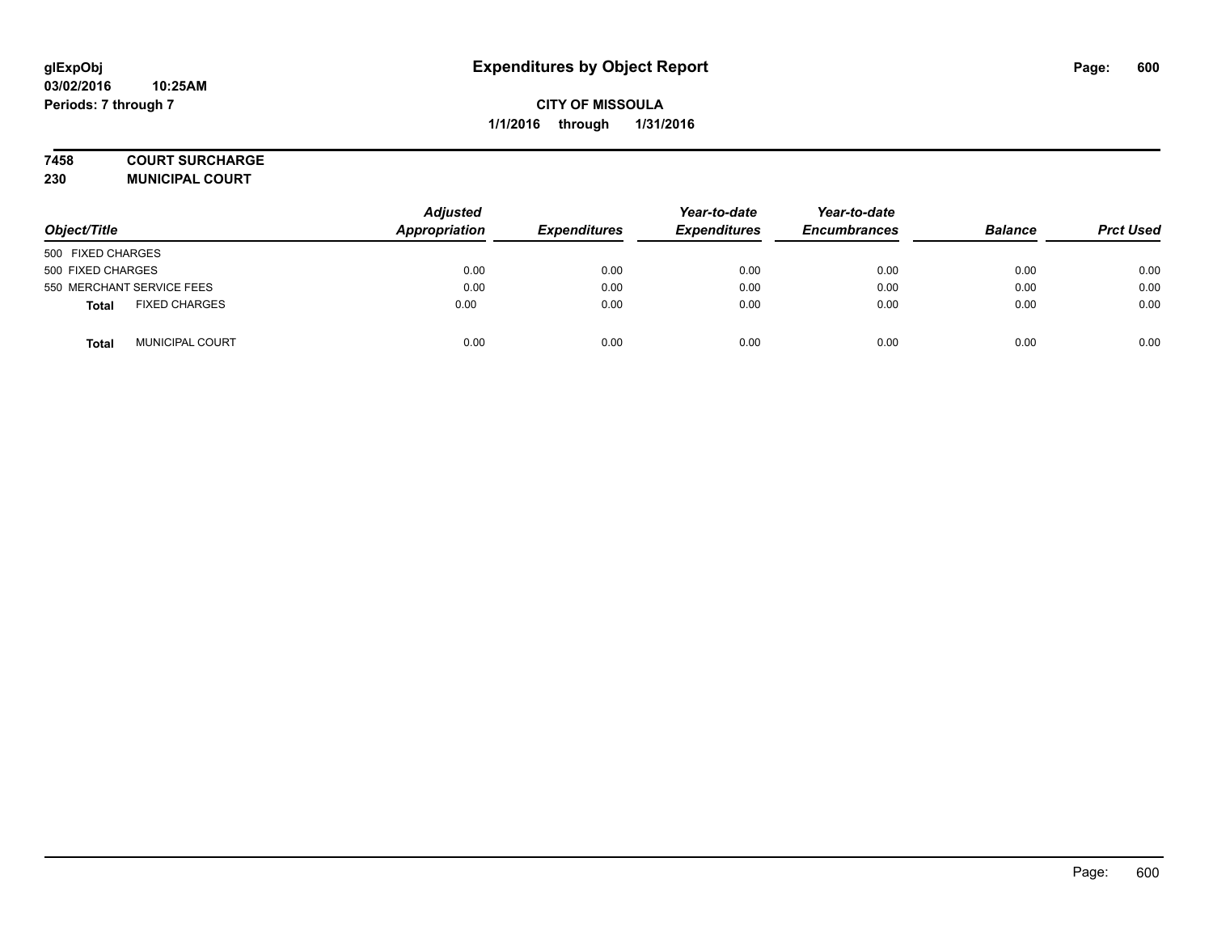# Expenditures by Object Report

glExpObj
03/02/2016 10:25AM
Periods: 7 through 7

**CITY OF MISSOULA**
**1/1/2016 through 1/31/2016**

**7458 COURT SURCHARGE**
**230 MUNICIPAL COURT**

| Object/Title | Adjusted Appropriation | Expenditures | Year-to-date Expenditures | Year-to-date Encumbrances | Balance | Prct Used |
|---|---|---|---|---|---|---|
| 500 FIXED CHARGES | | | | | | |
| 500 FIXED CHARGES | 0.00 | 0.00 | 0.00 | 0.00 | 0.00 | 0.00 |
| 550 MERCHANT SERVICE FEES | 0.00 | 0.00 | 0.00 | 0.00 | 0.00 | 0.00 |
| **Total** FIXED CHARGES | 0.00 | 0.00 | 0.00 | 0.00 | 0.00 | 0.00 |
| **Total** MUNICIPAL COURT | 0.00 | 0.00 | 0.00 | 0.00 | 0.00 | 0.00 |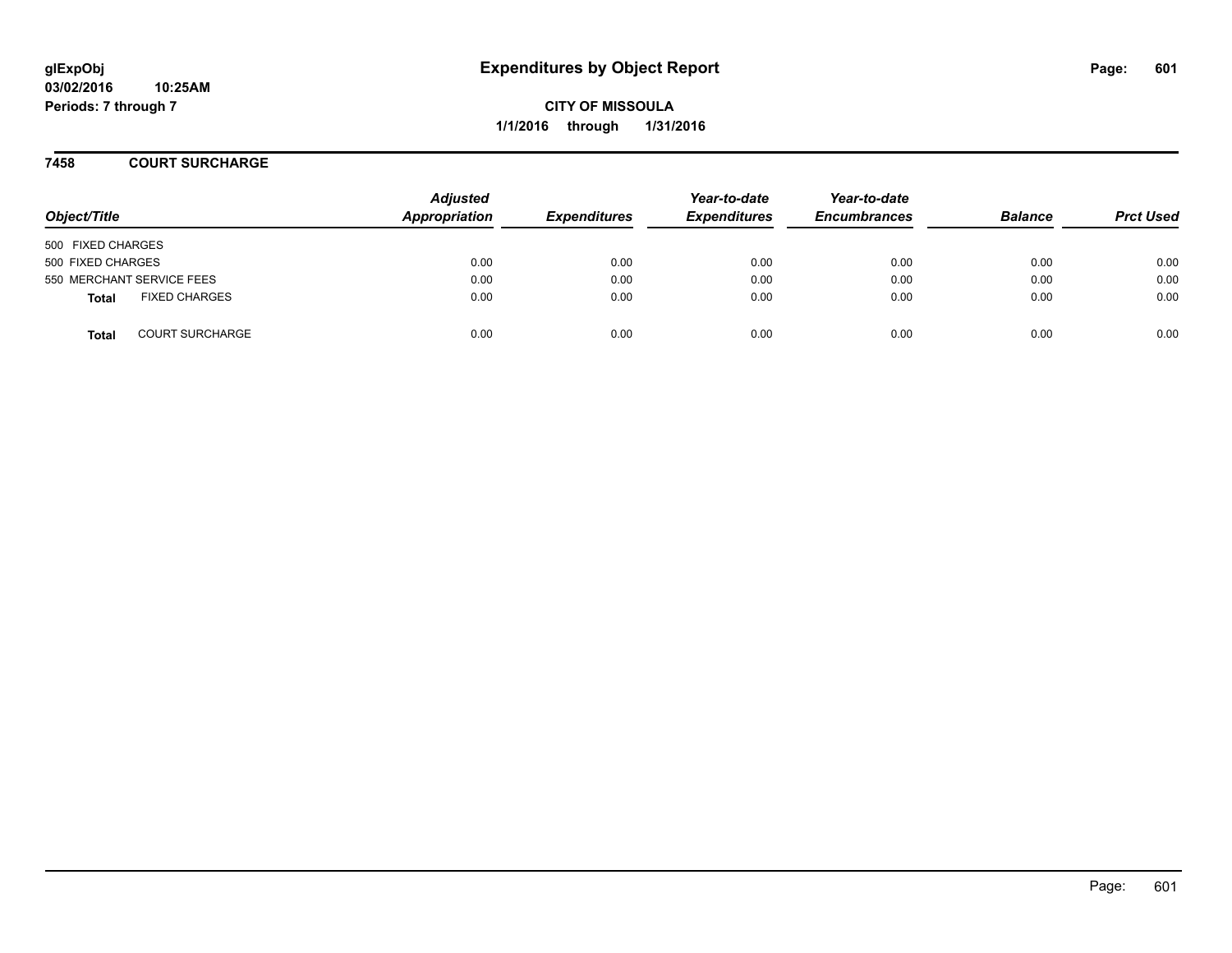# Expenditures by Object Report

glExpObj
03/02/2016 10:25AM
Periods: 7 through 7

**CITY OF MISSOULA**
**1/1/2016 through 1/31/2016**

## 7458 COURT SURCHARGE

| Object/Title | Adjusted Appropriation | Expenditures | Year-to-date Expenditures | Year-to-date Encumbrances | Balance | Prct Used |
|---|---|---|---|---|---|---|
| 500 FIXED CHARGES | | | | | | |
| 500 FIXED CHARGES | 0.00 | 0.00 | 0.00 | 0.00 | 0.00 | 0.00 |
| 550 MERCHANT SERVICE FEES | 0.00 | 0.00 | 0.00 | 0.00 | 0.00 | 0.00 |
| **Total** FIXED CHARGES | 0.00 | 0.00 | 0.00 | 0.00 | 0.00 | 0.00 |
| **Total** COURT SURCHARGE | 0.00 | 0.00 | 0.00 | 0.00 | 0.00 | 0.00 |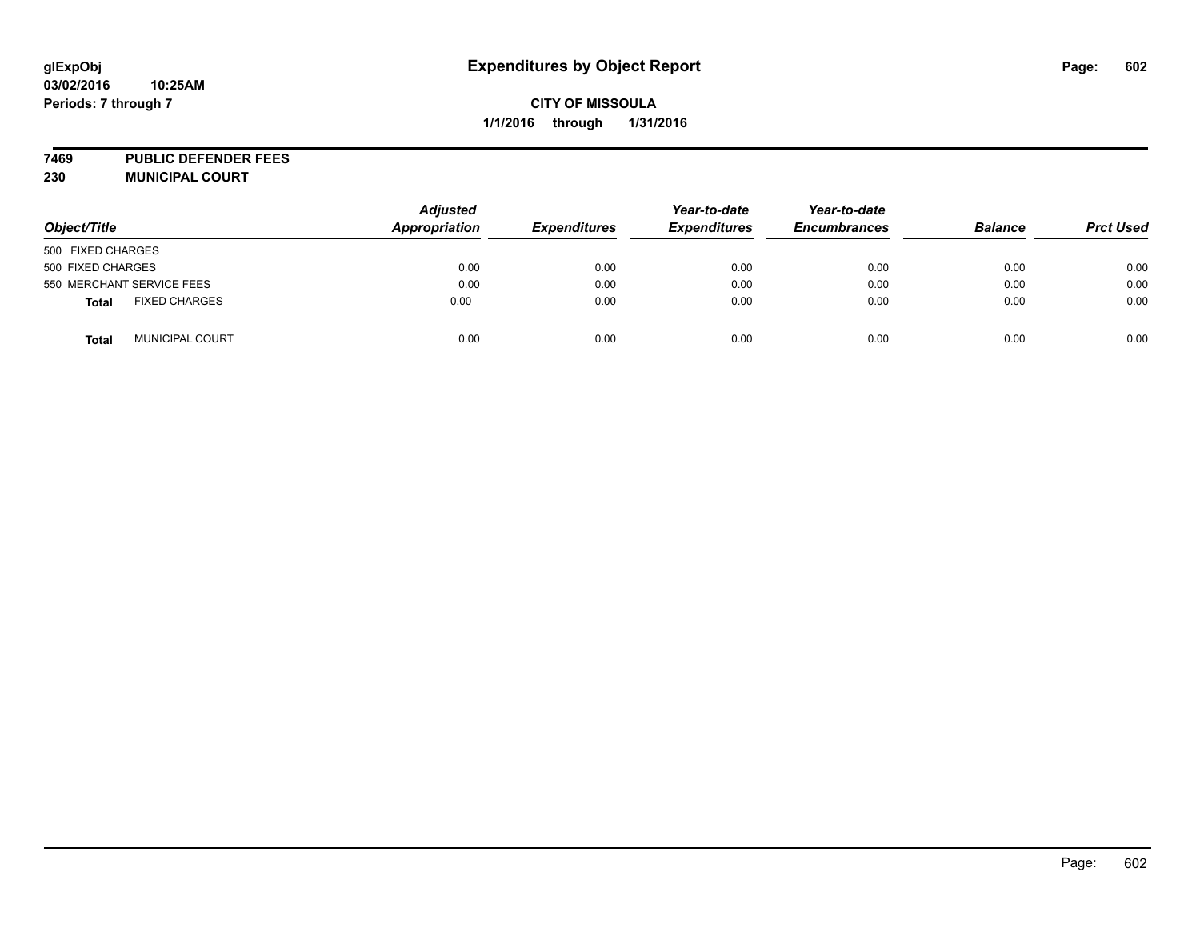glExpObj
03/02/2016 10:25AM
Periods: 7 through 7

# Expenditures by Object Report

**CITY OF MISSOULA**
**1/1/2016 through 1/31/2016**

**7469 PUBLIC DEFENDER FEES**
**230 MUNICIPAL COURT**

| Object/Title | Adjusted Appropriation | Expenditures | Year-to-date Expenditures | Year-to-date Encumbrances | Balance | Prct Used |
|---|---|---|---|---|---|---|
| 500 FIXED CHARGES | | | | | | |
| 500 FIXED CHARGES | 0.00 | 0.00 | 0.00 | 0.00 | 0.00 | 0.00 |
| 550 MERCHANT SERVICE FEES | 0.00 | 0.00 | 0.00 | 0.00 | 0.00 | 0.00 |
| **Total** FIXED CHARGES | 0.00 | 0.00 | 0.00 | 0.00 | 0.00 | 0.00 |
| **Total** MUNICIPAL COURT | 0.00 | 0.00 | 0.00 | 0.00 | 0.00 | 0.00 |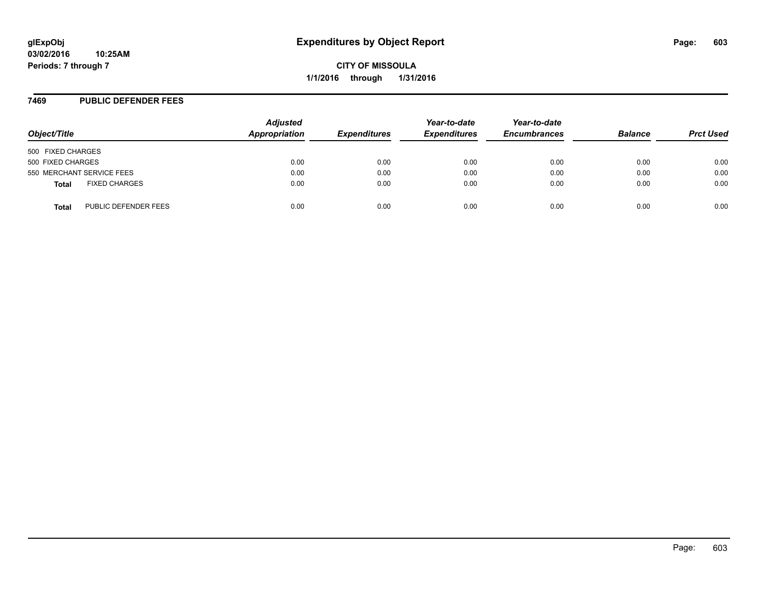**glExpObj**
**03/02/2016 10:25AM**
**Periods: 7 through 7**

# Expenditures by Object Report

**CITY OF MISSOULA**
**1/1/2016 through 1/31/2016**

## 7469 PUBLIC DEFENDER FEES

| Object/Title | Adjusted Appropriation | Expenditures | Year-to-date Expenditures | Year-to-date Encumbrances | Balance | Prct Used |
|---|---|---|---|---|---|---|
| 500 FIXED CHARGES | | | | | | |
| 500 FIXED CHARGES | 0.00 | 0.00 | 0.00 | 0.00 | 0.00 | 0.00 |
| 550 MERCHANT SERVICE FEES | 0.00 | 0.00 | 0.00 | 0.00 | 0.00 | 0.00 |
| **Total** FIXED CHARGES | 0.00 | 0.00 | 0.00 | 0.00 | 0.00 | 0.00 |
| **Total** PUBLIC DEFENDER FEES | 0.00 | 0.00 | 0.00 | 0.00 | 0.00 | 0.00 |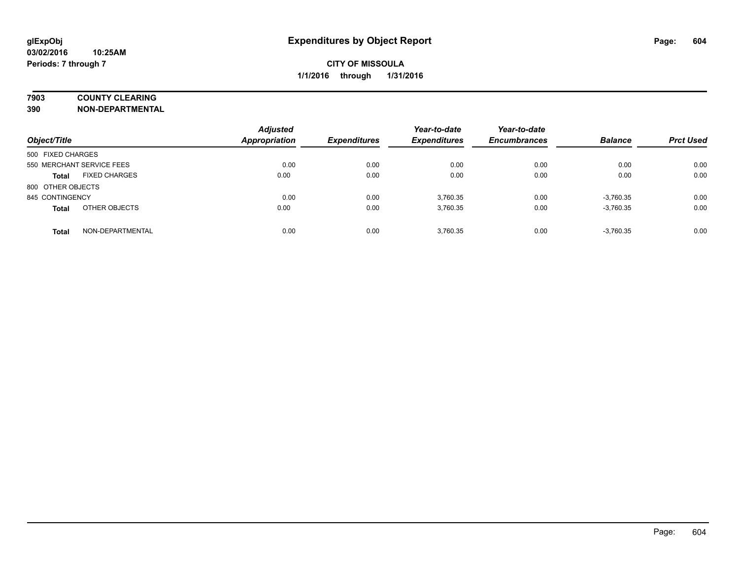**glExpObj**
**03/02/2016 10:25AM**
**Periods: 7 through 7**

# Expenditures by Object Report

**CITY OF MISSOULA**
**1/1/2016 through 1/31/2016**

**7903 COUNTY CLEARING**
**390 NON-DEPARTMENTAL**

| Object/Title | Adjusted Appropriation | Expenditures | Year-to-date Expenditures | Year-to-date Encumbrances | Balance | Prct Used |
|---|---|---|---|---|---|---|
| 500 FIXED CHARGES | | | | | | |
| 550 MERCHANT SERVICE FEES | 0.00 | 0.00 | 0.00 | 0.00 | 0.00 | 0.00 |
| **Total** FIXED CHARGES | 0.00 | 0.00 | 0.00 | 0.00 | 0.00 | 0.00 |
| 800 OTHER OBJECTS | | | | | | |
| 845 CONTINGENCY | 0.00 | 0.00 | 3,760.35 | 0.00 | -3,760.35 | 0.00 |
| **Total** OTHER OBJECTS | 0.00 | 0.00 | 3,760.35 | 0.00 | -3,760.35 | 0.00 |
| **Total** NON-DEPARTMENTAL | 0.00 | 0.00 | 3,760.35 | 0.00 | -3,760.35 | 0.00 |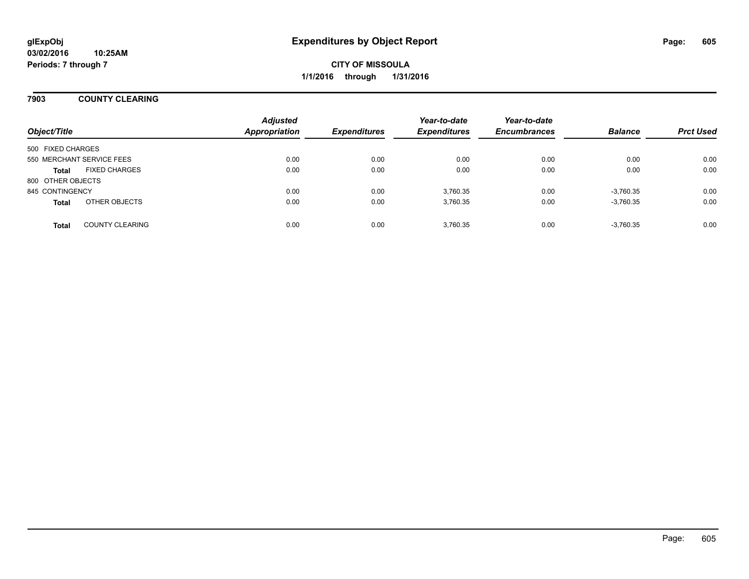**glExpObj**
**03/02/2016 10:25AM**
**Periods: 7 through 7**

# Expenditures by Object Report

**CITY OF MISSOULA**
**1/1/2016 through 1/31/2016**

## 7903 COUNTY CLEARING

| Object/Title | Adjusted Appropriation | Expenditures | Year-to-date Expenditures | Year-to-date Encumbrances | Balance | Prct Used |
|---|---|---|---|---|---|---|
| 500 FIXED CHARGES | | | | | | |
| 550 MERCHANT SERVICE FEES | 0.00 | 0.00 | 0.00 | 0.00 | 0.00 | 0.00 |
| **Total** FIXED CHARGES | 0.00 | 0.00 | 0.00 | 0.00 | 0.00 | 0.00 |
| 800 OTHER OBJECTS | | | | | | |
| 845 CONTINGENCY | 0.00 | 0.00 | 3,760.35 | 0.00 | -3,760.35 | 0.00 |
| **Total** OTHER OBJECTS | 0.00 | 0.00 | 3,760.35 | 0.00 | -3,760.35 | 0.00 |
| **Total** COUNTY CLEARING | 0.00 | 0.00 | 3,760.35 | 0.00 | -3,760.35 | 0.00 |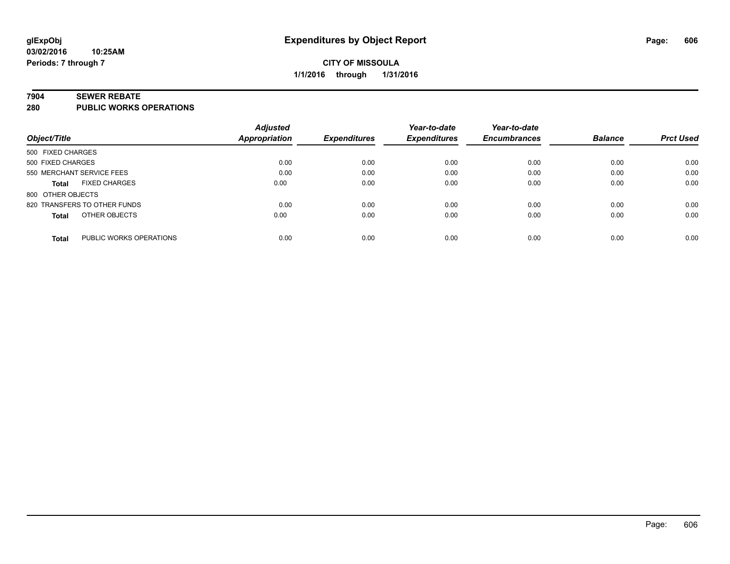**glExpObj**
**03/02/2016 10:25AM**
**Periods: 7 through 7**

# Expenditures by Object Report

**CITY OF MISSOULA**
**1/1/2016 through 1/31/2016**

**7904 SEWER REBATE**
**280 PUBLIC WORKS OPERATIONS**

| Object/Title | Adjusted Appropriation | Expenditures | Year-to-date Expenditures | Year-to-date Encumbrances | Balance | Prct Used |
|---|---|---|---|---|---|---|
| 500 FIXED CHARGES | | | | | | |
| 500 FIXED CHARGES | 0.00 | 0.00 | 0.00 | 0.00 | 0.00 | 0.00 |
| 550 MERCHANT SERVICE FEES | 0.00 | 0.00 | 0.00 | 0.00 | 0.00 | 0.00 |
| **Total** FIXED CHARGES | 0.00 | 0.00 | 0.00 | 0.00 | 0.00 | 0.00 |
| 800 OTHER OBJECTS | | | | | | |
| 820 TRANSFERS TO OTHER FUNDS | 0.00 | 0.00 | 0.00 | 0.00 | 0.00 | 0.00 |
| **Total** OTHER OBJECTS | 0.00 | 0.00 | 0.00 | 0.00 | 0.00 | 0.00 |
| **Total** PUBLIC WORKS OPERATIONS | 0.00 | 0.00 | 0.00 | 0.00 | 0.00 | 0.00 |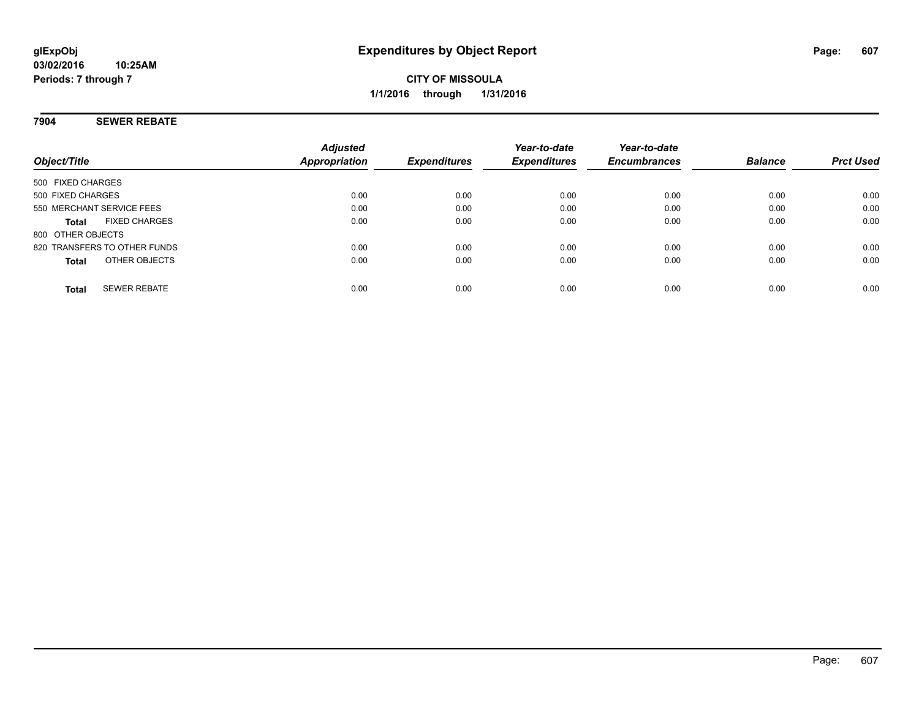# Expenditures by Object Report

glExpObj
03/02/2016 10:25AM
Periods: 7 through 7

**CITY OF MISSOULA**
**1/1/2016 through 1/31/2016**

## 7904 SEWER REBATE

| Object/Title | Adjusted Appropriation | Expenditures | Year-to-date Expenditures | Year-to-date Encumbrances | Balance | Prct Used |
|---|---|---|---|---|---|---|
| 500 FIXED CHARGES | | | | | | |
| 500 FIXED CHARGES | 0.00 | 0.00 | 0.00 | 0.00 | 0.00 | 0.00 |
| 550 MERCHANT SERVICE FEES | 0.00 | 0.00 | 0.00 | 0.00 | 0.00 | 0.00 |
| **Total** FIXED CHARGES | 0.00 | 0.00 | 0.00 | 0.00 | 0.00 | 0.00 |
| 800 OTHER OBJECTS | | | | | | |
| 820 TRANSFERS TO OTHER FUNDS | 0.00 | 0.00 | 0.00 | 0.00 | 0.00 | 0.00 |
| **Total** OTHER OBJECTS | 0.00 | 0.00 | 0.00 | 0.00 | 0.00 | 0.00 |
| **Total** SEWER REBATE | 0.00 | 0.00 | 0.00 | 0.00 | 0.00 | 0.00 |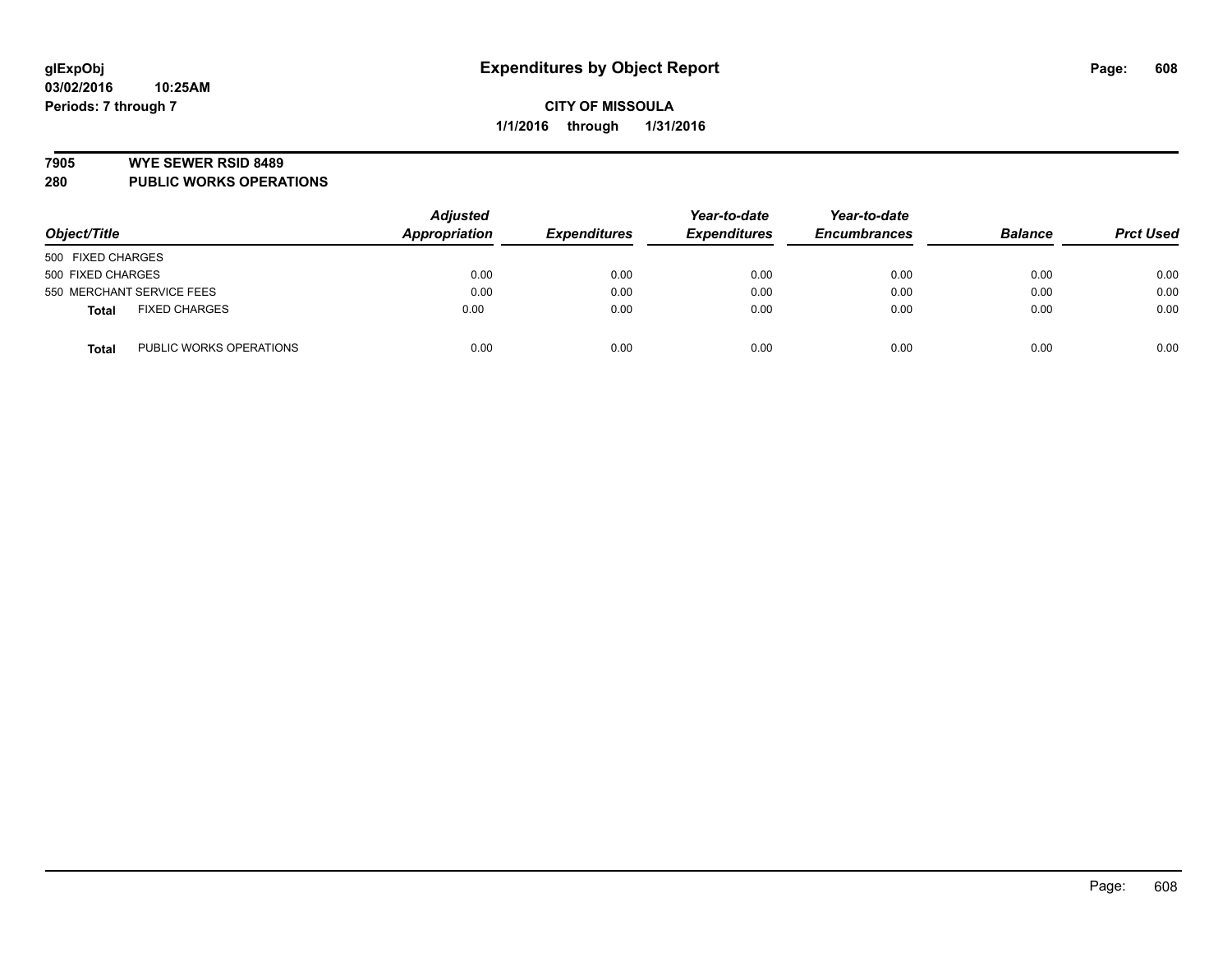# Expenditures by Object Report

glExpObj
03/02/2016 10:25AM
Periods: 7 through 7

**CITY OF MISSOULA**
**1/1/2016 through 1/31/2016**

## 7905 WYE SEWER RSID 8489
## 280 PUBLIC WORKS OPERATIONS

| Object/Title | Adjusted Appropriation | Expenditures | Year-to-date Expenditures | Year-to-date Encumbrances | Balance | Prct Used |
|---|---|---|---|---|---|---|
| 500 FIXED CHARGES | | | | | | |
| 500 FIXED CHARGES | 0.00 | 0.00 | 0.00 | 0.00 | 0.00 | 0.00 |
| 550 MERCHANT SERVICE FEES | 0.00 | 0.00 | 0.00 | 0.00 | 0.00 | 0.00 |
| **Total** FIXED CHARGES | 0.00 | 0.00 | 0.00 | 0.00 | 0.00 | 0.00 |
| **Total** PUBLIC WORKS OPERATIONS | 0.00 | 0.00 | 0.00 | 0.00 | 0.00 | 0.00 |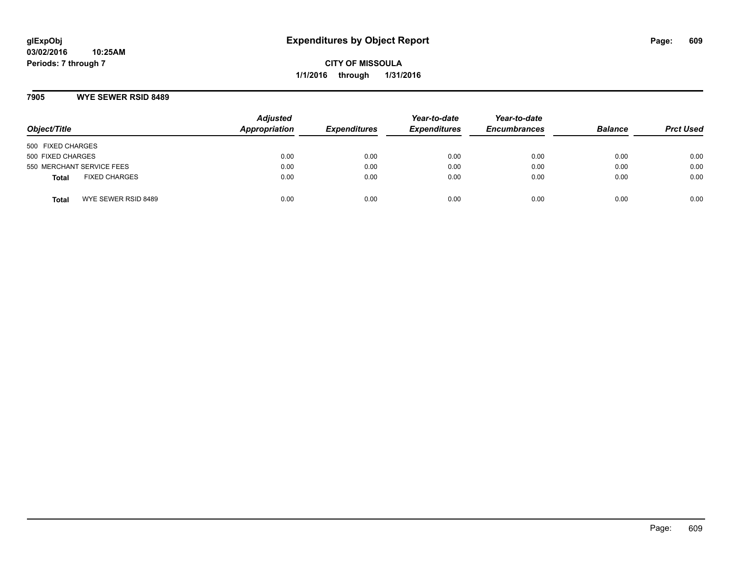glExpObj
03/02/2016 10:25AM
Periods: 7 through 7

# Expenditures by Object Report

**CITY OF MISSOULA**
**1/1/2016 through 1/31/2016**

## 7905 WYE SEWER RSID 8489

| Object/Title | Adjusted Appropriation | Expenditures | Year-to-date Expenditures | Year-to-date Encumbrances | Balance | Prct Used |
|---|---|---|---|---|---|---|
| 500 FIXED CHARGES | | | | | | |
| 500 FIXED CHARGES | 0.00 | 0.00 | 0.00 | 0.00 | 0.00 | 0.00 |
| 550 MERCHANT SERVICE FEES | 0.00 | 0.00 | 0.00 | 0.00 | 0.00 | 0.00 |
| **Total** FIXED CHARGES | 0.00 | 0.00 | 0.00 | 0.00 | 0.00 | 0.00 |
| **Total** WYE SEWER RSID 8489 | 0.00 | 0.00 | 0.00 | 0.00 | 0.00 | 0.00 |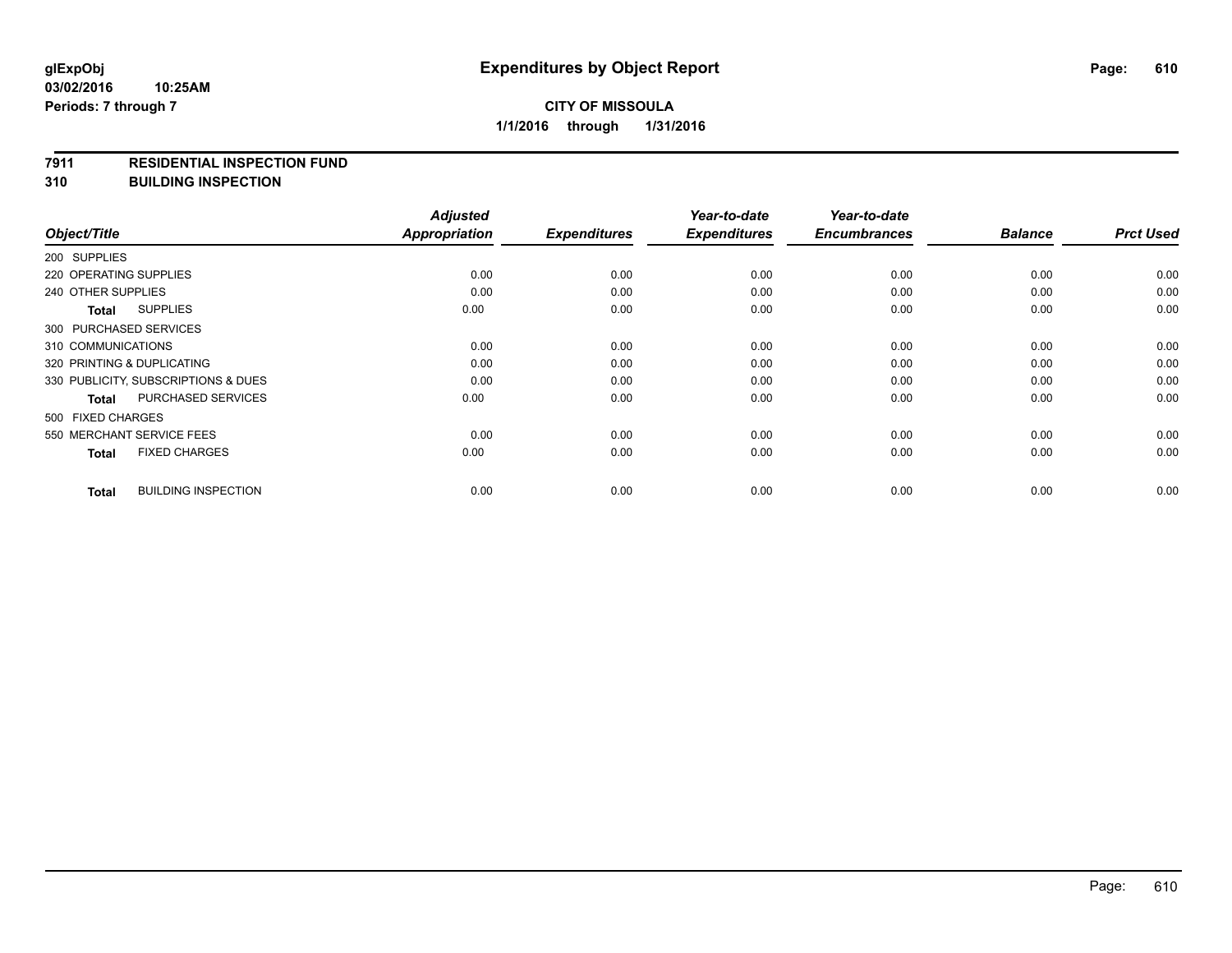**glExpObj**
**03/02/2016 10:25AM**
**Periods: 7 through 7**

# Expenditures by Object Report

**CITY OF MISSOULA**
**1/1/2016 through 1/31/2016**

**7911 RESIDENTIAL INSPECTION FUND**
**310 BUILDING INSPECTION**

| Object/Title | Adjusted Appropriation | Expenditures | Year-to-date Expenditures | Year-to-date Encumbrances | Balance | Prct Used |
|---|---|---|---|---|---|---|
| 200 SUPPLIES | | | | | | |
| 220 OPERATING SUPPLIES | 0.00 | 0.00 | 0.00 | 0.00 | 0.00 | 0.00 |
| 240 OTHER SUPPLIES | 0.00 | 0.00 | 0.00 | 0.00 | 0.00 | 0.00 |
| **Total** SUPPLIES | 0.00 | 0.00 | 0.00 | 0.00 | 0.00 | 0.00 |
| 300 PURCHASED SERVICES | | | | | | |
| 310 COMMUNICATIONS | 0.00 | 0.00 | 0.00 | 0.00 | 0.00 | 0.00 |
| 320 PRINTING & DUPLICATING | 0.00 | 0.00 | 0.00 | 0.00 | 0.00 | 0.00 |
| 330 PUBLICITY, SUBSCRIPTIONS & DUES | 0.00 | 0.00 | 0.00 | 0.00 | 0.00 | 0.00 |
| **Total** PURCHASED SERVICES | 0.00 | 0.00 | 0.00 | 0.00 | 0.00 | 0.00 |
| 500 FIXED CHARGES | | | | | | |
| 550 MERCHANT SERVICE FEES | 0.00 | 0.00 | 0.00 | 0.00 | 0.00 | 0.00 |
| **Total** FIXED CHARGES | 0.00 | 0.00 | 0.00 | 0.00 | 0.00 | 0.00 |
| **Total** BUILDING INSPECTION | 0.00 | 0.00 | 0.00 | 0.00 | 0.00 | 0.00 |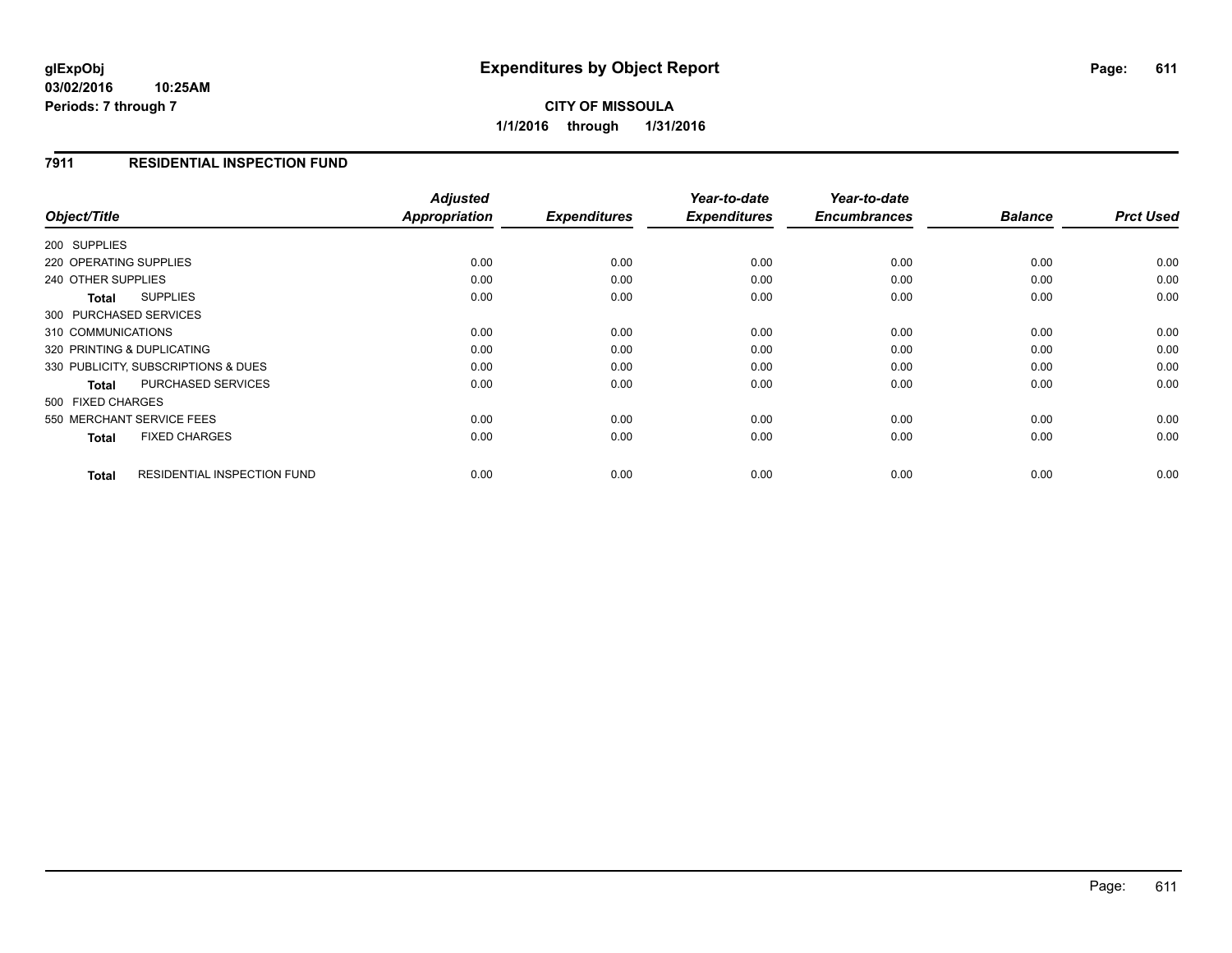# Expenditures by Object Report

glExpObj
03/02/2016 10:25AM
Periods: 7 through 7

**CITY OF MISSOULA**
**1/1/2016 through 1/31/2016**

## 7911 RESIDENTIAL INSPECTION FUND

| Object/Title | Adjusted Appropriation | Expenditures | Year-to-date Expenditures | Year-to-date Encumbrances | Balance | Prct Used |
|---|---|---|---|---|---|---|
| 200 SUPPLIES | | | | | | |
| 220 OPERATING SUPPLIES | 0.00 | 0.00 | 0.00 | 0.00 | 0.00 | 0.00 |
| 240 OTHER SUPPLIES | 0.00 | 0.00 | 0.00 | 0.00 | 0.00 | 0.00 |
| **Total** SUPPLIES | 0.00 | 0.00 | 0.00 | 0.00 | 0.00 | 0.00 |
| 300 PURCHASED SERVICES | | | | | | |
| 310 COMMUNICATIONS | 0.00 | 0.00 | 0.00 | 0.00 | 0.00 | 0.00 |
| 320 PRINTING & DUPLICATING | 0.00 | 0.00 | 0.00 | 0.00 | 0.00 | 0.00 |
| 330 PUBLICITY, SUBSCRIPTIONS & DUES | 0.00 | 0.00 | 0.00 | 0.00 | 0.00 | 0.00 |
| **Total** PURCHASED SERVICES | 0.00 | 0.00 | 0.00 | 0.00 | 0.00 | 0.00 |
| 500 FIXED CHARGES | | | | | | |
| 550 MERCHANT SERVICE FEES | 0.00 | 0.00 | 0.00 | 0.00 | 0.00 | 0.00 |
| **Total** FIXED CHARGES | 0.00 | 0.00 | 0.00 | 0.00 | 0.00 | 0.00 |
| **Total** RESIDENTIAL INSPECTION FUND | 0.00 | 0.00 | 0.00 | 0.00 | 0.00 | 0.00 |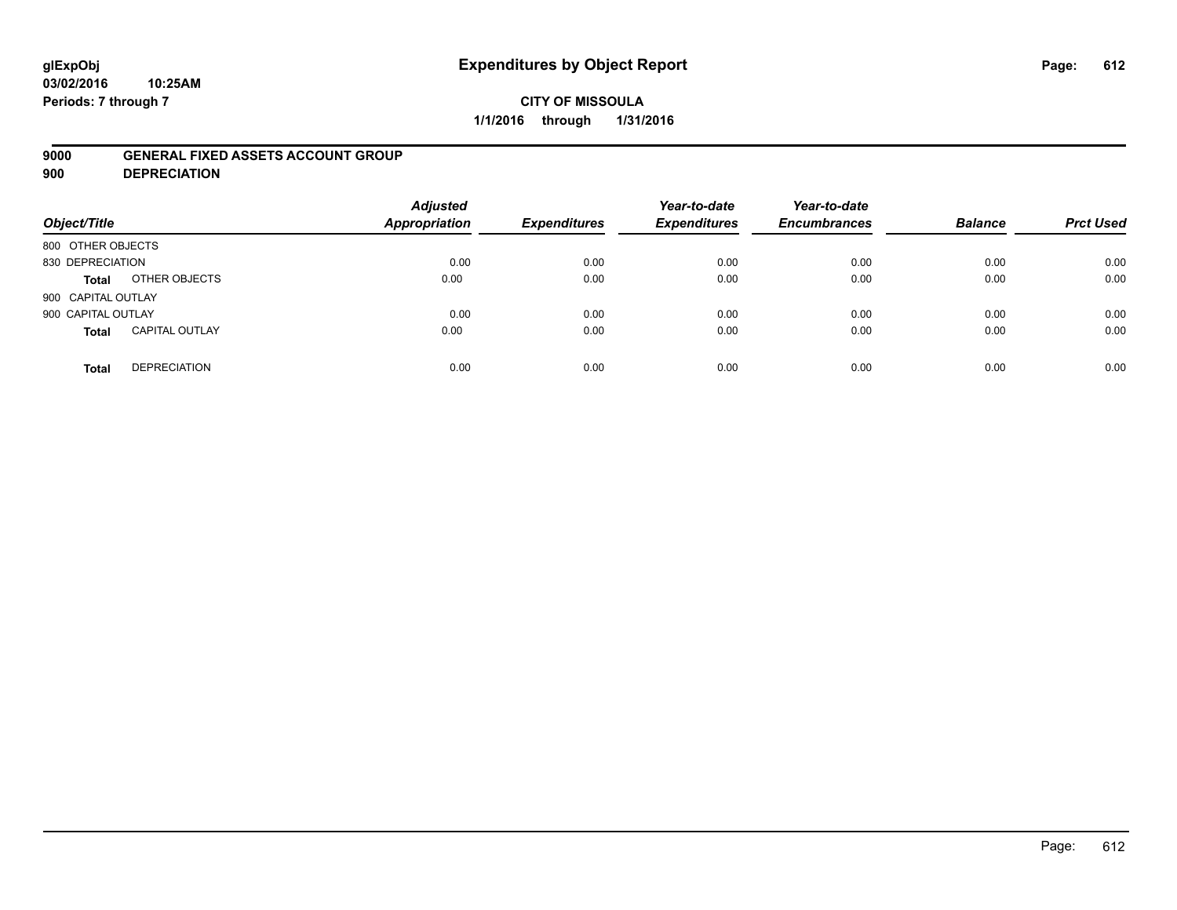**glExpObj**
**03/02/2016 10:25AM**
**Periods: 7 through 7**

# Expenditures by Object Report

**CITY OF MISSOULA**
**1/1/2016 through 1/31/2016**

**9000 GENERAL FIXED ASSETS ACCOUNT GROUP**
**900 DEPRECIATION**

| Object/Title | | Adjusted Appropriation | Expenditures | Year-to-date Expenditures | Year-to-date Encumbrances | Balance | Prct Used |
|---|---|---|---|---|---|---|---|
| 800 OTHER OBJECTS | | | | | | | |
| 830 DEPRECIATION | | 0.00 | 0.00 | 0.00 | 0.00 | 0.00 | 0.00 |
| **Total** | OTHER OBJECTS | 0.00 | 0.00 | 0.00 | 0.00 | 0.00 | 0.00 |
| 900 CAPITAL OUTLAY | | | | | | | |
| 900 CAPITAL OUTLAY | | 0.00 | 0.00 | 0.00 | 0.00 | 0.00 | 0.00 |
| **Total** | CAPITAL OUTLAY | 0.00 | 0.00 | 0.00 | 0.00 | 0.00 | 0.00 |
| **Total** | DEPRECIATION | 0.00 | 0.00 | 0.00 | 0.00 | 0.00 | 0.00 |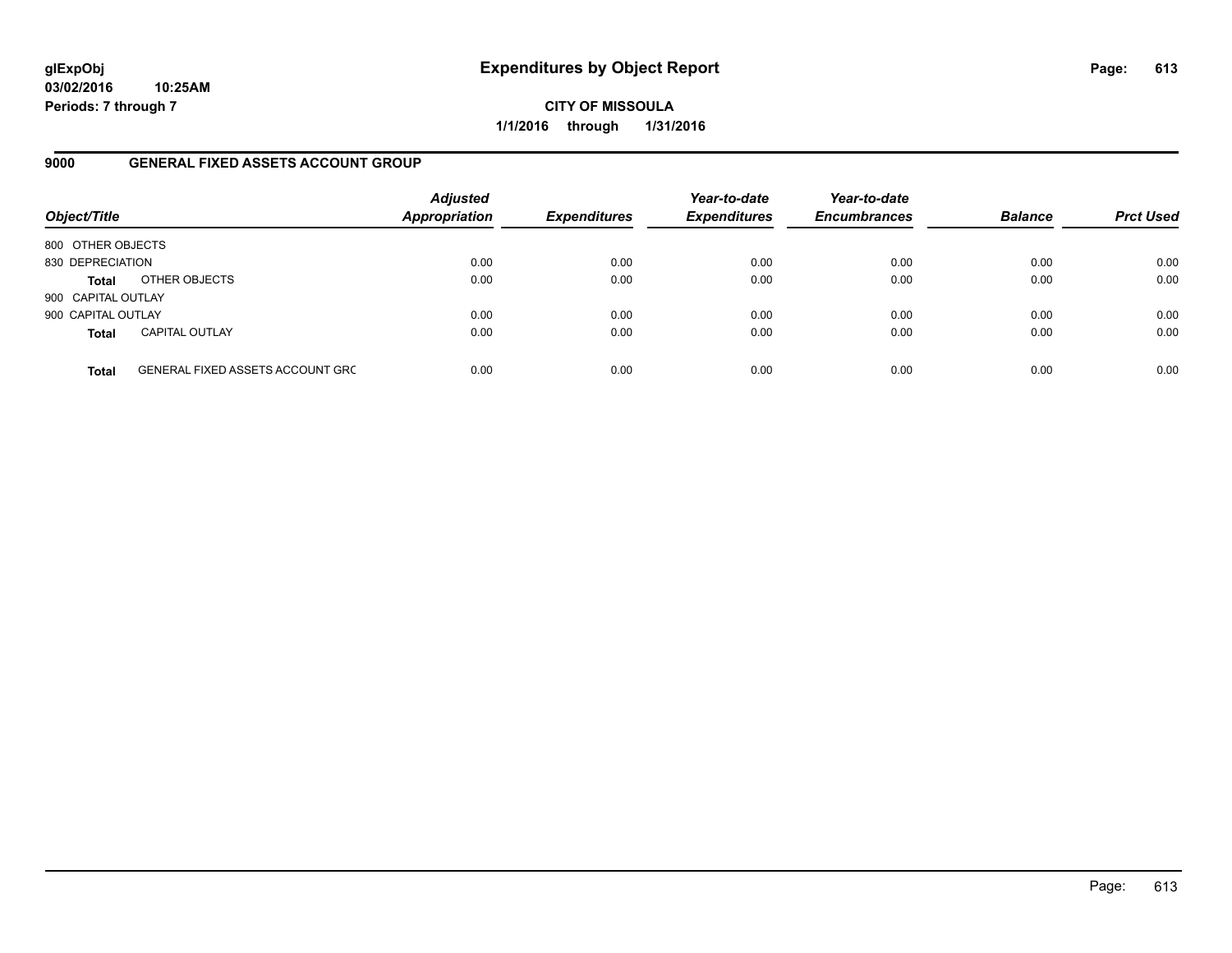**glExpObj**
**03/02/2016 10:25AM**
**Periods: 7 through 7**

# Expenditures by Object Report

**CITY OF MISSOULA**
**1/1/2016 through 1/31/2016**

## 9000 GENERAL FIXED ASSETS ACCOUNT GROUP

| Object/Title | | Adjusted Appropriation | Expenditures | Year-to-date Expenditures | Year-to-date Encumbrances | Balance | Prct Used |
|---|---|---|---|---|---|---|---|
| 800 OTHER OBJECTS | | | | | | | |
| 830 DEPRECIATION | | 0.00 | 0.00 | 0.00 | 0.00 | 0.00 | 0.00 |
| **Total** | OTHER OBJECTS | 0.00 | 0.00 | 0.00 | 0.00 | 0.00 | 0.00 |
| 900 CAPITAL OUTLAY | | | | | | | |
| 900 CAPITAL OUTLAY | | 0.00 | 0.00 | 0.00 | 0.00 | 0.00 | 0.00 |
| **Total** | CAPITAL OUTLAY | 0.00 | 0.00 | 0.00 | 0.00 | 0.00 | 0.00 |
| **Total** | GENERAL FIXED ASSETS ACCOUNT GRC | 0.00 | 0.00 | 0.00 | 0.00 | 0.00 | 0.00 |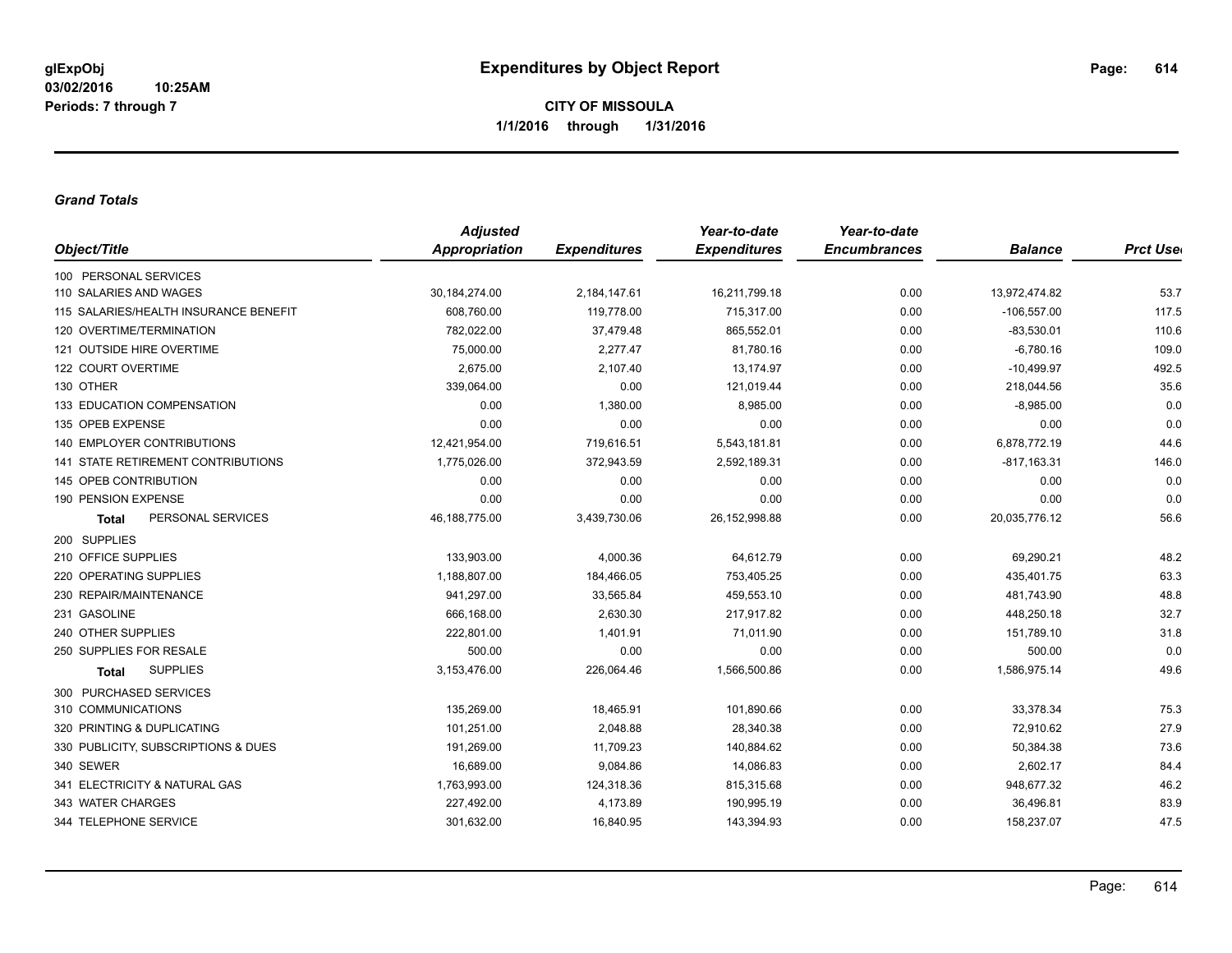**glExpObj**
**03/02/2016 10:25AM**
**Periods: 7 through 7**

# Expenditures by Object Report

**CITY OF MISSOULA**
**1/1/2016 through 1/31/2016**

### *Grand Totals*

| Object/Title | Adjusted Appropriation | Expenditures | Year-to-date Expenditures | Year-to-date Encumbrances | Balance | Prct Used |
|---|---|---|---|---|---|---|
| 100 PERSONAL SERVICES | | | | | | |
| 110 SALARIES AND WAGES | 30,184,274.00 | 2,184,147.61 | 16,211,799.18 | 0.00 | 13,972,474.82 | 53.7 |
| 115 SALARIES/HEALTH INSURANCE BENEFIT | 608,760.00 | 119,778.00 | 715,317.00 | 0.00 | -106,557.00 | 117.5 |
| 120 OVERTIME/TERMINATION | 782,022.00 | 37,479.48 | 865,552.01 | 0.00 | -83,530.01 | 110.6 |
| 121 OUTSIDE HIRE OVERTIME | 75,000.00 | 2,277.47 | 81,780.16 | 0.00 | -6,780.16 | 109.0 |
| 122 COURT OVERTIME | 2,675.00 | 2,107.40 | 13,174.97 | 0.00 | -10,499.97 | 492.5 |
| 130 OTHER | 339,064.00 | 0.00 | 121,019.44 | 0.00 | 218,044.56 | 35.6 |
| 133 EDUCATION COMPENSATION | 0.00 | 1,380.00 | 8,985.00 | 0.00 | -8,985.00 | 0.0 |
| 135 OPEB EXPENSE | 0.00 | 0.00 | 0.00 | 0.00 | 0.00 | 0.0 |
| 140 EMPLOYER CONTRIBUTIONS | 12,421,954.00 | 719,616.51 | 5,543,181.81 | 0.00 | 6,878,772.19 | 44.6 |
| 141 STATE RETIREMENT CONTRIBUTIONS | 1,775,026.00 | 372,943.59 | 2,592,189.31 | 0.00 | -817,163.31 | 146.0 |
| 145 OPEB CONTRIBUTION | 0.00 | 0.00 | 0.00 | 0.00 | 0.00 | 0.0 |
| 190 PENSION EXPENSE | 0.00 | 0.00 | 0.00 | 0.00 | 0.00 | 0.0 |
| **Total** PERSONAL SERVICES | 46,188,775.00 | 3,439,730.06 | 26,152,998.88 | 0.00 | 20,035,776.12 | 56.6 |
| 200 SUPPLIES | | | | | | |
| 210 OFFICE SUPPLIES | 133,903.00 | 4,000.36 | 64,612.79 | 0.00 | 69,290.21 | 48.2 |
| 220 OPERATING SUPPLIES | 1,188,807.00 | 184,466.05 | 753,405.25 | 0.00 | 435,401.75 | 63.3 |
| 230 REPAIR/MAINTENANCE | 941,297.00 | 33,565.84 | 459,553.10 | 0.00 | 481,743.90 | 48.8 |
| 231 GASOLINE | 666,168.00 | 2,630.30 | 217,917.82 | 0.00 | 448,250.18 | 32.7 |
| 240 OTHER SUPPLIES | 222,801.00 | 1,401.91 | 71,011.90 | 0.00 | 151,789.10 | 31.8 |
| 250 SUPPLIES FOR RESALE | 500.00 | 0.00 | 0.00 | 0.00 | 500.00 | 0.0 |
| **Total** SUPPLIES | 3,153,476.00 | 226,064.46 | 1,566,500.86 | 0.00 | 1,586,975.14 | 49.6 |
| 300 PURCHASED SERVICES | | | | | | |
| 310 COMMUNICATIONS | 135,269.00 | 18,465.91 | 101,890.66 | 0.00 | 33,378.34 | 75.3 |
| 320 PRINTING & DUPLICATING | 101,251.00 | 2,048.88 | 28,340.38 | 0.00 | 72,910.62 | 27.9 |
| 330 PUBLICITY, SUBSCRIPTIONS & DUES | 191,269.00 | 11,709.23 | 140,884.62 | 0.00 | 50,384.38 | 73.6 |
| 340 SEWER | 16,689.00 | 9,084.86 | 14,086.83 | 0.00 | 2,602.17 | 84.4 |
| 341 ELECTRICITY & NATURAL GAS | 1,763,993.00 | 124,318.36 | 815,315.68 | 0.00 | 948,677.32 | 46.2 |
| 343 WATER CHARGES | 227,492.00 | 4,173.89 | 190,995.19 | 0.00 | 36,496.81 | 83.9 |
| 344 TELEPHONE SERVICE | 301,632.00 | 16,840.95 | 143,394.93 | 0.00 | 158,237.07 | 47.5 |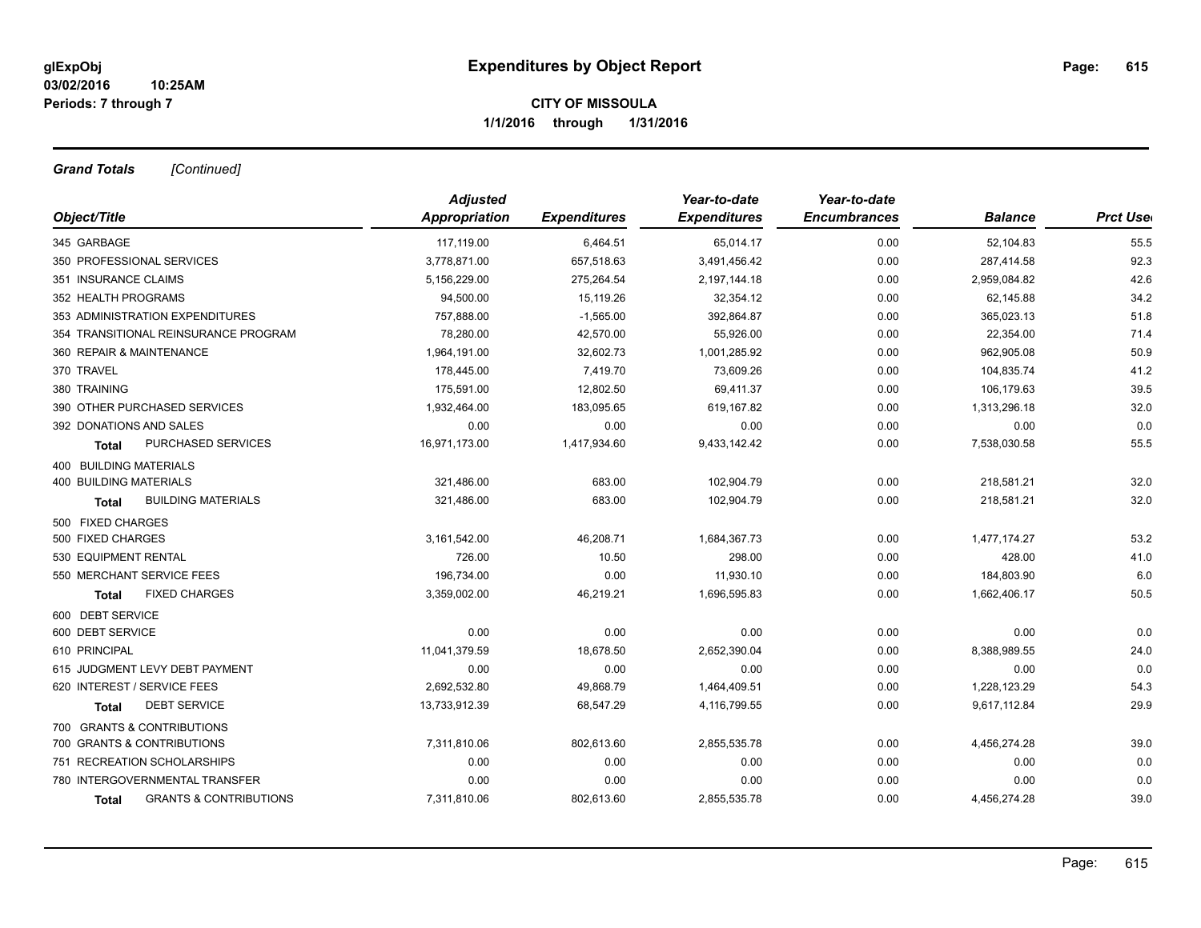**glExpObj**
**03/02/2016 10:25AM**
**Periods: 7 through 7**

# Expenditures by Object Report

**CITY OF MISSOULA**
**1/1/2016 through 1/31/2016**

***Grand Totals*** *[Continued]*

| Object/Title | Adjusted Appropriation | Expenditures | Year-to-date Expenditures | Year-to-date Encumbrances | Balance | Prct Used |
|---|---|---|---|---|---|---|
| 345 GARBAGE | 117,119.00 | 6,464.51 | 65,014.17 | 0.00 | 52,104.83 | 55.5 |
| 350 PROFESSIONAL SERVICES | 3,778,871.00 | 657,518.63 | 3,491,456.42 | 0.00 | 287,414.58 | 92.3 |
| 351 INSURANCE CLAIMS | 5,156,229.00 | 275,264.54 | 2,197,144.18 | 0.00 | 2,959,084.82 | 42.6 |
| 352 HEALTH PROGRAMS | 94,500.00 | 15,119.26 | 32,354.12 | 0.00 | 62,145.88 | 34.2 |
| 353 ADMINISTRATION EXPENDITURES | 757,888.00 | -1,565.00 | 392,864.87 | 0.00 | 365,023.13 | 51.8 |
| 354 TRANSITIONAL REINSURANCE PROGRAM | 78,280.00 | 42,570.00 | 55,926.00 | 0.00 | 22,354.00 | 71.4 |
| 360 REPAIR & MAINTENANCE | 1,964,191.00 | 32,602.73 | 1,001,285.92 | 0.00 | 962,905.08 | 50.9 |
| 370 TRAVEL | 178,445.00 | 7,419.70 | 73,609.26 | 0.00 | 104,835.74 | 41.2 |
| 380 TRAINING | 175,591.00 | 12,802.50 | 69,411.37 | 0.00 | 106,179.63 | 39.5 |
| 390 OTHER PURCHASED SERVICES | 1,932,464.00 | 183,095.65 | 619,167.82 | 0.00 | 1,313,296.18 | 32.0 |
| 392 DONATIONS AND SALES | 0.00 | 0.00 | 0.00 | 0.00 | 0.00 | 0.0 |
| **Total** PURCHASED SERVICES | 16,971,173.00 | 1,417,934.60 | 9,433,142.42 | 0.00 | 7,538,030.58 | 55.5 |
| 400 BUILDING MATERIALS | | | | | | |
| 400 BUILDING MATERIALS | 321,486.00 | 683.00 | 102,904.79 | 0.00 | 218,581.21 | 32.0 |
| **Total** BUILDING MATERIALS | 321,486.00 | 683.00 | 102,904.79 | 0.00 | 218,581.21 | 32.0 |
| 500 FIXED CHARGES | | | | | | |
| 500 FIXED CHARGES | 3,161,542.00 | 46,208.71 | 1,684,367.73 | 0.00 | 1,477,174.27 | 53.2 |
| 530 EQUIPMENT RENTAL | 726.00 | 10.50 | 298.00 | 0.00 | 428.00 | 41.0 |
| 550 MERCHANT SERVICE FEES | 196,734.00 | 0.00 | 11,930.10 | 0.00 | 184,803.90 | 6.0 |
| **Total** FIXED CHARGES | 3,359,002.00 | 46,219.21 | 1,696,595.83 | 0.00 | 1,662,406.17 | 50.5 |
| 600 DEBT SERVICE | | | | | | |
| 600 DEBT SERVICE | 0.00 | 0.00 | 0.00 | 0.00 | 0.00 | 0.0 |
| 610 PRINCIPAL | 11,041,379.59 | 18,678.50 | 2,652,390.04 | 0.00 | 8,388,989.55 | 24.0 |
| 615 JUDGMENT LEVY DEBT PAYMENT | 0.00 | 0.00 | 0.00 | 0.00 | 0.00 | 0.0 |
| 620 INTEREST / SERVICE FEES | 2,692,532.80 | 49,868.79 | 1,464,409.51 | 0.00 | 1,228,123.29 | 54.3 |
| **Total** DEBT SERVICE | 13,733,912.39 | 68,547.29 | 4,116,799.55 | 0.00 | 9,617,112.84 | 29.9 |
| 700 GRANTS & CONTRIBUTIONS | | | | | | |
| 700 GRANTS & CONTRIBUTIONS | 7,311,810.06 | 802,613.60 | 2,855,535.78 | 0.00 | 4,456,274.28 | 39.0 |
| 751 RECREATION SCHOLARSHIPS | 0.00 | 0.00 | 0.00 | 0.00 | 0.00 | 0.0 |
| 780 INTERGOVERNMENTAL TRANSFER | 0.00 | 0.00 | 0.00 | 0.00 | 0.00 | 0.0 |
| **Total** GRANTS & CONTRIBUTIONS | 7,311,810.06 | 802,613.60 | 2,855,535.78 | 0.00 | 4,456,274.28 | 39.0 |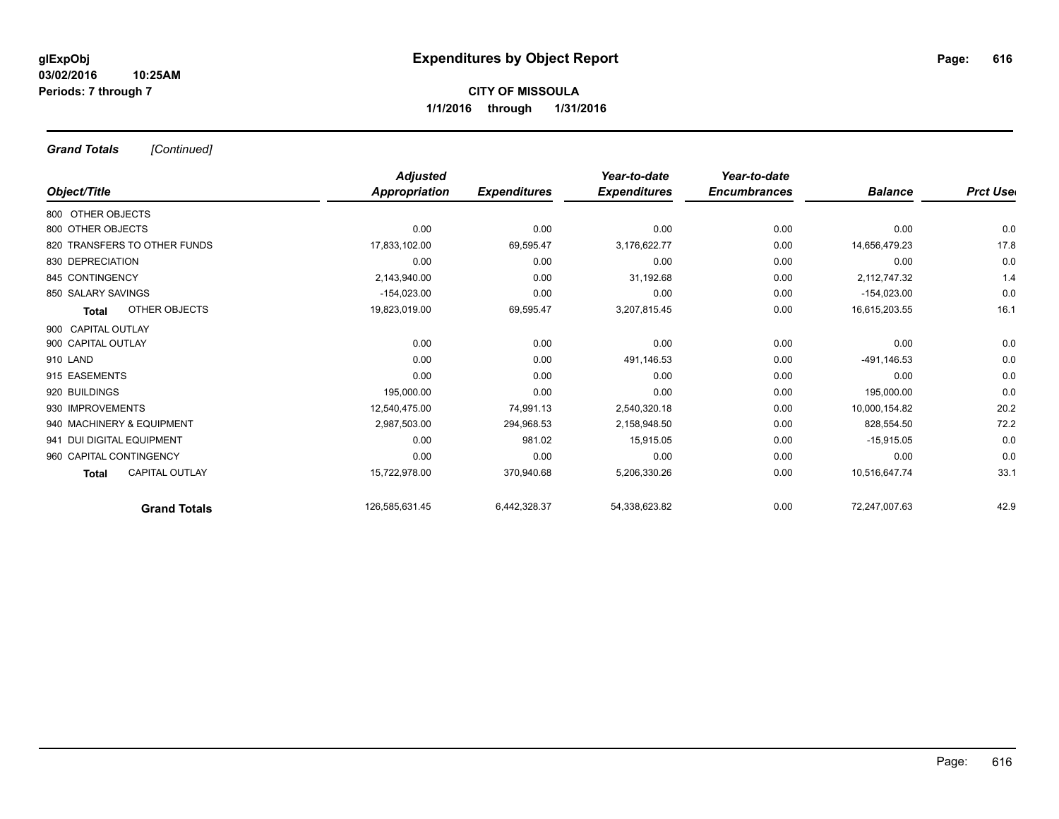# Expenditures by Object Report

glExpObj
03/02/2016 10:25AM
Periods: 7 through 7

**CITY OF MISSOULA**
**1/1/2016 through 1/31/2016**

***Grand Totals*** *[Continued]*

| Object/Title | Adjusted Appropriation | Expenditures | Year-to-date Expenditures | Year-to-date Encumbrances | Balance | Prct Used |
|---|---|---|---|---|---|---|
| 800 OTHER OBJECTS | | | | | | |
| 800 OTHER OBJECTS | 0.00 | 0.00 | 0.00 | 0.00 | 0.00 | 0.0 |
| 820 TRANSFERS TO OTHER FUNDS | 17,833,102.00 | 69,595.47 | 3,176,622.77 | 0.00 | 14,656,479.23 | 17.8 |
| 830 DEPRECIATION | 0.00 | 0.00 | 0.00 | 0.00 | 0.00 | 0.0 |
| 845 CONTINGENCY | 2,143,940.00 | 0.00 | 31,192.68 | 0.00 | 2,112,747.32 | 1.4 |
| 850 SALARY SAVINGS | -154,023.00 | 0.00 | 0.00 | 0.00 | -154,023.00 | 0.0 |
| **Total** OTHER OBJECTS | 19,823,019.00 | 69,595.47 | 3,207,815.45 | 0.00 | 16,615,203.55 | 16.1 |
| 900 CAPITAL OUTLAY | | | | | | |
| 900 CAPITAL OUTLAY | 0.00 | 0.00 | 0.00 | 0.00 | 0.00 | 0.0 |
| 910 LAND | 0.00 | 0.00 | 491,146.53 | 0.00 | -491,146.53 | 0.0 |
| 915 EASEMENTS | 0.00 | 0.00 | 0.00 | 0.00 | 0.00 | 0.0 |
| 920 BUILDINGS | 195,000.00 | 0.00 | 0.00 | 0.00 | 195,000.00 | 0.0 |
| 930 IMPROVEMENTS | 12,540,475.00 | 74,991.13 | 2,540,320.18 | 0.00 | 10,000,154.82 | 20.2 |
| 940 MACHINERY & EQUIPMENT | 2,987,503.00 | 294,968.53 | 2,158,948.50 | 0.00 | 828,554.50 | 72.2 |
| 941 DUI DIGITAL EQUIPMENT | 0.00 | 981.02 | 15,915.05 | 0.00 | -15,915.05 | 0.0 |
| 960 CAPITAL CONTINGENCY | 0.00 | 0.00 | 0.00 | 0.00 | 0.00 | 0.0 |
| **Total** CAPITAL OUTLAY | 15,722,978.00 | 370,940.68 | 5,206,330.26 | 0.00 | 10,516,647.74 | 33.1 |
| **Grand Totals** | 126,585,631.45 | 6,442,328.37 | 54,338,623.82 | 0.00 | 72,247,007.63 | 42.9 |